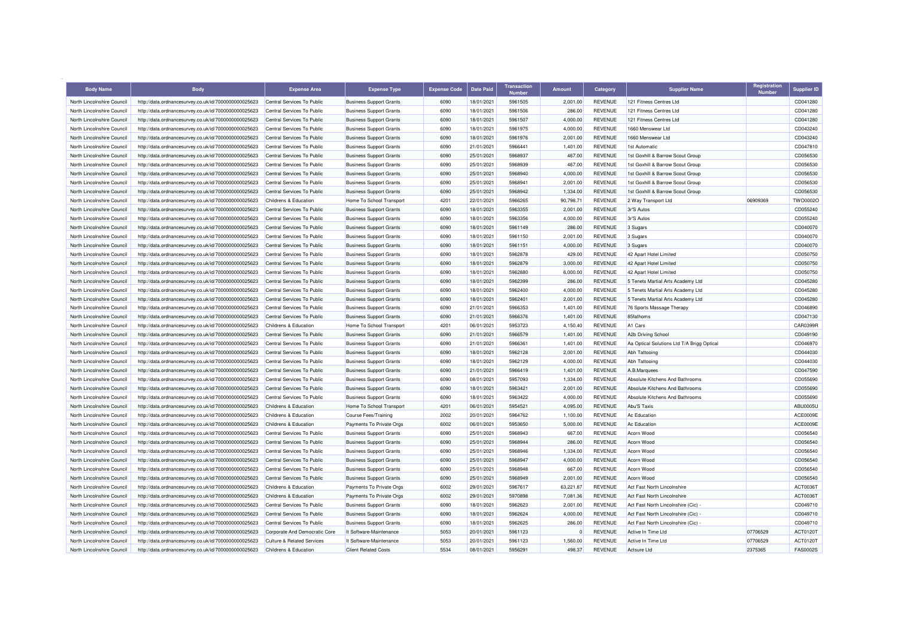| Body Name | Body | Expense Area | Expense Type | Expense Code | Date Paid | Transaction Number | Amount | Category | Supplier Name | Registration Number | Supplier ID |
|---|---|---|---|---|---|---|---|---|---|---|---|
| North Lincolnshire Council | http://data.ordnancesurvey.co.uk/id/7000000000025623 | Central Services To Public | Business Support Grants | 6090 | 18/01/2021 | 5961505 | 2,001.00 | REVENUE | 121 Fitness Centres Ltd | | CD041280 |
| North Lincolnshire Council | http://data.ordnancesurvey.co.uk/id/7000000000025623 | Central Services To Public | Business Support Grants | 6090 | 18/01/2021 | 5961506 | 286.00 | REVENUE | 121 Fitness Centres Ltd | | CD041280 |
| North Lincolnshire Council | http://data.ordnancesurvey.co.uk/id/7000000000025623 | Central Services To Public | Business Support Grants | 6090 | 18/01/2021 | 5961507 | 4,000.00 | REVENUE | 121 Fitness Centres Ltd | | CD041280 |
| North Lincolnshire Council | http://data.ordnancesurvey.co.uk/id/7000000000025623 | Central Services To Public | Business Support Grants | 6090 | 18/01/2021 | 5961975 | 4,000.00 | REVENUE | 1660 Menswear Ltd | | CD043240 |
| North Lincolnshire Council | http://data.ordnancesurvey.co.uk/id/7000000000025623 | Central Services To Public | Business Support Grants | 6090 | 18/01/2021 | 5961976 | 2,001.00 | REVENUE | 1660 Menswear Ltd | | CD043240 |
| North Lincolnshire Council | http://data.ordnancesurvey.co.uk/id/7000000000025623 | Central Services To Public | Business Support Grants | 6090 | 21/01/2021 | 5966441 | 1,401.00 | REVENUE | 1st Automatic | | CD047810 |
| North Lincolnshire Council | http://data.ordnancesurvey.co.uk/id/7000000000025623 | Central Services To Public | Business Support Grants | 6090 | 25/01/2021 | 5968937 | 467.00 | REVENUE | 1st Goxhill & Barrow Scout Group | | CD056530 |
| North Lincolnshire Council | http://data.ordnancesurvey.co.uk/id/7000000000025623 | Central Services To Public | Business Support Grants | 6090 | 25/01/2021 | 5968939 | 467.00 | REVENUE | 1st Goxhill & Barrow Scout Group | | CD056530 |
| North Lincolnshire Council | http://data.ordnancesurvey.co.uk/id/7000000000025623 | Central Services To Public | Business Support Grants | 6090 | 25/01/2021 | 5968940 | 4,000.00 | REVENUE | 1st Goxhill & Barrow Scout Group | | CD056530 |
| North Lincolnshire Council | http://data.ordnancesurvey.co.uk/id/7000000000025623 | Central Services To Public | Business Support Grants | 6090 | 25/01/2021 | 5968941 | 2,001.00 | REVENUE | 1st Goxhill & Barrow Scout Group | | CD056530 |
| North Lincolnshire Council | http://data.ordnancesurvey.co.uk/id/7000000000025623 | Central Services To Public | Business Support Grants | 6090 | 25/01/2021 | 5968942 | 1,334.00 | REVENUE | 1st Goxhill & Barrow Scout Group | | CD056530 |
| North Lincolnshire Council | http://data.ordnancesurvey.co.uk/id/7000000000025623 | Childrens & Education | Home To School Transport | 4201 | 22/01/2021 | 5966265 | 90,798.71 | REVENUE | 2 Way Transport Ltd | 06909369 | TWO0002O |
| North Lincolnshire Council | http://data.ordnancesurvey.co.uk/id/7000000000025623 | Central Services To Public | Business Support Grants | 6090 | 18/01/2021 | 5963355 | 2,001.00 | REVENUE | 3r'S Autos | | CD055240 |
| North Lincolnshire Council | http://data.ordnancesurvey.co.uk/id/7000000000025623 | Central Services To Public | Business Support Grants | 6090 | 18/01/2021 | 5963356 | 4,000.00 | REVENUE | 3r'S Autos | | CD055240 |
| North Lincolnshire Council | http://data.ordnancesurvey.co.uk/id/7000000000025623 | Central Services To Public | Business Support Grants | 6090 | 18/01/2021 | 5961149 | 286.00 | REVENUE | 3 Sugars | | CD040070 |
| North Lincolnshire Council | http://data.ordnancesurvey.co.uk/id/7000000000025623 | Central Services To Public | Business Support Grants | 6090 | 18/01/2021 | 5961150 | 2,001.00 | REVENUE | 3 Sugars | | CD040070 |
| North Lincolnshire Council | http://data.ordnancesurvey.co.uk/id/7000000000025623 | Central Services To Public | Business Support Grants | 6090 | 18/01/2021 | 5961151 | 4,000.00 | REVENUE | 3 Sugars | | CD040070 |
| North Lincolnshire Council | http://data.ordnancesurvey.co.uk/id/7000000000025623 | Central Services To Public | Business Support Grants | 6090 | 18/01/2021 | 5962878 | 429.00 | REVENUE | 42 Apart Hotel Limited | | CD050750 |
| North Lincolnshire Council | http://data.ordnancesurvey.co.uk/id/7000000000025623 | Central Services To Public | Business Support Grants | 6090 | 18/01/2021 | 5962879 | 3,000.00 | REVENUE | 42 Apart Hotel Limited | | CD050750 |
| North Lincolnshire Council | http://data.ordnancesurvey.co.uk/id/7000000000025623 | Central Services To Public | Business Support Grants | 6090 | 18/01/2021 | 5962880 | 6,000.00 | REVENUE | 42 Apart Hotel Limited | | CD050750 |
| North Lincolnshire Council | http://data.ordnancesurvey.co.uk/id/7000000000025623 | Central Services To Public | Business Support Grants | 6090 | 18/01/2021 | 5962399 | 286.00 | REVENUE | 5 Tenets Martial Arts Academy Ltd | | CD045280 |
| North Lincolnshire Council | http://data.ordnancesurvey.co.uk/id/7000000000025623 | Central Services To Public | Business Support Grants | 6090 | 18/01/2021 | 5962400 | 4,000.00 | REVENUE | 5 Tenets Martial Arts Academy Ltd | | CD045280 |
| North Lincolnshire Council | http://data.ordnancesurvey.co.uk/id/7000000000025623 | Central Services To Public | Business Support Grants | 6090 | 18/01/2021 | 5962401 | 2,001.00 | REVENUE | 5 Tenets Martial Arts Academy Ltd | | CD045280 |
| North Lincolnshire Council | http://data.ordnancesurvey.co.uk/id/7000000000025623 | Central Services To Public | Business Support Grants | 6090 | 21/01/2021 | 5966353 | 1,401.00 | REVENUE | 76 Sports Massage Therapy | | CD046890 |
| North Lincolnshire Council | http://data.ordnancesurvey.co.uk/id/7000000000025623 | Central Services To Public | Business Support Grants | 6090 | 21/01/2021 | 5966376 | 1,401.00 | REVENUE | 85fathoms | | CD047130 |
| North Lincolnshire Council | http://data.ordnancesurvey.co.uk/id/7000000000025623 | Childrens & Education | Home To School Transport | 4201 | 06/01/2021 | 5953723 | 4,150.40 | REVENUE | A1 Cars | | CAR0399R |
| North Lincolnshire Council | http://data.ordnancesurvey.co.uk/id/7000000000025623 | Central Services To Public | Business Support Grants | 6090 | 21/01/2021 | 5966579 | 1,401.00 | REVENUE | A2b Driving School | | CD049190 |
| North Lincolnshire Council | http://data.ordnancesurvey.co.uk/id/7000000000025623 | Central Services To Public | Business Support Grants | 6090 | 21/01/2021 | 5966361 | 1,401.00 | REVENUE | Aa Optical Solutions Ltd T/A Brigg Optical | | CD046970 |
| North Lincolnshire Council | http://data.ordnancesurvey.co.uk/id/7000000000025623 | Central Services To Public | Business Support Grants | 6090 | 18/01/2021 | 5962128 | 2,001.00 | REVENUE | Abh Tattooing | | CD044030 |
| North Lincolnshire Council | http://data.ordnancesurvey.co.uk/id/7000000000025623 | Central Services To Public | Business Support Grants | 6090 | 18/01/2021 | 5962129 | 4,000.00 | REVENUE | Abh Tattooing | | CD044030 |
| North Lincolnshire Council | http://data.ordnancesurvey.co.uk/id/7000000000025623 | Central Services To Public | Business Support Grants | 6090 | 21/01/2021 | 5966419 | 1,401.00 | REVENUE | A.B.Marquees | | CD047590 |
| North Lincolnshire Council | http://data.ordnancesurvey.co.uk/id/7000000000025623 | Central Services To Public | Business Support Grants | 6090 | 08/01/2021 | 5957093 | 1,334.00 | REVENUE | Absolute Kitchens And Bathrooms | | CD055690 |
| North Lincolnshire Council | http://data.ordnancesurvey.co.uk/id/7000000000025623 | Central Services To Public | Business Support Grants | 6090 | 18/01/2021 | 5963421 | 2,001.00 | REVENUE | Absolute Kitchens And Bathrooms | | CD055690 |
| North Lincolnshire Council | http://data.ordnancesurvey.co.uk/id/7000000000025623 | Central Services To Public | Business Support Grants | 6090 | 18/01/2021 | 5963422 | 4,000.00 | REVENUE | Absolute Kitchens And Bathrooms | | CD055690 |
| North Lincolnshire Council | http://data.ordnancesurvey.co.uk/id/7000000000025623 | Childrens & Education | Home To School Transport | 4201 | 06/01/2021 | 5954521 | 4,095.00 | REVENUE | Abu'S Taxis | | ABU0005U |
| North Lincolnshire Council | http://data.ordnancesurvey.co.uk/id/7000000000025623 | Childrens & Education | Course Fees/Training | 2002 | 20/01/2021 | 5964762 | 1,100.00 | REVENUE | Ac Education | | ACE0009E |
| North Lincolnshire Council | http://data.ordnancesurvey.co.uk/id/7000000000025623 | Childrens & Education | Payments To Private Orgs | 6002 | 06/01/2021 | 5953650 | 5,000.00 | REVENUE | Ac Education | | ACE0009E |
| North Lincolnshire Council | http://data.ordnancesurvey.co.uk/id/7000000000025623 | Central Services To Public | Business Support Grants | 6090 | 25/01/2021 | 5968943 | 667.00 | REVENUE | Acorn Wood | | CD056540 |
| North Lincolnshire Council | http://data.ordnancesurvey.co.uk/id/7000000000025623 | Central Services To Public | Business Support Grants | 6090 | 25/01/2021 | 5968944 | 286.00 | REVENUE | Acorn Wood | | CD056540 |
| North Lincolnshire Council | http://data.ordnancesurvey.co.uk/id/7000000000025623 | Central Services To Public | Business Support Grants | 6090 | 25/01/2021 | 5968946 | 1,334.00 | REVENUE | Acorn Wood | | CD056540 |
| North Lincolnshire Council | http://data.ordnancesurvey.co.uk/id/7000000000025623 | Central Services To Public | Business Support Grants | 6090 | 25/01/2021 | 5968947 | 4,000.00 | REVENUE | Acorn Wood | | CD056540 |
| North Lincolnshire Council | http://data.ordnancesurvey.co.uk/id/7000000000025623 | Central Services To Public | Business Support Grants | 6090 | 25/01/2021 | 5968948 | 667.00 | REVENUE | Acorn Wood | | CD056540 |
| North Lincolnshire Council | http://data.ordnancesurvey.co.uk/id/7000000000025623 | Central Services To Public | Business Support Grants | 6090 | 25/01/2021 | 5968949 | 2,001.00 | REVENUE | Acorn Wood | | CD056540 |
| North Lincolnshire Council | http://data.ordnancesurvey.co.uk/id/7000000000025623 | Childrens & Education | Payments To Private Orgs | 6002 | 29/01/2021 | 5967617 | 63,221.87 | REVENUE | Act Fast North Lincolnshire | | ACT0036T |
| North Lincolnshire Council | http://data.ordnancesurvey.co.uk/id/7000000000025623 | Childrens & Education | Payments To Private Orgs | 6002 | 29/01/2021 | 5970898 | 7,081.36 | REVENUE | Act Fast North Lincolnshire | | ACT0036T |
| North Lincolnshire Council | http://data.ordnancesurvey.co.uk/id/7000000000025623 | Central Services To Public | Business Support Grants | 6090 | 18/01/2021 | 5962623 | 2,001.00 | REVENUE | Act Fast North Lincolnshire (Cic) - | | CD049710 |
| North Lincolnshire Council | http://data.ordnancesurvey.co.uk/id/7000000000025623 | Central Services To Public | Business Support Grants | 6090 | 18/01/2021 | 5962624 | 4,000.00 | REVENUE | Act Fast North Lincolnshire (Cic) - | | CD049710 |
| North Lincolnshire Council | http://data.ordnancesurvey.co.uk/id/7000000000025623 | Central Services To Public | Business Support Grants | 6090 | 18/01/2021 | 5962625 | 286.00 | REVENUE | Act Fast North Lincolnshire (Cic) - | | CD049710 |
| North Lincolnshire Council | http://data.ordnancesurvey.co.uk/id/7000000000025623 | Corporate And Democratic Core | It Software-Maintenance | 5053 | 20/01/2021 | 5961123 | 0 | REVENUE | Active In Time Ltd | 07706529 | ACT0120T |
| North Lincolnshire Council | http://data.ordnancesurvey.co.uk/id/7000000000025623 | Culture & Related Services | It Software-Maintenance | 5053 | 20/01/2021 | 5961123 | 1,560.00 | REVENUE | Active In Time Ltd | 07706529 | ACT0120T |
| North Lincolnshire Council | http://data.ordnancesurvey.co.uk/id/7000000000025623 | Childrens & Education | Client Related Costs | 5534 | 08/01/2021 | 5956291 | 498.37 | REVENUE | Actsure Ltd | 2375365 | FAS0002S |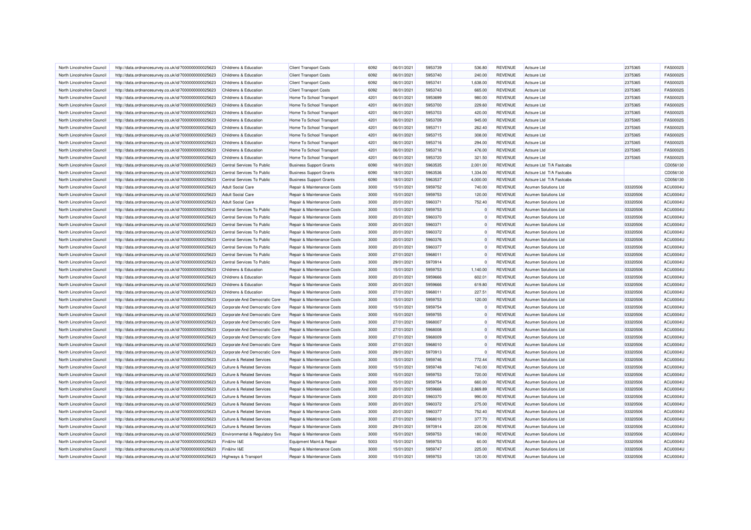| North Lincolnshire Council | http://data.ordnancesurvey.co.uk/id/7000000000025623 | Childrens & Education | Client Transport Costs | 6092 | 06/01/2021 | 5953739 | 536.80 | REVENUE | Actsure Ltd | 2375365 | FAS0002S |
|---|---|---|---|---|---|---|---|---|---|---|---|
| North Lincolnshire Council | http://data.ordnancesurvey.co.uk/id/7000000000025623 | Childrens & Education | Client Transport Costs | 6092 | 06/01/2021 | 5953740 | 240.00 | REVENUE | Actsure Ltd | 2375365 | FAS0002S |
| North Lincolnshire Council | http://data.ordnancesurvey.co.uk/id/7000000000025623 | Childrens & Education | Client Transport Costs | 6092 | 06/01/2021 | 5953741 | 1,638.00 | REVENUE | Actsure Ltd | 2375365 | FAS0002S |
| North Lincolnshire Council | http://data.ordnancesurvey.co.uk/id/7000000000025623 | Childrens & Education | Client Transport Costs | 6092 | 06/01/2021 | 5953743 | 665.00 | REVENUE | Actsure Ltd | 2375365 | FAS0002S |
| North Lincolnshire Council | http://data.ordnancesurvey.co.uk/id/7000000000025623 | Childrens & Education | Home To School Transport | 4201 | 06/01/2021 | 5953699 | 980.00 | REVENUE | Actsure Ltd | 2375365 | FAS0002S |
| North Lincolnshire Council | http://data.ordnancesurvey.co.uk/id/7000000000025623 | Childrens & Education | Home To School Transport | 4201 | 06/01/2021 | 5953700 | 229.60 | REVENUE | Actsure Ltd | 2375365 | FAS0002S |
| North Lincolnshire Council | http://data.ordnancesurvey.co.uk/id/7000000000025623 | Childrens & Education | Home To School Transport | 4201 | 06/01/2021 | 5953703 | 420.00 | REVENUE | Actsure Ltd | 2375365 | FAS0002S |
| North Lincolnshire Council | http://data.ordnancesurvey.co.uk/id/7000000000025623 | Childrens & Education | Home To School Transport | 4201 | 06/01/2021 | 5953709 | 945.00 | REVENUE | Actsure Ltd | 2375365 | FAS0002S |
| North Lincolnshire Council | http://data.ordnancesurvey.co.uk/id/7000000000025623 | Childrens & Education | Home To School Transport | 4201 | 06/01/2021 | 5953711 | 262.40 | REVENUE | Actsure Ltd | 2375365 | FAS0002S |
| North Lincolnshire Council | http://data.ordnancesurvey.co.uk/id/7000000000025623 | Childrens & Education | Home To School Transport | 4201 | 06/01/2021 | 5953715 | 308.00 | REVENUE | Actsure Ltd | 2375365 | FAS0002S |
| North Lincolnshire Council | http://data.ordnancesurvey.co.uk/id/7000000000025623 | Childrens & Education | Home To School Transport | 4201 | 06/01/2021 | 5953716 | 294.00 | REVENUE | Actsure Ltd | 2375365 | FAS0002S |
| North Lincolnshire Council | http://data.ordnancesurvey.co.uk/id/7000000000025623 | Childrens & Education | Home To School Transport | 4201 | 06/01/2021 | 5953718 | 476.00 | REVENUE | Actsure Ltd | 2375365 | FAS0002S |
| North Lincolnshire Council | http://data.ordnancesurvey.co.uk/id/7000000000025623 | Childrens & Education | Home To School Transport | 4201 | 06/01/2021 | 5953720 | 321.50 | REVENUE | Actsure Ltd | 2375365 | FAS0002S |
| North Lincolnshire Council | http://data.ordnancesurvey.co.uk/id/7000000000025623 | Central Services To Public | Business Support Grants | 6090 | 18/01/2021 | 5963535 | 2,001.00 | REVENUE | Actsure Ltd T/A Fastcabs | | CD056130 |
| North Lincolnshire Council | http://data.ordnancesurvey.co.uk/id/7000000000025623 | Central Services To Public | Business Support Grants | 6090 | 18/01/2021 | 5963536 | 1,334.00 | REVENUE | Actsure Ltd T/A Fastcabs | | CD056130 |
| North Lincolnshire Council | http://data.ordnancesurvey.co.uk/id/7000000000025623 | Central Services To Public | Business Support Grants | 6090 | 18/01/2021 | 5963537 | 4,000.00 | REVENUE | Actsure Ltd T/A Fastcabs | | CD056130 |
| North Lincolnshire Council | http://data.ordnancesurvey.co.uk/id/7000000000025623 | Adult Social Care | Repair & Maintenance Costs | 3000 | 15/01/2021 | 5959752 | 740.00 | REVENUE | Acumen Solutions Ltd | 03320506 | ACU0004U |
| North Lincolnshire Council | http://data.ordnancesurvey.co.uk/id/7000000000025623 | Adult Social Care | Repair & Maintenance Costs | 3000 | 15/01/2021 | 5959753 | 120.00 | REVENUE | Acumen Solutions Ltd | 03320506 | ACU0004U |
| North Lincolnshire Council | http://data.ordnancesurvey.co.uk/id/7000000000025623 | Adult Social Care | Repair & Maintenance Costs | 3000 | 20/01/2021 | 5960371 | 752.40 | REVENUE | Acumen Solutions Ltd | 03320506 | ACU0004U |
| North Lincolnshire Council | http://data.ordnancesurvey.co.uk/id/7000000000025623 | Central Services To Public | Repair & Maintenance Costs | 3000 | 15/01/2021 | 5959753 | 0 | REVENUE | Acumen Solutions Ltd | 03320506 | ACU0004U |
| North Lincolnshire Council | http://data.ordnancesurvey.co.uk/id/7000000000025623 | Central Services To Public | Repair & Maintenance Costs | 3000 | 20/01/2021 | 5960370 | 0 | REVENUE | Acumen Solutions Ltd | 03320506 | ACU0004U |
| North Lincolnshire Council | http://data.ordnancesurvey.co.uk/id/7000000000025623 | Central Services To Public | Repair & Maintenance Costs | 3000 | 20/01/2021 | 5960371 | 0 | REVENUE | Acumen Solutions Ltd | 03320506 | ACU0004U |
| North Lincolnshire Council | http://data.ordnancesurvey.co.uk/id/7000000000025623 | Central Services To Public | Repair & Maintenance Costs | 3000 | 20/01/2021 | 5960372 | 0 | REVENUE | Acumen Solutions Ltd | 03320506 | ACU0004U |
| North Lincolnshire Council | http://data.ordnancesurvey.co.uk/id/7000000000025623 | Central Services To Public | Repair & Maintenance Costs | 3000 | 20/01/2021 | 5960376 | 0 | REVENUE | Acumen Solutions Ltd | 03320506 | ACU0004U |
| North Lincolnshire Council | http://data.ordnancesurvey.co.uk/id/7000000000025623 | Central Services To Public | Repair & Maintenance Costs | 3000 | 20/01/2021 | 5960377 | 0 | REVENUE | Acumen Solutions Ltd | 03320506 | ACU0004U |
| North Lincolnshire Council | http://data.ordnancesurvey.co.uk/id/7000000000025623 | Central Services To Public | Repair & Maintenance Costs | 3000 | 27/01/2021 | 5968011 | 0 | REVENUE | Acumen Solutions Ltd | 03320506 | ACU0004U |
| North Lincolnshire Council | http://data.ordnancesurvey.co.uk/id/7000000000025623 | Central Services To Public | Repair & Maintenance Costs | 3000 | 29/01/2021 | 5970914 | 0 | REVENUE | Acumen Solutions Ltd | 03320506 | ACU0004U |
| North Lincolnshire Council | http://data.ordnancesurvey.co.uk/id/7000000000025623 | Childrens & Education | Repair & Maintenance Costs | 3000 | 15/01/2021 | 5959753 | 1,140.00 | REVENUE | Acumen Solutions Ltd | 03320506 | ACU0004U |
| North Lincolnshire Council | http://data.ordnancesurvey.co.uk/id/7000000000025623 | Childrens & Education | Repair & Maintenance Costs | 3000 | 20/01/2021 | 5959666 | 602.01 | REVENUE | Acumen Solutions Ltd | 03320506 | ACU0004U |
| North Lincolnshire Council | http://data.ordnancesurvey.co.uk/id/7000000000025623 | Childrens & Education | Repair & Maintenance Costs | 3000 | 20/01/2021 | 5959666 | 619.80 | REVENUE | Acumen Solutions Ltd | 03320506 | ACU0004U |
| North Lincolnshire Council | http://data.ordnancesurvey.co.uk/id/7000000000025623 | Childrens & Education | Repair & Maintenance Costs | 3000 | 27/01/2021 | 5968011 | 227.51 | REVENUE | Acumen Solutions Ltd | 03320506 | ACU0004U |
| North Lincolnshire Council | http://data.ordnancesurvey.co.uk/id/7000000000025623 | Corporate And Democratic Core | Repair & Maintenance Costs | 3000 | 15/01/2021 | 5959753 | 120.00 | REVENUE | Acumen Solutions Ltd | 03320506 | ACU0004U |
| North Lincolnshire Council | http://data.ordnancesurvey.co.uk/id/7000000000025623 | Corporate And Democratic Core | Repair & Maintenance Costs | 3000 | 15/01/2021 | 5959754 | 0 | REVENUE | Acumen Solutions Ltd | 03320506 | ACU0004U |
| North Lincolnshire Council | http://data.ordnancesurvey.co.uk/id/7000000000025623 | Corporate And Democratic Core | Repair & Maintenance Costs | 3000 | 15/01/2021 | 5959755 | 0 | REVENUE | Acumen Solutions Ltd | 03320506 | ACU0004U |
| North Lincolnshire Council | http://data.ordnancesurvey.co.uk/id/7000000000025623 | Corporate And Democratic Core | Repair & Maintenance Costs | 3000 | 27/01/2021 | 5968007 | 0 | REVENUE | Acumen Solutions Ltd | 03320506 | ACU0004U |
| North Lincolnshire Council | http://data.ordnancesurvey.co.uk/id/7000000000025623 | Corporate And Democratic Core | Repair & Maintenance Costs | 3000 | 27/01/2021 | 5968008 | 0 | REVENUE | Acumen Solutions Ltd | 03320506 | ACU0004U |
| North Lincolnshire Council | http://data.ordnancesurvey.co.uk/id/7000000000025623 | Corporate And Democratic Core | Repair & Maintenance Costs | 3000 | 27/01/2021 | 5968009 | 0 | REVENUE | Acumen Solutions Ltd | 03320506 | ACU0004U |
| North Lincolnshire Council | http://data.ordnancesurvey.co.uk/id/7000000000025623 | Corporate And Democratic Core | Repair & Maintenance Costs | 3000 | 27/01/2021 | 5968010 | 0 | REVENUE | Acumen Solutions Ltd | 03320506 | ACU0004U |
| North Lincolnshire Council | http://data.ordnancesurvey.co.uk/id/7000000000025623 | Corporate And Democratic Core | Repair & Maintenance Costs | 3000 | 29/01/2021 | 5970913 | 0 | REVENUE | Acumen Solutions Ltd | 03320506 | ACU0004U |
| North Lincolnshire Council | http://data.ordnancesurvey.co.uk/id/7000000000025623 | Culture & Related Services | Repair & Maintenance Costs | 3000 | 15/01/2021 | 5959746 | 772.44 | REVENUE | Acumen Solutions Ltd | 03320506 | ACU0004U |
| North Lincolnshire Council | http://data.ordnancesurvey.co.uk/id/7000000000025623 | Culture & Related Services | Repair & Maintenance Costs | 3000 | 15/01/2021 | 5959748 | 740.00 | REVENUE | Acumen Solutions Ltd | 03320506 | ACU0004U |
| North Lincolnshire Council | http://data.ordnancesurvey.co.uk/id/7000000000025623 | Culture & Related Services | Repair & Maintenance Costs | 3000 | 15/01/2021 | 5959753 | 720.00 | REVENUE | Acumen Solutions Ltd | 03320506 | ACU0004U |
| North Lincolnshire Council | http://data.ordnancesurvey.co.uk/id/7000000000025623 | Culture & Related Services | Repair & Maintenance Costs | 3000 | 15/01/2021 | 5959754 | 660.00 | REVENUE | Acumen Solutions Ltd | 03320506 | ACU0004U |
| North Lincolnshire Council | http://data.ordnancesurvey.co.uk/id/7000000000025623 | Culture & Related Services | Repair & Maintenance Costs | 3000 | 20/01/2021 | 5959666 | 2,869.89 | REVENUE | Acumen Solutions Ltd | 03320506 | ACU0004U |
| North Lincolnshire Council | http://data.ordnancesurvey.co.uk/id/7000000000025623 | Culture & Related Services | Repair & Maintenance Costs | 3000 | 20/01/2021 | 5960370 | 990.00 | REVENUE | Acumen Solutions Ltd | 03320506 | ACU0004U |
| North Lincolnshire Council | http://data.ordnancesurvey.co.uk/id/7000000000025623 | Culture & Related Services | Repair & Maintenance Costs | 3000 | 20/01/2021 | 5960372 | 275.00 | REVENUE | Acumen Solutions Ltd | 03320506 | ACU0004U |
| North Lincolnshire Council | http://data.ordnancesurvey.co.uk/id/7000000000025623 | Culture & Related Services | Repair & Maintenance Costs | 3000 | 20/01/2021 | 5960377 | 752.40 | REVENUE | Acumen Solutions Ltd | 03320506 | ACU0004U |
| North Lincolnshire Council | http://data.ordnancesurvey.co.uk/id/7000000000025623 | Culture & Related Services | Repair & Maintenance Costs | 3000 | 27/01/2021 | 5968010 | 377.70 | REVENUE | Acumen Solutions Ltd | 03320506 | ACU0004U |
| North Lincolnshire Council | http://data.ordnancesurvey.co.uk/id/7000000000025623 | Culture & Related Services | Repair & Maintenance Costs | 3000 | 29/01/2021 | 5970914 | 220.06 | REVENUE | Acumen Solutions Ltd | 03320506 | ACU0004U |
| North Lincolnshire Council | http://data.ordnancesurvey.co.uk/id/7000000000025623 | Environmental & Regulatory Svs | Repair & Maintenance Costs | 3000 | 15/01/2021 | 5959753 | 180.00 | REVENUE | Acumen Solutions Ltd | 03320506 | ACU0004U |
| North Lincolnshire Council | http://data.ordnancesurvey.co.uk/id/7000000000025623 | Fin&Inv I&E | Equipment Maint.& Repair | 5003 | 15/01/2021 | 5959753 | 60.00 | REVENUE | Acumen Solutions Ltd | 03320506 | ACU0004U |
| North Lincolnshire Council | http://data.ordnancesurvey.co.uk/id/7000000000025623 | Fin&Inv I&E | Repair & Maintenance Costs | 3000 | 15/01/2021 | 5959747 | 225.00 | REVENUE | Acumen Solutions Ltd | 03320506 | ACU0004U |
| North Lincolnshire Council | http://data.ordnancesurvey.co.uk/id/7000000000025623 | Highways & Transport | Repair & Maintenance Costs | 3000 | 15/01/2021 | 5959753 | 120.00 | REVENUE | Acumen Solutions Ltd | 03320506 | ACU0004U |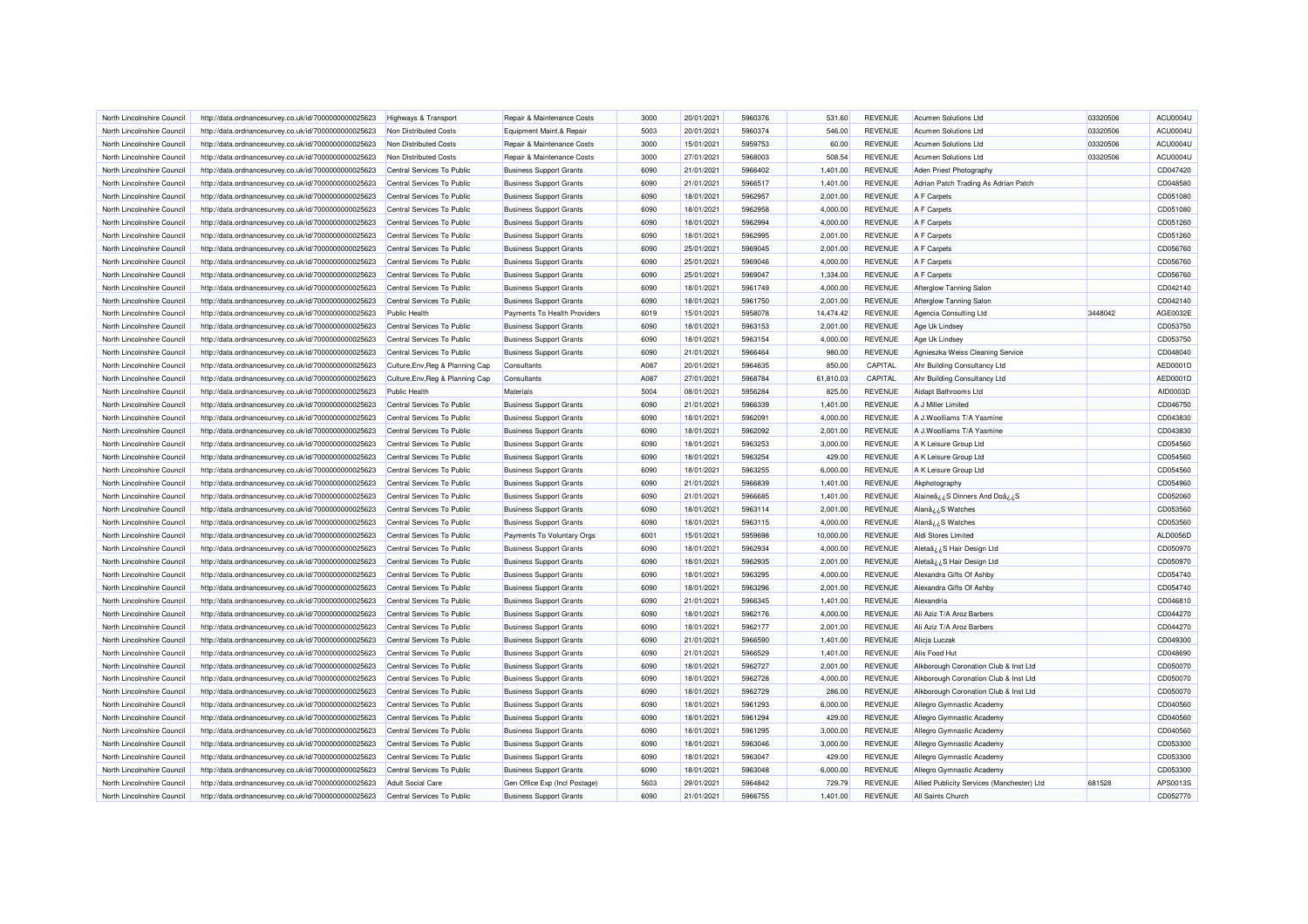| North Lincolnshire Council | http://data.ordnancesurvey.co.uk/id/7000000000025623 | Highways & Transport | Repair & Maintenance Costs | 3000 | 20/01/2021 | 5960376 | 531.60 | REVENUE | Acumen Solutions Ltd | 03320506 | ACU0004U |
|---|---|---|---|---|---|---|---|---|---|---|---|
| North Lincolnshire Council | http://data.ordnancesurvey.co.uk/id/7000000000025623 | Non Distributed Costs | Equipment Maint.& Repair | 5003 | 20/01/2021 | 5960374 | 546.00 | REVENUE | Acumen Solutions Ltd | 03320506 | ACU0004U |
| North Lincolnshire Council | http://data.ordnancesurvey.co.uk/id/7000000000025623 | Non Distributed Costs | Repair & Maintenance Costs | 3000 | 15/01/2021 | 5959753 | 60.00 | REVENUE | Acumen Solutions Ltd | 03320506 | ACU0004U |
| North Lincolnshire Council | http://data.ordnancesurvey.co.uk/id/7000000000025623 | Non Distributed Costs | Repair & Maintenance Costs | 3000 | 27/01/2021 | 5968003 | 508.54 | REVENUE | Acumen Solutions Ltd | 03320506 | ACU0004U |
| North Lincolnshire Council | http://data.ordnancesurvey.co.uk/id/7000000000025623 | Central Services To Public | Business Support Grants | 6090 | 21/01/2021 | 5966402 | 1,401.00 | REVENUE | Aden Priest Photography | | CD047420 |
| North Lincolnshire Council | http://data.ordnancesurvey.co.uk/id/7000000000025623 | Central Services To Public | Business Support Grants | 6090 | 21/01/2021 | 5966517 | 1,401.00 | REVENUE | Adrian Patch Trading As Adrian Patch | | CD048580 |
| North Lincolnshire Council | http://data.ordnancesurvey.co.uk/id/7000000000025623 | Central Services To Public | Business Support Grants | 6090 | 18/01/2021 | 5962957 | 2,001.00 | REVENUE | A F Carpets | | CD051080 |
| North Lincolnshire Council | http://data.ordnancesurvey.co.uk/id/7000000000025623 | Central Services To Public | Business Support Grants | 6090 | 18/01/2021 | 5962958 | 4,000.00 | REVENUE | A F Carpets | | CD051080 |
| North Lincolnshire Council | http://data.ordnancesurvey.co.uk/id/7000000000025623 | Central Services To Public | Business Support Grants | 6090 | 18/01/2021 | 5962994 | 4,000.00 | REVENUE | A F Carpets | | CD051260 |
| North Lincolnshire Council | http://data.ordnancesurvey.co.uk/id/7000000000025623 | Central Services To Public | Business Support Grants | 6090 | 18/01/2021 | 5962995 | 2,001.00 | REVENUE | A F Carpets | | CD051260 |
| North Lincolnshire Council | http://data.ordnancesurvey.co.uk/id/7000000000025623 | Central Services To Public | Business Support Grants | 6090 | 25/01/2021 | 5969045 | 2,001.00 | REVENUE | A F Carpets | | CD056760 |
| North Lincolnshire Council | http://data.ordnancesurvey.co.uk/id/7000000000025623 | Central Services To Public | Business Support Grants | 6090 | 25/01/2021 | 5969046 | 4,000.00 | REVENUE | A F Carpets | | CD056760 |
| North Lincolnshire Council | http://data.ordnancesurvey.co.uk/id/7000000000025623 | Central Services To Public | Business Support Grants | 6090 | 25/01/2021 | 5969047 | 1,334.00 | REVENUE | A F Carpets | | CD056760 |
| North Lincolnshire Council | http://data.ordnancesurvey.co.uk/id/7000000000025623 | Central Services To Public | Business Support Grants | 6090 | 18/01/2021 | 5961749 | 4,000.00 | REVENUE | Afterglow Tanning Salon | | CD042140 |
| North Lincolnshire Council | http://data.ordnancesurvey.co.uk/id/7000000000025623 | Central Services To Public | Business Support Grants | 6090 | 18/01/2021 | 5961750 | 2,001.00 | REVENUE | Afterglow Tanning Salon | | CD042140 |
| North Lincolnshire Council | http://data.ordnancesurvey.co.uk/id/7000000000025623 | Public Health | Payments To Health Providers | 6019 | 15/01/2021 | 5958078 | 14,474.42 | REVENUE | Agencia Consulting Ltd | 3448042 | AGE0032E |
| North Lincolnshire Council | http://data.ordnancesurvey.co.uk/id/7000000000025623 | Central Services To Public | Business Support Grants | 6090 | 18/01/2021 | 5963153 | 2,001.00 | REVENUE | Age Uk Lindsey | | CD053750 |
| North Lincolnshire Council | http://data.ordnancesurvey.co.uk/id/7000000000025623 | Central Services To Public | Business Support Grants | 6090 | 18/01/2021 | 5963154 | 4,000.00 | REVENUE | Age Uk Lindsey | | CD053750 |
| North Lincolnshire Council | http://data.ordnancesurvey.co.uk/id/7000000000025623 | Central Services To Public | Business Support Grants | 6090 | 21/01/2021 | 5966464 | 980.00 | REVENUE | Agnieszka Weiss Cleaning Service | | CD048040 |
| North Lincolnshire Council | http://data.ordnancesurvey.co.uk/id/7000000000025623 | Culture,Env,Reg & Planning Cap | Consultants | A087 | 20/01/2021 | 5964635 | 850.00 | CAPITAL | Ahr Building Consultancy Ltd | | AED0001D |
| North Lincolnshire Council | http://data.ordnancesurvey.co.uk/id/7000000000025623 | Culture,Env,Reg & Planning Cap | Consultants | A087 | 27/01/2021 | 5968784 | 61,810.03 | CAPITAL | Ahr Building Consultancy Ltd | | AED0001D |
| North Lincolnshire Council | http://data.ordnancesurvey.co.uk/id/7000000000025623 | Public Health | Materials | 5004 | 08/01/2021 | 5956284 | 825.00 | REVENUE | Aidapt Bathrooms Ltd | | AID0003D |
| North Lincolnshire Council | http://data.ordnancesurvey.co.uk/id/7000000000025623 | Central Services To Public | Business Support Grants | 6090 | 21/01/2021 | 5966339 | 1,401.00 | REVENUE | A J Miller Limited | | CD046750 |
| North Lincolnshire Council | http://data.ordnancesurvey.co.uk/id/7000000000025623 | Central Services To Public | Business Support Grants | 6090 | 18/01/2021 | 5962091 | 4,000.00 | REVENUE | A J.Woolliams T/A Yasmine | | CD043830 |
| North Lincolnshire Council | http://data.ordnancesurvey.co.uk/id/7000000000025623 | Central Services To Public | Business Support Grants | 6090 | 18/01/2021 | 5962092 | 2,001.00 | REVENUE | A J.Woolliams T/A Yasmine | | CD043830 |
| North Lincolnshire Council | http://data.ordnancesurvey.co.uk/id/7000000000025623 | Central Services To Public | Business Support Grants | 6090 | 18/01/2021 | 5963253 | 3,000.00 | REVENUE | A K Leisure Group Ltd | | CD054560 |
| North Lincolnshire Council | http://data.ordnancesurvey.co.uk/id/7000000000025623 | Central Services To Public | Business Support Grants | 6090 | 18/01/2021 | 5963254 | 429.00 | REVENUE | A K Leisure Group Ltd | | CD054560 |
| North Lincolnshire Council | http://data.ordnancesurvey.co.uk/id/7000000000025623 | Central Services To Public | Business Support Grants | 6090 | 18/01/2021 | 5963255 | 6,000.00 | REVENUE | A K Leisure Group Ltd | | CD054560 |
| North Lincolnshire Council | http://data.ordnancesurvey.co.uk/id/7000000000025623 | Central Services To Public | Business Support Grants | 6090 | 21/01/2021 | 5966839 | 1,401.00 | REVENUE | Akphotography | | CD054960 |
| North Lincolnshire Council | http://data.ordnancesurvey.co.uk/id/7000000000025623 | Central Services To Public | Business Support Grants | 6090 | 21/01/2021 | 5966685 | 1,401.00 | REVENUE | Alaineâ¿¿S Dinners And Doâ¿¿S | | CD052060 |
| North Lincolnshire Council | http://data.ordnancesurvey.co.uk/id/7000000000025623 | Central Services To Public | Business Support Grants | 6090 | 18/01/2021 | 5963114 | 2,001.00 | REVENUE | Alanâ¿¿S Watches | | CD053560 |
| North Lincolnshire Council | http://data.ordnancesurvey.co.uk/id/7000000000025623 | Central Services To Public | Business Support Grants | 6090 | 18/01/2021 | 5963115 | 4,000.00 | REVENUE | Alanâ¿¿S Watches | | CD053560 |
| North Lincolnshire Council | http://data.ordnancesurvey.co.uk/id/7000000000025623 | Central Services To Public | Payments To Voluntary Orgs | 6001 | 15/01/2021 | 5959698 | 10,000.00 | REVENUE | Aldi Stores Limited | | ALD0056D |
| North Lincolnshire Council | http://data.ordnancesurvey.co.uk/id/7000000000025623 | Central Services To Public | Business Support Grants | 6090 | 18/01/2021 | 5962934 | 4,000.00 | REVENUE | Aletaâ¿¿S Hair Design Ltd | | CD050970 |
| North Lincolnshire Council | http://data.ordnancesurvey.co.uk/id/7000000000025623 | Central Services To Public | Business Support Grants | 6090 | 18/01/2021 | 5962935 | 2,001.00 | REVENUE | Aletaâ¿¿S Hair Design Ltd | | CD050970 |
| North Lincolnshire Council | http://data.ordnancesurvey.co.uk/id/7000000000025623 | Central Services To Public | Business Support Grants | 6090 | 18/01/2021 | 5963295 | 4,000.00 | REVENUE | Alexandra Gifts Of Ashby | | CD054740 |
| North Lincolnshire Council | http://data.ordnancesurvey.co.uk/id/7000000000025623 | Central Services To Public | Business Support Grants | 6090 | 18/01/2021 | 5963296 | 2,001.00 | REVENUE | Alexandra Gifts Of Ashby | | CD054740 |
| North Lincolnshire Council | http://data.ordnancesurvey.co.uk/id/7000000000025623 | Central Services To Public | Business Support Grants | 6090 | 21/01/2021 | 5966345 | 1,401.00 | REVENUE | Alexandria | | CD046810 |
| North Lincolnshire Council | http://data.ordnancesurvey.co.uk/id/7000000000025623 | Central Services To Public | Business Support Grants | 6090 | 18/01/2021 | 5962176 | 4,000.00 | REVENUE | Ali Aziz T/A Aroz Barbers | | CD044270 |
| North Lincolnshire Council | http://data.ordnancesurvey.co.uk/id/7000000000025623 | Central Services To Public | Business Support Grants | 6090 | 18/01/2021 | 5962177 | 2,001.00 | REVENUE | Ali Aziz T/A Aroz Barbers | | CD044270 |
| North Lincolnshire Council | http://data.ordnancesurvey.co.uk/id/7000000000025623 | Central Services To Public | Business Support Grants | 6090 | 21/01/2021 | 5966590 | 1,401.00 | REVENUE | Alicja Luczak | | CD049300 |
| North Lincolnshire Council | http://data.ordnancesurvey.co.uk/id/7000000000025623 | Central Services To Public | Business Support Grants | 6090 | 21/01/2021 | 5966529 | 1,401.00 | REVENUE | Alis Food Hut | | CD048690 |
| North Lincolnshire Council | http://data.ordnancesurvey.co.uk/id/7000000000025623 | Central Services To Public | Business Support Grants | 6090 | 18/01/2021 | 5962727 | 2,001.00 | REVENUE | Alkborough Coronation Club & Inst Ltd | | CD050070 |
| North Lincolnshire Council | http://data.ordnancesurvey.co.uk/id/7000000000025623 | Central Services To Public | Business Support Grants | 6090 | 18/01/2021 | 5962728 | 4,000.00 | REVENUE | Alkborough Coronation Club & Inst Ltd | | CD050070 |
| North Lincolnshire Council | http://data.ordnancesurvey.co.uk/id/7000000000025623 | Central Services To Public | Business Support Grants | 6090 | 18/01/2021 | 5962729 | 286.00 | REVENUE | Alkborough Coronation Club & Inst Ltd | | CD050070 |
| North Lincolnshire Council | http://data.ordnancesurvey.co.uk/id/7000000000025623 | Central Services To Public | Business Support Grants | 6090 | 18/01/2021 | 5961293 | 6,000.00 | REVENUE | Allegro Gymnastic Academy | | CD040560 |
| North Lincolnshire Council | http://data.ordnancesurvey.co.uk/id/7000000000025623 | Central Services To Public | Business Support Grants | 6090 | 18/01/2021 | 5961294 | 429.00 | REVENUE | Allegro Gymnastic Academy | | CD040560 |
| North Lincolnshire Council | http://data.ordnancesurvey.co.uk/id/7000000000025623 | Central Services To Public | Business Support Grants | 6090 | 18/01/2021 | 5961295 | 3,000.00 | REVENUE | Allegro Gymnastic Academy | | CD040560 |
| North Lincolnshire Council | http://data.ordnancesurvey.co.uk/id/7000000000025623 | Central Services To Public | Business Support Grants | 6090 | 18/01/2021 | 5963046 | 3,000.00 | REVENUE | Allegro Gymnastic Academy | | CD053300 |
| North Lincolnshire Council | http://data.ordnancesurvey.co.uk/id/7000000000025623 | Central Services To Public | Business Support Grants | 6090 | 18/01/2021 | 5963047 | 429.00 | REVENUE | Allegro Gymnastic Academy | | CD053300 |
| North Lincolnshire Council | http://data.ordnancesurvey.co.uk/id/7000000000025623 | Central Services To Public | Business Support Grants | 6090 | 18/01/2021 | 5963048 | 6,000.00 | REVENUE | Allegro Gymnastic Academy | | CD053300 |
| North Lincolnshire Council | http://data.ordnancesurvey.co.uk/id/7000000000025623 | Adult Social Care | Gen Office Exp (Incl Postage) | 5603 | 29/01/2021 | 5964842 | 729.79 | REVENUE | Allied Publicity Services (Manchester) Ltd | 681528 | APS0013S |
| North Lincolnshire Council | http://data.ordnancesurvey.co.uk/id/7000000000025623 | Central Services To Public | Business Support Grants | 6090 | 21/01/2021 | 5966755 | 1,401.00 | REVENUE | All Saints Church | | CD052770 |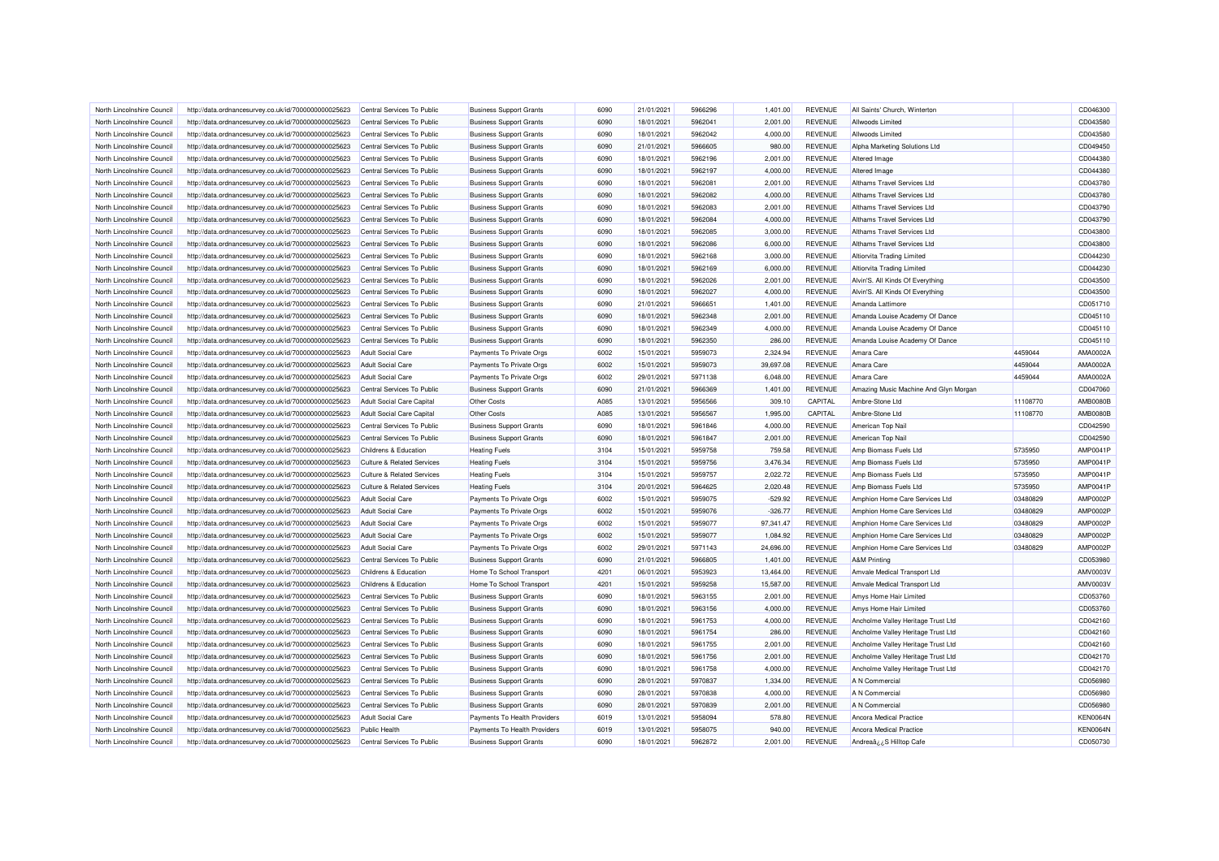| North Lincolnshire Council | http://data.ordnancesurvey.co.uk/id/7000000000025623 | Central Services To Public | Business Support Grants | 6090 | 21/01/2021 | 5966296 | 1,401.00 | REVENUE | All Saints' Church, Winterton | | CD046300 |
|---|---|---|---|---|---|---|---|---|---|---|---|
| North Lincolnshire Council | http://data.ordnancesurvey.co.uk/id/7000000000025623 | Central Services To Public | Business Support Grants | 6090 | 18/01/2021 | 5962041 | 2,001.00 | REVENUE | Allwoods Limited | | CD043580 |
| North Lincolnshire Council | http://data.ordnancesurvey.co.uk/id/7000000000025623 | Central Services To Public | Business Support Grants | 6090 | 18/01/2021 | 5962042 | 4,000.00 | REVENUE | Allwoods Limited | | CD043580 |
| North Lincolnshire Council | http://data.ordnancesurvey.co.uk/id/7000000000025623 | Central Services To Public | Business Support Grants | 6090 | 21/01/2021 | 5966605 | 980.00 | REVENUE | Alpha Marketing Solutions Ltd | | CD049450 |
| North Lincolnshire Council | http://data.ordnancesurvey.co.uk/id/7000000000025623 | Central Services To Public | Business Support Grants | 6090 | 18/01/2021 | 5962196 | 2,001.00 | REVENUE | Altered Image | | CD044380 |
| North Lincolnshire Council | http://data.ordnancesurvey.co.uk/id/7000000000025623 | Central Services To Public | Business Support Grants | 6090 | 18/01/2021 | 5962197 | 4,000.00 | REVENUE | Altered Image | | CD044380 |
| North Lincolnshire Council | http://data.ordnancesurvey.co.uk/id/7000000000025623 | Central Services To Public | Business Support Grants | 6090 | 18/01/2021 | 5962081 | 2,001.00 | REVENUE | Althams Travel Services Ltd | | CD043780 |
| North Lincolnshire Council | http://data.ordnancesurvey.co.uk/id/7000000000025623 | Central Services To Public | Business Support Grants | 6090 | 18/01/2021 | 5962082 | 4,000.00 | REVENUE | Althams Travel Services Ltd | | CD043780 |
| North Lincolnshire Council | http://data.ordnancesurvey.co.uk/id/7000000000025623 | Central Services To Public | Business Support Grants | 6090 | 18/01/2021 | 5962083 | 2,001.00 | REVENUE | Althams Travel Services Ltd | | CD043790 |
| North Lincolnshire Council | http://data.ordnancesurvey.co.uk/id/7000000000025623 | Central Services To Public | Business Support Grants | 6090 | 18/01/2021 | 5962084 | 4,000.00 | REVENUE | Althams Travel Services Ltd | | CD043790 |
| North Lincolnshire Council | http://data.ordnancesurvey.co.uk/id/7000000000025623 | Central Services To Public | Business Support Grants | 6090 | 18/01/2021 | 5962085 | 3,000.00 | REVENUE | Althams Travel Services Ltd | | CD043800 |
| North Lincolnshire Council | http://data.ordnancesurvey.co.uk/id/7000000000025623 | Central Services To Public | Business Support Grants | 6090 | 18/01/2021 | 5962086 | 6,000.00 | REVENUE | Althams Travel Services Ltd | | CD043800 |
| North Lincolnshire Council | http://data.ordnancesurvey.co.uk/id/7000000000025623 | Central Services To Public | Business Support Grants | 6090 | 18/01/2021 | 5962168 | 3,000.00 | REVENUE | Altiorvita Trading Limited | | CD044230 |
| North Lincolnshire Council | http://data.ordnancesurvey.co.uk/id/7000000000025623 | Central Services To Public | Business Support Grants | 6090 | 18/01/2021 | 5962169 | 6,000.00 | REVENUE | Altiorvita Trading Limited | | CD044230 |
| North Lincolnshire Council | http://data.ordnancesurvey.co.uk/id/7000000000025623 | Central Services To Public | Business Support Grants | 6090 | 18/01/2021 | 5962026 | 2,001.00 | REVENUE | Alvin'S. All Kinds Of Everything | | CD043500 |
| North Lincolnshire Council | http://data.ordnancesurvey.co.uk/id/7000000000025623 | Central Services To Public | Business Support Grants | 6090 | 18/01/2021 | 5962027 | 4,000.00 | REVENUE | Alvin'S. All Kinds Of Everything | | CD043500 |
| North Lincolnshire Council | http://data.ordnancesurvey.co.uk/id/7000000000025623 | Central Services To Public | Business Support Grants | 6090 | 21/01/2021 | 5966651 | 1,401.00 | REVENUE | Amanda Lattimore | | CD051710 |
| North Lincolnshire Council | http://data.ordnancesurvey.co.uk/id/7000000000025623 | Central Services To Public | Business Support Grants | 6090 | 18/01/2021 | 5962348 | 2,001.00 | REVENUE | Amanda Louise Academy Of Dance | | CD045110 |
| North Lincolnshire Council | http://data.ordnancesurvey.co.uk/id/7000000000025623 | Central Services To Public | Business Support Grants | 6090 | 18/01/2021 | 5962349 | 4,000.00 | REVENUE | Amanda Louise Academy Of Dance | | CD045110 |
| North Lincolnshire Council | http://data.ordnancesurvey.co.uk/id/7000000000025623 | Central Services To Public | Business Support Grants | 6090 | 18/01/2021 | 5962350 | 286.00 | REVENUE | Amanda Louise Academy Of Dance | | CD045110 |
| North Lincolnshire Council | http://data.ordnancesurvey.co.uk/id/7000000000025623 | Adult Social Care | Payments To Private Orgs | 6002 | 15/01/2021 | 5959073 | 2,324.94 | REVENUE | Amara Care | 4459044 | AMA0002A |
| North Lincolnshire Council | http://data.ordnancesurvey.co.uk/id/7000000000025623 | Adult Social Care | Payments To Private Orgs | 6002 | 15/01/2021 | 5959073 | 39,697.08 | REVENUE | Amara Care | 4459044 | AMA0002A |
| North Lincolnshire Council | http://data.ordnancesurvey.co.uk/id/7000000000025623 | Adult Social Care | Payments To Private Orgs | 6002 | 29/01/2021 | 5971138 | 6,048.00 | REVENUE | Amara Care | 4459044 | AMA0002A |
| North Lincolnshire Council | http://data.ordnancesurvey.co.uk/id/7000000000025623 | Central Services To Public | Business Support Grants | 6090 | 21/01/2021 | 5966369 | 1,401.00 | REVENUE | Amazing Music Machine And Glyn Morgan | | CD047060 |
| North Lincolnshire Council | http://data.ordnancesurvey.co.uk/id/7000000000025623 | Adult Social Care Capital | Other Costs | A085 | 13/01/2021 | 5956566 | 309.10 | CAPITAL | Ambre-Stone Ltd | 11108770 | AMB0080B |
| North Lincolnshire Council | http://data.ordnancesurvey.co.uk/id/7000000000025623 | Adult Social Care Capital | Other Costs | A085 | 13/01/2021 | 5956567 | 1,995.00 | CAPITAL | Ambre-Stone Ltd | 11108770 | AMB0080B |
| North Lincolnshire Council | http://data.ordnancesurvey.co.uk/id/7000000000025623 | Central Services To Public | Business Support Grants | 6090 | 18/01/2021 | 5961846 | 4,000.00 | REVENUE | American Top Nail | | CD042590 |
| North Lincolnshire Council | http://data.ordnancesurvey.co.uk/id/7000000000025623 | Central Services To Public | Business Support Grants | 6090 | 18/01/2021 | 5961847 | 2,001.00 | REVENUE | American Top Nail | | CD042590 |
| North Lincolnshire Council | http://data.ordnancesurvey.co.uk/id/7000000000025623 | Childrens & Education | Heating Fuels | 3104 | 15/01/2021 | 5959758 | 759.58 | REVENUE | Amp Biomass Fuels Ltd | 5735950 | AMP0041P |
| North Lincolnshire Council | http://data.ordnancesurvey.co.uk/id/7000000000025623 | Culture & Related Services | Heating Fuels | 3104 | 15/01/2021 | 5959756 | 3,476.34 | REVENUE | Amp Biomass Fuels Ltd | 5735950 | AMP0041P |
| North Lincolnshire Council | http://data.ordnancesurvey.co.uk/id/7000000000025623 | Culture & Related Services | Heating Fuels | 3104 | 15/01/2021 | 5959757 | 2,022.72 | REVENUE | Amp Biomass Fuels Ltd | 5735950 | AMP0041P |
| North Lincolnshire Council | http://data.ordnancesurvey.co.uk/id/7000000000025623 | Culture & Related Services | Heating Fuels | 3104 | 20/01/2021 | 5964625 | 2,020.48 | REVENUE | Amp Biomass Fuels Ltd | 5735950 | AMP0041P |
| North Lincolnshire Council | http://data.ordnancesurvey.co.uk/id/7000000000025623 | Adult Social Care | Payments To Private Orgs | 6002 | 15/01/2021 | 5959075 | -529.92 | REVENUE | Amphion Home Care Services Ltd | 03480829 | AMP0002P |
| North Lincolnshire Council | http://data.ordnancesurvey.co.uk/id/7000000000025623 | Adult Social Care | Payments To Private Orgs | 6002 | 15/01/2021 | 5959076 | -326.77 | REVENUE | Amphion Home Care Services Ltd | 03480829 | AMP0002P |
| North Lincolnshire Council | http://data.ordnancesurvey.co.uk/id/7000000000025623 | Adult Social Care | Payments To Private Orgs | 6002 | 15/01/2021 | 5959077 | 97,341.47 | REVENUE | Amphion Home Care Services Ltd | 03480829 | AMP0002P |
| North Lincolnshire Council | http://data.ordnancesurvey.co.uk/id/7000000000025623 | Adult Social Care | Payments To Private Orgs | 6002 | 15/01/2021 | 5959077 | 1,084.92 | REVENUE | Amphion Home Care Services Ltd | 03480829 | AMP0002P |
| North Lincolnshire Council | http://data.ordnancesurvey.co.uk/id/7000000000025623 | Adult Social Care | Payments To Private Orgs | 6002 | 29/01/2021 | 5971143 | 24,696.00 | REVENUE | Amphion Home Care Services Ltd | 03480829 | AMP0002P |
| North Lincolnshire Council | http://data.ordnancesurvey.co.uk/id/7000000000025623 | Central Services To Public | Business Support Grants | 6090 | 21/01/2021 | 5966805 | 1,401.00 | REVENUE | A&M Printing | | CD053980 |
| North Lincolnshire Council | http://data.ordnancesurvey.co.uk/id/7000000000025623 | Childrens & Education | Home To School Transport | 4201 | 06/01/2021 | 5953923 | 13,464.00 | REVENUE | Amvale Medical Transport Ltd | | AMV0003V |
| North Lincolnshire Council | http://data.ordnancesurvey.co.uk/id/7000000000025623 | Childrens & Education | Home To School Transport | 4201 | 15/01/2021 | 5959258 | 15,587.00 | REVENUE | Amvale Medical Transport Ltd | | AMV0003V |
| North Lincolnshire Council | http://data.ordnancesurvey.co.uk/id/7000000000025623 | Central Services To Public | Business Support Grants | 6090 | 18/01/2021 | 5963155 | 2,001.00 | REVENUE | Amys Home Hair Limited | | CD053760 |
| North Lincolnshire Council | http://data.ordnancesurvey.co.uk/id/7000000000025623 | Central Services To Public | Business Support Grants | 6090 | 18/01/2021 | 5963156 | 4,000.00 | REVENUE | Amys Home Hair Limited | | CD053760 |
| North Lincolnshire Council | http://data.ordnancesurvey.co.uk/id/7000000000025623 | Central Services To Public | Business Support Grants | 6090 | 18/01/2021 | 5961753 | 4,000.00 | REVENUE | Ancholme Valley Heritage Trust Ltd | | CD042160 |
| North Lincolnshire Council | http://data.ordnancesurvey.co.uk/id/7000000000025623 | Central Services To Public | Business Support Grants | 6090 | 18/01/2021 | 5961754 | 286.00 | REVENUE | Ancholme Valley Heritage Trust Ltd | | CD042160 |
| North Lincolnshire Council | http://data.ordnancesurvey.co.uk/id/7000000000025623 | Central Services To Public | Business Support Grants | 6090 | 18/01/2021 | 5961755 | 2,001.00 | REVENUE | Ancholme Valley Heritage Trust Ltd | | CD042160 |
| North Lincolnshire Council | http://data.ordnancesurvey.co.uk/id/7000000000025623 | Central Services To Public | Business Support Grants | 6090 | 18/01/2021 | 5961756 | 2,001.00 | REVENUE | Ancholme Valley Heritage Trust Ltd | | CD042170 |
| North Lincolnshire Council | http://data.ordnancesurvey.co.uk/id/7000000000025623 | Central Services To Public | Business Support Grants | 6090 | 18/01/2021 | 5961758 | 4,000.00 | REVENUE | Ancholme Valley Heritage Trust Ltd | | CD042170 |
| North Lincolnshire Council | http://data.ordnancesurvey.co.uk/id/7000000000025623 | Central Services To Public | Business Support Grants | 6090 | 28/01/2021 | 5970837 | 1,334.00 | REVENUE | A N Commercial | | CD056980 |
| North Lincolnshire Council | http://data.ordnancesurvey.co.uk/id/7000000000025623 | Central Services To Public | Business Support Grants | 6090 | 28/01/2021 | 5970838 | 4,000.00 | REVENUE | A N Commercial | | CD056980 |
| North Lincolnshire Council | http://data.ordnancesurvey.co.uk/id/7000000000025623 | Central Services To Public | Business Support Grants | 6090 | 28/01/2021 | 5970839 | 2,001.00 | REVENUE | A N Commercial | | CD056980 |
| North Lincolnshire Council | http://data.ordnancesurvey.co.uk/id/7000000000025623 | Adult Social Care | Payments To Health Providers | 6019 | 13/01/2021 | 5958094 | 578.80 | REVENUE | Ancora Medical Practice | | KEN0064N |
| North Lincolnshire Council | http://data.ordnancesurvey.co.uk/id/7000000000025623 | Public Health | Payments To Health Providers | 6019 | 13/01/2021 | 5958075 | 940.00 | REVENUE | Ancora Medical Practice | | KEN0064N |
| North Lincolnshire Council | http://data.ordnancesurvey.co.uk/id/7000000000025623 | Central Services To Public | Business Support Grants | 6090 | 18/01/2021 | 5962872 | 2,001.00 | REVENUE | Andreaâ¿¿S Hilltop Cafe | | CD050730 |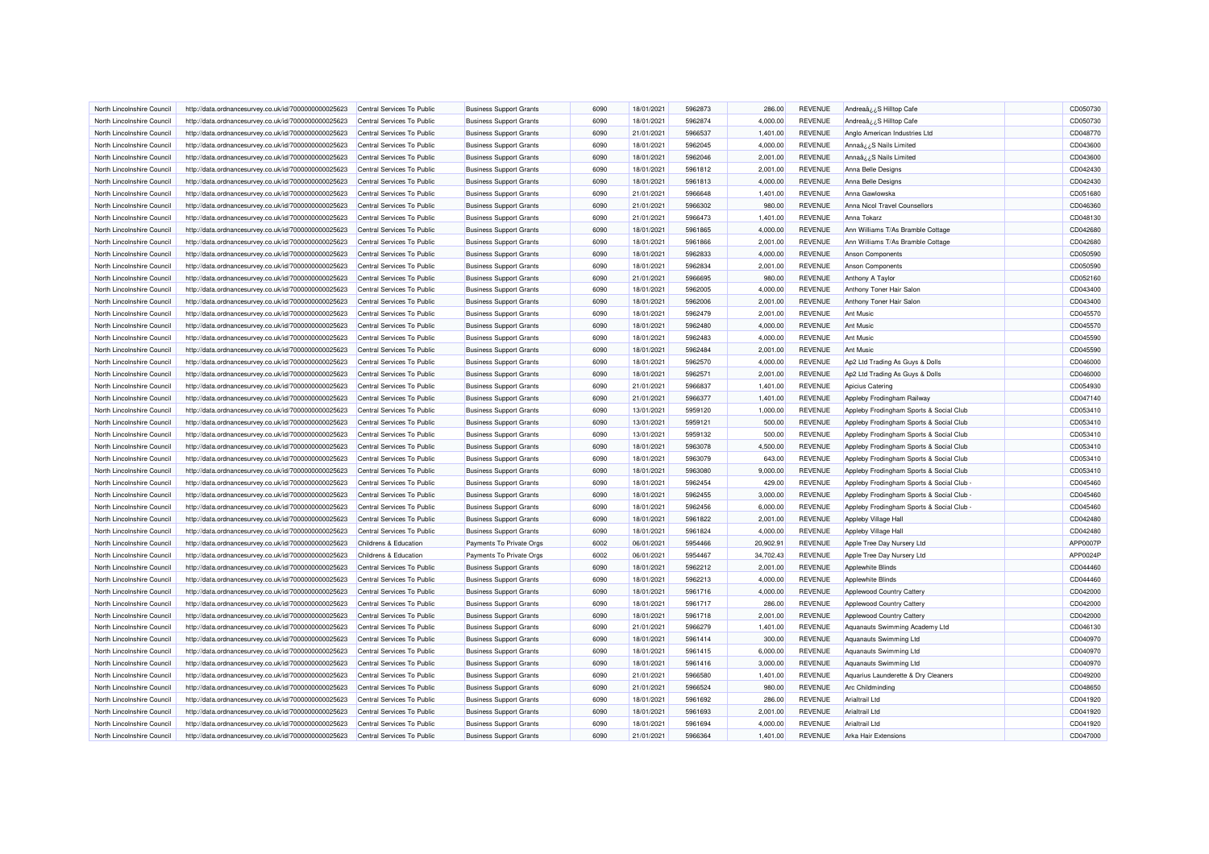| | | | | | | | | | | | | |
|---|---|---|---|---|---|---|---|---|---|---|---|---|
| North Lincolnshire Council | http://data.ordnancesurvey.co.uk/id/7000000000025623 | Central Services To Public | Business Support Grants | 6090 | 18/01/2021 | 5962873 | 286.00 | REVENUE | Andreaâ¿¿S Hilltop Cafe | | CD050730 |
| North Lincolnshire Council | http://data.ordnancesurvey.co.uk/id/7000000000025623 | Central Services To Public | Business Support Grants | 6090 | 18/01/2021 | 5962874 | 4,000.00 | REVENUE | Andreaâ¿¿S Hilltop Cafe | | CD050730 |
| North Lincolnshire Council | http://data.ordnancesurvey.co.uk/id/7000000000025623 | Central Services To Public | Business Support Grants | 6090 | 21/01/2021 | 5966537 | 1,401.00 | REVENUE | Anglo American Industries Ltd | | CD048770 |
| North Lincolnshire Council | http://data.ordnancesurvey.co.uk/id/7000000000025623 | Central Services To Public | Business Support Grants | 6090 | 18/01/2021 | 5962045 | 4,000.00 | REVENUE | Annaâ¿¿S Nails Limited | | CD043600 |
| North Lincolnshire Council | http://data.ordnancesurvey.co.uk/id/7000000000025623 | Central Services To Public | Business Support Grants | 6090 | 18/01/2021 | 5962046 | 2,001.00 | REVENUE | Annaâ¿¿S Nails Limited | | CD043600 |
| North Lincolnshire Council | http://data.ordnancesurvey.co.uk/id/7000000000025623 | Central Services To Public | Business Support Grants | 6090 | 18/01/2021 | 5961812 | 2,001.00 | REVENUE | Anna Belle Designs | | CD042430 |
| North Lincolnshire Council | http://data.ordnancesurvey.co.uk/id/7000000000025623 | Central Services To Public | Business Support Grants | 6090 | 18/01/2021 | 5961813 | 4,000.00 | REVENUE | Anna Belle Designs | | CD042430 |
| North Lincolnshire Council | http://data.ordnancesurvey.co.uk/id/7000000000025623 | Central Services To Public | Business Support Grants | 6090 | 21/01/2021 | 5966648 | 1,401.00 | REVENUE | Anna Gawlowska | | CD051680 |
| North Lincolnshire Council | http://data.ordnancesurvey.co.uk/id/7000000000025623 | Central Services To Public | Business Support Grants | 6090 | 21/01/2021 | 5966302 | 980.00 | REVENUE | Anna Nicol Travel Counsellors | | CD046360 |
| North Lincolnshire Council | http://data.ordnancesurvey.co.uk/id/7000000000025623 | Central Services To Public | Business Support Grants | 6090 | 21/01/2021 | 5966473 | 1,401.00 | REVENUE | Anna Tokarz | | CD048130 |
| North Lincolnshire Council | http://data.ordnancesurvey.co.uk/id/7000000000025623 | Central Services To Public | Business Support Grants | 6090 | 18/01/2021 | 5961865 | 4,000.00 | REVENUE | Ann Williams T/As Bramble Cottage | | CD042680 |
| North Lincolnshire Council | http://data.ordnancesurvey.co.uk/id/7000000000025623 | Central Services To Public | Business Support Grants | 6090 | 18/01/2021 | 5961866 | 2,001.00 | REVENUE | Ann Williams T/As Bramble Cottage | | CD042680 |
| North Lincolnshire Council | http://data.ordnancesurvey.co.uk/id/7000000000025623 | Central Services To Public | Business Support Grants | 6090 | 18/01/2021 | 5962833 | 4,000.00 | REVENUE | Anson Components | | CD050590 |
| North Lincolnshire Council | http://data.ordnancesurvey.co.uk/id/7000000000025623 | Central Services To Public | Business Support Grants | 6090 | 18/01/2021 | 5962834 | 2,001.00 | REVENUE | Anson Components | | CD050590 |
| North Lincolnshire Council | http://data.ordnancesurvey.co.uk/id/7000000000025623 | Central Services To Public | Business Support Grants | 6090 | 21/01/2021 | 5966695 | 980.00 | REVENUE | Anthony A Taylor | | CD052160 |
| North Lincolnshire Council | http://data.ordnancesurvey.co.uk/id/7000000000025623 | Central Services To Public | Business Support Grants | 6090 | 18/01/2021 | 5962005 | 4,000.00 | REVENUE | Anthony Toner Hair Salon | | CD043400 |
| North Lincolnshire Council | http://data.ordnancesurvey.co.uk/id/7000000000025623 | Central Services To Public | Business Support Grants | 6090 | 18/01/2021 | 5962006 | 2,001.00 | REVENUE | Anthony Toner Hair Salon | | CD043400 |
| North Lincolnshire Council | http://data.ordnancesurvey.co.uk/id/7000000000025623 | Central Services To Public | Business Support Grants | 6090 | 18/01/2021 | 5962479 | 2,001.00 | REVENUE | Ant Music | | CD045570 |
| North Lincolnshire Council | http://data.ordnancesurvey.co.uk/id/7000000000025623 | Central Services To Public | Business Support Grants | 6090 | 18/01/2021 | 5962480 | 4,000.00 | REVENUE | Ant Music | | CD045570 |
| North Lincolnshire Council | http://data.ordnancesurvey.co.uk/id/7000000000025623 | Central Services To Public | Business Support Grants | 6090 | 18/01/2021 | 5962483 | 4,000.00 | REVENUE | Ant Music | | CD045590 |
| North Lincolnshire Council | http://data.ordnancesurvey.co.uk/id/7000000000025623 | Central Services To Public | Business Support Grants | 6090 | 18/01/2021 | 5962484 | 2,001.00 | REVENUE | Ant Music | | CD045590 |
| North Lincolnshire Council | http://data.ordnancesurvey.co.uk/id/7000000000025623 | Central Services To Public | Business Support Grants | 6090 | 18/01/2021 | 5962570 | 4,000.00 | REVENUE | Ap2 Ltd Trading As Guys & Dolls | | CD046000 |
| North Lincolnshire Council | http://data.ordnancesurvey.co.uk/id/7000000000025623 | Central Services To Public | Business Support Grants | 6090 | 18/01/2021 | 5962571 | 2,001.00 | REVENUE | Ap2 Ltd Trading As Guys & Dolls | | CD046000 |
| North Lincolnshire Council | http://data.ordnancesurvey.co.uk/id/7000000000025623 | Central Services To Public | Business Support Grants | 6090 | 21/01/2021 | 5966837 | 1,401.00 | REVENUE | Apicius Catering | | CD054930 |
| North Lincolnshire Council | http://data.ordnancesurvey.co.uk/id/7000000000025623 | Central Services To Public | Business Support Grants | 6090 | 21/01/2021 | 5966377 | 1,401.00 | REVENUE | Appleby Frodingham Railway | | CD047140 |
| North Lincolnshire Council | http://data.ordnancesurvey.co.uk/id/7000000000025623 | Central Services To Public | Business Support Grants | 6090 | 13/01/2021 | 5959120 | 1,000.00 | REVENUE | Appleby Frodingham Sports & Social Club | | CD053410 |
| North Lincolnshire Council | http://data.ordnancesurvey.co.uk/id/7000000000025623 | Central Services To Public | Business Support Grants | 6090 | 13/01/2021 | 5959121 | 500.00 | REVENUE | Appleby Frodingham Sports & Social Club | | CD053410 |
| North Lincolnshire Council | http://data.ordnancesurvey.co.uk/id/7000000000025623 | Central Services To Public | Business Support Grants | 6090 | 13/01/2021 | 5959132 | 500.00 | REVENUE | Appleby Frodingham Sports & Social Club | | CD053410 |
| North Lincolnshire Council | http://data.ordnancesurvey.co.uk/id/7000000000025623 | Central Services To Public | Business Support Grants | 6090 | 18/01/2021 | 5963078 | 4,500.00 | REVENUE | Appleby Frodingham Sports & Social Club | | CD053410 |
| North Lincolnshire Council | http://data.ordnancesurvey.co.uk/id/7000000000025623 | Central Services To Public | Business Support Grants | 6090 | 18/01/2021 | 5963079 | 643.00 | REVENUE | Appleby Frodingham Sports & Social Club | | CD053410 |
| North Lincolnshire Council | http://data.ordnancesurvey.co.uk/id/7000000000025623 | Central Services To Public | Business Support Grants | 6090 | 18/01/2021 | 5963080 | 9,000.00 | REVENUE | Appleby Frodingham Sports & Social Club | | CD053410 |
| North Lincolnshire Council | http://data.ordnancesurvey.co.uk/id/7000000000025623 | Central Services To Public | Business Support Grants | 6090 | 18/01/2021 | 5962454 | 429.00 | REVENUE | Appleby Frodingham Sports & Social Club - | | CD045460 |
| North Lincolnshire Council | http://data.ordnancesurvey.co.uk/id/7000000000025623 | Central Services To Public | Business Support Grants | 6090 | 18/01/2021 | 5962455 | 3,000.00 | REVENUE | Appleby Frodingham Sports & Social Club - | | CD045460 |
| North Lincolnshire Council | http://data.ordnancesurvey.co.uk/id/7000000000025623 | Central Services To Public | Business Support Grants | 6090 | 18/01/2021 | 5962456 | 6,000.00 | REVENUE | Appleby Frodingham Sports & Social Club - | | CD045460 |
| North Lincolnshire Council | http://data.ordnancesurvey.co.uk/id/7000000000025623 | Central Services To Public | Business Support Grants | 6090 | 18/01/2021 | 5961822 | 2,001.00 | REVENUE | Appleby Village Hall | | CD042480 |
| North Lincolnshire Council | http://data.ordnancesurvey.co.uk/id/7000000000025623 | Central Services To Public | Business Support Grants | 6090 | 18/01/2021 | 5961824 | 4,000.00 | REVENUE | Appleby Village Hall | | CD042480 |
| North Lincolnshire Council | http://data.ordnancesurvey.co.uk/id/7000000000025623 | Childrens & Education | Payments To Private Orgs | 6002 | 06/01/2021 | 5954466 | 20,902.91 | REVENUE | Apple Tree Day Nursery Ltd | | APP0007P |
| North Lincolnshire Council | http://data.ordnancesurvey.co.uk/id/7000000000025623 | Childrens & Education | Payments To Private Orgs | 6002 | 06/01/2021 | 5954467 | 34,702.43 | REVENUE | Apple Tree Day Nursery Ltd | | APP0024P |
| North Lincolnshire Council | http://data.ordnancesurvey.co.uk/id/7000000000025623 | Central Services To Public | Business Support Grants | 6090 | 18/01/2021 | 5962212 | 2,001.00 | REVENUE | Applewhite Blinds | | CD044460 |
| North Lincolnshire Council | http://data.ordnancesurvey.co.uk/id/7000000000025623 | Central Services To Public | Business Support Grants | 6090 | 18/01/2021 | 5962213 | 4,000.00 | REVENUE | Applewhite Blinds | | CD044460 |
| North Lincolnshire Council | http://data.ordnancesurvey.co.uk/id/7000000000025623 | Central Services To Public | Business Support Grants | 6090 | 18/01/2021 | 5961716 | 4,000.00 | REVENUE | Applewood Country Cattery | | CD042000 |
| North Lincolnshire Council | http://data.ordnancesurvey.co.uk/id/7000000000025623 | Central Services To Public | Business Support Grants | 6090 | 18/01/2021 | 5961717 | 286.00 | REVENUE | Applewood Country Cattery | | CD042000 |
| North Lincolnshire Council | http://data.ordnancesurvey.co.uk/id/7000000000025623 | Central Services To Public | Business Support Grants | 6090 | 18/01/2021 | 5961718 | 2,001.00 | REVENUE | Applewood Country Cattery | | CD042000 |
| North Lincolnshire Council | http://data.ordnancesurvey.co.uk/id/7000000000025623 | Central Services To Public | Business Support Grants | 6090 | 21/01/2021 | 5966279 | 1,401.00 | REVENUE | Aquanauts Swimming Academy Ltd | | CD046130 |
| North Lincolnshire Council | http://data.ordnancesurvey.co.uk/id/7000000000025623 | Central Services To Public | Business Support Grants | 6090 | 18/01/2021 | 5961414 | 300.00 | REVENUE | Aquanauts Swimming Ltd | | CD040970 |
| North Lincolnshire Council | http://data.ordnancesurvey.co.uk/id/7000000000025623 | Central Services To Public | Business Support Grants | 6090 | 18/01/2021 | 5961415 | 6,000.00 | REVENUE | Aquanauts Swimming Ltd | | CD040970 |
| North Lincolnshire Council | http://data.ordnancesurvey.co.uk/id/7000000000025623 | Central Services To Public | Business Support Grants | 6090 | 18/01/2021 | 5961416 | 3,000.00 | REVENUE | Aquanauts Swimming Ltd | | CD040970 |
| North Lincolnshire Council | http://data.ordnancesurvey.co.uk/id/7000000000025623 | Central Services To Public | Business Support Grants | 6090 | 21/01/2021 | 5966580 | 1,401.00 | REVENUE | Aquarius Launderette & Dry Cleaners | | CD049200 |
| North Lincolnshire Council | http://data.ordnancesurvey.co.uk/id/7000000000025623 | Central Services To Public | Business Support Grants | 6090 | 21/01/2021 | 5966524 | 980.00 | REVENUE | Arc Childminding | | CD048650 |
| North Lincolnshire Council | http://data.ordnancesurvey.co.uk/id/7000000000025623 | Central Services To Public | Business Support Grants | 6090 | 18/01/2021 | 5961692 | 286.00 | REVENUE | Arialtrail Ltd | | CD041920 |
| North Lincolnshire Council | http://data.ordnancesurvey.co.uk/id/7000000000025623 | Central Services To Public | Business Support Grants | 6090 | 18/01/2021 | 5961693 | 2,001.00 | REVENUE | Arialtrail Ltd | | CD041920 |
| North Lincolnshire Council | http://data.ordnancesurvey.co.uk/id/7000000000025623 | Central Services To Public | Business Support Grants | 6090 | 18/01/2021 | 5961694 | 4,000.00 | REVENUE | Arialtrail Ltd | | CD041920 |
| North Lincolnshire Council | http://data.ordnancesurvey.co.uk/id/7000000000025623 | Central Services To Public | Business Support Grants | 6090 | 21/01/2021 | 5966364 | 1,401.00 | REVENUE | Arka Hair Extensions | | CD047000 |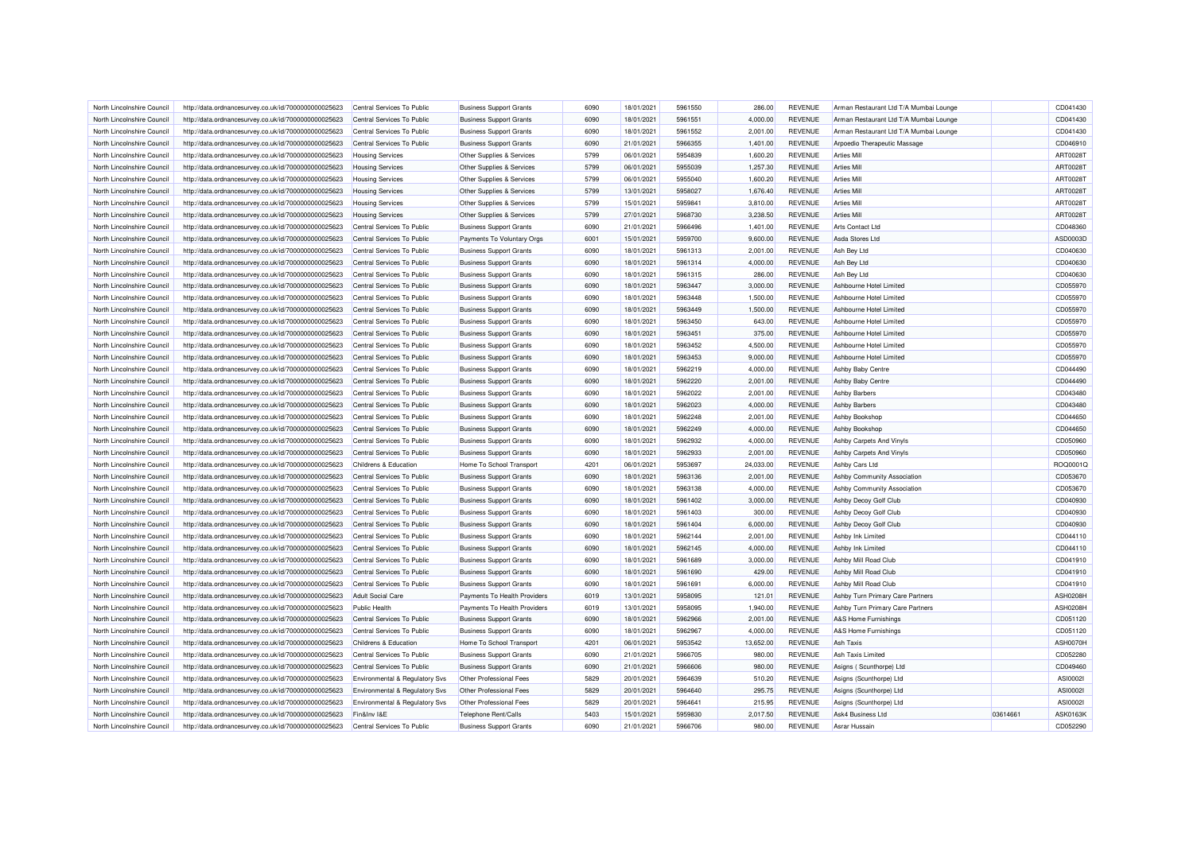| | | | | | | | | | | | |
|---|---|---|---|---|---|---|---|---|---|---|---|
| North Lincolnshire Council | http://data.ordnancesurvey.co.uk/id/7000000000025623 | Central Services To Public | Business Support Grants | 6090 | 18/01/2021 | 5961550 | 286.00 | REVENUE | Arman Restaurant Ltd T/A Mumbai Lounge | | CD041430 |
| North Lincolnshire Council | http://data.ordnancesurvey.co.uk/id/7000000000025623 | Central Services To Public | Business Support Grants | 6090 | 18/01/2021 | 5961551 | 4,000.00 | REVENUE | Arman Restaurant Ltd T/A Mumbai Lounge | | CD041430 |
| North Lincolnshire Council | http://data.ordnancesurvey.co.uk/id/7000000000025623 | Central Services To Public | Business Support Grants | 6090 | 18/01/2021 | 5961552 | 2,001.00 | REVENUE | Arman Restaurant Ltd T/A Mumbai Lounge | | CD041430 |
| North Lincolnshire Council | http://data.ordnancesurvey.co.uk/id/7000000000025623 | Central Services To Public | Business Support Grants | 6090 | 21/01/2021 | 5966355 | 1,401.00 | REVENUE | Arpoedio Therapeutic Massage | | CD046910 |
| North Lincolnshire Council | http://data.ordnancesurvey.co.uk/id/7000000000025623 | Housing Services | Other Supplies & Services | 5799 | 06/01/2021 | 5954839 | 1,600.20 | REVENUE | Arties Mill | | ART0028T |
| North Lincolnshire Council | http://data.ordnancesurvey.co.uk/id/7000000000025623 | Housing Services | Other Supplies & Services | 5799 | 06/01/2021 | 5955039 | 1,257.30 | REVENUE | Arties Mill | | ART0028T |
| North Lincolnshire Council | http://data.ordnancesurvey.co.uk/id/7000000000025623 | Housing Services | Other Supplies & Services | 5799 | 06/01/2021 | 5955040 | 1,600.20 | REVENUE | Arties Mill | | ART0028T |
| North Lincolnshire Council | http://data.ordnancesurvey.co.uk/id/7000000000025623 | Housing Services | Other Supplies & Services | 5799 | 13/01/2021 | 5958027 | 1,676.40 | REVENUE | Arties Mill | | ART0028T |
| North Lincolnshire Council | http://data.ordnancesurvey.co.uk/id/7000000000025623 | Housing Services | Other Supplies & Services | 5799 | 15/01/2021 | 5959841 | 3,810.00 | REVENUE | Arties Mill | | ART0028T |
| North Lincolnshire Council | http://data.ordnancesurvey.co.uk/id/7000000000025623 | Housing Services | Other Supplies & Services | 5799 | 27/01/2021 | 5968730 | 3,238.50 | REVENUE | Arties Mill | | ART0028T |
| North Lincolnshire Council | http://data.ordnancesurvey.co.uk/id/7000000000025623 | Central Services To Public | Business Support Grants | 6090 | 21/01/2021 | 5966496 | 1,401.00 | REVENUE | Arts Contact Ltd | | CD048360 |
| North Lincolnshire Council | http://data.ordnancesurvey.co.uk/id/7000000000025623 | Central Services To Public | Payments To Voluntary Orgs | 6001 | 15/01/2021 | 5959700 | 9,600.00 | REVENUE | Asda Stores Ltd | | ASD0003D |
| North Lincolnshire Council | http://data.ordnancesurvey.co.uk/id/7000000000025623 | Central Services To Public | Business Support Grants | 6090 | 18/01/2021 | 5961313 | 2,001.00 | REVENUE | Ash Bey Ltd | | CD040630 |
| North Lincolnshire Council | http://data.ordnancesurvey.co.uk/id/7000000000025623 | Central Services To Public | Business Support Grants | 6090 | 18/01/2021 | 5961314 | 4,000.00 | REVENUE | Ash Bey Ltd | | CD040630 |
| North Lincolnshire Council | http://data.ordnancesurvey.co.uk/id/7000000000025623 | Central Services To Public | Business Support Grants | 6090 | 18/01/2021 | 5961315 | 286.00 | REVENUE | Ash Bey Ltd | | CD040630 |
| North Lincolnshire Council | http://data.ordnancesurvey.co.uk/id/7000000000025623 | Central Services To Public | Business Support Grants | 6090 | 18/01/2021 | 5963447 | 3,000.00 | REVENUE | Ashbourne Hotel Limited | | CD055970 |
| North Lincolnshire Council | http://data.ordnancesurvey.co.uk/id/7000000000025623 | Central Services To Public | Business Support Grants | 6090 | 18/01/2021 | 5963448 | 1,500.00 | REVENUE | Ashbourne Hotel Limited | | CD055970 |
| North Lincolnshire Council | http://data.ordnancesurvey.co.uk/id/7000000000025623 | Central Services To Public | Business Support Grants | 6090 | 18/01/2021 | 5963449 | 1,500.00 | REVENUE | Ashbourne Hotel Limited | | CD055970 |
| North Lincolnshire Council | http://data.ordnancesurvey.co.uk/id/7000000000025623 | Central Services To Public | Business Support Grants | 6090 | 18/01/2021 | 5963450 | 643.00 | REVENUE | Ashbourne Hotel Limited | | CD055970 |
| North Lincolnshire Council | http://data.ordnancesurvey.co.uk/id/7000000000025623 | Central Services To Public | Business Support Grants | 6090 | 18/01/2021 | 5963451 | 375.00 | REVENUE | Ashbourne Hotel Limited | | CD055970 |
| North Lincolnshire Council | http://data.ordnancesurvey.co.uk/id/7000000000025623 | Central Services To Public | Business Support Grants | 6090 | 18/01/2021 | 5963452 | 4,500.00 | REVENUE | Ashbourne Hotel Limited | | CD055970 |
| North Lincolnshire Council | http://data.ordnancesurvey.co.uk/id/7000000000025623 | Central Services To Public | Business Support Grants | 6090 | 18/01/2021 | 5963453 | 9,000.00 | REVENUE | Ashbourne Hotel Limited | | CD055970 |
| North Lincolnshire Council | http://data.ordnancesurvey.co.uk/id/7000000000025623 | Central Services To Public | Business Support Grants | 6090 | 18/01/2021 | 5962219 | 4,000.00 | REVENUE | Ashby Baby Centre | | CD044490 |
| North Lincolnshire Council | http://data.ordnancesurvey.co.uk/id/7000000000025623 | Central Services To Public | Business Support Grants | 6090 | 18/01/2021 | 5962220 | 2,001.00 | REVENUE | Ashby Baby Centre | | CD044490 |
| North Lincolnshire Council | http://data.ordnancesurvey.co.uk/id/7000000000025623 | Central Services To Public | Business Support Grants | 6090 | 18/01/2021 | 5962022 | 2,001.00 | REVENUE | Ashby Barbers | | CD043480 |
| North Lincolnshire Council | http://data.ordnancesurvey.co.uk/id/7000000000025623 | Central Services To Public | Business Support Grants | 6090 | 18/01/2021 | 5962023 | 4,000.00 | REVENUE | Ashby Barbers | | CD043480 |
| North Lincolnshire Council | http://data.ordnancesurvey.co.uk/id/7000000000025623 | Central Services To Public | Business Support Grants | 6090 | 18/01/2021 | 5962248 | 2,001.00 | REVENUE | Ashby Bookshop | | CD044650 |
| North Lincolnshire Council | http://data.ordnancesurvey.co.uk/id/7000000000025623 | Central Services To Public | Business Support Grants | 6090 | 18/01/2021 | 5962249 | 4,000.00 | REVENUE | Ashby Bookshop | | CD044650 |
| North Lincolnshire Council | http://data.ordnancesurvey.co.uk/id/7000000000025623 | Central Services To Public | Business Support Grants | 6090 | 18/01/2021 | 5962932 | 4,000.00 | REVENUE | Ashby Carpets And Vinyls | | CD050960 |
| North Lincolnshire Council | http://data.ordnancesurvey.co.uk/id/7000000000025623 | Central Services To Public | Business Support Grants | 6090 | 18/01/2021 | 5962933 | 2,001.00 | REVENUE | Ashby Carpets And Vinyls | | CD050960 |
| North Lincolnshire Council | http://data.ordnancesurvey.co.uk/id/7000000000025623 | Childrens & Education | Home To School Transport | 4201 | 06/01/2021 | 5953697 | 24,033.00 | REVENUE | Ashby Cars Ltd | | ROQ0001Q |
| North Lincolnshire Council | http://data.ordnancesurvey.co.uk/id/7000000000025623 | Central Services To Public | Business Support Grants | 6090 | 18/01/2021 | 5963136 | 2,001.00 | REVENUE | Ashby Community Association | | CD053670 |
| North Lincolnshire Council | http://data.ordnancesurvey.co.uk/id/7000000000025623 | Central Services To Public | Business Support Grants | 6090 | 18/01/2021 | 5963138 | 4,000.00 | REVENUE | Ashby Community Association | | CD053670 |
| North Lincolnshire Council | http://data.ordnancesurvey.co.uk/id/7000000000025623 | Central Services To Public | Business Support Grants | 6090 | 18/01/2021 | 5961402 | 3,000.00 | REVENUE | Ashby Decoy Golf Club | | CD040930 |
| North Lincolnshire Council | http://data.ordnancesurvey.co.uk/id/7000000000025623 | Central Services To Public | Business Support Grants | 6090 | 18/01/2021 | 5961403 | 300.00 | REVENUE | Ashby Decoy Golf Club | | CD040930 |
| North Lincolnshire Council | http://data.ordnancesurvey.co.uk/id/7000000000025623 | Central Services To Public | Business Support Grants | 6090 | 18/01/2021 | 5961404 | 6,000.00 | REVENUE | Ashby Decoy Golf Club | | CD040930 |
| North Lincolnshire Council | http://data.ordnancesurvey.co.uk/id/7000000000025623 | Central Services To Public | Business Support Grants | 6090 | 18/01/2021 | 5962144 | 2,001.00 | REVENUE | Ashby Ink Limited | | CD044110 |
| North Lincolnshire Council | http://data.ordnancesurvey.co.uk/id/7000000000025623 | Central Services To Public | Business Support Grants | 6090 | 18/01/2021 | 5962145 | 4,000.00 | REVENUE | Ashby Ink Limited | | CD044110 |
| North Lincolnshire Council | http://data.ordnancesurvey.co.uk/id/7000000000025623 | Central Services To Public | Business Support Grants | 6090 | 18/01/2021 | 5961689 | 3,000.00 | REVENUE | Ashby Mill Road Club | | CD041910 |
| North Lincolnshire Council | http://data.ordnancesurvey.co.uk/id/7000000000025623 | Central Services To Public | Business Support Grants | 6090 | 18/01/2021 | 5961690 | 429.00 | REVENUE | Ashby Mill Road Club | | CD041910 |
| North Lincolnshire Council | http://data.ordnancesurvey.co.uk/id/7000000000025623 | Central Services To Public | Business Support Grants | 6090 | 18/01/2021 | 5961691 | 6,000.00 | REVENUE | Ashby Mill Road Club | | CD041910 |
| North Lincolnshire Council | http://data.ordnancesurvey.co.uk/id/7000000000025623 | Adult Social Care | Payments To Health Providers | 6019 | 13/01/2021 | 5958095 | 121.01 | REVENUE | Ashby Turn Primary Care Partners | | ASH0208H |
| North Lincolnshire Council | http://data.ordnancesurvey.co.uk/id/7000000000025623 | Public Health | Payments To Health Providers | 6019 | 13/01/2021 | 5958095 | 1,940.00 | REVENUE | Ashby Turn Primary Care Partners | | ASH0208H |
| North Lincolnshire Council | http://data.ordnancesurvey.co.uk/id/7000000000025623 | Central Services To Public | Business Support Grants | 6090 | 18/01/2021 | 5962966 | 2,001.00 | REVENUE | A&S Home Furnishings | | CD051120 |
| North Lincolnshire Council | http://data.ordnancesurvey.co.uk/id/7000000000025623 | Central Services To Public | Business Support Grants | 6090 | 18/01/2021 | 5962967 | 4,000.00 | REVENUE | A&S Home Furnishings | | CD051120 |
| North Lincolnshire Council | http://data.ordnancesurvey.co.uk/id/7000000000025623 | Childrens & Education | Home To School Transport | 4201 | 06/01/2021 | 5953542 | 13,652.00 | REVENUE | Ash Taxis | | ASH0070H |
| North Lincolnshire Council | http://data.ordnancesurvey.co.uk/id/7000000000025623 | Central Services To Public | Business Support Grants | 6090 | 21/01/2021 | 5966705 | 980.00 | REVENUE | Ash Taxis Limited | | CD052280 |
| North Lincolnshire Council | http://data.ordnancesurvey.co.uk/id/7000000000025623 | Central Services To Public | Business Support Grants | 6090 | 21/01/2021 | 5966606 | 980.00 | REVENUE | Asigns ( Scunthorpe) Ltd | | CD049460 |
| North Lincolnshire Council | http://data.ordnancesurvey.co.uk/id/7000000000025623 | Environmental & Regulatory Svs | Other Professional Fees | 5829 | 20/01/2021 | 5964639 | 510.20 | REVENUE | Asigns (Scunthorpe) Ltd | | ASI0002I |
| North Lincolnshire Council | http://data.ordnancesurvey.co.uk/id/7000000000025623 | Environmental & Regulatory Svs | Other Professional Fees | 5829 | 20/01/2021 | 5964640 | 295.75 | REVENUE | Asigns (Scunthorpe) Ltd | | ASI0002I |
| North Lincolnshire Council | http://data.ordnancesurvey.co.uk/id/7000000000025623 | Environmental & Regulatory Svs | Other Professional Fees | 5829 | 20/01/2021 | 5964641 | 215.95 | REVENUE | Asigns (Scunthorpe) Ltd | | ASI0002I |
| North Lincolnshire Council | http://data.ordnancesurvey.co.uk/id/7000000000025623 | Fin&Inv I&E | Telephone Rent/Calls | 5403 | 15/01/2021 | 5959830 | 2,017.50 | REVENUE | Ask4 Business Ltd | 03614661 | ASK0163K |
| North Lincolnshire Council | http://data.ordnancesurvey.co.uk/id/7000000000025623 | Central Services To Public | Business Support Grants | 6090 | 21/01/2021 | 5966706 | 980.00 | REVENUE | Asrar Hussain | | CD052290 |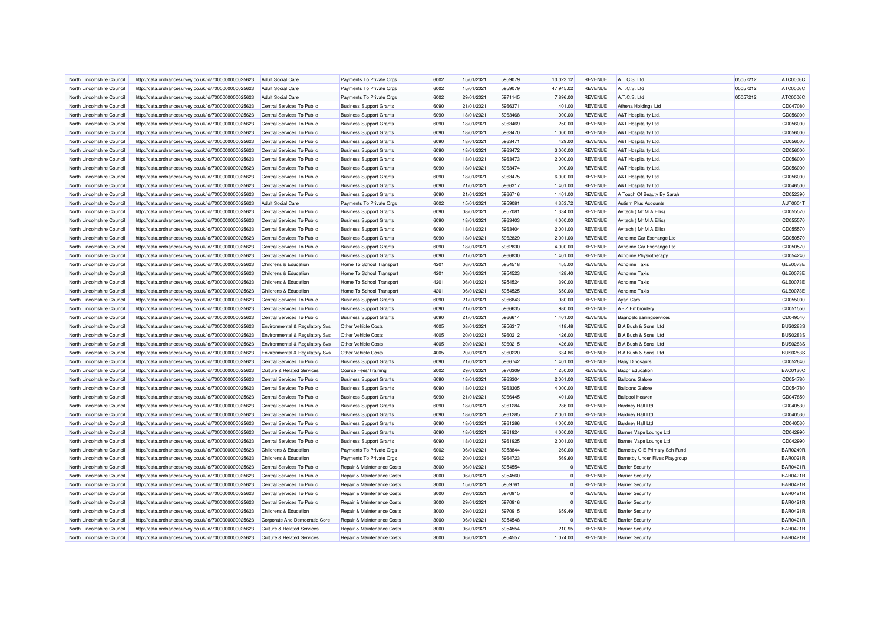| | | | | | | | | | | | |
|---|---|---|---|---|---|---|---|---|---|---|---|
| North Lincolnshire Council | http://data.ordnancesurvey.co.uk/id/7000000000025623 | Adult Social Care | Payments To Private Orgs | 6002 | 15/01/2021 | 5959079 | 13,023.12 | REVENUE | A.T.C.S. Ltd | 05057212 | ATC0006C |
| North Lincolnshire Council | http://data.ordnancesurvey.co.uk/id/7000000000025623 | Adult Social Care | Payments To Private Orgs | 6002 | 15/01/2021 | 5959079 | 47,945.02 | REVENUE | A.T.C.S. Ltd | 05057212 | ATC0006C |
| North Lincolnshire Council | http://data.ordnancesurvey.co.uk/id/7000000000025623 | Adult Social Care | Payments To Private Orgs | 6002 | 29/01/2021 | 5971145 | 7,896.00 | REVENUE | A.T.C.S. Ltd | 05057212 | ATC0006C |
| North Lincolnshire Council | http://data.ordnancesurvey.co.uk/id/7000000000025623 | Central Services To Public | Business Support Grants | 6090 | 21/01/2021 | 5966371 | 1,401.00 | REVENUE | Athena Holdings Ltd | | CD047080 |
| North Lincolnshire Council | http://data.ordnancesurvey.co.uk/id/7000000000025623 | Central Services To Public | Business Support Grants | 6090 | 18/01/2021 | 5963468 | 1,000.00 | REVENUE | A&T Hospitality Ltd. | | CD056000 |
| North Lincolnshire Council | http://data.ordnancesurvey.co.uk/id/7000000000025623 | Central Services To Public | Business Support Grants | 6090 | 18/01/2021 | 5963469 | 250.00 | REVENUE | A&T Hospitality Ltd. | | CD056000 |
| North Lincolnshire Council | http://data.ordnancesurvey.co.uk/id/7000000000025623 | Central Services To Public | Business Support Grants | 6090 | 18/01/2021 | 5963470 | 1,000.00 | REVENUE | A&T Hospitality Ltd. | | CD056000 |
| North Lincolnshire Council | http://data.ordnancesurvey.co.uk/id/7000000000025623 | Central Services To Public | Business Support Grants | 6090 | 18/01/2021 | 5963471 | 429.00 | REVENUE | A&T Hospitality Ltd. | | CD056000 |
| North Lincolnshire Council | http://data.ordnancesurvey.co.uk/id/7000000000025623 | Central Services To Public | Business Support Grants | 6090 | 18/01/2021 | 5963472 | 3,000.00 | REVENUE | A&T Hospitality Ltd. | | CD056000 |
| North Lincolnshire Council | http://data.ordnancesurvey.co.uk/id/7000000000025623 | Central Services To Public | Business Support Grants | 6090 | 18/01/2021 | 5963473 | 2,000.00 | REVENUE | A&T Hospitality Ltd. | | CD056000 |
| North Lincolnshire Council | http://data.ordnancesurvey.co.uk/id/7000000000025623 | Central Services To Public | Business Support Grants | 6090 | 18/01/2021 | 5963474 | 1,000.00 | REVENUE | A&T Hospitality Ltd. | | CD056000 |
| North Lincolnshire Council | http://data.ordnancesurvey.co.uk/id/7000000000025623 | Central Services To Public | Business Support Grants | 6090 | 18/01/2021 | 5963475 | 6,000.00 | REVENUE | A&T Hospitality Ltd. | | CD056000 |
| North Lincolnshire Council | http://data.ordnancesurvey.co.uk/id/7000000000025623 | Central Services To Public | Business Support Grants | 6090 | 21/01/2021 | 5966317 | 1,401.00 | REVENUE | A&T Hospitality Ltd. | | CD046500 |
| North Lincolnshire Council | http://data.ordnancesurvey.co.uk/id/7000000000025623 | Central Services To Public | Business Support Grants | 6090 | 21/01/2021 | 5966716 | 1,401.00 | REVENUE | A Touch Of Beauty By Sarah | | CD052390 |
| North Lincolnshire Council | http://data.ordnancesurvey.co.uk/id/7000000000025623 | Adult Social Care | Payments To Private Orgs | 6002 | 15/01/2021 | 5959081 | 4,353.72 | REVENUE | Autism Plus Accounts | | AUT0004T |
| North Lincolnshire Council | http://data.ordnancesurvey.co.uk/id/7000000000025623 | Central Services To Public | Business Support Grants | 6090 | 08/01/2021 | 5957081 | 1,334.00 | REVENUE | Avitech ( Mr.M.A.Ellis) | | CD055570 |
| North Lincolnshire Council | http://data.ordnancesurvey.co.uk/id/7000000000025623 | Central Services To Public | Business Support Grants | 6090 | 18/01/2021 | 5963403 | 4,000.00 | REVENUE | Avitech ( Mr.M.A.Ellis) | | CD055570 |
| North Lincolnshire Council | http://data.ordnancesurvey.co.uk/id/7000000000025623 | Central Services To Public | Business Support Grants | 6090 | 18/01/2021 | 5963404 | 2,001.00 | REVENUE | Avitech ( Mr.M.A.Ellis) | | CD055570 |
| North Lincolnshire Council | http://data.ordnancesurvey.co.uk/id/7000000000025623 | Central Services To Public | Business Support Grants | 6090 | 18/01/2021 | 5962829 | 2,001.00 | REVENUE | Axholme Car Exchange Ltd | | CD050570 |
| North Lincolnshire Council | http://data.ordnancesurvey.co.uk/id/7000000000025623 | Central Services To Public | Business Support Grants | 6090 | 18/01/2021 | 5962830 | 4,000.00 | REVENUE | Axholme Car Exchange Ltd | | CD050570 |
| North Lincolnshire Council | http://data.ordnancesurvey.co.uk/id/7000000000025623 | Central Services To Public | Business Support Grants | 6090 | 21/01/2021 | 5966830 | 1,401.00 | REVENUE | Axholme Physiotherapy | | CD054240 |
| North Lincolnshire Council | http://data.ordnancesurvey.co.uk/id/7000000000025623 | Childrens & Education | Home To School Transport | 4201 | 06/01/2021 | 5954518 | 455.00 | REVENUE | Axholme Taxis | | GLE0073E |
| North Lincolnshire Council | http://data.ordnancesurvey.co.uk/id/7000000000025623 | Childrens & Education | Home To School Transport | 4201 | 06/01/2021 | 5954523 | 428.40 | REVENUE | Axholme Taxis | | GLE0073E |
| North Lincolnshire Council | http://data.ordnancesurvey.co.uk/id/7000000000025623 | Childrens & Education | Home To School Transport | 4201 | 06/01/2021 | 5954524 | 390.00 | REVENUE | Axholme Taxis | | GLE0073E |
| North Lincolnshire Council | http://data.ordnancesurvey.co.uk/id/7000000000025623 | Childrens & Education | Home To School Transport | 4201 | 06/01/2021 | 5954525 | 650.00 | REVENUE | Axholme Taxis | | GLE0073E |
| North Lincolnshire Council | http://data.ordnancesurvey.co.uk/id/7000000000025623 | Central Services To Public | Business Support Grants | 6090 | 21/01/2021 | 5966843 | 980.00 | REVENUE | Ayan Cars | | CD055000 |
| North Lincolnshire Council | http://data.ordnancesurvey.co.uk/id/7000000000025623 | Central Services To Public | Business Support Grants | 6090 | 21/01/2021 | 5966635 | 980.00 | REVENUE | A - Z Embroidery | | CD051550 |
| North Lincolnshire Council | http://data.ordnancesurvey.co.uk/id/7000000000025623 | Central Services To Public | Business Support Grants | 6090 | 21/01/2021 | 5966614 | 1,401.00 | REVENUE | Baangelcleaningservices | | CD049540 |
| North Lincolnshire Council | http://data.ordnancesurvey.co.uk/id/7000000000025623 | Environmental & Regulatory Svs | Other Vehicle Costs | 4005 | 08/01/2021 | 5956317 | 418.48 | REVENUE | B A Bush & Sons Ltd | | BUS0283S |
| North Lincolnshire Council | http://data.ordnancesurvey.co.uk/id/7000000000025623 | Environmental & Regulatory Svs | Other Vehicle Costs | 4005 | 20/01/2021 | 5960212 | 426.00 | REVENUE | B A Bush & Sons Ltd | | BUS0283S |
| North Lincolnshire Council | http://data.ordnancesurvey.co.uk/id/7000000000025623 | Environmental & Regulatory Svs | Other Vehicle Costs | 4005 | 20/01/2021 | 5960215 | 426.00 | REVENUE | B A Bush & Sons Ltd | | BUS0283S |
| North Lincolnshire Council | http://data.ordnancesurvey.co.uk/id/7000000000025623 | Environmental & Regulatory Svs | Other Vehicle Costs | 4005 | 20/01/2021 | 5960220 | 634.86 | REVENUE | B A Bush & Sons Ltd | | BUS0283S |
| North Lincolnshire Council | http://data.ordnancesurvey.co.uk/id/7000000000025623 | Central Services To Public | Business Support Grants | 6090 | 21/01/2021 | 5966742 | 1,401.00 | REVENUE | Baby Dinosaurs | | CD052640 |
| North Lincolnshire Council | http://data.ordnancesurvey.co.uk/id/7000000000025623 | Culture & Related Services | Course Fees/Training | 2002 | 29/01/2021 | 5970309 | 1,250.00 | REVENUE | Bacpr Education | | BAC0130C |
| North Lincolnshire Council | http://data.ordnancesurvey.co.uk/id/7000000000025623 | Central Services To Public | Business Support Grants | 6090 | 18/01/2021 | 5963304 | 2,001.00 | REVENUE | Balloons Galore | | CD054780 |
| North Lincolnshire Council | http://data.ordnancesurvey.co.uk/id/7000000000025623 | Central Services To Public | Business Support Grants | 6090 | 18/01/2021 | 5963305 | 4,000.00 | REVENUE | Balloons Galore | | CD054780 |
| North Lincolnshire Council | http://data.ordnancesurvey.co.uk/id/7000000000025623 | Central Services To Public | Business Support Grants | 6090 | 21/01/2021 | 5966445 | 1,401.00 | REVENUE | Ballpool Heaven | | CD047850 |
| North Lincolnshire Council | http://data.ordnancesurvey.co.uk/id/7000000000025623 | Central Services To Public | Business Support Grants | 6090 | 18/01/2021 | 5961284 | 286.00 | REVENUE | Bardney Hall Ltd | | CD040530 |
| North Lincolnshire Council | http://data.ordnancesurvey.co.uk/id/7000000000025623 | Central Services To Public | Business Support Grants | 6090 | 18/01/2021 | 5961285 | 2,001.00 | REVENUE | Bardney Hall Ltd | | CD040530 |
| North Lincolnshire Council | http://data.ordnancesurvey.co.uk/id/7000000000025623 | Central Services To Public | Business Support Grants | 6090 | 18/01/2021 | 5961286 | 4,000.00 | REVENUE | Bardney Hall Ltd | | CD040530 |
| North Lincolnshire Council | http://data.ordnancesurvey.co.uk/id/7000000000025623 | Central Services To Public | Business Support Grants | 6090 | 18/01/2021 | 5961924 | 4,000.00 | REVENUE | Barnes Vape Lounge Ltd | | CD042990 |
| North Lincolnshire Council | http://data.ordnancesurvey.co.uk/id/7000000000025623 | Central Services To Public | Business Support Grants | 6090 | 18/01/2021 | 5961925 | 2,001.00 | REVENUE | Barnes Vape Lounge Ltd | | CD042990 |
| North Lincolnshire Council | http://data.ordnancesurvey.co.uk/id/7000000000025623 | Childrens & Education | Payments To Private Orgs | 6002 | 06/01/2021 | 5953844 | 1,260.00 | REVENUE | Barnetby C E Primary Sch Fund | | BAR0249R |
| North Lincolnshire Council | http://data.ordnancesurvey.co.uk/id/7000000000025623 | Childrens & Education | Payments To Private Orgs | 6002 | 20/01/2021 | 5964723 | 1,569.60 | REVENUE | Barnetby Under Fives Playgroup | | BAR0021R |
| North Lincolnshire Council | http://data.ordnancesurvey.co.uk/id/7000000000025623 | Central Services To Public | Repair & Maintenance Costs | 3000 | 06/01/2021 | 5954554 | 0 | REVENUE | Barrier Security | | BAR0421R |
| North Lincolnshire Council | http://data.ordnancesurvey.co.uk/id/7000000000025623 | Central Services To Public | Repair & Maintenance Costs | 3000 | 06/01/2021 | 5954560 | 0 | REVENUE | Barrier Security | | BAR0421R |
| North Lincolnshire Council | http://data.ordnancesurvey.co.uk/id/7000000000025623 | Central Services To Public | Repair & Maintenance Costs | 3000 | 15/01/2021 | 5959761 | 0 | REVENUE | Barrier Security | | BAR0421R |
| North Lincolnshire Council | http://data.ordnancesurvey.co.uk/id/7000000000025623 | Central Services To Public | Repair & Maintenance Costs | 3000 | 29/01/2021 | 5970915 | 0 | REVENUE | Barrier Security | | BAR0421R |
| North Lincolnshire Council | http://data.ordnancesurvey.co.uk/id/7000000000025623 | Central Services To Public | Repair & Maintenance Costs | 3000 | 29/01/2021 | 5970916 | 0 | REVENUE | Barrier Security | | BAR0421R |
| North Lincolnshire Council | http://data.ordnancesurvey.co.uk/id/7000000000025623 | Childrens & Education | Repair & Maintenance Costs | 3000 | 29/01/2021 | 5970915 | 659.49 | REVENUE | Barrier Security | | BAR0421R |
| North Lincolnshire Council | http://data.ordnancesurvey.co.uk/id/7000000000025623 | Corporate And Democratic Core | Repair & Maintenance Costs | 3000 | 06/01/2021 | 5954548 | 0 | REVENUE | Barrier Security | | BAR0421R |
| North Lincolnshire Council | http://data.ordnancesurvey.co.uk/id/7000000000025623 | Culture & Related Services | Repair & Maintenance Costs | 3000 | 06/01/2021 | 5954554 | 210.95 | REVENUE | Barrier Security | | BAR0421R |
| North Lincolnshire Council | http://data.ordnancesurvey.co.uk/id/7000000000025623 | Culture & Related Services | Repair & Maintenance Costs | 3000 | 06/01/2021 | 5954557 | 1,074.00 | REVENUE | Barrier Security | | BAR0421R |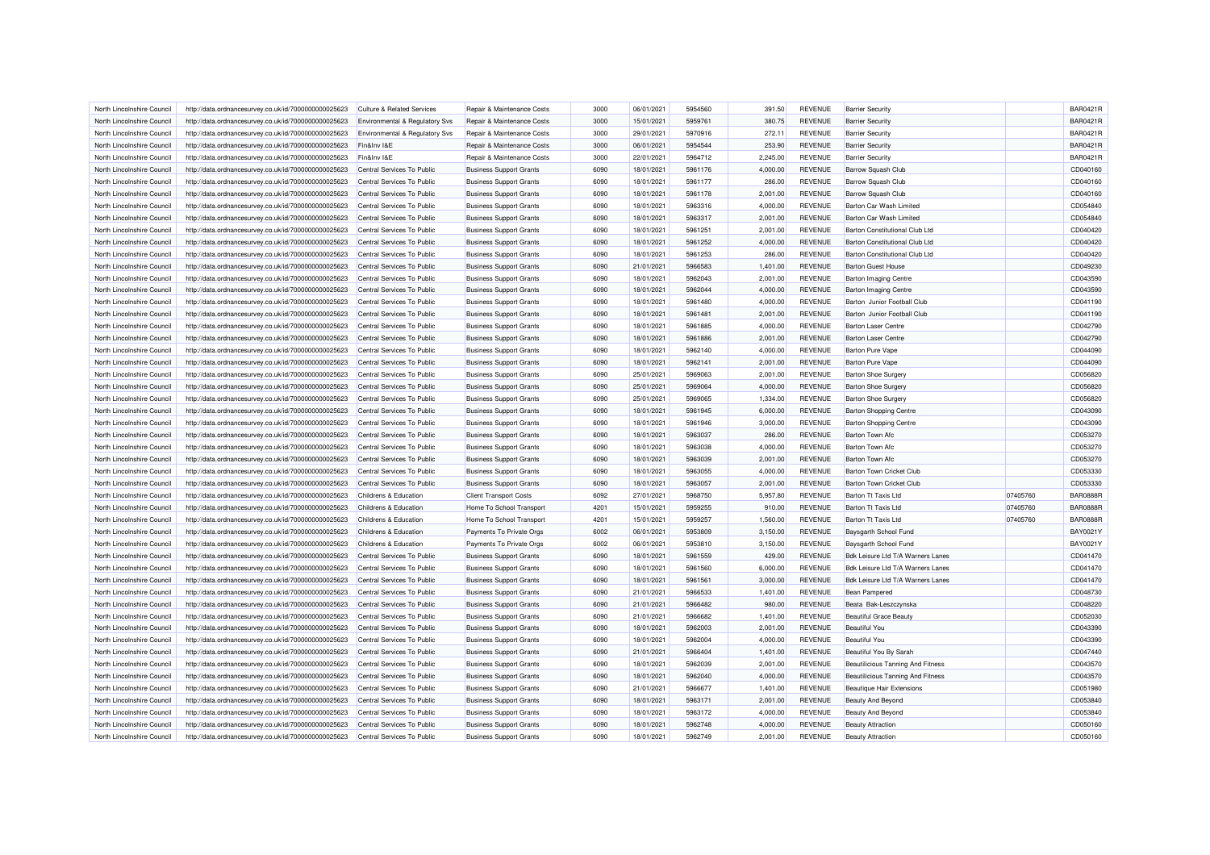| North Lincolnshire Council | http://data.ordnancesurvey.co.uk/id/7000000000025623 | Culture & Related Services | Repair & Maintenance Costs | 3000 | 06/01/2021 | 5954560 | 391.50 | REVENUE | Barrier Security | | BAR0421R |
|---|---|---|---|---|---|---|---|---|---|---|---|
| North Lincolnshire Council | http://data.ordnancesurvey.co.uk/id/7000000000025623 | Environmental & Regulatory Svs | Repair & Maintenance Costs | 3000 | 15/01/2021 | 5959761 | 380.75 | REVENUE | Barrier Security | | BAR0421R |
| North Lincolnshire Council | http://data.ordnancesurvey.co.uk/id/7000000000025623 | Environmental & Regulatory Svs | Repair & Maintenance Costs | 3000 | 29/01/2021 | 5970916 | 272.11 | REVENUE | Barrier Security | | BAR0421R |
| North Lincolnshire Council | http://data.ordnancesurvey.co.uk/id/7000000000025623 | Fin&Inv I&E | Repair & Maintenance Costs | 3000 | 06/01/2021 | 5954544 | 253.90 | REVENUE | Barrier Security | | BAR0421R |
| North Lincolnshire Council | http://data.ordnancesurvey.co.uk/id/7000000000025623 | Fin&Inv I&E | Repair & Maintenance Costs | 3000 | 22/01/2021 | 5964712 | 2,245.00 | REVENUE | Barrier Security | | BAR0421R |
| North Lincolnshire Council | http://data.ordnancesurvey.co.uk/id/7000000000025623 | Central Services To Public | Business Support Grants | 6090 | 18/01/2021 | 5961176 | 4,000.00 | REVENUE | Barrow Squash Club | | CD040160 |
| North Lincolnshire Council | http://data.ordnancesurvey.co.uk/id/7000000000025623 | Central Services To Public | Business Support Grants | 6090 | 18/01/2021 | 5961177 | 286.00 | REVENUE | Barrow Squash Club | | CD040160 |
| North Lincolnshire Council | http://data.ordnancesurvey.co.uk/id/7000000000025623 | Central Services To Public | Business Support Grants | 6090 | 18/01/2021 | 5961178 | 2,001.00 | REVENUE | Barrow Squash Club | | CD040160 |
| North Lincolnshire Council | http://data.ordnancesurvey.co.uk/id/7000000000025623 | Central Services To Public | Business Support Grants | 6090 | 18/01/2021 | 5963316 | 4,000.00 | REVENUE | Barton Car Wash Limited | | CD054840 |
| North Lincolnshire Council | http://data.ordnancesurvey.co.uk/id/7000000000025623 | Central Services To Public | Business Support Grants | 6090 | 18/01/2021 | 5963317 | 2,001.00 | REVENUE | Barton Car Wash Limited | | CD054840 |
| North Lincolnshire Council | http://data.ordnancesurvey.co.uk/id/7000000000025623 | Central Services To Public | Business Support Grants | 6090 | 18/01/2021 | 5961251 | 2,001.00 | REVENUE | Barton Constitutional Club Ltd | | CD040420 |
| North Lincolnshire Council | http://data.ordnancesurvey.co.uk/id/7000000000025623 | Central Services To Public | Business Support Grants | 6090 | 18/01/2021 | 5961252 | 4,000.00 | REVENUE | Barton Constitutional Club Ltd | | CD040420 |
| North Lincolnshire Council | http://data.ordnancesurvey.co.uk/id/7000000000025623 | Central Services To Public | Business Support Grants | 6090 | 18/01/2021 | 5961253 | 286.00 | REVENUE | Barton Constitutional Club Ltd | | CD040420 |
| North Lincolnshire Council | http://data.ordnancesurvey.co.uk/id/7000000000025623 | Central Services To Public | Business Support Grants | 6090 | 21/01/2021 | 5966583 | 1,401.00 | REVENUE | Barton Guest House | | CD049230 |
| North Lincolnshire Council | http://data.ordnancesurvey.co.uk/id/7000000000025623 | Central Services To Public | Business Support Grants | 6090 | 18/01/2021 | 5962043 | 2,001.00 | REVENUE | Barton Imaging Centre | | CD043590 |
| North Lincolnshire Council | http://data.ordnancesurvey.co.uk/id/7000000000025623 | Central Services To Public | Business Support Grants | 6090 | 18/01/2021 | 5962044 | 4,000.00 | REVENUE | Barton Imaging Centre | | CD043590 |
| North Lincolnshire Council | http://data.ordnancesurvey.co.uk/id/7000000000025623 | Central Services To Public | Business Support Grants | 6090 | 18/01/2021 | 5961480 | 4,000.00 | REVENUE | Barton Junior Football Club | | CD041190 |
| North Lincolnshire Council | http://data.ordnancesurvey.co.uk/id/7000000000025623 | Central Services To Public | Business Support Grants | 6090 | 18/01/2021 | 5961481 | 2,001.00 | REVENUE | Barton Junior Football Club | | CD041190 |
| North Lincolnshire Council | http://data.ordnancesurvey.co.uk/id/7000000000025623 | Central Services To Public | Business Support Grants | 6090 | 18/01/2021 | 5961885 | 4,000.00 | REVENUE | Barton Laser Centre | | CD042790 |
| North Lincolnshire Council | http://data.ordnancesurvey.co.uk/id/7000000000025623 | Central Services To Public | Business Support Grants | 6090 | 18/01/2021 | 5961886 | 2,001.00 | REVENUE | Barton Laser Centre | | CD042790 |
| North Lincolnshire Council | http://data.ordnancesurvey.co.uk/id/7000000000025623 | Central Services To Public | Business Support Grants | 6090 | 18/01/2021 | 5962140 | 4,000.00 | REVENUE | Barton Pure Vape | | CD044090 |
| North Lincolnshire Council | http://data.ordnancesurvey.co.uk/id/7000000000025623 | Central Services To Public | Business Support Grants | 6090 | 18/01/2021 | 5962141 | 2,001.00 | REVENUE | Barton Pure Vape | | CD044090 |
| North Lincolnshire Council | http://data.ordnancesurvey.co.uk/id/7000000000025623 | Central Services To Public | Business Support Grants | 6090 | 25/01/2021 | 5969063 | 2,001.00 | REVENUE | Barton Shoe Surgery | | CD056820 |
| North Lincolnshire Council | http://data.ordnancesurvey.co.uk/id/7000000000025623 | Central Services To Public | Business Support Grants | 6090 | 25/01/2021 | 5969064 | 4,000.00 | REVENUE | Barton Shoe Surgery | | CD056820 |
| North Lincolnshire Council | http://data.ordnancesurvey.co.uk/id/7000000000025623 | Central Services To Public | Business Support Grants | 6090 | 25/01/2021 | 5969065 | 1,334.00 | REVENUE | Barton Shoe Surgery | | CD056820 |
| North Lincolnshire Council | http://data.ordnancesurvey.co.uk/id/7000000000025623 | Central Services To Public | Business Support Grants | 6090 | 18/01/2021 | 5961945 | 6,000.00 | REVENUE | Barton Shopping Centre | | CD043090 |
| North Lincolnshire Council | http://data.ordnancesurvey.co.uk/id/7000000000025623 | Central Services To Public | Business Support Grants | 6090 | 18/01/2021 | 5961946 | 3,000.00 | REVENUE | Barton Shopping Centre | | CD043090 |
| North Lincolnshire Council | http://data.ordnancesurvey.co.uk/id/7000000000025623 | Central Services To Public | Business Support Grants | 6090 | 18/01/2021 | 5963037 | 286.00 | REVENUE | Barton Town Afc | | CD053270 |
| North Lincolnshire Council | http://data.ordnancesurvey.co.uk/id/7000000000025623 | Central Services To Public | Business Support Grants | 6090 | 18/01/2021 | 5963038 | 4,000.00 | REVENUE | Barton Town Afc | | CD053270 |
| North Lincolnshire Council | http://data.ordnancesurvey.co.uk/id/7000000000025623 | Central Services To Public | Business Support Grants | 6090 | 18/01/2021 | 5963039 | 2,001.00 | REVENUE | Barton Town Afc | | CD053270 |
| North Lincolnshire Council | http://data.ordnancesurvey.co.uk/id/7000000000025623 | Central Services To Public | Business Support Grants | 6090 | 18/01/2021 | 5963055 | 4,000.00 | REVENUE | Barton Town Cricket Club | | CD053330 |
| North Lincolnshire Council | http://data.ordnancesurvey.co.uk/id/7000000000025623 | Central Services To Public | Business Support Grants | 6090 | 18/01/2021 | 5963057 | 2,001.00 | REVENUE | Barton Town Cricket Club | | CD053330 |
| North Lincolnshire Council | http://data.ordnancesurvey.co.uk/id/7000000000025623 | Childrens & Education | Client Transport Costs | 6092 | 27/01/2021 | 5968750 | 5,957.80 | REVENUE | Barton Tt Taxis Ltd | 07405760 | BAR0888R |
| North Lincolnshire Council | http://data.ordnancesurvey.co.uk/id/7000000000025623 | Childrens & Education | Home To School Transport | 4201 | 15/01/2021 | 5959255 | 910.00 | REVENUE | Barton Tt Taxis Ltd | 07405760 | BAR0888R |
| North Lincolnshire Council | http://data.ordnancesurvey.co.uk/id/7000000000025623 | Childrens & Education | Home To School Transport | 4201 | 15/01/2021 | 5959257 | 1,560.00 | REVENUE | Barton Tt Taxis Ltd | 07405760 | BAR0888R |
| North Lincolnshire Council | http://data.ordnancesurvey.co.uk/id/7000000000025623 | Childrens & Education | Payments To Private Orgs | 6002 | 06/01/2021 | 5953809 | 3,150.00 | REVENUE | Baysgarth School Fund | | BAY0021Y |
| North Lincolnshire Council | http://data.ordnancesurvey.co.uk/id/7000000000025623 | Childrens & Education | Payments To Private Orgs | 6002 | 06/01/2021 | 5953810 | 3,150.00 | REVENUE | Baysgarth School Fund | | BAY0021Y |
| North Lincolnshire Council | http://data.ordnancesurvey.co.uk/id/7000000000025623 | Central Services To Public | Business Support Grants | 6090 | 18/01/2021 | 5961559 | 429.00 | REVENUE | Bdk Leisure Ltd T/A Warners Lanes | | CD041470 |
| North Lincolnshire Council | http://data.ordnancesurvey.co.uk/id/7000000000025623 | Central Services To Public | Business Support Grants | 6090 | 18/01/2021 | 5961560 | 6,000.00 | REVENUE | Bdk Leisure Ltd T/A Warners Lanes | | CD041470 |
| North Lincolnshire Council | http://data.ordnancesurvey.co.uk/id/7000000000025623 | Central Services To Public | Business Support Grants | 6090 | 18/01/2021 | 5961561 | 3,000.00 | REVENUE | Bdk Leisure Ltd T/A Warners Lanes | | CD041470 |
| North Lincolnshire Council | http://data.ordnancesurvey.co.uk/id/7000000000025623 | Central Services To Public | Business Support Grants | 6090 | 21/01/2021 | 5966533 | 1,401.00 | REVENUE | Bean Pampered | | CD048730 |
| North Lincolnshire Council | http://data.ordnancesurvey.co.uk/id/7000000000025623 | Central Services To Public | Business Support Grants | 6090 | 21/01/2021 | 5966482 | 980.00 | REVENUE | Beata Bak-Leszczynska | | CD048220 |
| North Lincolnshire Council | http://data.ordnancesurvey.co.uk/id/7000000000025623 | Central Services To Public | Business Support Grants | 6090 | 21/01/2021 | 5966682 | 1,401.00 | REVENUE | Beautiful Grace Beauty | | CD052030 |
| North Lincolnshire Council | http://data.ordnancesurvey.co.uk/id/7000000000025623 | Central Services To Public | Business Support Grants | 6090 | 18/01/2021 | 5962003 | 2,001.00 | REVENUE | Beautiful You | | CD043390 |
| North Lincolnshire Council | http://data.ordnancesurvey.co.uk/id/7000000000025623 | Central Services To Public | Business Support Grants | 6090 | 18/01/2021 | 5962004 | 4,000.00 | REVENUE | Beautiful You | | CD043390 |
| North Lincolnshire Council | http://data.ordnancesurvey.co.uk/id/7000000000025623 | Central Services To Public | Business Support Grants | 6090 | 21/01/2021 | 5966404 | 1,401.00 | REVENUE | Beautiful You By Sarah | | CD047440 |
| North Lincolnshire Council | http://data.ordnancesurvey.co.uk/id/7000000000025623 | Central Services To Public | Business Support Grants | 6090 | 18/01/2021 | 5962039 | 2,001.00 | REVENUE | Beautilicious Tanning And Fitness | | CD043570 |
| North Lincolnshire Council | http://data.ordnancesurvey.co.uk/id/7000000000025623 | Central Services To Public | Business Support Grants | 6090 | 18/01/2021 | 5962040 | 4,000.00 | REVENUE | Beautilicious Tanning And Fitness | | CD043570 |
| North Lincolnshire Council | http://data.ordnancesurvey.co.uk/id/7000000000025623 | Central Services To Public | Business Support Grants | 6090 | 21/01/2021 | 5966677 | 1,401.00 | REVENUE | Beautique Hair Extensions | | CD051980 |
| North Lincolnshire Council | http://data.ordnancesurvey.co.uk/id/7000000000025623 | Central Services To Public | Business Support Grants | 6090 | 18/01/2021 | 5963171 | 2,001.00 | REVENUE | Beauty And Beyond | | CD053840 |
| North Lincolnshire Council | http://data.ordnancesurvey.co.uk/id/7000000000025623 | Central Services To Public | Business Support Grants | 6090 | 18/01/2021 | 5963172 | 4,000.00 | REVENUE | Beauty And Beyond | | CD053840 |
| North Lincolnshire Council | http://data.ordnancesurvey.co.uk/id/7000000000025623 | Central Services To Public | Business Support Grants | 6090 | 18/01/2021 | 5962748 | 4,000.00 | REVENUE | Beauty Attraction | | CD050160 |
| North Lincolnshire Council | http://data.ordnancesurvey.co.uk/id/7000000000025623 | Central Services To Public | Business Support Grants | 6090 | 18/01/2021 | 5962749 | 2,001.00 | REVENUE | Beauty Attraction | | CD050160 |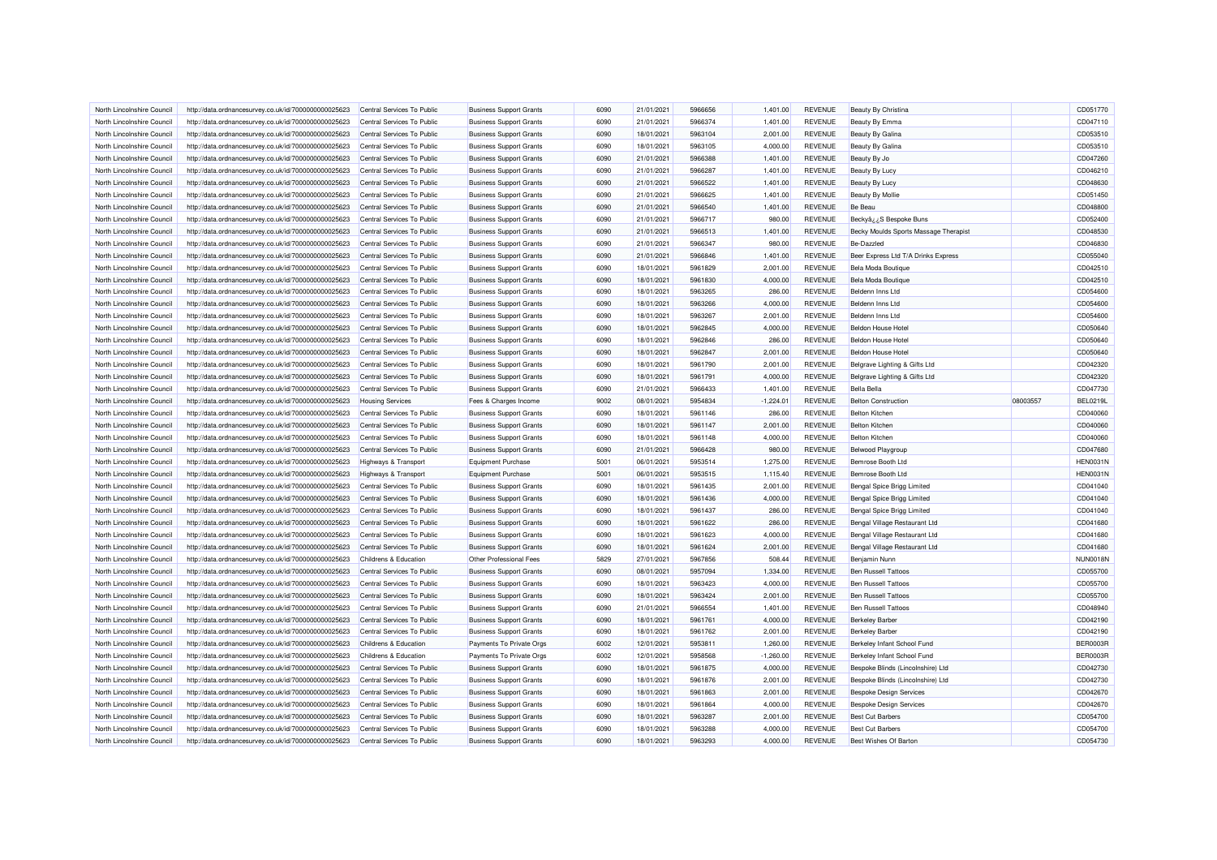| North Lincolnshire Council | http://data.ordnancesurvey.co.uk/id/7000000000025623 | Central Services To Public | Business Support Grants | 6090 | 21/01/2021 | 5966656 | 1,401.00 | REVENUE | Beauty By Christina | | CD051770 |
|---|---|---|---|---|---|---|---|---|---|---|---|
| North Lincolnshire Council | http://data.ordnancesurvey.co.uk/id/7000000000025623 | Central Services To Public | Business Support Grants | 6090 | 21/01/2021 | 5966374 | 1,401.00 | REVENUE | Beauty By Emma | | CD047110 |
| North Lincolnshire Council | http://data.ordnancesurvey.co.uk/id/7000000000025623 | Central Services To Public | Business Support Grants | 6090 | 18/01/2021 | 5963104 | 2,001.00 | REVENUE | Beauty By Galina | | CD053510 |
| North Lincolnshire Council | http://data.ordnancesurvey.co.uk/id/7000000000025623 | Central Services To Public | Business Support Grants | 6090 | 18/01/2021 | 5963105 | 4,000.00 | REVENUE | Beauty By Galina | | CD053510 |
| North Lincolnshire Council | http://data.ordnancesurvey.co.uk/id/7000000000025623 | Central Services To Public | Business Support Grants | 6090 | 21/01/2021 | 5966388 | 1,401.00 | REVENUE | Beauty By Jo | | CD047260 |
| North Lincolnshire Council | http://data.ordnancesurvey.co.uk/id/7000000000025623 | Central Services To Public | Business Support Grants | 6090 | 21/01/2021 | 5966287 | 1,401.00 | REVENUE | Beauty By Lucy | | CD046210 |
| North Lincolnshire Council | http://data.ordnancesurvey.co.uk/id/7000000000025623 | Central Services To Public | Business Support Grants | 6090 | 21/01/2021 | 5966522 | 1,401.00 | REVENUE | Beauty By Lucy | | CD048630 |
| North Lincolnshire Council | http://data.ordnancesurvey.co.uk/id/7000000000025623 | Central Services To Public | Business Support Grants | 6090 | 21/01/2021 | 5966625 | 1,401.00 | REVENUE | Beauty By Mollie | | CD051450 |
| North Lincolnshire Council | http://data.ordnancesurvey.co.uk/id/7000000000025623 | Central Services To Public | Business Support Grants | 6090 | 21/01/2021 | 5966540 | 1,401.00 | REVENUE | Be Beau | | CD048800 |
| North Lincolnshire Council | http://data.ordnancesurvey.co.uk/id/7000000000025623 | Central Services To Public | Business Support Grants | 6090 | 21/01/2021 | 5966717 | 980.00 | REVENUE | Beckyâ¿¿S Bespoke Buns | | CD052400 |
| North Lincolnshire Council | http://data.ordnancesurvey.co.uk/id/7000000000025623 | Central Services To Public | Business Support Grants | 6090 | 21/01/2021 | 5966513 | 1,401.00 | REVENUE | Becky Moulds Sports Massage Therapist | | CD048530 |
| North Lincolnshire Council | http://data.ordnancesurvey.co.uk/id/7000000000025623 | Central Services To Public | Business Support Grants | 6090 | 21/01/2021 | 5966347 | 980.00 | REVENUE | Be-Dazzled | | CD046830 |
| North Lincolnshire Council | http://data.ordnancesurvey.co.uk/id/7000000000025623 | Central Services To Public | Business Support Grants | 6090 | 21/01/2021 | 5966846 | 1,401.00 | REVENUE | Beer Express Ltd T/A Drinks Express | | CD055040 |
| North Lincolnshire Council | http://data.ordnancesurvey.co.uk/id/7000000000025623 | Central Services To Public | Business Support Grants | 6090 | 18/01/2021 | 5961829 | 2,001.00 | REVENUE | Bela Moda Boutique | | CD042510 |
| North Lincolnshire Council | http://data.ordnancesurvey.co.uk/id/7000000000025623 | Central Services To Public | Business Support Grants | 6090 | 18/01/2021 | 5961830 | 4,000.00 | REVENUE | Bela Moda Boutique | | CD042510 |
| North Lincolnshire Council | http://data.ordnancesurvey.co.uk/id/7000000000025623 | Central Services To Public | Business Support Grants | 6090 | 18/01/2021 | 5963265 | 286.00 | REVENUE | Beldenn Inns Ltd | | CD054600 |
| North Lincolnshire Council | http://data.ordnancesurvey.co.uk/id/7000000000025623 | Central Services To Public | Business Support Grants | 6090 | 18/01/2021 | 5963266 | 4,000.00 | REVENUE | Beldenn Inns Ltd | | CD054600 |
| North Lincolnshire Council | http://data.ordnancesurvey.co.uk/id/7000000000025623 | Central Services To Public | Business Support Grants | 6090 | 18/01/2021 | 5963267 | 2,001.00 | REVENUE | Beldenn Inns Ltd | | CD054600 |
| North Lincolnshire Council | http://data.ordnancesurvey.co.uk/id/7000000000025623 | Central Services To Public | Business Support Grants | 6090 | 18/01/2021 | 5962845 | 4,000.00 | REVENUE | Beldon House Hotel | | CD050640 |
| North Lincolnshire Council | http://data.ordnancesurvey.co.uk/id/7000000000025623 | Central Services To Public | Business Support Grants | 6090 | 18/01/2021 | 5962846 | 286.00 | REVENUE | Beldon House Hotel | | CD050640 |
| North Lincolnshire Council | http://data.ordnancesurvey.co.uk/id/7000000000025623 | Central Services To Public | Business Support Grants | 6090 | 18/01/2021 | 5962847 | 2,001.00 | REVENUE | Beldon House Hotel | | CD050640 |
| North Lincolnshire Council | http://data.ordnancesurvey.co.uk/id/7000000000025623 | Central Services To Public | Business Support Grants | 6090 | 18/01/2021 | 5961790 | 2,001.00 | REVENUE | Belgrave Lighting & Gifts Ltd | | CD042320 |
| North Lincolnshire Council | http://data.ordnancesurvey.co.uk/id/7000000000025623 | Central Services To Public | Business Support Grants | 6090 | 18/01/2021 | 5961791 | 4,000.00 | REVENUE | Belgrave Lighting & Gifts Ltd | | CD042320 |
| North Lincolnshire Council | http://data.ordnancesurvey.co.uk/id/7000000000025623 | Central Services To Public | Business Support Grants | 6090 | 21/01/2021 | 5966433 | 1,401.00 | REVENUE | Bella Bella | | CD047730 |
| North Lincolnshire Council | http://data.ordnancesurvey.co.uk/id/7000000000025623 | Housing Services | Fees & Charges Income | 9002 | 08/01/2021 | 5954834 | -1,224.01 | REVENUE | Belton Construction | 08003557 | BEL0219L |
| North Lincolnshire Council | http://data.ordnancesurvey.co.uk/id/7000000000025623 | Central Services To Public | Business Support Grants | 6090 | 18/01/2021 | 5961146 | 286.00 | REVENUE | Belton Kitchen | | CD040060 |
| North Lincolnshire Council | http://data.ordnancesurvey.co.uk/id/7000000000025623 | Central Services To Public | Business Support Grants | 6090 | 18/01/2021 | 5961147 | 2,001.00 | REVENUE | Belton Kitchen | | CD040060 |
| North Lincolnshire Council | http://data.ordnancesurvey.co.uk/id/7000000000025623 | Central Services To Public | Business Support Grants | 6090 | 18/01/2021 | 5961148 | 4,000.00 | REVENUE | Belton Kitchen | | CD040060 |
| North Lincolnshire Council | http://data.ordnancesurvey.co.uk/id/7000000000025623 | Central Services To Public | Business Support Grants | 6090 | 21/01/2021 | 5966428 | 980.00 | REVENUE | Belwood Playgroup | | CD047680 |
| North Lincolnshire Council | http://data.ordnancesurvey.co.uk/id/7000000000025623 | Highways & Transport | Equipment Purchase | 5001 | 06/01/2021 | 5953514 | 1,275.00 | REVENUE | Bemrose Booth Ltd | | HEN0031N |
| North Lincolnshire Council | http://data.ordnancesurvey.co.uk/id/7000000000025623 | Highways & Transport | Equipment Purchase | 5001 | 06/01/2021 | 5953515 | 1,115.40 | REVENUE | Bemrose Booth Ltd | | HEN0031N |
| North Lincolnshire Council | http://data.ordnancesurvey.co.uk/id/7000000000025623 | Central Services To Public | Business Support Grants | 6090 | 18/01/2021 | 5961435 | 2,001.00 | REVENUE | Bengal Spice Brigg Limited | | CD041040 |
| North Lincolnshire Council | http://data.ordnancesurvey.co.uk/id/7000000000025623 | Central Services To Public | Business Support Grants | 6090 | 18/01/2021 | 5961436 | 4,000.00 | REVENUE | Bengal Spice Brigg Limited | | CD041040 |
| North Lincolnshire Council | http://data.ordnancesurvey.co.uk/id/7000000000025623 | Central Services To Public | Business Support Grants | 6090 | 18/01/2021 | 5961437 | 286.00 | REVENUE | Bengal Spice Brigg Limited | | CD041040 |
| North Lincolnshire Council | http://data.ordnancesurvey.co.uk/id/7000000000025623 | Central Services To Public | Business Support Grants | 6090 | 18/01/2021 | 5961622 | 286.00 | REVENUE | Bengal Village Restaurant Ltd | | CD041680 |
| North Lincolnshire Council | http://data.ordnancesurvey.co.uk/id/7000000000025623 | Central Services To Public | Business Support Grants | 6090 | 18/01/2021 | 5961623 | 4,000.00 | REVENUE | Bengal Village Restaurant Ltd | | CD041680 |
| North Lincolnshire Council | http://data.ordnancesurvey.co.uk/id/7000000000025623 | Central Services To Public | Business Support Grants | 6090 | 18/01/2021 | 5961624 | 2,001.00 | REVENUE | Bengal Village Restaurant Ltd | | CD041680 |
| North Lincolnshire Council | http://data.ordnancesurvey.co.uk/id/7000000000025623 | Childrens & Education | Other Professional Fees | 5829 | 27/01/2021 | 5967856 | 508.44 | REVENUE | Benjamin Nunn | | NUN0018N |
| North Lincolnshire Council | http://data.ordnancesurvey.co.uk/id/7000000000025623 | Central Services To Public | Business Support Grants | 6090 | 08/01/2021 | 5957094 | 1,334.00 | REVENUE | Ben Russell Tattoos | | CD055700 |
| North Lincolnshire Council | http://data.ordnancesurvey.co.uk/id/7000000000025623 | Central Services To Public | Business Support Grants | 6090 | 18/01/2021 | 5963423 | 4,000.00 | REVENUE | Ben Russell Tattoos | | CD055700 |
| North Lincolnshire Council | http://data.ordnancesurvey.co.uk/id/7000000000025623 | Central Services To Public | Business Support Grants | 6090 | 18/01/2021 | 5963424 | 2,001.00 | REVENUE | Ben Russell Tattoos | | CD055700 |
| North Lincolnshire Council | http://data.ordnancesurvey.co.uk/id/7000000000025623 | Central Services To Public | Business Support Grants | 6090 | 21/01/2021 | 5966554 | 1,401.00 | REVENUE | Ben Russell Tattoos | | CD048940 |
| North Lincolnshire Council | http://data.ordnancesurvey.co.uk/id/7000000000025623 | Central Services To Public | Business Support Grants | 6090 | 18/01/2021 | 5961761 | 4,000.00 | REVENUE | Berkeley Barber | | CD042190 |
| North Lincolnshire Council | http://data.ordnancesurvey.co.uk/id/7000000000025623 | Central Services To Public | Business Support Grants | 6090 | 18/01/2021 | 5961762 | 2,001.00 | REVENUE | Berkeley Barber | | CD042190 |
| North Lincolnshire Council | http://data.ordnancesurvey.co.uk/id/7000000000025623 | Childrens & Education | Payments To Private Orgs | 6002 | 12/01/2021 | 5953811 | 1,260.00 | REVENUE | Berkeley Infant School Fund | | BER0003R |
| North Lincolnshire Council | http://data.ordnancesurvey.co.uk/id/7000000000025623 | Childrens & Education | Payments To Private Orgs | 6002 | 12/01/2021 | 5958568 | -1,260.00 | REVENUE | Berkeley Infant School Fund | | BER0003R |
| North Lincolnshire Council | http://data.ordnancesurvey.co.uk/id/7000000000025623 | Central Services To Public | Business Support Grants | 6090 | 18/01/2021 | 5961875 | 4,000.00 | REVENUE | Bespoke Blinds (Lincolnshire) Ltd | | CD042730 |
| North Lincolnshire Council | http://data.ordnancesurvey.co.uk/id/7000000000025623 | Central Services To Public | Business Support Grants | 6090 | 18/01/2021 | 5961876 | 2,001.00 | REVENUE | Bespoke Blinds (Lincolnshire) Ltd | | CD042730 |
| North Lincolnshire Council | http://data.ordnancesurvey.co.uk/id/7000000000025623 | Central Services To Public | Business Support Grants | 6090 | 18/01/2021 | 5961863 | 2,001.00 | REVENUE | Bespoke Design Services | | CD042670 |
| North Lincolnshire Council | http://data.ordnancesurvey.co.uk/id/7000000000025623 | Central Services To Public | Business Support Grants | 6090 | 18/01/2021 | 5961864 | 4,000.00 | REVENUE | Bespoke Design Services | | CD042670 |
| North Lincolnshire Council | http://data.ordnancesurvey.co.uk/id/7000000000025623 | Central Services To Public | Business Support Grants | 6090 | 18/01/2021 | 5963287 | 2,001.00 | REVENUE | Best Cut Barbers | | CD054700 |
| North Lincolnshire Council | http://data.ordnancesurvey.co.uk/id/7000000000025623 | Central Services To Public | Business Support Grants | 6090 | 18/01/2021 | 5963288 | 4,000.00 | REVENUE | Best Cut Barbers | | CD054700 |
| North Lincolnshire Council | http://data.ordnancesurvey.co.uk/id/7000000000025623 | Central Services To Public | Business Support Grants | 6090 | 18/01/2021 | 5963293 | 4,000.00 | REVENUE | Best Wishes Of Barton | | CD054730 |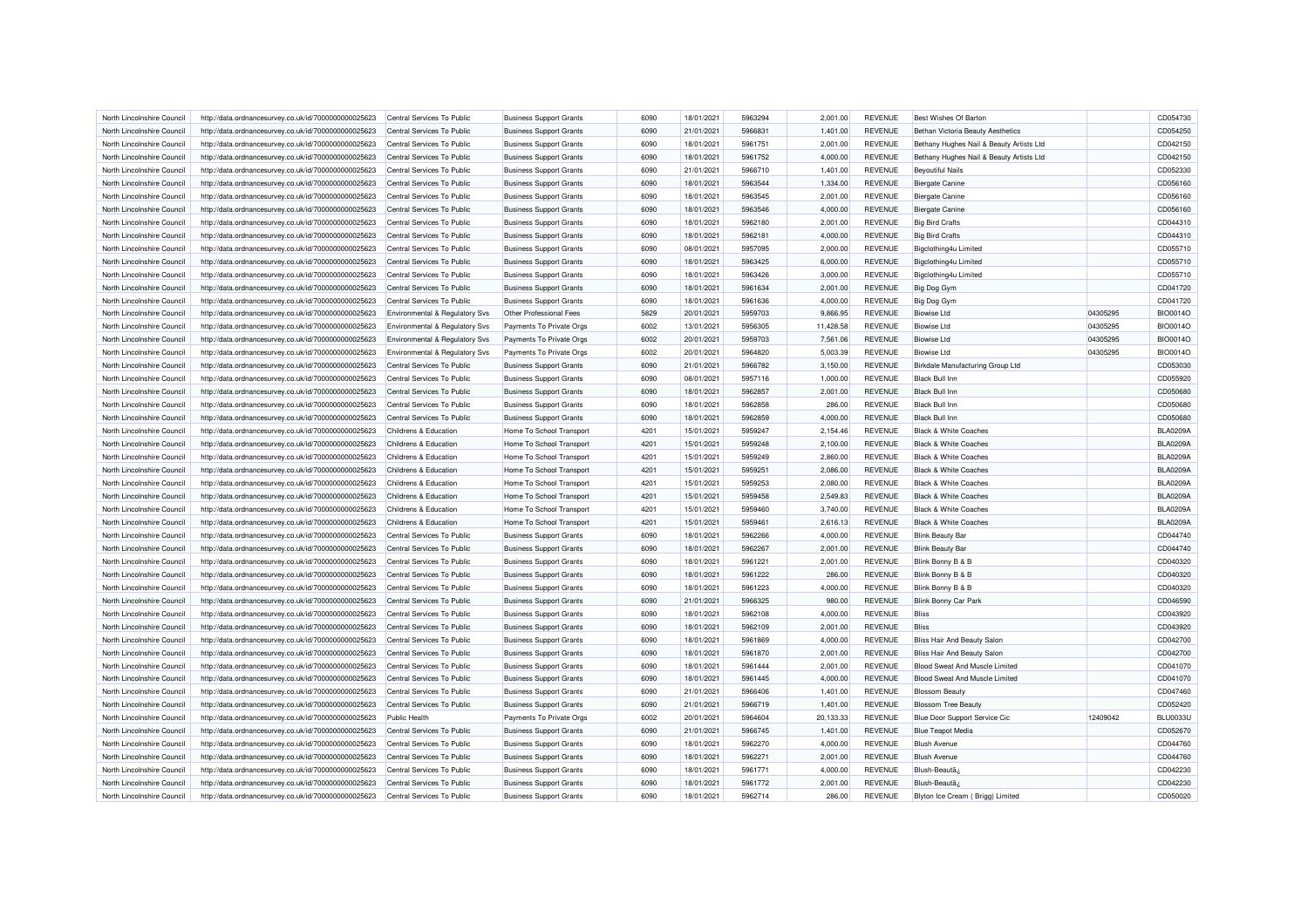| North Lincolnshire Council | http://data.ordnancesurvey.co.uk/id/7000000000025623 | Central Services To Public | Business Support Grants | 6090 | 18/01/2021 | 5963294 | 2,001.00 | REVENUE | Best Wishes Of Barton | | CD054730 |
|---|---|---|---|---|---|---|---|---|---|---|---|
| North Lincolnshire Council | http://data.ordnancesurvey.co.uk/id/7000000000025623 | Central Services To Public | Business Support Grants | 6090 | 21/01/2021 | 5966831 | 1,401.00 | REVENUE | Bethan Victoria Beauty Aesthetics | | CD054250 |
| North Lincolnshire Council | http://data.ordnancesurvey.co.uk/id/7000000000025623 | Central Services To Public | Business Support Grants | 6090 | 18/01/2021 | 5961751 | 2,001.00 | REVENUE | Bethany Hughes Nail & Beauty Artists Ltd | | CD042150 |
| North Lincolnshire Council | http://data.ordnancesurvey.co.uk/id/7000000000025623 | Central Services To Public | Business Support Grants | 6090 | 18/01/2021 | 5961752 | 4,000.00 | REVENUE | Bethany Hughes Nail & Beauty Artists Ltd | | CD042150 |
| North Lincolnshire Council | http://data.ordnancesurvey.co.uk/id/7000000000025623 | Central Services To Public | Business Support Grants | 6090 | 21/01/2021 | 5966710 | 1,401.00 | REVENUE | Beyoutiful Nails | | CD052330 |
| North Lincolnshire Council | http://data.ordnancesurvey.co.uk/id/7000000000025623 | Central Services To Public | Business Support Grants | 6090 | 18/01/2021 | 5963544 | 1,334.00 | REVENUE | Biergate Canine | | CD056160 |
| North Lincolnshire Council | http://data.ordnancesurvey.co.uk/id/7000000000025623 | Central Services To Public | Business Support Grants | 6090 | 18/01/2021 | 5963545 | 2,001.00 | REVENUE | Biergate Canine | | CD056160 |
| North Lincolnshire Council | http://data.ordnancesurvey.co.uk/id/7000000000025623 | Central Services To Public | Business Support Grants | 6090 | 18/01/2021 | 5963546 | 4,000.00 | REVENUE | Biergate Canine | | CD056160 |
| North Lincolnshire Council | http://data.ordnancesurvey.co.uk/id/7000000000025623 | Central Services To Public | Business Support Grants | 6090 | 18/01/2021 | 5962180 | 2,001.00 | REVENUE | Big Bird Crafts | | CD044310 |
| North Lincolnshire Council | http://data.ordnancesurvey.co.uk/id/7000000000025623 | Central Services To Public | Business Support Grants | 6090 | 18/01/2021 | 5962181 | 4,000.00 | REVENUE | Big Bird Crafts | | CD044310 |
| North Lincolnshire Council | http://data.ordnancesurvey.co.uk/id/7000000000025623 | Central Services To Public | Business Support Grants | 6090 | 08/01/2021 | 5957095 | 2,000.00 | REVENUE | Bigclothing4u Limited | | CD055710 |
| North Lincolnshire Council | http://data.ordnancesurvey.co.uk/id/7000000000025623 | Central Services To Public | Business Support Grants | 6090 | 18/01/2021 | 5963425 | 6,000.00 | REVENUE | Bigclothing4u Limited | | CD055710 |
| North Lincolnshire Council | http://data.ordnancesurvey.co.uk/id/7000000000025623 | Central Services To Public | Business Support Grants | 6090 | 18/01/2021 | 5963426 | 3,000.00 | REVENUE | Bigclothing4u Limited | | CD055710 |
| North Lincolnshire Council | http://data.ordnancesurvey.co.uk/id/7000000000025623 | Central Services To Public | Business Support Grants | 6090 | 18/01/2021 | 5961634 | 2,001.00 | REVENUE | Big Dog Gym | | CD041720 |
| North Lincolnshire Council | http://data.ordnancesurvey.co.uk/id/7000000000025623 | Central Services To Public | Business Support Grants | 6090 | 18/01/2021 | 5961636 | 4,000.00 | REVENUE | Big Dog Gym | | CD041720 |
| North Lincolnshire Council | http://data.ordnancesurvey.co.uk/id/7000000000025623 | Environmental & Regulatory Svs | Other Professional Fees | 5829 | 20/01/2021 | 5959703 | 9,866.95 | REVENUE | Biowise Ltd | 04305295 | BIO0014O |
| North Lincolnshire Council | http://data.ordnancesurvey.co.uk/id/7000000000025623 | Environmental & Regulatory Svs | Payments To Private Orgs | 6002 | 13/01/2021 | 5956305 | 11,428.58 | REVENUE | Biowise Ltd | 04305295 | BIO0014O |
| North Lincolnshire Council | http://data.ordnancesurvey.co.uk/id/7000000000025623 | Environmental & Regulatory Svs | Payments To Private Orgs | 6002 | 20/01/2021 | 5959703 | 7,561.06 | REVENUE | Biowise Ltd | 04305295 | BIO0014O |
| North Lincolnshire Council | http://data.ordnancesurvey.co.uk/id/7000000000025623 | Environmental & Regulatory Svs | Payments To Private Orgs | 6002 | 20/01/2021 | 5964820 | 5,003.39 | REVENUE | Biowise Ltd | 04305295 | BIO0014O |
| North Lincolnshire Council | http://data.ordnancesurvey.co.uk/id/7000000000025623 | Central Services To Public | Business Support Grants | 6090 | 21/01/2021 | 5966782 | 3,150.00 | REVENUE | Birkdale Manufacturing Group Ltd | | CD053030 |
| North Lincolnshire Council | http://data.ordnancesurvey.co.uk/id/7000000000025623 | Central Services To Public | Business Support Grants | 6090 | 08/01/2021 | 5957116 | 1,000.00 | REVENUE | Black Bull Inn | | CD055920 |
| North Lincolnshire Council | http://data.ordnancesurvey.co.uk/id/7000000000025623 | Central Services To Public | Business Support Grants | 6090 | 18/01/2021 | 5962857 | 2,001.00 | REVENUE | Black Bull Inn | | CD050680 |
| North Lincolnshire Council | http://data.ordnancesurvey.co.uk/id/7000000000025623 | Central Services To Public | Business Support Grants | 6090 | 18/01/2021 | 5962858 | 286.00 | REVENUE | Black Bull Inn | | CD050680 |
| North Lincolnshire Council | http://data.ordnancesurvey.co.uk/id/7000000000025623 | Central Services To Public | Business Support Grants | 6090 | 18/01/2021 | 5962859 | 4,000.00 | REVENUE | Black Bull Inn | | CD050680 |
| North Lincolnshire Council | http://data.ordnancesurvey.co.uk/id/7000000000025623 | Childrens & Education | Home To School Transport | 4201 | 15/01/2021 | 5959247 | 2,154.46 | REVENUE | Black & White Coaches | | BLA0209A |
| North Lincolnshire Council | http://data.ordnancesurvey.co.uk/id/7000000000025623 | Childrens & Education | Home To School Transport | 4201 | 15/01/2021 | 5959248 | 2,100.00 | REVENUE | Black & White Coaches | | BLA0209A |
| North Lincolnshire Council | http://data.ordnancesurvey.co.uk/id/7000000000025623 | Childrens & Education | Home To School Transport | 4201 | 15/01/2021 | 5959249 | 2,860.00 | REVENUE | Black & White Coaches | | BLA0209A |
| North Lincolnshire Council | http://data.ordnancesurvey.co.uk/id/7000000000025623 | Childrens & Education | Home To School Transport | 4201 | 15/01/2021 | 5959251 | 2,086.00 | REVENUE | Black & White Coaches | | BLA0209A |
| North Lincolnshire Council | http://data.ordnancesurvey.co.uk/id/7000000000025623 | Childrens & Education | Home To School Transport | 4201 | 15/01/2021 | 5959253 | 2,080.00 | REVENUE | Black & White Coaches | | BLA0209A |
| North Lincolnshire Council | http://data.ordnancesurvey.co.uk/id/7000000000025623 | Childrens & Education | Home To School Transport | 4201 | 15/01/2021 | 5959458 | 2,549.83 | REVENUE | Black & White Coaches | | BLA0209A |
| North Lincolnshire Council | http://data.ordnancesurvey.co.uk/id/7000000000025623 | Childrens & Education | Home To School Transport | 4201 | 15/01/2021 | 5959460 | 3,740.00 | REVENUE | Black & White Coaches | | BLA0209A |
| North Lincolnshire Council | http://data.ordnancesurvey.co.uk/id/7000000000025623 | Childrens & Education | Home To School Transport | 4201 | 15/01/2021 | 5959461 | 2,616.13 | REVENUE | Black & White Coaches | | BLA0209A |
| North Lincolnshire Council | http://data.ordnancesurvey.co.uk/id/7000000000025623 | Central Services To Public | Business Support Grants | 6090 | 18/01/2021 | 5962266 | 4,000.00 | REVENUE | Blink Beauty Bar | | CD044740 |
| North Lincolnshire Council | http://data.ordnancesurvey.co.uk/id/7000000000025623 | Central Services To Public | Business Support Grants | 6090 | 18/01/2021 | 5962267 | 2,001.00 | REVENUE | Blink Beauty Bar | | CD044740 |
| North Lincolnshire Council | http://data.ordnancesurvey.co.uk/id/7000000000025623 | Central Services To Public | Business Support Grants | 6090 | 18/01/2021 | 5961221 | 2,001.00 | REVENUE | Blink Bonny B & B | | CD040320 |
| North Lincolnshire Council | http://data.ordnancesurvey.co.uk/id/7000000000025623 | Central Services To Public | Business Support Grants | 6090 | 18/01/2021 | 5961222 | 286.00 | REVENUE | Blink Bonny B & B | | CD040320 |
| North Lincolnshire Council | http://data.ordnancesurvey.co.uk/id/7000000000025623 | Central Services To Public | Business Support Grants | 6090 | 18/01/2021 | 5961223 | 4,000.00 | REVENUE | Blink Bonny B & B | | CD040320 |
| North Lincolnshire Council | http://data.ordnancesurvey.co.uk/id/7000000000025623 | Central Services To Public | Business Support Grants | 6090 | 21/01/2021 | 5966325 | 980.00 | REVENUE | Blink Bonny Car Park | | CD046590 |
| North Lincolnshire Council | http://data.ordnancesurvey.co.uk/id/7000000000025623 | Central Services To Public | Business Support Grants | 6090 | 18/01/2021 | 5962108 | 4,000.00 | REVENUE | Bliss | | CD043920 |
| North Lincolnshire Council | http://data.ordnancesurvey.co.uk/id/7000000000025623 | Central Services To Public | Business Support Grants | 6090 | 18/01/2021 | 5962109 | 2,001.00 | REVENUE | Bliss | | CD043920 |
| North Lincolnshire Council | http://data.ordnancesurvey.co.uk/id/7000000000025623 | Central Services To Public | Business Support Grants | 6090 | 18/01/2021 | 5961869 | 4,000.00 | REVENUE | Bliss Hair And Beauty Salon | | CD042700 |
| North Lincolnshire Council | http://data.ordnancesurvey.co.uk/id/7000000000025623 | Central Services To Public | Business Support Grants | 6090 | 18/01/2021 | 5961870 | 2,001.00 | REVENUE | Bliss Hair And Beauty Salon | | CD042700 |
| North Lincolnshire Council | http://data.ordnancesurvey.co.uk/id/7000000000025623 | Central Services To Public | Business Support Grants | 6090 | 18/01/2021 | 5961444 | 2,001.00 | REVENUE | Blood Sweat And Muscle Limited | | CD041070 |
| North Lincolnshire Council | http://data.ordnancesurvey.co.uk/id/7000000000025623 | Central Services To Public | Business Support Grants | 6090 | 18/01/2021 | 5961445 | 4,000.00 | REVENUE | Blood Sweat And Muscle Limited | | CD041070 |
| North Lincolnshire Council | http://data.ordnancesurvey.co.uk/id/7000000000025623 | Central Services To Public | Business Support Grants | 6090 | 21/01/2021 | 5966406 | 1,401.00 | REVENUE | Blossom Beauty | | CD047460 |
| North Lincolnshire Council | http://data.ordnancesurvey.co.uk/id/7000000000025623 | Central Services To Public | Business Support Grants | 6090 | 21/01/2021 | 5966719 | 1,401.00 | REVENUE | Blossom Tree Beauty | | CD052420 |
| North Lincolnshire Council | http://data.ordnancesurvey.co.uk/id/7000000000025623 | Public Health | Payments To Private Orgs | 6002 | 20/01/2021 | 5964604 | 20,133.33 | REVENUE | Blue Door Support Service Cic | 12409042 | BLU0033U |
| North Lincolnshire Council | http://data.ordnancesurvey.co.uk/id/7000000000025623 | Central Services To Public | Business Support Grants | 6090 | 21/01/2021 | 5966745 | 1,401.00 | REVENUE | Blue Teapot Media | | CD052670 |
| North Lincolnshire Council | http://data.ordnancesurvey.co.uk/id/7000000000025623 | Central Services To Public | Business Support Grants | 6090 | 18/01/2021 | 5962270 | 4,000.00 | REVENUE | Blush Avenue | | CD044760 |
| North Lincolnshire Council | http://data.ordnancesurvey.co.uk/id/7000000000025623 | Central Services To Public | Business Support Grants | 6090 | 18/01/2021 | 5962271 | 2,001.00 | REVENUE | Blush Avenue | | CD044760 |
| North Lincolnshire Council | http://data.ordnancesurvey.co.uk/id/7000000000025623 | Central Services To Public | Business Support Grants | 6090 | 18/01/2021 | 5961771 | 4,000.00 | REVENUE | Blush-Beautã¿ | | CD042230 |
| North Lincolnshire Council | http://data.ordnancesurvey.co.uk/id/7000000000025623 | Central Services To Public | Business Support Grants | 6090 | 18/01/2021 | 5961772 | 2,001.00 | REVENUE | Blush-Beautã¿ | | CD042230 |
| North Lincolnshire Council | http://data.ordnancesurvey.co.uk/id/7000000000025623 | Central Services To Public | Business Support Grants | 6090 | 18/01/2021 | 5962714 | 286.00 | REVENUE | Blyton Ice Cream ( Brigg) Limited | | CD050020 |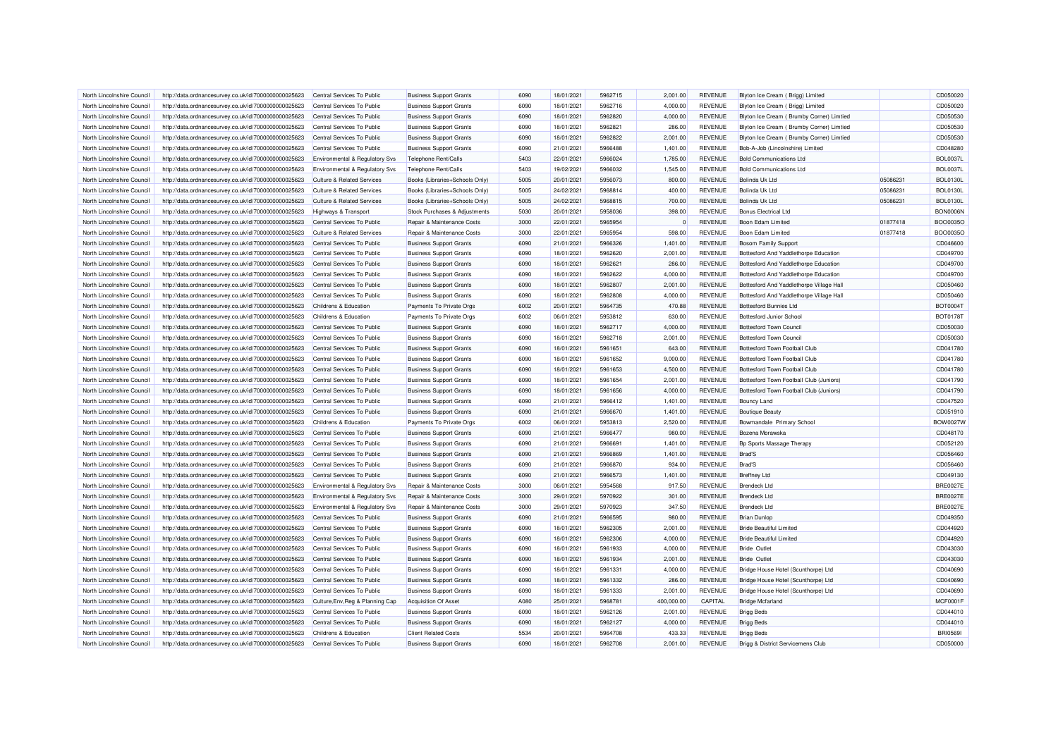| | | | | | | | | | | | | |
|---|---|---|---|---|---|---|---|---|---|---|---|---|
| North Lincolnshire Council | http://data.ordnancesurvey.co.uk/id/7000000000025623 | Central Services To Public | Business Support Grants | 6090 | 18/01/2021 | 5962715 | 2,001.00 | REVENUE | Blyton Ice Cream ( Brigg) Limited | | CD050020 |
| North Lincolnshire Council | http://data.ordnancesurvey.co.uk/id/7000000000025623 | Central Services To Public | Business Support Grants | 6090 | 18/01/2021 | 5962716 | 4,000.00 | REVENUE | Blyton Ice Cream ( Brigg) Limited | | CD050020 |
| North Lincolnshire Council | http://data.ordnancesurvey.co.uk/id/7000000000025623 | Central Services To Public | Business Support Grants | 6090 | 18/01/2021 | 5962820 | 4,000.00 | REVENUE | Blyton Ice Cream ( Brumby Corner) Limtied | | CD050530 |
| North Lincolnshire Council | http://data.ordnancesurvey.co.uk/id/7000000000025623 | Central Services To Public | Business Support Grants | 6090 | 18/01/2021 | 5962821 | 286.00 | REVENUE | Blyton Ice Cream ( Brumby Corner) Limtied | | CD050530 |
| North Lincolnshire Council | http://data.ordnancesurvey.co.uk/id/7000000000025623 | Central Services To Public | Business Support Grants | 6090 | 18/01/2021 | 5962822 | 2,001.00 | REVENUE | Blyton Ice Cream ( Brumby Corner) Limtied | | CD050530 |
| North Lincolnshire Council | http://data.ordnancesurvey.co.uk/id/7000000000025623 | Central Services To Public | Business Support Grants | 6090 | 21/01/2021 | 5966488 | 1,401.00 | REVENUE | Bob-A-Job (Lincolnshire) Limited | | CD048280 |
| North Lincolnshire Council | http://data.ordnancesurvey.co.uk/id/7000000000025623 | Environmental & Regulatory Svs | Telephone Rent/Calls | 5403 | 22/01/2021 | 5966024 | 1,785.00 | REVENUE | Bold Communications Ltd | | BOL0037L |
| North Lincolnshire Council | http://data.ordnancesurvey.co.uk/id/7000000000025623 | Environmental & Regulatory Svs | Telephone Rent/Calls | 5403 | 19/02/2021 | 5966032 | 1,545.00 | REVENUE | Bold Communications Ltd | | BOL0037L |
| North Lincolnshire Council | http://data.ordnancesurvey.co.uk/id/7000000000025623 | Culture & Related Services | Books (Libraries+Schools Only) | 5005 | 20/01/2021 | 5956073 | 800.00 | REVENUE | Bolinda Uk Ltd | 05086231 | BOL0130L |
| North Lincolnshire Council | http://data.ordnancesurvey.co.uk/id/7000000000025623 | Culture & Related Services | Books (Libraries+Schools Only) | 5005 | 24/02/2021 | 5968814 | 400.00 | REVENUE | Bolinda Uk Ltd | 05086231 | BOL0130L |
| North Lincolnshire Council | http://data.ordnancesurvey.co.uk/id/7000000000025623 | Culture & Related Services | Books (Libraries+Schools Only) | 5005 | 24/02/2021 | 5968815 | 700.00 | REVENUE | Bolinda Uk Ltd | 05086231 | BOL0130L |
| North Lincolnshire Council | http://data.ordnancesurvey.co.uk/id/7000000000025623 | Highways & Transport | Stock Purchases & Adjustments | 5030 | 20/01/2021 | 5958036 | 398.00 | REVENUE | Bonus Electrical Ltd | | BON0006N |
| North Lincolnshire Council | http://data.ordnancesurvey.co.uk/id/7000000000025623 | Central Services To Public | Repair & Maintenance Costs | 3000 | 22/01/2021 | 5965954 | 0 | REVENUE | Boon Edam Limited | 01877418 | BOO0035O |
| North Lincolnshire Council | http://data.ordnancesurvey.co.uk/id/7000000000025623 | Culture & Related Services | Repair & Maintenance Costs | 3000 | 22/01/2021 | 5965954 | 598.00 | REVENUE | Boon Edam Limited | 01877418 | BOO0035O |
| North Lincolnshire Council | http://data.ordnancesurvey.co.uk/id/7000000000025623 | Central Services To Public | Business Support Grants | 6090 | 21/01/2021 | 5966326 | 1,401.00 | REVENUE | Bosom Family Support | | CD046600 |
| North Lincolnshire Council | http://data.ordnancesurvey.co.uk/id/7000000000025623 | Central Services To Public | Business Support Grants | 6090 | 18/01/2021 | 5962620 | 2,001.00 | REVENUE | Bottesford And Yaddlethorpe Education | | CD049700 |
| North Lincolnshire Council | http://data.ordnancesurvey.co.uk/id/7000000000025623 | Central Services To Public | Business Support Grants | 6090 | 18/01/2021 | 5962621 | 286.00 | REVENUE | Bottesford And Yaddlethorpe Education | | CD049700 |
| North Lincolnshire Council | http://data.ordnancesurvey.co.uk/id/7000000000025623 | Central Services To Public | Business Support Grants | 6090 | 18/01/2021 | 5962622 | 4,000.00 | REVENUE | Bottesford And Yaddlethorpe Education | | CD049700 |
| North Lincolnshire Council | http://data.ordnancesurvey.co.uk/id/7000000000025623 | Central Services To Public | Business Support Grants | 6090 | 18/01/2021 | 5962807 | 2,001.00 | REVENUE | Bottesford And Yaddlethorpe Village Hall | | CD050460 |
| North Lincolnshire Council | http://data.ordnancesurvey.co.uk/id/7000000000025623 | Central Services To Public | Business Support Grants | 6090 | 18/01/2021 | 5962808 | 4,000.00 | REVENUE | Bottesford And Yaddlethorpe Village Hall | | CD050460 |
| North Lincolnshire Council | http://data.ordnancesurvey.co.uk/id/7000000000025623 | Childrens & Education | Payments To Private Orgs | 6002 | 20/01/2021 | 5964735 | 470.88 | REVENUE | Bottesford Bunnies Ltd | | BOT0004T |
| North Lincolnshire Council | http://data.ordnancesurvey.co.uk/id/7000000000025623 | Childrens & Education | Payments To Private Orgs | 6002 | 06/01/2021 | 5953812 | 630.00 | REVENUE | Bottesford Junior School | | BOT0178T |
| North Lincolnshire Council | http://data.ordnancesurvey.co.uk/id/7000000000025623 | Central Services To Public | Business Support Grants | 6090 | 18/01/2021 | 5962717 | 4,000.00 | REVENUE | Bottesford Town Council | | CD050030 |
| North Lincolnshire Council | http://data.ordnancesurvey.co.uk/id/7000000000025623 | Central Services To Public | Business Support Grants | 6090 | 18/01/2021 | 5962718 | 2,001.00 | REVENUE | Bottesford Town Council | | CD050030 |
| North Lincolnshire Council | http://data.ordnancesurvey.co.uk/id/7000000000025623 | Central Services To Public | Business Support Grants | 6090 | 18/01/2021 | 5961651 | 643.00 | REVENUE | Bottesford Town Football Club | | CD041780 |
| North Lincolnshire Council | http://data.ordnancesurvey.co.uk/id/7000000000025623 | Central Services To Public | Business Support Grants | 6090 | 18/01/2021 | 5961652 | 9,000.00 | REVENUE | Bottesford Town Football Club | | CD041780 |
| North Lincolnshire Council | http://data.ordnancesurvey.co.uk/id/7000000000025623 | Central Services To Public | Business Support Grants | 6090 | 18/01/2021 | 5961653 | 4,500.00 | REVENUE | Bottesford Town Football Club | | CD041780 |
| North Lincolnshire Council | http://data.ordnancesurvey.co.uk/id/7000000000025623 | Central Services To Public | Business Support Grants | 6090 | 18/01/2021 | 5961654 | 2,001.00 | REVENUE | Bottesford Town Football Club (Juniors) | | CD041790 |
| North Lincolnshire Council | http://data.ordnancesurvey.co.uk/id/7000000000025623 | Central Services To Public | Business Support Grants | 6090 | 18/01/2021 | 5961656 | 4,000.00 | REVENUE | Bottesford Town Football Club (Juniors) | | CD041790 |
| North Lincolnshire Council | http://data.ordnancesurvey.co.uk/id/7000000000025623 | Central Services To Public | Business Support Grants | 6090 | 21/01/2021 | 5966412 | 1,401.00 | REVENUE | Bouncy Land | | CD047520 |
| North Lincolnshire Council | http://data.ordnancesurvey.co.uk/id/7000000000025623 | Central Services To Public | Business Support Grants | 6090 | 21/01/2021 | 5966670 | 1,401.00 | REVENUE | Boutique Beauty | | CD051910 |
| North Lincolnshire Council | http://data.ordnancesurvey.co.uk/id/7000000000025623 | Childrens & Education | Payments To Private Orgs | 6002 | 06/01/2021 | 5953813 | 2,520.00 | REVENUE | Bowmandale Primary School | | BOW0027W |
| North Lincolnshire Council | http://data.ordnancesurvey.co.uk/id/7000000000025623 | Central Services To Public | Business Support Grants | 6090 | 21/01/2021 | 5966477 | 980.00 | REVENUE | Bozena Morawska | | CD048170 |
| North Lincolnshire Council | http://data.ordnancesurvey.co.uk/id/7000000000025623 | Central Services To Public | Business Support Grants | 6090 | 21/01/2021 | 5966691 | 1,401.00 | REVENUE | Bp Sports Massage Therapy | | CD052120 |
| North Lincolnshire Council | http://data.ordnancesurvey.co.uk/id/7000000000025623 | Central Services To Public | Business Support Grants | 6090 | 21/01/2021 | 5966869 | 1,401.00 | REVENUE | Brad'S | | CD056460 |
| North Lincolnshire Council | http://data.ordnancesurvey.co.uk/id/7000000000025623 | Central Services To Public | Business Support Grants | 6090 | 21/01/2021 | 5966870 | 934.00 | REVENUE | Brad'S | | CD056460 |
| North Lincolnshire Council | http://data.ordnancesurvey.co.uk/id/7000000000025623 | Central Services To Public | Business Support Grants | 6090 | 21/01/2021 | 5966573 | 1,401.00 | REVENUE | Breffney Ltd | | CD049130 |
| North Lincolnshire Council | http://data.ordnancesurvey.co.uk/id/7000000000025623 | Environmental & Regulatory Svs | Repair & Maintenance Costs | 3000 | 06/01/2021 | 5954568 | 917.50 | REVENUE | Brendeck Ltd | | BRE0027E |
| North Lincolnshire Council | http://data.ordnancesurvey.co.uk/id/7000000000025623 | Environmental & Regulatory Svs | Repair & Maintenance Costs | 3000 | 29/01/2021 | 5970922 | 301.00 | REVENUE | Brendeck Ltd | | BRE0027E |
| North Lincolnshire Council | http://data.ordnancesurvey.co.uk/id/7000000000025623 | Environmental & Regulatory Svs | Repair & Maintenance Costs | 3000 | 29/01/2021 | 5970923 | 347.50 | REVENUE | Brendeck Ltd | | BRE0027E |
| North Lincolnshire Council | http://data.ordnancesurvey.co.uk/id/7000000000025623 | Central Services To Public | Business Support Grants | 6090 | 21/01/2021 | 5966595 | 980.00 | REVENUE | Brian Dunlop | | CD049350 |
| North Lincolnshire Council | http://data.ordnancesurvey.co.uk/id/7000000000025623 | Central Services To Public | Business Support Grants | 6090 | 18/01/2021 | 5962305 | 2,001.00 | REVENUE | Bride Beautiful Limited | | CD044920 |
| North Lincolnshire Council | http://data.ordnancesurvey.co.uk/id/7000000000025623 | Central Services To Public | Business Support Grants | 6090 | 18/01/2021 | 5962306 | 4,000.00 | REVENUE | Bride Beautiful Limited | | CD044920 |
| North Lincolnshire Council | http://data.ordnancesurvey.co.uk/id/7000000000025623 | Central Services To Public | Business Support Grants | 6090 | 18/01/2021 | 5961933 | 4,000.00 | REVENUE | Bride Outlet | | CD043030 |
| North Lincolnshire Council | http://data.ordnancesurvey.co.uk/id/7000000000025623 | Central Services To Public | Business Support Grants | 6090 | 18/01/2021 | 5961934 | 2,001.00 | REVENUE | Bride Outlet | | CD043030 |
| North Lincolnshire Council | http://data.ordnancesurvey.co.uk/id/7000000000025623 | Central Services To Public | Business Support Grants | 6090 | 18/01/2021 | 5961331 | 4,000.00 | REVENUE | Bridge House Hotel (Scunthorpe) Ltd | | CD040690 |
| North Lincolnshire Council | http://data.ordnancesurvey.co.uk/id/7000000000025623 | Central Services To Public | Business Support Grants | 6090 | 18/01/2021 | 5961332 | 286.00 | REVENUE | Bridge House Hotel (Scunthorpe) Ltd | | CD040690 |
| North Lincolnshire Council | http://data.ordnancesurvey.co.uk/id/7000000000025623 | Central Services To Public | Business Support Grants | 6090 | 18/01/2021 | 5961333 | 2,001.00 | REVENUE | Bridge House Hotel (Scunthorpe) Ltd | | CD040690 |
| North Lincolnshire Council | http://data.ordnancesurvey.co.uk/id/7000000000025623 | Culture,Env,Reg & Planning Cap | Acquisition Of Asset | A080 | 25/01/2021 | 5968781 | 400,000.00 | CAPITAL | Bridge Mcfarland | | MCF0001F |
| North Lincolnshire Council | http://data.ordnancesurvey.co.uk/id/7000000000025623 | Central Services To Public | Business Support Grants | 6090 | 18/01/2021 | 5962126 | 2,001.00 | REVENUE | Brigg Beds | | CD044010 |
| North Lincolnshire Council | http://data.ordnancesurvey.co.uk/id/7000000000025623 | Central Services To Public | Business Support Grants | 6090 | 18/01/2021 | 5962127 | 4,000.00 | REVENUE | Brigg Beds | | CD044010 |
| North Lincolnshire Council | http://data.ordnancesurvey.co.uk/id/7000000000025623 | Childrens & Education | Client Related Costs | 5534 | 20/01/2021 | 5964708 | 433.33 | REVENUE | Brigg Beds | | BRI0569I |
| North Lincolnshire Council | http://data.ordnancesurvey.co.uk/id/7000000000025623 | Central Services To Public | Business Support Grants | 6090 | 18/01/2021 | 5962708 | 2,001.00 | REVENUE | Brigg & District Servicemens Club | | CD050000 |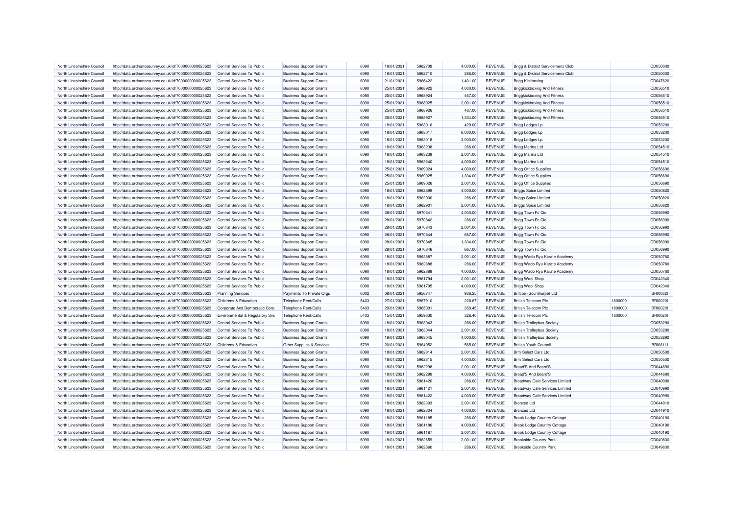| | | | | | | | | | | | | |
|---|---|---|---|---|---|---|---|---|---|---|---|---|
| North Lincolnshire Council | http://data.ordnancesurvey.co.uk/id/7000000000025623 | Central Services To Public | Business Support Grants | 6090 | 18/01/2021 | 5962709 | 4,000.00 | REVENUE | Brigg & District Servicemens Club | | CD050000 |
| North Lincolnshire Council | http://data.ordnancesurvey.co.uk/id/7000000000025623 | Central Services To Public | Business Support Grants | 6090 | 18/01/2021 | 5962710 | 286.00 | REVENUE | Brigg & District Servicemens Club | | CD050000 |
| North Lincolnshire Council | http://data.ordnancesurvey.co.uk/id/7000000000025623 | Central Services To Public | Business Support Grants | 6090 | 21/01/2021 | 5966422 | 1,401.00 | REVENUE | Brigg Kickboxing | | CD047620 |
| North Lincolnshire Council | http://data.ordnancesurvey.co.uk/id/7000000000025623 | Central Services To Public | Business Support Grants | 6090 | 25/01/2021 | 5968922 | 4,000.00 | REVENUE | Briggkickboxing And Fitness | | CD056510 |
| North Lincolnshire Council | http://data.ordnancesurvey.co.uk/id/7000000000025623 | Central Services To Public | Business Support Grants | 6090 | 25/01/2021 | 5968924 | 467.00 | REVENUE | Briggkickboxing And Fitness | | CD056510 |
| North Lincolnshire Council | http://data.ordnancesurvey.co.uk/id/7000000000025623 | Central Services To Public | Business Support Grants | 6090 | 25/01/2021 | 5968925 | 2,001.00 | REVENUE | Briggkickboxing And Fitness | | CD056510 |
| North Lincolnshire Council | http://data.ordnancesurvey.co.uk/id/7000000000025623 | Central Services To Public | Business Support Grants | 6090 | 25/01/2021 | 5968926 | 467.00 | REVENUE | Briggkickboxing And Fitness | | CD056510 |
| North Lincolnshire Council | http://data.ordnancesurvey.co.uk/id/7000000000025623 | Central Services To Public | Business Support Grants | 6090 | 25/01/2021 | 5968927 | 1,334.00 | REVENUE | Briggkickboxing And Fitness | | CD056510 |
| North Lincolnshire Council | http://data.ordnancesurvey.co.uk/id/7000000000025623 | Central Services To Public | Business Support Grants | 6090 | 18/01/2021 | 5963016 | 429.00 | REVENUE | Brigg Lodges Lp | | CD053200 |
| North Lincolnshire Council | http://data.ordnancesurvey.co.uk/id/7000000000025623 | Central Services To Public | Business Support Grants | 6090 | 18/01/2021 | 5963017 | 6,000.00 | REVENUE | Brigg Lodges Lp | | CD053200 |
| North Lincolnshire Council | http://data.ordnancesurvey.co.uk/id/7000000000025623 | Central Services To Public | Business Support Grants | 6090 | 18/01/2021 | 5963018 | 3,000.00 | REVENUE | Brigg Lodges Lp | | CD053200 |
| North Lincolnshire Council | http://data.ordnancesurvey.co.uk/id/7000000000025623 | Central Services To Public | Business Support Grants | 6090 | 18/01/2021 | 5963238 | 286.00 | REVENUE | Brigg Marina Ltd | | CD054510 |
| North Lincolnshire Council | http://data.ordnancesurvey.co.uk/id/7000000000025623 | Central Services To Public | Business Support Grants | 6090 | 18/01/2021 | 5963239 | 2,001.00 | REVENUE | Brigg Marina Ltd | | CD054510 |
| North Lincolnshire Council | http://data.ordnancesurvey.co.uk/id/7000000000025623 | Central Services To Public | Business Support Grants | 6090 | 18/01/2021 | 5963240 | 4,000.00 | REVENUE | Brigg Marina Ltd | | CD054510 |
| North Lincolnshire Council | http://data.ordnancesurvey.co.uk/id/7000000000025623 | Central Services To Public | Business Support Grants | 6090 | 25/01/2021 | 5969024 | 4,000.00 | REVENUE | Brigg Office Supplies | | CD056690 |
| North Lincolnshire Council | http://data.ordnancesurvey.co.uk/id/7000000000025623 | Central Services To Public | Business Support Grants | 6090 | 25/01/2021 | 5969025 | 1,334.00 | REVENUE | Brigg Office Supplies | | CD056690 |
| North Lincolnshire Council | http://data.ordnancesurvey.co.uk/id/7000000000025623 | Central Services To Public | Business Support Grants | 6090 | 25/01/2021 | 5969026 | 2,001.00 | REVENUE | Brigg Office Supplies | | CD056690 |
| North Lincolnshire Council | http://data.ordnancesurvey.co.uk/id/7000000000025623 | Central Services To Public | Business Support Grants | 6090 | 18/01/2021 | 5962899 | 4,000.00 | REVENUE | Briggs Spice Limited | | CD050820 |
| North Lincolnshire Council | http://data.ordnancesurvey.co.uk/id/7000000000025623 | Central Services To Public | Business Support Grants | 6090 | 18/01/2021 | 5962900 | 286.00 | REVENUE | Briggs Spice Limited | | CD050820 |
| North Lincolnshire Council | http://data.ordnancesurvey.co.uk/id/7000000000025623 | Central Services To Public | Business Support Grants | 6090 | 18/01/2021 | 5962901 | 2,001.00 | REVENUE | Briggs Spice Limited | | CD050820 |
| North Lincolnshire Council | http://data.ordnancesurvey.co.uk/id/7000000000025623 | Central Services To Public | Business Support Grants | 6090 | 28/01/2021 | 5970841 | 4,000.00 | REVENUE | Brigg Town Fc Cic | | CD056990 |
| North Lincolnshire Council | http://data.ordnancesurvey.co.uk/id/7000000000025623 | Central Services To Public | Business Support Grants | 6090 | 28/01/2021 | 5970842 | 286.00 | REVENUE | Brigg Town Fc Cic | | CD056990 |
| North Lincolnshire Council | http://data.ordnancesurvey.co.uk/id/7000000000025623 | Central Services To Public | Business Support Grants | 6090 | 28/01/2021 | 5970843 | 2,001.00 | REVENUE | Brigg Town Fc Cic | | CD056990 |
| North Lincolnshire Council | http://data.ordnancesurvey.co.uk/id/7000000000025623 | Central Services To Public | Business Support Grants | 6090 | 28/01/2021 | 5970844 | 667.00 | REVENUE | Brigg Town Fc Cic | | CD056990 |
| North Lincolnshire Council | http://data.ordnancesurvey.co.uk/id/7000000000025623 | Central Services To Public | Business Support Grants | 6090 | 28/01/2021 | 5970845 | 1,334.00 | REVENUE | Brigg Town Fc Cic | | CD056990 |
| North Lincolnshire Council | http://data.ordnancesurvey.co.uk/id/7000000000025623 | Central Services To Public | Business Support Grants | 6090 | 28/01/2021 | 5970846 | 667.00 | REVENUE | Brigg Town Fc Cic | | CD056990 |
| North Lincolnshire Council | http://data.ordnancesurvey.co.uk/id/7000000000025623 | Central Services To Public | Business Support Grants | 6090 | 18/01/2021 | 5962887 | 2,001.00 | REVENUE | Brigg Wado Ryu Karate Academy | | CD050780 |
| North Lincolnshire Council | http://data.ordnancesurvey.co.uk/id/7000000000025623 | Central Services To Public | Business Support Grants | 6090 | 18/01/2021 | 5962888 | 286.00 | REVENUE | Brigg Wado Ryu Karate Academy | | CD050780 |
| North Lincolnshire Council | http://data.ordnancesurvey.co.uk/id/7000000000025623 | Central Services To Public | Business Support Grants | 6090 | 18/01/2021 | 5962889 | 4,000.00 | REVENUE | Brigg Wado Ryu Karate Academy | | CD050780 |
| North Lincolnshire Council | http://data.ordnancesurvey.co.uk/id/7000000000025623 | Central Services To Public | Business Support Grants | 6090 | 18/01/2021 | 5961794 | 2,001.00 | REVENUE | Brigg Wool Shop | | CD042340 |
| North Lincolnshire Council | http://data.ordnancesurvey.co.uk/id/7000000000025623 | Central Services To Public | Business Support Grants | 6090 | 18/01/2021 | 5961795 | 4,000.00 | REVENUE | Brigg Wool Shop | | CD042340 |
| North Lincolnshire Council | http://data.ordnancesurvey.co.uk/id/7000000000025623 | Planning Services | Payments To Private Orgs | 6002 | 08/01/2021 | 5956747 | 936.25 | REVENUE | Britcon (Scunthorpe) Ltd | | BRI0032I |
| North Lincolnshire Council | http://data.ordnancesurvey.co.uk/id/7000000000025623 | Childrens & Education | Telephone Rent/Calls | 5403 | 27/01/2021 | 5967910 | 228.67 | REVENUE | British Telecom Plc | 1800000 | BRI0020I |
| North Lincolnshire Council | http://data.ordnancesurvey.co.uk/id/7000000000025623 | Corporate And Democratic Core | Telephone Rent/Calls | 5403 | 20/01/2021 | 5965001 | 350.45 | REVENUE | British Telecom Plc | 1800000 | BRI0020I |
| North Lincolnshire Council | http://data.ordnancesurvey.co.uk/id/7000000000025623 | Environmental & Regulatory Svs | Telephone Rent/Calls | 5403 | 15/01/2021 | 5959630 | 326.40 | REVENUE | British Telecom Plc | 1800000 | BRI0020I |
| North Lincolnshire Council | http://data.ordnancesurvey.co.uk/id/7000000000025623 | Central Services To Public | Business Support Grants | 6090 | 18/01/2021 | 5963043 | 286.00 | REVENUE | British Trolleybus Society | | CD053290 |
| North Lincolnshire Council | http://data.ordnancesurvey.co.uk/id/7000000000025623 | Central Services To Public | Business Support Grants | 6090 | 18/01/2021 | 5963044 | 2,001.00 | REVENUE | British Trolleybus Society | | CD053290 |
| North Lincolnshire Council | http://data.ordnancesurvey.co.uk/id/7000000000025623 | Central Services To Public | Business Support Grants | 6090 | 18/01/2021 | 5963045 | 4,000.00 | REVENUE | British Trolleybus Society | | CD053290 |
| North Lincolnshire Council | http://data.ordnancesurvey.co.uk/id/7000000000025623 | Childrens & Education | Other Supplies & Services | 5799 | 20/01/2021 | 5964952 | 565.00 | REVENUE | British Youth Council | | BRI0611I |
| North Lincolnshire Council | http://data.ordnancesurvey.co.uk/id/7000000000025623 | Central Services To Public | Business Support Grants | 6090 | 18/01/2021 | 5962814 | 2,001.00 | REVENUE | Brm Select Cars Ltd | | CD050500 |
| North Lincolnshire Council | http://data.ordnancesurvey.co.uk/id/7000000000025623 | Central Services To Public | Business Support Grants | 6090 | 18/01/2021 | 5962815 | 4,000.00 | REVENUE | Brm Select Cars Ltd | | CD050500 |
| North Lincolnshire Council | http://data.ordnancesurvey.co.uk/id/7000000000025623 | Central Services To Public | Business Support Grants | 6090 | 18/01/2021 | 5962298 | 2,001.00 | REVENUE | Broad'S And Beard'S | | CD044890 |
| North Lincolnshire Council | http://data.ordnancesurvey.co.uk/id/7000000000025623 | Central Services To Public | Business Support Grants | 6090 | 18/01/2021 | 5962299 | 4,000.00 | REVENUE | Broad'S And Beard'S | | CD044890 |
| North Lincolnshire Council | http://data.ordnancesurvey.co.uk/id/7000000000025623 | Central Services To Public | Business Support Grants | 6090 | 18/01/2021 | 5961420 | 286.00 | REVENUE | Broadway Cafe Services Limited | | CD040990 |
| North Lincolnshire Council | http://data.ordnancesurvey.co.uk/id/7000000000025623 | Central Services To Public | Business Support Grants | 6090 | 18/01/2021 | 5961421 | 2,001.00 | REVENUE | Broadway Cafe Services Limited | | CD040990 |
| North Lincolnshire Council | http://data.ordnancesurvey.co.uk/id/7000000000025623 | Central Services To Public | Business Support Grants | 6090 | 18/01/2021 | 5961422 | 4,000.00 | REVENUE | Broadway Cafe Services Limited | | CD040990 |
| North Lincolnshire Council | http://data.ordnancesurvey.co.uk/id/7000000000025623 | Central Services To Public | Business Support Grants | 6090 | 18/01/2021 | 5962303 | 2,001.00 | REVENUE | Bronzed Ltd | | CD044910 |
| North Lincolnshire Council | http://data.ordnancesurvey.co.uk/id/7000000000025623 | Central Services To Public | Business Support Grants | 6090 | 18/01/2021 | 5962304 | 4,000.00 | REVENUE | Bronzed Ltd | | CD044910 |
| North Lincolnshire Council | http://data.ordnancesurvey.co.uk/id/7000000000025623 | Central Services To Public | Business Support Grants | 6090 | 18/01/2021 | 5961185 | 286.00 | REVENUE | Brook Lodge Country Cottage | | CD040190 |
| North Lincolnshire Council | http://data.ordnancesurvey.co.uk/id/7000000000025623 | Central Services To Public | Business Support Grants | 6090 | 18/01/2021 | 5961186 | 4,000.00 | REVENUE | Brook Lodge Country Cottage | | CD040190 |
| North Lincolnshire Council | http://data.ordnancesurvey.co.uk/id/7000000000025623 | Central Services To Public | Business Support Grants | 6090 | 18/01/2021 | 5961187 | 2,001.00 | REVENUE | Brook Lodge Country Cottage | | CD040190 |
| North Lincolnshire Council | http://data.ordnancesurvey.co.uk/id/7000000000025623 | Central Services To Public | Business Support Grants | 6090 | 18/01/2021 | 5962659 | 2,001.00 | REVENUE | Brookside Country Park | | CD049830 |
| North Lincolnshire Council | http://data.ordnancesurvey.co.uk/id/7000000000025623 | Central Services To Public | Business Support Grants | 6090 | 18/01/2021 | 5962660 | 286.00 | REVENUE | Brookside Country Park | | CD049830 |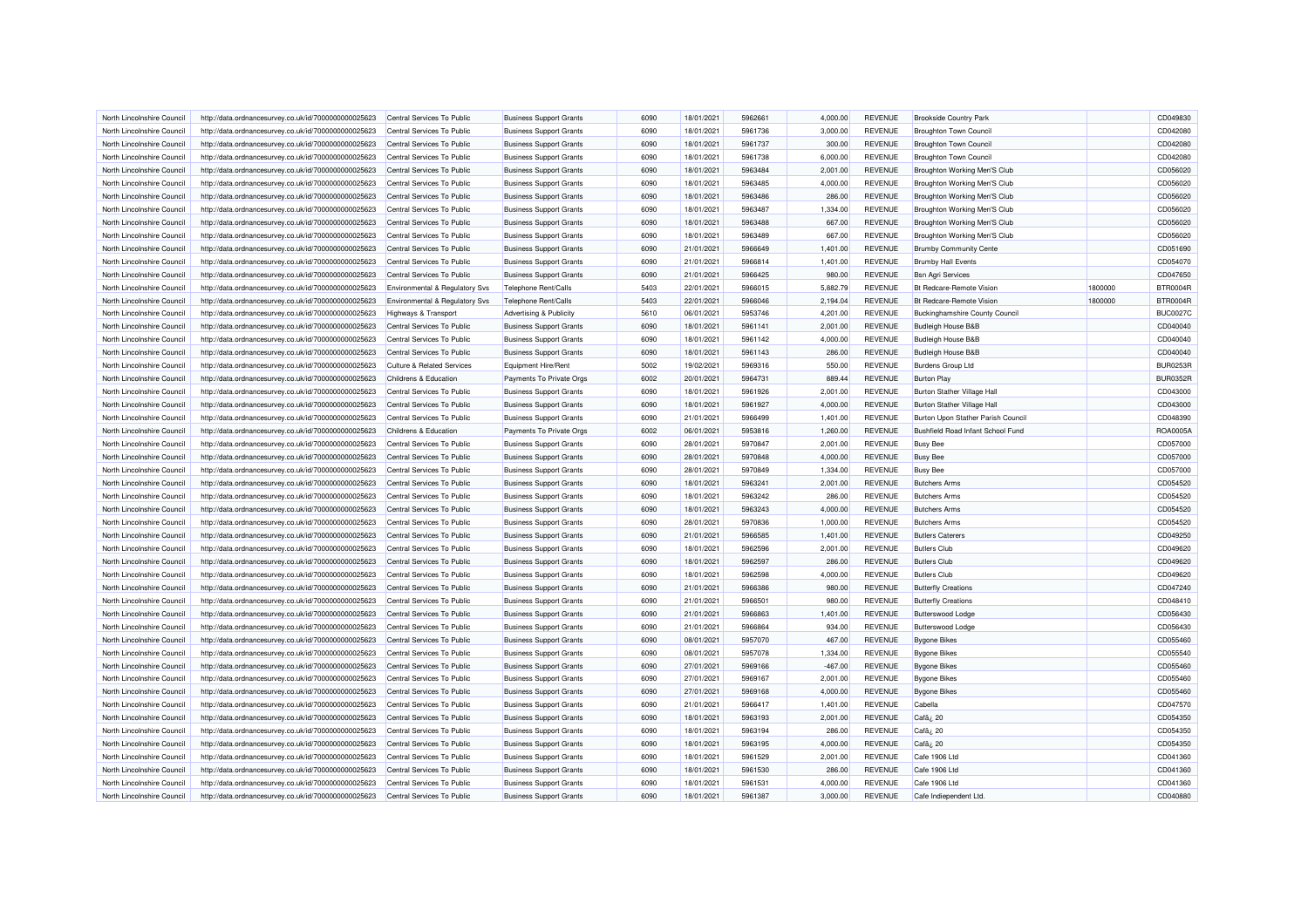| North Lincolnshire Council | http://data.ordnancesurvey.co.uk/id/7000000000025623 | Central Services To Public | Business Support Grants | 6090 | 18/01/2021 | 5962661 | 4,000.00 | REVENUE | Brookside Country Park | | CD049830 |
|---|---|---|---|---|---|---|---|---|---|---|---|
| North Lincolnshire Council | http://data.ordnancesurvey.co.uk/id/7000000000025623 | Central Services To Public | Business Support Grants | 6090 | 18/01/2021 | 5961736 | 3,000.00 | REVENUE | Broughton Town Council | | CD042080 |
| North Lincolnshire Council | http://data.ordnancesurvey.co.uk/id/7000000000025623 | Central Services To Public | Business Support Grants | 6090 | 18/01/2021 | 5961737 | 300.00 | REVENUE | Broughton Town Council | | CD042080 |
| North Lincolnshire Council | http://data.ordnancesurvey.co.uk/id/7000000000025623 | Central Services To Public | Business Support Grants | 6090 | 18/01/2021 | 5961738 | 6,000.00 | REVENUE | Broughton Town Council | | CD042080 |
| North Lincolnshire Council | http://data.ordnancesurvey.co.uk/id/7000000000025623 | Central Services To Public | Business Support Grants | 6090 | 18/01/2021 | 5963484 | 2,001.00 | REVENUE | Broughton Working Men'S Club | | CD056020 |
| North Lincolnshire Council | http://data.ordnancesurvey.co.uk/id/7000000000025623 | Central Services To Public | Business Support Grants | 6090 | 18/01/2021 | 5963485 | 4,000.00 | REVENUE | Broughton Working Men'S Club | | CD056020 |
| North Lincolnshire Council | http://data.ordnancesurvey.co.uk/id/7000000000025623 | Central Services To Public | Business Support Grants | 6090 | 18/01/2021 | 5963486 | 286.00 | REVENUE | Broughton Working Men'S Club | | CD056020 |
| North Lincolnshire Council | http://data.ordnancesurvey.co.uk/id/7000000000025623 | Central Services To Public | Business Support Grants | 6090 | 18/01/2021 | 5963487 | 1,334.00 | REVENUE | Broughton Working Men'S Club | | CD056020 |
| North Lincolnshire Council | http://data.ordnancesurvey.co.uk/id/7000000000025623 | Central Services To Public | Business Support Grants | 6090 | 18/01/2021 | 5963488 | 667.00 | REVENUE | Broughton Working Men'S Club | | CD056020 |
| North Lincolnshire Council | http://data.ordnancesurvey.co.uk/id/7000000000025623 | Central Services To Public | Business Support Grants | 6090 | 18/01/2021 | 5963489 | 667.00 | REVENUE | Broughton Working Men'S Club | | CD056020 |
| North Lincolnshire Council | http://data.ordnancesurvey.co.uk/id/7000000000025623 | Central Services To Public | Business Support Grants | 6090 | 21/01/2021 | 5966649 | 1,401.00 | REVENUE | Brumby Community Cente | | CD051690 |
| North Lincolnshire Council | http://data.ordnancesurvey.co.uk/id/7000000000025623 | Central Services To Public | Business Support Grants | 6090 | 21/01/2021 | 5966814 | 1,401.00 | REVENUE | Brumby Hall Events | | CD054070 |
| North Lincolnshire Council | http://data.ordnancesurvey.co.uk/id/7000000000025623 | Central Services To Public | Business Support Grants | 6090 | 21/01/2021 | 5966425 | 980.00 | REVENUE | Bsn Agri Services | | CD047650 |
| North Lincolnshire Council | http://data.ordnancesurvey.co.uk/id/7000000000025623 | Environmental & Regulatory Svs | Telephone Rent/Calls | 5403 | 22/01/2021 | 5966015 | 5,882.79 | REVENUE | Bt Redcare-Remote Vision | 1800000 | BTR0004R |
| North Lincolnshire Council | http://data.ordnancesurvey.co.uk/id/7000000000025623 | Environmental & Regulatory Svs | Telephone Rent/Calls | 5403 | 22/01/2021 | 5966046 | 2,194.04 | REVENUE | Bt Redcare-Remote Vision | 1800000 | BTR0004R |
| North Lincolnshire Council | http://data.ordnancesurvey.co.uk/id/7000000000025623 | Highways & Transport | Advertising & Publicity | 5610 | 06/01/2021 | 5953746 | 4,201.00 | REVENUE | Buckinghamshire County Council | | BUC0027C |
| North Lincolnshire Council | http://data.ordnancesurvey.co.uk/id/7000000000025623 | Central Services To Public | Business Support Grants | 6090 | 18/01/2021 | 5961141 | 2,001.00 | REVENUE | Budleigh House B&B | | CD040040 |
| North Lincolnshire Council | http://data.ordnancesurvey.co.uk/id/7000000000025623 | Central Services To Public | Business Support Grants | 6090 | 18/01/2021 | 5961142 | 4,000.00 | REVENUE | Budleigh House B&B | | CD040040 |
| North Lincolnshire Council | http://data.ordnancesurvey.co.uk/id/7000000000025623 | Central Services To Public | Business Support Grants | 6090 | 18/01/2021 | 5961143 | 286.00 | REVENUE | Budleigh House B&B | | CD040040 |
| North Lincolnshire Council | http://data.ordnancesurvey.co.uk/id/7000000000025623 | Culture & Related Services | Equipment Hire/Rent | 5002 | 19/02/2021 | 5969316 | 550.00 | REVENUE | Burdens Group Ltd | | BUR0253R |
| North Lincolnshire Council | http://data.ordnancesurvey.co.uk/id/7000000000025623 | Childrens & Education | Payments To Private Orgs | 6002 | 20/01/2021 | 5964731 | 889.44 | REVENUE | Burton Play | | BUR0352R |
| North Lincolnshire Council | http://data.ordnancesurvey.co.uk/id/7000000000025623 | Central Services To Public | Business Support Grants | 6090 | 18/01/2021 | 5961926 | 2,001.00 | REVENUE | Burton Stather Village Hall | | CD043000 |
| North Lincolnshire Council | http://data.ordnancesurvey.co.uk/id/7000000000025623 | Central Services To Public | Business Support Grants | 6090 | 18/01/2021 | 5961927 | 4,000.00 | REVENUE | Burton Stather Village Hall | | CD043000 |
| North Lincolnshire Council | http://data.ordnancesurvey.co.uk/id/7000000000025623 | Central Services To Public | Business Support Grants | 6090 | 21/01/2021 | 5966499 | 1,401.00 | REVENUE | Burton Upon Stather Parish Council | | CD048390 |
| North Lincolnshire Council | http://data.ordnancesurvey.co.uk/id/7000000000025623 | Childrens & Education | Payments To Private Orgs | 6002 | 06/01/2021 | 5953816 | 1,260.00 | REVENUE | Bushfield Road Infant School Fund | | ROA0005A |
| North Lincolnshire Council | http://data.ordnancesurvey.co.uk/id/7000000000025623 | Central Services To Public | Business Support Grants | 6090 | 28/01/2021 | 5970847 | 2,001.00 | REVENUE | Busy Bee | | CD057000 |
| North Lincolnshire Council | http://data.ordnancesurvey.co.uk/id/7000000000025623 | Central Services To Public | Business Support Grants | 6090 | 28/01/2021 | 5970848 | 4,000.00 | REVENUE | Busy Bee | | CD057000 |
| North Lincolnshire Council | http://data.ordnancesurvey.co.uk/id/7000000000025623 | Central Services To Public | Business Support Grants | 6090 | 28/01/2021 | 5970849 | 1,334.00 | REVENUE | Busy Bee | | CD057000 |
| North Lincolnshire Council | http://data.ordnancesurvey.co.uk/id/7000000000025623 | Central Services To Public | Business Support Grants | 6090 | 18/01/2021 | 5963241 | 2,001.00 | REVENUE | Butchers Arms | | CD054520 |
| North Lincolnshire Council | http://data.ordnancesurvey.co.uk/id/7000000000025623 | Central Services To Public | Business Support Grants | 6090 | 18/01/2021 | 5963242 | 286.00 | REVENUE | Butchers Arms | | CD054520 |
| North Lincolnshire Council | http://data.ordnancesurvey.co.uk/id/7000000000025623 | Central Services To Public | Business Support Grants | 6090 | 18/01/2021 | 5963243 | 4,000.00 | REVENUE | Butchers Arms | | CD054520 |
| North Lincolnshire Council | http://data.ordnancesurvey.co.uk/id/7000000000025623 | Central Services To Public | Business Support Grants | 6090 | 28/01/2021 | 5970836 | 1,000.00 | REVENUE | Butchers Arms | | CD054520 |
| North Lincolnshire Council | http://data.ordnancesurvey.co.uk/id/7000000000025623 | Central Services To Public | Business Support Grants | 6090 | 21/01/2021 | 5966585 | 1,401.00 | REVENUE | Butlers Caterers | | CD049250 |
| North Lincolnshire Council | http://data.ordnancesurvey.co.uk/id/7000000000025623 | Central Services To Public | Business Support Grants | 6090 | 18/01/2021 | 5962596 | 2,001.00 | REVENUE | Butlers Club | | CD049620 |
| North Lincolnshire Council | http://data.ordnancesurvey.co.uk/id/7000000000025623 | Central Services To Public | Business Support Grants | 6090 | 18/01/2021 | 5962597 | 286.00 | REVENUE | Butlers Club | | CD049620 |
| North Lincolnshire Council | http://data.ordnancesurvey.co.uk/id/7000000000025623 | Central Services To Public | Business Support Grants | 6090 | 18/01/2021 | 5962598 | 4,000.00 | REVENUE | Butlers Club | | CD049620 |
| North Lincolnshire Council | http://data.ordnancesurvey.co.uk/id/7000000000025623 | Central Services To Public | Business Support Grants | 6090 | 21/01/2021 | 5966386 | 980.00 | REVENUE | Butterfly Creations | | CD047240 |
| North Lincolnshire Council | http://data.ordnancesurvey.co.uk/id/7000000000025623 | Central Services To Public | Business Support Grants | 6090 | 21/01/2021 | 5966501 | 980.00 | REVENUE | Butterfly Creations | | CD048410 |
| North Lincolnshire Council | http://data.ordnancesurvey.co.uk/id/7000000000025623 | Central Services To Public | Business Support Grants | 6090 | 21/01/2021 | 5966863 | 1,401.00 | REVENUE | Butterswood Lodge | | CD056430 |
| North Lincolnshire Council | http://data.ordnancesurvey.co.uk/id/7000000000025623 | Central Services To Public | Business Support Grants | 6090 | 21/01/2021 | 5966864 | 934.00 | REVENUE | Butterswood Lodge | | CD056430 |
| North Lincolnshire Council | http://data.ordnancesurvey.co.uk/id/7000000000025623 | Central Services To Public | Business Support Grants | 6090 | 08/01/2021 | 5957070 | 467.00 | REVENUE | Bygone Bikes | | CD055460 |
| North Lincolnshire Council | http://data.ordnancesurvey.co.uk/id/7000000000025623 | Central Services To Public | Business Support Grants | 6090 | 08/01/2021 | 5957078 | 1,334.00 | REVENUE | Bygone Bikes | | CD055540 |
| North Lincolnshire Council | http://data.ordnancesurvey.co.uk/id/7000000000025623 | Central Services To Public | Business Support Grants | 6090 | 27/01/2021 | 5969166 | -467.00 | REVENUE | Bygone Bikes | | CD055460 |
| North Lincolnshire Council | http://data.ordnancesurvey.co.uk/id/7000000000025623 | Central Services To Public | Business Support Grants | 6090 | 27/01/2021 | 5969167 | 2,001.00 | REVENUE | Bygone Bikes | | CD055460 |
| North Lincolnshire Council | http://data.ordnancesurvey.co.uk/id/7000000000025623 | Central Services To Public | Business Support Grants | 6090 | 27/01/2021 | 5969168 | 4,000.00 | REVENUE | Bygone Bikes | | CD055460 |
| North Lincolnshire Council | http://data.ordnancesurvey.co.uk/id/7000000000025623 | Central Services To Public | Business Support Grants | 6090 | 21/01/2021 | 5966417 | 1,401.00 | REVENUE | Cabella | | CD047570 |
| North Lincolnshire Council | http://data.ordnancesurvey.co.uk/id/7000000000025623 | Central Services To Public | Business Support Grants | 6090 | 18/01/2021 | 5963193 | 2,001.00 | REVENUE | Cafâ¿ 20 | | CD054350 |
| North Lincolnshire Council | http://data.ordnancesurvey.co.uk/id/7000000000025623 | Central Services To Public | Business Support Grants | 6090 | 18/01/2021 | 5963194 | 286.00 | REVENUE | Cafâ¿ 20 | | CD054350 |
| North Lincolnshire Council | http://data.ordnancesurvey.co.uk/id/7000000000025623 | Central Services To Public | Business Support Grants | 6090 | 18/01/2021 | 5963195 | 4,000.00 | REVENUE | Cafâ¿ 20 | | CD054350 |
| North Lincolnshire Council | http://data.ordnancesurvey.co.uk/id/7000000000025623 | Central Services To Public | Business Support Grants | 6090 | 18/01/2021 | 5961529 | 2,001.00 | REVENUE | Cafe 1906 Ltd | | CD041360 |
| North Lincolnshire Council | http://data.ordnancesurvey.co.uk/id/7000000000025623 | Central Services To Public | Business Support Grants | 6090 | 18/01/2021 | 5961530 | 286.00 | REVENUE | Cafe 1906 Ltd | | CD041360 |
| North Lincolnshire Council | http://data.ordnancesurvey.co.uk/id/7000000000025623 | Central Services To Public | Business Support Grants | 6090 | 18/01/2021 | 5961531 | 4,000.00 | REVENUE | Cafe 1906 Ltd | | CD041360 |
| North Lincolnshire Council | http://data.ordnancesurvey.co.uk/id/7000000000025623 | Central Services To Public | Business Support Grants | 6090 | 18/01/2021 | 5961387 | 3,000.00 | REVENUE | Cafe Indiependent Ltd. | | CD040880 |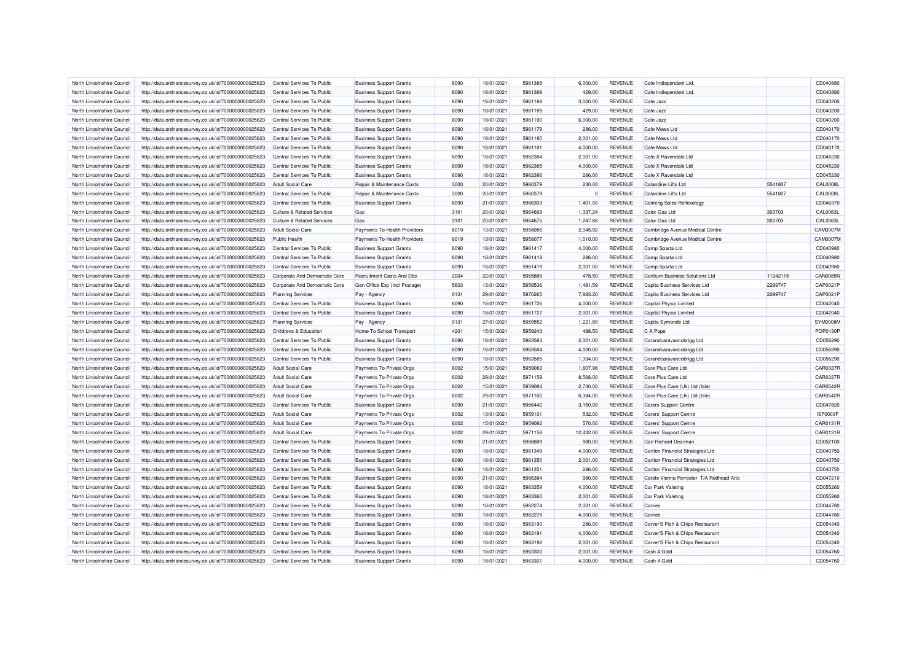| North Lincolnshire Council | http://data.ordnancesurvey.co.uk/id/7000000000025623 | Central Services To Public | Business Support Grants | 6090 | 18/01/2021 | 5961388 | 6,000.00 | REVENUE | Cafe Indiependent Ltd. | | CD040880 |
|---|---|---|---|---|---|---|---|---|---|---|---|
| North Lincolnshire Council | http://data.ordnancesurvey.co.uk/id/7000000000025623 | Central Services To Public | Business Support Grants | 6090 | 18/01/2021 | 5961389 | 429.00 | REVENUE | Cafe Indiependent Ltd. | | CD040880 |
| North Lincolnshire Council | http://data.ordnancesurvey.co.uk/id/7000000000025623 | Central Services To Public | Business Support Grants | 6090 | 18/01/2021 | 5961188 | 3,000.00 | REVENUE | Cafe Jazz | | CD040200 |
| North Lincolnshire Council | http://data.ordnancesurvey.co.uk/id/7000000000025623 | Central Services To Public | Business Support Grants | 6090 | 18/01/2021 | 5961189 | 429.00 | REVENUE | Cafe Jazz | | CD040200 |
| North Lincolnshire Council | http://data.ordnancesurvey.co.uk/id/7000000000025623 | Central Services To Public | Business Support Grants | 6090 | 18/01/2021 | 5961190 | 6,000.00 | REVENUE | Cafe Jazz | | CD040200 |
| North Lincolnshire Council | http://data.ordnancesurvey.co.uk/id/7000000000025623 | Central Services To Public | Business Support Grants | 6090 | 18/01/2021 | 5961179 | 286.00 | REVENUE | Cafe Mews Ltd | | CD040170 |
| North Lincolnshire Council | http://data.ordnancesurvey.co.uk/id/7000000000025623 | Central Services To Public | Business Support Grants | 6090 | 18/01/2021 | 5961180 | 2,001.00 | REVENUE | Cafe Mews Ltd | | CD040170 |
| North Lincolnshire Council | http://data.ordnancesurvey.co.uk/id/7000000000025623 | Central Services To Public | Business Support Grants | 6090 | 18/01/2021 | 5961181 | 4,000.00 | REVENUE | Cafe Mews Ltd | | CD040170 |
| North Lincolnshire Council | http://data.ordnancesurvey.co.uk/id/7000000000025623 | Central Services To Public | Business Support Grants | 6090 | 18/01/2021 | 5962384 | 2,001.00 | REVENUE | Cafe X Ravendale Ltd | | CD045230 |
| North Lincolnshire Council | http://data.ordnancesurvey.co.uk/id/7000000000025623 | Central Services To Public | Business Support Grants | 6090 | 18/01/2021 | 5962385 | 4,000.00 | REVENUE | Cafe X Ravendale Ltd | | CD045230 |
| North Lincolnshire Council | http://data.ordnancesurvey.co.uk/id/7000000000025623 | Central Services To Public | Business Support Grants | 6090 | 18/01/2021 | 5962386 | 286.00 | REVENUE | Cafe X Ravendale Ltd | | CD045230 |
| North Lincolnshire Council | http://data.ordnancesurvey.co.uk/id/7000000000025623 | Adult Social Care | Repair & Maintenance Costs | 3000 | 20/01/2021 | 5960379 | 230.00 | REVENUE | Calandine Lifts Ltd | 5541807 | CAL0008L |
| North Lincolnshire Council | http://data.ordnancesurvey.co.uk/id/7000000000025623 | Central Services To Public | Repair & Maintenance Costs | 3000 | 20/01/2021 | 5960379 | 0 | REVENUE | Calandine Lifts Ltd | 5541807 | CAL0008L |
| North Lincolnshire Council | http://data.ordnancesurvey.co.uk/id/7000000000025623 | Central Services To Public | Business Support Grants | 6090 | 21/01/2021 | 5966303 | 1,401.00 | REVENUE | Calming Soles Reflexology | | CD046370 |
| North Lincolnshire Council | http://data.ordnancesurvey.co.uk/id/7000000000025623 | Culture & Related Services | Gas | 3101 | 20/01/2021 | 5964669 | 1,337.24 | REVENUE | Calor Gas Ltd | 303703 | CAL0063L |
| North Lincolnshire Council | http://data.ordnancesurvey.co.uk/id/7000000000025623 | Culture & Related Services | Gas | 3101 | 20/01/2021 | 5964675 | 1,247.86 | REVENUE | Calor Gas Ltd | 303703 | CAL0063L |
| North Lincolnshire Council | http://data.ordnancesurvey.co.uk/id/7000000000025623 | Adult Social Care | Payments To Health Providers | 6019 | 13/01/2021 | 5958086 | 2,045.92 | REVENUE | Cambridge Avenue Medical Centre | | CAM0007M |
| North Lincolnshire Council | http://data.ordnancesurvey.co.uk/id/7000000000025623 | Public Health | Payments To Health Providers | 6019 | 13/01/2021 | 5958077 | 1,010.00 | REVENUE | Cambridge Avenue Medical Centre | | CAM0007M |
| North Lincolnshire Council | http://data.ordnancesurvey.co.uk/id/7000000000025623 | Central Services To Public | Business Support Grants | 6090 | 18/01/2021 | 5961417 | 4,000.00 | REVENUE | Camp Sparta Ltd | | CD040980 |
| North Lincolnshire Council | http://data.ordnancesurvey.co.uk/id/7000000000025623 | Central Services To Public | Business Support Grants | 6090 | 18/01/2021 | 5961418 | 286.00 | REVENUE | Camp Sparta Ltd | | CD040980 |
| North Lincolnshire Council | http://data.ordnancesurvey.co.uk/id/7000000000025623 | Central Services To Public | Business Support Grants | 6090 | 18/01/2021 | 5961419 | 2,001.00 | REVENUE | Camp Sparta Ltd | | CD040980 |
| North Lincolnshire Council | http://data.ordnancesurvey.co.uk/id/7000000000025623 | Corporate And Democratic Core | Recruitment Costs And Dbs | 2004 | 22/01/2021 | 5965889 | 478.50 | REVENUE | Cantium Business Solutions Ltd | 11242115 | CAN0085N |
| North Lincolnshire Council | http://data.ordnancesurvey.co.uk/id/7000000000025623 | Corporate And Democratic Core | Gen Office Exp (Incl Postage) | 5603 | 13/01/2021 | 5958536 | 1,481.59 | REVENUE | Capita Business Services Ltd | 2299747 | CAP0021P |
| North Lincolnshire Council | http://data.ordnancesurvey.co.uk/id/7000000000025623 | Planning Services | Pay - Agency | 0131 | 29/01/2021 | 5970265 | 7,883.20 | REVENUE | Capita Business Services Ltd | 2299747 | CAP0021P |
| North Lincolnshire Council | http://data.ordnancesurvey.co.uk/id/7000000000025623 | Central Services To Public | Business Support Grants | 6090 | 18/01/2021 | 5961726 | 4,000.00 | REVENUE | Capital Physio Limited | | CD042040 |
| North Lincolnshire Council | http://data.ordnancesurvey.co.uk/id/7000000000025623 | Central Services To Public | Business Support Grants | 6090 | 18/01/2021 | 5961727 | 2,001.00 | REVENUE | Capital Physio Limited | | CD042040 |
| North Lincolnshire Council | http://data.ordnancesurvey.co.uk/id/7000000000025623 | Planning Services | Pay - Agency | 0131 | 27/01/2021 | 5969552 | 1,221.80 | REVENUE | Capita Symonds Ltd | | SYM0008M |
| North Lincolnshire Council | http://data.ordnancesurvey.co.uk/id/7000000000025623 | Childrens & Education | Home To School Transport | 4201 | 15/01/2021 | 5959243 | 488.50 | REVENUE | C A Pope | | POP0130P |
| North Lincolnshire Council | http://data.ordnancesurvey.co.uk/id/7000000000025623 | Central Services To Public | Business Support Grants | 6090 | 18/01/2021 | 5963583 | 2,001.00 | REVENUE | Carandcaravancobrigg Ltd | | CD056290 |
| North Lincolnshire Council | http://data.ordnancesurvey.co.uk/id/7000000000025623 | Central Services To Public | Business Support Grants | 6090 | 18/01/2021 | 5963584 | 4,000.00 | REVENUE | Carandcaravancobrigg Ltd | | CD056290 |
| North Lincolnshire Council | http://data.ordnancesurvey.co.uk/id/7000000000025623 | Central Services To Public | Business Support Grants | 6090 | 18/01/2021 | 5963585 | 1,334.00 | REVENUE | Carandcaravancobrigg Ltd | | CD056290 |
| North Lincolnshire Council | http://data.ordnancesurvey.co.uk/id/7000000000025623 | Adult Social Care | Payments To Private Orgs | 6002 | 15/01/2021 | 5959083 | 1,607.96 | REVENUE | Care Plus Care Ltd | | CAR0337R |
| North Lincolnshire Council | http://data.ordnancesurvey.co.uk/id/7000000000025623 | Adult Social Care | Payments To Private Orgs | 6002 | 29/01/2021 | 5971159 | 8,568.00 | REVENUE | Care Plus Care Ltd | | CAR0337R |
| North Lincolnshire Council | http://data.ordnancesurvey.co.uk/id/7000000000025623 | Adult Social Care | Payments To Private Orgs | 6002 | 15/01/2021 | 5959084 | 2,730.00 | REVENUE | Care Plus Care (Uk) Ltd (Isle) | | CAR0542R |
| North Lincolnshire Council | http://data.ordnancesurvey.co.uk/id/7000000000025623 | Adult Social Care | Payments To Private Orgs | 6002 | 29/01/2021 | 5971160 | 6,384.00 | REVENUE | Care Plus Care (Uk) Ltd (Isle) | | CAR0542R |
| North Lincolnshire Council | http://data.ordnancesurvey.co.uk/id/7000000000025623 | Central Services To Public | Business Support Grants | 6090 | 21/01/2021 | 5966442 | 3,150.00 | REVENUE | Carers Support Centre | | CD047820 |
| North Lincolnshire Council | http://data.ordnancesurvey.co.uk/id/7000000000025623 | Adult Social Care | Payments To Private Orgs | 6002 | 13/01/2021 | 5959101 | 532.00 | REVENUE | Carers' Support Centre | | ISF0003F |
| North Lincolnshire Council | http://data.ordnancesurvey.co.uk/id/7000000000025623 | Adult Social Care | Payments To Private Orgs | 6002 | 15/01/2021 | 5959082 | 570.00 | REVENUE | Carers' Support Centre | | CAR0131R |
| North Lincolnshire Council | http://data.ordnancesurvey.co.uk/id/7000000000025623 | Adult Social Care | Payments To Private Orgs | 6002 | 29/01/2021 | 5971158 | 12,432.00 | REVENUE | Carers' Support Centre | | CAR0131R |
| North Lincolnshire Council | http://data.ordnancesurvey.co.uk/id/7000000000025623 | Central Services To Public | Business Support Grants | 6090 | 21/01/2021 | 5966689 | 980.00 | REVENUE | Carl Richard Dearman | | CD052100 |
| North Lincolnshire Council | http://data.ordnancesurvey.co.uk/id/7000000000025623 | Central Services To Public | Business Support Grants | 6090 | 18/01/2021 | 5961349 | 4,000.00 | REVENUE | Carlton Financial Strategies Ltd | | CD040750 |
| North Lincolnshire Council | http://data.ordnancesurvey.co.uk/id/7000000000025623 | Central Services To Public | Business Support Grants | 6090 | 18/01/2021 | 5961350 | 2,001.00 | REVENUE | Carlton Financial Strategies Ltd | | CD040750 |
| North Lincolnshire Council | http://data.ordnancesurvey.co.uk/id/7000000000025623 | Central Services To Public | Business Support Grants | 6090 | 18/01/2021 | 5961351 | 286.00 | REVENUE | Carlton Financial Strategies Ltd | | CD040750 |
| North Lincolnshire Council | http://data.ordnancesurvey.co.uk/id/7000000000025623 | Central Services To Public | Business Support Grants | 6090 | 21/01/2021 | 5966384 | 980.00 | REVENUE | Carole Vienna Forrester T/A Redhead Arts | | CD047210 |
| North Lincolnshire Council | http://data.ordnancesurvey.co.uk/id/7000000000025623 | Central Services To Public | Business Support Grants | 6090 | 18/01/2021 | 5963359 | 4,000.00 | REVENUE | Car Park Valeting | | CD055260 |
| North Lincolnshire Council | http://data.ordnancesurvey.co.uk/id/7000000000025623 | Central Services To Public | Business Support Grants | 6090 | 18/01/2021 | 5963360 | 2,001.00 | REVENUE | Car Park Valeting | | CD055260 |
| North Lincolnshire Council | http://data.ordnancesurvey.co.uk/id/7000000000025623 | Central Services To Public | Business Support Grants | 6090 | 18/01/2021 | 5962274 | 2,001.00 | REVENUE | Carries | | CD044780 |
| North Lincolnshire Council | http://data.ordnancesurvey.co.uk/id/7000000000025623 | Central Services To Public | Business Support Grants | 6090 | 18/01/2021 | 5962275 | 4,000.00 | REVENUE | Carries | | CD044780 |
| North Lincolnshire Council | http://data.ordnancesurvey.co.uk/id/7000000000025623 | Central Services To Public | Business Support Grants | 6090 | 18/01/2021 | 5963190 | 286.00 | REVENUE | Carver'S Fish & Chips Restaurant | | CD054340 |
| North Lincolnshire Council | http://data.ordnancesurvey.co.uk/id/7000000000025623 | Central Services To Public | Business Support Grants | 6090 | 18/01/2021 | 5963191 | 4,000.00 | REVENUE | Carver'S Fish & Chips Restaurant | | CD054340 |
| North Lincolnshire Council | http://data.ordnancesurvey.co.uk/id/7000000000025623 | Central Services To Public | Business Support Grants | 6090 | 18/01/2021 | 5963192 | 2,001.00 | REVENUE | Carver'S Fish & Chips Restaurant | | CD054340 |
| North Lincolnshire Council | http://data.ordnancesurvey.co.uk/id/7000000000025623 | Central Services To Public | Business Support Grants | 6090 | 18/01/2021 | 5963300 | 2,001.00 | REVENUE | Cash 4 Gold | | CD054760 |
| North Lincolnshire Council | http://data.ordnancesurvey.co.uk/id/7000000000025623 | Central Services To Public | Business Support Grants | 6090 | 18/01/2021 | 5963301 | 4,000.00 | REVENUE | Cash 4 Gold | | CD054760 |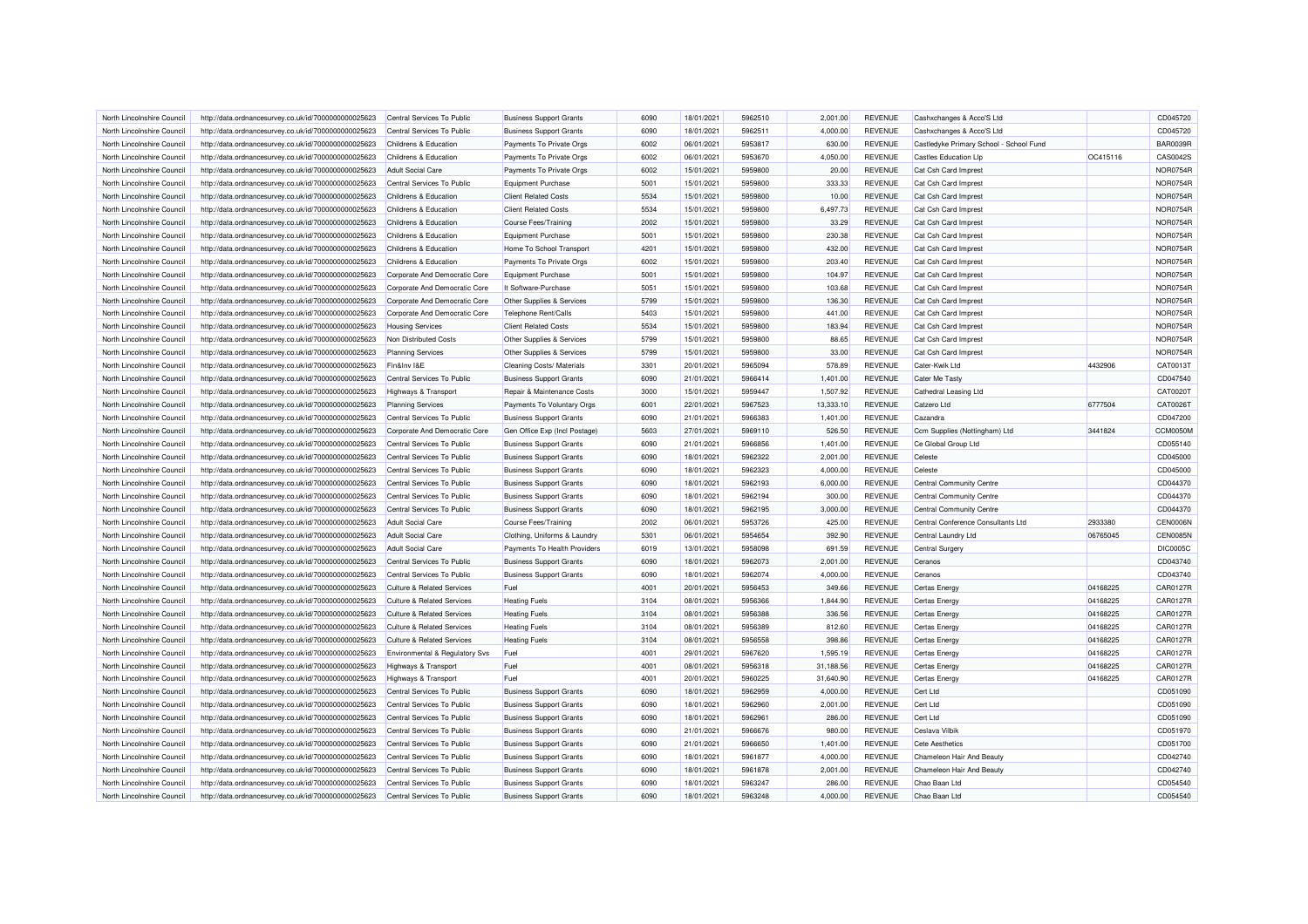| North Lincolnshire Council | http://data.ordnancesurvey.co.uk/id/7000000000025623 | Central Services To Public | Business Support Grants | 6090 | 18/01/2021 | 5962510 | 2,001.00 | REVENUE | Cashxchanges & Acco'S Ltd | | CD045720 |
|---|---|---|---|---|---|---|---|---|---|---|---|
| North Lincolnshire Council | http://data.ordnancesurvey.co.uk/id/7000000000025623 | Central Services To Public | Business Support Grants | 6090 | 18/01/2021 | 5962511 | 4,000.00 | REVENUE | Cashxchanges & Acco'S Ltd | | CD045720 |
| North Lincolnshire Council | http://data.ordnancesurvey.co.uk/id/7000000000025623 | Childrens & Education | Payments To Private Orgs | 6002 | 06/01/2021 | 5953817 | 630.00 | REVENUE | Castledyke Primary School - School Fund | | BAR0039R |
| North Lincolnshire Council | http://data.ordnancesurvey.co.uk/id/7000000000025623 | Childrens & Education | Payments To Private Orgs | 6002 | 06/01/2021 | 5953670 | 4,050.00 | REVENUE | Castles Education Llp | OC415116 | CAS0042S |
| North Lincolnshire Council | http://data.ordnancesurvey.co.uk/id/7000000000025623 | Adult Social Care | Payments To Private Orgs | 6002 | 15/01/2021 | 5959800 | 20.00 | REVENUE | Cat Csh Card Imprest | | NOR0754R |
| North Lincolnshire Council | http://data.ordnancesurvey.co.uk/id/7000000000025623 | Central Services To Public | Equipment Purchase | 5001 | 15/01/2021 | 5959800 | 333.33 | REVENUE | Cat Csh Card Imprest | | NOR0754R |
| North Lincolnshire Council | http://data.ordnancesurvey.co.uk/id/7000000000025623 | Childrens & Education | Client Related Costs | 5534 | 15/01/2021 | 5959800 | 10.00 | REVENUE | Cat Csh Card Imprest | | NOR0754R |
| North Lincolnshire Council | http://data.ordnancesurvey.co.uk/id/7000000000025623 | Childrens & Education | Client Related Costs | 5534 | 15/01/2021 | 5959800 | 6,497.73 | REVENUE | Cat Csh Card Imprest | | NOR0754R |
| North Lincolnshire Council | http://data.ordnancesurvey.co.uk/id/7000000000025623 | Childrens & Education | Course Fees/Training | 2002 | 15/01/2021 | 5959800 | 33.29 | REVENUE | Cat Csh Card Imprest | | NOR0754R |
| North Lincolnshire Council | http://data.ordnancesurvey.co.uk/id/7000000000025623 | Childrens & Education | Equipment Purchase | 5001 | 15/01/2021 | 5959800 | 230.38 | REVENUE | Cat Csh Card Imprest | | NOR0754R |
| North Lincolnshire Council | http://data.ordnancesurvey.co.uk/id/7000000000025623 | Childrens & Education | Home To School Transport | 4201 | 15/01/2021 | 5959800 | 432.00 | REVENUE | Cat Csh Card Imprest | | NOR0754R |
| North Lincolnshire Council | http://data.ordnancesurvey.co.uk/id/7000000000025623 | Childrens & Education | Payments To Private Orgs | 6002 | 15/01/2021 | 5959800 | 203.40 | REVENUE | Cat Csh Card Imprest | | NOR0754R |
| North Lincolnshire Council | http://data.ordnancesurvey.co.uk/id/7000000000025623 | Corporate And Democratic Core | Equipment Purchase | 5001 | 15/01/2021 | 5959800 | 104.97 | REVENUE | Cat Csh Card Imprest | | NOR0754R |
| North Lincolnshire Council | http://data.ordnancesurvey.co.uk/id/7000000000025623 | Corporate And Democratic Core | It Software-Purchase | 5051 | 15/01/2021 | 5959800 | 103.68 | REVENUE | Cat Csh Card Imprest | | NOR0754R |
| North Lincolnshire Council | http://data.ordnancesurvey.co.uk/id/7000000000025623 | Corporate And Democratic Core | Other Supplies & Services | 5799 | 15/01/2021 | 5959800 | 136.30 | REVENUE | Cat Csh Card Imprest | | NOR0754R |
| North Lincolnshire Council | http://data.ordnancesurvey.co.uk/id/7000000000025623 | Corporate And Democratic Core | Telephone Rent/Calls | 5403 | 15/01/2021 | 5959800 | 441.00 | REVENUE | Cat Csh Card Imprest | | NOR0754R |
| North Lincolnshire Council | http://data.ordnancesurvey.co.uk/id/7000000000025623 | Housing Services | Client Related Costs | 5534 | 15/01/2021 | 5959800 | 183.94 | REVENUE | Cat Csh Card Imprest | | NOR0754R |
| North Lincolnshire Council | http://data.ordnancesurvey.co.uk/id/7000000000025623 | Non Distributed Costs | Other Supplies & Services | 5799 | 15/01/2021 | 5959800 | 88.65 | REVENUE | Cat Csh Card Imprest | | NOR0754R |
| North Lincolnshire Council | http://data.ordnancesurvey.co.uk/id/7000000000025623 | Planning Services | Other Supplies & Services | 5799 | 15/01/2021 | 5959800 | 33.00 | REVENUE | Cat Csh Card Imprest | | NOR0754R |
| North Lincolnshire Council | http://data.ordnancesurvey.co.uk/id/7000000000025623 | Fin&Inv I&E | Cleaning Costs/ Materials | 3301 | 20/01/2021 | 5965094 | 578.89 | REVENUE | Cater-Kwik Ltd | 4432906 | CAT0013T |
| North Lincolnshire Council | http://data.ordnancesurvey.co.uk/id/7000000000025623 | Central Services To Public | Business Support Grants | 6090 | 21/01/2021 | 5966414 | 1,401.00 | REVENUE | Cater Me Tasty | | CD047540 |
| North Lincolnshire Council | http://data.ordnancesurvey.co.uk/id/7000000000025623 | Highways & Transport | Repair & Maintenance Costs | 3000 | 15/01/2021 | 5959447 | 1,507.92 | REVENUE | Cathedral Leasing Ltd | | CAT0020T |
| North Lincolnshire Council | http://data.ordnancesurvey.co.uk/id/7000000000025623 | Planning Services | Payments To Voluntary Orgs | 6001 | 22/01/2021 | 5967523 | 13,333.10 | REVENUE | Catzero Ltd | 6777504 | CAT0026T |
| North Lincolnshire Council | http://data.ordnancesurvey.co.uk/id/7000000000025623 | Central Services To Public | Business Support Grants | 6090 | 21/01/2021 | 5966383 | 1,401.00 | REVENUE | Cazandra | | CD047200 |
| North Lincolnshire Council | http://data.ordnancesurvey.co.uk/id/7000000000025623 | Corporate And Democratic Core | Gen Office Exp (Incl Postage) | 5603 | 27/01/2021 | 5969110 | 526.50 | REVENUE | Ccm Supplies (Nottingham) Ltd | 3441824 | CCM0050M |
| North Lincolnshire Council | http://data.ordnancesurvey.co.uk/id/7000000000025623 | Central Services To Public | Business Support Grants | 6090 | 21/01/2021 | 5966856 | 1,401.00 | REVENUE | Ce Global Group Ltd | | CD055140 |
| North Lincolnshire Council | http://data.ordnancesurvey.co.uk/id/7000000000025623 | Central Services To Public | Business Support Grants | 6090 | 18/01/2021 | 5962322 | 2,001.00 | REVENUE | Celeste | | CD045000 |
| North Lincolnshire Council | http://data.ordnancesurvey.co.uk/id/7000000000025623 | Central Services To Public | Business Support Grants | 6090 | 18/01/2021 | 5962323 | 4,000.00 | REVENUE | Celeste | | CD045000 |
| North Lincolnshire Council | http://data.ordnancesurvey.co.uk/id/7000000000025623 | Central Services To Public | Business Support Grants | 6090 | 18/01/2021 | 5962193 | 6,000.00 | REVENUE | Central Community Centre | | CD044370 |
| North Lincolnshire Council | http://data.ordnancesurvey.co.uk/id/7000000000025623 | Central Services To Public | Business Support Grants | 6090 | 18/01/2021 | 5962194 | 300.00 | REVENUE | Central Community Centre | | CD044370 |
| North Lincolnshire Council | http://data.ordnancesurvey.co.uk/id/7000000000025623 | Central Services To Public | Business Support Grants | 6090 | 18/01/2021 | 5962195 | 3,000.00 | REVENUE | Central Community Centre | | CD044370 |
| North Lincolnshire Council | http://data.ordnancesurvey.co.uk/id/7000000000025623 | Adult Social Care | Course Fees/Training | 2002 | 06/01/2021 | 5953726 | 425.00 | REVENUE | Central Conference Consultants Ltd | 2933380 | CEN0006N |
| North Lincolnshire Council | http://data.ordnancesurvey.co.uk/id/7000000000025623 | Adult Social Care | Clothing, Uniforms & Laundry | 5301 | 06/01/2021 | 5954654 | 392.90 | REVENUE | Central Laundry Ltd | 06765045 | CEN0085N |
| North Lincolnshire Council | http://data.ordnancesurvey.co.uk/id/7000000000025623 | Adult Social Care | Payments To Health Providers | 6019 | 13/01/2021 | 5958098 | 691.59 | REVENUE | Central Surgery | | DIC0005C |
| North Lincolnshire Council | http://data.ordnancesurvey.co.uk/id/7000000000025623 | Central Services To Public | Business Support Grants | 6090 | 18/01/2021 | 5962073 | 2,001.00 | REVENUE | Ceranos | | CD043740 |
| North Lincolnshire Council | http://data.ordnancesurvey.co.uk/id/7000000000025623 | Central Services To Public | Business Support Grants | 6090 | 18/01/2021 | 5962074 | 4,000.00 | REVENUE | Ceranos | | CD043740 |
| North Lincolnshire Council | http://data.ordnancesurvey.co.uk/id/7000000000025623 | Culture & Related Services | Fuel | 4001 | 20/01/2021 | 5956453 | 349.66 | REVENUE | Certas Energy | 04168225 | CAR0127R |
| North Lincolnshire Council | http://data.ordnancesurvey.co.uk/id/7000000000025623 | Culture & Related Services | Heating Fuels | 3104 | 08/01/2021 | 5956366 | 1,844.90 | REVENUE | Certas Energy | 04168225 | CAR0127R |
| North Lincolnshire Council | http://data.ordnancesurvey.co.uk/id/7000000000025623 | Culture & Related Services | Heating Fuels | 3104 | 08/01/2021 | 5956388 | 336.56 | REVENUE | Certas Energy | 04168225 | CAR0127R |
| North Lincolnshire Council | http://data.ordnancesurvey.co.uk/id/7000000000025623 | Culture & Related Services | Heating Fuels | 3104 | 08/01/2021 | 5956389 | 812.60 | REVENUE | Certas Energy | 04168225 | CAR0127R |
| North Lincolnshire Council | http://data.ordnancesurvey.co.uk/id/7000000000025623 | Culture & Related Services | Heating Fuels | 3104 | 08/01/2021 | 5956558 | 398.86 | REVENUE | Certas Energy | 04168225 | CAR0127R |
| North Lincolnshire Council | http://data.ordnancesurvey.co.uk/id/7000000000025623 | Environmental & Regulatory Svs | Fuel | 4001 | 29/01/2021 | 5967620 | 1,595.19 | REVENUE | Certas Energy | 04168225 | CAR0127R |
| North Lincolnshire Council | http://data.ordnancesurvey.co.uk/id/7000000000025623 | Highways & Transport | Fuel | 4001 | 08/01/2021 | 5956318 | 31,188.56 | REVENUE | Certas Energy | 04168225 | CAR0127R |
| North Lincolnshire Council | http://data.ordnancesurvey.co.uk/id/7000000000025623 | Highways & Transport | Fuel | 4001 | 20/01/2021 | 5960225 | 31,640.90 | REVENUE | Certas Energy | 04168225 | CAR0127R |
| North Lincolnshire Council | http://data.ordnancesurvey.co.uk/id/7000000000025623 | Central Services To Public | Business Support Grants | 6090 | 18/01/2021 | 5962959 | 4,000.00 | REVENUE | Cert Ltd | | CD051090 |
| North Lincolnshire Council | http://data.ordnancesurvey.co.uk/id/7000000000025623 | Central Services To Public | Business Support Grants | 6090 | 18/01/2021 | 5962960 | 2,001.00 | REVENUE | Cert Ltd | | CD051090 |
| North Lincolnshire Council | http://data.ordnancesurvey.co.uk/id/7000000000025623 | Central Services To Public | Business Support Grants | 6090 | 18/01/2021 | 5962961 | 286.00 | REVENUE | Cert Ltd | | CD051090 |
| North Lincolnshire Council | http://data.ordnancesurvey.co.uk/id/7000000000025623 | Central Services To Public | Business Support Grants | 6090 | 21/01/2021 | 5966676 | 980.00 | REVENUE | Ceslava Vilbik | | CD051970 |
| North Lincolnshire Council | http://data.ordnancesurvey.co.uk/id/7000000000025623 | Central Services To Public | Business Support Grants | 6090 | 21/01/2021 | 5966650 | 1,401.00 | REVENUE | Cete Aesthetics | | CD051700 |
| North Lincolnshire Council | http://data.ordnancesurvey.co.uk/id/7000000000025623 | Central Services To Public | Business Support Grants | 6090 | 18/01/2021 | 5961877 | 4,000.00 | REVENUE | Chameleon Hair And Beauty | | CD042740 |
| North Lincolnshire Council | http://data.ordnancesurvey.co.uk/id/7000000000025623 | Central Services To Public | Business Support Grants | 6090 | 18/01/2021 | 5961878 | 2,001.00 | REVENUE | Chameleon Hair And Beauty | | CD042740 |
| North Lincolnshire Council | http://data.ordnancesurvey.co.uk/id/7000000000025623 | Central Services To Public | Business Support Grants | 6090 | 18/01/2021 | 5963247 | 286.00 | REVENUE | Chao Baan Ltd | | CD054540 |
| North Lincolnshire Council | http://data.ordnancesurvey.co.uk/id/7000000000025623 | Central Services To Public | Business Support Grants | 6090 | 18/01/2021 | 5963248 | 4,000.00 | REVENUE | Chao Baan Ltd | | CD054540 |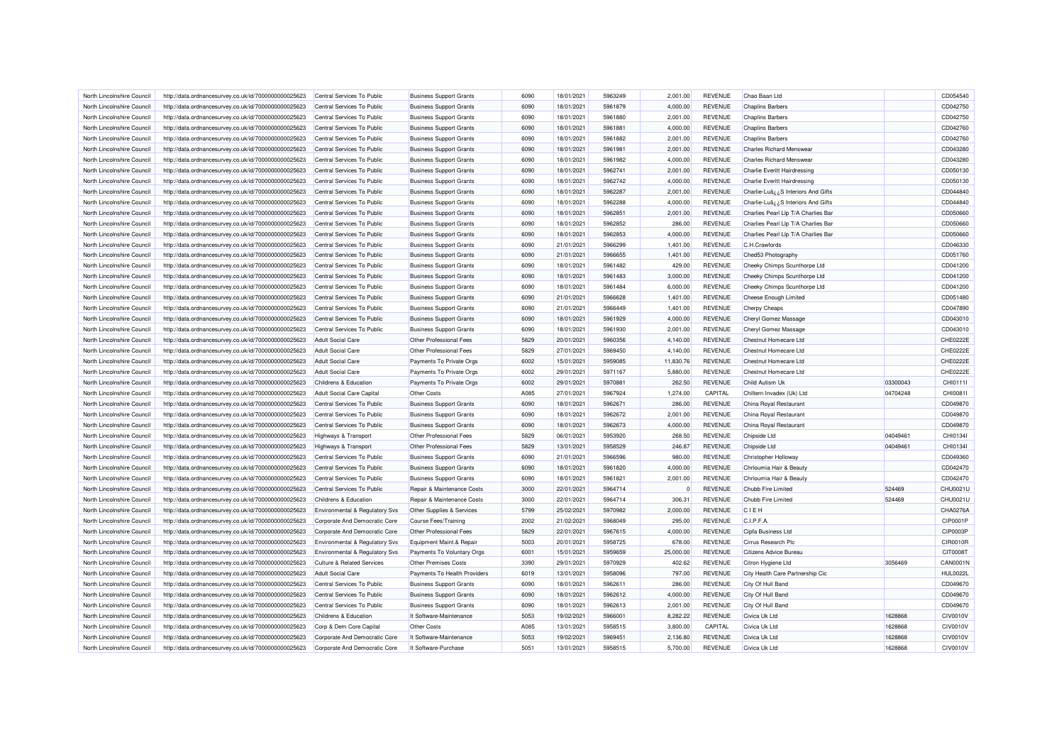| North Lincolnshire Council | http://data.ordnancesurvey.co.uk/id/7000000000025623 | Central Services To Public | Business Support Grants | 6090 | 18/01/2021 | 5963249 | 2,001.00 | REVENUE | Chao Baan Ltd | | CD054540 |
|---|---|---|---|---|---|---|---|---|---|---|---|
| North Lincolnshire Council | http://data.ordnancesurvey.co.uk/id/7000000000025623 | Central Services To Public | Business Support Grants | 6090 | 18/01/2021 | 5961879 | 4,000.00 | REVENUE | Chaplins Barbers | | CD042750 |
| North Lincolnshire Council | http://data.ordnancesurvey.co.uk/id/7000000000025623 | Central Services To Public | Business Support Grants | 6090 | 18/01/2021 | 5961880 | 2,001.00 | REVENUE | Chaplins Barbers | | CD042750 |
| North Lincolnshire Council | http://data.ordnancesurvey.co.uk/id/7000000000025623 | Central Services To Public | Business Support Grants | 6090 | 18/01/2021 | 5961881 | 4,000.00 | REVENUE | Chaplins Barbers | | CD042760 |
| North Lincolnshire Council | http://data.ordnancesurvey.co.uk/id/7000000000025623 | Central Services To Public | Business Support Grants | 6090 | 18/01/2021 | 5961882 | 2,001.00 | REVENUE | Chaplins Barbers | | CD042760 |
| North Lincolnshire Council | http://data.ordnancesurvey.co.uk/id/7000000000025623 | Central Services To Public | Business Support Grants | 6090 | 18/01/2021 | 5961981 | 2,001.00 | REVENUE | Charles Richard Menswear | | CD043280 |
| North Lincolnshire Council | http://data.ordnancesurvey.co.uk/id/7000000000025623 | Central Services To Public | Business Support Grants | 6090 | 18/01/2021 | 5961982 | 4,000.00 | REVENUE | Charles Richard Menswear | | CD043280 |
| North Lincolnshire Council | http://data.ordnancesurvey.co.uk/id/7000000000025623 | Central Services To Public | Business Support Grants | 6090 | 18/01/2021 | 5962741 | 2,001.00 | REVENUE | Charlie Everitt Hairdressing | | CD050130 |
| North Lincolnshire Council | http://data.ordnancesurvey.co.uk/id/7000000000025623 | Central Services To Public | Business Support Grants | 6090 | 18/01/2021 | 5962742 | 4,000.00 | REVENUE | Charlie Everitt Hairdressing | | CD050130 |
| North Lincolnshire Council | http://data.ordnancesurvey.co.uk/id/7000000000025623 | Central Services To Public | Business Support Grants | 6090 | 18/01/2021 | 5962287 | 2,001.00 | REVENUE | Charlie-Luâ¿¿S Interiors And Gifts | | CD044840 |
| North Lincolnshire Council | http://data.ordnancesurvey.co.uk/id/7000000000025623 | Central Services To Public | Business Support Grants | 6090 | 18/01/2021 | 5962288 | 4,000.00 | REVENUE | Charlie-Luâ¿¿S Interiors And Gifts | | CD044840 |
| North Lincolnshire Council | http://data.ordnancesurvey.co.uk/id/7000000000025623 | Central Services To Public | Business Support Grants | 6090 | 18/01/2021 | 5962851 | 2,001.00 | REVENUE | Charlies Pearl Llp T/A Charlies Bar | | CD050660 |
| North Lincolnshire Council | http://data.ordnancesurvey.co.uk/id/7000000000025623 | Central Services To Public | Business Support Grants | 6090 | 18/01/2021 | 5962852 | 286.00 | REVENUE | Charlies Pearl Llp T/A Charlies Bar | | CD050660 |
| North Lincolnshire Council | http://data.ordnancesurvey.co.uk/id/7000000000025623 | Central Services To Public | Business Support Grants | 6090 | 18/01/2021 | 5962853 | 4,000.00 | REVENUE | Charlies Pearl Llp T/A Charlies Bar | | CD050660 |
| North Lincolnshire Council | http://data.ordnancesurvey.co.uk/id/7000000000025623 | Central Services To Public | Business Support Grants | 6090 | 21/01/2021 | 5966299 | 1,401.00 | REVENUE | C.H.Crawfords | | CD046330 |
| North Lincolnshire Council | http://data.ordnancesurvey.co.uk/id/7000000000025623 | Central Services To Public | Business Support Grants | 6090 | 21/01/2021 | 5966655 | 1,401.00 | REVENUE | Ched53 Photography | | CD051760 |
| North Lincolnshire Council | http://data.ordnancesurvey.co.uk/id/7000000000025623 | Central Services To Public | Business Support Grants | 6090 | 18/01/2021 | 5961482 | 429.00 | REVENUE | Cheeky Chimps Scunthorpe Ltd | | CD041200 |
| North Lincolnshire Council | http://data.ordnancesurvey.co.uk/id/7000000000025623 | Central Services To Public | Business Support Grants | 6090 | 18/01/2021 | 5961483 | 3,000.00 | REVENUE | Cheeky Chimps Scunthorpe Ltd | | CD041200 |
| North Lincolnshire Council | http://data.ordnancesurvey.co.uk/id/7000000000025623 | Central Services To Public | Business Support Grants | 6090 | 18/01/2021 | 5961484 | 6,000.00 | REVENUE | Cheeky Chimps Scunthorpe Ltd | | CD041200 |
| North Lincolnshire Council | http://data.ordnancesurvey.co.uk/id/7000000000025623 | Central Services To Public | Business Support Grants | 6090 | 21/01/2021 | 5966628 | 1,401.00 | REVENUE | Cheese Enough Limited | | CD051480 |
| North Lincolnshire Council | http://data.ordnancesurvey.co.uk/id/7000000000025623 | Central Services To Public | Business Support Grants | 6090 | 21/01/2021 | 5966449 | 1,401.00 | REVENUE | Cherpy Cheaps | | CD047890 |
| North Lincolnshire Council | http://data.ordnancesurvey.co.uk/id/7000000000025623 | Central Services To Public | Business Support Grants | 6090 | 18/01/2021 | 5961929 | 4,000.00 | REVENUE | Cheryl Gomez Massage | | CD043010 |
| North Lincolnshire Council | http://data.ordnancesurvey.co.uk/id/7000000000025623 | Central Services To Public | Business Support Grants | 6090 | 18/01/2021 | 5961930 | 2,001.00 | REVENUE | Cheryl Gomez Massage | | CD043010 |
| North Lincolnshire Council | http://data.ordnancesurvey.co.uk/id/7000000000025623 | Adult Social Care | Other Professional Fees | 5829 | 20/01/2021 | 5960356 | 4,140.00 | REVENUE | Chestnut Homecare Ltd | | CHE0222E |
| North Lincolnshire Council | http://data.ordnancesurvey.co.uk/id/7000000000025623 | Adult Social Care | Other Professional Fees | 5829 | 27/01/2021 | 5969450 | 4,140.00 | REVENUE | Chestnut Homecare Ltd | | CHE0222E |
| North Lincolnshire Council | http://data.ordnancesurvey.co.uk/id/7000000000025623 | Adult Social Care | Payments To Private Orgs | 6002 | 15/01/2021 | 5959085 | 11,830.76 | REVENUE | Chestnut Homecare Ltd | | CHE0222E |
| North Lincolnshire Council | http://data.ordnancesurvey.co.uk/id/7000000000025623 | Adult Social Care | Payments To Private Orgs | 6002 | 29/01/2021 | 5971167 | 5,880.00 | REVENUE | Chestnut Homecare Ltd | | CHE0222E |
| North Lincolnshire Council | http://data.ordnancesurvey.co.uk/id/7000000000025623 | Childrens & Education | Payments To Private Orgs | 6002 | 29/01/2021 | 5970881 | 262.50 | REVENUE | Child Autism Uk | 03300043 | CHI0111I |
| North Lincolnshire Council | http://data.ordnancesurvey.co.uk/id/7000000000025623 | Adult Social Care Capital | Other Costs | A085 | 27/01/2021 | 5967924 | 1,274.00 | CAPITAL | Chiltern Invadex (Uk) Ltd | 04704248 | CHI0081I |
| North Lincolnshire Council | http://data.ordnancesurvey.co.uk/id/7000000000025623 | Central Services To Public | Business Support Grants | 6090 | 18/01/2021 | 5962671 | 286.00 | REVENUE | China Royal Restaurant | | CD049870 |
| North Lincolnshire Council | http://data.ordnancesurvey.co.uk/id/7000000000025623 | Central Services To Public | Business Support Grants | 6090 | 18/01/2021 | 5962672 | 2,001.00 | REVENUE | China Royal Restaurant | | CD049870 |
| North Lincolnshire Council | http://data.ordnancesurvey.co.uk/id/7000000000025623 | Central Services To Public | Business Support Grants | 6090 | 18/01/2021 | 5962673 | 4,000.00 | REVENUE | China Royal Restaurant | | CD049870 |
| North Lincolnshire Council | http://data.ordnancesurvey.co.uk/id/7000000000025623 | Highways & Transport | Other Professional Fees | 5829 | 06/01/2021 | 5953920 | 268.50 | REVENUE | Chipside Ltd | 04049461 | CHI0134I |
| North Lincolnshire Council | http://data.ordnancesurvey.co.uk/id/7000000000025623 | Highways & Transport | Other Professional Fees | 5829 | 13/01/2021 | 5958529 | 246.87 | REVENUE | Chipside Ltd | 04049461 | CHI0134I |
| North Lincolnshire Council | http://data.ordnancesurvey.co.uk/id/7000000000025623 | Central Services To Public | Business Support Grants | 6090 | 21/01/2021 | 5966596 | 980.00 | REVENUE | Christopher Holloway | | CD049360 |
| North Lincolnshire Council | http://data.ordnancesurvey.co.uk/id/7000000000025623 | Central Services To Public | Business Support Grants | 6090 | 18/01/2021 | 5961820 | 4,000.00 | REVENUE | Chrloumia Hair & Beauty | | CD042470 |
| North Lincolnshire Council | http://data.ordnancesurvey.co.uk/id/7000000000025623 | Central Services To Public | Business Support Grants | 6090 | 18/01/2021 | 5961821 | 2,001.00 | REVENUE | Chrloumia Hair & Beauty | | CD042470 |
| North Lincolnshire Council | http://data.ordnancesurvey.co.uk/id/7000000000025623 | Central Services To Public | Repair & Maintenance Costs | 3000 | 22/01/2021 | 5964714 | 0 | REVENUE | Chubb Fire Limited | 524469 | CHU0021U |
| North Lincolnshire Council | http://data.ordnancesurvey.co.uk/id/7000000000025623 | Childrens & Education | Repair & Maintenance Costs | 3000 | 22/01/2021 | 5964714 | 306.31 | REVENUE | Chubb Fire Limited | 524469 | CHU0021U |
| North Lincolnshire Council | http://data.ordnancesurvey.co.uk/id/7000000000025623 | Environmental & Regulatory Svs | Other Supplies & Services | 5799 | 25/02/2021 | 5970982 | 2,000.00 | REVENUE | C I E H | | CHA0276A |
| North Lincolnshire Council | http://data.ordnancesurvey.co.uk/id/7000000000025623 | Corporate And Democratic Core | Course Fees/Training | 2002 | 21/02/2021 | 5968049 | 295.00 | REVENUE | C.I.P.F.A. | | CIP0001P |
| North Lincolnshire Council | http://data.ordnancesurvey.co.uk/id/7000000000025623 | Corporate And Democratic Core | Other Professional Fees | 5829 | 22/01/2021 | 5967615 | 4,000.00 | REVENUE | Cipfa Business Ltd | | CIP0003P |
| North Lincolnshire Council | http://data.ordnancesurvey.co.uk/id/7000000000025623 | Environmental & Regulatory Svs | Equipment Maint.& Repair | 5003 | 20/01/2021 | 5958725 | 678.00 | REVENUE | Cirrus Research Plc | | CIR0010R |
| North Lincolnshire Council | http://data.ordnancesurvey.co.uk/id/7000000000025623 | Environmental & Regulatory Svs | Payments To Voluntary Orgs | 6001 | 15/01/2021 | 5959659 | 25,000.00 | REVENUE | Citizens Advice Bureau | | CIT0008T |
| North Lincolnshire Council | http://data.ordnancesurvey.co.uk/id/7000000000025623 | Culture & Related Services | Other Premises Costs | 3390 | 29/01/2021 | 5970929 | 402.62 | REVENUE | Citron Hygiene Ltd | 3056469 | CAN0001N |
| North Lincolnshire Council | http://data.ordnancesurvey.co.uk/id/7000000000025623 | Adult Social Care | Payments To Health Providers | 6019 | 13/01/2021 | 5958096 | 797.00 | REVENUE | City Health Care Partnership Cic | | HUL0022L |
| North Lincolnshire Council | http://data.ordnancesurvey.co.uk/id/7000000000025623 | Central Services To Public | Business Support Grants | 6090 | 18/01/2021 | 5962611 | 286.00 | REVENUE | City Of Hull Band | | CD049670 |
| North Lincolnshire Council | http://data.ordnancesurvey.co.uk/id/7000000000025623 | Central Services To Public | Business Support Grants | 6090 | 18/01/2021 | 5962612 | 4,000.00 | REVENUE | City Of Hull Band | | CD049670 |
| North Lincolnshire Council | http://data.ordnancesurvey.co.uk/id/7000000000025623 | Central Services To Public | Business Support Grants | 6090 | 18/01/2021 | 5962613 | 2,001.00 | REVENUE | City Of Hull Band | | CD049670 |
| North Lincolnshire Council | http://data.ordnancesurvey.co.uk/id/7000000000025623 | Childrens & Education | It Software-Maintenance | 5053 | 19/02/2021 | 5966001 | 8,282.22 | REVENUE | Civica Uk Ltd | 1628868 | CIV0010V |
| North Lincolnshire Council | http://data.ordnancesurvey.co.uk/id/7000000000025623 | Corp & Dem Core Capital | Other Costs | A085 | 13/01/2021 | 5958515 | 3,800.00 | CAPITAL | Civica Uk Ltd | 1628868 | CIV0010V |
| North Lincolnshire Council | http://data.ordnancesurvey.co.uk/id/7000000000025623 | Corporate And Democratic Core | It Software-Maintenance | 5053 | 19/02/2021 | 5969451 | 2,136.80 | REVENUE | Civica Uk Ltd | 1628868 | CIV0010V |
| North Lincolnshire Council | http://data.ordnancesurvey.co.uk/id/7000000000025623 | Corporate And Democratic Core | It Software-Purchase | 5051 | 13/01/2021 | 5958515 | 5,700.00 | REVENUE | Civica Uk Ltd | 1628868 | CIV0010V |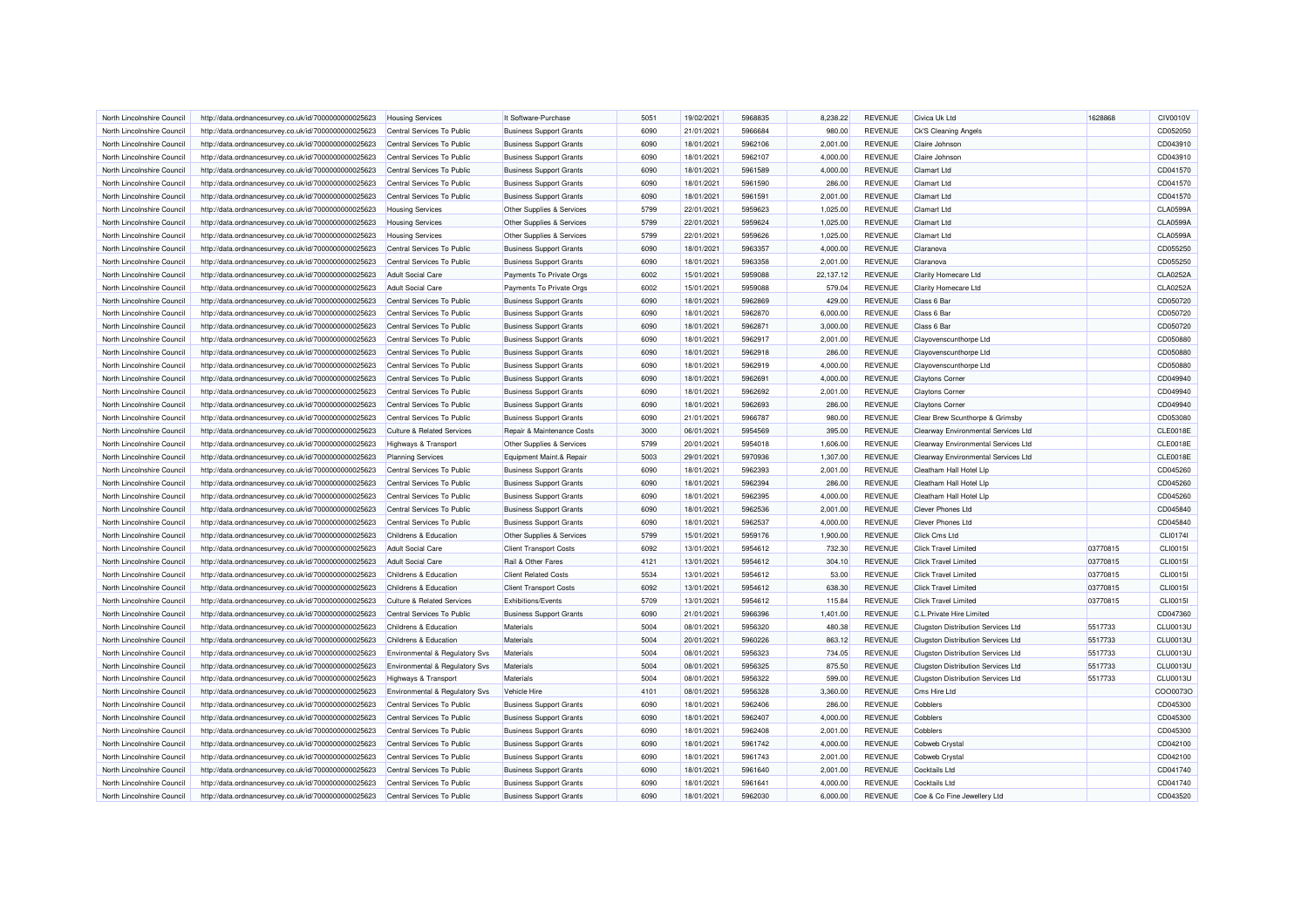| North Lincolnshire Council | http://data.ordnancesurvey.co.uk/id/7000000000025623 | Housing Services | It Software-Purchase | 5051 | 19/02/2021 | 5968835 | 8,238.22 | REVENUE | Civica Uk Ltd | 1628868 | CIV0010V |
|---|---|---|---|---|---|---|---|---|---|---|---|
| North Lincolnshire Council | http://data.ordnancesurvey.co.uk/id/7000000000025623 | Central Services To Public | Business Support Grants | 6090 | 21/01/2021 | 5966684 | 980.00 | REVENUE | Ck'S Cleaning Angels | | CD052050 |
| North Lincolnshire Council | http://data.ordnancesurvey.co.uk/id/7000000000025623 | Central Services To Public | Business Support Grants | 6090 | 18/01/2021 | 5962106 | 2,001.00 | REVENUE | Claire Johnson | | CD043910 |
| North Lincolnshire Council | http://data.ordnancesurvey.co.uk/id/7000000000025623 | Central Services To Public | Business Support Grants | 6090 | 18/01/2021 | 5962107 | 4,000.00 | REVENUE | Claire Johnson | | CD043910 |
| North Lincolnshire Council | http://data.ordnancesurvey.co.uk/id/7000000000025623 | Central Services To Public | Business Support Grants | 6090 | 18/01/2021 | 5961589 | 4,000.00 | REVENUE | Clamart Ltd | | CD041570 |
| North Lincolnshire Council | http://data.ordnancesurvey.co.uk/id/7000000000025623 | Central Services To Public | Business Support Grants | 6090 | 18/01/2021 | 5961590 | 286.00 | REVENUE | Clamart Ltd | | CD041570 |
| North Lincolnshire Council | http://data.ordnancesurvey.co.uk/id/7000000000025623 | Central Services To Public | Business Support Grants | 6090 | 18/01/2021 | 5961591 | 2,001.00 | REVENUE | Clamart Ltd | | CD041570 |
| North Lincolnshire Council | http://data.ordnancesurvey.co.uk/id/7000000000025623 | Housing Services | Other Supplies & Services | 5799 | 22/01/2021 | 5959623 | 1,025.00 | REVENUE | Clamart Ltd | | CLA0599A |
| North Lincolnshire Council | http://data.ordnancesurvey.co.uk/id/7000000000025623 | Housing Services | Other Supplies & Services | 5799 | 22/01/2021 | 5959624 | 1,025.00 | REVENUE | Clamart Ltd | | CLA0599A |
| North Lincolnshire Council | http://data.ordnancesurvey.co.uk/id/7000000000025623 | Housing Services | Other Supplies & Services | 5799 | 22/01/2021 | 5959626 | 1,025.00 | REVENUE | Clamart Ltd | | CLA0599A |
| North Lincolnshire Council | http://data.ordnancesurvey.co.uk/id/7000000000025623 | Central Services To Public | Business Support Grants | 6090 | 18/01/2021 | 5963357 | 4,000.00 | REVENUE | Claranova | | CD055250 |
| North Lincolnshire Council | http://data.ordnancesurvey.co.uk/id/7000000000025623 | Central Services To Public | Business Support Grants | 6090 | 18/01/2021 | 5963358 | 2,001.00 | REVENUE | Claranova | | CD055250 |
| North Lincolnshire Council | http://data.ordnancesurvey.co.uk/id/7000000000025623 | Adult Social Care | Payments To Private Orgs | 6002 | 15/01/2021 | 5959088 | 22,137.12 | REVENUE | Clarity Homecare Ltd | | CLA0252A |
| North Lincolnshire Council | http://data.ordnancesurvey.co.uk/id/7000000000025623 | Adult Social Care | Payments To Private Orgs | 6002 | 15/01/2021 | 5959088 | 579.04 | REVENUE | Clarity Homecare Ltd | | CLA0252A |
| North Lincolnshire Council | http://data.ordnancesurvey.co.uk/id/7000000000025623 | Central Services To Public | Business Support Grants | 6090 | 18/01/2021 | 5962869 | 429.00 | REVENUE | Class 6 Bar | | CD050720 |
| North Lincolnshire Council | http://data.ordnancesurvey.co.uk/id/7000000000025623 | Central Services To Public | Business Support Grants | 6090 | 18/01/2021 | 5962870 | 6,000.00 | REVENUE | Class 6 Bar | | CD050720 |
| North Lincolnshire Council | http://data.ordnancesurvey.co.uk/id/7000000000025623 | Central Services To Public | Business Support Grants | 6090 | 18/01/2021 | 5962871 | 3,000.00 | REVENUE | Class 6 Bar | | CD050720 |
| North Lincolnshire Council | http://data.ordnancesurvey.co.uk/id/7000000000025623 | Central Services To Public | Business Support Grants | 6090 | 18/01/2021 | 5962917 | 2,001.00 | REVENUE | Clayovenscunthorpe Ltd | | CD050880 |
| North Lincolnshire Council | http://data.ordnancesurvey.co.uk/id/7000000000025623 | Central Services To Public | Business Support Grants | 6090 | 18/01/2021 | 5962918 | 286.00 | REVENUE | Clayovenscunthorpe Ltd | | CD050880 |
| North Lincolnshire Council | http://data.ordnancesurvey.co.uk/id/7000000000025623 | Central Services To Public | Business Support Grants | 6090 | 18/01/2021 | 5962919 | 4,000.00 | REVENUE | Clayovenscunthorpe Ltd | | CD050880 |
| North Lincolnshire Council | http://data.ordnancesurvey.co.uk/id/7000000000025623 | Central Services To Public | Business Support Grants | 6090 | 18/01/2021 | 5962691 | 4,000.00 | REVENUE | Claytons Corner | | CD049940 |
| North Lincolnshire Council | http://data.ordnancesurvey.co.uk/id/7000000000025623 | Central Services To Public | Business Support Grants | 6090 | 18/01/2021 | 5962692 | 2,001.00 | REVENUE | Claytons Corner | | CD049940 |
| North Lincolnshire Council | http://data.ordnancesurvey.co.uk/id/7000000000025623 | Central Services To Public | Business Support Grants | 6090 | 18/01/2021 | 5962693 | 286.00 | REVENUE | Claytons Corner | | CD049940 |
| North Lincolnshire Council | http://data.ordnancesurvey.co.uk/id/7000000000025623 | Central Services To Public | Business Support Grants | 6090 | 21/01/2021 | 5966787 | 980.00 | REVENUE | Clear Brew Scunthorpe & Grimsby | | CD053080 |
| North Lincolnshire Council | http://data.ordnancesurvey.co.uk/id/7000000000025623 | Culture & Related Services | Repair & Maintenance Costs | 3000 | 06/01/2021 | 5954569 | 395.00 | REVENUE | Clearway Environmental Services Ltd | | CLE0018E |
| North Lincolnshire Council | http://data.ordnancesurvey.co.uk/id/7000000000025623 | Highways & Transport | Other Supplies & Services | 5799 | 20/01/2021 | 5954018 | 1,606.00 | REVENUE | Clearway Environmental Services Ltd | | CLE0018E |
| North Lincolnshire Council | http://data.ordnancesurvey.co.uk/id/7000000000025623 | Planning Services | Equipment Maint.& Repair | 5003 | 29/01/2021 | 5970936 | 1,307.00 | REVENUE | Clearway Environmental Services Ltd | | CLE0018E |
| North Lincolnshire Council | http://data.ordnancesurvey.co.uk/id/7000000000025623 | Central Services To Public | Business Support Grants | 6090 | 18/01/2021 | 5962393 | 2,001.00 | REVENUE | Cleatham Hall Hotel Llp | | CD045260 |
| North Lincolnshire Council | http://data.ordnancesurvey.co.uk/id/7000000000025623 | Central Services To Public | Business Support Grants | 6090 | 18/01/2021 | 5962394 | 286.00 | REVENUE | Cleatham Hall Hotel Llp | | CD045260 |
| North Lincolnshire Council | http://data.ordnancesurvey.co.uk/id/7000000000025623 | Central Services To Public | Business Support Grants | 6090 | 18/01/2021 | 5962395 | 4,000.00 | REVENUE | Cleatham Hall Hotel Llp | | CD045260 |
| North Lincolnshire Council | http://data.ordnancesurvey.co.uk/id/7000000000025623 | Central Services To Public | Business Support Grants | 6090 | 18/01/2021 | 5962536 | 2,001.00 | REVENUE | Clever Phones Ltd | | CD045840 |
| North Lincolnshire Council | http://data.ordnancesurvey.co.uk/id/7000000000025623 | Central Services To Public | Business Support Grants | 6090 | 18/01/2021 | 5962537 | 4,000.00 | REVENUE | Clever Phones Ltd | | CD045840 |
| North Lincolnshire Council | http://data.ordnancesurvey.co.uk/id/7000000000025623 | Childrens & Education | Other Supplies & Services | 5799 | 15/01/2021 | 5959176 | 1,900.00 | REVENUE | Click Cms Ltd | | CLI0174I |
| North Lincolnshire Council | http://data.ordnancesurvey.co.uk/id/7000000000025623 | Adult Social Care | Client Transport Costs | 6092 | 13/01/2021 | 5954612 | 732.30 | REVENUE | Click Travel Limited | 03770815 | CLI0015I |
| North Lincolnshire Council | http://data.ordnancesurvey.co.uk/id/7000000000025623 | Adult Social Care | Rail & Other Fares | 4121 | 13/01/2021 | 5954612 | 304.10 | REVENUE | Click Travel Limited | 03770815 | CLI0015I |
| North Lincolnshire Council | http://data.ordnancesurvey.co.uk/id/7000000000025623 | Childrens & Education | Client Related Costs | 5534 | 13/01/2021 | 5954612 | 53.00 | REVENUE | Click Travel Limited | 03770815 | CLI0015I |
| North Lincolnshire Council | http://data.ordnancesurvey.co.uk/id/7000000000025623 | Childrens & Education | Client Transport Costs | 6092 | 13/01/2021 | 5954612 | 638.30 | REVENUE | Click Travel Limited | 03770815 | CLI0015I |
| North Lincolnshire Council | http://data.ordnancesurvey.co.uk/id/7000000000025623 | Culture & Related Services | Exhibitions/Events | 5709 | 13/01/2021 | 5954612 | 115.84 | REVENUE | Click Travel Limited | 03770815 | CLI0015I |
| North Lincolnshire Council | http://data.ordnancesurvey.co.uk/id/7000000000025623 | Central Services To Public | Business Support Grants | 6090 | 21/01/2021 | 5966396 | 1,401.00 | REVENUE | C.L.Private Hire Limited | | CD047360 |
| North Lincolnshire Council | http://data.ordnancesurvey.co.uk/id/7000000000025623 | Childrens & Education | Materials | 5004 | 08/01/2021 | 5956320 | 480.38 | REVENUE | Clugston Distribution Services Ltd | 5517733 | CLU0013U |
| North Lincolnshire Council | http://data.ordnancesurvey.co.uk/id/7000000000025623 | Childrens & Education | Materials | 5004 | 20/01/2021 | 5960226 | 863.12 | REVENUE | Clugston Distribution Services Ltd | 5517733 | CLU0013U |
| North Lincolnshire Council | http://data.ordnancesurvey.co.uk/id/7000000000025623 | Environmental & Regulatory Svs | Materials | 5004 | 08/01/2021 | 5956323 | 734.05 | REVENUE | Clugston Distribution Services Ltd | 5517733 | CLU0013U |
| North Lincolnshire Council | http://data.ordnancesurvey.co.uk/id/7000000000025623 | Environmental & Regulatory Svs | Materials | 5004 | 08/01/2021 | 5956325 | 875.50 | REVENUE | Clugston Distribution Services Ltd | 5517733 | CLU0013U |
| North Lincolnshire Council | http://data.ordnancesurvey.co.uk/id/7000000000025623 | Highways & Transport | Materials | 5004 | 08/01/2021 | 5956322 | 599.00 | REVENUE | Clugston Distribution Services Ltd | 5517733 | CLU0013U |
| North Lincolnshire Council | http://data.ordnancesurvey.co.uk/id/7000000000025623 | Environmental & Regulatory Svs | Vehicle Hire | 4101 | 08/01/2021 | 5956328 | 3,360.00 | REVENUE | Cms Hire Ltd | | COO0073O |
| North Lincolnshire Council | http://data.ordnancesurvey.co.uk/id/7000000000025623 | Central Services To Public | Business Support Grants | 6090 | 18/01/2021 | 5962406 | 286.00 | REVENUE | Cobblers | | CD045300 |
| North Lincolnshire Council | http://data.ordnancesurvey.co.uk/id/7000000000025623 | Central Services To Public | Business Support Grants | 6090 | 18/01/2021 | 5962407 | 4,000.00 | REVENUE | Cobblers | | CD045300 |
| North Lincolnshire Council | http://data.ordnancesurvey.co.uk/id/7000000000025623 | Central Services To Public | Business Support Grants | 6090 | 18/01/2021 | 5962408 | 2,001.00 | REVENUE | Cobblers | | CD045300 |
| North Lincolnshire Council | http://data.ordnancesurvey.co.uk/id/7000000000025623 | Central Services To Public | Business Support Grants | 6090 | 18/01/2021 | 5961742 | 4,000.00 | REVENUE | Cobweb Crystal | | CD042100 |
| North Lincolnshire Council | http://data.ordnancesurvey.co.uk/id/7000000000025623 | Central Services To Public | Business Support Grants | 6090 | 18/01/2021 | 5961743 | 2,001.00 | REVENUE | Cobweb Crystal | | CD042100 |
| North Lincolnshire Council | http://data.ordnancesurvey.co.uk/id/7000000000025623 | Central Services To Public | Business Support Grants | 6090 | 18/01/2021 | 5961640 | 2,001.00 | REVENUE | Cocktails Ltd | | CD041740 |
| North Lincolnshire Council | http://data.ordnancesurvey.co.uk/id/7000000000025623 | Central Services To Public | Business Support Grants | 6090 | 18/01/2021 | 5961641 | 4,000.00 | REVENUE | Cocktails Ltd | | CD041740 |
| North Lincolnshire Council | http://data.ordnancesurvey.co.uk/id/7000000000025623 | Central Services To Public | Business Support Grants | 6090 | 18/01/2021 | 5962030 | 6,000.00 | REVENUE | Coe & Co Fine Jewellery Ltd | | CD043520 |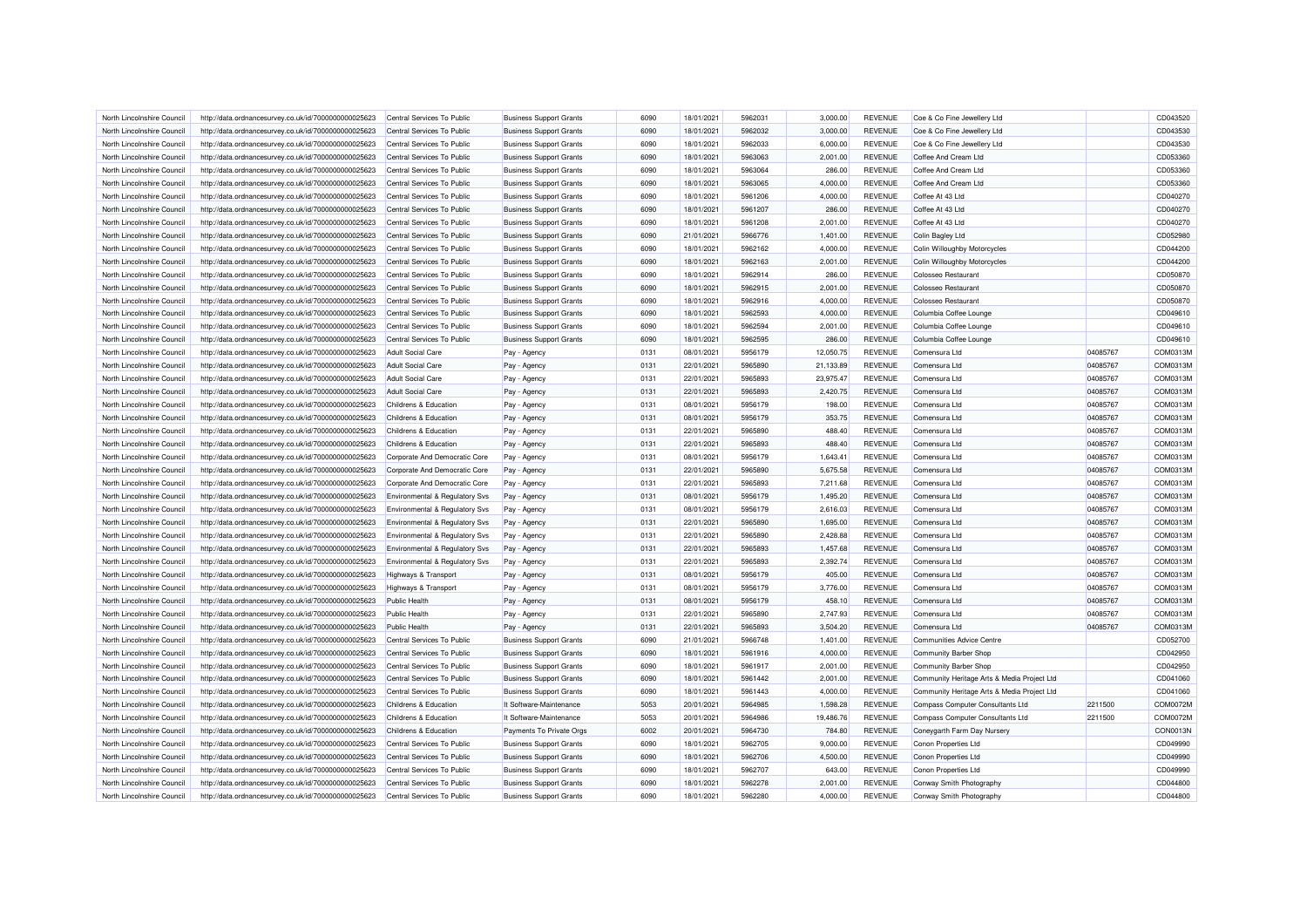| | | | | | | | | | | | | |
|---|---|---|---|---|---|---|---|---|---|---|---|---|
| North Lincolnshire Council | http://data.ordnancesurvey.co.uk/id/7000000000025623 | Central Services To Public | Business Support Grants | 6090 | 18/01/2021 | 5962031 | 3,000.00 | REVENUE | Coe & Co Fine Jewellery Ltd | | CD043520 |
| North Lincolnshire Council | http://data.ordnancesurvey.co.uk/id/7000000000025623 | Central Services To Public | Business Support Grants | 6090 | 18/01/2021 | 5962032 | 3,000.00 | REVENUE | Coe & Co Fine Jewellery Ltd | | CD043530 |
| North Lincolnshire Council | http://data.ordnancesurvey.co.uk/id/7000000000025623 | Central Services To Public | Business Support Grants | 6090 | 18/01/2021 | 5962033 | 6,000.00 | REVENUE | Coe & Co Fine Jewellery Ltd | | CD043530 |
| North Lincolnshire Council | http://data.ordnancesurvey.co.uk/id/7000000000025623 | Central Services To Public | Business Support Grants | 6090 | 18/01/2021 | 5963063 | 2,001.00 | REVENUE | Coffee And Cream Ltd | | CD053360 |
| North Lincolnshire Council | http://data.ordnancesurvey.co.uk/id/7000000000025623 | Central Services To Public | Business Support Grants | 6090 | 18/01/2021 | 5963064 | 286.00 | REVENUE | Coffee And Cream Ltd | | CD053360 |
| North Lincolnshire Council | http://data.ordnancesurvey.co.uk/id/7000000000025623 | Central Services To Public | Business Support Grants | 6090 | 18/01/2021 | 5963065 | 4,000.00 | REVENUE | Coffee And Cream Ltd | | CD053360 |
| North Lincolnshire Council | http://data.ordnancesurvey.co.uk/id/7000000000025623 | Central Services To Public | Business Support Grants | 6090 | 18/01/2021 | 5961206 | 4,000.00 | REVENUE | Coffee At 43 Ltd | | CD040270 |
| North Lincolnshire Council | http://data.ordnancesurvey.co.uk/id/7000000000025623 | Central Services To Public | Business Support Grants | 6090 | 18/01/2021 | 5961207 | 286.00 | REVENUE | Coffee At 43 Ltd | | CD040270 |
| North Lincolnshire Council | http://data.ordnancesurvey.co.uk/id/7000000000025623 | Central Services To Public | Business Support Grants | 6090 | 18/01/2021 | 5961208 | 2,001.00 | REVENUE | Coffee At 43 Ltd | | CD040270 |
| North Lincolnshire Council | http://data.ordnancesurvey.co.uk/id/7000000000025623 | Central Services To Public | Business Support Grants | 6090 | 21/01/2021 | 5966776 | 1,401.00 | REVENUE | Colin Bagley Ltd | | CD052980 |
| North Lincolnshire Council | http://data.ordnancesurvey.co.uk/id/7000000000025623 | Central Services To Public | Business Support Grants | 6090 | 18/01/2021 | 5962162 | 4,000.00 | REVENUE | Colin Willoughby Motorcycles | | CD044200 |
| North Lincolnshire Council | http://data.ordnancesurvey.co.uk/id/7000000000025623 | Central Services To Public | Business Support Grants | 6090 | 18/01/2021 | 5962163 | 2,001.00 | REVENUE | Colin Willoughby Motorcycles | | CD044200 |
| North Lincolnshire Council | http://data.ordnancesurvey.co.uk/id/7000000000025623 | Central Services To Public | Business Support Grants | 6090 | 18/01/2021 | 5962914 | 286.00 | REVENUE | Colosseo Restaurant | | CD050870 |
| North Lincolnshire Council | http://data.ordnancesurvey.co.uk/id/7000000000025623 | Central Services To Public | Business Support Grants | 6090 | 18/01/2021 | 5962915 | 2,001.00 | REVENUE | Colosseo Restaurant | | CD050870 |
| North Lincolnshire Council | http://data.ordnancesurvey.co.uk/id/7000000000025623 | Central Services To Public | Business Support Grants | 6090 | 18/01/2021 | 5962916 | 4,000.00 | REVENUE | Colosseo Restaurant | | CD050870 |
| North Lincolnshire Council | http://data.ordnancesurvey.co.uk/id/7000000000025623 | Central Services To Public | Business Support Grants | 6090 | 18/01/2021 | 5962593 | 4,000.00 | REVENUE | Columbia Coffee Lounge | | CD049610 |
| North Lincolnshire Council | http://data.ordnancesurvey.co.uk/id/7000000000025623 | Central Services To Public | Business Support Grants | 6090 | 18/01/2021 | 5962594 | 2,001.00 | REVENUE | Columbia Coffee Lounge | | CD049610 |
| North Lincolnshire Council | http://data.ordnancesurvey.co.uk/id/7000000000025623 | Central Services To Public | Business Support Grants | 6090 | 18/01/2021 | 5962595 | 286.00 | REVENUE | Columbia Coffee Lounge | | CD049610 |
| North Lincolnshire Council | http://data.ordnancesurvey.co.uk/id/7000000000025623 | Adult Social Care | Pay - Agency | 0131 | 08/01/2021 | 5956179 | 12,050.75 | REVENUE | Comensura Ltd | 04085767 | COM0313M |
| North Lincolnshire Council | http://data.ordnancesurvey.co.uk/id/7000000000025623 | Adult Social Care | Pay - Agency | 0131 | 22/01/2021 | 5965890 | 21,133.89 | REVENUE | Comensura Ltd | 04085767 | COM0313M |
| North Lincolnshire Council | http://data.ordnancesurvey.co.uk/id/7000000000025623 | Adult Social Care | Pay - Agency | 0131 | 22/01/2021 | 5965893 | 23,975.47 | REVENUE | Comensura Ltd | 04085767 | COM0313M |
| North Lincolnshire Council | http://data.ordnancesurvey.co.uk/id/7000000000025623 | Adult Social Care | Pay - Agency | 0131 | 22/01/2021 | 5965893 | 2,420.75 | REVENUE | Comensura Ltd | 04085767 | COM0313M |
| North Lincolnshire Council | http://data.ordnancesurvey.co.uk/id/7000000000025623 | Childrens & Education | Pay - Agency | 0131 | 08/01/2021 | 5956179 | 198.00 | REVENUE | Comensura Ltd | 04085767 | COM0313M |
| North Lincolnshire Council | http://data.ordnancesurvey.co.uk/id/7000000000025623 | Childrens & Education | Pay - Agency | 0131 | 08/01/2021 | 5956179 | 353.75 | REVENUE | Comensura Ltd | 04085767 | COM0313M |
| North Lincolnshire Council | http://data.ordnancesurvey.co.uk/id/7000000000025623 | Childrens & Education | Pay - Agency | 0131 | 22/01/2021 | 5965890 | 488.40 | REVENUE | Comensura Ltd | 04085767 | COM0313M |
| North Lincolnshire Council | http://data.ordnancesurvey.co.uk/id/7000000000025623 | Childrens & Education | Pay - Agency | 0131 | 22/01/2021 | 5965893 | 488.40 | REVENUE | Comensura Ltd | 04085767 | COM0313M |
| North Lincolnshire Council | http://data.ordnancesurvey.co.uk/id/7000000000025623 | Corporate And Democratic Core | Pay - Agency | 0131 | 08/01/2021 | 5956179 | 1,643.41 | REVENUE | Comensura Ltd | 04085767 | COM0313M |
| North Lincolnshire Council | http://data.ordnancesurvey.co.uk/id/7000000000025623 | Corporate And Democratic Core | Pay - Agency | 0131 | 22/01/2021 | 5965890 | 5,675.58 | REVENUE | Comensura Ltd | 04085767 | COM0313M |
| North Lincolnshire Council | http://data.ordnancesurvey.co.uk/id/7000000000025623 | Corporate And Democratic Core | Pay - Agency | 0131 | 22/01/2021 | 5965893 | 7,211.68 | REVENUE | Comensura Ltd | 04085767 | COM0313M |
| North Lincolnshire Council | http://data.ordnancesurvey.co.uk/id/7000000000025623 | Environmental & Regulatory Svs | Pay - Agency | 0131 | 08/01/2021 | 5956179 | 1,495.20 | REVENUE | Comensura Ltd | 04085767 | COM0313M |
| North Lincolnshire Council | http://data.ordnancesurvey.co.uk/id/7000000000025623 | Environmental & Regulatory Svs | Pay - Agency | 0131 | 08/01/2021 | 5956179 | 2,616.03 | REVENUE | Comensura Ltd | 04085767 | COM0313M |
| North Lincolnshire Council | http://data.ordnancesurvey.co.uk/id/7000000000025623 | Environmental & Regulatory Svs | Pay - Agency | 0131 | 22/01/2021 | 5965890 | 1,695.00 | REVENUE | Comensura Ltd | 04085767 | COM0313M |
| North Lincolnshire Council | http://data.ordnancesurvey.co.uk/id/7000000000025623 | Environmental & Regulatory Svs | Pay - Agency | 0131 | 22/01/2021 | 5965890 | 2,428.88 | REVENUE | Comensura Ltd | 04085767 | COM0313M |
| North Lincolnshire Council | http://data.ordnancesurvey.co.uk/id/7000000000025623 | Environmental & Regulatory Svs | Pay - Agency | 0131 | 22/01/2021 | 5965893 | 1,457.68 | REVENUE | Comensura Ltd | 04085767 | COM0313M |
| North Lincolnshire Council | http://data.ordnancesurvey.co.uk/id/7000000000025623 | Environmental & Regulatory Svs | Pay - Agency | 0131 | 22/01/2021 | 5965893 | 2,392.74 | REVENUE | Comensura Ltd | 04085767 | COM0313M |
| North Lincolnshire Council | http://data.ordnancesurvey.co.uk/id/7000000000025623 | Highways & Transport | Pay - Agency | 0131 | 08/01/2021 | 5956179 | 405.00 | REVENUE | Comensura Ltd | 04085767 | COM0313M |
| North Lincolnshire Council | http://data.ordnancesurvey.co.uk/id/7000000000025623 | Highways & Transport | Pay - Agency | 0131 | 08/01/2021 | 5956179 | 3,776.00 | REVENUE | Comensura Ltd | 04085767 | COM0313M |
| North Lincolnshire Council | http://data.ordnancesurvey.co.uk/id/7000000000025623 | Public Health | Pay - Agency | 0131 | 08/01/2021 | 5956179 | 458.10 | REVENUE | Comensura Ltd | 04085767 | COM0313M |
| North Lincolnshire Council | http://data.ordnancesurvey.co.uk/id/7000000000025623 | Public Health | Pay - Agency | 0131 | 22/01/2021 | 5965890 | 2,747.93 | REVENUE | Comensura Ltd | 04085767 | COM0313M |
| North Lincolnshire Council | http://data.ordnancesurvey.co.uk/id/7000000000025623 | Public Health | Pay - Agency | 0131 | 22/01/2021 | 5965893 | 3,504.20 | REVENUE | Comensura Ltd | 04085767 | COM0313M |
| North Lincolnshire Council | http://data.ordnancesurvey.co.uk/id/7000000000025623 | Central Services To Public | Business Support Grants | 6090 | 21/01/2021 | 5966748 | 1,401.00 | REVENUE | Communities Advice Centre | | CD052700 |
| North Lincolnshire Council | http://data.ordnancesurvey.co.uk/id/7000000000025623 | Central Services To Public | Business Support Grants | 6090 | 18/01/2021 | 5961916 | 4,000.00 | REVENUE | Community Barber Shop | | CD042950 |
| North Lincolnshire Council | http://data.ordnancesurvey.co.uk/id/7000000000025623 | Central Services To Public | Business Support Grants | 6090 | 18/01/2021 | 5961917 | 2,001.00 | REVENUE | Community Barber Shop | | CD042950 |
| North Lincolnshire Council | http://data.ordnancesurvey.co.uk/id/7000000000025623 | Central Services To Public | Business Support Grants | 6090 | 18/01/2021 | 5961442 | 2,001.00 | REVENUE | Community Heritage Arts & Media Project Ltd | | CD041060 |
| North Lincolnshire Council | http://data.ordnancesurvey.co.uk/id/7000000000025623 | Central Services To Public | Business Support Grants | 6090 | 18/01/2021 | 5961443 | 4,000.00 | REVENUE | Community Heritage Arts & Media Project Ltd | | CD041060 |
| North Lincolnshire Council | http://data.ordnancesurvey.co.uk/id/7000000000025623 | Childrens & Education | It Software-Maintenance | 5053 | 20/01/2021 | 5964985 | 1,598.28 | REVENUE | Compass Computer Consultants Ltd | 2211500 | COM0072M |
| North Lincolnshire Council | http://data.ordnancesurvey.co.uk/id/7000000000025623 | Childrens & Education | It Software-Maintenance | 5053 | 20/01/2021 | 5964986 | 19,486.76 | REVENUE | Compass Computer Consultants Ltd | 2211500 | COM0072M |
| North Lincolnshire Council | http://data.ordnancesurvey.co.uk/id/7000000000025623 | Childrens & Education | Payments To Private Orgs | 6002 | 20/01/2021 | 5964730 | 784.80 | REVENUE | Coneygarth Farm Day Nursery | | CON0013N |
| North Lincolnshire Council | http://data.ordnancesurvey.co.uk/id/7000000000025623 | Central Services To Public | Business Support Grants | 6090 | 18/01/2021 | 5962705 | 9,000.00 | REVENUE | Conon Properties Ltd | | CD049990 |
| North Lincolnshire Council | http://data.ordnancesurvey.co.uk/id/7000000000025623 | Central Services To Public | Business Support Grants | 6090 | 18/01/2021 | 5962706 | 4,500.00 | REVENUE | Conon Properties Ltd | | CD049990 |
| North Lincolnshire Council | http://data.ordnancesurvey.co.uk/id/7000000000025623 | Central Services To Public | Business Support Grants | 6090 | 18/01/2021 | 5962707 | 643.00 | REVENUE | Conon Properties Ltd | | CD049990 |
| North Lincolnshire Council | http://data.ordnancesurvey.co.uk/id/7000000000025623 | Central Services To Public | Business Support Grants | 6090 | 18/01/2021 | 5962278 | 2,001.00 | REVENUE | Conway Smith Photography | | CD044800 |
| North Lincolnshire Council | http://data.ordnancesurvey.co.uk/id/7000000000025623 | Central Services To Public | Business Support Grants | 6090 | 18/01/2021 | 5962280 | 4,000.00 | REVENUE | Conway Smith Photography | | CD044800 |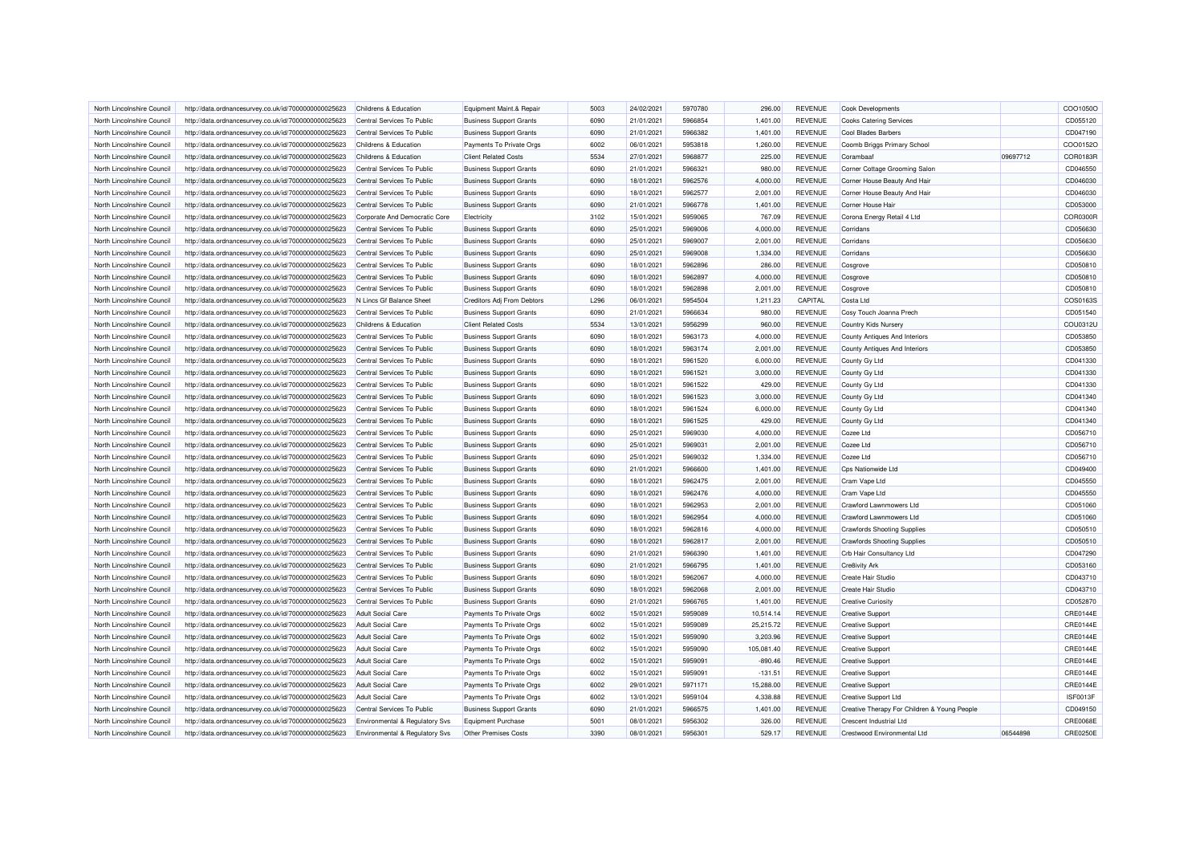| North Lincolnshire Council | http://data.ordnancesurvey.co.uk/id/7000000000025623 | Childrens & Education | Equipment Maint.& Repair | 5003 | 24/02/2021 | 5970780 | 296.00 | REVENUE | Cook Developments | | COO1050O |
|---|---|---|---|---|---|---|---|---|---|---|---|
| North Lincolnshire Council | http://data.ordnancesurvey.co.uk/id/7000000000025623 | Central Services To Public | Business Support Grants | 6090 | 21/01/2021 | 5966854 | 1,401.00 | REVENUE | Cooks Catering Services | | CD055120 |
| North Lincolnshire Council | http://data.ordnancesurvey.co.uk/id/7000000000025623 | Central Services To Public | Business Support Grants | 6090 | 21/01/2021 | 5966382 | 1,401.00 | REVENUE | Cool Blades Barbers | | CD047190 |
| North Lincolnshire Council | http://data.ordnancesurvey.co.uk/id/7000000000025623 | Childrens & Education | Payments To Private Orgs | 6002 | 06/01/2021 | 5953818 | 1,260.00 | REVENUE | Coomb Briggs Primary School | | COO0152O |
| North Lincolnshire Council | http://data.ordnancesurvey.co.uk/id/7000000000025623 | Childrens & Education | Client Related Costs | 5534 | 27/01/2021 | 5968877 | 225.00 | REVENUE | Corambaaf | 09697712 | COR0183R |
| North Lincolnshire Council | http://data.ordnancesurvey.co.uk/id/7000000000025623 | Central Services To Public | Business Support Grants | 6090 | 21/01/2021 | 5966321 | 980.00 | REVENUE | Corner Cottage Grooming Salon | | CD046550 |
| North Lincolnshire Council | http://data.ordnancesurvey.co.uk/id/7000000000025623 | Central Services To Public | Business Support Grants | 6090 | 18/01/2021 | 5962576 | 4,000.00 | REVENUE | Corner House Beauty And Hair | | CD046030 |
| North Lincolnshire Council | http://data.ordnancesurvey.co.uk/id/7000000000025623 | Central Services To Public | Business Support Grants | 6090 | 18/01/2021 | 5962577 | 2,001.00 | REVENUE | Corner House Beauty And Hair | | CD046030 |
| North Lincolnshire Council | http://data.ordnancesurvey.co.uk/id/7000000000025623 | Central Services To Public | Business Support Grants | 6090 | 21/01/2021 | 5966778 | 1,401.00 | REVENUE | Corner House Hair | | CD053000 |
| North Lincolnshire Council | http://data.ordnancesurvey.co.uk/id/7000000000025623 | Corporate And Democratic Core | Electricity | 3102 | 15/01/2021 | 5959065 | 767.09 | REVENUE | Corona Energy Retail 4 Ltd | | COR0300R |
| North Lincolnshire Council | http://data.ordnancesurvey.co.uk/id/7000000000025623 | Central Services To Public | Business Support Grants | 6090 | 25/01/2021 | 5969006 | 4,000.00 | REVENUE | Corridans | | CD056630 |
| North Lincolnshire Council | http://data.ordnancesurvey.co.uk/id/7000000000025623 | Central Services To Public | Business Support Grants | 6090 | 25/01/2021 | 5969007 | 2,001.00 | REVENUE | Corridans | | CD056630 |
| North Lincolnshire Council | http://data.ordnancesurvey.co.uk/id/7000000000025623 | Central Services To Public | Business Support Grants | 6090 | 25/01/2021 | 5969008 | 1,334.00 | REVENUE | Corridans | | CD056630 |
| North Lincolnshire Council | http://data.ordnancesurvey.co.uk/id/7000000000025623 | Central Services To Public | Business Support Grants | 6090 | 18/01/2021 | 5962896 | 286.00 | REVENUE | Cosgrove | | CD050810 |
| North Lincolnshire Council | http://data.ordnancesurvey.co.uk/id/7000000000025623 | Central Services To Public | Business Support Grants | 6090 | 18/01/2021 | 5962897 | 4,000.00 | REVENUE | Cosgrove | | CD050810 |
| North Lincolnshire Council | http://data.ordnancesurvey.co.uk/id/7000000000025623 | Central Services To Public | Business Support Grants | 6090 | 18/01/2021 | 5962898 | 2,001.00 | REVENUE | Cosgrove | | CD050810 |
| North Lincolnshire Council | http://data.ordnancesurvey.co.uk/id/7000000000025623 | N Lincs Gf Balance Sheet | Creditors Adj From Debtors | L296 | 06/01/2021 | 5954504 | 1,211.23 | CAPITAL | Costa Ltd | | COS0163S |
| North Lincolnshire Council | http://data.ordnancesurvey.co.uk/id/7000000000025623 | Central Services To Public | Business Support Grants | 6090 | 21/01/2021 | 5966634 | 980.00 | REVENUE | Cosy Touch Joanna Prech | | CD051540 |
| North Lincolnshire Council | http://data.ordnancesurvey.co.uk/id/7000000000025623 | Childrens & Education | Client Related Costs | 5534 | 13/01/2021 | 5956299 | 960.00 | REVENUE | Country Kids Nursery | | COU0312U |
| North Lincolnshire Council | http://data.ordnancesurvey.co.uk/id/7000000000025623 | Central Services To Public | Business Support Grants | 6090 | 18/01/2021 | 5963173 | 4,000.00 | REVENUE | County Antiques And Interiors | | CD053850 |
| North Lincolnshire Council | http://data.ordnancesurvey.co.uk/id/7000000000025623 | Central Services To Public | Business Support Grants | 6090 | 18/01/2021 | 5963174 | 2,001.00 | REVENUE | County Antiques And Interiors | | CD053850 |
| North Lincolnshire Council | http://data.ordnancesurvey.co.uk/id/7000000000025623 | Central Services To Public | Business Support Grants | 6090 | 18/01/2021 | 5961520 | 6,000.00 | REVENUE | County Gy Ltd | | CD041330 |
| North Lincolnshire Council | http://data.ordnancesurvey.co.uk/id/7000000000025623 | Central Services To Public | Business Support Grants | 6090 | 18/01/2021 | 5961521 | 3,000.00 | REVENUE | County Gy Ltd | | CD041330 |
| North Lincolnshire Council | http://data.ordnancesurvey.co.uk/id/7000000000025623 | Central Services To Public | Business Support Grants | 6090 | 18/01/2021 | 5961522 | 429.00 | REVENUE | County Gy Ltd | | CD041330 |
| North Lincolnshire Council | http://data.ordnancesurvey.co.uk/id/7000000000025623 | Central Services To Public | Business Support Grants | 6090 | 18/01/2021 | 5961523 | 3,000.00 | REVENUE | County Gy Ltd | | CD041340 |
| North Lincolnshire Council | http://data.ordnancesurvey.co.uk/id/7000000000025623 | Central Services To Public | Business Support Grants | 6090 | 18/01/2021 | 5961524 | 6,000.00 | REVENUE | County Gy Ltd | | CD041340 |
| North Lincolnshire Council | http://data.ordnancesurvey.co.uk/id/7000000000025623 | Central Services To Public | Business Support Grants | 6090 | 18/01/2021 | 5961525 | 429.00 | REVENUE | County Gy Ltd | | CD041340 |
| North Lincolnshire Council | http://data.ordnancesurvey.co.uk/id/7000000000025623 | Central Services To Public | Business Support Grants | 6090 | 25/01/2021 | 5969030 | 4,000.00 | REVENUE | Cozee Ltd | | CD056710 |
| North Lincolnshire Council | http://data.ordnancesurvey.co.uk/id/7000000000025623 | Central Services To Public | Business Support Grants | 6090 | 25/01/2021 | 5969031 | 2,001.00 | REVENUE | Cozee Ltd | | CD056710 |
| North Lincolnshire Council | http://data.ordnancesurvey.co.uk/id/7000000000025623 | Central Services To Public | Business Support Grants | 6090 | 25/01/2021 | 5969032 | 1,334.00 | REVENUE | Cozee Ltd | | CD056710 |
| North Lincolnshire Council | http://data.ordnancesurvey.co.uk/id/7000000000025623 | Central Services To Public | Business Support Grants | 6090 | 21/01/2021 | 5966600 | 1,401.00 | REVENUE | Cps Nationwide Ltd | | CD049400 |
| North Lincolnshire Council | http://data.ordnancesurvey.co.uk/id/7000000000025623 | Central Services To Public | Business Support Grants | 6090 | 18/01/2021 | 5962475 | 2,001.00 | REVENUE | Cram Vape Ltd | | CD045550 |
| North Lincolnshire Council | http://data.ordnancesurvey.co.uk/id/7000000000025623 | Central Services To Public | Business Support Grants | 6090 | 18/01/2021 | 5962476 | 4,000.00 | REVENUE | Cram Vape Ltd | | CD045550 |
| North Lincolnshire Council | http://data.ordnancesurvey.co.uk/id/7000000000025623 | Central Services To Public | Business Support Grants | 6090 | 18/01/2021 | 5962953 | 2,001.00 | REVENUE | Crawford Lawnmowers Ltd | | CD051060 |
| North Lincolnshire Council | http://data.ordnancesurvey.co.uk/id/7000000000025623 | Central Services To Public | Business Support Grants | 6090 | 18/01/2021 | 5962954 | 4,000.00 | REVENUE | Crawford Lawnmowers Ltd | | CD051060 |
| North Lincolnshire Council | http://data.ordnancesurvey.co.uk/id/7000000000025623 | Central Services To Public | Business Support Grants | 6090 | 18/01/2021 | 5962816 | 4,000.00 | REVENUE | Crawfords Shooting Supplies | | CD050510 |
| North Lincolnshire Council | http://data.ordnancesurvey.co.uk/id/7000000000025623 | Central Services To Public | Business Support Grants | 6090 | 18/01/2021 | 5962817 | 2,001.00 | REVENUE | Crawfords Shooting Supplies | | CD050510 |
| North Lincolnshire Council | http://data.ordnancesurvey.co.uk/id/7000000000025623 | Central Services To Public | Business Support Grants | 6090 | 21/01/2021 | 5966390 | 1,401.00 | REVENUE | Crb Hair Consultancy Ltd | | CD047290 |
| North Lincolnshire Council | http://data.ordnancesurvey.co.uk/id/7000000000025623 | Central Services To Public | Business Support Grants | 6090 | 21/01/2021 | 5966795 | 1,401.00 | REVENUE | Cre8ivity Ark | | CD053160 |
| North Lincolnshire Council | http://data.ordnancesurvey.co.uk/id/7000000000025623 | Central Services To Public | Business Support Grants | 6090 | 18/01/2021 | 5962067 | 4,000.00 | REVENUE | Create Hair Studio | | CD043710 |
| North Lincolnshire Council | http://data.ordnancesurvey.co.uk/id/7000000000025623 | Central Services To Public | Business Support Grants | 6090 | 18/01/2021 | 5962068 | 2,001.00 | REVENUE | Create Hair Studio | | CD043710 |
| North Lincolnshire Council | http://data.ordnancesurvey.co.uk/id/7000000000025623 | Central Services To Public | Business Support Grants | 6090 | 21/01/2021 | 5966765 | 1,401.00 | REVENUE | Creative Curiosity | | CD052870 |
| North Lincolnshire Council | http://data.ordnancesurvey.co.uk/id/7000000000025623 | Adult Social Care | Payments To Private Orgs | 6002 | 15/01/2021 | 5959089 | 10,514.14 | REVENUE | Creative Support | | CRE0144E |
| North Lincolnshire Council | http://data.ordnancesurvey.co.uk/id/7000000000025623 | Adult Social Care | Payments To Private Orgs | 6002 | 15/01/2021 | 5959089 | 25,215.72 | REVENUE | Creative Support | | CRE0144E |
| North Lincolnshire Council | http://data.ordnancesurvey.co.uk/id/7000000000025623 | Adult Social Care | Payments To Private Orgs | 6002 | 15/01/2021 | 5959090 | 3,203.96 | REVENUE | Creative Support | | CRE0144E |
| North Lincolnshire Council | http://data.ordnancesurvey.co.uk/id/7000000000025623 | Adult Social Care | Payments To Private Orgs | 6002 | 15/01/2021 | 5959090 | 105,081.40 | REVENUE | Creative Support | | CRE0144E |
| North Lincolnshire Council | http://data.ordnancesurvey.co.uk/id/7000000000025623 | Adult Social Care | Payments To Private Orgs | 6002 | 15/01/2021 | 5959091 | -890.46 | REVENUE | Creative Support | | CRE0144E |
| North Lincolnshire Council | http://data.ordnancesurvey.co.uk/id/7000000000025623 | Adult Social Care | Payments To Private Orgs | 6002 | 15/01/2021 | 5959091 | -131.51 | REVENUE | Creative Support | | CRE0144E |
| North Lincolnshire Council | http://data.ordnancesurvey.co.uk/id/7000000000025623 | Adult Social Care | Payments To Private Orgs | 6002 | 29/01/2021 | 5971171 | 15,288.00 | REVENUE | Creative Support | | CRE0144E |
| North Lincolnshire Council | http://data.ordnancesurvey.co.uk/id/7000000000025623 | Adult Social Care | Payments To Private Orgs | 6002 | 13/01/2021 | 5959104 | 4,338.88 | REVENUE | Creative Support Ltd | | ISF0013F |
| North Lincolnshire Council | http://data.ordnancesurvey.co.uk/id/7000000000025623 | Central Services To Public | Business Support Grants | 6090 | 21/01/2021 | 5966575 | 1,401.00 | REVENUE | Creative Therapy For Children & Young People | | CD049150 |
| North Lincolnshire Council | http://data.ordnancesurvey.co.uk/id/7000000000025623 | Environmental & Regulatory Svs | Equipment Purchase | 5001 | 08/01/2021 | 5956302 | 326.00 | REVENUE | Crescent Industrial Ltd | | CRE0068E |
| North Lincolnshire Council | http://data.ordnancesurvey.co.uk/id/7000000000025623 | Environmental & Regulatory Svs | Other Premises Costs | 3390 | 08/01/2021 | 5956301 | 529.17 | REVENUE | Crestwood Environmental Ltd | 06544898 | CRE0250E |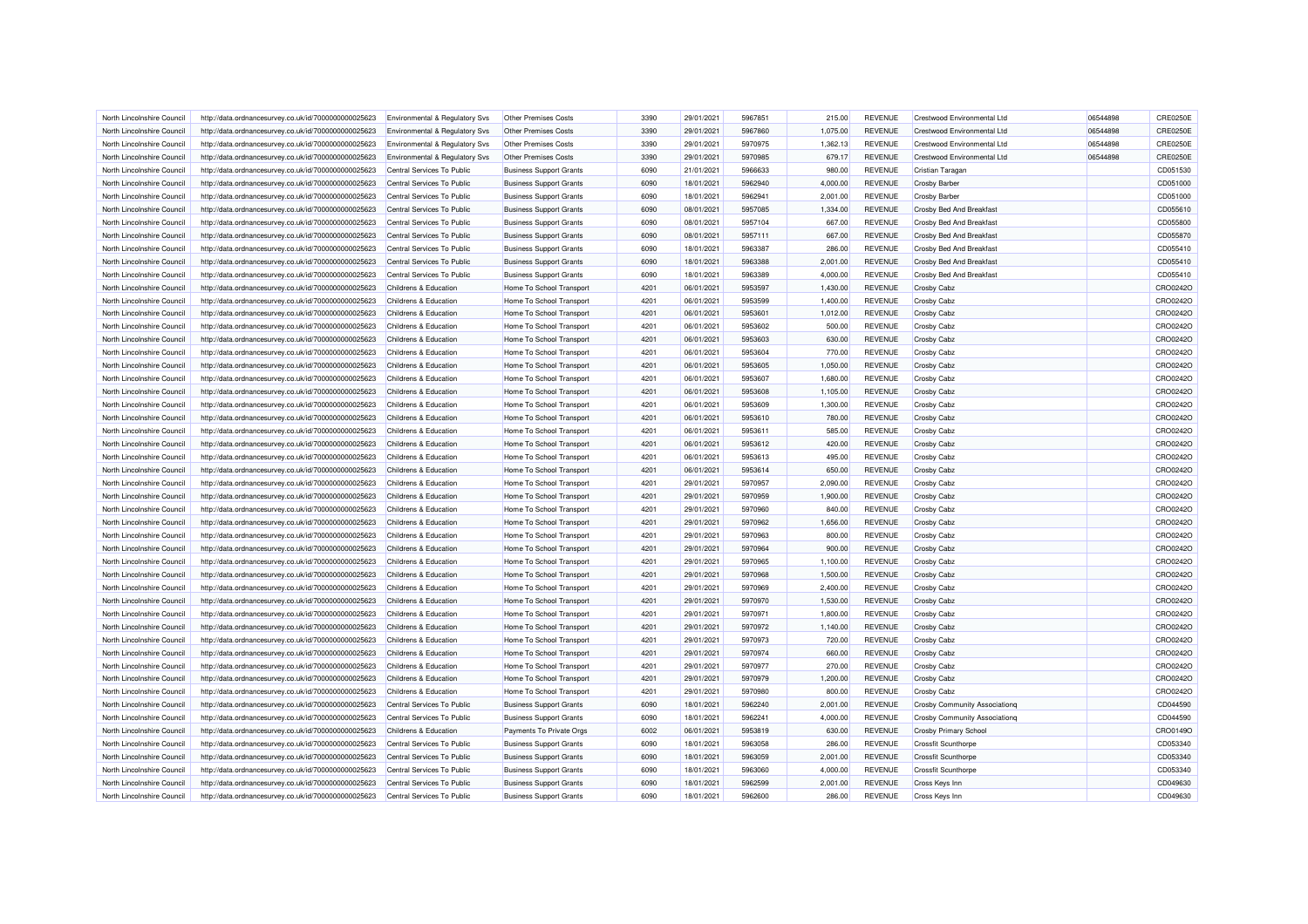| | | | | | | | | | | | | |
|---|---|---|---|---|---|---|---|---|---|---|---|---|
| North Lincolnshire Council | http://data.ordnancesurvey.co.uk/id/7000000000025623 | Environmental & Regulatory Svs | Other Premises Costs | 3390 | 29/01/2021 | 5967851 | 215.00 | REVENUE | Crestwood Environmental Ltd | 06544898 | CRE0250E |
| North Lincolnshire Council | http://data.ordnancesurvey.co.uk/id/7000000000025623 | Environmental & Regulatory Svs | Other Premises Costs | 3390 | 29/01/2021 | 5967860 | 1,075.00 | REVENUE | Crestwood Environmental Ltd | 06544898 | CRE0250E |
| North Lincolnshire Council | http://data.ordnancesurvey.co.uk/id/7000000000025623 | Environmental & Regulatory Svs | Other Premises Costs | 3390 | 29/01/2021 | 5970975 | 1,362.13 | REVENUE | Crestwood Environmental Ltd | 06544898 | CRE0250E |
| North Lincolnshire Council | http://data.ordnancesurvey.co.uk/id/7000000000025623 | Environmental & Regulatory Svs | Other Premises Costs | 3390 | 29/01/2021 | 5970985 | 679.17 | REVENUE | Crestwood Environmental Ltd | 06544898 | CRE0250E |
| North Lincolnshire Council | http://data.ordnancesurvey.co.uk/id/7000000000025623 | Central Services To Public | Business Support Grants | 6090 | 21/01/2021 | 5966633 | 980.00 | REVENUE | Cristian Taragan | | CD051530 |
| North Lincolnshire Council | http://data.ordnancesurvey.co.uk/id/7000000000025623 | Central Services To Public | Business Support Grants | 6090 | 18/01/2021 | 5962940 | 4,000.00 | REVENUE | Crosby Barber | | CD051000 |
| North Lincolnshire Council | http://data.ordnancesurvey.co.uk/id/7000000000025623 | Central Services To Public | Business Support Grants | 6090 | 18/01/2021 | 5962941 | 2,001.00 | REVENUE | Crosby Barber | | CD051000 |
| North Lincolnshire Council | http://data.ordnancesurvey.co.uk/id/7000000000025623 | Central Services To Public | Business Support Grants | 6090 | 08/01/2021 | 5957085 | 1,334.00 | REVENUE | Crosby Bed And Breakfast | | CD055610 |
| North Lincolnshire Council | http://data.ordnancesurvey.co.uk/id/7000000000025623 | Central Services To Public | Business Support Grants | 6090 | 08/01/2021 | 5957104 | 667.00 | REVENUE | Crosby Bed And Breakfast | | CD055800 |
| North Lincolnshire Council | http://data.ordnancesurvey.co.uk/id/7000000000025623 | Central Services To Public | Business Support Grants | 6090 | 08/01/2021 | 5957111 | 667.00 | REVENUE | Crosby Bed And Breakfast | | CD055870 |
| North Lincolnshire Council | http://data.ordnancesurvey.co.uk/id/7000000000025623 | Central Services To Public | Business Support Grants | 6090 | 18/01/2021 | 5963387 | 286.00 | REVENUE | Crosby Bed And Breakfast | | CD055410 |
| North Lincolnshire Council | http://data.ordnancesurvey.co.uk/id/7000000000025623 | Central Services To Public | Business Support Grants | 6090 | 18/01/2021 | 5963388 | 2,001.00 | REVENUE | Crosby Bed And Breakfast | | CD055410 |
| North Lincolnshire Council | http://data.ordnancesurvey.co.uk/id/7000000000025623 | Central Services To Public | Business Support Grants | 6090 | 18/01/2021 | 5963389 | 4,000.00 | REVENUE | Crosby Bed And Breakfast | | CD055410 |
| North Lincolnshire Council | http://data.ordnancesurvey.co.uk/id/7000000000025623 | Childrens & Education | Home To School Transport | 4201 | 06/01/2021 | 5953597 | 1,430.00 | REVENUE | Crosby Cabz | | CRO0242O |
| North Lincolnshire Council | http://data.ordnancesurvey.co.uk/id/7000000000025623 | Childrens & Education | Home To School Transport | 4201 | 06/01/2021 | 5953599 | 1,400.00 | REVENUE | Crosby Cabz | | CRO0242O |
| North Lincolnshire Council | http://data.ordnancesurvey.co.uk/id/7000000000025623 | Childrens & Education | Home To School Transport | 4201 | 06/01/2021 | 5953601 | 1,012.00 | REVENUE | Crosby Cabz | | CRO0242O |
| North Lincolnshire Council | http://data.ordnancesurvey.co.uk/id/7000000000025623 | Childrens & Education | Home To School Transport | 4201 | 06/01/2021 | 5953602 | 500.00 | REVENUE | Crosby Cabz | | CRO0242O |
| North Lincolnshire Council | http://data.ordnancesurvey.co.uk/id/7000000000025623 | Childrens & Education | Home To School Transport | 4201 | 06/01/2021 | 5953603 | 630.00 | REVENUE | Crosby Cabz | | CRO0242O |
| North Lincolnshire Council | http://data.ordnancesurvey.co.uk/id/7000000000025623 | Childrens & Education | Home To School Transport | 4201 | 06/01/2021 | 5953604 | 770.00 | REVENUE | Crosby Cabz | | CRO0242O |
| North Lincolnshire Council | http://data.ordnancesurvey.co.uk/id/7000000000025623 | Childrens & Education | Home To School Transport | 4201 | 06/01/2021 | 5953605 | 1,050.00 | REVENUE | Crosby Cabz | | CRO0242O |
| North Lincolnshire Council | http://data.ordnancesurvey.co.uk/id/7000000000025623 | Childrens & Education | Home To School Transport | 4201 | 06/01/2021 | 5953607 | 1,680.00 | REVENUE | Crosby Cabz | | CRO0242O |
| North Lincolnshire Council | http://data.ordnancesurvey.co.uk/id/7000000000025623 | Childrens & Education | Home To School Transport | 4201 | 06/01/2021 | 5953608 | 1,105.00 | REVENUE | Crosby Cabz | | CRO0242O |
| North Lincolnshire Council | http://data.ordnancesurvey.co.uk/id/7000000000025623 | Childrens & Education | Home To School Transport | 4201 | 06/01/2021 | 5953609 | 1,300.00 | REVENUE | Crosby Cabz | | CRO0242O |
| North Lincolnshire Council | http://data.ordnancesurvey.co.uk/id/7000000000025623 | Childrens & Education | Home To School Transport | 4201 | 06/01/2021 | 5953610 | 780.00 | REVENUE | Crosby Cabz | | CRO0242O |
| North Lincolnshire Council | http://data.ordnancesurvey.co.uk/id/7000000000025623 | Childrens & Education | Home To School Transport | 4201 | 06/01/2021 | 5953611 | 585.00 | REVENUE | Crosby Cabz | | CRO0242O |
| North Lincolnshire Council | http://data.ordnancesurvey.co.uk/id/7000000000025623 | Childrens & Education | Home To School Transport | 4201 | 06/01/2021 | 5953612 | 420.00 | REVENUE | Crosby Cabz | | CRO0242O |
| North Lincolnshire Council | http://data.ordnancesurvey.co.uk/id/7000000000025623 | Childrens & Education | Home To School Transport | 4201 | 06/01/2021 | 5953613 | 495.00 | REVENUE | Crosby Cabz | | CRO0242O |
| North Lincolnshire Council | http://data.ordnancesurvey.co.uk/id/7000000000025623 | Childrens & Education | Home To School Transport | 4201 | 06/01/2021 | 5953614 | 650.00 | REVENUE | Crosby Cabz | | CRO0242O |
| North Lincolnshire Council | http://data.ordnancesurvey.co.uk/id/7000000000025623 | Childrens & Education | Home To School Transport | 4201 | 29/01/2021 | 5970957 | 2,090.00 | REVENUE | Crosby Cabz | | CRO0242O |
| North Lincolnshire Council | http://data.ordnancesurvey.co.uk/id/7000000000025623 | Childrens & Education | Home To School Transport | 4201 | 29/01/2021 | 5970959 | 1,900.00 | REVENUE | Crosby Cabz | | CRO0242O |
| North Lincolnshire Council | http://data.ordnancesurvey.co.uk/id/7000000000025623 | Childrens & Education | Home To School Transport | 4201 | 29/01/2021 | 5970960 | 840.00 | REVENUE | Crosby Cabz | | CRO0242O |
| North Lincolnshire Council | http://data.ordnancesurvey.co.uk/id/7000000000025623 | Childrens & Education | Home To School Transport | 4201 | 29/01/2021 | 5970962 | 1,656.00 | REVENUE | Crosby Cabz | | CRO0242O |
| North Lincolnshire Council | http://data.ordnancesurvey.co.uk/id/7000000000025623 | Childrens & Education | Home To School Transport | 4201 | 29/01/2021 | 5970963 | 800.00 | REVENUE | Crosby Cabz | | CRO0242O |
| North Lincolnshire Council | http://data.ordnancesurvey.co.uk/id/7000000000025623 | Childrens & Education | Home To School Transport | 4201 | 29/01/2021 | 5970964 | 900.00 | REVENUE | Crosby Cabz | | CRO0242O |
| North Lincolnshire Council | http://data.ordnancesurvey.co.uk/id/7000000000025623 | Childrens & Education | Home To School Transport | 4201 | 29/01/2021 | 5970965 | 1,100.00 | REVENUE | Crosby Cabz | | CRO0242O |
| North Lincolnshire Council | http://data.ordnancesurvey.co.uk/id/7000000000025623 | Childrens & Education | Home To School Transport | 4201 | 29/01/2021 | 5970968 | 1,500.00 | REVENUE | Crosby Cabz | | CRO0242O |
| North Lincolnshire Council | http://data.ordnancesurvey.co.uk/id/7000000000025623 | Childrens & Education | Home To School Transport | 4201 | 29/01/2021 | 5970969 | 2,400.00 | REVENUE | Crosby Cabz | | CRO0242O |
| North Lincolnshire Council | http://data.ordnancesurvey.co.uk/id/7000000000025623 | Childrens & Education | Home To School Transport | 4201 | 29/01/2021 | 5970970 | 1,530.00 | REVENUE | Crosby Cabz | | CRO0242O |
| North Lincolnshire Council | http://data.ordnancesurvey.co.uk/id/7000000000025623 | Childrens & Education | Home To School Transport | 4201 | 29/01/2021 | 5970971 | 1,800.00 | REVENUE | Crosby Cabz | | CRO0242O |
| North Lincolnshire Council | http://data.ordnancesurvey.co.uk/id/7000000000025623 | Childrens & Education | Home To School Transport | 4201 | 29/01/2021 | 5970972 | 1,140.00 | REVENUE | Crosby Cabz | | CRO0242O |
| North Lincolnshire Council | http://data.ordnancesurvey.co.uk/id/7000000000025623 | Childrens & Education | Home To School Transport | 4201 | 29/01/2021 | 5970973 | 720.00 | REVENUE | Crosby Cabz | | CRO0242O |
| North Lincolnshire Council | http://data.ordnancesurvey.co.uk/id/7000000000025623 | Childrens & Education | Home To School Transport | 4201 | 29/01/2021 | 5970974 | 660.00 | REVENUE | Crosby Cabz | | CRO0242O |
| North Lincolnshire Council | http://data.ordnancesurvey.co.uk/id/7000000000025623 | Childrens & Education | Home To School Transport | 4201 | 29/01/2021 | 5970977 | 270.00 | REVENUE | Crosby Cabz | | CRO0242O |
| North Lincolnshire Council | http://data.ordnancesurvey.co.uk/id/7000000000025623 | Childrens & Education | Home To School Transport | 4201 | 29/01/2021 | 5970979 | 1,200.00 | REVENUE | Crosby Cabz | | CRO0242O |
| North Lincolnshire Council | http://data.ordnancesurvey.co.uk/id/7000000000025623 | Childrens & Education | Home To School Transport | 4201 | 29/01/2021 | 5970980 | 800.00 | REVENUE | Crosby Cabz | | CRO0242O |
| North Lincolnshire Council | http://data.ordnancesurvey.co.uk/id/7000000000025623 | Central Services To Public | Business Support Grants | 6090 | 18/01/2021 | 5962240 | 2,001.00 | REVENUE | Crosby Community Associationq | | CD044590 |
| North Lincolnshire Council | http://data.ordnancesurvey.co.uk/id/7000000000025623 | Central Services To Public | Business Support Grants | 6090 | 18/01/2021 | 5962241 | 4,000.00 | REVENUE | Crosby Community Associationq | | CD044590 |
| North Lincolnshire Council | http://data.ordnancesurvey.co.uk/id/7000000000025623 | Childrens & Education | Payments To Private Orgs | 6002 | 06/01/2021 | 5953819 | 630.00 | REVENUE | Crosby Primary School | | CRO0149O |
| North Lincolnshire Council | http://data.ordnancesurvey.co.uk/id/7000000000025623 | Central Services To Public | Business Support Grants | 6090 | 18/01/2021 | 5963058 | 286.00 | REVENUE | Crossfit Scunthorpe | | CD053340 |
| North Lincolnshire Council | http://data.ordnancesurvey.co.uk/id/7000000000025623 | Central Services To Public | Business Support Grants | 6090 | 18/01/2021 | 5963059 | 2,001.00 | REVENUE | Crossfit Scunthorpe | | CD053340 |
| North Lincolnshire Council | http://data.ordnancesurvey.co.uk/id/7000000000025623 | Central Services To Public | Business Support Grants | 6090 | 18/01/2021 | 5963060 | 4,000.00 | REVENUE | Crossfit Scunthorpe | | CD053340 |
| North Lincolnshire Council | http://data.ordnancesurvey.co.uk/id/7000000000025623 | Central Services To Public | Business Support Grants | 6090 | 18/01/2021 | 5962599 | 2,001.00 | REVENUE | Cross Keys Inn | | CD049630 |
| North Lincolnshire Council | http://data.ordnancesurvey.co.uk/id/7000000000025623 | Central Services To Public | Business Support Grants | 6090 | 18/01/2021 | 5962600 | 286.00 | REVENUE | Cross Keys Inn | | CD049630 |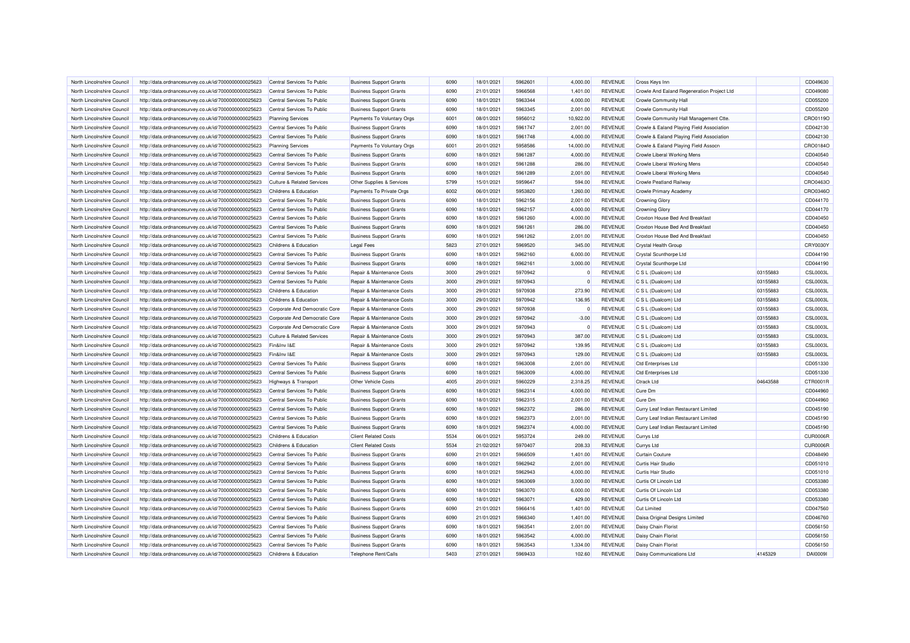| | | | | | | | | | | | |
|---|---|---|---|---|---|---|---|---|---|---|---|
| North Lincolnshire Council | http://data.ordnancesurvey.co.uk/id/7000000000025623 | Central Services To Public | Business Support Grants | 6090 | 18/01/2021 | 5962601 | 4,000.00 | REVENUE | Cross Keys Inn | | CD049630 |
| North Lincolnshire Council | http://data.ordnancesurvey.co.uk/id/7000000000025623 | Central Services To Public | Business Support Grants | 6090 | 21/01/2021 | 5966568 | 1,401.00 | REVENUE | Crowle And Ealand Regeneration Project Ltd | | CD049080 |
| North Lincolnshire Council | http://data.ordnancesurvey.co.uk/id/7000000000025623 | Central Services To Public | Business Support Grants | 6090 | 18/01/2021 | 5963344 | 4,000.00 | REVENUE | Crowle Community Hall | | CD055200 |
| North Lincolnshire Council | http://data.ordnancesurvey.co.uk/id/7000000000025623 | Central Services To Public | Business Support Grants | 6090 | 18/01/2021 | 5963345 | 2,001.00 | REVENUE | Crowle Community Hall | | CD055200 |
| North Lincolnshire Council | http://data.ordnancesurvey.co.uk/id/7000000000025623 | Planning Services | Payments To Voluntary Orgs | 6001 | 08/01/2021 | 5956012 | 10,922.00 | REVENUE | Crowle Community Hall Management Ctte. | | CRO0119O |
| North Lincolnshire Council | http://data.ordnancesurvey.co.uk/id/7000000000025623 | Central Services To Public | Business Support Grants | 6090 | 18/01/2021 | 5961747 | 2,001.00 | REVENUE | Crowle & Ealand Playing Field Association | | CD042130 |
| North Lincolnshire Council | http://data.ordnancesurvey.co.uk/id/7000000000025623 | Central Services To Public | Business Support Grants | 6090 | 18/01/2021 | 5961748 | 4,000.00 | REVENUE | Crowle & Ealand Playing Field Association | | CD042130 |
| North Lincolnshire Council | http://data.ordnancesurvey.co.uk/id/7000000000025623 | Planning Services | Payments To Voluntary Orgs | 6001 | 20/01/2021 | 5958586 | 14,000.00 | REVENUE | Crowle & Ealand Playing Field Assocn | | CRO0184O |
| North Lincolnshire Council | http://data.ordnancesurvey.co.uk/id/7000000000025623 | Central Services To Public | Business Support Grants | 6090 | 18/01/2021 | 5961287 | 4,000.00 | REVENUE | Crowle Liberal Working Mens | | CD040540 |
| North Lincolnshire Council | http://data.ordnancesurvey.co.uk/id/7000000000025623 | Central Services To Public | Business Support Grants | 6090 | 18/01/2021 | 5961288 | 286.00 | REVENUE | Crowle Liberal Working Mens | | CD040540 |
| North Lincolnshire Council | http://data.ordnancesurvey.co.uk/id/7000000000025623 | Central Services To Public | Business Support Grants | 6090 | 18/01/2021 | 5961289 | 2,001.00 | REVENUE | Crowle Liberal Working Mens | | CD040540 |
| North Lincolnshire Council | http://data.ordnancesurvey.co.uk/id/7000000000025623 | Culture & Related Services | Other Supplies & Services | 5799 | 15/01/2021 | 5959647 | 594.00 | REVENUE | Crowle Peatland Railway | | CRO0463O |
| North Lincolnshire Council | http://data.ordnancesurvey.co.uk/id/7000000000025623 | Childrens & Education | Payments To Private Orgs | 6002 | 06/01/2021 | 5953820 | 1,260.00 | REVENUE | Crowle Primary Academy | | CRO0346O |
| North Lincolnshire Council | http://data.ordnancesurvey.co.uk/id/7000000000025623 | Central Services To Public | Business Support Grants | 6090 | 18/01/2021 | 5962156 | 2,001.00 | REVENUE | Crowning Glory | | CD044170 |
| North Lincolnshire Council | http://data.ordnancesurvey.co.uk/id/7000000000025623 | Central Services To Public | Business Support Grants | 6090 | 18/01/2021 | 5962157 | 4,000.00 | REVENUE | Crowning Glory | | CD044170 |
| North Lincolnshire Council | http://data.ordnancesurvey.co.uk/id/7000000000025623 | Central Services To Public | Business Support Grants | 6090 | 18/01/2021 | 5961260 | 4,000.00 | REVENUE | Croxton House Bed And Breakfast | | CD040450 |
| North Lincolnshire Council | http://data.ordnancesurvey.co.uk/id/7000000000025623 | Central Services To Public | Business Support Grants | 6090 | 18/01/2021 | 5961261 | 286.00 | REVENUE | Croxton House Bed And Breakfast | | CD040450 |
| North Lincolnshire Council | http://data.ordnancesurvey.co.uk/id/7000000000025623 | Central Services To Public | Business Support Grants | 6090 | 18/01/2021 | 5961262 | 2,001.00 | REVENUE | Croxton House Bed And Breakfast | | CD040450 |
| North Lincolnshire Council | http://data.ordnancesurvey.co.uk/id/7000000000025623 | Childrens & Education | Legal Fees | 5823 | 27/01/2021 | 5969520 | 345.00 | REVENUE | Crystal Health Group | | CRY0030Y |
| North Lincolnshire Council | http://data.ordnancesurvey.co.uk/id/7000000000025623 | Central Services To Public | Business Support Grants | 6090 | 18/01/2021 | 5962160 | 6,000.00 | REVENUE | Crystal Scunthorpe Ltd | | CD044190 |
| North Lincolnshire Council | http://data.ordnancesurvey.co.uk/id/7000000000025623 | Central Services To Public | Business Support Grants | 6090 | 18/01/2021 | 5962161 | 3,000.00 | REVENUE | Crystal Scunthorpe Ltd | | CD044190 |
| North Lincolnshire Council | http://data.ordnancesurvey.co.uk/id/7000000000025623 | Central Services To Public | Repair & Maintenance Costs | 3000 | 29/01/2021 | 5970942 | 0 | REVENUE | C S L (Dualcom) Ltd | 03155883 | CSL0003L |
| North Lincolnshire Council | http://data.ordnancesurvey.co.uk/id/7000000000025623 | Central Services To Public | Repair & Maintenance Costs | 3000 | 29/01/2021 | 5970943 | 0 | REVENUE | C S L (Dualcom) Ltd | 03155883 | CSL0003L |
| North Lincolnshire Council | http://data.ordnancesurvey.co.uk/id/7000000000025623 | Childrens & Education | Repair & Maintenance Costs | 3000 | 29/01/2021 | 5970938 | 273.90 | REVENUE | C S L (Dualcom) Ltd | 03155883 | CSL0003L |
| North Lincolnshire Council | http://data.ordnancesurvey.co.uk/id/7000000000025623 | Childrens & Education | Repair & Maintenance Costs | 3000 | 29/01/2021 | 5970942 | 136.95 | REVENUE | C S L (Dualcom) Ltd | 03155883 | CSL0003L |
| North Lincolnshire Council | http://data.ordnancesurvey.co.uk/id/7000000000025623 | Corporate And Democratic Core | Repair & Maintenance Costs | 3000 | 29/01/2021 | 5970938 | 0 | REVENUE | C S L (Dualcom) Ltd | 03155883 | CSL0003L |
| North Lincolnshire Council | http://data.ordnancesurvey.co.uk/id/7000000000025623 | Corporate And Democratic Core | Repair & Maintenance Costs | 3000 | 29/01/2021 | 5970942 | -3.00 | REVENUE | C S L (Dualcom) Ltd | 03155883 | CSL0003L |
| North Lincolnshire Council | http://data.ordnancesurvey.co.uk/id/7000000000025623 | Corporate And Democratic Core | Repair & Maintenance Costs | 3000 | 29/01/2021 | 5970943 | 0 | REVENUE | C S L (Dualcom) Ltd | 03155883 | CSL0003L |
| North Lincolnshire Council | http://data.ordnancesurvey.co.uk/id/7000000000025623 | Culture & Related Services | Repair & Maintenance Costs | 3000 | 29/01/2021 | 5970943 | 387.00 | REVENUE | C S L (Dualcom) Ltd | 03155883 | CSL0003L |
| North Lincolnshire Council | http://data.ordnancesurvey.co.uk/id/7000000000025623 | Fin&Inv I&E | Repair & Maintenance Costs | 3000 | 29/01/2021 | 5970942 | 139.95 | REVENUE | C S L (Dualcom) Ltd | 03155883 | CSL0003L |
| North Lincolnshire Council | http://data.ordnancesurvey.co.uk/id/7000000000025623 | Fin&Inv I&E | Repair & Maintenance Costs | 3000 | 29/01/2021 | 5970943 | 129.00 | REVENUE | C S L (Dualcom) Ltd | 03155883 | CSL0003L |
| North Lincolnshire Council | http://data.ordnancesurvey.co.uk/id/7000000000025623 | Central Services To Public | Business Support Grants | 6090 | 18/01/2021 | 5963008 | 2,001.00 | REVENUE | Ctd Enterprises Ltd | | CD051330 |
| North Lincolnshire Council | http://data.ordnancesurvey.co.uk/id/7000000000025623 | Central Services To Public | Business Support Grants | 6090 | 18/01/2021 | 5963009 | 4,000.00 | REVENUE | Ctd Enterprises Ltd | | CD051330 |
| North Lincolnshire Council | http://data.ordnancesurvey.co.uk/id/7000000000025623 | Highways & Transport | Other Vehicle Costs | 4005 | 20/01/2021 | 5960229 | 2,318.25 | REVENUE | Ctrack Ltd | 04643588 | CTR0001R |
| North Lincolnshire Council | http://data.ordnancesurvey.co.uk/id/7000000000025623 | Central Services To Public | Business Support Grants | 6090 | 18/01/2021 | 5962314 | 4,000.00 | REVENUE | Cure Dm | | CD044960 |
| North Lincolnshire Council | http://data.ordnancesurvey.co.uk/id/7000000000025623 | Central Services To Public | Business Support Grants | 6090 | 18/01/2021 | 5962315 | 2,001.00 | REVENUE | Cure Dm | | CD044960 |
| North Lincolnshire Council | http://data.ordnancesurvey.co.uk/id/7000000000025623 | Central Services To Public | Business Support Grants | 6090 | 18/01/2021 | 5962372 | 286.00 | REVENUE | Curry Leaf Indian Restaurant Limited | | CD045190 |
| North Lincolnshire Council | http://data.ordnancesurvey.co.uk/id/7000000000025623 | Central Services To Public | Business Support Grants | 6090 | 18/01/2021 | 5962373 | 2,001.00 | REVENUE | Curry Leaf Indian Restaurant Limited | | CD045190 |
| North Lincolnshire Council | http://data.ordnancesurvey.co.uk/id/7000000000025623 | Central Services To Public | Business Support Grants | 6090 | 18/01/2021 | 5962374 | 4,000.00 | REVENUE | Curry Leaf Indian Restaurant Limited | | CD045190 |
| North Lincolnshire Council | http://data.ordnancesurvey.co.uk/id/7000000000025623 | Childrens & Education | Client Related Costs | 5534 | 06/01/2021 | 5953724 | 249.00 | REVENUE | Currys Ltd | | CUR0006R |
| North Lincolnshire Council | http://data.ordnancesurvey.co.uk/id/7000000000025623 | Childrens & Education | Client Related Costs | 5534 | 21/02/2021 | 5970407 | 208.33 | REVENUE | Currys Ltd | | CUR0006R |
| North Lincolnshire Council | http://data.ordnancesurvey.co.uk/id/7000000000025623 | Central Services To Public | Business Support Grants | 6090 | 21/01/2021 | 5966509 | 1,401.00 | REVENUE | Curtain Couture | | CD048490 |
| North Lincolnshire Council | http://data.ordnancesurvey.co.uk/id/7000000000025623 | Central Services To Public | Business Support Grants | 6090 | 18/01/2021 | 5962942 | 2,001.00 | REVENUE | Curtis Hair Studio | | CD051010 |
| North Lincolnshire Council | http://data.ordnancesurvey.co.uk/id/7000000000025623 | Central Services To Public | Business Support Grants | 6090 | 18/01/2021 | 5962943 | 4,000.00 | REVENUE | Curtis Hair Studio | | CD051010 |
| North Lincolnshire Council | http://data.ordnancesurvey.co.uk/id/7000000000025623 | Central Services To Public | Business Support Grants | 6090 | 18/01/2021 | 5963069 | 3,000.00 | REVENUE | Curtis Of Lincoln Ltd | | CD053380 |
| North Lincolnshire Council | http://data.ordnancesurvey.co.uk/id/7000000000025623 | Central Services To Public | Business Support Grants | 6090 | 18/01/2021 | 5963070 | 6,000.00 | REVENUE | Curtis Of Lincoln Ltd | | CD053380 |
| North Lincolnshire Council | http://data.ordnancesurvey.co.uk/id/7000000000025623 | Central Services To Public | Business Support Grants | 6090 | 18/01/2021 | 5963071 | 429.00 | REVENUE | Curtis Of Lincoln Ltd | | CD053380 |
| North Lincolnshire Council | http://data.ordnancesurvey.co.uk/id/7000000000025623 | Central Services To Public | Business Support Grants | 6090 | 21/01/2021 | 5966416 | 1,401.00 | REVENUE | Cut Limited | | CD047560 |
| North Lincolnshire Council | http://data.ordnancesurvey.co.uk/id/7000000000025623 | Central Services To Public | Business Support Grants | 6090 | 21/01/2021 | 5966340 | 1,401.00 | REVENUE | Daisa Original Designs Limited | | CD046760 |
| North Lincolnshire Council | http://data.ordnancesurvey.co.uk/id/7000000000025623 | Central Services To Public | Business Support Grants | 6090 | 18/01/2021 | 5963541 | 2,001.00 | REVENUE | Daisy Chain Florist | | CD056150 |
| North Lincolnshire Council | http://data.ordnancesurvey.co.uk/id/7000000000025623 | Central Services To Public | Business Support Grants | 6090 | 18/01/2021 | 5963542 | 4,000.00 | REVENUE | Daisy Chain Florist | | CD056150 |
| North Lincolnshire Council | http://data.ordnancesurvey.co.uk/id/7000000000025623 | Central Services To Public | Business Support Grants | 6090 | 18/01/2021 | 5963543 | 1,334.00 | REVENUE | Daisy Chain Florist | | CD056150 |
| North Lincolnshire Council | http://data.ordnancesurvey.co.uk/id/7000000000025623 | Childrens & Education | Telephone Rent/Calls | 5403 | 27/01/2021 | 5969433 | 102.60 | REVENUE | Daisy Communications Ltd | 4145329 | DAI0009I |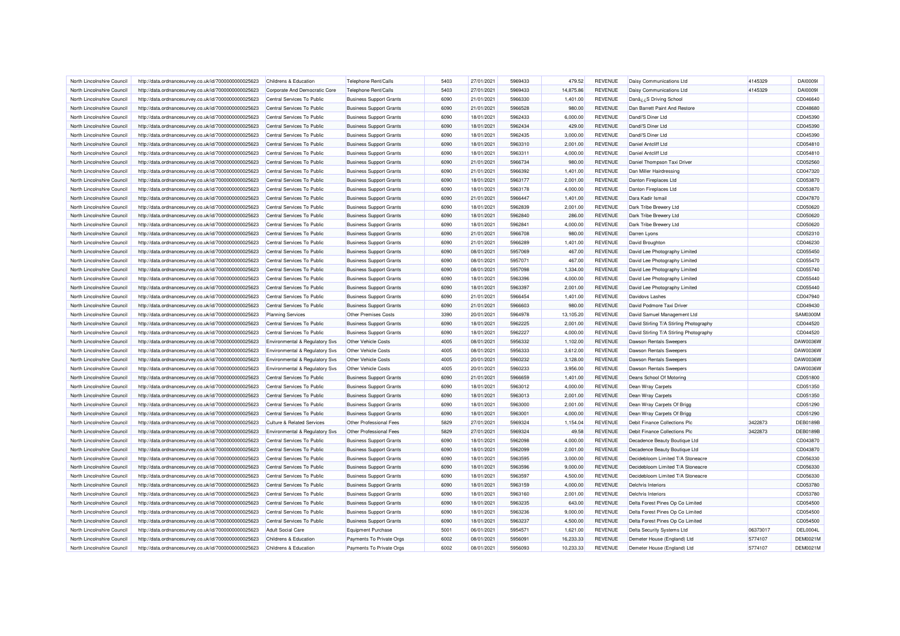| North Lincolnshire Council | http://data.ordnancesurvey.co.uk/id/7000000000025623 | Childrens & Education | Telephone Rent/Calls | 5403 | 27/01/2021 | 5969433 | 479.52 | REVENUE | Daisy Communications Ltd | 4145329 | DAI0009I |
|---|---|---|---|---|---|---|---|---|---|---|---|
| North Lincolnshire Council | http://data.ordnancesurvey.co.uk/id/7000000000025623 | Corporate And Democratic Core | Telephone Rent/Calls | 5403 | 27/01/2021 | 5969433 | 14,875.86 | REVENUE | Daisy Communications Ltd | 4145329 | DAI0009I |
| North Lincolnshire Council | http://data.ordnancesurvey.co.uk/id/7000000000025623 | Central Services To Public | Business Support Grants | 6090 | 21/01/2021 | 5966330 | 1,401.00 | REVENUE | Danâ¿¿S Driving School | | CD046640 |
| North Lincolnshire Council | http://data.ordnancesurvey.co.uk/id/7000000000025623 | Central Services To Public | Business Support Grants | 6090 | 21/01/2021 | 5966528 | 980.00 | REVENUE | Dan Barrett Paint And Restore | | CD048680 |
| North Lincolnshire Council | http://data.ordnancesurvey.co.uk/id/7000000000025623 | Central Services To Public | Business Support Grants | 6090 | 18/01/2021 | 5962433 | 6,000.00 | REVENUE | Dandi'S Diner Ltd | | CD045390 |
| North Lincolnshire Council | http://data.ordnancesurvey.co.uk/id/7000000000025623 | Central Services To Public | Business Support Grants | 6090 | 18/01/2021 | 5962434 | 429.00 | REVENUE | Dandi'S Diner Ltd | | CD045390 |
| North Lincolnshire Council | http://data.ordnancesurvey.co.uk/id/7000000000025623 | Central Services To Public | Business Support Grants | 6090 | 18/01/2021 | 5962435 | 3,000.00 | REVENUE | Dandi'S Diner Ltd | | CD045390 |
| North Lincolnshire Council | http://data.ordnancesurvey.co.uk/id/7000000000025623 | Central Services To Public | Business Support Grants | 6090 | 18/01/2021 | 5963310 | 2,001.00 | REVENUE | Daniel Antcliff Ltd | | CD054810 |
| North Lincolnshire Council | http://data.ordnancesurvey.co.uk/id/7000000000025623 | Central Services To Public | Business Support Grants | 6090 | 18/01/2021 | 5963311 | 4,000.00 | REVENUE | Daniel Antcliff Ltd | | CD054810 |
| North Lincolnshire Council | http://data.ordnancesurvey.co.uk/id/7000000000025623 | Central Services To Public | Business Support Grants | 6090 | 21/01/2021 | 5966734 | 980.00 | REVENUE | Daniel Thompson Taxi Driver | | CD052560 |
| North Lincolnshire Council | http://data.ordnancesurvey.co.uk/id/7000000000025623 | Central Services To Public | Business Support Grants | 6090 | 21/01/2021 | 5966392 | 1,401.00 | REVENUE | Dan Miller Hairdressing | | CD047320 |
| North Lincolnshire Council | http://data.ordnancesurvey.co.uk/id/7000000000025623 | Central Services To Public | Business Support Grants | 6090 | 18/01/2021 | 5963177 | 2,001.00 | REVENUE | Danton Fireplaces Ltd | | CD053870 |
| North Lincolnshire Council | http://data.ordnancesurvey.co.uk/id/7000000000025623 | Central Services To Public | Business Support Grants | 6090 | 18/01/2021 | 5963178 | 4,000.00 | REVENUE | Danton Fireplaces Ltd | | CD053870 |
| North Lincolnshire Council | http://data.ordnancesurvey.co.uk/id/7000000000025623 | Central Services To Public | Business Support Grants | 6090 | 21/01/2021 | 5966447 | 1,401.00 | REVENUE | Dara Kadir Ismail | | CD047870 |
| North Lincolnshire Council | http://data.ordnancesurvey.co.uk/id/7000000000025623 | Central Services To Public | Business Support Grants | 6090 | 18/01/2021 | 5962839 | 2,001.00 | REVENUE | Dark Tribe Brewery Ltd | | CD050620 |
| North Lincolnshire Council | http://data.ordnancesurvey.co.uk/id/7000000000025623 | Central Services To Public | Business Support Grants | 6090 | 18/01/2021 | 5962840 | 286.00 | REVENUE | Dark Tribe Brewery Ltd | | CD050620 |
| North Lincolnshire Council | http://data.ordnancesurvey.co.uk/id/7000000000025623 | Central Services To Public | Business Support Grants | 6090 | 18/01/2021 | 5962841 | 4,000.00 | REVENUE | Dark Tribe Brewery Ltd | | CD050620 |
| North Lincolnshire Council | http://data.ordnancesurvey.co.uk/id/7000000000025623 | Central Services To Public | Business Support Grants | 6090 | 21/01/2021 | 5966708 | 980.00 | REVENUE | Darren Lyons | | CD052310 |
| North Lincolnshire Council | http://data.ordnancesurvey.co.uk/id/7000000000025623 | Central Services To Public | Business Support Grants | 6090 | 21/01/2021 | 5966289 | 1,401.00 | REVENUE | David Broughton | | CD046230 |
| North Lincolnshire Council | http://data.ordnancesurvey.co.uk/id/7000000000025623 | Central Services To Public | Business Support Grants | 6090 | 08/01/2021 | 5957069 | 467.00 | REVENUE | David Lee Photography Limited | | CD055450 |
| North Lincolnshire Council | http://data.ordnancesurvey.co.uk/id/7000000000025623 | Central Services To Public | Business Support Grants | 6090 | 08/01/2021 | 5957071 | 467.00 | REVENUE | David Lee Photography Limited | | CD055470 |
| North Lincolnshire Council | http://data.ordnancesurvey.co.uk/id/7000000000025623 | Central Services To Public | Business Support Grants | 6090 | 08/01/2021 | 5957098 | 1,334.00 | REVENUE | David Lee Photography Limited | | CD055740 |
| North Lincolnshire Council | http://data.ordnancesurvey.co.uk/id/7000000000025623 | Central Services To Public | Business Support Grants | 6090 | 18/01/2021 | 5963396 | 4,000.00 | REVENUE | David Lee Photography Limited | | CD055440 |
| North Lincolnshire Council | http://data.ordnancesurvey.co.uk/id/7000000000025623 | Central Services To Public | Business Support Grants | 6090 | 18/01/2021 | 5963397 | 2,001.00 | REVENUE | David Lee Photography Limited | | CD055440 |
| North Lincolnshire Council | http://data.ordnancesurvey.co.uk/id/7000000000025623 | Central Services To Public | Business Support Grants | 6090 | 21/01/2021 | 5966454 | 1,401.00 | REVENUE | Davidovs Lashes | | CD047940 |
| North Lincolnshire Council | http://data.ordnancesurvey.co.uk/id/7000000000025623 | Central Services To Public | Business Support Grants | 6090 | 21/01/2021 | 5966603 | 980.00 | REVENUE | David Podmore Taxi Driver | | CD049430 |
| North Lincolnshire Council | http://data.ordnancesurvey.co.uk/id/7000000000025623 | Planning Services | Other Premises Costs | 3390 | 20/01/2021 | 5964978 | 13,105.20 | REVENUE | David Samuel Management Ltd | | SAM0300M |
| North Lincolnshire Council | http://data.ordnancesurvey.co.uk/id/7000000000025623 | Central Services To Public | Business Support Grants | 6090 | 18/01/2021 | 5962225 | 2,001.00 | REVENUE | David Stirling T/A Stirling Photography | | CD044520 |
| North Lincolnshire Council | http://data.ordnancesurvey.co.uk/id/7000000000025623 | Central Services To Public | Business Support Grants | 6090 | 18/01/2021 | 5962227 | 4,000.00 | REVENUE | David Stirling T/A Stirling Photography | | CD044520 |
| North Lincolnshire Council | http://data.ordnancesurvey.co.uk/id/7000000000025623 | Environmental & Regulatory Svs | Other Vehicle Costs | 4005 | 08/01/2021 | 5956332 | 1,102.00 | REVENUE | Dawson Rentals Sweepers | | DAW0036W |
| North Lincolnshire Council | http://data.ordnancesurvey.co.uk/id/7000000000025623 | Environmental & Regulatory Svs | Other Vehicle Costs | 4005 | 08/01/2021 | 5956333 | 3,612.00 | REVENUE | Dawson Rentals Sweepers | | DAW0036W |
| North Lincolnshire Council | http://data.ordnancesurvey.co.uk/id/7000000000025623 | Environmental & Regulatory Svs | Other Vehicle Costs | 4005 | 20/01/2021 | 5960232 | 3,128.00 | REVENUE | Dawson Rentals Sweepers | | DAW0036W |
| North Lincolnshire Council | http://data.ordnancesurvey.co.uk/id/7000000000025623 | Environmental & Regulatory Svs | Other Vehicle Costs | 4005 | 20/01/2021 | 5960233 | 3,956.00 | REVENUE | Dawson Rentals Sweepers | | DAW0036W |
| North Lincolnshire Council | http://data.ordnancesurvey.co.uk/id/7000000000025623 | Central Services To Public | Business Support Grants | 6090 | 21/01/2021 | 5966659 | 1,401.00 | REVENUE | Deans School Of Motoring | | CD051800 |
| North Lincolnshire Council | http://data.ordnancesurvey.co.uk/id/7000000000025623 | Central Services To Public | Business Support Grants | 6090 | 18/01/2021 | 5963012 | 4,000.00 | REVENUE | Dean Wray Carpets | | CD051350 |
| North Lincolnshire Council | http://data.ordnancesurvey.co.uk/id/7000000000025623 | Central Services To Public | Business Support Grants | 6090 | 18/01/2021 | 5963013 | 2,001.00 | REVENUE | Dean Wray Carpets | | CD051350 |
| North Lincolnshire Council | http://data.ordnancesurvey.co.uk/id/7000000000025623 | Central Services To Public | Business Support Grants | 6090 | 18/01/2021 | 5963000 | 2,001.00 | REVENUE | Dean Wray Carpets Of Brigg | | CD051290 |
| North Lincolnshire Council | http://data.ordnancesurvey.co.uk/id/7000000000025623 | Central Services To Public | Business Support Grants | 6090 | 18/01/2021 | 5963001 | 4,000.00 | REVENUE | Dean Wray Carpets Of Brigg | | CD051290 |
| North Lincolnshire Council | http://data.ordnancesurvey.co.uk/id/7000000000025623 | Culture & Related Services | Other Professional Fees | 5829 | 27/01/2021 | 5969324 | 1,154.04 | REVENUE | Debit Finance Collections Plc | 3422873 | DEB0189B |
| North Lincolnshire Council | http://data.ordnancesurvey.co.uk/id/7000000000025623 | Environmental & Regulatory Svs | Other Professional Fees | 5829 | 27/01/2021 | 5969324 | 49.58 | REVENUE | Debit Finance Collections Plc | 3422873 | DEB0189B |
| North Lincolnshire Council | http://data.ordnancesurvey.co.uk/id/7000000000025623 | Central Services To Public | Business Support Grants | 6090 | 18/01/2021 | 5962098 | 4,000.00 | REVENUE | Decadence Beauty Boutique Ltd | | CD043870 |
| North Lincolnshire Council | http://data.ordnancesurvey.co.uk/id/7000000000025623 | Central Services To Public | Business Support Grants | 6090 | 18/01/2021 | 5962099 | 2,001.00 | REVENUE | Decadence Beauty Boutique Ltd | | CD043870 |
| North Lincolnshire Council | http://data.ordnancesurvey.co.uk/id/7000000000025623 | Central Services To Public | Business Support Grants | 6090 | 18/01/2021 | 5963595 | 3,000.00 | REVENUE | Decidebloom Limited T/A Stoneacre | | CD056330 |
| North Lincolnshire Council | http://data.ordnancesurvey.co.uk/id/7000000000025623 | Central Services To Public | Business Support Grants | 6090 | 18/01/2021 | 5963596 | 9,000.00 | REVENUE | Decidebloom Limited T/A Stoneacre | | CD056330 |
| North Lincolnshire Council | http://data.ordnancesurvey.co.uk/id/7000000000025623 | Central Services To Public | Business Support Grants | 6090 | 18/01/2021 | 5963597 | 4,500.00 | REVENUE | Decidebloom Limited T/A Stoneacre | | CD056330 |
| North Lincolnshire Council | http://data.ordnancesurvey.co.uk/id/7000000000025623 | Central Services To Public | Business Support Grants | 6090 | 18/01/2021 | 5963159 | 4,000.00 | REVENUE | Delchris Interiors | | CD053780 |
| North Lincolnshire Council | http://data.ordnancesurvey.co.uk/id/7000000000025623 | Central Services To Public | Business Support Grants | 6090 | 18/01/2021 | 5963160 | 2,001.00 | REVENUE | Delchris Interiors | | CD053780 |
| North Lincolnshire Council | http://data.ordnancesurvey.co.uk/id/7000000000025623 | Central Services To Public | Business Support Grants | 6090 | 18/01/2021 | 5963235 | 643.00 | REVENUE | Delta Forest Pines Op Co Limited | | CD054500 |
| North Lincolnshire Council | http://data.ordnancesurvey.co.uk/id/7000000000025623 | Central Services To Public | Business Support Grants | 6090 | 18/01/2021 | 5963236 | 9,000.00 | REVENUE | Delta Forest Pines Op Co Limited | | CD054500 |
| North Lincolnshire Council | http://data.ordnancesurvey.co.uk/id/7000000000025623 | Central Services To Public | Business Support Grants | 6090 | 18/01/2021 | 5963237 | 4,500.00 | REVENUE | Delta Forest Pines Op Co Limited | | CD054500 |
| North Lincolnshire Council | http://data.ordnancesurvey.co.uk/id/7000000000025623 | Adult Social Care | Equipment Purchase | 5001 | 06/01/2021 | 5954571 | 1,621.00 | REVENUE | Delta Security Systems Ltd | 06373017 | DEL0004L |
| North Lincolnshire Council | http://data.ordnancesurvey.co.uk/id/7000000000025623 | Childrens & Education | Payments To Private Orgs | 6002 | 08/01/2021 | 5956091 | 16,233.33 | REVENUE | Demeter House (England) Ltd | 5774107 | DEM0021M |
| North Lincolnshire Council | http://data.ordnancesurvey.co.uk/id/7000000000025623 | Childrens & Education | Payments To Private Orgs | 6002 | 08/01/2021 | 5956093 | 10,233.33 | REVENUE | Demeter House (England) Ltd | 5774107 | DEM0021M |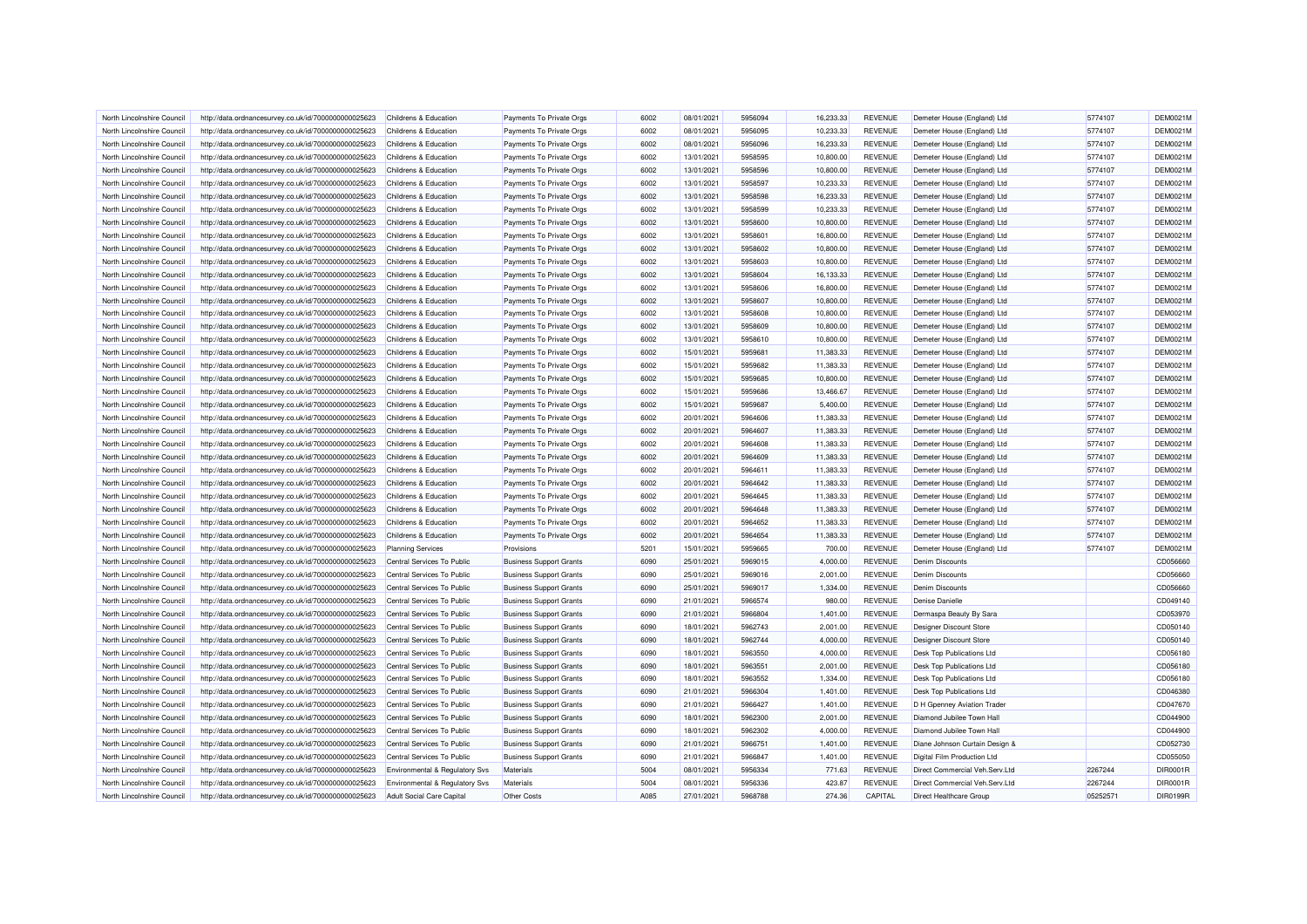| North Lincolnshire Council | http://data.ordnancesurvey.co.uk/id/7000000000025623 | Childrens & Education | Payments To Private Orgs | 6002 | 08/01/2021 | 5956094 | 16,233.33 | REVENUE | Demeter House (England) Ltd | 5774107 | DEM0021M |
|---|---|---|---|---|---|---|---|---|---|---|---|
| North Lincolnshire Council | http://data.ordnancesurvey.co.uk/id/7000000000025623 | Childrens & Education | Payments To Private Orgs | 6002 | 08/01/2021 | 5956095 | 10,233.33 | REVENUE | Demeter House (England) Ltd | 5774107 | DEM0021M |
| North Lincolnshire Council | http://data.ordnancesurvey.co.uk/id/7000000000025623 | Childrens & Education | Payments To Private Orgs | 6002 | 08/01/2021 | 5956096 | 16,233.33 | REVENUE | Demeter House (England) Ltd | 5774107 | DEM0021M |
| North Lincolnshire Council | http://data.ordnancesurvey.co.uk/id/7000000000025623 | Childrens & Education | Payments To Private Orgs | 6002 | 13/01/2021 | 5958595 | 10,800.00 | REVENUE | Demeter House (England) Ltd | 5774107 | DEM0021M |
| North Lincolnshire Council | http://data.ordnancesurvey.co.uk/id/7000000000025623 | Childrens & Education | Payments To Private Orgs | 6002 | 13/01/2021 | 5958596 | 10,800.00 | REVENUE | Demeter House (England) Ltd | 5774107 | DEM0021M |
| North Lincolnshire Council | http://data.ordnancesurvey.co.uk/id/7000000000025623 | Childrens & Education | Payments To Private Orgs | 6002 | 13/01/2021 | 5958597 | 10,233.33 | REVENUE | Demeter House (England) Ltd | 5774107 | DEM0021M |
| North Lincolnshire Council | http://data.ordnancesurvey.co.uk/id/7000000000025623 | Childrens & Education | Payments To Private Orgs | 6002 | 13/01/2021 | 5958598 | 16,233.33 | REVENUE | Demeter House (England) Ltd | 5774107 | DEM0021M |
| North Lincolnshire Council | http://data.ordnancesurvey.co.uk/id/7000000000025623 | Childrens & Education | Payments To Private Orgs | 6002 | 13/01/2021 | 5958599 | 10,233.33 | REVENUE | Demeter House (England) Ltd | 5774107 | DEM0021M |
| North Lincolnshire Council | http://data.ordnancesurvey.co.uk/id/7000000000025623 | Childrens & Education | Payments To Private Orgs | 6002 | 13/01/2021 | 5958600 | 10,800.00 | REVENUE | Demeter House (England) Ltd | 5774107 | DEM0021M |
| North Lincolnshire Council | http://data.ordnancesurvey.co.uk/id/7000000000025623 | Childrens & Education | Payments To Private Orgs | 6002 | 13/01/2021 | 5958601 | 16,800.00 | REVENUE | Demeter House (England) Ltd | 5774107 | DEM0021M |
| North Lincolnshire Council | http://data.ordnancesurvey.co.uk/id/7000000000025623 | Childrens & Education | Payments To Private Orgs | 6002 | 13/01/2021 | 5958602 | 10,800.00 | REVENUE | Demeter House (England) Ltd | 5774107 | DEM0021M |
| North Lincolnshire Council | http://data.ordnancesurvey.co.uk/id/7000000000025623 | Childrens & Education | Payments To Private Orgs | 6002 | 13/01/2021 | 5958603 | 10,800.00 | REVENUE | Demeter House (England) Ltd | 5774107 | DEM0021M |
| North Lincolnshire Council | http://data.ordnancesurvey.co.uk/id/7000000000025623 | Childrens & Education | Payments To Private Orgs | 6002 | 13/01/2021 | 5958604 | 16,133.33 | REVENUE | Demeter House (England) Ltd | 5774107 | DEM0021M |
| North Lincolnshire Council | http://data.ordnancesurvey.co.uk/id/7000000000025623 | Childrens & Education | Payments To Private Orgs | 6002 | 13/01/2021 | 5958606 | 16,800.00 | REVENUE | Demeter House (England) Ltd | 5774107 | DEM0021M |
| North Lincolnshire Council | http://data.ordnancesurvey.co.uk/id/7000000000025623 | Childrens & Education | Payments To Private Orgs | 6002 | 13/01/2021 | 5958607 | 10,800.00 | REVENUE | Demeter House (England) Ltd | 5774107 | DEM0021M |
| North Lincolnshire Council | http://data.ordnancesurvey.co.uk/id/7000000000025623 | Childrens & Education | Payments To Private Orgs | 6002 | 13/01/2021 | 5958608 | 10,800.00 | REVENUE | Demeter House (England) Ltd | 5774107 | DEM0021M |
| North Lincolnshire Council | http://data.ordnancesurvey.co.uk/id/7000000000025623 | Childrens & Education | Payments To Private Orgs | 6002 | 13/01/2021 | 5958609 | 10,800.00 | REVENUE | Demeter House (England) Ltd | 5774107 | DEM0021M |
| North Lincolnshire Council | http://data.ordnancesurvey.co.uk/id/7000000000025623 | Childrens & Education | Payments To Private Orgs | 6002 | 13/01/2021 | 5958610 | 10,800.00 | REVENUE | Demeter House (England) Ltd | 5774107 | DEM0021M |
| North Lincolnshire Council | http://data.ordnancesurvey.co.uk/id/7000000000025623 | Childrens & Education | Payments To Private Orgs | 6002 | 15/01/2021 | 5959681 | 11,383.33 | REVENUE | Demeter House (England) Ltd | 5774107 | DEM0021M |
| North Lincolnshire Council | http://data.ordnancesurvey.co.uk/id/7000000000025623 | Childrens & Education | Payments To Private Orgs | 6002 | 15/01/2021 | 5959682 | 11,383.33 | REVENUE | Demeter House (England) Ltd | 5774107 | DEM0021M |
| North Lincolnshire Council | http://data.ordnancesurvey.co.uk/id/7000000000025623 | Childrens & Education | Payments To Private Orgs | 6002 | 15/01/2021 | 5959685 | 10,800.00 | REVENUE | Demeter House (England) Ltd | 5774107 | DEM0021M |
| North Lincolnshire Council | http://data.ordnancesurvey.co.uk/id/7000000000025623 | Childrens & Education | Payments To Private Orgs | 6002 | 15/01/2021 | 5959686 | 13,466.67 | REVENUE | Demeter House (England) Ltd | 5774107 | DEM0021M |
| North Lincolnshire Council | http://data.ordnancesurvey.co.uk/id/7000000000025623 | Childrens & Education | Payments To Private Orgs | 6002 | 15/01/2021 | 5959687 | 5,400.00 | REVENUE | Demeter House (England) Ltd | 5774107 | DEM0021M |
| North Lincolnshire Council | http://data.ordnancesurvey.co.uk/id/7000000000025623 | Childrens & Education | Payments To Private Orgs | 6002 | 20/01/2021 | 5964606 | 11,383.33 | REVENUE | Demeter House (England) Ltd | 5774107 | DEM0021M |
| North Lincolnshire Council | http://data.ordnancesurvey.co.uk/id/7000000000025623 | Childrens & Education | Payments To Private Orgs | 6002 | 20/01/2021 | 5964607 | 11,383.33 | REVENUE | Demeter House (England) Ltd | 5774107 | DEM0021M |
| North Lincolnshire Council | http://data.ordnancesurvey.co.uk/id/7000000000025623 | Childrens & Education | Payments To Private Orgs | 6002 | 20/01/2021 | 5964608 | 11,383.33 | REVENUE | Demeter House (England) Ltd | 5774107 | DEM0021M |
| North Lincolnshire Council | http://data.ordnancesurvey.co.uk/id/7000000000025623 | Childrens & Education | Payments To Private Orgs | 6002 | 20/01/2021 | 5964609 | 11,383.33 | REVENUE | Demeter House (England) Ltd | 5774107 | DEM0021M |
| North Lincolnshire Council | http://data.ordnancesurvey.co.uk/id/7000000000025623 | Childrens & Education | Payments To Private Orgs | 6002 | 20/01/2021 | 5964611 | 11,383.33 | REVENUE | Demeter House (England) Ltd | 5774107 | DEM0021M |
| North Lincolnshire Council | http://data.ordnancesurvey.co.uk/id/7000000000025623 | Childrens & Education | Payments To Private Orgs | 6002 | 20/01/2021 | 5964642 | 11,383.33 | REVENUE | Demeter House (England) Ltd | 5774107 | DEM0021M |
| North Lincolnshire Council | http://data.ordnancesurvey.co.uk/id/7000000000025623 | Childrens & Education | Payments To Private Orgs | 6002 | 20/01/2021 | 5964645 | 11,383.33 | REVENUE | Demeter House (England) Ltd | 5774107 | DEM0021M |
| North Lincolnshire Council | http://data.ordnancesurvey.co.uk/id/7000000000025623 | Childrens & Education | Payments To Private Orgs | 6002 | 20/01/2021 | 5964648 | 11,383.33 | REVENUE | Demeter House (England) Ltd | 5774107 | DEM0021M |
| North Lincolnshire Council | http://data.ordnancesurvey.co.uk/id/7000000000025623 | Childrens & Education | Payments To Private Orgs | 6002 | 20/01/2021 | 5964652 | 11,383.33 | REVENUE | Demeter House (England) Ltd | 5774107 | DEM0021M |
| North Lincolnshire Council | http://data.ordnancesurvey.co.uk/id/7000000000025623 | Childrens & Education | Payments To Private Orgs | 6002 | 20/01/2021 | 5964654 | 11,383.33 | REVENUE | Demeter House (England) Ltd | 5774107 | DEM0021M |
| North Lincolnshire Council | http://data.ordnancesurvey.co.uk/id/7000000000025623 | Planning Services | Provisions | 5201 | 15/01/2021 | 5959665 | 700.00 | REVENUE | Demeter House (England) Ltd | 5774107 | DEM0021M |
| North Lincolnshire Council | http://data.ordnancesurvey.co.uk/id/7000000000025623 | Central Services To Public | Business Support Grants | 6090 | 25/01/2021 | 5969015 | 4,000.00 | REVENUE | Denim Discounts | | CD056660 |
| North Lincolnshire Council | http://data.ordnancesurvey.co.uk/id/7000000000025623 | Central Services To Public | Business Support Grants | 6090 | 25/01/2021 | 5969016 | 2,001.00 | REVENUE | Denim Discounts | | CD056660 |
| North Lincolnshire Council | http://data.ordnancesurvey.co.uk/id/7000000000025623 | Central Services To Public | Business Support Grants | 6090 | 25/01/2021 | 5969017 | 1,334.00 | REVENUE | Denim Discounts | | CD056660 |
| North Lincolnshire Council | http://data.ordnancesurvey.co.uk/id/7000000000025623 | Central Services To Public | Business Support Grants | 6090 | 21/01/2021 | 5966574 | 980.00 | REVENUE | Denise Danielle | | CD049140 |
| North Lincolnshire Council | http://data.ordnancesurvey.co.uk/id/7000000000025623 | Central Services To Public | Business Support Grants | 6090 | 21/01/2021 | 5966804 | 1,401.00 | REVENUE | Dermaspa Beauty By Sara | | CD053970 |
| North Lincolnshire Council | http://data.ordnancesurvey.co.uk/id/7000000000025623 | Central Services To Public | Business Support Grants | 6090 | 18/01/2021 | 5962743 | 2,001.00 | REVENUE | Designer Discount Store | | CD050140 |
| North Lincolnshire Council | http://data.ordnancesurvey.co.uk/id/7000000000025623 | Central Services To Public | Business Support Grants | 6090 | 18/01/2021 | 5962744 | 4,000.00 | REVENUE | Designer Discount Store | | CD050140 |
| North Lincolnshire Council | http://data.ordnancesurvey.co.uk/id/7000000000025623 | Central Services To Public | Business Support Grants | 6090 | 18/01/2021 | 5963550 | 4,000.00 | REVENUE | Desk Top Publications Ltd | | CD056180 |
| North Lincolnshire Council | http://data.ordnancesurvey.co.uk/id/7000000000025623 | Central Services To Public | Business Support Grants | 6090 | 18/01/2021 | 5963551 | 2,001.00 | REVENUE | Desk Top Publications Ltd | | CD056180 |
| North Lincolnshire Council | http://data.ordnancesurvey.co.uk/id/7000000000025623 | Central Services To Public | Business Support Grants | 6090 | 18/01/2021 | 5963552 | 1,334.00 | REVENUE | Desk Top Publications Ltd | | CD056180 |
| North Lincolnshire Council | http://data.ordnancesurvey.co.uk/id/7000000000025623 | Central Services To Public | Business Support Grants | 6090 | 21/01/2021 | 5966304 | 1,401.00 | REVENUE | Desk Top Publications Ltd | | CD046380 |
| North Lincolnshire Council | http://data.ordnancesurvey.co.uk/id/7000000000025623 | Central Services To Public | Business Support Grants | 6090 | 21/01/2021 | 5966427 | 1,401.00 | REVENUE | D H Gpenney Aviation Trader | | CD047670 |
| North Lincolnshire Council | http://data.ordnancesurvey.co.uk/id/7000000000025623 | Central Services To Public | Business Support Grants | 6090 | 18/01/2021 | 5962300 | 2,001.00 | REVENUE | Diamond Jubilee Town Hall | | CD044900 |
| North Lincolnshire Council | http://data.ordnancesurvey.co.uk/id/7000000000025623 | Central Services To Public | Business Support Grants | 6090 | 18/01/2021 | 5962302 | 4,000.00 | REVENUE | Diamond Jubilee Town Hall | | CD044900 |
| North Lincolnshire Council | http://data.ordnancesurvey.co.uk/id/7000000000025623 | Central Services To Public | Business Support Grants | 6090 | 21/01/2021 | 5966751 | 1,401.00 | REVENUE | Diane Johnson Curtain Design & | | CD052730 |
| North Lincolnshire Council | http://data.ordnancesurvey.co.uk/id/7000000000025623 | Central Services To Public | Business Support Grants | 6090 | 21/01/2021 | 5966847 | 1,401.00 | REVENUE | Digital Film Production Ltd | | CD055050 |
| North Lincolnshire Council | http://data.ordnancesurvey.co.uk/id/7000000000025623 | Environmental & Regulatory Svs | Materials | 5004 | 08/01/2021 | 5956334 | 771.63 | REVENUE | Direct Commercial Veh.Serv.Ltd | 2267244 | DIR0001R |
| North Lincolnshire Council | http://data.ordnancesurvey.co.uk/id/7000000000025623 | Environmental & Regulatory Svs | Materials | 5004 | 08/01/2021 | 5956336 | 423.87 | REVENUE | Direct Commercial Veh.Serv.Ltd | 2267244 | DIR0001R |
| North Lincolnshire Council | http://data.ordnancesurvey.co.uk/id/7000000000025623 | Adult Social Care Capital | Other Costs | A085 | 27/01/2021 | 5968788 | 274.36 | CAPITAL | Direct Healthcare Group | 05252571 | DIR0199R |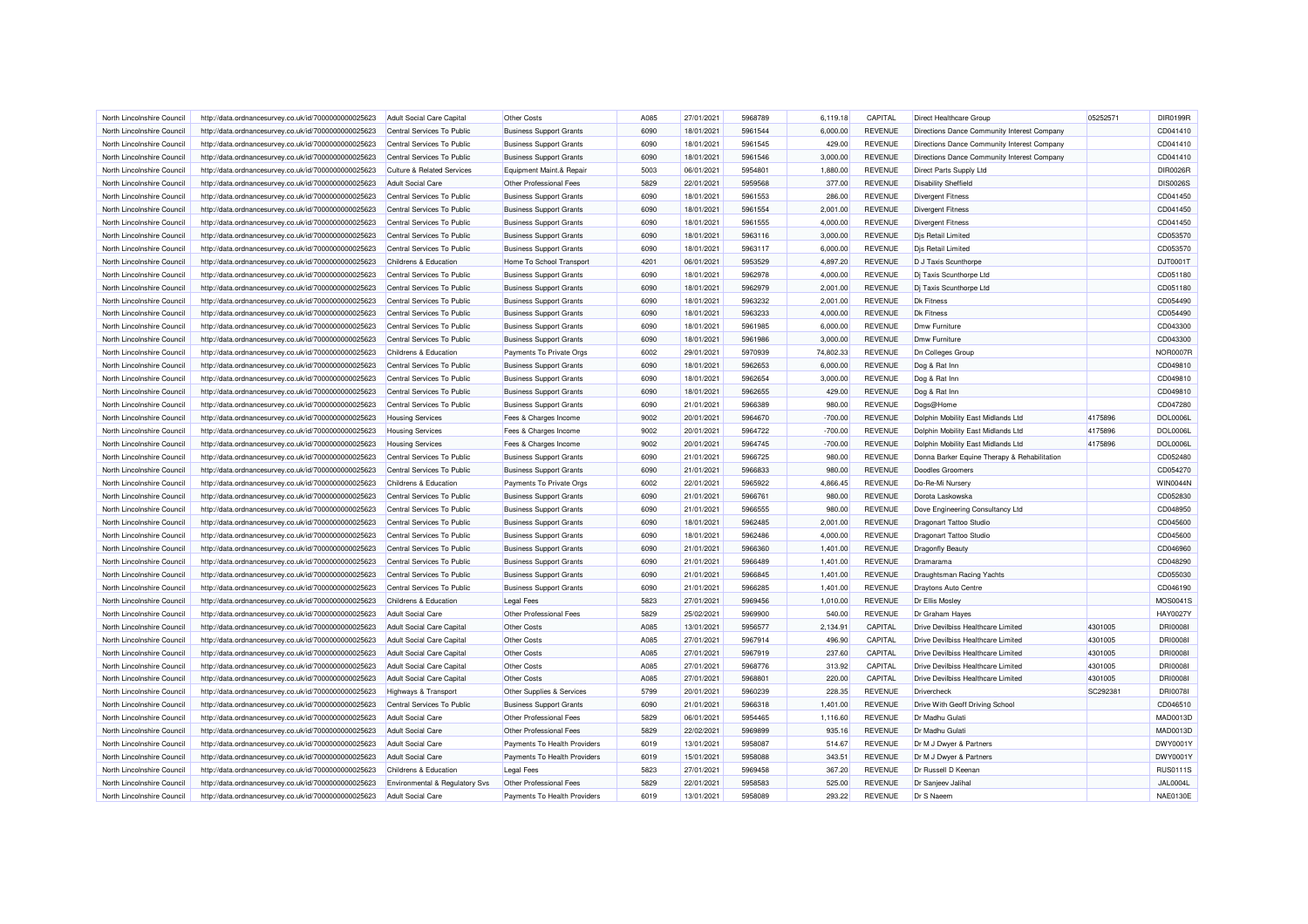| North Lincolnshire Council | http://data.ordnancesurvey.co.uk/id/7000000000025623 | Adult Social Care Capital | Other Costs | A085 | 27/01/2021 | 5968789 | 6,119.18 | CAPITAL | Direct Healthcare Group | 05252571 | DIR0199R |
|---|---|---|---|---|---|---|---|---|---|---|---|
| North Lincolnshire Council | http://data.ordnancesurvey.co.uk/id/7000000000025623 | Central Services To Public | Business Support Grants | 6090 | 18/01/2021 | 5961544 | 6,000.00 | REVENUE | Directions Dance Community Interest Company | | CD041410 |
| North Lincolnshire Council | http://data.ordnancesurvey.co.uk/id/7000000000025623 | Central Services To Public | Business Support Grants | 6090 | 18/01/2021 | 5961545 | 429.00 | REVENUE | Directions Dance Community Interest Company | | CD041410 |
| North Lincolnshire Council | http://data.ordnancesurvey.co.uk/id/7000000000025623 | Central Services To Public | Business Support Grants | 6090 | 18/01/2021 | 5961546 | 3,000.00 | REVENUE | Directions Dance Community Interest Company | | CD041410 |
| North Lincolnshire Council | http://data.ordnancesurvey.co.uk/id/7000000000025623 | Culture & Related Services | Equipment Maint.& Repair | 5003 | 06/01/2021 | 5954801 | 1,880.00 | REVENUE | Direct Parts Supply Ltd | | DIR0026R |
| North Lincolnshire Council | http://data.ordnancesurvey.co.uk/id/7000000000025623 | Adult Social Care | Other Professional Fees | 5829 | 22/01/2021 | 5959568 | 377.00 | REVENUE | Disability Sheffield | | DIS0026S |
| North Lincolnshire Council | http://data.ordnancesurvey.co.uk/id/7000000000025623 | Central Services To Public | Business Support Grants | 6090 | 18/01/2021 | 5961553 | 286.00 | REVENUE | Divergent Fitness | | CD041450 |
| North Lincolnshire Council | http://data.ordnancesurvey.co.uk/id/7000000000025623 | Central Services To Public | Business Support Grants | 6090 | 18/01/2021 | 5961554 | 2,001.00 | REVENUE | Divergent Fitness | | CD041450 |
| North Lincolnshire Council | http://data.ordnancesurvey.co.uk/id/7000000000025623 | Central Services To Public | Business Support Grants | 6090 | 18/01/2021 | 5961555 | 4,000.00 | REVENUE | Divergent Fitness | | CD041450 |
| North Lincolnshire Council | http://data.ordnancesurvey.co.uk/id/7000000000025623 | Central Services To Public | Business Support Grants | 6090 | 18/01/2021 | 5963116 | 3,000.00 | REVENUE | Djs Retail Limited | | CD053570 |
| North Lincolnshire Council | http://data.ordnancesurvey.co.uk/id/7000000000025623 | Central Services To Public | Business Support Grants | 6090 | 18/01/2021 | 5963117 | 6,000.00 | REVENUE | Djs Retail Limited | | CD053570 |
| North Lincolnshire Council | http://data.ordnancesurvey.co.uk/id/7000000000025623 | Childrens & Education | Home To School Transport | 4201 | 06/01/2021 | 5953529 | 4,897.20 | REVENUE | D J Taxis Scunthorpe | | DJT0001T |
| North Lincolnshire Council | http://data.ordnancesurvey.co.uk/id/7000000000025623 | Central Services To Public | Business Support Grants | 6090 | 18/01/2021 | 5962978 | 4,000.00 | REVENUE | Dj Taxis Scunthorpe Ltd | | CD051180 |
| North Lincolnshire Council | http://data.ordnancesurvey.co.uk/id/7000000000025623 | Central Services To Public | Business Support Grants | 6090 | 18/01/2021 | 5962979 | 2,001.00 | REVENUE | Dj Taxis Scunthorpe Ltd | | CD051180 |
| North Lincolnshire Council | http://data.ordnancesurvey.co.uk/id/7000000000025623 | Central Services To Public | Business Support Grants | 6090 | 18/01/2021 | 5963232 | 2,001.00 | REVENUE | Dk Fitness | | CD054490 |
| North Lincolnshire Council | http://data.ordnancesurvey.co.uk/id/7000000000025623 | Central Services To Public | Business Support Grants | 6090 | 18/01/2021 | 5963233 | 4,000.00 | REVENUE | Dk Fitness | | CD054490 |
| North Lincolnshire Council | http://data.ordnancesurvey.co.uk/id/7000000000025623 | Central Services To Public | Business Support Grants | 6090 | 18/01/2021 | 5961985 | 6,000.00 | REVENUE | Dmw Furniture | | CD043300 |
| North Lincolnshire Council | http://data.ordnancesurvey.co.uk/id/7000000000025623 | Central Services To Public | Business Support Grants | 6090 | 18/01/2021 | 5961986 | 3,000.00 | REVENUE | Dmw Furniture | | CD043300 |
| North Lincolnshire Council | http://data.ordnancesurvey.co.uk/id/7000000000025623 | Childrens & Education | Payments To Private Orgs | 6002 | 29/01/2021 | 5970939 | 74,802.33 | REVENUE | Dn Colleges Group | | NOR0007R |
| North Lincolnshire Council | http://data.ordnancesurvey.co.uk/id/7000000000025623 | Central Services To Public | Business Support Grants | 6090 | 18/01/2021 | 5962653 | 6,000.00 | REVENUE | Dog & Rat Inn | | CD049810 |
| North Lincolnshire Council | http://data.ordnancesurvey.co.uk/id/7000000000025623 | Central Services To Public | Business Support Grants | 6090 | 18/01/2021 | 5962654 | 3,000.00 | REVENUE | Dog & Rat Inn | | CD049810 |
| North Lincolnshire Council | http://data.ordnancesurvey.co.uk/id/7000000000025623 | Central Services To Public | Business Support Grants | 6090 | 18/01/2021 | 5962655 | 429.00 | REVENUE | Dog & Rat Inn | | CD049810 |
| North Lincolnshire Council | http://data.ordnancesurvey.co.uk/id/7000000000025623 | Central Services To Public | Business Support Grants | 6090 | 21/01/2021 | 5966389 | 980.00 | REVENUE | Dogs@Home | | CD047280 |
| North Lincolnshire Council | http://data.ordnancesurvey.co.uk/id/7000000000025623 | Housing Services | Fees & Charges Income | 9002 | 20/01/2021 | 5964670 | -700.00 | REVENUE | Dolphin Mobility East Midlands Ltd | 4175896 | DOL0006L |
| North Lincolnshire Council | http://data.ordnancesurvey.co.uk/id/7000000000025623 | Housing Services | Fees & Charges Income | 9002 | 20/01/2021 | 5964722 | -700.00 | REVENUE | Dolphin Mobility East Midlands Ltd | 4175896 | DOL0006L |
| North Lincolnshire Council | http://data.ordnancesurvey.co.uk/id/7000000000025623 | Housing Services | Fees & Charges Income | 9002 | 20/01/2021 | 5964745 | -700.00 | REVENUE | Dolphin Mobility East Midlands Ltd | 4175896 | DOL0006L |
| North Lincolnshire Council | http://data.ordnancesurvey.co.uk/id/7000000000025623 | Central Services To Public | Business Support Grants | 6090 | 21/01/2021 | 5966725 | 980.00 | REVENUE | Donna Barker Equine Therapy & Rehabilitation | | CD052480 |
| North Lincolnshire Council | http://data.ordnancesurvey.co.uk/id/7000000000025623 | Central Services To Public | Business Support Grants | 6090 | 21/01/2021 | 5966833 | 980.00 | REVENUE | Doodles Groomers | | CD054270 |
| North Lincolnshire Council | http://data.ordnancesurvey.co.uk/id/7000000000025623 | Childrens & Education | Payments To Private Orgs | 6002 | 22/01/2021 | 5965922 | 4,866.45 | REVENUE | Do-Re-Mi Nursery | | WIN0044N |
| North Lincolnshire Council | http://data.ordnancesurvey.co.uk/id/7000000000025623 | Central Services To Public | Business Support Grants | 6090 | 21/01/2021 | 5966761 | 980.00 | REVENUE | Dorota Laskowska | | CD052830 |
| North Lincolnshire Council | http://data.ordnancesurvey.co.uk/id/7000000000025623 | Central Services To Public | Business Support Grants | 6090 | 21/01/2021 | 5966555 | 980.00 | REVENUE | Dove Engineering Consultancy Ltd | | CD048950 |
| North Lincolnshire Council | http://data.ordnancesurvey.co.uk/id/7000000000025623 | Central Services To Public | Business Support Grants | 6090 | 18/01/2021 | 5962485 | 2,001.00 | REVENUE | Dragonart Tattoo Studio | | CD045600 |
| North Lincolnshire Council | http://data.ordnancesurvey.co.uk/id/7000000000025623 | Central Services To Public | Business Support Grants | 6090 | 18/01/2021 | 5962486 | 4,000.00 | REVENUE | Dragonart Tattoo Studio | | CD045600 |
| North Lincolnshire Council | http://data.ordnancesurvey.co.uk/id/7000000000025623 | Central Services To Public | Business Support Grants | 6090 | 21/01/2021 | 5966360 | 1,401.00 | REVENUE | Dragonfly Beauty | | CD046960 |
| North Lincolnshire Council | http://data.ordnancesurvey.co.uk/id/7000000000025623 | Central Services To Public | Business Support Grants | 6090 | 21/01/2021 | 5966489 | 1,401.00 | REVENUE | Dramarama | | CD048290 |
| North Lincolnshire Council | http://data.ordnancesurvey.co.uk/id/7000000000025623 | Central Services To Public | Business Support Grants | 6090 | 21/01/2021 | 5966845 | 1,401.00 | REVENUE | Draughtsman Racing Yachts | | CD055030 |
| North Lincolnshire Council | http://data.ordnancesurvey.co.uk/id/7000000000025623 | Central Services To Public | Business Support Grants | 6090 | 21/01/2021 | 5966285 | 1,401.00 | REVENUE | Draytons Auto Centre | | CD046190 |
| North Lincolnshire Council | http://data.ordnancesurvey.co.uk/id/7000000000025623 | Childrens & Education | Legal Fees | 5823 | 27/01/2021 | 5969456 | 1,010.00 | REVENUE | Dr Ellis Mosley | | MOS0041S |
| North Lincolnshire Council | http://data.ordnancesurvey.co.uk/id/7000000000025623 | Adult Social Care | Other Professional Fees | 5829 | 25/02/2021 | 5969900 | 540.00 | REVENUE | Dr Graham Hayes | | HAY0027Y |
| North Lincolnshire Council | http://data.ordnancesurvey.co.uk/id/7000000000025623 | Adult Social Care Capital | Other Costs | A085 | 13/01/2021 | 5956577 | 2,134.91 | CAPITAL | Drive Devilbiss Healthcare Limited | 4301005 | DRI0008I |
| North Lincolnshire Council | http://data.ordnancesurvey.co.uk/id/7000000000025623 | Adult Social Care Capital | Other Costs | A085 | 27/01/2021 | 5967914 | 496.90 | CAPITAL | Drive Devilbiss Healthcare Limited | 4301005 | DRI0008I |
| North Lincolnshire Council | http://data.ordnancesurvey.co.uk/id/7000000000025623 | Adult Social Care Capital | Other Costs | A085 | 27/01/2021 | 5967919 | 237.60 | CAPITAL | Drive Devilbiss Healthcare Limited | 4301005 | DRI0008I |
| North Lincolnshire Council | http://data.ordnancesurvey.co.uk/id/7000000000025623 | Adult Social Care Capital | Other Costs | A085 | 27/01/2021 | 5968776 | 313.92 | CAPITAL | Drive Devilbiss Healthcare Limited | 4301005 | DRI0008I |
| North Lincolnshire Council | http://data.ordnancesurvey.co.uk/id/7000000000025623 | Adult Social Care Capital | Other Costs | A085 | 27/01/2021 | 5968801 | 220.00 | CAPITAL | Drive Devilbiss Healthcare Limited | 4301005 | DRI0008I |
| North Lincolnshire Council | http://data.ordnancesurvey.co.uk/id/7000000000025623 | Highways & Transport | Other Supplies & Services | 5799 | 20/01/2021 | 5960239 | 228.35 | REVENUE | Drivercheck | SC292381 | DRI0078I |
| North Lincolnshire Council | http://data.ordnancesurvey.co.uk/id/7000000000025623 | Central Services To Public | Business Support Grants | 6090 | 21/01/2021 | 5966318 | 1,401.00 | REVENUE | Drive With Geoff Driving School | | CD046510 |
| North Lincolnshire Council | http://data.ordnancesurvey.co.uk/id/7000000000025623 | Adult Social Care | Other Professional Fees | 5829 | 06/01/2021 | 5954465 | 1,116.60 | REVENUE | Dr Madhu Gulati | | MAD0013D |
| North Lincolnshire Council | http://data.ordnancesurvey.co.uk/id/7000000000025623 | Adult Social Care | Other Professional Fees | 5829 | 22/02/2021 | 5969899 | 935.16 | REVENUE | Dr Madhu Gulati | | MAD0013D |
| North Lincolnshire Council | http://data.ordnancesurvey.co.uk/id/7000000000025623 | Adult Social Care | Payments To Health Providers | 6019 | 13/01/2021 | 5958087 | 514.67 | REVENUE | Dr M J Dwyer & Partners | | DWY0001Y |
| North Lincolnshire Council | http://data.ordnancesurvey.co.uk/id/7000000000025623 | Adult Social Care | Payments To Health Providers | 6019 | 15/01/2021 | 5958088 | 343.51 | REVENUE | Dr M J Dwyer & Partners | | DWY0001Y |
| North Lincolnshire Council | http://data.ordnancesurvey.co.uk/id/7000000000025623 | Childrens & Education | Legal Fees | 5823 | 27/01/2021 | 5969458 | 367.20 | REVENUE | Dr Russell D Keenan | | RUS0111S |
| North Lincolnshire Council | http://data.ordnancesurvey.co.uk/id/7000000000025623 | Environmental & Regulatory Svs | Other Professional Fees | 5829 | 22/01/2021 | 5958583 | 525.00 | REVENUE | Dr Sanjeev Jalihal | | JAL0004L |
| North Lincolnshire Council | http://data.ordnancesurvey.co.uk/id/7000000000025623 | Adult Social Care | Payments To Health Providers | 6019 | 13/01/2021 | 5958089 | 293.22 | REVENUE | Dr S Naeem | | NAE0130E |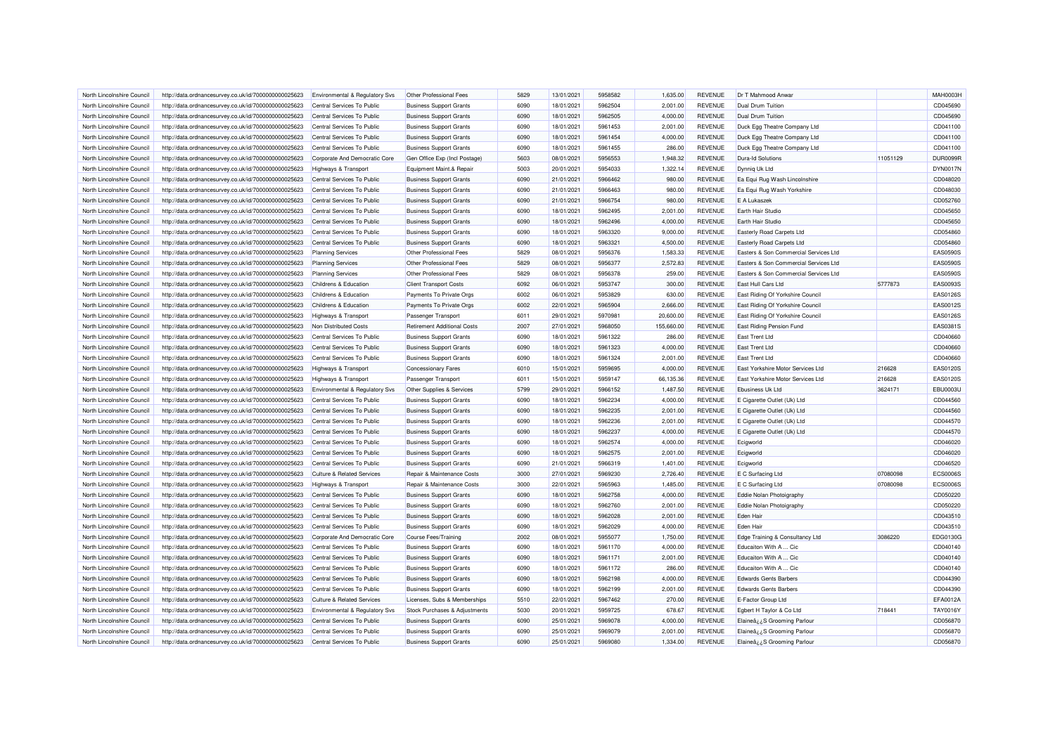| North Lincolnshire Council | http://data.ordnancesurvey.co.uk/id/7000000000025623 | Environmental & Regulatory Svs | Other Professional Fees | 5829 | 13/01/2021 | 5958582 | 1,635.00 | REVENUE | Dr T Mahmood Anwar | | MAH0003H |
|---|---|---|---|---|---|---|---|---|---|---|---|
| North Lincolnshire Council | http://data.ordnancesurvey.co.uk/id/7000000000025623 | Central Services To Public | Business Support Grants | 6090 | 18/01/2021 | 5962504 | 2,001.00 | REVENUE | Dual Drum Tuition | | CD045690 |
| North Lincolnshire Council | http://data.ordnancesurvey.co.uk/id/7000000000025623 | Central Services To Public | Business Support Grants | 6090 | 18/01/2021 | 5962505 | 4,000.00 | REVENUE | Dual Drum Tuition | | CD045690 |
| North Lincolnshire Council | http://data.ordnancesurvey.co.uk/id/7000000000025623 | Central Services To Public | Business Support Grants | 6090 | 18/01/2021 | 5961453 | 2,001.00 | REVENUE | Duck Egg Theatre Company Ltd | | CD041100 |
| North Lincolnshire Council | http://data.ordnancesurvey.co.uk/id/7000000000025623 | Central Services To Public | Business Support Grants | 6090 | 18/01/2021 | 5961454 | 4,000.00 | REVENUE | Duck Egg Theatre Company Ltd | | CD041100 |
| North Lincolnshire Council | http://data.ordnancesurvey.co.uk/id/7000000000025623 | Central Services To Public | Business Support Grants | 6090 | 18/01/2021 | 5961455 | 286.00 | REVENUE | Duck Egg Theatre Company Ltd | | CD041100 |
| North Lincolnshire Council | http://data.ordnancesurvey.co.uk/id/7000000000025623 | Corporate And Democratic Core | Gen Office Exp (Incl Postage) | 5603 | 08/01/2021 | 5956553 | 1,948.32 | REVENUE | Dura-Id Solutions | 11051129 | DUR0099R |
| North Lincolnshire Council | http://data.ordnancesurvey.co.uk/id/7000000000025623 | Highways & Transport | Equipment Maint.& Repair | 5003 | 20/01/2021 | 5954033 | 1,322.14 | REVENUE | Dynniq Uk Ltd | | DYN0017N |
| North Lincolnshire Council | http://data.ordnancesurvey.co.uk/id/7000000000025623 | Central Services To Public | Business Support Grants | 6090 | 21/01/2021 | 5966462 | 980.00 | REVENUE | Ea Equi Rug Wash Lincolnshire | | CD048020 |
| North Lincolnshire Council | http://data.ordnancesurvey.co.uk/id/7000000000025623 | Central Services To Public | Business Support Grants | 6090 | 21/01/2021 | 5966463 | 980.00 | REVENUE | Ea Equi Rug Wash Yorkshire | | CD048030 |
| North Lincolnshire Council | http://data.ordnancesurvey.co.uk/id/7000000000025623 | Central Services To Public | Business Support Grants | 6090 | 21/01/2021 | 5966754 | 980.00 | REVENUE | E A Lukaszek | | CD052760 |
| North Lincolnshire Council | http://data.ordnancesurvey.co.uk/id/7000000000025623 | Central Services To Public | Business Support Grants | 6090 | 18/01/2021 | 5962495 | 2,001.00 | REVENUE | Earth Hair Studio | | CD045650 |
| North Lincolnshire Council | http://data.ordnancesurvey.co.uk/id/7000000000025623 | Central Services To Public | Business Support Grants | 6090 | 18/01/2021 | 5962496 | 4,000.00 | REVENUE | Earth Hair Studio | | CD045650 |
| North Lincolnshire Council | http://data.ordnancesurvey.co.uk/id/7000000000025623 | Central Services To Public | Business Support Grants | 6090 | 18/01/2021 | 5963320 | 9,000.00 | REVENUE | Easterly Road Carpets Ltd | | CD054860 |
| North Lincolnshire Council | http://data.ordnancesurvey.co.uk/id/7000000000025623 | Central Services To Public | Business Support Grants | 6090 | 18/01/2021 | 5963321 | 4,500.00 | REVENUE | Easterly Road Carpets Ltd | | CD054860 |
| North Lincolnshire Council | http://data.ordnancesurvey.co.uk/id/7000000000025623 | Planning Services | Other Professional Fees | 5829 | 08/01/2021 | 5956376 | 1,583.33 | REVENUE | Easters & Son Commercial Services Ltd | | EAS0590S |
| North Lincolnshire Council | http://data.ordnancesurvey.co.uk/id/7000000000025623 | Planning Services | Other Professional Fees | 5829 | 08/01/2021 | 5956377 | 2,572.83 | REVENUE | Easters & Son Commercial Services Ltd | | EAS0590S |
| North Lincolnshire Council | http://data.ordnancesurvey.co.uk/id/7000000000025623 | Planning Services | Other Professional Fees | 5829 | 08/01/2021 | 5956378 | 259.00 | REVENUE | Easters & Son Commercial Services Ltd | | EAS0590S |
| North Lincolnshire Council | http://data.ordnancesurvey.co.uk/id/7000000000025623 | Childrens & Education | Client Transport Costs | 6092 | 06/01/2021 | 5953747 | 300.00 | REVENUE | East Hull Cars Ltd | 5777873 | EAS0093S |
| North Lincolnshire Council | http://data.ordnancesurvey.co.uk/id/7000000000025623 | Childrens & Education | Payments To Private Orgs | 6002 | 06/01/2021 | 5953829 | 630.00 | REVENUE | East Riding Of Yorkshire Council | | EAS0126S |
| North Lincolnshire Council | http://data.ordnancesurvey.co.uk/id/7000000000025623 | Childrens & Education | Payments To Private Orgs | 6002 | 22/01/2021 | 5965904 | 2,666.00 | REVENUE | East Riding Of Yorkshire Council | | EAS0012S |
| North Lincolnshire Council | http://data.ordnancesurvey.co.uk/id/7000000000025623 | Highways & Transport | Passenger Transport | 6011 | 29/01/2021 | 5970981 | 20,600.00 | REVENUE | East Riding Of Yorkshire Council | | EAS0126S |
| North Lincolnshire Council | http://data.ordnancesurvey.co.uk/id/7000000000025623 | Non Distributed Costs | Retirement Additional Costs | 2007 | 27/01/2021 | 5968050 | 155,660.00 | REVENUE | East Riding Pension Fund | | EAS0381S |
| North Lincolnshire Council | http://data.ordnancesurvey.co.uk/id/7000000000025623 | Central Services To Public | Business Support Grants | 6090 | 18/01/2021 | 5961322 | 286.00 | REVENUE | East Trent Ltd | | CD040660 |
| North Lincolnshire Council | http://data.ordnancesurvey.co.uk/id/7000000000025623 | Central Services To Public | Business Support Grants | 6090 | 18/01/2021 | 5961323 | 4,000.00 | REVENUE | East Trent Ltd | | CD040660 |
| North Lincolnshire Council | http://data.ordnancesurvey.co.uk/id/7000000000025623 | Central Services To Public | Business Support Grants | 6090 | 18/01/2021 | 5961324 | 2,001.00 | REVENUE | East Trent Ltd | | CD040660 |
| North Lincolnshire Council | http://data.ordnancesurvey.co.uk/id/7000000000025623 | Highways & Transport | Concessionary Fares | 6010 | 15/01/2021 | 5959695 | 4,000.00 | REVENUE | East Yorkshire Motor Services Ltd | 216628 | EAS0120S |
| North Lincolnshire Council | http://data.ordnancesurvey.co.uk/id/7000000000025623 | Highways & Transport | Passenger Transport | 6011 | 15/01/2021 | 5959147 | 66,135.36 | REVENUE | East Yorkshire Motor Services Ltd | 216628 | EAS0120S |
| North Lincolnshire Council | http://data.ordnancesurvey.co.uk/id/7000000000025623 | Environmental & Regulatory Svs | Other Supplies & Services | 5799 | 29/01/2021 | 5966152 | 1,487.50 | REVENUE | Ebusiness Uk Ltd | 3624171 | EBU0003U |
| North Lincolnshire Council | http://data.ordnancesurvey.co.uk/id/7000000000025623 | Central Services To Public | Business Support Grants | 6090 | 18/01/2021 | 5962234 | 4,000.00 | REVENUE | E Cigarette Outlet (Uk) Ltd | | CD044560 |
| North Lincolnshire Council | http://data.ordnancesurvey.co.uk/id/7000000000025623 | Central Services To Public | Business Support Grants | 6090 | 18/01/2021 | 5962235 | 2,001.00 | REVENUE | E Cigarette Outlet (Uk) Ltd | | CD044560 |
| North Lincolnshire Council | http://data.ordnancesurvey.co.uk/id/7000000000025623 | Central Services To Public | Business Support Grants | 6090 | 18/01/2021 | 5962236 | 2,001.00 | REVENUE | E Cigarette Outlet (Uk) Ltd | | CD044570 |
| North Lincolnshire Council | http://data.ordnancesurvey.co.uk/id/7000000000025623 | Central Services To Public | Business Support Grants | 6090 | 18/01/2021 | 5962237 | 4,000.00 | REVENUE | E Cigarette Outlet (Uk) Ltd | | CD044570 |
| North Lincolnshire Council | http://data.ordnancesurvey.co.uk/id/7000000000025623 | Central Services To Public | Business Support Grants | 6090 | 18/01/2021 | 5962574 | 4,000.00 | REVENUE | Ecigworld | | CD046020 |
| North Lincolnshire Council | http://data.ordnancesurvey.co.uk/id/7000000000025623 | Central Services To Public | Business Support Grants | 6090 | 18/01/2021 | 5962575 | 2,001.00 | REVENUE | Ecigworld | | CD046020 |
| North Lincolnshire Council | http://data.ordnancesurvey.co.uk/id/7000000000025623 | Central Services To Public | Business Support Grants | 6090 | 21/01/2021 | 5966319 | 1,401.00 | REVENUE | Ecigworld | | CD046520 |
| North Lincolnshire Council | http://data.ordnancesurvey.co.uk/id/7000000000025623 | Culture & Related Services | Repair & Maintenance Costs | 3000 | 27/01/2021 | 5969230 | 2,726.40 | REVENUE | E C Surfacing Ltd | 07080098 | ECS0006S |
| North Lincolnshire Council | http://data.ordnancesurvey.co.uk/id/7000000000025623 | Highways & Transport | Repair & Maintenance Costs | 3000 | 22/01/2021 | 5965963 | 1,485.00 | REVENUE | E C Surfacing Ltd | 07080098 | ECS0006S |
| North Lincolnshire Council | http://data.ordnancesurvey.co.uk/id/7000000000025623 | Central Services To Public | Business Support Grants | 6090 | 18/01/2021 | 5962758 | 4,000.00 | REVENUE | Eddie Nolan Photoigraphy | | CD050220 |
| North Lincolnshire Council | http://data.ordnancesurvey.co.uk/id/7000000000025623 | Central Services To Public | Business Support Grants | 6090 | 18/01/2021 | 5962760 | 2,001.00 | REVENUE | Eddie Nolan Photoigraphy | | CD050220 |
| North Lincolnshire Council | http://data.ordnancesurvey.co.uk/id/7000000000025623 | Central Services To Public | Business Support Grants | 6090 | 18/01/2021 | 5962028 | 2,001.00 | REVENUE | Eden Hair | | CD043510 |
| North Lincolnshire Council | http://data.ordnancesurvey.co.uk/id/7000000000025623 | Central Services To Public | Business Support Grants | 6090 | 18/01/2021 | 5962029 | 4,000.00 | REVENUE | Eden Hair | | CD043510 |
| North Lincolnshire Council | http://data.ordnancesurvey.co.uk/id/7000000000025623 | Corporate And Democratic Core | Course Fees/Training | 2002 | 08/01/2021 | 5955077 | 1,750.00 | REVENUE | Edge Training & Consultancy Ltd | 3086220 | EDG0130G |
| North Lincolnshire Council | http://data.ordnancesurvey.co.uk/id/7000000000025623 | Central Services To Public | Business Support Grants | 6090 | 18/01/2021 | 5961170 | 4,000.00 | REVENUE | Educaiton With A ... Cic | | CD040140 |
| North Lincolnshire Council | http://data.ordnancesurvey.co.uk/id/7000000000025623 | Central Services To Public | Business Support Grants | 6090 | 18/01/2021 | 5961171 | 2,001.00 | REVENUE | Educaiton With A ... Cic | | CD040140 |
| North Lincolnshire Council | http://data.ordnancesurvey.co.uk/id/7000000000025623 | Central Services To Public | Business Support Grants | 6090 | 18/01/2021 | 5961172 | 286.00 | REVENUE | Educaiton With A ... Cic | | CD040140 |
| North Lincolnshire Council | http://data.ordnancesurvey.co.uk/id/7000000000025623 | Central Services To Public | Business Support Grants | 6090 | 18/01/2021 | 5962198 | 4,000.00 | REVENUE | Edwards Gents Barbers | | CD044390 |
| North Lincolnshire Council | http://data.ordnancesurvey.co.uk/id/7000000000025623 | Central Services To Public | Business Support Grants | 6090 | 18/01/2021 | 5962199 | 2,001.00 | REVENUE | Edwards Gents Barbers | | CD044390 |
| North Lincolnshire Council | http://data.ordnancesurvey.co.uk/id/7000000000025623 | Culture & Related Services | Licenses, Subs & Memberships | 5510 | 22/01/2021 | 5967462 | 270.00 | REVENUE | E-Factor Group Ltd | | EFA0012A |
| North Lincolnshire Council | http://data.ordnancesurvey.co.uk/id/7000000000025623 | Environmental & Regulatory Svs | Stock Purchases & Adjustments | 5030 | 20/01/2021 | 5959725 | 678.67 | REVENUE | Egbert H Taylor & Co Ltd | 718441 | TAY0016Y |
| North Lincolnshire Council | http://data.ordnancesurvey.co.uk/id/7000000000025623 | Central Services To Public | Business Support Grants | 6090 | 25/01/2021 | 5969078 | 4,000.00 | REVENUE | Elaineâ¿¿S Grooming Parlour | | CD056870 |
| North Lincolnshire Council | http://data.ordnancesurvey.co.uk/id/7000000000025623 | Central Services To Public | Business Support Grants | 6090 | 25/01/2021 | 5969079 | 2,001.00 | REVENUE | Elaineâ¿¿S Grooming Parlour | | CD056870 |
| North Lincolnshire Council | http://data.ordnancesurvey.co.uk/id/7000000000025623 | Central Services To Public | Business Support Grants | 6090 | 25/01/2021 | 5969080 | 1,334.00 | REVENUE | Elaineâ¿¿S Grooming Parlour | | CD056870 |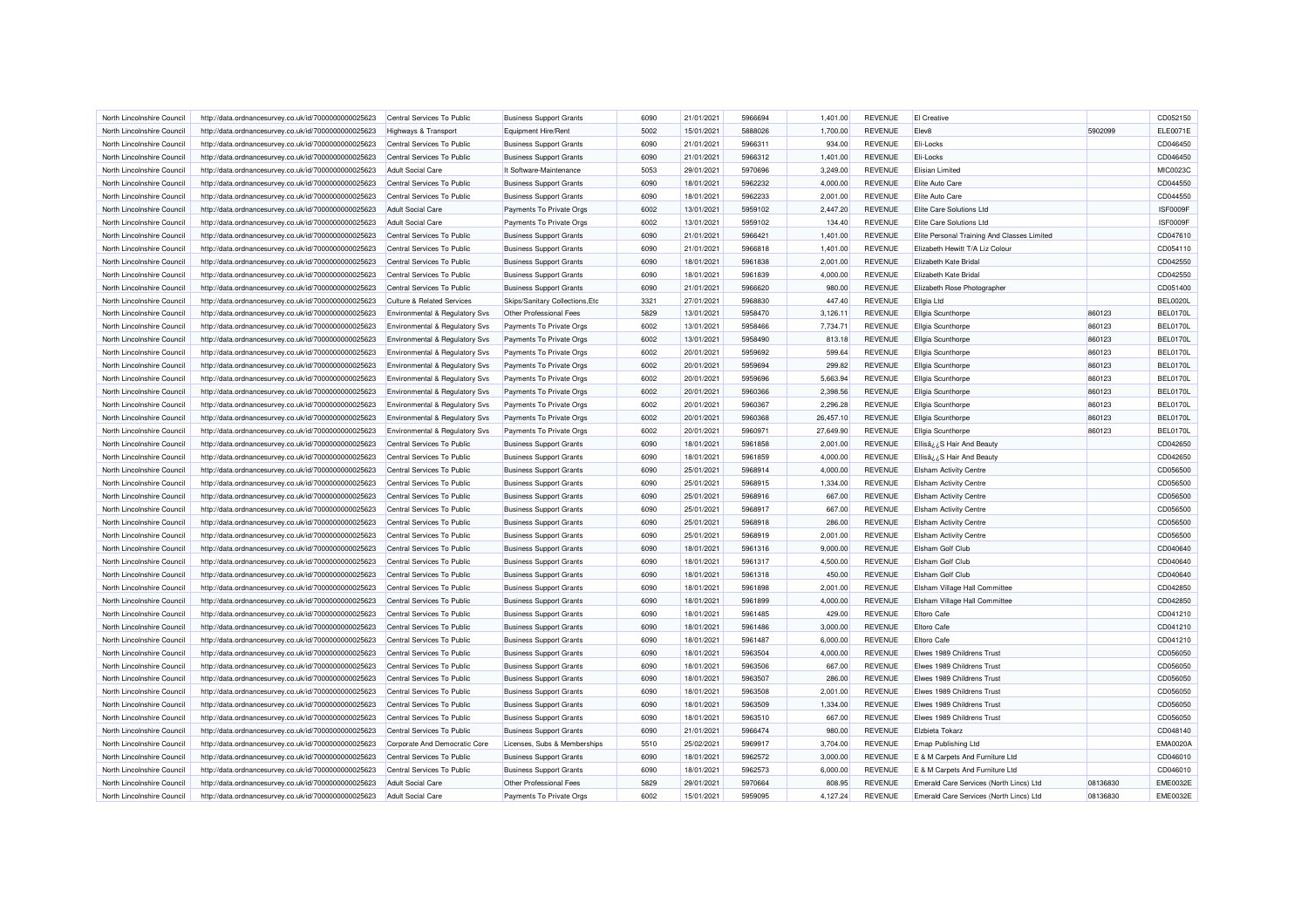| | | | | | | | | | | | | |
|---|---|---|---|---|---|---|---|---|---|---|---|---|
| North Lincolnshire Council | http://data.ordnancesurvey.co.uk/id/7000000000025623 | Central Services To Public | Business Support Grants | 6090 | 21/01/2021 | 5966694 | 1,401.00 | REVENUE | El Creative | | CD052150 |
| North Lincolnshire Council | http://data.ordnancesurvey.co.uk/id/7000000000025623 | Highways & Transport | Equipment Hire/Rent | 5002 | 15/01/2021 | 5888026 | 1,700.00 | REVENUE | Elev8 | 5902099 | ELE0071E |
| North Lincolnshire Council | http://data.ordnancesurvey.co.uk/id/7000000000025623 | Central Services To Public | Business Support Grants | 6090 | 21/01/2021 | 5966311 | 934.00 | REVENUE | Eli-Locks | | CD046450 |
| North Lincolnshire Council | http://data.ordnancesurvey.co.uk/id/7000000000025623 | Central Services To Public | Business Support Grants | 6090 | 21/01/2021 | 5966312 | 1,401.00 | REVENUE | Eli-Locks | | CD046450 |
| North Lincolnshire Council | http://data.ordnancesurvey.co.uk/id/7000000000025623 | Adult Social Care | It Software-Maintenance | 5053 | 29/01/2021 | 5970696 | 3,249.00 | REVENUE | Elisian Limited | | MIC0023C |
| North Lincolnshire Council | http://data.ordnancesurvey.co.uk/id/7000000000025623 | Central Services To Public | Business Support Grants | 6090 | 18/01/2021 | 5962232 | 4,000.00 | REVENUE | Elite Auto Care | | CD044550 |
| North Lincolnshire Council | http://data.ordnancesurvey.co.uk/id/7000000000025623 | Central Services To Public | Business Support Grants | 6090 | 18/01/2021 | 5962233 | 2,001.00 | REVENUE | Elite Auto Care | | CD044550 |
| North Lincolnshire Council | http://data.ordnancesurvey.co.uk/id/7000000000025623 | Adult Social Care | Payments To Private Orgs | 6002 | 13/01/2021 | 5959102 | 2,447.20 | REVENUE | Elite Care Solutions Ltd | | ISF0009F |
| North Lincolnshire Council | http://data.ordnancesurvey.co.uk/id/7000000000025623 | Adult Social Care | Payments To Private Orgs | 6002 | 13/01/2021 | 5959102 | 134.40 | REVENUE | Elite Care Solutions Ltd | | ISF0009F |
| North Lincolnshire Council | http://data.ordnancesurvey.co.uk/id/7000000000025623 | Central Services To Public | Business Support Grants | 6090 | 21/01/2021 | 5966421 | 1,401.00 | REVENUE | Elite Personal Training And Classes Limited | | CD047610 |
| North Lincolnshire Council | http://data.ordnancesurvey.co.uk/id/7000000000025623 | Central Services To Public | Business Support Grants | 6090 | 21/01/2021 | 5966818 | 1,401.00 | REVENUE | Elizabeth Hewitt T/A Liz Colour | | CD054110 |
| North Lincolnshire Council | http://data.ordnancesurvey.co.uk/id/7000000000025623 | Central Services To Public | Business Support Grants | 6090 | 18/01/2021 | 5961838 | 2,001.00 | REVENUE | Elizabeth Kate Bridal | | CD042550 |
| North Lincolnshire Council | http://data.ordnancesurvey.co.uk/id/7000000000025623 | Central Services To Public | Business Support Grants | 6090 | 18/01/2021 | 5961839 | 4,000.00 | REVENUE | Elizabeth Kate Bridal | | CD042550 |
| North Lincolnshire Council | http://data.ordnancesurvey.co.uk/id/7000000000025623 | Central Services To Public | Business Support Grants | 6090 | 21/01/2021 | 5966620 | 980.00 | REVENUE | Elizabeth Rose Photographer | | CD051400 |
| North Lincolnshire Council | http://data.ordnancesurvey.co.uk/id/7000000000025623 | Culture & Related Services | Skips/Sanitary Collections,Etc | 3321 | 27/01/2021 | 5968830 | 447.40 | REVENUE | Ellgia Ltd | | BEL0020L |
| North Lincolnshire Council | http://data.ordnancesurvey.co.uk/id/7000000000025623 | Environmental & Regulatory Svs | Other Professional Fees | 5829 | 13/01/2021 | 5958470 | 3,126.11 | REVENUE | Ellgia Scunthorpe | 860123 | BEL0170L |
| North Lincolnshire Council | http://data.ordnancesurvey.co.uk/id/7000000000025623 | Environmental & Regulatory Svs | Payments To Private Orgs | 6002 | 13/01/2021 | 5958466 | 7,734.71 | REVENUE | Ellgia Scunthorpe | 860123 | BEL0170L |
| North Lincolnshire Council | http://data.ordnancesurvey.co.uk/id/7000000000025623 | Environmental & Regulatory Svs | Payments To Private Orgs | 6002 | 13/01/2021 | 5958490 | 813.18 | REVENUE | Ellgia Scunthorpe | 860123 | BEL0170L |
| North Lincolnshire Council | http://data.ordnancesurvey.co.uk/id/7000000000025623 | Environmental & Regulatory Svs | Payments To Private Orgs | 6002 | 20/01/2021 | 5959692 | 599.64 | REVENUE | Ellgia Scunthorpe | 860123 | BEL0170L |
| North Lincolnshire Council | http://data.ordnancesurvey.co.uk/id/7000000000025623 | Environmental & Regulatory Svs | Payments To Private Orgs | 6002 | 20/01/2021 | 5959694 | 299.82 | REVENUE | Ellgia Scunthorpe | 860123 | BEL0170L |
| North Lincolnshire Council | http://data.ordnancesurvey.co.uk/id/7000000000025623 | Environmental & Regulatory Svs | Payments To Private Orgs | 6002 | 20/01/2021 | 5959696 | 5,663.94 | REVENUE | Ellgia Scunthorpe | 860123 | BEL0170L |
| North Lincolnshire Council | http://data.ordnancesurvey.co.uk/id/7000000000025623 | Environmental & Regulatory Svs | Payments To Private Orgs | 6002 | 20/01/2021 | 5960366 | 2,398.56 | REVENUE | Ellgia Scunthorpe | 860123 | BEL0170L |
| North Lincolnshire Council | http://data.ordnancesurvey.co.uk/id/7000000000025623 | Environmental & Regulatory Svs | Payments To Private Orgs | 6002 | 20/01/2021 | 5960367 | 2,296.28 | REVENUE | Ellgia Scunthorpe | 860123 | BEL0170L |
| North Lincolnshire Council | http://data.ordnancesurvey.co.uk/id/7000000000025623 | Environmental & Regulatory Svs | Payments To Private Orgs | 6002 | 20/01/2021 | 5960368 | 26,457.10 | REVENUE | Ellgia Scunthorpe | 860123 | BEL0170L |
| North Lincolnshire Council | http://data.ordnancesurvey.co.uk/id/7000000000025623 | Environmental & Regulatory Svs | Payments To Private Orgs | 6002 | 20/01/2021 | 5960971 | 27,649.90 | REVENUE | Ellgia Scunthorpe | 860123 | BEL0170L |
| North Lincolnshire Council | http://data.ordnancesurvey.co.uk/id/7000000000025623 | Central Services To Public | Business Support Grants | 6090 | 18/01/2021 | 5961858 | 2,001.00 | REVENUE | Ellisâ¿¿S Hair And Beauty | | CD042650 |
| North Lincolnshire Council | http://data.ordnancesurvey.co.uk/id/7000000000025623 | Central Services To Public | Business Support Grants | 6090 | 18/01/2021 | 5961859 | 4,000.00 | REVENUE | Ellisâ¿¿S Hair And Beauty | | CD042650 |
| North Lincolnshire Council | http://data.ordnancesurvey.co.uk/id/7000000000025623 | Central Services To Public | Business Support Grants | 6090 | 25/01/2021 | 5968914 | 4,000.00 | REVENUE | Elsham Activity Centre | | CD056500 |
| North Lincolnshire Council | http://data.ordnancesurvey.co.uk/id/7000000000025623 | Central Services To Public | Business Support Grants | 6090 | 25/01/2021 | 5968915 | 1,334.00 | REVENUE | Elsham Activity Centre | | CD056500 |
| North Lincolnshire Council | http://data.ordnancesurvey.co.uk/id/7000000000025623 | Central Services To Public | Business Support Grants | 6090 | 25/01/2021 | 5968916 | 667.00 | REVENUE | Elsham Activity Centre | | CD056500 |
| North Lincolnshire Council | http://data.ordnancesurvey.co.uk/id/7000000000025623 | Central Services To Public | Business Support Grants | 6090 | 25/01/2021 | 5968917 | 667.00 | REVENUE | Elsham Activity Centre | | CD056500 |
| North Lincolnshire Council | http://data.ordnancesurvey.co.uk/id/7000000000025623 | Central Services To Public | Business Support Grants | 6090 | 25/01/2021 | 5968918 | 286.00 | REVENUE | Elsham Activity Centre | | CD056500 |
| North Lincolnshire Council | http://data.ordnancesurvey.co.uk/id/7000000000025623 | Central Services To Public | Business Support Grants | 6090 | 25/01/2021 | 5968919 | 2,001.00 | REVENUE | Elsham Activity Centre | | CD056500 |
| North Lincolnshire Council | http://data.ordnancesurvey.co.uk/id/7000000000025623 | Central Services To Public | Business Support Grants | 6090 | 18/01/2021 | 5961316 | 9,000.00 | REVENUE | Elsham Golf Club | | CD040640 |
| North Lincolnshire Council | http://data.ordnancesurvey.co.uk/id/7000000000025623 | Central Services To Public | Business Support Grants | 6090 | 18/01/2021 | 5961317 | 4,500.00 | REVENUE | Elsham Golf Club | | CD040640 |
| North Lincolnshire Council | http://data.ordnancesurvey.co.uk/id/7000000000025623 | Central Services To Public | Business Support Grants | 6090 | 18/01/2021 | 5961318 | 450.00 | REVENUE | Elsham Golf Club | | CD040640 |
| North Lincolnshire Council | http://data.ordnancesurvey.co.uk/id/7000000000025623 | Central Services To Public | Business Support Grants | 6090 | 18/01/2021 | 5961898 | 2,001.00 | REVENUE | Elsham Village Hall Committee | | CD042850 |
| North Lincolnshire Council | http://data.ordnancesurvey.co.uk/id/7000000000025623 | Central Services To Public | Business Support Grants | 6090 | 18/01/2021 | 5961899 | 4,000.00 | REVENUE | Elsham Village Hall Committee | | CD042850 |
| North Lincolnshire Council | http://data.ordnancesurvey.co.uk/id/7000000000025623 | Central Services To Public | Business Support Grants | 6090 | 18/01/2021 | 5961485 | 429.00 | REVENUE | Eltoro Cafe | | CD041210 |
| North Lincolnshire Council | http://data.ordnancesurvey.co.uk/id/7000000000025623 | Central Services To Public | Business Support Grants | 6090 | 18/01/2021 | 5961486 | 3,000.00 | REVENUE | Eltoro Cafe | | CD041210 |
| North Lincolnshire Council | http://data.ordnancesurvey.co.uk/id/7000000000025623 | Central Services To Public | Business Support Grants | 6090 | 18/01/2021 | 5961487 | 6,000.00 | REVENUE | Eltoro Cafe | | CD041210 |
| North Lincolnshire Council | http://data.ordnancesurvey.co.uk/id/7000000000025623 | Central Services To Public | Business Support Grants | 6090 | 18/01/2021 | 5963504 | 4,000.00 | REVENUE | Elwes 1989 Childrens Trust | | CD056050 |
| North Lincolnshire Council | http://data.ordnancesurvey.co.uk/id/7000000000025623 | Central Services To Public | Business Support Grants | 6090 | 18/01/2021 | 5963506 | 667.00 | REVENUE | Elwes 1989 Childrens Trust | | CD056050 |
| North Lincolnshire Council | http://data.ordnancesurvey.co.uk/id/7000000000025623 | Central Services To Public | Business Support Grants | 6090 | 18/01/2021 | 5963507 | 286.00 | REVENUE | Elwes 1989 Childrens Trust | | CD056050 |
| North Lincolnshire Council | http://data.ordnancesurvey.co.uk/id/7000000000025623 | Central Services To Public | Business Support Grants | 6090 | 18/01/2021 | 5963508 | 2,001.00 | REVENUE | Elwes 1989 Childrens Trust | | CD056050 |
| North Lincolnshire Council | http://data.ordnancesurvey.co.uk/id/7000000000025623 | Central Services To Public | Business Support Grants | 6090 | 18/01/2021 | 5963509 | 1,334.00 | REVENUE | Elwes 1989 Childrens Trust | | CD056050 |
| North Lincolnshire Council | http://data.ordnancesurvey.co.uk/id/7000000000025623 | Central Services To Public | Business Support Grants | 6090 | 18/01/2021 | 5963510 | 667.00 | REVENUE | Elwes 1989 Childrens Trust | | CD056050 |
| North Lincolnshire Council | http://data.ordnancesurvey.co.uk/id/7000000000025623 | Central Services To Public | Business Support Grants | 6090 | 21/01/2021 | 5966474 | 980.00 | REVENUE | Elzbieta Tokarz | | CD048140 |
| North Lincolnshire Council | http://data.ordnancesurvey.co.uk/id/7000000000025623 | Corporate And Democratic Core | Licenses, Subs & Memberships | 5510 | 25/02/2021 | 5969917 | 3,704.00 | REVENUE | Emap Publishing Ltd | | EMA0020A |
| North Lincolnshire Council | http://data.ordnancesurvey.co.uk/id/7000000000025623 | Central Services To Public | Business Support Grants | 6090 | 18/01/2021 | 5962572 | 3,000.00 | REVENUE | E & M Carpets And Furniture Ltd | | CD046010 |
| North Lincolnshire Council | http://data.ordnancesurvey.co.uk/id/7000000000025623 | Central Services To Public | Business Support Grants | 6090 | 18/01/2021 | 5962573 | 6,000.00 | REVENUE | E & M Carpets And Furniture Ltd | | CD046010 |
| North Lincolnshire Council | http://data.ordnancesurvey.co.uk/id/7000000000025623 | Adult Social Care | Other Professional Fees | 5829 | 29/01/2021 | 5970664 | 808.95 | REVENUE | Emerald Care Services (North Lincs) Ltd | 08136830 | EME0032E |
| North Lincolnshire Council | http://data.ordnancesurvey.co.uk/id/7000000000025623 | Adult Social Care | Payments To Private Orgs | 6002 | 15/01/2021 | 5959095 | 4,127.24 | REVENUE | Emerald Care Services (North Lincs) Ltd | 08136830 | EME0032E |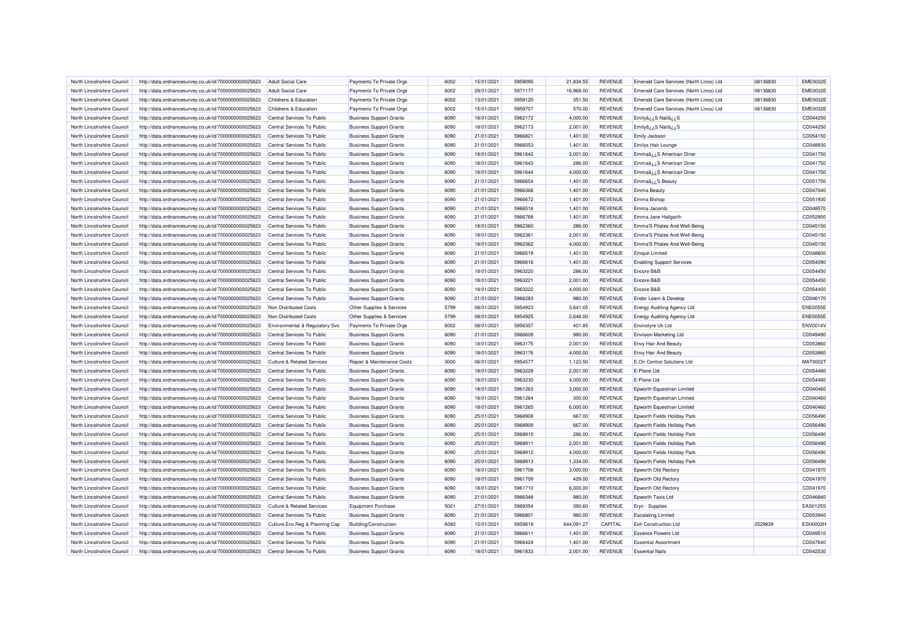| North Lincolnshire Council | http://data.ordnancesurvey.co.uk/id/7000000000025623 | Adult Social Care | Payments To Private Orgs | 6002 | 15/01/2021 | 5959095 | 21,834.55 | REVENUE | Emerald Care Services (North Lincs) Ltd | 08136830 | EME0032E |
|---|---|---|---|---|---|---|---|---|---|---|---|
| North Lincolnshire Council | http://data.ordnancesurvey.co.uk/id/7000000000025623 | Adult Social Care | Payments To Private Orgs | 6002 | 29/01/2021 | 5971177 | 16,968.00 | REVENUE | Emerald Care Services (North Lincs) Ltd | 08136830 | EME0032E |
| North Lincolnshire Council | http://data.ordnancesurvey.co.uk/id/7000000000025623 | Childrens & Education | Payments To Private Orgs | 6002 | 13/01/2021 | 5958120 | 351.50 | REVENUE | Emerald Care Services (North Lincs) Ltd | 08136830 | EME0032E |
| North Lincolnshire Council | http://data.ordnancesurvey.co.uk/id/7000000000025623 | Childrens & Education | Payments To Private Orgs | 6002 | 15/01/2021 | 5959707 | 570.00 | REVENUE | Emerald Care Services (North Lincs) Ltd | 08136830 | EME0032E |
| North Lincolnshire Council | http://data.ordnancesurvey.co.uk/id/7000000000025623 | Central Services To Public | Business Support Grants | 6090 | 18/01/2021 | 5962172 | 4,000.00 | REVENUE | Emilyâ¿¿S Nailâ¿¿S | | CD044250 |
| North Lincolnshire Council | http://data.ordnancesurvey.co.uk/id/7000000000025623 | Central Services To Public | Business Support Grants | 6090 | 18/01/2021 | 5962173 | 2,001.00 | REVENUE | Emilyâ¿¿S Nailâ¿¿S | | CD044250 |
| North Lincolnshire Council | http://data.ordnancesurvey.co.uk/id/7000000000025623 | Central Services To Public | Business Support Grants | 6090 | 21/01/2021 | 5966821 | 1,401.00 | REVENUE | Emily Jackson | | CD054150 |
| North Lincolnshire Council | http://data.ordnancesurvey.co.uk/id/7000000000025623 | Central Services To Public | Business Support Grants | 6090 | 21/01/2021 | 5966553 | 1,401.00 | REVENUE | Emilys Hair Lounge | | CD048930 |
| North Lincolnshire Council | http://data.ordnancesurvey.co.uk/id/7000000000025623 | Central Services To Public | Business Support Grants | 6090 | 18/01/2021 | 5961642 | 2,001.00 | REVENUE | Emmaâ¿¿S American Diner | | CD041750 |
| North Lincolnshire Council | http://data.ordnancesurvey.co.uk/id/7000000000025623 | Central Services To Public | Business Support Grants | 6090 | 18/01/2021 | 5961643 | 286.00 | REVENUE | Emmaâ¿¿S American Diner | | CD041750 |
| North Lincolnshire Council | http://data.ordnancesurvey.co.uk/id/7000000000025623 | Central Services To Public | Business Support Grants | 6090 | 18/01/2021 | 5961644 | 4,000.00 | REVENUE | Emmaâ¿¿S American Diner | | CD041750 |
| North Lincolnshire Council | http://data.ordnancesurvey.co.uk/id/7000000000025623 | Central Services To Public | Business Support Grants | 6090 | 21/01/2021 | 5966654 | 1,401.00 | REVENUE | Emmaâ¿¿S Beauty | | CD051750 |
| North Lincolnshire Council | http://data.ordnancesurvey.co.uk/id/7000000000025623 | Central Services To Public | Business Support Grants | 6090 | 21/01/2021 | 5966368 | 1,401.00 | REVENUE | Emma Beauty | | CD047040 |
| North Lincolnshire Council | http://data.ordnancesurvey.co.uk/id/7000000000025623 | Central Services To Public | Business Support Grants | 6090 | 21/01/2021 | 5966672 | 1,401.00 | REVENUE | Emma Bishop | | CD051930 |
| North Lincolnshire Council | http://data.ordnancesurvey.co.uk/id/7000000000025623 | Central Services To Public | Business Support Grants | 6090 | 21/01/2021 | 5966516 | 1,401.00 | REVENUE | Emma Jacomb | | CD048570 |
| North Lincolnshire Council | http://data.ordnancesurvey.co.uk/id/7000000000025623 | Central Services To Public | Business Support Grants | 6090 | 21/01/2021 | 5966768 | 1,401.00 | REVENUE | Emma Jane Hallgarth | | CD052900 |
| North Lincolnshire Council | http://data.ordnancesurvey.co.uk/id/7000000000025623 | Central Services To Public | Business Support Grants | 6090 | 18/01/2021 | 5962360 | 286.00 | REVENUE | Emma'S Pilates And Well-Being | | CD045150 |
| North Lincolnshire Council | http://data.ordnancesurvey.co.uk/id/7000000000025623 | Central Services To Public | Business Support Grants | 6090 | 18/01/2021 | 5962361 | 2,001.00 | REVENUE | Emma'S Pilates And Well-Being | | CD045150 |
| North Lincolnshire Council | http://data.ordnancesurvey.co.uk/id/7000000000025623 | Central Services To Public | Business Support Grants | 6090 | 18/01/2021 | 5962362 | 4,000.00 | REVENUE | Emma'S Pilates And Well-Being | | CD045150 |
| North Lincolnshire Council | http://data.ordnancesurvey.co.uk/id/7000000000025623 | Central Services To Public | Business Support Grants | 6090 | 21/01/2021 | 5966519 | 1,401.00 | REVENUE | Emque Limited | | CD048600 |
| North Lincolnshire Council | http://data.ordnancesurvey.co.uk/id/7000000000025623 | Central Services To Public | Business Support Grants | 6090 | 21/01/2021 | 5966816 | 1,401.00 | REVENUE | Enabling Support Services | | CD054090 |
| North Lincolnshire Council | http://data.ordnancesurvey.co.uk/id/7000000000025623 | Central Services To Public | Business Support Grants | 6090 | 18/01/2021 | 5963220 | 286.00 | REVENUE | Encore B&B | | CD054450 |
| North Lincolnshire Council | http://data.ordnancesurvey.co.uk/id/7000000000025623 | Central Services To Public | Business Support Grants | 6090 | 18/01/2021 | 5963221 | 2,001.00 | REVENUE | Encore B&B | | CD054450 |
| North Lincolnshire Council | http://data.ordnancesurvey.co.uk/id/7000000000025623 | Central Services To Public | Business Support Grants | 6090 | 18/01/2021 | 5963222 | 4,000.00 | REVENUE | Encore B&B | | CD054450 |
| North Lincolnshire Council | http://data.ordnancesurvey.co.uk/id/7000000000025623 | Central Services To Public | Business Support Grants | 6090 | 21/01/2021 | 5966283 | 980.00 | REVENUE | Endor Learn & Develop | | CD046170 |
| North Lincolnshire Council | http://data.ordnancesurvey.co.uk/id/7000000000025623 | Non Distributed Costs | Other Supplies & Services | 5799 | 08/01/2021 | 5954923 | 3,641.05 | REVENUE | Energy Auditing Agency Ltd | | ENE0055E |
| North Lincolnshire Council | http://data.ordnancesurvey.co.uk/id/7000000000025623 | Non Distributed Costs | Other Supplies & Services | 5799 | 08/01/2021 | 5954925 | 2,646.00 | REVENUE | Energy Auditing Agency Ltd | | ENE0055E |
| North Lincolnshire Council | http://data.ordnancesurvey.co.uk/id/7000000000025623 | Environmental & Regulatory Svs | Payments To Private Orgs | 6002 | 08/01/2021 | 5956307 | 401.85 | REVENUE | Envirotyre Uk Ltd | | ENV0014V |
| North Lincolnshire Council | http://data.ordnancesurvey.co.uk/id/7000000000025623 | Central Services To Public | Business Support Grants | 6090 | 21/01/2021 | 5966609 | 980.00 | REVENUE | Envision Marketing Ltd | | CD049490 |
| North Lincolnshire Council | http://data.ordnancesurvey.co.uk/id/7000000000025623 | Central Services To Public | Business Support Grants | 6090 | 18/01/2021 | 5963175 | 2,001.00 | REVENUE | Envy Hair And Beauty | | CD053860 |
| North Lincolnshire Council | http://data.ordnancesurvey.co.uk/id/7000000000025623 | Central Services To Public | Business Support Grants | 6090 | 18/01/2021 | 5963176 | 4,000.00 | REVENUE | Envy Hair And Beauty | | CD053860 |
| North Lincolnshire Council | http://data.ordnancesurvey.co.uk/id/7000000000025623 | Culture & Related Services | Repair & Maintenance Costs | 3000 | 06/01/2021 | 5954577 | 1,123.50 | REVENUE | E.On Control Solutions Ltd | | MAT0002T |
| North Lincolnshire Council | http://data.ordnancesurvey.co.uk/id/7000000000025623 | Central Services To Public | Business Support Grants | 6090 | 18/01/2021 | 5963229 | 2,001.00 | REVENUE | E-Plane Ltd | | CD054480 |
| North Lincolnshire Council | http://data.ordnancesurvey.co.uk/id/7000000000025623 | Central Services To Public | Business Support Grants | 6090 | 18/01/2021 | 5963230 | 4,000.00 | REVENUE | E-Plane Ltd | | CD054480 |
| North Lincolnshire Council | http://data.ordnancesurvey.co.uk/id/7000000000025623 | Central Services To Public | Business Support Grants | 6090 | 18/01/2021 | 5961263 | 3,000.00 | REVENUE | Epworth Equestrian Limited | | CD040460 |
| North Lincolnshire Council | http://data.ordnancesurvey.co.uk/id/7000000000025623 | Central Services To Public | Business Support Grants | 6090 | 18/01/2021 | 5961264 | 300.00 | REVENUE | Epworth Equestrian Limited | | CD040460 |
| North Lincolnshire Council | http://data.ordnancesurvey.co.uk/id/7000000000025623 | Central Services To Public | Business Support Grants | 6090 | 18/01/2021 | 5961265 | 6,000.00 | REVENUE | Epworth Equestrian Limited | | CD040460 |
| North Lincolnshire Council | http://data.ordnancesurvey.co.uk/id/7000000000025623 | Central Services To Public | Business Support Grants | 6090 | 25/01/2021 | 5968908 | 667.00 | REVENUE | Epworth Fields Holiday Park | | CD056490 |
| North Lincolnshire Council | http://data.ordnancesurvey.co.uk/id/7000000000025623 | Central Services To Public | Business Support Grants | 6090 | 25/01/2021 | 5968909 | 667.00 | REVENUE | Epworth Fields Holiday Park | | CD056490 |
| North Lincolnshire Council | http://data.ordnancesurvey.co.uk/id/7000000000025623 | Central Services To Public | Business Support Grants | 6090 | 25/01/2021 | 5968910 | 286.00 | REVENUE | Epworth Fields Holiday Park | | CD056490 |
| North Lincolnshire Council | http://data.ordnancesurvey.co.uk/id/7000000000025623 | Central Services To Public | Business Support Grants | 6090 | 25/01/2021 | 5968911 | 2,001.00 | REVENUE | Epworth Fields Holiday Park | | CD056490 |
| North Lincolnshire Council | http://data.ordnancesurvey.co.uk/id/7000000000025623 | Central Services To Public | Business Support Grants | 6090 | 25/01/2021 | 5968912 | 4,000.00 | REVENUE | Epworth Fields Holiday Park | | CD056490 |
| North Lincolnshire Council | http://data.ordnancesurvey.co.uk/id/7000000000025623 | Central Services To Public | Business Support Grants | 6090 | 25/01/2021 | 5968913 | 1,334.00 | REVENUE | Epworth Fields Holiday Park | | CD056490 |
| North Lincolnshire Council | http://data.ordnancesurvey.co.uk/id/7000000000025623 | Central Services To Public | Business Support Grants | 6090 | 18/01/2021 | 5961708 | 3,000.00 | REVENUE | Epworth Old Rectory | | CD041970 |
| North Lincolnshire Council | http://data.ordnancesurvey.co.uk/id/7000000000025623 | Central Services To Public | Business Support Grants | 6090 | 18/01/2021 | 5961709 | 429.00 | REVENUE | Epworth Old Rectory | | CD041970 |
| North Lincolnshire Council | http://data.ordnancesurvey.co.uk/id/7000000000025623 | Central Services To Public | Business Support Grants | 6090 | 18/01/2021 | 5961710 | 6,000.00 | REVENUE | Epworth Old Rectory | | CD041970 |
| North Lincolnshire Council | http://data.ordnancesurvey.co.uk/id/7000000000025623 | Central Services To Public | Business Support Grants | 6090 | 21/01/2021 | 5966348 | 980.00 | REVENUE | Epworth Taxis Ltd | | CD046840 |
| North Lincolnshire Council | http://data.ordnancesurvey.co.uk/id/7000000000025623 | Culture & Related Services | Equipment Purchase | 5001 | 27/01/2021 | 5969354 | 390.60 | REVENUE | Eryc - Supplies | | EAS0125S |
| North Lincolnshire Council | http://data.ordnancesurvey.co.uk/id/7000000000025623 | Central Services To Public | Business Support Grants | 6090 | 21/01/2021 | 5966801 | 980.00 | REVENUE | Escalating Limited | | CD053940 |
| North Lincolnshire Council | http://data.ordnancesurvey.co.uk/id/7000000000025623 | Culture,Env,Reg & Planning Cap | Building/Construction | A082 | 15/01/2021 | 5959819 | 644,091.27 | CAPITAL | Esh Construction Ltd | 2529939 | ESH0002H |
| North Lincolnshire Council | http://data.ordnancesurvey.co.uk/id/7000000000025623 | Central Services To Public | Business Support Grants | 6090 | 21/01/2021 | 5966611 | 1,401.00 | REVENUE | Essence Flowers Ltd | | CD049510 |
| North Lincolnshire Council | http://data.ordnancesurvey.co.uk/id/7000000000025623 | Central Services To Public | Business Support Grants | 6090 | 21/01/2021 | 5966424 | 1,401.00 | REVENUE | Essential Assortment | | CD047640 |
| North Lincolnshire Council | http://data.ordnancesurvey.co.uk/id/7000000000025623 | Central Services To Public | Business Support Grants | 6090 | 18/01/2021 | 5961833 | 2,001.00 | REVENUE | Essential Nails | | CD042530 |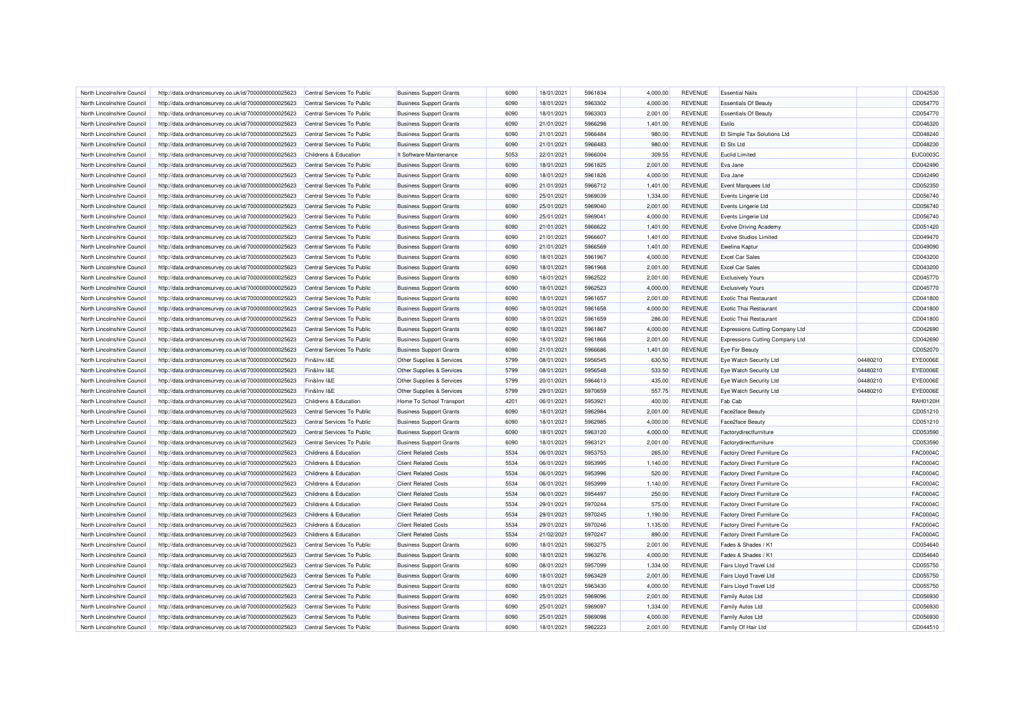| | | | | | | | | | | | |
|---|---|---|---|---|---|---|---|---|---|---|---|
| North Lincolnshire Council | http://data.ordnancesurvey.co.uk/id/7000000000025623 | Central Services To Public | Business Support Grants | 6090 | 18/01/2021 | 5961834 | 4,000.00 | REVENUE | Essential Nails | | CD042530 |
| North Lincolnshire Council | http://data.ordnancesurvey.co.uk/id/7000000000025623 | Central Services To Public | Business Support Grants | 6090 | 18/01/2021 | 5963302 | 4,000.00 | REVENUE | Essentials Of Beauty | | CD054770 |
| North Lincolnshire Council | http://data.ordnancesurvey.co.uk/id/7000000000025623 | Central Services To Public | Business Support Grants | 6090 | 18/01/2021 | 5963303 | 2,001.00 | REVENUE | Essentials Of Beauty | | CD054770 |
| North Lincolnshire Council | http://data.ordnancesurvey.co.uk/id/7000000000025623 | Central Services To Public | Business Support Grants | 6090 | 21/01/2021 | 5966298 | 1,401.00 | REVENUE | Estilo | | CD046320 |
| North Lincolnshire Council | http://data.ordnancesurvey.co.uk/id/7000000000025623 | Central Services To Public | Business Support Grants | 6090 | 21/01/2021 | 5966484 | 980.00 | REVENUE | Et Simple Tax Solutions Ltd | | CD048240 |
| North Lincolnshire Council | http://data.ordnancesurvey.co.uk/id/7000000000025623 | Central Services To Public | Business Support Grants | 6090 | 21/01/2021 | 5966483 | 980.00 | REVENUE | Et Sts Ltd | | CD048230 |
| North Lincolnshire Council | http://data.ordnancesurvey.co.uk/id/7000000000025623 | Childrens & Education | It Software-Maintenance | 5053 | 22/01/2021 | 5966004 | 309.55 | REVENUE | Euclid Limited | | EUC0003C |
| North Lincolnshire Council | http://data.ordnancesurvey.co.uk/id/7000000000025623 | Central Services To Public | Business Support Grants | 6090 | 18/01/2021 | 5961825 | 2,001.00 | REVENUE | Eva Jane | | CD042490 |
| North Lincolnshire Council | http://data.ordnancesurvey.co.uk/id/7000000000025623 | Central Services To Public | Business Support Grants | 6090 | 18/01/2021 | 5961826 | 4,000.00 | REVENUE | Eva Jane | | CD042490 |
| North Lincolnshire Council | http://data.ordnancesurvey.co.uk/id/7000000000025623 | Central Services To Public | Business Support Grants | 6090 | 21/01/2021 | 5966712 | 1,401.00 | REVENUE | Event Marquees Ltd | | CD052350 |
| North Lincolnshire Council | http://data.ordnancesurvey.co.uk/id/7000000000025623 | Central Services To Public | Business Support Grants | 6090 | 25/01/2021 | 5969039 | 1,334.00 | REVENUE | Events Lingerie Ltd | | CD056740 |
| North Lincolnshire Council | http://data.ordnancesurvey.co.uk/id/7000000000025623 | Central Services To Public | Business Support Grants | 6090 | 25/01/2021 | 5969040 | 2,001.00 | REVENUE | Events Lingerie Ltd | | CD056740 |
| North Lincolnshire Council | http://data.ordnancesurvey.co.uk/id/7000000000025623 | Central Services To Public | Business Support Grants | 6090 | 25/01/2021 | 5969041 | 4,000.00 | REVENUE | Events Lingerie Ltd | | CD056740 |
| North Lincolnshire Council | http://data.ordnancesurvey.co.uk/id/7000000000025623 | Central Services To Public | Business Support Grants | 6090 | 21/01/2021 | 5966622 | 1,401.00 | REVENUE | Evolve Driving Academy | | CD051420 |
| North Lincolnshire Council | http://data.ordnancesurvey.co.uk/id/7000000000025623 | Central Services To Public | Business Support Grants | 6090 | 21/01/2021 | 5966607 | 1,401.00 | REVENUE | Evolve Studios Limited | | CD049470 |
| North Lincolnshire Council | http://data.ordnancesurvey.co.uk/id/7000000000025623 | Central Services To Public | Business Support Grants | 6090 | 21/01/2021 | 5966569 | 1,401.00 | REVENUE | Ewelina Kaptur | | CD049090 |
| North Lincolnshire Council | http://data.ordnancesurvey.co.uk/id/7000000000025623 | Central Services To Public | Business Support Grants | 6090 | 18/01/2021 | 5961967 | 4,000.00 | REVENUE | Excel Car Sales | | CD043200 |
| North Lincolnshire Council | http://data.ordnancesurvey.co.uk/id/7000000000025623 | Central Services To Public | Business Support Grants | 6090 | 18/01/2021 | 5961968 | 2,001.00 | REVENUE | Excel Car Sales | | CD043200 |
| North Lincolnshire Council | http://data.ordnancesurvey.co.uk/id/7000000000025623 | Central Services To Public | Business Support Grants | 6090 | 18/01/2021 | 5962522 | 2,001.00 | REVENUE | Exclusively Yours | | CD045770 |
| North Lincolnshire Council | http://data.ordnancesurvey.co.uk/id/7000000000025623 | Central Services To Public | Business Support Grants | 6090 | 18/01/2021 | 5962523 | 4,000.00 | REVENUE | Exclusively Yours | | CD045770 |
| North Lincolnshire Council | http://data.ordnancesurvey.co.uk/id/7000000000025623 | Central Services To Public | Business Support Grants | 6090 | 18/01/2021 | 5961657 | 2,001.00 | REVENUE | Exotic Thai Restaurant | | CD041800 |
| North Lincolnshire Council | http://data.ordnancesurvey.co.uk/id/7000000000025623 | Central Services To Public | Business Support Grants | 6090 | 18/01/2021 | 5961658 | 4,000.00 | REVENUE | Exotic Thai Restaurant | | CD041800 |
| North Lincolnshire Council | http://data.ordnancesurvey.co.uk/id/7000000000025623 | Central Services To Public | Business Support Grants | 6090 | 18/01/2021 | 5961659 | 286.00 | REVENUE | Exotic Thai Restaurant | | CD041800 |
| North Lincolnshire Council | http://data.ordnancesurvey.co.uk/id/7000000000025623 | Central Services To Public | Business Support Grants | 6090 | 18/01/2021 | 5961867 | 4,000.00 | REVENUE | Expressions Cutting Company Ltd | | CD042690 |
| North Lincolnshire Council | http://data.ordnancesurvey.co.uk/id/7000000000025623 | Central Services To Public | Business Support Grants | 6090 | 18/01/2021 | 5961868 | 2,001.00 | REVENUE | Expressions Cutting Company Ltd | | CD042690 |
| North Lincolnshire Council | http://data.ordnancesurvey.co.uk/id/7000000000025623 | Central Services To Public | Business Support Grants | 6090 | 21/01/2021 | 5966686 | 1,401.00 | REVENUE | Eye For Beauty | | CD052070 |
| North Lincolnshire Council | http://data.ordnancesurvey.co.uk/id/7000000000025623 | Fin&Inv I&E | Other Supplies & Services | 5799 | 08/01/2021 | 5956545 | 630.50 | REVENUE | Eye Watch Security Ltd | 04480210 | EYE0006E |
| North Lincolnshire Council | http://data.ordnancesurvey.co.uk/id/7000000000025623 | Fin&Inv I&E | Other Supplies & Services | 5799 | 08/01/2021 | 5956548 | 533.50 | REVENUE | Eye Watch Security Ltd | 04480210 | EYE0006E |
| North Lincolnshire Council | http://data.ordnancesurvey.co.uk/id/7000000000025623 | Fin&Inv I&E | Other Supplies & Services | 5799 | 20/01/2021 | 5964613 | 435.00 | REVENUE | Eye Watch Security Ltd | 04480210 | EYE0006E |
| North Lincolnshire Council | http://data.ordnancesurvey.co.uk/id/7000000000025623 | Fin&Inv I&E | Other Supplies & Services | 5799 | 29/01/2021 | 5970659 | 557.75 | REVENUE | Eye Watch Security Ltd | 04480210 | EYE0006E |
| North Lincolnshire Council | http://data.ordnancesurvey.co.uk/id/7000000000025623 | Childrens & Education | Home To School Transport | 4201 | 06/01/2021 | 5953921 | 400.00 | REVENUE | Fab Cab | | RAH0120H |
| North Lincolnshire Council | http://data.ordnancesurvey.co.uk/id/7000000000025623 | Central Services To Public | Business Support Grants | 6090 | 18/01/2021 | 5962984 | 2,001.00 | REVENUE | Face2face Beauty | | CD051210 |
| North Lincolnshire Council | http://data.ordnancesurvey.co.uk/id/7000000000025623 | Central Services To Public | Business Support Grants | 6090 | 18/01/2021 | 5962985 | 4,000.00 | REVENUE | Face2face Beauty | | CD051210 |
| North Lincolnshire Council | http://data.ordnancesurvey.co.uk/id/7000000000025623 | Central Services To Public | Business Support Grants | 6090 | 18/01/2021 | 5963120 | 4,000.00 | REVENUE | Factorydirectfurniture | | CD053590 |
| North Lincolnshire Council | http://data.ordnancesurvey.co.uk/id/7000000000025623 | Central Services To Public | Business Support Grants | 6090 | 18/01/2021 | 5963121 | 2,001.00 | REVENUE | Factorydirectfurniture | | CD053590 |
| North Lincolnshire Council | http://data.ordnancesurvey.co.uk/id/7000000000025623 | Childrens & Education | Client Related Costs | 5534 | 06/01/2021 | 5953753 | 265.00 | REVENUE | Factory Direct Furniture Co | | FAC0004C |
| North Lincolnshire Council | http://data.ordnancesurvey.co.uk/id/7000000000025623 | Childrens & Education | Client Related Costs | 5534 | 06/01/2021 | 5953995 | 1,140.00 | REVENUE | Factory Direct Furniture Co | | FAC0004C |
| North Lincolnshire Council | http://data.ordnancesurvey.co.uk/id/7000000000025623 | Childrens & Education | Client Related Costs | 5534 | 06/01/2021 | 5953996 | 520.00 | REVENUE | Factory Direct Furniture Co | | FAC0004C |
| North Lincolnshire Council | http://data.ordnancesurvey.co.uk/id/7000000000025623 | Childrens & Education | Client Related Costs | 5534 | 06/01/2021 | 5953999 | 1,140.00 | REVENUE | Factory Direct Furniture Co | | FAC0004C |
| North Lincolnshire Council | http://data.ordnancesurvey.co.uk/id/7000000000025623 | Childrens & Education | Client Related Costs | 5534 | 06/01/2021 | 5954497 | 250.00 | REVENUE | Factory Direct Furniture Co | | FAC0004C |
| North Lincolnshire Council | http://data.ordnancesurvey.co.uk/id/7000000000025623 | Childrens & Education | Client Related Costs | 5534 | 29/01/2021 | 5970244 | 575.00 | REVENUE | Factory Direct Furniture Co | | FAC0004C |
| North Lincolnshire Council | http://data.ordnancesurvey.co.uk/id/7000000000025623 | Childrens & Education | Client Related Costs | 5534 | 29/01/2021 | 5970245 | 1,190.00 | REVENUE | Factory Direct Furniture Co | | FAC0004C |
| North Lincolnshire Council | http://data.ordnancesurvey.co.uk/id/7000000000025623 | Childrens & Education | Client Related Costs | 5534 | 29/01/2021 | 5970246 | 1,135.00 | REVENUE | Factory Direct Furniture Co | | FAC0004C |
| North Lincolnshire Council | http://data.ordnancesurvey.co.uk/id/7000000000025623 | Childrens & Education | Client Related Costs | 5534 | 21/02/2021 | 5970247 | 890.00 | REVENUE | Factory Direct Furniture Co | | FAC0004C |
| North Lincolnshire Council | http://data.ordnancesurvey.co.uk/id/7000000000025623 | Central Services To Public | Business Support Grants | 6090 | 18/01/2021 | 5963275 | 2,001.00 | REVENUE | Fades & Shades / K1 | | CD054640 |
| North Lincolnshire Council | http://data.ordnancesurvey.co.uk/id/7000000000025623 | Central Services To Public | Business Support Grants | 6090 | 18/01/2021 | 5963276 | 4,000.00 | REVENUE | Fades & Shades / K1 | | CD054640 |
| North Lincolnshire Council | http://data.ordnancesurvey.co.uk/id/7000000000025623 | Central Services To Public | Business Support Grants | 6090 | 08/01/2021 | 5957099 | 1,334.00 | REVENUE | Fairs Lloyd Travel Ltd | | CD055750 |
| North Lincolnshire Council | http://data.ordnancesurvey.co.uk/id/7000000000025623 | Central Services To Public | Business Support Grants | 6090 | 18/01/2021 | 5963429 | 2,001.00 | REVENUE | Fairs Lloyd Travel Ltd | | CD055750 |
| North Lincolnshire Council | http://data.ordnancesurvey.co.uk/id/7000000000025623 | Central Services To Public | Business Support Grants | 6090 | 18/01/2021 | 5963430 | 4,000.00 | REVENUE | Fairs Lloyd Travel Ltd | | CD055750 |
| North Lincolnshire Council | http://data.ordnancesurvey.co.uk/id/7000000000025623 | Central Services To Public | Business Support Grants | 6090 | 25/01/2021 | 5969096 | 2,001.00 | REVENUE | Family Autos Ltd | | CD056930 |
| North Lincolnshire Council | http://data.ordnancesurvey.co.uk/id/7000000000025623 | Central Services To Public | Business Support Grants | 6090 | 25/01/2021 | 5969097 | 1,334.00 | REVENUE | Family Autos Ltd | | CD056930 |
| North Lincolnshire Council | http://data.ordnancesurvey.co.uk/id/7000000000025623 | Central Services To Public | Business Support Grants | 6090 | 25/01/2021 | 5969098 | 4,000.00 | REVENUE | Family Autos Ltd | | CD056930 |
| North Lincolnshire Council | http://data.ordnancesurvey.co.uk/id/7000000000025623 | Central Services To Public | Business Support Grants | 6090 | 18/01/2021 | 5962223 | 2,001.00 | REVENUE | Family Of Hair Ltd | | CD044510 |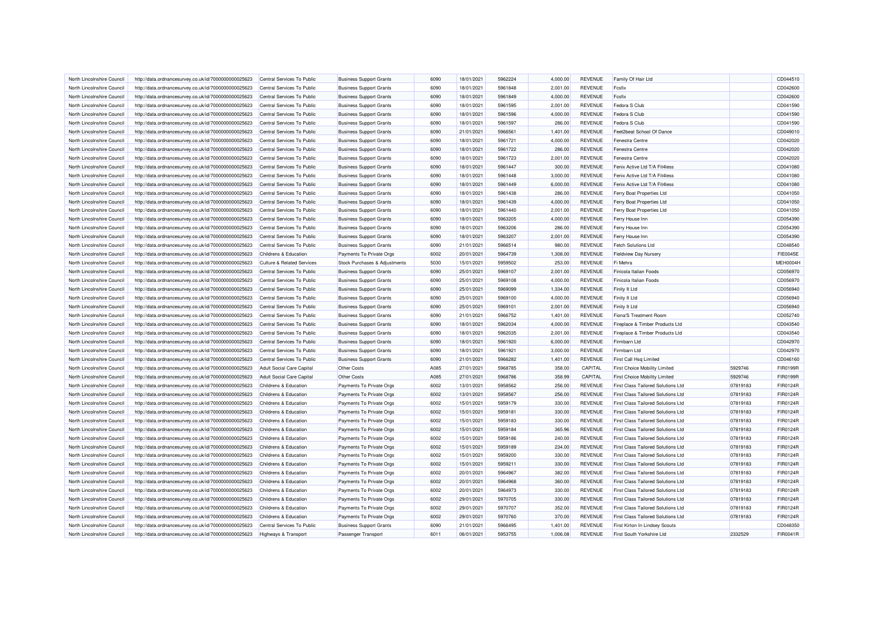| North Lincolnshire Council | http://data.ordnancesurvey.co.uk/id/7000000000025623 | Central Services To Public | Business Support Grants | 6090 | 18/01/2021 | 5962224 | 4,000.00 | REVENUE | Family Of Hair Ltd | | CD044510 |
|---|---|---|---|---|---|---|---|---|---|---|---|
| North Lincolnshire Council | http://data.ordnancesurvey.co.uk/id/7000000000025623 | Central Services To Public | Business Support Grants | 6090 | 18/01/2021 | 5961848 | 2,001.00 | REVENUE | Fcsfix | | CD042600 |
| North Lincolnshire Council | http://data.ordnancesurvey.co.uk/id/7000000000025623 | Central Services To Public | Business Support Grants | 6090 | 18/01/2021 | 5961849 | 4,000.00 | REVENUE | Fcsfix | | CD042600 |
| North Lincolnshire Council | http://data.ordnancesurvey.co.uk/id/7000000000025623 | Central Services To Public | Business Support Grants | 6090 | 18/01/2021 | 5961595 | 2,001.00 | REVENUE | Fedora S Club | | CD041590 |
| North Lincolnshire Council | http://data.ordnancesurvey.co.uk/id/7000000000025623 | Central Services To Public | Business Support Grants | 6090 | 18/01/2021 | 5961596 | 4,000.00 | REVENUE | Fedora S Club | | CD041590 |
| North Lincolnshire Council | http://data.ordnancesurvey.co.uk/id/7000000000025623 | Central Services To Public | Business Support Grants | 6090 | 18/01/2021 | 5961597 | 286.00 | REVENUE | Fedora S Club | | CD041590 |
| North Lincolnshire Council | http://data.ordnancesurvey.co.uk/id/7000000000025623 | Central Services To Public | Business Support Grants | 6090 | 21/01/2021 | 5966561 | 1,401.00 | REVENUE | Feet2beat School Of Dance | | CD049010 |
| North Lincolnshire Council | http://data.ordnancesurvey.co.uk/id/7000000000025623 | Central Services To Public | Business Support Grants | 6090 | 18/01/2021 | 5961721 | 4,000.00 | REVENUE | Fenestra Centre | | CD042020 |
| North Lincolnshire Council | http://data.ordnancesurvey.co.uk/id/7000000000025623 | Central Services To Public | Business Support Grants | 6090 | 18/01/2021 | 5961722 | 286.00 | REVENUE | Fenestra Centre | | CD042020 |
| North Lincolnshire Council | http://data.ordnancesurvey.co.uk/id/7000000000025623 | Central Services To Public | Business Support Grants | 6090 | 18/01/2021 | 5961723 | 2,001.00 | REVENUE | Fenestra Centre | | CD042020 |
| North Lincolnshire Council | http://data.ordnancesurvey.co.uk/id/7000000000025623 | Central Services To Public | Business Support Grants | 6090 | 18/01/2021 | 5961447 | 300.00 | REVENUE | Fenix Active Ltd T/A Fit4less | | CD041080 |
| North Lincolnshire Council | http://data.ordnancesurvey.co.uk/id/7000000000025623 | Central Services To Public | Business Support Grants | 6090 | 18/01/2021 | 5961448 | 3,000.00 | REVENUE | Fenix Active Ltd T/A Fit4less | | CD041080 |
| North Lincolnshire Council | http://data.ordnancesurvey.co.uk/id/7000000000025623 | Central Services To Public | Business Support Grants | 6090 | 18/01/2021 | 5961449 | 6,000.00 | REVENUE | Fenix Active Ltd T/A Fit4less | | CD041080 |
| North Lincolnshire Council | http://data.ordnancesurvey.co.uk/id/7000000000025623 | Central Services To Public | Business Support Grants | 6090 | 18/01/2021 | 5961438 | 286.00 | REVENUE | Ferry Boat Properties Ltd | | CD041050 |
| North Lincolnshire Council | http://data.ordnancesurvey.co.uk/id/7000000000025623 | Central Services To Public | Business Support Grants | 6090 | 18/01/2021 | 5961439 | 4,000.00 | REVENUE | Ferry Boat Properties Ltd | | CD041050 |
| North Lincolnshire Council | http://data.ordnancesurvey.co.uk/id/7000000000025623 | Central Services To Public | Business Support Grants | 6090 | 18/01/2021 | 5961440 | 2,001.00 | REVENUE | Ferry Boat Properties Ltd | | CD041050 |
| North Lincolnshire Council | http://data.ordnancesurvey.co.uk/id/7000000000025623 | Central Services To Public | Business Support Grants | 6090 | 18/01/2021 | 5963205 | 4,000.00 | REVENUE | Ferry House Inn | | CD054390 |
| North Lincolnshire Council | http://data.ordnancesurvey.co.uk/id/7000000000025623 | Central Services To Public | Business Support Grants | 6090 | 18/01/2021 | 5963206 | 286.00 | REVENUE | Ferry House Inn | | CD054390 |
| North Lincolnshire Council | http://data.ordnancesurvey.co.uk/id/7000000000025623 | Central Services To Public | Business Support Grants | 6090 | 18/01/2021 | 5963207 | 2,001.00 | REVENUE | Ferry House Inn | | CD054390 |
| North Lincolnshire Council | http://data.ordnancesurvey.co.uk/id/7000000000025623 | Central Services To Public | Business Support Grants | 6090 | 21/01/2021 | 5966514 | 980.00 | REVENUE | Fetch Solutions Ltd | | CD048540 |
| North Lincolnshire Council | http://data.ordnancesurvey.co.uk/id/7000000000025623 | Childrens & Education | Payments To Private Orgs | 6002 | 20/01/2021 | 5964739 | 1,308.00 | REVENUE | Fieldview Day Nursery | | FIE0045E |
| North Lincolnshire Council | http://data.ordnancesurvey.co.uk/id/7000000000025623 | Culture & Related Services | Stock Purchases & Adjustments | 5030 | 15/01/2021 | 5959502 | 253.00 | REVENUE | Fi Mehra | | MEH0004H |
| North Lincolnshire Council | http://data.ordnancesurvey.co.uk/id/7000000000025623 | Central Services To Public | Business Support Grants | 6090 | 25/01/2021 | 5969107 | 2,001.00 | REVENUE | Finicola Italian Foods | | CD056970 |
| North Lincolnshire Council | http://data.ordnancesurvey.co.uk/id/7000000000025623 | Central Services To Public | Business Support Grants | 6090 | 25/01/2021 | 5969108 | 4,000.00 | REVENUE | Finicola Italian Foods | | CD056970 |
| North Lincolnshire Council | http://data.ordnancesurvey.co.uk/id/7000000000025623 | Central Services To Public | Business Support Grants | 6090 | 25/01/2021 | 5969099 | 1,334.00 | REVENUE | Finity It Ltd | | CD056940 |
| North Lincolnshire Council | http://data.ordnancesurvey.co.uk/id/7000000000025623 | Central Services To Public | Business Support Grants | 6090 | 25/01/2021 | 5969100 | 4,000.00 | REVENUE | Finity It Ltd | | CD056940 |
| North Lincolnshire Council | http://data.ordnancesurvey.co.uk/id/7000000000025623 | Central Services To Public | Business Support Grants | 6090 | 25/01/2021 | 5969101 | 2,001.00 | REVENUE | Finity It Ltd | | CD056940 |
| North Lincolnshire Council | http://data.ordnancesurvey.co.uk/id/7000000000025623 | Central Services To Public | Business Support Grants | 6090 | 21/01/2021 | 5966752 | 1,401.00 | REVENUE | Fiona'S Treatment Room | | CD052740 |
| North Lincolnshire Council | http://data.ordnancesurvey.co.uk/id/7000000000025623 | Central Services To Public | Business Support Grants | 6090 | 18/01/2021 | 5962034 | 4,000.00 | REVENUE | Fireplace & Timber Products Ltd | | CD043540 |
| North Lincolnshire Council | http://data.ordnancesurvey.co.uk/id/7000000000025623 | Central Services To Public | Business Support Grants | 6090 | 18/01/2021 | 5962035 | 2,001.00 | REVENUE | Fireplace & Timber Products Ltd | | CD043540 |
| North Lincolnshire Council | http://data.ordnancesurvey.co.uk/id/7000000000025623 | Central Services To Public | Business Support Grants | 6090 | 18/01/2021 | 5961920 | 6,000.00 | REVENUE | Firmbarn Ltd | | CD042970 |
| North Lincolnshire Council | http://data.ordnancesurvey.co.uk/id/7000000000025623 | Central Services To Public | Business Support Grants | 6090 | 18/01/2021 | 5961921 | 3,000.00 | REVENUE | Firmbarn Ltd | | CD042970 |
| North Lincolnshire Council | http://data.ordnancesurvey.co.uk/id/7000000000025623 | Central Services To Public | Business Support Grants | 6090 | 21/01/2021 | 5966282 | 1,401.00 | REVENUE | First Call Hsq Limited | | CD046160 |
| North Lincolnshire Council | http://data.ordnancesurvey.co.uk/id/7000000000025623 | Adult Social Care Capital | Other Costs | A085 | 27/01/2021 | 5968785 | 358.00 | CAPITAL | First Choice Mobility Limited | 5929746 | FIR0199R |
| North Lincolnshire Council | http://data.ordnancesurvey.co.uk/id/7000000000025623 | Adult Social Care Capital | Other Costs | A085 | 27/01/2021 | 5968786 | 358.99 | CAPITAL | First Choice Mobility Limited | 5929746 | FIR0199R |
| North Lincolnshire Council | http://data.ordnancesurvey.co.uk/id/7000000000025623 | Childrens & Education | Payments To Private Orgs | 6002 | 13/01/2021 | 5958562 | 256.00 | REVENUE | First Class Tailored Solutions Ltd | 07819183 | FIR0124R |
| North Lincolnshire Council | http://data.ordnancesurvey.co.uk/id/7000000000025623 | Childrens & Education | Payments To Private Orgs | 6002 | 13/01/2021 | 5958567 | 256.00 | REVENUE | First Class Tailored Solutions Ltd | 07819183 | FIR0124R |
| North Lincolnshire Council | http://data.ordnancesurvey.co.uk/id/7000000000025623 | Childrens & Education | Payments To Private Orgs | 6002 | 15/01/2021 | 5959179 | 330.00 | REVENUE | First Class Tailored Solutions Ltd | 07819183 | FIR0124R |
| North Lincolnshire Council | http://data.ordnancesurvey.co.uk/id/7000000000025623 | Childrens & Education | Payments To Private Orgs | 6002 | 15/01/2021 | 5959181 | 330.00 | REVENUE | First Class Tailored Solutions Ltd | 07819183 | FIR0124R |
| North Lincolnshire Council | http://data.ordnancesurvey.co.uk/id/7000000000025623 | Childrens & Education | Payments To Private Orgs | 6002 | 15/01/2021 | 5959183 | 330.00 | REVENUE | First Class Tailored Solutions Ltd | 07819183 | FIR0124R |
| North Lincolnshire Council | http://data.ordnancesurvey.co.uk/id/7000000000025623 | Childrens & Education | Payments To Private Orgs | 6002 | 15/01/2021 | 5959184 | 365.96 | REVENUE | First Class Tailored Solutions Ltd | 07819183 | FIR0124R |
| North Lincolnshire Council | http://data.ordnancesurvey.co.uk/id/7000000000025623 | Childrens & Education | Payments To Private Orgs | 6002 | 15/01/2021 | 5959186 | 240.00 | REVENUE | First Class Tailored Solutions Ltd | 07819183 | FIR0124R |
| North Lincolnshire Council | http://data.ordnancesurvey.co.uk/id/7000000000025623 | Childrens & Education | Payments To Private Orgs | 6002 | 15/01/2021 | 5959189 | 234.00 | REVENUE | First Class Tailored Solutions Ltd | 07819183 | FIR0124R |
| North Lincolnshire Council | http://data.ordnancesurvey.co.uk/id/7000000000025623 | Childrens & Education | Payments To Private Orgs | 6002 | 15/01/2021 | 5959200 | 330.00 | REVENUE | First Class Tailored Solutions Ltd | 07819183 | FIR0124R |
| North Lincolnshire Council | http://data.ordnancesurvey.co.uk/id/7000000000025623 | Childrens & Education | Payments To Private Orgs | 6002 | 15/01/2021 | 5959211 | 330.00 | REVENUE | First Class Tailored Solutions Ltd | 07819183 | FIR0124R |
| North Lincolnshire Council | http://data.ordnancesurvey.co.uk/id/7000000000025623 | Childrens & Education | Payments To Private Orgs | 6002 | 20/01/2021 | 5964967 | 382.00 | REVENUE | First Class Tailored Solutions Ltd | 07819183 | FIR0124R |
| North Lincolnshire Council | http://data.ordnancesurvey.co.uk/id/7000000000025623 | Childrens & Education | Payments To Private Orgs | 6002 | 20/01/2021 | 5964968 | 360.00 | REVENUE | First Class Tailored Solutions Ltd | 07819183 | FIR0124R |
| North Lincolnshire Council | http://data.ordnancesurvey.co.uk/id/7000000000025623 | Childrens & Education | Payments To Private Orgs | 6002 | 20/01/2021 | 5964973 | 330.00 | REVENUE | First Class Tailored Solutions Ltd | 07819183 | FIR0124R |
| North Lincolnshire Council | http://data.ordnancesurvey.co.uk/id/7000000000025623 | Childrens & Education | Payments To Private Orgs | 6002 | 29/01/2021 | 5970705 | 330.00 | REVENUE | First Class Tailored Solutions Ltd | 07819183 | FIR0124R |
| North Lincolnshire Council | http://data.ordnancesurvey.co.uk/id/7000000000025623 | Childrens & Education | Payments To Private Orgs | 6002 | 29/01/2021 | 5970707 | 352.00 | REVENUE | First Class Tailored Solutions Ltd | 07819183 | FIR0124R |
| North Lincolnshire Council | http://data.ordnancesurvey.co.uk/id/7000000000025623 | Childrens & Education | Payments To Private Orgs | 6002 | 29/01/2021 | 5970760 | 370.00 | REVENUE | First Class Tailored Solutions Ltd | 07819183 | FIR0124R |
| North Lincolnshire Council | http://data.ordnancesurvey.co.uk/id/7000000000025623 | Central Services To Public | Business Support Grants | 6090 | 21/01/2021 | 5966495 | 1,401.00 | REVENUE | First Kirton In Lindsey Scouts | | CD048350 |
| North Lincolnshire Council | http://data.ordnancesurvey.co.uk/id/7000000000025623 | Highways & Transport | Passenger Transport | 6011 | 06/01/2021 | 5953755 | 1,006.08 | REVENUE | First South Yorkshire Ltd | 2332529 | FIR0041R |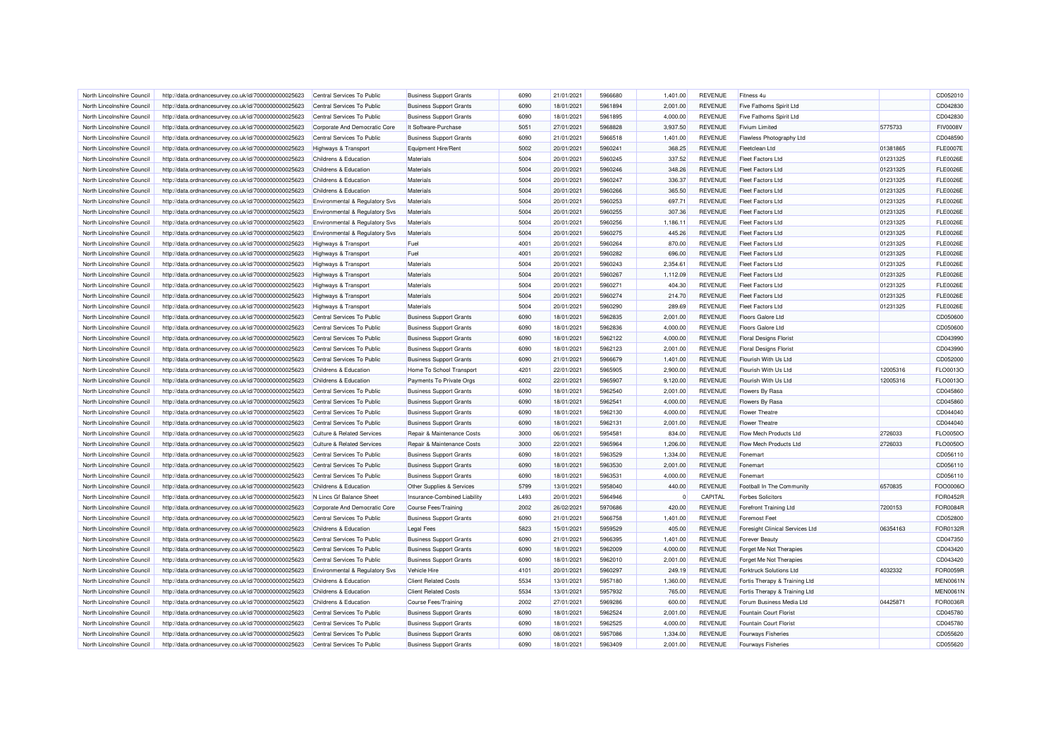| North Lincolnshire Council | http://data.ordnancesurvey.co.uk/id/7000000000025623 | Central Services To Public | Business Support Grants | 6090 | 21/01/2021 | 5966680 | 1,401.00 | REVENUE | Fitness 4u | | CD052010 |
|---|---|---|---|---|---|---|---|---|---|---|---|
| North Lincolnshire Council | http://data.ordnancesurvey.co.uk/id/7000000000025623 | Central Services To Public | Business Support Grants | 6090 | 18/01/2021 | 5961894 | 2,001.00 | REVENUE | Five Fathoms Spirit Ltd | | CD042830 |
| North Lincolnshire Council | http://data.ordnancesurvey.co.uk/id/7000000000025623 | Central Services To Public | Business Support Grants | 6090 | 18/01/2021 | 5961895 | 4,000.00 | REVENUE | Five Fathoms Spirit Ltd | | CD042830 |
| North Lincolnshire Council | http://data.ordnancesurvey.co.uk/id/7000000000025623 | Corporate And Democratic Core | It Software-Purchase | 5051 | 27/01/2021 | 5968828 | 3,937.50 | REVENUE | Fivium Limited | 5775733 | FIV0008V |
| North Lincolnshire Council | http://data.ordnancesurvey.co.uk/id/7000000000025623 | Central Services To Public | Business Support Grants | 6090 | 21/01/2021 | 5966518 | 1,401.00 | REVENUE | Flawless Photography Ltd | | CD048590 |
| North Lincolnshire Council | http://data.ordnancesurvey.co.uk/id/7000000000025623 | Highways & Transport | Equipment Hire/Rent | 5002 | 20/01/2021 | 5960241 | 368.25 | REVENUE | Fleetclean Ltd | 01381865 | FLE0007E |
| North Lincolnshire Council | http://data.ordnancesurvey.co.uk/id/7000000000025623 | Childrens & Education | Materials | 5004 | 20/01/2021 | 5960245 | 337.52 | REVENUE | Fleet Factors Ltd | 01231325 | FLE0026E |
| North Lincolnshire Council | http://data.ordnancesurvey.co.uk/id/7000000000025623 | Childrens & Education | Materials | 5004 | 20/01/2021 | 5960246 | 348.26 | REVENUE | Fleet Factors Ltd | 01231325 | FLE0026E |
| North Lincolnshire Council | http://data.ordnancesurvey.co.uk/id/7000000000025623 | Childrens & Education | Materials | 5004 | 20/01/2021 | 5960247 | 336.37 | REVENUE | Fleet Factors Ltd | 01231325 | FLE0026E |
| North Lincolnshire Council | http://data.ordnancesurvey.co.uk/id/7000000000025623 | Childrens & Education | Materials | 5004 | 20/01/2021 | 5960266 | 365.50 | REVENUE | Fleet Factors Ltd | 01231325 | FLE0026E |
| North Lincolnshire Council | http://data.ordnancesurvey.co.uk/id/7000000000025623 | Environmental & Regulatory Svs | Materials | 5004 | 20/01/2021 | 5960253 | 697.71 | REVENUE | Fleet Factors Ltd | 01231325 | FLE0026E |
| North Lincolnshire Council | http://data.ordnancesurvey.co.uk/id/7000000000025623 | Environmental & Regulatory Svs | Materials | 5004 | 20/01/2021 | 5960255 | 307.36 | REVENUE | Fleet Factors Ltd | 01231325 | FLE0026E |
| North Lincolnshire Council | http://data.ordnancesurvey.co.uk/id/7000000000025623 | Environmental & Regulatory Svs | Materials | 5004 | 20/01/2021 | 5960256 | 1,186.11 | REVENUE | Fleet Factors Ltd | 01231325 | FLE0026E |
| North Lincolnshire Council | http://data.ordnancesurvey.co.uk/id/7000000000025623 | Environmental & Regulatory Svs | Materials | 5004 | 20/01/2021 | 5960275 | 445.26 | REVENUE | Fleet Factors Ltd | 01231325 | FLE0026E |
| North Lincolnshire Council | http://data.ordnancesurvey.co.uk/id/7000000000025623 | Highways & Transport | Fuel | 4001 | 20/01/2021 | 5960264 | 870.00 | REVENUE | Fleet Factors Ltd | 01231325 | FLE0026E |
| North Lincolnshire Council | http://data.ordnancesurvey.co.uk/id/7000000000025623 | Highways & Transport | Fuel | 4001 | 20/01/2021 | 5960282 | 696.00 | REVENUE | Fleet Factors Ltd | 01231325 | FLE0026E |
| North Lincolnshire Council | http://data.ordnancesurvey.co.uk/id/7000000000025623 | Highways & Transport | Materials | 5004 | 20/01/2021 | 5960243 | 2,354.61 | REVENUE | Fleet Factors Ltd | 01231325 | FLE0026E |
| North Lincolnshire Council | http://data.ordnancesurvey.co.uk/id/7000000000025623 | Highways & Transport | Materials | 5004 | 20/01/2021 | 5960267 | 1,112.09 | REVENUE | Fleet Factors Ltd | 01231325 | FLE0026E |
| North Lincolnshire Council | http://data.ordnancesurvey.co.uk/id/7000000000025623 | Highways & Transport | Materials | 5004 | 20/01/2021 | 5960271 | 404.30 | REVENUE | Fleet Factors Ltd | 01231325 | FLE0026E |
| North Lincolnshire Council | http://data.ordnancesurvey.co.uk/id/7000000000025623 | Highways & Transport | Materials | 5004 | 20/01/2021 | 5960274 | 214.70 | REVENUE | Fleet Factors Ltd | 01231325 | FLE0026E |
| North Lincolnshire Council | http://data.ordnancesurvey.co.uk/id/7000000000025623 | Highways & Transport | Materials | 5004 | 20/01/2021 | 5960290 | 289.69 | REVENUE | Fleet Factors Ltd | 01231325 | FLE0026E |
| North Lincolnshire Council | http://data.ordnancesurvey.co.uk/id/7000000000025623 | Central Services To Public | Business Support Grants | 6090 | 18/01/2021 | 5962835 | 2,001.00 | REVENUE | Floors Galore Ltd | | CD050600 |
| North Lincolnshire Council | http://data.ordnancesurvey.co.uk/id/7000000000025623 | Central Services To Public | Business Support Grants | 6090 | 18/01/2021 | 5962836 | 4,000.00 | REVENUE | Floors Galore Ltd | | CD050600 |
| North Lincolnshire Council | http://data.ordnancesurvey.co.uk/id/7000000000025623 | Central Services To Public | Business Support Grants | 6090 | 18/01/2021 | 5962122 | 4,000.00 | REVENUE | Floral Designs Florist | | CD043990 |
| North Lincolnshire Council | http://data.ordnancesurvey.co.uk/id/7000000000025623 | Central Services To Public | Business Support Grants | 6090 | 18/01/2021 | 5962123 | 2,001.00 | REVENUE | Floral Designs Florist | | CD043990 |
| North Lincolnshire Council | http://data.ordnancesurvey.co.uk/id/7000000000025623 | Central Services To Public | Business Support Grants | 6090 | 21/01/2021 | 5966679 | 1,401.00 | REVENUE | Flourish With Us Ltd | | CD052000 |
| North Lincolnshire Council | http://data.ordnancesurvey.co.uk/id/7000000000025623 | Childrens & Education | Home To School Transport | 4201 | 22/01/2021 | 5965905 | 2,900.00 | REVENUE | Flourish With Us Ltd | 12005316 | FLO0013O |
| North Lincolnshire Council | http://data.ordnancesurvey.co.uk/id/7000000000025623 | Childrens & Education | Payments To Private Orgs | 6002 | 22/01/2021 | 5965907 | 9,120.00 | REVENUE | Flourish With Us Ltd | 12005316 | FLO0013O |
| North Lincolnshire Council | http://data.ordnancesurvey.co.uk/id/7000000000025623 | Central Services To Public | Business Support Grants | 6090 | 18/01/2021 | 5962540 | 2,001.00 | REVENUE | Flowers By Rasa | | CD045860 |
| North Lincolnshire Council | http://data.ordnancesurvey.co.uk/id/7000000000025623 | Central Services To Public | Business Support Grants | 6090 | 18/01/2021 | 5962541 | 4,000.00 | REVENUE | Flowers By Rasa | | CD045860 |
| North Lincolnshire Council | http://data.ordnancesurvey.co.uk/id/7000000000025623 | Central Services To Public | Business Support Grants | 6090 | 18/01/2021 | 5962130 | 4,000.00 | REVENUE | Flower Theatre | | CD044040 |
| North Lincolnshire Council | http://data.ordnancesurvey.co.uk/id/7000000000025623 | Central Services To Public | Business Support Grants | 6090 | 18/01/2021 | 5962131 | 2,001.00 | REVENUE | Flower Theatre | | CD044040 |
| North Lincolnshire Council | http://data.ordnancesurvey.co.uk/id/7000000000025623 | Culture & Related Services | Repair & Maintenance Costs | 3000 | 06/01/2021 | 5954581 | 834.00 | REVENUE | Flow Mech Products Ltd | 2726033 | FLO0050O |
| North Lincolnshire Council | http://data.ordnancesurvey.co.uk/id/7000000000025623 | Culture & Related Services | Repair & Maintenance Costs | 3000 | 22/01/2021 | 5965964 | 1,206.00 | REVENUE | Flow Mech Products Ltd | 2726033 | FLO0050O |
| North Lincolnshire Council | http://data.ordnancesurvey.co.uk/id/7000000000025623 | Central Services To Public | Business Support Grants | 6090 | 18/01/2021 | 5963529 | 1,334.00 | REVENUE | Fonemart | | CD056110 |
| North Lincolnshire Council | http://data.ordnancesurvey.co.uk/id/7000000000025623 | Central Services To Public | Business Support Grants | 6090 | 18/01/2021 | 5963530 | 2,001.00 | REVENUE | Fonemart | | CD056110 |
| North Lincolnshire Council | http://data.ordnancesurvey.co.uk/id/7000000000025623 | Central Services To Public | Business Support Grants | 6090 | 18/01/2021 | 5963531 | 4,000.00 | REVENUE | Fonemart | | CD056110 |
| North Lincolnshire Council | http://data.ordnancesurvey.co.uk/id/7000000000025623 | Childrens & Education | Other Supplies & Services | 5799 | 13/01/2021 | 5958040 | 440.00 | REVENUE | Football In The Community | 6570835 | FOO0006O |
| North Lincolnshire Council | http://data.ordnancesurvey.co.uk/id/7000000000025623 | N Lincs Gf Balance Sheet | Insurance-Combined Liability | L493 | 20/01/2021 | 5964946 | 0 | CAPITAL | Forbes Solicitors | | FOR0452R |
| North Lincolnshire Council | http://data.ordnancesurvey.co.uk/id/7000000000025623 | Corporate And Democratic Core | Course Fees/Training | 2002 | 26/02/2021 | 5970686 | 420.00 | REVENUE | Forefront Training Ltd | 7200153 | FOR0084R |
| North Lincolnshire Council | http://data.ordnancesurvey.co.uk/id/7000000000025623 | Central Services To Public | Business Support Grants | 6090 | 21/01/2021 | 5966758 | 1,401.00 | REVENUE | Foremost Feet | | CD052800 |
| North Lincolnshire Council | http://data.ordnancesurvey.co.uk/id/7000000000025623 | Childrens & Education | Legal Fees | 5823 | 15/01/2021 | 5959529 | 405.00 | REVENUE | Foresight Clinical Services Ltd | 06354163 | FOR0132R |
| North Lincolnshire Council | http://data.ordnancesurvey.co.uk/id/7000000000025623 | Central Services To Public | Business Support Grants | 6090 | 21/01/2021 | 5966395 | 1,401.00 | REVENUE | Forever Beauty | | CD047350 |
| North Lincolnshire Council | http://data.ordnancesurvey.co.uk/id/7000000000025623 | Central Services To Public | Business Support Grants | 6090 | 18/01/2021 | 5962009 | 4,000.00 | REVENUE | Forget Me Not Therapies | | CD043420 |
| North Lincolnshire Council | http://data.ordnancesurvey.co.uk/id/7000000000025623 | Central Services To Public | Business Support Grants | 6090 | 18/01/2021 | 5962010 | 2,001.00 | REVENUE | Forget Me Not Therapies | | CD043420 |
| North Lincolnshire Council | http://data.ordnancesurvey.co.uk/id/7000000000025623 | Environmental & Regulatory Svs | Vehicle Hire | 4101 | 20/01/2021 | 5960297 | 249.19 | REVENUE | Forktruck Solutions Ltd | 4032332 | FOR0059R |
| North Lincolnshire Council | http://data.ordnancesurvey.co.uk/id/7000000000025623 | Childrens & Education | Client Related Costs | 5534 | 13/01/2021 | 5957180 | 1,360.00 | REVENUE | Fortis Therapy & Training Ltd | | MEN0061N |
| North Lincolnshire Council | http://data.ordnancesurvey.co.uk/id/7000000000025623 | Childrens & Education | Client Related Costs | 5534 | 13/01/2021 | 5957932 | 765.00 | REVENUE | Fortis Therapy & Training Ltd | | MEN0061N |
| North Lincolnshire Council | http://data.ordnancesurvey.co.uk/id/7000000000025623 | Childrens & Education | Course Fees/Training | 2002 | 27/01/2021 | 5969286 | 600.00 | REVENUE | Forum Business Media Ltd | 04425871 | FOR0036R |
| North Lincolnshire Council | http://data.ordnancesurvey.co.uk/id/7000000000025623 | Central Services To Public | Business Support Grants | 6090 | 18/01/2021 | 5962524 | 2,001.00 | REVENUE | Fountain Court Florist | | CD045780 |
| North Lincolnshire Council | http://data.ordnancesurvey.co.uk/id/7000000000025623 | Central Services To Public | Business Support Grants | 6090 | 18/01/2021 | 5962525 | 4,000.00 | REVENUE | Fountain Court Florist | | CD045780 |
| North Lincolnshire Council | http://data.ordnancesurvey.co.uk/id/7000000000025623 | Central Services To Public | Business Support Grants | 6090 | 08/01/2021 | 5957086 | 1,334.00 | REVENUE | Fourways Fisheries | | CD055620 |
| North Lincolnshire Council | http://data.ordnancesurvey.co.uk/id/7000000000025623 | Central Services To Public | Business Support Grants | 6090 | 18/01/2021 | 5963409 | 2,001.00 | REVENUE | Fourways Fisheries | | CD055620 |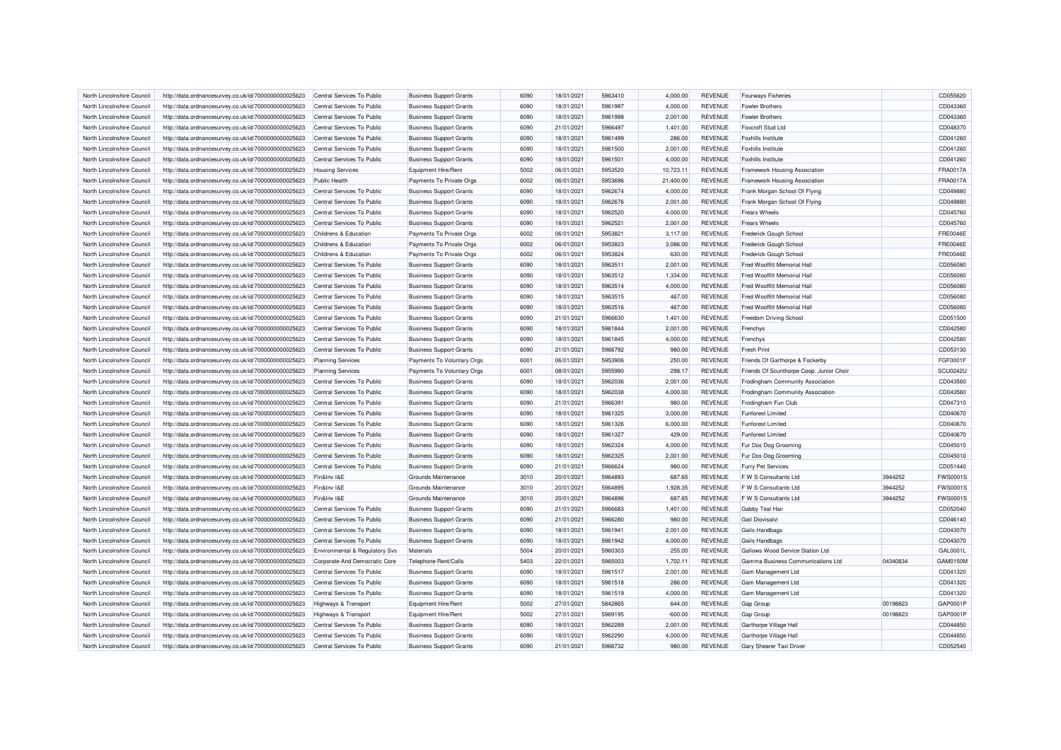| | | | | | | | | | | | |
|---|---|---|---|---|---|---|---|---|---|---|---|
| North Lincolnshire Council | http://data.ordnancesurvey.co.uk/id/7000000000025623 | Central Services To Public | Business Support Grants | 6090 | 18/01/2021 | 5963410 | 4,000.00 | REVENUE | Fourways Fisheries | | CD055620 |
| North Lincolnshire Council | http://data.ordnancesurvey.co.uk/id/7000000000025623 | Central Services To Public | Business Support Grants | 6090 | 18/01/2021 | 5961997 | 4,000.00 | REVENUE | Fowler Brothers | | CD043360 |
| North Lincolnshire Council | http://data.ordnancesurvey.co.uk/id/7000000000025623 | Central Services To Public | Business Support Grants | 6090 | 18/01/2021 | 5961998 | 2,001.00 | REVENUE | Fowler Brothers | | CD043360 |
| North Lincolnshire Council | http://data.ordnancesurvey.co.uk/id/7000000000025623 | Central Services To Public | Business Support Grants | 6090 | 21/01/2021 | 5966497 | 1,401.00 | REVENUE | Foxcroft Stud Ltd | | CD048370 |
| North Lincolnshire Council | http://data.ordnancesurvey.co.uk/id/7000000000025623 | Central Services To Public | Business Support Grants | 6090 | 18/01/2021 | 5961499 | 286.00 | REVENUE | Foxhills Institute | | CD041260 |
| North Lincolnshire Council | http://data.ordnancesurvey.co.uk/id/7000000000025623 | Central Services To Public | Business Support Grants | 6090 | 18/01/2021 | 5961500 | 2,001.00 | REVENUE | Foxhills Institute | | CD041260 |
| North Lincolnshire Council | http://data.ordnancesurvey.co.uk/id/7000000000025623 | Central Services To Public | Business Support Grants | 6090 | 18/01/2021 | 5961501 | 4,000.00 | REVENUE | Foxhills Institute | | CD041260 |
| North Lincolnshire Council | http://data.ordnancesurvey.co.uk/id/7000000000025623 | Housing Services | Equipment Hire/Rent | 5002 | 06/01/2021 | 5953520 | 10,723.11 | REVENUE | Framework Housing Association | | FRA0017A |
| North Lincolnshire Council | http://data.ordnancesurvey.co.uk/id/7000000000025623 | Public Health | Payments To Private Orgs | 6002 | 06/01/2021 | 5953696 | 21,400.00 | REVENUE | Framework Housing Association | | FRA0017A |
| North Lincolnshire Council | http://data.ordnancesurvey.co.uk/id/7000000000025623 | Central Services To Public | Business Support Grants | 6090 | 18/01/2021 | 5962674 | 4,000.00 | REVENUE | Frank Morgan School Of Flying | | CD049880 |
| North Lincolnshire Council | http://data.ordnancesurvey.co.uk/id/7000000000025623 | Central Services To Public | Business Support Grants | 6090 | 18/01/2021 | 5962676 | 2,001.00 | REVENUE | Frank Morgan School Of Flying | | CD049880 |
| North Lincolnshire Council | http://data.ordnancesurvey.co.uk/id/7000000000025623 | Central Services To Public | Business Support Grants | 6090 | 18/01/2021 | 5962520 | 4,000.00 | REVENUE | Frears Wheels | | CD045760 |
| North Lincolnshire Council | http://data.ordnancesurvey.co.uk/id/7000000000025623 | Central Services To Public | Business Support Grants | 6090 | 18/01/2021 | 5962521 | 2,001.00 | REVENUE | Frears Wheels | | CD045760 |
| North Lincolnshire Council | http://data.ordnancesurvey.co.uk/id/7000000000025623 | Childrens & Education | Payments To Private Orgs | 6002 | 06/01/2021 | 5953821 | 3,117.00 | REVENUE | Frederick Gough School | | FRE0046E |
| North Lincolnshire Council | http://data.ordnancesurvey.co.uk/id/7000000000025623 | Childrens & Education | Payments To Private Orgs | 6002 | 06/01/2021 | 5953823 | 3,086.00 | REVENUE | Frederick Gough School | | FRE0046E |
| North Lincolnshire Council | http://data.ordnancesurvey.co.uk/id/7000000000025623 | Childrens & Education | Payments To Private Orgs | 6002 | 06/01/2021 | 5953824 | 630.00 | REVENUE | Frederick Gough School | | FRE0046E |
| North Lincolnshire Council | http://data.ordnancesurvey.co.uk/id/7000000000025623 | Central Services To Public | Business Support Grants | 6090 | 18/01/2021 | 5963511 | 2,001.00 | REVENUE | Fred Wooffitt Memorial Hall | | CD056080 |
| North Lincolnshire Council | http://data.ordnancesurvey.co.uk/id/7000000000025623 | Central Services To Public | Business Support Grants | 6090 | 18/01/2021 | 5963512 | 1,334.00 | REVENUE | Fred Wooffitt Memorial Hall | | CD056080 |
| North Lincolnshire Council | http://data.ordnancesurvey.co.uk/id/7000000000025623 | Central Services To Public | Business Support Grants | 6090 | 18/01/2021 | 5963514 | 4,000.00 | REVENUE | Fred Wooffitt Memorial Hall | | CD056080 |
| North Lincolnshire Council | http://data.ordnancesurvey.co.uk/id/7000000000025623 | Central Services To Public | Business Support Grants | 6090 | 18/01/2021 | 5963515 | 467.00 | REVENUE | Fred Wooffitt Memorial Hall | | CD056080 |
| North Lincolnshire Council | http://data.ordnancesurvey.co.uk/id/7000000000025623 | Central Services To Public | Business Support Grants | 6090 | 18/01/2021 | 5963516 | 467.00 | REVENUE | Fred Wooffitt Memorial Hall | | CD056080 |
| North Lincolnshire Council | http://data.ordnancesurvey.co.uk/id/7000000000025623 | Central Services To Public | Business Support Grants | 6090 | 21/01/2021 | 5966630 | 1,401.00 | REVENUE | Freedom Driving School | | CD051500 |
| North Lincolnshire Council | http://data.ordnancesurvey.co.uk/id/7000000000025623 | Central Services To Public | Business Support Grants | 6090 | 18/01/2021 | 5961844 | 2,001.00 | REVENUE | Frenchys | | CD042580 |
| North Lincolnshire Council | http://data.ordnancesurvey.co.uk/id/7000000000025623 | Central Services To Public | Business Support Grants | 6090 | 18/01/2021 | 5961845 | 4,000.00 | REVENUE | Frenchys | | CD042580 |
| North Lincolnshire Council | http://data.ordnancesurvey.co.uk/id/7000000000025623 | Central Services To Public | Business Support Grants | 6090 | 21/01/2021 | 5966792 | 980.00 | REVENUE | Fresh Print | | CD053130 |
| North Lincolnshire Council | http://data.ordnancesurvey.co.uk/id/7000000000025623 | Planning Services | Payments To Voluntary Orgs | 6001 | 06/01/2021 | 5953906 | 250.00 | REVENUE | Friends Of Garthorpe & Fockerby | | FGF0001F |
| North Lincolnshire Council | http://data.ordnancesurvey.co.uk/id/7000000000025623 | Planning Services | Payments To Voluntary Orgs | 6001 | 08/01/2021 | 5955990 | 298.17 | REVENUE | Friends Of Scunthorpe Coop. Junior Choir | | SCU0242U |
| North Lincolnshire Council | http://data.ordnancesurvey.co.uk/id/7000000000025623 | Central Services To Public | Business Support Grants | 6090 | 18/01/2021 | 5962036 | 2,001.00 | REVENUE | Frodingham Community Association | | CD043560 |
| North Lincolnshire Council | http://data.ordnancesurvey.co.uk/id/7000000000025623 | Central Services To Public | Business Support Grants | 6090 | 18/01/2021 | 5962038 | 4,000.00 | REVENUE | Frodingham Community Association | | CD043560 |
| North Lincolnshire Council | http://data.ordnancesurvey.co.uk/id/7000000000025623 | Central Services To Public | Business Support Grants | 6090 | 21/01/2021 | 5966391 | 980.00 | REVENUE | Frodingham Fun Club | | CD047310 |
| North Lincolnshire Council | http://data.ordnancesurvey.co.uk/id/7000000000025623 | Central Services To Public | Business Support Grants | 6090 | 18/01/2021 | 5961325 | 3,000.00 | REVENUE | Funforest Limited | | CD040670 |
| North Lincolnshire Council | http://data.ordnancesurvey.co.uk/id/7000000000025623 | Central Services To Public | Business Support Grants | 6090 | 18/01/2021 | 5961326 | 6,000.00 | REVENUE | Funforest Limited | | CD040670 |
| North Lincolnshire Council | http://data.ordnancesurvey.co.uk/id/7000000000025623 | Central Services To Public | Business Support Grants | 6090 | 18/01/2021 | 5961327 | 429.00 | REVENUE | Funforest Limited | | CD040670 |
| North Lincolnshire Council | http://data.ordnancesurvey.co.uk/id/7000000000025623 | Central Services To Public | Business Support Grants | 6090 | 18/01/2021 | 5962324 | 4,000.00 | REVENUE | Fur Dos Dog Grooming | | CD045010 |
| North Lincolnshire Council | http://data.ordnancesurvey.co.uk/id/7000000000025623 | Central Services To Public | Business Support Grants | 6090 | 18/01/2021 | 5962325 | 2,001.00 | REVENUE | Fur Dos Dog Grooming | | CD045010 |
| North Lincolnshire Council | http://data.ordnancesurvey.co.uk/id/7000000000025623 | Central Services To Public | Business Support Grants | 6090 | 21/01/2021 | 5966624 | 980.00 | REVENUE | Furry Pet Services | | CD051440 |
| North Lincolnshire Council | http://data.ordnancesurvey.co.uk/id/7000000000025623 | Fin&Inv I&E | Grounds Maintenance | 3010 | 20/01/2021 | 5964893 | 687.65 | REVENUE | F W S Consultants Ltd | 3944252 | FWS0001S |
| North Lincolnshire Council | http://data.ordnancesurvey.co.uk/id/7000000000025623 | Fin&Inv I&E | Grounds Maintenance | 3010 | 20/01/2021 | 5964895 | 1,928.35 | REVENUE | F W S Consultants Ltd | 3944252 | FWS0001S |
| North Lincolnshire Council | http://data.ordnancesurvey.co.uk/id/7000000000025623 | Fin&Inv I&E | Grounds Maintenance | 3010 | 20/01/2021 | 5964896 | 687.65 | REVENUE | F W S Consultants Ltd | 3944252 | FWS0001S |
| North Lincolnshire Council | http://data.ordnancesurvey.co.uk/id/7000000000025623 | Central Services To Public | Business Support Grants | 6090 | 21/01/2021 | 5966683 | 1,401.00 | REVENUE | Gabby Teal Hair | | CD052040 |
| North Lincolnshire Council | http://data.ordnancesurvey.co.uk/id/7000000000025623 | Central Services To Public | Business Support Grants | 6090 | 21/01/2021 | 5966280 | 980.00 | REVENUE | Gail Diovisalvi | | CD046140 |
| North Lincolnshire Council | http://data.ordnancesurvey.co.uk/id/7000000000025623 | Central Services To Public | Business Support Grants | 6090 | 18/01/2021 | 5961941 | 2,001.00 | REVENUE | Gails Handbags | | CD043070 |
| North Lincolnshire Council | http://data.ordnancesurvey.co.uk/id/7000000000025623 | Central Services To Public | Business Support Grants | 6090 | 18/01/2021 | 5961942 | 4,000.00 | REVENUE | Gails Handbags | | CD043070 |
| North Lincolnshire Council | http://data.ordnancesurvey.co.uk/id/7000000000025623 | Environmental & Regulatory Svs | Materials | 5004 | 20/01/2021 | 5960303 | 255.00 | REVENUE | Gallows Wood Service Station Ltd | | GAL0001L |
| North Lincolnshire Council | http://data.ordnancesurvey.co.uk/id/7000000000025623 | Corporate And Democratic Core | Telephone Rent/Calls | 5403 | 22/01/2021 | 5965003 | 1,702.11 | REVENUE | Gamma Business Communications Ltd | 04340834 | GAM0150M |
| North Lincolnshire Council | http://data.ordnancesurvey.co.uk/id/7000000000025623 | Central Services To Public | Business Support Grants | 6090 | 18/01/2021 | 5961517 | 2,001.00 | REVENUE | Gam Management Ltd | | CD041320 |
| North Lincolnshire Council | http://data.ordnancesurvey.co.uk/id/7000000000025623 | Central Services To Public | Business Support Grants | 6090 | 18/01/2021 | 5961518 | 286.00 | REVENUE | Gam Management Ltd | | CD041320 |
| North Lincolnshire Council | http://data.ordnancesurvey.co.uk/id/7000000000025623 | Central Services To Public | Business Support Grants | 6090 | 18/01/2021 | 5961519 | 4,000.00 | REVENUE | Gam Management Ltd | | CD041320 |
| North Lincolnshire Council | http://data.ordnancesurvey.co.uk/id/7000000000025623 | Highways & Transport | Equipment Hire/Rent | 5002 | 27/01/2021 | 5842865 | 644.00 | REVENUE | Gap Group | 00198823 | GAP0001P |
| North Lincolnshire Council | http://data.ordnancesurvey.co.uk/id/7000000000025623 | Highways & Transport | Equipment Hire/Rent | 5002 | 27/01/2021 | 5969195 | -600.00 | REVENUE | Gap Group | 00198823 | GAP0001P |
| North Lincolnshire Council | http://data.ordnancesurvey.co.uk/id/7000000000025623 | Central Services To Public | Business Support Grants | 6090 | 18/01/2021 | 5962289 | 2,001.00 | REVENUE | Garthorpe Village Hall | | CD044850 |
| North Lincolnshire Council | http://data.ordnancesurvey.co.uk/id/7000000000025623 | Central Services To Public | Business Support Grants | 6090 | 18/01/2021 | 5962290 | 4,000.00 | REVENUE | Garthorpe Village Hall | | CD044850 |
| North Lincolnshire Council | http://data.ordnancesurvey.co.uk/id/7000000000025623 | Central Services To Public | Business Support Grants | 6090 | 21/01/2021 | 5966732 | 980.00 | REVENUE | Gary Shearer Taxi Driver | | CD052540 |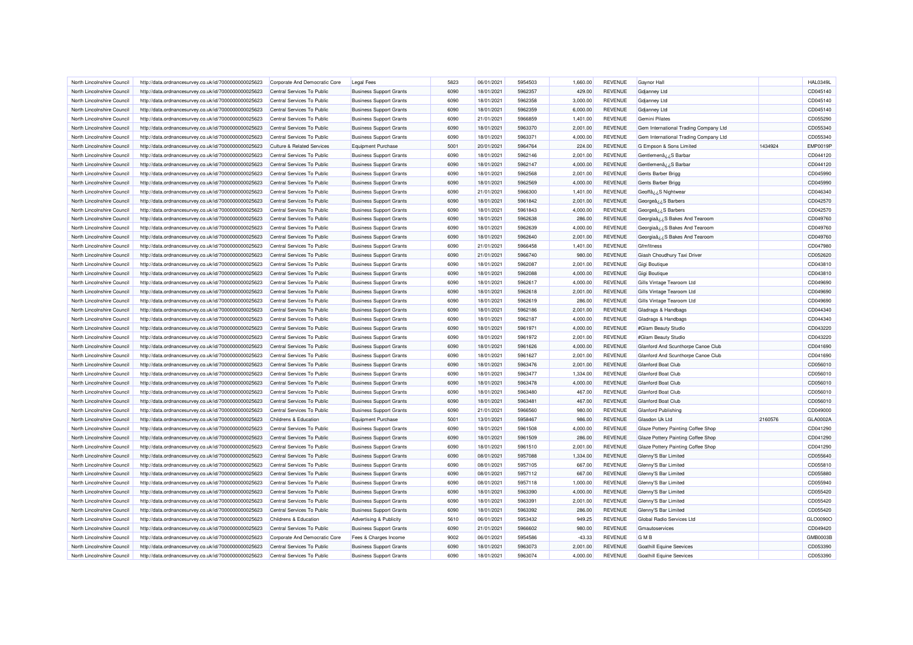| North Lincolnshire Council | http://data.ordnancesurvey.co.uk/id/7000000000025623 | Corporate And Democratic Core | Legal Fees | 5823 | 06/01/2021 | 5954503 | 1,660.00 | REVENUE | Gaynor Hall | | HAL0349L |
|---|---|---|---|---|---|---|---|---|---|---|---|
| North Lincolnshire Council | http://data.ordnancesurvey.co.uk/id/7000000000025623 | Central Services To Public | Business Support Grants | 6090 | 18/01/2021 | 5962357 | 429.00 | REVENUE | Gdjanney Ltd | | CD045140 |
| North Lincolnshire Council | http://data.ordnancesurvey.co.uk/id/7000000000025623 | Central Services To Public | Business Support Grants | 6090 | 18/01/2021 | 5962358 | 3,000.00 | REVENUE | Gdjanney Ltd | | CD045140 |
| North Lincolnshire Council | http://data.ordnancesurvey.co.uk/id/7000000000025623 | Central Services To Public | Business Support Grants | 6090 | 18/01/2021 | 5962359 | 6,000.00 | REVENUE | Gdjanney Ltd | | CD045140 |
| North Lincolnshire Council | http://data.ordnancesurvey.co.uk/id/7000000000025623 | Central Services To Public | Business Support Grants | 6090 | 21/01/2021 | 5966859 | 1,401.00 | REVENUE | Gemini Pilates | | CD055290 |
| North Lincolnshire Council | http://data.ordnancesurvey.co.uk/id/7000000000025623 | Central Services To Public | Business Support Grants | 6090 | 18/01/2021 | 5963370 | 2,001.00 | REVENUE | Gem International Trading Company Ltd | | CD055340 |
| North Lincolnshire Council | http://data.ordnancesurvey.co.uk/id/7000000000025623 | Central Services To Public | Business Support Grants | 6090 | 18/01/2021 | 5963371 | 4,000.00 | REVENUE | Gem International Trading Company Ltd | | CD055340 |
| North Lincolnshire Council | http://data.ordnancesurvey.co.uk/id/7000000000025623 | Culture & Related Services | Equipment Purchase | 5001 | 20/01/2021 | 5964764 | 224.00 | REVENUE | G Empson & Sons Limited | 1434924 | EMP0019P |
| North Lincolnshire Council | http://data.ordnancesurvey.co.uk/id/7000000000025623 | Central Services To Public | Business Support Grants | 6090 | 18/01/2021 | 5962146 | 2,001.00 | REVENUE | Gentlemenâ¿¿S Barbar | | CD044120 |
| North Lincolnshire Council | http://data.ordnancesurvey.co.uk/id/7000000000025623 | Central Services To Public | Business Support Grants | 6090 | 18/01/2021 | 5962147 | 4,000.00 | REVENUE | Gentlemenâ¿¿S Barbar | | CD044120 |
| North Lincolnshire Council | http://data.ordnancesurvey.co.uk/id/7000000000025623 | Central Services To Public | Business Support Grants | 6090 | 18/01/2021 | 5962568 | 2,001.00 | REVENUE | Gents Barber Brigg | | CD045990 |
| North Lincolnshire Council | http://data.ordnancesurvey.co.uk/id/7000000000025623 | Central Services To Public | Business Support Grants | 6090 | 18/01/2021 | 5962569 | 4,000.00 | REVENUE | Gents Barber Brigg | | CD045990 |
| North Lincolnshire Council | http://data.ordnancesurvey.co.uk/id/7000000000025623 | Central Services To Public | Business Support Grants | 6090 | 21/01/2021 | 5966300 | 1,401.00 | REVENUE | Geoffâ¿¿S Nightwear | | CD046340 |
| North Lincolnshire Council | http://data.ordnancesurvey.co.uk/id/7000000000025623 | Central Services To Public | Business Support Grants | 6090 | 18/01/2021 | 5961842 | 2,001.00 | REVENUE | Georgeâ¿¿S Barbers | | CD042570 |
| North Lincolnshire Council | http://data.ordnancesurvey.co.uk/id/7000000000025623 | Central Services To Public | Business Support Grants | 6090 | 18/01/2021 | 5961843 | 4,000.00 | REVENUE | Georgeâ¿¿S Barbers | | CD042570 |
| North Lincolnshire Council | http://data.ordnancesurvey.co.uk/id/7000000000025623 | Central Services To Public | Business Support Grants | 6090 | 18/01/2021 | 5962638 | 286.00 | REVENUE | Georgiaâ¿¿S Bakes And Tearoom | | CD049760 |
| North Lincolnshire Council | http://data.ordnancesurvey.co.uk/id/7000000000025623 | Central Services To Public | Business Support Grants | 6090 | 18/01/2021 | 5962639 | 4,000.00 | REVENUE | Georgiaâ¿¿S Bakes And Tearoom | | CD049760 |
| North Lincolnshire Council | http://data.ordnancesurvey.co.uk/id/7000000000025623 | Central Services To Public | Business Support Grants | 6090 | 18/01/2021 | 5962640 | 2,001.00 | REVENUE | Georgiaâ¿¿S Bakes And Tearoom | | CD049760 |
| North Lincolnshire Council | http://data.ordnancesurvey.co.uk/id/7000000000025623 | Central Services To Public | Business Support Grants | 6090 | 21/01/2021 | 5966458 | 1,401.00 | REVENUE | Gfmfitness | | CD047980 |
| North Lincolnshire Council | http://data.ordnancesurvey.co.uk/id/7000000000025623 | Central Services To Public | Business Support Grants | 6090 | 21/01/2021 | 5966740 | 980.00 | REVENUE | Giash Choudhury Taxi Driver | | CD052620 |
| North Lincolnshire Council | http://data.ordnancesurvey.co.uk/id/7000000000025623 | Central Services To Public | Business Support Grants | 6090 | 18/01/2021 | 5962087 | 2,001.00 | REVENUE | Gigi Boutique | | CD043810 |
| North Lincolnshire Council | http://data.ordnancesurvey.co.uk/id/7000000000025623 | Central Services To Public | Business Support Grants | 6090 | 18/01/2021 | 5962088 | 4,000.00 | REVENUE | Gigi Boutique | | CD043810 |
| North Lincolnshire Council | http://data.ordnancesurvey.co.uk/id/7000000000025623 | Central Services To Public | Business Support Grants | 6090 | 18/01/2021 | 5962617 | 4,000.00 | REVENUE | Gills Vintage Tearoom Ltd | | CD049690 |
| North Lincolnshire Council | http://data.ordnancesurvey.co.uk/id/7000000000025623 | Central Services To Public | Business Support Grants | 6090 | 18/01/2021 | 5962618 | 2,001.00 | REVENUE | Gills Vintage Tearoom Ltd | | CD049690 |
| North Lincolnshire Council | http://data.ordnancesurvey.co.uk/id/7000000000025623 | Central Services To Public | Business Support Grants | 6090 | 18/01/2021 | 5962619 | 286.00 | REVENUE | Gills Vintage Tearoom Ltd | | CD049690 |
| North Lincolnshire Council | http://data.ordnancesurvey.co.uk/id/7000000000025623 | Central Services To Public | Business Support Grants | 6090 | 18/01/2021 | 5962186 | 2,001.00 | REVENUE | Gladrags & Handbags | | CD044340 |
| North Lincolnshire Council | http://data.ordnancesurvey.co.uk/id/7000000000025623 | Central Services To Public | Business Support Grants | 6090 | 18/01/2021 | 5962187 | 4,000.00 | REVENUE | Gladrags & Handbags | | CD044340 |
| North Lincolnshire Council | http://data.ordnancesurvey.co.uk/id/7000000000025623 | Central Services To Public | Business Support Grants | 6090 | 18/01/2021 | 5961971 | 4,000.00 | REVENUE | #Glam Beauty Studio | | CD043220 |
| North Lincolnshire Council | http://data.ordnancesurvey.co.uk/id/7000000000025623 | Central Services To Public | Business Support Grants | 6090 | 18/01/2021 | 5961972 | 2,001.00 | REVENUE | #Glam Beauty Studio | | CD043220 |
| North Lincolnshire Council | http://data.ordnancesurvey.co.uk/id/7000000000025623 | Central Services To Public | Business Support Grants | 6090 | 18/01/2021 | 5961626 | 4,000.00 | REVENUE | Glanford And Scunthorpe Canoe Club | | CD041690 |
| North Lincolnshire Council | http://data.ordnancesurvey.co.uk/id/7000000000025623 | Central Services To Public | Business Support Grants | 6090 | 18/01/2021 | 5961627 | 2,001.00 | REVENUE | Glanford And Scunthorpe Canoe Club | | CD041690 |
| North Lincolnshire Council | http://data.ordnancesurvey.co.uk/id/7000000000025623 | Central Services To Public | Business Support Grants | 6090 | 18/01/2021 | 5963476 | 2,001.00 | REVENUE | Glanford Boat Club | | CD056010 |
| North Lincolnshire Council | http://data.ordnancesurvey.co.uk/id/7000000000025623 | Central Services To Public | Business Support Grants | 6090 | 18/01/2021 | 5963477 | 1,334.00 | REVENUE | Glanford Boat Club | | CD056010 |
| North Lincolnshire Council | http://data.ordnancesurvey.co.uk/id/7000000000025623 | Central Services To Public | Business Support Grants | 6090 | 18/01/2021 | 5963478 | 4,000.00 | REVENUE | Glanford Boat Club | | CD056010 |
| North Lincolnshire Council | http://data.ordnancesurvey.co.uk/id/7000000000025623 | Central Services To Public | Business Support Grants | 6090 | 18/01/2021 | 5963480 | 467.00 | REVENUE | Glanford Boat Club | | CD056010 |
| North Lincolnshire Council | http://data.ordnancesurvey.co.uk/id/7000000000025623 | Central Services To Public | Business Support Grants | 6090 | 18/01/2021 | 5963481 | 467.00 | REVENUE | Glanford Boat Club | | CD056010 |
| North Lincolnshire Council | http://data.ordnancesurvey.co.uk/id/7000000000025623 | Central Services To Public | Business Support Grants | 6090 | 21/01/2021 | 5966560 | 980.00 | REVENUE | Glanford Publishing | | CD049000 |
| North Lincolnshire Council | http://data.ordnancesurvey.co.uk/id/7000000000025623 | Childrens & Education | Equipment Purchase | 5001 | 13/01/2021 | 5958467 | 986.00 | REVENUE | Glasdon Uk Ltd | 2160576 | GLA0002A |
| North Lincolnshire Council | http://data.ordnancesurvey.co.uk/id/7000000000025623 | Central Services To Public | Business Support Grants | 6090 | 18/01/2021 | 5961508 | 4,000.00 | REVENUE | Glaze Pottery Painting Coffee Shop | | CD041290 |
| North Lincolnshire Council | http://data.ordnancesurvey.co.uk/id/7000000000025623 | Central Services To Public | Business Support Grants | 6090 | 18/01/2021 | 5961509 | 286.00 | REVENUE | Glaze Pottery Painting Coffee Shop | | CD041290 |
| North Lincolnshire Council | http://data.ordnancesurvey.co.uk/id/7000000000025623 | Central Services To Public | Business Support Grants | 6090 | 18/01/2021 | 5961510 | 2,001.00 | REVENUE | Glaze Pottery Painting Coffee Shop | | CD041290 |
| North Lincolnshire Council | http://data.ordnancesurvey.co.uk/id/7000000000025623 | Central Services To Public | Business Support Grants | 6090 | 08/01/2021 | 5957088 | 1,334.00 | REVENUE | Glenny'S Bar Limited | | CD055640 |
| North Lincolnshire Council | http://data.ordnancesurvey.co.uk/id/7000000000025623 | Central Services To Public | Business Support Grants | 6090 | 08/01/2021 | 5957105 | 667.00 | REVENUE | Glenny'S Bar Limited | | CD055810 |
| North Lincolnshire Council | http://data.ordnancesurvey.co.uk/id/7000000000025623 | Central Services To Public | Business Support Grants | 6090 | 08/01/2021 | 5957112 | 667.00 | REVENUE | Glenny'S Bar Limited | | CD055880 |
| North Lincolnshire Council | http://data.ordnancesurvey.co.uk/id/7000000000025623 | Central Services To Public | Business Support Grants | 6090 | 08/01/2021 | 5957118 | 1,000.00 | REVENUE | Glenny'S Bar Limited | | CD055940 |
| North Lincolnshire Council | http://data.ordnancesurvey.co.uk/id/7000000000025623 | Central Services To Public | Business Support Grants | 6090 | 18/01/2021 | 5963390 | 4,000.00 | REVENUE | Glenny'S Bar Limited | | CD055420 |
| North Lincolnshire Council | http://data.ordnancesurvey.co.uk/id/7000000000025623 | Central Services To Public | Business Support Grants | 6090 | 18/01/2021 | 5963391 | 2,001.00 | REVENUE | Glenny'S Bar Limited | | CD055420 |
| North Lincolnshire Council | http://data.ordnancesurvey.co.uk/id/7000000000025623 | Central Services To Public | Business Support Grants | 6090 | 18/01/2021 | 5963392 | 286.00 | REVENUE | Glenny'S Bar Limited | | CD055420 |
| North Lincolnshire Council | http://data.ordnancesurvey.co.uk/id/7000000000025623 | Childrens & Education | Advertising & Publicity | 5610 | 06/01/2021 | 5953432 | 949.25 | REVENUE | Global Radio Services Ltd | | GLO0090O |
| North Lincolnshire Council | http://data.ordnancesurvey.co.uk/id/7000000000025623 | Central Services To Public | Business Support Grants | 6090 | 21/01/2021 | 5966602 | 980.00 | REVENUE | Gmautoservices | | CD049420 |
| North Lincolnshire Council | http://data.ordnancesurvey.co.uk/id/7000000000025623 | Corporate And Democratic Core | Fees & Charges Income | 9002 | 06/01/2021 | 5954586 | -43.33 | REVENUE | G M B | | GMB0003B |
| North Lincolnshire Council | http://data.ordnancesurvey.co.uk/id/7000000000025623 | Central Services To Public | Business Support Grants | 6090 | 18/01/2021 | 5963073 | 2,001.00 | REVENUE | Goathill Equine Seevices | | CD053390 |
| North Lincolnshire Council | http://data.ordnancesurvey.co.uk/id/7000000000025623 | Central Services To Public | Business Support Grants | 6090 | 18/01/2021 | 5963074 | 4,000.00 | REVENUE | Goathill Equine Seevices | | CD053390 |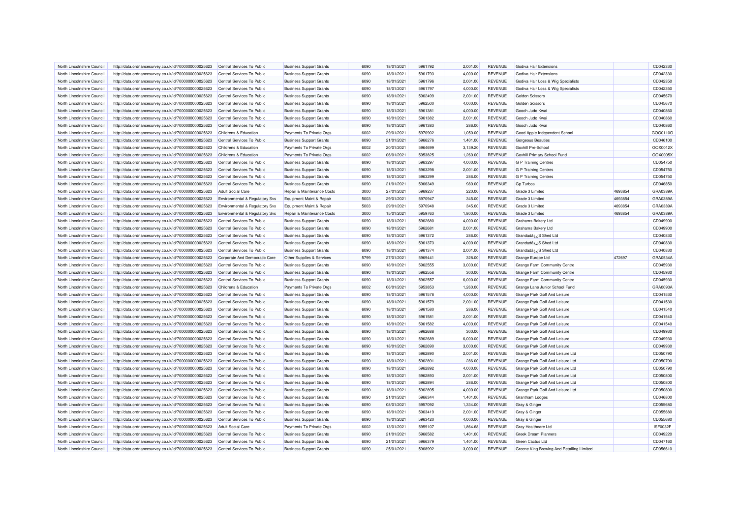| | | | | | | | | | | | |
|---|---|---|---|---|---|---|---|---|---|---|---|
| North Lincolnshire Council | http://data.ordnancesurvey.co.uk/id/7000000000025623 | Central Services To Public | Business Support Grants | 6090 | 18/01/2021 | 5961792 | 2,001.00 | REVENUE | Godiva Hair Extensions | | CD042330 |
| North Lincolnshire Council | http://data.ordnancesurvey.co.uk/id/7000000000025623 | Central Services To Public | Business Support Grants | 6090 | 18/01/2021 | 5961793 | 4,000.00 | REVENUE | Godiva Hair Extensions | | CD042330 |
| North Lincolnshire Council | http://data.ordnancesurvey.co.uk/id/7000000000025623 | Central Services To Public | Business Support Grants | 6090 | 18/01/2021 | 5961796 | 2,001.00 | REVENUE | Godiva Hair Loss & Wig Specialists | | CD042350 |
| North Lincolnshire Council | http://data.ordnancesurvey.co.uk/id/7000000000025623 | Central Services To Public | Business Support Grants | 6090 | 18/01/2021 | 5961797 | 4,000.00 | REVENUE | Godiva Hair Loss & Wig Specialists | | CD042350 |
| North Lincolnshire Council | http://data.ordnancesurvey.co.uk/id/7000000000025623 | Central Services To Public | Business Support Grants | 6090 | 18/01/2021 | 5962499 | 2,001.00 | REVENUE | Golden Scissors | | CD045670 |
| North Lincolnshire Council | http://data.ordnancesurvey.co.uk/id/7000000000025623 | Central Services To Public | Business Support Grants | 6090 | 18/01/2021 | 5962500 | 4,000.00 | REVENUE | Golden Scissors | | CD045670 |
| North Lincolnshire Council | http://data.ordnancesurvey.co.uk/id/7000000000025623 | Central Services To Public | Business Support Grants | 6090 | 18/01/2021 | 5961381 | 4,000.00 | REVENUE | Gooch Judo Kwai | | CD040860 |
| North Lincolnshire Council | http://data.ordnancesurvey.co.uk/id/7000000000025623 | Central Services To Public | Business Support Grants | 6090 | 18/01/2021 | 5961382 | 2,001.00 | REVENUE | Gooch Judo Kwai | | CD040860 |
| North Lincolnshire Council | http://data.ordnancesurvey.co.uk/id/7000000000025623 | Central Services To Public | Business Support Grants | 6090 | 18/01/2021 | 5961383 | 286.00 | REVENUE | Gooch Judo Kwai | | CD040860 |
| North Lincolnshire Council | http://data.ordnancesurvey.co.uk/id/7000000000025623 | Childrens & Education | Payments To Private Orgs | 6002 | 29/01/2021 | 5970902 | 1,050.00 | REVENUE | Good Apple Independent School | | GOO0110O |
| North Lincolnshire Council | http://data.ordnancesurvey.co.uk/id/7000000000025623 | Central Services To Public | Business Support Grants | 6090 | 21/01/2021 | 5966276 | 1,401.00 | REVENUE | Gorgeous Beauties | | CD046100 |
| North Lincolnshire Council | http://data.ordnancesurvey.co.uk/id/7000000000025623 | Childrens & Education | Payments To Private Orgs | 6002 | 20/01/2021 | 5964699 | 3,139.20 | REVENUE | Goxhill Pre-School | | GOX0012X |
| North Lincolnshire Council | http://data.ordnancesurvey.co.uk/id/7000000000025623 | Childrens & Education | Payments To Private Orgs | 6002 | 06/01/2021 | 5953825 | 1,260.00 | REVENUE | Goxhill Primary School Fund | | GOX0005X |
| North Lincolnshire Council | http://data.ordnancesurvey.co.uk/id/7000000000025623 | Central Services To Public | Business Support Grants | 6090 | 18/01/2021 | 5963297 | 4,000.00 | REVENUE | G P Training Centres | | CD054750 |
| North Lincolnshire Council | http://data.ordnancesurvey.co.uk/id/7000000000025623 | Central Services To Public | Business Support Grants | 6090 | 18/01/2021 | 5963298 | 2,001.00 | REVENUE | G P Training Centres | | CD054750 |
| North Lincolnshire Council | http://data.ordnancesurvey.co.uk/id/7000000000025623 | Central Services To Public | Business Support Grants | 6090 | 18/01/2021 | 5963299 | 286.00 | REVENUE | G P Training Centres | | CD054750 |
| North Lincolnshire Council | http://data.ordnancesurvey.co.uk/id/7000000000025623 | Central Services To Public | Business Support Grants | 6090 | 21/01/2021 | 5966349 | 980.00 | REVENUE | Gp Turbos | | CD046850 |
| North Lincolnshire Council | http://data.ordnancesurvey.co.uk/id/7000000000025623 | Adult Social Care | Repair & Maintenance Costs | 3000 | 27/01/2021 | 5969237 | 220.00 | REVENUE | Grade 3 Limited | 4693854 | GRA0389A |
| North Lincolnshire Council | http://data.ordnancesurvey.co.uk/id/7000000000025623 | Environmental & Regulatory Svs | Equipment Maint.& Repair | 5003 | 29/01/2021 | 5970947 | 345.00 | REVENUE | Grade 3 Limited | 4693854 | GRA0389A |
| North Lincolnshire Council | http://data.ordnancesurvey.co.uk/id/7000000000025623 | Environmental & Regulatory Svs | Equipment Maint.& Repair | 5003 | 29/01/2021 | 5970948 | 345.00 | REVENUE | Grade 3 Limited | 4693854 | GRA0389A |
| North Lincolnshire Council | http://data.ordnancesurvey.co.uk/id/7000000000025623 | Environmental & Regulatory Svs | Repair & Maintenance Costs | 3000 | 15/01/2021 | 5959763 | 1,800.00 | REVENUE | Grade 3 Limited | 4693854 | GRA0389A |
| North Lincolnshire Council | http://data.ordnancesurvey.co.uk/id/7000000000025623 | Central Services To Public | Business Support Grants | 6090 | 18/01/2021 | 5962680 | 4,000.00 | REVENUE | Grahams Bakery Ltd | | CD049900 |
| North Lincolnshire Council | http://data.ordnancesurvey.co.uk/id/7000000000025623 | Central Services To Public | Business Support Grants | 6090 | 18/01/2021 | 5962681 | 2,001.00 | REVENUE | Grahams Bakery Ltd | | CD049900 |
| North Lincolnshire Council | http://data.ordnancesurvey.co.uk/id/7000000000025623 | Central Services To Public | Business Support Grants | 6090 | 18/01/2021 | 5961372 | 286.00 | REVENUE | Grandadâ¿¿S Shed Ltd | | CD040830 |
| North Lincolnshire Council | http://data.ordnancesurvey.co.uk/id/7000000000025623 | Central Services To Public | Business Support Grants | 6090 | 18/01/2021 | 5961373 | 4,000.00 | REVENUE | Grandadâ¿¿S Shed Ltd | | CD040830 |
| North Lincolnshire Council | http://data.ordnancesurvey.co.uk/id/7000000000025623 | Central Services To Public | Business Support Grants | 6090 | 18/01/2021 | 5961374 | 2,001.00 | REVENUE | Grandadâ¿¿S Shed Ltd | | CD040830 |
| North Lincolnshire Council | http://data.ordnancesurvey.co.uk/id/7000000000025623 | Corporate And Democratic Core | Other Supplies & Services | 5799 | 27/01/2021 | 5969441 | 328.00 | REVENUE | Grange Europe Ltd | 472697 | GRA0534A |
| North Lincolnshire Council | http://data.ordnancesurvey.co.uk/id/7000000000025623 | Central Services To Public | Business Support Grants | 6090 | 18/01/2021 | 5962555 | 3,000.00 | REVENUE | Grange Farm Community Centre | | CD045930 |
| North Lincolnshire Council | http://data.ordnancesurvey.co.uk/id/7000000000025623 | Central Services To Public | Business Support Grants | 6090 | 18/01/2021 | 5962556 | 300.00 | REVENUE | Grange Farm Community Centre | | CD045930 |
| North Lincolnshire Council | http://data.ordnancesurvey.co.uk/id/7000000000025623 | Central Services To Public | Business Support Grants | 6090 | 18/01/2021 | 5962557 | 6,000.00 | REVENUE | Grange Farm Community Centre | | CD045930 |
| North Lincolnshire Council | http://data.ordnancesurvey.co.uk/id/7000000000025623 | Childrens & Education | Payments To Private Orgs | 6002 | 06/01/2021 | 5953853 | 1,260.00 | REVENUE | Grange Lane Junior School Fund | | GRA0093A |
| North Lincolnshire Council | http://data.ordnancesurvey.co.uk/id/7000000000025623 | Central Services To Public | Business Support Grants | 6090 | 18/01/2021 | 5961578 | 4,000.00 | REVENUE | Grange Park Golf And Leisure | | CD041530 |
| North Lincolnshire Council | http://data.ordnancesurvey.co.uk/id/7000000000025623 | Central Services To Public | Business Support Grants | 6090 | 18/01/2021 | 5961579 | 2,001.00 | REVENUE | Grange Park Golf And Leisure | | CD041530 |
| North Lincolnshire Council | http://data.ordnancesurvey.co.uk/id/7000000000025623 | Central Services To Public | Business Support Grants | 6090 | 18/01/2021 | 5961580 | 286.00 | REVENUE | Grange Park Golf And Leisure | | CD041540 |
| North Lincolnshire Council | http://data.ordnancesurvey.co.uk/id/7000000000025623 | Central Services To Public | Business Support Grants | 6090 | 18/01/2021 | 5961581 | 2,001.00 | REVENUE | Grange Park Golf And Leisure | | CD041540 |
| North Lincolnshire Council | http://data.ordnancesurvey.co.uk/id/7000000000025623 | Central Services To Public | Business Support Grants | 6090 | 18/01/2021 | 5961582 | 4,000.00 | REVENUE | Grange Park Golf And Leisure | | CD041540 |
| North Lincolnshire Council | http://data.ordnancesurvey.co.uk/id/7000000000025623 | Central Services To Public | Business Support Grants | 6090 | 18/01/2021 | 5962688 | 300.00 | REVENUE | Grange Park Golf And Leisure | | CD049930 |
| North Lincolnshire Council | http://data.ordnancesurvey.co.uk/id/7000000000025623 | Central Services To Public | Business Support Grants | 6090 | 18/01/2021 | 5962689 | 6,000.00 | REVENUE | Grange Park Golf And Leisure | | CD049930 |
| North Lincolnshire Council | http://data.ordnancesurvey.co.uk/id/7000000000025623 | Central Services To Public | Business Support Grants | 6090 | 18/01/2021 | 5962690 | 3,000.00 | REVENUE | Grange Park Golf And Leisure | | CD049930 |
| North Lincolnshire Council | http://data.ordnancesurvey.co.uk/id/7000000000025623 | Central Services To Public | Business Support Grants | 6090 | 18/01/2021 | 5962890 | 2,001.00 | REVENUE | Grange Park Golf And Leisure Ltd | | CD050790 |
| North Lincolnshire Council | http://data.ordnancesurvey.co.uk/id/7000000000025623 | Central Services To Public | Business Support Grants | 6090 | 18/01/2021 | 5962891 | 286.00 | REVENUE | Grange Park Golf And Leisure Ltd | | CD050790 |
| North Lincolnshire Council | http://data.ordnancesurvey.co.uk/id/7000000000025623 | Central Services To Public | Business Support Grants | 6090 | 18/01/2021 | 5962892 | 4,000.00 | REVENUE | Grange Park Golf And Leisure Ltd | | CD050790 |
| North Lincolnshire Council | http://data.ordnancesurvey.co.uk/id/7000000000025623 | Central Services To Public | Business Support Grants | 6090 | 18/01/2021 | 5962893 | 2,001.00 | REVENUE | Grange Park Golf And Leisure Ltd | | CD050800 |
| North Lincolnshire Council | http://data.ordnancesurvey.co.uk/id/7000000000025623 | Central Services To Public | Business Support Grants | 6090 | 18/01/2021 | 5962894 | 286.00 | REVENUE | Grange Park Golf And Leisure Ltd | | CD050800 |
| North Lincolnshire Council | http://data.ordnancesurvey.co.uk/id/7000000000025623 | Central Services To Public | Business Support Grants | 6090 | 18/01/2021 | 5962895 | 4,000.00 | REVENUE | Grange Park Golf And Leisure Ltd | | CD050800 |
| North Lincolnshire Council | http://data.ordnancesurvey.co.uk/id/7000000000025623 | Central Services To Public | Business Support Grants | 6090 | 21/01/2021 | 5966344 | 1,401.00 | REVENUE | Grantham Lodges | | CD046800 |
| North Lincolnshire Council | http://data.ordnancesurvey.co.uk/id/7000000000025623 | Central Services To Public | Business Support Grants | 6090 | 08/01/2021 | 5957092 | 1,334.00 | REVENUE | Gray & Ginger | | CD055680 |
| North Lincolnshire Council | http://data.ordnancesurvey.co.uk/id/7000000000025623 | Central Services To Public | Business Support Grants | 6090 | 18/01/2021 | 5963419 | 2,001.00 | REVENUE | Gray & Ginger | | CD055680 |
| North Lincolnshire Council | http://data.ordnancesurvey.co.uk/id/7000000000025623 | Central Services To Public | Business Support Grants | 6090 | 18/01/2021 | 5963420 | 4,000.00 | REVENUE | Gray & Ginger | | CD055680 |
| North Lincolnshire Council | http://data.ordnancesurvey.co.uk/id/7000000000025623 | Adult Social Care | Payments To Private Orgs | 6002 | 13/01/2021 | 5959107 | 1,864.68 | REVENUE | Gray Healthcare Ltd | | ISF0032F |
| North Lincolnshire Council | http://data.ordnancesurvey.co.uk/id/7000000000025623 | Central Services To Public | Business Support Grants | 6090 | 21/01/2021 | 5966582 | 1,401.00 | REVENUE | Greek Dream Planners | | CD049220 |
| North Lincolnshire Council | http://data.ordnancesurvey.co.uk/id/7000000000025623 | Central Services To Public | Business Support Grants | 6090 | 21/01/2021 | 5966379 | 1,401.00 | REVENUE | Green Cactus Ltd | | CD047160 |
| North Lincolnshire Council | http://data.ordnancesurvey.co.uk/id/7000000000025623 | Central Services To Public | Business Support Grants | 6090 | 25/01/2021 | 5968992 | 3,000.00 | REVENUE | Greene King Brewing And Retailing Limited | | CD056610 |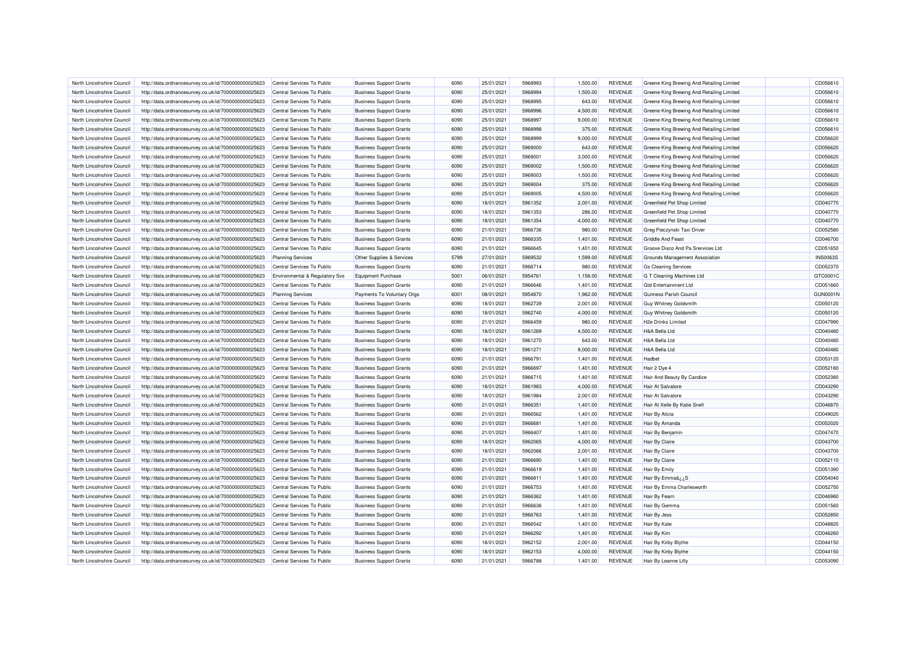| North Lincolnshire Council | http://data.ordnancesurvey.co.uk/id/7000000000025623 | Central Services To Public | Business Support Grants | 6090 | 25/01/2021 | 5968993 | 1,500.00 | REVENUE | Greene King Brewing And Retailing Limited | | CD056610 |
|---|---|---|---|---|---|---|---|---|---|---|---|
| North Lincolnshire Council | http://data.ordnancesurvey.co.uk/id/7000000000025623 | Central Services To Public | Business Support Grants | 6090 | 25/01/2021 | 5968994 | 1,500.00 | REVENUE | Greene King Brewing And Retailing Limited | | CD056610 |
| North Lincolnshire Council | http://data.ordnancesurvey.co.uk/id/7000000000025623 | Central Services To Public | Business Support Grants | 6090 | 25/01/2021 | 5968995 | 643.00 | REVENUE | Greene King Brewing And Retailing Limited | | CD056610 |
| North Lincolnshire Council | http://data.ordnancesurvey.co.uk/id/7000000000025623 | Central Services To Public | Business Support Grants | 6090 | 25/01/2021 | 5968996 | 4,500.00 | REVENUE | Greene King Brewing And Retailing Limited | | CD056610 |
| North Lincolnshire Council | http://data.ordnancesurvey.co.uk/id/7000000000025623 | Central Services To Public | Business Support Grants | 6090 | 25/01/2021 | 5968997 | 9,000.00 | REVENUE | Greene King Brewing And Retailing Limited | | CD056610 |
| North Lincolnshire Council | http://data.ordnancesurvey.co.uk/id/7000000000025623 | Central Services To Public | Business Support Grants | 6090 | 25/01/2021 | 5968998 | 375.00 | REVENUE | Greene King Brewing And Retailing Limited | | CD056610 |
| North Lincolnshire Council | http://data.ordnancesurvey.co.uk/id/7000000000025623 | Central Services To Public | Business Support Grants | 6090 | 25/01/2021 | 5968999 | 9,000.00 | REVENUE | Greene King Brewing And Retailing Limited | | CD056620 |
| North Lincolnshire Council | http://data.ordnancesurvey.co.uk/id/7000000000025623 | Central Services To Public | Business Support Grants | 6090 | 25/01/2021 | 5969000 | 643.00 | REVENUE | Greene King Brewing And Retailing Limited | | CD056620 |
| North Lincolnshire Council | http://data.ordnancesurvey.co.uk/id/7000000000025623 | Central Services To Public | Business Support Grants | 6090 | 25/01/2021 | 5969001 | 3,000.00 | REVENUE | Greene King Brewing And Retailing Limited | | CD056620 |
| North Lincolnshire Council | http://data.ordnancesurvey.co.uk/id/7000000000025623 | Central Services To Public | Business Support Grants | 6090 | 25/01/2021 | 5969002 | 1,500.00 | REVENUE | Greene King Brewing And Retailing Limited | | CD056620 |
| North Lincolnshire Council | http://data.ordnancesurvey.co.uk/id/7000000000025623 | Central Services To Public | Business Support Grants | 6090 | 25/01/2021 | 5969003 | 1,500.00 | REVENUE | Greene King Brewing And Retailing Limited | | CD056620 |
| North Lincolnshire Council | http://data.ordnancesurvey.co.uk/id/7000000000025623 | Central Services To Public | Business Support Grants | 6090 | 25/01/2021 | 5969004 | 375.00 | REVENUE | Greene King Brewing And Retailing Limited | | CD056620 |
| North Lincolnshire Council | http://data.ordnancesurvey.co.uk/id/7000000000025623 | Central Services To Public | Business Support Grants | 6090 | 25/01/2021 | 5969005 | 4,500.00 | REVENUE | Greene King Brewing And Retailing Limited | | CD056620 |
| North Lincolnshire Council | http://data.ordnancesurvey.co.uk/id/7000000000025623 | Central Services To Public | Business Support Grants | 6090 | 18/01/2021 | 5961352 | 2,001.00 | REVENUE | Greenfield Pet Shop Limited | | CD040770 |
| North Lincolnshire Council | http://data.ordnancesurvey.co.uk/id/7000000000025623 | Central Services To Public | Business Support Grants | 6090 | 18/01/2021 | 5961353 | 286.00 | REVENUE | Greenfield Pet Shop Limited | | CD040770 |
| North Lincolnshire Council | http://data.ordnancesurvey.co.uk/id/7000000000025623 | Central Services To Public | Business Support Grants | 6090 | 18/01/2021 | 5961354 | 4,000.00 | REVENUE | Greenfield Pet Shop Limited | | CD040770 |
| North Lincolnshire Council | http://data.ordnancesurvey.co.uk/id/7000000000025623 | Central Services To Public | Business Support Grants | 6090 | 21/01/2021 | 5966736 | 980.00 | REVENUE | Greg Pieczynski Taxi Driver | | CD052580 |
| North Lincolnshire Council | http://data.ordnancesurvey.co.uk/id/7000000000025623 | Central Services To Public | Business Support Grants | 6090 | 21/01/2021 | 5966335 | 1,401.00 | REVENUE | Griddle And Feast | | CD046700 |
| North Lincolnshire Council | http://data.ordnancesurvey.co.uk/id/7000000000025623 | Central Services To Public | Business Support Grants | 6090 | 21/01/2021 | 5966645 | 1,401.00 | REVENUE | Groove Disco And Pa Srervices Ltd | | CD051650 |
| North Lincolnshire Council | http://data.ordnancesurvey.co.uk/id/7000000000025623 | Planning Services | Other Supplies & Services | 5799 | 27/01/2021 | 5969532 | 1,599.00 | REVENUE | Grounds Management Association | | INS0063S |
| North Lincolnshire Council | http://data.ordnancesurvey.co.uk/id/7000000000025623 | Central Services To Public | Business Support Grants | 6090 | 21/01/2021 | 5966714 | 980.00 | REVENUE | Gs Cleaning Services | | CD052370 |
| North Lincolnshire Council | http://data.ordnancesurvey.co.uk/id/7000000000025623 | Environmental & Regulatory Svs | Equipment Purchase | 5001 | 06/01/2021 | 5954761 | 1,158.00 | REVENUE | G T Cleaning Machines Ltd | | GTC0001C |
| North Lincolnshire Council | http://data.ordnancesurvey.co.uk/id/7000000000025623 | Central Services To Public | Business Support Grants | 6090 | 21/01/2021 | 5966646 | 1,401.00 | REVENUE | Gtd Entertainment Ltd | | CD051660 |
| North Lincolnshire Council | http://data.ordnancesurvey.co.uk/id/7000000000025623 | Planning Services | Payments To Voluntary Orgs | 6001 | 08/01/2021 | 5954870 | 1,962.00 | REVENUE | Gunness Parish Council | | GUN0001N |
| North Lincolnshire Council | http://data.ordnancesurvey.co.uk/id/7000000000025623 | Central Services To Public | Business Support Grants | 6090 | 18/01/2021 | 5962739 | 2,001.00 | REVENUE | Guy Whitney Goldsmith | | CD050120 |
| North Lincolnshire Council | http://data.ordnancesurvey.co.uk/id/7000000000025623 | Central Services To Public | Business Support Grants | 6090 | 18/01/2021 | 5962740 | 4,000.00 | REVENUE | Guy Whitney Goldsmith | | CD050120 |
| North Lincolnshire Council | http://data.ordnancesurvey.co.uk/id/7000000000025623 | Central Services To Public | Business Support Grants | 6090 | 21/01/2021 | 5966459 | 980.00 | REVENUE | H2e Drinks Limited | | CD047990 |
| North Lincolnshire Council | http://data.ordnancesurvey.co.uk/id/7000000000025623 | Central Services To Public | Business Support Grants | 6090 | 18/01/2021 | 5961269 | 4,500.00 | REVENUE | H&A Bella Ltd | | CD040480 |
| North Lincolnshire Council | http://data.ordnancesurvey.co.uk/id/7000000000025623 | Central Services To Public | Business Support Grants | 6090 | 18/01/2021 | 5961270 | 643.00 | REVENUE | H&A Bella Ltd | | CD040480 |
| North Lincolnshire Council | http://data.ordnancesurvey.co.uk/id/7000000000025623 | Central Services To Public | Business Support Grants | 6090 | 18/01/2021 | 5961271 | 9,000.00 | REVENUE | H&A Bella Ltd | | CD040480 |
| North Lincolnshire Council | http://data.ordnancesurvey.co.uk/id/7000000000025623 | Central Services To Public | Business Support Grants | 6090 | 21/01/2021 | 5966791 | 1,401.00 | REVENUE | Hadbet | | CD053120 |
| North Lincolnshire Council | http://data.ordnancesurvey.co.uk/id/7000000000025623 | Central Services To Public | Business Support Grants | 6090 | 21/01/2021 | 5966697 | 1,401.00 | REVENUE | Hair 2 Dye 4 | | CD052180 |
| North Lincolnshire Council | http://data.ordnancesurvey.co.uk/id/7000000000025623 | Central Services To Public | Business Support Grants | 6090 | 21/01/2021 | 5966715 | 1,401.00 | REVENUE | Hair And Beauty By Candice | | CD052380 |
| North Lincolnshire Council | http://data.ordnancesurvey.co.uk/id/7000000000025623 | Central Services To Public | Business Support Grants | 6090 | 18/01/2021 | 5961983 | 4,000.00 | REVENUE | Hair At Salvatore | | CD043290 |
| North Lincolnshire Council | http://data.ordnancesurvey.co.uk/id/7000000000025623 | Central Services To Public | Business Support Grants | 6090 | 18/01/2021 | 5961984 | 2,001.00 | REVENUE | Hair At Salvatore | | CD043290 |
| North Lincolnshire Council | http://data.ordnancesurvey.co.uk/id/7000000000025623 | Central Services To Public | Business Support Grants | 6090 | 21/01/2021 | 5966351 | 1,401.00 | REVENUE | Hair At Xelle By Katie Snell | | CD046870 |
| North Lincolnshire Council | http://data.ordnancesurvey.co.uk/id/7000000000025623 | Central Services To Public | Business Support Grants | 6090 | 21/01/2021 | 5966562 | 1,401.00 | REVENUE | Hair By Alicia | | CD049020 |
| North Lincolnshire Council | http://data.ordnancesurvey.co.uk/id/7000000000025623 | Central Services To Public | Business Support Grants | 6090 | 21/01/2021 | 5966681 | 1,401.00 | REVENUE | Hair By Amanda | | CD052020 |
| North Lincolnshire Council | http://data.ordnancesurvey.co.uk/id/7000000000025623 | Central Services To Public | Business Support Grants | 6090 | 21/01/2021 | 5966407 | 1,401.00 | REVENUE | Hair By Benjamin | | CD047470 |
| North Lincolnshire Council | http://data.ordnancesurvey.co.uk/id/7000000000025623 | Central Services To Public | Business Support Grants | 6090 | 18/01/2021 | 5962065 | 4,000.00 | REVENUE | Hair By Claire | | CD043700 |
| North Lincolnshire Council | http://data.ordnancesurvey.co.uk/id/7000000000025623 | Central Services To Public | Business Support Grants | 6090 | 18/01/2021 | 5962066 | 2,001.00 | REVENUE | Hair By Claire | | CD043700 |
| North Lincolnshire Council | http://data.ordnancesurvey.co.uk/id/7000000000025623 | Central Services To Public | Business Support Grants | 6090 | 21/01/2021 | 5966690 | 1,401.00 | REVENUE | Hair By Claire | | CD052110 |
| North Lincolnshire Council | http://data.ordnancesurvey.co.uk/id/7000000000025623 | Central Services To Public | Business Support Grants | 6090 | 21/01/2021 | 5966619 | 1,401.00 | REVENUE | Hair By Emily | | CD051390 |
| North Lincolnshire Council | http://data.ordnancesurvey.co.uk/id/7000000000025623 | Central Services To Public | Business Support Grants | 6090 | 21/01/2021 | 5966811 | 1,401.00 | REVENUE | Hair By Emmaâ¿¿S | | CD054040 |
| North Lincolnshire Council | http://data.ordnancesurvey.co.uk/id/7000000000025623 | Central Services To Public | Business Support Grants | 6090 | 21/01/2021 | 5966753 | 1,401.00 | REVENUE | Hair By Emma Charlesworth | | CD052750 |
| North Lincolnshire Council | http://data.ordnancesurvey.co.uk/id/7000000000025623 | Central Services To Public | Business Support Grants | 6090 | 21/01/2021 | 5966362 | 1,401.00 | REVENUE | Hair By Fearn | | CD046980 |
| North Lincolnshire Council | http://data.ordnancesurvey.co.uk/id/7000000000025623 | Central Services To Public | Business Support Grants | 6090 | 21/01/2021 | 5966636 | 1,401.00 | REVENUE | Hair By Gemma | | CD051560 |
| North Lincolnshire Council | http://data.ordnancesurvey.co.uk/id/7000000000025623 | Central Services To Public | Business Support Grants | 6090 | 21/01/2021 | 5966763 | 1,401.00 | REVENUE | Hair By Jess | | CD052850 |
| North Lincolnshire Council | http://data.ordnancesurvey.co.uk/id/7000000000025623 | Central Services To Public | Business Support Grants | 6090 | 21/01/2021 | 5966542 | 1,401.00 | REVENUE | Hair By Kate | | CD048820 |
| North Lincolnshire Council | http://data.ordnancesurvey.co.uk/id/7000000000025623 | Central Services To Public | Business Support Grants | 6090 | 21/01/2021 | 5966292 | 1,401.00 | REVENUE | Hair By Kim | | CD046260 |
| North Lincolnshire Council | http://data.ordnancesurvey.co.uk/id/7000000000025623 | Central Services To Public | Business Support Grants | 6090 | 18/01/2021 | 5962152 | 2,001.00 | REVENUE | Hair By Kirby Blythe | | CD044150 |
| North Lincolnshire Council | http://data.ordnancesurvey.co.uk/id/7000000000025623 | Central Services To Public | Business Support Grants | 6090 | 18/01/2021 | 5962153 | 4,000.00 | REVENUE | Hair By Kirby Blythe | | CD044150 |
| North Lincolnshire Council | http://data.ordnancesurvey.co.uk/id/7000000000025623 | Central Services To Public | Business Support Grants | 6090 | 21/01/2021 | 5966788 | 1,401.00 | REVENUE | Hair By Leanne Lilly | | CD053090 |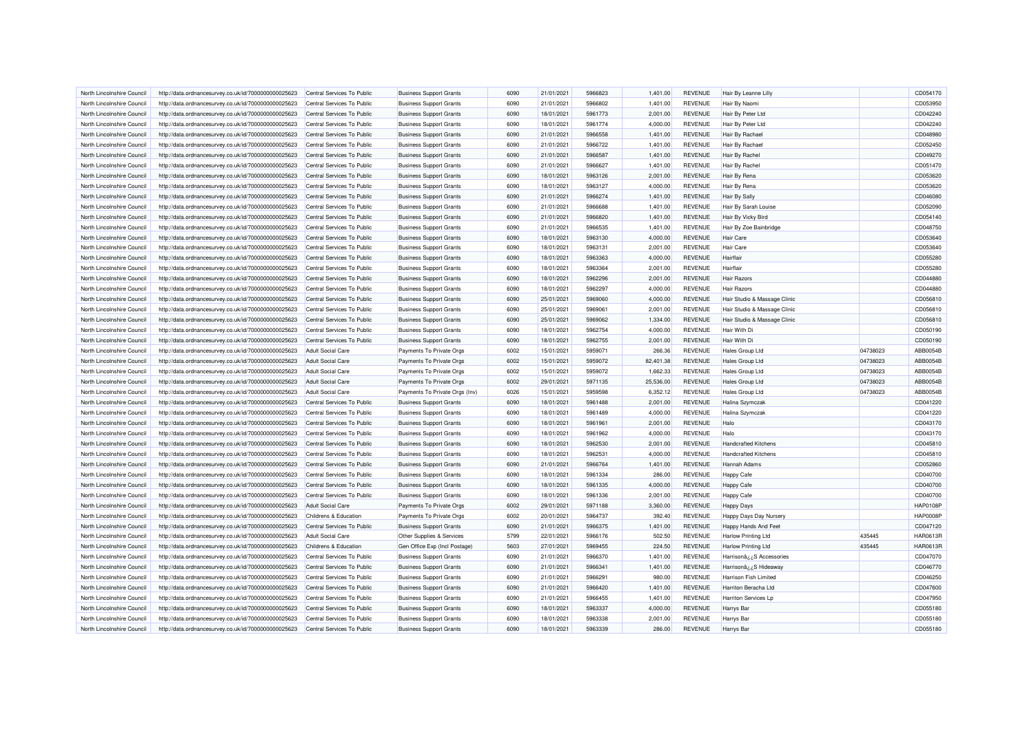| North Lincolnshire Council | http://data.ordnancesurvey.co.uk/id/7000000000025623 | Central Services To Public | Business Support Grants | 6090 | 21/01/2021 | 5966823 | 1,401.00 | REVENUE | Hair By Leanne Lilly | | CD054170 |
|---|---|---|---|---|---|---|---|---|---|---|---|
| North Lincolnshire Council | http://data.ordnancesurvey.co.uk/id/7000000000025623 | Central Services To Public | Business Support Grants | 6090 | 21/01/2021 | 5966802 | 1,401.00 | REVENUE | Hair By Naomi | | CD053950 |
| North Lincolnshire Council | http://data.ordnancesurvey.co.uk/id/7000000000025623 | Central Services To Public | Business Support Grants | 6090 | 18/01/2021 | 5961773 | 2,001.00 | REVENUE | Hair By Peter Ltd | | CD042240 |
| North Lincolnshire Council | http://data.ordnancesurvey.co.uk/id/7000000000025623 | Central Services To Public | Business Support Grants | 6090 | 18/01/2021 | 5961774 | 4,000.00 | REVENUE | Hair By Peter Ltd | | CD042240 |
| North Lincolnshire Council | http://data.ordnancesurvey.co.uk/id/7000000000025623 | Central Services To Public | Business Support Grants | 6090 | 21/01/2021 | 5966558 | 1,401.00 | REVENUE | Hair By Rachael | | CD048980 |
| North Lincolnshire Council | http://data.ordnancesurvey.co.uk/id/7000000000025623 | Central Services To Public | Business Support Grants | 6090 | 21/01/2021 | 5966722 | 1,401.00 | REVENUE | Hair By Rachael | | CD052450 |
| North Lincolnshire Council | http://data.ordnancesurvey.co.uk/id/7000000000025623 | Central Services To Public | Business Support Grants | 6090 | 21/01/2021 | 5966587 | 1,401.00 | REVENUE | Hair By Rachel | | CD049270 |
| North Lincolnshire Council | http://data.ordnancesurvey.co.uk/id/7000000000025623 | Central Services To Public | Business Support Grants | 6090 | 21/01/2021 | 5966627 | 1,401.00 | REVENUE | Hair By Rachel | | CD051470 |
| North Lincolnshire Council | http://data.ordnancesurvey.co.uk/id/7000000000025623 | Central Services To Public | Business Support Grants | 6090 | 18/01/2021 | 5963126 | 2,001.00 | REVENUE | Hair By Rena | | CD053620 |
| North Lincolnshire Council | http://data.ordnancesurvey.co.uk/id/7000000000025623 | Central Services To Public | Business Support Grants | 6090 | 18/01/2021 | 5963127 | 4,000.00 | REVENUE | Hair By Rena | | CD053620 |
| North Lincolnshire Council | http://data.ordnancesurvey.co.uk/id/7000000000025623 | Central Services To Public | Business Support Grants | 6090 | 21/01/2021 | 5966274 | 1,401.00 | REVENUE | Hair By Sally | | CD046080 |
| North Lincolnshire Council | http://data.ordnancesurvey.co.uk/id/7000000000025623 | Central Services To Public | Business Support Grants | 6090 | 21/01/2021 | 5966688 | 1,401.00 | REVENUE | Hair By Sarah Louise | | CD052090 |
| North Lincolnshire Council | http://data.ordnancesurvey.co.uk/id/7000000000025623 | Central Services To Public | Business Support Grants | 6090 | 21/01/2021 | 5966820 | 1,401.00 | REVENUE | Hair By Vicky Bird | | CD054140 |
| North Lincolnshire Council | http://data.ordnancesurvey.co.uk/id/7000000000025623 | Central Services To Public | Business Support Grants | 6090 | 21/01/2021 | 5966535 | 1,401.00 | REVENUE | Hair By Zoe Bainbridge | | CD048750 |
| North Lincolnshire Council | http://data.ordnancesurvey.co.uk/id/7000000000025623 | Central Services To Public | Business Support Grants | 6090 | 18/01/2021 | 5963130 | 4,000.00 | REVENUE | Hair Care | | CD053640 |
| North Lincolnshire Council | http://data.ordnancesurvey.co.uk/id/7000000000025623 | Central Services To Public | Business Support Grants | 6090 | 18/01/2021 | 5963131 | 2,001.00 | REVENUE | Hair Care | | CD053640 |
| North Lincolnshire Council | http://data.ordnancesurvey.co.uk/id/7000000000025623 | Central Services To Public | Business Support Grants | 6090 | 18/01/2021 | 5963363 | 4,000.00 | REVENUE | Hairflair | | CD055280 |
| North Lincolnshire Council | http://data.ordnancesurvey.co.uk/id/7000000000025623 | Central Services To Public | Business Support Grants | 6090 | 18/01/2021 | 5963364 | 2,001.00 | REVENUE | Hairflair | | CD055280 |
| North Lincolnshire Council | http://data.ordnancesurvey.co.uk/id/7000000000025623 | Central Services To Public | Business Support Grants | 6090 | 18/01/2021 | 5962296 | 2,001.00 | REVENUE | Hair Razors | | CD044880 |
| North Lincolnshire Council | http://data.ordnancesurvey.co.uk/id/7000000000025623 | Central Services To Public | Business Support Grants | 6090 | 18/01/2021 | 5962297 | 4,000.00 | REVENUE | Hair Razors | | CD044880 |
| North Lincolnshire Council | http://data.ordnancesurvey.co.uk/id/7000000000025623 | Central Services To Public | Business Support Grants | 6090 | 25/01/2021 | 5969060 | 4,000.00 | REVENUE | Hair Studio & Massage Clinic | | CD056810 |
| North Lincolnshire Council | http://data.ordnancesurvey.co.uk/id/7000000000025623 | Central Services To Public | Business Support Grants | 6090 | 25/01/2021 | 5969061 | 2,001.00 | REVENUE | Hair Studio & Massage Clinic | | CD056810 |
| North Lincolnshire Council | http://data.ordnancesurvey.co.uk/id/7000000000025623 | Central Services To Public | Business Support Grants | 6090 | 25/01/2021 | 5969062 | 1,334.00 | REVENUE | Hair Studio & Massage Clinic | | CD056810 |
| North Lincolnshire Council | http://data.ordnancesurvey.co.uk/id/7000000000025623 | Central Services To Public | Business Support Grants | 6090 | 18/01/2021 | 5962754 | 4,000.00 | REVENUE | Hair With Di | | CD050190 |
| North Lincolnshire Council | http://data.ordnancesurvey.co.uk/id/7000000000025623 | Central Services To Public | Business Support Grants | 6090 | 18/01/2021 | 5962755 | 2,001.00 | REVENUE | Hair With Di | | CD050190 |
| North Lincolnshire Council | http://data.ordnancesurvey.co.uk/id/7000000000025623 | Adult Social Care | Payments To Private Orgs | 6002 | 15/01/2021 | 5959071 | 266.36 | REVENUE | Hales Group Ltd | 04738023 | ABB0054B |
| North Lincolnshire Council | http://data.ordnancesurvey.co.uk/id/7000000000025623 | Adult Social Care | Payments To Private Orgs | 6002 | 15/01/2021 | 5959072 | 82,401.38 | REVENUE | Hales Group Ltd | 04738023 | ABB0054B |
| North Lincolnshire Council | http://data.ordnancesurvey.co.uk/id/7000000000025623 | Adult Social Care | Payments To Private Orgs | 6002 | 15/01/2021 | 5959072 | 1,662.33 | REVENUE | Hales Group Ltd | 04738023 | ABB0054B |
| North Lincolnshire Council | http://data.ordnancesurvey.co.uk/id/7000000000025623 | Adult Social Care | Payments To Private Orgs | 6002 | 29/01/2021 | 5971135 | 25,536.00 | REVENUE | Hales Group Ltd | 04738023 | ABB0054B |
| North Lincolnshire Council | http://data.ordnancesurvey.co.uk/id/7000000000025623 | Adult Social Care | Payments To Private Orgs (Inv) | 6026 | 15/01/2021 | 5959598 | 6,352.12 | REVENUE | Hales Group Ltd | 04738023 | ABB0054B |
| North Lincolnshire Council | http://data.ordnancesurvey.co.uk/id/7000000000025623 | Central Services To Public | Business Support Grants | 6090 | 18/01/2021 | 5961488 | 2,001.00 | REVENUE | Halina Szymczak | | CD041220 |
| North Lincolnshire Council | http://data.ordnancesurvey.co.uk/id/7000000000025623 | Central Services To Public | Business Support Grants | 6090 | 18/01/2021 | 5961489 | 4,000.00 | REVENUE | Halina Szymczak | | CD041220 |
| North Lincolnshire Council | http://data.ordnancesurvey.co.uk/id/7000000000025623 | Central Services To Public | Business Support Grants | 6090 | 18/01/2021 | 5961961 | 2,001.00 | REVENUE | Halo | | CD043170 |
| North Lincolnshire Council | http://data.ordnancesurvey.co.uk/id/7000000000025623 | Central Services To Public | Business Support Grants | 6090 | 18/01/2021 | 5961962 | 4,000.00 | REVENUE | Halo | | CD043170 |
| North Lincolnshire Council | http://data.ordnancesurvey.co.uk/id/7000000000025623 | Central Services To Public | Business Support Grants | 6090 | 18/01/2021 | 5962530 | 2,001.00 | REVENUE | Handcrafted Kitchens | | CD045810 |
| North Lincolnshire Council | http://data.ordnancesurvey.co.uk/id/7000000000025623 | Central Services To Public | Business Support Grants | 6090 | 18/01/2021 | 5962531 | 4,000.00 | REVENUE | Handcrafted Kitchens | | CD045810 |
| North Lincolnshire Council | http://data.ordnancesurvey.co.uk/id/7000000000025623 | Central Services To Public | Business Support Grants | 6090 | 21/01/2021 | 5966764 | 1,401.00 | REVENUE | Hannah Adams | | CD052860 |
| North Lincolnshire Council | http://data.ordnancesurvey.co.uk/id/7000000000025623 | Central Services To Public | Business Support Grants | 6090 | 18/01/2021 | 5961334 | 286.00 | REVENUE | Happy Cafe | | CD040700 |
| North Lincolnshire Council | http://data.ordnancesurvey.co.uk/id/7000000000025623 | Central Services To Public | Business Support Grants | 6090 | 18/01/2021 | 5961335 | 4,000.00 | REVENUE | Happy Cafe | | CD040700 |
| North Lincolnshire Council | http://data.ordnancesurvey.co.uk/id/7000000000025623 | Central Services To Public | Business Support Grants | 6090 | 18/01/2021 | 5961336 | 2,001.00 | REVENUE | Happy Cafe | | CD040700 |
| North Lincolnshire Council | http://data.ordnancesurvey.co.uk/id/7000000000025623 | Adult Social Care | Payments To Private Orgs | 6002 | 29/01/2021 | 5971188 | 3,360.00 | REVENUE | Happy Days | | HAP0108P |
| North Lincolnshire Council | http://data.ordnancesurvey.co.uk/id/7000000000025623 | Childrens & Education | Payments To Private Orgs | 6002 | 20/01/2021 | 5964737 | 392.40 | REVENUE | Happy Days Day Nursery | | HAP0008P |
| North Lincolnshire Council | http://data.ordnancesurvey.co.uk/id/7000000000025623 | Central Services To Public | Business Support Grants | 6090 | 21/01/2021 | 5966375 | 1,401.00 | REVENUE | Happy Hands And Feet | | CD047120 |
| North Lincolnshire Council | http://data.ordnancesurvey.co.uk/id/7000000000025623 | Adult Social Care | Other Supplies & Services | 5799 | 22/01/2021 | 5966176 | 502.50 | REVENUE | Harlow Printing Ltd | 435445 | HAR0613R |
| North Lincolnshire Council | http://data.ordnancesurvey.co.uk/id/7000000000025623 | Childrens & Education | Gen Office Exp (Incl Postage) | 5603 | 27/01/2021 | 5969455 | 224.50 | REVENUE | Harlow Printing Ltd | 435445 | HAR0613R |
| North Lincolnshire Council | http://data.ordnancesurvey.co.uk/id/7000000000025623 | Central Services To Public | Business Support Grants | 6090 | 21/01/2021 | 5966370 | 1,401.00 | REVENUE | Harrisonâ¿¿S Accessories | | CD047070 |
| North Lincolnshire Council | http://data.ordnancesurvey.co.uk/id/7000000000025623 | Central Services To Public | Business Support Grants | 6090 | 21/01/2021 | 5966341 | 1,401.00 | REVENUE | Harrisonâ¿¿S Hideaway | | CD046770 |
| North Lincolnshire Council | http://data.ordnancesurvey.co.uk/id/7000000000025623 | Central Services To Public | Business Support Grants | 6090 | 21/01/2021 | 5966291 | 980.00 | REVENUE | Harrison Fish Limited | | CD046250 |
| North Lincolnshire Council | http://data.ordnancesurvey.co.uk/id/7000000000025623 | Central Services To Public | Business Support Grants | 6090 | 21/01/2021 | 5966420 | 1,401.00 | REVENUE | Harriton Beracha Ltd | | CD047600 |
| North Lincolnshire Council | http://data.ordnancesurvey.co.uk/id/7000000000025623 | Central Services To Public | Business Support Grants | 6090 | 21/01/2021 | 5966455 | 1,401.00 | REVENUE | Harriton Services Lp | | CD047950 |
| North Lincolnshire Council | http://data.ordnancesurvey.co.uk/id/7000000000025623 | Central Services To Public | Business Support Grants | 6090 | 18/01/2021 | 5963337 | 4,000.00 | REVENUE | Harrys Bar | | CD055180 |
| North Lincolnshire Council | http://data.ordnancesurvey.co.uk/id/7000000000025623 | Central Services To Public | Business Support Grants | 6090 | 18/01/2021 | 5963338 | 2,001.00 | REVENUE | Harrys Bar | | CD055180 |
| North Lincolnshire Council | http://data.ordnancesurvey.co.uk/id/7000000000025623 | Central Services To Public | Business Support Grants | 6090 | 18/01/2021 | 5963339 | 286.00 | REVENUE | Harrys Bar | | CD055180 |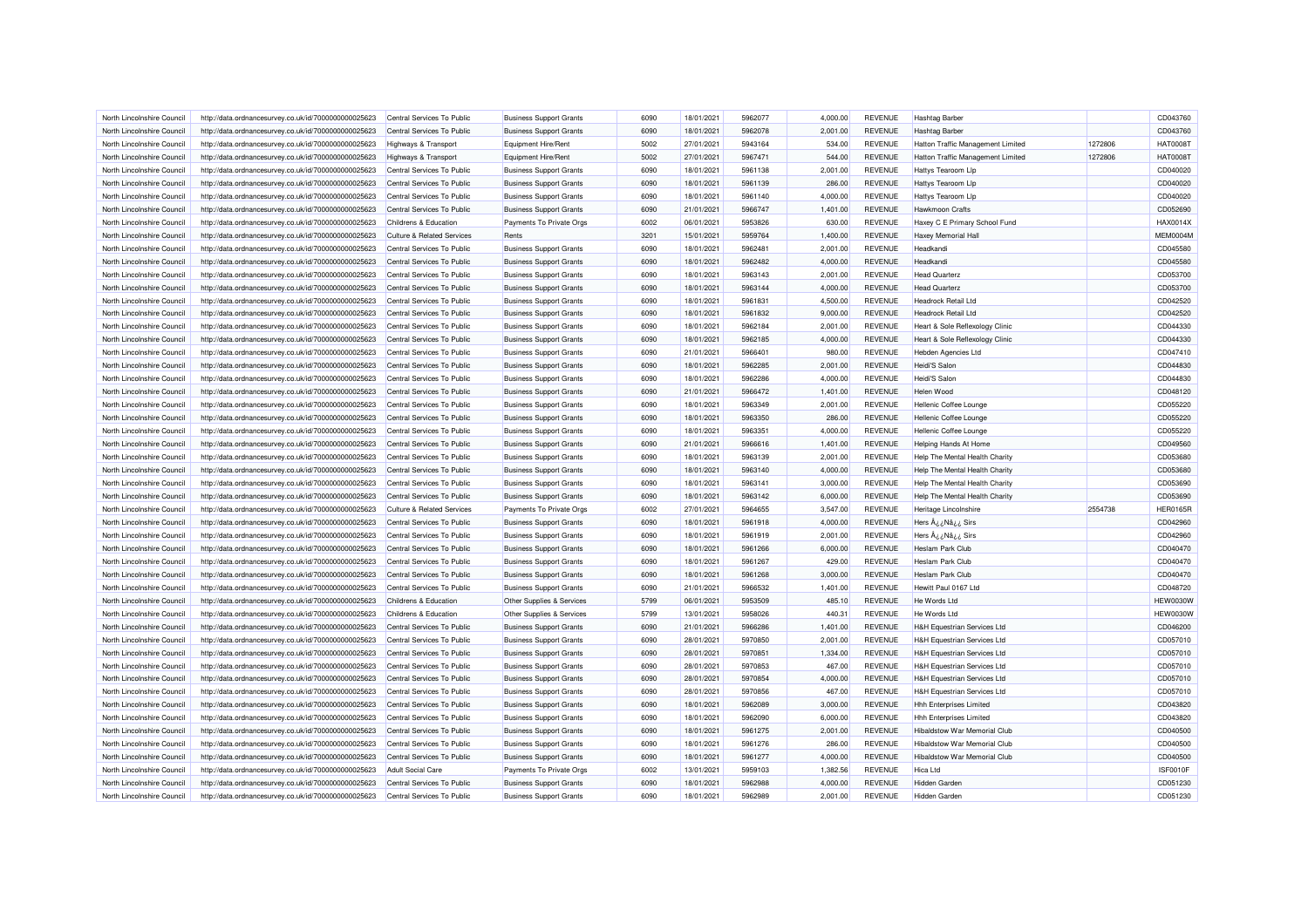| North Lincolnshire Council | http://data.ordnancesurvey.co.uk/id/7000000000025623 | Central Services To Public | Business Support Grants | 6090 | 18/01/2021 | 5962077 | 4,000.00 | REVENUE | Hashtag Barber | | CD043760 |
|---|---|---|---|---|---|---|---|---|---|---|---|
| North Lincolnshire Council | http://data.ordnancesurvey.co.uk/id/7000000000025623 | Central Services To Public | Business Support Grants | 6090 | 18/01/2021 | 5962078 | 2,001.00 | REVENUE | Hashtag Barber | | CD043760 |
| North Lincolnshire Council | http://data.ordnancesurvey.co.uk/id/7000000000025623 | Highways & Transport | Equipment Hire/Rent | 5002 | 27/01/2021 | 5943164 | 534.00 | REVENUE | Hatton Traffic Management Limited | 1272806 | HAT0008T |
| North Lincolnshire Council | http://data.ordnancesurvey.co.uk/id/7000000000025623 | Highways & Transport | Equipment Hire/Rent | 5002 | 27/01/2021 | 5967471 | 544.00 | REVENUE | Hatton Traffic Management Limited | 1272806 | HAT0008T |
| North Lincolnshire Council | http://data.ordnancesurvey.co.uk/id/7000000000025623 | Central Services To Public | Business Support Grants | 6090 | 18/01/2021 | 5961138 | 2,001.00 | REVENUE | Hattys Tearoom Llp | | CD040020 |
| North Lincolnshire Council | http://data.ordnancesurvey.co.uk/id/7000000000025623 | Central Services To Public | Business Support Grants | 6090 | 18/01/2021 | 5961139 | 286.00 | REVENUE | Hattys Tearoom Llp | | CD040020 |
| North Lincolnshire Council | http://data.ordnancesurvey.co.uk/id/7000000000025623 | Central Services To Public | Business Support Grants | 6090 | 18/01/2021 | 5961140 | 4,000.00 | REVENUE | Hattys Tearoom Llp | | CD040020 |
| North Lincolnshire Council | http://data.ordnancesurvey.co.uk/id/7000000000025623 | Central Services To Public | Business Support Grants | 6090 | 21/01/2021 | 5966747 | 1,401.00 | REVENUE | Hawkmoon Crafts | | CD052690 |
| North Lincolnshire Council | http://data.ordnancesurvey.co.uk/id/7000000000025623 | Childrens & Education | Payments To Private Orgs | 6002 | 06/01/2021 | 5953826 | 630.00 | REVENUE | Haxey C E Primary School Fund | | HAX0014X |
| North Lincolnshire Council | http://data.ordnancesurvey.co.uk/id/7000000000025623 | Culture & Related Services | Rents | 3201 | 15/01/2021 | 5959764 | 1,400.00 | REVENUE | Haxey Memorial Hall | | MEM0004M |
| North Lincolnshire Council | http://data.ordnancesurvey.co.uk/id/7000000000025623 | Central Services To Public | Business Support Grants | 6090 | 18/01/2021 | 5962481 | 2,001.00 | REVENUE | Headkandi | | CD045580 |
| North Lincolnshire Council | http://data.ordnancesurvey.co.uk/id/7000000000025623 | Central Services To Public | Business Support Grants | 6090 | 18/01/2021 | 5962482 | 4,000.00 | REVENUE | Headkandi | | CD045580 |
| North Lincolnshire Council | http://data.ordnancesurvey.co.uk/id/7000000000025623 | Central Services To Public | Business Support Grants | 6090 | 18/01/2021 | 5963143 | 2,001.00 | REVENUE | Head Quarterz | | CD053700 |
| North Lincolnshire Council | http://data.ordnancesurvey.co.uk/id/7000000000025623 | Central Services To Public | Business Support Grants | 6090 | 18/01/2021 | 5963144 | 4,000.00 | REVENUE | Head Quarterz | | CD053700 |
| North Lincolnshire Council | http://data.ordnancesurvey.co.uk/id/7000000000025623 | Central Services To Public | Business Support Grants | 6090 | 18/01/2021 | 5961831 | 4,500.00 | REVENUE | Headrock Retail Ltd | | CD042520 |
| North Lincolnshire Council | http://data.ordnancesurvey.co.uk/id/7000000000025623 | Central Services To Public | Business Support Grants | 6090 | 18/01/2021 | 5961832 | 9,000.00 | REVENUE | Headrock Retail Ltd | | CD042520 |
| North Lincolnshire Council | http://data.ordnancesurvey.co.uk/id/7000000000025623 | Central Services To Public | Business Support Grants | 6090 | 18/01/2021 | 5962184 | 2,001.00 | REVENUE | Heart & Sole Reflexology Clinic | | CD044330 |
| North Lincolnshire Council | http://data.ordnancesurvey.co.uk/id/7000000000025623 | Central Services To Public | Business Support Grants | 6090 | 18/01/2021 | 5962185 | 4,000.00 | REVENUE | Heart & Sole Reflexology Clinic | | CD044330 |
| North Lincolnshire Council | http://data.ordnancesurvey.co.uk/id/7000000000025623 | Central Services To Public | Business Support Grants | 6090 | 21/01/2021 | 5966401 | 980.00 | REVENUE | Hebden Agencies Ltd | | CD047410 |
| North Lincolnshire Council | http://data.ordnancesurvey.co.uk/id/7000000000025623 | Central Services To Public | Business Support Grants | 6090 | 18/01/2021 | 5962285 | 2,001.00 | REVENUE | Heidi'S Salon | | CD044830 |
| North Lincolnshire Council | http://data.ordnancesurvey.co.uk/id/7000000000025623 | Central Services To Public | Business Support Grants | 6090 | 18/01/2021 | 5962286 | 4,000.00 | REVENUE | Heidi'S Salon | | CD044830 |
| North Lincolnshire Council | http://data.ordnancesurvey.co.uk/id/7000000000025623 | Central Services To Public | Business Support Grants | 6090 | 21/01/2021 | 5966472 | 1,401.00 | REVENUE | Helen Wood | | CD048120 |
| North Lincolnshire Council | http://data.ordnancesurvey.co.uk/id/7000000000025623 | Central Services To Public | Business Support Grants | 6090 | 18/01/2021 | 5963349 | 2,001.00 | REVENUE | Hellenic Coffee Lounge | | CD055220 |
| North Lincolnshire Council | http://data.ordnancesurvey.co.uk/id/7000000000025623 | Central Services To Public | Business Support Grants | 6090 | 18/01/2021 | 5963350 | 286.00 | REVENUE | Hellenic Coffee Lounge | | CD055220 |
| North Lincolnshire Council | http://data.ordnancesurvey.co.uk/id/7000000000025623 | Central Services To Public | Business Support Grants | 6090 | 18/01/2021 | 5963351 | 4,000.00 | REVENUE | Hellenic Coffee Lounge | | CD055220 |
| North Lincolnshire Council | http://data.ordnancesurvey.co.uk/id/7000000000025623 | Central Services To Public | Business Support Grants | 6090 | 21/01/2021 | 5966616 | 1,401.00 | REVENUE | Helping Hands At Home | | CD049560 |
| North Lincolnshire Council | http://data.ordnancesurvey.co.uk/id/7000000000025623 | Central Services To Public | Business Support Grants | 6090 | 18/01/2021 | 5963139 | 2,001.00 | REVENUE | Help The Mental Health Charity | | CD053680 |
| North Lincolnshire Council | http://data.ordnancesurvey.co.uk/id/7000000000025623 | Central Services To Public | Business Support Grants | 6090 | 18/01/2021 | 5963140 | 4,000.00 | REVENUE | Help The Mental Health Charity | | CD053680 |
| North Lincolnshire Council | http://data.ordnancesurvey.co.uk/id/7000000000025623 | Central Services To Public | Business Support Grants | 6090 | 18/01/2021 | 5963141 | 3,000.00 | REVENUE | Help The Mental Health Charity | | CD053690 |
| North Lincolnshire Council | http://data.ordnancesurvey.co.uk/id/7000000000025623 | Central Services To Public | Business Support Grants | 6090 | 18/01/2021 | 5963142 | 6,000.00 | REVENUE | Help The Mental Health Charity | | CD053690 |
| North Lincolnshire Council | http://data.ordnancesurvey.co.uk/id/7000000000025623 | Culture & Related Services | Payments To Private Orgs | 6002 | 27/01/2021 | 5964655 | 3,547.00 | REVENUE | Heritage Lincolnshire | 2554738 | HER0165R |
| North Lincolnshire Council | http://data.ordnancesurvey.co.uk/id/7000000000025623 | Central Services To Public | Business Support Grants | 6090 | 18/01/2021 | 5961918 | 4,000.00 | REVENUE | Hers Å¿¿Nä¿¿ Sirs | | CD042960 |
| North Lincolnshire Council | http://data.ordnancesurvey.co.uk/id/7000000000025623 | Central Services To Public | Business Support Grants | 6090 | 18/01/2021 | 5961919 | 2,001.00 | REVENUE | Hers Å¿¿Nä¿¿ Sirs | | CD042960 |
| North Lincolnshire Council | http://data.ordnancesurvey.co.uk/id/7000000000025623 | Central Services To Public | Business Support Grants | 6090 | 18/01/2021 | 5961266 | 6,000.00 | REVENUE | Heslam Park Club | | CD040470 |
| North Lincolnshire Council | http://data.ordnancesurvey.co.uk/id/7000000000025623 | Central Services To Public | Business Support Grants | 6090 | 18/01/2021 | 5961267 | 429.00 | REVENUE | Heslam Park Club | | CD040470 |
| North Lincolnshire Council | http://data.ordnancesurvey.co.uk/id/7000000000025623 | Central Services To Public | Business Support Grants | 6090 | 18/01/2021 | 5961268 | 3,000.00 | REVENUE | Heslam Park Club | | CD040470 |
| North Lincolnshire Council | http://data.ordnancesurvey.co.uk/id/7000000000025623 | Central Services To Public | Business Support Grants | 6090 | 21/01/2021 | 5966532 | 1,401.00 | REVENUE | Hewitt Paul 0167 Ltd | | CD048720 |
| North Lincolnshire Council | http://data.ordnancesurvey.co.uk/id/7000000000025623 | Childrens & Education | Other Supplies & Services | 5799 | 06/01/2021 | 5953509 | 485.10 | REVENUE | He Words Ltd | | HEW0030W |
| North Lincolnshire Council | http://data.ordnancesurvey.co.uk/id/7000000000025623 | Childrens & Education | Other Supplies & Services | 5799 | 13/01/2021 | 5958026 | 440.31 | REVENUE | He Words Ltd | | HEW0030W |
| North Lincolnshire Council | http://data.ordnancesurvey.co.uk/id/7000000000025623 | Central Services To Public | Business Support Grants | 6090 | 21/01/2021 | 5966286 | 1,401.00 | REVENUE | H&H Equestrian Services Ltd | | CD046200 |
| North Lincolnshire Council | http://data.ordnancesurvey.co.uk/id/7000000000025623 | Central Services To Public | Business Support Grants | 6090 | 28/01/2021 | 5970850 | 2,001.00 | REVENUE | H&H Equestrian Services Ltd | | CD057010 |
| North Lincolnshire Council | http://data.ordnancesurvey.co.uk/id/7000000000025623 | Central Services To Public | Business Support Grants | 6090 | 28/01/2021 | 5970851 | 1,334.00 | REVENUE | H&H Equestrian Services Ltd | | CD057010 |
| North Lincolnshire Council | http://data.ordnancesurvey.co.uk/id/7000000000025623 | Central Services To Public | Business Support Grants | 6090 | 28/01/2021 | 5970853 | 467.00 | REVENUE | H&H Equestrian Services Ltd | | CD057010 |
| North Lincolnshire Council | http://data.ordnancesurvey.co.uk/id/7000000000025623 | Central Services To Public | Business Support Grants | 6090 | 28/01/2021 | 5970854 | 4,000.00 | REVENUE | H&H Equestrian Services Ltd | | CD057010 |
| North Lincolnshire Council | http://data.ordnancesurvey.co.uk/id/7000000000025623 | Central Services To Public | Business Support Grants | 6090 | 28/01/2021 | 5970856 | 467.00 | REVENUE | H&H Equestrian Services Ltd | | CD057010 |
| North Lincolnshire Council | http://data.ordnancesurvey.co.uk/id/7000000000025623 | Central Services To Public | Business Support Grants | 6090 | 18/01/2021 | 5962089 | 3,000.00 | REVENUE | Hhh Enterprises Limited | | CD043820 |
| North Lincolnshire Council | http://data.ordnancesurvey.co.uk/id/7000000000025623 | Central Services To Public | Business Support Grants | 6090 | 18/01/2021 | 5962090 | 6,000.00 | REVENUE | Hhh Enterprises Limited | | CD043820 |
| North Lincolnshire Council | http://data.ordnancesurvey.co.uk/id/7000000000025623 | Central Services To Public | Business Support Grants | 6090 | 18/01/2021 | 5961275 | 2,001.00 | REVENUE | Hibaldstow War Memorial Club | | CD040500 |
| North Lincolnshire Council | http://data.ordnancesurvey.co.uk/id/7000000000025623 | Central Services To Public | Business Support Grants | 6090 | 18/01/2021 | 5961276 | 286.00 | REVENUE | Hibaldstow War Memorial Club | | CD040500 |
| North Lincolnshire Council | http://data.ordnancesurvey.co.uk/id/7000000000025623 | Central Services To Public | Business Support Grants | 6090 | 18/01/2021 | 5961277 | 4,000.00 | REVENUE | Hibaldstow War Memorial Club | | CD040500 |
| North Lincolnshire Council | http://data.ordnancesurvey.co.uk/id/7000000000025623 | Adult Social Care | Payments To Private Orgs | 6002 | 13/01/2021 | 5959103 | 1,382.56 | REVENUE | Hica Ltd | | ISF0010F |
| North Lincolnshire Council | http://data.ordnancesurvey.co.uk/id/7000000000025623 | Central Services To Public | Business Support Grants | 6090 | 18/01/2021 | 5962988 | 4,000.00 | REVENUE | Hidden Garden | | CD051230 |
| North Lincolnshire Council | http://data.ordnancesurvey.co.uk/id/7000000000025623 | Central Services To Public | Business Support Grants | 6090 | 18/01/2021 | 5962989 | 2,001.00 | REVENUE | Hidden Garden | | CD051230 |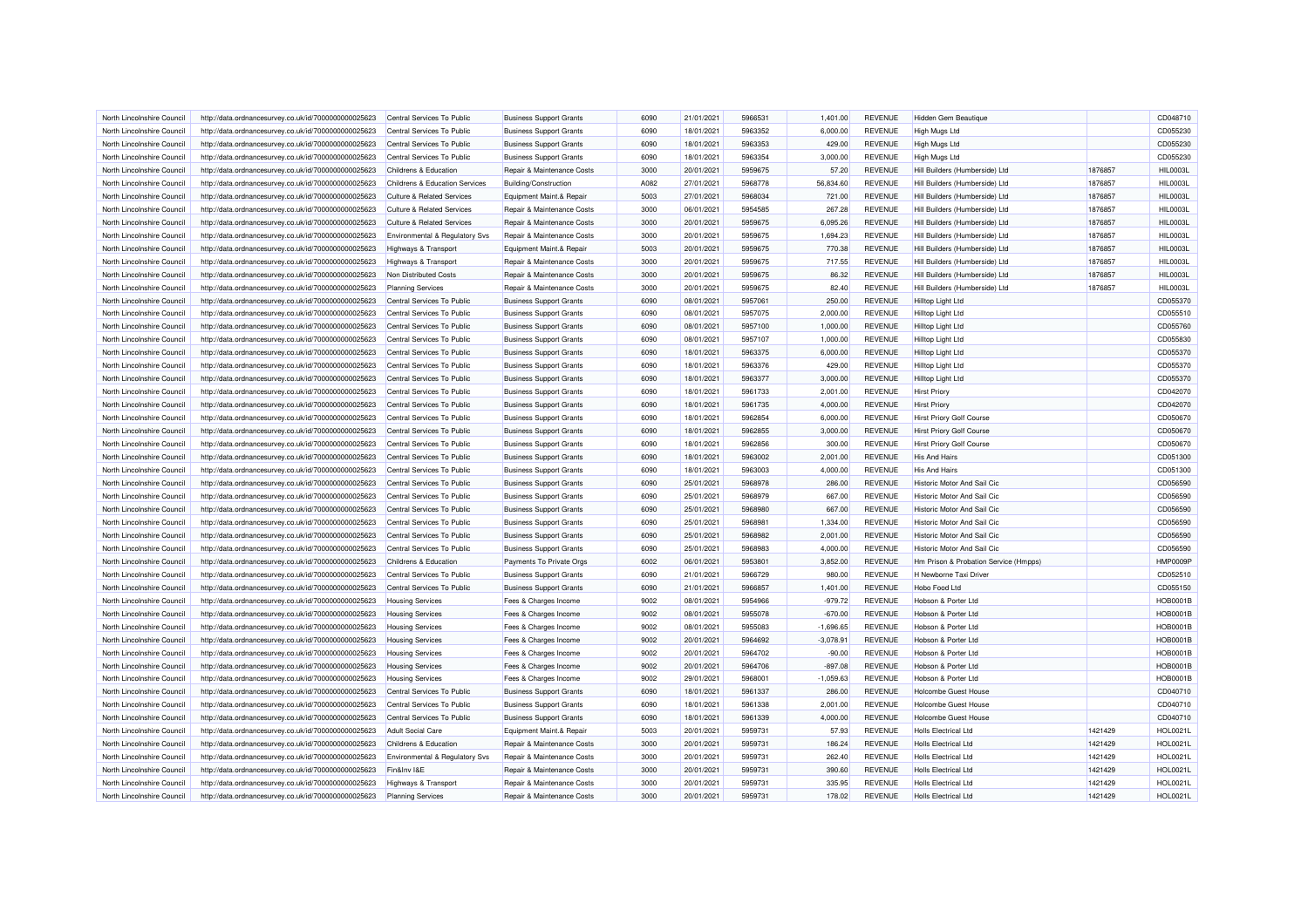| | | | | | | | | | | | |
|---|---|---|---|---|---|---|---|---|---|---|---|
| North Lincolnshire Council | http://data.ordnancesurvey.co.uk/id/7000000000025623 | Central Services To Public | Business Support Grants | 6090 | 21/01/2021 | 5966531 | 1,401.00 | REVENUE | Hidden Gem Beautique | | CD048710 |
| North Lincolnshire Council | http://data.ordnancesurvey.co.uk/id/7000000000025623 | Central Services To Public | Business Support Grants | 6090 | 18/01/2021 | 5963352 | 6,000.00 | REVENUE | High Mugs Ltd | | CD055230 |
| North Lincolnshire Council | http://data.ordnancesurvey.co.uk/id/7000000000025623 | Central Services To Public | Business Support Grants | 6090 | 18/01/2021 | 5963353 | 429.00 | REVENUE | High Mugs Ltd | | CD055230 |
| North Lincolnshire Council | http://data.ordnancesurvey.co.uk/id/7000000000025623 | Central Services To Public | Business Support Grants | 6090 | 18/01/2021 | 5963354 | 3,000.00 | REVENUE | High Mugs Ltd | | CD055230 |
| North Lincolnshire Council | http://data.ordnancesurvey.co.uk/id/7000000000025623 | Childrens & Education | Repair & Maintenance Costs | 3000 | 20/01/2021 | 5959675 | 57.20 | REVENUE | Hill Builders (Humberside) Ltd | 1876857 | HIL0003L |
| North Lincolnshire Council | http://data.ordnancesurvey.co.uk/id/7000000000025623 | Childrens & Education Services | Building/Construction | A082 | 27/01/2021 | 5968778 | 56,834.60 | REVENUE | Hill Builders (Humberside) Ltd | 1876857 | HIL0003L |
| North Lincolnshire Council | http://data.ordnancesurvey.co.uk/id/7000000000025623 | Culture & Related Services | Equipment Maint.& Repair | 5003 | 27/01/2021 | 5968034 | 721.00 | REVENUE | Hill Builders (Humberside) Ltd | 1876857 | HIL0003L |
| North Lincolnshire Council | http://data.ordnancesurvey.co.uk/id/7000000000025623 | Culture & Related Services | Repair & Maintenance Costs | 3000 | 06/01/2021 | 5954585 | 267.28 | REVENUE | Hill Builders (Humberside) Ltd | 1876857 | HIL0003L |
| North Lincolnshire Council | http://data.ordnancesurvey.co.uk/id/7000000000025623 | Culture & Related Services | Repair & Maintenance Costs | 3000 | 20/01/2021 | 5959675 | 6,095.26 | REVENUE | Hill Builders (Humberside) Ltd | 1876857 | HIL0003L |
| North Lincolnshire Council | http://data.ordnancesurvey.co.uk/id/7000000000025623 | Environmental & Regulatory Svs | Repair & Maintenance Costs | 3000 | 20/01/2021 | 5959675 | 1,694.23 | REVENUE | Hill Builders (Humberside) Ltd | 1876857 | HIL0003L |
| North Lincolnshire Council | http://data.ordnancesurvey.co.uk/id/7000000000025623 | Highways & Transport | Equipment Maint.& Repair | 5003 | 20/01/2021 | 5959675 | 770.38 | REVENUE | Hill Builders (Humberside) Ltd | 1876857 | HIL0003L |
| North Lincolnshire Council | http://data.ordnancesurvey.co.uk/id/7000000000025623 | Highways & Transport | Repair & Maintenance Costs | 3000 | 20/01/2021 | 5959675 | 717.55 | REVENUE | Hill Builders (Humberside) Ltd | 1876857 | HIL0003L |
| North Lincolnshire Council | http://data.ordnancesurvey.co.uk/id/7000000000025623 | Non Distributed Costs | Repair & Maintenance Costs | 3000 | 20/01/2021 | 5959675 | 86.32 | REVENUE | Hill Builders (Humberside) Ltd | 1876857 | HIL0003L |
| North Lincolnshire Council | http://data.ordnancesurvey.co.uk/id/7000000000025623 | Planning Services | Repair & Maintenance Costs | 3000 | 20/01/2021 | 5959675 | 82.40 | REVENUE | Hill Builders (Humberside) Ltd | 1876857 | HIL0003L |
| North Lincolnshire Council | http://data.ordnancesurvey.co.uk/id/7000000000025623 | Central Services To Public | Business Support Grants | 6090 | 08/01/2021 | 5957061 | 250.00 | REVENUE | Hilltop Light Ltd | | CD055370 |
| North Lincolnshire Council | http://data.ordnancesurvey.co.uk/id/7000000000025623 | Central Services To Public | Business Support Grants | 6090 | 08/01/2021 | 5957075 | 2,000.00 | REVENUE | Hilltop Light Ltd | | CD055510 |
| North Lincolnshire Council | http://data.ordnancesurvey.co.uk/id/7000000000025623 | Central Services To Public | Business Support Grants | 6090 | 08/01/2021 | 5957100 | 1,000.00 | REVENUE | Hilltop Light Ltd | | CD055760 |
| North Lincolnshire Council | http://data.ordnancesurvey.co.uk/id/7000000000025623 | Central Services To Public | Business Support Grants | 6090 | 08/01/2021 | 5957107 | 1,000.00 | REVENUE | Hilltop Light Ltd | | CD055830 |
| North Lincolnshire Council | http://data.ordnancesurvey.co.uk/id/7000000000025623 | Central Services To Public | Business Support Grants | 6090 | 18/01/2021 | 5963375 | 6,000.00 | REVENUE | Hilltop Light Ltd | | CD055370 |
| North Lincolnshire Council | http://data.ordnancesurvey.co.uk/id/7000000000025623 | Central Services To Public | Business Support Grants | 6090 | 18/01/2021 | 5963376 | 429.00 | REVENUE | Hilltop Light Ltd | | CD055370 |
| North Lincolnshire Council | http://data.ordnancesurvey.co.uk/id/7000000000025623 | Central Services To Public | Business Support Grants | 6090 | 18/01/2021 | 5963377 | 3,000.00 | REVENUE | Hilltop Light Ltd | | CD055370 |
| North Lincolnshire Council | http://data.ordnancesurvey.co.uk/id/7000000000025623 | Central Services To Public | Business Support Grants | 6090 | 18/01/2021 | 5961733 | 2,001.00 | REVENUE | Hirst Priory | | CD042070 |
| North Lincolnshire Council | http://data.ordnancesurvey.co.uk/id/7000000000025623 | Central Services To Public | Business Support Grants | 6090 | 18/01/2021 | 5961735 | 4,000.00 | REVENUE | Hirst Priory | | CD042070 |
| North Lincolnshire Council | http://data.ordnancesurvey.co.uk/id/7000000000025623 | Central Services To Public | Business Support Grants | 6090 | 18/01/2021 | 5962854 | 6,000.00 | REVENUE | Hirst Priory Golf Course | | CD050670 |
| North Lincolnshire Council | http://data.ordnancesurvey.co.uk/id/7000000000025623 | Central Services To Public | Business Support Grants | 6090 | 18/01/2021 | 5962855 | 3,000.00 | REVENUE | Hirst Priory Golf Course | | CD050670 |
| North Lincolnshire Council | http://data.ordnancesurvey.co.uk/id/7000000000025623 | Central Services To Public | Business Support Grants | 6090 | 18/01/2021 | 5962856 | 300.00 | REVENUE | Hirst Priory Golf Course | | CD050670 |
| North Lincolnshire Council | http://data.ordnancesurvey.co.uk/id/7000000000025623 | Central Services To Public | Business Support Grants | 6090 | 18/01/2021 | 5963002 | 2,001.00 | REVENUE | His And Hairs | | CD051300 |
| North Lincolnshire Council | http://data.ordnancesurvey.co.uk/id/7000000000025623 | Central Services To Public | Business Support Grants | 6090 | 18/01/2021 | 5963003 | 4,000.00 | REVENUE | His And Hairs | | CD051300 |
| North Lincolnshire Council | http://data.ordnancesurvey.co.uk/id/7000000000025623 | Central Services To Public | Business Support Grants | 6090 | 25/01/2021 | 5968978 | 286.00 | REVENUE | Historic Motor And Sail Cic | | CD056590 |
| North Lincolnshire Council | http://data.ordnancesurvey.co.uk/id/7000000000025623 | Central Services To Public | Business Support Grants | 6090 | 25/01/2021 | 5968979 | 667.00 | REVENUE | Historic Motor And Sail Cic | | CD056590 |
| North Lincolnshire Council | http://data.ordnancesurvey.co.uk/id/7000000000025623 | Central Services To Public | Business Support Grants | 6090 | 25/01/2021 | 5968980 | 667.00 | REVENUE | Historic Motor And Sail Cic | | CD056590 |
| North Lincolnshire Council | http://data.ordnancesurvey.co.uk/id/7000000000025623 | Central Services To Public | Business Support Grants | 6090 | 25/01/2021 | 5968981 | 1,334.00 | REVENUE | Historic Motor And Sail Cic | | CD056590 |
| North Lincolnshire Council | http://data.ordnancesurvey.co.uk/id/7000000000025623 | Central Services To Public | Business Support Grants | 6090 | 25/01/2021 | 5968982 | 2,001.00 | REVENUE | Historic Motor And Sail Cic | | CD056590 |
| North Lincolnshire Council | http://data.ordnancesurvey.co.uk/id/7000000000025623 | Central Services To Public | Business Support Grants | 6090 | 25/01/2021 | 5968983 | 4,000.00 | REVENUE | Historic Motor And Sail Cic | | CD056590 |
| North Lincolnshire Council | http://data.ordnancesurvey.co.uk/id/7000000000025623 | Childrens & Education | Payments To Private Orgs | 6002 | 06/01/2021 | 5953801 | 3,852.00 | REVENUE | Hm Prison & Probation Service (Hmpps) | | HMP0009P |
| North Lincolnshire Council | http://data.ordnancesurvey.co.uk/id/7000000000025623 | Central Services To Public | Business Support Grants | 6090 | 21/01/2021 | 5966729 | 980.00 | REVENUE | H Newborne Taxi Driver | | CD052510 |
| North Lincolnshire Council | http://data.ordnancesurvey.co.uk/id/7000000000025623 | Central Services To Public | Business Support Grants | 6090 | 21/01/2021 | 5966857 | 1,401.00 | REVENUE | Hobo Food Ltd | | CD055150 |
| North Lincolnshire Council | http://data.ordnancesurvey.co.uk/id/7000000000025623 | Housing Services | Fees & Charges Income | 9002 | 08/01/2021 | 5954966 | -979.72 | REVENUE | Hobson & Porter Ltd | | HOB0001B |
| North Lincolnshire Council | http://data.ordnancesurvey.co.uk/id/7000000000025623 | Housing Services | Fees & Charges Income | 9002 | 08/01/2021 | 5955078 | -670.00 | REVENUE | Hobson & Porter Ltd | | HOB0001B |
| North Lincolnshire Council | http://data.ordnancesurvey.co.uk/id/7000000000025623 | Housing Services | Fees & Charges Income | 9002 | 08/01/2021 | 5955083 | -1,696.65 | REVENUE | Hobson & Porter Ltd | | HOB0001B |
| North Lincolnshire Council | http://data.ordnancesurvey.co.uk/id/7000000000025623 | Housing Services | Fees & Charges Income | 9002 | 20/01/2021 | 5964692 | -3,078.91 | REVENUE | Hobson & Porter Ltd | | HOB0001B |
| North Lincolnshire Council | http://data.ordnancesurvey.co.uk/id/7000000000025623 | Housing Services | Fees & Charges Income | 9002 | 20/01/2021 | 5964702 | -90.00 | REVENUE | Hobson & Porter Ltd | | HOB0001B |
| North Lincolnshire Council | http://data.ordnancesurvey.co.uk/id/7000000000025623 | Housing Services | Fees & Charges Income | 9002 | 20/01/2021 | 5964706 | -897.08 | REVENUE | Hobson & Porter Ltd | | HOB0001B |
| North Lincolnshire Council | http://data.ordnancesurvey.co.uk/id/7000000000025623 | Housing Services | Fees & Charges Income | 9002 | 29/01/2021 | 5968001 | -1,059.63 | REVENUE | Hobson & Porter Ltd | | HOB0001B |
| North Lincolnshire Council | http://data.ordnancesurvey.co.uk/id/7000000000025623 | Central Services To Public | Business Support Grants | 6090 | 18/01/2021 | 5961337 | 286.00 | REVENUE | Holcombe Guest House | | CD040710 |
| North Lincolnshire Council | http://data.ordnancesurvey.co.uk/id/7000000000025623 | Central Services To Public | Business Support Grants | 6090 | 18/01/2021 | 5961338 | 2,001.00 | REVENUE | Holcombe Guest House | | CD040710 |
| North Lincolnshire Council | http://data.ordnancesurvey.co.uk/id/7000000000025623 | Central Services To Public | Business Support Grants | 6090 | 18/01/2021 | 5961339 | 4,000.00 | REVENUE | Holcombe Guest House | | CD040710 |
| North Lincolnshire Council | http://data.ordnancesurvey.co.uk/id/7000000000025623 | Adult Social Care | Equipment Maint.& Repair | 5003 | 20/01/2021 | 5959731 | 57.93 | REVENUE | Holls Electrical Ltd | 1421429 | HOL0021L |
| North Lincolnshire Council | http://data.ordnancesurvey.co.uk/id/7000000000025623 | Childrens & Education | Repair & Maintenance Costs | 3000 | 20/01/2021 | 5959731 | 186.24 | REVENUE | Holls Electrical Ltd | 1421429 | HOL0021L |
| North Lincolnshire Council | http://data.ordnancesurvey.co.uk/id/7000000000025623 | Environmental & Regulatory Svs | Repair & Maintenance Costs | 3000 | 20/01/2021 | 5959731 | 262.40 | REVENUE | Holls Electrical Ltd | 1421429 | HOL0021L |
| North Lincolnshire Council | http://data.ordnancesurvey.co.uk/id/7000000000025623 | Fin&Inv I&E | Repair & Maintenance Costs | 3000 | 20/01/2021 | 5959731 | 390.60 | REVENUE | Holls Electrical Ltd | 1421429 | HOL0021L |
| North Lincolnshire Council | http://data.ordnancesurvey.co.uk/id/7000000000025623 | Highways & Transport | Repair & Maintenance Costs | 3000 | 20/01/2021 | 5959731 | 335.95 | REVENUE | Holls Electrical Ltd | 1421429 | HOL0021L |
| North Lincolnshire Council | http://data.ordnancesurvey.co.uk/id/7000000000025623 | Planning Services | Repair & Maintenance Costs | 3000 | 20/01/2021 | 5959731 | 178.02 | REVENUE | Holls Electrical Ltd | 1421429 | HOL0021L |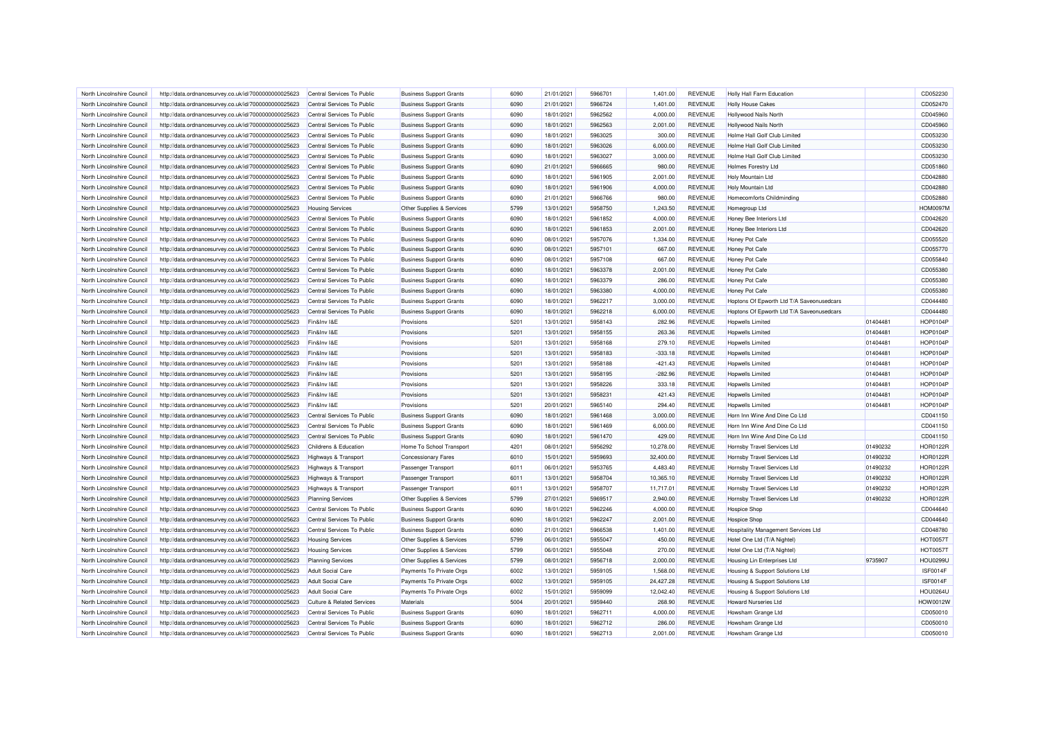| | | | | | | | | | | | |
|---|---|---|---|---|---|---|---|---|---|---|---|
| North Lincolnshire Council | http://data.ordnancesurvey.co.uk/id/7000000000025623 | Central Services To Public | Business Support Grants | 6090 | 21/01/2021 | 5966701 | 1,401.00 | REVENUE | Holly Hall Farm Education | | CD052230 |
| North Lincolnshire Council | http://data.ordnancesurvey.co.uk/id/7000000000025623 | Central Services To Public | Business Support Grants | 6090 | 21/01/2021 | 5966724 | 1,401.00 | REVENUE | Holly House Cakes | | CD052470 |
| North Lincolnshire Council | http://data.ordnancesurvey.co.uk/id/7000000000025623 | Central Services To Public | Business Support Grants | 6090 | 18/01/2021 | 5962562 | 4,000.00 | REVENUE | Hollywood Nails North | | CD045960 |
| North Lincolnshire Council | http://data.ordnancesurvey.co.uk/id/7000000000025623 | Central Services To Public | Business Support Grants | 6090 | 18/01/2021 | 5962563 | 2,001.00 | REVENUE | Hollywood Nails North | | CD045960 |
| North Lincolnshire Council | http://data.ordnancesurvey.co.uk/id/7000000000025623 | Central Services To Public | Business Support Grants | 6090 | 18/01/2021 | 5963025 | 300.00 | REVENUE | Holme Hall Golf Club Limited | | CD053230 |
| North Lincolnshire Council | http://data.ordnancesurvey.co.uk/id/7000000000025623 | Central Services To Public | Business Support Grants | 6090 | 18/01/2021 | 5963026 | 6,000.00 | REVENUE | Holme Hall Golf Club Limited | | CD053230 |
| North Lincolnshire Council | http://data.ordnancesurvey.co.uk/id/7000000000025623 | Central Services To Public | Business Support Grants | 6090 | 18/01/2021 | 5963027 | 3,000.00 | REVENUE | Holme Hall Golf Club Limited | | CD053230 |
| North Lincolnshire Council | http://data.ordnancesurvey.co.uk/id/7000000000025623 | Central Services To Public | Business Support Grants | 6090 | 21/01/2021 | 5966665 | 980.00 | REVENUE | Holmes Forestry Ltd | | CD051860 |
| North Lincolnshire Council | http://data.ordnancesurvey.co.uk/id/7000000000025623 | Central Services To Public | Business Support Grants | 6090 | 18/01/2021 | 5961905 | 2,001.00 | REVENUE | Holy Mountain Ltd | | CD042880 |
| North Lincolnshire Council | http://data.ordnancesurvey.co.uk/id/7000000000025623 | Central Services To Public | Business Support Grants | 6090 | 18/01/2021 | 5961906 | 4,000.00 | REVENUE | Holy Mountain Ltd | | CD042880 |
| North Lincolnshire Council | http://data.ordnancesurvey.co.uk/id/7000000000025623 | Central Services To Public | Business Support Grants | 6090 | 21/01/2021 | 5966766 | 980.00 | REVENUE | Homecomforts Childminding | | CD052880 |
| North Lincolnshire Council | http://data.ordnancesurvey.co.uk/id/7000000000025623 | Housing Services | Other Supplies & Services | 5799 | 13/01/2021 | 5958750 | 1,243.50 | REVENUE | Homegroup Ltd | | HOM0097M |
| North Lincolnshire Council | http://data.ordnancesurvey.co.uk/id/7000000000025623 | Central Services To Public | Business Support Grants | 6090 | 18/01/2021 | 5961852 | 4,000.00 | REVENUE | Honey Bee Interiors Ltd | | CD042620 |
| North Lincolnshire Council | http://data.ordnancesurvey.co.uk/id/7000000000025623 | Central Services To Public | Business Support Grants | 6090 | 18/01/2021 | 5961853 | 2,001.00 | REVENUE | Honey Bee Interiors Ltd | | CD042620 |
| North Lincolnshire Council | http://data.ordnancesurvey.co.uk/id/7000000000025623 | Central Services To Public | Business Support Grants | 6090 | 08/01/2021 | 5957076 | 1,334.00 | REVENUE | Honey Pot Cafe | | CD055520 |
| North Lincolnshire Council | http://data.ordnancesurvey.co.uk/id/7000000000025623 | Central Services To Public | Business Support Grants | 6090 | 08/01/2021 | 5957101 | 667.00 | REVENUE | Honey Pot Cafe | | CD055770 |
| North Lincolnshire Council | http://data.ordnancesurvey.co.uk/id/7000000000025623 | Central Services To Public | Business Support Grants | 6090 | 08/01/2021 | 5957108 | 667.00 | REVENUE | Honey Pot Cafe | | CD055840 |
| North Lincolnshire Council | http://data.ordnancesurvey.co.uk/id/7000000000025623 | Central Services To Public | Business Support Grants | 6090 | 18/01/2021 | 5963378 | 2,001.00 | REVENUE | Honey Pot Cafe | | CD055380 |
| North Lincolnshire Council | http://data.ordnancesurvey.co.uk/id/7000000000025623 | Central Services To Public | Business Support Grants | 6090 | 18/01/2021 | 5963379 | 286.00 | REVENUE | Honey Pot Cafe | | CD055380 |
| North Lincolnshire Council | http://data.ordnancesurvey.co.uk/id/7000000000025623 | Central Services To Public | Business Support Grants | 6090 | 18/01/2021 | 5963380 | 4,000.00 | REVENUE | Honey Pot Cafe | | CD055380 |
| North Lincolnshire Council | http://data.ordnancesurvey.co.uk/id/7000000000025623 | Central Services To Public | Business Support Grants | 6090 | 18/01/2021 | 5962217 | 3,000.00 | REVENUE | Hoptons Of Epworth Ltd T/A Saveonusedcars | | CD044480 |
| North Lincolnshire Council | http://data.ordnancesurvey.co.uk/id/7000000000025623 | Central Services To Public | Business Support Grants | 6090 | 18/01/2021 | 5962218 | 6,000.00 | REVENUE | Hoptons Of Epworth Ltd T/A Saveonusedcars | | CD044480 |
| North Lincolnshire Council | http://data.ordnancesurvey.co.uk/id/7000000000025623 | Fin&Inv I&E | Provisions | 5201 | 13/01/2021 | 5958143 | 282.96 | REVENUE | Hopwells Limited | 01404481 | HOP0104P |
| North Lincolnshire Council | http://data.ordnancesurvey.co.uk/id/7000000000025623 | Fin&Inv I&E | Provisions | 5201 | 13/01/2021 | 5958155 | 263.36 | REVENUE | Hopwells Limited | 01404481 | HOP0104P |
| North Lincolnshire Council | http://data.ordnancesurvey.co.uk/id/7000000000025623 | Fin&Inv I&E | Provisions | 5201 | 13/01/2021 | 5958168 | 279.10 | REVENUE | Hopwells Limited | 01404481 | HOP0104P |
| North Lincolnshire Council | http://data.ordnancesurvey.co.uk/id/7000000000025623 | Fin&Inv I&E | Provisions | 5201 | 13/01/2021 | 5958183 | -333.18 | REVENUE | Hopwells Limited | 01404481 | HOP0104P |
| North Lincolnshire Council | http://data.ordnancesurvey.co.uk/id/7000000000025623 | Fin&Inv I&E | Provisions | 5201 | 13/01/2021 | 5958188 | -421.43 | REVENUE | Hopwells Limited | 01404481 | HOP0104P |
| North Lincolnshire Council | http://data.ordnancesurvey.co.uk/id/7000000000025623 | Fin&Inv I&E | Provisions | 5201 | 13/01/2021 | 5958195 | -282.96 | REVENUE | Hopwells Limited | 01404481 | HOP0104P |
| North Lincolnshire Council | http://data.ordnancesurvey.co.uk/id/7000000000025623 | Fin&Inv I&E | Provisions | 5201 | 13/01/2021 | 5958226 | 333.18 | REVENUE | Hopwells Limited | 01404481 | HOP0104P |
| North Lincolnshire Council | http://data.ordnancesurvey.co.uk/id/7000000000025623 | Fin&Inv I&E | Provisions | 5201 | 13/01/2021 | 5958231 | 421.43 | REVENUE | Hopwells Limited | 01404481 | HOP0104P |
| North Lincolnshire Council | http://data.ordnancesurvey.co.uk/id/7000000000025623 | Fin&Inv I&E | Provisions | 5201 | 20/01/2021 | 5965140 | 294.40 | REVENUE | Hopwells Limited | 01404481 | HOP0104P |
| North Lincolnshire Council | http://data.ordnancesurvey.co.uk/id/7000000000025623 | Central Services To Public | Business Support Grants | 6090 | 18/01/2021 | 5961468 | 3,000.00 | REVENUE | Horn Inn Wine And Dine Co Ltd | | CD041150 |
| North Lincolnshire Council | http://data.ordnancesurvey.co.uk/id/7000000000025623 | Central Services To Public | Business Support Grants | 6090 | 18/01/2021 | 5961469 | 6,000.00 | REVENUE | Horn Inn Wine And Dine Co Ltd | | CD041150 |
| North Lincolnshire Council | http://data.ordnancesurvey.co.uk/id/7000000000025623 | Central Services To Public | Business Support Grants | 6090 | 18/01/2021 | 5961470 | 429.00 | REVENUE | Horn Inn Wine And Dine Co Ltd | | CD041150 |
| North Lincolnshire Council | http://data.ordnancesurvey.co.uk/id/7000000000025623 | Childrens & Education | Home To School Transport | 4201 | 08/01/2021 | 5956292 | 10,278.00 | REVENUE | Hornsby Travel Services Ltd | 01490232 | HOR0122R |
| North Lincolnshire Council | http://data.ordnancesurvey.co.uk/id/7000000000025623 | Highways & Transport | Concessionary Fares | 6010 | 15/01/2021 | 5959693 | 32,400.00 | REVENUE | Hornsby Travel Services Ltd | 01490232 | HOR0122R |
| North Lincolnshire Council | http://data.ordnancesurvey.co.uk/id/7000000000025623 | Highways & Transport | Passenger Transport | 6011 | 06/01/2021 | 5953765 | 4,483.40 | REVENUE | Hornsby Travel Services Ltd | 01490232 | HOR0122R |
| North Lincolnshire Council | http://data.ordnancesurvey.co.uk/id/7000000000025623 | Highways & Transport | Passenger Transport | 6011 | 13/01/2021 | 5958704 | 10,365.10 | REVENUE | Hornsby Travel Services Ltd | 01490232 | HOR0122R |
| North Lincolnshire Council | http://data.ordnancesurvey.co.uk/id/7000000000025623 | Highways & Transport | Passenger Transport | 6011 | 13/01/2021 | 5958707 | 11,717.01 | REVENUE | Hornsby Travel Services Ltd | 01490232 | HOR0122R |
| North Lincolnshire Council | http://data.ordnancesurvey.co.uk/id/7000000000025623 | Planning Services | Other Supplies & Services | 5799 | 27/01/2021 | 5969517 | 2,940.00 | REVENUE | Hornsby Travel Services Ltd | 01490232 | HOR0122R |
| North Lincolnshire Council | http://data.ordnancesurvey.co.uk/id/7000000000025623 | Central Services To Public | Business Support Grants | 6090 | 18/01/2021 | 5962246 | 4,000.00 | REVENUE | Hospice Shop | | CD044640 |
| North Lincolnshire Council | http://data.ordnancesurvey.co.uk/id/7000000000025623 | Central Services To Public | Business Support Grants | 6090 | 18/01/2021 | 5962247 | 2,001.00 | REVENUE | Hospice Shop | | CD044640 |
| North Lincolnshire Council | http://data.ordnancesurvey.co.uk/id/7000000000025623 | Central Services To Public | Business Support Grants | 6090 | 21/01/2021 | 5966538 | 1,401.00 | REVENUE | Hospitality Management Services Ltd | | CD048780 |
| North Lincolnshire Council | http://data.ordnancesurvey.co.uk/id/7000000000025623 | Housing Services | Other Supplies & Services | 5799 | 06/01/2021 | 5955047 | 450.00 | REVENUE | Hotel One Ltd (T/A Nightel) | | HOT0057T |
| North Lincolnshire Council | http://data.ordnancesurvey.co.uk/id/7000000000025623 | Housing Services | Other Supplies & Services | 5799 | 06/01/2021 | 5955048 | 270.00 | REVENUE | Hotel One Ltd (T/A Nightel) | | HOT0057T |
| North Lincolnshire Council | http://data.ordnancesurvey.co.uk/id/7000000000025623 | Planning Services | Other Supplies & Services | 5799 | 08/01/2021 | 5956718 | 2,000.00 | REVENUE | Housing Lin Enterprises Ltd | 9735907 | HOU0299U |
| North Lincolnshire Council | http://data.ordnancesurvey.co.uk/id/7000000000025623 | Adult Social Care | Payments To Private Orgs | 6002 | 13/01/2021 | 5959105 | 1,568.00 | REVENUE | Housing & Support Solutions Ltd | | ISF0014F |
| North Lincolnshire Council | http://data.ordnancesurvey.co.uk/id/7000000000025623 | Adult Social Care | Payments To Private Orgs | 6002 | 13/01/2021 | 5959105 | 24,427.28 | REVENUE | Housing & Support Solutions Ltd | | ISF0014F |
| North Lincolnshire Council | http://data.ordnancesurvey.co.uk/id/7000000000025623 | Adult Social Care | Payments To Private Orgs | 6002 | 15/01/2021 | 5959099 | 12,042.40 | REVENUE | Housing & Support Solutions Ltd | | HOU0264U |
| North Lincolnshire Council | http://data.ordnancesurvey.co.uk/id/7000000000025623 | Culture & Related Services | Materials | 5004 | 20/01/2021 | 5959440 | 268.90 | REVENUE | Howard Nurseries Ltd | | HOW0012W |
| North Lincolnshire Council | http://data.ordnancesurvey.co.uk/id/7000000000025623 | Central Services To Public | Business Support Grants | 6090 | 18/01/2021 | 5962711 | 4,000.00 | REVENUE | Howsham Grange Ltd | | CD050010 |
| North Lincolnshire Council | http://data.ordnancesurvey.co.uk/id/7000000000025623 | Central Services To Public | Business Support Grants | 6090 | 18/01/2021 | 5962712 | 286.00 | REVENUE | Howsham Grange Ltd | | CD050010 |
| North Lincolnshire Council | http://data.ordnancesurvey.co.uk/id/7000000000025623 | Central Services To Public | Business Support Grants | 6090 | 18/01/2021 | 5962713 | 2,001.00 | REVENUE | Howsham Grange Ltd | | CD050010 |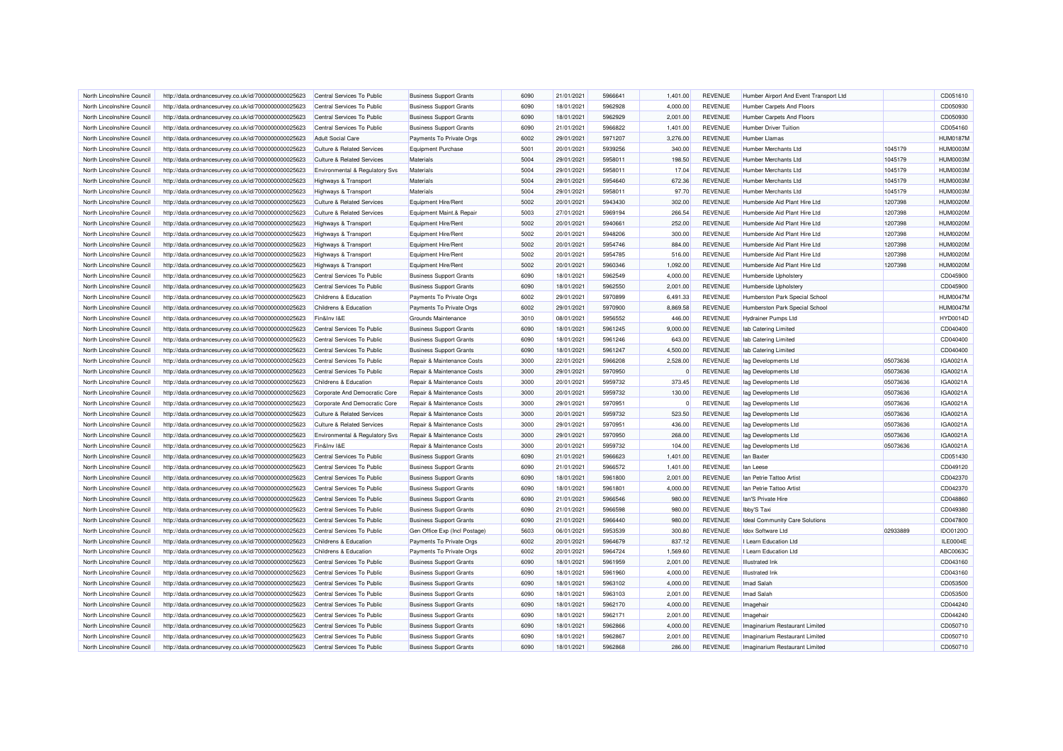| | | | | | | | | | | | |
|---|---|---|---|---|---|---|---|---|---|---|---|
| North Lincolnshire Council | http://data.ordnancesurvey.co.uk/id/7000000000025623 | Central Services To Public | Business Support Grants | 6090 | 21/01/2021 | 5966641 | 1,401.00 | REVENUE | Humber Airport And Event Transport Ltd | | CD051610 |
| North Lincolnshire Council | http://data.ordnancesurvey.co.uk/id/7000000000025623 | Central Services To Public | Business Support Grants | 6090 | 18/01/2021 | 5962928 | 4,000.00 | REVENUE | Humber Carpets And Floors | | CD050930 |
| North Lincolnshire Council | http://data.ordnancesurvey.co.uk/id/7000000000025623 | Central Services To Public | Business Support Grants | 6090 | 18/01/2021 | 5962929 | 2,001.00 | REVENUE | Humber Carpets And Floors | | CD050930 |
| North Lincolnshire Council | http://data.ordnancesurvey.co.uk/id/7000000000025623 | Central Services To Public | Business Support Grants | 6090 | 21/01/2021 | 5966822 | 1,401.00 | REVENUE | Humber Driver Tuition | | CD054160 |
| North Lincolnshire Council | http://data.ordnancesurvey.co.uk/id/7000000000025623 | Adult Social Care | Payments To Private Orgs | 6002 | 29/01/2021 | 5971207 | 3,276.00 | REVENUE | Humber Llamas | | HUM0187M |
| North Lincolnshire Council | http://data.ordnancesurvey.co.uk/id/7000000000025623 | Culture & Related Services | Equipment Purchase | 5001 | 20/01/2021 | 5939256 | 340.00 | REVENUE | Humber Merchants Ltd | 1045179 | HUM0003M |
| North Lincolnshire Council | http://data.ordnancesurvey.co.uk/id/7000000000025623 | Culture & Related Services | Materials | 5004 | 29/01/2021 | 5958011 | 198.50 | REVENUE | Humber Merchants Ltd | 1045179 | HUM0003M |
| North Lincolnshire Council | http://data.ordnancesurvey.co.uk/id/7000000000025623 | Environmental & Regulatory Svs | Materials | 5004 | 29/01/2021 | 5958011 | 17.04 | REVENUE | Humber Merchants Ltd | 1045179 | HUM0003M |
| North Lincolnshire Council | http://data.ordnancesurvey.co.uk/id/7000000000025623 | Highways & Transport | Materials | 5004 | 29/01/2021 | 5954640 | 672.36 | REVENUE | Humber Merchants Ltd | 1045179 | HUM0003M |
| North Lincolnshire Council | http://data.ordnancesurvey.co.uk/id/7000000000025623 | Highways & Transport | Materials | 5004 | 29/01/2021 | 5958011 | 97.70 | REVENUE | Humber Merchants Ltd | 1045179 | HUM0003M |
| North Lincolnshire Council | http://data.ordnancesurvey.co.uk/id/7000000000025623 | Culture & Related Services | Equipment Hire/Rent | 5002 | 20/01/2021 | 5943430 | 302.00 | REVENUE | Humberside Aid Plant Hire Ltd | 1207398 | HUM0020M |
| North Lincolnshire Council | http://data.ordnancesurvey.co.uk/id/7000000000025623 | Culture & Related Services | Equipment Maint.& Repair | 5003 | 27/01/2021 | 5969194 | 266.54 | REVENUE | Humberside Aid Plant Hire Ltd | 1207398 | HUM0020M |
| North Lincolnshire Council | http://data.ordnancesurvey.co.uk/id/7000000000025623 | Highways & Transport | Equipment Hire/Rent | 5002 | 20/01/2021 | 5940661 | 252.00 | REVENUE | Humberside Aid Plant Hire Ltd | 1207398 | HUM0020M |
| North Lincolnshire Council | http://data.ordnancesurvey.co.uk/id/7000000000025623 | Highways & Transport | Equipment Hire/Rent | 5002 | 20/01/2021 | 5948206 | 300.00 | REVENUE | Humberside Aid Plant Hire Ltd | 1207398 | HUM0020M |
| North Lincolnshire Council | http://data.ordnancesurvey.co.uk/id/7000000000025623 | Highways & Transport | Equipment Hire/Rent | 5002 | 20/01/2021 | 5954746 | 884.00 | REVENUE | Humberside Aid Plant Hire Ltd | 1207398 | HUM0020M |
| North Lincolnshire Council | http://data.ordnancesurvey.co.uk/id/7000000000025623 | Highways & Transport | Equipment Hire/Rent | 5002 | 20/01/2021 | 5954785 | 516.00 | REVENUE | Humberside Aid Plant Hire Ltd | 1207398 | HUM0020M |
| North Lincolnshire Council | http://data.ordnancesurvey.co.uk/id/7000000000025623 | Highways & Transport | Equipment Hire/Rent | 5002 | 20/01/2021 | 5960346 | 1,092.00 | REVENUE | Humberside Aid Plant Hire Ltd | 1207398 | HUM0020M |
| North Lincolnshire Council | http://data.ordnancesurvey.co.uk/id/7000000000025623 | Central Services To Public | Business Support Grants | 6090 | 18/01/2021 | 5962549 | 4,000.00 | REVENUE | Humberside Upholstery | | CD045900 |
| North Lincolnshire Council | http://data.ordnancesurvey.co.uk/id/7000000000025623 | Central Services To Public | Business Support Grants | 6090 | 18/01/2021 | 5962550 | 2,001.00 | REVENUE | Humberside Upholstery | | CD045900 |
| North Lincolnshire Council | http://data.ordnancesurvey.co.uk/id/7000000000025623 | Childrens & Education | Payments To Private Orgs | 6002 | 29/01/2021 | 5970899 | 6,491.33 | REVENUE | Humberston Park Special School | | HUM0047M |
| North Lincolnshire Council | http://data.ordnancesurvey.co.uk/id/7000000000025623 | Childrens & Education | Payments To Private Orgs | 6002 | 29/01/2021 | 5970900 | 8,869.58 | REVENUE | Humberston Park Special School | | HUM0047M |
| North Lincolnshire Council | http://data.ordnancesurvey.co.uk/id/7000000000025623 | Fin&Inv I&E | Grounds Maintenance | 3010 | 08/01/2021 | 5956552 | 446.00 | REVENUE | Hydrainer Pumps Ltd | | HYD0014D |
| North Lincolnshire Council | http://data.ordnancesurvey.co.uk/id/7000000000025623 | Central Services To Public | Business Support Grants | 6090 | 18/01/2021 | 5961245 | 9,000.00 | REVENUE | Iab Catering Limited | | CD040400 |
| North Lincolnshire Council | http://data.ordnancesurvey.co.uk/id/7000000000025623 | Central Services To Public | Business Support Grants | 6090 | 18/01/2021 | 5961246 | 643.00 | REVENUE | Iab Catering Limited | | CD040400 |
| North Lincolnshire Council | http://data.ordnancesurvey.co.uk/id/7000000000025623 | Central Services To Public | Business Support Grants | 6090 | 18/01/2021 | 5961247 | 4,500.00 | REVENUE | Iab Catering Limited | | CD040400 |
| North Lincolnshire Council | http://data.ordnancesurvey.co.uk/id/7000000000025623 | Central Services To Public | Repair & Maintenance Costs | 3000 | 22/01/2021 | 5966208 | 2,528.00 | REVENUE | Iag Developments Ltd | 05073636 | IGA0021A |
| North Lincolnshire Council | http://data.ordnancesurvey.co.uk/id/7000000000025623 | Central Services To Public | Repair & Maintenance Costs | 3000 | 29/01/2021 | 5970950 | 0 | REVENUE | Iag Developments Ltd | 05073636 | IGA0021A |
| North Lincolnshire Council | http://data.ordnancesurvey.co.uk/id/7000000000025623 | Childrens & Education | Repair & Maintenance Costs | 3000 | 20/01/2021 | 5959732 | 373.45 | REVENUE | Iag Developments Ltd | 05073636 | IGA0021A |
| North Lincolnshire Council | http://data.ordnancesurvey.co.uk/id/7000000000025623 | Corporate And Democratic Core | Repair & Maintenance Costs | 3000 | 20/01/2021 | 5959732 | 130.00 | REVENUE | Iag Developments Ltd | 05073636 | IGA0021A |
| North Lincolnshire Council | http://data.ordnancesurvey.co.uk/id/7000000000025623 | Corporate And Democratic Core | Repair & Maintenance Costs | 3000 | 29/01/2021 | 5970951 | 0 | REVENUE | Iag Developments Ltd | 05073636 | IGA0021A |
| North Lincolnshire Council | http://data.ordnancesurvey.co.uk/id/7000000000025623 | Culture & Related Services | Repair & Maintenance Costs | 3000 | 20/01/2021 | 5959732 | 523.50 | REVENUE | Iag Developments Ltd | 05073636 | IGA0021A |
| North Lincolnshire Council | http://data.ordnancesurvey.co.uk/id/7000000000025623 | Culture & Related Services | Repair & Maintenance Costs | 3000 | 29/01/2021 | 5970951 | 436.00 | REVENUE | Iag Developments Ltd | 05073636 | IGA0021A |
| North Lincolnshire Council | http://data.ordnancesurvey.co.uk/id/7000000000025623 | Environmental & Regulatory Svs | Repair & Maintenance Costs | 3000 | 29/01/2021 | 5970950 | 268.00 | REVENUE | Iag Developments Ltd | 05073636 | IGA0021A |
| North Lincolnshire Council | http://data.ordnancesurvey.co.uk/id/7000000000025623 | Fin&Inv I&E | Repair & Maintenance Costs | 3000 | 20/01/2021 | 5959732 | 104.00 | REVENUE | Iag Developments Ltd | 05073636 | IGA0021A |
| North Lincolnshire Council | http://data.ordnancesurvey.co.uk/id/7000000000025623 | Central Services To Public | Business Support Grants | 6090 | 21/01/2021 | 5966623 | 1,401.00 | REVENUE | Ian Baxter | | CD051430 |
| North Lincolnshire Council | http://data.ordnancesurvey.co.uk/id/7000000000025623 | Central Services To Public | Business Support Grants | 6090 | 21/01/2021 | 5966572 | 1,401.00 | REVENUE | Ian Leese | | CD049120 |
| North Lincolnshire Council | http://data.ordnancesurvey.co.uk/id/7000000000025623 | Central Services To Public | Business Support Grants | 6090 | 18/01/2021 | 5961800 | 2,001.00 | REVENUE | Ian Petrie Tattoo Artist | | CD042370 |
| North Lincolnshire Council | http://data.ordnancesurvey.co.uk/id/7000000000025623 | Central Services To Public | Business Support Grants | 6090 | 18/01/2021 | 5961801 | 4,000.00 | REVENUE | Ian Petrie Tattoo Artist | | CD042370 |
| North Lincolnshire Council | http://data.ordnancesurvey.co.uk/id/7000000000025623 | Central Services To Public | Business Support Grants | 6090 | 21/01/2021 | 5966546 | 980.00 | REVENUE | Ian'S Private Hire | | CD048860 |
| North Lincolnshire Council | http://data.ordnancesurvey.co.uk/id/7000000000025623 | Central Services To Public | Business Support Grants | 6090 | 21/01/2021 | 5966598 | 980.00 | REVENUE | Ibby'S Taxi | | CD049380 |
| North Lincolnshire Council | http://data.ordnancesurvey.co.uk/id/7000000000025623 | Central Services To Public | Business Support Grants | 6090 | 21/01/2021 | 5966440 | 980.00 | REVENUE | Ideal Community Care Solutions | | CD047800 |
| North Lincolnshire Council | http://data.ordnancesurvey.co.uk/id/7000000000025623 | Central Services To Public | Gen Office Exp (Incl Postage) | 5603 | 06/01/2021 | 5953539 | 300.80 | REVENUE | Idox Software Ltd | 02933889 | IDO0120O |
| North Lincolnshire Council | http://data.ordnancesurvey.co.uk/id/7000000000025623 | Childrens & Education | Payments To Private Orgs | 6002 | 20/01/2021 | 5964679 | 837.12 | REVENUE | I Learn Education Ltd | | ILE0004E |
| North Lincolnshire Council | http://data.ordnancesurvey.co.uk/id/7000000000025623 | Childrens & Education | Payments To Private Orgs | 6002 | 20/01/2021 | 5964724 | 1,569.60 | REVENUE | I Learn Education Ltd | | ABC0063C |
| North Lincolnshire Council | http://data.ordnancesurvey.co.uk/id/7000000000025623 | Central Services To Public | Business Support Grants | 6090 | 18/01/2021 | 5961959 | 2,001.00 | REVENUE | Illustrated Ink | | CD043160 |
| North Lincolnshire Council | http://data.ordnancesurvey.co.uk/id/7000000000025623 | Central Services To Public | Business Support Grants | 6090 | 18/01/2021 | 5961960 | 4,000.00 | REVENUE | Illustrated Ink | | CD043160 |
| North Lincolnshire Council | http://data.ordnancesurvey.co.uk/id/7000000000025623 | Central Services To Public | Business Support Grants | 6090 | 18/01/2021 | 5963102 | 4,000.00 | REVENUE | Imad Salah | | CD053500 |
| North Lincolnshire Council | http://data.ordnancesurvey.co.uk/id/7000000000025623 | Central Services To Public | Business Support Grants | 6090 | 18/01/2021 | 5963103 | 2,001.00 | REVENUE | Imad Salah | | CD053500 |
| North Lincolnshire Council | http://data.ordnancesurvey.co.uk/id/7000000000025623 | Central Services To Public | Business Support Grants | 6090 | 18/01/2021 | 5962170 | 4,000.00 | REVENUE | Imagehair | | CD044240 |
| North Lincolnshire Council | http://data.ordnancesurvey.co.uk/id/7000000000025623 | Central Services To Public | Business Support Grants | 6090 | 18/01/2021 | 5962171 | 2,001.00 | REVENUE | Imagehair | | CD044240 |
| North Lincolnshire Council | http://data.ordnancesurvey.co.uk/id/7000000000025623 | Central Services To Public | Business Support Grants | 6090 | 18/01/2021 | 5962866 | 4,000.00 | REVENUE | Imaginarium Restaurant Limited | | CD050710 |
| North Lincolnshire Council | http://data.ordnancesurvey.co.uk/id/7000000000025623 | Central Services To Public | Business Support Grants | 6090 | 18/01/2021 | 5962867 | 2,001.00 | REVENUE | Imaginarium Restaurant Limited | | CD050710 |
| North Lincolnshire Council | http://data.ordnancesurvey.co.uk/id/7000000000025623 | Central Services To Public | Business Support Grants | 6090 | 18/01/2021 | 5962868 | 286.00 | REVENUE | Imaginarium Restaurant Limited | | CD050710 |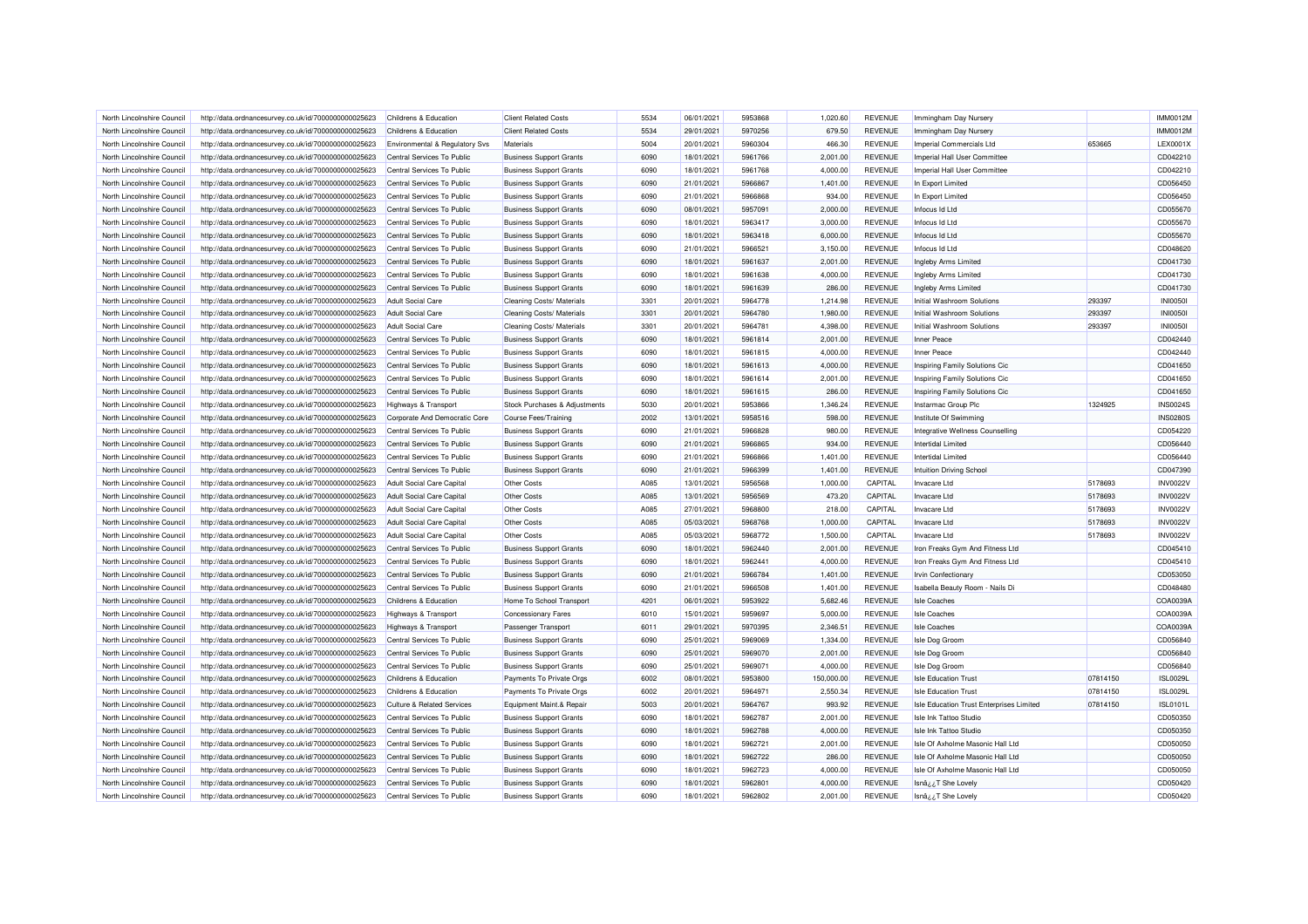| North Lincolnshire Council | http://data.ordnancesurvey.co.uk/id/7000000000025623 | Childrens & Education | Client Related Costs | 5534 | 06/01/2021 | 5953868 | 1,020.60 | REVENUE | Immingham Day Nursery | | IMM0012M |
|---|---|---|---|---|---|---|---|---|---|---|---|
| North Lincolnshire Council | http://data.ordnancesurvey.co.uk/id/7000000000025623 | Childrens & Education | Client Related Costs | 5534 | 29/01/2021 | 5970256 | 679.50 | REVENUE | Immingham Day Nursery | | IMM0012M |
| North Lincolnshire Council | http://data.ordnancesurvey.co.uk/id/7000000000025623 | Environmental & Regulatory Svs | Materials | 5004 | 20/01/2021 | 5960304 | 466.30 | REVENUE | Imperial Commercials Ltd | 653665 | LEX0001X |
| North Lincolnshire Council | http://data.ordnancesurvey.co.uk/id/7000000000025623 | Central Services To Public | Business Support Grants | 6090 | 18/01/2021 | 5961766 | 2,001.00 | REVENUE | Imperial Hall User Committee | | CD042210 |
| North Lincolnshire Council | http://data.ordnancesurvey.co.uk/id/7000000000025623 | Central Services To Public | Business Support Grants | 6090 | 18/01/2021 | 5961768 | 4,000.00 | REVENUE | Imperial Hall User Committee | | CD042210 |
| North Lincolnshire Council | http://data.ordnancesurvey.co.uk/id/7000000000025623 | Central Services To Public | Business Support Grants | 6090 | 21/01/2021 | 5966867 | 1,401.00 | REVENUE | In Export Limited | | CD056450 |
| North Lincolnshire Council | http://data.ordnancesurvey.co.uk/id/7000000000025623 | Central Services To Public | Business Support Grants | 6090 | 21/01/2021 | 5966868 | 934.00 | REVENUE | In Export Limited | | CD056450 |
| North Lincolnshire Council | http://data.ordnancesurvey.co.uk/id/7000000000025623 | Central Services To Public | Business Support Grants | 6090 | 08/01/2021 | 5957091 | 2,000.00 | REVENUE | Infocus Id Ltd | | CD055670 |
| North Lincolnshire Council | http://data.ordnancesurvey.co.uk/id/7000000000025623 | Central Services To Public | Business Support Grants | 6090 | 18/01/2021 | 5963417 | 3,000.00 | REVENUE | Infocus Id Ltd | | CD055670 |
| North Lincolnshire Council | http://data.ordnancesurvey.co.uk/id/7000000000025623 | Central Services To Public | Business Support Grants | 6090 | 18/01/2021 | 5963418 | 6,000.00 | REVENUE | Infocus Id Ltd | | CD055670 |
| North Lincolnshire Council | http://data.ordnancesurvey.co.uk/id/7000000000025623 | Central Services To Public | Business Support Grants | 6090 | 21/01/2021 | 5966521 | 3,150.00 | REVENUE | Infocus Id Ltd | | CD048620 |
| North Lincolnshire Council | http://data.ordnancesurvey.co.uk/id/7000000000025623 | Central Services To Public | Business Support Grants | 6090 | 18/01/2021 | 5961637 | 2,001.00 | REVENUE | Ingleby Arms Limited | | CD041730 |
| North Lincolnshire Council | http://data.ordnancesurvey.co.uk/id/7000000000025623 | Central Services To Public | Business Support Grants | 6090 | 18/01/2021 | 5961638 | 4,000.00 | REVENUE | Ingleby Arms Limited | | CD041730 |
| North Lincolnshire Council | http://data.ordnancesurvey.co.uk/id/7000000000025623 | Central Services To Public | Business Support Grants | 6090 | 18/01/2021 | 5961639 | 286.00 | REVENUE | Ingleby Arms Limited | | CD041730 |
| North Lincolnshire Council | http://data.ordnancesurvey.co.uk/id/7000000000025623 | Adult Social Care | Cleaning Costs/ Materials | 3301 | 20/01/2021 | 5964778 | 1,214.98 | REVENUE | Initial Washroom Solutions | 293397 | INI0050I |
| North Lincolnshire Council | http://data.ordnancesurvey.co.uk/id/7000000000025623 | Adult Social Care | Cleaning Costs/ Materials | 3301 | 20/01/2021 | 5964780 | 1,980.00 | REVENUE | Initial Washroom Solutions | 293397 | INI0050I |
| North Lincolnshire Council | http://data.ordnancesurvey.co.uk/id/7000000000025623 | Adult Social Care | Cleaning Costs/ Materials | 3301 | 20/01/2021 | 5964781 | 4,398.00 | REVENUE | Initial Washroom Solutions | 293397 | INI0050I |
| North Lincolnshire Council | http://data.ordnancesurvey.co.uk/id/7000000000025623 | Central Services To Public | Business Support Grants | 6090 | 18/01/2021 | 5961814 | 2,001.00 | REVENUE | Inner Peace | | CD042440 |
| North Lincolnshire Council | http://data.ordnancesurvey.co.uk/id/7000000000025623 | Central Services To Public | Business Support Grants | 6090 | 18/01/2021 | 5961815 | 4,000.00 | REVENUE | Inner Peace | | CD042440 |
| North Lincolnshire Council | http://data.ordnancesurvey.co.uk/id/7000000000025623 | Central Services To Public | Business Support Grants | 6090 | 18/01/2021 | 5961613 | 4,000.00 | REVENUE | Inspiring Family Solutions Cic | | CD041650 |
| North Lincolnshire Council | http://data.ordnancesurvey.co.uk/id/7000000000025623 | Central Services To Public | Business Support Grants | 6090 | 18/01/2021 | 5961614 | 2,001.00 | REVENUE | Inspiring Family Solutions Cic | | CD041650 |
| North Lincolnshire Council | http://data.ordnancesurvey.co.uk/id/7000000000025623 | Central Services To Public | Business Support Grants | 6090 | 18/01/2021 | 5961615 | 286.00 | REVENUE | Inspiring Family Solutions Cic | | CD041650 |
| North Lincolnshire Council | http://data.ordnancesurvey.co.uk/id/7000000000025623 | Highways & Transport | Stock Purchases & Adjustments | 5030 | 20/01/2021 | 5953866 | 1,346.24 | REVENUE | Instarmac Group Plc | 1324925 | INS0024S |
| North Lincolnshire Council | http://data.ordnancesurvey.co.uk/id/7000000000025623 | Corporate And Democratic Core | Course Fees/Training | 2002 | 13/01/2021 | 5958516 | 598.00 | REVENUE | Institute Of Swimming | | INS0280S |
| North Lincolnshire Council | http://data.ordnancesurvey.co.uk/id/7000000000025623 | Central Services To Public | Business Support Grants | 6090 | 21/01/2021 | 5966828 | 980.00 | REVENUE | Integrative Wellness Counselling | | CD054220 |
| North Lincolnshire Council | http://data.ordnancesurvey.co.uk/id/7000000000025623 | Central Services To Public | Business Support Grants | 6090 | 21/01/2021 | 5966865 | 934.00 | REVENUE | Intertidal Limited | | CD056440 |
| North Lincolnshire Council | http://data.ordnancesurvey.co.uk/id/7000000000025623 | Central Services To Public | Business Support Grants | 6090 | 21/01/2021 | 5966866 | 1,401.00 | REVENUE | Intertidal Limited | | CD056440 |
| North Lincolnshire Council | http://data.ordnancesurvey.co.uk/id/7000000000025623 | Central Services To Public | Business Support Grants | 6090 | 21/01/2021 | 5966399 | 1,401.00 | REVENUE | Intuition Driving School | | CD047390 |
| North Lincolnshire Council | http://data.ordnancesurvey.co.uk/id/7000000000025623 | Adult Social Care Capital | Other Costs | A085 | 13/01/2021 | 5956568 | 1,000.00 | CAPITAL | Invacare Ltd | 5178693 | INV0022V |
| North Lincolnshire Council | http://data.ordnancesurvey.co.uk/id/7000000000025623 | Adult Social Care Capital | Other Costs | A085 | 13/01/2021 | 5956569 | 473.20 | CAPITAL | Invacare Ltd | 5178693 | INV0022V |
| North Lincolnshire Council | http://data.ordnancesurvey.co.uk/id/7000000000025623 | Adult Social Care Capital | Other Costs | A085 | 27/01/2021 | 5968800 | 218.00 | CAPITAL | Invacare Ltd | 5178693 | INV0022V |
| North Lincolnshire Council | http://data.ordnancesurvey.co.uk/id/7000000000025623 | Adult Social Care Capital | Other Costs | A085 | 05/03/2021 | 5968768 | 1,000.00 | CAPITAL | Invacare Ltd | 5178693 | INV0022V |
| North Lincolnshire Council | http://data.ordnancesurvey.co.uk/id/7000000000025623 | Adult Social Care Capital | Other Costs | A085 | 05/03/2021 | 5968772 | 1,500.00 | CAPITAL | Invacare Ltd | 5178693 | INV0022V |
| North Lincolnshire Council | http://data.ordnancesurvey.co.uk/id/7000000000025623 | Central Services To Public | Business Support Grants | 6090 | 18/01/2021 | 5962440 | 2,001.00 | REVENUE | Iron Freaks Gym And Fitness Ltd | | CD045410 |
| North Lincolnshire Council | http://data.ordnancesurvey.co.uk/id/7000000000025623 | Central Services To Public | Business Support Grants | 6090 | 18/01/2021 | 5962441 | 4,000.00 | REVENUE | Iron Freaks Gym And Fitness Ltd | | CD045410 |
| North Lincolnshire Council | http://data.ordnancesurvey.co.uk/id/7000000000025623 | Central Services To Public | Business Support Grants | 6090 | 21/01/2021 | 5966784 | 1,401.00 | REVENUE | Irvin Confectionary | | CD053050 |
| North Lincolnshire Council | http://data.ordnancesurvey.co.uk/id/7000000000025623 | Central Services To Public | Business Support Grants | 6090 | 21/01/2021 | 5966508 | 1,401.00 | REVENUE | Isabella Beauty Room - Nails Di | | CD048480 |
| North Lincolnshire Council | http://data.ordnancesurvey.co.uk/id/7000000000025623 | Childrens & Education | Home To School Transport | 4201 | 06/01/2021 | 5953922 | 5,682.46 | REVENUE | Isle Coaches | | COA0039A |
| North Lincolnshire Council | http://data.ordnancesurvey.co.uk/id/7000000000025623 | Highways & Transport | Concessionary Fares | 6010 | 15/01/2021 | 5959697 | 5,000.00 | REVENUE | Isle Coaches | | COA0039A |
| North Lincolnshire Council | http://data.ordnancesurvey.co.uk/id/7000000000025623 | Highways & Transport | Passenger Transport | 6011 | 29/01/2021 | 5970395 | 2,346.51 | REVENUE | Isle Coaches | | COA0039A |
| North Lincolnshire Council | http://data.ordnancesurvey.co.uk/id/7000000000025623 | Central Services To Public | Business Support Grants | 6090 | 25/01/2021 | 5969069 | 1,334.00 | REVENUE | Isle Dog Groom | | CD056840 |
| North Lincolnshire Council | http://data.ordnancesurvey.co.uk/id/7000000000025623 | Central Services To Public | Business Support Grants | 6090 | 25/01/2021 | 5969070 | 2,001.00 | REVENUE | Isle Dog Groom | | CD056840 |
| North Lincolnshire Council | http://data.ordnancesurvey.co.uk/id/7000000000025623 | Central Services To Public | Business Support Grants | 6090 | 25/01/2021 | 5969071 | 4,000.00 | REVENUE | Isle Dog Groom | | CD056840 |
| North Lincolnshire Council | http://data.ordnancesurvey.co.uk/id/7000000000025623 | Childrens & Education | Payments To Private Orgs | 6002 | 08/01/2021 | 5953800 | 150,000.00 | REVENUE | Isle Education Trust | 07814150 | ISL0029L |
| North Lincolnshire Council | http://data.ordnancesurvey.co.uk/id/7000000000025623 | Childrens & Education | Payments To Private Orgs | 6002 | 20/01/2021 | 5964971 | 2,550.34 | REVENUE | Isle Education Trust | 07814150 | ISL0029L |
| North Lincolnshire Council | http://data.ordnancesurvey.co.uk/id/7000000000025623 | Culture & Related Services | Equipment Maint.& Repair | 5003 | 20/01/2021 | 5964767 | 993.92 | REVENUE | Isle Education Trust Enterprises Limited | 07814150 | ISL0101L |
| North Lincolnshire Council | http://data.ordnancesurvey.co.uk/id/7000000000025623 | Central Services To Public | Business Support Grants | 6090 | 18/01/2021 | 5962787 | 2,001.00 | REVENUE | Isle Ink Tattoo Studio | | CD050350 |
| North Lincolnshire Council | http://data.ordnancesurvey.co.uk/id/7000000000025623 | Central Services To Public | Business Support Grants | 6090 | 18/01/2021 | 5962788 | 4,000.00 | REVENUE | Isle Ink Tattoo Studio | | CD050350 |
| North Lincolnshire Council | http://data.ordnancesurvey.co.uk/id/7000000000025623 | Central Services To Public | Business Support Grants | 6090 | 18/01/2021 | 5962721 | 2,001.00 | REVENUE | Isle Of Axholme Masonic Hall Ltd | | CD050050 |
| North Lincolnshire Council | http://data.ordnancesurvey.co.uk/id/7000000000025623 | Central Services To Public | Business Support Grants | 6090 | 18/01/2021 | 5962722 | 286.00 | REVENUE | Isle Of Axholme Masonic Hall Ltd | | CD050050 |
| North Lincolnshire Council | http://data.ordnancesurvey.co.uk/id/7000000000025623 | Central Services To Public | Business Support Grants | 6090 | 18/01/2021 | 5962723 | 4,000.00 | REVENUE | Isle Of Axholme Masonic Hall Ltd | | CD050050 |
| North Lincolnshire Council | http://data.ordnancesurvey.co.uk/id/7000000000025623 | Central Services To Public | Business Support Grants | 6090 | 18/01/2021 | 5962801 | 4,000.00 | REVENUE | Isnâ¿¿T She Lovely | | CD050420 |
| North Lincolnshire Council | http://data.ordnancesurvey.co.uk/id/7000000000025623 | Central Services To Public | Business Support Grants | 6090 | 18/01/2021 | 5962802 | 2,001.00 | REVENUE | Isnâ¿¿T She Lovely | | CD050420 |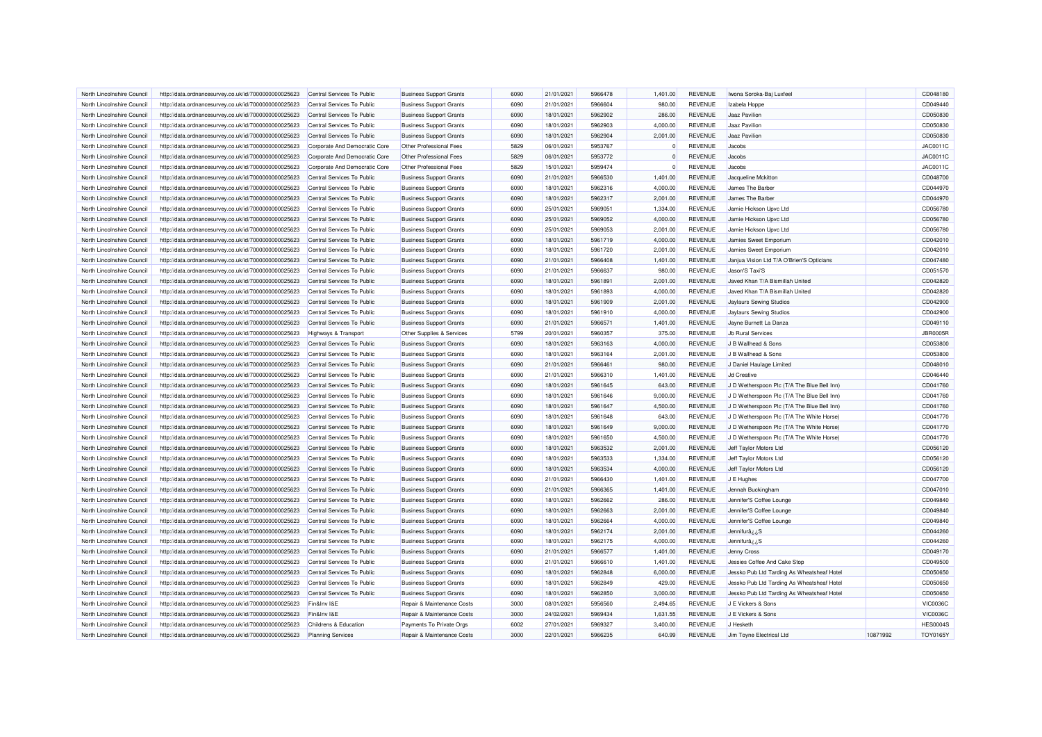| | | | | | | | | | | | |
|---|---|---|---|---|---|---|---|---|---|---|---|
| North Lincolnshire Council | http://data.ordnancesurvey.co.uk/id/7000000000025623 | Central Services To Public | Business Support Grants | 6090 | 21/01/2021 | 5966478 | 1,401.00 | REVENUE | Iwona Soroka-Baj Luxfeel | | CD048180 |
| North Lincolnshire Council | http://data.ordnancesurvey.co.uk/id/7000000000025623 | Central Services To Public | Business Support Grants | 6090 | 21/01/2021 | 5966604 | 980.00 | REVENUE | Izabela Hoppe | | CD049440 |
| North Lincolnshire Council | http://data.ordnancesurvey.co.uk/id/7000000000025623 | Central Services To Public | Business Support Grants | 6090 | 18/01/2021 | 5962902 | 286.00 | REVENUE | Jaaz Pavilion | | CD050830 |
| North Lincolnshire Council | http://data.ordnancesurvey.co.uk/id/7000000000025623 | Central Services To Public | Business Support Grants | 6090 | 18/01/2021 | 5962903 | 4,000.00 | REVENUE | Jaaz Pavilion | | CD050830 |
| North Lincolnshire Council | http://data.ordnancesurvey.co.uk/id/7000000000025623 | Central Services To Public | Business Support Grants | 6090 | 18/01/2021 | 5962904 | 2,001.00 | REVENUE | Jaaz Pavilion | | CD050830 |
| North Lincolnshire Council | http://data.ordnancesurvey.co.uk/id/7000000000025623 | Corporate And Democratic Core | Other Professional Fees | 5829 | 06/01/2021 | 5953767 | 0 | REVENUE | Jacobs | | JAC0011C |
| North Lincolnshire Council | http://data.ordnancesurvey.co.uk/id/7000000000025623 | Corporate And Democratic Core | Other Professional Fees | 5829 | 06/01/2021 | 5953772 | 0 | REVENUE | Jacobs | | JAC0011C |
| North Lincolnshire Council | http://data.ordnancesurvey.co.uk/id/7000000000025623 | Corporate And Democratic Core | Other Professional Fees | 5829 | 15/01/2021 | 5959474 | 0 | REVENUE | Jacobs | | JAC0011C |
| North Lincolnshire Council | http://data.ordnancesurvey.co.uk/id/7000000000025623 | Central Services To Public | Business Support Grants | 6090 | 21/01/2021 | 5966530 | 1,401.00 | REVENUE | Jacqueline Mckitton | | CD048700 |
| North Lincolnshire Council | http://data.ordnancesurvey.co.uk/id/7000000000025623 | Central Services To Public | Business Support Grants | 6090 | 18/01/2021 | 5962316 | 4,000.00 | REVENUE | James The Barber | | CD044970 |
| North Lincolnshire Council | http://data.ordnancesurvey.co.uk/id/7000000000025623 | Central Services To Public | Business Support Grants | 6090 | 18/01/2021 | 5962317 | 2,001.00 | REVENUE | James The Barber | | CD044970 |
| North Lincolnshire Council | http://data.ordnancesurvey.co.uk/id/7000000000025623 | Central Services To Public | Business Support Grants | 6090 | 25/01/2021 | 5969051 | 1,334.00 | REVENUE | Jamie Hickson Upvc Ltd | | CD056780 |
| North Lincolnshire Council | http://data.ordnancesurvey.co.uk/id/7000000000025623 | Central Services To Public | Business Support Grants | 6090 | 25/01/2021 | 5969052 | 4,000.00 | REVENUE | Jamie Hickson Upvc Ltd | | CD056780 |
| North Lincolnshire Council | http://data.ordnancesurvey.co.uk/id/7000000000025623 | Central Services To Public | Business Support Grants | 6090 | 25/01/2021 | 5969053 | 2,001.00 | REVENUE | Jamie Hickson Upvc Ltd | | CD056780 |
| North Lincolnshire Council | http://data.ordnancesurvey.co.uk/id/7000000000025623 | Central Services To Public | Business Support Grants | 6090 | 18/01/2021 | 5961719 | 4,000.00 | REVENUE | Jamies Sweet Emporium | | CD042010 |
| North Lincolnshire Council | http://data.ordnancesurvey.co.uk/id/7000000000025623 | Central Services To Public | Business Support Grants | 6090 | 18/01/2021 | 5961720 | 2,001.00 | REVENUE | Jamies Sweet Emporium | | CD042010 |
| North Lincolnshire Council | http://data.ordnancesurvey.co.uk/id/7000000000025623 | Central Services To Public | Business Support Grants | 6090 | 21/01/2021 | 5966408 | 1,401.00 | REVENUE | Janjua Vision Ltd T/A O'Brien'S Opticians | | CD047480 |
| North Lincolnshire Council | http://data.ordnancesurvey.co.uk/id/7000000000025623 | Central Services To Public | Business Support Grants | 6090 | 21/01/2021 | 5966637 | 980.00 | REVENUE | Jason'S Taxi'S | | CD051570 |
| North Lincolnshire Council | http://data.ordnancesurvey.co.uk/id/7000000000025623 | Central Services To Public | Business Support Grants | 6090 | 18/01/2021 | 5961891 | 2,001.00 | REVENUE | Javed Khan T/A Bismillah United | | CD042820 |
| North Lincolnshire Council | http://data.ordnancesurvey.co.uk/id/7000000000025623 | Central Services To Public | Business Support Grants | 6090 | 18/01/2021 | 5961893 | 4,000.00 | REVENUE | Javed Khan T/A Bismillah United | | CD042820 |
| North Lincolnshire Council | http://data.ordnancesurvey.co.uk/id/7000000000025623 | Central Services To Public | Business Support Grants | 6090 | 18/01/2021 | 5961909 | 2,001.00 | REVENUE | Jaylaurs Sewing Studios | | CD042900 |
| North Lincolnshire Council | http://data.ordnancesurvey.co.uk/id/7000000000025623 | Central Services To Public | Business Support Grants | 6090 | 18/01/2021 | 5961910 | 4,000.00 | REVENUE | Jaylaurs Sewing Studios | | CD042900 |
| North Lincolnshire Council | http://data.ordnancesurvey.co.uk/id/7000000000025623 | Central Services To Public | Business Support Grants | 6090 | 21/01/2021 | 5966571 | 1,401.00 | REVENUE | Jayne Burnett La Danza | | CD049110 |
| North Lincolnshire Council | http://data.ordnancesurvey.co.uk/id/7000000000025623 | Highways & Transport | Other Supplies & Services | 5799 | 20/01/2021 | 5960357 | 375.00 | REVENUE | Jb Rural Services | | JBR0005R |
| North Lincolnshire Council | http://data.ordnancesurvey.co.uk/id/7000000000025623 | Central Services To Public | Business Support Grants | 6090 | 18/01/2021 | 5963163 | 4,000.00 | REVENUE | J B Wallhead & Sons | | CD053800 |
| North Lincolnshire Council | http://data.ordnancesurvey.co.uk/id/7000000000025623 | Central Services To Public | Business Support Grants | 6090 | 18/01/2021 | 5963164 | 2,001.00 | REVENUE | J B Wallhead & Sons | | CD053800 |
| North Lincolnshire Council | http://data.ordnancesurvey.co.uk/id/7000000000025623 | Central Services To Public | Business Support Grants | 6090 | 21/01/2021 | 5966461 | 980.00 | REVENUE | J Daniel Haulage Limited | | CD048010 |
| North Lincolnshire Council | http://data.ordnancesurvey.co.uk/id/7000000000025623 | Central Services To Public | Business Support Grants | 6090 | 21/01/2021 | 5966310 | 1,401.00 | REVENUE | Jd Creative | | CD046440 |
| North Lincolnshire Council | http://data.ordnancesurvey.co.uk/id/7000000000025623 | Central Services To Public | Business Support Grants | 6090 | 18/01/2021 | 5961645 | 643.00 | REVENUE | J D Wetherspoon Plc (T/A The Blue Bell Inn) | | CD041760 |
| North Lincolnshire Council | http://data.ordnancesurvey.co.uk/id/7000000000025623 | Central Services To Public | Business Support Grants | 6090 | 18/01/2021 | 5961646 | 9,000.00 | REVENUE | J D Wetherspoon Plc (T/A The Blue Bell Inn) | | CD041760 |
| North Lincolnshire Council | http://data.ordnancesurvey.co.uk/id/7000000000025623 | Central Services To Public | Business Support Grants | 6090 | 18/01/2021 | 5961647 | 4,500.00 | REVENUE | J D Wetherspoon Plc (T/A The Blue Bell Inn) | | CD041760 |
| North Lincolnshire Council | http://data.ordnancesurvey.co.uk/id/7000000000025623 | Central Services To Public | Business Support Grants | 6090 | 18/01/2021 | 5961648 | 643.00 | REVENUE | J D Wetherspoon Plc (T/A The White Horse) | | CD041770 |
| North Lincolnshire Council | http://data.ordnancesurvey.co.uk/id/7000000000025623 | Central Services To Public | Business Support Grants | 6090 | 18/01/2021 | 5961649 | 9,000.00 | REVENUE | J D Wetherspoon Plc (T/A The White Horse) | | CD041770 |
| North Lincolnshire Council | http://data.ordnancesurvey.co.uk/id/7000000000025623 | Central Services To Public | Business Support Grants | 6090 | 18/01/2021 | 5961650 | 4,500.00 | REVENUE | J D Wetherspoon Plc (T/A The White Horse) | | CD041770 |
| North Lincolnshire Council | http://data.ordnancesurvey.co.uk/id/7000000000025623 | Central Services To Public | Business Support Grants | 6090 | 18/01/2021 | 5963532 | 2,001.00 | REVENUE | Jeff Taylor Motors Ltd | | CD056120 |
| North Lincolnshire Council | http://data.ordnancesurvey.co.uk/id/7000000000025623 | Central Services To Public | Business Support Grants | 6090 | 18/01/2021 | 5963533 | 1,334.00 | REVENUE | Jeff Taylor Motors Ltd | | CD056120 |
| North Lincolnshire Council | http://data.ordnancesurvey.co.uk/id/7000000000025623 | Central Services To Public | Business Support Grants | 6090 | 18/01/2021 | 5963534 | 4,000.00 | REVENUE | Jeff Taylor Motors Ltd | | CD056120 |
| North Lincolnshire Council | http://data.ordnancesurvey.co.uk/id/7000000000025623 | Central Services To Public | Business Support Grants | 6090 | 21/01/2021 | 5966430 | 1,401.00 | REVENUE | J E Hughes | | CD047700 |
| North Lincolnshire Council | http://data.ordnancesurvey.co.uk/id/7000000000025623 | Central Services To Public | Business Support Grants | 6090 | 21/01/2021 | 5966365 | 1,401.00 | REVENUE | Jennah Buckingham | | CD047010 |
| North Lincolnshire Council | http://data.ordnancesurvey.co.uk/id/7000000000025623 | Central Services To Public | Business Support Grants | 6090 | 18/01/2021 | 5962662 | 286.00 | REVENUE | Jennifer'S Coffee Lounge | | CD049840 |
| North Lincolnshire Council | http://data.ordnancesurvey.co.uk/id/7000000000025623 | Central Services To Public | Business Support Grants | 6090 | 18/01/2021 | 5962663 | 2,001.00 | REVENUE | Jennifer'S Coffee Lounge | | CD049840 |
| North Lincolnshire Council | http://data.ordnancesurvey.co.uk/id/7000000000025623 | Central Services To Public | Business Support Grants | 6090 | 18/01/2021 | 5962664 | 4,000.00 | REVENUE | Jennifer'S Coffee Lounge | | CD049840 |
| North Lincolnshire Council | http://data.ordnancesurvey.co.uk/id/7000000000025623 | Central Services To Public | Business Support Grants | 6090 | 18/01/2021 | 5962174 | 2,001.00 | REVENUE | Jenniferâ¿¿S | | CD044260 |
| North Lincolnshire Council | http://data.ordnancesurvey.co.uk/id/7000000000025623 | Central Services To Public | Business Support Grants | 6090 | 18/01/2021 | 5962175 | 4,000.00 | REVENUE | Jenniferâ¿¿S | | CD044260 |
| North Lincolnshire Council | http://data.ordnancesurvey.co.uk/id/7000000000025623 | Central Services To Public | Business Support Grants | 6090 | 21/01/2021 | 5966577 | 1,401.00 | REVENUE | Jenny Cross | | CD049170 |
| North Lincolnshire Council | http://data.ordnancesurvey.co.uk/id/7000000000025623 | Central Services To Public | Business Support Grants | 6090 | 21/01/2021 | 5966610 | 1,401.00 | REVENUE | Jessies Coffee And Cake Stop | | CD049500 |
| North Lincolnshire Council | http://data.ordnancesurvey.co.uk/id/7000000000025623 | Central Services To Public | Business Support Grants | 6090 | 18/01/2021 | 5962848 | 6,000.00 | REVENUE | Jessko Pub Ltd Tarding As Wheatsheaf Hotel | | CD050650 |
| North Lincolnshire Council | http://data.ordnancesurvey.co.uk/id/7000000000025623 | Central Services To Public | Business Support Grants | 6090 | 18/01/2021 | 5962849 | 429.00 | REVENUE | Jessko Pub Ltd Tarding As Wheatsheaf Hotel | | CD050650 |
| North Lincolnshire Council | http://data.ordnancesurvey.co.uk/id/7000000000025623 | Central Services To Public | Business Support Grants | 6090 | 18/01/2021 | 5962850 | 3,000.00 | REVENUE | Jessko Pub Ltd Tarding As Wheatsheaf Hotel | | CD050650 |
| North Lincolnshire Council | http://data.ordnancesurvey.co.uk/id/7000000000025623 | Fin&Inv I&E | Repair & Maintenance Costs | 3000 | 08/01/2021 | 5956560 | 2,494.65 | REVENUE | J E Vickers & Sons | | VIC0036C |
| North Lincolnshire Council | http://data.ordnancesurvey.co.uk/id/7000000000025623 | Fin&Inv I&E | Repair & Maintenance Costs | 3000 | 24/02/2021 | 5969434 | 1,631.55 | REVENUE | J E Vickers & Sons | | VIC0036C |
| North Lincolnshire Council | http://data.ordnancesurvey.co.uk/id/7000000000025623 | Childrens & Education | Payments To Private Orgs | 6002 | 27/01/2021 | 5969327 | 3,400.00 | REVENUE | J Hesketh | | HES0004S |
| North Lincolnshire Council | http://data.ordnancesurvey.co.uk/id/7000000000025623 | Planning Services | Repair & Maintenance Costs | 3000 | 22/01/2021 | 5966235 | 640.99 | REVENUE | Jim Toyne Electrical Ltd | 10871992 | TOY0165Y |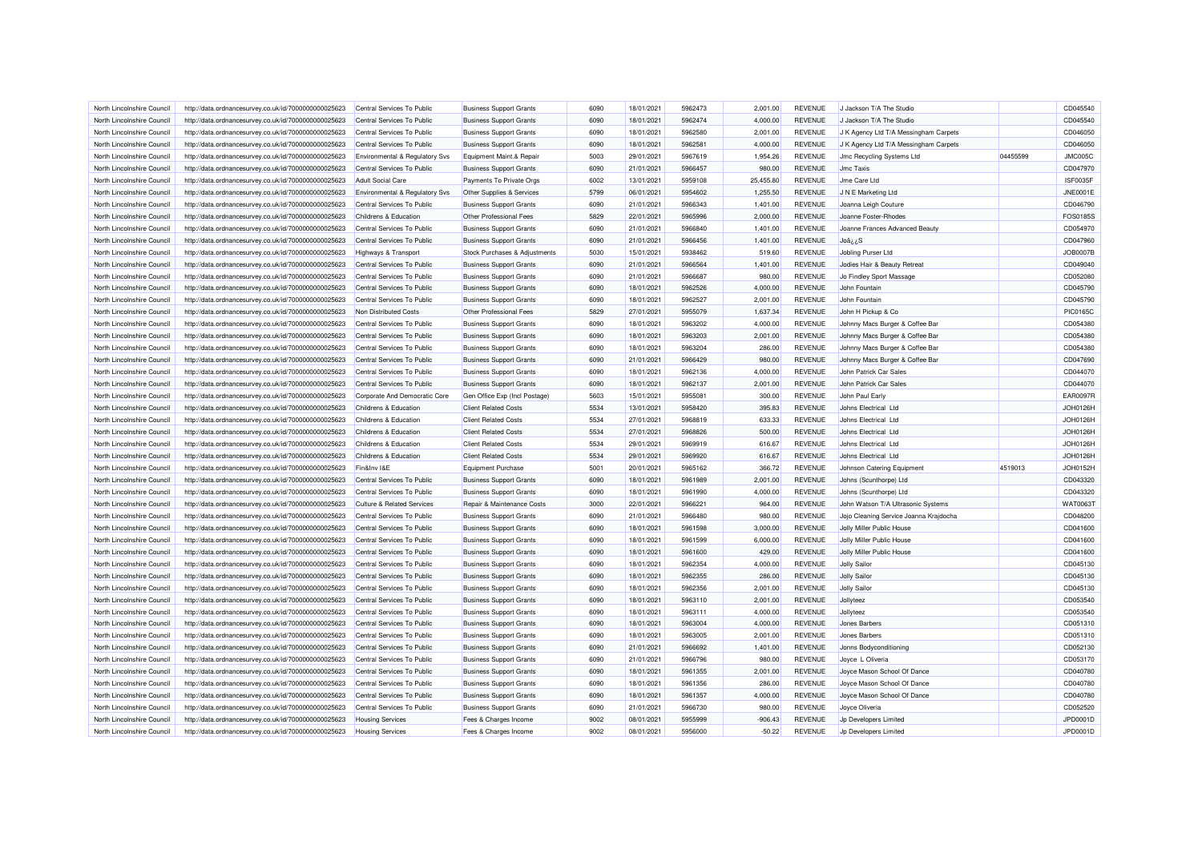| North Lincolnshire Council | http://data.ordnancesurvey.co.uk/id/7000000000025623 | Central Services To Public | Business Support Grants | 6090 | 18/01/2021 | 5962473 | 2,001.00 | REVENUE | J Jackson T/A The Studio | | CD045540 |
|---|---|---|---|---|---|---|---|---|---|---|---|
| North Lincolnshire Council | http://data.ordnancesurvey.co.uk/id/7000000000025623 | Central Services To Public | Business Support Grants | 6090 | 18/01/2021 | 5962474 | 4,000.00 | REVENUE | J Jackson T/A The Studio | | CD045540 |
| North Lincolnshire Council | http://data.ordnancesurvey.co.uk/id/7000000000025623 | Central Services To Public | Business Support Grants | 6090 | 18/01/2021 | 5962580 | 2,001.00 | REVENUE | J K Agency Ltd T/A Messingham Carpets | | CD046050 |
| North Lincolnshire Council | http://data.ordnancesurvey.co.uk/id/7000000000025623 | Central Services To Public | Business Support Grants | 6090 | 18/01/2021 | 5962581 | 4,000.00 | REVENUE | J K Agency Ltd T/A Messingham Carpets | | CD046050 |
| North Lincolnshire Council | http://data.ordnancesurvey.co.uk/id/7000000000025623 | Environmental & Regulatory Svs | Equipment Maint.& Repair | 5003 | 29/01/2021 | 5967619 | 1,954.26 | REVENUE | Jmc Recycling Systems Ltd | 04455599 | JMC005C |
| North Lincolnshire Council | http://data.ordnancesurvey.co.uk/id/7000000000025623 | Central Services To Public | Business Support Grants | 6090 | 21/01/2021 | 5966457 | 980.00 | REVENUE | Jmc Taxis | | CD047970 |
| North Lincolnshire Council | http://data.ordnancesurvey.co.uk/id/7000000000025623 | Adult Social Care | Payments To Private Orgs | 6002 | 13/01/2021 | 5959108 | 25,455.80 | REVENUE | Jme Care Ltd | | ISF0035F |
| North Lincolnshire Council | http://data.ordnancesurvey.co.uk/id/7000000000025623 | Environmental & Regulatory Svs | Other Supplies & Services | 5799 | 06/01/2021 | 5954602 | 1,255.50 | REVENUE | J N E Marketing Ltd | | JNE0001E |
| North Lincolnshire Council | http://data.ordnancesurvey.co.uk/id/7000000000025623 | Central Services To Public | Business Support Grants | 6090 | 21/01/2021 | 5966343 | 1,401.00 | REVENUE | Joanna Leigh Couture | | CD046790 |
| North Lincolnshire Council | http://data.ordnancesurvey.co.uk/id/7000000000025623 | Childrens & Education | Other Professional Fees | 5829 | 22/01/2021 | 5965996 | 2,000.00 | REVENUE | Joanne Foster-Rhodes | | FOS0185S |
| North Lincolnshire Council | http://data.ordnancesurvey.co.uk/id/7000000000025623 | Central Services To Public | Business Support Grants | 6090 | 21/01/2021 | 5966840 | 1,401.00 | REVENUE | Joanne Frances Advanced Beauty | | CD054970 |
| North Lincolnshire Council | http://data.ordnancesurvey.co.uk/id/7000000000025623 | Central Services To Public | Business Support Grants | 6090 | 21/01/2021 | 5966456 | 1,401.00 | REVENUE | Joâ¿¿S | | CD047960 |
| North Lincolnshire Council | http://data.ordnancesurvey.co.uk/id/7000000000025623 | Highways & Transport | Stock Purchases & Adjustments | 5030 | 15/01/2021 | 5938462 | 519.60 | REVENUE | Jobling Purser Ltd | | JOB0007B |
| North Lincolnshire Council | http://data.ordnancesurvey.co.uk/id/7000000000025623 | Central Services To Public | Business Support Grants | 6090 | 21/01/2021 | 5966564 | 1,401.00 | REVENUE | Jodies Hair & Beauty Retreat | | CD049040 |
| North Lincolnshire Council | http://data.ordnancesurvey.co.uk/id/7000000000025623 | Central Services To Public | Business Support Grants | 6090 | 21/01/2021 | 5966687 | 980.00 | REVENUE | Jo Findley Sport Massage | | CD052080 |
| North Lincolnshire Council | http://data.ordnancesurvey.co.uk/id/7000000000025623 | Central Services To Public | Business Support Grants | 6090 | 18/01/2021 | 5962526 | 4,000.00 | REVENUE | John Fountain | | CD045790 |
| North Lincolnshire Council | http://data.ordnancesurvey.co.uk/id/7000000000025623 | Central Services To Public | Business Support Grants | 6090 | 18/01/2021 | 5962527 | 2,001.00 | REVENUE | John Fountain | | CD045790 |
| North Lincolnshire Council | http://data.ordnancesurvey.co.uk/id/7000000000025623 | Non Distributed Costs | Other Professional Fees | 5829 | 27/01/2021 | 5955079 | 1,637.34 | REVENUE | John H Pickup & Co | | PIC0165C |
| North Lincolnshire Council | http://data.ordnancesurvey.co.uk/id/7000000000025623 | Central Services To Public | Business Support Grants | 6090 | 18/01/2021 | 5963202 | 4,000.00 | REVENUE | Johnny Macs Burger & Coffee Bar | | CD054380 |
| North Lincolnshire Council | http://data.ordnancesurvey.co.uk/id/7000000000025623 | Central Services To Public | Business Support Grants | 6090 | 18/01/2021 | 5963203 | 2,001.00 | REVENUE | Johnny Macs Burger & Coffee Bar | | CD054380 |
| North Lincolnshire Council | http://data.ordnancesurvey.co.uk/id/7000000000025623 | Central Services To Public | Business Support Grants | 6090 | 18/01/2021 | 5963204 | 286.00 | REVENUE | Johnny Macs Burger & Coffee Bar | | CD054380 |
| North Lincolnshire Council | http://data.ordnancesurvey.co.uk/id/7000000000025623 | Central Services To Public | Business Support Grants | 6090 | 21/01/2021 | 5966429 | 980.00 | REVENUE | Johnny Macs Burger & Coffee Bar | | CD047690 |
| North Lincolnshire Council | http://data.ordnancesurvey.co.uk/id/7000000000025623 | Central Services To Public | Business Support Grants | 6090 | 18/01/2021 | 5962136 | 4,000.00 | REVENUE | John Patrick Car Sales | | CD044070 |
| North Lincolnshire Council | http://data.ordnancesurvey.co.uk/id/7000000000025623 | Central Services To Public | Business Support Grants | 6090 | 18/01/2021 | 5962137 | 2,001.00 | REVENUE | John Patrick Car Sales | | CD044070 |
| North Lincolnshire Council | http://data.ordnancesurvey.co.uk/id/7000000000025623 | Corporate And Democratic Core | Gen Office Exp (Incl Postage) | 5603 | 15/01/2021 | 5955081 | 300.00 | REVENUE | John Paul Early | | EAR0097R |
| North Lincolnshire Council | http://data.ordnancesurvey.co.uk/id/7000000000025623 | Childrens & Education | Client Related Costs | 5534 | 13/01/2021 | 5958420 | 395.83 | REVENUE | Johns Electrical Ltd | | JOH0126H |
| North Lincolnshire Council | http://data.ordnancesurvey.co.uk/id/7000000000025623 | Childrens & Education | Client Related Costs | 5534 | 27/01/2021 | 5968819 | 633.33 | REVENUE | Johns Electrical Ltd | | JOH0126H |
| North Lincolnshire Council | http://data.ordnancesurvey.co.uk/id/7000000000025623 | Childrens & Education | Client Related Costs | 5534 | 27/01/2021 | 5968826 | 500.00 | REVENUE | Johns Electrical Ltd | | JOH0126H |
| North Lincolnshire Council | http://data.ordnancesurvey.co.uk/id/7000000000025623 | Childrens & Education | Client Related Costs | 5534 | 29/01/2021 | 5969919 | 616.67 | REVENUE | Johns Electrical Ltd | | JOH0126H |
| North Lincolnshire Council | http://data.ordnancesurvey.co.uk/id/7000000000025623 | Childrens & Education | Client Related Costs | 5534 | 29/01/2021 | 5969920 | 616.67 | REVENUE | Johns Electrical Ltd | | JOH0126H |
| North Lincolnshire Council | http://data.ordnancesurvey.co.uk/id/7000000000025623 | Fin&Inv I&E | Equipment Purchase | 5001 | 20/01/2021 | 5965162 | 366.72 | REVENUE | Johnson Catering Equipment | 4519013 | JOH0152H |
| North Lincolnshire Council | http://data.ordnancesurvey.co.uk/id/7000000000025623 | Central Services To Public | Business Support Grants | 6090 | 18/01/2021 | 5961989 | 2,001.00 | REVENUE | Johns (Scunthorpe) Ltd | | CD043320 |
| North Lincolnshire Council | http://data.ordnancesurvey.co.uk/id/7000000000025623 | Central Services To Public | Business Support Grants | 6090 | 18/01/2021 | 5961990 | 4,000.00 | REVENUE | Johns (Scunthorpe) Ltd | | CD043320 |
| North Lincolnshire Council | http://data.ordnancesurvey.co.uk/id/7000000000025623 | Culture & Related Services | Repair & Maintenance Costs | 3000 | 22/01/2021 | 5966221 | 964.00 | REVENUE | John Watson T/A Ultrasonic Systems | | WAT0063T |
| North Lincolnshire Council | http://data.ordnancesurvey.co.uk/id/7000000000025623 | Central Services To Public | Business Support Grants | 6090 | 21/01/2021 | 5966480 | 980.00 | REVENUE | Jojo Cleaning Service Joanna Krajdocha | | CD048200 |
| North Lincolnshire Council | http://data.ordnancesurvey.co.uk/id/7000000000025623 | Central Services To Public | Business Support Grants | 6090 | 18/01/2021 | 5961598 | 3,000.00 | REVENUE | Jolly Miller Public House | | CD041600 |
| North Lincolnshire Council | http://data.ordnancesurvey.co.uk/id/7000000000025623 | Central Services To Public | Business Support Grants | 6090 | 18/01/2021 | 5961599 | 6,000.00 | REVENUE | Jolly Miller Public House | | CD041600 |
| North Lincolnshire Council | http://data.ordnancesurvey.co.uk/id/7000000000025623 | Central Services To Public | Business Support Grants | 6090 | 18/01/2021 | 5961600 | 429.00 | REVENUE | Jolly Miller Public House | | CD041600 |
| North Lincolnshire Council | http://data.ordnancesurvey.co.uk/id/7000000000025623 | Central Services To Public | Business Support Grants | 6090 | 18/01/2021 | 5962354 | 4,000.00 | REVENUE | Jolly Sailor | | CD045130 |
| North Lincolnshire Council | http://data.ordnancesurvey.co.uk/id/7000000000025623 | Central Services To Public | Business Support Grants | 6090 | 18/01/2021 | 5962355 | 286.00 | REVENUE | Jolly Sailor | | CD045130 |
| North Lincolnshire Council | http://data.ordnancesurvey.co.uk/id/7000000000025623 | Central Services To Public | Business Support Grants | 6090 | 18/01/2021 | 5962356 | 2,001.00 | REVENUE | Jolly Sailor | | CD045130 |
| North Lincolnshire Council | http://data.ordnancesurvey.co.uk/id/7000000000025623 | Central Services To Public | Business Support Grants | 6090 | 18/01/2021 | 5963110 | 2,001.00 | REVENUE | Jollyteez | | CD053540 |
| North Lincolnshire Council | http://data.ordnancesurvey.co.uk/id/7000000000025623 | Central Services To Public | Business Support Grants | 6090 | 18/01/2021 | 5963111 | 4,000.00 | REVENUE | Jollyteez | | CD053540 |
| North Lincolnshire Council | http://data.ordnancesurvey.co.uk/id/7000000000025623 | Central Services To Public | Business Support Grants | 6090 | 18/01/2021 | 5963004 | 4,000.00 | REVENUE | Jones Barbers | | CD051310 |
| North Lincolnshire Council | http://data.ordnancesurvey.co.uk/id/7000000000025623 | Central Services To Public | Business Support Grants | 6090 | 18/01/2021 | 5963005 | 2,001.00 | REVENUE | Jones Barbers | | CD051310 |
| North Lincolnshire Council | http://data.ordnancesurvey.co.uk/id/7000000000025623 | Central Services To Public | Business Support Grants | 6090 | 21/01/2021 | 5966692 | 1,401.00 | REVENUE | Jonns Bodyconditioning | | CD052130 |
| North Lincolnshire Council | http://data.ordnancesurvey.co.uk/id/7000000000025623 | Central Services To Public | Business Support Grants | 6090 | 21/01/2021 | 5966796 | 980.00 | REVENUE | Joyce L Oliveria | | CD053170 |
| North Lincolnshire Council | http://data.ordnancesurvey.co.uk/id/7000000000025623 | Central Services To Public | Business Support Grants | 6090 | 18/01/2021 | 5961355 | 2,001.00 | REVENUE | Joyce Mason School Of Dance | | CD040780 |
| North Lincolnshire Council | http://data.ordnancesurvey.co.uk/id/7000000000025623 | Central Services To Public | Business Support Grants | 6090 | 18/01/2021 | 5961356 | 286.00 | REVENUE | Joyce Mason School Of Dance | | CD040780 |
| North Lincolnshire Council | http://data.ordnancesurvey.co.uk/id/7000000000025623 | Central Services To Public | Business Support Grants | 6090 | 18/01/2021 | 5961357 | 4,000.00 | REVENUE | Joyce Mason School Of Dance | | CD040780 |
| North Lincolnshire Council | http://data.ordnancesurvey.co.uk/id/7000000000025623 | Central Services To Public | Business Support Grants | 6090 | 21/01/2021 | 5966730 | 980.00 | REVENUE | Joyce Oliveria | | CD052520 |
| North Lincolnshire Council | http://data.ordnancesurvey.co.uk/id/7000000000025623 | Housing Services | Fees & Charges Income | 9002 | 08/01/2021 | 5955999 | -906.43 | REVENUE | Jp Developers Limited | | JPD0001D |
| North Lincolnshire Council | http://data.ordnancesurvey.co.uk/id/7000000000025623 | Housing Services | Fees & Charges Income | 9002 | 08/01/2021 | 5956000 | -50.22 | REVENUE | Jp Developers Limited | | JPD0001D |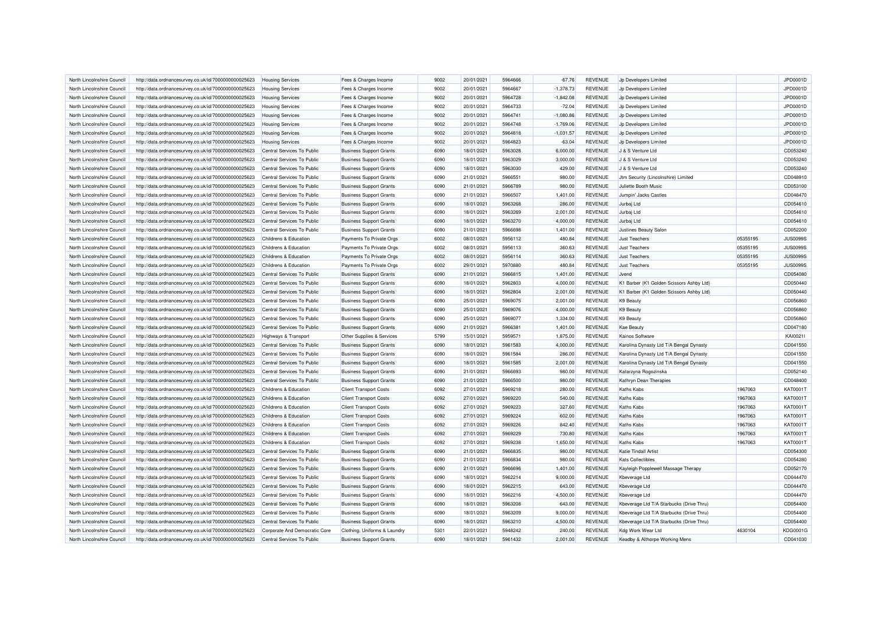| | | | | | | | | | | | |
|---|---|---|---|---|---|---|---|---|---|---|---|
| North Lincolnshire Council | http://data.ordnancesurvey.co.uk/id/7000000000025623 | Housing Services | Fees & Charges Income | 9002 | 20/01/2021 | 5964666 | -67.76 | REVENUE | Jp Developers Limited | | JPD0001D |
| North Lincolnshire Council | http://data.ordnancesurvey.co.uk/id/7000000000025623 | Housing Services | Fees & Charges Income | 9002 | 20/01/2021 | 5964667 | -1,378.73 | REVENUE | Jp Developers Limited | | JPD0001D |
| North Lincolnshire Council | http://data.ordnancesurvey.co.uk/id/7000000000025623 | Housing Services | Fees & Charges Income | 9002 | 20/01/2021 | 5964728 | -1,842.08 | REVENUE | Jp Developers Limited | | JPD0001D |
| North Lincolnshire Council | http://data.ordnancesurvey.co.uk/id/7000000000025623 | Housing Services | Fees & Charges Income | 9002 | 20/01/2021 | 5964733 | -72.04 | REVENUE | Jp Developers Limited | | JPD0001D |
| North Lincolnshire Council | http://data.ordnancesurvey.co.uk/id/7000000000025623 | Housing Services | Fees & Charges Income | 9002 | 20/01/2021 | 5964741 | -1,080.86 | REVENUE | Jp Developers Limited | | JPD0001D |
| North Lincolnshire Council | http://data.ordnancesurvey.co.uk/id/7000000000025623 | Housing Services | Fees & Charges Income | 9002 | 20/01/2021 | 5964748 | -1,769.06 | REVENUE | Jp Developers Limited | | JPD0001D |
| North Lincolnshire Council | http://data.ordnancesurvey.co.uk/id/7000000000025623 | Housing Services | Fees & Charges Income | 9002 | 20/01/2021 | 5964818 | -1,031.57 | REVENUE | Jp Developers Limited | | JPD0001D |
| North Lincolnshire Council | http://data.ordnancesurvey.co.uk/id/7000000000025623 | Housing Services | Fees & Charges Income | 9002 | 20/01/2021 | 5964823 | -63.04 | REVENUE | Jp Developers Limited | | JPD0001D |
| North Lincolnshire Council | http://data.ordnancesurvey.co.uk/id/7000000000025623 | Central Services To Public | Business Support Grants | 6090 | 18/01/2021 | 5963028 | 6,000.00 | REVENUE | J & S Venture Ltd | | CD053240 |
| North Lincolnshire Council | http://data.ordnancesurvey.co.uk/id/7000000000025623 | Central Services To Public | Business Support Grants | 6090 | 18/01/2021 | 5963029 | 3,000.00 | REVENUE | J & S Venture Ltd | | CD053240 |
| North Lincolnshire Council | http://data.ordnancesurvey.co.uk/id/7000000000025623 | Central Services To Public | Business Support Grants | 6090 | 18/01/2021 | 5963030 | 429.00 | REVENUE | J & S Venture Ltd | | CD053240 |
| North Lincolnshire Council | http://data.ordnancesurvey.co.uk/id/7000000000025623 | Central Services To Public | Business Support Grants | 6090 | 21/01/2021 | 5966551 | 980.00 | REVENUE | Jtm Security (Lincolnshire) Limited | | CD048910 |
| North Lincolnshire Council | http://data.ordnancesurvey.co.uk/id/7000000000025623 | Central Services To Public | Business Support Grants | 6090 | 21/01/2021 | 5966789 | 980.00 | REVENUE | Juliette Booth Music | | CD053100 |
| North Lincolnshire Council | http://data.ordnancesurvey.co.uk/id/7000000000025623 | Central Services To Public | Business Support Grants | 6090 | 21/01/2021 | 5966507 | 1,401.00 | REVENUE | Jumpin' Jacks Castles | | CD048470 |
| North Lincolnshire Council | http://data.ordnancesurvey.co.uk/id/7000000000025623 | Central Services To Public | Business Support Grants | 6090 | 18/01/2021 | 5963268 | 286.00 | REVENUE | Jurbaj Ltd | | CD054610 |
| North Lincolnshire Council | http://data.ordnancesurvey.co.uk/id/7000000000025623 | Central Services To Public | Business Support Grants | 6090 | 18/01/2021 | 5963269 | 2,001.00 | REVENUE | Jurbaj Ltd | | CD054610 |
| North Lincolnshire Council | http://data.ordnancesurvey.co.uk/id/7000000000025623 | Central Services To Public | Business Support Grants | 6090 | 18/01/2021 | 5963270 | 4,000.00 | REVENUE | Jurbaj Ltd | | CD054610 |
| North Lincolnshire Council | http://data.ordnancesurvey.co.uk/id/7000000000025623 | Central Services To Public | Business Support Grants | 6090 | 21/01/2021 | 5966698 | 1,401.00 | REVENUE | Justines Beauty Salon | | CD052200 |
| North Lincolnshire Council | http://data.ordnancesurvey.co.uk/id/7000000000025623 | Childrens & Education | Payments To Private Orgs | 6002 | 08/01/2021 | 5956112 | 480.84 | REVENUE | Just Teachers | 05355195 | JUS0099S |
| North Lincolnshire Council | http://data.ordnancesurvey.co.uk/id/7000000000025623 | Childrens & Education | Payments To Private Orgs | 6002 | 08/01/2021 | 5956113 | 360.63 | REVENUE | Just Teachers | 05355195 | JUS0099S |
| North Lincolnshire Council | http://data.ordnancesurvey.co.uk/id/7000000000025623 | Childrens & Education | Payments To Private Orgs | 6002 | 08/01/2021 | 5956114 | 360.63 | REVENUE | Just Teachers | 05355195 | JUS0099S |
| North Lincolnshire Council | http://data.ordnancesurvey.co.uk/id/7000000000025623 | Childrens & Education | Payments To Private Orgs | 6002 | 29/01/2021 | 5970880 | 480.84 | REVENUE | Just Teachers | 05355195 | JUS0099S |
| North Lincolnshire Council | http://data.ordnancesurvey.co.uk/id/7000000000025623 | Central Services To Public | Business Support Grants | 6090 | 21/01/2021 | 5966815 | 1,401.00 | REVENUE | Jvend | | CD054080 |
| North Lincolnshire Council | http://data.ordnancesurvey.co.uk/id/7000000000025623 | Central Services To Public | Business Support Grants | 6090 | 18/01/2021 | 5962803 | 4,000.00 | REVENUE | K1 Barber (K1 Golden Scissors Ashby Ltd) | | CD050440 |
| North Lincolnshire Council | http://data.ordnancesurvey.co.uk/id/7000000000025623 | Central Services To Public | Business Support Grants | 6090 | 18/01/2021 | 5962804 | 2,001.00 | REVENUE | K1 Barber (K1 Golden Scissors Ashby Ltd) | | CD050440 |
| North Lincolnshire Council | http://data.ordnancesurvey.co.uk/id/7000000000025623 | Central Services To Public | Business Support Grants | 6090 | 25/01/2021 | 5969075 | 2,001.00 | REVENUE | K9 Beauty | | CD056860 |
| North Lincolnshire Council | http://data.ordnancesurvey.co.uk/id/7000000000025623 | Central Services To Public | Business Support Grants | 6090 | 25/01/2021 | 5969076 | 4,000.00 | REVENUE | K9 Beauty | | CD056860 |
| North Lincolnshire Council | http://data.ordnancesurvey.co.uk/id/7000000000025623 | Central Services To Public | Business Support Grants | 6090 | 25/01/2021 | 5969077 | 1,334.00 | REVENUE | K9 Beauty | | CD056860 |
| North Lincolnshire Council | http://data.ordnancesurvey.co.uk/id/7000000000025623 | Central Services To Public | Business Support Grants | 6090 | 21/01/2021 | 5966381 | 1,401.00 | REVENUE | Kae Beauty | | CD047180 |
| North Lincolnshire Council | http://data.ordnancesurvey.co.uk/id/7000000000025623 | Highways & Transport | Other Supplies & Services | 5799 | 15/01/2021 | 5959571 | 1,875.00 | REVENUE | Kainos Software | | KAI0021I |
| North Lincolnshire Council | http://data.ordnancesurvey.co.uk/id/7000000000025623 | Central Services To Public | Business Support Grants | 6090 | 18/01/2021 | 5961583 | 4,000.00 | REVENUE | Karolina Dynasty Ltd T/A Bengal Dynasty | | CD041550 |
| North Lincolnshire Council | http://data.ordnancesurvey.co.uk/id/7000000000025623 | Central Services To Public | Business Support Grants | 6090 | 18/01/2021 | 5961584 | 286.00 | REVENUE | Karolina Dynasty Ltd T/A Bengal Dynasty | | CD041550 |
| North Lincolnshire Council | http://data.ordnancesurvey.co.uk/id/7000000000025623 | Central Services To Public | Business Support Grants | 6090 | 18/01/2021 | 5961585 | 2,001.00 | REVENUE | Karolina Dynasty Ltd T/A Bengal Dynasty | | CD041550 |
| North Lincolnshire Council | http://data.ordnancesurvey.co.uk/id/7000000000025623 | Central Services To Public | Business Support Grants | 6090 | 21/01/2021 | 5966693 | 980.00 | REVENUE | Katarzyna Rogozinska | | CD052140 |
| North Lincolnshire Council | http://data.ordnancesurvey.co.uk/id/7000000000025623 | Central Services To Public | Business Support Grants | 6090 | 21/01/2021 | 5966500 | 980.00 | REVENUE | Kathryn Dean Therapies | | CD048400 |
| North Lincolnshire Council | http://data.ordnancesurvey.co.uk/id/7000000000025623 | Childrens & Education | Client Transport Costs | 6092 | 27/01/2021 | 5969218 | 280.00 | REVENUE | Kaths Kabs | 1967063 | KAT0001T |
| North Lincolnshire Council | http://data.ordnancesurvey.co.uk/id/7000000000025623 | Childrens & Education | Client Transport Costs | 6092 | 27/01/2021 | 5969220 | 540.00 | REVENUE | Kaths Kabs | 1967063 | KAT0001T |
| North Lincolnshire Council | http://data.ordnancesurvey.co.uk/id/7000000000025623 | Childrens & Education | Client Transport Costs | 6092 | 27/01/2021 | 5969223 | 327.60 | REVENUE | Kaths Kabs | 1967063 | KAT0001T |
| North Lincolnshire Council | http://data.ordnancesurvey.co.uk/id/7000000000025623 | Childrens & Education | Client Transport Costs | 6092 | 27/01/2021 | 5969224 | 602.00 | REVENUE | Kaths Kabs | 1967063 | KAT0001T |
| North Lincolnshire Council | http://data.ordnancesurvey.co.uk/id/7000000000025623 | Childrens & Education | Client Transport Costs | 6092 | 27/01/2021 | 5969226 | 842.40 | REVENUE | Kaths Kabs | 1967063 | KAT0001T |
| North Lincolnshire Council | http://data.ordnancesurvey.co.uk/id/7000000000025623 | Childrens & Education | Client Transport Costs | 6092 | 27/01/2021 | 5969229 | 730.80 | REVENUE | Kaths Kabs | 1967063 | KAT0001T |
| North Lincolnshire Council | http://data.ordnancesurvey.co.uk/id/7000000000025623 | Childrens & Education | Client Transport Costs | 6092 | 27/01/2021 | 5969238 | 1,650.00 | REVENUE | Kaths Kabs | 1967063 | KAT0001T |
| North Lincolnshire Council | http://data.ordnancesurvey.co.uk/id/7000000000025623 | Central Services To Public | Business Support Grants | 6090 | 21/01/2021 | 5966835 | 980.00 | REVENUE | Katie Tindall Artist | | CD054300 |
| North Lincolnshire Council | http://data.ordnancesurvey.co.uk/id/7000000000025623 | Central Services To Public | Business Support Grants | 6090 | 21/01/2021 | 5966834 | 980.00 | REVENUE | Kats Collectibles | | CD054280 |
| North Lincolnshire Council | http://data.ordnancesurvey.co.uk/id/7000000000025623 | Central Services To Public | Business Support Grants | 6090 | 21/01/2021 | 5966696 | 1,401.00 | REVENUE | Kayleigh Popplewell Massage Therapy | | CD052170 |
| North Lincolnshire Council | http://data.ordnancesurvey.co.uk/id/7000000000025623 | Central Services To Public | Business Support Grants | 6090 | 18/01/2021 | 5962214 | 9,000.00 | REVENUE | Kbeverage Ltd | | CD044470 |
| North Lincolnshire Council | http://data.ordnancesurvey.co.uk/id/7000000000025623 | Central Services To Public | Business Support Grants | 6090 | 18/01/2021 | 5962215 | 643.00 | REVENUE | Kbeverage Ltd | | CD044470 |
| North Lincolnshire Council | http://data.ordnancesurvey.co.uk/id/7000000000025623 | Central Services To Public | Business Support Grants | 6090 | 18/01/2021 | 5962216 | 4,500.00 | REVENUE | Kbeverage Ltd | | CD044470 |
| North Lincolnshire Council | http://data.ordnancesurvey.co.uk/id/7000000000025623 | Central Services To Public | Business Support Grants | 6090 | 18/01/2021 | 5963208 | 643.00 | REVENUE | Kbeverage Ltd T/A Starbucks (Drive Thru) | | CD054400 |
| North Lincolnshire Council | http://data.ordnancesurvey.co.uk/id/7000000000025623 | Central Services To Public | Business Support Grants | 6090 | 18/01/2021 | 5963209 | 9,000.00 | REVENUE | Kbeverage Ltd T/A Starbucks (Drive Thru) | | CD054400 |
| North Lincolnshire Council | http://data.ordnancesurvey.co.uk/id/7000000000025623 | Central Services To Public | Business Support Grants | 6090 | 18/01/2021 | 5963210 | 4,500.00 | REVENUE | Kbeverage Ltd T/A Starbucks (Drive Thru) | | CD054400 |
| North Lincolnshire Council | http://data.ordnancesurvey.co.uk/id/7000000000025623 | Corporate And Democratic Core | Clothing, Uniforms & Laundry | 5301 | 22/01/2021 | 5948242 | 240.00 | REVENUE | Kdg Work Wear Ltd | 4630104 | KDG0001G |
| North Lincolnshire Council | http://data.ordnancesurvey.co.uk/id/7000000000025623 | Central Services To Public | Business Support Grants | 6090 | 18/01/2021 | 5961432 | 2,001.00 | REVENUE | Keadby & Althorpe Working Mens | | CD041030 |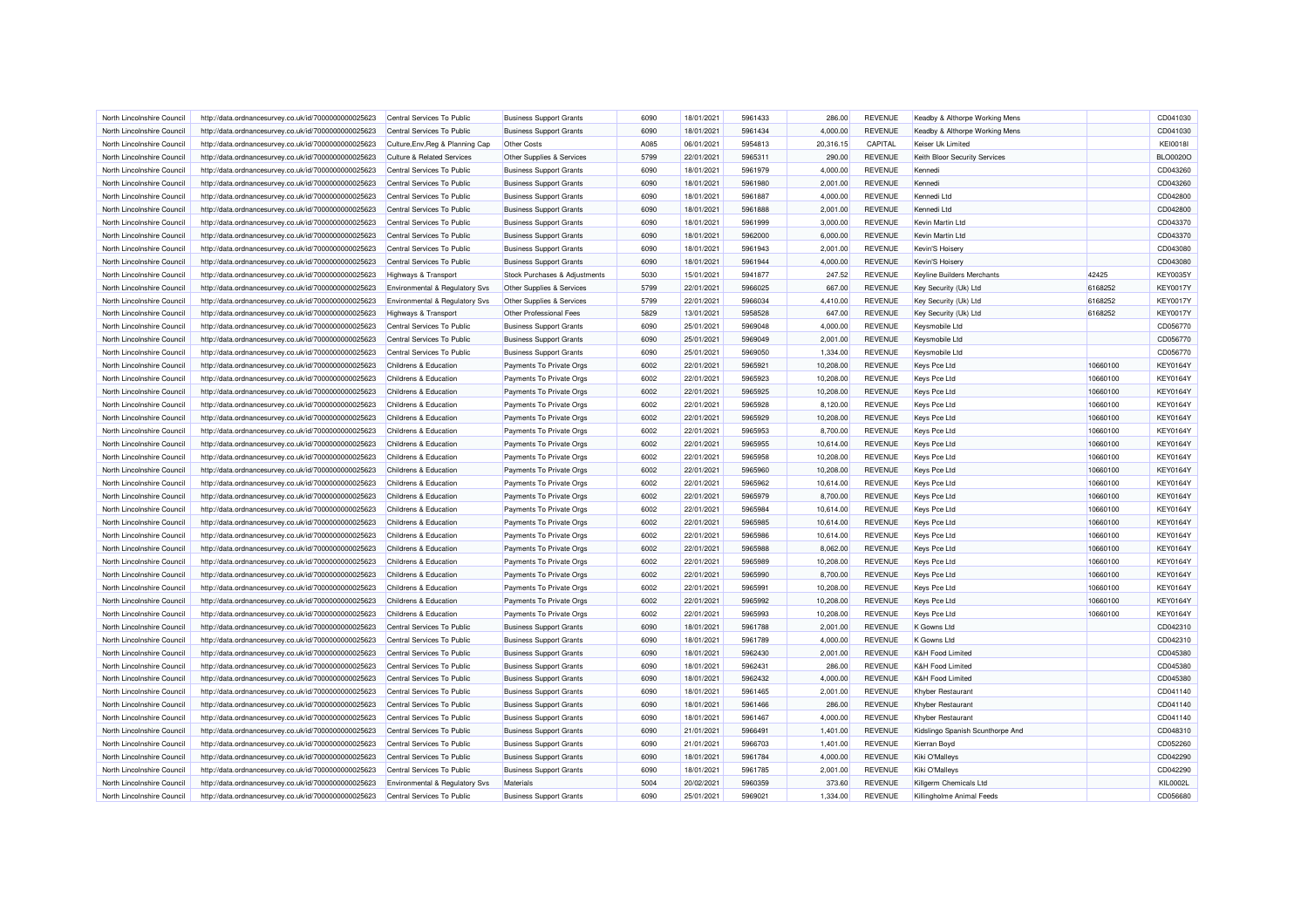| North Lincolnshire Council | http://data.ordnancesurvey.co.uk/id/7000000000025623 | Central Services To Public | Business Support Grants | 6090 | 18/01/2021 | 5961433 | 286.00 | REVENUE | Keadby & Althorpe Working Mens | | CD041030 |
|---|---|---|---|---|---|---|---|---|---|---|---|
| North Lincolnshire Council | http://data.ordnancesurvey.co.uk/id/7000000000025623 | Central Services To Public | Business Support Grants | 6090 | 18/01/2021 | 5961434 | 4,000.00 | REVENUE | Keadby & Althorpe Working Mens | | CD041030 |
| North Lincolnshire Council | http://data.ordnancesurvey.co.uk/id/7000000000025623 | Culture,Env,Reg & Planning Cap | Other Costs | A085 | 06/01/2021 | 5954813 | 20,316.15 | CAPITAL | Keiser Uk Limited | | KEI0018I |
| North Lincolnshire Council | http://data.ordnancesurvey.co.uk/id/7000000000025623 | Culture & Related Services | Other Supplies & Services | 5799 | 22/01/2021 | 5965311 | 290.00 | REVENUE | Keith Bloor Security Services | | BLO0020O |
| North Lincolnshire Council | http://data.ordnancesurvey.co.uk/id/7000000000025623 | Central Services To Public | Business Support Grants | 6090 | 18/01/2021 | 5961979 | 4,000.00 | REVENUE | Kennedi | | CD043260 |
| North Lincolnshire Council | http://data.ordnancesurvey.co.uk/id/7000000000025623 | Central Services To Public | Business Support Grants | 6090 | 18/01/2021 | 5961980 | 2,001.00 | REVENUE | Kennedi | | CD043260 |
| North Lincolnshire Council | http://data.ordnancesurvey.co.uk/id/7000000000025623 | Central Services To Public | Business Support Grants | 6090 | 18/01/2021 | 5961887 | 4,000.00 | REVENUE | Kennedi Ltd | | CD042800 |
| North Lincolnshire Council | http://data.ordnancesurvey.co.uk/id/7000000000025623 | Central Services To Public | Business Support Grants | 6090 | 18/01/2021 | 5961888 | 2,001.00 | REVENUE | Kennedi Ltd | | CD042800 |
| North Lincolnshire Council | http://data.ordnancesurvey.co.uk/id/7000000000025623 | Central Services To Public | Business Support Grants | 6090 | 18/01/2021 | 5961999 | 3,000.00 | REVENUE | Kevin Martin Ltd | | CD043370 |
| North Lincolnshire Council | http://data.ordnancesurvey.co.uk/id/7000000000025623 | Central Services To Public | Business Support Grants | 6090 | 18/01/2021 | 5962000 | 6,000.00 | REVENUE | Kevin Martin Ltd | | CD043370 |
| North Lincolnshire Council | http://data.ordnancesurvey.co.uk/id/7000000000025623 | Central Services To Public | Business Support Grants | 6090 | 18/01/2021 | 5961943 | 2,001.00 | REVENUE | Kevin'S Hoisery | | CD043080 |
| North Lincolnshire Council | http://data.ordnancesurvey.co.uk/id/7000000000025623 | Central Services To Public | Business Support Grants | 6090 | 18/01/2021 | 5961944 | 4,000.00 | REVENUE | Kevin'S Hoisery | | CD043080 |
| North Lincolnshire Council | http://data.ordnancesurvey.co.uk/id/7000000000025623 | Highways & Transport | Stock Purchases & Adjustments | 5030 | 15/01/2021 | 5941877 | 247.52 | REVENUE | Keyline Builders Merchants | 42425 | KEY0035Y |
| North Lincolnshire Council | http://data.ordnancesurvey.co.uk/id/7000000000025623 | Environmental & Regulatory Svs | Other Supplies & Services | 5799 | 22/01/2021 | 5966025 | 667.00 | REVENUE | Key Security (Uk) Ltd | 6168252 | KEY0017Y |
| North Lincolnshire Council | http://data.ordnancesurvey.co.uk/id/7000000000025623 | Environmental & Regulatory Svs | Other Supplies & Services | 5799 | 22/01/2021 | 5966034 | 4,410.00 | REVENUE | Key Security (Uk) Ltd | 6168252 | KEY0017Y |
| North Lincolnshire Council | http://data.ordnancesurvey.co.uk/id/7000000000025623 | Highways & Transport | Other Professional Fees | 5829 | 13/01/2021 | 5958528 | 647.00 | REVENUE | Key Security (Uk) Ltd | 6168252 | KEY0017Y |
| North Lincolnshire Council | http://data.ordnancesurvey.co.uk/id/7000000000025623 | Central Services To Public | Business Support Grants | 6090 | 25/01/2021 | 5969048 | 4,000.00 | REVENUE | Keysmobile Ltd | | CD056770 |
| North Lincolnshire Council | http://data.ordnancesurvey.co.uk/id/7000000000025623 | Central Services To Public | Business Support Grants | 6090 | 25/01/2021 | 5969049 | 2,001.00 | REVENUE | Keysmobile Ltd | | CD056770 |
| North Lincolnshire Council | http://data.ordnancesurvey.co.uk/id/7000000000025623 | Central Services To Public | Business Support Grants | 6090 | 25/01/2021 | 5969050 | 1,334.00 | REVENUE | Keysmobile Ltd | | CD056770 |
| North Lincolnshire Council | http://data.ordnancesurvey.co.uk/id/7000000000025623 | Childrens & Education | Payments To Private Orgs | 6002 | 22/01/2021 | 5965921 | 10,208.00 | REVENUE | Keys Pce Ltd | 10660100 | KEY0164Y |
| North Lincolnshire Council | http://data.ordnancesurvey.co.uk/id/7000000000025623 | Childrens & Education | Payments To Private Orgs | 6002 | 22/01/2021 | 5965923 | 10,208.00 | REVENUE | Keys Pce Ltd | 10660100 | KEY0164Y |
| North Lincolnshire Council | http://data.ordnancesurvey.co.uk/id/7000000000025623 | Childrens & Education | Payments To Private Orgs | 6002 | 22/01/2021 | 5965925 | 10,208.00 | REVENUE | Keys Pce Ltd | 10660100 | KEY0164Y |
| North Lincolnshire Council | http://data.ordnancesurvey.co.uk/id/7000000000025623 | Childrens & Education | Payments To Private Orgs | 6002 | 22/01/2021 | 5965928 | 8,120.00 | REVENUE | Keys Pce Ltd | 10660100 | KEY0164Y |
| North Lincolnshire Council | http://data.ordnancesurvey.co.uk/id/7000000000025623 | Childrens & Education | Payments To Private Orgs | 6002 | 22/01/2021 | 5965929 | 10,208.00 | REVENUE | Keys Pce Ltd | 10660100 | KEY0164Y |
| North Lincolnshire Council | http://data.ordnancesurvey.co.uk/id/7000000000025623 | Childrens & Education | Payments To Private Orgs | 6002 | 22/01/2021 | 5965953 | 8,700.00 | REVENUE | Keys Pce Ltd | 10660100 | KEY0164Y |
| North Lincolnshire Council | http://data.ordnancesurvey.co.uk/id/7000000000025623 | Childrens & Education | Payments To Private Orgs | 6002 | 22/01/2021 | 5965955 | 10,614.00 | REVENUE | Keys Pce Ltd | 10660100 | KEY0164Y |
| North Lincolnshire Council | http://data.ordnancesurvey.co.uk/id/7000000000025623 | Childrens & Education | Payments To Private Orgs | 6002 | 22/01/2021 | 5965958 | 10,208.00 | REVENUE | Keys Pce Ltd | 10660100 | KEY0164Y |
| North Lincolnshire Council | http://data.ordnancesurvey.co.uk/id/7000000000025623 | Childrens & Education | Payments To Private Orgs | 6002 | 22/01/2021 | 5965960 | 10,208.00 | REVENUE | Keys Pce Ltd | 10660100 | KEY0164Y |
| North Lincolnshire Council | http://data.ordnancesurvey.co.uk/id/7000000000025623 | Childrens & Education | Payments To Private Orgs | 6002 | 22/01/2021 | 5965962 | 10,614.00 | REVENUE | Keys Pce Ltd | 10660100 | KEY0164Y |
| North Lincolnshire Council | http://data.ordnancesurvey.co.uk/id/7000000000025623 | Childrens & Education | Payments To Private Orgs | 6002 | 22/01/2021 | 5965979 | 8,700.00 | REVENUE | Keys Pce Ltd | 10660100 | KEY0164Y |
| North Lincolnshire Council | http://data.ordnancesurvey.co.uk/id/7000000000025623 | Childrens & Education | Payments To Private Orgs | 6002 | 22/01/2021 | 5965984 | 10,614.00 | REVENUE | Keys Pce Ltd | 10660100 | KEY0164Y |
| North Lincolnshire Council | http://data.ordnancesurvey.co.uk/id/7000000000025623 | Childrens & Education | Payments To Private Orgs | 6002 | 22/01/2021 | 5965985 | 10,614.00 | REVENUE | Keys Pce Ltd | 10660100 | KEY0164Y |
| North Lincolnshire Council | http://data.ordnancesurvey.co.uk/id/7000000000025623 | Childrens & Education | Payments To Private Orgs | 6002 | 22/01/2021 | 5965986 | 10,614.00 | REVENUE | Keys Pce Ltd | 10660100 | KEY0164Y |
| North Lincolnshire Council | http://data.ordnancesurvey.co.uk/id/7000000000025623 | Childrens & Education | Payments To Private Orgs | 6002 | 22/01/2021 | 5965988 | 8,062.00 | REVENUE | Keys Pce Ltd | 10660100 | KEY0164Y |
| North Lincolnshire Council | http://data.ordnancesurvey.co.uk/id/7000000000025623 | Childrens & Education | Payments To Private Orgs | 6002 | 22/01/2021 | 5965989 | 10,208.00 | REVENUE | Keys Pce Ltd | 10660100 | KEY0164Y |
| North Lincolnshire Council | http://data.ordnancesurvey.co.uk/id/7000000000025623 | Childrens & Education | Payments To Private Orgs | 6002 | 22/01/2021 | 5965990 | 8,700.00 | REVENUE | Keys Pce Ltd | 10660100 | KEY0164Y |
| North Lincolnshire Council | http://data.ordnancesurvey.co.uk/id/7000000000025623 | Childrens & Education | Payments To Private Orgs | 6002 | 22/01/2021 | 5965991 | 10,208.00 | REVENUE | Keys Pce Ltd | 10660100 | KEY0164Y |
| North Lincolnshire Council | http://data.ordnancesurvey.co.uk/id/7000000000025623 | Childrens & Education | Payments To Private Orgs | 6002 | 22/01/2021 | 5965992 | 10,208.00 | REVENUE | Keys Pce Ltd | 10660100 | KEY0164Y |
| North Lincolnshire Council | http://data.ordnancesurvey.co.uk/id/7000000000025623 | Childrens & Education | Payments To Private Orgs | 6002 | 22/01/2021 | 5965993 | 10,208.00 | REVENUE | Keys Pce Ltd | 10660100 | KEY0164Y |
| North Lincolnshire Council | http://data.ordnancesurvey.co.uk/id/7000000000025623 | Central Services To Public | Business Support Grants | 6090 | 18/01/2021 | 5961788 | 2,001.00 | REVENUE | K Gowns Ltd | | CD042310 |
| North Lincolnshire Council | http://data.ordnancesurvey.co.uk/id/7000000000025623 | Central Services To Public | Business Support Grants | 6090 | 18/01/2021 | 5961789 | 4,000.00 | REVENUE | K Gowns Ltd | | CD042310 |
| North Lincolnshire Council | http://data.ordnancesurvey.co.uk/id/7000000000025623 | Central Services To Public | Business Support Grants | 6090 | 18/01/2021 | 5962430 | 2,001.00 | REVENUE | K&H Food Limited | | CD045380 |
| North Lincolnshire Council | http://data.ordnancesurvey.co.uk/id/7000000000025623 | Central Services To Public | Business Support Grants | 6090 | 18/01/2021 | 5962431 | 286.00 | REVENUE | K&H Food Limited | | CD045380 |
| North Lincolnshire Council | http://data.ordnancesurvey.co.uk/id/7000000000025623 | Central Services To Public | Business Support Grants | 6090 | 18/01/2021 | 5962432 | 4,000.00 | REVENUE | K&H Food Limited | | CD045380 |
| North Lincolnshire Council | http://data.ordnancesurvey.co.uk/id/7000000000025623 | Central Services To Public | Business Support Grants | 6090 | 18/01/2021 | 5961465 | 2,001.00 | REVENUE | Khyber Restaurant | | CD041140 |
| North Lincolnshire Council | http://data.ordnancesurvey.co.uk/id/7000000000025623 | Central Services To Public | Business Support Grants | 6090 | 18/01/2021 | 5961466 | 286.00 | REVENUE | Khyber Restaurant | | CD041140 |
| North Lincolnshire Council | http://data.ordnancesurvey.co.uk/id/7000000000025623 | Central Services To Public | Business Support Grants | 6090 | 18/01/2021 | 5961467 | 4,000.00 | REVENUE | Khyber Restaurant | | CD041140 |
| North Lincolnshire Council | http://data.ordnancesurvey.co.uk/id/7000000000025623 | Central Services To Public | Business Support Grants | 6090 | 21/01/2021 | 5966491 | 1,401.00 | REVENUE | Kidslingo Spanish Scunthorpe And | | CD048310 |
| North Lincolnshire Council | http://data.ordnancesurvey.co.uk/id/7000000000025623 | Central Services To Public | Business Support Grants | 6090 | 21/01/2021 | 5966703 | 1,401.00 | REVENUE | Kierran Boyd | | CD052260 |
| North Lincolnshire Council | http://data.ordnancesurvey.co.uk/id/7000000000025623 | Central Services To Public | Business Support Grants | 6090 | 18/01/2021 | 5961784 | 4,000.00 | REVENUE | Kiki O'Malleys | | CD042290 |
| North Lincolnshire Council | http://data.ordnancesurvey.co.uk/id/7000000000025623 | Central Services To Public | Business Support Grants | 6090 | 18/01/2021 | 5961785 | 2,001.00 | REVENUE | Kiki O'Malleys | | CD042290 |
| North Lincolnshire Council | http://data.ordnancesurvey.co.uk/id/7000000000025623 | Environmental & Regulatory Svs | Materials | 5004 | 20/02/2021 | 5960359 | 373.60 | REVENUE | Killgerm Chemicals Ltd | | KIL0002L |
| North Lincolnshire Council | http://data.ordnancesurvey.co.uk/id/7000000000025623 | Central Services To Public | Business Support Grants | 6090 | 25/01/2021 | 5969021 | 1,334.00 | REVENUE | Killingholme Animal Feeds | | CD056680 |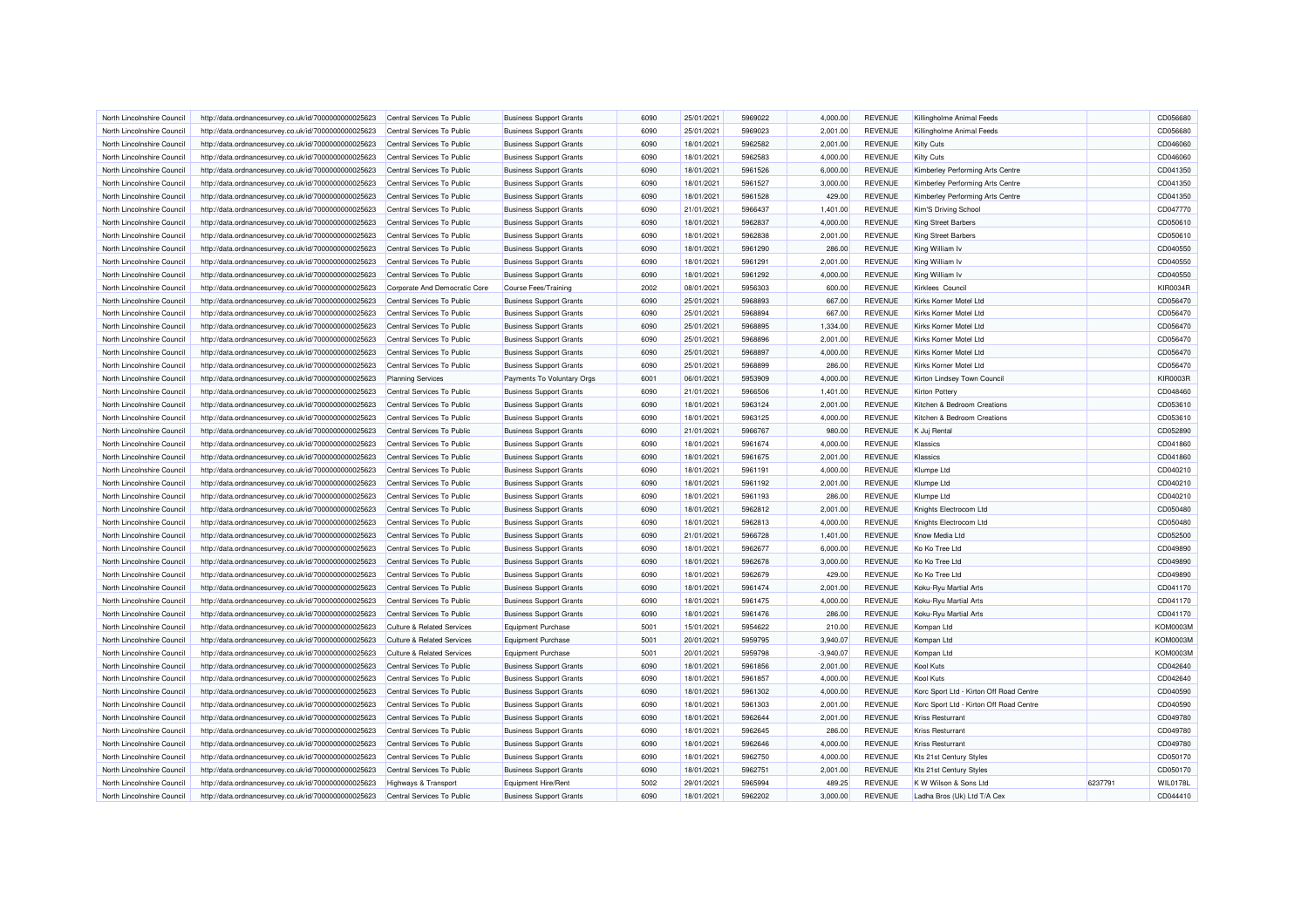| | | | | | | | | | | | |
|---|---|---|---|---|---|---|---|---|---|---|---|
| North Lincolnshire Council | http://data.ordnancesurvey.co.uk/id/7000000000025623 | Central Services To Public | Business Support Grants | 6090 | 25/01/2021 | 5969022 | 4,000.00 | REVENUE | Killingholme Animal Feeds | | CD056680 |
| North Lincolnshire Council | http://data.ordnancesurvey.co.uk/id/7000000000025623 | Central Services To Public | Business Support Grants | 6090 | 25/01/2021 | 5969023 | 2,001.00 | REVENUE | Killingholme Animal Feeds | | CD056680 |
| North Lincolnshire Council | http://data.ordnancesurvey.co.uk/id/7000000000025623 | Central Services To Public | Business Support Grants | 6090 | 18/01/2021 | 5962582 | 2,001.00 | REVENUE | Kilty Cuts | | CD046060 |
| North Lincolnshire Council | http://data.ordnancesurvey.co.uk/id/7000000000025623 | Central Services To Public | Business Support Grants | 6090 | 18/01/2021 | 5962583 | 4,000.00 | REVENUE | Kilty Cuts | | CD046060 |
| North Lincolnshire Council | http://data.ordnancesurvey.co.uk/id/7000000000025623 | Central Services To Public | Business Support Grants | 6090 | 18/01/2021 | 5961526 | 6,000.00 | REVENUE | Kimberley Performing Arts Centre | | CD041350 |
| North Lincolnshire Council | http://data.ordnancesurvey.co.uk/id/7000000000025623 | Central Services To Public | Business Support Grants | 6090 | 18/01/2021 | 5961527 | 3,000.00 | REVENUE | Kimberley Performing Arts Centre | | CD041350 |
| North Lincolnshire Council | http://data.ordnancesurvey.co.uk/id/7000000000025623 | Central Services To Public | Business Support Grants | 6090 | 18/01/2021 | 5961528 | 429.00 | REVENUE | Kimberley Performing Arts Centre | | CD041350 |
| North Lincolnshire Council | http://data.ordnancesurvey.co.uk/id/7000000000025623 | Central Services To Public | Business Support Grants | 6090 | 21/01/2021 | 5966437 | 1,401.00 | REVENUE | Kim'S Driving School | | CD047770 |
| North Lincolnshire Council | http://data.ordnancesurvey.co.uk/id/7000000000025623 | Central Services To Public | Business Support Grants | 6090 | 18/01/2021 | 5962837 | 4,000.00 | REVENUE | King Street Barbers | | CD050610 |
| North Lincolnshire Council | http://data.ordnancesurvey.co.uk/id/7000000000025623 | Central Services To Public | Business Support Grants | 6090 | 18/01/2021 | 5962838 | 2,001.00 | REVENUE | King Street Barbers | | CD050610 |
| North Lincolnshire Council | http://data.ordnancesurvey.co.uk/id/7000000000025623 | Central Services To Public | Business Support Grants | 6090 | 18/01/2021 | 5961290 | 286.00 | REVENUE | King William Iv | | CD040550 |
| North Lincolnshire Council | http://data.ordnancesurvey.co.uk/id/7000000000025623 | Central Services To Public | Business Support Grants | 6090 | 18/01/2021 | 5961291 | 2,001.00 | REVENUE | King William Iv | | CD040550 |
| North Lincolnshire Council | http://data.ordnancesurvey.co.uk/id/7000000000025623 | Central Services To Public | Business Support Grants | 6090 | 18/01/2021 | 5961292 | 4,000.00 | REVENUE | King William Iv | | CD040550 |
| North Lincolnshire Council | http://data.ordnancesurvey.co.uk/id/7000000000025623 | Corporate And Democratic Core | Course Fees/Training | 2002 | 08/01/2021 | 5956303 | 600.00 | REVENUE | Kirklees Council | | KIR0034R |
| North Lincolnshire Council | http://data.ordnancesurvey.co.uk/id/7000000000025623 | Central Services To Public | Business Support Grants | 6090 | 25/01/2021 | 5968893 | 667.00 | REVENUE | Kirks Korner Motel Ltd | | CD056470 |
| North Lincolnshire Council | http://data.ordnancesurvey.co.uk/id/7000000000025623 | Central Services To Public | Business Support Grants | 6090 | 25/01/2021 | 5968894 | 667.00 | REVENUE | Kirks Korner Motel Ltd | | CD056470 |
| North Lincolnshire Council | http://data.ordnancesurvey.co.uk/id/7000000000025623 | Central Services To Public | Business Support Grants | 6090 | 25/01/2021 | 5968895 | 1,334.00 | REVENUE | Kirks Korner Motel Ltd | | CD056470 |
| North Lincolnshire Council | http://data.ordnancesurvey.co.uk/id/7000000000025623 | Central Services To Public | Business Support Grants | 6090 | 25/01/2021 | 5968896 | 2,001.00 | REVENUE | Kirks Korner Motel Ltd | | CD056470 |
| North Lincolnshire Council | http://data.ordnancesurvey.co.uk/id/7000000000025623 | Central Services To Public | Business Support Grants | 6090 | 25/01/2021 | 5968897 | 4,000.00 | REVENUE | Kirks Korner Motel Ltd | | CD056470 |
| North Lincolnshire Council | http://data.ordnancesurvey.co.uk/id/7000000000025623 | Central Services To Public | Business Support Grants | 6090 | 25/01/2021 | 5968899 | 286.00 | REVENUE | Kirks Korner Motel Ltd | | CD056470 |
| North Lincolnshire Council | http://data.ordnancesurvey.co.uk/id/7000000000025623 | Planning Services | Payments To Voluntary Orgs | 6001 | 06/01/2021 | 5953909 | 4,000.00 | REVENUE | Kirton Lindsey Town Council | | KIR0003R |
| North Lincolnshire Council | http://data.ordnancesurvey.co.uk/id/7000000000025623 | Central Services To Public | Business Support Grants | 6090 | 21/01/2021 | 5966506 | 1,401.00 | REVENUE | Kirton Pottery | | CD048460 |
| North Lincolnshire Council | http://data.ordnancesurvey.co.uk/id/7000000000025623 | Central Services To Public | Business Support Grants | 6090 | 18/01/2021 | 5963124 | 2,001.00 | REVENUE | Kitchen & Bedroom Creations | | CD053610 |
| North Lincolnshire Council | http://data.ordnancesurvey.co.uk/id/7000000000025623 | Central Services To Public | Business Support Grants | 6090 | 18/01/2021 | 5963125 | 4,000.00 | REVENUE | Kitchen & Bedroom Creations | | CD053610 |
| North Lincolnshire Council | http://data.ordnancesurvey.co.uk/id/7000000000025623 | Central Services To Public | Business Support Grants | 6090 | 21/01/2021 | 5966767 | 980.00 | REVENUE | K Juj Rental | | CD052890 |
| North Lincolnshire Council | http://data.ordnancesurvey.co.uk/id/7000000000025623 | Central Services To Public | Business Support Grants | 6090 | 18/01/2021 | 5961674 | 4,000.00 | REVENUE | Klassics | | CD041860 |
| North Lincolnshire Council | http://data.ordnancesurvey.co.uk/id/7000000000025623 | Central Services To Public | Business Support Grants | 6090 | 18/01/2021 | 5961675 | 2,001.00 | REVENUE | Klassics | | CD041860 |
| North Lincolnshire Council | http://data.ordnancesurvey.co.uk/id/7000000000025623 | Central Services To Public | Business Support Grants | 6090 | 18/01/2021 | 5961191 | 4,000.00 | REVENUE | Klumpe Ltd | | CD040210 |
| North Lincolnshire Council | http://data.ordnancesurvey.co.uk/id/7000000000025623 | Central Services To Public | Business Support Grants | 6090 | 18/01/2021 | 5961192 | 2,001.00 | REVENUE | Klumpe Ltd | | CD040210 |
| North Lincolnshire Council | http://data.ordnancesurvey.co.uk/id/7000000000025623 | Central Services To Public | Business Support Grants | 6090 | 18/01/2021 | 5961193 | 286.00 | REVENUE | Klumpe Ltd | | CD040210 |
| North Lincolnshire Council | http://data.ordnancesurvey.co.uk/id/7000000000025623 | Central Services To Public | Business Support Grants | 6090 | 18/01/2021 | 5962812 | 2,001.00 | REVENUE | Knights Electrocom Ltd | | CD050480 |
| North Lincolnshire Council | http://data.ordnancesurvey.co.uk/id/7000000000025623 | Central Services To Public | Business Support Grants | 6090 | 18/01/2021 | 5962813 | 4,000.00 | REVENUE | Knights Electrocom Ltd | | CD050480 |
| North Lincolnshire Council | http://data.ordnancesurvey.co.uk/id/7000000000025623 | Central Services To Public | Business Support Grants | 6090 | 21/01/2021 | 5966728 | 1,401.00 | REVENUE | Know Media Ltd | | CD052500 |
| North Lincolnshire Council | http://data.ordnancesurvey.co.uk/id/7000000000025623 | Central Services To Public | Business Support Grants | 6090 | 18/01/2021 | 5962677 | 6,000.00 | REVENUE | Ko Ko Tree Ltd | | CD049890 |
| North Lincolnshire Council | http://data.ordnancesurvey.co.uk/id/7000000000025623 | Central Services To Public | Business Support Grants | 6090 | 18/01/2021 | 5962678 | 3,000.00 | REVENUE | Ko Ko Tree Ltd | | CD049890 |
| North Lincolnshire Council | http://data.ordnancesurvey.co.uk/id/7000000000025623 | Central Services To Public | Business Support Grants | 6090 | 18/01/2021 | 5962679 | 429.00 | REVENUE | Ko Ko Tree Ltd | | CD049890 |
| North Lincolnshire Council | http://data.ordnancesurvey.co.uk/id/7000000000025623 | Central Services To Public | Business Support Grants | 6090 | 18/01/2021 | 5961474 | 2,001.00 | REVENUE | Koku-Ryu Martial Arts | | CD041170 |
| North Lincolnshire Council | http://data.ordnancesurvey.co.uk/id/7000000000025623 | Central Services To Public | Business Support Grants | 6090 | 18/01/2021 | 5961475 | 4,000.00 | REVENUE | Koku-Ryu Martial Arts | | CD041170 |
| North Lincolnshire Council | http://data.ordnancesurvey.co.uk/id/7000000000025623 | Central Services To Public | Business Support Grants | 6090 | 18/01/2021 | 5961476 | 286.00 | REVENUE | Koku-Ryu Martial Arts | | CD041170 |
| North Lincolnshire Council | http://data.ordnancesurvey.co.uk/id/7000000000025623 | Culture & Related Services | Equipment Purchase | 5001 | 15/01/2021 | 5954622 | 210.00 | REVENUE | Kompan Ltd | | KOM0003M |
| North Lincolnshire Council | http://data.ordnancesurvey.co.uk/id/7000000000025623 | Culture & Related Services | Equipment Purchase | 5001 | 20/01/2021 | 5959795 | 3,940.07 | REVENUE | Kompan Ltd | | KOM0003M |
| North Lincolnshire Council | http://data.ordnancesurvey.co.uk/id/7000000000025623 | Culture & Related Services | Equipment Purchase | 5001 | 20/01/2021 | 5959798 | -3,940.07 | REVENUE | Kompan Ltd | | KOM0003M |
| North Lincolnshire Council | http://data.ordnancesurvey.co.uk/id/7000000000025623 | Central Services To Public | Business Support Grants | 6090 | 18/01/2021 | 5961856 | 2,001.00 | REVENUE | Kool Kuts | | CD042640 |
| North Lincolnshire Council | http://data.ordnancesurvey.co.uk/id/7000000000025623 | Central Services To Public | Business Support Grants | 6090 | 18/01/2021 | 5961857 | 4,000.00 | REVENUE | Kool Kuts | | CD042640 |
| North Lincolnshire Council | http://data.ordnancesurvey.co.uk/id/7000000000025623 | Central Services To Public | Business Support Grants | 6090 | 18/01/2021 | 5961302 | 4,000.00 | REVENUE | Korc Sport Ltd - Kirton Off Road Centre | | CD040590 |
| North Lincolnshire Council | http://data.ordnancesurvey.co.uk/id/7000000000025623 | Central Services To Public | Business Support Grants | 6090 | 18/01/2021 | 5961303 | 2,001.00 | REVENUE | Korc Sport Ltd - Kirton Off Road Centre | | CD040590 |
| North Lincolnshire Council | http://data.ordnancesurvey.co.uk/id/7000000000025623 | Central Services To Public | Business Support Grants | 6090 | 18/01/2021 | 5962644 | 2,001.00 | REVENUE | Kriss Resturrant | | CD049780 |
| North Lincolnshire Council | http://data.ordnancesurvey.co.uk/id/7000000000025623 | Central Services To Public | Business Support Grants | 6090 | 18/01/2021 | 5962645 | 286.00 | REVENUE | Kriss Resturrant | | CD049780 |
| North Lincolnshire Council | http://data.ordnancesurvey.co.uk/id/7000000000025623 | Central Services To Public | Business Support Grants | 6090 | 18/01/2021 | 5962646 | 4,000.00 | REVENUE | Kriss Resturrant | | CD049780 |
| North Lincolnshire Council | http://data.ordnancesurvey.co.uk/id/7000000000025623 | Central Services To Public | Business Support Grants | 6090 | 18/01/2021 | 5962750 | 4,000.00 | REVENUE | Kts 21st Century Styles | | CD050170 |
| North Lincolnshire Council | http://data.ordnancesurvey.co.uk/id/7000000000025623 | Central Services To Public | Business Support Grants | 6090 | 18/01/2021 | 5962751 | 2,001.00 | REVENUE | Kts 21st Century Styles | | CD050170 |
| North Lincolnshire Council | http://data.ordnancesurvey.co.uk/id/7000000000025623 | Highways & Transport | Equipment Hire/Rent | 5002 | 29/01/2021 | 5965994 | 489.25 | REVENUE | K W Wilson & Sons Ltd | 6237791 | WIL0178L |
| North Lincolnshire Council | http://data.ordnancesurvey.co.uk/id/7000000000025623 | Central Services To Public | Business Support Grants | 6090 | 18/01/2021 | 5962202 | 3,000.00 | REVENUE | Ladha Bros (Uk) Ltd T/A Cex | | CD044410 |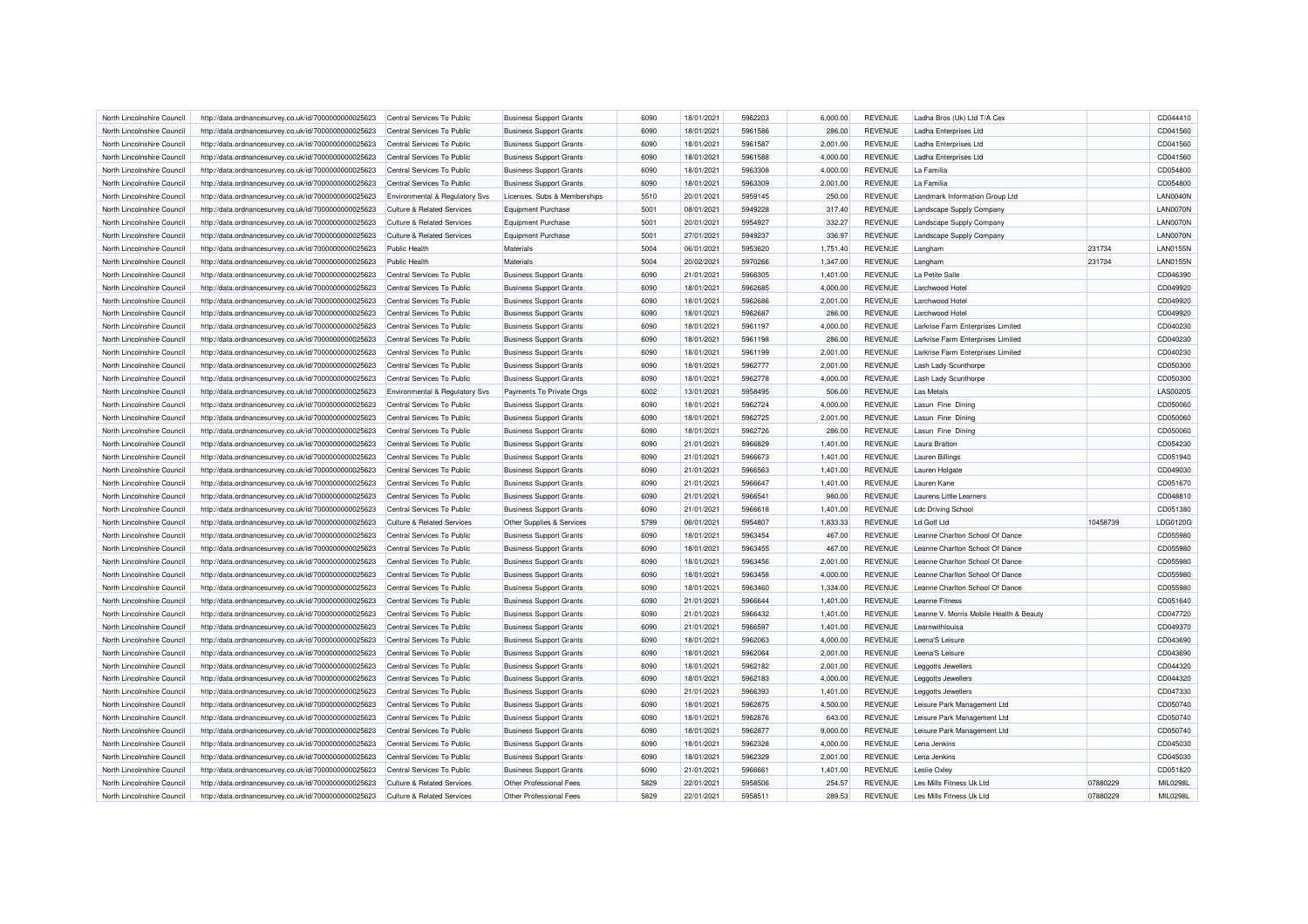| North Lincolnshire Council | http://data.ordnancesurvey.co.uk/id/7000000000025623 | Central Services To Public | Business Support Grants | 6090 | 18/01/2021 | 5962203 | 6,000.00 | REVENUE | Ladha Bros (Uk) Ltd T/A Cex | | CD044410 |
|---|---|---|---|---|---|---|---|---|---|---|---|
| North Lincolnshire Council | http://data.ordnancesurvey.co.uk/id/7000000000025623 | Central Services To Public | Business Support Grants | 6090 | 18/01/2021 | 5961586 | 286.00 | REVENUE | Ladha Enterprises Ltd | | CD041560 |
| North Lincolnshire Council | http://data.ordnancesurvey.co.uk/id/7000000000025623 | Central Services To Public | Business Support Grants | 6090 | 18/01/2021 | 5961587 | 2,001.00 | REVENUE | Ladha Enterprises Ltd | | CD041560 |
| North Lincolnshire Council | http://data.ordnancesurvey.co.uk/id/7000000000025623 | Central Services To Public | Business Support Grants | 6090 | 18/01/2021 | 5961588 | 4,000.00 | REVENUE | Ladha Enterprises Ltd | | CD041560 |
| North Lincolnshire Council | http://data.ordnancesurvey.co.uk/id/7000000000025623 | Central Services To Public | Business Support Grants | 6090 | 18/01/2021 | 5963308 | 4,000.00 | REVENUE | La Familia | | CD054800 |
| North Lincolnshire Council | http://data.ordnancesurvey.co.uk/id/7000000000025623 | Central Services To Public | Business Support Grants | 6090 | 18/01/2021 | 5963309 | 2,001.00 | REVENUE | La Familia | | CD054800 |
| North Lincolnshire Council | http://data.ordnancesurvey.co.uk/id/7000000000025623 | Environmental & Regulatory Svs | Licenses, Subs & Memberships | 5510 | 20/01/2021 | 5959145 | 250.00 | REVENUE | Landmark Information Group Ltd | | LAN0040N |
| North Lincolnshire Council | http://data.ordnancesurvey.co.uk/id/7000000000025623 | Culture & Related Services | Equipment Purchase | 5001 | 08/01/2021 | 5949228 | 317.40 | REVENUE | Landscape Supply Company | | LAN0070N |
| North Lincolnshire Council | http://data.ordnancesurvey.co.uk/id/7000000000025623 | Culture & Related Services | Equipment Purchase | 5001 | 20/01/2021 | 5954927 | 332.27 | REVENUE | Landscape Supply Company | | LAN0070N |
| North Lincolnshire Council | http://data.ordnancesurvey.co.uk/id/7000000000025623 | Culture & Related Services | Equipment Purchase | 5001 | 27/01/2021 | 5949237 | 336.97 | REVENUE | Landscape Supply Company | | LAN0070N |
| North Lincolnshire Council | http://data.ordnancesurvey.co.uk/id/7000000000025623 | Public Health | Materials | 5004 | 06/01/2021 | 5953620 | 1,751.40 | REVENUE | Langham | 231734 | LAN0155N |
| North Lincolnshire Council | http://data.ordnancesurvey.co.uk/id/7000000000025623 | Public Health | Materials | 5004 | 20/02/2021 | 5970266 | 1,347.00 | REVENUE | Langham | 231734 | LAN0155N |
| North Lincolnshire Council | http://data.ordnancesurvey.co.uk/id/7000000000025623 | Central Services To Public | Business Support Grants | 6090 | 21/01/2021 | 5966305 | 1,401.00 | REVENUE | La Petite Salle | | CD046390 |
| North Lincolnshire Council | http://data.ordnancesurvey.co.uk/id/7000000000025623 | Central Services To Public | Business Support Grants | 6090 | 18/01/2021 | 5962685 | 4,000.00 | REVENUE | Larchwood Hotel | | CD049920 |
| North Lincolnshire Council | http://data.ordnancesurvey.co.uk/id/7000000000025623 | Central Services To Public | Business Support Grants | 6090 | 18/01/2021 | 5962686 | 2,001.00 | REVENUE | Larchwood Hotel | | CD049920 |
| North Lincolnshire Council | http://data.ordnancesurvey.co.uk/id/7000000000025623 | Central Services To Public | Business Support Grants | 6090 | 18/01/2021 | 5962687 | 286.00 | REVENUE | Larchwood Hotel | | CD049920 |
| North Lincolnshire Council | http://data.ordnancesurvey.co.uk/id/7000000000025623 | Central Services To Public | Business Support Grants | 6090 | 18/01/2021 | 5961197 | 4,000.00 | REVENUE | Larkrise Farm Enterprises Limited | | CD040230 |
| North Lincolnshire Council | http://data.ordnancesurvey.co.uk/id/7000000000025623 | Central Services To Public | Business Support Grants | 6090 | 18/01/2021 | 5961198 | 286.00 | REVENUE | Larkrise Farm Enterprises Limited | | CD040230 |
| North Lincolnshire Council | http://data.ordnancesurvey.co.uk/id/7000000000025623 | Central Services To Public | Business Support Grants | 6090 | 18/01/2021 | 5961199 | 2,001.00 | REVENUE | Larkrise Farm Enterprises Limited | | CD040230 |
| North Lincolnshire Council | http://data.ordnancesurvey.co.uk/id/7000000000025623 | Central Services To Public | Business Support Grants | 6090 | 18/01/2021 | 5962777 | 2,001.00 | REVENUE | Lash Lady Scunthorpe | | CD050300 |
| North Lincolnshire Council | http://data.ordnancesurvey.co.uk/id/7000000000025623 | Central Services To Public | Business Support Grants | 6090 | 18/01/2021 | 5962778 | 4,000.00 | REVENUE | Lash Lady Scunthorpe | | CD050300 |
| North Lincolnshire Council | http://data.ordnancesurvey.co.uk/id/7000000000025623 | Environmental & Regulatory Svs | Payments To Private Orgs | 6002 | 13/01/2021 | 5958495 | 506.00 | REVENUE | Las Metals | | LAS0020S |
| North Lincolnshire Council | http://data.ordnancesurvey.co.uk/id/7000000000025623 | Central Services To Public | Business Support Grants | 6090 | 18/01/2021 | 5962724 | 4,000.00 | REVENUE | Lasun Fine Dining | | CD050060 |
| North Lincolnshire Council | http://data.ordnancesurvey.co.uk/id/7000000000025623 | Central Services To Public | Business Support Grants | 6090 | 18/01/2021 | 5962725 | 2,001.00 | REVENUE | Lasun Fine Dining | | CD050060 |
| North Lincolnshire Council | http://data.ordnancesurvey.co.uk/id/7000000000025623 | Central Services To Public | Business Support Grants | 6090 | 18/01/2021 | 5962726 | 286.00 | REVENUE | Lasun Fine Dining | | CD050060 |
| North Lincolnshire Council | http://data.ordnancesurvey.co.uk/id/7000000000025623 | Central Services To Public | Business Support Grants | 6090 | 21/01/2021 | 5966829 | 1,401.00 | REVENUE | Laura Bratton | | CD054230 |
| North Lincolnshire Council | http://data.ordnancesurvey.co.uk/id/7000000000025623 | Central Services To Public | Business Support Grants | 6090 | 21/01/2021 | 5966673 | 1,401.00 | REVENUE | Lauren Billings | | CD051940 |
| North Lincolnshire Council | http://data.ordnancesurvey.co.uk/id/7000000000025623 | Central Services To Public | Business Support Grants | 6090 | 21/01/2021 | 5966563 | 1,401.00 | REVENUE | Lauren Holgate | | CD049030 |
| North Lincolnshire Council | http://data.ordnancesurvey.co.uk/id/7000000000025623 | Central Services To Public | Business Support Grants | 6090 | 21/01/2021 | 5966647 | 1,401.00 | REVENUE | Lauren Kane | | CD051670 |
| North Lincolnshire Council | http://data.ordnancesurvey.co.uk/id/7000000000025623 | Central Services To Public | Business Support Grants | 6090 | 21/01/2021 | 5966541 | 980.00 | REVENUE | Laurens Little Learners | | CD048810 |
| North Lincolnshire Council | http://data.ordnancesurvey.co.uk/id/7000000000025623 | Central Services To Public | Business Support Grants | 6090 | 21/01/2021 | 5966618 | 1,401.00 | REVENUE | Ldc Driving School | | CD051380 |
| North Lincolnshire Council | http://data.ordnancesurvey.co.uk/id/7000000000025623 | Culture & Related Services | Other Supplies & Services | 5799 | 06/01/2021 | 5954807 | 1,833.33 | REVENUE | Ld Golf Ltd | 10458739 | LDG0120G |
| North Lincolnshire Council | http://data.ordnancesurvey.co.uk/id/7000000000025623 | Central Services To Public | Business Support Grants | 6090 | 18/01/2021 | 5963454 | 467.00 | REVENUE | Leanne Charlton School Of Dance | | CD055980 |
| North Lincolnshire Council | http://data.ordnancesurvey.co.uk/id/7000000000025623 | Central Services To Public | Business Support Grants | 6090 | 18/01/2021 | 5963455 | 467.00 | REVENUE | Leanne Charlton School Of Dance | | CD055980 |
| North Lincolnshire Council | http://data.ordnancesurvey.co.uk/id/7000000000025623 | Central Services To Public | Business Support Grants | 6090 | 18/01/2021 | 5963456 | 2,001.00 | REVENUE | Leanne Charlton School Of Dance | | CD055980 |
| North Lincolnshire Council | http://data.ordnancesurvey.co.uk/id/7000000000025623 | Central Services To Public | Business Support Grants | 6090 | 18/01/2021 | 5963458 | 4,000.00 | REVENUE | Leanne Charlton School Of Dance | | CD055980 |
| North Lincolnshire Council | http://data.ordnancesurvey.co.uk/id/7000000000025623 | Central Services To Public | Business Support Grants | 6090 | 18/01/2021 | 5963460 | 1,334.00 | REVENUE | Leanne Charlton School Of Dance | | CD055980 |
| North Lincolnshire Council | http://data.ordnancesurvey.co.uk/id/7000000000025623 | Central Services To Public | Business Support Grants | 6090 | 21/01/2021 | 5966644 | 1,401.00 | REVENUE | Leanne Fitness | | CD051640 |
| North Lincolnshire Council | http://data.ordnancesurvey.co.uk/id/7000000000025623 | Central Services To Public | Business Support Grants | 6090 | 21/01/2021 | 5966432 | 1,401.00 | REVENUE | Leanne V. Morris Mobile Health & Beauty | | CD047720 |
| North Lincolnshire Council | http://data.ordnancesurvey.co.uk/id/7000000000025623 | Central Services To Public | Business Support Grants | 6090 | 21/01/2021 | 5966597 | 1,401.00 | REVENUE | Learnwithlouisa | | CD049370 |
| North Lincolnshire Council | http://data.ordnancesurvey.co.uk/id/7000000000025623 | Central Services To Public | Business Support Grants | 6090 | 18/01/2021 | 5962063 | 4,000.00 | REVENUE | Leena'S Leisure | | CD043690 |
| North Lincolnshire Council | http://data.ordnancesurvey.co.uk/id/7000000000025623 | Central Services To Public | Business Support Grants | 6090 | 18/01/2021 | 5962064 | 2,001.00 | REVENUE | Leena'S Leisure | | CD043690 |
| North Lincolnshire Council | http://data.ordnancesurvey.co.uk/id/7000000000025623 | Central Services To Public | Business Support Grants | 6090 | 18/01/2021 | 5962182 | 2,001.00 | REVENUE | Leggotts Jewellers | | CD044320 |
| North Lincolnshire Council | http://data.ordnancesurvey.co.uk/id/7000000000025623 | Central Services To Public | Business Support Grants | 6090 | 18/01/2021 | 5962183 | 4,000.00 | REVENUE | Leggotts Jewellers | | CD044320 |
| North Lincolnshire Council | http://data.ordnancesurvey.co.uk/id/7000000000025623 | Central Services To Public | Business Support Grants | 6090 | 21/01/2021 | 5966393 | 1,401.00 | REVENUE | Leggotts Jewellers | | CD047330 |
| North Lincolnshire Council | http://data.ordnancesurvey.co.uk/id/7000000000025623 | Central Services To Public | Business Support Grants | 6090 | 18/01/2021 | 5962875 | 4,500.00 | REVENUE | Leisure Park Management Ltd | | CD050740 |
| North Lincolnshire Council | http://data.ordnancesurvey.co.uk/id/7000000000025623 | Central Services To Public | Business Support Grants | 6090 | 18/01/2021 | 5962876 | 643.00 | REVENUE | Leisure Park Management Ltd | | CD050740 |
| North Lincolnshire Council | http://data.ordnancesurvey.co.uk/id/7000000000025623 | Central Services To Public | Business Support Grants | 6090 | 18/01/2021 | 5962877 | 9,000.00 | REVENUE | Leisure Park Management Ltd | | CD050740 |
| North Lincolnshire Council | http://data.ordnancesurvey.co.uk/id/7000000000025623 | Central Services To Public | Business Support Grants | 6090 | 18/01/2021 | 5962328 | 4,000.00 | REVENUE | Lena Jenkins | | CD045030 |
| North Lincolnshire Council | http://data.ordnancesurvey.co.uk/id/7000000000025623 | Central Services To Public | Business Support Grants | 6090 | 18/01/2021 | 5962329 | 2,001.00 | REVENUE | Lena Jenkins | | CD045030 |
| North Lincolnshire Council | http://data.ordnancesurvey.co.uk/id/7000000000025623 | Central Services To Public | Business Support Grants | 6090 | 21/01/2021 | 5966661 | 1,401.00 | REVENUE | Leslie Oxley | | CD051820 |
| North Lincolnshire Council | http://data.ordnancesurvey.co.uk/id/7000000000025623 | Culture & Related Services | Other Professional Fees | 5829 | 22/01/2021 | 5958506 | 254.57 | REVENUE | Les Mills Fitness Uk Ltd | 07880229 | MIL0298L |
| North Lincolnshire Council | http://data.ordnancesurvey.co.uk/id/7000000000025623 | Culture & Related Services | Other Professional Fees | 5829 | 22/01/2021 | 5958511 | 289.53 | REVENUE | Les Mills Fitness Uk Ltd | 07880229 | MIL0298L |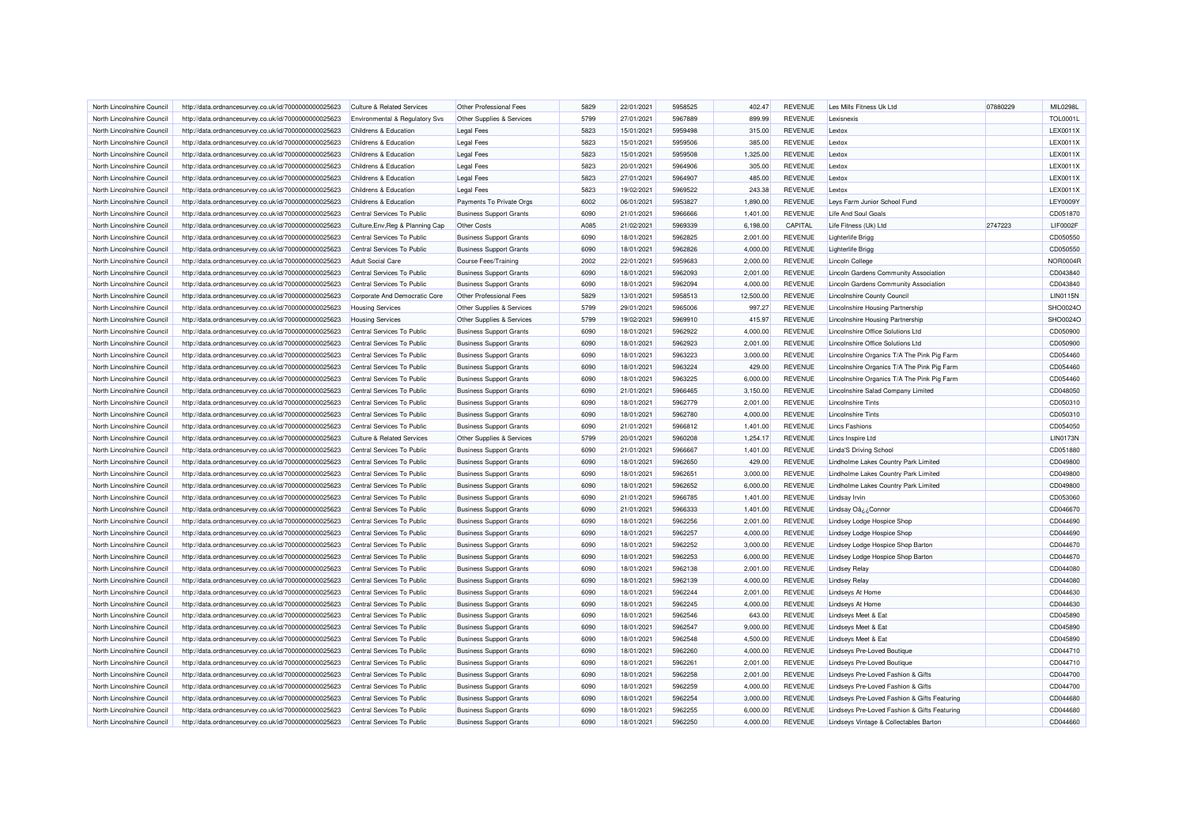| North Lincolnshire Council | http://data.ordnancesurvey.co.uk/id/7000000000025623 | Culture & Related Services | Other Professional Fees | 5829 | 22/01/2021 | 5958525 | 402.47 | REVENUE | Les Mills Fitness Uk Ltd | 07880229 | MIL0298L |
|---|---|---|---|---|---|---|---|---|---|---|---|
| North Lincolnshire Council | http://data.ordnancesurvey.co.uk/id/7000000000025623 | Environmental & Regulatory Svs | Other Supplies & Services | 5799 | 27/01/2021 | 5967889 | 899.99 | REVENUE | Lexisnexis | | TOL0001L |
| North Lincolnshire Council | http://data.ordnancesurvey.co.uk/id/7000000000025623 | Childrens & Education | Legal Fees | 5823 | 15/01/2021 | 5959498 | 315.00 | REVENUE | Lextox | | LEX0011X |
| North Lincolnshire Council | http://data.ordnancesurvey.co.uk/id/7000000000025623 | Childrens & Education | Legal Fees | 5823 | 15/01/2021 | 5959506 | 385.00 | REVENUE | Lextox | | LEX0011X |
| North Lincolnshire Council | http://data.ordnancesurvey.co.uk/id/7000000000025623 | Childrens & Education | Legal Fees | 5823 | 15/01/2021 | 5959508 | 1,325.00 | REVENUE | Lextox | | LEX0011X |
| North Lincolnshire Council | http://data.ordnancesurvey.co.uk/id/7000000000025623 | Childrens & Education | Legal Fees | 5823 | 20/01/2021 | 5964906 | 305.00 | REVENUE | Lextox | | LEX0011X |
| North Lincolnshire Council | http://data.ordnancesurvey.co.uk/id/7000000000025623 | Childrens & Education | Legal Fees | 5823 | 27/01/2021 | 5964907 | 485.00 | REVENUE | Lextox | | LEX0011X |
| North Lincolnshire Council | http://data.ordnancesurvey.co.uk/id/7000000000025623 | Childrens & Education | Legal Fees | 5823 | 19/02/2021 | 5969522 | 243.38 | REVENUE | Lextox | | LEX0011X |
| North Lincolnshire Council | http://data.ordnancesurvey.co.uk/id/7000000000025623 | Childrens & Education | Payments To Private Orgs | 6002 | 06/01/2021 | 5953827 | 1,890.00 | REVENUE | Leys Farm Junior School Fund | | LEY0009Y |
| North Lincolnshire Council | http://data.ordnancesurvey.co.uk/id/7000000000025623 | Central Services To Public | Business Support Grants | 6090 | 21/01/2021 | 5966666 | 1,401.00 | REVENUE | Life And Soul Goals | | CD051870 |
| North Lincolnshire Council | http://data.ordnancesurvey.co.uk/id/7000000000025623 | Culture,Env,Reg & Planning Cap | Other Costs | A085 | 21/02/2021 | 5969339 | 6,198.00 | CAPITAL | Life Fitness (Uk) Ltd | 2747223 | LIF0002F |
| North Lincolnshire Council | http://data.ordnancesurvey.co.uk/id/7000000000025623 | Central Services To Public | Business Support Grants | 6090 | 18/01/2021 | 5962825 | 2,001.00 | REVENUE | Lighterlife Brigg | | CD050550 |
| North Lincolnshire Council | http://data.ordnancesurvey.co.uk/id/7000000000025623 | Central Services To Public | Business Support Grants | 6090 | 18/01/2021 | 5962826 | 4,000.00 | REVENUE | Lighterlife Brigg | | CD050550 |
| North Lincolnshire Council | http://data.ordnancesurvey.co.uk/id/7000000000025623 | Adult Social Care | Course Fees/Training | 2002 | 22/01/2021 | 5959683 | 2,000.00 | REVENUE | Lincoln College | | NOR0004R |
| North Lincolnshire Council | http://data.ordnancesurvey.co.uk/id/7000000000025623 | Central Services To Public | Business Support Grants | 6090 | 18/01/2021 | 5962093 | 2,001.00 | REVENUE | Lincoln Gardens Community Association | | CD043840 |
| North Lincolnshire Council | http://data.ordnancesurvey.co.uk/id/7000000000025623 | Central Services To Public | Business Support Grants | 6090 | 18/01/2021 | 5962094 | 4,000.00 | REVENUE | Lincoln Gardens Community Association | | CD043840 |
| North Lincolnshire Council | http://data.ordnancesurvey.co.uk/id/7000000000025623 | Corporate And Democratic Core | Other Professional Fees | 5829 | 13/01/2021 | 5958513 | 12,500.00 | REVENUE | Lincolnshire County Council | | LIN0115N |
| North Lincolnshire Council | http://data.ordnancesurvey.co.uk/id/7000000000025623 | Housing Services | Other Supplies & Services | 5799 | 29/01/2021 | 5965006 | 997.27 | REVENUE | Lincolnshire Housing Partnership | | SHO0024O |
| North Lincolnshire Council | http://data.ordnancesurvey.co.uk/id/7000000000025623 | Housing Services | Other Supplies & Services | 5799 | 19/02/2021 | 5969910 | 415.97 | REVENUE | Lincolnshire Housing Partnership | | SHO0024O |
| North Lincolnshire Council | http://data.ordnancesurvey.co.uk/id/7000000000025623 | Central Services To Public | Business Support Grants | 6090 | 18/01/2021 | 5962922 | 4,000.00 | REVENUE | Lincolnshire Office Solutions Ltd | | CD050900 |
| North Lincolnshire Council | http://data.ordnancesurvey.co.uk/id/7000000000025623 | Central Services To Public | Business Support Grants | 6090 | 18/01/2021 | 5962923 | 2,001.00 | REVENUE | Lincolnshire Office Solutions Ltd | | CD050900 |
| North Lincolnshire Council | http://data.ordnancesurvey.co.uk/id/7000000000025623 | Central Services To Public | Business Support Grants | 6090 | 18/01/2021 | 5963223 | 3,000.00 | REVENUE | Lincolnshire Organics T/A The Pink Pig Farm | | CD054460 |
| North Lincolnshire Council | http://data.ordnancesurvey.co.uk/id/7000000000025623 | Central Services To Public | Business Support Grants | 6090 | 18/01/2021 | 5963224 | 429.00 | REVENUE | Lincolnshire Organics T/A The Pink Pig Farm | | CD054460 |
| North Lincolnshire Council | http://data.ordnancesurvey.co.uk/id/7000000000025623 | Central Services To Public | Business Support Grants | 6090 | 18/01/2021 | 5963225 | 6,000.00 | REVENUE | Lincolnshire Organics T/A The Pink Pig Farm | | CD054460 |
| North Lincolnshire Council | http://data.ordnancesurvey.co.uk/id/7000000000025623 | Central Services To Public | Business Support Grants | 6090 | 21/01/2021 | 5966465 | 3,150.00 | REVENUE | Lincolnshire Salad Company Limited | | CD048050 |
| North Lincolnshire Council | http://data.ordnancesurvey.co.uk/id/7000000000025623 | Central Services To Public | Business Support Grants | 6090 | 18/01/2021 | 5962779 | 2,001.00 | REVENUE | Lincolnshire Tints | | CD050310 |
| North Lincolnshire Council | http://data.ordnancesurvey.co.uk/id/7000000000025623 | Central Services To Public | Business Support Grants | 6090 | 18/01/2021 | 5962780 | 4,000.00 | REVENUE | Lincolnshire Tints | | CD050310 |
| North Lincolnshire Council | http://data.ordnancesurvey.co.uk/id/7000000000025623 | Central Services To Public | Business Support Grants | 6090 | 21/01/2021 | 5966812 | 1,401.00 | REVENUE | Lincs Fashions | | CD054050 |
| North Lincolnshire Council | http://data.ordnancesurvey.co.uk/id/7000000000025623 | Culture & Related Services | Other Supplies & Services | 5799 | 20/01/2021 | 5960208 | 1,254.17 | REVENUE | Lincs Inspire Ltd | | LIN0173N |
| North Lincolnshire Council | http://data.ordnancesurvey.co.uk/id/7000000000025623 | Central Services To Public | Business Support Grants | 6090 | 21/01/2021 | 5966667 | 1,401.00 | REVENUE | Linda'S Driving School | | CD051880 |
| North Lincolnshire Council | http://data.ordnancesurvey.co.uk/id/7000000000025623 | Central Services To Public | Business Support Grants | 6090 | 18/01/2021 | 5962650 | 429.00 | REVENUE | Lindholme Lakes Country Park Limited | | CD049800 |
| North Lincolnshire Council | http://data.ordnancesurvey.co.uk/id/7000000000025623 | Central Services To Public | Business Support Grants | 6090 | 18/01/2021 | 5962651 | 3,000.00 | REVENUE | Lindholme Lakes Country Park Limited | | CD049800 |
| North Lincolnshire Council | http://data.ordnancesurvey.co.uk/id/7000000000025623 | Central Services To Public | Business Support Grants | 6090 | 18/01/2021 | 5962652 | 6,000.00 | REVENUE | Lindholme Lakes Country Park Limited | | CD049800 |
| North Lincolnshire Council | http://data.ordnancesurvey.co.uk/id/7000000000025623 | Central Services To Public | Business Support Grants | 6090 | 21/01/2021 | 5966785 | 1,401.00 | REVENUE | Lindsay Irvin | | CD053060 |
| North Lincolnshire Council | http://data.ordnancesurvey.co.uk/id/7000000000025623 | Central Services To Public | Business Support Grants | 6090 | 21/01/2021 | 5966333 | 1,401.00 | REVENUE | Lindsay Oâ¿¿Connor | | CD046670 |
| North Lincolnshire Council | http://data.ordnancesurvey.co.uk/id/7000000000025623 | Central Services To Public | Business Support Grants | 6090 | 18/01/2021 | 5962256 | 2,001.00 | REVENUE | Lindsey Lodge Hospice Shop | | CD044690 |
| North Lincolnshire Council | http://data.ordnancesurvey.co.uk/id/7000000000025623 | Central Services To Public | Business Support Grants | 6090 | 18/01/2021 | 5962257 | 4,000.00 | REVENUE | Lindsey Lodge Hospice Shop | | CD044690 |
| North Lincolnshire Council | http://data.ordnancesurvey.co.uk/id/7000000000025623 | Central Services To Public | Business Support Grants | 6090 | 18/01/2021 | 5962252 | 3,000.00 | REVENUE | Lindsey Lodge Hospice Shop Barton | | CD044670 |
| North Lincolnshire Council | http://data.ordnancesurvey.co.uk/id/7000000000025623 | Central Services To Public | Business Support Grants | 6090 | 18/01/2021 | 5962253 | 6,000.00 | REVENUE | Lindsey Lodge Hospice Shop Barton | | CD044670 |
| North Lincolnshire Council | http://data.ordnancesurvey.co.uk/id/7000000000025623 | Central Services To Public | Business Support Grants | 6090 | 18/01/2021 | 5962138 | 2,001.00 | REVENUE | Lindsey Relay | | CD044080 |
| North Lincolnshire Council | http://data.ordnancesurvey.co.uk/id/7000000000025623 | Central Services To Public | Business Support Grants | 6090 | 18/01/2021 | 5962139 | 4,000.00 | REVENUE | Lindsey Relay | | CD044080 |
| North Lincolnshire Council | http://data.ordnancesurvey.co.uk/id/7000000000025623 | Central Services To Public | Business Support Grants | 6090 | 18/01/2021 | 5962244 | 2,001.00 | REVENUE | Lindseys At Home | | CD044630 |
| North Lincolnshire Council | http://data.ordnancesurvey.co.uk/id/7000000000025623 | Central Services To Public | Business Support Grants | 6090 | 18/01/2021 | 5962245 | 4,000.00 | REVENUE | Lindseys At Home | | CD044630 |
| North Lincolnshire Council | http://data.ordnancesurvey.co.uk/id/7000000000025623 | Central Services To Public | Business Support Grants | 6090 | 18/01/2021 | 5962546 | 643.00 | REVENUE | Lindseys Meet & Eat | | CD045890 |
| North Lincolnshire Council | http://data.ordnancesurvey.co.uk/id/7000000000025623 | Central Services To Public | Business Support Grants | 6090 | 18/01/2021 | 5962547 | 9,000.00 | REVENUE | Lindseys Meet & Eat | | CD045890 |
| North Lincolnshire Council | http://data.ordnancesurvey.co.uk/id/7000000000025623 | Central Services To Public | Business Support Grants | 6090 | 18/01/2021 | 5962548 | 4,500.00 | REVENUE | Lindseys Meet & Eat | | CD045890 |
| North Lincolnshire Council | http://data.ordnancesurvey.co.uk/id/7000000000025623 | Central Services To Public | Business Support Grants | 6090 | 18/01/2021 | 5962260 | 4,000.00 | REVENUE | Lindseys Pre-Loved Boutique | | CD044710 |
| North Lincolnshire Council | http://data.ordnancesurvey.co.uk/id/7000000000025623 | Central Services To Public | Business Support Grants | 6090 | 18/01/2021 | 5962261 | 2,001.00 | REVENUE | Lindseys Pre-Loved Boutique | | CD044710 |
| North Lincolnshire Council | http://data.ordnancesurvey.co.uk/id/7000000000025623 | Central Services To Public | Business Support Grants | 6090 | 18/01/2021 | 5962258 | 2,001.00 | REVENUE | Lindseys Pre-Loved Fashion & Gifts | | CD044700 |
| North Lincolnshire Council | http://data.ordnancesurvey.co.uk/id/7000000000025623 | Central Services To Public | Business Support Grants | 6090 | 18/01/2021 | 5962259 | 4,000.00 | REVENUE | Lindseys Pre-Loved Fashion & Gifts | | CD044700 |
| North Lincolnshire Council | http://data.ordnancesurvey.co.uk/id/7000000000025623 | Central Services To Public | Business Support Grants | 6090 | 18/01/2021 | 5962254 | 3,000.00 | REVENUE | Lindseys Pre-Loved Fashion & Gifts Featuring | | CD044680 |
| North Lincolnshire Council | http://data.ordnancesurvey.co.uk/id/7000000000025623 | Central Services To Public | Business Support Grants | 6090 | 18/01/2021 | 5962255 | 6,000.00 | REVENUE | Lindseys Pre-Loved Fashion & Gifts Featuring | | CD044680 |
| North Lincolnshire Council | http://data.ordnancesurvey.co.uk/id/7000000000025623 | Central Services To Public | Business Support Grants | 6090 | 18/01/2021 | 5962250 | 4,000.00 | REVENUE | Lindseys Vintage & Collectables Barton | | CD044660 |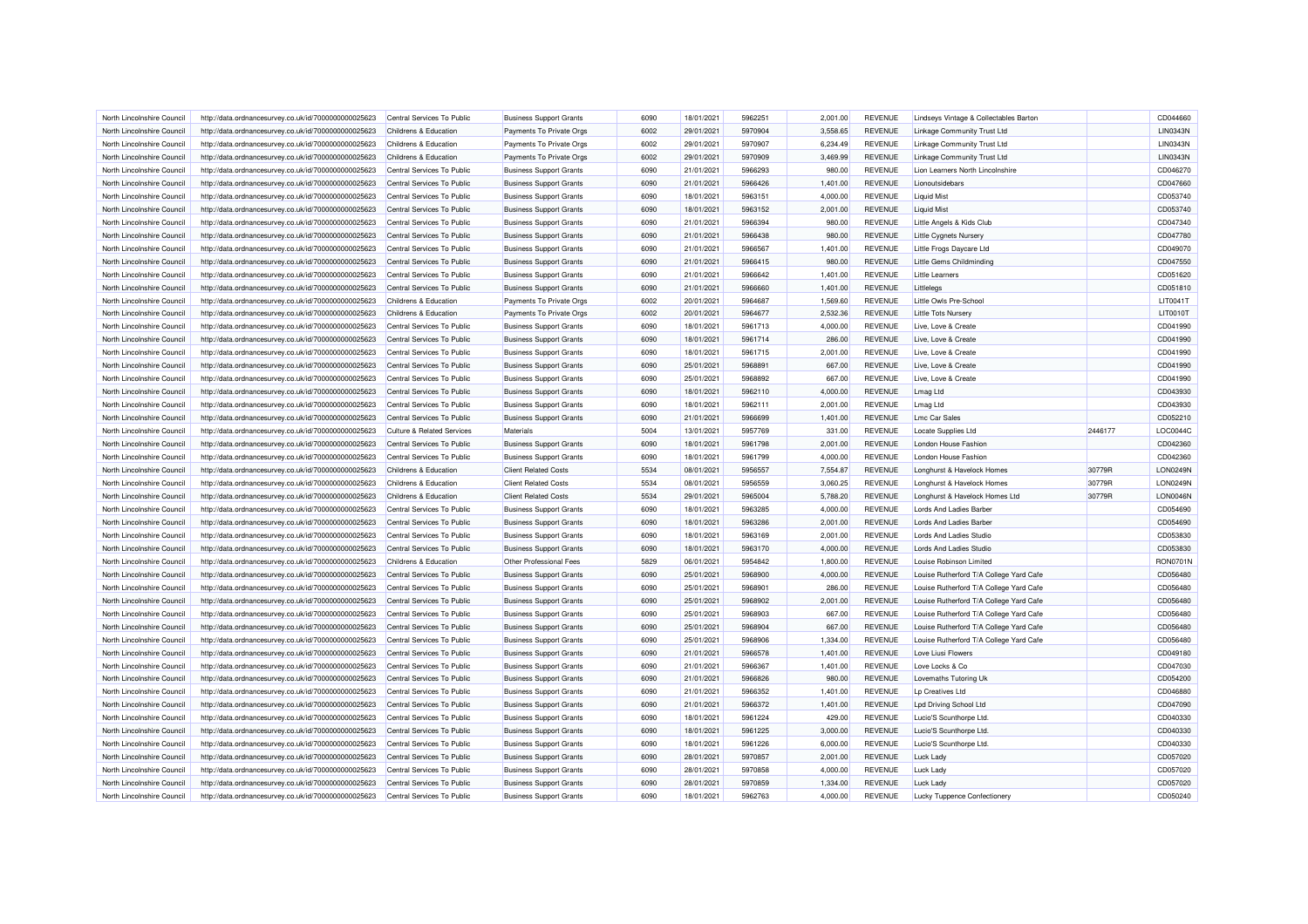| | | | | | | | | | | | | |
|---|---|---|---|---|---|---|---|---|---|---|---|---|
| North Lincolnshire Council | http://data.ordnancesurvey.co.uk/id/7000000000025623 | Central Services To Public | Business Support Grants | 6090 | 18/01/2021 | 5962251 | 2,001.00 | REVENUE | Lindseys Vintage & Collectables Barton | | CD044660 |
| North Lincolnshire Council | http://data.ordnancesurvey.co.uk/id/7000000000025623 | Childrens & Education | Payments To Private Orgs | 6002 | 29/01/2021 | 5970904 | 3,558.65 | REVENUE | Linkage Community Trust Ltd | | LIN0343N |
| North Lincolnshire Council | http://data.ordnancesurvey.co.uk/id/7000000000025623 | Childrens & Education | Payments To Private Orgs | 6002 | 29/01/2021 | 5970907 | 6,234.49 | REVENUE | Linkage Community Trust Ltd | | LIN0343N |
| North Lincolnshire Council | http://data.ordnancesurvey.co.uk/id/7000000000025623 | Childrens & Education | Payments To Private Orgs | 6002 | 29/01/2021 | 5970909 | 3,469.99 | REVENUE | Linkage Community Trust Ltd | | LIN0343N |
| North Lincolnshire Council | http://data.ordnancesurvey.co.uk/id/7000000000025623 | Central Services To Public | Business Support Grants | 6090 | 21/01/2021 | 5966293 | 980.00 | REVENUE | Lion Learners North Lincolnshire | | CD046270 |
| North Lincolnshire Council | http://data.ordnancesurvey.co.uk/id/7000000000025623 | Central Services To Public | Business Support Grants | 6090 | 21/01/2021 | 5966426 | 1,401.00 | REVENUE | Lionoutsidebars | | CD047660 |
| North Lincolnshire Council | http://data.ordnancesurvey.co.uk/id/7000000000025623 | Central Services To Public | Business Support Grants | 6090 | 18/01/2021 | 5963151 | 4,000.00 | REVENUE | Liquid Mist | | CD053740 |
| North Lincolnshire Council | http://data.ordnancesurvey.co.uk/id/7000000000025623 | Central Services To Public | Business Support Grants | 6090 | 18/01/2021 | 5963152 | 2,001.00 | REVENUE | Liquid Mist | | CD053740 |
| North Lincolnshire Council | http://data.ordnancesurvey.co.uk/id/7000000000025623 | Central Services To Public | Business Support Grants | 6090 | 21/01/2021 | 5966394 | 980.00 | REVENUE | Little Angels & Kids Club | | CD047340 |
| North Lincolnshire Council | http://data.ordnancesurvey.co.uk/id/7000000000025623 | Central Services To Public | Business Support Grants | 6090 | 21/01/2021 | 5966438 | 980.00 | REVENUE | Little Cygnets Nursery | | CD047780 |
| North Lincolnshire Council | http://data.ordnancesurvey.co.uk/id/7000000000025623 | Central Services To Public | Business Support Grants | 6090 | 21/01/2021 | 5966567 | 1,401.00 | REVENUE | Little Frogs Daycare Ltd | | CD049070 |
| North Lincolnshire Council | http://data.ordnancesurvey.co.uk/id/7000000000025623 | Central Services To Public | Business Support Grants | 6090 | 21/01/2021 | 5966415 | 980.00 | REVENUE | Little Gems Childminding | | CD047550 |
| North Lincolnshire Council | http://data.ordnancesurvey.co.uk/id/7000000000025623 | Central Services To Public | Business Support Grants | 6090 | 21/01/2021 | 5966642 | 1,401.00 | REVENUE | Little Learners | | CD051620 |
| North Lincolnshire Council | http://data.ordnancesurvey.co.uk/id/7000000000025623 | Central Services To Public | Business Support Grants | 6090 | 21/01/2021 | 5966660 | 1,401.00 | REVENUE | Littlelegs | | CD051810 |
| North Lincolnshire Council | http://data.ordnancesurvey.co.uk/id/7000000000025623 | Childrens & Education | Payments To Private Orgs | 6002 | 20/01/2021 | 5964687 | 1,569.60 | REVENUE | Little Owls Pre-School | | LIT0041T |
| North Lincolnshire Council | http://data.ordnancesurvey.co.uk/id/7000000000025623 | Childrens & Education | Payments To Private Orgs | 6002 | 20/01/2021 | 5964677 | 2,532.36 | REVENUE | Little Tots Nursery | | LIT0010T |
| North Lincolnshire Council | http://data.ordnancesurvey.co.uk/id/7000000000025623 | Central Services To Public | Business Support Grants | 6090 | 18/01/2021 | 5961713 | 4,000.00 | REVENUE | Live, Love & Create | | CD041990 |
| North Lincolnshire Council | http://data.ordnancesurvey.co.uk/id/7000000000025623 | Central Services To Public | Business Support Grants | 6090 | 18/01/2021 | 5961714 | 286.00 | REVENUE | Live, Love & Create | | CD041990 |
| North Lincolnshire Council | http://data.ordnancesurvey.co.uk/id/7000000000025623 | Central Services To Public | Business Support Grants | 6090 | 18/01/2021 | 5961715 | 2,001.00 | REVENUE | Live, Love & Create | | CD041990 |
| North Lincolnshire Council | http://data.ordnancesurvey.co.uk/id/7000000000025623 | Central Services To Public | Business Support Grants | 6090 | 25/01/2021 | 5968891 | 667.00 | REVENUE | Live, Love & Create | | CD041990 |
| North Lincolnshire Council | http://data.ordnancesurvey.co.uk/id/7000000000025623 | Central Services To Public | Business Support Grants | 6090 | 25/01/2021 | 5968892 | 667.00 | REVENUE | Live, Love & Create | | CD041990 |
| North Lincolnshire Council | http://data.ordnancesurvey.co.uk/id/7000000000025623 | Central Services To Public | Business Support Grants | 6090 | 18/01/2021 | 5962110 | 4,000.00 | REVENUE | Lmag Ltd | | CD043930 |
| North Lincolnshire Council | http://data.ordnancesurvey.co.uk/id/7000000000025623 | Central Services To Public | Business Support Grants | 6090 | 18/01/2021 | 5962111 | 2,001.00 | REVENUE | Lmag Ltd | | CD043930 |
| North Lincolnshire Council | http://data.ordnancesurvey.co.uk/id/7000000000025623 | Central Services To Public | Business Support Grants | 6090 | 21/01/2021 | 5966699 | 1,401.00 | REVENUE | Lmc Car Sales | | CD052210 |
| North Lincolnshire Council | http://data.ordnancesurvey.co.uk/id/7000000000025623 | Culture & Related Services | Materials | 5004 | 13/01/2021 | 5957769 | 331.00 | REVENUE | Locate Supplies Ltd | 2446177 | LOC0044C |
| North Lincolnshire Council | http://data.ordnancesurvey.co.uk/id/7000000000025623 | Central Services To Public | Business Support Grants | 6090 | 18/01/2021 | 5961798 | 2,001.00 | REVENUE | London House Fashion | | CD042360 |
| North Lincolnshire Council | http://data.ordnancesurvey.co.uk/id/7000000000025623 | Central Services To Public | Business Support Grants | 6090 | 18/01/2021 | 5961799 | 4,000.00 | REVENUE | London House Fashion | | CD042360 |
| North Lincolnshire Council | http://data.ordnancesurvey.co.uk/id/7000000000025623 | Childrens & Education | Client Related Costs | 5534 | 08/01/2021 | 5956557 | 7,554.87 | REVENUE | Longhurst & Havelock Homes | 30779R | LON0249N |
| North Lincolnshire Council | http://data.ordnancesurvey.co.uk/id/7000000000025623 | Childrens & Education | Client Related Costs | 5534 | 08/01/2021 | 5956559 | 3,060.25 | REVENUE | Longhurst & Havelock Homes | 30779R | LON0249N |
| North Lincolnshire Council | http://data.ordnancesurvey.co.uk/id/7000000000025623 | Childrens & Education | Client Related Costs | 5534 | 29/01/2021 | 5965004 | 5,788.20 | REVENUE | Longhurst & Havelock Homes Ltd | 30779R | LON0046N |
| North Lincolnshire Council | http://data.ordnancesurvey.co.uk/id/7000000000025623 | Central Services To Public | Business Support Grants | 6090 | 18/01/2021 | 5963285 | 4,000.00 | REVENUE | Lords And Ladies Barber | | CD054690 |
| North Lincolnshire Council | http://data.ordnancesurvey.co.uk/id/7000000000025623 | Central Services To Public | Business Support Grants | 6090 | 18/01/2021 | 5963286 | 2,001.00 | REVENUE | Lords And Ladies Barber | | CD054690 |
| North Lincolnshire Council | http://data.ordnancesurvey.co.uk/id/7000000000025623 | Central Services To Public | Business Support Grants | 6090 | 18/01/2021 | 5963169 | 2,001.00 | REVENUE | Lords And Ladies Studio | | CD053830 |
| North Lincolnshire Council | http://data.ordnancesurvey.co.uk/id/7000000000025623 | Central Services To Public | Business Support Grants | 6090 | 18/01/2021 | 5963170 | 4,000.00 | REVENUE | Lords And Ladies Studio | | CD053830 |
| North Lincolnshire Council | http://data.ordnancesurvey.co.uk/id/7000000000025623 | Childrens & Education | Other Professional Fees | 5829 | 06/01/2021 | 5954842 | 1,800.00 | REVENUE | Louise Robinson Limited | | RON0701N |
| North Lincolnshire Council | http://data.ordnancesurvey.co.uk/id/7000000000025623 | Central Services To Public | Business Support Grants | 6090 | 25/01/2021 | 5968900 | 4,000.00 | REVENUE | Louise Rutherford T/A College Yard Cafe | | CD056480 |
| North Lincolnshire Council | http://data.ordnancesurvey.co.uk/id/7000000000025623 | Central Services To Public | Business Support Grants | 6090 | 25/01/2021 | 5968901 | 286.00 | REVENUE | Louise Rutherford T/A College Yard Cafe | | CD056480 |
| North Lincolnshire Council | http://data.ordnancesurvey.co.uk/id/7000000000025623 | Central Services To Public | Business Support Grants | 6090 | 25/01/2021 | 5968902 | 2,001.00 | REVENUE | Louise Rutherford T/A College Yard Cafe | | CD056480 |
| North Lincolnshire Council | http://data.ordnancesurvey.co.uk/id/7000000000025623 | Central Services To Public | Business Support Grants | 6090 | 25/01/2021 | 5968903 | 667.00 | REVENUE | Louise Rutherford T/A College Yard Cafe | | CD056480 |
| North Lincolnshire Council | http://data.ordnancesurvey.co.uk/id/7000000000025623 | Central Services To Public | Business Support Grants | 6090 | 25/01/2021 | 5968904 | 667.00 | REVENUE | Louise Rutherford T/A College Yard Cafe | | CD056480 |
| North Lincolnshire Council | http://data.ordnancesurvey.co.uk/id/7000000000025623 | Central Services To Public | Business Support Grants | 6090 | 25/01/2021 | 5968906 | 1,334.00 | REVENUE | Louise Rutherford T/A College Yard Cafe | | CD056480 |
| North Lincolnshire Council | http://data.ordnancesurvey.co.uk/id/7000000000025623 | Central Services To Public | Business Support Grants | 6090 | 21/01/2021 | 5966578 | 1,401.00 | REVENUE | Love Liusi Flowers | | CD049180 |
| North Lincolnshire Council | http://data.ordnancesurvey.co.uk/id/7000000000025623 | Central Services To Public | Business Support Grants | 6090 | 21/01/2021 | 5966367 | 1,401.00 | REVENUE | Love Locks & Co | | CD047030 |
| North Lincolnshire Council | http://data.ordnancesurvey.co.uk/id/7000000000025623 | Central Services To Public | Business Support Grants | 6090 | 21/01/2021 | 5966826 | 980.00 | REVENUE | Lovemaths Tutoring Uk | | CD054200 |
| North Lincolnshire Council | http://data.ordnancesurvey.co.uk/id/7000000000025623 | Central Services To Public | Business Support Grants | 6090 | 21/01/2021 | 5966352 | 1,401.00 | REVENUE | Lp Creatives Ltd | | CD046880 |
| North Lincolnshire Council | http://data.ordnancesurvey.co.uk/id/7000000000025623 | Central Services To Public | Business Support Grants | 6090 | 21/01/2021 | 5966372 | 1,401.00 | REVENUE | Lpd Driving School Ltd | | CD047090 |
| North Lincolnshire Council | http://data.ordnancesurvey.co.uk/id/7000000000025623 | Central Services To Public | Business Support Grants | 6090 | 18/01/2021 | 5961224 | 429.00 | REVENUE | Lucio'S Scunthorpe Ltd. | | CD040330 |
| North Lincolnshire Council | http://data.ordnancesurvey.co.uk/id/7000000000025623 | Central Services To Public | Business Support Grants | 6090 | 18/01/2021 | 5961225 | 3,000.00 | REVENUE | Lucio'S Scunthorpe Ltd. | | CD040330 |
| North Lincolnshire Council | http://data.ordnancesurvey.co.uk/id/7000000000025623 | Central Services To Public | Business Support Grants | 6090 | 18/01/2021 | 5961226 | 6,000.00 | REVENUE | Lucio'S Scunthorpe Ltd. | | CD040330 |
| North Lincolnshire Council | http://data.ordnancesurvey.co.uk/id/7000000000025623 | Central Services To Public | Business Support Grants | 6090 | 28/01/2021 | 5970857 | 2,001.00 | REVENUE | Luck Lady | | CD057020 |
| North Lincolnshire Council | http://data.ordnancesurvey.co.uk/id/7000000000025623 | Central Services To Public | Business Support Grants | 6090 | 28/01/2021 | 5970858 | 4,000.00 | REVENUE | Luck Lady | | CD057020 |
| North Lincolnshire Council | http://data.ordnancesurvey.co.uk/id/7000000000025623 | Central Services To Public | Business Support Grants | 6090 | 28/01/2021 | 5970859 | 1,334.00 | REVENUE | Luck Lady | | CD057020 |
| North Lincolnshire Council | http://data.ordnancesurvey.co.uk/id/7000000000025623 | Central Services To Public | Business Support Grants | 6090 | 18/01/2021 | 5962763 | 4,000.00 | REVENUE | Lucky Tuppence Confectionery | | CD050240 |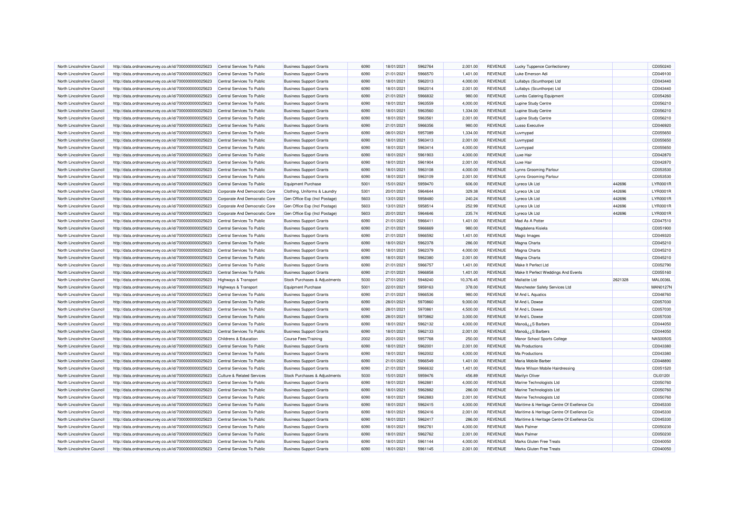| | | | | | | | | | | | | |
|---|---|---|---|---|---|---|---|---|---|---|---|---|
| North Lincolnshire Council | http://data.ordnancesurvey.co.uk/id/7000000000025623 | Central Services To Public | Business Support Grants | 6090 | 18/01/2021 | 5962764 | 2,001.00 | REVENUE | Lucky Tuppence Confectionery | | CD050240 |
| North Lincolnshire Council | http://data.ordnancesurvey.co.uk/id/7000000000025623 | Central Services To Public | Business Support Grants | 6090 | 21/01/2021 | 5966570 | 1,401.00 | REVENUE | Luke Emerson Adi | | CD049100 |
| North Lincolnshire Council | http://data.ordnancesurvey.co.uk/id/7000000000025623 | Central Services To Public | Business Support Grants | 6090 | 18/01/2021 | 5962013 | 4,000.00 | REVENUE | Lullabys (Scunthorpe) Ltd | | CD043440 |
| North Lincolnshire Council | http://data.ordnancesurvey.co.uk/id/7000000000025623 | Central Services To Public | Business Support Grants | 6090 | 18/01/2021 | 5962014 | 2,001.00 | REVENUE | Lullabys (Scunthorpe) Ltd | | CD043440 |
| North Lincolnshire Council | http://data.ordnancesurvey.co.uk/id/7000000000025623 | Central Services To Public | Business Support Grants | 6090 | 21/01/2021 | 5966832 | 980.00 | REVENUE | Lumbs Catering Equipment | | CD054260 |
| North Lincolnshire Council | http://data.ordnancesurvey.co.uk/id/7000000000025623 | Central Services To Public | Business Support Grants | 6090 | 18/01/2021 | 5963559 | 4,000.00 | REVENUE | Lupine Study Centre | | CD056210 |
| North Lincolnshire Council | http://data.ordnancesurvey.co.uk/id/7000000000025623 | Central Services To Public | Business Support Grants | 6090 | 18/01/2021 | 5963560 | 1,334.00 | REVENUE | Lupine Study Centre | | CD056210 |
| North Lincolnshire Council | http://data.ordnancesurvey.co.uk/id/7000000000025623 | Central Services To Public | Business Support Grants | 6090 | 18/01/2021 | 5963561 | 2,001.00 | REVENUE | Lupine Study Centre | | CD056210 |
| North Lincolnshire Council | http://data.ordnancesurvey.co.uk/id/7000000000025623 | Central Services To Public | Business Support Grants | 6090 | 21/01/2021 | 5966356 | 980.00 | REVENUE | Lusso Executive | | CD046920 |
| North Lincolnshire Council | http://data.ordnancesurvey.co.uk/id/7000000000025623 | Central Services To Public | Business Support Grants | 6090 | 08/01/2021 | 5957089 | 1,334.00 | REVENUE | Luvmypad | | CD055650 |
| North Lincolnshire Council | http://data.ordnancesurvey.co.uk/id/7000000000025623 | Central Services To Public | Business Support Grants | 6090 | 18/01/2021 | 5963413 | 2,001.00 | REVENUE | Luvmypad | | CD055650 |
| North Lincolnshire Council | http://data.ordnancesurvey.co.uk/id/7000000000025623 | Central Services To Public | Business Support Grants | 6090 | 18/01/2021 | 5963414 | 4,000.00 | REVENUE | Luvmypad | | CD055650 |
| North Lincolnshire Council | http://data.ordnancesurvey.co.uk/id/7000000000025623 | Central Services To Public | Business Support Grants | 6090 | 18/01/2021 | 5961903 | 4,000.00 | REVENUE | Luxe Hair | | CD042870 |
| North Lincolnshire Council | http://data.ordnancesurvey.co.uk/id/7000000000025623 | Central Services To Public | Business Support Grants | 6090 | 18/01/2021 | 5961904 | 2,001.00 | REVENUE | Luxe Hair | | CD042870 |
| North Lincolnshire Council | http://data.ordnancesurvey.co.uk/id/7000000000025623 | Central Services To Public | Business Support Grants | 6090 | 18/01/2021 | 5963108 | 4,000.00 | REVENUE | Lynns Grooming Parlour | | CD053530 |
| North Lincolnshire Council | http://data.ordnancesurvey.co.uk/id/7000000000025623 | Central Services To Public | Business Support Grants | 6090 | 18/01/2021 | 5963109 | 2,001.00 | REVENUE | Lynns Grooming Parlour | | CD053530 |
| North Lincolnshire Council | http://data.ordnancesurvey.co.uk/id/7000000000025623 | Central Services To Public | Equipment Purchase | 5001 | 15/01/2021 | 5959470 | 606.00 | REVENUE | Lyreco Uk Ltd | 442696 | LYR0001R |
| North Lincolnshire Council | http://data.ordnancesurvey.co.uk/id/7000000000025623 | Corporate And Democratic Core | Clothing, Uniforms & Laundry | 5301 | 20/01/2021 | 5964644 | 329.38 | REVENUE | Lyreco Uk Ltd | 442696 | LYR0001R |
| North Lincolnshire Council | http://data.ordnancesurvey.co.uk/id/7000000000025623 | Corporate And Democratic Core | Gen Office Exp (Incl Postage) | 5603 | 13/01/2021 | 5958480 | 240.24 | REVENUE | Lyreco Uk Ltd | 442696 | LYR0001R |
| North Lincolnshire Council | http://data.ordnancesurvey.co.uk/id/7000000000025623 | Corporate And Democratic Core | Gen Office Exp (Incl Postage) | 5603 | 13/01/2021 | 5958514 | 252.99 | REVENUE | Lyreco Uk Ltd | 442696 | LYR0001R |
| North Lincolnshire Council | http://data.ordnancesurvey.co.uk/id/7000000000025623 | Corporate And Democratic Core | Gen Office Exp (Incl Postage) | 5603 | 20/01/2021 | 5964646 | 235.74 | REVENUE | Lyreco Uk Ltd | 442696 | LYR0001R |
| North Lincolnshire Council | http://data.ordnancesurvey.co.uk/id/7000000000025623 | Central Services To Public | Business Support Grants | 6090 | 21/01/2021 | 5966411 | 1,401.00 | REVENUE | Mad As A Potter | | CD047510 |
| North Lincolnshire Council | http://data.ordnancesurvey.co.uk/id/7000000000025623 | Central Services To Public | Business Support Grants | 6090 | 21/01/2021 | 5966669 | 980.00 | REVENUE | Magdalena Kisiela | | CD051900 |
| North Lincolnshire Council | http://data.ordnancesurvey.co.uk/id/7000000000025623 | Central Services To Public | Business Support Grants | 6090 | 21/01/2021 | 5966592 | 1,401.00 | REVENUE | Magic Images | | CD049320 |
| North Lincolnshire Council | http://data.ordnancesurvey.co.uk/id/7000000000025623 | Central Services To Public | Business Support Grants | 6090 | 18/01/2021 | 5962378 | 286.00 | REVENUE | Magna Charta | | CD045210 |
| North Lincolnshire Council | http://data.ordnancesurvey.co.uk/id/7000000000025623 | Central Services To Public | Business Support Grants | 6090 | 18/01/2021 | 5962379 | 4,000.00 | REVENUE | Magna Charta | | CD045210 |
| North Lincolnshire Council | http://data.ordnancesurvey.co.uk/id/7000000000025623 | Central Services To Public | Business Support Grants | 6090 | 18/01/2021 | 5962380 | 2,001.00 | REVENUE | Magna Charta | | CD045210 |
| North Lincolnshire Council | http://data.ordnancesurvey.co.uk/id/7000000000025623 | Central Services To Public | Business Support Grants | 6090 | 21/01/2021 | 5966757 | 1,401.00 | REVENUE | Make It Perfect Ltd | | CD052790 |
| North Lincolnshire Council | http://data.ordnancesurvey.co.uk/id/7000000000025623 | Central Services To Public | Business Support Grants | 6090 | 21/01/2021 | 5966858 | 1,401.00 | REVENUE | Make It Perfect Weddings And Events | | CD055160 |
| North Lincolnshire Council | http://data.ordnancesurvey.co.uk/id/7000000000025623 | Highways & Transport | Stock Purchases & Adjustments | 5030 | 27/01/2021 | 5948240 | 10,376.45 | REVENUE | Mallatite Ltd | 2621328 | MAL0036L |
| North Lincolnshire Council | http://data.ordnancesurvey.co.uk/id/7000000000025623 | Highways & Transport | Equipment Purchase | 5001 | 22/01/2021 | 5959163 | 378.00 | REVENUE | Manchester Safety Services Ltd | | MAN0127N |
| North Lincolnshire Council | http://data.ordnancesurvey.co.uk/id/7000000000025623 | Central Services To Public | Business Support Grants | 6090 | 21/01/2021 | 5966536 | 980.00 | REVENUE | M And L Aquatics | | CD048760 |
| North Lincolnshire Council | http://data.ordnancesurvey.co.uk/id/7000000000025623 | Central Services To Public | Business Support Grants | 6090 | 28/01/2021 | 5970860 | 9,000.00 | REVENUE | M And L Dowse | | CD057030 |
| North Lincolnshire Council | http://data.ordnancesurvey.co.uk/id/7000000000025623 | Central Services To Public | Business Support Grants | 6090 | 28/01/2021 | 5970861 | 4,500.00 | REVENUE | M And L Dowse | | CD057030 |
| North Lincolnshire Council | http://data.ordnancesurvey.co.uk/id/7000000000025623 | Central Services To Public | Business Support Grants | 6090 | 28/01/2021 | 5970862 | 3,000.00 | REVENUE | M And L Dowse | | CD057030 |
| North Lincolnshire Council | http://data.ordnancesurvey.co.uk/id/7000000000025623 | Central Services To Public | Business Support Grants | 6090 | 18/01/2021 | 5962132 | 4,000.00 | REVENUE | Manoâ¿¿S Barbers | | CD044050 |
| North Lincolnshire Council | http://data.ordnancesurvey.co.uk/id/7000000000025623 | Central Services To Public | Business Support Grants | 6090 | 18/01/2021 | 5962133 | 2,001.00 | REVENUE | Manoâ¿¿S Barbers | | CD044050 |
| North Lincolnshire Council | http://data.ordnancesurvey.co.uk/id/7000000000025623 | Childrens & Education | Course Fees/Training | 2002 | 20/01/2021 | 5957768 | 250.00 | REVENUE | Manor School Sports College | | NAS0050S |
| North Lincolnshire Council | http://data.ordnancesurvey.co.uk/id/7000000000025623 | Central Services To Public | Business Support Grants | 6090 | 18/01/2021 | 5962001 | 2,001.00 | REVENUE | Ma Productions | | CD043380 |
| North Lincolnshire Council | http://data.ordnancesurvey.co.uk/id/7000000000025623 | Central Services To Public | Business Support Grants | 6090 | 18/01/2021 | 5962002 | 4,000.00 | REVENUE | Ma Productions | | CD043380 |
| North Lincolnshire Council | http://data.ordnancesurvey.co.uk/id/7000000000025623 | Central Services To Public | Business Support Grants | 6090 | 21/01/2021 | 5966549 | 1,401.00 | REVENUE | Maria Mobile Barber | | CD048890 |
| North Lincolnshire Council | http://data.ordnancesurvey.co.uk/id/7000000000025623 | Central Services To Public | Business Support Grants | 6090 | 21/01/2021 | 5966632 | 1,401.00 | REVENUE | Marie Wilson Mobile Hairdressing | | CD051520 |
| North Lincolnshire Council | http://data.ordnancesurvey.co.uk/id/7000000000025623 | Culture & Related Services | Stock Purchases & Adjustments | 5030 | 15/01/2021 | 5959476 | 456.89 | REVENUE | Marilyn Oliver | | OLI0120I |
| North Lincolnshire Council | http://data.ordnancesurvey.co.uk/id/7000000000025623 | Central Services To Public | Business Support Grants | 6090 | 18/01/2021 | 5962881 | 4,000.00 | REVENUE | Marine Technologists Ltd | | CD050760 |
| North Lincolnshire Council | http://data.ordnancesurvey.co.uk/id/7000000000025623 | Central Services To Public | Business Support Grants | 6090 | 18/01/2021 | 5962882 | 286.00 | REVENUE | Marine Technologists Ltd | | CD050760 |
| North Lincolnshire Council | http://data.ordnancesurvey.co.uk/id/7000000000025623 | Central Services To Public | Business Support Grants | 6090 | 18/01/2021 | 5962883 | 2,001.00 | REVENUE | Marine Technologists Ltd | | CD050760 |
| North Lincolnshire Council | http://data.ordnancesurvey.co.uk/id/7000000000025623 | Central Services To Public | Business Support Grants | 6090 | 18/01/2021 | 5962415 | 4,000.00 | REVENUE | Maritime & Heritage Centre Of Exellence Cic | | CD045330 |
| North Lincolnshire Council | http://data.ordnancesurvey.co.uk/id/7000000000025623 | Central Services To Public | Business Support Grants | 6090 | 18/01/2021 | 5962416 | 2,001.00 | REVENUE | Maritime & Heritage Centre Of Exellence Cic | | CD045330 |
| North Lincolnshire Council | http://data.ordnancesurvey.co.uk/id/7000000000025623 | Central Services To Public | Business Support Grants | 6090 | 18/01/2021 | 5962417 | 286.00 | REVENUE | Maritime & Heritage Centre Of Exellence Cic | | CD045330 |
| North Lincolnshire Council | http://data.ordnancesurvey.co.uk/id/7000000000025623 | Central Services To Public | Business Support Grants | 6090 | 18/01/2021 | 5962761 | 4,000.00 | REVENUE | Mark Palmer | | CD050230 |
| North Lincolnshire Council | http://data.ordnancesurvey.co.uk/id/7000000000025623 | Central Services To Public | Business Support Grants | 6090 | 18/01/2021 | 5962762 | 2,001.00 | REVENUE | Mark Palmer | | CD050230 |
| North Lincolnshire Council | http://data.ordnancesurvey.co.uk/id/7000000000025623 | Central Services To Public | Business Support Grants | 6090 | 18/01/2021 | 5961144 | 4,000.00 | REVENUE | Marks Gluten Free Treats | | CD040050 |
| North Lincolnshire Council | http://data.ordnancesurvey.co.uk/id/7000000000025623 | Central Services To Public | Business Support Grants | 6090 | 18/01/2021 | 5961145 | 2,001.00 | REVENUE | Marks Gluten Free Treats | | CD040050 |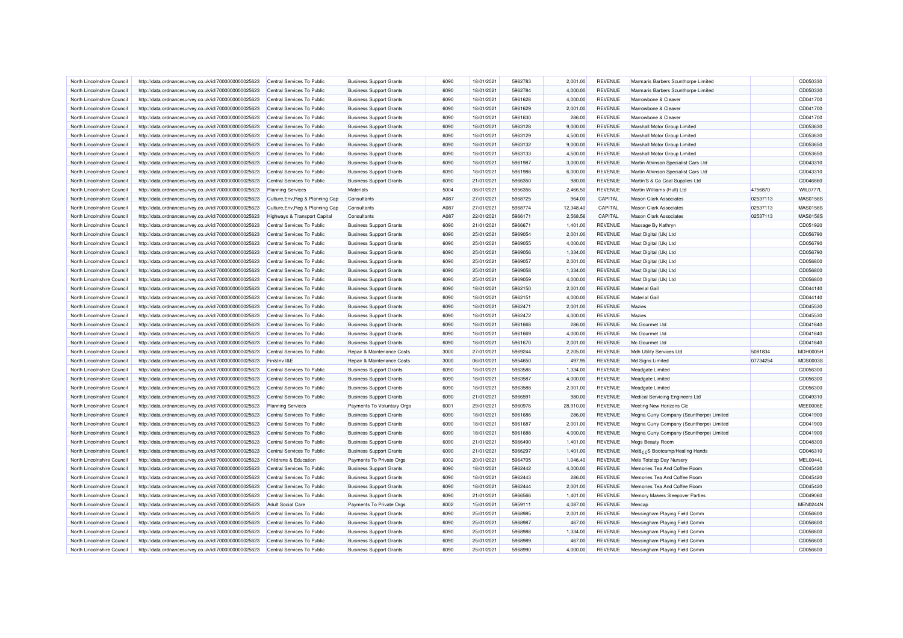| North Lincolnshire Council | http://data.ordnancesurvey.co.uk/id/7000000000025623 | Central Services To Public | Business Support Grants | 6090 | 18/01/2021 | 5962783 | 2,001.00 | REVENUE | Marmaris Barbers Scunthorpe Limited | | CD050330 |
|---|---|---|---|---|---|---|---|---|---|---|---|
| North Lincolnshire Council | http://data.ordnancesurvey.co.uk/id/7000000000025623 | Central Services To Public | Business Support Grants | 6090 | 18/01/2021 | 5962784 | 4,000.00 | REVENUE | Marmaris Barbers Scunthorpe Limited | | CD050330 |
| North Lincolnshire Council | http://data.ordnancesurvey.co.uk/id/7000000000025623 | Central Services To Public | Business Support Grants | 6090 | 18/01/2021 | 5961628 | 4,000.00 | REVENUE | Marrowbone & Cleaver | | CD041700 |
| North Lincolnshire Council | http://data.ordnancesurvey.co.uk/id/7000000000025623 | Central Services To Public | Business Support Grants | 6090 | 18/01/2021 | 5961629 | 2,001.00 | REVENUE | Marrowbone & Cleaver | | CD041700 |
| North Lincolnshire Council | http://data.ordnancesurvey.co.uk/id/7000000000025623 | Central Services To Public | Business Support Grants | 6090 | 18/01/2021 | 5961630 | 286.00 | REVENUE | Marrowbone & Cleaver | | CD041700 |
| North Lincolnshire Council | http://data.ordnancesurvey.co.uk/id/7000000000025623 | Central Services To Public | Business Support Grants | 6090 | 18/01/2021 | 5963128 | 9,000.00 | REVENUE | Marshall Motor Group Limited | | CD053630 |
| North Lincolnshire Council | http://data.ordnancesurvey.co.uk/id/7000000000025623 | Central Services To Public | Business Support Grants | 6090 | 18/01/2021 | 5963129 | 4,500.00 | REVENUE | Marshall Motor Group Limited | | CD053630 |
| North Lincolnshire Council | http://data.ordnancesurvey.co.uk/id/7000000000025623 | Central Services To Public | Business Support Grants | 6090 | 18/01/2021 | 5963132 | 9,000.00 | REVENUE | Marshall Motor Group Limited | | CD053650 |
| North Lincolnshire Council | http://data.ordnancesurvey.co.uk/id/7000000000025623 | Central Services To Public | Business Support Grants | 6090 | 18/01/2021 | 5963133 | 4,500.00 | REVENUE | Marshall Motor Group Limited | | CD053650 |
| North Lincolnshire Council | http://data.ordnancesurvey.co.uk/id/7000000000025623 | Central Services To Public | Business Support Grants | 6090 | 18/01/2021 | 5961987 | 3,000.00 | REVENUE | Martin Atkinson Specialist Cars Ltd | | CD043310 |
| North Lincolnshire Council | http://data.ordnancesurvey.co.uk/id/7000000000025623 | Central Services To Public | Business Support Grants | 6090 | 18/01/2021 | 5961988 | 6,000.00 | REVENUE | Martin Atkinson Specialist Cars Ltd | | CD043310 |
| North Lincolnshire Council | http://data.ordnancesurvey.co.uk/id/7000000000025623 | Central Services To Public | Business Support Grants | 6090 | 21/01/2021 | 5966350 | 980.00 | REVENUE | Martin'S & Co Coal Supplies Ltd | | CD046860 |
| North Lincolnshire Council | http://data.ordnancesurvey.co.uk/id/7000000000025623 | Planning Services | Materials | 5004 | 08/01/2021 | 5956356 | 2,466.50 | REVENUE | Martin Williams (Hull) Ltd | 4756870 | WIL0777L |
| North Lincolnshire Council | http://data.ordnancesurvey.co.uk/id/7000000000025623 | Culture,Env,Reg & Planning Cap | Consultants | A087 | 27/01/2021 | 5968725 | 964.00 | CAPITAL | Mason Clark Associates | 02537113 | MAS0158S |
| North Lincolnshire Council | http://data.ordnancesurvey.co.uk/id/7000000000025623 | Culture,Env,Reg & Planning Cap | Consultants | A087 | 27/01/2021 | 5968774 | 12,348.40 | CAPITAL | Mason Clark Associates | 02537113 | MAS0158S |
| North Lincolnshire Council | http://data.ordnancesurvey.co.uk/id/7000000000025623 | Highways & Transport Capital | Consultants | A087 | 22/01/2021 | 5966171 | 2,568.56 | CAPITAL | Mason Clark Associates | 02537113 | MAS0158S |
| North Lincolnshire Council | http://data.ordnancesurvey.co.uk/id/7000000000025623 | Central Services To Public | Business Support Grants | 6090 | 21/01/2021 | 5966671 | 1,401.00 | REVENUE | Massage By Kathryn | | CD051920 |
| North Lincolnshire Council | http://data.ordnancesurvey.co.uk/id/7000000000025623 | Central Services To Public | Business Support Grants | 6090 | 25/01/2021 | 5969054 | 2,001.00 | REVENUE | Mast Digital (Uk) Ltd | | CD056790 |
| North Lincolnshire Council | http://data.ordnancesurvey.co.uk/id/7000000000025623 | Central Services To Public | Business Support Grants | 6090 | 25/01/2021 | 5969055 | 4,000.00 | REVENUE | Mast Digital (Uk) Ltd | | CD056790 |
| North Lincolnshire Council | http://data.ordnancesurvey.co.uk/id/7000000000025623 | Central Services To Public | Business Support Grants | 6090 | 25/01/2021 | 5969056 | 1,334.00 | REVENUE | Mast Digital (Uk) Ltd | | CD056790 |
| North Lincolnshire Council | http://data.ordnancesurvey.co.uk/id/7000000000025623 | Central Services To Public | Business Support Grants | 6090 | 25/01/2021 | 5969057 | 2,001.00 | REVENUE | Mast Digital (Uk) Ltd | | CD056800 |
| North Lincolnshire Council | http://data.ordnancesurvey.co.uk/id/7000000000025623 | Central Services To Public | Business Support Grants | 6090 | 25/01/2021 | 5969058 | 1,334.00 | REVENUE | Mast Digital (Uk) Ltd | | CD056800 |
| North Lincolnshire Council | http://data.ordnancesurvey.co.uk/id/7000000000025623 | Central Services To Public | Business Support Grants | 6090 | 25/01/2021 | 5969059 | 4,000.00 | REVENUE | Mast Digital (Uk) Ltd | | CD056800 |
| North Lincolnshire Council | http://data.ordnancesurvey.co.uk/id/7000000000025623 | Central Services To Public | Business Support Grants | 6090 | 18/01/2021 | 5962150 | 2,001.00 | REVENUE | Material Gail | | CD044140 |
| North Lincolnshire Council | http://data.ordnancesurvey.co.uk/id/7000000000025623 | Central Services To Public | Business Support Grants | 6090 | 18/01/2021 | 5962151 | 4,000.00 | REVENUE | Material Gail | | CD044140 |
| North Lincolnshire Council | http://data.ordnancesurvey.co.uk/id/7000000000025623 | Central Services To Public | Business Support Grants | 6090 | 18/01/2021 | 5962471 | 2,001.00 | REVENUE | Mazies | | CD045530 |
| North Lincolnshire Council | http://data.ordnancesurvey.co.uk/id/7000000000025623 | Central Services To Public | Business Support Grants | 6090 | 18/01/2021 | 5962472 | 4,000.00 | REVENUE | Mazies | | CD045530 |
| North Lincolnshire Council | http://data.ordnancesurvey.co.uk/id/7000000000025623 | Central Services To Public | Business Support Grants | 6090 | 18/01/2021 | 5961668 | 286.00 | REVENUE | Mc Gourmet Ltd | | CD041840 |
| North Lincolnshire Council | http://data.ordnancesurvey.co.uk/id/7000000000025623 | Central Services To Public | Business Support Grants | 6090 | 18/01/2021 | 5961669 | 4,000.00 | REVENUE | Mc Gourmet Ltd | | CD041840 |
| North Lincolnshire Council | http://data.ordnancesurvey.co.uk/id/7000000000025623 | Central Services To Public | Business Support Grants | 6090 | 18/01/2021 | 5961670 | 2,001.00 | REVENUE | Mc Gourmet Ltd | | CD041840 |
| North Lincolnshire Council | http://data.ordnancesurvey.co.uk/id/7000000000025623 | Central Services To Public | Repair & Maintenance Costs | 3000 | 27/01/2021 | 5969244 | 2,205.00 | REVENUE | Mdh Utility Services Ltd | 5081834 | MDH0005H |
| North Lincolnshire Council | http://data.ordnancesurvey.co.uk/id/7000000000025623 | Fin&Inv I&E | Repair & Maintenance Costs | 3000 | 06/01/2021 | 5954650 | 497.95 | REVENUE | Md Signs Limited | 07734254 | MDS0003S |
| North Lincolnshire Council | http://data.ordnancesurvey.co.uk/id/7000000000025623 | Central Services To Public | Business Support Grants | 6090 | 18/01/2021 | 5963586 | 1,334.00 | REVENUE | Meadgate Limited | | CD056300 |
| North Lincolnshire Council | http://data.ordnancesurvey.co.uk/id/7000000000025623 | Central Services To Public | Business Support Grants | 6090 | 18/01/2021 | 5963587 | 4,000.00 | REVENUE | Meadgate Limited | | CD056300 |
| North Lincolnshire Council | http://data.ordnancesurvey.co.uk/id/7000000000025623 | Central Services To Public | Business Support Grants | 6090 | 18/01/2021 | 5963588 | 2,001.00 | REVENUE | Meadgate Limited | | CD056300 |
| North Lincolnshire Council | http://data.ordnancesurvey.co.uk/id/7000000000025623 | Central Services To Public | Business Support Grants | 6090 | 21/01/2021 | 5966591 | 980.00 | REVENUE | Medical Servicing Engineers Ltd | | CD049310 |
| North Lincolnshire Council | http://data.ordnancesurvey.co.uk/id/7000000000025623 | Planning Services | Payments To Voluntary Orgs | 6001 | 29/01/2021 | 5960976 | 28,910.00 | REVENUE | Meeting New Horizons Cic | | MEE0006E |
| North Lincolnshire Council | http://data.ordnancesurvey.co.uk/id/7000000000025623 | Central Services To Public | Business Support Grants | 6090 | 18/01/2021 | 5961686 | 286.00 | REVENUE | Megna Curry Company (Scunthorpe) Limited | | CD041900 |
| North Lincolnshire Council | http://data.ordnancesurvey.co.uk/id/7000000000025623 | Central Services To Public | Business Support Grants | 6090 | 18/01/2021 | 5961687 | 2,001.00 | REVENUE | Megna Curry Company (Scunthorpe) Limited | | CD041900 |
| North Lincolnshire Council | http://data.ordnancesurvey.co.uk/id/7000000000025623 | Central Services To Public | Business Support Grants | 6090 | 18/01/2021 | 5961688 | 4,000.00 | REVENUE | Megna Curry Company (Scunthorpe) Limited | | CD041900 |
| North Lincolnshire Council | http://data.ordnancesurvey.co.uk/id/7000000000025623 | Central Services To Public | Business Support Grants | 6090 | 21/01/2021 | 5966490 | 1,401.00 | REVENUE | Megs Beauty Room | | CD048300 |
| North Lincolnshire Council | http://data.ordnancesurvey.co.uk/id/7000000000025623 | Central Services To Public | Business Support Grants | 6090 | 21/01/2021 | 5966297 | 1,401.00 | REVENUE | Melâ¿¿S Bootcamp/Healing Hands | | CD046310 |
| North Lincolnshire Council | http://data.ordnancesurvey.co.uk/id/7000000000025623 | Childrens & Education | Payments To Private Orgs | 6002 | 20/01/2021 | 5964705 | 1,046.40 | REVENUE | Mels Totstop Day Nursery | | MEL0044L |
| North Lincolnshire Council | http://data.ordnancesurvey.co.uk/id/7000000000025623 | Central Services To Public | Business Support Grants | 6090 | 18/01/2021 | 5962442 | 4,000.00 | REVENUE | Memories Tea And Coffee Room | | CD045420 |
| North Lincolnshire Council | http://data.ordnancesurvey.co.uk/id/7000000000025623 | Central Services To Public | Business Support Grants | 6090 | 18/01/2021 | 5962443 | 286.00 | REVENUE | Memories Tea And Coffee Room | | CD045420 |
| North Lincolnshire Council | http://data.ordnancesurvey.co.uk/id/7000000000025623 | Central Services To Public | Business Support Grants | 6090 | 18/01/2021 | 5962444 | 2,001.00 | REVENUE | Memories Tea And Coffee Room | | CD045420 |
| North Lincolnshire Council | http://data.ordnancesurvey.co.uk/id/7000000000025623 | Central Services To Public | Business Support Grants | 6090 | 21/01/2021 | 5966566 | 1,401.00 | REVENUE | Memory Makers Sleepover Parties | | CD049060 |
| North Lincolnshire Council | http://data.ordnancesurvey.co.uk/id/7000000000025623 | Adult Social Care | Payments To Private Orgs | 6002 | 15/01/2021 | 5959111 | 4,087.00 | REVENUE | Mencap | | MEN0244N |
| North Lincolnshire Council | http://data.ordnancesurvey.co.uk/id/7000000000025623 | Central Services To Public | Business Support Grants | 6090 | 25/01/2021 | 5968985 | 2,001.00 | REVENUE | Messingham Playing Field Comm | | CD056600 |
| North Lincolnshire Council | http://data.ordnancesurvey.co.uk/id/7000000000025623 | Central Services To Public | Business Support Grants | 6090 | 25/01/2021 | 5968987 | 467.00 | REVENUE | Messingham Playing Field Comm | | CD056600 |
| North Lincolnshire Council | http://data.ordnancesurvey.co.uk/id/7000000000025623 | Central Services To Public | Business Support Grants | 6090 | 25/01/2021 | 5968988 | 1,334.00 | REVENUE | Messingham Playing Field Comm | | CD056600 |
| North Lincolnshire Council | http://data.ordnancesurvey.co.uk/id/7000000000025623 | Central Services To Public | Business Support Grants | 6090 | 25/01/2021 | 5968989 | 467.00 | REVENUE | Messingham Playing Field Comm | | CD056600 |
| North Lincolnshire Council | http://data.ordnancesurvey.co.uk/id/7000000000025623 | Central Services To Public | Business Support Grants | 6090 | 25/01/2021 | 5968990 | 4,000.00 | REVENUE | Messingham Playing Field Comm | | CD056600 |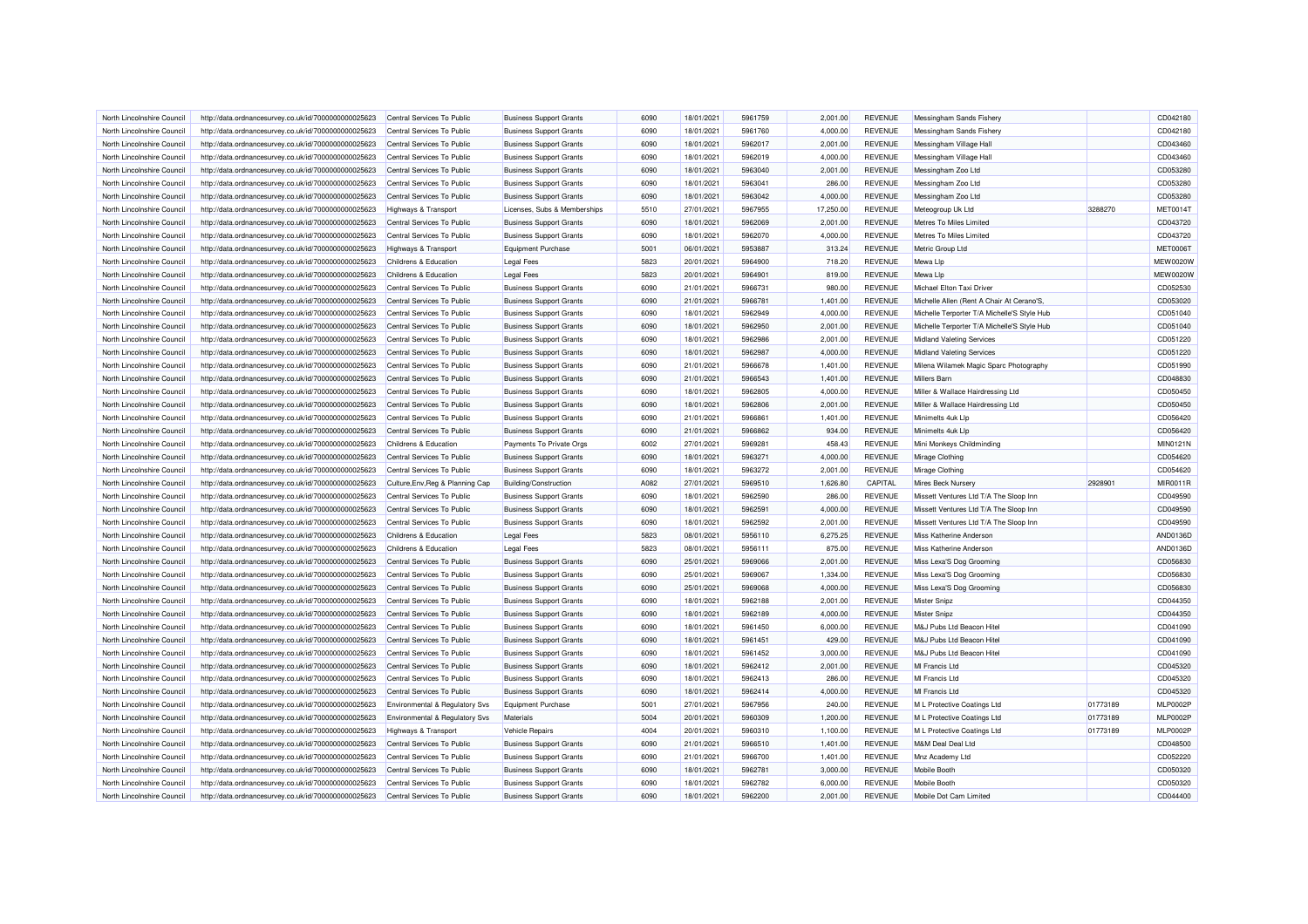| | | | | | | | | | | | | |
|---|---|---|---|---|---|---|---|---|---|---|---|---|
| North Lincolnshire Council | http://data.ordnancesurvey.co.uk/id/7000000000025623 | Central Services To Public | Business Support Grants | 6090 | 18/01/2021 | 5961759 | 2,001.00 | REVENUE | Messingham Sands Fishery | | CD042180 |
| North Lincolnshire Council | http://data.ordnancesurvey.co.uk/id/7000000000025623 | Central Services To Public | Business Support Grants | 6090 | 18/01/2021 | 5961760 | 4,000.00 | REVENUE | Messingham Sands Fishery | | CD042180 |
| North Lincolnshire Council | http://data.ordnancesurvey.co.uk/id/7000000000025623 | Central Services To Public | Business Support Grants | 6090 | 18/01/2021 | 5962017 | 2,001.00 | REVENUE | Messingham Village Hall | | CD043460 |
| North Lincolnshire Council | http://data.ordnancesurvey.co.uk/id/7000000000025623 | Central Services To Public | Business Support Grants | 6090 | 18/01/2021 | 5962019 | 4,000.00 | REVENUE | Messingham Village Hall | | CD043460 |
| North Lincolnshire Council | http://data.ordnancesurvey.co.uk/id/7000000000025623 | Central Services To Public | Business Support Grants | 6090 | 18/01/2021 | 5963040 | 2,001.00 | REVENUE | Messingham Zoo Ltd | | CD053280 |
| North Lincolnshire Council | http://data.ordnancesurvey.co.uk/id/7000000000025623 | Central Services To Public | Business Support Grants | 6090 | 18/01/2021 | 5963041 | 286.00 | REVENUE | Messingham Zoo Ltd | | CD053280 |
| North Lincolnshire Council | http://data.ordnancesurvey.co.uk/id/7000000000025623 | Central Services To Public | Business Support Grants | 6090 | 18/01/2021 | 5963042 | 4,000.00 | REVENUE | Messingham Zoo Ltd | | CD053280 |
| North Lincolnshire Council | http://data.ordnancesurvey.co.uk/id/7000000000025623 | Highways & Transport | Licenses, Subs & Memberships | 5510 | 27/01/2021 | 5967955 | 17,250.00 | REVENUE | Meteogroup Uk Ltd | 3288270 | MET0014T |
| North Lincolnshire Council | http://data.ordnancesurvey.co.uk/id/7000000000025623 | Central Services To Public | Business Support Grants | 6090 | 18/01/2021 | 5962069 | 2,001.00 | REVENUE | Metres To Miles Limited | | CD043720 |
| North Lincolnshire Council | http://data.ordnancesurvey.co.uk/id/7000000000025623 | Central Services To Public | Business Support Grants | 6090 | 18/01/2021 | 5962070 | 4,000.00 | REVENUE | Metres To Miles Limited | | CD043720 |
| North Lincolnshire Council | http://data.ordnancesurvey.co.uk/id/7000000000025623 | Highways & Transport | Equipment Purchase | 5001 | 06/01/2021 | 5953887 | 313.24 | REVENUE | Metric Group Ltd | | MET0006T |
| North Lincolnshire Council | http://data.ordnancesurvey.co.uk/id/7000000000025623 | Childrens & Education | Legal Fees | 5823 | 20/01/2021 | 5964900 | 718.20 | REVENUE | Mewa Llp | | MEW0020W |
| North Lincolnshire Council | http://data.ordnancesurvey.co.uk/id/7000000000025623 | Childrens & Education | Legal Fees | 5823 | 20/01/2021 | 5964901 | 819.00 | REVENUE | Mewa Llp | | MEW0020W |
| North Lincolnshire Council | http://data.ordnancesurvey.co.uk/id/7000000000025623 | Central Services To Public | Business Support Grants | 6090 | 21/01/2021 | 5966731 | 980.00 | REVENUE | Michael Elton Taxi Driver | | CD052530 |
| North Lincolnshire Council | http://data.ordnancesurvey.co.uk/id/7000000000025623 | Central Services To Public | Business Support Grants | 6090 | 21/01/2021 | 5966781 | 1,401.00 | REVENUE | Michelle Allen (Rent A Chair At Cerano'S, | | CD053020 |
| North Lincolnshire Council | http://data.ordnancesurvey.co.uk/id/7000000000025623 | Central Services To Public | Business Support Grants | 6090 | 18/01/2021 | 5962949 | 4,000.00 | REVENUE | Michelle Terporter T/A Michelle'S Style Hub | | CD051040 |
| North Lincolnshire Council | http://data.ordnancesurvey.co.uk/id/7000000000025623 | Central Services To Public | Business Support Grants | 6090 | 18/01/2021 | 5962950 | 2,001.00 | REVENUE | Michelle Terporter T/A Michelle'S Style Hub | | CD051040 |
| North Lincolnshire Council | http://data.ordnancesurvey.co.uk/id/7000000000025623 | Central Services To Public | Business Support Grants | 6090 | 18/01/2021 | 5962986 | 2,001.00 | REVENUE | Midland Valeting Services | | CD051220 |
| North Lincolnshire Council | http://data.ordnancesurvey.co.uk/id/7000000000025623 | Central Services To Public | Business Support Grants | 6090 | 18/01/2021 | 5962987 | 4,000.00 | REVENUE | Midland Valeting Services | | CD051220 |
| North Lincolnshire Council | http://data.ordnancesurvey.co.uk/id/7000000000025623 | Central Services To Public | Business Support Grants | 6090 | 21/01/2021 | 5966678 | 1,401.00 | REVENUE | Milena Wilamek Magic Sparc Photography | | CD051990 |
| North Lincolnshire Council | http://data.ordnancesurvey.co.uk/id/7000000000025623 | Central Services To Public | Business Support Grants | 6090 | 21/01/2021 | 5966543 | 1,401.00 | REVENUE | Millers Barn | | CD048830 |
| North Lincolnshire Council | http://data.ordnancesurvey.co.uk/id/7000000000025623 | Central Services To Public | Business Support Grants | 6090 | 18/01/2021 | 5962805 | 4,000.00 | REVENUE | Miller & Wallace Hairdressing Ltd | | CD050450 |
| North Lincolnshire Council | http://data.ordnancesurvey.co.uk/id/7000000000025623 | Central Services To Public | Business Support Grants | 6090 | 18/01/2021 | 5962806 | 2,001.00 | REVENUE | Miller & Wallace Hairdressing Ltd | | CD050450 |
| North Lincolnshire Council | http://data.ordnancesurvey.co.uk/id/7000000000025623 | Central Services To Public | Business Support Grants | 6090 | 21/01/2021 | 5966861 | 1,401.00 | REVENUE | Minimelts 4uk Llp | | CD056420 |
| North Lincolnshire Council | http://data.ordnancesurvey.co.uk/id/7000000000025623 | Central Services To Public | Business Support Grants | 6090 | 21/01/2021 | 5966862 | 934.00 | REVENUE | Minimelts 4uk Llp | | CD056420 |
| North Lincolnshire Council | http://data.ordnancesurvey.co.uk/id/7000000000025623 | Childrens & Education | Payments To Private Orgs | 6002 | 27/01/2021 | 5969281 | 458.43 | REVENUE | Mini Monkeys Childminding | | MIN0121N |
| North Lincolnshire Council | http://data.ordnancesurvey.co.uk/id/7000000000025623 | Central Services To Public | Business Support Grants | 6090 | 18/01/2021 | 5963271 | 4,000.00 | REVENUE | Mirage Clothing | | CD054620 |
| North Lincolnshire Council | http://data.ordnancesurvey.co.uk/id/7000000000025623 | Central Services To Public | Business Support Grants | 6090 | 18/01/2021 | 5963272 | 2,001.00 | REVENUE | Mirage Clothing | | CD054620 |
| North Lincolnshire Council | http://data.ordnancesurvey.co.uk/id/7000000000025623 | Culture,Env,Reg & Planning Cap | Building/Construction | A082 | 27/01/2021 | 5969510 | 1,626.80 | CAPITAL | Mires Beck Nursery | 2928901 | MIR0011R |
| North Lincolnshire Council | http://data.ordnancesurvey.co.uk/id/7000000000025623 | Central Services To Public | Business Support Grants | 6090 | 18/01/2021 | 5962590 | 286.00 | REVENUE | Missett Ventures Ltd T/A The Sloop Inn | | CD049590 |
| North Lincolnshire Council | http://data.ordnancesurvey.co.uk/id/7000000000025623 | Central Services To Public | Business Support Grants | 6090 | 18/01/2021 | 5962591 | 4,000.00 | REVENUE | Missett Ventures Ltd T/A The Sloop Inn | | CD049590 |
| North Lincolnshire Council | http://data.ordnancesurvey.co.uk/id/7000000000025623 | Central Services To Public | Business Support Grants | 6090 | 18/01/2021 | 5962592 | 2,001.00 | REVENUE | Missett Ventures Ltd T/A The Sloop Inn | | CD049590 |
| North Lincolnshire Council | http://data.ordnancesurvey.co.uk/id/7000000000025623 | Childrens & Education | Legal Fees | 5823 | 08/01/2021 | 5956110 | 6,275.25 | REVENUE | Miss Katherine Anderson | | AND0136D |
| North Lincolnshire Council | http://data.ordnancesurvey.co.uk/id/7000000000025623 | Childrens & Education | Legal Fees | 5823 | 08/01/2021 | 5956111 | 875.00 | REVENUE | Miss Katherine Anderson | | AND0136D |
| North Lincolnshire Council | http://data.ordnancesurvey.co.uk/id/7000000000025623 | Central Services To Public | Business Support Grants | 6090 | 25/01/2021 | 5969066 | 2,001.00 | REVENUE | Miss Lexa'S Dog Grooming | | CD056830 |
| North Lincolnshire Council | http://data.ordnancesurvey.co.uk/id/7000000000025623 | Central Services To Public | Business Support Grants | 6090 | 25/01/2021 | 5969067 | 1,334.00 | REVENUE | Miss Lexa'S Dog Grooming | | CD056830 |
| North Lincolnshire Council | http://data.ordnancesurvey.co.uk/id/7000000000025623 | Central Services To Public | Business Support Grants | 6090 | 25/01/2021 | 5969068 | 4,000.00 | REVENUE | Miss Lexa'S Dog Grooming | | CD056830 |
| North Lincolnshire Council | http://data.ordnancesurvey.co.uk/id/7000000000025623 | Central Services To Public | Business Support Grants | 6090 | 18/01/2021 | 5962188 | 2,001.00 | REVENUE | Mister Snipz | | CD044350 |
| North Lincolnshire Council | http://data.ordnancesurvey.co.uk/id/7000000000025623 | Central Services To Public | Business Support Grants | 6090 | 18/01/2021 | 5962189 | 4,000.00 | REVENUE | Mister Snipz | | CD044350 |
| North Lincolnshire Council | http://data.ordnancesurvey.co.uk/id/7000000000025623 | Central Services To Public | Business Support Grants | 6090 | 18/01/2021 | 5961450 | 6,000.00 | REVENUE | M&J Pubs Ltd Beacon Hitel | | CD041090 |
| North Lincolnshire Council | http://data.ordnancesurvey.co.uk/id/7000000000025623 | Central Services To Public | Business Support Grants | 6090 | 18/01/2021 | 5961451 | 429.00 | REVENUE | M&J Pubs Ltd Beacon Hitel | | CD041090 |
| North Lincolnshire Council | http://data.ordnancesurvey.co.uk/id/7000000000025623 | Central Services To Public | Business Support Grants | 6090 | 18/01/2021 | 5961452 | 3,000.00 | REVENUE | M&J Pubs Ltd Beacon Hitel | | CD041090 |
| North Lincolnshire Council | http://data.ordnancesurvey.co.uk/id/7000000000025623 | Central Services To Public | Business Support Grants | 6090 | 18/01/2021 | 5962412 | 2,001.00 | REVENUE | Ml Francis Ltd | | CD045320 |
| North Lincolnshire Council | http://data.ordnancesurvey.co.uk/id/7000000000025623 | Central Services To Public | Business Support Grants | 6090 | 18/01/2021 | 5962413 | 286.00 | REVENUE | Ml Francis Ltd | | CD045320 |
| North Lincolnshire Council | http://data.ordnancesurvey.co.uk/id/7000000000025623 | Central Services To Public | Business Support Grants | 6090 | 18/01/2021 | 5962414 | 4,000.00 | REVENUE | Ml Francis Ltd | | CD045320 |
| North Lincolnshire Council | http://data.ordnancesurvey.co.uk/id/7000000000025623 | Environmental & Regulatory Svs | Equipment Purchase | 5001 | 27/01/2021 | 5967956 | 240.00 | REVENUE | M L Protective Coatings Ltd | 01773189 | MLP0002P |
| North Lincolnshire Council | http://data.ordnancesurvey.co.uk/id/7000000000025623 | Environmental & Regulatory Svs | Materials | 5004 | 20/01/2021 | 5960309 | 1,200.00 | REVENUE | M L Protective Coatings Ltd | 01773189 | MLP0002P |
| North Lincolnshire Council | http://data.ordnancesurvey.co.uk/id/7000000000025623 | Highways & Transport | Vehicle Repairs | 4004 | 20/01/2021 | 5960310 | 1,100.00 | REVENUE | M L Protective Coatings Ltd | 01773189 | MLP0002P |
| North Lincolnshire Council | http://data.ordnancesurvey.co.uk/id/7000000000025623 | Central Services To Public | Business Support Grants | 6090 | 21/01/2021 | 5966510 | 1,401.00 | REVENUE | M&M Deal Deal Ltd | | CD048500 |
| North Lincolnshire Council | http://data.ordnancesurvey.co.uk/id/7000000000025623 | Central Services To Public | Business Support Grants | 6090 | 21/01/2021 | 5966700 | 1,401.00 | REVENUE | Mnz Academy Ltd | | CD052220 |
| North Lincolnshire Council | http://data.ordnancesurvey.co.uk/id/7000000000025623 | Central Services To Public | Business Support Grants | 6090 | 18/01/2021 | 5962781 | 3,000.00 | REVENUE | Mobile Booth | | CD050320 |
| North Lincolnshire Council | http://data.ordnancesurvey.co.uk/id/7000000000025623 | Central Services To Public | Business Support Grants | 6090 | 18/01/2021 | 5962782 | 6,000.00 | REVENUE | Mobile Booth | | CD050320 |
| North Lincolnshire Council | http://data.ordnancesurvey.co.uk/id/7000000000025623 | Central Services To Public | Business Support Grants | 6090 | 18/01/2021 | 5962200 | 2,001.00 | REVENUE | Mobile Dot Cam Limited | | CD044400 |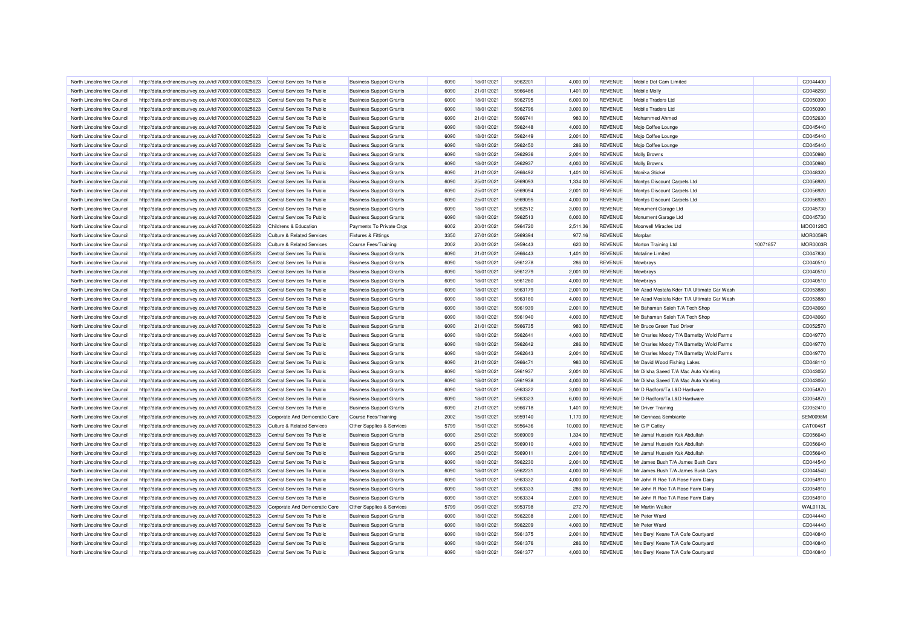| North Lincolnshire Council | http://data.ordnancesurvey.co.uk/id/7000000000025623 | Central Services To Public | Business Support Grants | 6090 | 18/01/2021 | 5962201 | 4,000.00 | REVENUE | Mobile Dot Cam Limited | | CD044400 |
|---|---|---|---|---|---|---|---|---|---|---|---|
| North Lincolnshire Council | http://data.ordnancesurvey.co.uk/id/7000000000025623 | Central Services To Public | Business Support Grants | 6090 | 21/01/2021 | 5966486 | 1,401.00 | REVENUE | Mobile Molly | | CD048260 |
| North Lincolnshire Council | http://data.ordnancesurvey.co.uk/id/7000000000025623 | Central Services To Public | Business Support Grants | 6090 | 18/01/2021 | 5962795 | 6,000.00 | REVENUE | Mobile Traders Ltd | | CD050390 |
| North Lincolnshire Council | http://data.ordnancesurvey.co.uk/id/7000000000025623 | Central Services To Public | Business Support Grants | 6090 | 18/01/2021 | 5962796 | 3,000.00 | REVENUE | Mobile Traders Ltd | | CD050390 |
| North Lincolnshire Council | http://data.ordnancesurvey.co.uk/id/7000000000025623 | Central Services To Public | Business Support Grants | 6090 | 21/01/2021 | 5966741 | 980.00 | REVENUE | Mohammed Ahmed | | CD052630 |
| North Lincolnshire Council | http://data.ordnancesurvey.co.uk/id/7000000000025623 | Central Services To Public | Business Support Grants | 6090 | 18/01/2021 | 5962448 | 4,000.00 | REVENUE | Mojo Coffee Lounge | | CD045440 |
| North Lincolnshire Council | http://data.ordnancesurvey.co.uk/id/7000000000025623 | Central Services To Public | Business Support Grants | 6090 | 18/01/2021 | 5962449 | 2,001.00 | REVENUE | Mojo Coffee Lounge | | CD045440 |
| North Lincolnshire Council | http://data.ordnancesurvey.co.uk/id/7000000000025623 | Central Services To Public | Business Support Grants | 6090 | 18/01/2021 | 5962450 | 286.00 | REVENUE | Mojo Coffee Lounge | | CD045440 |
| North Lincolnshire Council | http://data.ordnancesurvey.co.uk/id/7000000000025623 | Central Services To Public | Business Support Grants | 6090 | 18/01/2021 | 5962936 | 2,001.00 | REVENUE | Molly Browns | | CD050980 |
| North Lincolnshire Council | http://data.ordnancesurvey.co.uk/id/7000000000025623 | Central Services To Public | Business Support Grants | 6090 | 18/01/2021 | 5962937 | 4,000.00 | REVENUE | Molly Browns | | CD050980 |
| North Lincolnshire Council | http://data.ordnancesurvey.co.uk/id/7000000000025623 | Central Services To Public | Business Support Grants | 6090 | 21/01/2021 | 5966492 | 1,401.00 | REVENUE | Monika Stickel | | CD048320 |
| North Lincolnshire Council | http://data.ordnancesurvey.co.uk/id/7000000000025623 | Central Services To Public | Business Support Grants | 6090 | 25/01/2021 | 5969093 | 1,334.00 | REVENUE | Montys Discount Carpets Ltd | | CD056920 |
| North Lincolnshire Council | http://data.ordnancesurvey.co.uk/id/7000000000025623 | Central Services To Public | Business Support Grants | 6090 | 25/01/2021 | 5969094 | 2,001.00 | REVENUE | Montys Discount Carpets Ltd | | CD056920 |
| North Lincolnshire Council | http://data.ordnancesurvey.co.uk/id/7000000000025623 | Central Services To Public | Business Support Grants | 6090 | 25/01/2021 | 5969095 | 4,000.00 | REVENUE | Montys Discount Carpets Ltd | | CD056920 |
| North Lincolnshire Council | http://data.ordnancesurvey.co.uk/id/7000000000025623 | Central Services To Public | Business Support Grants | 6090 | 18/01/2021 | 5962512 | 3,000.00 | REVENUE | Monument Garage Ltd | | CD045730 |
| North Lincolnshire Council | http://data.ordnancesurvey.co.uk/id/7000000000025623 | Central Services To Public | Business Support Grants | 6090 | 18/01/2021 | 5962513 | 6,000.00 | REVENUE | Monument Garage Ltd | | CD045730 |
| North Lincolnshire Council | http://data.ordnancesurvey.co.uk/id/7000000000025623 | Childrens & Education | Payments To Private Orgs | 6002 | 20/01/2021 | 5964720 | 2,511.36 | REVENUE | Moorwell Miracles Ltd | | MOO0120O |
| North Lincolnshire Council | http://data.ordnancesurvey.co.uk/id/7000000000025623 | Culture & Related Services | Fixtures & Fittings | 3350 | 27/01/2021 | 5969394 | 977.16 | REVENUE | Morplan | | MOR0059R |
| North Lincolnshire Council | http://data.ordnancesurvey.co.uk/id/7000000000025623 | Culture & Related Services | Course Fees/Training | 2002 | 20/01/2021 | 5959443 | 620.00 | REVENUE | Morton Training Ltd | 10071857 | MOR0003R |
| North Lincolnshire Council | http://data.ordnancesurvey.co.uk/id/7000000000025623 | Central Services To Public | Business Support Grants | 6090 | 21/01/2021 | 5966443 | 1,401.00 | REVENUE | Motaline Limited | | CD047830 |
| North Lincolnshire Council | http://data.ordnancesurvey.co.uk/id/7000000000025623 | Central Services To Public | Business Support Grants | 6090 | 18/01/2021 | 5961278 | 286.00 | REVENUE | Mowbrays | | CD040510 |
| North Lincolnshire Council | http://data.ordnancesurvey.co.uk/id/7000000000025623 | Central Services To Public | Business Support Grants | 6090 | 18/01/2021 | 5961279 | 2,001.00 | REVENUE | Mowbrays | | CD040510 |
| North Lincolnshire Council | http://data.ordnancesurvey.co.uk/id/7000000000025623 | Central Services To Public | Business Support Grants | 6090 | 18/01/2021 | 5961280 | 4,000.00 | REVENUE | Mowbrays | | CD040510 |
| North Lincolnshire Council | http://data.ordnancesurvey.co.uk/id/7000000000025623 | Central Services To Public | Business Support Grants | 6090 | 18/01/2021 | 5963179 | 2,001.00 | REVENUE | Mr Azad Mostafa Kder T/A Ultimate Car Wash | | CD053880 |
| North Lincolnshire Council | http://data.ordnancesurvey.co.uk/id/7000000000025623 | Central Services To Public | Business Support Grants | 6090 | 18/01/2021 | 5963180 | 4,000.00 | REVENUE | Mr Azad Mostafa Kder T/A Ultimate Car Wash | | CD053880 |
| North Lincolnshire Council | http://data.ordnancesurvey.co.uk/id/7000000000025623 | Central Services To Public | Business Support Grants | 6090 | 18/01/2021 | 5961939 | 2,001.00 | REVENUE | Mr Bahaman Saleh T/A Tech Shop | | CD043060 |
| North Lincolnshire Council | http://data.ordnancesurvey.co.uk/id/7000000000025623 | Central Services To Public | Business Support Grants | 6090 | 18/01/2021 | 5961940 | 4,000.00 | REVENUE | Mr Bahaman Saleh T/A Tech Shop | | CD043060 |
| North Lincolnshire Council | http://data.ordnancesurvey.co.uk/id/7000000000025623 | Central Services To Public | Business Support Grants | 6090 | 21/01/2021 | 5966735 | 980.00 | REVENUE | Mr Bruce Green Taxi Driver | | CD052570 |
| North Lincolnshire Council | http://data.ordnancesurvey.co.uk/id/7000000000025623 | Central Services To Public | Business Support Grants | 6090 | 18/01/2021 | 5962641 | 4,000.00 | REVENUE | Mr Charles Moody T/A Barnetby Wold Farms | | CD049770 |
| North Lincolnshire Council | http://data.ordnancesurvey.co.uk/id/7000000000025623 | Central Services To Public | Business Support Grants | 6090 | 18/01/2021 | 5962642 | 286.00 | REVENUE | Mr Charles Moody T/A Barnetby Wold Farms | | CD049770 |
| North Lincolnshire Council | http://data.ordnancesurvey.co.uk/id/7000000000025623 | Central Services To Public | Business Support Grants | 6090 | 18/01/2021 | 5962643 | 2,001.00 | REVENUE | Mr Charles Moody T/A Barnetby Wold Farms | | CD049770 |
| North Lincolnshire Council | http://data.ordnancesurvey.co.uk/id/7000000000025623 | Central Services To Public | Business Support Grants | 6090 | 21/01/2021 | 5966471 | 980.00 | REVENUE | Mr David Wood Fishing Lakes | | CD048110 |
| North Lincolnshire Council | http://data.ordnancesurvey.co.uk/id/7000000000025623 | Central Services To Public | Business Support Grants | 6090 | 18/01/2021 | 5961937 | 2,001.00 | REVENUE | Mr Dilsha Saeed T/A Mac Auto Valeting | | CD043050 |
| North Lincolnshire Council | http://data.ordnancesurvey.co.uk/id/7000000000025623 | Central Services To Public | Business Support Grants | 6090 | 18/01/2021 | 5961938 | 4,000.00 | REVENUE | Mr Dilsha Saeed T/A Mac Auto Valeting | | CD043050 |
| North Lincolnshire Council | http://data.ordnancesurvey.co.uk/id/7000000000025623 | Central Services To Public | Business Support Grants | 6090 | 18/01/2021 | 5963322 | 3,000.00 | REVENUE | Mr D Radford/Ta L&D Hardware | | CD054870 |
| North Lincolnshire Council | http://data.ordnancesurvey.co.uk/id/7000000000025623 | Central Services To Public | Business Support Grants | 6090 | 18/01/2021 | 5963323 | 6,000.00 | REVENUE | Mr D Radford/Ta L&D Hardware | | CD054870 |
| North Lincolnshire Council | http://data.ordnancesurvey.co.uk/id/7000000000025623 | Central Services To Public | Business Support Grants | 6090 | 21/01/2021 | 5966718 | 1,401.00 | REVENUE | Mr Driver Training | | CD052410 |
| North Lincolnshire Council | http://data.ordnancesurvey.co.uk/id/7000000000025623 | Corporate And Democratic Core | Course Fees/Training | 2002 | 15/01/2021 | 5959140 | 1,170.00 | REVENUE | Mr Gennaca Sembiante | | SEM0098M |
| North Lincolnshire Council | http://data.ordnancesurvey.co.uk/id/7000000000025623 | Culture & Related Services | Other Supplies & Services | 5799 | 15/01/2021 | 5956436 | 10,000.00 | REVENUE | Mr G P Catley | | CAT0046T |
| North Lincolnshire Council | http://data.ordnancesurvey.co.uk/id/7000000000025623 | Central Services To Public | Business Support Grants | 6090 | 25/01/2021 | 5969009 | 1,334.00 | REVENUE | Mr Jamal Hussein Kak Abdullah | | CD056640 |
| North Lincolnshire Council | http://data.ordnancesurvey.co.uk/id/7000000000025623 | Central Services To Public | Business Support Grants | 6090 | 25/01/2021 | 5969010 | 4,000.00 | REVENUE | Mr Jamal Hussein Kak Abdullah | | CD056640 |
| North Lincolnshire Council | http://data.ordnancesurvey.co.uk/id/7000000000025623 | Central Services To Public | Business Support Grants | 6090 | 25/01/2021 | 5969011 | 2,001.00 | REVENUE | Mr Jamal Hussein Kak Abdullah | | CD056640 |
| North Lincolnshire Council | http://data.ordnancesurvey.co.uk/id/7000000000025623 | Central Services To Public | Business Support Grants | 6090 | 18/01/2021 | 5962230 | 2,001.00 | REVENUE | Mr James Bush T/A James Bush Cars | | CD044540 |
| North Lincolnshire Council | http://data.ordnancesurvey.co.uk/id/7000000000025623 | Central Services To Public | Business Support Grants | 6090 | 18/01/2021 | 5962231 | 4,000.00 | REVENUE | Mr James Bush T/A James Bush Cars | | CD044540 |
| North Lincolnshire Council | http://data.ordnancesurvey.co.uk/id/7000000000025623 | Central Services To Public | Business Support Grants | 6090 | 18/01/2021 | 5963332 | 4,000.00 | REVENUE | Mr John R Roe T/A Rose Farm Dairy | | CD054910 |
| North Lincolnshire Council | http://data.ordnancesurvey.co.uk/id/7000000000025623 | Central Services To Public | Business Support Grants | 6090 | 18/01/2021 | 5963333 | 286.00 | REVENUE | Mr John R Roe T/A Rose Farm Dairy | | CD054910 |
| North Lincolnshire Council | http://data.ordnancesurvey.co.uk/id/7000000000025623 | Central Services To Public | Business Support Grants | 6090 | 18/01/2021 | 5963334 | 2,001.00 | REVENUE | Mr John R Roe T/A Rose Farm Dairy | | CD054910 |
| North Lincolnshire Council | http://data.ordnancesurvey.co.uk/id/7000000000025623 | Corporate And Democratic Core | Other Supplies & Services | 5799 | 06/01/2021 | 5953798 | 272.70 | REVENUE | Mr Martin Walker | | WAL0113L |
| North Lincolnshire Council | http://data.ordnancesurvey.co.uk/id/7000000000025623 | Central Services To Public | Business Support Grants | 6090 | 18/01/2021 | 5962208 | 2,001.00 | REVENUE | Mr Peter Ward | | CD044440 |
| North Lincolnshire Council | http://data.ordnancesurvey.co.uk/id/7000000000025623 | Central Services To Public | Business Support Grants | 6090 | 18/01/2021 | 5962209 | 4,000.00 | REVENUE | Mr Peter Ward | | CD044440 |
| North Lincolnshire Council | http://data.ordnancesurvey.co.uk/id/7000000000025623 | Central Services To Public | Business Support Grants | 6090 | 18/01/2021 | 5961375 | 2,001.00 | REVENUE | Mrs Beryl Keane T/A Cafe Courtyard | | CD040840 |
| North Lincolnshire Council | http://data.ordnancesurvey.co.uk/id/7000000000025623 | Central Services To Public | Business Support Grants | 6090 | 18/01/2021 | 5961376 | 286.00 | REVENUE | Mrs Beryl Keane T/A Cafe Courtyard | | CD040840 |
| North Lincolnshire Council | http://data.ordnancesurvey.co.uk/id/7000000000025623 | Central Services To Public | Business Support Grants | 6090 | 18/01/2021 | 5961377 | 4,000.00 | REVENUE | Mrs Beryl Keane T/A Cafe Courtyard | | CD040840 |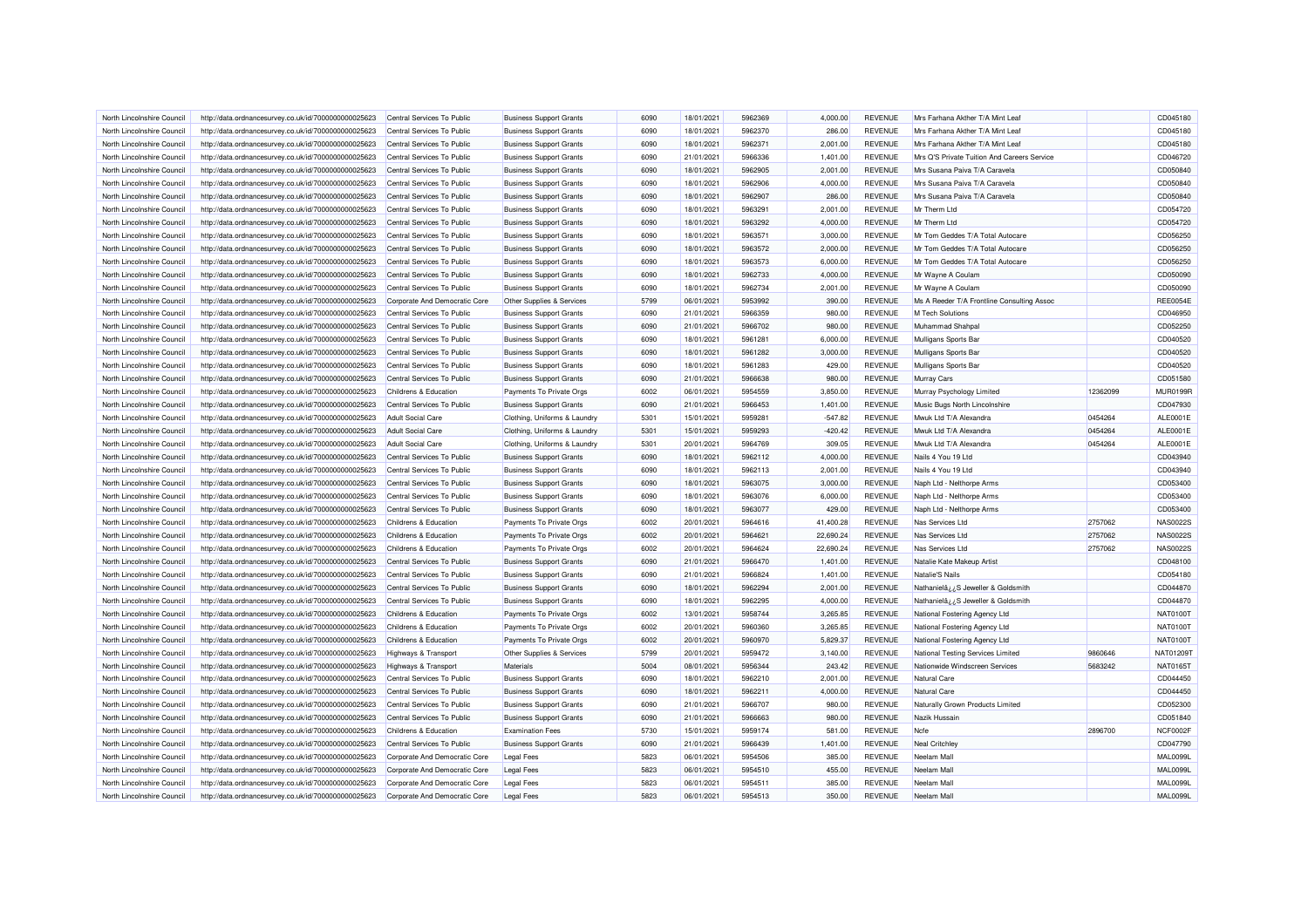| North Lincolnshire Council | http://data.ordnancesurvey.co.uk/id/7000000000025623 | Central Services To Public | Business Support Grants | 6090 | 18/01/2021 | 5962369 | 4,000.00 | REVENUE | Mrs Farhana Akther T/A Mint Leaf | | CD045180 |
|---|---|---|---|---|---|---|---|---|---|---|---|
| North Lincolnshire Council | http://data.ordnancesurvey.co.uk/id/7000000000025623 | Central Services To Public | Business Support Grants | 6090 | 18/01/2021 | 5962370 | 286.00 | REVENUE | Mrs Farhana Akther T/A Mint Leaf | | CD045180 |
| North Lincolnshire Council | http://data.ordnancesurvey.co.uk/id/7000000000025623 | Central Services To Public | Business Support Grants | 6090 | 18/01/2021 | 5962371 | 2,001.00 | REVENUE | Mrs Farhana Akther T/A Mint Leaf | | CD045180 |
| North Lincolnshire Council | http://data.ordnancesurvey.co.uk/id/7000000000025623 | Central Services To Public | Business Support Grants | 6090 | 21/01/2021 | 5966336 | 1,401.00 | REVENUE | Mrs Q'S Private Tuition And Careers Service | | CD046720 |
| North Lincolnshire Council | http://data.ordnancesurvey.co.uk/id/7000000000025623 | Central Services To Public | Business Support Grants | 6090 | 18/01/2021 | 5962905 | 2,001.00 | REVENUE | Mrs Susana Paiva T/A Caravela | | CD050840 |
| North Lincolnshire Council | http://data.ordnancesurvey.co.uk/id/7000000000025623 | Central Services To Public | Business Support Grants | 6090 | 18/01/2021 | 5962906 | 4,000.00 | REVENUE | Mrs Susana Paiva T/A Caravela | | CD050840 |
| North Lincolnshire Council | http://data.ordnancesurvey.co.uk/id/7000000000025623 | Central Services To Public | Business Support Grants | 6090 | 18/01/2021 | 5962907 | 286.00 | REVENUE | Mrs Susana Paiva T/A Caravela | | CD050840 |
| North Lincolnshire Council | http://data.ordnancesurvey.co.uk/id/7000000000025623 | Central Services To Public | Business Support Grants | 6090 | 18/01/2021 | 5963291 | 2,001.00 | REVENUE | Mr Therm Ltd | | CD054720 |
| North Lincolnshire Council | http://data.ordnancesurvey.co.uk/id/7000000000025623 | Central Services To Public | Business Support Grants | 6090 | 18/01/2021 | 5963292 | 4,000.00 | REVENUE | Mr Therm Ltd | | CD054720 |
| North Lincolnshire Council | http://data.ordnancesurvey.co.uk/id/7000000000025623 | Central Services To Public | Business Support Grants | 6090 | 18/01/2021 | 5963571 | 3,000.00 | REVENUE | Mr Tom Geddes T/A Total Autocare | | CD056250 |
| North Lincolnshire Council | http://data.ordnancesurvey.co.uk/id/7000000000025623 | Central Services To Public | Business Support Grants | 6090 | 18/01/2021 | 5963572 | 2,000.00 | REVENUE | Mr Tom Geddes T/A Total Autocare | | CD056250 |
| North Lincolnshire Council | http://data.ordnancesurvey.co.uk/id/7000000000025623 | Central Services To Public | Business Support Grants | 6090 | 18/01/2021 | 5963573 | 6,000.00 | REVENUE | Mr Tom Geddes T/A Total Autocare | | CD056250 |
| North Lincolnshire Council | http://data.ordnancesurvey.co.uk/id/7000000000025623 | Central Services To Public | Business Support Grants | 6090 | 18/01/2021 | 5962733 | 4,000.00 | REVENUE | Mr Wayne A Coulam | | CD050090 |
| North Lincolnshire Council | http://data.ordnancesurvey.co.uk/id/7000000000025623 | Central Services To Public | Business Support Grants | 6090 | 18/01/2021 | 5962734 | 2,001.00 | REVENUE | Mr Wayne A Coulam | | CD050090 |
| North Lincolnshire Council | http://data.ordnancesurvey.co.uk/id/7000000000025623 | Corporate And Democratic Core | Other Supplies & Services | 5799 | 06/01/2021 | 5953992 | 390.00 | REVENUE | Ms A Reeder T/A Frontline Consulting Assoc | | REE0054E |
| North Lincolnshire Council | http://data.ordnancesurvey.co.uk/id/7000000000025623 | Central Services To Public | Business Support Grants | 6090 | 21/01/2021 | 5966359 | 980.00 | REVENUE | M Tech Solutions | | CD046950 |
| North Lincolnshire Council | http://data.ordnancesurvey.co.uk/id/7000000000025623 | Central Services To Public | Business Support Grants | 6090 | 21/01/2021 | 5966702 | 980.00 | REVENUE | Muhammad Shahpal | | CD052250 |
| North Lincolnshire Council | http://data.ordnancesurvey.co.uk/id/7000000000025623 | Central Services To Public | Business Support Grants | 6090 | 18/01/2021 | 5961281 | 6,000.00 | REVENUE | Mulligans Sports Bar | | CD040520 |
| North Lincolnshire Council | http://data.ordnancesurvey.co.uk/id/7000000000025623 | Central Services To Public | Business Support Grants | 6090 | 18/01/2021 | 5961282 | 3,000.00 | REVENUE | Mulligans Sports Bar | | CD040520 |
| North Lincolnshire Council | http://data.ordnancesurvey.co.uk/id/7000000000025623 | Central Services To Public | Business Support Grants | 6090 | 18/01/2021 | 5961283 | 429.00 | REVENUE | Mulligans Sports Bar | | CD040520 |
| North Lincolnshire Council | http://data.ordnancesurvey.co.uk/id/7000000000025623 | Central Services To Public | Business Support Grants | 6090 | 21/01/2021 | 5966638 | 980.00 | REVENUE | Murray Cars | | CD051580 |
| North Lincolnshire Council | http://data.ordnancesurvey.co.uk/id/7000000000025623 | Childrens & Education | Payments To Private Orgs | 6002 | 06/01/2021 | 5954559 | 3,850.00 | REVENUE | Murray Psychology Limited | 12362099 | MUR0199R |
| North Lincolnshire Council | http://data.ordnancesurvey.co.uk/id/7000000000025623 | Central Services To Public | Business Support Grants | 6090 | 21/01/2021 | 5966453 | 1,401.00 | REVENUE | Music Bugs North Lincolnshire | | CD047930 |
| North Lincolnshire Council | http://data.ordnancesurvey.co.uk/id/7000000000025623 | Adult Social Care | Clothing, Uniforms & Laundry | 5301 | 15/01/2021 | 5959281 | -547.82 | REVENUE | Mwuk Ltd T/A Alexandra | 0454264 | ALE0001E |
| North Lincolnshire Council | http://data.ordnancesurvey.co.uk/id/7000000000025623 | Adult Social Care | Clothing, Uniforms & Laundry | 5301 | 15/01/2021 | 5959293 | -420.42 | REVENUE | Mwuk Ltd T/A Alexandra | 0454264 | ALE0001E |
| North Lincolnshire Council | http://data.ordnancesurvey.co.uk/id/7000000000025623 | Adult Social Care | Clothing, Uniforms & Laundry | 5301 | 20/01/2021 | 5964769 | 309.05 | REVENUE | Mwuk Ltd T/A Alexandra | 0454264 | ALE0001E |
| North Lincolnshire Council | http://data.ordnancesurvey.co.uk/id/7000000000025623 | Central Services To Public | Business Support Grants | 6090 | 18/01/2021 | 5962112 | 4,000.00 | REVENUE | Nails 4 You 19 Ltd | | CD043940 |
| North Lincolnshire Council | http://data.ordnancesurvey.co.uk/id/7000000000025623 | Central Services To Public | Business Support Grants | 6090 | 18/01/2021 | 5962113 | 2,001.00 | REVENUE | Nails 4 You 19 Ltd | | CD043940 |
| North Lincolnshire Council | http://data.ordnancesurvey.co.uk/id/7000000000025623 | Central Services To Public | Business Support Grants | 6090 | 18/01/2021 | 5963075 | 3,000.00 | REVENUE | Naph Ltd - Nelthorpe Arms | | CD053400 |
| North Lincolnshire Council | http://data.ordnancesurvey.co.uk/id/7000000000025623 | Central Services To Public | Business Support Grants | 6090 | 18/01/2021 | 5963076 | 6,000.00 | REVENUE | Naph Ltd - Nelthorpe Arms | | CD053400 |
| North Lincolnshire Council | http://data.ordnancesurvey.co.uk/id/7000000000025623 | Central Services To Public | Business Support Grants | 6090 | 18/01/2021 | 5963077 | 429.00 | REVENUE | Naph Ltd - Nelthorpe Arms | | CD053400 |
| North Lincolnshire Council | http://data.ordnancesurvey.co.uk/id/7000000000025623 | Childrens & Education | Payments To Private Orgs | 6002 | 20/01/2021 | 5964616 | 41,400.28 | REVENUE | Nas Services Ltd | 2757062 | NAS0022S |
| North Lincolnshire Council | http://data.ordnancesurvey.co.uk/id/7000000000025623 | Childrens & Education | Payments To Private Orgs | 6002 | 20/01/2021 | 5964621 | 22,690.24 | REVENUE | Nas Services Ltd | 2757062 | NAS0022S |
| North Lincolnshire Council | http://data.ordnancesurvey.co.uk/id/7000000000025623 | Childrens & Education | Payments To Private Orgs | 6002 | 20/01/2021 | 5964624 | 22,690.24 | REVENUE | Nas Services Ltd | 2757062 | NAS0022S |
| North Lincolnshire Council | http://data.ordnancesurvey.co.uk/id/7000000000025623 | Central Services To Public | Business Support Grants | 6090 | 21/01/2021 | 5966470 | 1,401.00 | REVENUE | Natalie Kate Makeup Artist | | CD048100 |
| North Lincolnshire Council | http://data.ordnancesurvey.co.uk/id/7000000000025623 | Central Services To Public | Business Support Grants | 6090 | 21/01/2021 | 5966824 | 1,401.00 | REVENUE | Natalie'S Nails | | CD054180 |
| North Lincolnshire Council | http://data.ordnancesurvey.co.uk/id/7000000000025623 | Central Services To Public | Business Support Grants | 6090 | 18/01/2021 | 5962294 | 2,001.00 | REVENUE | Nathanielâ¿¿S Jeweller & Goldsmith | | CD044870 |
| North Lincolnshire Council | http://data.ordnancesurvey.co.uk/id/7000000000025623 | Central Services To Public | Business Support Grants | 6090 | 18/01/2021 | 5962295 | 4,000.00 | REVENUE | Nathanielâ¿¿S Jeweller & Goldsmith | | CD044870 |
| North Lincolnshire Council | http://data.ordnancesurvey.co.uk/id/7000000000025623 | Childrens & Education | Payments To Private Orgs | 6002 | 13/01/2021 | 5958744 | 3,265.85 | REVENUE | National Fostering Agency Ltd | | NAT0100T |
| North Lincolnshire Council | http://data.ordnancesurvey.co.uk/id/7000000000025623 | Childrens & Education | Payments To Private Orgs | 6002 | 20/01/2021 | 5960360 | 3,265.85 | REVENUE | National Fostering Agency Ltd | | NAT0100T |
| North Lincolnshire Council | http://data.ordnancesurvey.co.uk/id/7000000000025623 | Childrens & Education | Payments To Private Orgs | 6002 | 20/01/2021 | 5960970 | 5,829.37 | REVENUE | National Fostering Agency Ltd | | NAT0100T |
| North Lincolnshire Council | http://data.ordnancesurvey.co.uk/id/7000000000025623 | Highways & Transport | Other Supplies & Services | 5799 | 20/01/2021 | 5959472 | 3,140.00 | REVENUE | National Testing Services Limited | 9860646 | NAT01209T |
| North Lincolnshire Council | http://data.ordnancesurvey.co.uk/id/7000000000025623 | Highways & Transport | Materials | 5004 | 08/01/2021 | 5956344 | 243.42 | REVENUE | Nationwide Windscreen Services | 5683242 | NAT0165T |
| North Lincolnshire Council | http://data.ordnancesurvey.co.uk/id/7000000000025623 | Central Services To Public | Business Support Grants | 6090 | 18/01/2021 | 5962210 | 2,001.00 | REVENUE | Natural Care | | CD044450 |
| North Lincolnshire Council | http://data.ordnancesurvey.co.uk/id/7000000000025623 | Central Services To Public | Business Support Grants | 6090 | 18/01/2021 | 5962211 | 4,000.00 | REVENUE | Natural Care | | CD044450 |
| North Lincolnshire Council | http://data.ordnancesurvey.co.uk/id/7000000000025623 | Central Services To Public | Business Support Grants | 6090 | 21/01/2021 | 5966707 | 980.00 | REVENUE | Naturally Grown Products Limited | | CD052300 |
| North Lincolnshire Council | http://data.ordnancesurvey.co.uk/id/7000000000025623 | Central Services To Public | Business Support Grants | 6090 | 21/01/2021 | 5966663 | 980.00 | REVENUE | Nazik Hussain | | CD051840 |
| North Lincolnshire Council | http://data.ordnancesurvey.co.uk/id/7000000000025623 | Childrens & Education | Examination Fees | 5730 | 15/01/2021 | 5959174 | 581.00 | REVENUE | Ncfe | 2896700 | NCF0002F |
| North Lincolnshire Council | http://data.ordnancesurvey.co.uk/id/7000000000025623 | Central Services To Public | Business Support Grants | 6090 | 21/01/2021 | 5966439 | 1,401.00 | REVENUE | Neal Critchley | | CD047790 |
| North Lincolnshire Council | http://data.ordnancesurvey.co.uk/id/7000000000025623 | Corporate And Democratic Core | Legal Fees | 5823 | 06/01/2021 | 5954506 | 385.00 | REVENUE | Neelam Mall | | MAL0099L |
| North Lincolnshire Council | http://data.ordnancesurvey.co.uk/id/7000000000025623 | Corporate And Democratic Core | Legal Fees | 5823 | 06/01/2021 | 5954510 | 455.00 | REVENUE | Neelam Mall | | MAL0099L |
| North Lincolnshire Council | http://data.ordnancesurvey.co.uk/id/7000000000025623 | Corporate And Democratic Core | Legal Fees | 5823 | 06/01/2021 | 5954511 | 385.00 | REVENUE | Neelam Mall | | MAL0099L |
| North Lincolnshire Council | http://data.ordnancesurvey.co.uk/id/7000000000025623 | Corporate And Democratic Core | Legal Fees | 5823 | 06/01/2021 | 5954513 | 350.00 | REVENUE | Neelam Mall | | MAL0099L |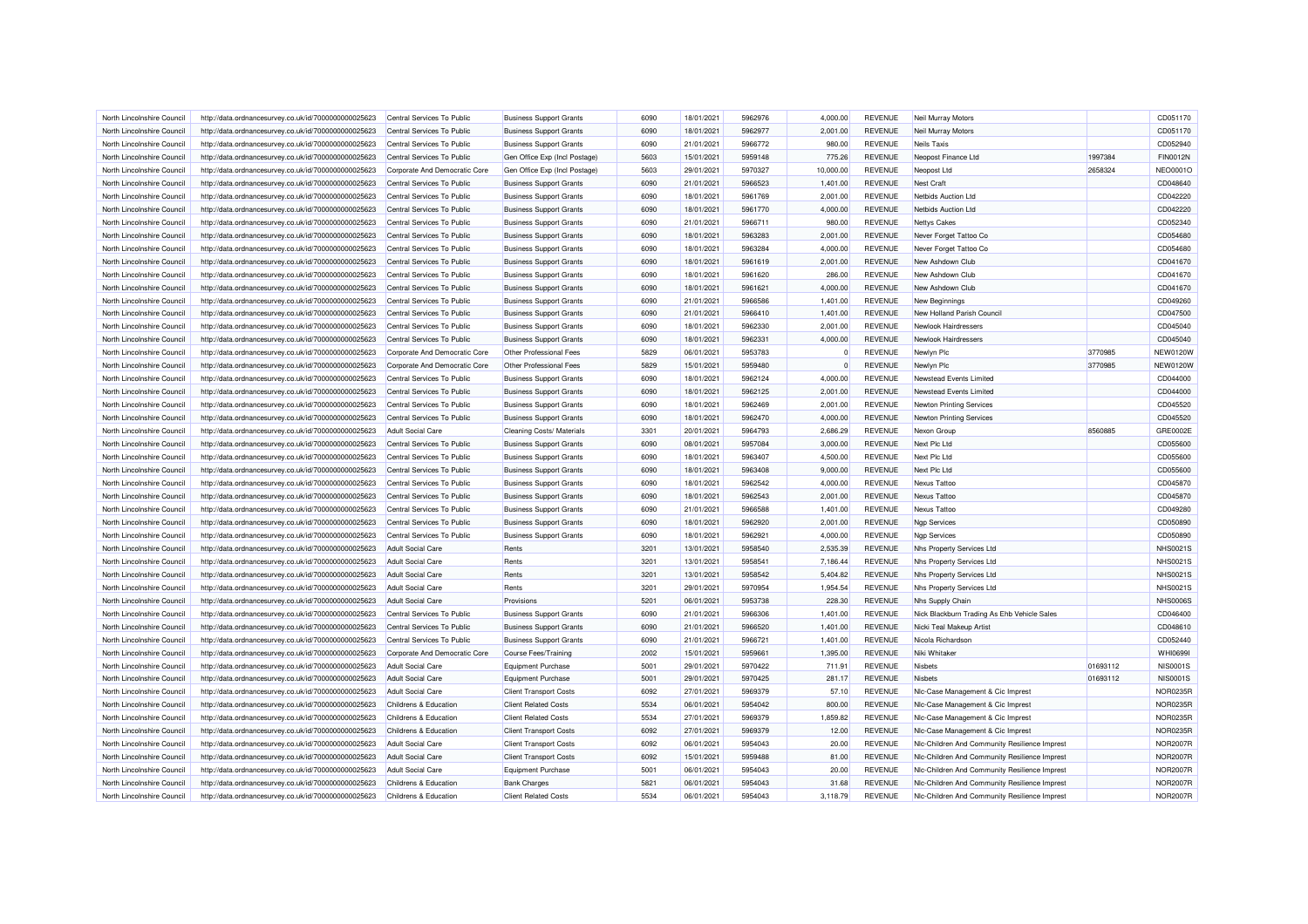| North Lincolnshire Council | http://data.ordnancesurvey.co.uk/id/7000000000025623 | Central Services To Public | Business Support Grants | 6090 | 18/01/2021 | 5962976 | 4,000.00 | REVENUE | Neil Murray Motors | | CD051170 |
|---|---|---|---|---|---|---|---|---|---|---|---|
| North Lincolnshire Council | http://data.ordnancesurvey.co.uk/id/7000000000025623 | Central Services To Public | Business Support Grants | 6090 | 18/01/2021 | 5962977 | 2,001.00 | REVENUE | Neil Murray Motors | | CD051170 |
| North Lincolnshire Council | http://data.ordnancesurvey.co.uk/id/7000000000025623 | Central Services To Public | Business Support Grants | 6090 | 21/01/2021 | 5966772 | 980.00 | REVENUE | Neils Taxis | | CD052940 |
| North Lincolnshire Council | http://data.ordnancesurvey.co.uk/id/7000000000025623 | Central Services To Public | Gen Office Exp (Incl Postage) | 5603 | 15/01/2021 | 5959148 | 775.26 | REVENUE | Neopost Finance Ltd | 1997384 | FIN0012N |
| North Lincolnshire Council | http://data.ordnancesurvey.co.uk/id/7000000000025623 | Corporate And Democratic Core | Gen Office Exp (Incl Postage) | 5603 | 29/01/2021 | 5970327 | 10,000.00 | REVENUE | Neopost Ltd | 2658324 | NEO0001O |
| North Lincolnshire Council | http://data.ordnancesurvey.co.uk/id/7000000000025623 | Central Services To Public | Business Support Grants | 6090 | 21/01/2021 | 5966523 | 1,401.00 | REVENUE | Nest Craft | | CD048640 |
| North Lincolnshire Council | http://data.ordnancesurvey.co.uk/id/7000000000025623 | Central Services To Public | Business Support Grants | 6090 | 18/01/2021 | 5961769 | 2,001.00 | REVENUE | Netbids Auction Ltd | | CD042220 |
| North Lincolnshire Council | http://data.ordnancesurvey.co.uk/id/7000000000025623 | Central Services To Public | Business Support Grants | 6090 | 18/01/2021 | 5961770 | 4,000.00 | REVENUE | Netbids Auction Ltd | | CD042220 |
| North Lincolnshire Council | http://data.ordnancesurvey.co.uk/id/7000000000025623 | Central Services To Public | Business Support Grants | 6090 | 21/01/2021 | 5966711 | 980.00 | REVENUE | Nettys Cakes | | CD052340 |
| North Lincolnshire Council | http://data.ordnancesurvey.co.uk/id/7000000000025623 | Central Services To Public | Business Support Grants | 6090 | 18/01/2021 | 5963283 | 2,001.00 | REVENUE | Never Forget Tattoo Co | | CD054680 |
| North Lincolnshire Council | http://data.ordnancesurvey.co.uk/id/7000000000025623 | Central Services To Public | Business Support Grants | 6090 | 18/01/2021 | 5963284 | 4,000.00 | REVENUE | Never Forget Tattoo Co | | CD054680 |
| North Lincolnshire Council | http://data.ordnancesurvey.co.uk/id/7000000000025623 | Central Services To Public | Business Support Grants | 6090 | 18/01/2021 | 5961619 | 2,001.00 | REVENUE | New Ashdown Club | | CD041670 |
| North Lincolnshire Council | http://data.ordnancesurvey.co.uk/id/7000000000025623 | Central Services To Public | Business Support Grants | 6090 | 18/01/2021 | 5961620 | 286.00 | REVENUE | New Ashdown Club | | CD041670 |
| North Lincolnshire Council | http://data.ordnancesurvey.co.uk/id/7000000000025623 | Central Services To Public | Business Support Grants | 6090 | 18/01/2021 | 5961621 | 4,000.00 | REVENUE | New Ashdown Club | | CD041670 |
| North Lincolnshire Council | http://data.ordnancesurvey.co.uk/id/7000000000025623 | Central Services To Public | Business Support Grants | 6090 | 21/01/2021 | 5966586 | 1,401.00 | REVENUE | New Beginnings | | CD049260 |
| North Lincolnshire Council | http://data.ordnancesurvey.co.uk/id/7000000000025623 | Central Services To Public | Business Support Grants | 6090 | 21/01/2021 | 5966410 | 1,401.00 | REVENUE | New Holland Parish Council | | CD047500 |
| North Lincolnshire Council | http://data.ordnancesurvey.co.uk/id/7000000000025623 | Central Services To Public | Business Support Grants | 6090 | 18/01/2021 | 5962330 | 2,001.00 | REVENUE | Newlook Hairdressers | | CD045040 |
| North Lincolnshire Council | http://data.ordnancesurvey.co.uk/id/7000000000025623 | Central Services To Public | Business Support Grants | 6090 | 18/01/2021 | 5962331 | 4,000.00 | REVENUE | Newlook Hairdressers | | CD045040 |
| North Lincolnshire Council | http://data.ordnancesurvey.co.uk/id/7000000000025623 | Corporate And Democratic Core | Other Professional Fees | 5829 | 06/01/2021 | 5953783 | 0 | REVENUE | Newlyn Plc | 3770985 | NEW0120W |
| North Lincolnshire Council | http://data.ordnancesurvey.co.uk/id/7000000000025623 | Corporate And Democratic Core | Other Professional Fees | 5829 | 15/01/2021 | 5959480 | 0 | REVENUE | Newlyn Plc | 3770985 | NEW0120W |
| North Lincolnshire Council | http://data.ordnancesurvey.co.uk/id/7000000000025623 | Central Services To Public | Business Support Grants | 6090 | 18/01/2021 | 5962124 | 4,000.00 | REVENUE | Newstead Events Limited | | CD044000 |
| North Lincolnshire Council | http://data.ordnancesurvey.co.uk/id/7000000000025623 | Central Services To Public | Business Support Grants | 6090 | 18/01/2021 | 5962125 | 2,001.00 | REVENUE | Newstead Events Limited | | CD044000 |
| North Lincolnshire Council | http://data.ordnancesurvey.co.uk/id/7000000000025623 | Central Services To Public | Business Support Grants | 6090 | 18/01/2021 | 5962469 | 2,001.00 | REVENUE | Newton Printing Services | | CD045520 |
| North Lincolnshire Council | http://data.ordnancesurvey.co.uk/id/7000000000025623 | Central Services To Public | Business Support Grants | 6090 | 18/01/2021 | 5962470 | 4,000.00 | REVENUE | Newton Printing Services | | CD045520 |
| North Lincolnshire Council | http://data.ordnancesurvey.co.uk/id/7000000000025623 | Adult Social Care | Cleaning Costs/ Materials | 3301 | 20/01/2021 | 5964793 | 2,686.29 | REVENUE | Nexon Group | 8560885 | GRE0002E |
| North Lincolnshire Council | http://data.ordnancesurvey.co.uk/id/7000000000025623 | Central Services To Public | Business Support Grants | 6090 | 08/01/2021 | 5957084 | 3,000.00 | REVENUE | Next Plc Ltd | | CD055600 |
| North Lincolnshire Council | http://data.ordnancesurvey.co.uk/id/7000000000025623 | Central Services To Public | Business Support Grants | 6090 | 18/01/2021 | 5963407 | 4,500.00 | REVENUE | Next Plc Ltd | | CD055600 |
| North Lincolnshire Council | http://data.ordnancesurvey.co.uk/id/7000000000025623 | Central Services To Public | Business Support Grants | 6090 | 18/01/2021 | 5963408 | 9,000.00 | REVENUE | Next Plc Ltd | | CD055600 |
| North Lincolnshire Council | http://data.ordnancesurvey.co.uk/id/7000000000025623 | Central Services To Public | Business Support Grants | 6090 | 18/01/2021 | 5962542 | 4,000.00 | REVENUE | Nexus Tattoo | | CD045870 |
| North Lincolnshire Council | http://data.ordnancesurvey.co.uk/id/7000000000025623 | Central Services To Public | Business Support Grants | 6090 | 18/01/2021 | 5962543 | 2,001.00 | REVENUE | Nexus Tattoo | | CD045870 |
| North Lincolnshire Council | http://data.ordnancesurvey.co.uk/id/7000000000025623 | Central Services To Public | Business Support Grants | 6090 | 21/01/2021 | 5966588 | 1,401.00 | REVENUE | Nexus Tattoo | | CD049280 |
| North Lincolnshire Council | http://data.ordnancesurvey.co.uk/id/7000000000025623 | Central Services To Public | Business Support Grants | 6090 | 18/01/2021 | 5962920 | 2,001.00 | REVENUE | Ngp Services | | CD050890 |
| North Lincolnshire Council | http://data.ordnancesurvey.co.uk/id/7000000000025623 | Central Services To Public | Business Support Grants | 6090 | 18/01/2021 | 5962921 | 4,000.00 | REVENUE | Ngp Services | | CD050890 |
| North Lincolnshire Council | http://data.ordnancesurvey.co.uk/id/7000000000025623 | Adult Social Care | Rents | 3201 | 13/01/2021 | 5958540 | 2,535.39 | REVENUE | Nhs Property Services Ltd | | NHS0021S |
| North Lincolnshire Council | http://data.ordnancesurvey.co.uk/id/7000000000025623 | Adult Social Care | Rents | 3201 | 13/01/2021 | 5958541 | 7,186.44 | REVENUE | Nhs Property Services Ltd | | NHS0021S |
| North Lincolnshire Council | http://data.ordnancesurvey.co.uk/id/7000000000025623 | Adult Social Care | Rents | 3201 | 13/01/2021 | 5958542 | 5,404.82 | REVENUE | Nhs Property Services Ltd | | NHS0021S |
| North Lincolnshire Council | http://data.ordnancesurvey.co.uk/id/7000000000025623 | Adult Social Care | Rents | 3201 | 29/01/2021 | 5970954 | 1,954.54 | REVENUE | Nhs Property Services Ltd | | NHS0021S |
| North Lincolnshire Council | http://data.ordnancesurvey.co.uk/id/7000000000025623 | Adult Social Care | Provisions | 5201 | 06/01/2021 | 5953738 | 228.30 | REVENUE | Nhs Supply Chain | | NHS0006S |
| North Lincolnshire Council | http://data.ordnancesurvey.co.uk/id/7000000000025623 | Central Services To Public | Business Support Grants | 6090 | 21/01/2021 | 5966306 | 1,401.00 | REVENUE | Nick Blackburn Trading As Ehb Vehicle Sales | | CD046400 |
| North Lincolnshire Council | http://data.ordnancesurvey.co.uk/id/7000000000025623 | Central Services To Public | Business Support Grants | 6090 | 21/01/2021 | 5966520 | 1,401.00 | REVENUE | Nicki Teal Makeup Artist | | CD048610 |
| North Lincolnshire Council | http://data.ordnancesurvey.co.uk/id/7000000000025623 | Central Services To Public | Business Support Grants | 6090 | 21/01/2021 | 5966721 | 1,401.00 | REVENUE | Nicola Richardson | | CD052440 |
| North Lincolnshire Council | http://data.ordnancesurvey.co.uk/id/7000000000025623 | Corporate And Democratic Core | Course Fees/Training | 2002 | 15/01/2021 | 5959661 | 1,395.00 | REVENUE | Niki Whitaker | | WHI0699I |
| North Lincolnshire Council | http://data.ordnancesurvey.co.uk/id/7000000000025623 | Adult Social Care | Equipment Purchase | 5001 | 29/01/2021 | 5970422 | 711.91 | REVENUE | Nisbets | 01693112 | NIS0001S |
| North Lincolnshire Council | http://data.ordnancesurvey.co.uk/id/7000000000025623 | Adult Social Care | Equipment Purchase | 5001 | 29/01/2021 | 5970425 | 281.17 | REVENUE | Nisbets | 01693112 | NIS0001S |
| North Lincolnshire Council | http://data.ordnancesurvey.co.uk/id/7000000000025623 | Adult Social Care | Client Transport Costs | 6092 | 27/01/2021 | 5969379 | 57.10 | REVENUE | Nlc-Case Management & Cic Imprest | | NOR0235R |
| North Lincolnshire Council | http://data.ordnancesurvey.co.uk/id/7000000000025623 | Childrens & Education | Client Related Costs | 5534 | 06/01/2021 | 5954042 | 800.00 | REVENUE | Nlc-Case Management & Cic Imprest | | NOR0235R |
| North Lincolnshire Council | http://data.ordnancesurvey.co.uk/id/7000000000025623 | Childrens & Education | Client Related Costs | 5534 | 27/01/2021 | 5969379 | 1,859.82 | REVENUE | Nlc-Case Management & Cic Imprest | | NOR0235R |
| North Lincolnshire Council | http://data.ordnancesurvey.co.uk/id/7000000000025623 | Childrens & Education | Client Transport Costs | 6092 | 27/01/2021 | 5969379 | 12.00 | REVENUE | Nlc-Case Management & Cic Imprest | | NOR0235R |
| North Lincolnshire Council | http://data.ordnancesurvey.co.uk/id/7000000000025623 | Adult Social Care | Client Transport Costs | 6092 | 06/01/2021 | 5954043 | 20.00 | REVENUE | Nlc-Children And Community Resilience Imprest | | NOR2007R |
| North Lincolnshire Council | http://data.ordnancesurvey.co.uk/id/7000000000025623 | Adult Social Care | Client Transport Costs | 6092 | 15/01/2021 | 5959488 | 81.00 | REVENUE | Nlc-Children And Community Resilience Imprest | | NOR2007R |
| North Lincolnshire Council | http://data.ordnancesurvey.co.uk/id/7000000000025623 | Adult Social Care | Equipment Purchase | 5001 | 06/01/2021 | 5954043 | 20.00 | REVENUE | Nlc-Children And Community Resilience Imprest | | NOR2007R |
| North Lincolnshire Council | http://data.ordnancesurvey.co.uk/id/7000000000025623 | Childrens & Education | Bank Charges | 5821 | 06/01/2021 | 5954043 | 31.68 | REVENUE | Nlc-Children And Community Resilience Imprest | | NOR2007R |
| North Lincolnshire Council | http://data.ordnancesurvey.co.uk/id/7000000000025623 | Childrens & Education | Client Related Costs | 5534 | 06/01/2021 | 5954043 | 3,118.79 | REVENUE | Nlc-Children And Community Resilience Imprest | | NOR2007R |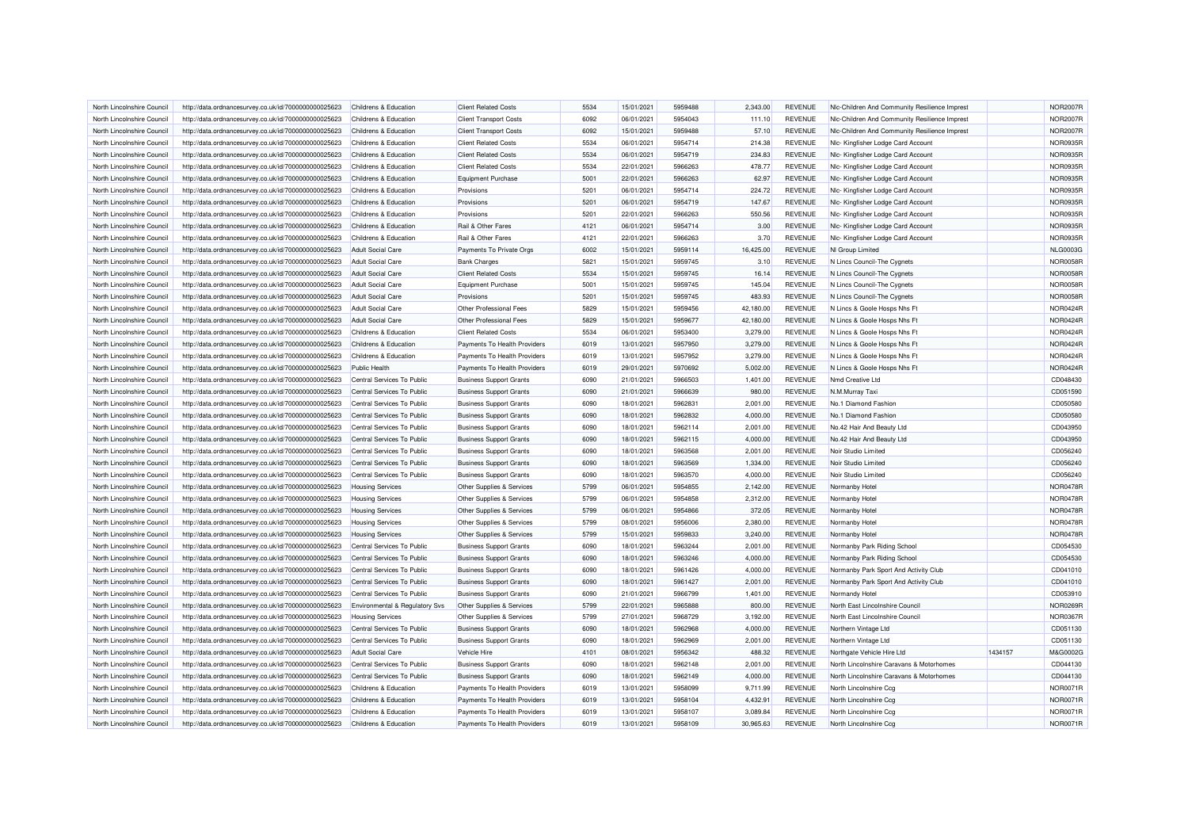| North Lincolnshire Council | http://data.ordnancesurvey.co.uk/id/7000000000025623 | Childrens & Education | Client Related Costs | 5534 | 15/01/2021 | 5959488 | 2,343.00 | REVENUE | Nlc-Children And Community Resilience Imprest | | NOR2007R |
|---|---|---|---|---|---|---|---|---|---|---|---|
| North Lincolnshire Council | http://data.ordnancesurvey.co.uk/id/7000000000025623 | Childrens & Education | Client Transport Costs | 6092 | 06/01/2021 | 5954043 | 111.10 | REVENUE | Nlc-Children And Community Resilience Imprest | | NOR2007R |
| North Lincolnshire Council | http://data.ordnancesurvey.co.uk/id/7000000000025623 | Childrens & Education | Client Transport Costs | 6092 | 15/01/2021 | 5959488 | 57.10 | REVENUE | Nlc-Children And Community Resilience Imprest | | NOR2007R |
| North Lincolnshire Council | http://data.ordnancesurvey.co.uk/id/7000000000025623 | Childrens & Education | Client Related Costs | 5534 | 06/01/2021 | 5954714 | 214.38 | REVENUE | Nlc- Kingfisher Lodge Card Account | | NOR0935R |
| North Lincolnshire Council | http://data.ordnancesurvey.co.uk/id/7000000000025623 | Childrens & Education | Client Related Costs | 5534 | 06/01/2021 | 5954719 | 234.83 | REVENUE | Nlc- Kingfisher Lodge Card Account | | NOR0935R |
| North Lincolnshire Council | http://data.ordnancesurvey.co.uk/id/7000000000025623 | Childrens & Education | Client Related Costs | 5534 | 22/01/2021 | 5966263 | 478.77 | REVENUE | Nlc- Kingfisher Lodge Card Account | | NOR0935R |
| North Lincolnshire Council | http://data.ordnancesurvey.co.uk/id/7000000000025623 | Childrens & Education | Equipment Purchase | 5001 | 22/01/2021 | 5966263 | 62.97 | REVENUE | Nlc- Kingfisher Lodge Card Account | | NOR0935R |
| North Lincolnshire Council | http://data.ordnancesurvey.co.uk/id/7000000000025623 | Childrens & Education | Provisions | 5201 | 06/01/2021 | 5954714 | 224.72 | REVENUE | Nlc- Kingfisher Lodge Card Account | | NOR0935R |
| North Lincolnshire Council | http://data.ordnancesurvey.co.uk/id/7000000000025623 | Childrens & Education | Provisions | 5201 | 06/01/2021 | 5954719 | 147.67 | REVENUE | Nlc- Kingfisher Lodge Card Account | | NOR0935R |
| North Lincolnshire Council | http://data.ordnancesurvey.co.uk/id/7000000000025623 | Childrens & Education | Provisions | 5201 | 22/01/2021 | 5966263 | 550.56 | REVENUE | Nlc- Kingfisher Lodge Card Account | | NOR0935R |
| North Lincolnshire Council | http://data.ordnancesurvey.co.uk/id/7000000000025623 | Childrens & Education | Rail & Other Fares | 4121 | 06/01/2021 | 5954714 | 3.00 | REVENUE | Nlc- Kingfisher Lodge Card Account | | NOR0935R |
| North Lincolnshire Council | http://data.ordnancesurvey.co.uk/id/7000000000025623 | Childrens & Education | Rail & Other Fares | 4121 | 22/01/2021 | 5966263 | 3.70 | REVENUE | Nlc- Kingfisher Lodge Card Account | | NOR0935R |
| North Lincolnshire Council | http://data.ordnancesurvey.co.uk/id/7000000000025623 | Adult Social Care | Payments To Private Orgs | 6002 | 15/01/2021 | 5959114 | 16,425.00 | REVENUE | Nl Group Limited | | NLG0003G |
| North Lincolnshire Council | http://data.ordnancesurvey.co.uk/id/7000000000025623 | Adult Social Care | Bank Charges | 5821 | 15/01/2021 | 5959745 | 3.10 | REVENUE | N Lincs Council-The Cygnets | | NOR0058R |
| North Lincolnshire Council | http://data.ordnancesurvey.co.uk/id/7000000000025623 | Adult Social Care | Client Related Costs | 5534 | 15/01/2021 | 5959745 | 16.14 | REVENUE | N Lincs Council-The Cygnets | | NOR0058R |
| North Lincolnshire Council | http://data.ordnancesurvey.co.uk/id/7000000000025623 | Adult Social Care | Equipment Purchase | 5001 | 15/01/2021 | 5959745 | 145.04 | REVENUE | N Lincs Council-The Cygnets | | NOR0058R |
| North Lincolnshire Council | http://data.ordnancesurvey.co.uk/id/7000000000025623 | Adult Social Care | Provisions | 5201 | 15/01/2021 | 5959745 | 483.93 | REVENUE | N Lincs Council-The Cygnets | | NOR0058R |
| North Lincolnshire Council | http://data.ordnancesurvey.co.uk/id/7000000000025623 | Adult Social Care | Other Professional Fees | 5829 | 15/01/2021 | 5959456 | 42,180.00 | REVENUE | N Lincs & Goole Hosps Nhs Ft | | NOR0424R |
| North Lincolnshire Council | http://data.ordnancesurvey.co.uk/id/7000000000025623 | Adult Social Care | Other Professional Fees | 5829 | 15/01/2021 | 5959677 | 42,180.00 | REVENUE | N Lincs & Goole Hosps Nhs Ft | | NOR0424R |
| North Lincolnshire Council | http://data.ordnancesurvey.co.uk/id/7000000000025623 | Childrens & Education | Client Related Costs | 5534 | 06/01/2021 | 5953400 | 3,279.00 | REVENUE | N Lincs & Goole Hosps Nhs Ft | | NOR0424R |
| North Lincolnshire Council | http://data.ordnancesurvey.co.uk/id/7000000000025623 | Childrens & Education | Payments To Health Providers | 6019 | 13/01/2021 | 5957950 | 3,279.00 | REVENUE | N Lincs & Goole Hosps Nhs Ft | | NOR0424R |
| North Lincolnshire Council | http://data.ordnancesurvey.co.uk/id/7000000000025623 | Childrens & Education | Payments To Health Providers | 6019 | 13/01/2021 | 5957952 | 3,279.00 | REVENUE | N Lincs & Goole Hosps Nhs Ft | | NOR0424R |
| North Lincolnshire Council | http://data.ordnancesurvey.co.uk/id/7000000000025623 | Public Health | Payments To Health Providers | 6019 | 29/01/2021 | 5970692 | 5,002.00 | REVENUE | N Lincs & Goole Hosps Nhs Ft | | NOR0424R |
| North Lincolnshire Council | http://data.ordnancesurvey.co.uk/id/7000000000025623 | Central Services To Public | Business Support Grants | 6090 | 21/01/2021 | 5966503 | 1,401.00 | REVENUE | Nmd Creative Ltd | | CD048430 |
| North Lincolnshire Council | http://data.ordnancesurvey.co.uk/id/7000000000025623 | Central Services To Public | Business Support Grants | 6090 | 21/01/2021 | 5966639 | 980.00 | REVENUE | N.M.Murray Taxi | | CD051590 |
| North Lincolnshire Council | http://data.ordnancesurvey.co.uk/id/7000000000025623 | Central Services To Public | Business Support Grants | 6090 | 18/01/2021 | 5962831 | 2,001.00 | REVENUE | No.1 Diamond Fashion | | CD050580 |
| North Lincolnshire Council | http://data.ordnancesurvey.co.uk/id/7000000000025623 | Central Services To Public | Business Support Grants | 6090 | 18/01/2021 | 5962832 | 4,000.00 | REVENUE | No.1 Diamond Fashion | | CD050580 |
| North Lincolnshire Council | http://data.ordnancesurvey.co.uk/id/7000000000025623 | Central Services To Public | Business Support Grants | 6090 | 18/01/2021 | 5962114 | 2,001.00 | REVENUE | No.42 Hair And Beauty Ltd | | CD043950 |
| North Lincolnshire Council | http://data.ordnancesurvey.co.uk/id/7000000000025623 | Central Services To Public | Business Support Grants | 6090 | 18/01/2021 | 5962115 | 4,000.00 | REVENUE | No.42 Hair And Beauty Ltd | | CD043950 |
| North Lincolnshire Council | http://data.ordnancesurvey.co.uk/id/7000000000025623 | Central Services To Public | Business Support Grants | 6090 | 18/01/2021 | 5963568 | 2,001.00 | REVENUE | Noir Studio Limited | | CD056240 |
| North Lincolnshire Council | http://data.ordnancesurvey.co.uk/id/7000000000025623 | Central Services To Public | Business Support Grants | 6090 | 18/01/2021 | 5963569 | 1,334.00 | REVENUE | Noir Studio Limited | | CD056240 |
| North Lincolnshire Council | http://data.ordnancesurvey.co.uk/id/7000000000025623 | Central Services To Public | Business Support Grants | 6090 | 18/01/2021 | 5963570 | 4,000.00 | REVENUE | Noir Studio Limited | | CD056240 |
| North Lincolnshire Council | http://data.ordnancesurvey.co.uk/id/7000000000025623 | Housing Services | Other Supplies & Services | 5799 | 06/01/2021 | 5954855 | 2,142.00 | REVENUE | Normanby Hotel | | NOR0478R |
| North Lincolnshire Council | http://data.ordnancesurvey.co.uk/id/7000000000025623 | Housing Services | Other Supplies & Services | 5799 | 06/01/2021 | 5954858 | 2,312.00 | REVENUE | Normanby Hotel | | NOR0478R |
| North Lincolnshire Council | http://data.ordnancesurvey.co.uk/id/7000000000025623 | Housing Services | Other Supplies & Services | 5799 | 06/01/2021 | 5954866 | 372.05 | REVENUE | Normanby Hotel | | NOR0478R |
| North Lincolnshire Council | http://data.ordnancesurvey.co.uk/id/7000000000025623 | Housing Services | Other Supplies & Services | 5799 | 08/01/2021 | 5956006 | 2,380.00 | REVENUE | Normanby Hotel | | NOR0478R |
| North Lincolnshire Council | http://data.ordnancesurvey.co.uk/id/7000000000025623 | Housing Services | Other Supplies & Services | 5799 | 15/01/2021 | 5959833 | 3,240.00 | REVENUE | Normanby Hotel | | NOR0478R |
| North Lincolnshire Council | http://data.ordnancesurvey.co.uk/id/7000000000025623 | Central Services To Public | Business Support Grants | 6090 | 18/01/2021 | 5963244 | 2,001.00 | REVENUE | Normanby Park Riding School | | CD054530 |
| North Lincolnshire Council | http://data.ordnancesurvey.co.uk/id/7000000000025623 | Central Services To Public | Business Support Grants | 6090 | 18/01/2021 | 5963246 | 4,000.00 | REVENUE | Normanby Park Riding School | | CD054530 |
| North Lincolnshire Council | http://data.ordnancesurvey.co.uk/id/7000000000025623 | Central Services To Public | Business Support Grants | 6090 | 18/01/2021 | 5961426 | 4,000.00 | REVENUE | Normanby Park Sport And Activity Club | | CD041010 |
| North Lincolnshire Council | http://data.ordnancesurvey.co.uk/id/7000000000025623 | Central Services To Public | Business Support Grants | 6090 | 18/01/2021 | 5961427 | 2,001.00 | REVENUE | Normanby Park Sport And Activity Club | | CD041010 |
| North Lincolnshire Council | http://data.ordnancesurvey.co.uk/id/7000000000025623 | Central Services To Public | Business Support Grants | 6090 | 21/01/2021 | 5966799 | 1,401.00 | REVENUE | Normandy Hotel | | CD053910 |
| North Lincolnshire Council | http://data.ordnancesurvey.co.uk/id/7000000000025623 | Environmental & Regulatory Svs | Other Supplies & Services | 5799 | 22/01/2021 | 5965888 | 800.00 | REVENUE | North East Lincolnshire Council | | NOR0269R |
| North Lincolnshire Council | http://data.ordnancesurvey.co.uk/id/7000000000025623 | Housing Services | Other Supplies & Services | 5799 | 27/01/2021 | 5968729 | 3,192.00 | REVENUE | North East Lincolnshire Council | | NOR0367R |
| North Lincolnshire Council | http://data.ordnancesurvey.co.uk/id/7000000000025623 | Central Services To Public | Business Support Grants | 6090 | 18/01/2021 | 5962968 | 4,000.00 | REVENUE | Northern Vintage Ltd | | CD051130 |
| North Lincolnshire Council | http://data.ordnancesurvey.co.uk/id/7000000000025623 | Central Services To Public | Business Support Grants | 6090 | 18/01/2021 | 5962969 | 2,001.00 | REVENUE | Northern Vintage Ltd | | CD051130 |
| North Lincolnshire Council | http://data.ordnancesurvey.co.uk/id/7000000000025623 | Adult Social Care | Vehicle Hire | 4101 | 08/01/2021 | 5956342 | 488.32 | REVENUE | Northgate Vehicle Hire Ltd | 1434157 | M&G0002G |
| North Lincolnshire Council | http://data.ordnancesurvey.co.uk/id/7000000000025623 | Central Services To Public | Business Support Grants | 6090 | 18/01/2021 | 5962148 | 2,001.00 | REVENUE | North Lincolnshire Caravans & Motorhomes | | CD044130 |
| North Lincolnshire Council | http://data.ordnancesurvey.co.uk/id/7000000000025623 | Central Services To Public | Business Support Grants | 6090 | 18/01/2021 | 5962149 | 4,000.00 | REVENUE | North Lincolnshire Caravans & Motorhomes | | CD044130 |
| North Lincolnshire Council | http://data.ordnancesurvey.co.uk/id/7000000000025623 | Childrens & Education | Payments To Health Providers | 6019 | 13/01/2021 | 5958099 | 9,711.99 | REVENUE | North Lincolnshire Ccg | | NOR0071R |
| North Lincolnshire Council | http://data.ordnancesurvey.co.uk/id/7000000000025623 | Childrens & Education | Payments To Health Providers | 6019 | 13/01/2021 | 5958104 | 4,432.91 | REVENUE | North Lincolnshire Ccg | | NOR0071R |
| North Lincolnshire Council | http://data.ordnancesurvey.co.uk/id/7000000000025623 | Childrens & Education | Payments To Health Providers | 6019 | 13/01/2021 | 5958107 | 3,089.84 | REVENUE | North Lincolnshire Ccg | | NOR0071R |
| North Lincolnshire Council | http://data.ordnancesurvey.co.uk/id/7000000000025623 | Childrens & Education | Payments To Health Providers | 6019 | 13/01/2021 | 5958109 | 30,965.63 | REVENUE | North Lincolnshire Ccg | | NOR0071R |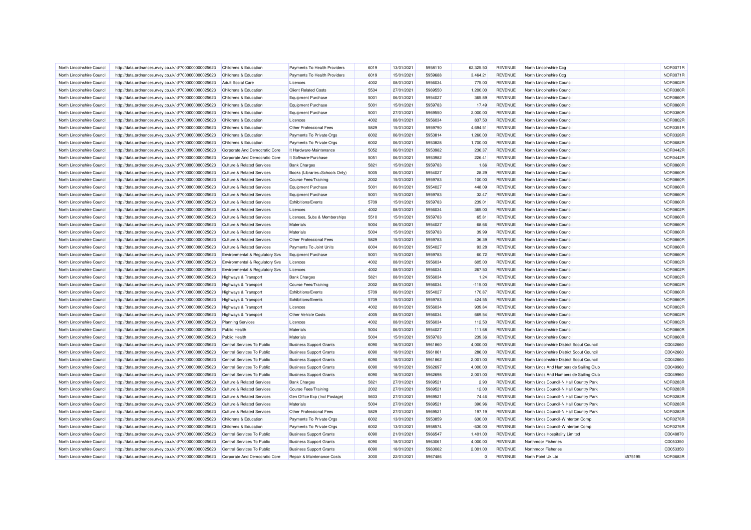| North Lincolnshire Council | http://data.ordnancesurvey.co.uk/id/7000000000025623 | Childrens & Education | Payments To Health Providers | 6019 | 13/01/2021 | 5958110 | 62,325.50 | REVENUE | North Lincolnshire Ccg | | NOR0071R |
|---|---|---|---|---|---|---|---|---|---|---|---|
| North Lincolnshire Council | http://data.ordnancesurvey.co.uk/id/7000000000025623 | Childrens & Education | Payments To Health Providers | 6019 | 15/01/2021 | 5959688 | 3,464.21 | REVENUE | North Lincolnshire Ccg | | NOR0071R |
| North Lincolnshire Council | http://data.ordnancesurvey.co.uk/id/7000000000025623 | Adult Social Care | Licences | 4002 | 08/01/2021 | 5956034 | 775.00 | REVENUE | North Lincolnshire Council | | NOR0802R |
| North Lincolnshire Council | http://data.ordnancesurvey.co.uk/id/7000000000025623 | Childrens & Education | Client Related Costs | 5534 | 27/01/2021 | 5969550 | 1,200.00 | REVENUE | North Lincolnshire Council | | NOR0380R |
| North Lincolnshire Council | http://data.ordnancesurvey.co.uk/id/7000000000025623 | Childrens & Education | Equipment Purchase | 5001 | 06/01/2021 | 5954027 | 365.89 | REVENUE | North Lincolnshire Council | | NOR0860R |
| North Lincolnshire Council | http://data.ordnancesurvey.co.uk/id/7000000000025623 | Childrens & Education | Equipment Purchase | 5001 | 15/01/2021 | 5959783 | 17.49 | REVENUE | North Lincolnshire Council | | NOR0860R |
| North Lincolnshire Council | http://data.ordnancesurvey.co.uk/id/7000000000025623 | Childrens & Education | Equipment Purchase | 5001 | 27/01/2021 | 5969550 | 2,000.00 | REVENUE | North Lincolnshire Council | | NOR0380R |
| North Lincolnshire Council | http://data.ordnancesurvey.co.uk/id/7000000000025623 | Childrens & Education | Licences | 4002 | 08/01/2021 | 5956034 | 837.50 | REVENUE | North Lincolnshire Council | | NOR0802R |
| North Lincolnshire Council | http://data.ordnancesurvey.co.uk/id/7000000000025623 | Childrens & Education | Other Professional Fees | 5829 | 15/01/2021 | 5959790 | 4,694.51 | REVENUE | North Lincolnshire Council | | NOR0351R |
| North Lincolnshire Council | http://data.ordnancesurvey.co.uk/id/7000000000025623 | Childrens & Education | Payments To Private Orgs | 6002 | 06/01/2021 | 5953814 | 1,260.00 | REVENUE | North Lincolnshire Council | | NOR0326R |
| North Lincolnshire Council | http://data.ordnancesurvey.co.uk/id/7000000000025623 | Childrens & Education | Payments To Private Orgs | 6002 | 06/01/2021 | 5953828 | 1,700.00 | REVENUE | North Lincolnshire Council | | NOR0682R |
| North Lincolnshire Council | http://data.ordnancesurvey.co.uk/id/7000000000025623 | Corporate And Democratic Core | It Hardware-Maintenance | 5052 | 06/01/2021 | 5953982 | 236.37 | REVENUE | North Lincolnshire Council | | NOR0442R |
| North Lincolnshire Council | http://data.ordnancesurvey.co.uk/id/7000000000025623 | Corporate And Democratic Core | It Software-Purchase | 5051 | 06/01/2021 | 5953982 | 226.41 | REVENUE | North Lincolnshire Council | | NOR0442R |
| North Lincolnshire Council | http://data.ordnancesurvey.co.uk/id/7000000000025623 | Culture & Related Services | Bank Charges | 5821 | 15/01/2021 | 5959783 | 1.66 | REVENUE | North Lincolnshire Council | | NOR0860R |
| North Lincolnshire Council | http://data.ordnancesurvey.co.uk/id/7000000000025623 | Culture & Related Services | Books (Libraries+Schools Only) | 5005 | 06/01/2021 | 5954027 | 28.29 | REVENUE | North Lincolnshire Council | | NOR0860R |
| North Lincolnshire Council | http://data.ordnancesurvey.co.uk/id/7000000000025623 | Culture & Related Services | Course Fees/Training | 2002 | 15/01/2021 | 5959783 | 100.00 | REVENUE | North Lincolnshire Council | | NOR0860R |
| North Lincolnshire Council | http://data.ordnancesurvey.co.uk/id/7000000000025623 | Culture & Related Services | Equipment Purchase | 5001 | 06/01/2021 | 5954027 | 448.09 | REVENUE | North Lincolnshire Council | | NOR0860R |
| North Lincolnshire Council | http://data.ordnancesurvey.co.uk/id/7000000000025623 | Culture & Related Services | Equipment Purchase | 5001 | 15/01/2021 | 5959783 | 32.47 | REVENUE | North Lincolnshire Council | | NOR0860R |
| North Lincolnshire Council | http://data.ordnancesurvey.co.uk/id/7000000000025623 | Culture & Related Services | Exhibitions/Events | 5709 | 15/01/2021 | 5959783 | 239.01 | REVENUE | North Lincolnshire Council | | NOR0860R |
| North Lincolnshire Council | http://data.ordnancesurvey.co.uk/id/7000000000025623 | Culture & Related Services | Licences | 4002 | 08/01/2021 | 5956034 | 365.00 | REVENUE | North Lincolnshire Council | | NOR0802R |
| North Lincolnshire Council | http://data.ordnancesurvey.co.uk/id/7000000000025623 | Culture & Related Services | Licenses, Subs & Memberships | 5510 | 15/01/2021 | 5959783 | 65.81 | REVENUE | North Lincolnshire Council | | NOR0860R |
| North Lincolnshire Council | http://data.ordnancesurvey.co.uk/id/7000000000025623 | Culture & Related Services | Materials | 5004 | 06/01/2021 | 5954027 | 68.66 | REVENUE | North Lincolnshire Council | | NOR0860R |
| North Lincolnshire Council | http://data.ordnancesurvey.co.uk/id/7000000000025623 | Culture & Related Services | Materials | 5004 | 15/01/2021 | 5959783 | 39.99 | REVENUE | North Lincolnshire Council | | NOR0860R |
| North Lincolnshire Council | http://data.ordnancesurvey.co.uk/id/7000000000025623 | Culture & Related Services | Other Professional Fees | 5829 | 15/01/2021 | 5959783 | 36.39 | REVENUE | North Lincolnshire Council | | NOR0860R |
| North Lincolnshire Council | http://data.ordnancesurvey.co.uk/id/7000000000025623 | Culture & Related Services | Payments To Joint Units | 6004 | 06/01/2021 | 5954027 | 93.28 | REVENUE | North Lincolnshire Council | | NOR0860R |
| North Lincolnshire Council | http://data.ordnancesurvey.co.uk/id/7000000000025623 | Environmental & Regulatory Svs | Equipment Purchase | 5001 | 15/01/2021 | 5959783 | 60.72 | REVENUE | North Lincolnshire Council | | NOR0860R |
| North Lincolnshire Council | http://data.ordnancesurvey.co.uk/id/7000000000025623 | Environmental & Regulatory Svs | Licences | 4002 | 08/01/2021 | 5956034 | 605.00 | REVENUE | North Lincolnshire Council | | NOR0802R |
| North Lincolnshire Council | http://data.ordnancesurvey.co.uk/id/7000000000025623 | Environmental & Regulatory Svs | Licences | 4002 | 08/01/2021 | 5956034 | 267.50 | REVENUE | North Lincolnshire Council | | NOR0802R |
| North Lincolnshire Council | http://data.ordnancesurvey.co.uk/id/7000000000025623 | Highways & Transport | Bank Charges | 5821 | 08/01/2021 | 5956034 | 1.24 | REVENUE | North Lincolnshire Council | | NOR0802R |
| North Lincolnshire Council | http://data.ordnancesurvey.co.uk/id/7000000000025623 | Highways & Transport | Course Fees/Training | 2002 | 08/01/2021 | 5956034 | -115.00 | REVENUE | North Lincolnshire Council | | NOR0802R |
| North Lincolnshire Council | http://data.ordnancesurvey.co.uk/id/7000000000025623 | Highways & Transport | Exhibitions/Events | 5709 | 06/01/2021 | 5954027 | 170.87 | REVENUE | North Lincolnshire Council | | NOR0860R |
| North Lincolnshire Council | http://data.ordnancesurvey.co.uk/id/7000000000025623 | Highways & Transport | Exhibitions/Events | 5709 | 15/01/2021 | 5959783 | 424.55 | REVENUE | North Lincolnshire Council | | NOR0860R |
| North Lincolnshire Council | http://data.ordnancesurvey.co.uk/id/7000000000025623 | Highways & Transport | Licences | 4002 | 08/01/2021 | 5956034 | 939.84 | REVENUE | North Lincolnshire Council | | NOR0802R |
| North Lincolnshire Council | http://data.ordnancesurvey.co.uk/id/7000000000025623 | Highways & Transport | Other Vehicle Costs | 4005 | 08/01/2021 | 5956034 | 669.54 | REVENUE | North Lincolnshire Council | | NOR0802R |
| North Lincolnshire Council | http://data.ordnancesurvey.co.uk/id/7000000000025623 | Planning Services | Licences | 4002 | 08/01/2021 | 5956034 | 112.50 | REVENUE | North Lincolnshire Council | | NOR0802R |
| North Lincolnshire Council | http://data.ordnancesurvey.co.uk/id/7000000000025623 | Public Health | Materials | 5004 | 06/01/2021 | 5954027 | 111.68 | REVENUE | North Lincolnshire Council | | NOR0860R |
| North Lincolnshire Council | http://data.ordnancesurvey.co.uk/id/7000000000025623 | Public Health | Materials | 5004 | 15/01/2021 | 5959783 | 239.36 | REVENUE | North Lincolnshire Council | | NOR0860R |
| North Lincolnshire Council | http://data.ordnancesurvey.co.uk/id/7000000000025623 | Central Services To Public | Business Support Grants | 6090 | 18/01/2021 | 5961860 | 4,000.00 | REVENUE | North Lincolnshire District Scout Council | | CD042660 |
| North Lincolnshire Council | http://data.ordnancesurvey.co.uk/id/7000000000025623 | Central Services To Public | Business Support Grants | 6090 | 18/01/2021 | 5961861 | 286.00 | REVENUE | North Lincolnshire District Scout Council | | CD042660 |
| North Lincolnshire Council | http://data.ordnancesurvey.co.uk/id/7000000000025623 | Central Services To Public | Business Support Grants | 6090 | 18/01/2021 | 5961862 | 2,001.00 | REVENUE | North Lincolnshire District Scout Council | | CD042660 |
| North Lincolnshire Council | http://data.ordnancesurvey.co.uk/id/7000000000025623 | Central Services To Public | Business Support Grants | 6090 | 18/01/2021 | 5962697 | 4,000.00 | REVENUE | North Lincs And Humberside Sailing Club | | CD049960 |
| North Lincolnshire Council | http://data.ordnancesurvey.co.uk/id/7000000000025623 | Central Services To Public | Business Support Grants | 6090 | 18/01/2021 | 5962698 | 2,001.00 | REVENUE | North Lincs And Humberside Sailing Club | | CD049960 |
| North Lincolnshire Council | http://data.ordnancesurvey.co.uk/id/7000000000025623 | Culture & Related Services | Bank Charges | 5821 | 27/01/2021 | 5969521 | 2.90 | REVENUE | North Lincs Council-N.Hall Country Park | | NOR0283R |
| North Lincolnshire Council | http://data.ordnancesurvey.co.uk/id/7000000000025623 | Culture & Related Services | Course Fees/Training | 2002 | 27/01/2021 | 5969521 | 12.00 | REVENUE | North Lincs Council-N.Hall Country Park | | NOR0283R |
| North Lincolnshire Council | http://data.ordnancesurvey.co.uk/id/7000000000025623 | Culture & Related Services | Gen Office Exp (Incl Postage) | 5603 | 27/01/2021 | 5969521 | 74.46 | REVENUE | North Lincs Council-N.Hall Country Park | | NOR0283R |
| North Lincolnshire Council | http://data.ordnancesurvey.co.uk/id/7000000000025623 | Culture & Related Services | Materials | 5004 | 27/01/2021 | 5969521 | 390.96 | REVENUE | North Lincs Council-N.Hall Country Park | | NOR0283R |
| North Lincolnshire Council | http://data.ordnancesurvey.co.uk/id/7000000000025623 | Culture & Related Services | Other Professional Fees | 5829 | 27/01/2021 | 5969521 | 197.19 | REVENUE | North Lincs Council-N.Hall Country Park | | NOR0283R |
| North Lincolnshire Council | http://data.ordnancesurvey.co.uk/id/7000000000025623 | Childrens & Education | Payments To Private Orgs | 6002 | 13/01/2021 | 5953859 | 630.00 | REVENUE | North Lincs Council-Winterton Comp | | NOR0276R |
| North Lincolnshire Council | http://data.ordnancesurvey.co.uk/id/7000000000025623 | Childrens & Education | Payments To Private Orgs | 6002 | 13/01/2021 | 5958574 | -630.00 | REVENUE | North Lincs Council-Winterton Comp | | NOR0276R |
| North Lincolnshire Council | http://data.ordnancesurvey.co.uk/id/7000000000025623 | Central Services To Public | Business Support Grants | 6090 | 21/01/2021 | 5966547 | 1,401.00 | REVENUE | North Lincs Hospitality Limited | | CD048870 |
| North Lincolnshire Council | http://data.ordnancesurvey.co.uk/id/7000000000025623 | Central Services To Public | Business Support Grants | 6090 | 18/01/2021 | 5963061 | 4,000.00 | REVENUE | Northmoor Fisheries | | CD053350 |
| North Lincolnshire Council | http://data.ordnancesurvey.co.uk/id/7000000000025623 | Central Services To Public | Business Support Grants | 6090 | 18/01/2021 | 5963062 | 2,001.00 | REVENUE | Northmoor Fisheries | | CD053350 |
| North Lincolnshire Council | http://data.ordnancesurvey.co.uk/id/7000000000025623 | Corporate And Democratic Core | Repair & Maintenance Costs | 3000 | 22/01/2021 | 5967486 | 0 | REVENUE | North Point Uk Ltd | 4575195 | NOR0683R |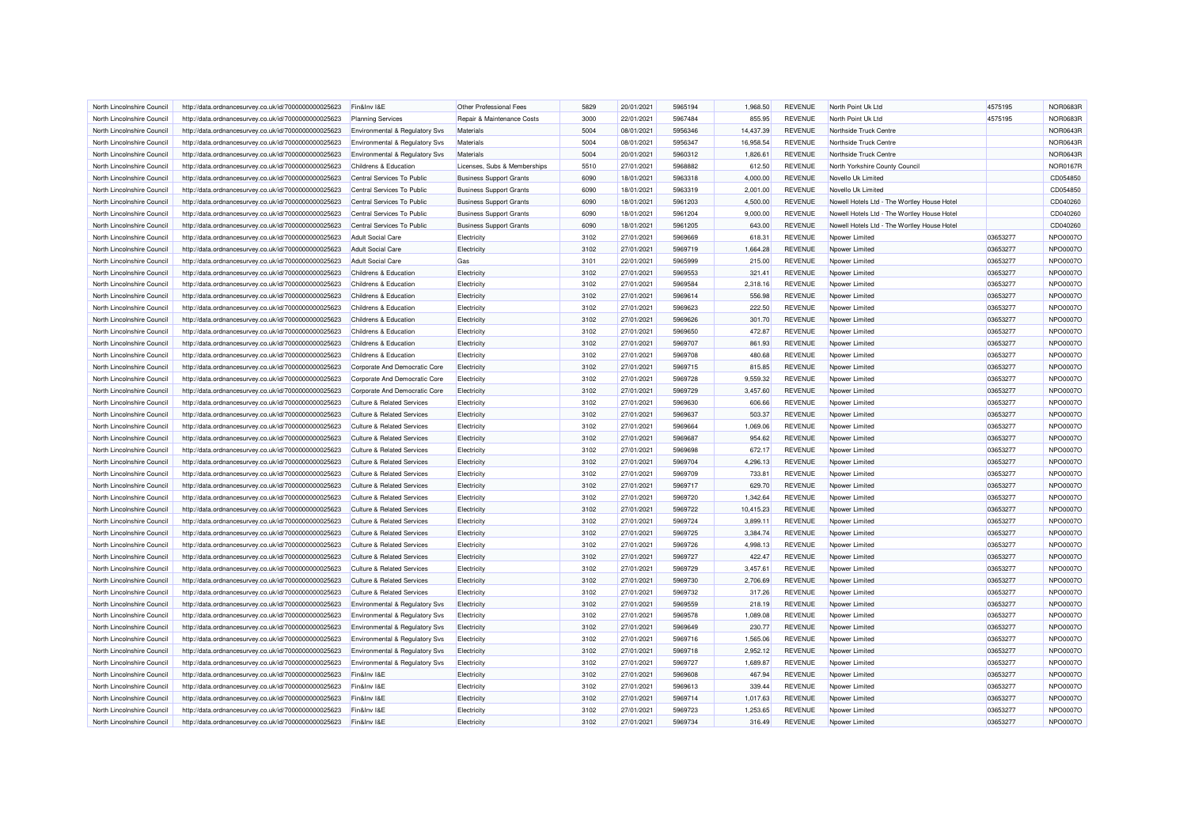| North Lincolnshire Council | http://data.ordnancesurvey.co.uk/id/7000000000025623 | Fin&Inv I&E | Other Professional Fees | 5829 | 20/01/2021 | 5965194 | 1,968.50 | REVENUE | North Point Uk Ltd | 4575195 | NOR0683R |
|---|---|---|---|---|---|---|---|---|---|---|---|
| North Lincolnshire Council | http://data.ordnancesurvey.co.uk/id/7000000000025623 | Planning Services | Repair & Maintenance Costs | 3000 | 22/01/2021 | 5967484 | 855.95 | REVENUE | North Point Uk Ltd | 4575195 | NOR0683R |
| North Lincolnshire Council | http://data.ordnancesurvey.co.uk/id/7000000000025623 | Environmental & Regulatory Svs | Materials | 5004 | 08/01/2021 | 5956346 | 14,437.39 | REVENUE | Northside Truck Centre | | NOR0643R |
| North Lincolnshire Council | http://data.ordnancesurvey.co.uk/id/7000000000025623 | Environmental & Regulatory Svs | Materials | 5004 | 08/01/2021 | 5956347 | 16,958.54 | REVENUE | Northside Truck Centre | | NOR0643R |
| North Lincolnshire Council | http://data.ordnancesurvey.co.uk/id/7000000000025623 | Environmental & Regulatory Svs | Materials | 5004 | 20/01/2021 | 5960312 | 1,826.61 | REVENUE | Northside Truck Centre | | NOR0643R |
| North Lincolnshire Council | http://data.ordnancesurvey.co.uk/id/7000000000025623 | Childrens & Education | Licenses, Subs & Memberships | 5510 | 27/01/2021 | 5968882 | 612.50 | REVENUE | North Yorkshire County Council | | NOR0167R |
| North Lincolnshire Council | http://data.ordnancesurvey.co.uk/id/7000000000025623 | Central Services To Public | Business Support Grants | 6090 | 18/01/2021 | 5963318 | 4,000.00 | REVENUE | Novello Uk Limited | | CD054850 |
| North Lincolnshire Council | http://data.ordnancesurvey.co.uk/id/7000000000025623 | Central Services To Public | Business Support Grants | 6090 | 18/01/2021 | 5963319 | 2,001.00 | REVENUE | Novello Uk Limited | | CD054850 |
| North Lincolnshire Council | http://data.ordnancesurvey.co.uk/id/7000000000025623 | Central Services To Public | Business Support Grants | 6090 | 18/01/2021 | 5961203 | 4,500.00 | REVENUE | Nowell Hotels Ltd - The Wortley House Hotel | | CD040260 |
| North Lincolnshire Council | http://data.ordnancesurvey.co.uk/id/7000000000025623 | Central Services To Public | Business Support Grants | 6090 | 18/01/2021 | 5961204 | 9,000.00 | REVENUE | Nowell Hotels Ltd - The Wortley House Hotel | | CD040260 |
| North Lincolnshire Council | http://data.ordnancesurvey.co.uk/id/7000000000025623 | Central Services To Public | Business Support Grants | 6090 | 18/01/2021 | 5961205 | 643.00 | REVENUE | Nowell Hotels Ltd - The Wortley House Hotel | | CD040260 |
| North Lincolnshire Council | http://data.ordnancesurvey.co.uk/id/7000000000025623 | Adult Social Care | Electricity | 3102 | 27/01/2021 | 5969669 | 618.31 | REVENUE | Npower Limited | 03653277 | NPO0007O |
| North Lincolnshire Council | http://data.ordnancesurvey.co.uk/id/7000000000025623 | Adult Social Care | Electricity | 3102 | 27/01/2021 | 5969719 | 1,664.28 | REVENUE | Npower Limited | 03653277 | NPO0007O |
| North Lincolnshire Council | http://data.ordnancesurvey.co.uk/id/7000000000025623 | Adult Social Care | Gas | 3101 | 22/01/2021 | 5965999 | 215.00 | REVENUE | Npower Limited | 03653277 | NPO0007O |
| North Lincolnshire Council | http://data.ordnancesurvey.co.uk/id/7000000000025623 | Childrens & Education | Electricity | 3102 | 27/01/2021 | 5969553 | 321.41 | REVENUE | Npower Limited | 03653277 | NPO0007O |
| North Lincolnshire Council | http://data.ordnancesurvey.co.uk/id/7000000000025623 | Childrens & Education | Electricity | 3102 | 27/01/2021 | 5969584 | 2,318.16 | REVENUE | Npower Limited | 03653277 | NPO0007O |
| North Lincolnshire Council | http://data.ordnancesurvey.co.uk/id/7000000000025623 | Childrens & Education | Electricity | 3102 | 27/01/2021 | 5969614 | 556.98 | REVENUE | Npower Limited | 03653277 | NPO0007O |
| North Lincolnshire Council | http://data.ordnancesurvey.co.uk/id/7000000000025623 | Childrens & Education | Electricity | 3102 | 27/01/2021 | 5969623 | 222.50 | REVENUE | Npower Limited | 03653277 | NPO0007O |
| North Lincolnshire Council | http://data.ordnancesurvey.co.uk/id/7000000000025623 | Childrens & Education | Electricity | 3102 | 27/01/2021 | 5969626 | 301.70 | REVENUE | Npower Limited | 03653277 | NPO0007O |
| North Lincolnshire Council | http://data.ordnancesurvey.co.uk/id/7000000000025623 | Childrens & Education | Electricity | 3102 | 27/01/2021 | 5969650 | 472.87 | REVENUE | Npower Limited | 03653277 | NPO0007O |
| North Lincolnshire Council | http://data.ordnancesurvey.co.uk/id/7000000000025623 | Childrens & Education | Electricity | 3102 | 27/01/2021 | 5969707 | 861.93 | REVENUE | Npower Limited | 03653277 | NPO0007O |
| North Lincolnshire Council | http://data.ordnancesurvey.co.uk/id/7000000000025623 | Childrens & Education | Electricity | 3102 | 27/01/2021 | 5969708 | 480.68 | REVENUE | Npower Limited | 03653277 | NPO0007O |
| North Lincolnshire Council | http://data.ordnancesurvey.co.uk/id/7000000000025623 | Corporate And Democratic Core | Electricity | 3102 | 27/01/2021 | 5969715 | 815.85 | REVENUE | Npower Limited | 03653277 | NPO0007O |
| North Lincolnshire Council | http://data.ordnancesurvey.co.uk/id/7000000000025623 | Corporate And Democratic Core | Electricity | 3102 | 27/01/2021 | 5969728 | 9,559.32 | REVENUE | Npower Limited | 03653277 | NPO0007O |
| North Lincolnshire Council | http://data.ordnancesurvey.co.uk/id/7000000000025623 | Corporate And Democratic Core | Electricity | 3102 | 27/01/2021 | 5969729 | 3,457.60 | REVENUE | Npower Limited | 03653277 | NPO0007O |
| North Lincolnshire Council | http://data.ordnancesurvey.co.uk/id/7000000000025623 | Culture & Related Services | Electricity | 3102 | 27/01/2021 | 5969630 | 606.66 | REVENUE | Npower Limited | 03653277 | NPO0007O |
| North Lincolnshire Council | http://data.ordnancesurvey.co.uk/id/7000000000025623 | Culture & Related Services | Electricity | 3102 | 27/01/2021 | 5969637 | 503.37 | REVENUE | Npower Limited | 03653277 | NPO0007O |
| North Lincolnshire Council | http://data.ordnancesurvey.co.uk/id/7000000000025623 | Culture & Related Services | Electricity | 3102 | 27/01/2021 | 5969664 | 1,069.06 | REVENUE | Npower Limited | 03653277 | NPO0007O |
| North Lincolnshire Council | http://data.ordnancesurvey.co.uk/id/7000000000025623 | Culture & Related Services | Electricity | 3102 | 27/01/2021 | 5969687 | 954.62 | REVENUE | Npower Limited | 03653277 | NPO0007O |
| North Lincolnshire Council | http://data.ordnancesurvey.co.uk/id/7000000000025623 | Culture & Related Services | Electricity | 3102 | 27/01/2021 | 5969698 | 672.17 | REVENUE | Npower Limited | 03653277 | NPO0007O |
| North Lincolnshire Council | http://data.ordnancesurvey.co.uk/id/7000000000025623 | Culture & Related Services | Electricity | 3102 | 27/01/2021 | 5969704 | 4,296.13 | REVENUE | Npower Limited | 03653277 | NPO0007O |
| North Lincolnshire Council | http://data.ordnancesurvey.co.uk/id/7000000000025623 | Culture & Related Services | Electricity | 3102 | 27/01/2021 | 5969709 | 733.81 | REVENUE | Npower Limited | 03653277 | NPO0007O |
| North Lincolnshire Council | http://data.ordnancesurvey.co.uk/id/7000000000025623 | Culture & Related Services | Electricity | 3102 | 27/01/2021 | 5969717 | 629.70 | REVENUE | Npower Limited | 03653277 | NPO0007O |
| North Lincolnshire Council | http://data.ordnancesurvey.co.uk/id/7000000000025623 | Culture & Related Services | Electricity | 3102 | 27/01/2021 | 5969720 | 1,342.64 | REVENUE | Npower Limited | 03653277 | NPO0007O |
| North Lincolnshire Council | http://data.ordnancesurvey.co.uk/id/7000000000025623 | Culture & Related Services | Electricity | 3102 | 27/01/2021 | 5969722 | 10,415.23 | REVENUE | Npower Limited | 03653277 | NPO0007O |
| North Lincolnshire Council | http://data.ordnancesurvey.co.uk/id/7000000000025623 | Culture & Related Services | Electricity | 3102 | 27/01/2021 | 5969724 | 3,899.11 | REVENUE | Npower Limited | 03653277 | NPO0007O |
| North Lincolnshire Council | http://data.ordnancesurvey.co.uk/id/7000000000025623 | Culture & Related Services | Electricity | 3102 | 27/01/2021 | 5969725 | 3,384.74 | REVENUE | Npower Limited | 03653277 | NPO0007O |
| North Lincolnshire Council | http://data.ordnancesurvey.co.uk/id/7000000000025623 | Culture & Related Services | Electricity | 3102 | 27/01/2021 | 5969726 | 4,998.13 | REVENUE | Npower Limited | 03653277 | NPO0007O |
| North Lincolnshire Council | http://data.ordnancesurvey.co.uk/id/7000000000025623 | Culture & Related Services | Electricity | 3102 | 27/01/2021 | 5969727 | 422.47 | REVENUE | Npower Limited | 03653277 | NPO0007O |
| North Lincolnshire Council | http://data.ordnancesurvey.co.uk/id/7000000000025623 | Culture & Related Services | Electricity | 3102 | 27/01/2021 | 5969729 | 3,457.61 | REVENUE | Npower Limited | 03653277 | NPO0007O |
| North Lincolnshire Council | http://data.ordnancesurvey.co.uk/id/7000000000025623 | Culture & Related Services | Electricity | 3102 | 27/01/2021 | 5969730 | 2,706.69 | REVENUE | Npower Limited | 03653277 | NPO0007O |
| North Lincolnshire Council | http://data.ordnancesurvey.co.uk/id/7000000000025623 | Culture & Related Services | Electricity | 3102 | 27/01/2021 | 5969732 | 317.26 | REVENUE | Npower Limited | 03653277 | NPO0007O |
| North Lincolnshire Council | http://data.ordnancesurvey.co.uk/id/7000000000025623 | Environmental & Regulatory Svs | Electricity | 3102 | 27/01/2021 | 5969559 | 218.19 | REVENUE | Npower Limited | 03653277 | NPO0007O |
| North Lincolnshire Council | http://data.ordnancesurvey.co.uk/id/7000000000025623 | Environmental & Regulatory Svs | Electricity | 3102 | 27/01/2021 | 5969578 | 1,089.08 | REVENUE | Npower Limited | 03653277 | NPO0007O |
| North Lincolnshire Council | http://data.ordnancesurvey.co.uk/id/7000000000025623 | Environmental & Regulatory Svs | Electricity | 3102 | 27/01/2021 | 5969649 | 230.77 | REVENUE | Npower Limited | 03653277 | NPO0007O |
| North Lincolnshire Council | http://data.ordnancesurvey.co.uk/id/7000000000025623 | Environmental & Regulatory Svs | Electricity | 3102 | 27/01/2021 | 5969716 | 1,565.06 | REVENUE | Npower Limited | 03653277 | NPO0007O |
| North Lincolnshire Council | http://data.ordnancesurvey.co.uk/id/7000000000025623 | Environmental & Regulatory Svs | Electricity | 3102 | 27/01/2021 | 5969718 | 2,952.12 | REVENUE | Npower Limited | 03653277 | NPO0007O |
| North Lincolnshire Council | http://data.ordnancesurvey.co.uk/id/7000000000025623 | Environmental & Regulatory Svs | Electricity | 3102 | 27/01/2021 | 5969727 | 1,689.87 | REVENUE | Npower Limited | 03653277 | NPO0007O |
| North Lincolnshire Council | http://data.ordnancesurvey.co.uk/id/7000000000025623 | Fin&Inv I&E | Electricity | 3102 | 27/01/2021 | 5969608 | 467.94 | REVENUE | Npower Limited | 03653277 | NPO0007O |
| North Lincolnshire Council | http://data.ordnancesurvey.co.uk/id/7000000000025623 | Fin&Inv I&E | Electricity | 3102 | 27/01/2021 | 5969613 | 339.44 | REVENUE | Npower Limited | 03653277 | NPO0007O |
| North Lincolnshire Council | http://data.ordnancesurvey.co.uk/id/7000000000025623 | Fin&Inv I&E | Electricity | 3102 | 27/01/2021 | 5969714 | 1,017.63 | REVENUE | Npower Limited | 03653277 | NPO0007O |
| North Lincolnshire Council | http://data.ordnancesurvey.co.uk/id/7000000000025623 | Fin&Inv I&E | Electricity | 3102 | 27/01/2021 | 5969723 | 1,253.65 | REVENUE | Npower Limited | 03653277 | NPO0007O |
| North Lincolnshire Council | http://data.ordnancesurvey.co.uk/id/7000000000025623 | Fin&Inv I&E | Electricity | 3102 | 27/01/2021 | 5969734 | 316.49 | REVENUE | Npower Limited | 03653277 | NPO0007O |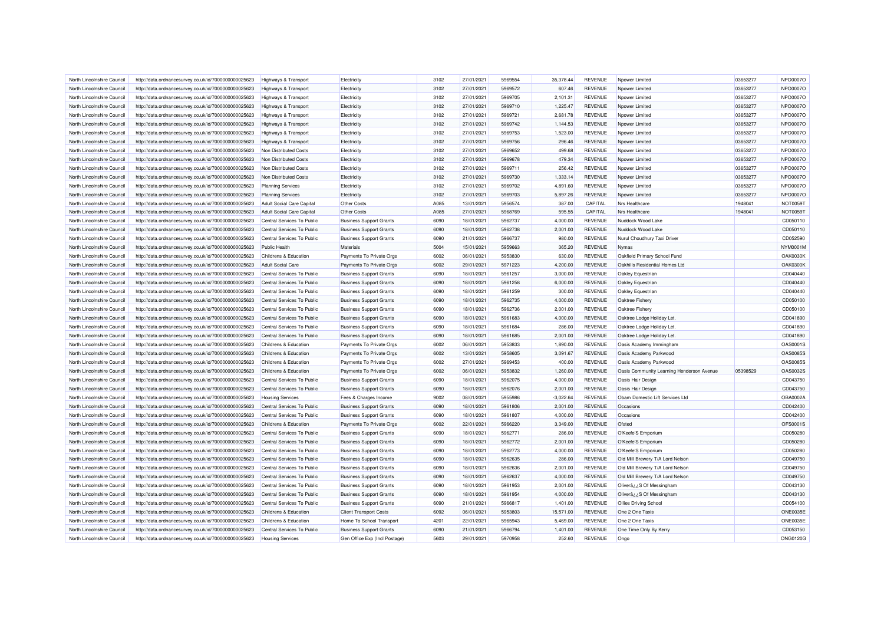| | | | | | | | | | | | |
|---|---|---|---|---|---|---|---|---|---|---|---|
| North Lincolnshire Council | http://data.ordnancesurvey.co.uk/id/7000000000025623 | Highways & Transport | Electricity | 3102 | 27/01/2021 | 5969554 | 35,378.44 | REVENUE | Npower Limited | 03653277 | NPO0007O |
| North Lincolnshire Council | http://data.ordnancesurvey.co.uk/id/7000000000025623 | Highways & Transport | Electricity | 3102 | 27/01/2021 | 5969572 | 607.46 | REVENUE | Npower Limited | 03653277 | NPO0007O |
| North Lincolnshire Council | http://data.ordnancesurvey.co.uk/id/7000000000025623 | Highways & Transport | Electricity | 3102 | 27/01/2021 | 5969705 | 2,101.31 | REVENUE | Npower Limited | 03653277 | NPO0007O |
| North Lincolnshire Council | http://data.ordnancesurvey.co.uk/id/7000000000025623 | Highways & Transport | Electricity | 3102 | 27/01/2021 | 5969710 | 1,225.47 | REVENUE | Npower Limited | 03653277 | NPO0007O |
| North Lincolnshire Council | http://data.ordnancesurvey.co.uk/id/7000000000025623 | Highways & Transport | Electricity | 3102 | 27/01/2021 | 5969721 | 2,681.78 | REVENUE | Npower Limited | 03653277 | NPO0007O |
| North Lincolnshire Council | http://data.ordnancesurvey.co.uk/id/7000000000025623 | Highways & Transport | Electricity | 3102 | 27/01/2021 | 5969742 | 1,144.53 | REVENUE | Npower Limited | 03653277 | NPO0007O |
| North Lincolnshire Council | http://data.ordnancesurvey.co.uk/id/7000000000025623 | Highways & Transport | Electricity | 3102 | 27/01/2021 | 5969753 | 1,523.00 | REVENUE | Npower Limited | 03653277 | NPO0007O |
| North Lincolnshire Council | http://data.ordnancesurvey.co.uk/id/7000000000025623 | Highways & Transport | Electricity | 3102 | 27/01/2021 | 5969756 | 296.46 | REVENUE | Npower Limited | 03653277 | NPO0007O |
| North Lincolnshire Council | http://data.ordnancesurvey.co.uk/id/7000000000025623 | Non Distributed Costs | Electricity | 3102 | 27/01/2021 | 5969652 | 499.68 | REVENUE | Npower Limited | 03653277 | NPO0007O |
| North Lincolnshire Council | http://data.ordnancesurvey.co.uk/id/7000000000025623 | Non Distributed Costs | Electricity | 3102 | 27/01/2021 | 5969678 | 479.34 | REVENUE | Npower Limited | 03653277 | NPO0007O |
| North Lincolnshire Council | http://data.ordnancesurvey.co.uk/id/7000000000025623 | Non Distributed Costs | Electricity | 3102 | 27/01/2021 | 5969711 | 256.42 | REVENUE | Npower Limited | 03653277 | NPO0007O |
| North Lincolnshire Council | http://data.ordnancesurvey.co.uk/id/7000000000025623 | Non Distributed Costs | Electricity | 3102 | 27/01/2021 | 5969730 | 1,333.14 | REVENUE | Npower Limited | 03653277 | NPO0007O |
| North Lincolnshire Council | http://data.ordnancesurvey.co.uk/id/7000000000025623 | Planning Services | Electricity | 3102 | 27/01/2021 | 5969702 | 4,891.60 | REVENUE | Npower Limited | 03653277 | NPO0007O |
| North Lincolnshire Council | http://data.ordnancesurvey.co.uk/id/7000000000025623 | Planning Services | Electricity | 3102 | 27/01/2021 | 5969703 | 5,897.26 | REVENUE | Npower Limited | 03653277 | NPO0007O |
| North Lincolnshire Council | http://data.ordnancesurvey.co.uk/id/7000000000025623 | Adult Social Care Capital | Other Costs | A085 | 13/01/2021 | 5956574 | 387.00 | CAPITAL | Nrs Healthcare | 1948041 | NOT0059T |
| North Lincolnshire Council | http://data.ordnancesurvey.co.uk/id/7000000000025623 | Adult Social Care Capital | Other Costs | A085 | 27/01/2021 | 5968769 | 595.55 | CAPITAL | Nrs Healthcare | 1948041 | NOT0059T |
| North Lincolnshire Council | http://data.ordnancesurvey.co.uk/id/7000000000025623 | Central Services To Public | Business Support Grants | 6090 | 18/01/2021 | 5962737 | 4,000.00 | REVENUE | Nuddock Wood Lake | | CD050110 |
| North Lincolnshire Council | http://data.ordnancesurvey.co.uk/id/7000000000025623 | Central Services To Public | Business Support Grants | 6090 | 18/01/2021 | 5962738 | 2,001.00 | REVENUE | Nuddock Wood Lake | | CD050110 |
| North Lincolnshire Council | http://data.ordnancesurvey.co.uk/id/7000000000025623 | Central Services To Public | Business Support Grants | 6090 | 21/01/2021 | 5966737 | 980.00 | REVENUE | Nurul Choudhury Taxi Driver | | CD052590 |
| North Lincolnshire Council | http://data.ordnancesurvey.co.uk/id/7000000000025623 | Public Health | Materials | 5004 | 15/01/2021 | 5959663 | 365.20 | REVENUE | Nymas | | NYM0001M |
| North Lincolnshire Council | http://data.ordnancesurvey.co.uk/id/7000000000025623 | Childrens & Education | Payments To Private Orgs | 6002 | 06/01/2021 | 5953830 | 630.00 | REVENUE | Oakfield Primary School Fund | | OAK0030K |
| North Lincolnshire Council | http://data.ordnancesurvey.co.uk/id/7000000000025623 | Adult Social Care | Payments To Private Orgs | 6002 | 29/01/2021 | 5971223 | 4,200.00 | REVENUE | Oakhills Residential Homes Ltd | | OAK0300K |
| North Lincolnshire Council | http://data.ordnancesurvey.co.uk/id/7000000000025623 | Central Services To Public | Business Support Grants | 6090 | 18/01/2021 | 5961257 | 3,000.00 | REVENUE | Oakley Equestrian | | CD040440 |
| North Lincolnshire Council | http://data.ordnancesurvey.co.uk/id/7000000000025623 | Central Services To Public | Business Support Grants | 6090 | 18/01/2021 | 5961258 | 6,000.00 | REVENUE | Oakley Equestrian | | CD040440 |
| North Lincolnshire Council | http://data.ordnancesurvey.co.uk/id/7000000000025623 | Central Services To Public | Business Support Grants | 6090 | 18/01/2021 | 5961259 | 300.00 | REVENUE | Oakley Equestrian | | CD040440 |
| North Lincolnshire Council | http://data.ordnancesurvey.co.uk/id/7000000000025623 | Central Services To Public | Business Support Grants | 6090 | 18/01/2021 | 5962735 | 4,000.00 | REVENUE | Oaktree Fishery | | CD050100 |
| North Lincolnshire Council | http://data.ordnancesurvey.co.uk/id/7000000000025623 | Central Services To Public | Business Support Grants | 6090 | 18/01/2021 | 5962736 | 2,001.00 | REVENUE | Oaktree Fishery | | CD050100 |
| North Lincolnshire Council | http://data.ordnancesurvey.co.uk/id/7000000000025623 | Central Services To Public | Business Support Grants | 6090 | 18/01/2021 | 5961683 | 4,000.00 | REVENUE | Oaktree Lodge Holiday Let. | | CD041890 |
| North Lincolnshire Council | http://data.ordnancesurvey.co.uk/id/7000000000025623 | Central Services To Public | Business Support Grants | 6090 | 18/01/2021 | 5961684 | 286.00 | REVENUE | Oaktree Lodge Holiday Let. | | CD041890 |
| North Lincolnshire Council | http://data.ordnancesurvey.co.uk/id/7000000000025623 | Central Services To Public | Business Support Grants | 6090 | 18/01/2021 | 5961685 | 2,001.00 | REVENUE | Oaktree Lodge Holiday Let. | | CD041890 |
| North Lincolnshire Council | http://data.ordnancesurvey.co.uk/id/7000000000025623 | Childrens & Education | Payments To Private Orgs | 6002 | 06/01/2021 | 5953833 | 1,890.00 | REVENUE | Oasis Academy Immingham | | OAS0001S |
| North Lincolnshire Council | http://data.ordnancesurvey.co.uk/id/7000000000025623 | Childrens & Education | Payments To Private Orgs | 6002 | 13/01/2021 | 5958605 | 3,091.67 | REVENUE | Oasis Academy Parkwood | | OAS0085S |
| North Lincolnshire Council | http://data.ordnancesurvey.co.uk/id/7000000000025623 | Childrens & Education | Payments To Private Orgs | 6002 | 27/01/2021 | 5969453 | 400.00 | REVENUE | Oasis Academy Parkwood | | OAS0085S |
| North Lincolnshire Council | http://data.ordnancesurvey.co.uk/id/7000000000025623 | Childrens & Education | Payments To Private Orgs | 6002 | 06/01/2021 | 5953832 | 1,260.00 | REVENUE | Oasis Community Learning Henderson Avenue | 05398529 | OAS0032S |
| North Lincolnshire Council | http://data.ordnancesurvey.co.uk/id/7000000000025623 | Central Services To Public | Business Support Grants | 6090 | 18/01/2021 | 5962075 | 4,000.00 | REVENUE | Oasis Hair Design | | CD043750 |
| North Lincolnshire Council | http://data.ordnancesurvey.co.uk/id/7000000000025623 | Central Services To Public | Business Support Grants | 6090 | 18/01/2021 | 5962076 | 2,001.00 | REVENUE | Oasis Hair Design | | CD043750 |
| North Lincolnshire Council | http://data.ordnancesurvey.co.uk/id/7000000000025623 | Housing Services | Fees & Charges Income | 9002 | 08/01/2021 | 5955986 | -3,022.64 | REVENUE | Obam Domestic Lift Services Ltd | | OBA0002A |
| North Lincolnshire Council | http://data.ordnancesurvey.co.uk/id/7000000000025623 | Central Services To Public | Business Support Grants | 6090 | 18/01/2021 | 5961806 | 2,001.00 | REVENUE | Occasions | | CD042400 |
| North Lincolnshire Council | http://data.ordnancesurvey.co.uk/id/7000000000025623 | Central Services To Public | Business Support Grants | 6090 | 18/01/2021 | 5961807 | 4,000.00 | REVENUE | Occasions | | CD042400 |
| North Lincolnshire Council | http://data.ordnancesurvey.co.uk/id/7000000000025623 | Childrens & Education | Payments To Private Orgs | 6002 | 22/01/2021 | 5966220 | 3,349.00 | REVENUE | Ofsted | | OFS0001S |
| North Lincolnshire Council | http://data.ordnancesurvey.co.uk/id/7000000000025623 | Central Services To Public | Business Support Grants | 6090 | 18/01/2021 | 5962771 | 286.00 | REVENUE | O'Keefe'S Emporium | | CD050280 |
| North Lincolnshire Council | http://data.ordnancesurvey.co.uk/id/7000000000025623 | Central Services To Public | Business Support Grants | 6090 | 18/01/2021 | 5962772 | 2,001.00 | REVENUE | O'Keefe'S Emporium | | CD050280 |
| North Lincolnshire Council | http://data.ordnancesurvey.co.uk/id/7000000000025623 | Central Services To Public | Business Support Grants | 6090 | 18/01/2021 | 5962773 | 4,000.00 | REVENUE | O'Keefe'S Emporium | | CD050280 |
| North Lincolnshire Council | http://data.ordnancesurvey.co.uk/id/7000000000025623 | Central Services To Public | Business Support Grants | 6090 | 18/01/2021 | 5962635 | 286.00 | REVENUE | Old Mill Brewery T/A Lord Nelson | | CD049750 |
| North Lincolnshire Council | http://data.ordnancesurvey.co.uk/id/7000000000025623 | Central Services To Public | Business Support Grants | 6090 | 18/01/2021 | 5962636 | 2,001.00 | REVENUE | Old Mill Brewery T/A Lord Nelson | | CD049750 |
| North Lincolnshire Council | http://data.ordnancesurvey.co.uk/id/7000000000025623 | Central Services To Public | Business Support Grants | 6090 | 18/01/2021 | 5962637 | 4,000.00 | REVENUE | Old Mill Brewery T/A Lord Nelson | | CD049750 |
| North Lincolnshire Council | http://data.ordnancesurvey.co.uk/id/7000000000025623 | Central Services To Public | Business Support Grants | 6090 | 18/01/2021 | 5961953 | 2,001.00 | REVENUE | Oliverâ¿¿S Of Messingham | | CD043130 |
| North Lincolnshire Council | http://data.ordnancesurvey.co.uk/id/7000000000025623 | Central Services To Public | Business Support Grants | 6090 | 18/01/2021 | 5961954 | 4,000.00 | REVENUE | Oliverâ¿¿S Of Messingham | | CD043130 |
| North Lincolnshire Council | http://data.ordnancesurvey.co.uk/id/7000000000025623 | Central Services To Public | Business Support Grants | 6090 | 21/01/2021 | 5966817 | 1,401.00 | REVENUE | Ollies Driving School | | CD054100 |
| North Lincolnshire Council | http://data.ordnancesurvey.co.uk/id/7000000000025623 | Childrens & Education | Client Transport Costs | 6092 | 06/01/2021 | 5953803 | 15,571.00 | REVENUE | One 2 One Taxis | | ONE0035E |
| North Lincolnshire Council | http://data.ordnancesurvey.co.uk/id/7000000000025623 | Childrens & Education | Home To School Transport | 4201 | 22/01/2021 | 5965943 | 5,469.00 | REVENUE | One 2 One Taxis | | ONE0035E |
| North Lincolnshire Council | http://data.ordnancesurvey.co.uk/id/7000000000025623 | Central Services To Public | Business Support Grants | 6090 | 21/01/2021 | 5966794 | 1,401.00 | REVENUE | One Time Only By Kerry | | CD053150 |
| North Lincolnshire Council | http://data.ordnancesurvey.co.uk/id/7000000000025623 | Housing Services | Gen Office Exp (Incl Postage) | 5603 | 29/01/2021 | 5970958 | 252.60 | REVENUE | Ongo | | ONG0120G |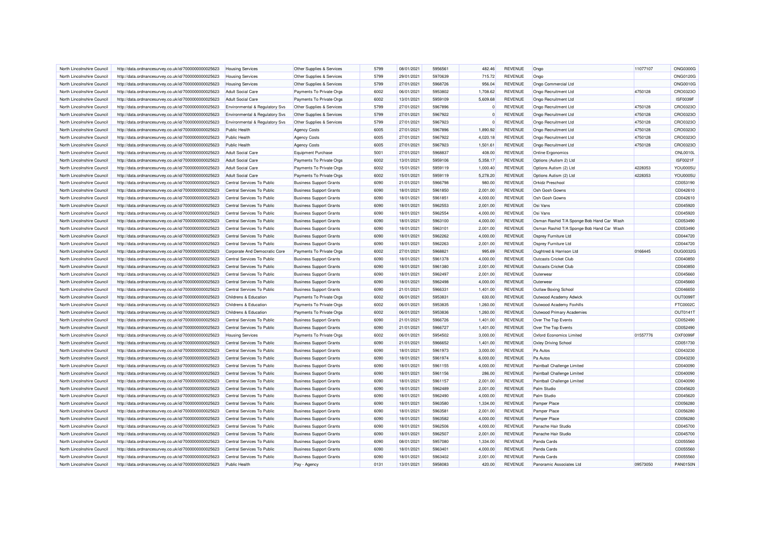| North Lincolnshire Council | http://data.ordnancesurvey.co.uk/id/7000000000025623 | Housing Services | Other Supplies & Services | 5799 | 08/01/2021 | 5956561 | 482.46 | REVENUE | Ongo | 11077107 | ONG0300G |
|---|---|---|---|---|---|---|---|---|---|---|---|
| North Lincolnshire Council | http://data.ordnancesurvey.co.uk/id/7000000000025623 | Housing Services | Other Supplies & Services | 5799 | 29/01/2021 | 5970639 | 715.72 | REVENUE | Ongo | | ONG0120G |
| North Lincolnshire Council | http://data.ordnancesurvey.co.uk/id/7000000000025623 | Housing Services | Other Supplies & Services | 5799 | 27/01/2021 | 5968726 | 956.04 | REVENUE | Ongo Commercial Ltd | | ONG0010G |
| North Lincolnshire Council | http://data.ordnancesurvey.co.uk/id/7000000000025623 | Adult Social Care | Payments To Private Orgs | 6002 | 06/01/2021 | 5953802 | 1,708.62 | REVENUE | Ongo Recruitment Ltd | 4750128 | CRO0323O |
| North Lincolnshire Council | http://data.ordnancesurvey.co.uk/id/7000000000025623 | Adult Social Care | Payments To Private Orgs | 6002 | 13/01/2021 | 5959109 | 5,609.68 | REVENUE | Ongo Recruitment Ltd | | ISF0039F |
| North Lincolnshire Council | http://data.ordnancesurvey.co.uk/id/7000000000025623 | Environmental & Regulatory Svs | Other Supplies & Services | 5799 | 27/01/2021 | 5967896 | 0 | REVENUE | Ongo Recruitment Ltd | 4750128 | CRO0323O |
| North Lincolnshire Council | http://data.ordnancesurvey.co.uk/id/7000000000025623 | Environmental & Regulatory Svs | Other Supplies & Services | 5799 | 27/01/2021 | 5967922 | 0 | REVENUE | Ongo Recruitment Ltd | 4750128 | CRO0323O |
| North Lincolnshire Council | http://data.ordnancesurvey.co.uk/id/7000000000025623 | Environmental & Regulatory Svs | Other Supplies & Services | 5799 | 27/01/2021 | 5967923 | 0 | REVENUE | Ongo Recruitment Ltd | 4750128 | CRO0323O |
| North Lincolnshire Council | http://data.ordnancesurvey.co.uk/id/7000000000025623 | Public Health | Agency Costs | 6005 | 27/01/2021 | 5967896 | 1,890.92 | REVENUE | Ongo Recruitment Ltd | 4750128 | CRO0323O |
| North Lincolnshire Council | http://data.ordnancesurvey.co.uk/id/7000000000025623 | Public Health | Agency Costs | 6005 | 27/01/2021 | 5967922 | 4,020.18 | REVENUE | Ongo Recruitment Ltd | 4750128 | CRO0323O |
| North Lincolnshire Council | http://data.ordnancesurvey.co.uk/id/7000000000025623 | Public Health | Agency Costs | 6005 | 27/01/2021 | 5967923 | 1,501.61 | REVENUE | Ongo Recruitment Ltd | 4750128 | CRO0323O |
| North Lincolnshire Council | http://data.ordnancesurvey.co.uk/id/7000000000025623 | Adult Social Care | Equipment Purchase | 5001 | 27/01/2021 | 5968837 | 408.00 | REVENUE | Online Ergonomics | | ONL0010L |
| North Lincolnshire Council | http://data.ordnancesurvey.co.uk/id/7000000000025623 | Adult Social Care | Payments To Private Orgs | 6002 | 13/01/2021 | 5959106 | 5,358.17 | REVENUE | Options (Autism 2) Ltd | | ISF0021F |
| North Lincolnshire Council | http://data.ordnancesurvey.co.uk/id/7000000000025623 | Adult Social Care | Payments To Private Orgs | 6002 | 15/01/2021 | 5959119 | 1,000.40 | REVENUE | Options Autism (2) Ltd | 4228353 | YOU0005U |
| North Lincolnshire Council | http://data.ordnancesurvey.co.uk/id/7000000000025623 | Adult Social Care | Payments To Private Orgs | 6002 | 15/01/2021 | 5959119 | 5,278.20 | REVENUE | Options Autism (2) Ltd | 4228353 | YOU0005U |
| North Lincolnshire Council | http://data.ordnancesurvey.co.uk/id/7000000000025623 | Central Services To Public | Business Support Grants | 6090 | 21/01/2021 | 5966798 | 980.00 | REVENUE | Orkidz Preschool | | CD053190 |
| North Lincolnshire Council | http://data.ordnancesurvey.co.uk/id/7000000000025623 | Central Services To Public | Business Support Grants | 6090 | 18/01/2021 | 5961850 | 2,001.00 | REVENUE | Osh Gosh Gowns | | CD042610 |
| North Lincolnshire Council | http://data.ordnancesurvey.co.uk/id/7000000000025623 | Central Services To Public | Business Support Grants | 6090 | 18/01/2021 | 5961851 | 4,000.00 | REVENUE | Osh Gosh Gowns | | CD042610 |
| North Lincolnshire Council | http://data.ordnancesurvey.co.uk/id/7000000000025623 | Central Services To Public | Business Support Grants | 6090 | 18/01/2021 | 5962553 | 2,001.00 | REVENUE | Osi Vans | | CD045920 |
| North Lincolnshire Council | http://data.ordnancesurvey.co.uk/id/7000000000025623 | Central Services To Public | Business Support Grants | 6090 | 18/01/2021 | 5962554 | 4,000.00 | REVENUE | Osi Vans | | CD045920 |
| North Lincolnshire Council | http://data.ordnancesurvey.co.uk/id/7000000000025623 | Central Services To Public | Business Support Grants | 6090 | 18/01/2021 | 5963100 | 4,000.00 | REVENUE | Osman Rashid T/A Sponge Bob Hand Car Wash | | CD053490 |
| North Lincolnshire Council | http://data.ordnancesurvey.co.uk/id/7000000000025623 | Central Services To Public | Business Support Grants | 6090 | 18/01/2021 | 5963101 | 2,001.00 | REVENUE | Osman Rashid T/A Sponge Bob Hand Car Wash | | CD053490 |
| North Lincolnshire Council | http://data.ordnancesurvey.co.uk/id/7000000000025623 | Central Services To Public | Business Support Grants | 6090 | 18/01/2021 | 5962262 | 4,000.00 | REVENUE | Osprey Furniture Ltd | | CD044720 |
| North Lincolnshire Council | http://data.ordnancesurvey.co.uk/id/7000000000025623 | Central Services To Public | Business Support Grants | 6090 | 18/01/2021 | 5962263 | 2,001.00 | REVENUE | Osprey Furniture Ltd | | CD044720 |
| North Lincolnshire Council | http://data.ordnancesurvey.co.uk/id/7000000000025623 | Corporate And Democratic Core | Payments To Private Orgs | 6002 | 27/01/2021 | 5968821 | 995.69 | REVENUE | Oughtred & Harrison Ltd | 0166445 | OUG0032G |
| North Lincolnshire Council | http://data.ordnancesurvey.co.uk/id/7000000000025623 | Central Services To Public | Business Support Grants | 6090 | 18/01/2021 | 5961378 | 4,000.00 | REVENUE | Outcasts Cricket Club | | CD040850 |
| North Lincolnshire Council | http://data.ordnancesurvey.co.uk/id/7000000000025623 | Central Services To Public | Business Support Grants | 6090 | 18/01/2021 | 5961380 | 2,001.00 | REVENUE | Outcasts Cricket Club | | CD040850 |
| North Lincolnshire Council | http://data.ordnancesurvey.co.uk/id/7000000000025623 | Central Services To Public | Business Support Grants | 6090 | 18/01/2021 | 5962497 | 2,001.00 | REVENUE | Outerwear | | CD045660 |
| North Lincolnshire Council | http://data.ordnancesurvey.co.uk/id/7000000000025623 | Central Services To Public | Business Support Grants | 6090 | 18/01/2021 | 5962498 | 4,000.00 | REVENUE | Outerwear | | CD045660 |
| North Lincolnshire Council | http://data.ordnancesurvey.co.uk/id/7000000000025623 | Central Services To Public | Business Support Grants | 6090 | 21/01/2021 | 5966331 | 1,401.00 | REVENUE | Outlaw Boxing School | | CD046650 |
| North Lincolnshire Council | http://data.ordnancesurvey.co.uk/id/7000000000025623 | Childrens & Education | Payments To Private Orgs | 6002 | 06/01/2021 | 5953831 | 630.00 | REVENUE | Outwood Academy Adwick | | OUT0099T |
| North Lincolnshire Council | http://data.ordnancesurvey.co.uk/id/7000000000025623 | Childrens & Education | Payments To Private Orgs | 6002 | 06/01/2021 | 5953835 | 1,260.00 | REVENUE | Outwood Academy Foxhills | | FTC0002C |
| North Lincolnshire Council | http://data.ordnancesurvey.co.uk/id/7000000000025623 | Childrens & Education | Payments To Private Orgs | 6002 | 06/01/2021 | 5953836 | 1,260.00 | REVENUE | Outwood Primary Academies | | OUT0141T |
| North Lincolnshire Council | http://data.ordnancesurvey.co.uk/id/7000000000025623 | Central Services To Public | Business Support Grants | 6090 | 21/01/2021 | 5966726 | 1,401.00 | REVENUE | Over The Top Events | | CD052490 |
| North Lincolnshire Council | http://data.ordnancesurvey.co.uk/id/7000000000025623 | Central Services To Public | Business Support Grants | 6090 | 21/01/2021 | 5966727 | 1,401.00 | REVENUE | Over The Top Events | | CD052490 |
| North Lincolnshire Council | http://data.ordnancesurvey.co.uk/id/7000000000025623 | Housing Services | Payments To Private Orgs | 6002 | 06/01/2021 | 5954502 | 3,000.00 | REVENUE | Oxford Economics Limited | 01557776 | OXF0099F |
| North Lincolnshire Council | http://data.ordnancesurvey.co.uk/id/7000000000025623 | Central Services To Public | Business Support Grants | 6090 | 21/01/2021 | 5966652 | 1,401.00 | REVENUE | Oxley Driving School | | CD051730 |
| North Lincolnshire Council | http://data.ordnancesurvey.co.uk/id/7000000000025623 | Central Services To Public | Business Support Grants | 6090 | 18/01/2021 | 5961973 | 3,000.00 | REVENUE | Pa Autos | | CD043230 |
| North Lincolnshire Council | http://data.ordnancesurvey.co.uk/id/7000000000025623 | Central Services To Public | Business Support Grants | 6090 | 18/01/2021 | 5961974 | 6,000.00 | REVENUE | Pa Autos | | CD043230 |
| North Lincolnshire Council | http://data.ordnancesurvey.co.uk/id/7000000000025623 | Central Services To Public | Business Support Grants | 6090 | 18/01/2021 | 5961155 | 4,000.00 | REVENUE | Paintball Challenge Limited | | CD040090 |
| North Lincolnshire Council | http://data.ordnancesurvey.co.uk/id/7000000000025623 | Central Services To Public | Business Support Grants | 6090 | 18/01/2021 | 5961156 | 286.00 | REVENUE | Paintball Challenge Limited | | CD040090 |
| North Lincolnshire Council | http://data.ordnancesurvey.co.uk/id/7000000000025623 | Central Services To Public | Business Support Grants | 6090 | 18/01/2021 | 5961157 | 2,001.00 | REVENUE | Paintball Challenge Limited | | CD040090 |
| North Lincolnshire Council | http://data.ordnancesurvey.co.uk/id/7000000000025623 | Central Services To Public | Business Support Grants | 6090 | 18/01/2021 | 5962489 | 2,001.00 | REVENUE | Palm Studio | | CD045620 |
| North Lincolnshire Council | http://data.ordnancesurvey.co.uk/id/7000000000025623 | Central Services To Public | Business Support Grants | 6090 | 18/01/2021 | 5962490 | 4,000.00 | REVENUE | Palm Studio | | CD045620 |
| North Lincolnshire Council | http://data.ordnancesurvey.co.uk/id/7000000000025623 | Central Services To Public | Business Support Grants | 6090 | 18/01/2021 | 5963580 | 1,334.00 | REVENUE | Pamper Place | | CD056280 |
| North Lincolnshire Council | http://data.ordnancesurvey.co.uk/id/7000000000025623 | Central Services To Public | Business Support Grants | 6090 | 18/01/2021 | 5963581 | 2,001.00 | REVENUE | Pamper Place | | CD056280 |
| North Lincolnshire Council | http://data.ordnancesurvey.co.uk/id/7000000000025623 | Central Services To Public | Business Support Grants | 6090 | 18/01/2021 | 5963582 | 4,000.00 | REVENUE | Pamper Place | | CD056280 |
| North Lincolnshire Council | http://data.ordnancesurvey.co.uk/id/7000000000025623 | Central Services To Public | Business Support Grants | 6090 | 18/01/2021 | 5962506 | 4,000.00 | REVENUE | Panache Hair Studio | | CD045700 |
| North Lincolnshire Council | http://data.ordnancesurvey.co.uk/id/7000000000025623 | Central Services To Public | Business Support Grants | 6090 | 18/01/2021 | 5962507 | 2,001.00 | REVENUE | Panache Hair Studio | | CD045700 |
| North Lincolnshire Council | http://data.ordnancesurvey.co.uk/id/7000000000025623 | Central Services To Public | Business Support Grants | 6090 | 08/01/2021 | 5957080 | 1,334.00 | REVENUE | Panda Cards | | CD055560 |
| North Lincolnshire Council | http://data.ordnancesurvey.co.uk/id/7000000000025623 | Central Services To Public | Business Support Grants | 6090 | 18/01/2021 | 5963401 | 4,000.00 | REVENUE | Panda Cards | | CD055560 |
| North Lincolnshire Council | http://data.ordnancesurvey.co.uk/id/7000000000025623 | Central Services To Public | Business Support Grants | 6090 | 18/01/2021 | 5963402 | 2,001.00 | REVENUE | Panda Cards | | CD055560 |
| North Lincolnshire Council | http://data.ordnancesurvey.co.uk/id/7000000000025623 | Public Health | Pay - Agency | 0131 | 13/01/2021 | 5958083 | 420.00 | REVENUE | Panoramic Associates Ltd | 09573050 | PAN0150N |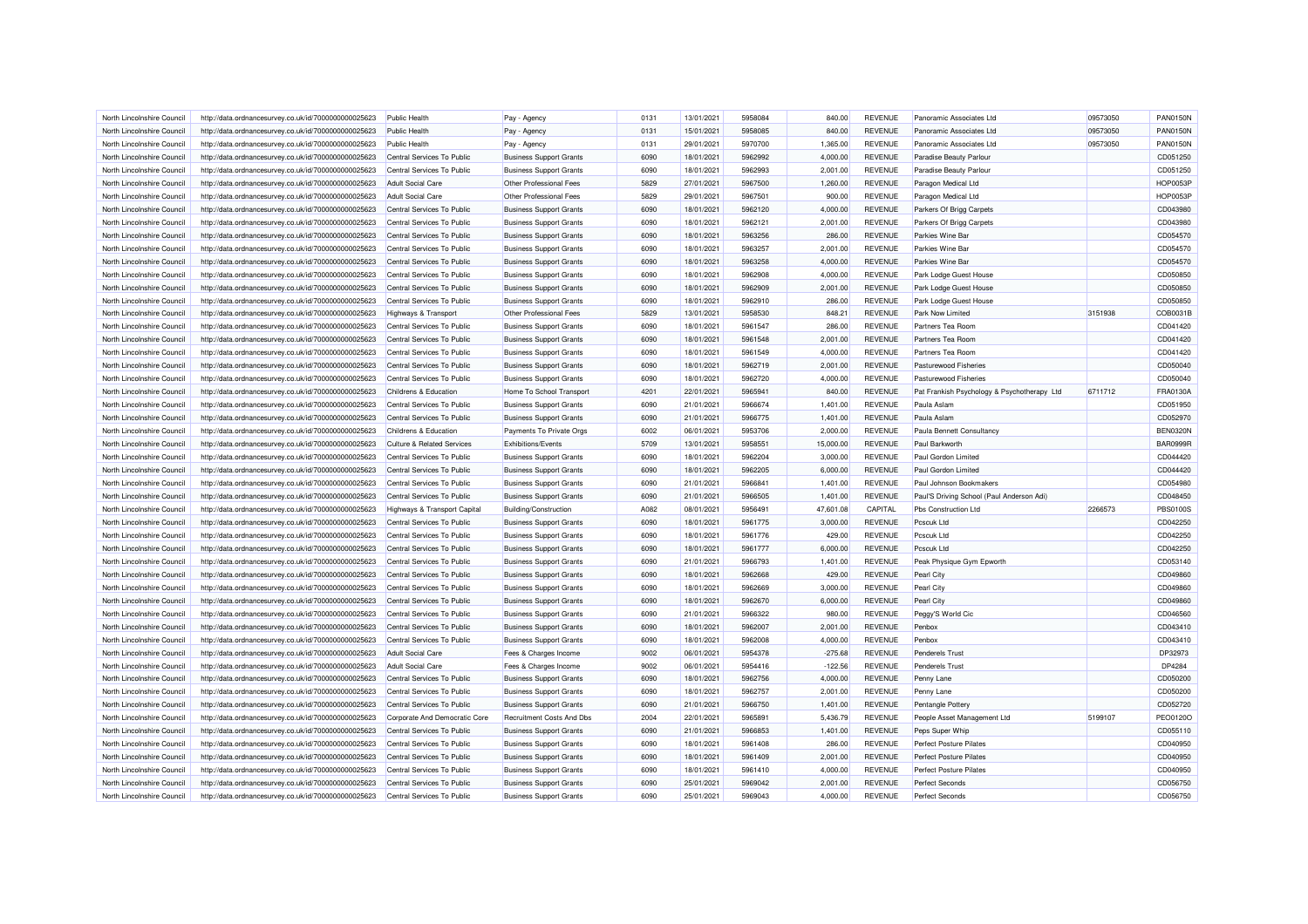| North Lincolnshire Council | http://data.ordnancesurvey.co.uk/id/7000000000025623 | Public Health | Pay - Agency | 0131 | 13/01/2021 | 5958084 | 840.00 | REVENUE | Panoramic Associates Ltd | 09573050 | PAN0150N |
|---|---|---|---|---|---|---|---|---|---|---|---|
| North Lincolnshire Council | http://data.ordnancesurvey.co.uk/id/7000000000025623 | Public Health | Pay - Agency | 0131 | 15/01/2021 | 5958085 | 840.00 | REVENUE | Panoramic Associates Ltd | 09573050 | PAN0150N |
| North Lincolnshire Council | http://data.ordnancesurvey.co.uk/id/7000000000025623 | Public Health | Pay - Agency | 0131 | 29/01/2021 | 5970700 | 1,365.00 | REVENUE | Panoramic Associates Ltd | 09573050 | PAN0150N |
| North Lincolnshire Council | http://data.ordnancesurvey.co.uk/id/7000000000025623 | Central Services To Public | Business Support Grants | 6090 | 18/01/2021 | 5962992 | 4,000.00 | REVENUE | Paradise Beauty Parlour | | CD051250 |
| North Lincolnshire Council | http://data.ordnancesurvey.co.uk/id/7000000000025623 | Central Services To Public | Business Support Grants | 6090 | 18/01/2021 | 5962993 | 2,001.00 | REVENUE | Paradise Beauty Parlour | | CD051250 |
| North Lincolnshire Council | http://data.ordnancesurvey.co.uk/id/7000000000025623 | Adult Social Care | Other Professional Fees | 5829 | 27/01/2021 | 5967500 | 1,260.00 | REVENUE | Paragon Medical Ltd | | HOP0053P |
| North Lincolnshire Council | http://data.ordnancesurvey.co.uk/id/7000000000025623 | Adult Social Care | Other Professional Fees | 5829 | 29/01/2021 | 5967501 | 900.00 | REVENUE | Paragon Medical Ltd | | HOP0053P |
| North Lincolnshire Council | http://data.ordnancesurvey.co.uk/id/7000000000025623 | Central Services To Public | Business Support Grants | 6090 | 18/01/2021 | 5962120 | 4,000.00 | REVENUE | Parkers Of Brigg Carpets | | CD043980 |
| North Lincolnshire Council | http://data.ordnancesurvey.co.uk/id/7000000000025623 | Central Services To Public | Business Support Grants | 6090 | 18/01/2021 | 5962121 | 2,001.00 | REVENUE | Parkers Of Brigg Carpets | | CD043980 |
| North Lincolnshire Council | http://data.ordnancesurvey.co.uk/id/7000000000025623 | Central Services To Public | Business Support Grants | 6090 | 18/01/2021 | 5963256 | 286.00 | REVENUE | Parkies Wine Bar | | CD054570 |
| North Lincolnshire Council | http://data.ordnancesurvey.co.uk/id/7000000000025623 | Central Services To Public | Business Support Grants | 6090 | 18/01/2021 | 5963257 | 2,001.00 | REVENUE | Parkies Wine Bar | | CD054570 |
| North Lincolnshire Council | http://data.ordnancesurvey.co.uk/id/7000000000025623 | Central Services To Public | Business Support Grants | 6090 | 18/01/2021 | 5963258 | 4,000.00 | REVENUE | Parkies Wine Bar | | CD054570 |
| North Lincolnshire Council | http://data.ordnancesurvey.co.uk/id/7000000000025623 | Central Services To Public | Business Support Grants | 6090 | 18/01/2021 | 5962908 | 4,000.00 | REVENUE | Park Lodge Guest House | | CD050850 |
| North Lincolnshire Council | http://data.ordnancesurvey.co.uk/id/7000000000025623 | Central Services To Public | Business Support Grants | 6090 | 18/01/2021 | 5962909 | 2,001.00 | REVENUE | Park Lodge Guest House | | CD050850 |
| North Lincolnshire Council | http://data.ordnancesurvey.co.uk/id/7000000000025623 | Central Services To Public | Business Support Grants | 6090 | 18/01/2021 | 5962910 | 286.00 | REVENUE | Park Lodge Guest House | | CD050850 |
| North Lincolnshire Council | http://data.ordnancesurvey.co.uk/id/7000000000025623 | Highways & Transport | Other Professional Fees | 5829 | 13/01/2021 | 5958530 | 848.21 | REVENUE | Park Now Limited | 3151938 | COB0031B |
| North Lincolnshire Council | http://data.ordnancesurvey.co.uk/id/7000000000025623 | Central Services To Public | Business Support Grants | 6090 | 18/01/2021 | 5961547 | 286.00 | REVENUE | Partners Tea Room | | CD041420 |
| North Lincolnshire Council | http://data.ordnancesurvey.co.uk/id/7000000000025623 | Central Services To Public | Business Support Grants | 6090 | 18/01/2021 | 5961548 | 2,001.00 | REVENUE | Partners Tea Room | | CD041420 |
| North Lincolnshire Council | http://data.ordnancesurvey.co.uk/id/7000000000025623 | Central Services To Public | Business Support Grants | 6090 | 18/01/2021 | 5961549 | 4,000.00 | REVENUE | Partners Tea Room | | CD041420 |
| North Lincolnshire Council | http://data.ordnancesurvey.co.uk/id/7000000000025623 | Central Services To Public | Business Support Grants | 6090 | 18/01/2021 | 5962719 | 2,001.00 | REVENUE | Pasturewood Fisheries | | CD050040 |
| North Lincolnshire Council | http://data.ordnancesurvey.co.uk/id/7000000000025623 | Central Services To Public | Business Support Grants | 6090 | 18/01/2021 | 5962720 | 4,000.00 | REVENUE | Pasturewood Fisheries | | CD050040 |
| North Lincolnshire Council | http://data.ordnancesurvey.co.uk/id/7000000000025623 | Childrens & Education | Home To School Transport | 4201 | 22/01/2021 | 5965941 | 840.00 | REVENUE | Pat Frankish Psychology & Psychotherapy Ltd | 6711712 | FRA0130A |
| North Lincolnshire Council | http://data.ordnancesurvey.co.uk/id/7000000000025623 | Central Services To Public | Business Support Grants | 6090 | 21/01/2021 | 5966674 | 1,401.00 | REVENUE | Paula Aslam | | CD051950 |
| North Lincolnshire Council | http://data.ordnancesurvey.co.uk/id/7000000000025623 | Central Services To Public | Business Support Grants | 6090 | 21/01/2021 | 5966775 | 1,401.00 | REVENUE | Paula Aslam | | CD052970 |
| North Lincolnshire Council | http://data.ordnancesurvey.co.uk/id/7000000000025623 | Childrens & Education | Payments To Private Orgs | 6002 | 06/01/2021 | 5953706 | 2,000.00 | REVENUE | Paula Bennett Consultancy | | BEN0320N |
| North Lincolnshire Council | http://data.ordnancesurvey.co.uk/id/7000000000025623 | Culture & Related Services | Exhibitions/Events | 5709 | 13/01/2021 | 5958551 | 15,000.00 | REVENUE | Paul Barkworth | | BAR0999R |
| North Lincolnshire Council | http://data.ordnancesurvey.co.uk/id/7000000000025623 | Central Services To Public | Business Support Grants | 6090 | 18/01/2021 | 5962204 | 3,000.00 | REVENUE | Paul Gordon Limited | | CD044420 |
| North Lincolnshire Council | http://data.ordnancesurvey.co.uk/id/7000000000025623 | Central Services To Public | Business Support Grants | 6090 | 18/01/2021 | 5962205 | 6,000.00 | REVENUE | Paul Gordon Limited | | CD044420 |
| North Lincolnshire Council | http://data.ordnancesurvey.co.uk/id/7000000000025623 | Central Services To Public | Business Support Grants | 6090 | 21/01/2021 | 5966841 | 1,401.00 | REVENUE | Paul Johnson Bookmakers | | CD054980 |
| North Lincolnshire Council | http://data.ordnancesurvey.co.uk/id/7000000000025623 | Central Services To Public | Business Support Grants | 6090 | 21/01/2021 | 5966505 | 1,401.00 | REVENUE | Paul'S Driving School (Paul Anderson Adi) | | CD048450 |
| North Lincolnshire Council | http://data.ordnancesurvey.co.uk/id/7000000000025623 | Highways & Transport Capital | Building/Construction | A082 | 08/01/2021 | 5956491 | 47,601.08 | CAPITAL | Pbs Construction Ltd | 2266573 | PBS0100S |
| North Lincolnshire Council | http://data.ordnancesurvey.co.uk/id/7000000000025623 | Central Services To Public | Business Support Grants | 6090 | 18/01/2021 | 5961775 | 3,000.00 | REVENUE | Pcscuk Ltd | | CD042250 |
| North Lincolnshire Council | http://data.ordnancesurvey.co.uk/id/7000000000025623 | Central Services To Public | Business Support Grants | 6090 | 18/01/2021 | 5961776 | 429.00 | REVENUE | Pcscuk Ltd | | CD042250 |
| North Lincolnshire Council | http://data.ordnancesurvey.co.uk/id/7000000000025623 | Central Services To Public | Business Support Grants | 6090 | 18/01/2021 | 5961777 | 6,000.00 | REVENUE | Pcscuk Ltd | | CD042250 |
| North Lincolnshire Council | http://data.ordnancesurvey.co.uk/id/7000000000025623 | Central Services To Public | Business Support Grants | 6090 | 21/01/2021 | 5966793 | 1,401.00 | REVENUE | Peak Physique Gym Epworth | | CD053140 |
| North Lincolnshire Council | http://data.ordnancesurvey.co.uk/id/7000000000025623 | Central Services To Public | Business Support Grants | 6090 | 18/01/2021 | 5962668 | 429.00 | REVENUE | Pearl City | | CD049860 |
| North Lincolnshire Council | http://data.ordnancesurvey.co.uk/id/7000000000025623 | Central Services To Public | Business Support Grants | 6090 | 18/01/2021 | 5962669 | 3,000.00 | REVENUE | Pearl City | | CD049860 |
| North Lincolnshire Council | http://data.ordnancesurvey.co.uk/id/7000000000025623 | Central Services To Public | Business Support Grants | 6090 | 18/01/2021 | 5962670 | 6,000.00 | REVENUE | Pearl City | | CD049860 |
| North Lincolnshire Council | http://data.ordnancesurvey.co.uk/id/7000000000025623 | Central Services To Public | Business Support Grants | 6090 | 21/01/2021 | 5966322 | 980.00 | REVENUE | Peggy'S World Cic | | CD046560 |
| North Lincolnshire Council | http://data.ordnancesurvey.co.uk/id/7000000000025623 | Central Services To Public | Business Support Grants | 6090 | 18/01/2021 | 5962007 | 2,001.00 | REVENUE | Penbox | | CD043410 |
| North Lincolnshire Council | http://data.ordnancesurvey.co.uk/id/7000000000025623 | Central Services To Public | Business Support Grants | 6090 | 18/01/2021 | 5962008 | 4,000.00 | REVENUE | Penbox | | CD043410 |
| North Lincolnshire Council | http://data.ordnancesurvey.co.uk/id/7000000000025623 | Adult Social Care | Fees & Charges Income | 9002 | 06/01/2021 | 5954378 | -275.68 | REVENUE | Penderels Trust | | DP32973 |
| North Lincolnshire Council | http://data.ordnancesurvey.co.uk/id/7000000000025623 | Adult Social Care | Fees & Charges Income | 9002 | 06/01/2021 | 5954416 | -122.56 | REVENUE | Penderels Trust | | DP4284 |
| North Lincolnshire Council | http://data.ordnancesurvey.co.uk/id/7000000000025623 | Central Services To Public | Business Support Grants | 6090 | 18/01/2021 | 5962756 | 4,000.00 | REVENUE | Penny Lane | | CD050200 |
| North Lincolnshire Council | http://data.ordnancesurvey.co.uk/id/7000000000025623 | Central Services To Public | Business Support Grants | 6090 | 18/01/2021 | 5962757 | 2,001.00 | REVENUE | Penny Lane | | CD050200 |
| North Lincolnshire Council | http://data.ordnancesurvey.co.uk/id/7000000000025623 | Central Services To Public | Business Support Grants | 6090 | 21/01/2021 | 5966750 | 1,401.00 | REVENUE | Pentangle Pottery | | CD052720 |
| North Lincolnshire Council | http://data.ordnancesurvey.co.uk/id/7000000000025623 | Corporate And Democratic Core | Recruitment Costs And Dbs | 2004 | 22/01/2021 | 5965891 | 5,436.79 | REVENUE | People Asset Management Ltd | 5199107 | PEO0120O |
| North Lincolnshire Council | http://data.ordnancesurvey.co.uk/id/7000000000025623 | Central Services To Public | Business Support Grants | 6090 | 21/01/2021 | 5966853 | 1,401.00 | REVENUE | Peps Super Whip | | CD055110 |
| North Lincolnshire Council | http://data.ordnancesurvey.co.uk/id/7000000000025623 | Central Services To Public | Business Support Grants | 6090 | 18/01/2021 | 5961408 | 286.00 | REVENUE | Perfect Posture Pilates | | CD040950 |
| North Lincolnshire Council | http://data.ordnancesurvey.co.uk/id/7000000000025623 | Central Services To Public | Business Support Grants | 6090 | 18/01/2021 | 5961409 | 2,001.00 | REVENUE | Perfect Posture Pilates | | CD040950 |
| North Lincolnshire Council | http://data.ordnancesurvey.co.uk/id/7000000000025623 | Central Services To Public | Business Support Grants | 6090 | 18/01/2021 | 5961410 | 4,000.00 | REVENUE | Perfect Posture Pilates | | CD040950 |
| North Lincolnshire Council | http://data.ordnancesurvey.co.uk/id/7000000000025623 | Central Services To Public | Business Support Grants | 6090 | 25/01/2021 | 5969042 | 2,001.00 | REVENUE | Perfect Seconds | | CD056750 |
| North Lincolnshire Council | http://data.ordnancesurvey.co.uk/id/7000000000025623 | Central Services To Public | Business Support Grants | 6090 | 25/01/2021 | 5969043 | 4,000.00 | REVENUE | Perfect Seconds | | CD056750 |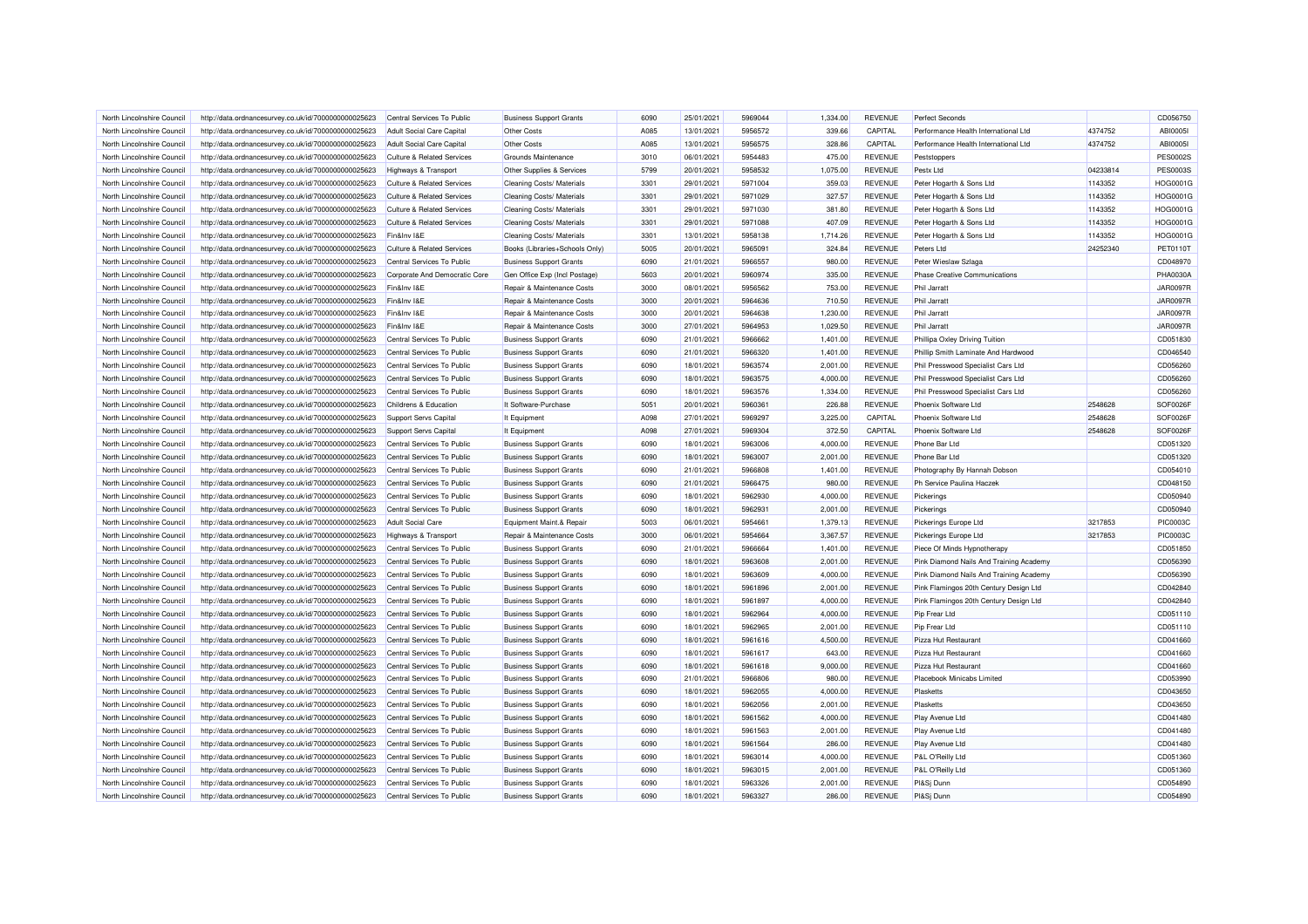| North Lincolnshire Council | http://data.ordnancesurvey.co.uk/id/7000000000025623 | Central Services To Public | Business Support Grants | 6090 | 25/01/2021 | 5969044 | 1,334.00 | REVENUE | Perfect Seconds | | CD056750 |
|---|---|---|---|---|---|---|---|---|---|---|---|
| North Lincolnshire Council | http://data.ordnancesurvey.co.uk/id/7000000000025623 | Adult Social Care Capital | Other Costs | A085 | 13/01/2021 | 5956572 | 339.66 | CAPITAL | Performance Health International Ltd | 4374752 | ABI0005I |
| North Lincolnshire Council | http://data.ordnancesurvey.co.uk/id/7000000000025623 | Adult Social Care Capital | Other Costs | A085 | 13/01/2021 | 5956575 | 328.86 | CAPITAL | Performance Health International Ltd | 4374752 | ABI0005I |
| North Lincolnshire Council | http://data.ordnancesurvey.co.uk/id/7000000000025623 | Culture & Related Services | Grounds Maintenance | 3010 | 06/01/2021 | 5954483 | 475.00 | REVENUE | Peststoppers | | PES0002S |
| North Lincolnshire Council | http://data.ordnancesurvey.co.uk/id/7000000000025623 | Highways & Transport | Other Supplies & Services | 5799 | 20/01/2021 | 5958532 | 1,075.00 | REVENUE | Pestx Ltd | 04233814 | PES0003S |
| North Lincolnshire Council | http://data.ordnancesurvey.co.uk/id/7000000000025623 | Culture & Related Services | Cleaning Costs/ Materials | 3301 | 29/01/2021 | 5971004 | 359.03 | REVENUE | Peter Hogarth & Sons Ltd | 1143352 | HOG0001G |
| North Lincolnshire Council | http://data.ordnancesurvey.co.uk/id/7000000000025623 | Culture & Related Services | Cleaning Costs/ Materials | 3301 | 29/01/2021 | 5971029 | 327.57 | REVENUE | Peter Hogarth & Sons Ltd | 1143352 | HOG0001G |
| North Lincolnshire Council | http://data.ordnancesurvey.co.uk/id/7000000000025623 | Culture & Related Services | Cleaning Costs/ Materials | 3301 | 29/01/2021 | 5971030 | 381.80 | REVENUE | Peter Hogarth & Sons Ltd | 1143352 | HOG0001G |
| North Lincolnshire Council | http://data.ordnancesurvey.co.uk/id/7000000000025623 | Culture & Related Services | Cleaning Costs/ Materials | 3301 | 29/01/2021 | 5971088 | 407.09 | REVENUE | Peter Hogarth & Sons Ltd | 1143352 | HOG0001G |
| North Lincolnshire Council | http://data.ordnancesurvey.co.uk/id/7000000000025623 | Fin&Inv I&E | Cleaning Costs/ Materials | 3301 | 13/01/2021 | 5958138 | 1,714.26 | REVENUE | Peter Hogarth & Sons Ltd | 1143352 | HOG0001G |
| North Lincolnshire Council | http://data.ordnancesurvey.co.uk/id/7000000000025623 | Culture & Related Services | Books (Libraries+Schools Only) | 5005 | 20/01/2021 | 5965091 | 324.84 | REVENUE | Peters Ltd | 24252340 | PET0110T |
| North Lincolnshire Council | http://data.ordnancesurvey.co.uk/id/7000000000025623 | Central Services To Public | Business Support Grants | 6090 | 21/01/2021 | 5966557 | 980.00 | REVENUE | Peter Wieslaw Szlaga | | CD048970 |
| North Lincolnshire Council | http://data.ordnancesurvey.co.uk/id/7000000000025623 | Corporate And Democratic Core | Gen Office Exp (Incl Postage) | 5603 | 20/01/2021 | 5960974 | 335.00 | REVENUE | Phase Creative Communications | | PHA0030A |
| North Lincolnshire Council | http://data.ordnancesurvey.co.uk/id/7000000000025623 | Fin&Inv I&E | Repair & Maintenance Costs | 3000 | 08/01/2021 | 5956562 | 753.00 | REVENUE | Phil Jarratt | | JAR0097R |
| North Lincolnshire Council | http://data.ordnancesurvey.co.uk/id/7000000000025623 | Fin&Inv I&E | Repair & Maintenance Costs | 3000 | 20/01/2021 | 5964636 | 710.50 | REVENUE | Phil Jarratt | | JAR0097R |
| North Lincolnshire Council | http://data.ordnancesurvey.co.uk/id/7000000000025623 | Fin&Inv I&E | Repair & Maintenance Costs | 3000 | 20/01/2021 | 5964638 | 1,230.00 | REVENUE | Phil Jarratt | | JAR0097R |
| North Lincolnshire Council | http://data.ordnancesurvey.co.uk/id/7000000000025623 | Fin&Inv I&E | Repair & Maintenance Costs | 3000 | 27/01/2021 | 5964953 | 1,029.50 | REVENUE | Phil Jarratt | | JAR0097R |
| North Lincolnshire Council | http://data.ordnancesurvey.co.uk/id/7000000000025623 | Central Services To Public | Business Support Grants | 6090 | 21/01/2021 | 5966662 | 1,401.00 | REVENUE | Phillipa Oxley Driving Tuition | | CD051830 |
| North Lincolnshire Council | http://data.ordnancesurvey.co.uk/id/7000000000025623 | Central Services To Public | Business Support Grants | 6090 | 21/01/2021 | 5966320 | 1,401.00 | REVENUE | Phillip Smith Laminate And Hardwood | | CD046540 |
| North Lincolnshire Council | http://data.ordnancesurvey.co.uk/id/7000000000025623 | Central Services To Public | Business Support Grants | 6090 | 18/01/2021 | 5963574 | 2,001.00 | REVENUE | Phil Presswood Specialist Cars Ltd | | CD056260 |
| North Lincolnshire Council | http://data.ordnancesurvey.co.uk/id/7000000000025623 | Central Services To Public | Business Support Grants | 6090 | 18/01/2021 | 5963575 | 4,000.00 | REVENUE | Phil Presswood Specialist Cars Ltd | | CD056260 |
| North Lincolnshire Council | http://data.ordnancesurvey.co.uk/id/7000000000025623 | Central Services To Public | Business Support Grants | 6090 | 18/01/2021 | 5963576 | 1,334.00 | REVENUE | Phil Presswood Specialist Cars Ltd | | CD056260 |
| North Lincolnshire Council | http://data.ordnancesurvey.co.uk/id/7000000000025623 | Childrens & Education | It Software-Purchase | 5051 | 20/01/2021 | 5960361 | 226.88 | REVENUE | Phoenix Software Ltd | 2548628 | SOF0026F |
| North Lincolnshire Council | http://data.ordnancesurvey.co.uk/id/7000000000025623 | Support Servs Capital | It Equipment | A098 | 27/01/2021 | 5969297 | 3,225.00 | CAPITAL | Phoenix Software Ltd | 2548628 | SOF0026F |
| North Lincolnshire Council | http://data.ordnancesurvey.co.uk/id/7000000000025623 | Support Servs Capital | It Equipment | A098 | 27/01/2021 | 5969304 | 372.50 | CAPITAL | Phoenix Software Ltd | 2548628 | SOF0026F |
| North Lincolnshire Council | http://data.ordnancesurvey.co.uk/id/7000000000025623 | Central Services To Public | Business Support Grants | 6090 | 18/01/2021 | 5963006 | 4,000.00 | REVENUE | Phone Bar Ltd | | CD051320 |
| North Lincolnshire Council | http://data.ordnancesurvey.co.uk/id/7000000000025623 | Central Services To Public | Business Support Grants | 6090 | 18/01/2021 | 5963007 | 2,001.00 | REVENUE | Phone Bar Ltd | | CD051320 |
| North Lincolnshire Council | http://data.ordnancesurvey.co.uk/id/7000000000025623 | Central Services To Public | Business Support Grants | 6090 | 21/01/2021 | 5966808 | 1,401.00 | REVENUE | Photography By Hannah Dobson | | CD054010 |
| North Lincolnshire Council | http://data.ordnancesurvey.co.uk/id/7000000000025623 | Central Services To Public | Business Support Grants | 6090 | 21/01/2021 | 5966475 | 980.00 | REVENUE | Ph Service Paulina Haczek | | CD048150 |
| North Lincolnshire Council | http://data.ordnancesurvey.co.uk/id/7000000000025623 | Central Services To Public | Business Support Grants | 6090 | 18/01/2021 | 5962930 | 4,000.00 | REVENUE | Pickerings | | CD050940 |
| North Lincolnshire Council | http://data.ordnancesurvey.co.uk/id/7000000000025623 | Central Services To Public | Business Support Grants | 6090 | 18/01/2021 | 5962931 | 2,001.00 | REVENUE | Pickerings | | CD050940 |
| North Lincolnshire Council | http://data.ordnancesurvey.co.uk/id/7000000000025623 | Adult Social Care | Equipment Maint.& Repair | 5003 | 06/01/2021 | 5954661 | 1,379.13 | REVENUE | Pickerings Europe Ltd | 3217853 | PIC0003C |
| North Lincolnshire Council | http://data.ordnancesurvey.co.uk/id/7000000000025623 | Highways & Transport | Repair & Maintenance Costs | 3000 | 06/01/2021 | 5954664 | 3,367.57 | REVENUE | Pickerings Europe Ltd | 3217853 | PIC0003C |
| North Lincolnshire Council | http://data.ordnancesurvey.co.uk/id/7000000000025623 | Central Services To Public | Business Support Grants | 6090 | 21/01/2021 | 5966664 | 1,401.00 | REVENUE | Piece Of Minds Hypnotherapy | | CD051850 |
| North Lincolnshire Council | http://data.ordnancesurvey.co.uk/id/7000000000025623 | Central Services To Public | Business Support Grants | 6090 | 18/01/2021 | 5963608 | 2,001.00 | REVENUE | Pink Diamond Nails And Training Academy | | CD056390 |
| North Lincolnshire Council | http://data.ordnancesurvey.co.uk/id/7000000000025623 | Central Services To Public | Business Support Grants | 6090 | 18/01/2021 | 5963609 | 4,000.00 | REVENUE | Pink Diamond Nails And Training Academy | | CD056390 |
| North Lincolnshire Council | http://data.ordnancesurvey.co.uk/id/7000000000025623 | Central Services To Public | Business Support Grants | 6090 | 18/01/2021 | 5961896 | 2,001.00 | REVENUE | Pink Flamingos 20th Century Design Ltd | | CD042840 |
| North Lincolnshire Council | http://data.ordnancesurvey.co.uk/id/7000000000025623 | Central Services To Public | Business Support Grants | 6090 | 18/01/2021 | 5961897 | 4,000.00 | REVENUE | Pink Flamingos 20th Century Design Ltd | | CD042840 |
| North Lincolnshire Council | http://data.ordnancesurvey.co.uk/id/7000000000025623 | Central Services To Public | Business Support Grants | 6090 | 18/01/2021 | 5962964 | 4,000.00 | REVENUE | Pip Frear Ltd | | CD051110 |
| North Lincolnshire Council | http://data.ordnancesurvey.co.uk/id/7000000000025623 | Central Services To Public | Business Support Grants | 6090 | 18/01/2021 | 5962965 | 2,001.00 | REVENUE | Pip Frear Ltd | | CD051110 |
| North Lincolnshire Council | http://data.ordnancesurvey.co.uk/id/7000000000025623 | Central Services To Public | Business Support Grants | 6090 | 18/01/2021 | 5961616 | 4,500.00 | REVENUE | Pizza Hut Restaurant | | CD041660 |
| North Lincolnshire Council | http://data.ordnancesurvey.co.uk/id/7000000000025623 | Central Services To Public | Business Support Grants | 6090 | 18/01/2021 | 5961617 | 643.00 | REVENUE | Pizza Hut Restaurant | | CD041660 |
| North Lincolnshire Council | http://data.ordnancesurvey.co.uk/id/7000000000025623 | Central Services To Public | Business Support Grants | 6090 | 18/01/2021 | 5961618 | 9,000.00 | REVENUE | Pizza Hut Restaurant | | CD041660 |
| North Lincolnshire Council | http://data.ordnancesurvey.co.uk/id/7000000000025623 | Central Services To Public | Business Support Grants | 6090 | 21/01/2021 | 5966806 | 980.00 | REVENUE | Placebook Minicabs Limited | | CD053990 |
| North Lincolnshire Council | http://data.ordnancesurvey.co.uk/id/7000000000025623 | Central Services To Public | Business Support Grants | 6090 | 18/01/2021 | 5962055 | 4,000.00 | REVENUE | Plasketts | | CD043650 |
| North Lincolnshire Council | http://data.ordnancesurvey.co.uk/id/7000000000025623 | Central Services To Public | Business Support Grants | 6090 | 18/01/2021 | 5962056 | 2,001.00 | REVENUE | Plasketts | | CD043650 |
| North Lincolnshire Council | http://data.ordnancesurvey.co.uk/id/7000000000025623 | Central Services To Public | Business Support Grants | 6090 | 18/01/2021 | 5961562 | 4,000.00 | REVENUE | Play Avenue Ltd | | CD041480 |
| North Lincolnshire Council | http://data.ordnancesurvey.co.uk/id/7000000000025623 | Central Services To Public | Business Support Grants | 6090 | 18/01/2021 | 5961563 | 2,001.00 | REVENUE | Play Avenue Ltd | | CD041480 |
| North Lincolnshire Council | http://data.ordnancesurvey.co.uk/id/7000000000025623 | Central Services To Public | Business Support Grants | 6090 | 18/01/2021 | 5961564 | 286.00 | REVENUE | Play Avenue Ltd | | CD041480 |
| North Lincolnshire Council | http://data.ordnancesurvey.co.uk/id/7000000000025623 | Central Services To Public | Business Support Grants | 6090 | 18/01/2021 | 5963014 | 4,000.00 | REVENUE | P&L O'Reilly Ltd | | CD051360 |
| North Lincolnshire Council | http://data.ordnancesurvey.co.uk/id/7000000000025623 | Central Services To Public | Business Support Grants | 6090 | 18/01/2021 | 5963015 | 2,001.00 | REVENUE | P&L O'Reilly Ltd | | CD051360 |
| North Lincolnshire Council | http://data.ordnancesurvey.co.uk/id/7000000000025623 | Central Services To Public | Business Support Grants | 6090 | 18/01/2021 | 5963326 | 2,001.00 | REVENUE | Pl&Sj Dunn | | CD054890 |
| North Lincolnshire Council | http://data.ordnancesurvey.co.uk/id/7000000000025623 | Central Services To Public | Business Support Grants | 6090 | 18/01/2021 | 5963327 | 286.00 | REVENUE | Pl&Sj Dunn | | CD054890 |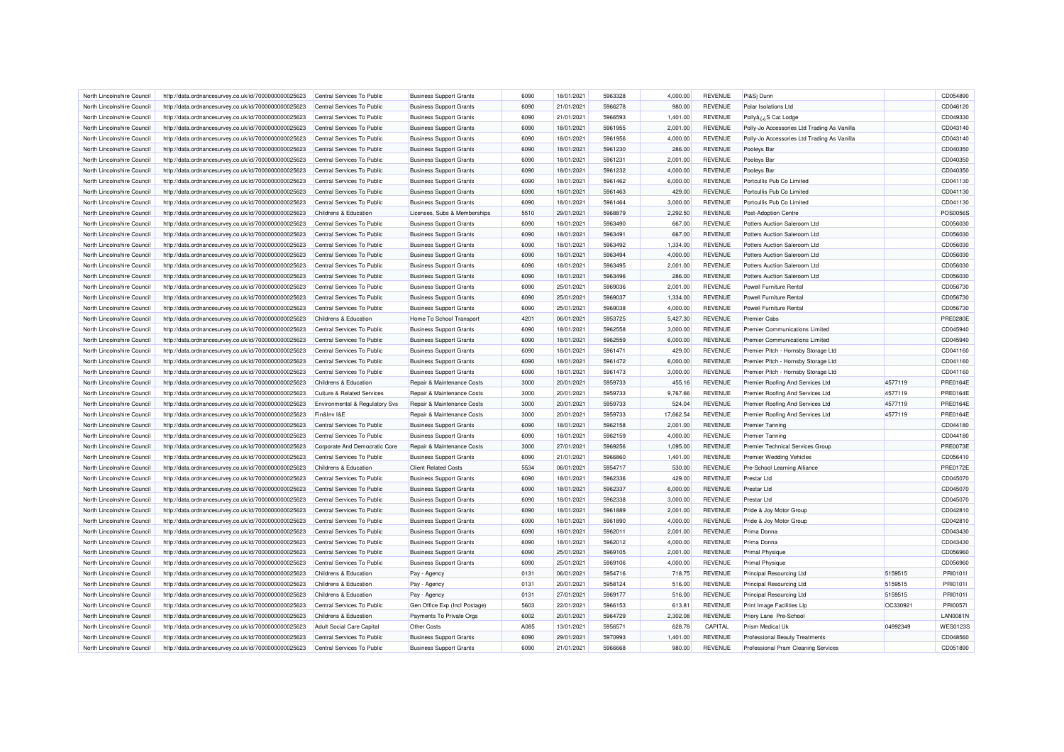| North Lincolnshire Council | http://data.ordnancesurvey.co.uk/id/7000000000025623 | Central Services To Public | Business Support Grants | 6090 | 18/01/2021 | 5963328 | 4,000.00 | REVENUE | Pl&Sj Dunn | | CD054890 |
|---|---|---|---|---|---|---|---|---|---|---|---|
| North Lincolnshire Council | http://data.ordnancesurvey.co.uk/id/7000000000025623 | Central Services To Public | Business Support Grants | 6090 | 21/01/2021 | 5966278 | 980.00 | REVENUE | Polar Isolations Ltd | | CD046120 |
| North Lincolnshire Council | http://data.ordnancesurvey.co.uk/id/7000000000025623 | Central Services To Public | Business Support Grants | 6090 | 21/01/2021 | 5966593 | 1,401.00 | REVENUE | Pollyâ¿¿S Cat Lodge | | CD049330 |
| North Lincolnshire Council | http://data.ordnancesurvey.co.uk/id/7000000000025623 | Central Services To Public | Business Support Grants | 6090 | 18/01/2021 | 5961955 | 2,001.00 | REVENUE | Polly-Jo Accessories Ltd Trading As Vanilla | | CD043140 |
| North Lincolnshire Council | http://data.ordnancesurvey.co.uk/id/7000000000025623 | Central Services To Public | Business Support Grants | 6090 | 18/01/2021 | 5961956 | 4,000.00 | REVENUE | Polly-Jo Accessories Ltd Trading As Vanilla | | CD043140 |
| North Lincolnshire Council | http://data.ordnancesurvey.co.uk/id/7000000000025623 | Central Services To Public | Business Support Grants | 6090 | 18/01/2021 | 5961230 | 286.00 | REVENUE | Pooleys Bar | | CD040350 |
| North Lincolnshire Council | http://data.ordnancesurvey.co.uk/id/7000000000025623 | Central Services To Public | Business Support Grants | 6090 | 18/01/2021 | 5961231 | 2,001.00 | REVENUE | Pooleys Bar | | CD040350 |
| North Lincolnshire Council | http://data.ordnancesurvey.co.uk/id/7000000000025623 | Central Services To Public | Business Support Grants | 6090 | 18/01/2021 | 5961232 | 4,000.00 | REVENUE | Pooleys Bar | | CD040350 |
| North Lincolnshire Council | http://data.ordnancesurvey.co.uk/id/7000000000025623 | Central Services To Public | Business Support Grants | 6090 | 18/01/2021 | 5961462 | 6,000.00 | REVENUE | Portcullis Pub Co Limited | | CD041130 |
| North Lincolnshire Council | http://data.ordnancesurvey.co.uk/id/7000000000025623 | Central Services To Public | Business Support Grants | 6090 | 18/01/2021 | 5961463 | 429.00 | REVENUE | Portcullis Pub Co Limited | | CD041130 |
| North Lincolnshire Council | http://data.ordnancesurvey.co.uk/id/7000000000025623 | Central Services To Public | Business Support Grants | 6090 | 18/01/2021 | 5961464 | 3,000.00 | REVENUE | Portcullis Pub Co Limited | | CD041130 |
| North Lincolnshire Council | http://data.ordnancesurvey.co.uk/id/7000000000025623 | Childrens & Education | Licenses, Subs & Memberships | 5510 | 29/01/2021 | 5968879 | 2,292.50 | REVENUE | Post-Adoption Centre | | POS0056S |
| North Lincolnshire Council | http://data.ordnancesurvey.co.uk/id/7000000000025623 | Central Services To Public | Business Support Grants | 6090 | 18/01/2021 | 5963490 | 667.00 | REVENUE | Potters Auction Saleroom Ltd | | CD056030 |
| North Lincolnshire Council | http://data.ordnancesurvey.co.uk/id/7000000000025623 | Central Services To Public | Business Support Grants | 6090 | 18/01/2021 | 5963491 | 667.00 | REVENUE | Potters Auction Saleroom Ltd | | CD056030 |
| North Lincolnshire Council | http://data.ordnancesurvey.co.uk/id/7000000000025623 | Central Services To Public | Business Support Grants | 6090 | 18/01/2021 | 5963492 | 1,334.00 | REVENUE | Potters Auction Saleroom Ltd | | CD056030 |
| North Lincolnshire Council | http://data.ordnancesurvey.co.uk/id/7000000000025623 | Central Services To Public | Business Support Grants | 6090 | 18/01/2021 | 5963494 | 4,000.00 | REVENUE | Potters Auction Saleroom Ltd | | CD056030 |
| North Lincolnshire Council | http://data.ordnancesurvey.co.uk/id/7000000000025623 | Central Services To Public | Business Support Grants | 6090 | 18/01/2021 | 5963495 | 2,001.00 | REVENUE | Potters Auction Saleroom Ltd | | CD056030 |
| North Lincolnshire Council | http://data.ordnancesurvey.co.uk/id/7000000000025623 | Central Services To Public | Business Support Grants | 6090 | 18/01/2021 | 5963496 | 286.00 | REVENUE | Potters Auction Saleroom Ltd | | CD056030 |
| North Lincolnshire Council | http://data.ordnancesurvey.co.uk/id/7000000000025623 | Central Services To Public | Business Support Grants | 6090 | 25/01/2021 | 5969036 | 2,001.00 | REVENUE | Powell Furniture Rental | | CD056730 |
| North Lincolnshire Council | http://data.ordnancesurvey.co.uk/id/7000000000025623 | Central Services To Public | Business Support Grants | 6090 | 25/01/2021 | 5969037 | 1,334.00 | REVENUE | Powell Furniture Rental | | CD056730 |
| North Lincolnshire Council | http://data.ordnancesurvey.co.uk/id/7000000000025623 | Central Services To Public | Business Support Grants | 6090 | 25/01/2021 | 5969038 | 4,000.00 | REVENUE | Powell Furniture Rental | | CD056730 |
| North Lincolnshire Council | http://data.ordnancesurvey.co.uk/id/7000000000025623 | Childrens & Education | Home To School Transport | 4201 | 06/01/2021 | 5953725 | 5,427.30 | REVENUE | Premier Cabs | | PRE0280E |
| North Lincolnshire Council | http://data.ordnancesurvey.co.uk/id/7000000000025623 | Central Services To Public | Business Support Grants | 6090 | 18/01/2021 | 5962558 | 3,000.00 | REVENUE | Premier Communications Limited | | CD045940 |
| North Lincolnshire Council | http://data.ordnancesurvey.co.uk/id/7000000000025623 | Central Services To Public | Business Support Grants | 6090 | 18/01/2021 | 5962559 | 6,000.00 | REVENUE | Premier Communications Limited | | CD045940 |
| North Lincolnshire Council | http://data.ordnancesurvey.co.uk/id/7000000000025623 | Central Services To Public | Business Support Grants | 6090 | 18/01/2021 | 5961471 | 429.00 | REVENUE | Premier Pitch - Hornsby Storage Ltd | | CD041160 |
| North Lincolnshire Council | http://data.ordnancesurvey.co.uk/id/7000000000025623 | Central Services To Public | Business Support Grants | 6090 | 18/01/2021 | 5961472 | 6,000.00 | REVENUE | Premier Pitch - Hornsby Storage Ltd | | CD041160 |
| North Lincolnshire Council | http://data.ordnancesurvey.co.uk/id/7000000000025623 | Central Services To Public | Business Support Grants | 6090 | 18/01/2021 | 5961473 | 3,000.00 | REVENUE | Premier Pitch - Hornsby Storage Ltd | | CD041160 |
| North Lincolnshire Council | http://data.ordnancesurvey.co.uk/id/7000000000025623 | Childrens & Education | Repair & Maintenance Costs | 3000 | 20/01/2021 | 5959733 | 455.16 | REVENUE | Premier Roofing And Services Ltd | 4577119 | PRE0164E |
| North Lincolnshire Council | http://data.ordnancesurvey.co.uk/id/7000000000025623 | Culture & Related Services | Repair & Maintenance Costs | 3000 | 20/01/2021 | 5959733 | 9,767.66 | REVENUE | Premier Roofing And Services Ltd | 4577119 | PRE0164E |
| North Lincolnshire Council | http://data.ordnancesurvey.co.uk/id/7000000000025623 | Environmental & Regulatory Svs | Repair & Maintenance Costs | 3000 | 20/01/2021 | 5959733 | 524.04 | REVENUE | Premier Roofing And Services Ltd | 4577119 | PRE0164E |
| North Lincolnshire Council | http://data.ordnancesurvey.co.uk/id/7000000000025623 | Fin&Inv I&E | Repair & Maintenance Costs | 3000 | 20/01/2021 | 5959733 | 17,662.54 | REVENUE | Premier Roofing And Services Ltd | 4577119 | PRE0164E |
| North Lincolnshire Council | http://data.ordnancesurvey.co.uk/id/7000000000025623 | Central Services To Public | Business Support Grants | 6090 | 18/01/2021 | 5962158 | 2,001.00 | REVENUE | Premier Tanning | | CD044180 |
| North Lincolnshire Council | http://data.ordnancesurvey.co.uk/id/7000000000025623 | Central Services To Public | Business Support Grants | 6090 | 18/01/2021 | 5962159 | 4,000.00 | REVENUE | Premier Tanning | | CD044180 |
| North Lincolnshire Council | http://data.ordnancesurvey.co.uk/id/7000000000025623 | Corporate And Democratic Core | Repair & Maintenance Costs | 3000 | 27/01/2021 | 5969256 | 1,095.00 | REVENUE | Premier Technical Services Group | | PRE0073E |
| North Lincolnshire Council | http://data.ordnancesurvey.co.uk/id/7000000000025623 | Central Services To Public | Business Support Grants | 6090 | 21/01/2021 | 5966860 | 1,401.00 | REVENUE | Premier Wedding Vehicles | | CD056410 |
| North Lincolnshire Council | http://data.ordnancesurvey.co.uk/id/7000000000025623 | Childrens & Education | Client Related Costs | 5534 | 06/01/2021 | 5954717 | 530.00 | REVENUE | Pre-School Learning Alliance | | PRE0172E |
| North Lincolnshire Council | http://data.ordnancesurvey.co.uk/id/7000000000025623 | Central Services To Public | Business Support Grants | 6090 | 18/01/2021 | 5962336 | 429.00 | REVENUE | Prestar Ltd | | CD045070 |
| North Lincolnshire Council | http://data.ordnancesurvey.co.uk/id/7000000000025623 | Central Services To Public | Business Support Grants | 6090 | 18/01/2021 | 5962337 | 6,000.00 | REVENUE | Prestar Ltd | | CD045070 |
| North Lincolnshire Council | http://data.ordnancesurvey.co.uk/id/7000000000025623 | Central Services To Public | Business Support Grants | 6090 | 18/01/2021 | 5962338 | 3,000.00 | REVENUE | Prestar Ltd | | CD045070 |
| North Lincolnshire Council | http://data.ordnancesurvey.co.uk/id/7000000000025623 | Central Services To Public | Business Support Grants | 6090 | 18/01/2021 | 5961889 | 2,001.00 | REVENUE | Pride & Joy Motor Group | | CD042810 |
| North Lincolnshire Council | http://data.ordnancesurvey.co.uk/id/7000000000025623 | Central Services To Public | Business Support Grants | 6090 | 18/01/2021 | 5961890 | 4,000.00 | REVENUE | Pride & Joy Motor Group | | CD042810 |
| North Lincolnshire Council | http://data.ordnancesurvey.co.uk/id/7000000000025623 | Central Services To Public | Business Support Grants | 6090 | 18/01/2021 | 5962011 | 2,001.00 | REVENUE | Prima Donna | | CD043430 |
| North Lincolnshire Council | http://data.ordnancesurvey.co.uk/id/7000000000025623 | Central Services To Public | Business Support Grants | 6090 | 18/01/2021 | 5962012 | 4,000.00 | REVENUE | Prima Donna | | CD043430 |
| North Lincolnshire Council | http://data.ordnancesurvey.co.uk/id/7000000000025623 | Central Services To Public | Business Support Grants | 6090 | 25/01/2021 | 5969105 | 2,001.00 | REVENUE | Primal Physique | | CD056960 |
| North Lincolnshire Council | http://data.ordnancesurvey.co.uk/id/7000000000025623 | Central Services To Public | Business Support Grants | 6090 | 25/01/2021 | 5969106 | 4,000.00 | REVENUE | Primal Physique | | CD056960 |
| North Lincolnshire Council | http://data.ordnancesurvey.co.uk/id/7000000000025623 | Childrens & Education | Pay - Agency | 0131 | 06/01/2021 | 5954716 | 718.75 | REVENUE | Principal Resourcing Ltd | 5159515 | PRI0101I |
| North Lincolnshire Council | http://data.ordnancesurvey.co.uk/id/7000000000025623 | Childrens & Education | Pay - Agency | 0131 | 20/01/2021 | 5958124 | 516.00 | REVENUE | Principal Resourcing Ltd | 5159515 | PRI0101I |
| North Lincolnshire Council | http://data.ordnancesurvey.co.uk/id/7000000000025623 | Childrens & Education | Pay - Agency | 0131 | 27/01/2021 | 5969177 | 516.00 | REVENUE | Principal Resourcing Ltd | 5159515 | PRI0101I |
| North Lincolnshire Council | http://data.ordnancesurvey.co.uk/id/7000000000025623 | Central Services To Public | Gen Office Exp (Incl Postage) | 5603 | 22/01/2021 | 5966153 | 613.81 | REVENUE | Print Image Facilities Llp | OC330921 | PRI0057I |
| North Lincolnshire Council | http://data.ordnancesurvey.co.uk/id/7000000000025623 | Childrens & Education | Payments To Private Orgs | 6002 | 20/01/2021 | 5964729 | 2,302.08 | REVENUE | Priory Lane Pre-School | | LAN0081N |
| North Lincolnshire Council | http://data.ordnancesurvey.co.uk/id/7000000000025623 | Adult Social Care Capital | Other Costs | A085 | 13/01/2021 | 5956571 | 628.78 | CAPITAL | Prism Medical Uk | 04992349 | WES0123S |
| North Lincolnshire Council | http://data.ordnancesurvey.co.uk/id/7000000000025623 | Central Services To Public | Business Support Grants | 6090 | 29/01/2021 | 5970993 | 1,401.00 | REVENUE | Professional Beauty Treatments | | CD048560 |
| North Lincolnshire Council | http://data.ordnancesurvey.co.uk/id/7000000000025623 | Central Services To Public | Business Support Grants | 6090 | 21/01/2021 | 5966668 | 980.00 | REVENUE | Professional Pram Cleaning Services | | CD051890 |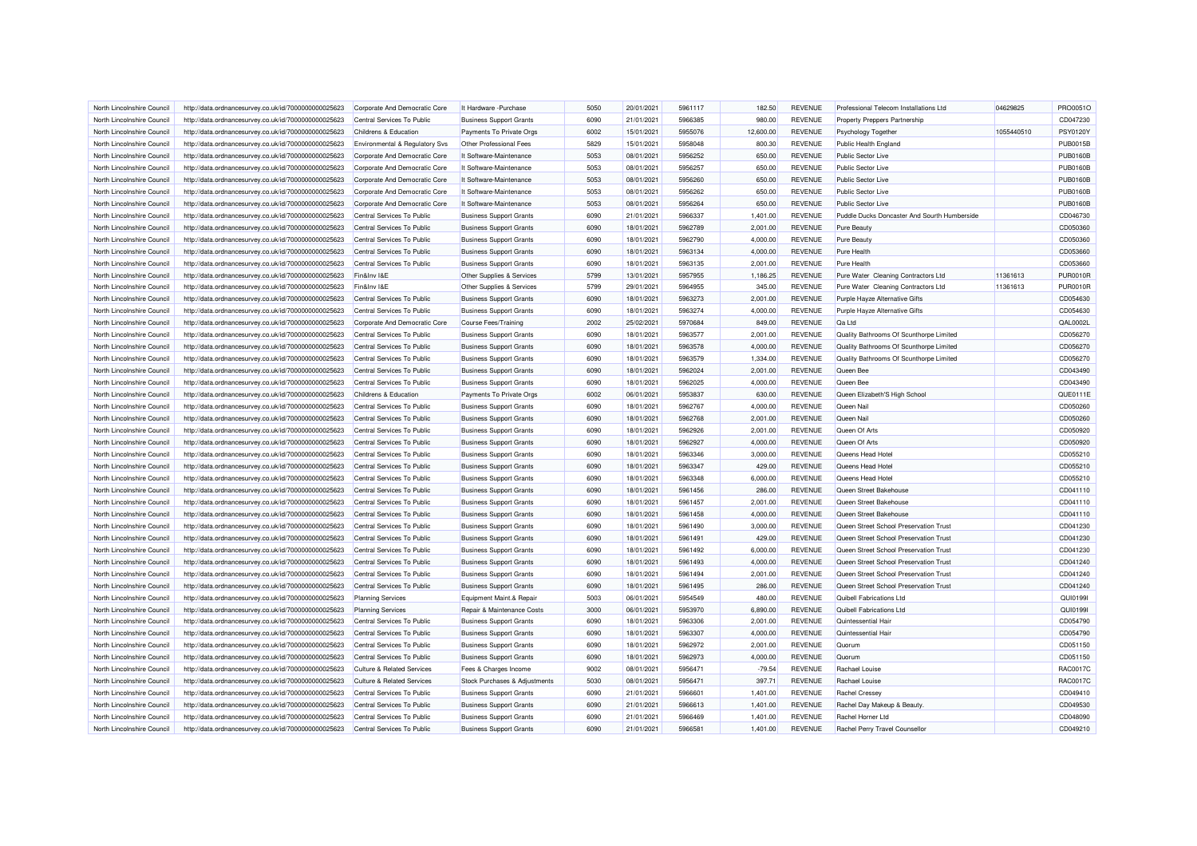| North Lincolnshire Council | http://data.ordnancesurvey.co.uk/id/7000000000025623 | Corporate And Democratic Core | It Hardware -Purchase | 5050 | 20/01/2021 | 5961117 | 182.50 | REVENUE | Professional Telecom Installations Ltd | 04629825 | PRO0051O |
|---|---|---|---|---|---|---|---|---|---|---|---|
| North Lincolnshire Council | http://data.ordnancesurvey.co.uk/id/7000000000025623 | Central Services To Public | Business Support Grants | 6090 | 21/01/2021 | 5966385 | 980.00 | REVENUE | Property Preppers Partnership | | CD047230 |
| North Lincolnshire Council | http://data.ordnancesurvey.co.uk/id/7000000000025623 | Childrens & Education | Payments To Private Orgs | 6002 | 15/01/2021 | 5955076 | 12,600.00 | REVENUE | Psychology Together | 1055440510 | PSY0120Y |
| North Lincolnshire Council | http://data.ordnancesurvey.co.uk/id/7000000000025623 | Environmental & Regulatory Svs | Other Professional Fees | 5829 | 15/01/2021 | 5958048 | 800.30 | REVENUE | Public Health England | | PUB0015B |
| North Lincolnshire Council | http://data.ordnancesurvey.co.uk/id/7000000000025623 | Corporate And Democratic Core | It Software-Maintenance | 5053 | 08/01/2021 | 5956252 | 650.00 | REVENUE | Public Sector Live | | PUB0160B |
| North Lincolnshire Council | http://data.ordnancesurvey.co.uk/id/7000000000025623 | Corporate And Democratic Core | It Software-Maintenance | 5053 | 08/01/2021 | 5956257 | 650.00 | REVENUE | Public Sector Live | | PUB0160B |
| North Lincolnshire Council | http://data.ordnancesurvey.co.uk/id/7000000000025623 | Corporate And Democratic Core | It Software-Maintenance | 5053 | 08/01/2021 | 5956260 | 650.00 | REVENUE | Public Sector Live | | PUB0160B |
| North Lincolnshire Council | http://data.ordnancesurvey.co.uk/id/7000000000025623 | Corporate And Democratic Core | It Software-Maintenance | 5053 | 08/01/2021 | 5956262 | 650.00 | REVENUE | Public Sector Live | | PUB0160B |
| North Lincolnshire Council | http://data.ordnancesurvey.co.uk/id/7000000000025623 | Corporate And Democratic Core | It Software-Maintenance | 5053 | 08/01/2021 | 5956264 | 650.00 | REVENUE | Public Sector Live | | PUB0160B |
| North Lincolnshire Council | http://data.ordnancesurvey.co.uk/id/7000000000025623 | Central Services To Public | Business Support Grants | 6090 | 21/01/2021 | 5966337 | 1,401.00 | REVENUE | Puddle Ducks Doncaster And Sourth Humberside | | CD046730 |
| North Lincolnshire Council | http://data.ordnancesurvey.co.uk/id/7000000000025623 | Central Services To Public | Business Support Grants | 6090 | 18/01/2021 | 5962789 | 2,001.00 | REVENUE | Pure Beauty | | CD050360 |
| North Lincolnshire Council | http://data.ordnancesurvey.co.uk/id/7000000000025623 | Central Services To Public | Business Support Grants | 6090 | 18/01/2021 | 5962790 | 4,000.00 | REVENUE | Pure Beauty | | CD050360 |
| North Lincolnshire Council | http://data.ordnancesurvey.co.uk/id/7000000000025623 | Central Services To Public | Business Support Grants | 6090 | 18/01/2021 | 5963134 | 4,000.00 | REVENUE | Pure Health | | CD053660 |
| North Lincolnshire Council | http://data.ordnancesurvey.co.uk/id/7000000000025623 | Central Services To Public | Business Support Grants | 6090 | 18/01/2021 | 5963135 | 2,001.00 | REVENUE | Pure Health | | CD053660 |
| North Lincolnshire Council | http://data.ordnancesurvey.co.uk/id/7000000000025623 | Fin&Inv I&E | Other Supplies & Services | 5799 | 13/01/2021 | 5957955 | 1,186.25 | REVENUE | Pure Water Cleaning Contractors Ltd | 11361613 | PUR0010R |
| North Lincolnshire Council | http://data.ordnancesurvey.co.uk/id/7000000000025623 | Fin&Inv I&E | Other Supplies & Services | 5799 | 29/01/2021 | 5964955 | 345.00 | REVENUE | Pure Water Cleaning Contractors Ltd | 11361613 | PUR0010R |
| North Lincolnshire Council | http://data.ordnancesurvey.co.uk/id/7000000000025623 | Central Services To Public | Business Support Grants | 6090 | 18/01/2021 | 5963273 | 2,001.00 | REVENUE | Purple Hayze Alternative Gifts | | CD054630 |
| North Lincolnshire Council | http://data.ordnancesurvey.co.uk/id/7000000000025623 | Central Services To Public | Business Support Grants | 6090 | 18/01/2021 | 5963274 | 4,000.00 | REVENUE | Purple Hayze Alternative Gifts | | CD054630 |
| North Lincolnshire Council | http://data.ordnancesurvey.co.uk/id/7000000000025623 | Corporate And Democratic Core | Course Fees/Training | 2002 | 25/02/2021 | 5970684 | 849.00 | REVENUE | Qa Ltd | | QAL0002L |
| North Lincolnshire Council | http://data.ordnancesurvey.co.uk/id/7000000000025623 | Central Services To Public | Business Support Grants | 6090 | 18/01/2021 | 5963577 | 2,001.00 | REVENUE | Quality Bathrooms Of Scunthorpe Limited | | CD056270 |
| North Lincolnshire Council | http://data.ordnancesurvey.co.uk/id/7000000000025623 | Central Services To Public | Business Support Grants | 6090 | 18/01/2021 | 5963578 | 4,000.00 | REVENUE | Quality Bathrooms Of Scunthorpe Limited | | CD056270 |
| North Lincolnshire Council | http://data.ordnancesurvey.co.uk/id/7000000000025623 | Central Services To Public | Business Support Grants | 6090 | 18/01/2021 | 5963579 | 1,334.00 | REVENUE | Quality Bathrooms Of Scunthorpe Limited | | CD056270 |
| North Lincolnshire Council | http://data.ordnancesurvey.co.uk/id/7000000000025623 | Central Services To Public | Business Support Grants | 6090 | 18/01/2021 | 5962024 | 2,001.00 | REVENUE | Queen Bee | | CD043490 |
| North Lincolnshire Council | http://data.ordnancesurvey.co.uk/id/7000000000025623 | Central Services To Public | Business Support Grants | 6090 | 18/01/2021 | 5962025 | 4,000.00 | REVENUE | Queen Bee | | CD043490 |
| North Lincolnshire Council | http://data.ordnancesurvey.co.uk/id/7000000000025623 | Childrens & Education | Payments To Private Orgs | 6002 | 06/01/2021 | 5953837 | 630.00 | REVENUE | Queen Elizabeth'S High School | | QUE0111E |
| North Lincolnshire Council | http://data.ordnancesurvey.co.uk/id/7000000000025623 | Central Services To Public | Business Support Grants | 6090 | 18/01/2021 | 5962767 | 4,000.00 | REVENUE | Queen Nail | | CD050260 |
| North Lincolnshire Council | http://data.ordnancesurvey.co.uk/id/7000000000025623 | Central Services To Public | Business Support Grants | 6090 | 18/01/2021 | 5962768 | 2,001.00 | REVENUE | Queen Nail | | CD050260 |
| North Lincolnshire Council | http://data.ordnancesurvey.co.uk/id/7000000000025623 | Central Services To Public | Business Support Grants | 6090 | 18/01/2021 | 5962926 | 2,001.00 | REVENUE | Queen Of Arts | | CD050920 |
| North Lincolnshire Council | http://data.ordnancesurvey.co.uk/id/7000000000025623 | Central Services To Public | Business Support Grants | 6090 | 18/01/2021 | 5962927 | 4,000.00 | REVENUE | Queen Of Arts | | CD050920 |
| North Lincolnshire Council | http://data.ordnancesurvey.co.uk/id/7000000000025623 | Central Services To Public | Business Support Grants | 6090 | 18/01/2021 | 5963346 | 3,000.00 | REVENUE | Queens Head Hotel | | CD055210 |
| North Lincolnshire Council | http://data.ordnancesurvey.co.uk/id/7000000000025623 | Central Services To Public | Business Support Grants | 6090 | 18/01/2021 | 5963347 | 429.00 | REVENUE | Queens Head Hotel | | CD055210 |
| North Lincolnshire Council | http://data.ordnancesurvey.co.uk/id/7000000000025623 | Central Services To Public | Business Support Grants | 6090 | 18/01/2021 | 5963348 | 6,000.00 | REVENUE | Queens Head Hotel | | CD055210 |
| North Lincolnshire Council | http://data.ordnancesurvey.co.uk/id/7000000000025623 | Central Services To Public | Business Support Grants | 6090 | 18/01/2021 | 5961456 | 286.00 | REVENUE | Queen Street Bakehouse | | CD041110 |
| North Lincolnshire Council | http://data.ordnancesurvey.co.uk/id/7000000000025623 | Central Services To Public | Business Support Grants | 6090 | 18/01/2021 | 5961457 | 2,001.00 | REVENUE | Queen Street Bakehouse | | CD041110 |
| North Lincolnshire Council | http://data.ordnancesurvey.co.uk/id/7000000000025623 | Central Services To Public | Business Support Grants | 6090 | 18/01/2021 | 5961458 | 4,000.00 | REVENUE | Queen Street Bakehouse | | CD041110 |
| North Lincolnshire Council | http://data.ordnancesurvey.co.uk/id/7000000000025623 | Central Services To Public | Business Support Grants | 6090 | 18/01/2021 | 5961490 | 3,000.00 | REVENUE | Queen Street School Preservation Trust | | CD041230 |
| North Lincolnshire Council | http://data.ordnancesurvey.co.uk/id/7000000000025623 | Central Services To Public | Business Support Grants | 6090 | 18/01/2021 | 5961491 | 429.00 | REVENUE | Queen Street School Preservation Trust | | CD041230 |
| North Lincolnshire Council | http://data.ordnancesurvey.co.uk/id/7000000000025623 | Central Services To Public | Business Support Grants | 6090 | 18/01/2021 | 5961492 | 6,000.00 | REVENUE | Queen Street School Preservation Trust | | CD041230 |
| North Lincolnshire Council | http://data.ordnancesurvey.co.uk/id/7000000000025623 | Central Services To Public | Business Support Grants | 6090 | 18/01/2021 | 5961493 | 4,000.00 | REVENUE | Queen Street School Preservation Trust | | CD041240 |
| North Lincolnshire Council | http://data.ordnancesurvey.co.uk/id/7000000000025623 | Central Services To Public | Business Support Grants | 6090 | 18/01/2021 | 5961494 | 2,001.00 | REVENUE | Queen Street School Preservation Trust | | CD041240 |
| North Lincolnshire Council | http://data.ordnancesurvey.co.uk/id/7000000000025623 | Central Services To Public | Business Support Grants | 6090 | 18/01/2021 | 5961495 | 286.00 | REVENUE | Queen Street School Preservation Trust | | CD041240 |
| North Lincolnshire Council | http://data.ordnancesurvey.co.uk/id/7000000000025623 | Planning Services | Equipment Maint.& Repair | 5003 | 06/01/2021 | 5954549 | 480.00 | REVENUE | Quibell Fabrications Ltd | | QUI0199I |
| North Lincolnshire Council | http://data.ordnancesurvey.co.uk/id/7000000000025623 | Planning Services | Repair & Maintenance Costs | 3000 | 06/01/2021 | 5953970 | 6,890.00 | REVENUE | Quibell Fabrications Ltd | | QUI0199I |
| North Lincolnshire Council | http://data.ordnancesurvey.co.uk/id/7000000000025623 | Central Services To Public | Business Support Grants | 6090 | 18/01/2021 | 5963306 | 2,001.00 | REVENUE | Quintessential Hair | | CD054790 |
| North Lincolnshire Council | http://data.ordnancesurvey.co.uk/id/7000000000025623 | Central Services To Public | Business Support Grants | 6090 | 18/01/2021 | 5963307 | 4,000.00 | REVENUE | Quintessential Hair | | CD054790 |
| North Lincolnshire Council | http://data.ordnancesurvey.co.uk/id/7000000000025623 | Central Services To Public | Business Support Grants | 6090 | 18/01/2021 | 5962972 | 2,001.00 | REVENUE | Quorum | | CD051150 |
| North Lincolnshire Council | http://data.ordnancesurvey.co.uk/id/7000000000025623 | Central Services To Public | Business Support Grants | 6090 | 18/01/2021 | 5962973 | 4,000.00 | REVENUE | Quorum | | CD051150 |
| North Lincolnshire Council | http://data.ordnancesurvey.co.uk/id/7000000000025623 | Culture & Related Services | Fees & Charges Income | 9002 | 08/01/2021 | 5956471 | -79.54 | REVENUE | Rachael Louise | | RAC0017C |
| North Lincolnshire Council | http://data.ordnancesurvey.co.uk/id/7000000000025623 | Culture & Related Services | Stock Purchases & Adjustments | 5030 | 08/01/2021 | 5956471 | 397.71 | REVENUE | Rachael Louise | | RAC0017C |
| North Lincolnshire Council | http://data.ordnancesurvey.co.uk/id/7000000000025623 | Central Services To Public | Business Support Grants | 6090 | 21/01/2021 | 5966601 | 1,401.00 | REVENUE | Rachel Cressey | | CD049410 |
| North Lincolnshire Council | http://data.ordnancesurvey.co.uk/id/7000000000025623 | Central Services To Public | Business Support Grants | 6090 | 21/01/2021 | 5966613 | 1,401.00 | REVENUE | Rachel Day Makeup & Beauty. | | CD049530 |
| North Lincolnshire Council | http://data.ordnancesurvey.co.uk/id/7000000000025623 | Central Services To Public | Business Support Grants | 6090 | 21/01/2021 | 5966469 | 1,401.00 | REVENUE | Rachel Horner Ltd | | CD048090 |
| North Lincolnshire Council | http://data.ordnancesurvey.co.uk/id/7000000000025623 | Central Services To Public | Business Support Grants | 6090 | 21/01/2021 | 5966581 | 1,401.00 | REVENUE | Rachel Perry Travel Counsellor | | CD049210 |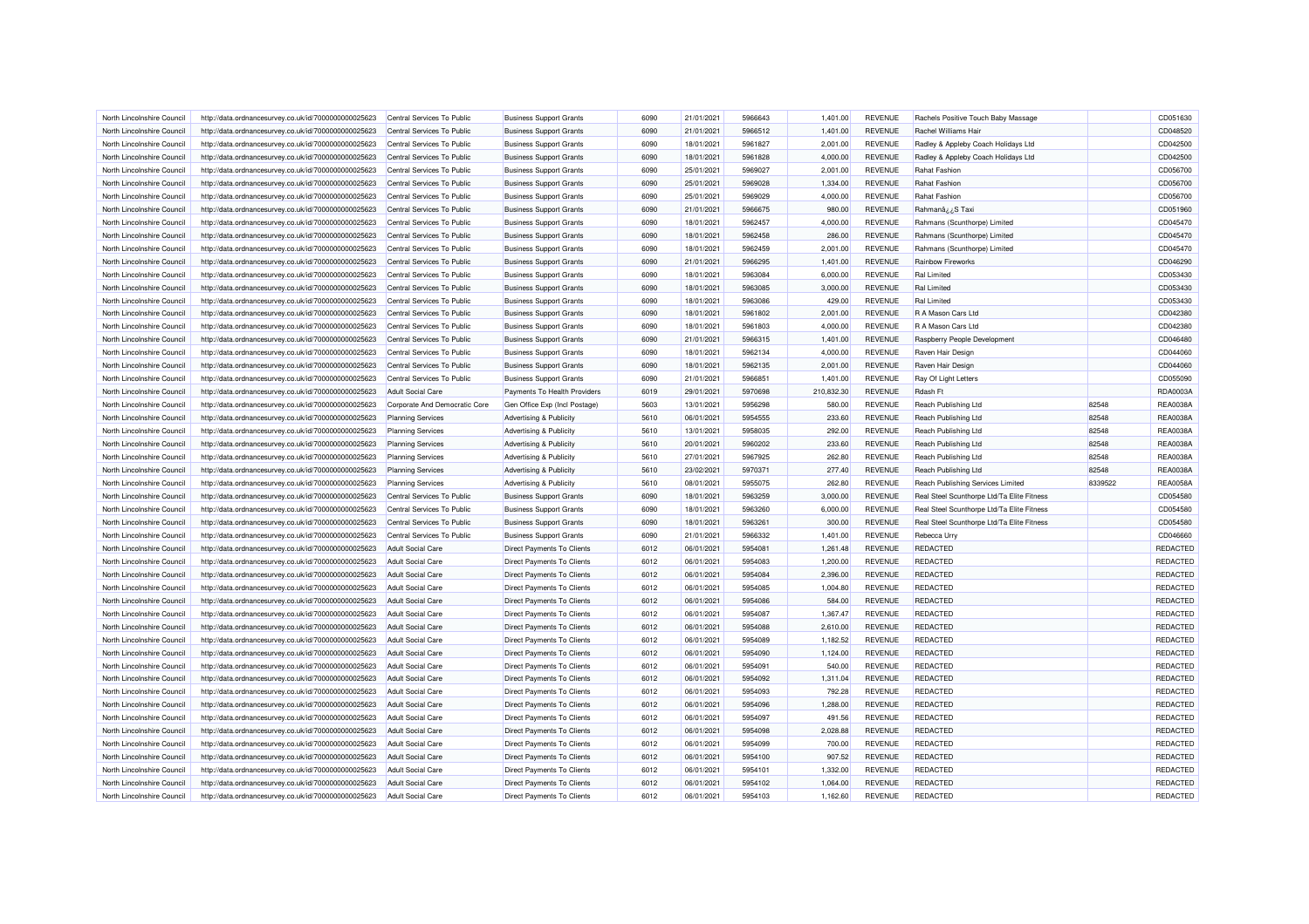| | | | | | | | | | | | | |
|---|---|---|---|---|---|---|---|---|---|---|---|---|
| North Lincolnshire Council | http://data.ordnancesurvey.co.uk/id/7000000000025623 | Central Services To Public | Business Support Grants | 6090 | 21/01/2021 | 5966643 | 1,401.00 | REVENUE | Rachels Positive Touch Baby Massage | | CD051630 |
| North Lincolnshire Council | http://data.ordnancesurvey.co.uk/id/7000000000025623 | Central Services To Public | Business Support Grants | 6090 | 21/01/2021 | 5966512 | 1,401.00 | REVENUE | Rachel Williams Hair | | CD048520 |
| North Lincolnshire Council | http://data.ordnancesurvey.co.uk/id/7000000000025623 | Central Services To Public | Business Support Grants | 6090 | 18/01/2021 | 5961827 | 2,001.00 | REVENUE | Radley & Appleby Coach Holidays Ltd | | CD042500 |
| North Lincolnshire Council | http://data.ordnancesurvey.co.uk/id/7000000000025623 | Central Services To Public | Business Support Grants | 6090 | 18/01/2021 | 5961828 | 4,000.00 | REVENUE | Radley & Appleby Coach Holidays Ltd | | CD042500 |
| North Lincolnshire Council | http://data.ordnancesurvey.co.uk/id/7000000000025623 | Central Services To Public | Business Support Grants | 6090 | 25/01/2021 | 5969027 | 2,001.00 | REVENUE | Rahat Fashion | | CD056700 |
| North Lincolnshire Council | http://data.ordnancesurvey.co.uk/id/7000000000025623 | Central Services To Public | Business Support Grants | 6090 | 25/01/2021 | 5969028 | 1,334.00 | REVENUE | Rahat Fashion | | CD056700 |
| North Lincolnshire Council | http://data.ordnancesurvey.co.uk/id/7000000000025623 | Central Services To Public | Business Support Grants | 6090 | 25/01/2021 | 5969029 | 4,000.00 | REVENUE | Rahat Fashion | | CD056700 |
| North Lincolnshire Council | http://data.ordnancesurvey.co.uk/id/7000000000025623 | Central Services To Public | Business Support Grants | 6090 | 21/01/2021 | 5966675 | 980.00 | REVENUE | Rahmanâ¿¿S Taxi | | CD051960 |
| North Lincolnshire Council | http://data.ordnancesurvey.co.uk/id/7000000000025623 | Central Services To Public | Business Support Grants | 6090 | 18/01/2021 | 5962457 | 4,000.00 | REVENUE | Rahmans (Scunthorpe) Limited | | CD045470 |
| North Lincolnshire Council | http://data.ordnancesurvey.co.uk/id/7000000000025623 | Central Services To Public | Business Support Grants | 6090 | 18/01/2021 | 5962458 | 286.00 | REVENUE | Rahmans (Scunthorpe) Limited | | CD045470 |
| North Lincolnshire Council | http://data.ordnancesurvey.co.uk/id/7000000000025623 | Central Services To Public | Business Support Grants | 6090 | 18/01/2021 | 5962459 | 2,001.00 | REVENUE | Rahmans (Scunthorpe) Limited | | CD045470 |
| North Lincolnshire Council | http://data.ordnancesurvey.co.uk/id/7000000000025623 | Central Services To Public | Business Support Grants | 6090 | 21/01/2021 | 5966295 | 1,401.00 | REVENUE | Rainbow Fireworks | | CD046290 |
| North Lincolnshire Council | http://data.ordnancesurvey.co.uk/id/7000000000025623 | Central Services To Public | Business Support Grants | 6090 | 18/01/2021 | 5963084 | 6,000.00 | REVENUE | Ral Limited | | CD053430 |
| North Lincolnshire Council | http://data.ordnancesurvey.co.uk/id/7000000000025623 | Central Services To Public | Business Support Grants | 6090 | 18/01/2021 | 5963085 | 3,000.00 | REVENUE | Ral Limited | | CD053430 |
| North Lincolnshire Council | http://data.ordnancesurvey.co.uk/id/7000000000025623 | Central Services To Public | Business Support Grants | 6090 | 18/01/2021 | 5963086 | 429.00 | REVENUE | Ral Limited | | CD053430 |
| North Lincolnshire Council | http://data.ordnancesurvey.co.uk/id/7000000000025623 | Central Services To Public | Business Support Grants | 6090 | 18/01/2021 | 5961802 | 2,001.00 | REVENUE | R A Mason Cars Ltd | | CD042380 |
| North Lincolnshire Council | http://data.ordnancesurvey.co.uk/id/7000000000025623 | Central Services To Public | Business Support Grants | 6090 | 18/01/2021 | 5961803 | 4,000.00 | REVENUE | R A Mason Cars Ltd | | CD042380 |
| North Lincolnshire Council | http://data.ordnancesurvey.co.uk/id/7000000000025623 | Central Services To Public | Business Support Grants | 6090 | 21/01/2021 | 5966315 | 1,401.00 | REVENUE | Raspberry People Development | | CD046480 |
| North Lincolnshire Council | http://data.ordnancesurvey.co.uk/id/7000000000025623 | Central Services To Public | Business Support Grants | 6090 | 18/01/2021 | 5962134 | 4,000.00 | REVENUE | Raven Hair Design | | CD044060 |
| North Lincolnshire Council | http://data.ordnancesurvey.co.uk/id/7000000000025623 | Central Services To Public | Business Support Grants | 6090 | 18/01/2021 | 5962135 | 2,001.00 | REVENUE | Raven Hair Design | | CD044060 |
| North Lincolnshire Council | http://data.ordnancesurvey.co.uk/id/7000000000025623 | Central Services To Public | Business Support Grants | 6090 | 21/01/2021 | 5966851 | 1,401.00 | REVENUE | Ray Of Light Letters | | CD055090 |
| North Lincolnshire Council | http://data.ordnancesurvey.co.uk/id/7000000000025623 | Adult Social Care | Payments To Health Providers | 6019 | 29/01/2021 | 5970698 | 210,832.30 | REVENUE | Rdash Ft | | RDA0003A |
| North Lincolnshire Council | http://data.ordnancesurvey.co.uk/id/7000000000025623 | Corporate And Democratic Core | Gen Office Exp (Incl Postage) | 5603 | 13/01/2021 | 5956298 | 580.00 | REVENUE | Reach Publishing Ltd | 82548 | REA0038A |
| North Lincolnshire Council | http://data.ordnancesurvey.co.uk/id/7000000000025623 | Planning Services | Advertising & Publicity | 5610 | 06/01/2021 | 5954555 | 233.60 | REVENUE | Reach Publishing Ltd | 82548 | REA0038A |
| North Lincolnshire Council | http://data.ordnancesurvey.co.uk/id/7000000000025623 | Planning Services | Advertising & Publicity | 5610 | 13/01/2021 | 5958035 | 292.00 | REVENUE | Reach Publishing Ltd | 82548 | REA0038A |
| North Lincolnshire Council | http://data.ordnancesurvey.co.uk/id/7000000000025623 | Planning Services | Advertising & Publicity | 5610 | 20/01/2021 | 5960202 | 233.60 | REVENUE | Reach Publishing Ltd | 82548 | REA0038A |
| North Lincolnshire Council | http://data.ordnancesurvey.co.uk/id/7000000000025623 | Planning Services | Advertising & Publicity | 5610 | 27/01/2021 | 5967925 | 262.80 | REVENUE | Reach Publishing Ltd | 82548 | REA0038A |
| North Lincolnshire Council | http://data.ordnancesurvey.co.uk/id/7000000000025623 | Planning Services | Advertising & Publicity | 5610 | 23/02/2021 | 5970371 | 277.40 | REVENUE | Reach Publishing Ltd | 82548 | REA0038A |
| North Lincolnshire Council | http://data.ordnancesurvey.co.uk/id/7000000000025623 | Planning Services | Advertising & Publicity | 5610 | 08/01/2021 | 5955075 | 262.80 | REVENUE | Reach Publishing Services Limited | 8339522 | REA0058A |
| North Lincolnshire Council | http://data.ordnancesurvey.co.uk/id/7000000000025623 | Central Services To Public | Business Support Grants | 6090 | 18/01/2021 | 5963259 | 3,000.00 | REVENUE | Real Steel Scunthorpe Ltd/Ta Elite Fitness | | CD054580 |
| North Lincolnshire Council | http://data.ordnancesurvey.co.uk/id/7000000000025623 | Central Services To Public | Business Support Grants | 6090 | 18/01/2021 | 5963260 | 6,000.00 | REVENUE | Real Steel Scunthorpe Ltd/Ta Elite Fitness | | CD054580 |
| North Lincolnshire Council | http://data.ordnancesurvey.co.uk/id/7000000000025623 | Central Services To Public | Business Support Grants | 6090 | 18/01/2021 | 5963261 | 300.00 | REVENUE | Real Steel Scunthorpe Ltd/Ta Elite Fitness | | CD054580 |
| North Lincolnshire Council | http://data.ordnancesurvey.co.uk/id/7000000000025623 | Central Services To Public | Business Support Grants | 6090 | 21/01/2021 | 5966332 | 1,401.00 | REVENUE | Rebecca Urry | | CD046660 |
| North Lincolnshire Council | http://data.ordnancesurvey.co.uk/id/7000000000025623 | Adult Social Care | Direct Payments To Clients | 6012 | 06/01/2021 | 5954081 | 1,261.48 | REVENUE | REDACTED | | REDACTED |
| North Lincolnshire Council | http://data.ordnancesurvey.co.uk/id/7000000000025623 | Adult Social Care | Direct Payments To Clients | 6012 | 06/01/2021 | 5954083 | 1,200.00 | REVENUE | REDACTED | | REDACTED |
| North Lincolnshire Council | http://data.ordnancesurvey.co.uk/id/7000000000025623 | Adult Social Care | Direct Payments To Clients | 6012 | 06/01/2021 | 5954084 | 2,396.00 | REVENUE | REDACTED | | REDACTED |
| North Lincolnshire Council | http://data.ordnancesurvey.co.uk/id/7000000000025623 | Adult Social Care | Direct Payments To Clients | 6012 | 06/01/2021 | 5954085 | 1,004.80 | REVENUE | REDACTED | | REDACTED |
| North Lincolnshire Council | http://data.ordnancesurvey.co.uk/id/7000000000025623 | Adult Social Care | Direct Payments To Clients | 6012 | 06/01/2021 | 5954086 | 584.00 | REVENUE | REDACTED | | REDACTED |
| North Lincolnshire Council | http://data.ordnancesurvey.co.uk/id/7000000000025623 | Adult Social Care | Direct Payments To Clients | 6012 | 06/01/2021 | 5954087 | 1,367.47 | REVENUE | REDACTED | | REDACTED |
| North Lincolnshire Council | http://data.ordnancesurvey.co.uk/id/7000000000025623 | Adult Social Care | Direct Payments To Clients | 6012 | 06/01/2021 | 5954088 | 2,610.00 | REVENUE | REDACTED | | REDACTED |
| North Lincolnshire Council | http://data.ordnancesurvey.co.uk/id/7000000000025623 | Adult Social Care | Direct Payments To Clients | 6012 | 06/01/2021 | 5954089 | 1,182.52 | REVENUE | REDACTED | | REDACTED |
| North Lincolnshire Council | http://data.ordnancesurvey.co.uk/id/7000000000025623 | Adult Social Care | Direct Payments To Clients | 6012 | 06/01/2021 | 5954090 | 1,124.00 | REVENUE | REDACTED | | REDACTED |
| North Lincolnshire Council | http://data.ordnancesurvey.co.uk/id/7000000000025623 | Adult Social Care | Direct Payments To Clients | 6012 | 06/01/2021 | 5954091 | 540.00 | REVENUE | REDACTED | | REDACTED |
| North Lincolnshire Council | http://data.ordnancesurvey.co.uk/id/7000000000025623 | Adult Social Care | Direct Payments To Clients | 6012 | 06/01/2021 | 5954092 | 1,311.04 | REVENUE | REDACTED | | REDACTED |
| North Lincolnshire Council | http://data.ordnancesurvey.co.uk/id/7000000000025623 | Adult Social Care | Direct Payments To Clients | 6012 | 06/01/2021 | 5954093 | 792.28 | REVENUE | REDACTED | | REDACTED |
| North Lincolnshire Council | http://data.ordnancesurvey.co.uk/id/7000000000025623 | Adult Social Care | Direct Payments To Clients | 6012 | 06/01/2021 | 5954096 | 1,288.00 | REVENUE | REDACTED | | REDACTED |
| North Lincolnshire Council | http://data.ordnancesurvey.co.uk/id/7000000000025623 | Adult Social Care | Direct Payments To Clients | 6012 | 06/01/2021 | 5954097 | 491.56 | REVENUE | REDACTED | | REDACTED |
| North Lincolnshire Council | http://data.ordnancesurvey.co.uk/id/7000000000025623 | Adult Social Care | Direct Payments To Clients | 6012 | 06/01/2021 | 5954098 | 2,028.88 | REVENUE | REDACTED | | REDACTED |
| North Lincolnshire Council | http://data.ordnancesurvey.co.uk/id/7000000000025623 | Adult Social Care | Direct Payments To Clients | 6012 | 06/01/2021 | 5954099 | 700.00 | REVENUE | REDACTED | | REDACTED |
| North Lincolnshire Council | http://data.ordnancesurvey.co.uk/id/7000000000025623 | Adult Social Care | Direct Payments To Clients | 6012 | 06/01/2021 | 5954100 | 907.52 | REVENUE | REDACTED | | REDACTED |
| North Lincolnshire Council | http://data.ordnancesurvey.co.uk/id/7000000000025623 | Adult Social Care | Direct Payments To Clients | 6012 | 06/01/2021 | 5954101 | 1,332.00 | REVENUE | REDACTED | | REDACTED |
| North Lincolnshire Council | http://data.ordnancesurvey.co.uk/id/7000000000025623 | Adult Social Care | Direct Payments To Clients | 6012 | 06/01/2021 | 5954102 | 1,064.00 | REVENUE | REDACTED | | REDACTED |
| North Lincolnshire Council | http://data.ordnancesurvey.co.uk/id/7000000000025623 | Adult Social Care | Direct Payments To Clients | 6012 | 06/01/2021 | 5954103 | 1,162.60 | REVENUE | REDACTED | | REDACTED |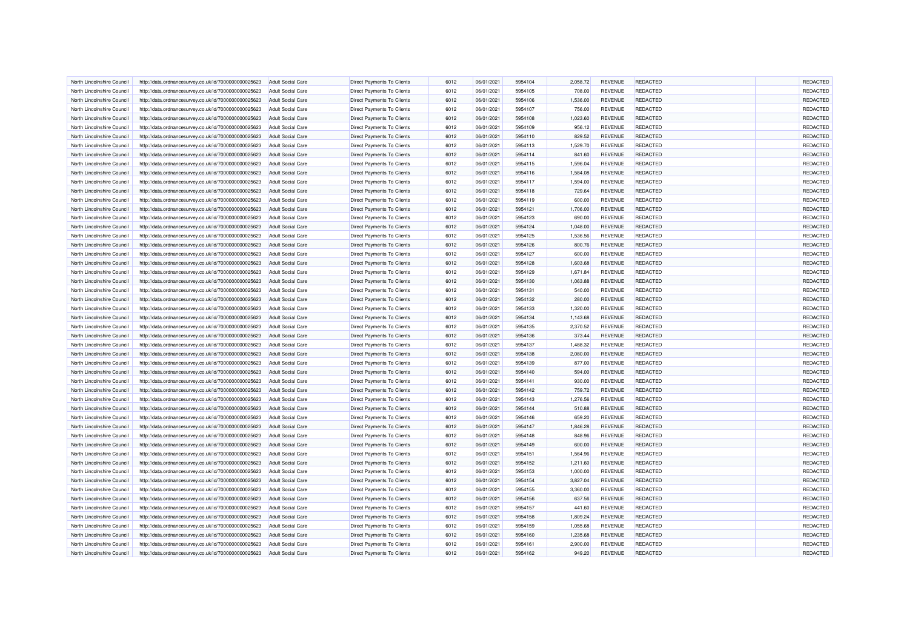| North Lincolnshire Council | http://data.ordnancesurvey.co.uk/id/7000000000025623 | Adult Social Care | Direct Payments To Clients | 6012 | 06/01/2021 | 5954104 | 2,058.72 | REVENUE | REDACTED | | REDACTED |
|---|---|---|---|---|---|---|---|---|---|---|---|
| North Lincolnshire Council | http://data.ordnancesurvey.co.uk/id/7000000000025623 | Adult Social Care | Direct Payments To Clients | 6012 | 06/01/2021 | 5954105 | 708.00 | REVENUE | REDACTED | | REDACTED |
| North Lincolnshire Council | http://data.ordnancesurvey.co.uk/id/7000000000025623 | Adult Social Care | Direct Payments To Clients | 6012 | 06/01/2021 | 5954106 | 1,536.00 | REVENUE | REDACTED | | REDACTED |
| North Lincolnshire Council | http://data.ordnancesurvey.co.uk/id/7000000000025623 | Adult Social Care | Direct Payments To Clients | 6012 | 06/01/2021 | 5954107 | 756.00 | REVENUE | REDACTED | | REDACTED |
| North Lincolnshire Council | http://data.ordnancesurvey.co.uk/id/7000000000025623 | Adult Social Care | Direct Payments To Clients | 6012 | 06/01/2021 | 5954108 | 1,023.60 | REVENUE | REDACTED | | REDACTED |
| North Lincolnshire Council | http://data.ordnancesurvey.co.uk/id/7000000000025623 | Adult Social Care | Direct Payments To Clients | 6012 | 06/01/2021 | 5954109 | 956.12 | REVENUE | REDACTED | | REDACTED |
| North Lincolnshire Council | http://data.ordnancesurvey.co.uk/id/7000000000025623 | Adult Social Care | Direct Payments To Clients | 6012 | 06/01/2021 | 5954110 | 829.52 | REVENUE | REDACTED | | REDACTED |
| North Lincolnshire Council | http://data.ordnancesurvey.co.uk/id/7000000000025623 | Adult Social Care | Direct Payments To Clients | 6012 | 06/01/2021 | 5954113 | 1,529.70 | REVENUE | REDACTED | | REDACTED |
| North Lincolnshire Council | http://data.ordnancesurvey.co.uk/id/7000000000025623 | Adult Social Care | Direct Payments To Clients | 6012 | 06/01/2021 | 5954114 | 841.60 | REVENUE | REDACTED | | REDACTED |
| North Lincolnshire Council | http://data.ordnancesurvey.co.uk/id/7000000000025623 | Adult Social Care | Direct Payments To Clients | 6012 | 06/01/2021 | 5954115 | 1,596.04 | REVENUE | REDACTED | | REDACTED |
| North Lincolnshire Council | http://data.ordnancesurvey.co.uk/id/7000000000025623 | Adult Social Care | Direct Payments To Clients | 6012 | 06/01/2021 | 5954116 | 1,584.08 | REVENUE | REDACTED | | REDACTED |
| North Lincolnshire Council | http://data.ordnancesurvey.co.uk/id/7000000000025623 | Adult Social Care | Direct Payments To Clients | 6012 | 06/01/2021 | 5954117 | 1,594.00 | REVENUE | REDACTED | | REDACTED |
| North Lincolnshire Council | http://data.ordnancesurvey.co.uk/id/7000000000025623 | Adult Social Care | Direct Payments To Clients | 6012 | 06/01/2021 | 5954118 | 729.64 | REVENUE | REDACTED | | REDACTED |
| North Lincolnshire Council | http://data.ordnancesurvey.co.uk/id/7000000000025623 | Adult Social Care | Direct Payments To Clients | 6012 | 06/01/2021 | 5954119 | 600.00 | REVENUE | REDACTED | | REDACTED |
| North Lincolnshire Council | http://data.ordnancesurvey.co.uk/id/7000000000025623 | Adult Social Care | Direct Payments To Clients | 6012 | 06/01/2021 | 5954121 | 1,706.00 | REVENUE | REDACTED | | REDACTED |
| North Lincolnshire Council | http://data.ordnancesurvey.co.uk/id/7000000000025623 | Adult Social Care | Direct Payments To Clients | 6012 | 06/01/2021 | 5954123 | 690.00 | REVENUE | REDACTED | | REDACTED |
| North Lincolnshire Council | http://data.ordnancesurvey.co.uk/id/7000000000025623 | Adult Social Care | Direct Payments To Clients | 6012 | 06/01/2021 | 5954124 | 1,048.00 | REVENUE | REDACTED | | REDACTED |
| North Lincolnshire Council | http://data.ordnancesurvey.co.uk/id/7000000000025623 | Adult Social Care | Direct Payments To Clients | 6012 | 06/01/2021 | 5954125 | 1,536.56 | REVENUE | REDACTED | | REDACTED |
| North Lincolnshire Council | http://data.ordnancesurvey.co.uk/id/7000000000025623 | Adult Social Care | Direct Payments To Clients | 6012 | 06/01/2021 | 5954126 | 800.76 | REVENUE | REDACTED | | REDACTED |
| North Lincolnshire Council | http://data.ordnancesurvey.co.uk/id/7000000000025623 | Adult Social Care | Direct Payments To Clients | 6012 | 06/01/2021 | 5954127 | 600.00 | REVENUE | REDACTED | | REDACTED |
| North Lincolnshire Council | http://data.ordnancesurvey.co.uk/id/7000000000025623 | Adult Social Care | Direct Payments To Clients | 6012 | 06/01/2021 | 5954128 | 1,603.68 | REVENUE | REDACTED | | REDACTED |
| North Lincolnshire Council | http://data.ordnancesurvey.co.uk/id/7000000000025623 | Adult Social Care | Direct Payments To Clients | 6012 | 06/01/2021 | 5954129 | 1,671.84 | REVENUE | REDACTED | | REDACTED |
| North Lincolnshire Council | http://data.ordnancesurvey.co.uk/id/7000000000025623 | Adult Social Care | Direct Payments To Clients | 6012 | 06/01/2021 | 5954130 | 1,063.88 | REVENUE | REDACTED | | REDACTED |
| North Lincolnshire Council | http://data.ordnancesurvey.co.uk/id/7000000000025623 | Adult Social Care | Direct Payments To Clients | 6012 | 06/01/2021 | 5954131 | 540.00 | REVENUE | REDACTED | | REDACTED |
| North Lincolnshire Council | http://data.ordnancesurvey.co.uk/id/7000000000025623 | Adult Social Care | Direct Payments To Clients | 6012 | 06/01/2021 | 5954132 | 280.00 | REVENUE | REDACTED | | REDACTED |
| North Lincolnshire Council | http://data.ordnancesurvey.co.uk/id/7000000000025623 | Adult Social Care | Direct Payments To Clients | 6012 | 06/01/2021 | 5954133 | 1,320.00 | REVENUE | REDACTED | | REDACTED |
| North Lincolnshire Council | http://data.ordnancesurvey.co.uk/id/7000000000025623 | Adult Social Care | Direct Payments To Clients | 6012 | 06/01/2021 | 5954134 | 1,143.68 | REVENUE | REDACTED | | REDACTED |
| North Lincolnshire Council | http://data.ordnancesurvey.co.uk/id/7000000000025623 | Adult Social Care | Direct Payments To Clients | 6012 | 06/01/2021 | 5954135 | 2,370.52 | REVENUE | REDACTED | | REDACTED |
| North Lincolnshire Council | http://data.ordnancesurvey.co.uk/id/7000000000025623 | Adult Social Care | Direct Payments To Clients | 6012 | 06/01/2021 | 5954136 | 373.44 | REVENUE | REDACTED | | REDACTED |
| North Lincolnshire Council | http://data.ordnancesurvey.co.uk/id/7000000000025623 | Adult Social Care | Direct Payments To Clients | 6012 | 06/01/2021 | 5954137 | 1,488.32 | REVENUE | REDACTED | | REDACTED |
| North Lincolnshire Council | http://data.ordnancesurvey.co.uk/id/7000000000025623 | Adult Social Care | Direct Payments To Clients | 6012 | 06/01/2021 | 5954138 | 2,080.00 | REVENUE | REDACTED | | REDACTED |
| North Lincolnshire Council | http://data.ordnancesurvey.co.uk/id/7000000000025623 | Adult Social Care | Direct Payments To Clients | 6012 | 06/01/2021 | 5954139 | 877.00 | REVENUE | REDACTED | | REDACTED |
| North Lincolnshire Council | http://data.ordnancesurvey.co.uk/id/7000000000025623 | Adult Social Care | Direct Payments To Clients | 6012 | 06/01/2021 | 5954140 | 594.00 | REVENUE | REDACTED | | REDACTED |
| North Lincolnshire Council | http://data.ordnancesurvey.co.uk/id/7000000000025623 | Adult Social Care | Direct Payments To Clients | 6012 | 06/01/2021 | 5954141 | 930.00 | REVENUE | REDACTED | | REDACTED |
| North Lincolnshire Council | http://data.ordnancesurvey.co.uk/id/7000000000025623 | Adult Social Care | Direct Payments To Clients | 6012 | 06/01/2021 | 5954142 | 759.72 | REVENUE | REDACTED | | REDACTED |
| North Lincolnshire Council | http://data.ordnancesurvey.co.uk/id/7000000000025623 | Adult Social Care | Direct Payments To Clients | 6012 | 06/01/2021 | 5954143 | 1,276.56 | REVENUE | REDACTED | | REDACTED |
| North Lincolnshire Council | http://data.ordnancesurvey.co.uk/id/7000000000025623 | Adult Social Care | Direct Payments To Clients | 6012 | 06/01/2021 | 5954144 | 510.88 | REVENUE | REDACTED | | REDACTED |
| North Lincolnshire Council | http://data.ordnancesurvey.co.uk/id/7000000000025623 | Adult Social Care | Direct Payments To Clients | 6012 | 06/01/2021 | 5954146 | 659.20 | REVENUE | REDACTED | | REDACTED |
| North Lincolnshire Council | http://data.ordnancesurvey.co.uk/id/7000000000025623 | Adult Social Care | Direct Payments To Clients | 6012 | 06/01/2021 | 5954147 | 1,846.28 | REVENUE | REDACTED | | REDACTED |
| North Lincolnshire Council | http://data.ordnancesurvey.co.uk/id/7000000000025623 | Adult Social Care | Direct Payments To Clients | 6012 | 06/01/2021 | 5954148 | 848.96 | REVENUE | REDACTED | | REDACTED |
| North Lincolnshire Council | http://data.ordnancesurvey.co.uk/id/7000000000025623 | Adult Social Care | Direct Payments To Clients | 6012 | 06/01/2021 | 5954149 | 600.00 | REVENUE | REDACTED | | REDACTED |
| North Lincolnshire Council | http://data.ordnancesurvey.co.uk/id/7000000000025623 | Adult Social Care | Direct Payments To Clients | 6012 | 06/01/2021 | 5954151 | 1,564.96 | REVENUE | REDACTED | | REDACTED |
| North Lincolnshire Council | http://data.ordnancesurvey.co.uk/id/7000000000025623 | Adult Social Care | Direct Payments To Clients | 6012 | 06/01/2021 | 5954152 | 1,211.60 | REVENUE | REDACTED | | REDACTED |
| North Lincolnshire Council | http://data.ordnancesurvey.co.uk/id/7000000000025623 | Adult Social Care | Direct Payments To Clients | 6012 | 06/01/2021 | 5954153 | 1,000.00 | REVENUE | REDACTED | | REDACTED |
| North Lincolnshire Council | http://data.ordnancesurvey.co.uk/id/7000000000025623 | Adult Social Care | Direct Payments To Clients | 6012 | 06/01/2021 | 5954154 | 3,827.04 | REVENUE | REDACTED | | REDACTED |
| North Lincolnshire Council | http://data.ordnancesurvey.co.uk/id/7000000000025623 | Adult Social Care | Direct Payments To Clients | 6012 | 06/01/2021 | 5954155 | 3,360.00 | REVENUE | REDACTED | | REDACTED |
| North Lincolnshire Council | http://data.ordnancesurvey.co.uk/id/7000000000025623 | Adult Social Care | Direct Payments To Clients | 6012 | 06/01/2021 | 5954156 | 637.56 | REVENUE | REDACTED | | REDACTED |
| North Lincolnshire Council | http://data.ordnancesurvey.co.uk/id/7000000000025623 | Adult Social Care | Direct Payments To Clients | 6012 | 06/01/2021 | 5954157 | 441.60 | REVENUE | REDACTED | | REDACTED |
| North Lincolnshire Council | http://data.ordnancesurvey.co.uk/id/7000000000025623 | Adult Social Care | Direct Payments To Clients | 6012 | 06/01/2021 | 5954158 | 1,809.24 | REVENUE | REDACTED | | REDACTED |
| North Lincolnshire Council | http://data.ordnancesurvey.co.uk/id/7000000000025623 | Adult Social Care | Direct Payments To Clients | 6012 | 06/01/2021 | 5954159 | 1,055.68 | REVENUE | REDACTED | | REDACTED |
| North Lincolnshire Council | http://data.ordnancesurvey.co.uk/id/7000000000025623 | Adult Social Care | Direct Payments To Clients | 6012 | 06/01/2021 | 5954160 | 1,235.68 | REVENUE | REDACTED | | REDACTED |
| North Lincolnshire Council | http://data.ordnancesurvey.co.uk/id/7000000000025623 | Adult Social Care | Direct Payments To Clients | 6012 | 06/01/2021 | 5954161 | 2,900.00 | REVENUE | REDACTED | | REDACTED |
| North Lincolnshire Council | http://data.ordnancesurvey.co.uk/id/7000000000025623 | Adult Social Care | Direct Payments To Clients | 6012 | 06/01/2021 | 5954162 | 949.20 | REVENUE | REDACTED | | REDACTED |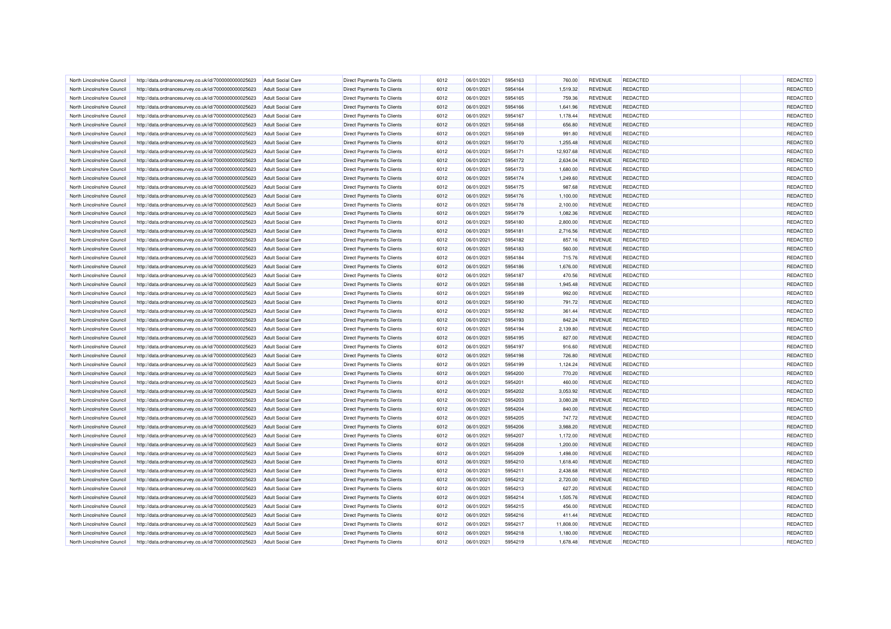| | | | | | | | | | | | | |
|---|---|---|---|---|---|---|---|---|---|---|---|---|
| North Lincolnshire Council | http://data.ordnancesurvey.co.uk/id/7000000000025623 | Adult Social Care | Direct Payments To Clients | 6012 | 06/01/2021 | 5954163 | 760.00 | REVENUE | REDACTED | | REDACTED |
| North Lincolnshire Council | http://data.ordnancesurvey.co.uk/id/7000000000025623 | Adult Social Care | Direct Payments To Clients | 6012 | 06/01/2021 | 5954164 | 1,519.32 | REVENUE | REDACTED | | REDACTED |
| North Lincolnshire Council | http://data.ordnancesurvey.co.uk/id/7000000000025623 | Adult Social Care | Direct Payments To Clients | 6012 | 06/01/2021 | 5954165 | 759.36 | REVENUE | REDACTED | | REDACTED |
| North Lincolnshire Council | http://data.ordnancesurvey.co.uk/id/7000000000025623 | Adult Social Care | Direct Payments To Clients | 6012 | 06/01/2021 | 5954166 | 1,641.96 | REVENUE | REDACTED | | REDACTED |
| North Lincolnshire Council | http://data.ordnancesurvey.co.uk/id/7000000000025623 | Adult Social Care | Direct Payments To Clients | 6012 | 06/01/2021 | 5954167 | 1,178.44 | REVENUE | REDACTED | | REDACTED |
| North Lincolnshire Council | http://data.ordnancesurvey.co.uk/id/7000000000025623 | Adult Social Care | Direct Payments To Clients | 6012 | 06/01/2021 | 5954168 | 656.80 | REVENUE | REDACTED | | REDACTED |
| North Lincolnshire Council | http://data.ordnancesurvey.co.uk/id/7000000000025623 | Adult Social Care | Direct Payments To Clients | 6012 | 06/01/2021 | 5954169 | 991.80 | REVENUE | REDACTED | | REDACTED |
| North Lincolnshire Council | http://data.ordnancesurvey.co.uk/id/7000000000025623 | Adult Social Care | Direct Payments To Clients | 6012 | 06/01/2021 | 5954170 | 1,255.48 | REVENUE | REDACTED | | REDACTED |
| North Lincolnshire Council | http://data.ordnancesurvey.co.uk/id/7000000000025623 | Adult Social Care | Direct Payments To Clients | 6012 | 06/01/2021 | 5954171 | 12,937.68 | REVENUE | REDACTED | | REDACTED |
| North Lincolnshire Council | http://data.ordnancesurvey.co.uk/id/7000000000025623 | Adult Social Care | Direct Payments To Clients | 6012 | 06/01/2021 | 5954172 | 2,634.04 | REVENUE | REDACTED | | REDACTED |
| North Lincolnshire Council | http://data.ordnancesurvey.co.uk/id/7000000000025623 | Adult Social Care | Direct Payments To Clients | 6012 | 06/01/2021 | 5954173 | 1,680.00 | REVENUE | REDACTED | | REDACTED |
| North Lincolnshire Council | http://data.ordnancesurvey.co.uk/id/7000000000025623 | Adult Social Care | Direct Payments To Clients | 6012 | 06/01/2021 | 5954174 | 1,249.60 | REVENUE | REDACTED | | REDACTED |
| North Lincolnshire Council | http://data.ordnancesurvey.co.uk/id/7000000000025623 | Adult Social Care | Direct Payments To Clients | 6012 | 06/01/2021 | 5954175 | 987.68 | REVENUE | REDACTED | | REDACTED |
| North Lincolnshire Council | http://data.ordnancesurvey.co.uk/id/7000000000025623 | Adult Social Care | Direct Payments To Clients | 6012 | 06/01/2021 | 5954176 | 1,100.00 | REVENUE | REDACTED | | REDACTED |
| North Lincolnshire Council | http://data.ordnancesurvey.co.uk/id/7000000000025623 | Adult Social Care | Direct Payments To Clients | 6012 | 06/01/2021 | 5954178 | 2,100.00 | REVENUE | REDACTED | | REDACTED |
| North Lincolnshire Council | http://data.ordnancesurvey.co.uk/id/7000000000025623 | Adult Social Care | Direct Payments To Clients | 6012 | 06/01/2021 | 5954179 | 1,082.36 | REVENUE | REDACTED | | REDACTED |
| North Lincolnshire Council | http://data.ordnancesurvey.co.uk/id/7000000000025623 | Adult Social Care | Direct Payments To Clients | 6012 | 06/01/2021 | 5954180 | 2,800.00 | REVENUE | REDACTED | | REDACTED |
| North Lincolnshire Council | http://data.ordnancesurvey.co.uk/id/7000000000025623 | Adult Social Care | Direct Payments To Clients | 6012 | 06/01/2021 | 5954181 | 2,716.56 | REVENUE | REDACTED | | REDACTED |
| North Lincolnshire Council | http://data.ordnancesurvey.co.uk/id/7000000000025623 | Adult Social Care | Direct Payments To Clients | 6012 | 06/01/2021 | 5954182 | 857.16 | REVENUE | REDACTED | | REDACTED |
| North Lincolnshire Council | http://data.ordnancesurvey.co.uk/id/7000000000025623 | Adult Social Care | Direct Payments To Clients | 6012 | 06/01/2021 | 5954183 | 560.00 | REVENUE | REDACTED | | REDACTED |
| North Lincolnshire Council | http://data.ordnancesurvey.co.uk/id/7000000000025623 | Adult Social Care | Direct Payments To Clients | 6012 | 06/01/2021 | 5954184 | 715.76 | REVENUE | REDACTED | | REDACTED |
| North Lincolnshire Council | http://data.ordnancesurvey.co.uk/id/7000000000025623 | Adult Social Care | Direct Payments To Clients | 6012 | 06/01/2021 | 5954186 | 1,676.00 | REVENUE | REDACTED | | REDACTED |
| North Lincolnshire Council | http://data.ordnancesurvey.co.uk/id/7000000000025623 | Adult Social Care | Direct Payments To Clients | 6012 | 06/01/2021 | 5954187 | 470.56 | REVENUE | REDACTED | | REDACTED |
| North Lincolnshire Council | http://data.ordnancesurvey.co.uk/id/7000000000025623 | Adult Social Care | Direct Payments To Clients | 6012 | 06/01/2021 | 5954188 | 1,945.48 | REVENUE | REDACTED | | REDACTED |
| North Lincolnshire Council | http://data.ordnancesurvey.co.uk/id/7000000000025623 | Adult Social Care | Direct Payments To Clients | 6012 | 06/01/2021 | 5954189 | 992.00 | REVENUE | REDACTED | | REDACTED |
| North Lincolnshire Council | http://data.ordnancesurvey.co.uk/id/7000000000025623 | Adult Social Care | Direct Payments To Clients | 6012 | 06/01/2021 | 5954190 | 791.72 | REVENUE | REDACTED | | REDACTED |
| North Lincolnshire Council | http://data.ordnancesurvey.co.uk/id/7000000000025623 | Adult Social Care | Direct Payments To Clients | 6012 | 06/01/2021 | 5954192 | 361.44 | REVENUE | REDACTED | | REDACTED |
| North Lincolnshire Council | http://data.ordnancesurvey.co.uk/id/7000000000025623 | Adult Social Care | Direct Payments To Clients | 6012 | 06/01/2021 | 5954193 | 842.24 | REVENUE | REDACTED | | REDACTED |
| North Lincolnshire Council | http://data.ordnancesurvey.co.uk/id/7000000000025623 | Adult Social Care | Direct Payments To Clients | 6012 | 06/01/2021 | 5954194 | 2,139.80 | REVENUE | REDACTED | | REDACTED |
| North Lincolnshire Council | http://data.ordnancesurvey.co.uk/id/7000000000025623 | Adult Social Care | Direct Payments To Clients | 6012 | 06/01/2021 | 5954195 | 827.00 | REVENUE | REDACTED | | REDACTED |
| North Lincolnshire Council | http://data.ordnancesurvey.co.uk/id/7000000000025623 | Adult Social Care | Direct Payments To Clients | 6012 | 06/01/2021 | 5954197 | 916.60 | REVENUE | REDACTED | | REDACTED |
| North Lincolnshire Council | http://data.ordnancesurvey.co.uk/id/7000000000025623 | Adult Social Care | Direct Payments To Clients | 6012 | 06/01/2021 | 5954198 | 726.80 | REVENUE | REDACTED | | REDACTED |
| North Lincolnshire Council | http://data.ordnancesurvey.co.uk/id/7000000000025623 | Adult Social Care | Direct Payments To Clients | 6012 | 06/01/2021 | 5954199 | 1,124.24 | REVENUE | REDACTED | | REDACTED |
| North Lincolnshire Council | http://data.ordnancesurvey.co.uk/id/7000000000025623 | Adult Social Care | Direct Payments To Clients | 6012 | 06/01/2021 | 5954200 | 770.20 | REVENUE | REDACTED | | REDACTED |
| North Lincolnshire Council | http://data.ordnancesurvey.co.uk/id/7000000000025623 | Adult Social Care | Direct Payments To Clients | 6012 | 06/01/2021 | 5954201 | 460.00 | REVENUE | REDACTED | | REDACTED |
| North Lincolnshire Council | http://data.ordnancesurvey.co.uk/id/7000000000025623 | Adult Social Care | Direct Payments To Clients | 6012 | 06/01/2021 | 5954202 | 3,053.92 | REVENUE | REDACTED | | REDACTED |
| North Lincolnshire Council | http://data.ordnancesurvey.co.uk/id/7000000000025623 | Adult Social Care | Direct Payments To Clients | 6012 | 06/01/2021 | 5954203 | 3,080.28 | REVENUE | REDACTED | | REDACTED |
| North Lincolnshire Council | http://data.ordnancesurvey.co.uk/id/7000000000025623 | Adult Social Care | Direct Payments To Clients | 6012 | 06/01/2021 | 5954204 | 840.00 | REVENUE | REDACTED | | REDACTED |
| North Lincolnshire Council | http://data.ordnancesurvey.co.uk/id/7000000000025623 | Adult Social Care | Direct Payments To Clients | 6012 | 06/01/2021 | 5954205 | 747.72 | REVENUE | REDACTED | | REDACTED |
| North Lincolnshire Council | http://data.ordnancesurvey.co.uk/id/7000000000025623 | Adult Social Care | Direct Payments To Clients | 6012 | 06/01/2021 | 5954206 | 3,988.20 | REVENUE | REDACTED | | REDACTED |
| North Lincolnshire Council | http://data.ordnancesurvey.co.uk/id/7000000000025623 | Adult Social Care | Direct Payments To Clients | 6012 | 06/01/2021 | 5954207 | 1,172.00 | REVENUE | REDACTED | | REDACTED |
| North Lincolnshire Council | http://data.ordnancesurvey.co.uk/id/7000000000025623 | Adult Social Care | Direct Payments To Clients | 6012 | 06/01/2021 | 5954208 | 1,200.00 | REVENUE | REDACTED | | REDACTED |
| North Lincolnshire Council | http://data.ordnancesurvey.co.uk/id/7000000000025623 | Adult Social Care | Direct Payments To Clients | 6012 | 06/01/2021 | 5954209 | 1,498.00 | REVENUE | REDACTED | | REDACTED |
| North Lincolnshire Council | http://data.ordnancesurvey.co.uk/id/7000000000025623 | Adult Social Care | Direct Payments To Clients | 6012 | 06/01/2021 | 5954210 | 1,618.40 | REVENUE | REDACTED | | REDACTED |
| North Lincolnshire Council | http://data.ordnancesurvey.co.uk/id/7000000000025623 | Adult Social Care | Direct Payments To Clients | 6012 | 06/01/2021 | 5954211 | 2,438.68 | REVENUE | REDACTED | | REDACTED |
| North Lincolnshire Council | http://data.ordnancesurvey.co.uk/id/7000000000025623 | Adult Social Care | Direct Payments To Clients | 6012 | 06/01/2021 | 5954212 | 2,720.00 | REVENUE | REDACTED | | REDACTED |
| North Lincolnshire Council | http://data.ordnancesurvey.co.uk/id/7000000000025623 | Adult Social Care | Direct Payments To Clients | 6012 | 06/01/2021 | 5954213 | 627.20 | REVENUE | REDACTED | | REDACTED |
| North Lincolnshire Council | http://data.ordnancesurvey.co.uk/id/7000000000025623 | Adult Social Care | Direct Payments To Clients | 6012 | 06/01/2021 | 5954214 | 1,505.76 | REVENUE | REDACTED | | REDACTED |
| North Lincolnshire Council | http://data.ordnancesurvey.co.uk/id/7000000000025623 | Adult Social Care | Direct Payments To Clients | 6012 | 06/01/2021 | 5954215 | 456.00 | REVENUE | REDACTED | | REDACTED |
| North Lincolnshire Council | http://data.ordnancesurvey.co.uk/id/7000000000025623 | Adult Social Care | Direct Payments To Clients | 6012 | 06/01/2021 | 5954216 | 411.44 | REVENUE | REDACTED | | REDACTED |
| North Lincolnshire Council | http://data.ordnancesurvey.co.uk/id/7000000000025623 | Adult Social Care | Direct Payments To Clients | 6012 | 06/01/2021 | 5954217 | 11,808.00 | REVENUE | REDACTED | | REDACTED |
| North Lincolnshire Council | http://data.ordnancesurvey.co.uk/id/7000000000025623 | Adult Social Care | Direct Payments To Clients | 6012 | 06/01/2021 | 5954218 | 1,180.00 | REVENUE | REDACTED | | REDACTED |
| North Lincolnshire Council | http://data.ordnancesurvey.co.uk/id/7000000000025623 | Adult Social Care | Direct Payments To Clients | 6012 | 06/01/2021 | 5954219 | 1,678.48 | REVENUE | REDACTED | | REDACTED |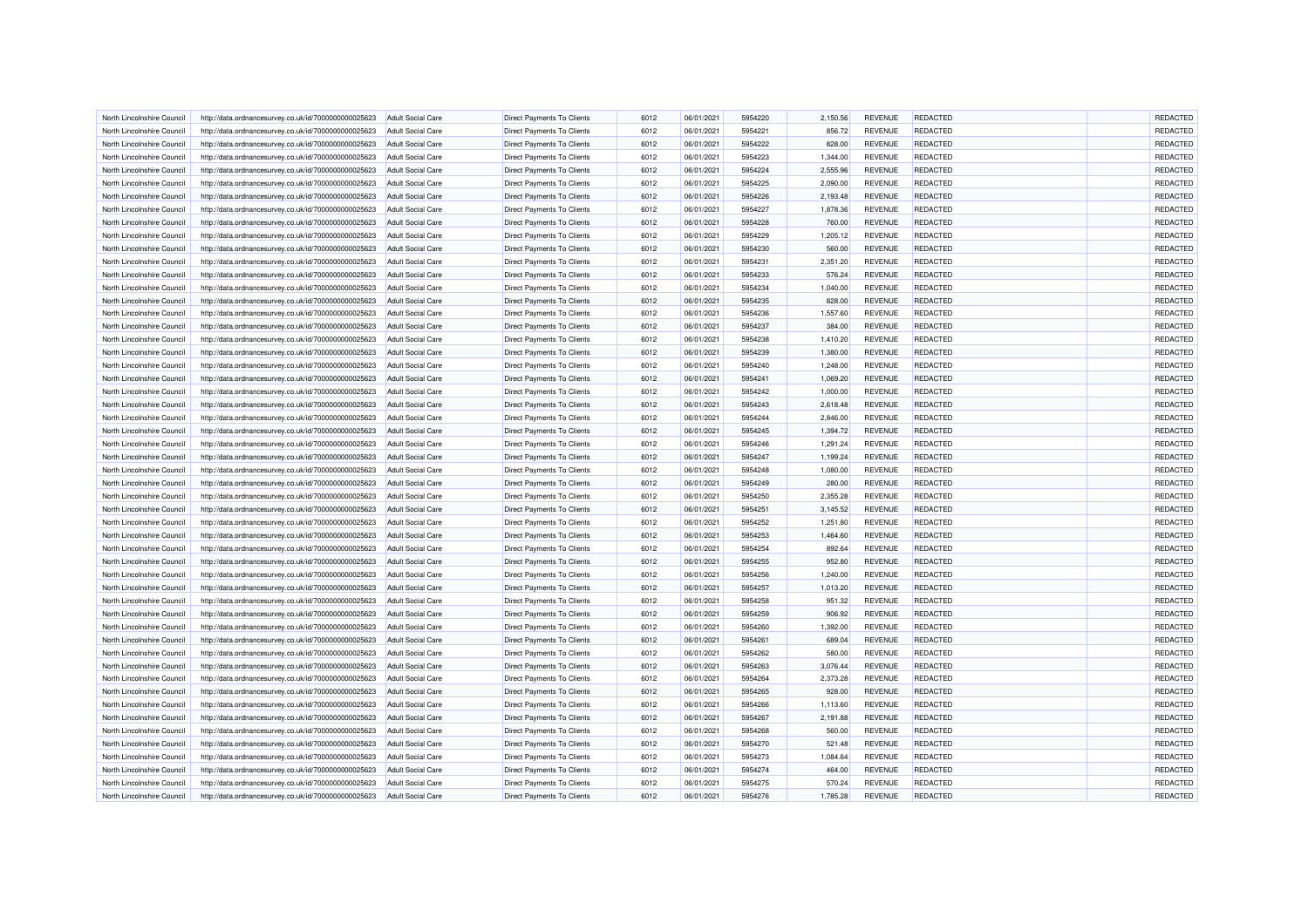| North Lincolnshire Council | http://data.ordnancesurvey.co.uk/id/7000000000025623 | Adult Social Care | Direct Payments To Clients | 6012 | 06/01/2021 | 5954220 | 2,150.56 | REVENUE | REDACTED | | REDACTED |
|---|---|---|---|---|---|---|---|---|---|---|---|
| North Lincolnshire Council | http://data.ordnancesurvey.co.uk/id/7000000000025623 | Adult Social Care | Direct Payments To Clients | 6012 | 06/01/2021 | 5954221 | 856.72 | REVENUE | REDACTED | | REDACTED |
| North Lincolnshire Council | http://data.ordnancesurvey.co.uk/id/7000000000025623 | Adult Social Care | Direct Payments To Clients | 6012 | 06/01/2021 | 5954222 | 828.00 | REVENUE | REDACTED | | REDACTED |
| North Lincolnshire Council | http://data.ordnancesurvey.co.uk/id/7000000000025623 | Adult Social Care | Direct Payments To Clients | 6012 | 06/01/2021 | 5954223 | 1,344.00 | REVENUE | REDACTED | | REDACTED |
| North Lincolnshire Council | http://data.ordnancesurvey.co.uk/id/7000000000025623 | Adult Social Care | Direct Payments To Clients | 6012 | 06/01/2021 | 5954224 | 2,555.96 | REVENUE | REDACTED | | REDACTED |
| North Lincolnshire Council | http://data.ordnancesurvey.co.uk/id/7000000000025623 | Adult Social Care | Direct Payments To Clients | 6012 | 06/01/2021 | 5954225 | 2,090.00 | REVENUE | REDACTED | | REDACTED |
| North Lincolnshire Council | http://data.ordnancesurvey.co.uk/id/7000000000025623 | Adult Social Care | Direct Payments To Clients | 6012 | 06/01/2021 | 5954226 | 2,193.48 | REVENUE | REDACTED | | REDACTED |
| North Lincolnshire Council | http://data.ordnancesurvey.co.uk/id/7000000000025623 | Adult Social Care | Direct Payments To Clients | 6012 | 06/01/2021 | 5954227 | 1,878.36 | REVENUE | REDACTED | | REDACTED |
| North Lincolnshire Council | http://data.ordnancesurvey.co.uk/id/7000000000025623 | Adult Social Care | Direct Payments To Clients | 6012 | 06/01/2021 | 5954228 | 760.00 | REVENUE | REDACTED | | REDACTED |
| North Lincolnshire Council | http://data.ordnancesurvey.co.uk/id/7000000000025623 | Adult Social Care | Direct Payments To Clients | 6012 | 06/01/2021 | 5954229 | 1,205.12 | REVENUE | REDACTED | | REDACTED |
| North Lincolnshire Council | http://data.ordnancesurvey.co.uk/id/7000000000025623 | Adult Social Care | Direct Payments To Clients | 6012 | 06/01/2021 | 5954230 | 560.00 | REVENUE | REDACTED | | REDACTED |
| North Lincolnshire Council | http://data.ordnancesurvey.co.uk/id/7000000000025623 | Adult Social Care | Direct Payments To Clients | 6012 | 06/01/2021 | 5954231 | 2,351.20 | REVENUE | REDACTED | | REDACTED |
| North Lincolnshire Council | http://data.ordnancesurvey.co.uk/id/7000000000025623 | Adult Social Care | Direct Payments To Clients | 6012 | 06/01/2021 | 5954233 | 576.24 | REVENUE | REDACTED | | REDACTED |
| North Lincolnshire Council | http://data.ordnancesurvey.co.uk/id/7000000000025623 | Adult Social Care | Direct Payments To Clients | 6012 | 06/01/2021 | 5954234 | 1,040.00 | REVENUE | REDACTED | | REDACTED |
| North Lincolnshire Council | http://data.ordnancesurvey.co.uk/id/7000000000025623 | Adult Social Care | Direct Payments To Clients | 6012 | 06/01/2021 | 5954235 | 828.00 | REVENUE | REDACTED | | REDACTED |
| North Lincolnshire Council | http://data.ordnancesurvey.co.uk/id/7000000000025623 | Adult Social Care | Direct Payments To Clients | 6012 | 06/01/2021 | 5954236 | 1,557.60 | REVENUE | REDACTED | | REDACTED |
| North Lincolnshire Council | http://data.ordnancesurvey.co.uk/id/7000000000025623 | Adult Social Care | Direct Payments To Clients | 6012 | 06/01/2021 | 5954237 | 384.00 | REVENUE | REDACTED | | REDACTED |
| North Lincolnshire Council | http://data.ordnancesurvey.co.uk/id/7000000000025623 | Adult Social Care | Direct Payments To Clients | 6012 | 06/01/2021 | 5954238 | 1,410.20 | REVENUE | REDACTED | | REDACTED |
| North Lincolnshire Council | http://data.ordnancesurvey.co.uk/id/7000000000025623 | Adult Social Care | Direct Payments To Clients | 6012 | 06/01/2021 | 5954239 | 1,380.00 | REVENUE | REDACTED | | REDACTED |
| North Lincolnshire Council | http://data.ordnancesurvey.co.uk/id/7000000000025623 | Adult Social Care | Direct Payments To Clients | 6012 | 06/01/2021 | 5954240 | 1,248.00 | REVENUE | REDACTED | | REDACTED |
| North Lincolnshire Council | http://data.ordnancesurvey.co.uk/id/7000000000025623 | Adult Social Care | Direct Payments To Clients | 6012 | 06/01/2021 | 5954241 | 1,069.20 | REVENUE | REDACTED | | REDACTED |
| North Lincolnshire Council | http://data.ordnancesurvey.co.uk/id/7000000000025623 | Adult Social Care | Direct Payments To Clients | 6012 | 06/01/2021 | 5954242 | 1,000.00 | REVENUE | REDACTED | | REDACTED |
| North Lincolnshire Council | http://data.ordnancesurvey.co.uk/id/7000000000025623 | Adult Social Care | Direct Payments To Clients | 6012 | 06/01/2021 | 5954243 | 2,618.48 | REVENUE | REDACTED | | REDACTED |
| North Lincolnshire Council | http://data.ordnancesurvey.co.uk/id/7000000000025623 | Adult Social Care | Direct Payments To Clients | 6012 | 06/01/2021 | 5954244 | 2,846.00 | REVENUE | REDACTED | | REDACTED |
| North Lincolnshire Council | http://data.ordnancesurvey.co.uk/id/7000000000025623 | Adult Social Care | Direct Payments To Clients | 6012 | 06/01/2021 | 5954245 | 1,394.72 | REVENUE | REDACTED | | REDACTED |
| North Lincolnshire Council | http://data.ordnancesurvey.co.uk/id/7000000000025623 | Adult Social Care | Direct Payments To Clients | 6012 | 06/01/2021 | 5954246 | 1,291.24 | REVENUE | REDACTED | | REDACTED |
| North Lincolnshire Council | http://data.ordnancesurvey.co.uk/id/7000000000025623 | Adult Social Care | Direct Payments To Clients | 6012 | 06/01/2021 | 5954247 | 1,199.24 | REVENUE | REDACTED | | REDACTED |
| North Lincolnshire Council | http://data.ordnancesurvey.co.uk/id/7000000000025623 | Adult Social Care | Direct Payments To Clients | 6012 | 06/01/2021 | 5954248 | 1,080.00 | REVENUE | REDACTED | | REDACTED |
| North Lincolnshire Council | http://data.ordnancesurvey.co.uk/id/7000000000025623 | Adult Social Care | Direct Payments To Clients | 6012 | 06/01/2021 | 5954249 | 280.00 | REVENUE | REDACTED | | REDACTED |
| North Lincolnshire Council | http://data.ordnancesurvey.co.uk/id/7000000000025623 | Adult Social Care | Direct Payments To Clients | 6012 | 06/01/2021 | 5954250 | 2,355.28 | REVENUE | REDACTED | | REDACTED |
| North Lincolnshire Council | http://data.ordnancesurvey.co.uk/id/7000000000025623 | Adult Social Care | Direct Payments To Clients | 6012 | 06/01/2021 | 5954251 | 3,145.52 | REVENUE | REDACTED | | REDACTED |
| North Lincolnshire Council | http://data.ordnancesurvey.co.uk/id/7000000000025623 | Adult Social Care | Direct Payments To Clients | 6012 | 06/01/2021 | 5954252 | 1,251.80 | REVENUE | REDACTED | | REDACTED |
| North Lincolnshire Council | http://data.ordnancesurvey.co.uk/id/7000000000025623 | Adult Social Care | Direct Payments To Clients | 6012 | 06/01/2021 | 5954253 | 1,464.60 | REVENUE | REDACTED | | REDACTED |
| North Lincolnshire Council | http://data.ordnancesurvey.co.uk/id/7000000000025623 | Adult Social Care | Direct Payments To Clients | 6012 | 06/01/2021 | 5954254 | 892.64 | REVENUE | REDACTED | | REDACTED |
| North Lincolnshire Council | http://data.ordnancesurvey.co.uk/id/7000000000025623 | Adult Social Care | Direct Payments To Clients | 6012 | 06/01/2021 | 5954255 | 952.80 | REVENUE | REDACTED | | REDACTED |
| North Lincolnshire Council | http://data.ordnancesurvey.co.uk/id/7000000000025623 | Adult Social Care | Direct Payments To Clients | 6012 | 06/01/2021 | 5954256 | 1,240.00 | REVENUE | REDACTED | | REDACTED |
| North Lincolnshire Council | http://data.ordnancesurvey.co.uk/id/7000000000025623 | Adult Social Care | Direct Payments To Clients | 6012 | 06/01/2021 | 5954257 | 1,013.20 | REVENUE | REDACTED | | REDACTED |
| North Lincolnshire Council | http://data.ordnancesurvey.co.uk/id/7000000000025623 | Adult Social Care | Direct Payments To Clients | 6012 | 06/01/2021 | 5954258 | 951.32 | REVENUE | REDACTED | | REDACTED |
| North Lincolnshire Council | http://data.ordnancesurvey.co.uk/id/7000000000025623 | Adult Social Care | Direct Payments To Clients | 6012 | 06/01/2021 | 5954259 | 906.92 | REVENUE | REDACTED | | REDACTED |
| North Lincolnshire Council | http://data.ordnancesurvey.co.uk/id/7000000000025623 | Adult Social Care | Direct Payments To Clients | 6012 | 06/01/2021 | 5954260 | 1,392.00 | REVENUE | REDACTED | | REDACTED |
| North Lincolnshire Council | http://data.ordnancesurvey.co.uk/id/7000000000025623 | Adult Social Care | Direct Payments To Clients | 6012 | 06/01/2021 | 5954261 | 689.04 | REVENUE | REDACTED | | REDACTED |
| North Lincolnshire Council | http://data.ordnancesurvey.co.uk/id/7000000000025623 | Adult Social Care | Direct Payments To Clients | 6012 | 06/01/2021 | 5954262 | 580.00 | REVENUE | REDACTED | | REDACTED |
| North Lincolnshire Council | http://data.ordnancesurvey.co.uk/id/7000000000025623 | Adult Social Care | Direct Payments To Clients | 6012 | 06/01/2021 | 5954263 | 3,076.44 | REVENUE | REDACTED | | REDACTED |
| North Lincolnshire Council | http://data.ordnancesurvey.co.uk/id/7000000000025623 | Adult Social Care | Direct Payments To Clients | 6012 | 06/01/2021 | 5954264 | 2,373.28 | REVENUE | REDACTED | | REDACTED |
| North Lincolnshire Council | http://data.ordnancesurvey.co.uk/id/7000000000025623 | Adult Social Care | Direct Payments To Clients | 6012 | 06/01/2021 | 5954265 | 928.00 | REVENUE | REDACTED | | REDACTED |
| North Lincolnshire Council | http://data.ordnancesurvey.co.uk/id/7000000000025623 | Adult Social Care | Direct Payments To Clients | 6012 | 06/01/2021 | 5954266 | 1,113.60 | REVENUE | REDACTED | | REDACTED |
| North Lincolnshire Council | http://data.ordnancesurvey.co.uk/id/7000000000025623 | Adult Social Care | Direct Payments To Clients | 6012 | 06/01/2021 | 5954267 | 2,191.88 | REVENUE | REDACTED | | REDACTED |
| North Lincolnshire Council | http://data.ordnancesurvey.co.uk/id/7000000000025623 | Adult Social Care | Direct Payments To Clients | 6012 | 06/01/2021 | 5954268 | 560.00 | REVENUE | REDACTED | | REDACTED |
| North Lincolnshire Council | http://data.ordnancesurvey.co.uk/id/7000000000025623 | Adult Social Care | Direct Payments To Clients | 6012 | 06/01/2021 | 5954270 | 521.48 | REVENUE | REDACTED | | REDACTED |
| North Lincolnshire Council | http://data.ordnancesurvey.co.uk/id/7000000000025623 | Adult Social Care | Direct Payments To Clients | 6012 | 06/01/2021 | 5954273 | 1,084.64 | REVENUE | REDACTED | | REDACTED |
| North Lincolnshire Council | http://data.ordnancesurvey.co.uk/id/7000000000025623 | Adult Social Care | Direct Payments To Clients | 6012 | 06/01/2021 | 5954274 | 464.00 | REVENUE | REDACTED | | REDACTED |
| North Lincolnshire Council | http://data.ordnancesurvey.co.uk/id/7000000000025623 | Adult Social Care | Direct Payments To Clients | 6012 | 06/01/2021 | 5954275 | 570.24 | REVENUE | REDACTED | | REDACTED |
| North Lincolnshire Council | http://data.ordnancesurvey.co.uk/id/7000000000025623 | Adult Social Care | Direct Payments To Clients | 6012 | 06/01/2021 | 5954276 | 1,785.28 | REVENUE | REDACTED | | REDACTED |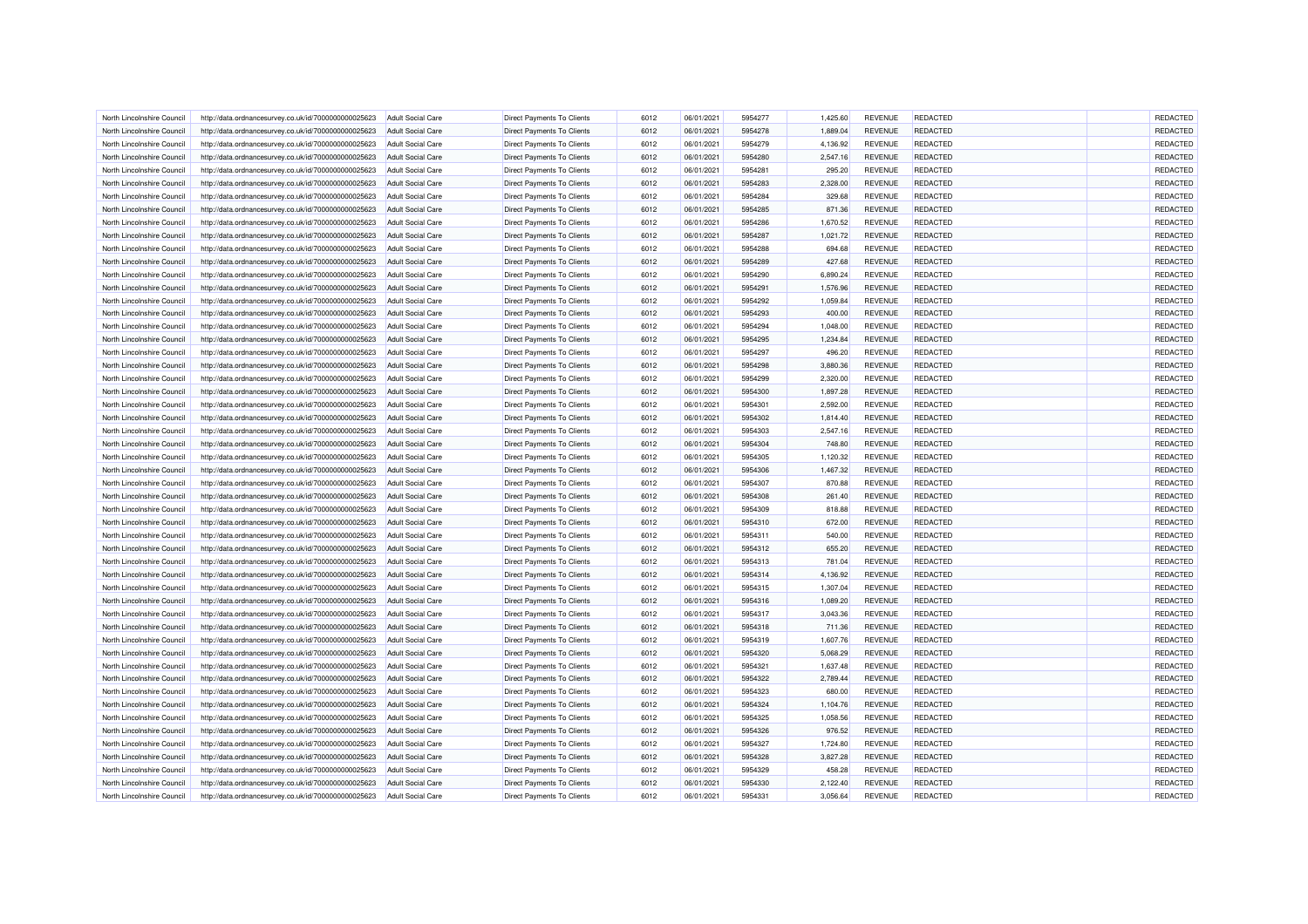| | | | | | | | | | | | | |
|---|---|---|---|---|---|---|---|---|---|---|---|---|
| North Lincolnshire Council | http://data.ordnancesurvey.co.uk/id/7000000000025623 | Adult Social Care | Direct Payments To Clients | 6012 | 06/01/2021 | 5954277 | 1,425.60 | REVENUE | REDACTED | | REDACTED |
| North Lincolnshire Council | http://data.ordnancesurvey.co.uk/id/7000000000025623 | Adult Social Care | Direct Payments To Clients | 6012 | 06/01/2021 | 5954278 | 1,889.04 | REVENUE | REDACTED | | REDACTED |
| North Lincolnshire Council | http://data.ordnancesurvey.co.uk/id/7000000000025623 | Adult Social Care | Direct Payments To Clients | 6012 | 06/01/2021 | 5954279 | 4,136.92 | REVENUE | REDACTED | | REDACTED |
| North Lincolnshire Council | http://data.ordnancesurvey.co.uk/id/7000000000025623 | Adult Social Care | Direct Payments To Clients | 6012 | 06/01/2021 | 5954280 | 2,547.16 | REVENUE | REDACTED | | REDACTED |
| North Lincolnshire Council | http://data.ordnancesurvey.co.uk/id/7000000000025623 | Adult Social Care | Direct Payments To Clients | 6012 | 06/01/2021 | 5954281 | 295.20 | REVENUE | REDACTED | | REDACTED |
| North Lincolnshire Council | http://data.ordnancesurvey.co.uk/id/7000000000025623 | Adult Social Care | Direct Payments To Clients | 6012 | 06/01/2021 | 5954283 | 2,328.00 | REVENUE | REDACTED | | REDACTED |
| North Lincolnshire Council | http://data.ordnancesurvey.co.uk/id/7000000000025623 | Adult Social Care | Direct Payments To Clients | 6012 | 06/01/2021 | 5954284 | 329.68 | REVENUE | REDACTED | | REDACTED |
| North Lincolnshire Council | http://data.ordnancesurvey.co.uk/id/7000000000025623 | Adult Social Care | Direct Payments To Clients | 6012 | 06/01/2021 | 5954285 | 871.36 | REVENUE | REDACTED | | REDACTED |
| North Lincolnshire Council | http://data.ordnancesurvey.co.uk/id/7000000000025623 | Adult Social Care | Direct Payments To Clients | 6012 | 06/01/2021 | 5954286 | 1,670.52 | REVENUE | REDACTED | | REDACTED |
| North Lincolnshire Council | http://data.ordnancesurvey.co.uk/id/7000000000025623 | Adult Social Care | Direct Payments To Clients | 6012 | 06/01/2021 | 5954287 | 1,021.72 | REVENUE | REDACTED | | REDACTED |
| North Lincolnshire Council | http://data.ordnancesurvey.co.uk/id/7000000000025623 | Adult Social Care | Direct Payments To Clients | 6012 | 06/01/2021 | 5954288 | 694.68 | REVENUE | REDACTED | | REDACTED |
| North Lincolnshire Council | http://data.ordnancesurvey.co.uk/id/7000000000025623 | Adult Social Care | Direct Payments To Clients | 6012 | 06/01/2021 | 5954289 | 427.68 | REVENUE | REDACTED | | REDACTED |
| North Lincolnshire Council | http://data.ordnancesurvey.co.uk/id/7000000000025623 | Adult Social Care | Direct Payments To Clients | 6012 | 06/01/2021 | 5954290 | 6,890.24 | REVENUE | REDACTED | | REDACTED |
| North Lincolnshire Council | http://data.ordnancesurvey.co.uk/id/7000000000025623 | Adult Social Care | Direct Payments To Clients | 6012 | 06/01/2021 | 5954291 | 1,576.96 | REVENUE | REDACTED | | REDACTED |
| North Lincolnshire Council | http://data.ordnancesurvey.co.uk/id/7000000000025623 | Adult Social Care | Direct Payments To Clients | 6012 | 06/01/2021 | 5954292 | 1,059.84 | REVENUE | REDACTED | | REDACTED |
| North Lincolnshire Council | http://data.ordnancesurvey.co.uk/id/7000000000025623 | Adult Social Care | Direct Payments To Clients | 6012 | 06/01/2021 | 5954293 | 400.00 | REVENUE | REDACTED | | REDACTED |
| North Lincolnshire Council | http://data.ordnancesurvey.co.uk/id/7000000000025623 | Adult Social Care | Direct Payments To Clients | 6012 | 06/01/2021 | 5954294 | 1,048.00 | REVENUE | REDACTED | | REDACTED |
| North Lincolnshire Council | http://data.ordnancesurvey.co.uk/id/7000000000025623 | Adult Social Care | Direct Payments To Clients | 6012 | 06/01/2021 | 5954295 | 1,234.84 | REVENUE | REDACTED | | REDACTED |
| North Lincolnshire Council | http://data.ordnancesurvey.co.uk/id/7000000000025623 | Adult Social Care | Direct Payments To Clients | 6012 | 06/01/2021 | 5954297 | 496.20 | REVENUE | REDACTED | | REDACTED |
| North Lincolnshire Council | http://data.ordnancesurvey.co.uk/id/7000000000025623 | Adult Social Care | Direct Payments To Clients | 6012 | 06/01/2021 | 5954298 | 3,880.36 | REVENUE | REDACTED | | REDACTED |
| North Lincolnshire Council | http://data.ordnancesurvey.co.uk/id/7000000000025623 | Adult Social Care | Direct Payments To Clients | 6012 | 06/01/2021 | 5954299 | 2,320.00 | REVENUE | REDACTED | | REDACTED |
| North Lincolnshire Council | http://data.ordnancesurvey.co.uk/id/7000000000025623 | Adult Social Care | Direct Payments To Clients | 6012 | 06/01/2021 | 5954300 | 1,897.28 | REVENUE | REDACTED | | REDACTED |
| North Lincolnshire Council | http://data.ordnancesurvey.co.uk/id/7000000000025623 | Adult Social Care | Direct Payments To Clients | 6012 | 06/01/2021 | 5954301 | 2,592.00 | REVENUE | REDACTED | | REDACTED |
| North Lincolnshire Council | http://data.ordnancesurvey.co.uk/id/7000000000025623 | Adult Social Care | Direct Payments To Clients | 6012 | 06/01/2021 | 5954302 | 1,814.40 | REVENUE | REDACTED | | REDACTED |
| North Lincolnshire Council | http://data.ordnancesurvey.co.uk/id/7000000000025623 | Adult Social Care | Direct Payments To Clients | 6012 | 06/01/2021 | 5954303 | 2,547.16 | REVENUE | REDACTED | | REDACTED |
| North Lincolnshire Council | http://data.ordnancesurvey.co.uk/id/7000000000025623 | Adult Social Care | Direct Payments To Clients | 6012 | 06/01/2021 | 5954304 | 748.80 | REVENUE | REDACTED | | REDACTED |
| North Lincolnshire Council | http://data.ordnancesurvey.co.uk/id/7000000000025623 | Adult Social Care | Direct Payments To Clients | 6012 | 06/01/2021 | 5954305 | 1,120.32 | REVENUE | REDACTED | | REDACTED |
| North Lincolnshire Council | http://data.ordnancesurvey.co.uk/id/7000000000025623 | Adult Social Care | Direct Payments To Clients | 6012 | 06/01/2021 | 5954306 | 1,467.32 | REVENUE | REDACTED | | REDACTED |
| North Lincolnshire Council | http://data.ordnancesurvey.co.uk/id/7000000000025623 | Adult Social Care | Direct Payments To Clients | 6012 | 06/01/2021 | 5954307 | 870.88 | REVENUE | REDACTED | | REDACTED |
| North Lincolnshire Council | http://data.ordnancesurvey.co.uk/id/7000000000025623 | Adult Social Care | Direct Payments To Clients | 6012 | 06/01/2021 | 5954308 | 261.40 | REVENUE | REDACTED | | REDACTED |
| North Lincolnshire Council | http://data.ordnancesurvey.co.uk/id/7000000000025623 | Adult Social Care | Direct Payments To Clients | 6012 | 06/01/2021 | 5954309 | 818.88 | REVENUE | REDACTED | | REDACTED |
| North Lincolnshire Council | http://data.ordnancesurvey.co.uk/id/7000000000025623 | Adult Social Care | Direct Payments To Clients | 6012 | 06/01/2021 | 5954310 | 672.00 | REVENUE | REDACTED | | REDACTED |
| North Lincolnshire Council | http://data.ordnancesurvey.co.uk/id/7000000000025623 | Adult Social Care | Direct Payments To Clients | 6012 | 06/01/2021 | 5954311 | 540.00 | REVENUE | REDACTED | | REDACTED |
| North Lincolnshire Council | http://data.ordnancesurvey.co.uk/id/7000000000025623 | Adult Social Care | Direct Payments To Clients | 6012 | 06/01/2021 | 5954312 | 655.20 | REVENUE | REDACTED | | REDACTED |
| North Lincolnshire Council | http://data.ordnancesurvey.co.uk/id/7000000000025623 | Adult Social Care | Direct Payments To Clients | 6012 | 06/01/2021 | 5954313 | 781.04 | REVENUE | REDACTED | | REDACTED |
| North Lincolnshire Council | http://data.ordnancesurvey.co.uk/id/7000000000025623 | Adult Social Care | Direct Payments To Clients | 6012 | 06/01/2021 | 5954314 | 4,136.92 | REVENUE | REDACTED | | REDACTED |
| North Lincolnshire Council | http://data.ordnancesurvey.co.uk/id/7000000000025623 | Adult Social Care | Direct Payments To Clients | 6012 | 06/01/2021 | 5954315 | 1,307.04 | REVENUE | REDACTED | | REDACTED |
| North Lincolnshire Council | http://data.ordnancesurvey.co.uk/id/7000000000025623 | Adult Social Care | Direct Payments To Clients | 6012 | 06/01/2021 | 5954316 | 1,089.20 | REVENUE | REDACTED | | REDACTED |
| North Lincolnshire Council | http://data.ordnancesurvey.co.uk/id/7000000000025623 | Adult Social Care | Direct Payments To Clients | 6012 | 06/01/2021 | 5954317 | 3,043.36 | REVENUE | REDACTED | | REDACTED |
| North Lincolnshire Council | http://data.ordnancesurvey.co.uk/id/7000000000025623 | Adult Social Care | Direct Payments To Clients | 6012 | 06/01/2021 | 5954318 | 711.36 | REVENUE | REDACTED | | REDACTED |
| North Lincolnshire Council | http://data.ordnancesurvey.co.uk/id/7000000000025623 | Adult Social Care | Direct Payments To Clients | 6012 | 06/01/2021 | 5954319 | 1,607.76 | REVENUE | REDACTED | | REDACTED |
| North Lincolnshire Council | http://data.ordnancesurvey.co.uk/id/7000000000025623 | Adult Social Care | Direct Payments To Clients | 6012 | 06/01/2021 | 5954320 | 5,068.29 | REVENUE | REDACTED | | REDACTED |
| North Lincolnshire Council | http://data.ordnancesurvey.co.uk/id/7000000000025623 | Adult Social Care | Direct Payments To Clients | 6012 | 06/01/2021 | 5954321 | 1,637.48 | REVENUE | REDACTED | | REDACTED |
| North Lincolnshire Council | http://data.ordnancesurvey.co.uk/id/7000000000025623 | Adult Social Care | Direct Payments To Clients | 6012 | 06/01/2021 | 5954322 | 2,789.44 | REVENUE | REDACTED | | REDACTED |
| North Lincolnshire Council | http://data.ordnancesurvey.co.uk/id/7000000000025623 | Adult Social Care | Direct Payments To Clients | 6012 | 06/01/2021 | 5954323 | 680.00 | REVENUE | REDACTED | | REDACTED |
| North Lincolnshire Council | http://data.ordnancesurvey.co.uk/id/7000000000025623 | Adult Social Care | Direct Payments To Clients | 6012 | 06/01/2021 | 5954324 | 1,104.76 | REVENUE | REDACTED | | REDACTED |
| North Lincolnshire Council | http://data.ordnancesurvey.co.uk/id/7000000000025623 | Adult Social Care | Direct Payments To Clients | 6012 | 06/01/2021 | 5954325 | 1,058.56 | REVENUE | REDACTED | | REDACTED |
| North Lincolnshire Council | http://data.ordnancesurvey.co.uk/id/7000000000025623 | Adult Social Care | Direct Payments To Clients | 6012 | 06/01/2021 | 5954326 | 976.52 | REVENUE | REDACTED | | REDACTED |
| North Lincolnshire Council | http://data.ordnancesurvey.co.uk/id/7000000000025623 | Adult Social Care | Direct Payments To Clients | 6012 | 06/01/2021 | 5954327 | 1,724.80 | REVENUE | REDACTED | | REDACTED |
| North Lincolnshire Council | http://data.ordnancesurvey.co.uk/id/7000000000025623 | Adult Social Care | Direct Payments To Clients | 6012 | 06/01/2021 | 5954328 | 3,827.28 | REVENUE | REDACTED | | REDACTED |
| North Lincolnshire Council | http://data.ordnancesurvey.co.uk/id/7000000000025623 | Adult Social Care | Direct Payments To Clients | 6012 | 06/01/2021 | 5954329 | 458.28 | REVENUE | REDACTED | | REDACTED |
| North Lincolnshire Council | http://data.ordnancesurvey.co.uk/id/7000000000025623 | Adult Social Care | Direct Payments To Clients | 6012 | 06/01/2021 | 5954330 | 2,122.40 | REVENUE | REDACTED | | REDACTED |
| North Lincolnshire Council | http://data.ordnancesurvey.co.uk/id/7000000000025623 | Adult Social Care | Direct Payments To Clients | 6012 | 06/01/2021 | 5954331 | 3,056.84 | REVENUE | REDACTED | | REDACTED |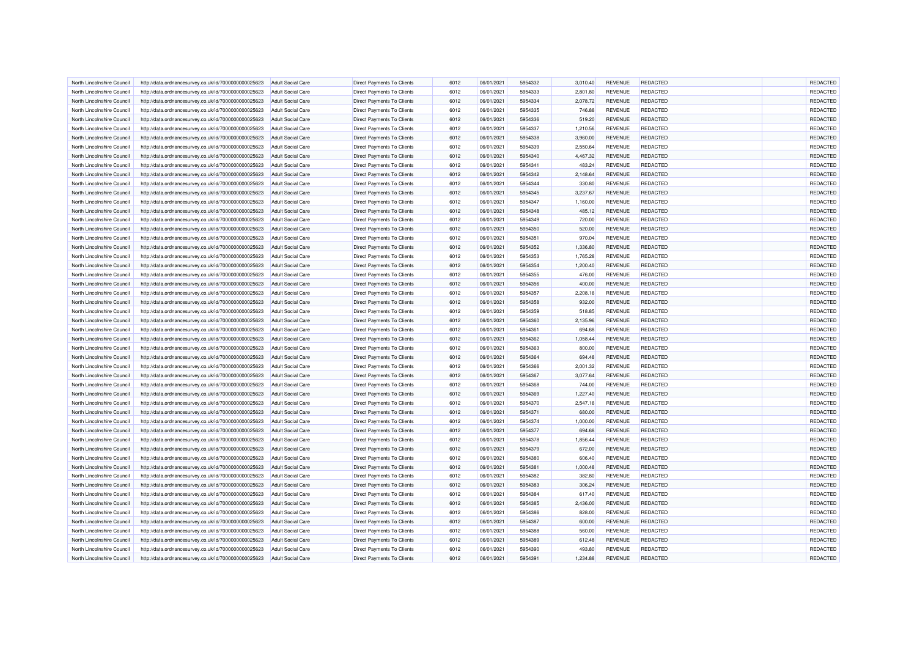| North Lincolnshire Council | http://data.ordnancesurvey.co.uk/id/7000000000025623 | Adult Social Care | Direct Payments To Clients | 6012 | 06/01/2021 | 5954332 | 3,010.40 | REVENUE | REDACTED | | REDACTED |
|---|---|---|---|---|---|---|---|---|---|---|---|
| North Lincolnshire Council | http://data.ordnancesurvey.co.uk/id/7000000000025623 | Adult Social Care | Direct Payments To Clients | 6012 | 06/01/2021 | 5954333 | 2,801.80 | REVENUE | REDACTED | | REDACTED |
| North Lincolnshire Council | http://data.ordnancesurvey.co.uk/id/7000000000025623 | Adult Social Care | Direct Payments To Clients | 6012 | 06/01/2021 | 5954334 | 2,078.72 | REVENUE | REDACTED | | REDACTED |
| North Lincolnshire Council | http://data.ordnancesurvey.co.uk/id/7000000000025623 | Adult Social Care | Direct Payments To Clients | 6012 | 06/01/2021 | 5954335 | 746.88 | REVENUE | REDACTED | | REDACTED |
| North Lincolnshire Council | http://data.ordnancesurvey.co.uk/id/7000000000025623 | Adult Social Care | Direct Payments To Clients | 6012 | 06/01/2021 | 5954336 | 519.20 | REVENUE | REDACTED | | REDACTED |
| North Lincolnshire Council | http://data.ordnancesurvey.co.uk/id/7000000000025623 | Adult Social Care | Direct Payments To Clients | 6012 | 06/01/2021 | 5954337 | 1,210.56 | REVENUE | REDACTED | | REDACTED |
| North Lincolnshire Council | http://data.ordnancesurvey.co.uk/id/7000000000025623 | Adult Social Care | Direct Payments To Clients | 6012 | 06/01/2021 | 5954338 | 3,960.00 | REVENUE | REDACTED | | REDACTED |
| North Lincolnshire Council | http://data.ordnancesurvey.co.uk/id/7000000000025623 | Adult Social Care | Direct Payments To Clients | 6012 | 06/01/2021 | 5954339 | 2,550.64 | REVENUE | REDACTED | | REDACTED |
| North Lincolnshire Council | http://data.ordnancesurvey.co.uk/id/7000000000025623 | Adult Social Care | Direct Payments To Clients | 6012 | 06/01/2021 | 5954340 | 4,467.32 | REVENUE | REDACTED | | REDACTED |
| North Lincolnshire Council | http://data.ordnancesurvey.co.uk/id/7000000000025623 | Adult Social Care | Direct Payments To Clients | 6012 | 06/01/2021 | 5954341 | 483.24 | REVENUE | REDACTED | | REDACTED |
| North Lincolnshire Council | http://data.ordnancesurvey.co.uk/id/7000000000025623 | Adult Social Care | Direct Payments To Clients | 6012 | 06/01/2021 | 5954342 | 2,148.64 | REVENUE | REDACTED | | REDACTED |
| North Lincolnshire Council | http://data.ordnancesurvey.co.uk/id/7000000000025623 | Adult Social Care | Direct Payments To Clients | 6012 | 06/01/2021 | 5954344 | 330.80 | REVENUE | REDACTED | | REDACTED |
| North Lincolnshire Council | http://data.ordnancesurvey.co.uk/id/7000000000025623 | Adult Social Care | Direct Payments To Clients | 6012 | 06/01/2021 | 5954345 | 3,237.67 | REVENUE | REDACTED | | REDACTED |
| North Lincolnshire Council | http://data.ordnancesurvey.co.uk/id/7000000000025623 | Adult Social Care | Direct Payments To Clients | 6012 | 06/01/2021 | 5954347 | 1,160.00 | REVENUE | REDACTED | | REDACTED |
| North Lincolnshire Council | http://data.ordnancesurvey.co.uk/id/7000000000025623 | Adult Social Care | Direct Payments To Clients | 6012 | 06/01/2021 | 5954348 | 485.12 | REVENUE | REDACTED | | REDACTED |
| North Lincolnshire Council | http://data.ordnancesurvey.co.uk/id/7000000000025623 | Adult Social Care | Direct Payments To Clients | 6012 | 06/01/2021 | 5954349 | 720.00 | REVENUE | REDACTED | | REDACTED |
| North Lincolnshire Council | http://data.ordnancesurvey.co.uk/id/7000000000025623 | Adult Social Care | Direct Payments To Clients | 6012 | 06/01/2021 | 5954350 | 520.00 | REVENUE | REDACTED | | REDACTED |
| North Lincolnshire Council | http://data.ordnancesurvey.co.uk/id/7000000000025623 | Adult Social Care | Direct Payments To Clients | 6012 | 06/01/2021 | 5954351 | 970.04 | REVENUE | REDACTED | | REDACTED |
| North Lincolnshire Council | http://data.ordnancesurvey.co.uk/id/7000000000025623 | Adult Social Care | Direct Payments To Clients | 6012 | 06/01/2021 | 5954352 | 1,336.80 | REVENUE | REDACTED | | REDACTED |
| North Lincolnshire Council | http://data.ordnancesurvey.co.uk/id/7000000000025623 | Adult Social Care | Direct Payments To Clients | 6012 | 06/01/2021 | 5954353 | 1,765.28 | REVENUE | REDACTED | | REDACTED |
| North Lincolnshire Council | http://data.ordnancesurvey.co.uk/id/7000000000025623 | Adult Social Care | Direct Payments To Clients | 6012 | 06/01/2021 | 5954354 | 1,200.40 | REVENUE | REDACTED | | REDACTED |
| North Lincolnshire Council | http://data.ordnancesurvey.co.uk/id/7000000000025623 | Adult Social Care | Direct Payments To Clients | 6012 | 06/01/2021 | 5954355 | 476.00 | REVENUE | REDACTED | | REDACTED |
| North Lincolnshire Council | http://data.ordnancesurvey.co.uk/id/7000000000025623 | Adult Social Care | Direct Payments To Clients | 6012 | 06/01/2021 | 5954356 | 400.00 | REVENUE | REDACTED | | REDACTED |
| North Lincolnshire Council | http://data.ordnancesurvey.co.uk/id/7000000000025623 | Adult Social Care | Direct Payments To Clients | 6012 | 06/01/2021 | 5954357 | 2,208.16 | REVENUE | REDACTED | | REDACTED |
| North Lincolnshire Council | http://data.ordnancesurvey.co.uk/id/7000000000025623 | Adult Social Care | Direct Payments To Clients | 6012 | 06/01/2021 | 5954358 | 932.00 | REVENUE | REDACTED | | REDACTED |
| North Lincolnshire Council | http://data.ordnancesurvey.co.uk/id/7000000000025623 | Adult Social Care | Direct Payments To Clients | 6012 | 06/01/2021 | 5954359 | 518.85 | REVENUE | REDACTED | | REDACTED |
| North Lincolnshire Council | http://data.ordnancesurvey.co.uk/id/7000000000025623 | Adult Social Care | Direct Payments To Clients | 6012 | 06/01/2021 | 5954360 | 2,135.96 | REVENUE | REDACTED | | REDACTED |
| North Lincolnshire Council | http://data.ordnancesurvey.co.uk/id/7000000000025623 | Adult Social Care | Direct Payments To Clients | 6012 | 06/01/2021 | 5954361 | 694.68 | REVENUE | REDACTED | | REDACTED |
| North Lincolnshire Council | http://data.ordnancesurvey.co.uk/id/7000000000025623 | Adult Social Care | Direct Payments To Clients | 6012 | 06/01/2021 | 5954362 | 1,058.44 | REVENUE | REDACTED | | REDACTED |
| North Lincolnshire Council | http://data.ordnancesurvey.co.uk/id/7000000000025623 | Adult Social Care | Direct Payments To Clients | 6012 | 06/01/2021 | 5954363 | 800.00 | REVENUE | REDACTED | | REDACTED |
| North Lincolnshire Council | http://data.ordnancesurvey.co.uk/id/7000000000025623 | Adult Social Care | Direct Payments To Clients | 6012 | 06/01/2021 | 5954364 | 694.48 | REVENUE | REDACTED | | REDACTED |
| North Lincolnshire Council | http://data.ordnancesurvey.co.uk/id/7000000000025623 | Adult Social Care | Direct Payments To Clients | 6012 | 06/01/2021 | 5954366 | 2,001.32 | REVENUE | REDACTED | | REDACTED |
| North Lincolnshire Council | http://data.ordnancesurvey.co.uk/id/7000000000025623 | Adult Social Care | Direct Payments To Clients | 6012 | 06/01/2021 | 5954367 | 3,077.64 | REVENUE | REDACTED | | REDACTED |
| North Lincolnshire Council | http://data.ordnancesurvey.co.uk/id/7000000000025623 | Adult Social Care | Direct Payments To Clients | 6012 | 06/01/2021 | 5954368 | 744.00 | REVENUE | REDACTED | | REDACTED |
| North Lincolnshire Council | http://data.ordnancesurvey.co.uk/id/7000000000025623 | Adult Social Care | Direct Payments To Clients | 6012 | 06/01/2021 | 5954369 | 1,227.40 | REVENUE | REDACTED | | REDACTED |
| North Lincolnshire Council | http://data.ordnancesurvey.co.uk/id/7000000000025623 | Adult Social Care | Direct Payments To Clients | 6012 | 06/01/2021 | 5954370 | 2,547.16 | REVENUE | REDACTED | | REDACTED |
| North Lincolnshire Council | http://data.ordnancesurvey.co.uk/id/7000000000025623 | Adult Social Care | Direct Payments To Clients | 6012 | 06/01/2021 | 5954371 | 680.00 | REVENUE | REDACTED | | REDACTED |
| North Lincolnshire Council | http://data.ordnancesurvey.co.uk/id/7000000000025623 | Adult Social Care | Direct Payments To Clients | 6012 | 06/01/2021 | 5954374 | 1,000.00 | REVENUE | REDACTED | | REDACTED |
| North Lincolnshire Council | http://data.ordnancesurvey.co.uk/id/7000000000025623 | Adult Social Care | Direct Payments To Clients | 6012 | 06/01/2021 | 5954377 | 694.68 | REVENUE | REDACTED | | REDACTED |
| North Lincolnshire Council | http://data.ordnancesurvey.co.uk/id/7000000000025623 | Adult Social Care | Direct Payments To Clients | 6012 | 06/01/2021 | 5954378 | 1,856.44 | REVENUE | REDACTED | | REDACTED |
| North Lincolnshire Council | http://data.ordnancesurvey.co.uk/id/7000000000025623 | Adult Social Care | Direct Payments To Clients | 6012 | 06/01/2021 | 5954379 | 672.00 | REVENUE | REDACTED | | REDACTED |
| North Lincolnshire Council | http://data.ordnancesurvey.co.uk/id/7000000000025623 | Adult Social Care | Direct Payments To Clients | 6012 | 06/01/2021 | 5954380 | 606.40 | REVENUE | REDACTED | | REDACTED |
| North Lincolnshire Council | http://data.ordnancesurvey.co.uk/id/7000000000025623 | Adult Social Care | Direct Payments To Clients | 6012 | 06/01/2021 | 5954381 | 1,000.48 | REVENUE | REDACTED | | REDACTED |
| North Lincolnshire Council | http://data.ordnancesurvey.co.uk/id/7000000000025623 | Adult Social Care | Direct Payments To Clients | 6012 | 06/01/2021 | 5954382 | 382.80 | REVENUE | REDACTED | | REDACTED |
| North Lincolnshire Council | http://data.ordnancesurvey.co.uk/id/7000000000025623 | Adult Social Care | Direct Payments To Clients | 6012 | 06/01/2021 | 5954383 | 306.24 | REVENUE | REDACTED | | REDACTED |
| North Lincolnshire Council | http://data.ordnancesurvey.co.uk/id/7000000000025623 | Adult Social Care | Direct Payments To Clients | 6012 | 06/01/2021 | 5954384 | 617.40 | REVENUE | REDACTED | | REDACTED |
| North Lincolnshire Council | http://data.ordnancesurvey.co.uk/id/7000000000025623 | Adult Social Care | Direct Payments To Clients | 6012 | 06/01/2021 | 5954385 | 2,436.00 | REVENUE | REDACTED | | REDACTED |
| North Lincolnshire Council | http://data.ordnancesurvey.co.uk/id/7000000000025623 | Adult Social Care | Direct Payments To Clients | 6012 | 06/01/2021 | 5954386 | 828.00 | REVENUE | REDACTED | | REDACTED |
| North Lincolnshire Council | http://data.ordnancesurvey.co.uk/id/7000000000025623 | Adult Social Care | Direct Payments To Clients | 6012 | 06/01/2021 | 5954387 | 600.00 | REVENUE | REDACTED | | REDACTED |
| North Lincolnshire Council | http://data.ordnancesurvey.co.uk/id/7000000000025623 | Adult Social Care | Direct Payments To Clients | 6012 | 06/01/2021 | 5954388 | 560.00 | REVENUE | REDACTED | | REDACTED |
| North Lincolnshire Council | http://data.ordnancesurvey.co.uk/id/7000000000025623 | Adult Social Care | Direct Payments To Clients | 6012 | 06/01/2021 | 5954389 | 612.48 | REVENUE | REDACTED | | REDACTED |
| North Lincolnshire Council | http://data.ordnancesurvey.co.uk/id/7000000000025623 | Adult Social Care | Direct Payments To Clients | 6012 | 06/01/2021 | 5954390 | 493.80 | REVENUE | REDACTED | | REDACTED |
| North Lincolnshire Council | http://data.ordnancesurvey.co.uk/id/7000000000025623 | Adult Social Care | Direct Payments To Clients | 6012 | 06/01/2021 | 5954391 | 1,234.88 | REVENUE | REDACTED | | REDACTED |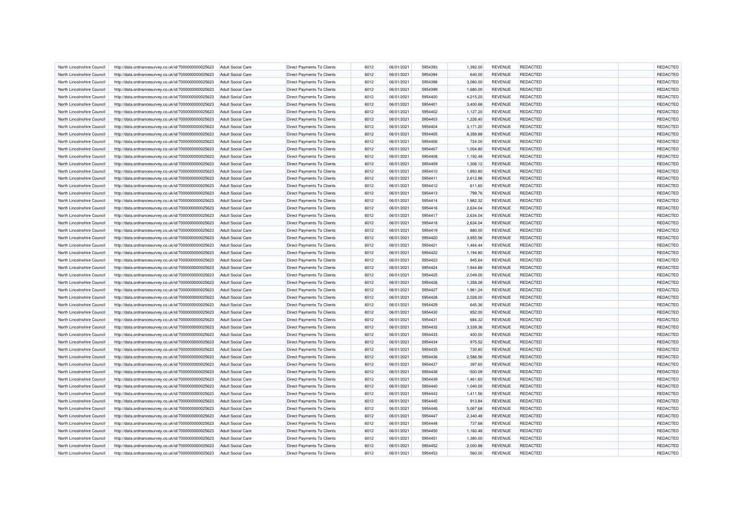| | | | | | | | | | | | |
|---|---|---|---|---|---|---|---|---|---|---|---|
| North Lincolnshire Council | http://data.ordnancesurvey.co.uk/id/7000000000025623 | Adult Social Care | Direct Payments To Clients | 6012 | 06/01/2021 | 5954393 | 1,392.00 | REVENUE | REDACTED | | REDACTED |
| North Lincolnshire Council | http://data.ordnancesurvey.co.uk/id/7000000000025623 | Adult Social Care | Direct Payments To Clients | 6012 | 06/01/2021 | 5954394 | 640.00 | REVENUE | REDACTED | | REDACTED |
| North Lincolnshire Council | http://data.ordnancesurvey.co.uk/id/7000000000025623 | Adult Social Care | Direct Payments To Clients | 6012 | 06/01/2021 | 5954398 | 3,080.00 | REVENUE | REDACTED | | REDACTED |
| North Lincolnshire Council | http://data.ordnancesurvey.co.uk/id/7000000000025623 | Adult Social Care | Direct Payments To Clients | 6012 | 06/01/2021 | 5954399 | 1,680.00 | REVENUE | REDACTED | | REDACTED |
| North Lincolnshire Council | http://data.ordnancesurvey.co.uk/id/7000000000025623 | Adult Social Care | Direct Payments To Clients | 6012 | 06/01/2021 | 5954400 | 4,215.20 | REVENUE | REDACTED | | REDACTED |
| North Lincolnshire Council | http://data.ordnancesurvey.co.uk/id/7000000000025623 | Adult Social Care | Direct Payments To Clients | 6012 | 06/01/2021 | 5954401 | 3,400.68 | REVENUE | REDACTED | | REDACTED |
| North Lincolnshire Council | http://data.ordnancesurvey.co.uk/id/7000000000025623 | Adult Social Care | Direct Payments To Clients | 6012 | 06/01/2021 | 5954402 | 1,127.20 | REVENUE | REDACTED | | REDACTED |
| North Lincolnshire Council | http://data.ordnancesurvey.co.uk/id/7000000000025623 | Adult Social Care | Direct Payments To Clients | 6012 | 06/01/2021 | 5954403 | 1,226.40 | REVENUE | REDACTED | | REDACTED |
| North Lincolnshire Council | http://data.ordnancesurvey.co.uk/id/7000000000025623 | Adult Social Care | Direct Payments To Clients | 6012 | 06/01/2021 | 5954404 | 3,171.20 | REVENUE | REDACTED | | REDACTED |
| North Lincolnshire Council | http://data.ordnancesurvey.co.uk/id/7000000000025623 | Adult Social Care | Direct Payments To Clients | 6012 | 06/01/2021 | 5954405 | 8,358.88 | REVENUE | REDACTED | | REDACTED |
| North Lincolnshire Council | http://data.ordnancesurvey.co.uk/id/7000000000025623 | Adult Social Care | Direct Payments To Clients | 6012 | 06/01/2021 | 5954406 | 724.00 | REVENUE | REDACTED | | REDACTED |
| North Lincolnshire Council | http://data.ordnancesurvey.co.uk/id/7000000000025623 | Adult Social Care | Direct Payments To Clients | 6012 | 06/01/2021 | 5954407 | 1,004.80 | REVENUE | REDACTED | | REDACTED |
| North Lincolnshire Council | http://data.ordnancesurvey.co.uk/id/7000000000025623 | Adult Social Care | Direct Payments To Clients | 6012 | 06/01/2021 | 5954408 | 1,192.48 | REVENUE | REDACTED | | REDACTED |
| North Lincolnshire Council | http://data.ordnancesurvey.co.uk/id/7000000000025623 | Adult Social Care | Direct Payments To Clients | 6012 | 06/01/2021 | 5954409 | 1,306.12 | REVENUE | REDACTED | | REDACTED |
| North Lincolnshire Council | http://data.ordnancesurvey.co.uk/id/7000000000025623 | Adult Social Care | Direct Payments To Clients | 6012 | 06/01/2021 | 5954410 | 1,893.80 | REVENUE | REDACTED | | REDACTED |
| North Lincolnshire Council | http://data.ordnancesurvey.co.uk/id/7000000000025623 | Adult Social Care | Direct Payments To Clients | 6012 | 06/01/2021 | 5954411 | 2,612.96 | REVENUE | REDACTED | | REDACTED |
| North Lincolnshire Council | http://data.ordnancesurvey.co.uk/id/7000000000025623 | Adult Social Care | Direct Payments To Clients | 6012 | 06/01/2021 | 5954412 | 611.60 | REVENUE | REDACTED | | REDACTED |
| North Lincolnshire Council | http://data.ordnancesurvey.co.uk/id/7000000000025623 | Adult Social Care | Direct Payments To Clients | 6012 | 06/01/2021 | 5954413 | 799.76 | REVENUE | REDACTED | | REDACTED |
| North Lincolnshire Council | http://data.ordnancesurvey.co.uk/id/7000000000025623 | Adult Social Care | Direct Payments To Clients | 6012 | 06/01/2021 | 5954414 | 1,982.32 | REVENUE | REDACTED | | REDACTED |
| North Lincolnshire Council | http://data.ordnancesurvey.co.uk/id/7000000000025623 | Adult Social Care | Direct Payments To Clients | 6012 | 06/01/2021 | 5954416 | 2,634.04 | REVENUE | REDACTED | | REDACTED |
| North Lincolnshire Council | http://data.ordnancesurvey.co.uk/id/7000000000025623 | Adult Social Care | Direct Payments To Clients | 6012 | 06/01/2021 | 5954417 | 2,634.04 | REVENUE | REDACTED | | REDACTED |
| North Lincolnshire Council | http://data.ordnancesurvey.co.uk/id/7000000000025623 | Adult Social Care | Direct Payments To Clients | 6012 | 06/01/2021 | 5954418 | 2,634.04 | REVENUE | REDACTED | | REDACTED |
| North Lincolnshire Council | http://data.ordnancesurvey.co.uk/id/7000000000025623 | Adult Social Care | Direct Payments To Clients | 6012 | 06/01/2021 | 5954419 | 880.00 | REVENUE | REDACTED | | REDACTED |
| North Lincolnshire Council | http://data.ordnancesurvey.co.uk/id/7000000000025623 | Adult Social Care | Direct Payments To Clients | 6012 | 06/01/2021 | 5954420 | 3,955.56 | REVENUE | REDACTED | | REDACTED |
| North Lincolnshire Council | http://data.ordnancesurvey.co.uk/id/7000000000025623 | Adult Social Care | Direct Payments To Clients | 6012 | 06/01/2021 | 5954421 | 1,464.44 | REVENUE | REDACTED | | REDACTED |
| North Lincolnshire Council | http://data.ordnancesurvey.co.uk/id/7000000000025623 | Adult Social Care | Direct Payments To Clients | 6012 | 06/01/2021 | 5954422 | 1,194.80 | REVENUE | REDACTED | | REDACTED |
| North Lincolnshire Council | http://data.ordnancesurvey.co.uk/id/7000000000025623 | Adult Social Care | Direct Payments To Clients | 6012 | 06/01/2021 | 5954423 | 945.64 | REVENUE | REDACTED | | REDACTED |
| North Lincolnshire Council | http://data.ordnancesurvey.co.uk/id/7000000000025623 | Adult Social Care | Direct Payments To Clients | 6012 | 06/01/2021 | 5954424 | 1,944.88 | REVENUE | REDACTED | | REDACTED |
| North Lincolnshire Council | http://data.ordnancesurvey.co.uk/id/7000000000025623 | Adult Social Care | Direct Payments To Clients | 6012 | 06/01/2021 | 5954425 | 2,049.00 | REVENUE | REDACTED | | REDACTED |
| North Lincolnshire Council | http://data.ordnancesurvey.co.uk/id/7000000000025623 | Adult Social Care | Direct Payments To Clients | 6012 | 06/01/2021 | 5954426 | 1,358.28 | REVENUE | REDACTED | | REDACTED |
| North Lincolnshire Council | http://data.ordnancesurvey.co.uk/id/7000000000025623 | Adult Social Care | Direct Payments To Clients | 6012 | 06/01/2021 | 5954427 | 1,961.24 | REVENUE | REDACTED | | REDACTED |
| North Lincolnshire Council | http://data.ordnancesurvey.co.uk/id/7000000000025623 | Adult Social Care | Direct Payments To Clients | 6012 | 06/01/2021 | 5954428 | 2,028.00 | REVENUE | REDACTED | | REDACTED |
| North Lincolnshire Council | http://data.ordnancesurvey.co.uk/id/7000000000025623 | Adult Social Care | Direct Payments To Clients | 6012 | 06/01/2021 | 5954429 | 645.36 | REVENUE | REDACTED | | REDACTED |
| North Lincolnshire Council | http://data.ordnancesurvey.co.uk/id/7000000000025623 | Adult Social Care | Direct Payments To Clients | 6012 | 06/01/2021 | 5954430 | 852.00 | REVENUE | REDACTED | | REDACTED |
| North Lincolnshire Council | http://data.ordnancesurvey.co.uk/id/7000000000025623 | Adult Social Care | Direct Payments To Clients | 6012 | 06/01/2021 | 5954431 | 684.32 | REVENUE | REDACTED | | REDACTED |
| North Lincolnshire Council | http://data.ordnancesurvey.co.uk/id/7000000000025623 | Adult Social Care | Direct Payments To Clients | 6012 | 06/01/2021 | 5954432 | 3,339.36 | REVENUE | REDACTED | | REDACTED |
| North Lincolnshire Council | http://data.ordnancesurvey.co.uk/id/7000000000025623 | Adult Social Care | Direct Payments To Clients | 6012 | 06/01/2021 | 5954433 | 400.00 | REVENUE | REDACTED | | REDACTED |
| North Lincolnshire Council | http://data.ordnancesurvey.co.uk/id/7000000000025623 | Adult Social Care | Direct Payments To Clients | 6012 | 06/01/2021 | 5954434 | 975.52 | REVENUE | REDACTED | | REDACTED |
| North Lincolnshire Council | http://data.ordnancesurvey.co.uk/id/7000000000025623 | Adult Social Care | Direct Payments To Clients | 6012 | 06/01/2021 | 5954435 | 730.80 | REVENUE | REDACTED | | REDACTED |
| North Lincolnshire Council | http://data.ordnancesurvey.co.uk/id/7000000000025623 | Adult Social Care | Direct Payments To Clients | 6012 | 06/01/2021 | 5954436 | 2,586.56 | REVENUE | REDACTED | | REDACTED |
| North Lincolnshire Council | http://data.ordnancesurvey.co.uk/id/7000000000025623 | Adult Social Care | Direct Payments To Clients | 6012 | 06/01/2021 | 5954437 | 397.60 | REVENUE | REDACTED | | REDACTED |
| North Lincolnshire Council | http://data.ordnancesurvey.co.uk/id/7000000000025623 | Adult Social Care | Direct Payments To Clients | 6012 | 06/01/2021 | 5954438 | -500.09 | REVENUE | REDACTED | | REDACTED |
| North Lincolnshire Council | http://data.ordnancesurvey.co.uk/id/7000000000025623 | Adult Social Care | Direct Payments To Clients | 6012 | 06/01/2021 | 5954439 | 1,461.60 | REVENUE | REDACTED | | REDACTED |
| North Lincolnshire Council | http://data.ordnancesurvey.co.uk/id/7000000000025623 | Adult Social Care | Direct Payments To Clients | 6012 | 06/01/2021 | 5954440 | 1,040.00 | REVENUE | REDACTED | | REDACTED |
| North Lincolnshire Council | http://data.ordnancesurvey.co.uk/id/7000000000025623 | Adult Social Care | Direct Payments To Clients | 6012 | 06/01/2021 | 5954443 | 1,411.56 | REVENUE | REDACTED | | REDACTED |
| North Lincolnshire Council | http://data.ordnancesurvey.co.uk/id/7000000000025623 | Adult Social Care | Direct Payments To Clients | 6012 | 06/01/2021 | 5954445 | 913.84 | REVENUE | REDACTED | | REDACTED |
| North Lincolnshire Council | http://data.ordnancesurvey.co.uk/id/7000000000025623 | Adult Social Care | Direct Payments To Clients | 6012 | 06/01/2021 | 5954446 | 5,067.68 | REVENUE | REDACTED | | REDACTED |
| North Lincolnshire Council | http://data.ordnancesurvey.co.uk/id/7000000000025623 | Adult Social Care | Direct Payments To Clients | 6012 | 06/01/2021 | 5954447 | 2,340.48 | REVENUE | REDACTED | | REDACTED |
| North Lincolnshire Council | http://data.ordnancesurvey.co.uk/id/7000000000025623 | Adult Social Care | Direct Payments To Clients | 6012 | 06/01/2021 | 5954448 | 737.68 | REVENUE | REDACTED | | REDACTED |
| North Lincolnshire Council | http://data.ordnancesurvey.co.uk/id/7000000000025623 | Adult Social Care | Direct Payments To Clients | 6012 | 06/01/2021 | 5954450 | 1,160.48 | REVENUE | REDACTED | | REDACTED |
| North Lincolnshire Council | http://data.ordnancesurvey.co.uk/id/7000000000025623 | Adult Social Care | Direct Payments To Clients | 6012 | 06/01/2021 | 5954451 | 1,380.00 | REVENUE | REDACTED | | REDACTED |
| North Lincolnshire Council | http://data.ordnancesurvey.co.uk/id/7000000000025623 | Adult Social Care | Direct Payments To Clients | 6012 | 06/01/2021 | 5954452 | 2,000.88 | REVENUE | REDACTED | | REDACTED |
| North Lincolnshire Council | http://data.ordnancesurvey.co.uk/id/7000000000025623 | Adult Social Care | Direct Payments To Clients | 6012 | 06/01/2021 | 5954453 | 560.00 | REVENUE | REDACTED | | REDACTED |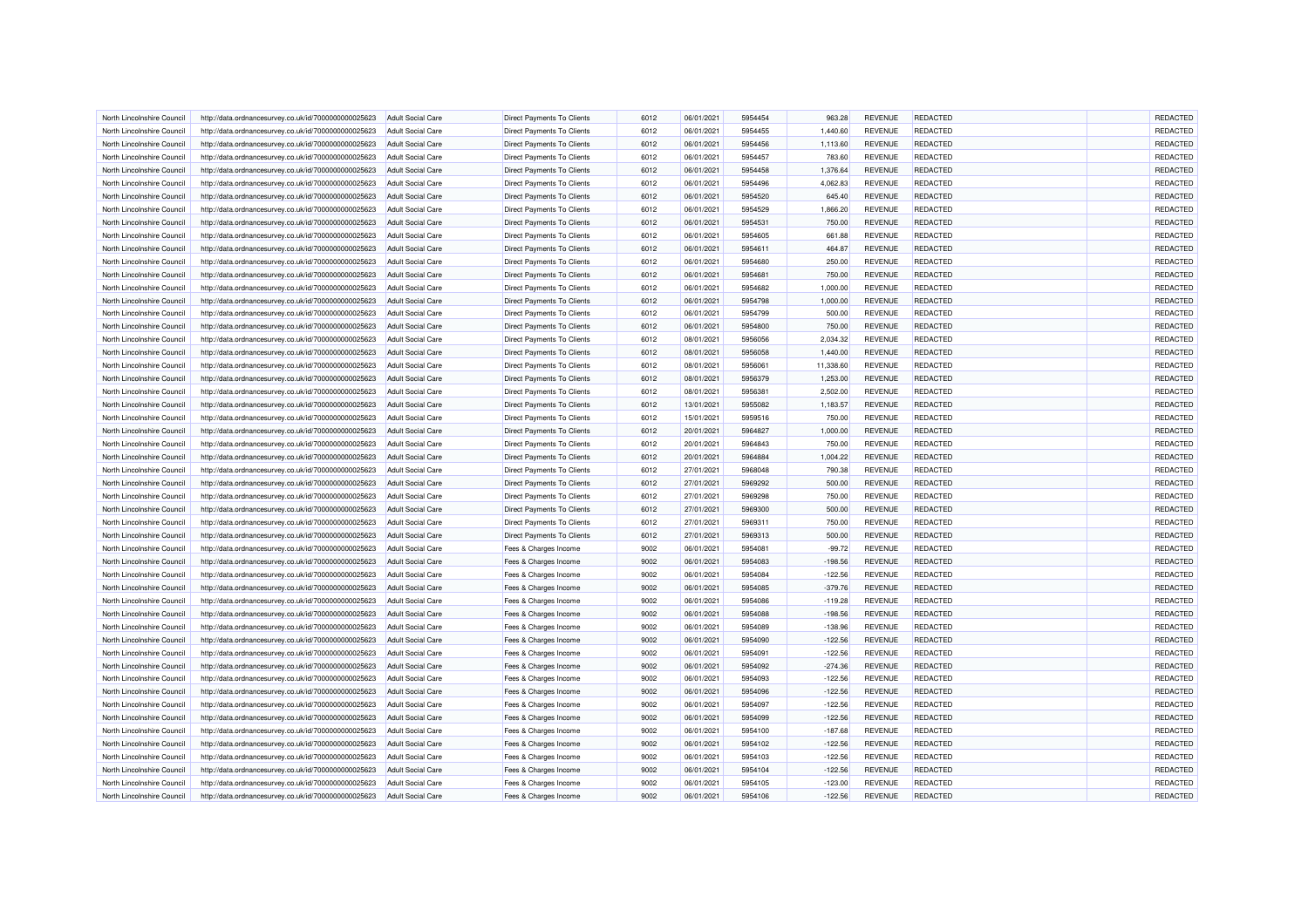| North Lincolnshire Council | http://data.ordnancesurvey.co.uk/id/7000000000025623 | Adult Social Care | Direct Payments To Clients | 6012 | 06/01/2021 | 5954454 | 963.28 | REVENUE | REDACTED | | REDACTED |
|---|---|---|---|---|---|---|---|---|---|---|---|
| North Lincolnshire Council | http://data.ordnancesurvey.co.uk/id/7000000000025623 | Adult Social Care | Direct Payments To Clients | 6012 | 06/01/2021 | 5954455 | 1,440.60 | REVENUE | REDACTED | | REDACTED |
| North Lincolnshire Council | http://data.ordnancesurvey.co.uk/id/7000000000025623 | Adult Social Care | Direct Payments To Clients | 6012 | 06/01/2021 | 5954456 | 1,113.60 | REVENUE | REDACTED | | REDACTED |
| North Lincolnshire Council | http://data.ordnancesurvey.co.uk/id/7000000000025623 | Adult Social Care | Direct Payments To Clients | 6012 | 06/01/2021 | 5954457 | 783.60 | REVENUE | REDACTED | | REDACTED |
| North Lincolnshire Council | http://data.ordnancesurvey.co.uk/id/7000000000025623 | Adult Social Care | Direct Payments To Clients | 6012 | 06/01/2021 | 5954458 | 1,376.64 | REVENUE | REDACTED | | REDACTED |
| North Lincolnshire Council | http://data.ordnancesurvey.co.uk/id/7000000000025623 | Adult Social Care | Direct Payments To Clients | 6012 | 06/01/2021 | 5954496 | 4,062.83 | REVENUE | REDACTED | | REDACTED |
| North Lincolnshire Council | http://data.ordnancesurvey.co.uk/id/7000000000025623 | Adult Social Care | Direct Payments To Clients | 6012 | 06/01/2021 | 5954520 | 645.40 | REVENUE | REDACTED | | REDACTED |
| North Lincolnshire Council | http://data.ordnancesurvey.co.uk/id/7000000000025623 | Adult Social Care | Direct Payments To Clients | 6012 | 06/01/2021 | 5954529 | 1,866.20 | REVENUE | REDACTED | | REDACTED |
| North Lincolnshire Council | http://data.ordnancesurvey.co.uk/id/7000000000025623 | Adult Social Care | Direct Payments To Clients | 6012 | 06/01/2021 | 5954531 | 750.00 | REVENUE | REDACTED | | REDACTED |
| North Lincolnshire Council | http://data.ordnancesurvey.co.uk/id/7000000000025623 | Adult Social Care | Direct Payments To Clients | 6012 | 06/01/2021 | 5954605 | 661.88 | REVENUE | REDACTED | | REDACTED |
| North Lincolnshire Council | http://data.ordnancesurvey.co.uk/id/7000000000025623 | Adult Social Care | Direct Payments To Clients | 6012 | 06/01/2021 | 5954611 | 464.87 | REVENUE | REDACTED | | REDACTED |
| North Lincolnshire Council | http://data.ordnancesurvey.co.uk/id/7000000000025623 | Adult Social Care | Direct Payments To Clients | 6012 | 06/01/2021 | 5954680 | 250.00 | REVENUE | REDACTED | | REDACTED |
| North Lincolnshire Council | http://data.ordnancesurvey.co.uk/id/7000000000025623 | Adult Social Care | Direct Payments To Clients | 6012 | 06/01/2021 | 5954681 | 750.00 | REVENUE | REDACTED | | REDACTED |
| North Lincolnshire Council | http://data.ordnancesurvey.co.uk/id/7000000000025623 | Adult Social Care | Direct Payments To Clients | 6012 | 06/01/2021 | 5954682 | 1,000.00 | REVENUE | REDACTED | | REDACTED |
| North Lincolnshire Council | http://data.ordnancesurvey.co.uk/id/7000000000025623 | Adult Social Care | Direct Payments To Clients | 6012 | 06/01/2021 | 5954798 | 1,000.00 | REVENUE | REDACTED | | REDACTED |
| North Lincolnshire Council | http://data.ordnancesurvey.co.uk/id/7000000000025623 | Adult Social Care | Direct Payments To Clients | 6012 | 06/01/2021 | 5954799 | 500.00 | REVENUE | REDACTED | | REDACTED |
| North Lincolnshire Council | http://data.ordnancesurvey.co.uk/id/7000000000025623 | Adult Social Care | Direct Payments To Clients | 6012 | 06/01/2021 | 5954800 | 750.00 | REVENUE | REDACTED | | REDACTED |
| North Lincolnshire Council | http://data.ordnancesurvey.co.uk/id/7000000000025623 | Adult Social Care | Direct Payments To Clients | 6012 | 08/01/2021 | 5956056 | 2,034.32 | REVENUE | REDACTED | | REDACTED |
| North Lincolnshire Council | http://data.ordnancesurvey.co.uk/id/7000000000025623 | Adult Social Care | Direct Payments To Clients | 6012 | 08/01/2021 | 5956058 | 1,440.00 | REVENUE | REDACTED | | REDACTED |
| North Lincolnshire Council | http://data.ordnancesurvey.co.uk/id/7000000000025623 | Adult Social Care | Direct Payments To Clients | 6012 | 08/01/2021 | 5956061 | 11,338.60 | REVENUE | REDACTED | | REDACTED |
| North Lincolnshire Council | http://data.ordnancesurvey.co.uk/id/7000000000025623 | Adult Social Care | Direct Payments To Clients | 6012 | 08/01/2021 | 5956379 | 1,253.00 | REVENUE | REDACTED | | REDACTED |
| North Lincolnshire Council | http://data.ordnancesurvey.co.uk/id/7000000000025623 | Adult Social Care | Direct Payments To Clients | 6012 | 08/01/2021 | 5956381 | 2,502.00 | REVENUE | REDACTED | | REDACTED |
| North Lincolnshire Council | http://data.ordnancesurvey.co.uk/id/7000000000025623 | Adult Social Care | Direct Payments To Clients | 6012 | 13/01/2021 | 5955082 | 1,183.57 | REVENUE | REDACTED | | REDACTED |
| North Lincolnshire Council | http://data.ordnancesurvey.co.uk/id/7000000000025623 | Adult Social Care | Direct Payments To Clients | 6012 | 15/01/2021 | 5959516 | 750.00 | REVENUE | REDACTED | | REDACTED |
| North Lincolnshire Council | http://data.ordnancesurvey.co.uk/id/7000000000025623 | Adult Social Care | Direct Payments To Clients | 6012 | 20/01/2021 | 5964827 | 1,000.00 | REVENUE | REDACTED | | REDACTED |
| North Lincolnshire Council | http://data.ordnancesurvey.co.uk/id/7000000000025623 | Adult Social Care | Direct Payments To Clients | 6012 | 20/01/2021 | 5964843 | 750.00 | REVENUE | REDACTED | | REDACTED |
| North Lincolnshire Council | http://data.ordnancesurvey.co.uk/id/7000000000025623 | Adult Social Care | Direct Payments To Clients | 6012 | 20/01/2021 | 5964884 | 1,004.22 | REVENUE | REDACTED | | REDACTED |
| North Lincolnshire Council | http://data.ordnancesurvey.co.uk/id/7000000000025623 | Adult Social Care | Direct Payments To Clients | 6012 | 27/01/2021 | 5968048 | 790.38 | REVENUE | REDACTED | | REDACTED |
| North Lincolnshire Council | http://data.ordnancesurvey.co.uk/id/7000000000025623 | Adult Social Care | Direct Payments To Clients | 6012 | 27/01/2021 | 5969292 | 500.00 | REVENUE | REDACTED | | REDACTED |
| North Lincolnshire Council | http://data.ordnancesurvey.co.uk/id/7000000000025623 | Adult Social Care | Direct Payments To Clients | 6012 | 27/01/2021 | 5969298 | 750.00 | REVENUE | REDACTED | | REDACTED |
| North Lincolnshire Council | http://data.ordnancesurvey.co.uk/id/7000000000025623 | Adult Social Care | Direct Payments To Clients | 6012 | 27/01/2021 | 5969300 | 500.00 | REVENUE | REDACTED | | REDACTED |
| North Lincolnshire Council | http://data.ordnancesurvey.co.uk/id/7000000000025623 | Adult Social Care | Direct Payments To Clients | 6012 | 27/01/2021 | 5969311 | 750.00 | REVENUE | REDACTED | | REDACTED |
| North Lincolnshire Council | http://data.ordnancesurvey.co.uk/id/7000000000025623 | Adult Social Care | Direct Payments To Clients | 6012 | 27/01/2021 | 5969313 | 500.00 | REVENUE | REDACTED | | REDACTED |
| North Lincolnshire Council | http://data.ordnancesurvey.co.uk/id/7000000000025623 | Adult Social Care | Fees & Charges Income | 9002 | 06/01/2021 | 5954081 | -99.72 | REVENUE | REDACTED | | REDACTED |
| North Lincolnshire Council | http://data.ordnancesurvey.co.uk/id/7000000000025623 | Adult Social Care | Fees & Charges Income | 9002 | 06/01/2021 | 5954083 | -198.56 | REVENUE | REDACTED | | REDACTED |
| North Lincolnshire Council | http://data.ordnancesurvey.co.uk/id/7000000000025623 | Adult Social Care | Fees & Charges Income | 9002 | 06/01/2021 | 5954084 | -122.56 | REVENUE | REDACTED | | REDACTED |
| North Lincolnshire Council | http://data.ordnancesurvey.co.uk/id/7000000000025623 | Adult Social Care | Fees & Charges Income | 9002 | 06/01/2021 | 5954085 | -379.76 | REVENUE | REDACTED | | REDACTED |
| North Lincolnshire Council | http://data.ordnancesurvey.co.uk/id/7000000000025623 | Adult Social Care | Fees & Charges Income | 9002 | 06/01/2021 | 5954086 | -119.28 | REVENUE | REDACTED | | REDACTED |
| North Lincolnshire Council | http://data.ordnancesurvey.co.uk/id/7000000000025623 | Adult Social Care | Fees & Charges Income | 9002 | 06/01/2021 | 5954088 | -198.56 | REVENUE | REDACTED | | REDACTED |
| North Lincolnshire Council | http://data.ordnancesurvey.co.uk/id/7000000000025623 | Adult Social Care | Fees & Charges Income | 9002 | 06/01/2021 | 5954089 | -138.96 | REVENUE | REDACTED | | REDACTED |
| North Lincolnshire Council | http://data.ordnancesurvey.co.uk/id/7000000000025623 | Adult Social Care | Fees & Charges Income | 9002 | 06/01/2021 | 5954090 | -122.56 | REVENUE | REDACTED | | REDACTED |
| North Lincolnshire Council | http://data.ordnancesurvey.co.uk/id/7000000000025623 | Adult Social Care | Fees & Charges Income | 9002 | 06/01/2021 | 5954091 | -122.56 | REVENUE | REDACTED | | REDACTED |
| North Lincolnshire Council | http://data.ordnancesurvey.co.uk/id/7000000000025623 | Adult Social Care | Fees & Charges Income | 9002 | 06/01/2021 | 5954092 | -274.36 | REVENUE | REDACTED | | REDACTED |
| North Lincolnshire Council | http://data.ordnancesurvey.co.uk/id/7000000000025623 | Adult Social Care | Fees & Charges Income | 9002 | 06/01/2021 | 5954093 | -122.56 | REVENUE | REDACTED | | REDACTED |
| North Lincolnshire Council | http://data.ordnancesurvey.co.uk/id/7000000000025623 | Adult Social Care | Fees & Charges Income | 9002 | 06/01/2021 | 5954096 | -122.56 | REVENUE | REDACTED | | REDACTED |
| North Lincolnshire Council | http://data.ordnancesurvey.co.uk/id/7000000000025623 | Adult Social Care | Fees & Charges Income | 9002 | 06/01/2021 | 5954097 | -122.56 | REVENUE | REDACTED | | REDACTED |
| North Lincolnshire Council | http://data.ordnancesurvey.co.uk/id/7000000000025623 | Adult Social Care | Fees & Charges Income | 9002 | 06/01/2021 | 5954099 | -122.56 | REVENUE | REDACTED | | REDACTED |
| North Lincolnshire Council | http://data.ordnancesurvey.co.uk/id/7000000000025623 | Adult Social Care | Fees & Charges Income | 9002 | 06/01/2021 | 5954100 | -187.68 | REVENUE | REDACTED | | REDACTED |
| North Lincolnshire Council | http://data.ordnancesurvey.co.uk/id/7000000000025623 | Adult Social Care | Fees & Charges Income | 9002 | 06/01/2021 | 5954102 | -122.56 | REVENUE | REDACTED | | REDACTED |
| North Lincolnshire Council | http://data.ordnancesurvey.co.uk/id/7000000000025623 | Adult Social Care | Fees & Charges Income | 9002 | 06/01/2021 | 5954103 | -122.56 | REVENUE | REDACTED | | REDACTED |
| North Lincolnshire Council | http://data.ordnancesurvey.co.uk/id/7000000000025623 | Adult Social Care | Fees & Charges Income | 9002 | 06/01/2021 | 5954104 | -122.56 | REVENUE | REDACTED | | REDACTED |
| North Lincolnshire Council | http://data.ordnancesurvey.co.uk/id/7000000000025623 | Adult Social Care | Fees & Charges Income | 9002 | 06/01/2021 | 5954105 | -123.00 | REVENUE | REDACTED | | REDACTED |
| North Lincolnshire Council | http://data.ordnancesurvey.co.uk/id/7000000000025623 | Adult Social Care | Fees & Charges Income | 9002 | 06/01/2021 | 5954106 | -122.56 | REVENUE | REDACTED | | REDACTED |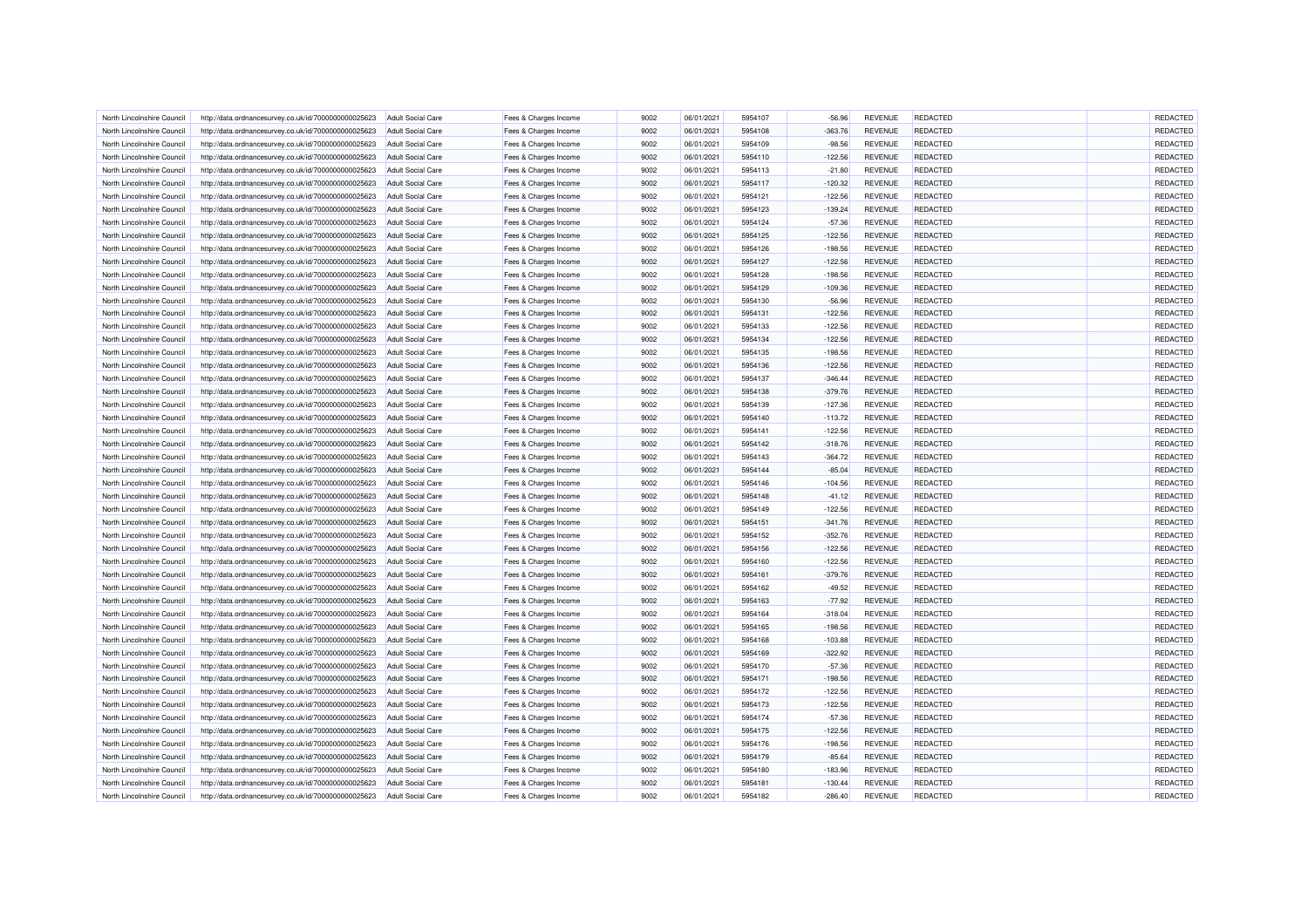| | | | | | | | | | | | |
|---|---|---|---|---|---|---|---|---|---|---|---|
| North Lincolnshire Council | http://data.ordnancesurvey.co.uk/id/7000000000025623 | Adult Social Care | Fees & Charges Income | 9002 | 06/01/2021 | 5954107 | -56.96 | REVENUE | REDACTED | | REDACTED |
| North Lincolnshire Council | http://data.ordnancesurvey.co.uk/id/7000000000025623 | Adult Social Care | Fees & Charges Income | 9002 | 06/01/2021 | 5954108 | -363.76 | REVENUE | REDACTED | | REDACTED |
| North Lincolnshire Council | http://data.ordnancesurvey.co.uk/id/7000000000025623 | Adult Social Care | Fees & Charges Income | 9002 | 06/01/2021 | 5954109 | -98.56 | REVENUE | REDACTED | | REDACTED |
| North Lincolnshire Council | http://data.ordnancesurvey.co.uk/id/7000000000025623 | Adult Social Care | Fees & Charges Income | 9002 | 06/01/2021 | 5954110 | -122.56 | REVENUE | REDACTED | | REDACTED |
| North Lincolnshire Council | http://data.ordnancesurvey.co.uk/id/7000000000025623 | Adult Social Care | Fees & Charges Income | 9002 | 06/01/2021 | 5954113 | -21.80 | REVENUE | REDACTED | | REDACTED |
| North Lincolnshire Council | http://data.ordnancesurvey.co.uk/id/7000000000025623 | Adult Social Care | Fees & Charges Income | 9002 | 06/01/2021 | 5954117 | -120.32 | REVENUE | REDACTED | | REDACTED |
| North Lincolnshire Council | http://data.ordnancesurvey.co.uk/id/7000000000025623 | Adult Social Care | Fees & Charges Income | 9002 | 06/01/2021 | 5954121 | -122.56 | REVENUE | REDACTED | | REDACTED |
| North Lincolnshire Council | http://data.ordnancesurvey.co.uk/id/7000000000025623 | Adult Social Care | Fees & Charges Income | 9002 | 06/01/2021 | 5954123 | -139.24 | REVENUE | REDACTED | | REDACTED |
| North Lincolnshire Council | http://data.ordnancesurvey.co.uk/id/7000000000025623 | Adult Social Care | Fees & Charges Income | 9002 | 06/01/2021 | 5954124 | -57.36 | REVENUE | REDACTED | | REDACTED |
| North Lincolnshire Council | http://data.ordnancesurvey.co.uk/id/7000000000025623 | Adult Social Care | Fees & Charges Income | 9002 | 06/01/2021 | 5954125 | -122.56 | REVENUE | REDACTED | | REDACTED |
| North Lincolnshire Council | http://data.ordnancesurvey.co.uk/id/7000000000025623 | Adult Social Care | Fees & Charges Income | 9002 | 06/01/2021 | 5954126 | -198.56 | REVENUE | REDACTED | | REDACTED |
| North Lincolnshire Council | http://data.ordnancesurvey.co.uk/id/7000000000025623 | Adult Social Care | Fees & Charges Income | 9002 | 06/01/2021 | 5954127 | -122.56 | REVENUE | REDACTED | | REDACTED |
| North Lincolnshire Council | http://data.ordnancesurvey.co.uk/id/7000000000025623 | Adult Social Care | Fees & Charges Income | 9002 | 06/01/2021 | 5954128 | -198.56 | REVENUE | REDACTED | | REDACTED |
| North Lincolnshire Council | http://data.ordnancesurvey.co.uk/id/7000000000025623 | Adult Social Care | Fees & Charges Income | 9002 | 06/01/2021 | 5954129 | -109.36 | REVENUE | REDACTED | | REDACTED |
| North Lincolnshire Council | http://data.ordnancesurvey.co.uk/id/7000000000025623 | Adult Social Care | Fees & Charges Income | 9002 | 06/01/2021 | 5954130 | -56.96 | REVENUE | REDACTED | | REDACTED |
| North Lincolnshire Council | http://data.ordnancesurvey.co.uk/id/7000000000025623 | Adult Social Care | Fees & Charges Income | 9002 | 06/01/2021 | 5954131 | -122.56 | REVENUE | REDACTED | | REDACTED |
| North Lincolnshire Council | http://data.ordnancesurvey.co.uk/id/7000000000025623 | Adult Social Care | Fees & Charges Income | 9002 | 06/01/2021 | 5954133 | -122.56 | REVENUE | REDACTED | | REDACTED |
| North Lincolnshire Council | http://data.ordnancesurvey.co.uk/id/7000000000025623 | Adult Social Care | Fees & Charges Income | 9002 | 06/01/2021 | 5954134 | -122.56 | REVENUE | REDACTED | | REDACTED |
| North Lincolnshire Council | http://data.ordnancesurvey.co.uk/id/7000000000025623 | Adult Social Care | Fees & Charges Income | 9002 | 06/01/2021 | 5954135 | -198.56 | REVENUE | REDACTED | | REDACTED |
| North Lincolnshire Council | http://data.ordnancesurvey.co.uk/id/7000000000025623 | Adult Social Care | Fees & Charges Income | 9002 | 06/01/2021 | 5954136 | -122.56 | REVENUE | REDACTED | | REDACTED |
| North Lincolnshire Council | http://data.ordnancesurvey.co.uk/id/7000000000025623 | Adult Social Care | Fees & Charges Income | 9002 | 06/01/2021 | 5954137 | -346.44 | REVENUE | REDACTED | | REDACTED |
| North Lincolnshire Council | http://data.ordnancesurvey.co.uk/id/7000000000025623 | Adult Social Care | Fees & Charges Income | 9002 | 06/01/2021 | 5954138 | -379.76 | REVENUE | REDACTED | | REDACTED |
| North Lincolnshire Council | http://data.ordnancesurvey.co.uk/id/7000000000025623 | Adult Social Care | Fees & Charges Income | 9002 | 06/01/2021 | 5954139 | -127.36 | REVENUE | REDACTED | | REDACTED |
| North Lincolnshire Council | http://data.ordnancesurvey.co.uk/id/7000000000025623 | Adult Social Care | Fees & Charges Income | 9002 | 06/01/2021 | 5954140 | -113.72 | REVENUE | REDACTED | | REDACTED |
| North Lincolnshire Council | http://data.ordnancesurvey.co.uk/id/7000000000025623 | Adult Social Care | Fees & Charges Income | 9002 | 06/01/2021 | 5954141 | -122.56 | REVENUE | REDACTED | | REDACTED |
| North Lincolnshire Council | http://data.ordnancesurvey.co.uk/id/7000000000025623 | Adult Social Care | Fees & Charges Income | 9002 | 06/01/2021 | 5954142 | -318.76 | REVENUE | REDACTED | | REDACTED |
| North Lincolnshire Council | http://data.ordnancesurvey.co.uk/id/7000000000025623 | Adult Social Care | Fees & Charges Income | 9002 | 06/01/2021 | 5954143 | -364.72 | REVENUE | REDACTED | | REDACTED |
| North Lincolnshire Council | http://data.ordnancesurvey.co.uk/id/7000000000025623 | Adult Social Care | Fees & Charges Income | 9002 | 06/01/2021 | 5954144 | -85.04 | REVENUE | REDACTED | | REDACTED |
| North Lincolnshire Council | http://data.ordnancesurvey.co.uk/id/7000000000025623 | Adult Social Care | Fees & Charges Income | 9002 | 06/01/2021 | 5954146 | -104.56 | REVENUE | REDACTED | | REDACTED |
| North Lincolnshire Council | http://data.ordnancesurvey.co.uk/id/7000000000025623 | Adult Social Care | Fees & Charges Income | 9002 | 06/01/2021 | 5954148 | -41.12 | REVENUE | REDACTED | | REDACTED |
| North Lincolnshire Council | http://data.ordnancesurvey.co.uk/id/7000000000025623 | Adult Social Care | Fees & Charges Income | 9002 | 06/01/2021 | 5954149 | -122.56 | REVENUE | REDACTED | | REDACTED |
| North Lincolnshire Council | http://data.ordnancesurvey.co.uk/id/7000000000025623 | Adult Social Care | Fees & Charges Income | 9002 | 06/01/2021 | 5954151 | -341.76 | REVENUE | REDACTED | | REDACTED |
| North Lincolnshire Council | http://data.ordnancesurvey.co.uk/id/7000000000025623 | Adult Social Care | Fees & Charges Income | 9002 | 06/01/2021 | 5954152 | -352.76 | REVENUE | REDACTED | | REDACTED |
| North Lincolnshire Council | http://data.ordnancesurvey.co.uk/id/7000000000025623 | Adult Social Care | Fees & Charges Income | 9002 | 06/01/2021 | 5954156 | -122.56 | REVENUE | REDACTED | | REDACTED |
| North Lincolnshire Council | http://data.ordnancesurvey.co.uk/id/7000000000025623 | Adult Social Care | Fees & Charges Income | 9002 | 06/01/2021 | 5954160 | -122.56 | REVENUE | REDACTED | | REDACTED |
| North Lincolnshire Council | http://data.ordnancesurvey.co.uk/id/7000000000025623 | Adult Social Care | Fees & Charges Income | 9002 | 06/01/2021 | 5954161 | -379.76 | REVENUE | REDACTED | | REDACTED |
| North Lincolnshire Council | http://data.ordnancesurvey.co.uk/id/7000000000025623 | Adult Social Care | Fees & Charges Income | 9002 | 06/01/2021 | 5954162 | -49.52 | REVENUE | REDACTED | | REDACTED |
| North Lincolnshire Council | http://data.ordnancesurvey.co.uk/id/7000000000025623 | Adult Social Care | Fees & Charges Income | 9002 | 06/01/2021 | 5954163 | -77.92 | REVENUE | REDACTED | | REDACTED |
| North Lincolnshire Council | http://data.ordnancesurvey.co.uk/id/7000000000025623 | Adult Social Care | Fees & Charges Income | 9002 | 06/01/2021 | 5954164 | -318.04 | REVENUE | REDACTED | | REDACTED |
| North Lincolnshire Council | http://data.ordnancesurvey.co.uk/id/7000000000025623 | Adult Social Care | Fees & Charges Income | 9002 | 06/01/2021 | 5954165 | -198.56 | REVENUE | REDACTED | | REDACTED |
| North Lincolnshire Council | http://data.ordnancesurvey.co.uk/id/7000000000025623 | Adult Social Care | Fees & Charges Income | 9002 | 06/01/2021 | 5954168 | -103.88 | REVENUE | REDACTED | | REDACTED |
| North Lincolnshire Council | http://data.ordnancesurvey.co.uk/id/7000000000025623 | Adult Social Care | Fees & Charges Income | 9002 | 06/01/2021 | 5954169 | -322.92 | REVENUE | REDACTED | | REDACTED |
| North Lincolnshire Council | http://data.ordnancesurvey.co.uk/id/7000000000025623 | Adult Social Care | Fees & Charges Income | 9002 | 06/01/2021 | 5954170 | -57.36 | REVENUE | REDACTED | | REDACTED |
| North Lincolnshire Council | http://data.ordnancesurvey.co.uk/id/7000000000025623 | Adult Social Care | Fees & Charges Income | 9002 | 06/01/2021 | 5954171 | -198.56 | REVENUE | REDACTED | | REDACTED |
| North Lincolnshire Council | http://data.ordnancesurvey.co.uk/id/7000000000025623 | Adult Social Care | Fees & Charges Income | 9002 | 06/01/2021 | 5954172 | -122.56 | REVENUE | REDACTED | | REDACTED |
| North Lincolnshire Council | http://data.ordnancesurvey.co.uk/id/7000000000025623 | Adult Social Care | Fees & Charges Income | 9002 | 06/01/2021 | 5954173 | -122.56 | REVENUE | REDACTED | | REDACTED |
| North Lincolnshire Council | http://data.ordnancesurvey.co.uk/id/7000000000025623 | Adult Social Care | Fees & Charges Income | 9002 | 06/01/2021 | 5954174 | -57.36 | REVENUE | REDACTED | | REDACTED |
| North Lincolnshire Council | http://data.ordnancesurvey.co.uk/id/7000000000025623 | Adult Social Care | Fees & Charges Income | 9002 | 06/01/2021 | 5954175 | -122.56 | REVENUE | REDACTED | | REDACTED |
| North Lincolnshire Council | http://data.ordnancesurvey.co.uk/id/7000000000025623 | Adult Social Care | Fees & Charges Income | 9002 | 06/01/2021 | 5954176 | -198.56 | REVENUE | REDACTED | | REDACTED |
| North Lincolnshire Council | http://data.ordnancesurvey.co.uk/id/7000000000025623 | Adult Social Care | Fees & Charges Income | 9002 | 06/01/2021 | 5954179 | -85.64 | REVENUE | REDACTED | | REDACTED |
| North Lincolnshire Council | http://data.ordnancesurvey.co.uk/id/7000000000025623 | Adult Social Care | Fees & Charges Income | 9002 | 06/01/2021 | 5954180 | -183.96 | REVENUE | REDACTED | | REDACTED |
| North Lincolnshire Council | http://data.ordnancesurvey.co.uk/id/7000000000025623 | Adult Social Care | Fees & Charges Income | 9002 | 06/01/2021 | 5954181 | -130.44 | REVENUE | REDACTED | | REDACTED |
| North Lincolnshire Council | http://data.ordnancesurvey.co.uk/id/7000000000025623 | Adult Social Care | Fees & Charges Income | 9002 | 06/01/2021 | 5954182 | -286.40 | REVENUE | REDACTED | | REDACTED |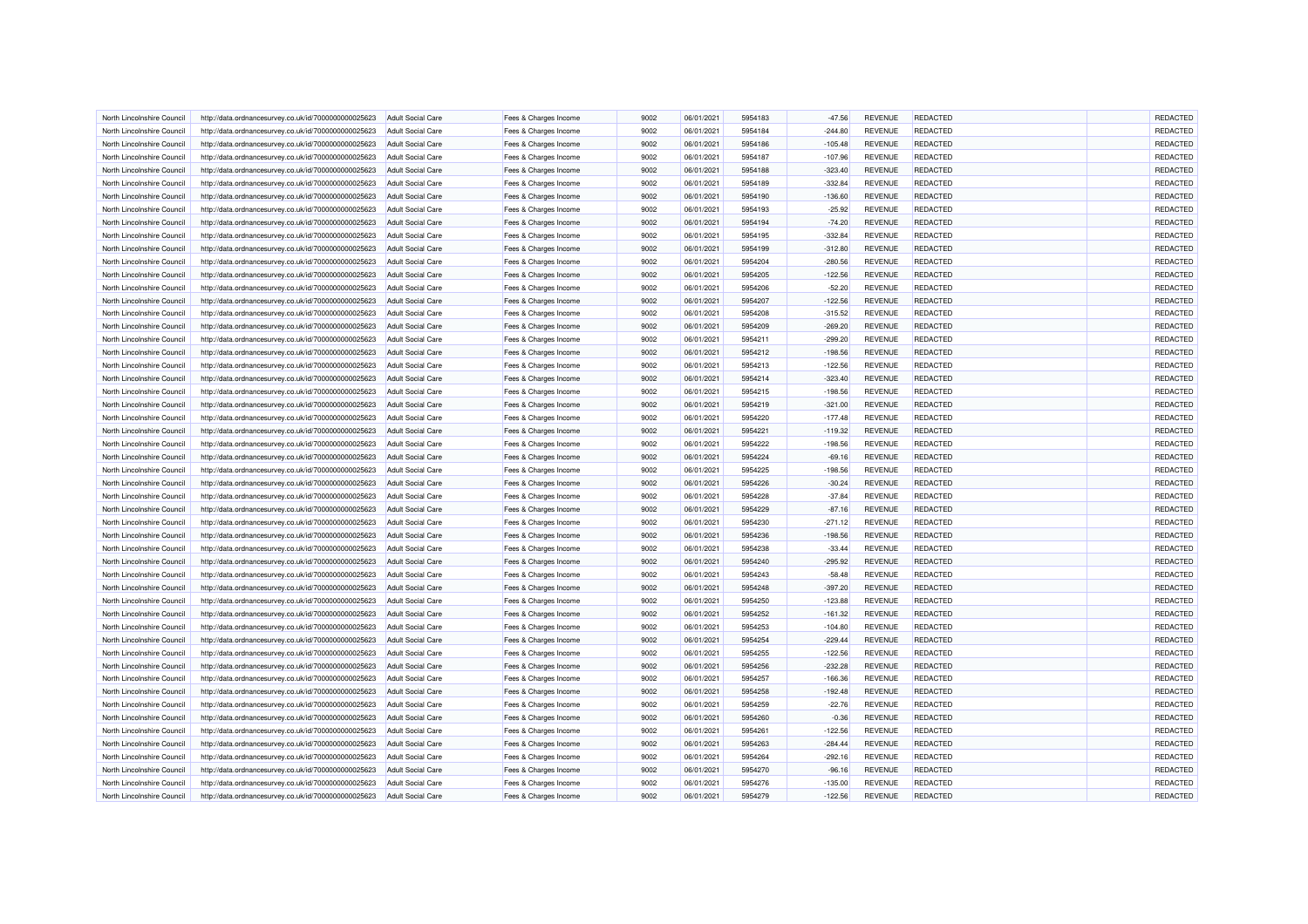| | | | | | | | | | | | | |
|---|---|---|---|---|---|---|---|---|---|---|---|---|
| North Lincolnshire Council | http://data.ordnancesurvey.co.uk/id/7000000000025623 | Adult Social Care | Fees & Charges Income | 9002 | 06/01/2021 | 5954183 | -47.56 | REVENUE | REDACTED | | REDACTED |
| North Lincolnshire Council | http://data.ordnancesurvey.co.uk/id/7000000000025623 | Adult Social Care | Fees & Charges Income | 9002 | 06/01/2021 | 5954184 | -244.80 | REVENUE | REDACTED | | REDACTED |
| North Lincolnshire Council | http://data.ordnancesurvey.co.uk/id/7000000000025623 | Adult Social Care | Fees & Charges Income | 9002 | 06/01/2021 | 5954186 | -105.48 | REVENUE | REDACTED | | REDACTED |
| North Lincolnshire Council | http://data.ordnancesurvey.co.uk/id/7000000000025623 | Adult Social Care | Fees & Charges Income | 9002 | 06/01/2021 | 5954187 | -107.96 | REVENUE | REDACTED | | REDACTED |
| North Lincolnshire Council | http://data.ordnancesurvey.co.uk/id/7000000000025623 | Adult Social Care | Fees & Charges Income | 9002 | 06/01/2021 | 5954188 | -323.40 | REVENUE | REDACTED | | REDACTED |
| North Lincolnshire Council | http://data.ordnancesurvey.co.uk/id/7000000000025623 | Adult Social Care | Fees & Charges Income | 9002 | 06/01/2021 | 5954189 | -332.84 | REVENUE | REDACTED | | REDACTED |
| North Lincolnshire Council | http://data.ordnancesurvey.co.uk/id/7000000000025623 | Adult Social Care | Fees & Charges Income | 9002 | 06/01/2021 | 5954190 | -136.60 | REVENUE | REDACTED | | REDACTED |
| North Lincolnshire Council | http://data.ordnancesurvey.co.uk/id/7000000000025623 | Adult Social Care | Fees & Charges Income | 9002 | 06/01/2021 | 5954193 | -25.92 | REVENUE | REDACTED | | REDACTED |
| North Lincolnshire Council | http://data.ordnancesurvey.co.uk/id/7000000000025623 | Adult Social Care | Fees & Charges Income | 9002 | 06/01/2021 | 5954194 | -74.20 | REVENUE | REDACTED | | REDACTED |
| North Lincolnshire Council | http://data.ordnancesurvey.co.uk/id/7000000000025623 | Adult Social Care | Fees & Charges Income | 9002 | 06/01/2021 | 5954195 | -332.84 | REVENUE | REDACTED | | REDACTED |
| North Lincolnshire Council | http://data.ordnancesurvey.co.uk/id/7000000000025623 | Adult Social Care | Fees & Charges Income | 9002 | 06/01/2021 | 5954199 | -312.80 | REVENUE | REDACTED | | REDACTED |
| North Lincolnshire Council | http://data.ordnancesurvey.co.uk/id/7000000000025623 | Adult Social Care | Fees & Charges Income | 9002 | 06/01/2021 | 5954204 | -280.56 | REVENUE | REDACTED | | REDACTED |
| North Lincolnshire Council | http://data.ordnancesurvey.co.uk/id/7000000000025623 | Adult Social Care | Fees & Charges Income | 9002 | 06/01/2021 | 5954205 | -122.56 | REVENUE | REDACTED | | REDACTED |
| North Lincolnshire Council | http://data.ordnancesurvey.co.uk/id/7000000000025623 | Adult Social Care | Fees & Charges Income | 9002 | 06/01/2021 | 5954206 | -52.20 | REVENUE | REDACTED | | REDACTED |
| North Lincolnshire Council | http://data.ordnancesurvey.co.uk/id/7000000000025623 | Adult Social Care | Fees & Charges Income | 9002 | 06/01/2021 | 5954207 | -122.56 | REVENUE | REDACTED | | REDACTED |
| North Lincolnshire Council | http://data.ordnancesurvey.co.uk/id/7000000000025623 | Adult Social Care | Fees & Charges Income | 9002 | 06/01/2021 | 5954208 | -315.52 | REVENUE | REDACTED | | REDACTED |
| North Lincolnshire Council | http://data.ordnancesurvey.co.uk/id/7000000000025623 | Adult Social Care | Fees & Charges Income | 9002 | 06/01/2021 | 5954209 | -269.20 | REVENUE | REDACTED | | REDACTED |
| North Lincolnshire Council | http://data.ordnancesurvey.co.uk/id/7000000000025623 | Adult Social Care | Fees & Charges Income | 9002 | 06/01/2021 | 5954211 | -299.20 | REVENUE | REDACTED | | REDACTED |
| North Lincolnshire Council | http://data.ordnancesurvey.co.uk/id/7000000000025623 | Adult Social Care | Fees & Charges Income | 9002 | 06/01/2021 | 5954212 | -198.56 | REVENUE | REDACTED | | REDACTED |
| North Lincolnshire Council | http://data.ordnancesurvey.co.uk/id/7000000000025623 | Adult Social Care | Fees & Charges Income | 9002 | 06/01/2021 | 5954213 | -122.56 | REVENUE | REDACTED | | REDACTED |
| North Lincolnshire Council | http://data.ordnancesurvey.co.uk/id/7000000000025623 | Adult Social Care | Fees & Charges Income | 9002 | 06/01/2021 | 5954214 | -323.40 | REVENUE | REDACTED | | REDACTED |
| North Lincolnshire Council | http://data.ordnancesurvey.co.uk/id/7000000000025623 | Adult Social Care | Fees & Charges Income | 9002 | 06/01/2021 | 5954215 | -198.56 | REVENUE | REDACTED | | REDACTED |
| North Lincolnshire Council | http://data.ordnancesurvey.co.uk/id/7000000000025623 | Adult Social Care | Fees & Charges Income | 9002 | 06/01/2021 | 5954219 | -321.00 | REVENUE | REDACTED | | REDACTED |
| North Lincolnshire Council | http://data.ordnancesurvey.co.uk/id/7000000000025623 | Adult Social Care | Fees & Charges Income | 9002 | 06/01/2021 | 5954220 | -177.48 | REVENUE | REDACTED | | REDACTED |
| North Lincolnshire Council | http://data.ordnancesurvey.co.uk/id/7000000000025623 | Adult Social Care | Fees & Charges Income | 9002 | 06/01/2021 | 5954221 | -119.32 | REVENUE | REDACTED | | REDACTED |
| North Lincolnshire Council | http://data.ordnancesurvey.co.uk/id/7000000000025623 | Adult Social Care | Fees & Charges Income | 9002 | 06/01/2021 | 5954222 | -198.56 | REVENUE | REDACTED | | REDACTED |
| North Lincolnshire Council | http://data.ordnancesurvey.co.uk/id/7000000000025623 | Adult Social Care | Fees & Charges Income | 9002 | 06/01/2021 | 5954224 | -69.16 | REVENUE | REDACTED | | REDACTED |
| North Lincolnshire Council | http://data.ordnancesurvey.co.uk/id/7000000000025623 | Adult Social Care | Fees & Charges Income | 9002 | 06/01/2021 | 5954225 | -198.56 | REVENUE | REDACTED | | REDACTED |
| North Lincolnshire Council | http://data.ordnancesurvey.co.uk/id/7000000000025623 | Adult Social Care | Fees & Charges Income | 9002 | 06/01/2021 | 5954226 | -30.24 | REVENUE | REDACTED | | REDACTED |
| North Lincolnshire Council | http://data.ordnancesurvey.co.uk/id/7000000000025623 | Adult Social Care | Fees & Charges Income | 9002 | 06/01/2021 | 5954228 | -37.84 | REVENUE | REDACTED | | REDACTED |
| North Lincolnshire Council | http://data.ordnancesurvey.co.uk/id/7000000000025623 | Adult Social Care | Fees & Charges Income | 9002 | 06/01/2021 | 5954229 | -87.16 | REVENUE | REDACTED | | REDACTED |
| North Lincolnshire Council | http://data.ordnancesurvey.co.uk/id/7000000000025623 | Adult Social Care | Fees & Charges Income | 9002 | 06/01/2021 | 5954230 | -271.12 | REVENUE | REDACTED | | REDACTED |
| North Lincolnshire Council | http://data.ordnancesurvey.co.uk/id/7000000000025623 | Adult Social Care | Fees & Charges Income | 9002 | 06/01/2021 | 5954236 | -198.56 | REVENUE | REDACTED | | REDACTED |
| North Lincolnshire Council | http://data.ordnancesurvey.co.uk/id/7000000000025623 | Adult Social Care | Fees & Charges Income | 9002 | 06/01/2021 | 5954238 | -33.44 | REVENUE | REDACTED | | REDACTED |
| North Lincolnshire Council | http://data.ordnancesurvey.co.uk/id/7000000000025623 | Adult Social Care | Fees & Charges Income | 9002 | 06/01/2021 | 5954240 | -295.92 | REVENUE | REDACTED | | REDACTED |
| North Lincolnshire Council | http://data.ordnancesurvey.co.uk/id/7000000000025623 | Adult Social Care | Fees & Charges Income | 9002 | 06/01/2021 | 5954243 | -58.48 | REVENUE | REDACTED | | REDACTED |
| North Lincolnshire Council | http://data.ordnancesurvey.co.uk/id/7000000000025623 | Adult Social Care | Fees & Charges Income | 9002 | 06/01/2021 | 5954248 | -397.20 | REVENUE | REDACTED | | REDACTED |
| North Lincolnshire Council | http://data.ordnancesurvey.co.uk/id/7000000000025623 | Adult Social Care | Fees & Charges Income | 9002 | 06/01/2021 | 5954250 | -123.88 | REVENUE | REDACTED | | REDACTED |
| North Lincolnshire Council | http://data.ordnancesurvey.co.uk/id/7000000000025623 | Adult Social Care | Fees & Charges Income | 9002 | 06/01/2021 | 5954252 | -161.32 | REVENUE | REDACTED | | REDACTED |
| North Lincolnshire Council | http://data.ordnancesurvey.co.uk/id/7000000000025623 | Adult Social Care | Fees & Charges Income | 9002 | 06/01/2021 | 5954253 | -104.80 | REVENUE | REDACTED | | REDACTED |
| North Lincolnshire Council | http://data.ordnancesurvey.co.uk/id/7000000000025623 | Adult Social Care | Fees & Charges Income | 9002 | 06/01/2021 | 5954254 | -229.44 | REVENUE | REDACTED | | REDACTED |
| North Lincolnshire Council | http://data.ordnancesurvey.co.uk/id/7000000000025623 | Adult Social Care | Fees & Charges Income | 9002 | 06/01/2021 | 5954255 | -122.56 | REVENUE | REDACTED | | REDACTED |
| North Lincolnshire Council | http://data.ordnancesurvey.co.uk/id/7000000000025623 | Adult Social Care | Fees & Charges Income | 9002 | 06/01/2021 | 5954256 | -232.28 | REVENUE | REDACTED | | REDACTED |
| North Lincolnshire Council | http://data.ordnancesurvey.co.uk/id/7000000000025623 | Adult Social Care | Fees & Charges Income | 9002 | 06/01/2021 | 5954257 | -166.36 | REVENUE | REDACTED | | REDACTED |
| North Lincolnshire Council | http://data.ordnancesurvey.co.uk/id/7000000000025623 | Adult Social Care | Fees & Charges Income | 9002 | 06/01/2021 | 5954258 | -192.48 | REVENUE | REDACTED | | REDACTED |
| North Lincolnshire Council | http://data.ordnancesurvey.co.uk/id/7000000000025623 | Adult Social Care | Fees & Charges Income | 9002 | 06/01/2021 | 5954259 | -22.76 | REVENUE | REDACTED | | REDACTED |
| North Lincolnshire Council | http://data.ordnancesurvey.co.uk/id/7000000000025623 | Adult Social Care | Fees & Charges Income | 9002 | 06/01/2021 | 5954260 | -0.36 | REVENUE | REDACTED | | REDACTED |
| North Lincolnshire Council | http://data.ordnancesurvey.co.uk/id/7000000000025623 | Adult Social Care | Fees & Charges Income | 9002 | 06/01/2021 | 5954261 | -122.56 | REVENUE | REDACTED | | REDACTED |
| North Lincolnshire Council | http://data.ordnancesurvey.co.uk/id/7000000000025623 | Adult Social Care | Fees & Charges Income | 9002 | 06/01/2021 | 5954263 | -284.44 | REVENUE | REDACTED | | REDACTED |
| North Lincolnshire Council | http://data.ordnancesurvey.co.uk/id/7000000000025623 | Adult Social Care | Fees & Charges Income | 9002 | 06/01/2021 | 5954264 | -292.16 | REVENUE | REDACTED | | REDACTED |
| North Lincolnshire Council | http://data.ordnancesurvey.co.uk/id/7000000000025623 | Adult Social Care | Fees & Charges Income | 9002 | 06/01/2021 | 5954270 | -96.16 | REVENUE | REDACTED | | REDACTED |
| North Lincolnshire Council | http://data.ordnancesurvey.co.uk/id/7000000000025623 | Adult Social Care | Fees & Charges Income | 9002 | 06/01/2021 | 5954276 | -135.00 | REVENUE | REDACTED | | REDACTED |
| North Lincolnshire Council | http://data.ordnancesurvey.co.uk/id/7000000000025623 | Adult Social Care | Fees & Charges Income | 9002 | 06/01/2021 | 5954279 | -122.56 | REVENUE | REDACTED | | REDACTED |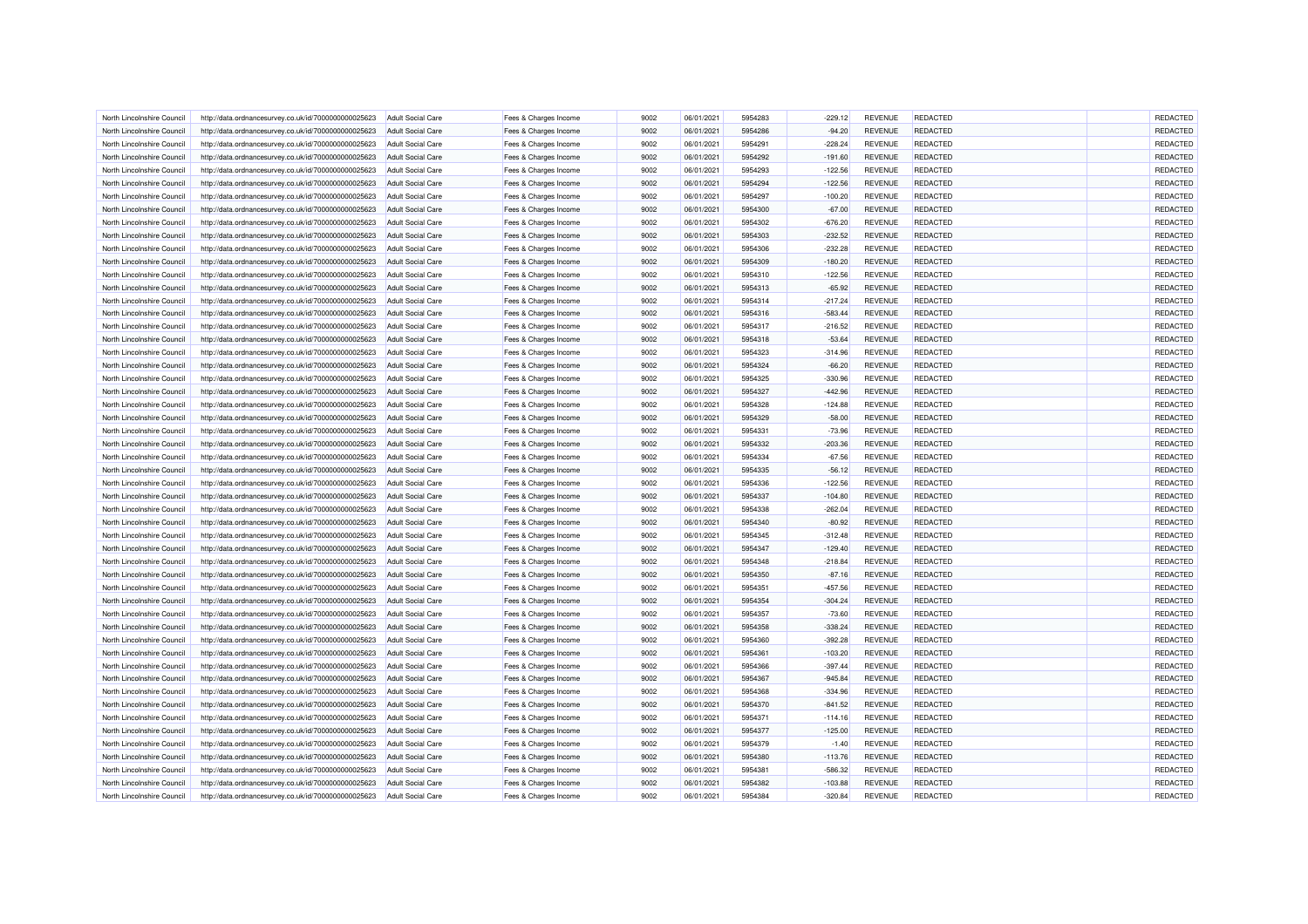| North Lincolnshire Council | http://data.ordnancesurvey.co.uk/id/7000000000025623 | Adult Social Care | Fees & Charges Income | 9002 | 06/01/2021 | 5954283 | -229.12 | REVENUE | REDACTED | | REDACTED |
|---|---|---|---|---|---|---|---|---|---|---|---|
| North Lincolnshire Council | http://data.ordnancesurvey.co.uk/id/7000000000025623 | Adult Social Care | Fees & Charges Income | 9002 | 06/01/2021 | 5954286 | -94.20 | REVENUE | REDACTED | | REDACTED |
| North Lincolnshire Council | http://data.ordnancesurvey.co.uk/id/7000000000025623 | Adult Social Care | Fees & Charges Income | 9002 | 06/01/2021 | 5954291 | -228.24 | REVENUE | REDACTED | | REDACTED |
| North Lincolnshire Council | http://data.ordnancesurvey.co.uk/id/7000000000025623 | Adult Social Care | Fees & Charges Income | 9002 | 06/01/2021 | 5954292 | -191.60 | REVENUE | REDACTED | | REDACTED |
| North Lincolnshire Council | http://data.ordnancesurvey.co.uk/id/7000000000025623 | Adult Social Care | Fees & Charges Income | 9002 | 06/01/2021 | 5954293 | -122.56 | REVENUE | REDACTED | | REDACTED |
| North Lincolnshire Council | http://data.ordnancesurvey.co.uk/id/7000000000025623 | Adult Social Care | Fees & Charges Income | 9002 | 06/01/2021 | 5954294 | -122.56 | REVENUE | REDACTED | | REDACTED |
| North Lincolnshire Council | http://data.ordnancesurvey.co.uk/id/7000000000025623 | Adult Social Care | Fees & Charges Income | 9002 | 06/01/2021 | 5954297 | -100.20 | REVENUE | REDACTED | | REDACTED |
| North Lincolnshire Council | http://data.ordnancesurvey.co.uk/id/7000000000025623 | Adult Social Care | Fees & Charges Income | 9002 | 06/01/2021 | 5954300 | -67.00 | REVENUE | REDACTED | | REDACTED |
| North Lincolnshire Council | http://data.ordnancesurvey.co.uk/id/7000000000025623 | Adult Social Care | Fees & Charges Income | 9002 | 06/01/2021 | 5954302 | -676.20 | REVENUE | REDACTED | | REDACTED |
| North Lincolnshire Council | http://data.ordnancesurvey.co.uk/id/7000000000025623 | Adult Social Care | Fees & Charges Income | 9002 | 06/01/2021 | 5954303 | -232.52 | REVENUE | REDACTED | | REDACTED |
| North Lincolnshire Council | http://data.ordnancesurvey.co.uk/id/7000000000025623 | Adult Social Care | Fees & Charges Income | 9002 | 06/01/2021 | 5954306 | -232.28 | REVENUE | REDACTED | | REDACTED |
| North Lincolnshire Council | http://data.ordnancesurvey.co.uk/id/7000000000025623 | Adult Social Care | Fees & Charges Income | 9002 | 06/01/2021 | 5954309 | -180.20 | REVENUE | REDACTED | | REDACTED |
| North Lincolnshire Council | http://data.ordnancesurvey.co.uk/id/7000000000025623 | Adult Social Care | Fees & Charges Income | 9002 | 06/01/2021 | 5954310 | -122.56 | REVENUE | REDACTED | | REDACTED |
| North Lincolnshire Council | http://data.ordnancesurvey.co.uk/id/7000000000025623 | Adult Social Care | Fees & Charges Income | 9002 | 06/01/2021 | 5954313 | -65.92 | REVENUE | REDACTED | | REDACTED |
| North Lincolnshire Council | http://data.ordnancesurvey.co.uk/id/7000000000025623 | Adult Social Care | Fees & Charges Income | 9002 | 06/01/2021 | 5954314 | -217.24 | REVENUE | REDACTED | | REDACTED |
| North Lincolnshire Council | http://data.ordnancesurvey.co.uk/id/7000000000025623 | Adult Social Care | Fees & Charges Income | 9002 | 06/01/2021 | 5954316 | -583.44 | REVENUE | REDACTED | | REDACTED |
| North Lincolnshire Council | http://data.ordnancesurvey.co.uk/id/7000000000025623 | Adult Social Care | Fees & Charges Income | 9002 | 06/01/2021 | 5954317 | -216.52 | REVENUE | REDACTED | | REDACTED |
| North Lincolnshire Council | http://data.ordnancesurvey.co.uk/id/7000000000025623 | Adult Social Care | Fees & Charges Income | 9002 | 06/01/2021 | 5954318 | -53.64 | REVENUE | REDACTED | | REDACTED |
| North Lincolnshire Council | http://data.ordnancesurvey.co.uk/id/7000000000025623 | Adult Social Care | Fees & Charges Income | 9002 | 06/01/2021 | 5954323 | -314.96 | REVENUE | REDACTED | | REDACTED |
| North Lincolnshire Council | http://data.ordnancesurvey.co.uk/id/7000000000025623 | Adult Social Care | Fees & Charges Income | 9002 | 06/01/2021 | 5954324 | -66.20 | REVENUE | REDACTED | | REDACTED |
| North Lincolnshire Council | http://data.ordnancesurvey.co.uk/id/7000000000025623 | Adult Social Care | Fees & Charges Income | 9002 | 06/01/2021 | 5954325 | -330.96 | REVENUE | REDACTED | | REDACTED |
| North Lincolnshire Council | http://data.ordnancesurvey.co.uk/id/7000000000025623 | Adult Social Care | Fees & Charges Income | 9002 | 06/01/2021 | 5954327 | -442.96 | REVENUE | REDACTED | | REDACTED |
| North Lincolnshire Council | http://data.ordnancesurvey.co.uk/id/7000000000025623 | Adult Social Care | Fees & Charges Income | 9002 | 06/01/2021 | 5954328 | -124.88 | REVENUE | REDACTED | | REDACTED |
| North Lincolnshire Council | http://data.ordnancesurvey.co.uk/id/7000000000025623 | Adult Social Care | Fees & Charges Income | 9002 | 06/01/2021 | 5954329 | -58.00 | REVENUE | REDACTED | | REDACTED |
| North Lincolnshire Council | http://data.ordnancesurvey.co.uk/id/7000000000025623 | Adult Social Care | Fees & Charges Income | 9002 | 06/01/2021 | 5954331 | -73.96 | REVENUE | REDACTED | | REDACTED |
| North Lincolnshire Council | http://data.ordnancesurvey.co.uk/id/7000000000025623 | Adult Social Care | Fees & Charges Income | 9002 | 06/01/2021 | 5954332 | -203.36 | REVENUE | REDACTED | | REDACTED |
| North Lincolnshire Council | http://data.ordnancesurvey.co.uk/id/7000000000025623 | Adult Social Care | Fees & Charges Income | 9002 | 06/01/2021 | 5954334 | -67.56 | REVENUE | REDACTED | | REDACTED |
| North Lincolnshire Council | http://data.ordnancesurvey.co.uk/id/7000000000025623 | Adult Social Care | Fees & Charges Income | 9002 | 06/01/2021 | 5954335 | -56.12 | REVENUE | REDACTED | | REDACTED |
| North Lincolnshire Council | http://data.ordnancesurvey.co.uk/id/7000000000025623 | Adult Social Care | Fees & Charges Income | 9002 | 06/01/2021 | 5954336 | -122.56 | REVENUE | REDACTED | | REDACTED |
| North Lincolnshire Council | http://data.ordnancesurvey.co.uk/id/7000000000025623 | Adult Social Care | Fees & Charges Income | 9002 | 06/01/2021 | 5954337 | -104.80 | REVENUE | REDACTED | | REDACTED |
| North Lincolnshire Council | http://data.ordnancesurvey.co.uk/id/7000000000025623 | Adult Social Care | Fees & Charges Income | 9002 | 06/01/2021 | 5954338 | -262.04 | REVENUE | REDACTED | | REDACTED |
| North Lincolnshire Council | http://data.ordnancesurvey.co.uk/id/7000000000025623 | Adult Social Care | Fees & Charges Income | 9002 | 06/01/2021 | 5954340 | -80.92 | REVENUE | REDACTED | | REDACTED |
| North Lincolnshire Council | http://data.ordnancesurvey.co.uk/id/7000000000025623 | Adult Social Care | Fees & Charges Income | 9002 | 06/01/2021 | 5954345 | -312.48 | REVENUE | REDACTED | | REDACTED |
| North Lincolnshire Council | http://data.ordnancesurvey.co.uk/id/7000000000025623 | Adult Social Care | Fees & Charges Income | 9002 | 06/01/2021 | 5954347 | -129.40 | REVENUE | REDACTED | | REDACTED |
| North Lincolnshire Council | http://data.ordnancesurvey.co.uk/id/7000000000025623 | Adult Social Care | Fees & Charges Income | 9002 | 06/01/2021 | 5954348 | -218.84 | REVENUE | REDACTED | | REDACTED |
| North Lincolnshire Council | http://data.ordnancesurvey.co.uk/id/7000000000025623 | Adult Social Care | Fees & Charges Income | 9002 | 06/01/2021 | 5954350 | -87.16 | REVENUE | REDACTED | | REDACTED |
| North Lincolnshire Council | http://data.ordnancesurvey.co.uk/id/7000000000025623 | Adult Social Care | Fees & Charges Income | 9002 | 06/01/2021 | 5954351 | -457.56 | REVENUE | REDACTED | | REDACTED |
| North Lincolnshire Council | http://data.ordnancesurvey.co.uk/id/7000000000025623 | Adult Social Care | Fees & Charges Income | 9002 | 06/01/2021 | 5954354 | -304.24 | REVENUE | REDACTED | | REDACTED |
| North Lincolnshire Council | http://data.ordnancesurvey.co.uk/id/7000000000025623 | Adult Social Care | Fees & Charges Income | 9002 | 06/01/2021 | 5954357 | -73.60 | REVENUE | REDACTED | | REDACTED |
| North Lincolnshire Council | http://data.ordnancesurvey.co.uk/id/7000000000025623 | Adult Social Care | Fees & Charges Income | 9002 | 06/01/2021 | 5954358 | -338.24 | REVENUE | REDACTED | | REDACTED |
| North Lincolnshire Council | http://data.ordnancesurvey.co.uk/id/7000000000025623 | Adult Social Care | Fees & Charges Income | 9002 | 06/01/2021 | 5954360 | -392.28 | REVENUE | REDACTED | | REDACTED |
| North Lincolnshire Council | http://data.ordnancesurvey.co.uk/id/7000000000025623 | Adult Social Care | Fees & Charges Income | 9002 | 06/01/2021 | 5954361 | -103.20 | REVENUE | REDACTED | | REDACTED |
| North Lincolnshire Council | http://data.ordnancesurvey.co.uk/id/7000000000025623 | Adult Social Care | Fees & Charges Income | 9002 | 06/01/2021 | 5954366 | -397.44 | REVENUE | REDACTED | | REDACTED |
| North Lincolnshire Council | http://data.ordnancesurvey.co.uk/id/7000000000025623 | Adult Social Care | Fees & Charges Income | 9002 | 06/01/2021 | 5954367 | -945.84 | REVENUE | REDACTED | | REDACTED |
| North Lincolnshire Council | http://data.ordnancesurvey.co.uk/id/7000000000025623 | Adult Social Care | Fees & Charges Income | 9002 | 06/01/2021 | 5954368 | -334.96 | REVENUE | REDACTED | | REDACTED |
| North Lincolnshire Council | http://data.ordnancesurvey.co.uk/id/7000000000025623 | Adult Social Care | Fees & Charges Income | 9002 | 06/01/2021 | 5954370 | -841.52 | REVENUE | REDACTED | | REDACTED |
| North Lincolnshire Council | http://data.ordnancesurvey.co.uk/id/7000000000025623 | Adult Social Care | Fees & Charges Income | 9002 | 06/01/2021 | 5954371 | -114.16 | REVENUE | REDACTED | | REDACTED |
| North Lincolnshire Council | http://data.ordnancesurvey.co.uk/id/7000000000025623 | Adult Social Care | Fees & Charges Income | 9002 | 06/01/2021 | 5954377 | -125.00 | REVENUE | REDACTED | | REDACTED |
| North Lincolnshire Council | http://data.ordnancesurvey.co.uk/id/7000000000025623 | Adult Social Care | Fees & Charges Income | 9002 | 06/01/2021 | 5954379 | -1.40 | REVENUE | REDACTED | | REDACTED |
| North Lincolnshire Council | http://data.ordnancesurvey.co.uk/id/7000000000025623 | Adult Social Care | Fees & Charges Income | 9002 | 06/01/2021 | 5954380 | -113.76 | REVENUE | REDACTED | | REDACTED |
| North Lincolnshire Council | http://data.ordnancesurvey.co.uk/id/7000000000025623 | Adult Social Care | Fees & Charges Income | 9002 | 06/01/2021 | 5954381 | -586.32 | REVENUE | REDACTED | | REDACTED |
| North Lincolnshire Council | http://data.ordnancesurvey.co.uk/id/7000000000025623 | Adult Social Care | Fees & Charges Income | 9002 | 06/01/2021 | 5954382 | -103.88 | REVENUE | REDACTED | | REDACTED |
| North Lincolnshire Council | http://data.ordnancesurvey.co.uk/id/7000000000025623 | Adult Social Care | Fees & Charges Income | 9002 | 06/01/2021 | 5954384 | -320.84 | REVENUE | REDACTED | | REDACTED |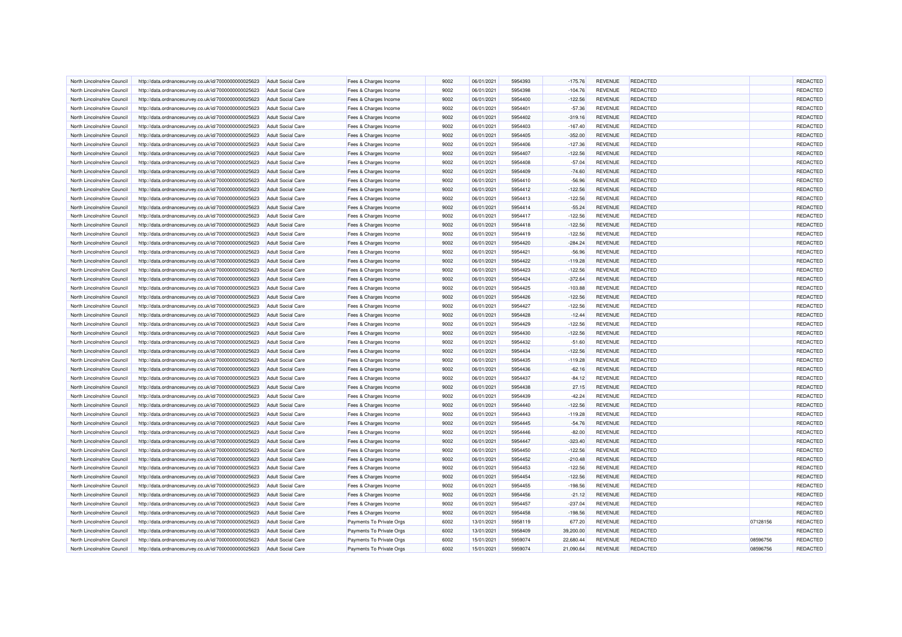| North Lincolnshire Council | http://data.ordnancesurvey.co.uk/id/7000000000025623 | Adult Social Care | Fees & Charges Income | 9002 | 06/01/2021 | 5954393 | -175.76 | REVENUE | REDACTED | | REDACTED |
|---|---|---|---|---|---|---|---|---|---|---|---|
| North Lincolnshire Council | http://data.ordnancesurvey.co.uk/id/7000000000025623 | Adult Social Care | Fees & Charges Income | 9002 | 06/01/2021 | 5954398 | -104.76 | REVENUE | REDACTED | | REDACTED |
| North Lincolnshire Council | http://data.ordnancesurvey.co.uk/id/7000000000025623 | Adult Social Care | Fees & Charges Income | 9002 | 06/01/2021 | 5954400 | -122.56 | REVENUE | REDACTED | | REDACTED |
| North Lincolnshire Council | http://data.ordnancesurvey.co.uk/id/7000000000025623 | Adult Social Care | Fees & Charges Income | 9002 | 06/01/2021 | 5954401 | -57.36 | REVENUE | REDACTED | | REDACTED |
| North Lincolnshire Council | http://data.ordnancesurvey.co.uk/id/7000000000025623 | Adult Social Care | Fees & Charges Income | 9002 | 06/01/2021 | 5954402 | -319.16 | REVENUE | REDACTED | | REDACTED |
| North Lincolnshire Council | http://data.ordnancesurvey.co.uk/id/7000000000025623 | Adult Social Care | Fees & Charges Income | 9002 | 06/01/2021 | 5954403 | -167.40 | REVENUE | REDACTED | | REDACTED |
| North Lincolnshire Council | http://data.ordnancesurvey.co.uk/id/7000000000025623 | Adult Social Care | Fees & Charges Income | 9002 | 06/01/2021 | 5954405 | -352.00 | REVENUE | REDACTED | | REDACTED |
| North Lincolnshire Council | http://data.ordnancesurvey.co.uk/id/7000000000025623 | Adult Social Care | Fees & Charges Income | 9002 | 06/01/2021 | 5954406 | -127.36 | REVENUE | REDACTED | | REDACTED |
| North Lincolnshire Council | http://data.ordnancesurvey.co.uk/id/7000000000025623 | Adult Social Care | Fees & Charges Income | 9002 | 06/01/2021 | 5954407 | -122.56 | REVENUE | REDACTED | | REDACTED |
| North Lincolnshire Council | http://data.ordnancesurvey.co.uk/id/7000000000025623 | Adult Social Care | Fees & Charges Income | 9002 | 06/01/2021 | 5954408 | -57.04 | REVENUE | REDACTED | | REDACTED |
| North Lincolnshire Council | http://data.ordnancesurvey.co.uk/id/7000000000025623 | Adult Social Care | Fees & Charges Income | 9002 | 06/01/2021 | 5954409 | -74.60 | REVENUE | REDACTED | | REDACTED |
| North Lincolnshire Council | http://data.ordnancesurvey.co.uk/id/7000000000025623 | Adult Social Care | Fees & Charges Income | 9002 | 06/01/2021 | 5954410 | -56.96 | REVENUE | REDACTED | | REDACTED |
| North Lincolnshire Council | http://data.ordnancesurvey.co.uk/id/7000000000025623 | Adult Social Care | Fees & Charges Income | 9002 | 06/01/2021 | 5954412 | -122.56 | REVENUE | REDACTED | | REDACTED |
| North Lincolnshire Council | http://data.ordnancesurvey.co.uk/id/7000000000025623 | Adult Social Care | Fees & Charges Income | 9002 | 06/01/2021 | 5954413 | -122.56 | REVENUE | REDACTED | | REDACTED |
| North Lincolnshire Council | http://data.ordnancesurvey.co.uk/id/7000000000025623 | Adult Social Care | Fees & Charges Income | 9002 | 06/01/2021 | 5954414 | -55.24 | REVENUE | REDACTED | | REDACTED |
| North Lincolnshire Council | http://data.ordnancesurvey.co.uk/id/7000000000025623 | Adult Social Care | Fees & Charges Income | 9002 | 06/01/2021 | 5954417 | -122.56 | REVENUE | REDACTED | | REDACTED |
| North Lincolnshire Council | http://data.ordnancesurvey.co.uk/id/7000000000025623 | Adult Social Care | Fees & Charges Income | 9002 | 06/01/2021 | 5954418 | -122.56 | REVENUE | REDACTED | | REDACTED |
| North Lincolnshire Council | http://data.ordnancesurvey.co.uk/id/7000000000025623 | Adult Social Care | Fees & Charges Income | 9002 | 06/01/2021 | 5954419 | -122.56 | REVENUE | REDACTED | | REDACTED |
| North Lincolnshire Council | http://data.ordnancesurvey.co.uk/id/7000000000025623 | Adult Social Care | Fees & Charges Income | 9002 | 06/01/2021 | 5954420 | -284.24 | REVENUE | REDACTED | | REDACTED |
| North Lincolnshire Council | http://data.ordnancesurvey.co.uk/id/7000000000025623 | Adult Social Care | Fees & Charges Income | 9002 | 06/01/2021 | 5954421 | -56.96 | REVENUE | REDACTED | | REDACTED |
| North Lincolnshire Council | http://data.ordnancesurvey.co.uk/id/7000000000025623 | Adult Social Care | Fees & Charges Income | 9002 | 06/01/2021 | 5954422 | -119.28 | REVENUE | REDACTED | | REDACTED |
| North Lincolnshire Council | http://data.ordnancesurvey.co.uk/id/7000000000025623 | Adult Social Care | Fees & Charges Income | 9002 | 06/01/2021 | 5954423 | -122.56 | REVENUE | REDACTED | | REDACTED |
| North Lincolnshire Council | http://data.ordnancesurvey.co.uk/id/7000000000025623 | Adult Social Care | Fees & Charges Income | 9002 | 06/01/2021 | 5954424 | -372.64 | REVENUE | REDACTED | | REDACTED |
| North Lincolnshire Council | http://data.ordnancesurvey.co.uk/id/7000000000025623 | Adult Social Care | Fees & Charges Income | 9002 | 06/01/2021 | 5954425 | -103.88 | REVENUE | REDACTED | | REDACTED |
| North Lincolnshire Council | http://data.ordnancesurvey.co.uk/id/7000000000025623 | Adult Social Care | Fees & Charges Income | 9002 | 06/01/2021 | 5954426 | -122.56 | REVENUE | REDACTED | | REDACTED |
| North Lincolnshire Council | http://data.ordnancesurvey.co.uk/id/7000000000025623 | Adult Social Care | Fees & Charges Income | 9002 | 06/01/2021 | 5954427 | -122.56 | REVENUE | REDACTED | | REDACTED |
| North Lincolnshire Council | http://data.ordnancesurvey.co.uk/id/7000000000025623 | Adult Social Care | Fees & Charges Income | 9002 | 06/01/2021 | 5954428 | -12.44 | REVENUE | REDACTED | | REDACTED |
| North Lincolnshire Council | http://data.ordnancesurvey.co.uk/id/7000000000025623 | Adult Social Care | Fees & Charges Income | 9002 | 06/01/2021 | 5954429 | -122.56 | REVENUE | REDACTED | | REDACTED |
| North Lincolnshire Council | http://data.ordnancesurvey.co.uk/id/7000000000025623 | Adult Social Care | Fees & Charges Income | 9002 | 06/01/2021 | 5954430 | -122.56 | REVENUE | REDACTED | | REDACTED |
| North Lincolnshire Council | http://data.ordnancesurvey.co.uk/id/7000000000025623 | Adult Social Care | Fees & Charges Income | 9002 | 06/01/2021 | 5954432 | -51.60 | REVENUE | REDACTED | | REDACTED |
| North Lincolnshire Council | http://data.ordnancesurvey.co.uk/id/7000000000025623 | Adult Social Care | Fees & Charges Income | 9002 | 06/01/2021 | 5954434 | -122.56 | REVENUE | REDACTED | | REDACTED |
| North Lincolnshire Council | http://data.ordnancesurvey.co.uk/id/7000000000025623 | Adult Social Care | Fees & Charges Income | 9002 | 06/01/2021 | 5954435 | -119.28 | REVENUE | REDACTED | | REDACTED |
| North Lincolnshire Council | http://data.ordnancesurvey.co.uk/id/7000000000025623 | Adult Social Care | Fees & Charges Income | 9002 | 06/01/2021 | 5954436 | -62.16 | REVENUE | REDACTED | | REDACTED |
| North Lincolnshire Council | http://data.ordnancesurvey.co.uk/id/7000000000025623 | Adult Social Care | Fees & Charges Income | 9002 | 06/01/2021 | 5954437 | -84.12 | REVENUE | REDACTED | | REDACTED |
| North Lincolnshire Council | http://data.ordnancesurvey.co.uk/id/7000000000025623 | Adult Social Care | Fees & Charges Income | 9002 | 06/01/2021 | 5954438 | 27.15 | REVENUE | REDACTED | | REDACTED |
| North Lincolnshire Council | http://data.ordnancesurvey.co.uk/id/7000000000025623 | Adult Social Care | Fees & Charges Income | 9002 | 06/01/2021 | 5954439 | -42.24 | REVENUE | REDACTED | | REDACTED |
| North Lincolnshire Council | http://data.ordnancesurvey.co.uk/id/7000000000025623 | Adult Social Care | Fees & Charges Income | 9002 | 06/01/2021 | 5954440 | -122.56 | REVENUE | REDACTED | | REDACTED |
| North Lincolnshire Council | http://data.ordnancesurvey.co.uk/id/7000000000025623 | Adult Social Care | Fees & Charges Income | 9002 | 06/01/2021 | 5954443 | -119.28 | REVENUE | REDACTED | | REDACTED |
| North Lincolnshire Council | http://data.ordnancesurvey.co.uk/id/7000000000025623 | Adult Social Care | Fees & Charges Income | 9002 | 06/01/2021 | 5954445 | -54.76 | REVENUE | REDACTED | | REDACTED |
| North Lincolnshire Council | http://data.ordnancesurvey.co.uk/id/7000000000025623 | Adult Social Care | Fees & Charges Income | 9002 | 06/01/2021 | 5954446 | -82.00 | REVENUE | REDACTED | | REDACTED |
| North Lincolnshire Council | http://data.ordnancesurvey.co.uk/id/7000000000025623 | Adult Social Care | Fees & Charges Income | 9002 | 06/01/2021 | 5954447 | -323.40 | REVENUE | REDACTED | | REDACTED |
| North Lincolnshire Council | http://data.ordnancesurvey.co.uk/id/7000000000025623 | Adult Social Care | Fees & Charges Income | 9002 | 06/01/2021 | 5954450 | -122.56 | REVENUE | REDACTED | | REDACTED |
| North Lincolnshire Council | http://data.ordnancesurvey.co.uk/id/7000000000025623 | Adult Social Care | Fees & Charges Income | 9002 | 06/01/2021 | 5954452 | -210.48 | REVENUE | REDACTED | | REDACTED |
| North Lincolnshire Council | http://data.ordnancesurvey.co.uk/id/7000000000025623 | Adult Social Care | Fees & Charges Income | 9002 | 06/01/2021 | 5954453 | -122.56 | REVENUE | REDACTED | | REDACTED |
| North Lincolnshire Council | http://data.ordnancesurvey.co.uk/id/7000000000025623 | Adult Social Care | Fees & Charges Income | 9002 | 06/01/2021 | 5954454 | -122.56 | REVENUE | REDACTED | | REDACTED |
| North Lincolnshire Council | http://data.ordnancesurvey.co.uk/id/7000000000025623 | Adult Social Care | Fees & Charges Income | 9002 | 06/01/2021 | 5954455 | -198.56 | REVENUE | REDACTED | | REDACTED |
| North Lincolnshire Council | http://data.ordnancesurvey.co.uk/id/7000000000025623 | Adult Social Care | Fees & Charges Income | 9002 | 06/01/2021 | 5954456 | -21.12 | REVENUE | REDACTED | | REDACTED |
| North Lincolnshire Council | http://data.ordnancesurvey.co.uk/id/7000000000025623 | Adult Social Care | Fees & Charges Income | 9002 | 06/01/2021 | 5954457 | -237.04 | REVENUE | REDACTED | | REDACTED |
| North Lincolnshire Council | http://data.ordnancesurvey.co.uk/id/7000000000025623 | Adult Social Care | Fees & Charges Income | 9002 | 06/01/2021 | 5954458 | -198.56 | REVENUE | REDACTED | | REDACTED |
| North Lincolnshire Council | http://data.ordnancesurvey.co.uk/id/7000000000025623 | Adult Social Care | Payments To Private Orgs | 6002 | 13/01/2021 | 5958119 | 677.20 | REVENUE | REDACTED | 07128156 | REDACTED |
| North Lincolnshire Council | http://data.ordnancesurvey.co.uk/id/7000000000025623 | Adult Social Care | Payments To Private Orgs | 6002 | 13/01/2021 | 5958409 | 39,200.00 | REVENUE | REDACTED | | REDACTED |
| North Lincolnshire Council | http://data.ordnancesurvey.co.uk/id/7000000000025623 | Adult Social Care | Payments To Private Orgs | 6002 | 15/01/2021 | 5959074 | 22,680.44 | REVENUE | REDACTED | 08596756 | REDACTED |
| North Lincolnshire Council | http://data.ordnancesurvey.co.uk/id/7000000000025623 | Adult Social Care | Payments To Private Orgs | 6002 | 15/01/2021 | 5959074 | 21,090.64 | REVENUE | REDACTED | 08596756 | REDACTED |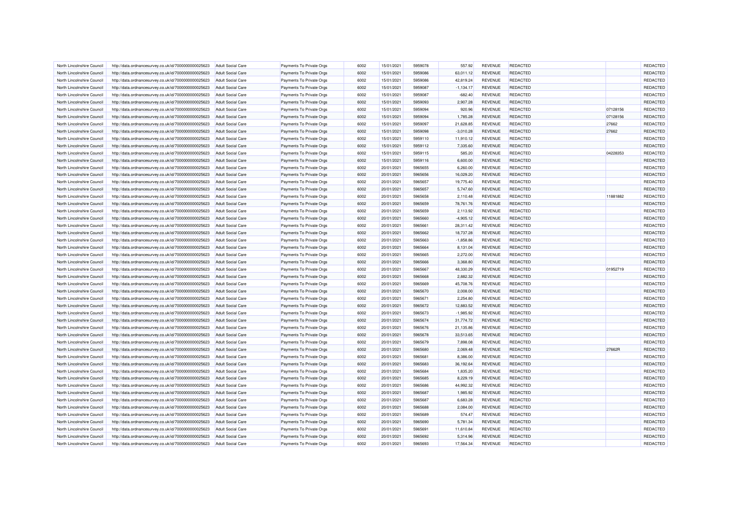| North Lincolnshire Council | http://data.ordnancesurvey.co.uk/id/7000000000025623 | Adult Social Care | Payments To Private Orgs | 6002 | 15/01/2021 | 5959078 | 557.92 | REVENUE | REDACTED | | REDACTED |
|---|---|---|---|---|---|---|---|---|---|---|---|
| North Lincolnshire Council | http://data.ordnancesurvey.co.uk/id/7000000000025623 | Adult Social Care | Payments To Private Orgs | 6002 | 15/01/2021 | 5959086 | 63,011.12 | REVENUE | REDACTED | | REDACTED |
| North Lincolnshire Council | http://data.ordnancesurvey.co.uk/id/7000000000025623 | Adult Social Care | Payments To Private Orgs | 6002 | 15/01/2021 | 5959086 | 42,819.24 | REVENUE | REDACTED | | REDACTED |
| North Lincolnshire Council | http://data.ordnancesurvey.co.uk/id/7000000000025623 | Adult Social Care | Payments To Private Orgs | 6002 | 15/01/2021 | 5959087 | -1,134.17 | REVENUE | REDACTED | | REDACTED |
| North Lincolnshire Council | http://data.ordnancesurvey.co.uk/id/7000000000025623 | Adult Social Care | Payments To Private Orgs | 6002 | 15/01/2021 | 5959087 | -682.40 | REVENUE | REDACTED | | REDACTED |
| North Lincolnshire Council | http://data.ordnancesurvey.co.uk/id/7000000000025623 | Adult Social Care | Payments To Private Orgs | 6002 | 15/01/2021 | 5959093 | 2,907.28 | REVENUE | REDACTED | | REDACTED |
| North Lincolnshire Council | http://data.ordnancesurvey.co.uk/id/7000000000025623 | Adult Social Care | Payments To Private Orgs | 6002 | 15/01/2021 | 5959094 | 920.96 | REVENUE | REDACTED | 07128156 | REDACTED |
| North Lincolnshire Council | http://data.ordnancesurvey.co.uk/id/7000000000025623 | Adult Social Care | Payments To Private Orgs | 6002 | 15/01/2021 | 5959094 | 1,785.28 | REVENUE | REDACTED | 07128156 | REDACTED |
| North Lincolnshire Council | http://data.ordnancesurvey.co.uk/id/7000000000025623 | Adult Social Care | Payments To Private Orgs | 6002 | 15/01/2021 | 5959097 | 21,628.85 | REVENUE | REDACTED | 27662 | REDACTED |
| North Lincolnshire Council | http://data.ordnancesurvey.co.uk/id/7000000000025623 | Adult Social Care | Payments To Private Orgs | 6002 | 15/01/2021 | 5959098 | -3,010.28 | REVENUE | REDACTED | 27662 | REDACTED |
| North Lincolnshire Council | http://data.ordnancesurvey.co.uk/id/7000000000025623 | Adult Social Care | Payments To Private Orgs | 6002 | 15/01/2021 | 5959110 | 11,910.12 | REVENUE | REDACTED | | REDACTED |
| North Lincolnshire Council | http://data.ordnancesurvey.co.uk/id/7000000000025623 | Adult Social Care | Payments To Private Orgs | 6002 | 15/01/2021 | 5959112 | 7,335.60 | REVENUE | REDACTED | | REDACTED |
| North Lincolnshire Council | http://data.ordnancesurvey.co.uk/id/7000000000025623 | Adult Social Care | Payments To Private Orgs | 6002 | 15/01/2021 | 5959115 | 585.20 | REVENUE | REDACTED | 04228353 | REDACTED |
| North Lincolnshire Council | http://data.ordnancesurvey.co.uk/id/7000000000025623 | Adult Social Care | Payments To Private Orgs | 6002 | 15/01/2021 | 5959116 | 6,600.00 | REVENUE | REDACTED | | REDACTED |
| North Lincolnshire Council | http://data.ordnancesurvey.co.uk/id/7000000000025623 | Adult Social Care | Payments To Private Orgs | 6002 | 20/01/2021 | 5965655 | 6,260.00 | REVENUE | REDACTED | | REDACTED |
| North Lincolnshire Council | http://data.ordnancesurvey.co.uk/id/7000000000025623 | Adult Social Care | Payments To Private Orgs | 6002 | 20/01/2021 | 5965656 | 16,029.20 | REVENUE | REDACTED | | REDACTED |
| North Lincolnshire Council | http://data.ordnancesurvey.co.uk/id/7000000000025623 | Adult Social Care | Payments To Private Orgs | 6002 | 20/01/2021 | 5965657 | 19,775.40 | REVENUE | REDACTED | | REDACTED |
| North Lincolnshire Council | http://data.ordnancesurvey.co.uk/id/7000000000025623 | Adult Social Care | Payments To Private Orgs | 6002 | 20/01/2021 | 5965657 | 5,747.60 | REVENUE | REDACTED | | REDACTED |
| North Lincolnshire Council | http://data.ordnancesurvey.co.uk/id/7000000000025623 | Adult Social Care | Payments To Private Orgs | 6002 | 20/01/2021 | 5965658 | 2,110.48 | REVENUE | REDACTED | 11881882 | REDACTED |
| North Lincolnshire Council | http://data.ordnancesurvey.co.uk/id/7000000000025623 | Adult Social Care | Payments To Private Orgs | 6002 | 20/01/2021 | 5965659 | 78,761.76 | REVENUE | REDACTED | | REDACTED |
| North Lincolnshire Council | http://data.ordnancesurvey.co.uk/id/7000000000025623 | Adult Social Care | Payments To Private Orgs | 6002 | 20/01/2021 | 5965659 | 2,113.92 | REVENUE | REDACTED | | REDACTED |
| North Lincolnshire Council | http://data.ordnancesurvey.co.uk/id/7000000000025623 | Adult Social Care | Payments To Private Orgs | 6002 | 20/01/2021 | 5965660 | -4,905.12 | REVENUE | REDACTED | | REDACTED |
| North Lincolnshire Council | http://data.ordnancesurvey.co.uk/id/7000000000025623 | Adult Social Care | Payments To Private Orgs | 6002 | 20/01/2021 | 5965661 | 28,311.42 | REVENUE | REDACTED | | REDACTED |
| North Lincolnshire Council | http://data.ordnancesurvey.co.uk/id/7000000000025623 | Adult Social Care | Payments To Private Orgs | 6002 | 20/01/2021 | 5965662 | 18,737.28 | REVENUE | REDACTED | | REDACTED |
| North Lincolnshire Council | http://data.ordnancesurvey.co.uk/id/7000000000025623 | Adult Social Care | Payments To Private Orgs | 6002 | 20/01/2021 | 5965663 | -1,858.86 | REVENUE | REDACTED | | REDACTED |
| North Lincolnshire Council | http://data.ordnancesurvey.co.uk/id/7000000000025623 | Adult Social Care | Payments To Private Orgs | 6002 | 20/01/2021 | 5965664 | 8,131.04 | REVENUE | REDACTED | | REDACTED |
| North Lincolnshire Council | http://data.ordnancesurvey.co.uk/id/7000000000025623 | Adult Social Care | Payments To Private Orgs | 6002 | 20/01/2021 | 5965665 | 2,272.00 | REVENUE | REDACTED | | REDACTED |
| North Lincolnshire Council | http://data.ordnancesurvey.co.uk/id/7000000000025623 | Adult Social Care | Payments To Private Orgs | 6002 | 20/01/2021 | 5965666 | 3,368.80 | REVENUE | REDACTED | | REDACTED |
| North Lincolnshire Council | http://data.ordnancesurvey.co.uk/id/7000000000025623 | Adult Social Care | Payments To Private Orgs | 6002 | 20/01/2021 | 5965667 | 48,330.29 | REVENUE | REDACTED | 01952719 | REDACTED |
| North Lincolnshire Council | http://data.ordnancesurvey.co.uk/id/7000000000025623 | Adult Social Care | Payments To Private Orgs | 6002 | 20/01/2021 | 5965668 | 2,882.32 | REVENUE | REDACTED | | REDACTED |
| North Lincolnshire Council | http://data.ordnancesurvey.co.uk/id/7000000000025623 | Adult Social Care | Payments To Private Orgs | 6002 | 20/01/2021 | 5965669 | 45,708.76 | REVENUE | REDACTED | | REDACTED |
| North Lincolnshire Council | http://data.ordnancesurvey.co.uk/id/7000000000025623 | Adult Social Care | Payments To Private Orgs | 6002 | 20/01/2021 | 5965670 | 2,008.00 | REVENUE | REDACTED | | REDACTED |
| North Lincolnshire Council | http://data.ordnancesurvey.co.uk/id/7000000000025623 | Adult Social Care | Payments To Private Orgs | 6002 | 20/01/2021 | 5965671 | 2,254.80 | REVENUE | REDACTED | | REDACTED |
| North Lincolnshire Council | http://data.ordnancesurvey.co.uk/id/7000000000025623 | Adult Social Care | Payments To Private Orgs | 6002 | 20/01/2021 | 5965672 | 12,883.52 | REVENUE | REDACTED | | REDACTED |
| North Lincolnshire Council | http://data.ordnancesurvey.co.uk/id/7000000000025623 | Adult Social Care | Payments To Private Orgs | 6002 | 20/01/2021 | 5965673 | -1,985.92 | REVENUE | REDACTED | | REDACTED |
| North Lincolnshire Council | http://data.ordnancesurvey.co.uk/id/7000000000025623 | Adult Social Care | Payments To Private Orgs | 6002 | 20/01/2021 | 5965674 | 31,774.72 | REVENUE | REDACTED | | REDACTED |
| North Lincolnshire Council | http://data.ordnancesurvey.co.uk/id/7000000000025623 | Adult Social Care | Payments To Private Orgs | 6002 | 20/01/2021 | 5965676 | 21,135.86 | REVENUE | REDACTED | | REDACTED |
| North Lincolnshire Council | http://data.ordnancesurvey.co.uk/id/7000000000025623 | Adult Social Care | Payments To Private Orgs | 6002 | 20/01/2021 | 5965678 | 33,513.65 | REVENUE | REDACTED | | REDACTED |
| North Lincolnshire Council | http://data.ordnancesurvey.co.uk/id/7000000000025623 | Adult Social Care | Payments To Private Orgs | 6002 | 20/01/2021 | 5965679 | 7,898.08 | REVENUE | REDACTED | | REDACTED |
| North Lincolnshire Council | http://data.ordnancesurvey.co.uk/id/7000000000025623 | Adult Social Care | Payments To Private Orgs | 6002 | 20/01/2021 | 5965680 | 2,089.48 | REVENUE | REDACTED | 27662R | REDACTED |
| North Lincolnshire Council | http://data.ordnancesurvey.co.uk/id/7000000000025623 | Adult Social Care | Payments To Private Orgs | 6002 | 20/01/2021 | 5965681 | 8,386.00 | REVENUE | REDACTED | | REDACTED |
| North Lincolnshire Council | http://data.ordnancesurvey.co.uk/id/7000000000025623 | Adult Social Care | Payments To Private Orgs | 6002 | 20/01/2021 | 5965683 | 36,192.64 | REVENUE | REDACTED | | REDACTED |
| North Lincolnshire Council | http://data.ordnancesurvey.co.uk/id/7000000000025623 | Adult Social Care | Payments To Private Orgs | 6002 | 20/01/2021 | 5965684 | 1,835.20 | REVENUE | REDACTED | | REDACTED |
| North Lincolnshire Council | http://data.ordnancesurvey.co.uk/id/7000000000025623 | Adult Social Care | Payments To Private Orgs | 6002 | 20/01/2021 | 5965685 | 8,229.19 | REVENUE | REDACTED | | REDACTED |
| North Lincolnshire Council | http://data.ordnancesurvey.co.uk/id/7000000000025623 | Adult Social Care | Payments To Private Orgs | 6002 | 20/01/2021 | 5965686 | 44,992.32 | REVENUE | REDACTED | | REDACTED |
| North Lincolnshire Council | http://data.ordnancesurvey.co.uk/id/7000000000025623 | Adult Social Care | Payments To Private Orgs | 6002 | 20/01/2021 | 5965687 | 1,985.92 | REVENUE | REDACTED | | REDACTED |
| North Lincolnshire Council | http://data.ordnancesurvey.co.uk/id/7000000000025623 | Adult Social Care | Payments To Private Orgs | 6002 | 20/01/2021 | 5965687 | 6,683.28 | REVENUE | REDACTED | | REDACTED |
| North Lincolnshire Council | http://data.ordnancesurvey.co.uk/id/7000000000025623 | Adult Social Care | Payments To Private Orgs | 6002 | 20/01/2021 | 5965688 | 2,084.00 | REVENUE | REDACTED | | REDACTED |
| North Lincolnshire Council | http://data.ordnancesurvey.co.uk/id/7000000000025623 | Adult Social Care | Payments To Private Orgs | 6002 | 20/01/2021 | 5965689 | 574.47 | REVENUE | REDACTED | | REDACTED |
| North Lincolnshire Council | http://data.ordnancesurvey.co.uk/id/7000000000025623 | Adult Social Care | Payments To Private Orgs | 6002 | 20/01/2021 | 5965690 | 5,781.34 | REVENUE | REDACTED | | REDACTED |
| North Lincolnshire Council | http://data.ordnancesurvey.co.uk/id/7000000000025623 | Adult Social Care | Payments To Private Orgs | 6002 | 20/01/2021 | 5965691 | 11,610.84 | REVENUE | REDACTED | | REDACTED |
| North Lincolnshire Council | http://data.ordnancesurvey.co.uk/id/7000000000025623 | Adult Social Care | Payments To Private Orgs | 6002 | 20/01/2021 | 5965692 | 5,314.96 | REVENUE | REDACTED | | REDACTED |
| North Lincolnshire Council | http://data.ordnancesurvey.co.uk/id/7000000000025623 | Adult Social Care | Payments To Private Orgs | 6002 | 20/01/2021 | 5965693 | 17,564.34 | REVENUE | REDACTED | | REDACTED |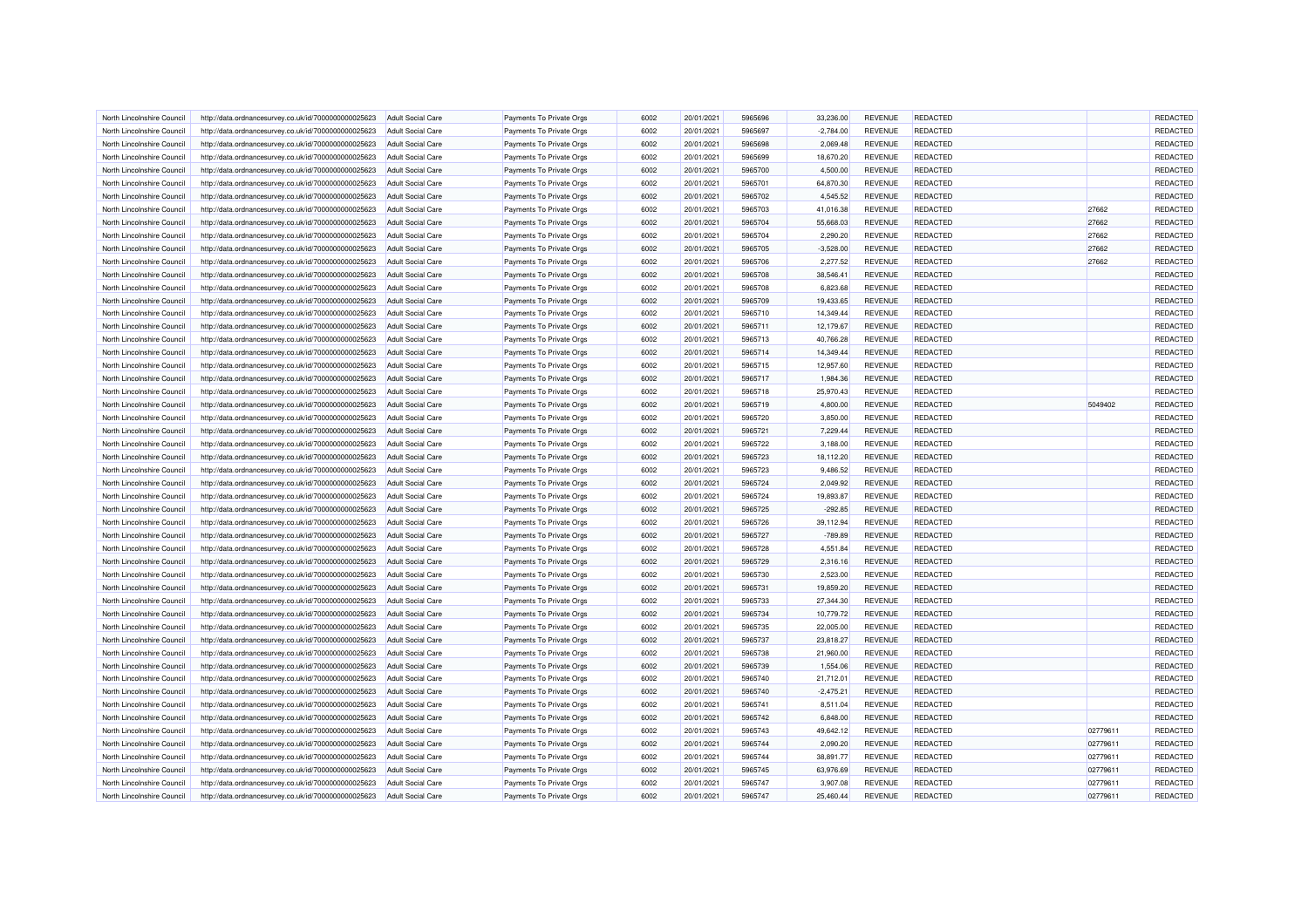| | | | | | | | | | | | |
|---|---|---|---|---|---|---|---|---|---|---|---|
| North Lincolnshire Council | http://data.ordnancesurvey.co.uk/id/7000000000025623 | Adult Social Care | Payments To Private Orgs | 6002 | 20/01/2021 | 5965696 | 33,236.00 | REVENUE | REDACTED | | REDACTED |
| North Lincolnshire Council | http://data.ordnancesurvey.co.uk/id/7000000000025623 | Adult Social Care | Payments To Private Orgs | 6002 | 20/01/2021 | 5965697 | -2,784.00 | REVENUE | REDACTED | | REDACTED |
| North Lincolnshire Council | http://data.ordnancesurvey.co.uk/id/7000000000025623 | Adult Social Care | Payments To Private Orgs | 6002 | 20/01/2021 | 5965698 | 2,069.48 | REVENUE | REDACTED | | REDACTED |
| North Lincolnshire Council | http://data.ordnancesurvey.co.uk/id/7000000000025623 | Adult Social Care | Payments To Private Orgs | 6002 | 20/01/2021 | 5965699 | 18,670.20 | REVENUE | REDACTED | | REDACTED |
| North Lincolnshire Council | http://data.ordnancesurvey.co.uk/id/7000000000025623 | Adult Social Care | Payments To Private Orgs | 6002 | 20/01/2021 | 5965700 | 4,500.00 | REVENUE | REDACTED | | REDACTED |
| North Lincolnshire Council | http://data.ordnancesurvey.co.uk/id/7000000000025623 | Adult Social Care | Payments To Private Orgs | 6002 | 20/01/2021 | 5965701 | 64,870.30 | REVENUE | REDACTED | | REDACTED |
| North Lincolnshire Council | http://data.ordnancesurvey.co.uk/id/7000000000025623 | Adult Social Care | Payments To Private Orgs | 6002 | 20/01/2021 | 5965702 | 4,545.52 | REVENUE | REDACTED | | REDACTED |
| North Lincolnshire Council | http://data.ordnancesurvey.co.uk/id/7000000000025623 | Adult Social Care | Payments To Private Orgs | 6002 | 20/01/2021 | 5965703 | 41,016.38 | REVENUE | REDACTED | 27662 | REDACTED |
| North Lincolnshire Council | http://data.ordnancesurvey.co.uk/id/7000000000025623 | Adult Social Care | Payments To Private Orgs | 6002 | 20/01/2021 | 5965704 | 55,668.03 | REVENUE | REDACTED | 27662 | REDACTED |
| North Lincolnshire Council | http://data.ordnancesurvey.co.uk/id/7000000000025623 | Adult Social Care | Payments To Private Orgs | 6002 | 20/01/2021 | 5965704 | 2,290.20 | REVENUE | REDACTED | 27662 | REDACTED |
| North Lincolnshire Council | http://data.ordnancesurvey.co.uk/id/7000000000025623 | Adult Social Care | Payments To Private Orgs | 6002 | 20/01/2021 | 5965705 | -3,528.00 | REVENUE | REDACTED | 27662 | REDACTED |
| North Lincolnshire Council | http://data.ordnancesurvey.co.uk/id/7000000000025623 | Adult Social Care | Payments To Private Orgs | 6002 | 20/01/2021 | 5965706 | 2,277.52 | REVENUE | REDACTED | 27662 | REDACTED |
| North Lincolnshire Council | http://data.ordnancesurvey.co.uk/id/7000000000025623 | Adult Social Care | Payments To Private Orgs | 6002 | 20/01/2021 | 5965708 | 38,546.41 | REVENUE | REDACTED | | REDACTED |
| North Lincolnshire Council | http://data.ordnancesurvey.co.uk/id/7000000000025623 | Adult Social Care | Payments To Private Orgs | 6002 | 20/01/2021 | 5965708 | 6,823.68 | REVENUE | REDACTED | | REDACTED |
| North Lincolnshire Council | http://data.ordnancesurvey.co.uk/id/7000000000025623 | Adult Social Care | Payments To Private Orgs | 6002 | 20/01/2021 | 5965709 | 19,433.65 | REVENUE | REDACTED | | REDACTED |
| North Lincolnshire Council | http://data.ordnancesurvey.co.uk/id/7000000000025623 | Adult Social Care | Payments To Private Orgs | 6002 | 20/01/2021 | 5965710 | 14,349.44 | REVENUE | REDACTED | | REDACTED |
| North Lincolnshire Council | http://data.ordnancesurvey.co.uk/id/7000000000025623 | Adult Social Care | Payments To Private Orgs | 6002 | 20/01/2021 | 5965711 | 12,179.67 | REVENUE | REDACTED | | REDACTED |
| North Lincolnshire Council | http://data.ordnancesurvey.co.uk/id/7000000000025623 | Adult Social Care | Payments To Private Orgs | 6002 | 20/01/2021 | 5965713 | 40,766.28 | REVENUE | REDACTED | | REDACTED |
| North Lincolnshire Council | http://data.ordnancesurvey.co.uk/id/7000000000025623 | Adult Social Care | Payments To Private Orgs | 6002 | 20/01/2021 | 5965714 | 14,349.44 | REVENUE | REDACTED | | REDACTED |
| North Lincolnshire Council | http://data.ordnancesurvey.co.uk/id/7000000000025623 | Adult Social Care | Payments To Private Orgs | 6002 | 20/01/2021 | 5965715 | 12,957.60 | REVENUE | REDACTED | | REDACTED |
| North Lincolnshire Council | http://data.ordnancesurvey.co.uk/id/7000000000025623 | Adult Social Care | Payments To Private Orgs | 6002 | 20/01/2021 | 5965717 | 1,984.36 | REVENUE | REDACTED | | REDACTED |
| North Lincolnshire Council | http://data.ordnancesurvey.co.uk/id/7000000000025623 | Adult Social Care | Payments To Private Orgs | 6002 | 20/01/2021 | 5965718 | 25,970.43 | REVENUE | REDACTED | | REDACTED |
| North Lincolnshire Council | http://data.ordnancesurvey.co.uk/id/7000000000025623 | Adult Social Care | Payments To Private Orgs | 6002 | 20/01/2021 | 5965719 | 4,800.00 | REVENUE | REDACTED | 5049402 | REDACTED |
| North Lincolnshire Council | http://data.ordnancesurvey.co.uk/id/7000000000025623 | Adult Social Care | Payments To Private Orgs | 6002 | 20/01/2021 | 5965720 | 3,850.00 | REVENUE | REDACTED | | REDACTED |
| North Lincolnshire Council | http://data.ordnancesurvey.co.uk/id/7000000000025623 | Adult Social Care | Payments To Private Orgs | 6002 | 20/01/2021 | 5965721 | 7,229.44 | REVENUE | REDACTED | | REDACTED |
| North Lincolnshire Council | http://data.ordnancesurvey.co.uk/id/7000000000025623 | Adult Social Care | Payments To Private Orgs | 6002 | 20/01/2021 | 5965722 | 3,188.00 | REVENUE | REDACTED | | REDACTED |
| North Lincolnshire Council | http://data.ordnancesurvey.co.uk/id/7000000000025623 | Adult Social Care | Payments To Private Orgs | 6002 | 20/01/2021 | 5965723 | 18,112.20 | REVENUE | REDACTED | | REDACTED |
| North Lincolnshire Council | http://data.ordnancesurvey.co.uk/id/7000000000025623 | Adult Social Care | Payments To Private Orgs | 6002 | 20/01/2021 | 5965723 | 9,486.52 | REVENUE | REDACTED | | REDACTED |
| North Lincolnshire Council | http://data.ordnancesurvey.co.uk/id/7000000000025623 | Adult Social Care | Payments To Private Orgs | 6002 | 20/01/2021 | 5965724 | 2,049.92 | REVENUE | REDACTED | | REDACTED |
| North Lincolnshire Council | http://data.ordnancesurvey.co.uk/id/7000000000025623 | Adult Social Care | Payments To Private Orgs | 6002 | 20/01/2021 | 5965724 | 19,893.87 | REVENUE | REDACTED | | REDACTED |
| North Lincolnshire Council | http://data.ordnancesurvey.co.uk/id/7000000000025623 | Adult Social Care | Payments To Private Orgs | 6002 | 20/01/2021 | 5965725 | -292.85 | REVENUE | REDACTED | | REDACTED |
| North Lincolnshire Council | http://data.ordnancesurvey.co.uk/id/7000000000025623 | Adult Social Care | Payments To Private Orgs | 6002 | 20/01/2021 | 5965726 | 39,112.94 | REVENUE | REDACTED | | REDACTED |
| North Lincolnshire Council | http://data.ordnancesurvey.co.uk/id/7000000000025623 | Adult Social Care | Payments To Private Orgs | 6002 | 20/01/2021 | 5965727 | -789.89 | REVENUE | REDACTED | | REDACTED |
| North Lincolnshire Council | http://data.ordnancesurvey.co.uk/id/7000000000025623 | Adult Social Care | Payments To Private Orgs | 6002 | 20/01/2021 | 5965728 | 4,551.84 | REVENUE | REDACTED | | REDACTED |
| North Lincolnshire Council | http://data.ordnancesurvey.co.uk/id/7000000000025623 | Adult Social Care | Payments To Private Orgs | 6002 | 20/01/2021 | 5965729 | 2,316.16 | REVENUE | REDACTED | | REDACTED |
| North Lincolnshire Council | http://data.ordnancesurvey.co.uk/id/7000000000025623 | Adult Social Care | Payments To Private Orgs | 6002 | 20/01/2021 | 5965730 | 2,523.00 | REVENUE | REDACTED | | REDACTED |
| North Lincolnshire Council | http://data.ordnancesurvey.co.uk/id/7000000000025623 | Adult Social Care | Payments To Private Orgs | 6002 | 20/01/2021 | 5965731 | 19,859.20 | REVENUE | REDACTED | | REDACTED |
| North Lincolnshire Council | http://data.ordnancesurvey.co.uk/id/7000000000025623 | Adult Social Care | Payments To Private Orgs | 6002 | 20/01/2021 | 5965733 | 27,344.30 | REVENUE | REDACTED | | REDACTED |
| North Lincolnshire Council | http://data.ordnancesurvey.co.uk/id/7000000000025623 | Adult Social Care | Payments To Private Orgs | 6002 | 20/01/2021 | 5965734 | 10,779.72 | REVENUE | REDACTED | | REDACTED |
| North Lincolnshire Council | http://data.ordnancesurvey.co.uk/id/7000000000025623 | Adult Social Care | Payments To Private Orgs | 6002 | 20/01/2021 | 5965735 | 22,005.00 | REVENUE | REDACTED | | REDACTED |
| North Lincolnshire Council | http://data.ordnancesurvey.co.uk/id/7000000000025623 | Adult Social Care | Payments To Private Orgs | 6002 | 20/01/2021 | 5965737 | 23,818.27 | REVENUE | REDACTED | | REDACTED |
| North Lincolnshire Council | http://data.ordnancesurvey.co.uk/id/7000000000025623 | Adult Social Care | Payments To Private Orgs | 6002 | 20/01/2021 | 5965738 | 21,960.00 | REVENUE | REDACTED | | REDACTED |
| North Lincolnshire Council | http://data.ordnancesurvey.co.uk/id/7000000000025623 | Adult Social Care | Payments To Private Orgs | 6002 | 20/01/2021 | 5965739 | 1,554.06 | REVENUE | REDACTED | | REDACTED |
| North Lincolnshire Council | http://data.ordnancesurvey.co.uk/id/7000000000025623 | Adult Social Care | Payments To Private Orgs | 6002 | 20/01/2021 | 5965740 | 21,712.01 | REVENUE | REDACTED | | REDACTED |
| North Lincolnshire Council | http://data.ordnancesurvey.co.uk/id/7000000000025623 | Adult Social Care | Payments To Private Orgs | 6002 | 20/01/2021 | 5965740 | -2,475.21 | REVENUE | REDACTED | | REDACTED |
| North Lincolnshire Council | http://data.ordnancesurvey.co.uk/id/7000000000025623 | Adult Social Care | Payments To Private Orgs | 6002 | 20/01/2021 | 5965741 | 8,511.04 | REVENUE | REDACTED | | REDACTED |
| North Lincolnshire Council | http://data.ordnancesurvey.co.uk/id/7000000000025623 | Adult Social Care | Payments To Private Orgs | 6002 | 20/01/2021 | 5965742 | 6,848.00 | REVENUE | REDACTED | | REDACTED |
| North Lincolnshire Council | http://data.ordnancesurvey.co.uk/id/7000000000025623 | Adult Social Care | Payments To Private Orgs | 6002 | 20/01/2021 | 5965743 | 49,642.12 | REVENUE | REDACTED | 02779611 | REDACTED |
| North Lincolnshire Council | http://data.ordnancesurvey.co.uk/id/7000000000025623 | Adult Social Care | Payments To Private Orgs | 6002 | 20/01/2021 | 5965744 | 2,090.20 | REVENUE | REDACTED | 02779611 | REDACTED |
| North Lincolnshire Council | http://data.ordnancesurvey.co.uk/id/7000000000025623 | Adult Social Care | Payments To Private Orgs | 6002 | 20/01/2021 | 5965744 | 38,891.77 | REVENUE | REDACTED | 02779611 | REDACTED |
| North Lincolnshire Council | http://data.ordnancesurvey.co.uk/id/7000000000025623 | Adult Social Care | Payments To Private Orgs | 6002 | 20/01/2021 | 5965745 | 63,976.69 | REVENUE | REDACTED | 02779611 | REDACTED |
| North Lincolnshire Council | http://data.ordnancesurvey.co.uk/id/7000000000025623 | Adult Social Care | Payments To Private Orgs | 6002 | 20/01/2021 | 5965747 | 3,907.08 | REVENUE | REDACTED | 02779611 | REDACTED |
| North Lincolnshire Council | http://data.ordnancesurvey.co.uk/id/7000000000025623 | Adult Social Care | Payments To Private Orgs | 6002 | 20/01/2021 | 5965747 | 25,460.44 | REVENUE | REDACTED | 02779611 | REDACTED |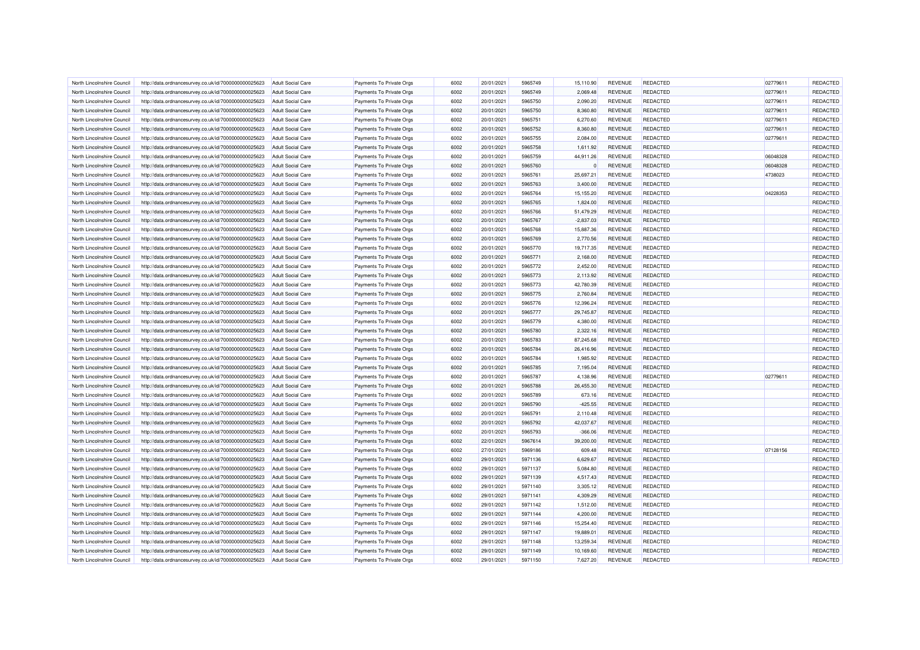| North Lincolnshire Council | http://data.ordnancesurvey.co.uk/id/7000000000025623 | Adult Social Care | Payments To Private Orgs | 6002 | 20/01/2021 | 5965749 | 15,110.90 | REVENUE | REDACTED | 02779611 | REDACTED |
|---|---|---|---|---|---|---|---|---|---|---|---|
| North Lincolnshire Council | http://data.ordnancesurvey.co.uk/id/7000000000025623 | Adult Social Care | Payments To Private Orgs | 6002 | 20/01/2021 | 5965749 | 2,069.48 | REVENUE | REDACTED | 02779611 | REDACTED |
| North Lincolnshire Council | http://data.ordnancesurvey.co.uk/id/7000000000025623 | Adult Social Care | Payments To Private Orgs | 6002 | 20/01/2021 | 5965750 | 2,090.20 | REVENUE | REDACTED | 02779611 | REDACTED |
| North Lincolnshire Council | http://data.ordnancesurvey.co.uk/id/7000000000025623 | Adult Social Care | Payments To Private Orgs | 6002 | 20/01/2021 | 5965750 | 8,360.80 | REVENUE | REDACTED | 02779611 | REDACTED |
| North Lincolnshire Council | http://data.ordnancesurvey.co.uk/id/7000000000025623 | Adult Social Care | Payments To Private Orgs | 6002 | 20/01/2021 | 5965751 | 6,270.60 | REVENUE | REDACTED | 02779611 | REDACTED |
| North Lincolnshire Council | http://data.ordnancesurvey.co.uk/id/7000000000025623 | Adult Social Care | Payments To Private Orgs | 6002 | 20/01/2021 | 5965752 | 8,360.80 | REVENUE | REDACTED | 02779611 | REDACTED |
| North Lincolnshire Council | http://data.ordnancesurvey.co.uk/id/7000000000025623 | Adult Social Care | Payments To Private Orgs | 6002 | 20/01/2021 | 5965755 | 2,084.00 | REVENUE | REDACTED | 02779611 | REDACTED |
| North Lincolnshire Council | http://data.ordnancesurvey.co.uk/id/7000000000025623 | Adult Social Care | Payments To Private Orgs | 6002 | 20/01/2021 | 5965758 | 1,611.92 | REVENUE | REDACTED | | REDACTED |
| North Lincolnshire Council | http://data.ordnancesurvey.co.uk/id/7000000000025623 | Adult Social Care | Payments To Private Orgs | 6002 | 20/01/2021 | 5965759 | 44,911.26 | REVENUE | REDACTED | 06048328 | REDACTED |
| North Lincolnshire Council | http://data.ordnancesurvey.co.uk/id/7000000000025623 | Adult Social Care | Payments To Private Orgs | 6002 | 20/01/2021 | 5965760 | 0 | REVENUE | REDACTED | 06048328 | REDACTED |
| North Lincolnshire Council | http://data.ordnancesurvey.co.uk/id/7000000000025623 | Adult Social Care | Payments To Private Orgs | 6002 | 20/01/2021 | 5965761 | 25,697.21 | REVENUE | REDACTED | 4738023 | REDACTED |
| North Lincolnshire Council | http://data.ordnancesurvey.co.uk/id/7000000000025623 | Adult Social Care | Payments To Private Orgs | 6002 | 20/01/2021 | 5965763 | 3,400.00 | REVENUE | REDACTED | | REDACTED |
| North Lincolnshire Council | http://data.ordnancesurvey.co.uk/id/7000000000025623 | Adult Social Care | Payments To Private Orgs | 6002 | 20/01/2021 | 5965764 | 15,155.20 | REVENUE | REDACTED | 04228353 | REDACTED |
| North Lincolnshire Council | http://data.ordnancesurvey.co.uk/id/7000000000025623 | Adult Social Care | Payments To Private Orgs | 6002 | 20/01/2021 | 5965765 | 1,824.00 | REVENUE | REDACTED | | REDACTED |
| North Lincolnshire Council | http://data.ordnancesurvey.co.uk/id/7000000000025623 | Adult Social Care | Payments To Private Orgs | 6002 | 20/01/2021 | 5965766 | 51,479.29 | REVENUE | REDACTED | | REDACTED |
| North Lincolnshire Council | http://data.ordnancesurvey.co.uk/id/7000000000025623 | Adult Social Care | Payments To Private Orgs | 6002 | 20/01/2021 | 5965767 | -2,837.03 | REVENUE | REDACTED | | REDACTED |
| North Lincolnshire Council | http://data.ordnancesurvey.co.uk/id/7000000000025623 | Adult Social Care | Payments To Private Orgs | 6002 | 20/01/2021 | 5965768 | 15,887.36 | REVENUE | REDACTED | | REDACTED |
| North Lincolnshire Council | http://data.ordnancesurvey.co.uk/id/7000000000025623 | Adult Social Care | Payments To Private Orgs | 6002 | 20/01/2021 | 5965769 | 2,770.56 | REVENUE | REDACTED | | REDACTED |
| North Lincolnshire Council | http://data.ordnancesurvey.co.uk/id/7000000000025623 | Adult Social Care | Payments To Private Orgs | 6002 | 20/01/2021 | 5965770 | 19,717.35 | REVENUE | REDACTED | | REDACTED |
| North Lincolnshire Council | http://data.ordnancesurvey.co.uk/id/7000000000025623 | Adult Social Care | Payments To Private Orgs | 6002 | 20/01/2021 | 5965771 | 2,168.00 | REVENUE | REDACTED | | REDACTED |
| North Lincolnshire Council | http://data.ordnancesurvey.co.uk/id/7000000000025623 | Adult Social Care | Payments To Private Orgs | 6002 | 20/01/2021 | 5965772 | 2,452.00 | REVENUE | REDACTED | | REDACTED |
| North Lincolnshire Council | http://data.ordnancesurvey.co.uk/id/7000000000025623 | Adult Social Care | Payments To Private Orgs | 6002 | 20/01/2021 | 5965773 | 2,113.92 | REVENUE | REDACTED | | REDACTED |
| North Lincolnshire Council | http://data.ordnancesurvey.co.uk/id/7000000000025623 | Adult Social Care | Payments To Private Orgs | 6002 | 20/01/2021 | 5965773 | 42,780.39 | REVENUE | REDACTED | | REDACTED |
| North Lincolnshire Council | http://data.ordnancesurvey.co.uk/id/7000000000025623 | Adult Social Care | Payments To Private Orgs | 6002 | 20/01/2021 | 5965775 | 2,760.84 | REVENUE | REDACTED | | REDACTED |
| North Lincolnshire Council | http://data.ordnancesurvey.co.uk/id/7000000000025623 | Adult Social Care | Payments To Private Orgs | 6002 | 20/01/2021 | 5965776 | 12,396.24 | REVENUE | REDACTED | | REDACTED |
| North Lincolnshire Council | http://data.ordnancesurvey.co.uk/id/7000000000025623 | Adult Social Care | Payments To Private Orgs | 6002 | 20/01/2021 | 5965777 | 29,745.87 | REVENUE | REDACTED | | REDACTED |
| North Lincolnshire Council | http://data.ordnancesurvey.co.uk/id/7000000000025623 | Adult Social Care | Payments To Private Orgs | 6002 | 20/01/2021 | 5965779 | 4,380.00 | REVENUE | REDACTED | | REDACTED |
| North Lincolnshire Council | http://data.ordnancesurvey.co.uk/id/7000000000025623 | Adult Social Care | Payments To Private Orgs | 6002 | 20/01/2021 | 5965780 | 2,322.16 | REVENUE | REDACTED | | REDACTED |
| North Lincolnshire Council | http://data.ordnancesurvey.co.uk/id/7000000000025623 | Adult Social Care | Payments To Private Orgs | 6002 | 20/01/2021 | 5965783 | 87,245.68 | REVENUE | REDACTED | | REDACTED |
| North Lincolnshire Council | http://data.ordnancesurvey.co.uk/id/7000000000025623 | Adult Social Care | Payments To Private Orgs | 6002 | 20/01/2021 | 5965784 | 26,416.96 | REVENUE | REDACTED | | REDACTED |
| North Lincolnshire Council | http://data.ordnancesurvey.co.uk/id/7000000000025623 | Adult Social Care | Payments To Private Orgs | 6002 | 20/01/2021 | 5965784 | 1,985.92 | REVENUE | REDACTED | | REDACTED |
| North Lincolnshire Council | http://data.ordnancesurvey.co.uk/id/7000000000025623 | Adult Social Care | Payments To Private Orgs | 6002 | 20/01/2021 | 5965785 | 7,195.04 | REVENUE | REDACTED | | REDACTED |
| North Lincolnshire Council | http://data.ordnancesurvey.co.uk/id/7000000000025623 | Adult Social Care | Payments To Private Orgs | 6002 | 20/01/2021 | 5965787 | 4,138.96 | REVENUE | REDACTED | 02779611 | REDACTED |
| North Lincolnshire Council | http://data.ordnancesurvey.co.uk/id/7000000000025623 | Adult Social Care | Payments To Private Orgs | 6002 | 20/01/2021 | 5965788 | 26,455.30 | REVENUE | REDACTED | | REDACTED |
| North Lincolnshire Council | http://data.ordnancesurvey.co.uk/id/7000000000025623 | Adult Social Care | Payments To Private Orgs | 6002 | 20/01/2021 | 5965789 | 673.16 | REVENUE | REDACTED | | REDACTED |
| North Lincolnshire Council | http://data.ordnancesurvey.co.uk/id/7000000000025623 | Adult Social Care | Payments To Private Orgs | 6002 | 20/01/2021 | 5965790 | -425.55 | REVENUE | REDACTED | | REDACTED |
| North Lincolnshire Council | http://data.ordnancesurvey.co.uk/id/7000000000025623 | Adult Social Care | Payments To Private Orgs | 6002 | 20/01/2021 | 5965791 | 2,110.48 | REVENUE | REDACTED | | REDACTED |
| North Lincolnshire Council | http://data.ordnancesurvey.co.uk/id/7000000000025623 | Adult Social Care | Payments To Private Orgs | 6002 | 20/01/2021 | 5965792 | 42,037.67 | REVENUE | REDACTED | | REDACTED |
| North Lincolnshire Council | http://data.ordnancesurvey.co.uk/id/7000000000025623 | Adult Social Care | Payments To Private Orgs | 6002 | 20/01/2021 | 5965793 | -366.06 | REVENUE | REDACTED | | REDACTED |
| North Lincolnshire Council | http://data.ordnancesurvey.co.uk/id/7000000000025623 | Adult Social Care | Payments To Private Orgs | 6002 | 22/01/2021 | 5967614 | 39,200.00 | REVENUE | REDACTED | | REDACTED |
| North Lincolnshire Council | http://data.ordnancesurvey.co.uk/id/7000000000025623 | Adult Social Care | Payments To Private Orgs | 6002 | 27/01/2021 | 5969186 | 609.48 | REVENUE | REDACTED | 07128156 | REDACTED |
| North Lincolnshire Council | http://data.ordnancesurvey.co.uk/id/7000000000025623 | Adult Social Care | Payments To Private Orgs | 6002 | 29/01/2021 | 5971136 | 6,629.67 | REVENUE | REDACTED | | REDACTED |
| North Lincolnshire Council | http://data.ordnancesurvey.co.uk/id/7000000000025623 | Adult Social Care | Payments To Private Orgs | 6002 | 29/01/2021 | 5971137 | 5,084.80 | REVENUE | REDACTED | | REDACTED |
| North Lincolnshire Council | http://data.ordnancesurvey.co.uk/id/7000000000025623 | Adult Social Care | Payments To Private Orgs | 6002 | 29/01/2021 | 5971139 | 4,517.43 | REVENUE | REDACTED | | REDACTED |
| North Lincolnshire Council | http://data.ordnancesurvey.co.uk/id/7000000000025623 | Adult Social Care | Payments To Private Orgs | 6002 | 29/01/2021 | 5971140 | 3,305.12 | REVENUE | REDACTED | | REDACTED |
| North Lincolnshire Council | http://data.ordnancesurvey.co.uk/id/7000000000025623 | Adult Social Care | Payments To Private Orgs | 6002 | 29/01/2021 | 5971141 | 4,309.29 | REVENUE | REDACTED | | REDACTED |
| North Lincolnshire Council | http://data.ordnancesurvey.co.uk/id/7000000000025623 | Adult Social Care | Payments To Private Orgs | 6002 | 29/01/2021 | 5971142 | 1,512.00 | REVENUE | REDACTED | | REDACTED |
| North Lincolnshire Council | http://data.ordnancesurvey.co.uk/id/7000000000025623 | Adult Social Care | Payments To Private Orgs | 6002 | 29/01/2021 | 5971144 | 4,200.00 | REVENUE | REDACTED | | REDACTED |
| North Lincolnshire Council | http://data.ordnancesurvey.co.uk/id/7000000000025623 | Adult Social Care | Payments To Private Orgs | 6002 | 29/01/2021 | 5971146 | 15,254.40 | REVENUE | REDACTED | | REDACTED |
| North Lincolnshire Council | http://data.ordnancesurvey.co.uk/id/7000000000025623 | Adult Social Care | Payments To Private Orgs | 6002 | 29/01/2021 | 5971147 | 19,689.01 | REVENUE | REDACTED | | REDACTED |
| North Lincolnshire Council | http://data.ordnancesurvey.co.uk/id/7000000000025623 | Adult Social Care | Payments To Private Orgs | 6002 | 29/01/2021 | 5971148 | 13,259.34 | REVENUE | REDACTED | | REDACTED |
| North Lincolnshire Council | http://data.ordnancesurvey.co.uk/id/7000000000025623 | Adult Social Care | Payments To Private Orgs | 6002 | 29/01/2021 | 5971149 | 10,169.60 | REVENUE | REDACTED | | REDACTED |
| North Lincolnshire Council | http://data.ordnancesurvey.co.uk/id/7000000000025623 | Adult Social Care | Payments To Private Orgs | 6002 | 29/01/2021 | 5971150 | 7,627.20 | REVENUE | REDACTED | | REDACTED |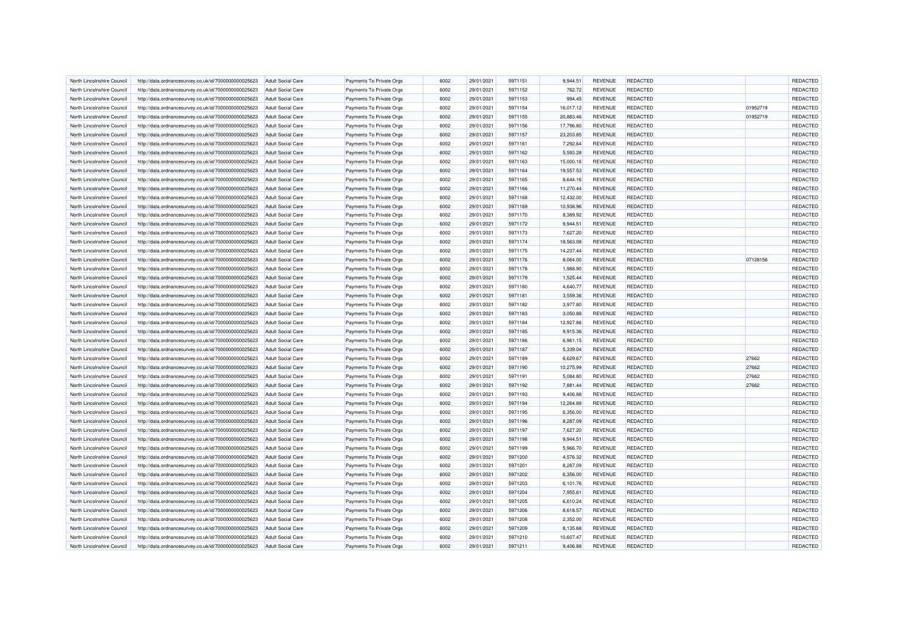| North Lincolnshire Council | http://data.ordnancesurvey.co.uk/id/7000000000025623 | Adult Social Care | Payments To Private Orgs | 6002 | 29/01/2021 | 5971151 | 9,944.51 | REVENUE | REDACTED | | REDACTED |
|---|---|---|---|---|---|---|---|---|---|---|---|
| North Lincolnshire Council | http://data.ordnancesurvey.co.uk/id/7000000000025623 | Adult Social Care | Payments To Private Orgs | 6002 | 29/01/2021 | 5971152 | 762.72 | REVENUE | REDACTED | | REDACTED |
| North Lincolnshire Council | http://data.ordnancesurvey.co.uk/id/7000000000025623 | Adult Social Care | Payments To Private Orgs | 6002 | 29/01/2021 | 5971153 | 994.45 | REVENUE | REDACTED | | REDACTED |
| North Lincolnshire Council | http://data.ordnancesurvey.co.uk/id/7000000000025623 | Adult Social Care | Payments To Private Orgs | 6002 | 29/01/2021 | 5971154 | 16,017.12 | REVENUE | REDACTED | 01952719 | REDACTED |
| North Lincolnshire Council | http://data.ordnancesurvey.co.uk/id/7000000000025623 | Adult Social Care | Payments To Private Orgs | 6002 | 29/01/2021 | 5971155 | 20,883.46 | REVENUE | REDACTED | 01952719 | REDACTED |
| North Lincolnshire Council | http://data.ordnancesurvey.co.uk/id/7000000000025623 | Adult Social Care | Payments To Private Orgs | 6002 | 29/01/2021 | 5971156 | 17,796.80 | REVENUE | REDACTED | | REDACTED |
| North Lincolnshire Council | http://data.ordnancesurvey.co.uk/id/7000000000025623 | Adult Social Care | Payments To Private Orgs | 6002 | 29/01/2021 | 5971157 | 23,203.85 | REVENUE | REDACTED | | REDACTED |
| North Lincolnshire Council | http://data.ordnancesurvey.co.uk/id/7000000000025623 | Adult Social Care | Payments To Private Orgs | 6002 | 29/01/2021 | 5971161 | 7,292.64 | REVENUE | REDACTED | | REDACTED |
| North Lincolnshire Council | http://data.ordnancesurvey.co.uk/id/7000000000025623 | Adult Social Care | Payments To Private Orgs | 6002 | 29/01/2021 | 5971162 | 5,593.28 | REVENUE | REDACTED | | REDACTED |
| North Lincolnshire Council | http://data.ordnancesurvey.co.uk/id/7000000000025623 | Adult Social Care | Payments To Private Orgs | 6002 | 29/01/2021 | 5971163 | 15,000.16 | REVENUE | REDACTED | | REDACTED |
| North Lincolnshire Council | http://data.ordnancesurvey.co.uk/id/7000000000025623 | Adult Social Care | Payments To Private Orgs | 6002 | 29/01/2021 | 5971164 | 19,557.53 | REVENUE | REDACTED | | REDACTED |
| North Lincolnshire Council | http://data.ordnancesurvey.co.uk/id/7000000000025623 | Adult Social Care | Payments To Private Orgs | 6002 | 29/01/2021 | 5971165 | 8,644.16 | REVENUE | REDACTED | | REDACTED |
| North Lincolnshire Council | http://data.ordnancesurvey.co.uk/id/7000000000025623 | Adult Social Care | Payments To Private Orgs | 6002 | 29/01/2021 | 5971166 | 11,270.44 | REVENUE | REDACTED | | REDACTED |
| North Lincolnshire Council | http://data.ordnancesurvey.co.uk/id/7000000000025623 | Adult Social Care | Payments To Private Orgs | 6002 | 29/01/2021 | 5971168 | 12,432.00 | REVENUE | REDACTED | | REDACTED |
| North Lincolnshire Council | http://data.ordnancesurvey.co.uk/id/7000000000025623 | Adult Social Care | Payments To Private Orgs | 6002 | 29/01/2021 | 5971169 | 10,938.96 | REVENUE | REDACTED | | REDACTED |
| North Lincolnshire Council | http://data.ordnancesurvey.co.uk/id/7000000000025623 | Adult Social Care | Payments To Private Orgs | 6002 | 29/01/2021 | 5971170 | 8,389.92 | REVENUE | REDACTED | | REDACTED |
| North Lincolnshire Council | http://data.ordnancesurvey.co.uk/id/7000000000025623 | Adult Social Care | Payments To Private Orgs | 6002 | 29/01/2021 | 5971172 | 9,944.51 | REVENUE | REDACTED | | REDACTED |
| North Lincolnshire Council | http://data.ordnancesurvey.co.uk/id/7000000000025623 | Adult Social Care | Payments To Private Orgs | 6002 | 29/01/2021 | 5971173 | 7,627.20 | REVENUE | REDACTED | | REDACTED |
| North Lincolnshire Council | http://data.ordnancesurvey.co.uk/id/7000000000025623 | Adult Social Care | Payments To Private Orgs | 6002 | 29/01/2021 | 5971174 | 18,563.08 | REVENUE | REDACTED | | REDACTED |
| North Lincolnshire Council | http://data.ordnancesurvey.co.uk/id/7000000000025623 | Adult Social Care | Payments To Private Orgs | 6002 | 29/01/2021 | 5971175 | 14,237.44 | REVENUE | REDACTED | | REDACTED |
| North Lincolnshire Council | http://data.ordnancesurvey.co.uk/id/7000000000025623 | Adult Social Care | Payments To Private Orgs | 6002 | 29/01/2021 | 5971176 | 8,064.00 | REVENUE | REDACTED | 07128156 | REDACTED |
| North Lincolnshire Council | http://data.ordnancesurvey.co.uk/id/7000000000025623 | Adult Social Care | Payments To Private Orgs | 6002 | 29/01/2021 | 5971178 | 1,988.90 | REVENUE | REDACTED | | REDACTED |
| North Lincolnshire Council | http://data.ordnancesurvey.co.uk/id/7000000000025623 | Adult Social Care | Payments To Private Orgs | 6002 | 29/01/2021 | 5971179 | 1,525.44 | REVENUE | REDACTED | | REDACTED |
| North Lincolnshire Council | http://data.ordnancesurvey.co.uk/id/7000000000025623 | Adult Social Care | Payments To Private Orgs | 6002 | 29/01/2021 | 5971180 | 4,640.77 | REVENUE | REDACTED | | REDACTED |
| North Lincolnshire Council | http://data.ordnancesurvey.co.uk/id/7000000000025623 | Adult Social Care | Payments To Private Orgs | 6002 | 29/01/2021 | 5971181 | 3,559.36 | REVENUE | REDACTED | | REDACTED |
| North Lincolnshire Council | http://data.ordnancesurvey.co.uk/id/7000000000025623 | Adult Social Care | Payments To Private Orgs | 6002 | 29/01/2021 | 5971182 | 3,977.80 | REVENUE | REDACTED | | REDACTED |
| North Lincolnshire Council | http://data.ordnancesurvey.co.uk/id/7000000000025623 | Adult Social Care | Payments To Private Orgs | 6002 | 29/01/2021 | 5971183 | 3,050.88 | REVENUE | REDACTED | | REDACTED |
| North Lincolnshire Council | http://data.ordnancesurvey.co.uk/id/7000000000025623 | Adult Social Care | Payments To Private Orgs | 6002 | 29/01/2021 | 5971184 | 12,927.86 | REVENUE | REDACTED | | REDACTED |
| North Lincolnshire Council | http://data.ordnancesurvey.co.uk/id/7000000000025623 | Adult Social Care | Payments To Private Orgs | 6002 | 29/01/2021 | 5971185 | 9,915.36 | REVENUE | REDACTED | | REDACTED |
| North Lincolnshire Council | http://data.ordnancesurvey.co.uk/id/7000000000025623 | Adult Social Care | Payments To Private Orgs | 6002 | 29/01/2021 | 5971186 | 6,961.15 | REVENUE | REDACTED | | REDACTED |
| North Lincolnshire Council | http://data.ordnancesurvey.co.uk/id/7000000000025623 | Adult Social Care | Payments To Private Orgs | 6002 | 29/01/2021 | 5971187 | 5,339.04 | REVENUE | REDACTED | | REDACTED |
| North Lincolnshire Council | http://data.ordnancesurvey.co.uk/id/7000000000025623 | Adult Social Care | Payments To Private Orgs | 6002 | 29/01/2021 | 5971189 | 6,629.67 | REVENUE | REDACTED | 27662 | REDACTED |
| North Lincolnshire Council | http://data.ordnancesurvey.co.uk/id/7000000000025623 | Adult Social Care | Payments To Private Orgs | 6002 | 29/01/2021 | 5971190 | 10,275.99 | REVENUE | REDACTED | 27662 | REDACTED |
| North Lincolnshire Council | http://data.ordnancesurvey.co.uk/id/7000000000025623 | Adult Social Care | Payments To Private Orgs | 6002 | 29/01/2021 | 5971191 | 5,084.80 | REVENUE | REDACTED | 27662 | REDACTED |
| North Lincolnshire Council | http://data.ordnancesurvey.co.uk/id/7000000000025623 | Adult Social Care | Payments To Private Orgs | 6002 | 29/01/2021 | 5971192 | 7,881.44 | REVENUE | REDACTED | 27662 | REDACTED |
| North Lincolnshire Council | http://data.ordnancesurvey.co.uk/id/7000000000025623 | Adult Social Care | Payments To Private Orgs | 6002 | 29/01/2021 | 5971193 | 9,406.88 | REVENUE | REDACTED | | REDACTED |
| North Lincolnshire Council | http://data.ordnancesurvey.co.uk/id/7000000000025623 | Adult Social Care | Payments To Private Orgs | 6002 | 29/01/2021 | 5971194 | 12,264.89 | REVENUE | REDACTED | | REDACTED |
| North Lincolnshire Council | http://data.ordnancesurvey.co.uk/id/7000000000025623 | Adult Social Care | Payments To Private Orgs | 6002 | 29/01/2021 | 5971195 | 6,356.00 | REVENUE | REDACTED | | REDACTED |
| North Lincolnshire Council | http://data.ordnancesurvey.co.uk/id/7000000000025623 | Adult Social Care | Payments To Private Orgs | 6002 | 29/01/2021 | 5971196 | 8,287.09 | REVENUE | REDACTED | | REDACTED |
| North Lincolnshire Council | http://data.ordnancesurvey.co.uk/id/7000000000025623 | Adult Social Care | Payments To Private Orgs | 6002 | 29/01/2021 | 5971197 | 7,627.20 | REVENUE | REDACTED | | REDACTED |
| North Lincolnshire Council | http://data.ordnancesurvey.co.uk/id/7000000000025623 | Adult Social Care | Payments To Private Orgs | 6002 | 29/01/2021 | 5971198 | 9,944.51 | REVENUE | REDACTED | | REDACTED |
| North Lincolnshire Council | http://data.ordnancesurvey.co.uk/id/7000000000025623 | Adult Social Care | Payments To Private Orgs | 6002 | 29/01/2021 | 5971199 | 5,966.70 | REVENUE | REDACTED | | REDACTED |
| North Lincolnshire Council | http://data.ordnancesurvey.co.uk/id/7000000000025623 | Adult Social Care | Payments To Private Orgs | 6002 | 29/01/2021 | 5971200 | 4,576.32 | REVENUE | REDACTED | | REDACTED |
| North Lincolnshire Council | http://data.ordnancesurvey.co.uk/id/7000000000025623 | Adult Social Care | Payments To Private Orgs | 6002 | 29/01/2021 | 5971201 | 8,287.09 | REVENUE | REDACTED | | REDACTED |
| North Lincolnshire Council | http://data.ordnancesurvey.co.uk/id/7000000000025623 | Adult Social Care | Payments To Private Orgs | 6002 | 29/01/2021 | 5971202 | 6,356.00 | REVENUE | REDACTED | | REDACTED |
| North Lincolnshire Council | http://data.ordnancesurvey.co.uk/id/7000000000025623 | Adult Social Care | Payments To Private Orgs | 6002 | 29/01/2021 | 5971203 | 6,101.76 | REVENUE | REDACTED | | REDACTED |
| North Lincolnshire Council | http://data.ordnancesurvey.co.uk/id/7000000000025623 | Adult Social Care | Payments To Private Orgs | 6002 | 29/01/2021 | 5971204 | 7,955.61 | REVENUE | REDACTED | | REDACTED |
| North Lincolnshire Council | http://data.ordnancesurvey.co.uk/id/7000000000025623 | Adult Social Care | Payments To Private Orgs | 6002 | 29/01/2021 | 5971205 | 6,610.24 | REVENUE | REDACTED | | REDACTED |
| North Lincolnshire Council | http://data.ordnancesurvey.co.uk/id/7000000000025623 | Adult Social Care | Payments To Private Orgs | 6002 | 29/01/2021 | 5971206 | 8,618.57 | REVENUE | REDACTED | | REDACTED |
| North Lincolnshire Council | http://data.ordnancesurvey.co.uk/id/7000000000025623 | Adult Social Care | Payments To Private Orgs | 6002 | 29/01/2021 | 5971208 | 2,352.00 | REVENUE | REDACTED | | REDACTED |
| North Lincolnshire Council | http://data.ordnancesurvey.co.uk/id/7000000000025623 | Adult Social Care | Payments To Private Orgs | 6002 | 29/01/2021 | 5971209 | 8,135.68 | REVENUE | REDACTED | | REDACTED |
| North Lincolnshire Council | http://data.ordnancesurvey.co.uk/id/7000000000025623 | Adult Social Care | Payments To Private Orgs | 6002 | 29/01/2021 | 5971210 | 10,607.47 | REVENUE | REDACTED | | REDACTED |
| North Lincolnshire Council | http://data.ordnancesurvey.co.uk/id/7000000000025623 | Adult Social Care | Payments To Private Orgs | 6002 | 29/01/2021 | 5971211 | 9,406.88 | REVENUE | REDACTED | | REDACTED |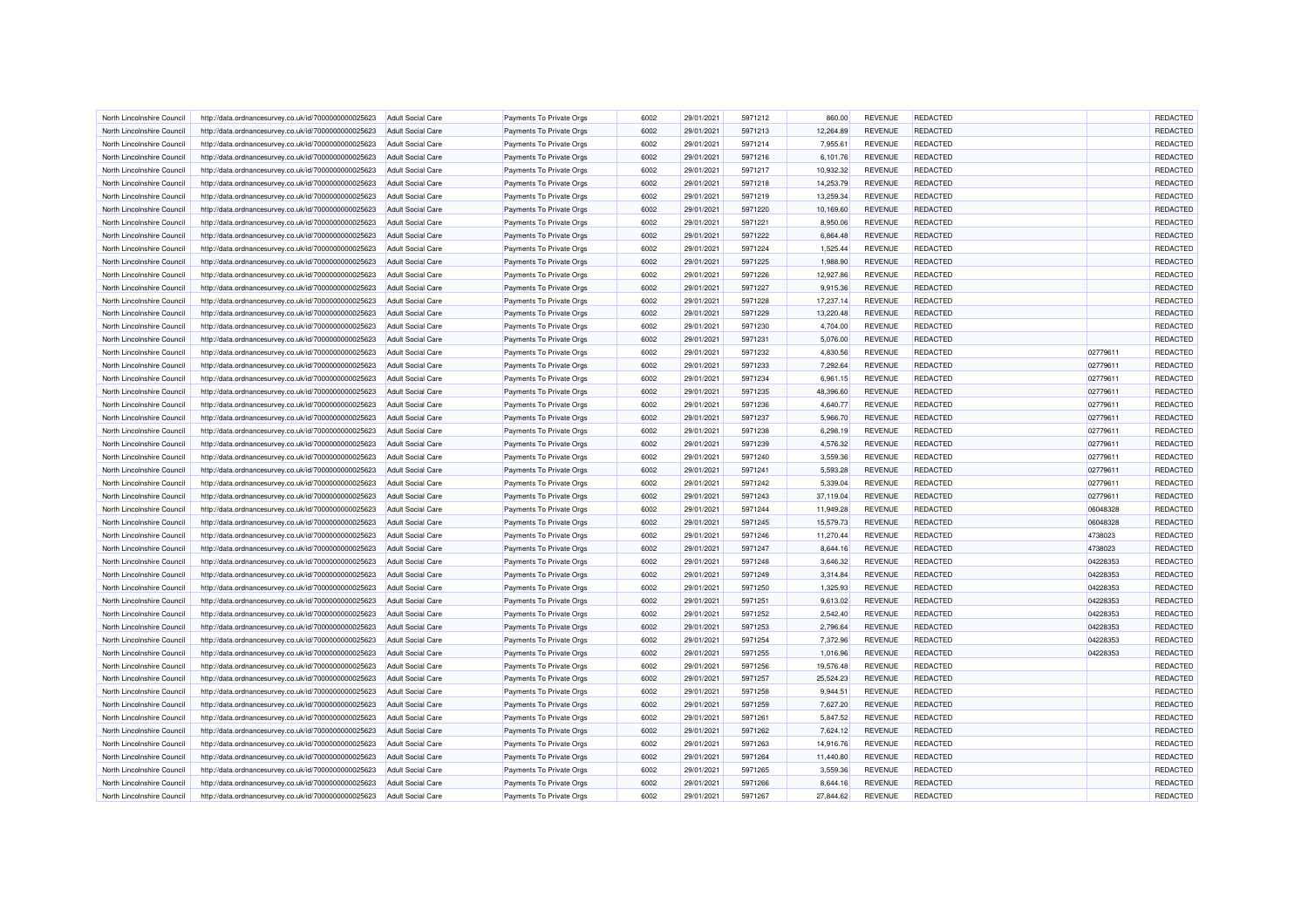| | | | | | | | | | | | |
|---|---|---|---|---|---|---|---|---|---|---|---|
| North Lincolnshire Council | http://data.ordnancesurvey.co.uk/id/7000000000025623 | Adult Social Care | Payments To Private Orgs | 6002 | 29/01/2021 | 5971212 | 860.00 | REVENUE | REDACTED | | REDACTED |
| North Lincolnshire Council | http://data.ordnancesurvey.co.uk/id/7000000000025623 | Adult Social Care | Payments To Private Orgs | 6002 | 29/01/2021 | 5971213 | 12,264.89 | REVENUE | REDACTED | | REDACTED |
| North Lincolnshire Council | http://data.ordnancesurvey.co.uk/id/7000000000025623 | Adult Social Care | Payments To Private Orgs | 6002 | 29/01/2021 | 5971214 | 7,955.61 | REVENUE | REDACTED | | REDACTED |
| North Lincolnshire Council | http://data.ordnancesurvey.co.uk/id/7000000000025623 | Adult Social Care | Payments To Private Orgs | 6002 | 29/01/2021 | 5971216 | 6,101.76 | REVENUE | REDACTED | | REDACTED |
| North Lincolnshire Council | http://data.ordnancesurvey.co.uk/id/7000000000025623 | Adult Social Care | Payments To Private Orgs | 6002 | 29/01/2021 | 5971217 | 10,932.32 | REVENUE | REDACTED | | REDACTED |
| North Lincolnshire Council | http://data.ordnancesurvey.co.uk/id/7000000000025623 | Adult Social Care | Payments To Private Orgs | 6002 | 29/01/2021 | 5971218 | 14,253.79 | REVENUE | REDACTED | | REDACTED |
| North Lincolnshire Council | http://data.ordnancesurvey.co.uk/id/7000000000025623 | Adult Social Care | Payments To Private Orgs | 6002 | 29/01/2021 | 5971219 | 13,259.34 | REVENUE | REDACTED | | REDACTED |
| North Lincolnshire Council | http://data.ordnancesurvey.co.uk/id/7000000000025623 | Adult Social Care | Payments To Private Orgs | 6002 | 29/01/2021 | 5971220 | 10,169.60 | REVENUE | REDACTED | | REDACTED |
| North Lincolnshire Council | http://data.ordnancesurvey.co.uk/id/7000000000025623 | Adult Social Care | Payments To Private Orgs | 6002 | 29/01/2021 | 5971221 | 8,950.06 | REVENUE | REDACTED | | REDACTED |
| North Lincolnshire Council | http://data.ordnancesurvey.co.uk/id/7000000000025623 | Adult Social Care | Payments To Private Orgs | 6002 | 29/01/2021 | 5971222 | 6,864.48 | REVENUE | REDACTED | | REDACTED |
| North Lincolnshire Council | http://data.ordnancesurvey.co.uk/id/7000000000025623 | Adult Social Care | Payments To Private Orgs | 6002 | 29/01/2021 | 5971224 | 1,525.44 | REVENUE | REDACTED | | REDACTED |
| North Lincolnshire Council | http://data.ordnancesurvey.co.uk/id/7000000000025623 | Adult Social Care | Payments To Private Orgs | 6002 | 29/01/2021 | 5971225 | 1,988.90 | REVENUE | REDACTED | | REDACTED |
| North Lincolnshire Council | http://data.ordnancesurvey.co.uk/id/7000000000025623 | Adult Social Care | Payments To Private Orgs | 6002 | 29/01/2021 | 5971226 | 12,927.86 | REVENUE | REDACTED | | REDACTED |
| North Lincolnshire Council | http://data.ordnancesurvey.co.uk/id/7000000000025623 | Adult Social Care | Payments To Private Orgs | 6002 | 29/01/2021 | 5971227 | 9,915.36 | REVENUE | REDACTED | | REDACTED |
| North Lincolnshire Council | http://data.ordnancesurvey.co.uk/id/7000000000025623 | Adult Social Care | Payments To Private Orgs | 6002 | 29/01/2021 | 5971228 | 17,237.14 | REVENUE | REDACTED | | REDACTED |
| North Lincolnshire Council | http://data.ordnancesurvey.co.uk/id/7000000000025623 | Adult Social Care | Payments To Private Orgs | 6002 | 29/01/2021 | 5971229 | 13,220.48 | REVENUE | REDACTED | | REDACTED |
| North Lincolnshire Council | http://data.ordnancesurvey.co.uk/id/7000000000025623 | Adult Social Care | Payments To Private Orgs | 6002 | 29/01/2021 | 5971230 | 4,704.00 | REVENUE | REDACTED | | REDACTED |
| North Lincolnshire Council | http://data.ordnancesurvey.co.uk/id/7000000000025623 | Adult Social Care | Payments To Private Orgs | 6002 | 29/01/2021 | 5971231 | 5,076.00 | REVENUE | REDACTED | | REDACTED |
| North Lincolnshire Council | http://data.ordnancesurvey.co.uk/id/7000000000025623 | Adult Social Care | Payments To Private Orgs | 6002 | 29/01/2021 | 5971232 | 4,830.56 | REVENUE | REDACTED | 02779611 | REDACTED |
| North Lincolnshire Council | http://data.ordnancesurvey.co.uk/id/7000000000025623 | Adult Social Care | Payments To Private Orgs | 6002 | 29/01/2021 | 5971233 | 7,292.64 | REVENUE | REDACTED | 02779611 | REDACTED |
| North Lincolnshire Council | http://data.ordnancesurvey.co.uk/id/7000000000025623 | Adult Social Care | Payments To Private Orgs | 6002 | 29/01/2021 | 5971234 | 6,961.15 | REVENUE | REDACTED | 02779611 | REDACTED |
| North Lincolnshire Council | http://data.ordnancesurvey.co.uk/id/7000000000025623 | Adult Social Care | Payments To Private Orgs | 6002 | 29/01/2021 | 5971235 | 48,396.60 | REVENUE | REDACTED | 02779611 | REDACTED |
| North Lincolnshire Council | http://data.ordnancesurvey.co.uk/id/7000000000025623 | Adult Social Care | Payments To Private Orgs | 6002 | 29/01/2021 | 5971236 | 4,640.77 | REVENUE | REDACTED | 02779611 | REDACTED |
| North Lincolnshire Council | http://data.ordnancesurvey.co.uk/id/7000000000025623 | Adult Social Care | Payments To Private Orgs | 6002 | 29/01/2021 | 5971237 | 5,966.70 | REVENUE | REDACTED | 02779611 | REDACTED |
| North Lincolnshire Council | http://data.ordnancesurvey.co.uk/id/7000000000025623 | Adult Social Care | Payments To Private Orgs | 6002 | 29/01/2021 | 5971238 | 6,298.19 | REVENUE | REDACTED | 02779611 | REDACTED |
| North Lincolnshire Council | http://data.ordnancesurvey.co.uk/id/7000000000025623 | Adult Social Care | Payments To Private Orgs | 6002 | 29/01/2021 | 5971239 | 4,576.32 | REVENUE | REDACTED | 02779611 | REDACTED |
| North Lincolnshire Council | http://data.ordnancesurvey.co.uk/id/7000000000025623 | Adult Social Care | Payments To Private Orgs | 6002 | 29/01/2021 | 5971240 | 3,559.36 | REVENUE | REDACTED | 02779611 | REDACTED |
| North Lincolnshire Council | http://data.ordnancesurvey.co.uk/id/7000000000025623 | Adult Social Care | Payments To Private Orgs | 6002 | 29/01/2021 | 5971241 | 5,593.28 | REVENUE | REDACTED | 02779611 | REDACTED |
| North Lincolnshire Council | http://data.ordnancesurvey.co.uk/id/7000000000025623 | Adult Social Care | Payments To Private Orgs | 6002 | 29/01/2021 | 5971242 | 5,339.04 | REVENUE | REDACTED | 02779611 | REDACTED |
| North Lincolnshire Council | http://data.ordnancesurvey.co.uk/id/7000000000025623 | Adult Social Care | Payments To Private Orgs | 6002 | 29/01/2021 | 5971243 | 37,119.04 | REVENUE | REDACTED | 02779611 | REDACTED |
| North Lincolnshire Council | http://data.ordnancesurvey.co.uk/id/7000000000025623 | Adult Social Care | Payments To Private Orgs | 6002 | 29/01/2021 | 5971244 | 11,949.28 | REVENUE | REDACTED | 06048328 | REDACTED |
| North Lincolnshire Council | http://data.ordnancesurvey.co.uk/id/7000000000025623 | Adult Social Care | Payments To Private Orgs | 6002 | 29/01/2021 | 5971245 | 15,579.73 | REVENUE | REDACTED | 06048328 | REDACTED |
| North Lincolnshire Council | http://data.ordnancesurvey.co.uk/id/7000000000025623 | Adult Social Care | Payments To Private Orgs | 6002 | 29/01/2021 | 5971246 | 11,270.44 | REVENUE | REDACTED | 4738023 | REDACTED |
| North Lincolnshire Council | http://data.ordnancesurvey.co.uk/id/7000000000025623 | Adult Social Care | Payments To Private Orgs | 6002 | 29/01/2021 | 5971247 | 8,644.16 | REVENUE | REDACTED | 4738023 | REDACTED |
| North Lincolnshire Council | http://data.ordnancesurvey.co.uk/id/7000000000025623 | Adult Social Care | Payments To Private Orgs | 6002 | 29/01/2021 | 5971248 | 3,646.32 | REVENUE | REDACTED | 04228353 | REDACTED |
| North Lincolnshire Council | http://data.ordnancesurvey.co.uk/id/7000000000025623 | Adult Social Care | Payments To Private Orgs | 6002 | 29/01/2021 | 5971249 | 3,314.84 | REVENUE | REDACTED | 04228353 | REDACTED |
| North Lincolnshire Council | http://data.ordnancesurvey.co.uk/id/7000000000025623 | Adult Social Care | Payments To Private Orgs | 6002 | 29/01/2021 | 5971250 | 1,325.93 | REVENUE | REDACTED | 04228353 | REDACTED |
| North Lincolnshire Council | http://data.ordnancesurvey.co.uk/id/7000000000025623 | Adult Social Care | Payments To Private Orgs | 6002 | 29/01/2021 | 5971251 | 9,613.02 | REVENUE | REDACTED | 04228353 | REDACTED |
| North Lincolnshire Council | http://data.ordnancesurvey.co.uk/id/7000000000025623 | Adult Social Care | Payments To Private Orgs | 6002 | 29/01/2021 | 5971252 | 2,542.40 | REVENUE | REDACTED | 04228353 | REDACTED |
| North Lincolnshire Council | http://data.ordnancesurvey.co.uk/id/7000000000025623 | Adult Social Care | Payments To Private Orgs | 6002 | 29/01/2021 | 5971253 | 2,796.64 | REVENUE | REDACTED | 04228353 | REDACTED |
| North Lincolnshire Council | http://data.ordnancesurvey.co.uk/id/7000000000025623 | Adult Social Care | Payments To Private Orgs | 6002 | 29/01/2021 | 5971254 | 7,372.96 | REVENUE | REDACTED | 04228353 | REDACTED |
| North Lincolnshire Council | http://data.ordnancesurvey.co.uk/id/7000000000025623 | Adult Social Care | Payments To Private Orgs | 6002 | 29/01/2021 | 5971255 | 1,016.96 | REVENUE | REDACTED | 04228353 | REDACTED |
| North Lincolnshire Council | http://data.ordnancesurvey.co.uk/id/7000000000025623 | Adult Social Care | Payments To Private Orgs | 6002 | 29/01/2021 | 5971256 | 19,576.48 | REVENUE | REDACTED | | REDACTED |
| North Lincolnshire Council | http://data.ordnancesurvey.co.uk/id/7000000000025623 | Adult Social Care | Payments To Private Orgs | 6002 | 29/01/2021 | 5971257 | 25,524.23 | REVENUE | REDACTED | | REDACTED |
| North Lincolnshire Council | http://data.ordnancesurvey.co.uk/id/7000000000025623 | Adult Social Care | Payments To Private Orgs | 6002 | 29/01/2021 | 5971258 | 9,944.51 | REVENUE | REDACTED | | REDACTED |
| North Lincolnshire Council | http://data.ordnancesurvey.co.uk/id/7000000000025623 | Adult Social Care | Payments To Private Orgs | 6002 | 29/01/2021 | 5971259 | 7,627.20 | REVENUE | REDACTED | | REDACTED |
| North Lincolnshire Council | http://data.ordnancesurvey.co.uk/id/7000000000025623 | Adult Social Care | Payments To Private Orgs | 6002 | 29/01/2021 | 5971261 | 5,847.52 | REVENUE | REDACTED | | REDACTED |
| North Lincolnshire Council | http://data.ordnancesurvey.co.uk/id/7000000000025623 | Adult Social Care | Payments To Private Orgs | 6002 | 29/01/2021 | 5971262 | 7,624.12 | REVENUE | REDACTED | | REDACTED |
| North Lincolnshire Council | http://data.ordnancesurvey.co.uk/id/7000000000025623 | Adult Social Care | Payments To Private Orgs | 6002 | 29/01/2021 | 5971263 | 14,916.76 | REVENUE | REDACTED | | REDACTED |
| North Lincolnshire Council | http://data.ordnancesurvey.co.uk/id/7000000000025623 | Adult Social Care | Payments To Private Orgs | 6002 | 29/01/2021 | 5971264 | 11,440.80 | REVENUE | REDACTED | | REDACTED |
| North Lincolnshire Council | http://data.ordnancesurvey.co.uk/id/7000000000025623 | Adult Social Care | Payments To Private Orgs | 6002 | 29/01/2021 | 5971265 | 3,559.36 | REVENUE | REDACTED | | REDACTED |
| North Lincolnshire Council | http://data.ordnancesurvey.co.uk/id/7000000000025623 | Adult Social Care | Payments To Private Orgs | 6002 | 29/01/2021 | 5971266 | 8,644.16 | REVENUE | REDACTED | | REDACTED |
| North Lincolnshire Council | http://data.ordnancesurvey.co.uk/id/7000000000025623 | Adult Social Care | Payments To Private Orgs | 6002 | 29/01/2021 | 5971267 | 27,844.62 | REVENUE | REDACTED | | REDACTED |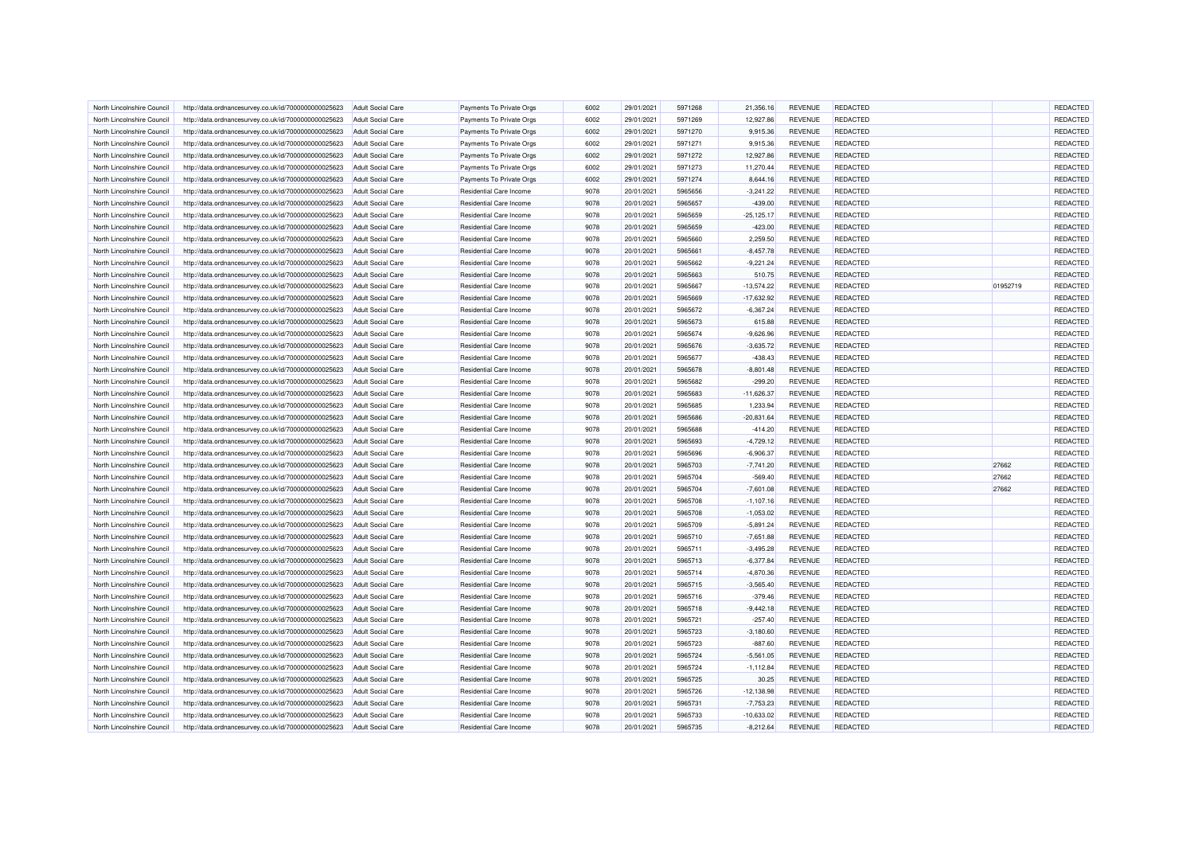| | | | | | | | | | | | |
|---|---|---|---|---|---|---|---|---|---|---|---|
| North Lincolnshire Council | http://data.ordnancesurvey.co.uk/id/7000000000025623 | Adult Social Care | Payments To Private Orgs | 6002 | 29/01/2021 | 5971268 | 21,356.16 | REVENUE | REDACTED | | REDACTED |
| North Lincolnshire Council | http://data.ordnancesurvey.co.uk/id/7000000000025623 | Adult Social Care | Payments To Private Orgs | 6002 | 29/01/2021 | 5971269 | 12,927.86 | REVENUE | REDACTED | | REDACTED |
| North Lincolnshire Council | http://data.ordnancesurvey.co.uk/id/7000000000025623 | Adult Social Care | Payments To Private Orgs | 6002 | 29/01/2021 | 5971270 | 9,915.36 | REVENUE | REDACTED | | REDACTED |
| North Lincolnshire Council | http://data.ordnancesurvey.co.uk/id/7000000000025623 | Adult Social Care | Payments To Private Orgs | 6002 | 29/01/2021 | 5971271 | 9,915.36 | REVENUE | REDACTED | | REDACTED |
| North Lincolnshire Council | http://data.ordnancesurvey.co.uk/id/7000000000025623 | Adult Social Care | Payments To Private Orgs | 6002 | 29/01/2021 | 5971272 | 12,927.86 | REVENUE | REDACTED | | REDACTED |
| North Lincolnshire Council | http://data.ordnancesurvey.co.uk/id/7000000000025623 | Adult Social Care | Payments To Private Orgs | 6002 | 29/01/2021 | 5971273 | 11,270.44 | REVENUE | REDACTED | | REDACTED |
| North Lincolnshire Council | http://data.ordnancesurvey.co.uk/id/7000000000025623 | Adult Social Care | Payments To Private Orgs | 6002 | 29/01/2021 | 5971274 | 8,644.16 | REVENUE | REDACTED | | REDACTED |
| North Lincolnshire Council | http://data.ordnancesurvey.co.uk/id/7000000000025623 | Adult Social Care | Residential Care Income | 9078 | 20/01/2021 | 5965656 | -3,241.22 | REVENUE | REDACTED | | REDACTED |
| North Lincolnshire Council | http://data.ordnancesurvey.co.uk/id/7000000000025623 | Adult Social Care | Residential Care Income | 9078 | 20/01/2021 | 5965657 | -439.00 | REVENUE | REDACTED | | REDACTED |
| North Lincolnshire Council | http://data.ordnancesurvey.co.uk/id/7000000000025623 | Adult Social Care | Residential Care Income | 9078 | 20/01/2021 | 5965659 | -25,125.17 | REVENUE | REDACTED | | REDACTED |
| North Lincolnshire Council | http://data.ordnancesurvey.co.uk/id/7000000000025623 | Adult Social Care | Residential Care Income | 9078 | 20/01/2021 | 5965659 | -423.00 | REVENUE | REDACTED | | REDACTED |
| North Lincolnshire Council | http://data.ordnancesurvey.co.uk/id/7000000000025623 | Adult Social Care | Residential Care Income | 9078 | 20/01/2021 | 5965660 | 2,259.50 | REVENUE | REDACTED | | REDACTED |
| North Lincolnshire Council | http://data.ordnancesurvey.co.uk/id/7000000000025623 | Adult Social Care | Residential Care Income | 9078 | 20/01/2021 | 5965661 | -8,457.78 | REVENUE | REDACTED | | REDACTED |
| North Lincolnshire Council | http://data.ordnancesurvey.co.uk/id/7000000000025623 | Adult Social Care | Residential Care Income | 9078 | 20/01/2021 | 5965662 | -9,221.24 | REVENUE | REDACTED | | REDACTED |
| North Lincolnshire Council | http://data.ordnancesurvey.co.uk/id/7000000000025623 | Adult Social Care | Residential Care Income | 9078 | 20/01/2021 | 5965663 | 510.75 | REVENUE | REDACTED | | REDACTED |
| North Lincolnshire Council | http://data.ordnancesurvey.co.uk/id/7000000000025623 | Adult Social Care | Residential Care Income | 9078 | 20/01/2021 | 5965667 | -13,574.22 | REVENUE | REDACTED | 01952719 | REDACTED |
| North Lincolnshire Council | http://data.ordnancesurvey.co.uk/id/7000000000025623 | Adult Social Care | Residential Care Income | 9078 | 20/01/2021 | 5965669 | -17,632.92 | REVENUE | REDACTED | | REDACTED |
| North Lincolnshire Council | http://data.ordnancesurvey.co.uk/id/7000000000025623 | Adult Social Care | Residential Care Income | 9078 | 20/01/2021 | 5965672 | -6,367.24 | REVENUE | REDACTED | | REDACTED |
| North Lincolnshire Council | http://data.ordnancesurvey.co.uk/id/7000000000025623 | Adult Social Care | Residential Care Income | 9078 | 20/01/2021 | 5965673 | 615.88 | REVENUE | REDACTED | | REDACTED |
| North Lincolnshire Council | http://data.ordnancesurvey.co.uk/id/7000000000025623 | Adult Social Care | Residential Care Income | 9078 | 20/01/2021 | 5965674 | -9,626.96 | REVENUE | REDACTED | | REDACTED |
| North Lincolnshire Council | http://data.ordnancesurvey.co.uk/id/7000000000025623 | Adult Social Care | Residential Care Income | 9078 | 20/01/2021 | 5965676 | -3,635.72 | REVENUE | REDACTED | | REDACTED |
| North Lincolnshire Council | http://data.ordnancesurvey.co.uk/id/7000000000025623 | Adult Social Care | Residential Care Income | 9078 | 20/01/2021 | 5965677 | -438.43 | REVENUE | REDACTED | | REDACTED |
| North Lincolnshire Council | http://data.ordnancesurvey.co.uk/id/7000000000025623 | Adult Social Care | Residential Care Income | 9078 | 20/01/2021 | 5965678 | -8,801.48 | REVENUE | REDACTED | | REDACTED |
| North Lincolnshire Council | http://data.ordnancesurvey.co.uk/id/7000000000025623 | Adult Social Care | Residential Care Income | 9078 | 20/01/2021 | 5965682 | -299.20 | REVENUE | REDACTED | | REDACTED |
| North Lincolnshire Council | http://data.ordnancesurvey.co.uk/id/7000000000025623 | Adult Social Care | Residential Care Income | 9078 | 20/01/2021 | 5965683 | -11,626.37 | REVENUE | REDACTED | | REDACTED |
| North Lincolnshire Council | http://data.ordnancesurvey.co.uk/id/7000000000025623 | Adult Social Care | Residential Care Income | 9078 | 20/01/2021 | 5965685 | 1,233.94 | REVENUE | REDACTED | | REDACTED |
| North Lincolnshire Council | http://data.ordnancesurvey.co.uk/id/7000000000025623 | Adult Social Care | Residential Care Income | 9078 | 20/01/2021 | 5965686 | -20,831.64 | REVENUE | REDACTED | | REDACTED |
| North Lincolnshire Council | http://data.ordnancesurvey.co.uk/id/7000000000025623 | Adult Social Care | Residential Care Income | 9078 | 20/01/2021 | 5965688 | -414.20 | REVENUE | REDACTED | | REDACTED |
| North Lincolnshire Council | http://data.ordnancesurvey.co.uk/id/7000000000025623 | Adult Social Care | Residential Care Income | 9078 | 20/01/2021 | 5965693 | -4,729.12 | REVENUE | REDACTED | | REDACTED |
| North Lincolnshire Council | http://data.ordnancesurvey.co.uk/id/7000000000025623 | Adult Social Care | Residential Care Income | 9078 | 20/01/2021 | 5965696 | -6,906.37 | REVENUE | REDACTED | | REDACTED |
| North Lincolnshire Council | http://data.ordnancesurvey.co.uk/id/7000000000025623 | Adult Social Care | Residential Care Income | 9078 | 20/01/2021 | 5965703 | -7,741.20 | REVENUE | REDACTED | 27662 | REDACTED |
| North Lincolnshire Council | http://data.ordnancesurvey.co.uk/id/7000000000025623 | Adult Social Care | Residential Care Income | 9078 | 20/01/2021 | 5965704 | -569.40 | REVENUE | REDACTED | 27662 | REDACTED |
| North Lincolnshire Council | http://data.ordnancesurvey.co.uk/id/7000000000025623 | Adult Social Care | Residential Care Income | 9078 | 20/01/2021 | 5965704 | -7,601.08 | REVENUE | REDACTED | 27662 | REDACTED |
| North Lincolnshire Council | http://data.ordnancesurvey.co.uk/id/7000000000025623 | Adult Social Care | Residential Care Income | 9078 | 20/01/2021 | 5965708 | -1,107.16 | REVENUE | REDACTED | | REDACTED |
| North Lincolnshire Council | http://data.ordnancesurvey.co.uk/id/7000000000025623 | Adult Social Care | Residential Care Income | 9078 | 20/01/2021 | 5965708 | -1,053.02 | REVENUE | REDACTED | | REDACTED |
| North Lincolnshire Council | http://data.ordnancesurvey.co.uk/id/7000000000025623 | Adult Social Care | Residential Care Income | 9078 | 20/01/2021 | 5965709 | -5,891.24 | REVENUE | REDACTED | | REDACTED |
| North Lincolnshire Council | http://data.ordnancesurvey.co.uk/id/7000000000025623 | Adult Social Care | Residential Care Income | 9078 | 20/01/2021 | 5965710 | -7,651.88 | REVENUE | REDACTED | | REDACTED |
| North Lincolnshire Council | http://data.ordnancesurvey.co.uk/id/7000000000025623 | Adult Social Care | Residential Care Income | 9078 | 20/01/2021 | 5965711 | -3,495.28 | REVENUE | REDACTED | | REDACTED |
| North Lincolnshire Council | http://data.ordnancesurvey.co.uk/id/7000000000025623 | Adult Social Care | Residential Care Income | 9078 | 20/01/2021 | 5965713 | -6,377.84 | REVENUE | REDACTED | | REDACTED |
| North Lincolnshire Council | http://data.ordnancesurvey.co.uk/id/7000000000025623 | Adult Social Care | Residential Care Income | 9078 | 20/01/2021 | 5965714 | -4,870.36 | REVENUE | REDACTED | | REDACTED |
| North Lincolnshire Council | http://data.ordnancesurvey.co.uk/id/7000000000025623 | Adult Social Care | Residential Care Income | 9078 | 20/01/2021 | 5965715 | -3,565.40 | REVENUE | REDACTED | | REDACTED |
| North Lincolnshire Council | http://data.ordnancesurvey.co.uk/id/7000000000025623 | Adult Social Care | Residential Care Income | 9078 | 20/01/2021 | 5965716 | -379.46 | REVENUE | REDACTED | | REDACTED |
| North Lincolnshire Council | http://data.ordnancesurvey.co.uk/id/7000000000025623 | Adult Social Care | Residential Care Income | 9078 | 20/01/2021 | 5965718 | -9,442.18 | REVENUE | REDACTED | | REDACTED |
| North Lincolnshire Council | http://data.ordnancesurvey.co.uk/id/7000000000025623 | Adult Social Care | Residential Care Income | 9078 | 20/01/2021 | 5965721 | -257.40 | REVENUE | REDACTED | | REDACTED |
| North Lincolnshire Council | http://data.ordnancesurvey.co.uk/id/7000000000025623 | Adult Social Care | Residential Care Income | 9078 | 20/01/2021 | 5965723 | -3,180.60 | REVENUE | REDACTED | | REDACTED |
| North Lincolnshire Council | http://data.ordnancesurvey.co.uk/id/7000000000025623 | Adult Social Care | Residential Care Income | 9078 | 20/01/2021 | 5965723 | -887.60 | REVENUE | REDACTED | | REDACTED |
| North Lincolnshire Council | http://data.ordnancesurvey.co.uk/id/7000000000025623 | Adult Social Care | Residential Care Income | 9078 | 20/01/2021 | 5965724 | -5,561.05 | REVENUE | REDACTED | | REDACTED |
| North Lincolnshire Council | http://data.ordnancesurvey.co.uk/id/7000000000025623 | Adult Social Care | Residential Care Income | 9078 | 20/01/2021 | 5965724 | -1,112.84 | REVENUE | REDACTED | | REDACTED |
| North Lincolnshire Council | http://data.ordnancesurvey.co.uk/id/7000000000025623 | Adult Social Care | Residential Care Income | 9078 | 20/01/2021 | 5965725 | 30.25 | REVENUE | REDACTED | | REDACTED |
| North Lincolnshire Council | http://data.ordnancesurvey.co.uk/id/7000000000025623 | Adult Social Care | Residential Care Income | 9078 | 20/01/2021 | 5965726 | -12,138.98 | REVENUE | REDACTED | | REDACTED |
| North Lincolnshire Council | http://data.ordnancesurvey.co.uk/id/7000000000025623 | Adult Social Care | Residential Care Income | 9078 | 20/01/2021 | 5965731 | -7,753.23 | REVENUE | REDACTED | | REDACTED |
| North Lincolnshire Council | http://data.ordnancesurvey.co.uk/id/7000000000025623 | Adult Social Care | Residential Care Income | 9078 | 20/01/2021 | 5965733 | -10,633.02 | REVENUE | REDACTED | | REDACTED |
| North Lincolnshire Council | http://data.ordnancesurvey.co.uk/id/7000000000025623 | Adult Social Care | Residential Care Income | 9078 | 20/01/2021 | 5965735 | -8,212.64 | REVENUE | REDACTED | | REDACTED |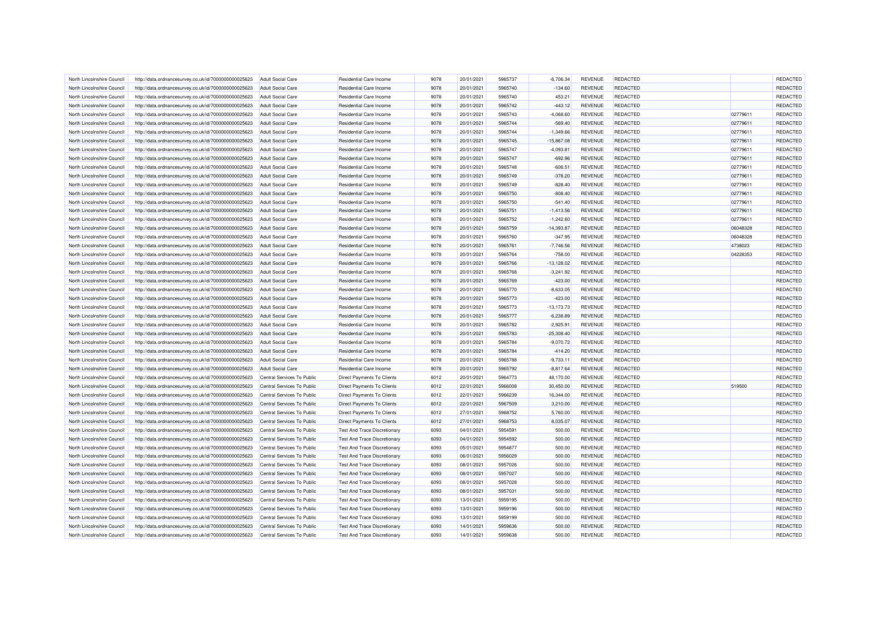| North Lincolnshire Council | http://data.ordnancesurvey.co.uk/id/7000000000025623 | Adult Social Care | Residential Care Income | 9078 | 20/01/2021 | 5965737 | -6,706.34 | REVENUE | REDACTED | | REDACTED |
|---|---|---|---|---|---|---|---|---|---|---|---|
| North Lincolnshire Council | http://data.ordnancesurvey.co.uk/id/7000000000025623 | Adult Social Care | Residential Care Income | 9078 | 20/01/2021 | 5965740 | -134.60 | REVENUE | REDACTED | | REDACTED |
| North Lincolnshire Council | http://data.ordnancesurvey.co.uk/id/7000000000025623 | Adult Social Care | Residential Care Income | 9078 | 20/01/2021 | 5965740 | 453.21 | REVENUE | REDACTED | | REDACTED |
| North Lincolnshire Council | http://data.ordnancesurvey.co.uk/id/7000000000025623 | Adult Social Care | Residential Care Income | 9078 | 20/01/2021 | 5965742 | -443.12 | REVENUE | REDACTED | | REDACTED |
| North Lincolnshire Council | http://data.ordnancesurvey.co.uk/id/7000000000025623 | Adult Social Care | Residential Care Income | 9078 | 20/01/2021 | 5965743 | -4,068.60 | REVENUE | REDACTED | 02779611 | REDACTED |
| North Lincolnshire Council | http://data.ordnancesurvey.co.uk/id/7000000000025623 | Adult Social Care | Residential Care Income | 9078 | 20/01/2021 | 5965744 | -569.40 | REVENUE | REDACTED | 02779611 | REDACTED |
| North Lincolnshire Council | http://data.ordnancesurvey.co.uk/id/7000000000025623 | Adult Social Care | Residential Care Income | 9078 | 20/01/2021 | 5965744 | -1,349.66 | REVENUE | REDACTED | 02779611 | REDACTED |
| North Lincolnshire Council | http://data.ordnancesurvey.co.uk/id/7000000000025623 | Adult Social Care | Residential Care Income | 9078 | 20/01/2021 | 5965745 | -15,867.08 | REVENUE | REDACTED | 02779611 | REDACTED |
| North Lincolnshire Council | http://data.ordnancesurvey.co.uk/id/7000000000025623 | Adult Social Care | Residential Care Income | 9078 | 20/01/2021 | 5965747 | -4,093.81 | REVENUE | REDACTED | 02779611 | REDACTED |
| North Lincolnshire Council | http://data.ordnancesurvey.co.uk/id/7000000000025623 | Adult Social Care | Residential Care Income | 9078 | 20/01/2021 | 5965747 | -692.96 | REVENUE | REDACTED | 02779611 | REDACTED |
| North Lincolnshire Council | http://data.ordnancesurvey.co.uk/id/7000000000025623 | Adult Social Care | Residential Care Income | 9078 | 20/01/2021 | 5965748 | -606.51 | REVENUE | REDACTED | 02779611 | REDACTED |
| North Lincolnshire Council | http://data.ordnancesurvey.co.uk/id/7000000000025623 | Adult Social Care | Residential Care Income | 9078 | 20/01/2021 | 5965749 | -378.20 | REVENUE | REDACTED | 02779611 | REDACTED |
| North Lincolnshire Council | http://data.ordnancesurvey.co.uk/id/7000000000025623 | Adult Social Care | Residential Care Income | 9078 | 20/01/2021 | 5965749 | -828.40 | REVENUE | REDACTED | 02779611 | REDACTED |
| North Lincolnshire Council | http://data.ordnancesurvey.co.uk/id/7000000000025623 | Adult Social Care | Residential Care Income | 9078 | 20/01/2021 | 5965750 | -808.40 | REVENUE | REDACTED | 02779611 | REDACTED |
| North Lincolnshire Council | http://data.ordnancesurvey.co.uk/id/7000000000025623 | Adult Social Care | Residential Care Income | 9078 | 20/01/2021 | 5965750 | -541.40 | REVENUE | REDACTED | 02779611 | REDACTED |
| North Lincolnshire Council | http://data.ordnancesurvey.co.uk/id/7000000000025623 | Adult Social Care | Residential Care Income | 9078 | 20/01/2021 | 5965751 | -1,413.56 | REVENUE | REDACTED | 02779611 | REDACTED |
| North Lincolnshire Council | http://data.ordnancesurvey.co.uk/id/7000000000025623 | Adult Social Care | Residential Care Income | 9078 | 20/01/2021 | 5965752 | -1,242.60 | REVENUE | REDACTED | 02779611 | REDACTED |
| North Lincolnshire Council | http://data.ordnancesurvey.co.uk/id/7000000000025623 | Adult Social Care | Residential Care Income | 9078 | 20/01/2021 | 5965759 | -14,393.87 | REVENUE | REDACTED | 06048328 | REDACTED |
| North Lincolnshire Council | http://data.ordnancesurvey.co.uk/id/7000000000025623 | Adult Social Care | Residential Care Income | 9078 | 20/01/2021 | 5965760 | -347.95 | REVENUE | REDACTED | 06048328 | REDACTED |
| North Lincolnshire Council | http://data.ordnancesurvey.co.uk/id/7000000000025623 | Adult Social Care | Residential Care Income | 9078 | 20/01/2021 | 5965761 | -7,746.56 | REVENUE | REDACTED | 4738023 | REDACTED |
| North Lincolnshire Council | http://data.ordnancesurvey.co.uk/id/7000000000025623 | Adult Social Care | Residential Care Income | 9078 | 20/01/2021 | 5965764 | -758.00 | REVENUE | REDACTED | 04228353 | REDACTED |
| North Lincolnshire Council | http://data.ordnancesurvey.co.uk/id/7000000000025623 | Adult Social Care | Residential Care Income | 9078 | 20/01/2021 | 5965766 | -13,128.02 | REVENUE | REDACTED | | REDACTED |
| North Lincolnshire Council | http://data.ordnancesurvey.co.uk/id/7000000000025623 | Adult Social Care | Residential Care Income | 9078 | 20/01/2021 | 5965768 | -3,241.92 | REVENUE | REDACTED | | REDACTED |
| North Lincolnshire Council | http://data.ordnancesurvey.co.uk/id/7000000000025623 | Adult Social Care | Residential Care Income | 9078 | 20/01/2021 | 5965769 | -423.00 | REVENUE | REDACTED | | REDACTED |
| North Lincolnshire Council | http://data.ordnancesurvey.co.uk/id/7000000000025623 | Adult Social Care | Residential Care Income | 9078 | 20/01/2021 | 5965770 | -8,633.05 | REVENUE | REDACTED | | REDACTED |
| North Lincolnshire Council | http://data.ordnancesurvey.co.uk/id/7000000000025623 | Adult Social Care | Residential Care Income | 9078 | 20/01/2021 | 5965773 | -423.00 | REVENUE | REDACTED | | REDACTED |
| North Lincolnshire Council | http://data.ordnancesurvey.co.uk/id/7000000000025623 | Adult Social Care | Residential Care Income | 9078 | 20/01/2021 | 5965773 | -13,173.73 | REVENUE | REDACTED | | REDACTED |
| North Lincolnshire Council | http://data.ordnancesurvey.co.uk/id/7000000000025623 | Adult Social Care | Residential Care Income | 9078 | 20/01/2021 | 5965777 | -6,238.89 | REVENUE | REDACTED | | REDACTED |
| North Lincolnshire Council | http://data.ordnancesurvey.co.uk/id/7000000000025623 | Adult Social Care | Residential Care Income | 9078 | 20/01/2021 | 5965782 | -2,925.91 | REVENUE | REDACTED | | REDACTED |
| North Lincolnshire Council | http://data.ordnancesurvey.co.uk/id/7000000000025623 | Adult Social Care | Residential Care Income | 9078 | 20/01/2021 | 5965783 | -25,308.40 | REVENUE | REDACTED | | REDACTED |
| North Lincolnshire Council | http://data.ordnancesurvey.co.uk/id/7000000000025623 | Adult Social Care | Residential Care Income | 9078 | 20/01/2021 | 5965784 | -9,070.72 | REVENUE | REDACTED | | REDACTED |
| North Lincolnshire Council | http://data.ordnancesurvey.co.uk/id/7000000000025623 | Adult Social Care | Residential Care Income | 9078 | 20/01/2021 | 5965784 | -414.20 | REVENUE | REDACTED | | REDACTED |
| North Lincolnshire Council | http://data.ordnancesurvey.co.uk/id/7000000000025623 | Adult Social Care | Residential Care Income | 9078 | 20/01/2021 | 5965788 | -9,733.11 | REVENUE | REDACTED | | REDACTED |
| North Lincolnshire Council | http://data.ordnancesurvey.co.uk/id/7000000000025623 | Adult Social Care | Residential Care Income | 9078 | 20/01/2021 | 5965792 | -8,817.64 | REVENUE | REDACTED | | REDACTED |
| North Lincolnshire Council | http://data.ordnancesurvey.co.uk/id/7000000000025623 | Central Services To Public | Direct Payments To Clients | 6012 | 20/01/2021 | 5964773 | 48,170.00 | REVENUE | REDACTED | | REDACTED |
| North Lincolnshire Council | http://data.ordnancesurvey.co.uk/id/7000000000025623 | Central Services To Public | Direct Payments To Clients | 6012 | 22/01/2021 | 5966008 | 30,450.00 | REVENUE | REDACTED | 519500 | REDACTED |
| North Lincolnshire Council | http://data.ordnancesurvey.co.uk/id/7000000000025623 | Central Services To Public | Direct Payments To Clients | 6012 | 22/01/2021 | 5966239 | 16,344.00 | REVENUE | REDACTED | | REDACTED |
| North Lincolnshire Council | http://data.ordnancesurvey.co.uk/id/7000000000025623 | Central Services To Public | Direct Payments To Clients | 6012 | 22/01/2021 | 5967509 | 3,210.00 | REVENUE | REDACTED | | REDACTED |
| North Lincolnshire Council | http://data.ordnancesurvey.co.uk/id/7000000000025623 | Central Services To Public | Direct Payments To Clients | 6012 | 27/01/2021 | 5968752 | 5,760.00 | REVENUE | REDACTED | | REDACTED |
| North Lincolnshire Council | http://data.ordnancesurvey.co.uk/id/7000000000025623 | Central Services To Public | Direct Payments To Clients | 6012 | 27/01/2021 | 5968753 | 8,035.07 | REVENUE | REDACTED | | REDACTED |
| North Lincolnshire Council | http://data.ordnancesurvey.co.uk/id/7000000000025623 | Central Services To Public | Test And Trace Discretionary | 6093 | 04/01/2021 | 5954591 | 500.00 | REVENUE | REDACTED | | REDACTED |
| North Lincolnshire Council | http://data.ordnancesurvey.co.uk/id/7000000000025623 | Central Services To Public | Test And Trace Discretionary | 6093 | 04/01/2021 | 5954592 | 500.00 | REVENUE | REDACTED | | REDACTED |
| North Lincolnshire Council | http://data.ordnancesurvey.co.uk/id/7000000000025623 | Central Services To Public | Test And Trace Discretionary | 6093 | 05/01/2021 | 5954877 | 500.00 | REVENUE | REDACTED | | REDACTED |
| North Lincolnshire Council | http://data.ordnancesurvey.co.uk/id/7000000000025623 | Central Services To Public | Test And Trace Discretionary | 6093 | 06/01/2021 | 5956029 | 500.00 | REVENUE | REDACTED | | REDACTED |
| North Lincolnshire Council | http://data.ordnancesurvey.co.uk/id/7000000000025623 | Central Services To Public | Test And Trace Discretionary | 6093 | 08/01/2021 | 5957026 | 500.00 | REVENUE | REDACTED | | REDACTED |
| North Lincolnshire Council | http://data.ordnancesurvey.co.uk/id/7000000000025623 | Central Services To Public | Test And Trace Discretionary | 6093 | 08/01/2021 | 5957027 | 500.00 | REVENUE | REDACTED | | REDACTED |
| North Lincolnshire Council | http://data.ordnancesurvey.co.uk/id/7000000000025623 | Central Services To Public | Test And Trace Discretionary | 6093 | 08/01/2021 | 5957028 | 500.00 | REVENUE | REDACTED | | REDACTED |
| North Lincolnshire Council | http://data.ordnancesurvey.co.uk/id/7000000000025623 | Central Services To Public | Test And Trace Discretionary | 6093 | 08/01/2021 | 5957031 | 500.00 | REVENUE | REDACTED | | REDACTED |
| North Lincolnshire Council | http://data.ordnancesurvey.co.uk/id/7000000000025623 | Central Services To Public | Test And Trace Discretionary | 6093 | 13/01/2021 | 5959195 | 500.00 | REVENUE | REDACTED | | REDACTED |
| North Lincolnshire Council | http://data.ordnancesurvey.co.uk/id/7000000000025623 | Central Services To Public | Test And Trace Discretionary | 6093 | 13/01/2021 | 5959196 | 500.00 | REVENUE | REDACTED | | REDACTED |
| North Lincolnshire Council | http://data.ordnancesurvey.co.uk/id/7000000000025623 | Central Services To Public | Test And Trace Discretionary | 6093 | 13/01/2021 | 5959199 | 500.00 | REVENUE | REDACTED | | REDACTED |
| North Lincolnshire Council | http://data.ordnancesurvey.co.uk/id/7000000000025623 | Central Services To Public | Test And Trace Discretionary | 6093 | 14/01/2021 | 5959636 | 500.00 | REVENUE | REDACTED | | REDACTED |
| North Lincolnshire Council | http://data.ordnancesurvey.co.uk/id/7000000000025623 | Central Services To Public | Test And Trace Discretionary | 6093 | 14/01/2021 | 5959638 | 500.00 | REVENUE | REDACTED | | REDACTED |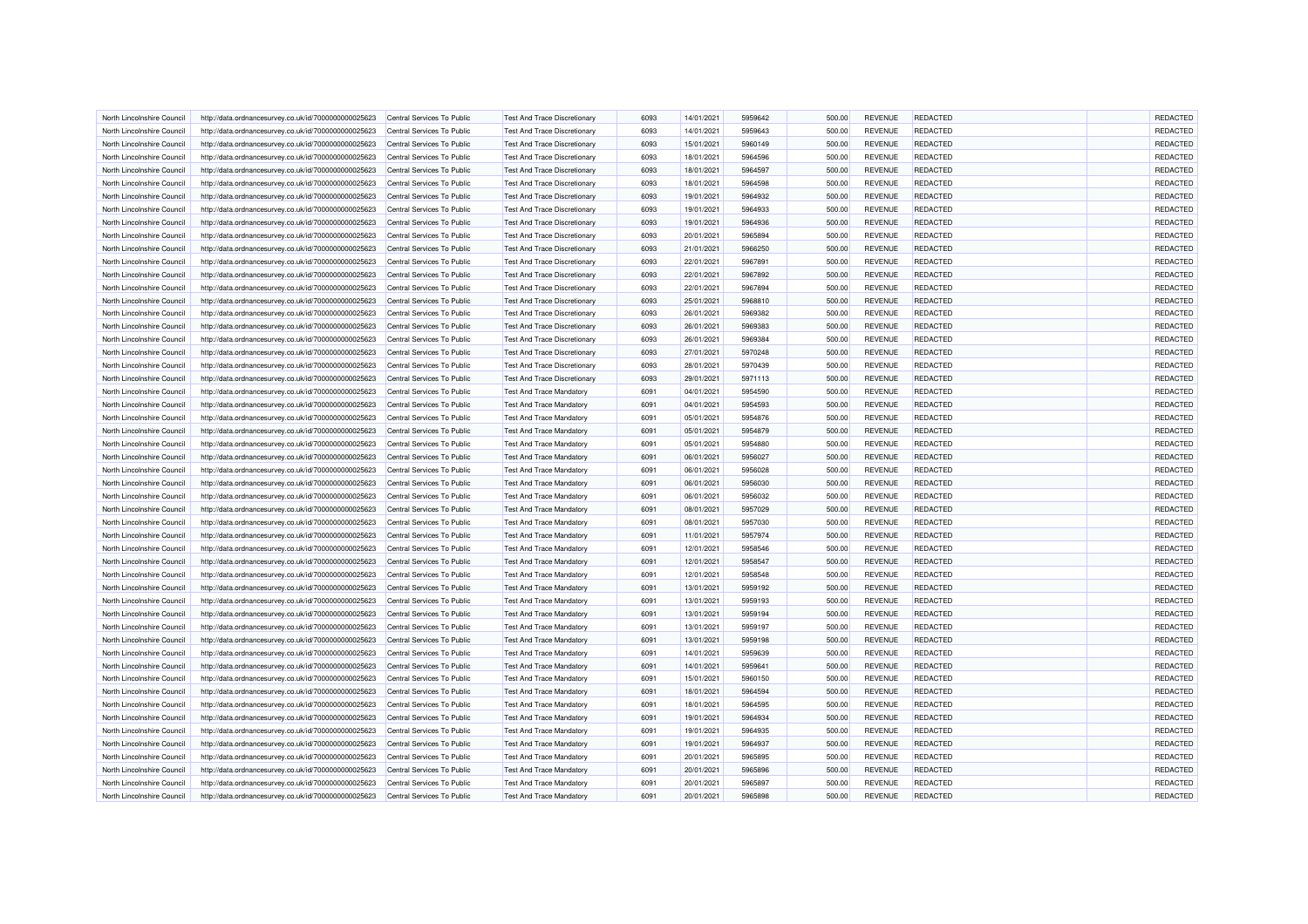| | | | | | | | | | | | | |
|---|---|---|---|---|---|---|---|---|---|---|---|---|
| North Lincolnshire Council | http://data.ordnancesurvey.co.uk/id/7000000000025623 | Central Services To Public | Test And Trace Discretionary | 6093 | 14/01/2021 | 5959642 | 500.00 | REVENUE | REDACTED | | REDACTED |
| North Lincolnshire Council | http://data.ordnancesurvey.co.uk/id/7000000000025623 | Central Services To Public | Test And Trace Discretionary | 6093 | 14/01/2021 | 5959643 | 500.00 | REVENUE | REDACTED | | REDACTED |
| North Lincolnshire Council | http://data.ordnancesurvey.co.uk/id/7000000000025623 | Central Services To Public | Test And Trace Discretionary | 6093 | 15/01/2021 | 5960149 | 500.00 | REVENUE | REDACTED | | REDACTED |
| North Lincolnshire Council | http://data.ordnancesurvey.co.uk/id/7000000000025623 | Central Services To Public | Test And Trace Discretionary | 6093 | 18/01/2021 | 5964596 | 500.00 | REVENUE | REDACTED | | REDACTED |
| North Lincolnshire Council | http://data.ordnancesurvey.co.uk/id/7000000000025623 | Central Services To Public | Test And Trace Discretionary | 6093 | 18/01/2021 | 5964597 | 500.00 | REVENUE | REDACTED | | REDACTED |
| North Lincolnshire Council | http://data.ordnancesurvey.co.uk/id/7000000000025623 | Central Services To Public | Test And Trace Discretionary | 6093 | 18/01/2021 | 5964598 | 500.00 | REVENUE | REDACTED | | REDACTED |
| North Lincolnshire Council | http://data.ordnancesurvey.co.uk/id/7000000000025623 | Central Services To Public | Test And Trace Discretionary | 6093 | 19/01/2021 | 5964932 | 500.00 | REVENUE | REDACTED | | REDACTED |
| North Lincolnshire Council | http://data.ordnancesurvey.co.uk/id/7000000000025623 | Central Services To Public | Test And Trace Discretionary | 6093 | 19/01/2021 | 5964933 | 500.00 | REVENUE | REDACTED | | REDACTED |
| North Lincolnshire Council | http://data.ordnancesurvey.co.uk/id/7000000000025623 | Central Services To Public | Test And Trace Discretionary | 6093 | 19/01/2021 | 5964936 | 500.00 | REVENUE | REDACTED | | REDACTED |
| North Lincolnshire Council | http://data.ordnancesurvey.co.uk/id/7000000000025623 | Central Services To Public | Test And Trace Discretionary | 6093 | 20/01/2021 | 5965894 | 500.00 | REVENUE | REDACTED | | REDACTED |
| North Lincolnshire Council | http://data.ordnancesurvey.co.uk/id/7000000000025623 | Central Services To Public | Test And Trace Discretionary | 6093 | 21/01/2021 | 5966250 | 500.00 | REVENUE | REDACTED | | REDACTED |
| North Lincolnshire Council | http://data.ordnancesurvey.co.uk/id/7000000000025623 | Central Services To Public | Test And Trace Discretionary | 6093 | 22/01/2021 | 5967891 | 500.00 | REVENUE | REDACTED | | REDACTED |
| North Lincolnshire Council | http://data.ordnancesurvey.co.uk/id/7000000000025623 | Central Services To Public | Test And Trace Discretionary | 6093 | 22/01/2021 | 5967892 | 500.00 | REVENUE | REDACTED | | REDACTED |
| North Lincolnshire Council | http://data.ordnancesurvey.co.uk/id/7000000000025623 | Central Services To Public | Test And Trace Discretionary | 6093 | 22/01/2021 | 5967894 | 500.00 | REVENUE | REDACTED | | REDACTED |
| North Lincolnshire Council | http://data.ordnancesurvey.co.uk/id/7000000000025623 | Central Services To Public | Test And Trace Discretionary | 6093 | 25/01/2021 | 5968810 | 500.00 | REVENUE | REDACTED | | REDACTED |
| North Lincolnshire Council | http://data.ordnancesurvey.co.uk/id/7000000000025623 | Central Services To Public | Test And Trace Discretionary | 6093 | 26/01/2021 | 5969382 | 500.00 | REVENUE | REDACTED | | REDACTED |
| North Lincolnshire Council | http://data.ordnancesurvey.co.uk/id/7000000000025623 | Central Services To Public | Test And Trace Discretionary | 6093 | 26/01/2021 | 5969383 | 500.00 | REVENUE | REDACTED | | REDACTED |
| North Lincolnshire Council | http://data.ordnancesurvey.co.uk/id/7000000000025623 | Central Services To Public | Test And Trace Discretionary | 6093 | 26/01/2021 | 5969384 | 500.00 | REVENUE | REDACTED | | REDACTED |
| North Lincolnshire Council | http://data.ordnancesurvey.co.uk/id/7000000000025623 | Central Services To Public | Test And Trace Discretionary | 6093 | 27/01/2021 | 5970248 | 500.00 | REVENUE | REDACTED | | REDACTED |
| North Lincolnshire Council | http://data.ordnancesurvey.co.uk/id/7000000000025623 | Central Services To Public | Test And Trace Discretionary | 6093 | 28/01/2021 | 5970439 | 500.00 | REVENUE | REDACTED | | REDACTED |
| North Lincolnshire Council | http://data.ordnancesurvey.co.uk/id/7000000000025623 | Central Services To Public | Test And Trace Discretionary | 6093 | 29/01/2021 | 5971113 | 500.00 | REVENUE | REDACTED | | REDACTED |
| North Lincolnshire Council | http://data.ordnancesurvey.co.uk/id/7000000000025623 | Central Services To Public | Test And Trace Mandatory | 6091 | 04/01/2021 | 5954590 | 500.00 | REVENUE | REDACTED | | REDACTED |
| North Lincolnshire Council | http://data.ordnancesurvey.co.uk/id/7000000000025623 | Central Services To Public | Test And Trace Mandatory | 6091 | 04/01/2021 | 5954593 | 500.00 | REVENUE | REDACTED | | REDACTED |
| North Lincolnshire Council | http://data.ordnancesurvey.co.uk/id/7000000000025623 | Central Services To Public | Test And Trace Mandatory | 6091 | 05/01/2021 | 5954876 | 500.00 | REVENUE | REDACTED | | REDACTED |
| North Lincolnshire Council | http://data.ordnancesurvey.co.uk/id/7000000000025623 | Central Services To Public | Test And Trace Mandatory | 6091 | 05/01/2021 | 5954879 | 500.00 | REVENUE | REDACTED | | REDACTED |
| North Lincolnshire Council | http://data.ordnancesurvey.co.uk/id/7000000000025623 | Central Services To Public | Test And Trace Mandatory | 6091 | 05/01/2021 | 5954880 | 500.00 | REVENUE | REDACTED | | REDACTED |
| North Lincolnshire Council | http://data.ordnancesurvey.co.uk/id/7000000000025623 | Central Services To Public | Test And Trace Mandatory | 6091 | 06/01/2021 | 5956027 | 500.00 | REVENUE | REDACTED | | REDACTED |
| North Lincolnshire Council | http://data.ordnancesurvey.co.uk/id/7000000000025623 | Central Services To Public | Test And Trace Mandatory | 6091 | 06/01/2021 | 5956028 | 500.00 | REVENUE | REDACTED | | REDACTED |
| North Lincolnshire Council | http://data.ordnancesurvey.co.uk/id/7000000000025623 | Central Services To Public | Test And Trace Mandatory | 6091 | 06/01/2021 | 5956030 | 500.00 | REVENUE | REDACTED | | REDACTED |
| North Lincolnshire Council | http://data.ordnancesurvey.co.uk/id/7000000000025623 | Central Services To Public | Test And Trace Mandatory | 6091 | 06/01/2021 | 5956032 | 500.00 | REVENUE | REDACTED | | REDACTED |
| North Lincolnshire Council | http://data.ordnancesurvey.co.uk/id/7000000000025623 | Central Services To Public | Test And Trace Mandatory | 6091 | 08/01/2021 | 5957029 | 500.00 | REVENUE | REDACTED | | REDACTED |
| North Lincolnshire Council | http://data.ordnancesurvey.co.uk/id/7000000000025623 | Central Services To Public | Test And Trace Mandatory | 6091 | 08/01/2021 | 5957030 | 500.00 | REVENUE | REDACTED | | REDACTED |
| North Lincolnshire Council | http://data.ordnancesurvey.co.uk/id/7000000000025623 | Central Services To Public | Test And Trace Mandatory | 6091 | 11/01/2021 | 5957974 | 500.00 | REVENUE | REDACTED | | REDACTED |
| North Lincolnshire Council | http://data.ordnancesurvey.co.uk/id/7000000000025623 | Central Services To Public | Test And Trace Mandatory | 6091 | 12/01/2021 | 5958546 | 500.00 | REVENUE | REDACTED | | REDACTED |
| North Lincolnshire Council | http://data.ordnancesurvey.co.uk/id/7000000000025623 | Central Services To Public | Test And Trace Mandatory | 6091 | 12/01/2021 | 5958547 | 500.00 | REVENUE | REDACTED | | REDACTED |
| North Lincolnshire Council | http://data.ordnancesurvey.co.uk/id/7000000000025623 | Central Services To Public | Test And Trace Mandatory | 6091 | 12/01/2021 | 5958548 | 500.00 | REVENUE | REDACTED | | REDACTED |
| North Lincolnshire Council | http://data.ordnancesurvey.co.uk/id/7000000000025623 | Central Services To Public | Test And Trace Mandatory | 6091 | 13/01/2021 | 5959192 | 500.00 | REVENUE | REDACTED | | REDACTED |
| North Lincolnshire Council | http://data.ordnancesurvey.co.uk/id/7000000000025623 | Central Services To Public | Test And Trace Mandatory | 6091 | 13/01/2021 | 5959193 | 500.00 | REVENUE | REDACTED | | REDACTED |
| North Lincolnshire Council | http://data.ordnancesurvey.co.uk/id/7000000000025623 | Central Services To Public | Test And Trace Mandatory | 6091 | 13/01/2021 | 5959194 | 500.00 | REVENUE | REDACTED | | REDACTED |
| North Lincolnshire Council | http://data.ordnancesurvey.co.uk/id/7000000000025623 | Central Services To Public | Test And Trace Mandatory | 6091 | 13/01/2021 | 5959197 | 500.00 | REVENUE | REDACTED | | REDACTED |
| North Lincolnshire Council | http://data.ordnancesurvey.co.uk/id/7000000000025623 | Central Services To Public | Test And Trace Mandatory | 6091 | 13/01/2021 | 5959198 | 500.00 | REVENUE | REDACTED | | REDACTED |
| North Lincolnshire Council | http://data.ordnancesurvey.co.uk/id/7000000000025623 | Central Services To Public | Test And Trace Mandatory | 6091 | 14/01/2021 | 5959639 | 500.00 | REVENUE | REDACTED | | REDACTED |
| North Lincolnshire Council | http://data.ordnancesurvey.co.uk/id/7000000000025623 | Central Services To Public | Test And Trace Mandatory | 6091 | 14/01/2021 | 5959641 | 500.00 | REVENUE | REDACTED | | REDACTED |
| North Lincolnshire Council | http://data.ordnancesurvey.co.uk/id/7000000000025623 | Central Services To Public | Test And Trace Mandatory | 6091 | 15/01/2021 | 5960150 | 500.00 | REVENUE | REDACTED | | REDACTED |
| North Lincolnshire Council | http://data.ordnancesurvey.co.uk/id/7000000000025623 | Central Services To Public | Test And Trace Mandatory | 6091 | 18/01/2021 | 5964594 | 500.00 | REVENUE | REDACTED | | REDACTED |
| North Lincolnshire Council | http://data.ordnancesurvey.co.uk/id/7000000000025623 | Central Services To Public | Test And Trace Mandatory | 6091 | 18/01/2021 | 5964595 | 500.00 | REVENUE | REDACTED | | REDACTED |
| North Lincolnshire Council | http://data.ordnancesurvey.co.uk/id/7000000000025623 | Central Services To Public | Test And Trace Mandatory | 6091 | 19/01/2021 | 5964934 | 500.00 | REVENUE | REDACTED | | REDACTED |
| North Lincolnshire Council | http://data.ordnancesurvey.co.uk/id/7000000000025623 | Central Services To Public | Test And Trace Mandatory | 6091 | 19/01/2021 | 5964935 | 500.00 | REVENUE | REDACTED | | REDACTED |
| North Lincolnshire Council | http://data.ordnancesurvey.co.uk/id/7000000000025623 | Central Services To Public | Test And Trace Mandatory | 6091 | 19/01/2021 | 5964937 | 500.00 | REVENUE | REDACTED | | REDACTED |
| North Lincolnshire Council | http://data.ordnancesurvey.co.uk/id/7000000000025623 | Central Services To Public | Test And Trace Mandatory | 6091 | 20/01/2021 | 5965895 | 500.00 | REVENUE | REDACTED | | REDACTED |
| North Lincolnshire Council | http://data.ordnancesurvey.co.uk/id/7000000000025623 | Central Services To Public | Test And Trace Mandatory | 6091 | 20/01/2021 | 5965896 | 500.00 | REVENUE | REDACTED | | REDACTED |
| North Lincolnshire Council | http://data.ordnancesurvey.co.uk/id/7000000000025623 | Central Services To Public | Test And Trace Mandatory | 6091 | 20/01/2021 | 5965897 | 500.00 | REVENUE | REDACTED | | REDACTED |
| North Lincolnshire Council | http://data.ordnancesurvey.co.uk/id/7000000000025623 | Central Services To Public | Test And Trace Mandatory | 6091 | 20/01/2021 | 5965898 | 500.00 | REVENUE | REDACTED | | REDACTED |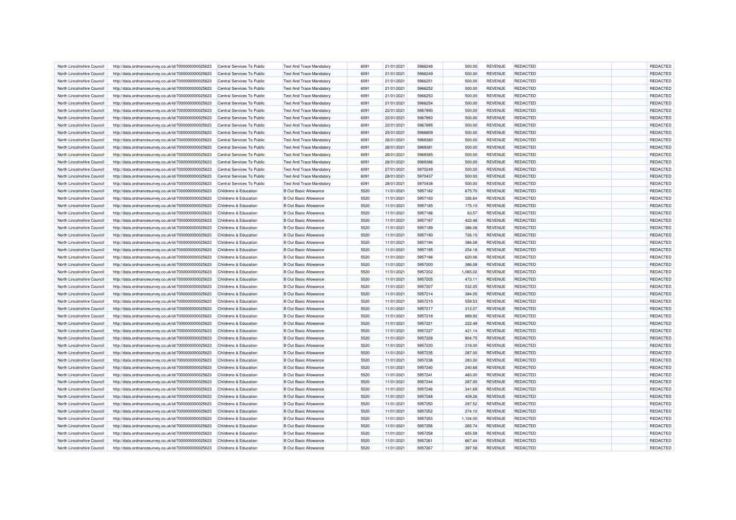| North Lincolnshire Council | http://data.ordnancesurvey.co.uk/id/7000000000025623 | Central Services To Public | Test And Trace Mandatory | 6091 | 21/01/2021 | 5966248 | 500.00 | REVENUE | REDACTED | | REDACTED |
|---|---|---|---|---|---|---|---|---|---|---|---|
| North Lincolnshire Council | http://data.ordnancesurvey.co.uk/id/7000000000025623 | Central Services To Public | Test And Trace Mandatory | 6091 | 21/01/2021 | 5966249 | 500.00 | REVENUE | REDACTED | | REDACTED |
| North Lincolnshire Council | http://data.ordnancesurvey.co.uk/id/7000000000025623 | Central Services To Public | Test And Trace Mandatory | 6091 | 21/01/2021 | 5966251 | 500.00 | REVENUE | REDACTED | | REDACTED |
| North Lincolnshire Council | http://data.ordnancesurvey.co.uk/id/7000000000025623 | Central Services To Public | Test And Trace Mandatory | 6091 | 21/01/2021 | 5966252 | 500.00 | REVENUE | REDACTED | | REDACTED |
| North Lincolnshire Council | http://data.ordnancesurvey.co.uk/id/7000000000025623 | Central Services To Public | Test And Trace Mandatory | 6091 | 21/01/2021 | 5966253 | 500.00 | REVENUE | REDACTED | | REDACTED |
| North Lincolnshire Council | http://data.ordnancesurvey.co.uk/id/7000000000025623 | Central Services To Public | Test And Trace Mandatory | 6091 | 21/01/2021 | 5966254 | 500.00 | REVENUE | REDACTED | | REDACTED |
| North Lincolnshire Council | http://data.ordnancesurvey.co.uk/id/7000000000025623 | Central Services To Public | Test And Trace Mandatory | 6091 | 22/01/2021 | 5967890 | 500.00 | REVENUE | REDACTED | | REDACTED |
| North Lincolnshire Council | http://data.ordnancesurvey.co.uk/id/7000000000025623 | Central Services To Public | Test And Trace Mandatory | 6091 | 22/01/2021 | 5967893 | 500.00 | REVENUE | REDACTED | | REDACTED |
| North Lincolnshire Council | http://data.ordnancesurvey.co.uk/id/7000000000025623 | Central Services To Public | Test And Trace Mandatory | 6091 | 22/01/2021 | 5967895 | 500.00 | REVENUE | REDACTED | | REDACTED |
| North Lincolnshire Council | http://data.ordnancesurvey.co.uk/id/7000000000025623 | Central Services To Public | Test And Trace Mandatory | 6091 | 25/01/2021 | 5968809 | 500.00 | REVENUE | REDACTED | | REDACTED |
| North Lincolnshire Council | http://data.ordnancesurvey.co.uk/id/7000000000025623 | Central Services To Public | Test And Trace Mandatory | 6091 | 26/01/2021 | 5969380 | 500.00 | REVENUE | REDACTED | | REDACTED |
| North Lincolnshire Council | http://data.ordnancesurvey.co.uk/id/7000000000025623 | Central Services To Public | Test And Trace Mandatory | 6091 | 26/01/2021 | 5969381 | 500.00 | REVENUE | REDACTED | | REDACTED |
| North Lincolnshire Council | http://data.ordnancesurvey.co.uk/id/7000000000025623 | Central Services To Public | Test And Trace Mandatory | 6091 | 26/01/2021 | 5969385 | 500.00 | REVENUE | REDACTED | | REDACTED |
| North Lincolnshire Council | http://data.ordnancesurvey.co.uk/id/7000000000025623 | Central Services To Public | Test And Trace Mandatory | 6091 | 26/01/2021 | 5969386 | 500.00 | REVENUE | REDACTED | | REDACTED |
| North Lincolnshire Council | http://data.ordnancesurvey.co.uk/id/7000000000025623 | Central Services To Public | Test And Trace Mandatory | 6091 | 27/01/2021 | 5970249 | 500.00 | REVENUE | REDACTED | | REDACTED |
| North Lincolnshire Council | http://data.ordnancesurvey.co.uk/id/7000000000025623 | Central Services To Public | Test And Trace Mandatory | 6091 | 28/01/2021 | 5970437 | 500.00 | REVENUE | REDACTED | | REDACTED |
| North Lincolnshire Council | http://data.ordnancesurvey.co.uk/id/7000000000025623 | Central Services To Public | Test And Trace Mandatory | 6091 | 28/01/2021 | 5970438 | 500.00 | REVENUE | REDACTED | | REDACTED |
| North Lincolnshire Council | http://data.ordnancesurvey.co.uk/id/7000000000025623 | Childrens & Education | B Out Basic Allowance | 5520 | 11/01/2021 | 5957182 | 675.70 | REVENUE | REDACTED | | REDACTED |
| North Lincolnshire Council | http://data.ordnancesurvey.co.uk/id/7000000000025623 | Childrens & Education | B Out Basic Allowance | 5520 | 11/01/2021 | 5957183 | 326.64 | REVENUE | REDACTED | | REDACTED |
| North Lincolnshire Council | http://data.ordnancesurvey.co.uk/id/7000000000025623 | Childrens & Education | B Out Basic Allowance | 5520 | 11/01/2021 | 5957185 | 175.10 | REVENUE | REDACTED | | REDACTED |
| North Lincolnshire Council | http://data.ordnancesurvey.co.uk/id/7000000000025623 | Childrens & Education | B Out Basic Allowance | 5520 | 11/01/2021 | 5957186 | 63.57 | REVENUE | REDACTED | | REDACTED |
| North Lincolnshire Council | http://data.ordnancesurvey.co.uk/id/7000000000025623 | Childrens & Education | B Out Basic Allowance | 5520 | 11/01/2021 | 5957187 | 422.48 | REVENUE | REDACTED | | REDACTED |
| North Lincolnshire Council | http://data.ordnancesurvey.co.uk/id/7000000000025623 | Childrens & Education | B Out Basic Allowance | 5520 | 11/01/2021 | 5957189 | 386.08 | REVENUE | REDACTED | | REDACTED |
| North Lincolnshire Council | http://data.ordnancesurvey.co.uk/id/7000000000025623 | Childrens & Education | B Out Basic Allowance | 5520 | 11/01/2021 | 5957190 | 726.15 | REVENUE | REDACTED | | REDACTED |
| North Lincolnshire Council | http://data.ordnancesurvey.co.uk/id/7000000000025623 | Childrens & Education | B Out Basic Allowance | 5520 | 11/01/2021 | 5957194 | 386.08 | REVENUE | REDACTED | | REDACTED |
| North Lincolnshire Council | http://data.ordnancesurvey.co.uk/id/7000000000025623 | Childrens & Education | B Out Basic Allowance | 5520 | 11/01/2021 | 5957195 | 254.18 | REVENUE | REDACTED | | REDACTED |
| North Lincolnshire Council | http://data.ordnancesurvey.co.uk/id/7000000000025623 | Childrens & Education | B Out Basic Allowance | 5520 | 11/01/2021 | 5957196 | 620.06 | REVENUE | REDACTED | | REDACTED |
| North Lincolnshire Council | http://data.ordnancesurvey.co.uk/id/7000000000025623 | Childrens & Education | B Out Basic Allowance | 5520 | 11/01/2021 | 5957200 | 386.08 | REVENUE | REDACTED | | REDACTED |
| North Lincolnshire Council | http://data.ordnancesurvey.co.uk/id/7000000000025623 | Childrens & Education | B Out Basic Allowance | 5520 | 11/01/2021 | 5957202 | 1,065.02 | REVENUE | REDACTED | | REDACTED |
| North Lincolnshire Council | http://data.ordnancesurvey.co.uk/id/7000000000025623 | Childrens & Education | B Out Basic Allowance | 5520 | 11/01/2021 | 5957205 | 473.11 | REVENUE | REDACTED | | REDACTED |
| North Lincolnshire Council | http://data.ordnancesurvey.co.uk/id/7000000000025623 | Childrens & Education | B Out Basic Allowance | 5520 | 11/01/2021 | 5957207 | 532.05 | REVENUE | REDACTED | | REDACTED |
| North Lincolnshire Council | http://data.ordnancesurvey.co.uk/id/7000000000025623 | Childrens & Education | B Out Basic Allowance | 5520 | 11/01/2021 | 5957214 | 384.05 | REVENUE | REDACTED | | REDACTED |
| North Lincolnshire Council | http://data.ordnancesurvey.co.uk/id/7000000000025623 | Childrens & Education | B Out Basic Allowance | 5520 | 11/01/2021 | 5957215 | 559.53 | REVENUE | REDACTED | | REDACTED |
| North Lincolnshire Council | http://data.ordnancesurvey.co.uk/id/7000000000025623 | Childrens & Education | B Out Basic Allowance | 5520 | 11/01/2021 | 5957217 | 312.07 | REVENUE | REDACTED | | REDACTED |
| North Lincolnshire Council | http://data.ordnancesurvey.co.uk/id/7000000000025623 | Childrens & Education | B Out Basic Allowance | 5520 | 11/01/2021 | 5957218 | 889.92 | REVENUE | REDACTED | | REDACTED |
| North Lincolnshire Council | http://data.ordnancesurvey.co.uk/id/7000000000025623 | Childrens & Education | B Out Basic Allowance | 5520 | 11/01/2021 | 5957221 | 222.48 | REVENUE | REDACTED | | REDACTED |
| North Lincolnshire Council | http://data.ordnancesurvey.co.uk/id/7000000000025623 | Childrens & Education | B Out Basic Allowance | 5520 | 11/01/2021 | 5957227 | 421.14 | REVENUE | REDACTED | | REDACTED |
| North Lincolnshire Council | http://data.ordnancesurvey.co.uk/id/7000000000025623 | Childrens & Education | B Out Basic Allowance | 5520 | 11/01/2021 | 5957228 | 904.75 | REVENUE | REDACTED | | REDACTED |
| North Lincolnshire Council | http://data.ordnancesurvey.co.uk/id/7000000000025623 | Childrens & Education | B Out Basic Allowance | 5520 | 11/01/2021 | 5957230 | 318.00 | REVENUE | REDACTED | | REDACTED |
| North Lincolnshire Council | http://data.ordnancesurvey.co.uk/id/7000000000025623 | Childrens & Education | B Out Basic Allowance | 5520 | 11/01/2021 | 5957235 | 287.00 | REVENUE | REDACTED | | REDACTED |
| North Lincolnshire Council | http://data.ordnancesurvey.co.uk/id/7000000000025623 | Childrens & Education | B Out Basic Allowance | 5520 | 11/01/2021 | 5957238 | 283.00 | REVENUE | REDACTED | | REDACTED |
| North Lincolnshire Council | http://data.ordnancesurvey.co.uk/id/7000000000025623 | Childrens & Education | B Out Basic Allowance | 5520 | 11/01/2021 | 5957240 | 240.68 | REVENUE | REDACTED | | REDACTED |
| North Lincolnshire Council | http://data.ordnancesurvey.co.uk/id/7000000000025623 | Childrens & Education | B Out Basic Allowance | 5520 | 11/01/2021 | 5957241 | 483.00 | REVENUE | REDACTED | | REDACTED |
| North Lincolnshire Council | http://data.ordnancesurvey.co.uk/id/7000000000025623 | Childrens & Education | B Out Basic Allowance | 5520 | 11/01/2021 | 5957244 | 287.00 | REVENUE | REDACTED | | REDACTED |
| North Lincolnshire Council | http://data.ordnancesurvey.co.uk/id/7000000000025623 | Childrens & Education | B Out Basic Allowance | 5520 | 11/01/2021 | 5957246 | 341.69 | REVENUE | REDACTED | | REDACTED |
| North Lincolnshire Council | http://data.ordnancesurvey.co.uk/id/7000000000025623 | Childrens & Education | B Out Basic Allowance | 5520 | 11/01/2021 | 5957248 | 409.26 | REVENUE | REDACTED | | REDACTED |
| North Lincolnshire Council | http://data.ordnancesurvey.co.uk/id/7000000000025623 | Childrens & Education | B Out Basic Allowance | 5520 | 11/01/2021 | 5957250 | 297.52 | REVENUE | REDACTED | | REDACTED |
| North Lincolnshire Council | http://data.ordnancesurvey.co.uk/id/7000000000025623 | Childrens & Education | B Out Basic Allowance | 5520 | 11/01/2021 | 5957252 | 274.10 | REVENUE | REDACTED | | REDACTED |
| North Lincolnshire Council | http://data.ordnancesurvey.co.uk/id/7000000000025623 | Childrens & Education | B Out Basic Allowance | 5520 | 11/01/2021 | 5957253 | 1,104.00 | REVENUE | REDACTED | | REDACTED |
| North Lincolnshire Council | http://data.ordnancesurvey.co.uk/id/7000000000025623 | Childrens & Education | B Out Basic Allowance | 5520 | 11/01/2021 | 5957256 | 265.74 | REVENUE | REDACTED | | REDACTED |
| North Lincolnshire Council | http://data.ordnancesurvey.co.uk/id/7000000000025623 | Childrens & Education | B Out Basic Allowance | 5520 | 11/01/2021 | 5957258 | 655.58 | REVENUE | REDACTED | | REDACTED |
| North Lincolnshire Council | http://data.ordnancesurvey.co.uk/id/7000000000025623 | Childrens & Education | B Out Basic Allowance | 5520 | 11/01/2021 | 5957261 | 667.44 | REVENUE | REDACTED | | REDACTED |
| North Lincolnshire Council | http://data.ordnancesurvey.co.uk/id/7000000000025623 | Childrens & Education | B Out Basic Allowance | 5520 | 11/01/2021 | 5957267 | 397.58 | REVENUE | REDACTED | | REDACTED |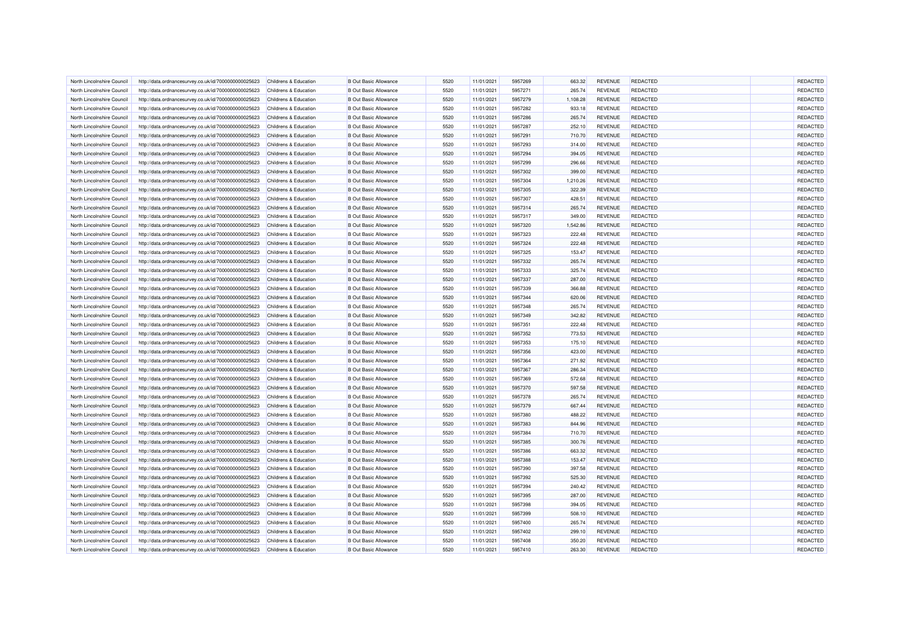| North Lincolnshire Council | http://data.ordnancesurvey.co.uk/id/7000000000025623 | Childrens & Education | B Out Basic Allowance | 5520 | 11/01/2021 | 5957269 | 663.32 | REVENUE | REDACTED | | REDACTED |
|---|---|---|---|---|---|---|---|---|---|---|---|
| North Lincolnshire Council | http://data.ordnancesurvey.co.uk/id/7000000000025623 | Childrens & Education | B Out Basic Allowance | 5520 | 11/01/2021 | 5957271 | 265.74 | REVENUE | REDACTED | | REDACTED |
| North Lincolnshire Council | http://data.ordnancesurvey.co.uk/id/7000000000025623 | Childrens & Education | B Out Basic Allowance | 5520 | 11/01/2021 | 5957279 | 1,108.28 | REVENUE | REDACTED | | REDACTED |
| North Lincolnshire Council | http://data.ordnancesurvey.co.uk/id/7000000000025623 | Childrens & Education | B Out Basic Allowance | 5520 | 11/01/2021 | 5957282 | 933.18 | REVENUE | REDACTED | | REDACTED |
| North Lincolnshire Council | http://data.ordnancesurvey.co.uk/id/7000000000025623 | Childrens & Education | B Out Basic Allowance | 5520 | 11/01/2021 | 5957286 | 265.74 | REVENUE | REDACTED | | REDACTED |
| North Lincolnshire Council | http://data.ordnancesurvey.co.uk/id/7000000000025623 | Childrens & Education | B Out Basic Allowance | 5520 | 11/01/2021 | 5957287 | 252.10 | REVENUE | REDACTED | | REDACTED |
| North Lincolnshire Council | http://data.ordnancesurvey.co.uk/id/7000000000025623 | Childrens & Education | B Out Basic Allowance | 5520 | 11/01/2021 | 5957291 | 710.70 | REVENUE | REDACTED | | REDACTED |
| North Lincolnshire Council | http://data.ordnancesurvey.co.uk/id/7000000000025623 | Childrens & Education | B Out Basic Allowance | 5520 | 11/01/2021 | 5957293 | 314.00 | REVENUE | REDACTED | | REDACTED |
| North Lincolnshire Council | http://data.ordnancesurvey.co.uk/id/7000000000025623 | Childrens & Education | B Out Basic Allowance | 5520 | 11/01/2021 | 5957294 | 394.05 | REVENUE | REDACTED | | REDACTED |
| North Lincolnshire Council | http://data.ordnancesurvey.co.uk/id/7000000000025623 | Childrens & Education | B Out Basic Allowance | 5520 | 11/01/2021 | 5957299 | 296.66 | REVENUE | REDACTED | | REDACTED |
| North Lincolnshire Council | http://data.ordnancesurvey.co.uk/id/7000000000025623 | Childrens & Education | B Out Basic Allowance | 5520 | 11/01/2021 | 5957302 | 399.00 | REVENUE | REDACTED | | REDACTED |
| North Lincolnshire Council | http://data.ordnancesurvey.co.uk/id/7000000000025623 | Childrens & Education | B Out Basic Allowance | 5520 | 11/01/2021 | 5957304 | 1,210.26 | REVENUE | REDACTED | | REDACTED |
| North Lincolnshire Council | http://data.ordnancesurvey.co.uk/id/7000000000025623 | Childrens & Education | B Out Basic Allowance | 5520 | 11/01/2021 | 5957305 | 322.39 | REVENUE | REDACTED | | REDACTED |
| North Lincolnshire Council | http://data.ordnancesurvey.co.uk/id/7000000000025623 | Childrens & Education | B Out Basic Allowance | 5520 | 11/01/2021 | 5957307 | 428.51 | REVENUE | REDACTED | | REDACTED |
| North Lincolnshire Council | http://data.ordnancesurvey.co.uk/id/7000000000025623 | Childrens & Education | B Out Basic Allowance | 5520 | 11/01/2021 | 5957314 | 265.74 | REVENUE | REDACTED | | REDACTED |
| North Lincolnshire Council | http://data.ordnancesurvey.co.uk/id/7000000000025623 | Childrens & Education | B Out Basic Allowance | 5520 | 11/01/2021 | 5957317 | 349.00 | REVENUE | REDACTED | | REDACTED |
| North Lincolnshire Council | http://data.ordnancesurvey.co.uk/id/7000000000025623 | Childrens & Education | B Out Basic Allowance | 5520 | 11/01/2021 | 5957320 | 1,542.86 | REVENUE | REDACTED | | REDACTED |
| North Lincolnshire Council | http://data.ordnancesurvey.co.uk/id/7000000000025623 | Childrens & Education | B Out Basic Allowance | 5520 | 11/01/2021 | 5957323 | 222.48 | REVENUE | REDACTED | | REDACTED |
| North Lincolnshire Council | http://data.ordnancesurvey.co.uk/id/7000000000025623 | Childrens & Education | B Out Basic Allowance | 5520 | 11/01/2021 | 5957324 | 222.48 | REVENUE | REDACTED | | REDACTED |
| North Lincolnshire Council | http://data.ordnancesurvey.co.uk/id/7000000000025623 | Childrens & Education | B Out Basic Allowance | 5520 | 11/01/2021 | 5957325 | 153.47 | REVENUE | REDACTED | | REDACTED |
| North Lincolnshire Council | http://data.ordnancesurvey.co.uk/id/7000000000025623 | Childrens & Education | B Out Basic Allowance | 5520 | 11/01/2021 | 5957332 | 265.74 | REVENUE | REDACTED | | REDACTED |
| North Lincolnshire Council | http://data.ordnancesurvey.co.uk/id/7000000000025623 | Childrens & Education | B Out Basic Allowance | 5520 | 11/01/2021 | 5957333 | 325.74 | REVENUE | REDACTED | | REDACTED |
| North Lincolnshire Council | http://data.ordnancesurvey.co.uk/id/7000000000025623 | Childrens & Education | B Out Basic Allowance | 5520 | 11/01/2021 | 5957337 | 287.00 | REVENUE | REDACTED | | REDACTED |
| North Lincolnshire Council | http://data.ordnancesurvey.co.uk/id/7000000000025623 | Childrens & Education | B Out Basic Allowance | 5520 | 11/01/2021 | 5957339 | 366.88 | REVENUE | REDACTED | | REDACTED |
| North Lincolnshire Council | http://data.ordnancesurvey.co.uk/id/7000000000025623 | Childrens & Education | B Out Basic Allowance | 5520 | 11/01/2021 | 5957344 | 620.06 | REVENUE | REDACTED | | REDACTED |
| North Lincolnshire Council | http://data.ordnancesurvey.co.uk/id/7000000000025623 | Childrens & Education | B Out Basic Allowance | 5520 | 11/01/2021 | 5957348 | 265.74 | REVENUE | REDACTED | | REDACTED |
| North Lincolnshire Council | http://data.ordnancesurvey.co.uk/id/7000000000025623 | Childrens & Education | B Out Basic Allowance | 5520 | 11/01/2021 | 5957349 | 342.82 | REVENUE | REDACTED | | REDACTED |
| North Lincolnshire Council | http://data.ordnancesurvey.co.uk/id/7000000000025623 | Childrens & Education | B Out Basic Allowance | 5520 | 11/01/2021 | 5957351 | 222.48 | REVENUE | REDACTED | | REDACTED |
| North Lincolnshire Council | http://data.ordnancesurvey.co.uk/id/7000000000025623 | Childrens & Education | B Out Basic Allowance | 5520 | 11/01/2021 | 5957352 | 773.53 | REVENUE | REDACTED | | REDACTED |
| North Lincolnshire Council | http://data.ordnancesurvey.co.uk/id/7000000000025623 | Childrens & Education | B Out Basic Allowance | 5520 | 11/01/2021 | 5957353 | 175.10 | REVENUE | REDACTED | | REDACTED |
| North Lincolnshire Council | http://data.ordnancesurvey.co.uk/id/7000000000025623 | Childrens & Education | B Out Basic Allowance | 5520 | 11/01/2021 | 5957356 | 423.00 | REVENUE | REDACTED | | REDACTED |
| North Lincolnshire Council | http://data.ordnancesurvey.co.uk/id/7000000000025623 | Childrens & Education | B Out Basic Allowance | 5520 | 11/01/2021 | 5957364 | 271.92 | REVENUE | REDACTED | | REDACTED |
| North Lincolnshire Council | http://data.ordnancesurvey.co.uk/id/7000000000025623 | Childrens & Education | B Out Basic Allowance | 5520 | 11/01/2021 | 5957367 | 286.34 | REVENUE | REDACTED | | REDACTED |
| North Lincolnshire Council | http://data.ordnancesurvey.co.uk/id/7000000000025623 | Childrens & Education | B Out Basic Allowance | 5520 | 11/01/2021 | 5957369 | 572.68 | REVENUE | REDACTED | | REDACTED |
| North Lincolnshire Council | http://data.ordnancesurvey.co.uk/id/7000000000025623 | Childrens & Education | B Out Basic Allowance | 5520 | 11/01/2021 | 5957370 | 597.58 | REVENUE | REDACTED | | REDACTED |
| North Lincolnshire Council | http://data.ordnancesurvey.co.uk/id/7000000000025623 | Childrens & Education | B Out Basic Allowance | 5520 | 11/01/2021 | 5957378 | 265.74 | REVENUE | REDACTED | | REDACTED |
| North Lincolnshire Council | http://data.ordnancesurvey.co.uk/id/7000000000025623 | Childrens & Education | B Out Basic Allowance | 5520 | 11/01/2021 | 5957379 | 667.44 | REVENUE | REDACTED | | REDACTED |
| North Lincolnshire Council | http://data.ordnancesurvey.co.uk/id/7000000000025623 | Childrens & Education | B Out Basic Allowance | 5520 | 11/01/2021 | 5957380 | 488.22 | REVENUE | REDACTED | | REDACTED |
| North Lincolnshire Council | http://data.ordnancesurvey.co.uk/id/7000000000025623 | Childrens & Education | B Out Basic Allowance | 5520 | 11/01/2021 | 5957383 | 844.96 | REVENUE | REDACTED | | REDACTED |
| North Lincolnshire Council | http://data.ordnancesurvey.co.uk/id/7000000000025623 | Childrens & Education | B Out Basic Allowance | 5520 | 11/01/2021 | 5957384 | 710.70 | REVENUE | REDACTED | | REDACTED |
| North Lincolnshire Council | http://data.ordnancesurvey.co.uk/id/7000000000025623 | Childrens & Education | B Out Basic Allowance | 5520 | 11/01/2021 | 5957385 | 300.76 | REVENUE | REDACTED | | REDACTED |
| North Lincolnshire Council | http://data.ordnancesurvey.co.uk/id/7000000000025623 | Childrens & Education | B Out Basic Allowance | 5520 | 11/01/2021 | 5957386 | 663.32 | REVENUE | REDACTED | | REDACTED |
| North Lincolnshire Council | http://data.ordnancesurvey.co.uk/id/7000000000025623 | Childrens & Education | B Out Basic Allowance | 5520 | 11/01/2021 | 5957388 | 153.47 | REVENUE | REDACTED | | REDACTED |
| North Lincolnshire Council | http://data.ordnancesurvey.co.uk/id/7000000000025623 | Childrens & Education | B Out Basic Allowance | 5520 | 11/01/2021 | 5957390 | 397.58 | REVENUE | REDACTED | | REDACTED |
| North Lincolnshire Council | http://data.ordnancesurvey.co.uk/id/7000000000025623 | Childrens & Education | B Out Basic Allowance | 5520 | 11/01/2021 | 5957392 | 525.30 | REVENUE | REDACTED | | REDACTED |
| North Lincolnshire Council | http://data.ordnancesurvey.co.uk/id/7000000000025623 | Childrens & Education | B Out Basic Allowance | 5520 | 11/01/2021 | 5957394 | 240.42 | REVENUE | REDACTED | | REDACTED |
| North Lincolnshire Council | http://data.ordnancesurvey.co.uk/id/7000000000025623 | Childrens & Education | B Out Basic Allowance | 5520 | 11/01/2021 | 5957395 | 287.00 | REVENUE | REDACTED | | REDACTED |
| North Lincolnshire Council | http://data.ordnancesurvey.co.uk/id/7000000000025623 | Childrens & Education | B Out Basic Allowance | 5520 | 11/01/2021 | 5957398 | 394.05 | REVENUE | REDACTED | | REDACTED |
| North Lincolnshire Council | http://data.ordnancesurvey.co.uk/id/7000000000025623 | Childrens & Education | B Out Basic Allowance | 5520 | 11/01/2021 | 5957399 | 508.10 | REVENUE | REDACTED | | REDACTED |
| North Lincolnshire Council | http://data.ordnancesurvey.co.uk/id/7000000000025623 | Childrens & Education | B Out Basic Allowance | 5520 | 11/01/2021 | 5957400 | 265.74 | REVENUE | REDACTED | | REDACTED |
| North Lincolnshire Council | http://data.ordnancesurvey.co.uk/id/7000000000025623 | Childrens & Education | B Out Basic Allowance | 5520 | 11/01/2021 | 5957402 | 299.10 | REVENUE | REDACTED | | REDACTED |
| North Lincolnshire Council | http://data.ordnancesurvey.co.uk/id/7000000000025623 | Childrens & Education | B Out Basic Allowance | 5520 | 11/01/2021 | 5957408 | 350.20 | REVENUE | REDACTED | | REDACTED |
| North Lincolnshire Council | http://data.ordnancesurvey.co.uk/id/7000000000025623 | Childrens & Education | B Out Basic Allowance | 5520 | 11/01/2021 | 5957410 | 263.30 | REVENUE | REDACTED | | REDACTED |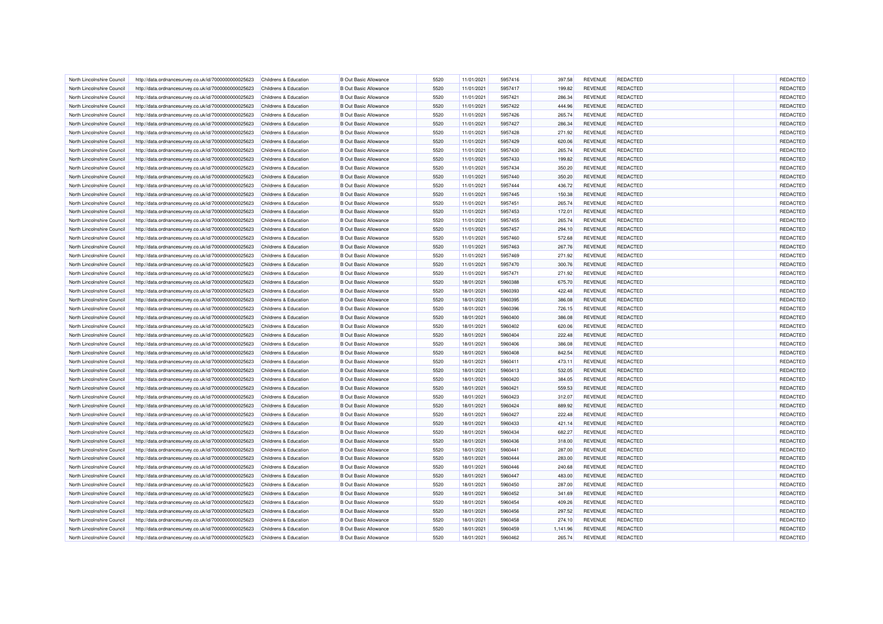| North Lincolnshire Council | http://data.ordnancesurvey.co.uk/id/7000000000025623 | Childrens & Education | B Out Basic Allowance | 5520 | 11/01/2021 | 5957416 | 397.58 | REVENUE | REDACTED | | REDACTED |
|---|---|---|---|---|---|---|---|---|---|---|---|
| North Lincolnshire Council | http://data.ordnancesurvey.co.uk/id/7000000000025623 | Childrens & Education | B Out Basic Allowance | 5520 | 11/01/2021 | 5957417 | 199.82 | REVENUE | REDACTED | | REDACTED |
| North Lincolnshire Council | http://data.ordnancesurvey.co.uk/id/7000000000025623 | Childrens & Education | B Out Basic Allowance | 5520 | 11/01/2021 | 5957421 | 286.34 | REVENUE | REDACTED | | REDACTED |
| North Lincolnshire Council | http://data.ordnancesurvey.co.uk/id/7000000000025623 | Childrens & Education | B Out Basic Allowance | 5520 | 11/01/2021 | 5957422 | 444.96 | REVENUE | REDACTED | | REDACTED |
| North Lincolnshire Council | http://data.ordnancesurvey.co.uk/id/7000000000025623 | Childrens & Education | B Out Basic Allowance | 5520 | 11/01/2021 | 5957426 | 265.74 | REVENUE | REDACTED | | REDACTED |
| North Lincolnshire Council | http://data.ordnancesurvey.co.uk/id/7000000000025623 | Childrens & Education | B Out Basic Allowance | 5520 | 11/01/2021 | 5957427 | 286.34 | REVENUE | REDACTED | | REDACTED |
| North Lincolnshire Council | http://data.ordnancesurvey.co.uk/id/7000000000025623 | Childrens & Education | B Out Basic Allowance | 5520 | 11/01/2021 | 5957428 | 271.92 | REVENUE | REDACTED | | REDACTED |
| North Lincolnshire Council | http://data.ordnancesurvey.co.uk/id/7000000000025623 | Childrens & Education | B Out Basic Allowance | 5520 | 11/01/2021 | 5957429 | 620.06 | REVENUE | REDACTED | | REDACTED |
| North Lincolnshire Council | http://data.ordnancesurvey.co.uk/id/7000000000025623 | Childrens & Education | B Out Basic Allowance | 5520 | 11/01/2021 | 5957430 | 265.74 | REVENUE | REDACTED | | REDACTED |
| North Lincolnshire Council | http://data.ordnancesurvey.co.uk/id/7000000000025623 | Childrens & Education | B Out Basic Allowance | 5520 | 11/01/2021 | 5957433 | 199.82 | REVENUE | REDACTED | | REDACTED |
| North Lincolnshire Council | http://data.ordnancesurvey.co.uk/id/7000000000025623 | Childrens & Education | B Out Basic Allowance | 5520 | 11/01/2021 | 5957434 | 350.20 | REVENUE | REDACTED | | REDACTED |
| North Lincolnshire Council | http://data.ordnancesurvey.co.uk/id/7000000000025623 | Childrens & Education | B Out Basic Allowance | 5520 | 11/01/2021 | 5957440 | 350.20 | REVENUE | REDACTED | | REDACTED |
| North Lincolnshire Council | http://data.ordnancesurvey.co.uk/id/7000000000025623 | Childrens & Education | B Out Basic Allowance | 5520 | 11/01/2021 | 5957444 | 436.72 | REVENUE | REDACTED | | REDACTED |
| North Lincolnshire Council | http://data.ordnancesurvey.co.uk/id/7000000000025623 | Childrens & Education | B Out Basic Allowance | 5520 | 11/01/2021 | 5957445 | 150.38 | REVENUE | REDACTED | | REDACTED |
| North Lincolnshire Council | http://data.ordnancesurvey.co.uk/id/7000000000025623 | Childrens & Education | B Out Basic Allowance | 5520 | 11/01/2021 | 5957451 | 265.74 | REVENUE | REDACTED | | REDACTED |
| North Lincolnshire Council | http://data.ordnancesurvey.co.uk/id/7000000000025623 | Childrens & Education | B Out Basic Allowance | 5520 | 11/01/2021 | 5957453 | 172.01 | REVENUE | REDACTED | | REDACTED |
| North Lincolnshire Council | http://data.ordnancesurvey.co.uk/id/7000000000025623 | Childrens & Education | B Out Basic Allowance | 5520 | 11/01/2021 | 5957455 | 265.74 | REVENUE | REDACTED | | REDACTED |
| North Lincolnshire Council | http://data.ordnancesurvey.co.uk/id/7000000000025623 | Childrens & Education | B Out Basic Allowance | 5520 | 11/01/2021 | 5957457 | 294.10 | REVENUE | REDACTED | | REDACTED |
| North Lincolnshire Council | http://data.ordnancesurvey.co.uk/id/7000000000025623 | Childrens & Education | B Out Basic Allowance | 5520 | 11/01/2021 | 5957460 | 572.68 | REVENUE | REDACTED | | REDACTED |
| North Lincolnshire Council | http://data.ordnancesurvey.co.uk/id/7000000000025623 | Childrens & Education | B Out Basic Allowance | 5520 | 11/01/2021 | 5957463 | 267.76 | REVENUE | REDACTED | | REDACTED |
| North Lincolnshire Council | http://data.ordnancesurvey.co.uk/id/7000000000025623 | Childrens & Education | B Out Basic Allowance | 5520 | 11/01/2021 | 5957469 | 271.92 | REVENUE | REDACTED | | REDACTED |
| North Lincolnshire Council | http://data.ordnancesurvey.co.uk/id/7000000000025623 | Childrens & Education | B Out Basic Allowance | 5520 | 11/01/2021 | 5957470 | 300.76 | REVENUE | REDACTED | | REDACTED |
| North Lincolnshire Council | http://data.ordnancesurvey.co.uk/id/7000000000025623 | Childrens & Education | B Out Basic Allowance | 5520 | 11/01/2021 | 5957471 | 271.92 | REVENUE | REDACTED | | REDACTED |
| North Lincolnshire Council | http://data.ordnancesurvey.co.uk/id/7000000000025623 | Childrens & Education | B Out Basic Allowance | 5520 | 18/01/2021 | 5960388 | 675.70 | REVENUE | REDACTED | | REDACTED |
| North Lincolnshire Council | http://data.ordnancesurvey.co.uk/id/7000000000025623 | Childrens & Education | B Out Basic Allowance | 5520 | 18/01/2021 | 5960393 | 422.48 | REVENUE | REDACTED | | REDACTED |
| North Lincolnshire Council | http://data.ordnancesurvey.co.uk/id/7000000000025623 | Childrens & Education | B Out Basic Allowance | 5520 | 18/01/2021 | 5960395 | 386.08 | REVENUE | REDACTED | | REDACTED |
| North Lincolnshire Council | http://data.ordnancesurvey.co.uk/id/7000000000025623 | Childrens & Education | B Out Basic Allowance | 5520 | 18/01/2021 | 5960396 | 726.15 | REVENUE | REDACTED | | REDACTED |
| North Lincolnshire Council | http://data.ordnancesurvey.co.uk/id/7000000000025623 | Childrens & Education | B Out Basic Allowance | 5520 | 18/01/2021 | 5960400 | 386.08 | REVENUE | REDACTED | | REDACTED |
| North Lincolnshire Council | http://data.ordnancesurvey.co.uk/id/7000000000025623 | Childrens & Education | B Out Basic Allowance | 5520 | 18/01/2021 | 5960402 | 620.06 | REVENUE | REDACTED | | REDACTED |
| North Lincolnshire Council | http://data.ordnancesurvey.co.uk/id/7000000000025623 | Childrens & Education | B Out Basic Allowance | 5520 | 18/01/2021 | 5960404 | 222.48 | REVENUE | REDACTED | | REDACTED |
| North Lincolnshire Council | http://data.ordnancesurvey.co.uk/id/7000000000025623 | Childrens & Education | B Out Basic Allowance | 5520 | 18/01/2021 | 5960406 | 386.08 | REVENUE | REDACTED | | REDACTED |
| North Lincolnshire Council | http://data.ordnancesurvey.co.uk/id/7000000000025623 | Childrens & Education | B Out Basic Allowance | 5520 | 18/01/2021 | 5960408 | 842.54 | REVENUE | REDACTED | | REDACTED |
| North Lincolnshire Council | http://data.ordnancesurvey.co.uk/id/7000000000025623 | Childrens & Education | B Out Basic Allowance | 5520 | 18/01/2021 | 5960411 | 473.11 | REVENUE | REDACTED | | REDACTED |
| North Lincolnshire Council | http://data.ordnancesurvey.co.uk/id/7000000000025623 | Childrens & Education | B Out Basic Allowance | 5520 | 18/01/2021 | 5960413 | 532.05 | REVENUE | REDACTED | | REDACTED |
| North Lincolnshire Council | http://data.ordnancesurvey.co.uk/id/7000000000025623 | Childrens & Education | B Out Basic Allowance | 5520 | 18/01/2021 | 5960420 | 384.05 | REVENUE | REDACTED | | REDACTED |
| North Lincolnshire Council | http://data.ordnancesurvey.co.uk/id/7000000000025623 | Childrens & Education | B Out Basic Allowance | 5520 | 18/01/2021 | 5960421 | 559.53 | REVENUE | REDACTED | | REDACTED |
| North Lincolnshire Council | http://data.ordnancesurvey.co.uk/id/7000000000025623 | Childrens & Education | B Out Basic Allowance | 5520 | 18/01/2021 | 5960423 | 312.07 | REVENUE | REDACTED | | REDACTED |
| North Lincolnshire Council | http://data.ordnancesurvey.co.uk/id/7000000000025623 | Childrens & Education | B Out Basic Allowance | 5520 | 18/01/2021 | 5960424 | 889.92 | REVENUE | REDACTED | | REDACTED |
| North Lincolnshire Council | http://data.ordnancesurvey.co.uk/id/7000000000025623 | Childrens & Education | B Out Basic Allowance | 5520 | 18/01/2021 | 5960427 | 222.48 | REVENUE | REDACTED | | REDACTED |
| North Lincolnshire Council | http://data.ordnancesurvey.co.uk/id/7000000000025623 | Childrens & Education | B Out Basic Allowance | 5520 | 18/01/2021 | 5960433 | 421.14 | REVENUE | REDACTED | | REDACTED |
| North Lincolnshire Council | http://data.ordnancesurvey.co.uk/id/7000000000025623 | Childrens & Education | B Out Basic Allowance | 5520 | 18/01/2021 | 5960434 | 682.27 | REVENUE | REDACTED | | REDACTED |
| North Lincolnshire Council | http://data.ordnancesurvey.co.uk/id/7000000000025623 | Childrens & Education | B Out Basic Allowance | 5520 | 18/01/2021 | 5960436 | 318.00 | REVENUE | REDACTED | | REDACTED |
| North Lincolnshire Council | http://data.ordnancesurvey.co.uk/id/7000000000025623 | Childrens & Education | B Out Basic Allowance | 5520 | 18/01/2021 | 5960441 | 287.00 | REVENUE | REDACTED | | REDACTED |
| North Lincolnshire Council | http://data.ordnancesurvey.co.uk/id/7000000000025623 | Childrens & Education | B Out Basic Allowance | 5520 | 18/01/2021 | 5960444 | 283.00 | REVENUE | REDACTED | | REDACTED |
| North Lincolnshire Council | http://data.ordnancesurvey.co.uk/id/7000000000025623 | Childrens & Education | B Out Basic Allowance | 5520 | 18/01/2021 | 5960446 | 240.68 | REVENUE | REDACTED | | REDACTED |
| North Lincolnshire Council | http://data.ordnancesurvey.co.uk/id/7000000000025623 | Childrens & Education | B Out Basic Allowance | 5520 | 18/01/2021 | 5960447 | 483.00 | REVENUE | REDACTED | | REDACTED |
| North Lincolnshire Council | http://data.ordnancesurvey.co.uk/id/7000000000025623 | Childrens & Education | B Out Basic Allowance | 5520 | 18/01/2021 | 5960450 | 287.00 | REVENUE | REDACTED | | REDACTED |
| North Lincolnshire Council | http://data.ordnancesurvey.co.uk/id/7000000000025623 | Childrens & Education | B Out Basic Allowance | 5520 | 18/01/2021 | 5960452 | 341.69 | REVENUE | REDACTED | | REDACTED |
| North Lincolnshire Council | http://data.ordnancesurvey.co.uk/id/7000000000025623 | Childrens & Education | B Out Basic Allowance | 5520 | 18/01/2021 | 5960454 | 409.26 | REVENUE | REDACTED | | REDACTED |
| North Lincolnshire Council | http://data.ordnancesurvey.co.uk/id/7000000000025623 | Childrens & Education | B Out Basic Allowance | 5520 | 18/01/2021 | 5960456 | 297.52 | REVENUE | REDACTED | | REDACTED |
| North Lincolnshire Council | http://data.ordnancesurvey.co.uk/id/7000000000025623 | Childrens & Education | B Out Basic Allowance | 5520 | 18/01/2021 | 5960458 | 274.10 | REVENUE | REDACTED | | REDACTED |
| North Lincolnshire Council | http://data.ordnancesurvey.co.uk/id/7000000000025623 | Childrens & Education | B Out Basic Allowance | 5520 | 18/01/2021 | 5960459 | 1,141.96 | REVENUE | REDACTED | | REDACTED |
| North Lincolnshire Council | http://data.ordnancesurvey.co.uk/id/7000000000025623 | Childrens & Education | B Out Basic Allowance | 5520 | 18/01/2021 | 5960462 | 265.74 | REVENUE | REDACTED | | REDACTED |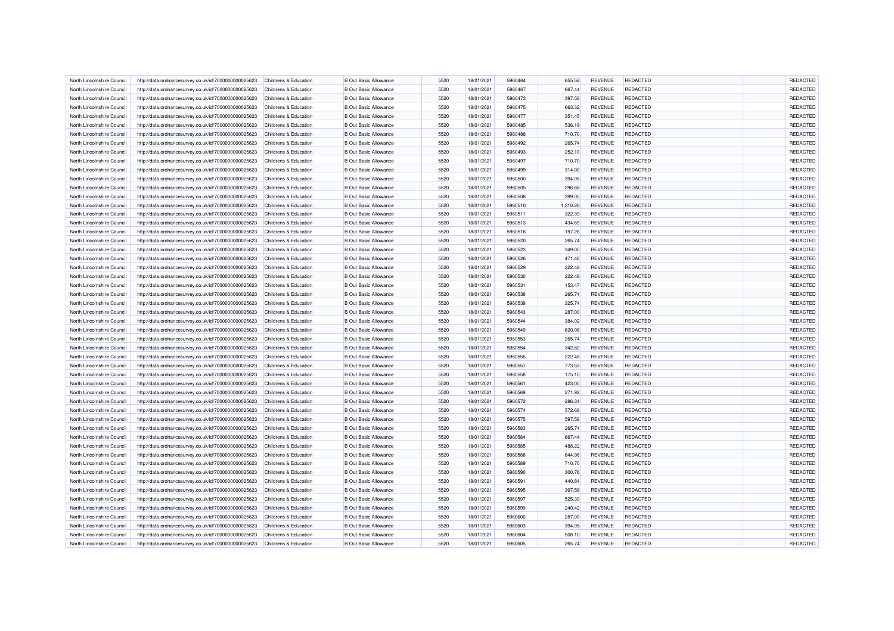| | | | | | | | | | | | |
|---|---|---|---|---|---|---|---|---|---|---|---|
| North Lincolnshire Council | http://data.ordnancesurvey.co.uk/id/7000000000025623 | Childrens & Education | B Out Basic Allowance | 5520 | 18/01/2021 | 5960464 | 655.58 | REVENUE | REDACTED | | REDACTED |
| North Lincolnshire Council | http://data.ordnancesurvey.co.uk/id/7000000000025623 | Childrens & Education | B Out Basic Allowance | 5520 | 18/01/2021 | 5960467 | 667.44 | REVENUE | REDACTED | | REDACTED |
| North Lincolnshire Council | http://data.ordnancesurvey.co.uk/id/7000000000025623 | Childrens & Education | B Out Basic Allowance | 5520 | 18/01/2021 | 5960473 | 397.58 | REVENUE | REDACTED | | REDACTED |
| North Lincolnshire Council | http://data.ordnancesurvey.co.uk/id/7000000000025623 | Childrens & Education | B Out Basic Allowance | 5520 | 18/01/2021 | 5960475 | 663.32 | REVENUE | REDACTED | | REDACTED |
| North Lincolnshire Council | http://data.ordnancesurvey.co.uk/id/7000000000025623 | Childrens & Education | B Out Basic Allowance | 5520 | 18/01/2021 | 5960477 | 351.45 | REVENUE | REDACTED | | REDACTED |
| North Lincolnshire Council | http://data.ordnancesurvey.co.uk/id/7000000000025623 | Childrens & Education | B Out Basic Allowance | 5520 | 18/01/2021 | 5960485 | 536.19 | REVENUE | REDACTED | | REDACTED |
| North Lincolnshire Council | http://data.ordnancesurvey.co.uk/id/7000000000025623 | Childrens & Education | B Out Basic Allowance | 5520 | 18/01/2021 | 5960488 | 710.70 | REVENUE | REDACTED | | REDACTED |
| North Lincolnshire Council | http://data.ordnancesurvey.co.uk/id/7000000000025623 | Childrens & Education | B Out Basic Allowance | 5520 | 18/01/2021 | 5960492 | 265.74 | REVENUE | REDACTED | | REDACTED |
| North Lincolnshire Council | http://data.ordnancesurvey.co.uk/id/7000000000025623 | Childrens & Education | B Out Basic Allowance | 5520 | 18/01/2021 | 5960493 | 252.10 | REVENUE | REDACTED | | REDACTED |
| North Lincolnshire Council | http://data.ordnancesurvey.co.uk/id/7000000000025623 | Childrens & Education | B Out Basic Allowance | 5520 | 18/01/2021 | 5960497 | 710.70 | REVENUE | REDACTED | | REDACTED |
| North Lincolnshire Council | http://data.ordnancesurvey.co.uk/id/7000000000025623 | Childrens & Education | B Out Basic Allowance | 5520 | 18/01/2021 | 5960499 | 314.00 | REVENUE | REDACTED | | REDACTED |
| North Lincolnshire Council | http://data.ordnancesurvey.co.uk/id/7000000000025623 | Childrens & Education | B Out Basic Allowance | 5520 | 18/01/2021 | 5960500 | 394.05 | REVENUE | REDACTED | | REDACTED |
| North Lincolnshire Council | http://data.ordnancesurvey.co.uk/id/7000000000025623 | Childrens & Education | B Out Basic Allowance | 5520 | 18/01/2021 | 5960505 | 296.66 | REVENUE | REDACTED | | REDACTED |
| North Lincolnshire Council | http://data.ordnancesurvey.co.uk/id/7000000000025623 | Childrens & Education | B Out Basic Allowance | 5520 | 18/01/2021 | 5960508 | 399.00 | REVENUE | REDACTED | | REDACTED |
| North Lincolnshire Council | http://data.ordnancesurvey.co.uk/id/7000000000025623 | Childrens & Education | B Out Basic Allowance | 5520 | 18/01/2021 | 5960510 | 1,210.26 | REVENUE | REDACTED | | REDACTED |
| North Lincolnshire Council | http://data.ordnancesurvey.co.uk/id/7000000000025623 | Childrens & Education | B Out Basic Allowance | 5520 | 18/01/2021 | 5960511 | 322.39 | REVENUE | REDACTED | | REDACTED |
| North Lincolnshire Council | http://data.ordnancesurvey.co.uk/id/7000000000025623 | Childrens & Education | B Out Basic Allowance | 5520 | 18/01/2021 | 5960513 | 434.69 | REVENUE | REDACTED | | REDACTED |
| North Lincolnshire Council | http://data.ordnancesurvey.co.uk/id/7000000000025623 | Childrens & Education | B Out Basic Allowance | 5520 | 18/01/2021 | 5960516 | 197.26 | REVENUE | REDACTED | | REDACTED |
| North Lincolnshire Council | http://data.ordnancesurvey.co.uk/id/7000000000025623 | Childrens & Education | B Out Basic Allowance | 5520 | 18/01/2021 | 5960520 | 265.74 | REVENUE | REDACTED | | REDACTED |
| North Lincolnshire Council | http://data.ordnancesurvey.co.uk/id/7000000000025623 | Childrens & Education | B Out Basic Allowance | 5520 | 18/01/2021 | 5960523 | 349.00 | REVENUE | REDACTED | | REDACTED |
| North Lincolnshire Council | http://data.ordnancesurvey.co.uk/id/7000000000025623 | Childrens & Education | B Out Basic Allowance | 5520 | 18/01/2021 | 5960526 | 471.46 | REVENUE | REDACTED | | REDACTED |
| North Lincolnshire Council | http://data.ordnancesurvey.co.uk/id/7000000000025623 | Childrens & Education | B Out Basic Allowance | 5520 | 18/01/2021 | 5960529 | 222.48 | REVENUE | REDACTED | | REDACTED |
| North Lincolnshire Council | http://data.ordnancesurvey.co.uk/id/7000000000025623 | Childrens & Education | B Out Basic Allowance | 5520 | 18/01/2021 | 5960530 | 222.48 | REVENUE | REDACTED | | REDACTED |
| North Lincolnshire Council | http://data.ordnancesurvey.co.uk/id/7000000000025623 | Childrens & Education | B Out Basic Allowance | 5520 | 18/01/2021 | 5960531 | 153.47 | REVENUE | REDACTED | | REDACTED |
| North Lincolnshire Council | http://data.ordnancesurvey.co.uk/id/7000000000025623 | Childrens & Education | B Out Basic Allowance | 5520 | 18/01/2021 | 5960538 | 265.74 | REVENUE | REDACTED | | REDACTED |
| North Lincolnshire Council | http://data.ordnancesurvey.co.uk/id/7000000000025623 | Childrens & Education | B Out Basic Allowance | 5520 | 18/01/2021 | 5960539 | 325.74 | REVENUE | REDACTED | | REDACTED |
| North Lincolnshire Council | http://data.ordnancesurvey.co.uk/id/7000000000025623 | Childrens & Education | B Out Basic Allowance | 5520 | 18/01/2021 | 5960543 | 287.00 | REVENUE | REDACTED | | REDACTED |
| North Lincolnshire Council | http://data.ordnancesurvey.co.uk/id/7000000000025623 | Childrens & Education | B Out Basic Allowance | 5520 | 18/01/2021 | 5960544 | 384.02 | REVENUE | REDACTED | | REDACTED |
| North Lincolnshire Council | http://data.ordnancesurvey.co.uk/id/7000000000025623 | Childrens & Education | B Out Basic Allowance | 5520 | 18/01/2021 | 5960549 | 620.06 | REVENUE | REDACTED | | REDACTED |
| North Lincolnshire Council | http://data.ordnancesurvey.co.uk/id/7000000000025623 | Childrens & Education | B Out Basic Allowance | 5520 | 18/01/2021 | 5960553 | 265.74 | REVENUE | REDACTED | | REDACTED |
| North Lincolnshire Council | http://data.ordnancesurvey.co.uk/id/7000000000025623 | Childrens & Education | B Out Basic Allowance | 5520 | 18/01/2021 | 5960554 | 342.82 | REVENUE | REDACTED | | REDACTED |
| North Lincolnshire Council | http://data.ordnancesurvey.co.uk/id/7000000000025623 | Childrens & Education | B Out Basic Allowance | 5520 | 18/01/2021 | 5960556 | 222.48 | REVENUE | REDACTED | | REDACTED |
| North Lincolnshire Council | http://data.ordnancesurvey.co.uk/id/7000000000025623 | Childrens & Education | B Out Basic Allowance | 5520 | 18/01/2021 | 5960557 | 773.53 | REVENUE | REDACTED | | REDACTED |
| North Lincolnshire Council | http://data.ordnancesurvey.co.uk/id/7000000000025623 | Childrens & Education | B Out Basic Allowance | 5520 | 18/01/2021 | 5960558 | 175.10 | REVENUE | REDACTED | | REDACTED |
| North Lincolnshire Council | http://data.ordnancesurvey.co.uk/id/7000000000025623 | Childrens & Education | B Out Basic Allowance | 5520 | 18/01/2021 | 5960561 | 423.00 | REVENUE | REDACTED | | REDACTED |
| North Lincolnshire Council | http://data.ordnancesurvey.co.uk/id/7000000000025623 | Childrens & Education | B Out Basic Allowance | 5520 | 18/01/2021 | 5960569 | 271.92 | REVENUE | REDACTED | | REDACTED |
| North Lincolnshire Council | http://data.ordnancesurvey.co.uk/id/7000000000025623 | Childrens & Education | B Out Basic Allowance | 5520 | 18/01/2021 | 5960572 | 286.34 | REVENUE | REDACTED | | REDACTED |
| North Lincolnshire Council | http://data.ordnancesurvey.co.uk/id/7000000000025623 | Childrens & Education | B Out Basic Allowance | 5520 | 18/01/2021 | 5960574 | 572.68 | REVENUE | REDACTED | | REDACTED |
| North Lincolnshire Council | http://data.ordnancesurvey.co.uk/id/7000000000025623 | Childrens & Education | B Out Basic Allowance | 5520 | 18/01/2021 | 5960575 | 597.58 | REVENUE | REDACTED | | REDACTED |
| North Lincolnshire Council | http://data.ordnancesurvey.co.uk/id/7000000000025623 | Childrens & Education | B Out Basic Allowance | 5520 | 18/01/2021 | 5960583 | 265.74 | REVENUE | REDACTED | | REDACTED |
| North Lincolnshire Council | http://data.ordnancesurvey.co.uk/id/7000000000025623 | Childrens & Education | B Out Basic Allowance | 5520 | 18/01/2021 | 5960584 | 667.44 | REVENUE | REDACTED | | REDACTED |
| North Lincolnshire Council | http://data.ordnancesurvey.co.uk/id/7000000000025623 | Childrens & Education | B Out Basic Allowance | 5520 | 18/01/2021 | 5960585 | 488.22 | REVENUE | REDACTED | | REDACTED |
| North Lincolnshire Council | http://data.ordnancesurvey.co.uk/id/7000000000025623 | Childrens & Education | B Out Basic Allowance | 5520 | 18/01/2021 | 5960588 | 844.96 | REVENUE | REDACTED | | REDACTED |
| North Lincolnshire Council | http://data.ordnancesurvey.co.uk/id/7000000000025623 | Childrens & Education | B Out Basic Allowance | 5520 | 18/01/2021 | 5960589 | 710.70 | REVENUE | REDACTED | | REDACTED |
| North Lincolnshire Council | http://data.ordnancesurvey.co.uk/id/7000000000025623 | Childrens & Education | B Out Basic Allowance | 5520 | 18/01/2021 | 5960590 | 300.76 | REVENUE | REDACTED | | REDACTED |
| North Lincolnshire Council | http://data.ordnancesurvey.co.uk/id/7000000000025623 | Childrens & Education | B Out Basic Allowance | 5520 | 18/01/2021 | 5960591 | 440.84 | REVENUE | REDACTED | | REDACTED |
| North Lincolnshire Council | http://data.ordnancesurvey.co.uk/id/7000000000025623 | Childrens & Education | B Out Basic Allowance | 5520 | 18/01/2021 | 5960595 | 397.58 | REVENUE | REDACTED | | REDACTED |
| North Lincolnshire Council | http://data.ordnancesurvey.co.uk/id/7000000000025623 | Childrens & Education | B Out Basic Allowance | 5520 | 18/01/2021 | 5960597 | 525.30 | REVENUE | REDACTED | | REDACTED |
| North Lincolnshire Council | http://data.ordnancesurvey.co.uk/id/7000000000025623 | Childrens & Education | B Out Basic Allowance | 5520 | 18/01/2021 | 5960599 | 240.42 | REVENUE | REDACTED | | REDACTED |
| North Lincolnshire Council | http://data.ordnancesurvey.co.uk/id/7000000000025623 | Childrens & Education | B Out Basic Allowance | 5520 | 18/01/2021 | 5960600 | 287.00 | REVENUE | REDACTED | | REDACTED |
| North Lincolnshire Council | http://data.ordnancesurvey.co.uk/id/7000000000025623 | Childrens & Education | B Out Basic Allowance | 5520 | 18/01/2021 | 5960603 | 394.05 | REVENUE | REDACTED | | REDACTED |
| North Lincolnshire Council | http://data.ordnancesurvey.co.uk/id/7000000000025623 | Childrens & Education | B Out Basic Allowance | 5520 | 18/01/2021 | 5960604 | 508.10 | REVENUE | REDACTED | | REDACTED |
| North Lincolnshire Council | http://data.ordnancesurvey.co.uk/id/7000000000025623 | Childrens & Education | B Out Basic Allowance | 5520 | 18/01/2021 | 5960605 | 265.74 | REVENUE | REDACTED | | REDACTED |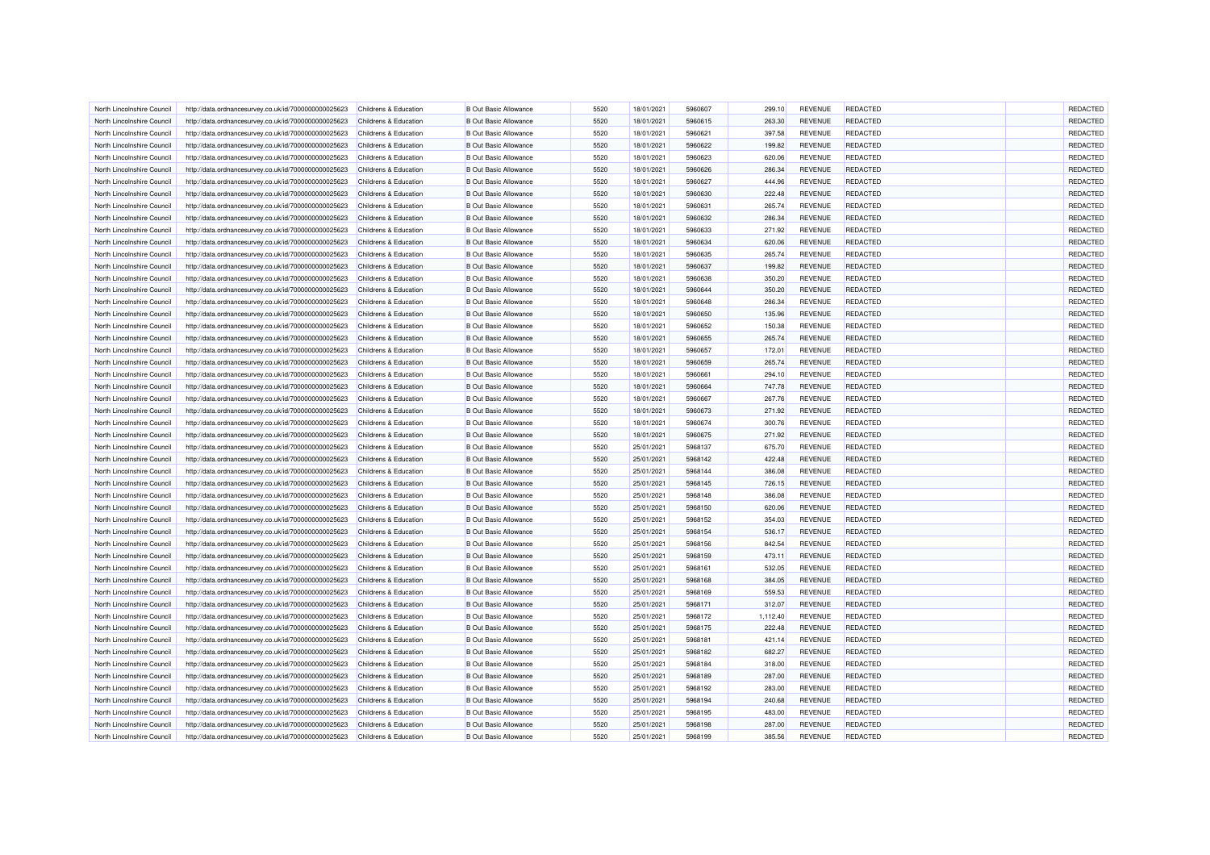| | | | | | | | | | | | | |
|---|---|---|---|---|---|---|---|---|---|---|---|---|
| North Lincolnshire Council | http://data.ordnancesurvey.co.uk/id/7000000000025623 | Childrens & Education | B Out Basic Allowance | 5520 | 18/01/2021 | 5960607 | 299.10 | REVENUE | REDACTED | | REDACTED |
| North Lincolnshire Council | http://data.ordnancesurvey.co.uk/id/7000000000025623 | Childrens & Education | B Out Basic Allowance | 5520 | 18/01/2021 | 5960615 | 263.30 | REVENUE | REDACTED | | REDACTED |
| North Lincolnshire Council | http://data.ordnancesurvey.co.uk/id/7000000000025623 | Childrens & Education | B Out Basic Allowance | 5520 | 18/01/2021 | 5960621 | 397.58 | REVENUE | REDACTED | | REDACTED |
| North Lincolnshire Council | http://data.ordnancesurvey.co.uk/id/7000000000025623 | Childrens & Education | B Out Basic Allowance | 5520 | 18/01/2021 | 5960622 | 199.82 | REVENUE | REDACTED | | REDACTED |
| North Lincolnshire Council | http://data.ordnancesurvey.co.uk/id/7000000000025623 | Childrens & Education | B Out Basic Allowance | 5520 | 18/01/2021 | 5960623 | 620.06 | REVENUE | REDACTED | | REDACTED |
| North Lincolnshire Council | http://data.ordnancesurvey.co.uk/id/7000000000025623 | Childrens & Education | B Out Basic Allowance | 5520 | 18/01/2021 | 5960626 | 286.34 | REVENUE | REDACTED | | REDACTED |
| North Lincolnshire Council | http://data.ordnancesurvey.co.uk/id/7000000000025623 | Childrens & Education | B Out Basic Allowance | 5520 | 18/01/2021 | 5960627 | 444.96 | REVENUE | REDACTED | | REDACTED |
| North Lincolnshire Council | http://data.ordnancesurvey.co.uk/id/7000000000025623 | Childrens & Education | B Out Basic Allowance | 5520 | 18/01/2021 | 5960630 | 222.48 | REVENUE | REDACTED | | REDACTED |
| North Lincolnshire Council | http://data.ordnancesurvey.co.uk/id/7000000000025623 | Childrens & Education | B Out Basic Allowance | 5520 | 18/01/2021 | 5960631 | 265.74 | REVENUE | REDACTED | | REDACTED |
| North Lincolnshire Council | http://data.ordnancesurvey.co.uk/id/7000000000025623 | Childrens & Education | B Out Basic Allowance | 5520 | 18/01/2021 | 5960632 | 286.34 | REVENUE | REDACTED | | REDACTED |
| North Lincolnshire Council | http://data.ordnancesurvey.co.uk/id/7000000000025623 | Childrens & Education | B Out Basic Allowance | 5520 | 18/01/2021 | 5960633 | 271.92 | REVENUE | REDACTED | | REDACTED |
| North Lincolnshire Council | http://data.ordnancesurvey.co.uk/id/7000000000025623 | Childrens & Education | B Out Basic Allowance | 5520 | 18/01/2021 | 5960634 | 620.06 | REVENUE | REDACTED | | REDACTED |
| North Lincolnshire Council | http://data.ordnancesurvey.co.uk/id/7000000000025623 | Childrens & Education | B Out Basic Allowance | 5520 | 18/01/2021 | 5960635 | 265.74 | REVENUE | REDACTED | | REDACTED |
| North Lincolnshire Council | http://data.ordnancesurvey.co.uk/id/7000000000025623 | Childrens & Education | B Out Basic Allowance | 5520 | 18/01/2021 | 5960637 | 199.82 | REVENUE | REDACTED | | REDACTED |
| North Lincolnshire Council | http://data.ordnancesurvey.co.uk/id/7000000000025623 | Childrens & Education | B Out Basic Allowance | 5520 | 18/01/2021 | 5960638 | 350.20 | REVENUE | REDACTED | | REDACTED |
| North Lincolnshire Council | http://data.ordnancesurvey.co.uk/id/7000000000025623 | Childrens & Education | B Out Basic Allowance | 5520 | 18/01/2021 | 5960644 | 350.20 | REVENUE | REDACTED | | REDACTED |
| North Lincolnshire Council | http://data.ordnancesurvey.co.uk/id/7000000000025623 | Childrens & Education | B Out Basic Allowance | 5520 | 18/01/2021 | 5960648 | 286.34 | REVENUE | REDACTED | | REDACTED |
| North Lincolnshire Council | http://data.ordnancesurvey.co.uk/id/7000000000025623 | Childrens & Education | B Out Basic Allowance | 5520 | 18/01/2021 | 5960650 | 135.96 | REVENUE | REDACTED | | REDACTED |
| North Lincolnshire Council | http://data.ordnancesurvey.co.uk/id/7000000000025623 | Childrens & Education | B Out Basic Allowance | 5520 | 18/01/2021 | 5960652 | 150.38 | REVENUE | REDACTED | | REDACTED |
| North Lincolnshire Council | http://data.ordnancesurvey.co.uk/id/7000000000025623 | Childrens & Education | B Out Basic Allowance | 5520 | 18/01/2021 | 5960655 | 265.74 | REVENUE | REDACTED | | REDACTED |
| North Lincolnshire Council | http://data.ordnancesurvey.co.uk/id/7000000000025623 | Childrens & Education | B Out Basic Allowance | 5520 | 18/01/2021 | 5960657 | 172.01 | REVENUE | REDACTED | | REDACTED |
| North Lincolnshire Council | http://data.ordnancesurvey.co.uk/id/7000000000025623 | Childrens & Education | B Out Basic Allowance | 5520 | 18/01/2021 | 5960659 | 265.74 | REVENUE | REDACTED | | REDACTED |
| North Lincolnshire Council | http://data.ordnancesurvey.co.uk/id/7000000000025623 | Childrens & Education | B Out Basic Allowance | 5520 | 18/01/2021 | 5960661 | 294.10 | REVENUE | REDACTED | | REDACTED |
| North Lincolnshire Council | http://data.ordnancesurvey.co.uk/id/7000000000025623 | Childrens & Education | B Out Basic Allowance | 5520 | 18/01/2021 | 5960664 | 747.78 | REVENUE | REDACTED | | REDACTED |
| North Lincolnshire Council | http://data.ordnancesurvey.co.uk/id/7000000000025623 | Childrens & Education | B Out Basic Allowance | 5520 | 18/01/2021 | 5960667 | 267.76 | REVENUE | REDACTED | | REDACTED |
| North Lincolnshire Council | http://data.ordnancesurvey.co.uk/id/7000000000025623 | Childrens & Education | B Out Basic Allowance | 5520 | 18/01/2021 | 5960673 | 271.92 | REVENUE | REDACTED | | REDACTED |
| North Lincolnshire Council | http://data.ordnancesurvey.co.uk/id/7000000000025623 | Childrens & Education | B Out Basic Allowance | 5520 | 18/01/2021 | 5960674 | 300.76 | REVENUE | REDACTED | | REDACTED |
| North Lincolnshire Council | http://data.ordnancesurvey.co.uk/id/7000000000025623 | Childrens & Education | B Out Basic Allowance | 5520 | 18/01/2021 | 5960675 | 271.92 | REVENUE | REDACTED | | REDACTED |
| North Lincolnshire Council | http://data.ordnancesurvey.co.uk/id/7000000000025623 | Childrens & Education | B Out Basic Allowance | 5520 | 25/01/2021 | 5968137 | 675.70 | REVENUE | REDACTED | | REDACTED |
| North Lincolnshire Council | http://data.ordnancesurvey.co.uk/id/7000000000025623 | Childrens & Education | B Out Basic Allowance | 5520 | 25/01/2021 | 5968142 | 422.48 | REVENUE | REDACTED | | REDACTED |
| North Lincolnshire Council | http://data.ordnancesurvey.co.uk/id/7000000000025623 | Childrens & Education | B Out Basic Allowance | 5520 | 25/01/2021 | 5968144 | 386.08 | REVENUE | REDACTED | | REDACTED |
| North Lincolnshire Council | http://data.ordnancesurvey.co.uk/id/7000000000025623 | Childrens & Education | B Out Basic Allowance | 5520 | 25/01/2021 | 5968145 | 726.15 | REVENUE | REDACTED | | REDACTED |
| North Lincolnshire Council | http://data.ordnancesurvey.co.uk/id/7000000000025623 | Childrens & Education | B Out Basic Allowance | 5520 | 25/01/2021 | 5968148 | 386.08 | REVENUE | REDACTED | | REDACTED |
| North Lincolnshire Council | http://data.ordnancesurvey.co.uk/id/7000000000025623 | Childrens & Education | B Out Basic Allowance | 5520 | 25/01/2021 | 5968150 | 620.06 | REVENUE | REDACTED | | REDACTED |
| North Lincolnshire Council | http://data.ordnancesurvey.co.uk/id/7000000000025623 | Childrens & Education | B Out Basic Allowance | 5520 | 25/01/2021 | 5968152 | 354.03 | REVENUE | REDACTED | | REDACTED |
| North Lincolnshire Council | http://data.ordnancesurvey.co.uk/id/7000000000025623 | Childrens & Education | B Out Basic Allowance | 5520 | 25/01/2021 | 5968154 | 536.17 | REVENUE | REDACTED | | REDACTED |
| North Lincolnshire Council | http://data.ordnancesurvey.co.uk/id/7000000000025623 | Childrens & Education | B Out Basic Allowance | 5520 | 25/01/2021 | 5968156 | 842.54 | REVENUE | REDACTED | | REDACTED |
| North Lincolnshire Council | http://data.ordnancesurvey.co.uk/id/7000000000025623 | Childrens & Education | B Out Basic Allowance | 5520 | 25/01/2021 | 5968159 | 473.11 | REVENUE | REDACTED | | REDACTED |
| North Lincolnshire Council | http://data.ordnancesurvey.co.uk/id/7000000000025623 | Childrens & Education | B Out Basic Allowance | 5520 | 25/01/2021 | 5968161 | 532.05 | REVENUE | REDACTED | | REDACTED |
| North Lincolnshire Council | http://data.ordnancesurvey.co.uk/id/7000000000025623 | Childrens & Education | B Out Basic Allowance | 5520 | 25/01/2021 | 5968168 | 384.05 | REVENUE | REDACTED | | REDACTED |
| North Lincolnshire Council | http://data.ordnancesurvey.co.uk/id/7000000000025623 | Childrens & Education | B Out Basic Allowance | 5520 | 25/01/2021 | 5968169 | 559.53 | REVENUE | REDACTED | | REDACTED |
| North Lincolnshire Council | http://data.ordnancesurvey.co.uk/id/7000000000025623 | Childrens & Education | B Out Basic Allowance | 5520 | 25/01/2021 | 5968171 | 312.07 | REVENUE | REDACTED | | REDACTED |
| North Lincolnshire Council | http://data.ordnancesurvey.co.uk/id/7000000000025623 | Childrens & Education | B Out Basic Allowance | 5520 | 25/01/2021 | 5968172 | 1,112.40 | REVENUE | REDACTED | | REDACTED |
| North Lincolnshire Council | http://data.ordnancesurvey.co.uk/id/7000000000025623 | Childrens & Education | B Out Basic Allowance | 5520 | 25/01/2021 | 5968175 | 222.48 | REVENUE | REDACTED | | REDACTED |
| North Lincolnshire Council | http://data.ordnancesurvey.co.uk/id/7000000000025623 | Childrens & Education | B Out Basic Allowance | 5520 | 25/01/2021 | 5968181 | 421.14 | REVENUE | REDACTED | | REDACTED |
| North Lincolnshire Council | http://data.ordnancesurvey.co.uk/id/7000000000025623 | Childrens & Education | B Out Basic Allowance | 5520 | 25/01/2021 | 5968182 | 682.27 | REVENUE | REDACTED | | REDACTED |
| North Lincolnshire Council | http://data.ordnancesurvey.co.uk/id/7000000000025623 | Childrens & Education | B Out Basic Allowance | 5520 | 25/01/2021 | 5968184 | 318.00 | REVENUE | REDACTED | | REDACTED |
| North Lincolnshire Council | http://data.ordnancesurvey.co.uk/id/7000000000025623 | Childrens & Education | B Out Basic Allowance | 5520 | 25/01/2021 | 5968189 | 287.00 | REVENUE | REDACTED | | REDACTED |
| North Lincolnshire Council | http://data.ordnancesurvey.co.uk/id/7000000000025623 | Childrens & Education | B Out Basic Allowance | 5520 | 25/01/2021 | 5968192 | 283.00 | REVENUE | REDACTED | | REDACTED |
| North Lincolnshire Council | http://data.ordnancesurvey.co.uk/id/7000000000025623 | Childrens & Education | B Out Basic Allowance | 5520 | 25/01/2021 | 5968194 | 240.68 | REVENUE | REDACTED | | REDACTED |
| North Lincolnshire Council | http://data.ordnancesurvey.co.uk/id/7000000000025623 | Childrens & Education | B Out Basic Allowance | 5520 | 25/01/2021 | 5968195 | 483.00 | REVENUE | REDACTED | | REDACTED |
| North Lincolnshire Council | http://data.ordnancesurvey.co.uk/id/7000000000025623 | Childrens & Education | B Out Basic Allowance | 5520 | 25/01/2021 | 5968198 | 287.00 | REVENUE | REDACTED | | REDACTED |
| North Lincolnshire Council | http://data.ordnancesurvey.co.uk/id/7000000000025623 | Childrens & Education | B Out Basic Allowance | 5520 | 25/01/2021 | 5968199 | 385.56 | REVENUE | REDACTED | | REDACTED |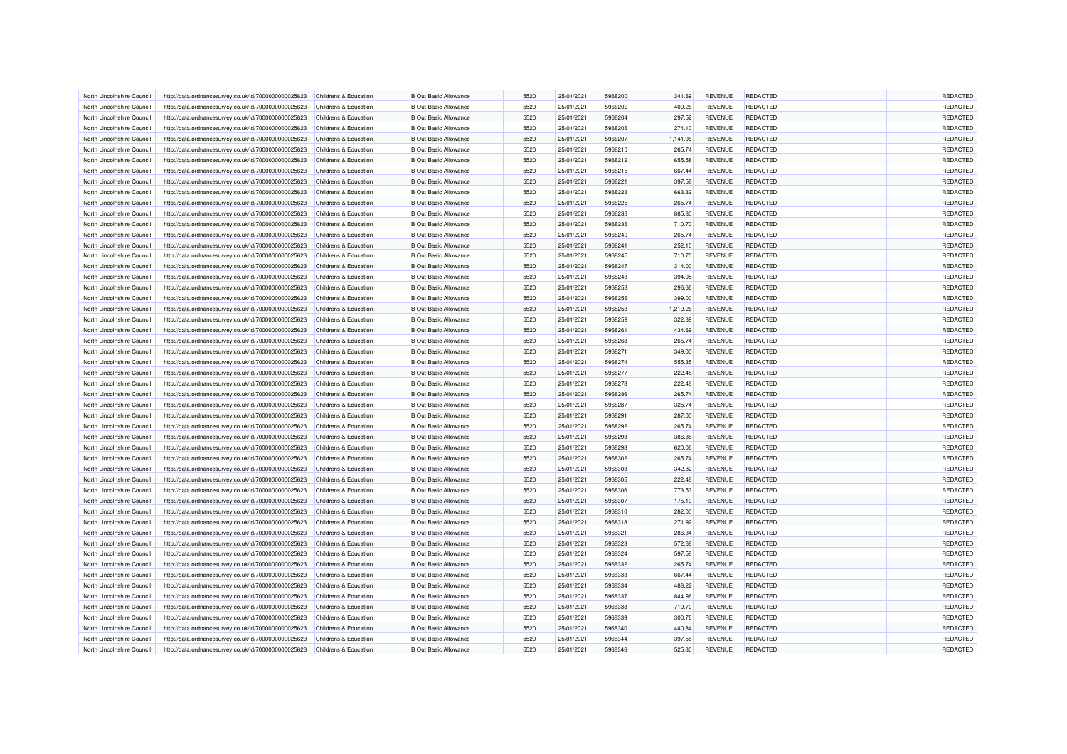| | | | | | | | | | | | |
|---|---|---|---|---|---|---|---|---|---|---|---|
| North Lincolnshire Council | http://data.ordnancesurvey.co.uk/id/7000000000025623 | Childrens & Education | B Out Basic Allowance | 5520 | 25/01/2021 | 5968200 | 341.69 | REVENUE | REDACTED | | REDACTED |
| North Lincolnshire Council | http://data.ordnancesurvey.co.uk/id/7000000000025623 | Childrens & Education | B Out Basic Allowance | 5520 | 25/01/2021 | 5968202 | 409.26 | REVENUE | REDACTED | | REDACTED |
| North Lincolnshire Council | http://data.ordnancesurvey.co.uk/id/7000000000025623 | Childrens & Education | B Out Basic Allowance | 5520 | 25/01/2021 | 5968204 | 297.52 | REVENUE | REDACTED | | REDACTED |
| North Lincolnshire Council | http://data.ordnancesurvey.co.uk/id/7000000000025623 | Childrens & Education | B Out Basic Allowance | 5520 | 25/01/2021 | 5968206 | 274.10 | REVENUE | REDACTED | | REDACTED |
| North Lincolnshire Council | http://data.ordnancesurvey.co.uk/id/7000000000025623 | Childrens & Education | B Out Basic Allowance | 5520 | 25/01/2021 | 5968207 | 1,141.96 | REVENUE | REDACTED | | REDACTED |
| North Lincolnshire Council | http://data.ordnancesurvey.co.uk/id/7000000000025623 | Childrens & Education | B Out Basic Allowance | 5520 | 25/01/2021 | 5968210 | 265.74 | REVENUE | REDACTED | | REDACTED |
| North Lincolnshire Council | http://data.ordnancesurvey.co.uk/id/7000000000025623 | Childrens & Education | B Out Basic Allowance | 5520 | 25/01/2021 | 5968212 | 655.58 | REVENUE | REDACTED | | REDACTED |
| North Lincolnshire Council | http://data.ordnancesurvey.co.uk/id/7000000000025623 | Childrens & Education | B Out Basic Allowance | 5520 | 25/01/2021 | 5968215 | 667.44 | REVENUE | REDACTED | | REDACTED |
| North Lincolnshire Council | http://data.ordnancesurvey.co.uk/id/7000000000025623 | Childrens & Education | B Out Basic Allowance | 5520 | 25/01/2021 | 5968221 | 397.58 | REVENUE | REDACTED | | REDACTED |
| North Lincolnshire Council | http://data.ordnancesurvey.co.uk/id/7000000000025623 | Childrens & Education | B Out Basic Allowance | 5520 | 25/01/2021 | 5968223 | 663.32 | REVENUE | REDACTED | | REDACTED |
| North Lincolnshire Council | http://data.ordnancesurvey.co.uk/id/7000000000025623 | Childrens & Education | B Out Basic Allowance | 5520 | 25/01/2021 | 5968225 | 265.74 | REVENUE | REDACTED | | REDACTED |
| North Lincolnshire Council | http://data.ordnancesurvey.co.uk/id/7000000000025623 | Childrens & Education | B Out Basic Allowance | 5520 | 25/01/2021 | 5968233 | 885.80 | REVENUE | REDACTED | | REDACTED |
| North Lincolnshire Council | http://data.ordnancesurvey.co.uk/id/7000000000025623 | Childrens & Education | B Out Basic Allowance | 5520 | 25/01/2021 | 5968236 | 710.70 | REVENUE | REDACTED | | REDACTED |
| North Lincolnshire Council | http://data.ordnancesurvey.co.uk/id/7000000000025623 | Childrens & Education | B Out Basic Allowance | 5520 | 25/01/2021 | 5968240 | 265.74 | REVENUE | REDACTED | | REDACTED |
| North Lincolnshire Council | http://data.ordnancesurvey.co.uk/id/7000000000025623 | Childrens & Education | B Out Basic Allowance | 5520 | 25/01/2021 | 5968241 | 252.10 | REVENUE | REDACTED | | REDACTED |
| North Lincolnshire Council | http://data.ordnancesurvey.co.uk/id/7000000000025623 | Childrens & Education | B Out Basic Allowance | 5520 | 25/01/2021 | 5968245 | 710.70 | REVENUE | REDACTED | | REDACTED |
| North Lincolnshire Council | http://data.ordnancesurvey.co.uk/id/7000000000025623 | Childrens & Education | B Out Basic Allowance | 5520 | 25/01/2021 | 5968247 | 314.00 | REVENUE | REDACTED | | REDACTED |
| North Lincolnshire Council | http://data.ordnancesurvey.co.uk/id/7000000000025623 | Childrens & Education | B Out Basic Allowance | 5520 | 25/01/2021 | 5968248 | 394.05 | REVENUE | REDACTED | | REDACTED |
| North Lincolnshire Council | http://data.ordnancesurvey.co.uk/id/7000000000025623 | Childrens & Education | B Out Basic Allowance | 5520 | 25/01/2021 | 5968253 | 296.66 | REVENUE | REDACTED | | REDACTED |
| North Lincolnshire Council | http://data.ordnancesurvey.co.uk/id/7000000000025623 | Childrens & Education | B Out Basic Allowance | 5520 | 25/01/2021 | 5968256 | 399.00 | REVENUE | REDACTED | | REDACTED |
| North Lincolnshire Council | http://data.ordnancesurvey.co.uk/id/7000000000025623 | Childrens & Education | B Out Basic Allowance | 5520 | 25/01/2021 | 5968258 | 1,210.26 | REVENUE | REDACTED | | REDACTED |
| North Lincolnshire Council | http://data.ordnancesurvey.co.uk/id/7000000000025623 | Childrens & Education | B Out Basic Allowance | 5520 | 25/01/2021 | 5968259 | 322.39 | REVENUE | REDACTED | | REDACTED |
| North Lincolnshire Council | http://data.ordnancesurvey.co.uk/id/7000000000025623 | Childrens & Education | B Out Basic Allowance | 5520 | 25/01/2021 | 5968261 | 434.69 | REVENUE | REDACTED | | REDACTED |
| North Lincolnshire Council | http://data.ordnancesurvey.co.uk/id/7000000000025623 | Childrens & Education | B Out Basic Allowance | 5520 | 25/01/2021 | 5968268 | 265.74 | REVENUE | REDACTED | | REDACTED |
| North Lincolnshire Council | http://data.ordnancesurvey.co.uk/id/7000000000025623 | Childrens & Education | B Out Basic Allowance | 5520 | 25/01/2021 | 5968271 | 349.00 | REVENUE | REDACTED | | REDACTED |
| North Lincolnshire Council | http://data.ordnancesurvey.co.uk/id/7000000000025623 | Childrens & Education | B Out Basic Allowance | 5520 | 25/01/2021 | 5968274 | 555.35 | REVENUE | REDACTED | | REDACTED |
| North Lincolnshire Council | http://data.ordnancesurvey.co.uk/id/7000000000025623 | Childrens & Education | B Out Basic Allowance | 5520 | 25/01/2021 | 5968277 | 222.48 | REVENUE | REDACTED | | REDACTED |
| North Lincolnshire Council | http://data.ordnancesurvey.co.uk/id/7000000000025623 | Childrens & Education | B Out Basic Allowance | 5520 | 25/01/2021 | 5968278 | 222.48 | REVENUE | REDACTED | | REDACTED |
| North Lincolnshire Council | http://data.ordnancesurvey.co.uk/id/7000000000025623 | Childrens & Education | B Out Basic Allowance | 5520 | 25/01/2021 | 5968286 | 265.74 | REVENUE | REDACTED | | REDACTED |
| North Lincolnshire Council | http://data.ordnancesurvey.co.uk/id/7000000000025623 | Childrens & Education | B Out Basic Allowance | 5520 | 25/01/2021 | 5968287 | 325.74 | REVENUE | REDACTED | | REDACTED |
| North Lincolnshire Council | http://data.ordnancesurvey.co.uk/id/7000000000025623 | Childrens & Education | B Out Basic Allowance | 5520 | 25/01/2021 | 5968291 | 287.00 | REVENUE | REDACTED | | REDACTED |
| North Lincolnshire Council | http://data.ordnancesurvey.co.uk/id/7000000000025623 | Childrens & Education | B Out Basic Allowance | 5520 | 25/01/2021 | 5968292 | 265.74 | REVENUE | REDACTED | | REDACTED |
| North Lincolnshire Council | http://data.ordnancesurvey.co.uk/id/7000000000025623 | Childrens & Education | B Out Basic Allowance | 5520 | 25/01/2021 | 5968293 | 386.88 | REVENUE | REDACTED | | REDACTED |
| North Lincolnshire Council | http://data.ordnancesurvey.co.uk/id/7000000000025623 | Childrens & Education | B Out Basic Allowance | 5520 | 25/01/2021 | 5968298 | 620.06 | REVENUE | REDACTED | | REDACTED |
| North Lincolnshire Council | http://data.ordnancesurvey.co.uk/id/7000000000025623 | Childrens & Education | B Out Basic Allowance | 5520 | 25/01/2021 | 5968302 | 265.74 | REVENUE | REDACTED | | REDACTED |
| North Lincolnshire Council | http://data.ordnancesurvey.co.uk/id/7000000000025623 | Childrens & Education | B Out Basic Allowance | 5520 | 25/01/2021 | 5968303 | 342.82 | REVENUE | REDACTED | | REDACTED |
| North Lincolnshire Council | http://data.ordnancesurvey.co.uk/id/7000000000025623 | Childrens & Education | B Out Basic Allowance | 5520 | 25/01/2021 | 5968305 | 222.48 | REVENUE | REDACTED | | REDACTED |
| North Lincolnshire Council | http://data.ordnancesurvey.co.uk/id/7000000000025623 | Childrens & Education | B Out Basic Allowance | 5520 | 25/01/2021 | 5968306 | 773.53 | REVENUE | REDACTED | | REDACTED |
| North Lincolnshire Council | http://data.ordnancesurvey.co.uk/id/7000000000025623 | Childrens & Education | B Out Basic Allowance | 5520 | 25/01/2021 | 5968307 | 175.10 | REVENUE | REDACTED | | REDACTED |
| North Lincolnshire Council | http://data.ordnancesurvey.co.uk/id/7000000000025623 | Childrens & Education | B Out Basic Allowance | 5520 | 25/01/2021 | 5968310 | 282.00 | REVENUE | REDACTED | | REDACTED |
| North Lincolnshire Council | http://data.ordnancesurvey.co.uk/id/7000000000025623 | Childrens & Education | B Out Basic Allowance | 5520 | 25/01/2021 | 5968318 | 271.92 | REVENUE | REDACTED | | REDACTED |
| North Lincolnshire Council | http://data.ordnancesurvey.co.uk/id/7000000000025623 | Childrens & Education | B Out Basic Allowance | 5520 | 25/01/2021 | 5968321 | 286.34 | REVENUE | REDACTED | | REDACTED |
| North Lincolnshire Council | http://data.ordnancesurvey.co.uk/id/7000000000025623 | Childrens & Education | B Out Basic Allowance | 5520 | 25/01/2021 | 5968323 | 572.68 | REVENUE | REDACTED | | REDACTED |
| North Lincolnshire Council | http://data.ordnancesurvey.co.uk/id/7000000000025623 | Childrens & Education | B Out Basic Allowance | 5520 | 25/01/2021 | 5968324 | 597.58 | REVENUE | REDACTED | | REDACTED |
| North Lincolnshire Council | http://data.ordnancesurvey.co.uk/id/7000000000025623 | Childrens & Education | B Out Basic Allowance | 5520 | 25/01/2021 | 5968332 | 265.74 | REVENUE | REDACTED | | REDACTED |
| North Lincolnshire Council | http://data.ordnancesurvey.co.uk/id/7000000000025623 | Childrens & Education | B Out Basic Allowance | 5520 | 25/01/2021 | 5968333 | 667.44 | REVENUE | REDACTED | | REDACTED |
| North Lincolnshire Council | http://data.ordnancesurvey.co.uk/id/7000000000025623 | Childrens & Education | B Out Basic Allowance | 5520 | 25/01/2021 | 5968334 | 488.22 | REVENUE | REDACTED | | REDACTED |
| North Lincolnshire Council | http://data.ordnancesurvey.co.uk/id/7000000000025623 | Childrens & Education | B Out Basic Allowance | 5520 | 25/01/2021 | 5968337 | 844.96 | REVENUE | REDACTED | | REDACTED |
| North Lincolnshire Council | http://data.ordnancesurvey.co.uk/id/7000000000025623 | Childrens & Education | B Out Basic Allowance | 5520 | 25/01/2021 | 5968338 | 710.70 | REVENUE | REDACTED | | REDACTED |
| North Lincolnshire Council | http://data.ordnancesurvey.co.uk/id/7000000000025623 | Childrens & Education | B Out Basic Allowance | 5520 | 25/01/2021 | 5968339 | 300.76 | REVENUE | REDACTED | | REDACTED |
| North Lincolnshire Council | http://data.ordnancesurvey.co.uk/id/7000000000025623 | Childrens & Education | B Out Basic Allowance | 5520 | 25/01/2021 | 5968340 | 440.84 | REVENUE | REDACTED | | REDACTED |
| North Lincolnshire Council | http://data.ordnancesurvey.co.uk/id/7000000000025623 | Childrens & Education | B Out Basic Allowance | 5520 | 25/01/2021 | 5968344 | 397.58 | REVENUE | REDACTED | | REDACTED |
| North Lincolnshire Council | http://data.ordnancesurvey.co.uk/id/7000000000025623 | Childrens & Education | B Out Basic Allowance | 5520 | 25/01/2021 | 5968346 | 525.30 | REVENUE | REDACTED | | REDACTED |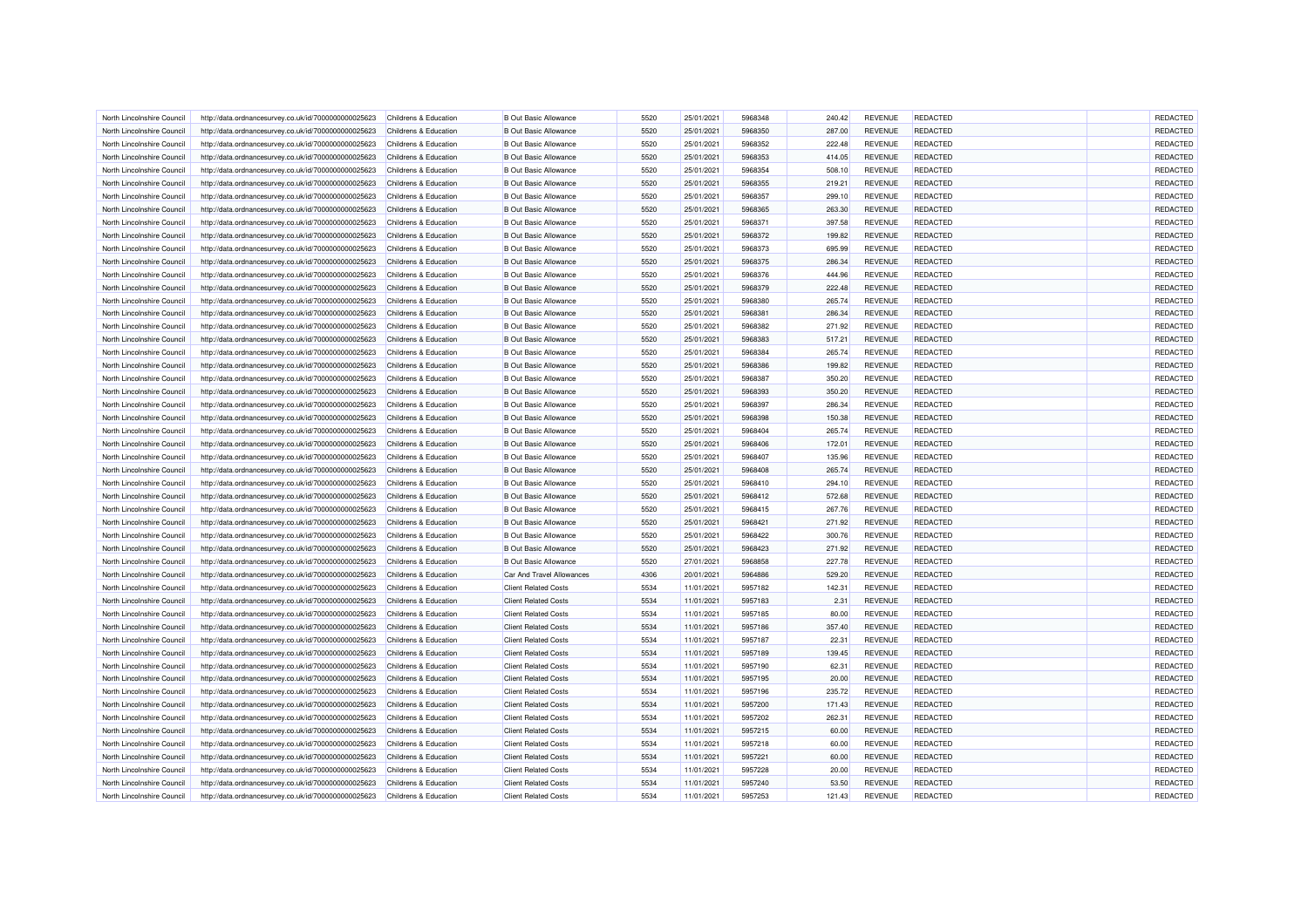| | | | | | | | | | | | |
|---|---|---|---|---|---|---|---|---|---|---|---|
| North Lincolnshire Council | http://data.ordnancesurvey.co.uk/id/7000000000025623 | Childrens & Education | B Out Basic Allowance | 5520 | 25/01/2021 | 5968348 | 240.42 | REVENUE | REDACTED | | REDACTED |
| North Lincolnshire Council | http://data.ordnancesurvey.co.uk/id/7000000000025623 | Childrens & Education | B Out Basic Allowance | 5520 | 25/01/2021 | 5968350 | 287.00 | REVENUE | REDACTED | | REDACTED |
| North Lincolnshire Council | http://data.ordnancesurvey.co.uk/id/7000000000025623 | Childrens & Education | B Out Basic Allowance | 5520 | 25/01/2021 | 5968352 | 222.48 | REVENUE | REDACTED | | REDACTED |
| North Lincolnshire Council | http://data.ordnancesurvey.co.uk/id/7000000000025623 | Childrens & Education | B Out Basic Allowance | 5520 | 25/01/2021 | 5968353 | 414.05 | REVENUE | REDACTED | | REDACTED |
| North Lincolnshire Council | http://data.ordnancesurvey.co.uk/id/7000000000025623 | Childrens & Education | B Out Basic Allowance | 5520 | 25/01/2021 | 5968354 | 508.10 | REVENUE | REDACTED | | REDACTED |
| North Lincolnshire Council | http://data.ordnancesurvey.co.uk/id/7000000000025623 | Childrens & Education | B Out Basic Allowance | 5520 | 25/01/2021 | 5968355 | 219.21 | REVENUE | REDACTED | | REDACTED |
| North Lincolnshire Council | http://data.ordnancesurvey.co.uk/id/7000000000025623 | Childrens & Education | B Out Basic Allowance | 5520 | 25/01/2021 | 5968357 | 299.10 | REVENUE | REDACTED | | REDACTED |
| North Lincolnshire Council | http://data.ordnancesurvey.co.uk/id/7000000000025623 | Childrens & Education | B Out Basic Allowance | 5520 | 25/01/2021 | 5968365 | 263.30 | REVENUE | REDACTED | | REDACTED |
| North Lincolnshire Council | http://data.ordnancesurvey.co.uk/id/7000000000025623 | Childrens & Education | B Out Basic Allowance | 5520 | 25/01/2021 | 5968371 | 397.58 | REVENUE | REDACTED | | REDACTED |
| North Lincolnshire Council | http://data.ordnancesurvey.co.uk/id/7000000000025623 | Childrens & Education | B Out Basic Allowance | 5520 | 25/01/2021 | 5968372 | 199.82 | REVENUE | REDACTED | | REDACTED |
| North Lincolnshire Council | http://data.ordnancesurvey.co.uk/id/7000000000025623 | Childrens & Education | B Out Basic Allowance | 5520 | 25/01/2021 | 5968373 | 695.99 | REVENUE | REDACTED | | REDACTED |
| North Lincolnshire Council | http://data.ordnancesurvey.co.uk/id/7000000000025623 | Childrens & Education | B Out Basic Allowance | 5520 | 25/01/2021 | 5968375 | 286.34 | REVENUE | REDACTED | | REDACTED |
| North Lincolnshire Council | http://data.ordnancesurvey.co.uk/id/7000000000025623 | Childrens & Education | B Out Basic Allowance | 5520 | 25/01/2021 | 5968376 | 444.96 | REVENUE | REDACTED | | REDACTED |
| North Lincolnshire Council | http://data.ordnancesurvey.co.uk/id/7000000000025623 | Childrens & Education | B Out Basic Allowance | 5520 | 25/01/2021 | 5968379 | 222.48 | REVENUE | REDACTED | | REDACTED |
| North Lincolnshire Council | http://data.ordnancesurvey.co.uk/id/7000000000025623 | Childrens & Education | B Out Basic Allowance | 5520 | 25/01/2021 | 5968380 | 265.74 | REVENUE | REDACTED | | REDACTED |
| North Lincolnshire Council | http://data.ordnancesurvey.co.uk/id/7000000000025623 | Childrens & Education | B Out Basic Allowance | 5520 | 25/01/2021 | 5968381 | 286.34 | REVENUE | REDACTED | | REDACTED |
| North Lincolnshire Council | http://data.ordnancesurvey.co.uk/id/7000000000025623 | Childrens & Education | B Out Basic Allowance | 5520 | 25/01/2021 | 5968382 | 271.92 | REVENUE | REDACTED | | REDACTED |
| North Lincolnshire Council | http://data.ordnancesurvey.co.uk/id/7000000000025623 | Childrens & Education | B Out Basic Allowance | 5520 | 25/01/2021 | 5968383 | 517.21 | REVENUE | REDACTED | | REDACTED |
| North Lincolnshire Council | http://data.ordnancesurvey.co.uk/id/7000000000025623 | Childrens & Education | B Out Basic Allowance | 5520 | 25/01/2021 | 5968384 | 265.74 | REVENUE | REDACTED | | REDACTED |
| North Lincolnshire Council | http://data.ordnancesurvey.co.uk/id/7000000000025623 | Childrens & Education | B Out Basic Allowance | 5520 | 25/01/2021 | 5968386 | 199.82 | REVENUE | REDACTED | | REDACTED |
| North Lincolnshire Council | http://data.ordnancesurvey.co.uk/id/7000000000025623 | Childrens & Education | B Out Basic Allowance | 5520 | 25/01/2021 | 5968387 | 350.20 | REVENUE | REDACTED | | REDACTED |
| North Lincolnshire Council | http://data.ordnancesurvey.co.uk/id/7000000000025623 | Childrens & Education | B Out Basic Allowance | 5520 | 25/01/2021 | 5968393 | 350.20 | REVENUE | REDACTED | | REDACTED |
| North Lincolnshire Council | http://data.ordnancesurvey.co.uk/id/7000000000025623 | Childrens & Education | B Out Basic Allowance | 5520 | 25/01/2021 | 5968397 | 286.34 | REVENUE | REDACTED | | REDACTED |
| North Lincolnshire Council | http://data.ordnancesurvey.co.uk/id/7000000000025623 | Childrens & Education | B Out Basic Allowance | 5520 | 25/01/2021 | 5968398 | 150.38 | REVENUE | REDACTED | | REDACTED |
| North Lincolnshire Council | http://data.ordnancesurvey.co.uk/id/7000000000025623 | Childrens & Education | B Out Basic Allowance | 5520 | 25/01/2021 | 5968404 | 265.74 | REVENUE | REDACTED | | REDACTED |
| North Lincolnshire Council | http://data.ordnancesurvey.co.uk/id/7000000000025623 | Childrens & Education | B Out Basic Allowance | 5520 | 25/01/2021 | 5968406 | 172.01 | REVENUE | REDACTED | | REDACTED |
| North Lincolnshire Council | http://data.ordnancesurvey.co.uk/id/7000000000025623 | Childrens & Education | B Out Basic Allowance | 5520 | 25/01/2021 | 5968407 | 135.96 | REVENUE | REDACTED | | REDACTED |
| North Lincolnshire Council | http://data.ordnancesurvey.co.uk/id/7000000000025623 | Childrens & Education | B Out Basic Allowance | 5520 | 25/01/2021 | 5968408 | 265.74 | REVENUE | REDACTED | | REDACTED |
| North Lincolnshire Council | http://data.ordnancesurvey.co.uk/id/7000000000025623 | Childrens & Education | B Out Basic Allowance | 5520 | 25/01/2021 | 5968410 | 294.10 | REVENUE | REDACTED | | REDACTED |
| North Lincolnshire Council | http://data.ordnancesurvey.co.uk/id/7000000000025623 | Childrens & Education | B Out Basic Allowance | 5520 | 25/01/2021 | 5968412 | 572.68 | REVENUE | REDACTED | | REDACTED |
| North Lincolnshire Council | http://data.ordnancesurvey.co.uk/id/7000000000025623 | Childrens & Education | B Out Basic Allowance | 5520 | 25/01/2021 | 5968415 | 267.76 | REVENUE | REDACTED | | REDACTED |
| North Lincolnshire Council | http://data.ordnancesurvey.co.uk/id/7000000000025623 | Childrens & Education | B Out Basic Allowance | 5520 | 25/01/2021 | 5968421 | 271.92 | REVENUE | REDACTED | | REDACTED |
| North Lincolnshire Council | http://data.ordnancesurvey.co.uk/id/7000000000025623 | Childrens & Education | B Out Basic Allowance | 5520 | 25/01/2021 | 5968422 | 300.76 | REVENUE | REDACTED | | REDACTED |
| North Lincolnshire Council | http://data.ordnancesurvey.co.uk/id/7000000000025623 | Childrens & Education | B Out Basic Allowance | 5520 | 25/01/2021 | 5968423 | 271.92 | REVENUE | REDACTED | | REDACTED |
| North Lincolnshire Council | http://data.ordnancesurvey.co.uk/id/7000000000025623 | Childrens & Education | B Out Basic Allowance | 5520 | 27/01/2021 | 5968858 | 227.78 | REVENUE | REDACTED | | REDACTED |
| North Lincolnshire Council | http://data.ordnancesurvey.co.uk/id/7000000000025623 | Childrens & Education | Car And Travel Allowances | 4306 | 20/01/2021 | 5964886 | 529.20 | REVENUE | REDACTED | | REDACTED |
| North Lincolnshire Council | http://data.ordnancesurvey.co.uk/id/7000000000025623 | Childrens & Education | Client Related Costs | 5534 | 11/01/2021 | 5957182 | 142.31 | REVENUE | REDACTED | | REDACTED |
| North Lincolnshire Council | http://data.ordnancesurvey.co.uk/id/7000000000025623 | Childrens & Education | Client Related Costs | 5534 | 11/01/2021 | 5957183 | 2.31 | REVENUE | REDACTED | | REDACTED |
| North Lincolnshire Council | http://data.ordnancesurvey.co.uk/id/7000000000025623 | Childrens & Education | Client Related Costs | 5534 | 11/01/2021 | 5957185 | 80.00 | REVENUE | REDACTED | | REDACTED |
| North Lincolnshire Council | http://data.ordnancesurvey.co.uk/id/7000000000025623 | Childrens & Education | Client Related Costs | 5534 | 11/01/2021 | 5957186 | 357.40 | REVENUE | REDACTED | | REDACTED |
| North Lincolnshire Council | http://data.ordnancesurvey.co.uk/id/7000000000025623 | Childrens & Education | Client Related Costs | 5534 | 11/01/2021 | 5957187 | 22.31 | REVENUE | REDACTED | | REDACTED |
| North Lincolnshire Council | http://data.ordnancesurvey.co.uk/id/7000000000025623 | Childrens & Education | Client Related Costs | 5534 | 11/01/2021 | 5957189 | 139.45 | REVENUE | REDACTED | | REDACTED |
| North Lincolnshire Council | http://data.ordnancesurvey.co.uk/id/7000000000025623 | Childrens & Education | Client Related Costs | 5534 | 11/01/2021 | 5957190 | 62.31 | REVENUE | REDACTED | | REDACTED |
| North Lincolnshire Council | http://data.ordnancesurvey.co.uk/id/7000000000025623 | Childrens & Education | Client Related Costs | 5534 | 11/01/2021 | 5957195 | 20.00 | REVENUE | REDACTED | | REDACTED |
| North Lincolnshire Council | http://data.ordnancesurvey.co.uk/id/7000000000025623 | Childrens & Education | Client Related Costs | 5534 | 11/01/2021 | 5957196 | 235.72 | REVENUE | REDACTED | | REDACTED |
| North Lincolnshire Council | http://data.ordnancesurvey.co.uk/id/7000000000025623 | Childrens & Education | Client Related Costs | 5534 | 11/01/2021 | 5957200 | 171.43 | REVENUE | REDACTED | | REDACTED |
| North Lincolnshire Council | http://data.ordnancesurvey.co.uk/id/7000000000025623 | Childrens & Education | Client Related Costs | 5534 | 11/01/2021 | 5957202 | 262.31 | REVENUE | REDACTED | | REDACTED |
| North Lincolnshire Council | http://data.ordnancesurvey.co.uk/id/7000000000025623 | Childrens & Education | Client Related Costs | 5534 | 11/01/2021 | 5957215 | 60.00 | REVENUE | REDACTED | | REDACTED |
| North Lincolnshire Council | http://data.ordnancesurvey.co.uk/id/7000000000025623 | Childrens & Education | Client Related Costs | 5534 | 11/01/2021 | 5957218 | 60.00 | REVENUE | REDACTED | | REDACTED |
| North Lincolnshire Council | http://data.ordnancesurvey.co.uk/id/7000000000025623 | Childrens & Education | Client Related Costs | 5534 | 11/01/2021 | 5957221 | 60.00 | REVENUE | REDACTED | | REDACTED |
| North Lincolnshire Council | http://data.ordnancesurvey.co.uk/id/7000000000025623 | Childrens & Education | Client Related Costs | 5534 | 11/01/2021 | 5957228 | 20.00 | REVENUE | REDACTED | | REDACTED |
| North Lincolnshire Council | http://data.ordnancesurvey.co.uk/id/7000000000025623 | Childrens & Education | Client Related Costs | 5534 | 11/01/2021 | 5957240 | 53.50 | REVENUE | REDACTED | | REDACTED |
| North Lincolnshire Council | http://data.ordnancesurvey.co.uk/id/7000000000025623 | Childrens & Education | Client Related Costs | 5534 | 11/01/2021 | 5957253 | 121.43 | REVENUE | REDACTED | | REDACTED |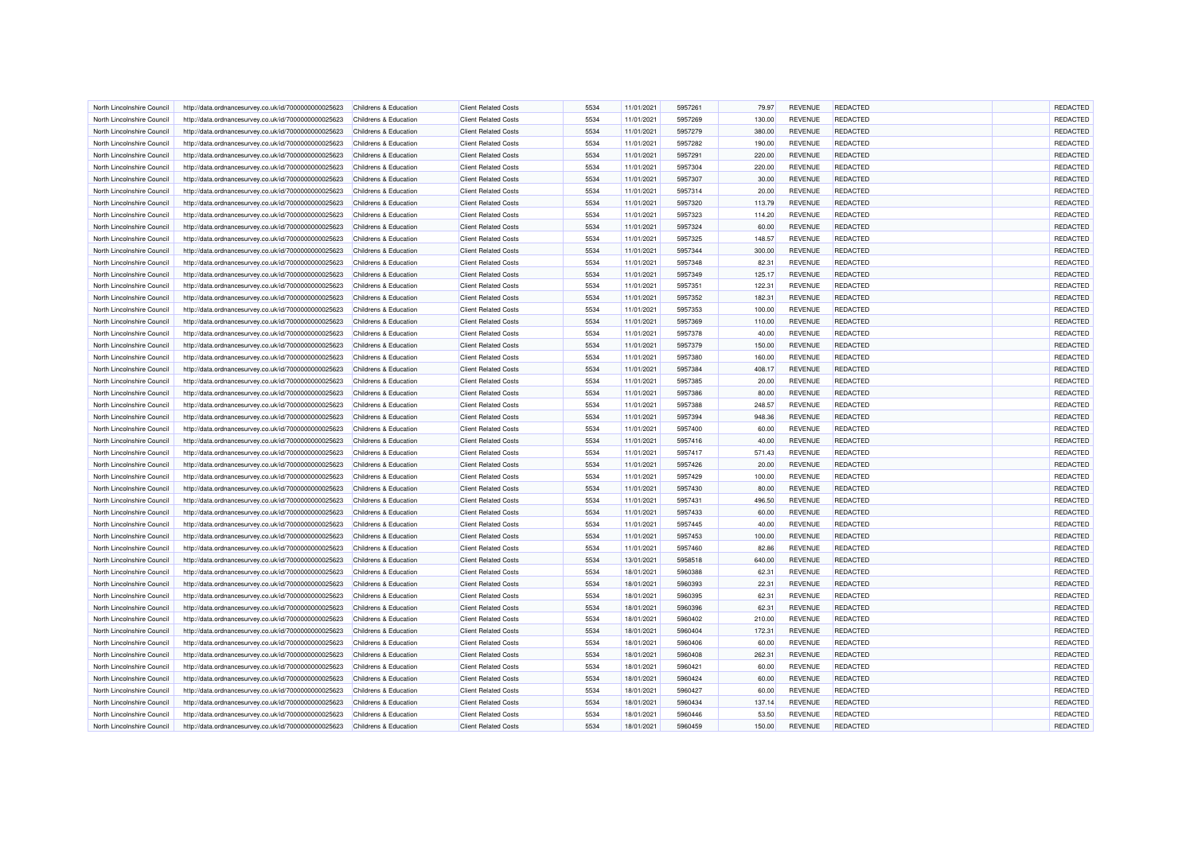| North Lincolnshire Council | http://data.ordnancesurvey.co.uk/id/7000000000025623 | Childrens & Education | Client Related Costs | 5534 | 11/01/2021 | 5957261 | 79.97 | REVENUE | REDACTED | | REDACTED |
|---|---|---|---|---|---|---|---|---|---|---|---|
| North Lincolnshire Council | http://data.ordnancesurvey.co.uk/id/7000000000025623 | Childrens & Education | Client Related Costs | 5534 | 11/01/2021 | 5957269 | 130.00 | REVENUE | REDACTED | | REDACTED |
| North Lincolnshire Council | http://data.ordnancesurvey.co.uk/id/7000000000025623 | Childrens & Education | Client Related Costs | 5534 | 11/01/2021 | 5957279 | 380.00 | REVENUE | REDACTED | | REDACTED |
| North Lincolnshire Council | http://data.ordnancesurvey.co.uk/id/7000000000025623 | Childrens & Education | Client Related Costs | 5534 | 11/01/2021 | 5957282 | 190.00 | REVENUE | REDACTED | | REDACTED |
| North Lincolnshire Council | http://data.ordnancesurvey.co.uk/id/7000000000025623 | Childrens & Education | Client Related Costs | 5534 | 11/01/2021 | 5957291 | 220.00 | REVENUE | REDACTED | | REDACTED |
| North Lincolnshire Council | http://data.ordnancesurvey.co.uk/id/7000000000025623 | Childrens & Education | Client Related Costs | 5534 | 11/01/2021 | 5957304 | 220.00 | REVENUE | REDACTED | | REDACTED |
| North Lincolnshire Council | http://data.ordnancesurvey.co.uk/id/7000000000025623 | Childrens & Education | Client Related Costs | 5534 | 11/01/2021 | 5957307 | 30.00 | REVENUE | REDACTED | | REDACTED |
| North Lincolnshire Council | http://data.ordnancesurvey.co.uk/id/7000000000025623 | Childrens & Education | Client Related Costs | 5534 | 11/01/2021 | 5957314 | 20.00 | REVENUE | REDACTED | | REDACTED |
| North Lincolnshire Council | http://data.ordnancesurvey.co.uk/id/7000000000025623 | Childrens & Education | Client Related Costs | 5534 | 11/01/2021 | 5957320 | 113.79 | REVENUE | REDACTED | | REDACTED |
| North Lincolnshire Council | http://data.ordnancesurvey.co.uk/id/7000000000025623 | Childrens & Education | Client Related Costs | 5534 | 11/01/2021 | 5957323 | 114.20 | REVENUE | REDACTED | | REDACTED |
| North Lincolnshire Council | http://data.ordnancesurvey.co.uk/id/7000000000025623 | Childrens & Education | Client Related Costs | 5534 | 11/01/2021 | 5957324 | 60.00 | REVENUE | REDACTED | | REDACTED |
| North Lincolnshire Council | http://data.ordnancesurvey.co.uk/id/7000000000025623 | Childrens & Education | Client Related Costs | 5534 | 11/01/2021 | 5957325 | 148.57 | REVENUE | REDACTED | | REDACTED |
| North Lincolnshire Council | http://data.ordnancesurvey.co.uk/id/7000000000025623 | Childrens & Education | Client Related Costs | 5534 | 11/01/2021 | 5957344 | 300.00 | REVENUE | REDACTED | | REDACTED |
| North Lincolnshire Council | http://data.ordnancesurvey.co.uk/id/7000000000025623 | Childrens & Education | Client Related Costs | 5534 | 11/01/2021 | 5957348 | 82.31 | REVENUE | REDACTED | | REDACTED |
| North Lincolnshire Council | http://data.ordnancesurvey.co.uk/id/7000000000025623 | Childrens & Education | Client Related Costs | 5534 | 11/01/2021 | 5957349 | 125.17 | REVENUE | REDACTED | | REDACTED |
| North Lincolnshire Council | http://data.ordnancesurvey.co.uk/id/7000000000025623 | Childrens & Education | Client Related Costs | 5534 | 11/01/2021 | 5957351 | 122.31 | REVENUE | REDACTED | | REDACTED |
| North Lincolnshire Council | http://data.ordnancesurvey.co.uk/id/7000000000025623 | Childrens & Education | Client Related Costs | 5534 | 11/01/2021 | 5957352 | 182.31 | REVENUE | REDACTED | | REDACTED |
| North Lincolnshire Council | http://data.ordnancesurvey.co.uk/id/7000000000025623 | Childrens & Education | Client Related Costs | 5534 | 11/01/2021 | 5957353 | 100.00 | REVENUE | REDACTED | | REDACTED |
| North Lincolnshire Council | http://data.ordnancesurvey.co.uk/id/7000000000025623 | Childrens & Education | Client Related Costs | 5534 | 11/01/2021 | 5957369 | 110.00 | REVENUE | REDACTED | | REDACTED |
| North Lincolnshire Council | http://data.ordnancesurvey.co.uk/id/7000000000025623 | Childrens & Education | Client Related Costs | 5534 | 11/01/2021 | 5957378 | 40.00 | REVENUE | REDACTED | | REDACTED |
| North Lincolnshire Council | http://data.ordnancesurvey.co.uk/id/7000000000025623 | Childrens & Education | Client Related Costs | 5534 | 11/01/2021 | 5957379 | 150.00 | REVENUE | REDACTED | | REDACTED |
| North Lincolnshire Council | http://data.ordnancesurvey.co.uk/id/7000000000025623 | Childrens & Education | Client Related Costs | 5534 | 11/01/2021 | 5957380 | 160.00 | REVENUE | REDACTED | | REDACTED |
| North Lincolnshire Council | http://data.ordnancesurvey.co.uk/id/7000000000025623 | Childrens & Education | Client Related Costs | 5534 | 11/01/2021 | 5957384 | 408.17 | REVENUE | REDACTED | | REDACTED |
| North Lincolnshire Council | http://data.ordnancesurvey.co.uk/id/7000000000025623 | Childrens & Education | Client Related Costs | 5534 | 11/01/2021 | 5957385 | 20.00 | REVENUE | REDACTED | | REDACTED |
| North Lincolnshire Council | http://data.ordnancesurvey.co.uk/id/7000000000025623 | Childrens & Education | Client Related Costs | 5534 | 11/01/2021 | 5957386 | 80.00 | REVENUE | REDACTED | | REDACTED |
| North Lincolnshire Council | http://data.ordnancesurvey.co.uk/id/7000000000025623 | Childrens & Education | Client Related Costs | 5534 | 11/01/2021 | 5957388 | 248.57 | REVENUE | REDACTED | | REDACTED |
| North Lincolnshire Council | http://data.ordnancesurvey.co.uk/id/7000000000025623 | Childrens & Education | Client Related Costs | 5534 | 11/01/2021 | 5957394 | 948.36 | REVENUE | REDACTED | | REDACTED |
| North Lincolnshire Council | http://data.ordnancesurvey.co.uk/id/7000000000025623 | Childrens & Education | Client Related Costs | 5534 | 11/01/2021 | 5957400 | 60.00 | REVENUE | REDACTED | | REDACTED |
| North Lincolnshire Council | http://data.ordnancesurvey.co.uk/id/7000000000025623 | Childrens & Education | Client Related Costs | 5534 | 11/01/2021 | 5957416 | 40.00 | REVENUE | REDACTED | | REDACTED |
| North Lincolnshire Council | http://data.ordnancesurvey.co.uk/id/7000000000025623 | Childrens & Education | Client Related Costs | 5534 | 11/01/2021 | 5957417 | 571.43 | REVENUE | REDACTED | | REDACTED |
| North Lincolnshire Council | http://data.ordnancesurvey.co.uk/id/7000000000025623 | Childrens & Education | Client Related Costs | 5534 | 11/01/2021 | 5957426 | 20.00 | REVENUE | REDACTED | | REDACTED |
| North Lincolnshire Council | http://data.ordnancesurvey.co.uk/id/7000000000025623 | Childrens & Education | Client Related Costs | 5534 | 11/01/2021 | 5957429 | 100.00 | REVENUE | REDACTED | | REDACTED |
| North Lincolnshire Council | http://data.ordnancesurvey.co.uk/id/7000000000025623 | Childrens & Education | Client Related Costs | 5534 | 11/01/2021 | 5957430 | 80.00 | REVENUE | REDACTED | | REDACTED |
| North Lincolnshire Council | http://data.ordnancesurvey.co.uk/id/7000000000025623 | Childrens & Education | Client Related Costs | 5534 | 11/01/2021 | 5957431 | 496.50 | REVENUE | REDACTED | | REDACTED |
| North Lincolnshire Council | http://data.ordnancesurvey.co.uk/id/7000000000025623 | Childrens & Education | Client Related Costs | 5534 | 11/01/2021 | 5957433 | 60.00 | REVENUE | REDACTED | | REDACTED |
| North Lincolnshire Council | http://data.ordnancesurvey.co.uk/id/7000000000025623 | Childrens & Education | Client Related Costs | 5534 | 11/01/2021 | 5957445 | 40.00 | REVENUE | REDACTED | | REDACTED |
| North Lincolnshire Council | http://data.ordnancesurvey.co.uk/id/7000000000025623 | Childrens & Education | Client Related Costs | 5534 | 11/01/2021 | 5957453 | 100.00 | REVENUE | REDACTED | | REDACTED |
| North Lincolnshire Council | http://data.ordnancesurvey.co.uk/id/7000000000025623 | Childrens & Education | Client Related Costs | 5534 | 11/01/2021 | 5957460 | 82.86 | REVENUE | REDACTED | | REDACTED |
| North Lincolnshire Council | http://data.ordnancesurvey.co.uk/id/7000000000025623 | Childrens & Education | Client Related Costs | 5534 | 13/01/2021 | 5958518 | 640.00 | REVENUE | REDACTED | | REDACTED |
| North Lincolnshire Council | http://data.ordnancesurvey.co.uk/id/7000000000025623 | Childrens & Education | Client Related Costs | 5534 | 18/01/2021 | 5960388 | 62.31 | REVENUE | REDACTED | | REDACTED |
| North Lincolnshire Council | http://data.ordnancesurvey.co.uk/id/7000000000025623 | Childrens & Education | Client Related Costs | 5534 | 18/01/2021 | 5960393 | 22.31 | REVENUE | REDACTED | | REDACTED |
| North Lincolnshire Council | http://data.ordnancesurvey.co.uk/id/7000000000025623 | Childrens & Education | Client Related Costs | 5534 | 18/01/2021 | 5960395 | 62.31 | REVENUE | REDACTED | | REDACTED |
| North Lincolnshire Council | http://data.ordnancesurvey.co.uk/id/7000000000025623 | Childrens & Education | Client Related Costs | 5534 | 18/01/2021 | 5960396 | 62.31 | REVENUE | REDACTED | | REDACTED |
| North Lincolnshire Council | http://data.ordnancesurvey.co.uk/id/7000000000025623 | Childrens & Education | Client Related Costs | 5534 | 18/01/2021 | 5960402 | 210.00 | REVENUE | REDACTED | | REDACTED |
| North Lincolnshire Council | http://data.ordnancesurvey.co.uk/id/7000000000025623 | Childrens & Education | Client Related Costs | 5534 | 18/01/2021 | 5960404 | 172.31 | REVENUE | REDACTED | | REDACTED |
| North Lincolnshire Council | http://data.ordnancesurvey.co.uk/id/7000000000025623 | Childrens & Education | Client Related Costs | 5534 | 18/01/2021 | 5960406 | 60.00 | REVENUE | REDACTED | | REDACTED |
| North Lincolnshire Council | http://data.ordnancesurvey.co.uk/id/7000000000025623 | Childrens & Education | Client Related Costs | 5534 | 18/01/2021 | 5960408 | 262.31 | REVENUE | REDACTED | | REDACTED |
| North Lincolnshire Council | http://data.ordnancesurvey.co.uk/id/7000000000025623 | Childrens & Education | Client Related Costs | 5534 | 18/01/2021 | 5960421 | 60.00 | REVENUE | REDACTED | | REDACTED |
| North Lincolnshire Council | http://data.ordnancesurvey.co.uk/id/7000000000025623 | Childrens & Education | Client Related Costs | 5534 | 18/01/2021 | 5960424 | 60.00 | REVENUE | REDACTED | | REDACTED |
| North Lincolnshire Council | http://data.ordnancesurvey.co.uk/id/7000000000025623 | Childrens & Education | Client Related Costs | 5534 | 18/01/2021 | 5960427 | 60.00 | REVENUE | REDACTED | | REDACTED |
| North Lincolnshire Council | http://data.ordnancesurvey.co.uk/id/7000000000025623 | Childrens & Education | Client Related Costs | 5534 | 18/01/2021 | 5960434 | 137.14 | REVENUE | REDACTED | | REDACTED |
| North Lincolnshire Council | http://data.ordnancesurvey.co.uk/id/7000000000025623 | Childrens & Education | Client Related Costs | 5534 | 18/01/2021 | 5960446 | 53.50 | REVENUE | REDACTED | | REDACTED |
| North Lincolnshire Council | http://data.ordnancesurvey.co.uk/id/7000000000025623 | Childrens & Education | Client Related Costs | 5534 | 18/01/2021 | 5960459 | 150.00 | REVENUE | REDACTED | | REDACTED |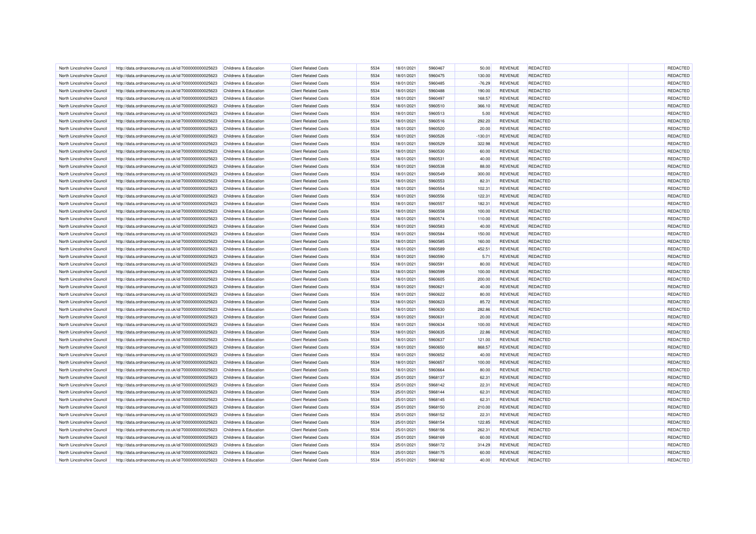| | | | | | | | | | | | |
|---|---|---|---|---|---|---|---|---|---|---|---|
| North Lincolnshire Council | http://data.ordnancesurvey.co.uk/id/7000000000025623 | Childrens & Education | Client Related Costs | 5534 | 18/01/2021 | 5960467 | 50.00 | REVENUE | REDACTED | | REDACTED |
| North Lincolnshire Council | http://data.ordnancesurvey.co.uk/id/7000000000025623 | Childrens & Education | Client Related Costs | 5534 | 18/01/2021 | 5960475 | 130.00 | REVENUE | REDACTED | | REDACTED |
| North Lincolnshire Council | http://data.ordnancesurvey.co.uk/id/7000000000025623 | Childrens & Education | Client Related Costs | 5534 | 18/01/2021 | 5960485 | -76.29 | REVENUE | REDACTED | | REDACTED |
| North Lincolnshire Council | http://data.ordnancesurvey.co.uk/id/7000000000025623 | Childrens & Education | Client Related Costs | 5534 | 18/01/2021 | 5960488 | 190.00 | REVENUE | REDACTED | | REDACTED |
| North Lincolnshire Council | http://data.ordnancesurvey.co.uk/id/7000000000025623 | Childrens & Education | Client Related Costs | 5534 | 18/01/2021 | 5960497 | 168.57 | REVENUE | REDACTED | | REDACTED |
| North Lincolnshire Council | http://data.ordnancesurvey.co.uk/id/7000000000025623 | Childrens & Education | Client Related Costs | 5534 | 18/01/2021 | 5960510 | 366.10 | REVENUE | REDACTED | | REDACTED |
| North Lincolnshire Council | http://data.ordnancesurvey.co.uk/id/7000000000025623 | Childrens & Education | Client Related Costs | 5534 | 18/01/2021 | 5960513 | 5.00 | REVENUE | REDACTED | | REDACTED |
| North Lincolnshire Council | http://data.ordnancesurvey.co.uk/id/7000000000025623 | Childrens & Education | Client Related Costs | 5534 | 18/01/2021 | 5960516 | 292.20 | REVENUE | REDACTED | | REDACTED |
| North Lincolnshire Council | http://data.ordnancesurvey.co.uk/id/7000000000025623 | Childrens & Education | Client Related Costs | 5534 | 18/01/2021 | 5960520 | 20.00 | REVENUE | REDACTED | | REDACTED |
| North Lincolnshire Council | http://data.ordnancesurvey.co.uk/id/7000000000025623 | Childrens & Education | Client Related Costs | 5534 | 18/01/2021 | 5960526 | -130.01 | REVENUE | REDACTED | | REDACTED |
| North Lincolnshire Council | http://data.ordnancesurvey.co.uk/id/7000000000025623 | Childrens & Education | Client Related Costs | 5534 | 18/01/2021 | 5960529 | 322.98 | REVENUE | REDACTED | | REDACTED |
| North Lincolnshire Council | http://data.ordnancesurvey.co.uk/id/7000000000025623 | Childrens & Education | Client Related Costs | 5534 | 18/01/2021 | 5960530 | 60.00 | REVENUE | REDACTED | | REDACTED |
| North Lincolnshire Council | http://data.ordnancesurvey.co.uk/id/7000000000025623 | Childrens & Education | Client Related Costs | 5534 | 18/01/2021 | 5960531 | 40.00 | REVENUE | REDACTED | | REDACTED |
| North Lincolnshire Council | http://data.ordnancesurvey.co.uk/id/7000000000025623 | Childrens & Education | Client Related Costs | 5534 | 18/01/2021 | 5960538 | 88.00 | REVENUE | REDACTED | | REDACTED |
| North Lincolnshire Council | http://data.ordnancesurvey.co.uk/id/7000000000025623 | Childrens & Education | Client Related Costs | 5534 | 18/01/2021 | 5960549 | 300.00 | REVENUE | REDACTED | | REDACTED |
| North Lincolnshire Council | http://data.ordnancesurvey.co.uk/id/7000000000025623 | Childrens & Education | Client Related Costs | 5534 | 18/01/2021 | 5960553 | 82.31 | REVENUE | REDACTED | | REDACTED |
| North Lincolnshire Council | http://data.ordnancesurvey.co.uk/id/7000000000025623 | Childrens & Education | Client Related Costs | 5534 | 18/01/2021 | 5960554 | 102.31 | REVENUE | REDACTED | | REDACTED |
| North Lincolnshire Council | http://data.ordnancesurvey.co.uk/id/7000000000025623 | Childrens & Education | Client Related Costs | 5534 | 18/01/2021 | 5960556 | 122.31 | REVENUE | REDACTED | | REDACTED |
| North Lincolnshire Council | http://data.ordnancesurvey.co.uk/id/7000000000025623 | Childrens & Education | Client Related Costs | 5534 | 18/01/2021 | 5960557 | 182.31 | REVENUE | REDACTED | | REDACTED |
| North Lincolnshire Council | http://data.ordnancesurvey.co.uk/id/7000000000025623 | Childrens & Education | Client Related Costs | 5534 | 18/01/2021 | 5960558 | 100.00 | REVENUE | REDACTED | | REDACTED |
| North Lincolnshire Council | http://data.ordnancesurvey.co.uk/id/7000000000025623 | Childrens & Education | Client Related Costs | 5534 | 18/01/2021 | 5960574 | 110.00 | REVENUE | REDACTED | | REDACTED |
| North Lincolnshire Council | http://data.ordnancesurvey.co.uk/id/7000000000025623 | Childrens & Education | Client Related Costs | 5534 | 18/01/2021 | 5960583 | 40.00 | REVENUE | REDACTED | | REDACTED |
| North Lincolnshire Council | http://data.ordnancesurvey.co.uk/id/7000000000025623 | Childrens & Education | Client Related Costs | 5534 | 18/01/2021 | 5960584 | 150.00 | REVENUE | REDACTED | | REDACTED |
| North Lincolnshire Council | http://data.ordnancesurvey.co.uk/id/7000000000025623 | Childrens & Education | Client Related Costs | 5534 | 18/01/2021 | 5960585 | 160.00 | REVENUE | REDACTED | | REDACTED |
| North Lincolnshire Council | http://data.ordnancesurvey.co.uk/id/7000000000025623 | Childrens & Education | Client Related Costs | 5534 | 18/01/2021 | 5960589 | 452.51 | REVENUE | REDACTED | | REDACTED |
| North Lincolnshire Council | http://data.ordnancesurvey.co.uk/id/7000000000025623 | Childrens & Education | Client Related Costs | 5534 | 18/01/2021 | 5960590 | 5.71 | REVENUE | REDACTED | | REDACTED |
| North Lincolnshire Council | http://data.ordnancesurvey.co.uk/id/7000000000025623 | Childrens & Education | Client Related Costs | 5534 | 18/01/2021 | 5960591 | 80.00 | REVENUE | REDACTED | | REDACTED |
| North Lincolnshire Council | http://data.ordnancesurvey.co.uk/id/7000000000025623 | Childrens & Education | Client Related Costs | 5534 | 18/01/2021 | 5960599 | 100.00 | REVENUE | REDACTED | | REDACTED |
| North Lincolnshire Council | http://data.ordnancesurvey.co.uk/id/7000000000025623 | Childrens & Education | Client Related Costs | 5534 | 18/01/2021 | 5960605 | 200.00 | REVENUE | REDACTED | | REDACTED |
| North Lincolnshire Council | http://data.ordnancesurvey.co.uk/id/7000000000025623 | Childrens & Education | Client Related Costs | 5534 | 18/01/2021 | 5960621 | 40.00 | REVENUE | REDACTED | | REDACTED |
| North Lincolnshire Council | http://data.ordnancesurvey.co.uk/id/7000000000025623 | Childrens & Education | Client Related Costs | 5534 | 18/01/2021 | 5960622 | 80.00 | REVENUE | REDACTED | | REDACTED |
| North Lincolnshire Council | http://data.ordnancesurvey.co.uk/id/7000000000025623 | Childrens & Education | Client Related Costs | 5534 | 18/01/2021 | 5960623 | 85.72 | REVENUE | REDACTED | | REDACTED |
| North Lincolnshire Council | http://data.ordnancesurvey.co.uk/id/7000000000025623 | Childrens & Education | Client Related Costs | 5534 | 18/01/2021 | 5960630 | 282.86 | REVENUE | REDACTED | | REDACTED |
| North Lincolnshire Council | http://data.ordnancesurvey.co.uk/id/7000000000025623 | Childrens & Education | Client Related Costs | 5534 | 18/01/2021 | 5960631 | 20.00 | REVENUE | REDACTED | | REDACTED |
| North Lincolnshire Council | http://data.ordnancesurvey.co.uk/id/7000000000025623 | Childrens & Education | Client Related Costs | 5534 | 18/01/2021 | 5960634 | 100.00 | REVENUE | REDACTED | | REDACTED |
| North Lincolnshire Council | http://data.ordnancesurvey.co.uk/id/7000000000025623 | Childrens & Education | Client Related Costs | 5534 | 18/01/2021 | 5960635 | 22.86 | REVENUE | REDACTED | | REDACTED |
| North Lincolnshire Council | http://data.ordnancesurvey.co.uk/id/7000000000025623 | Childrens & Education | Client Related Costs | 5534 | 18/01/2021 | 5960637 | 121.00 | REVENUE | REDACTED | | REDACTED |
| North Lincolnshire Council | http://data.ordnancesurvey.co.uk/id/7000000000025623 | Childrens & Education | Client Related Costs | 5534 | 18/01/2021 | 5960650 | 868.57 | REVENUE | REDACTED | | REDACTED |
| North Lincolnshire Council | http://data.ordnancesurvey.co.uk/id/7000000000025623 | Childrens & Education | Client Related Costs | 5534 | 18/01/2021 | 5960652 | 40.00 | REVENUE | REDACTED | | REDACTED |
| North Lincolnshire Council | http://data.ordnancesurvey.co.uk/id/7000000000025623 | Childrens & Education | Client Related Costs | 5534 | 18/01/2021 | 5960657 | 100.00 | REVENUE | REDACTED | | REDACTED |
| North Lincolnshire Council | http://data.ordnancesurvey.co.uk/id/7000000000025623 | Childrens & Education | Client Related Costs | 5534 | 18/01/2021 | 5960664 | 80.00 | REVENUE | REDACTED | | REDACTED |
| North Lincolnshire Council | http://data.ordnancesurvey.co.uk/id/7000000000025623 | Childrens & Education | Client Related Costs | 5534 | 25/01/2021 | 5968137 | 62.31 | REVENUE | REDACTED | | REDACTED |
| North Lincolnshire Council | http://data.ordnancesurvey.co.uk/id/7000000000025623 | Childrens & Education | Client Related Costs | 5534 | 25/01/2021 | 5968142 | 22.31 | REVENUE | REDACTED | | REDACTED |
| North Lincolnshire Council | http://data.ordnancesurvey.co.uk/id/7000000000025623 | Childrens & Education | Client Related Costs | 5534 | 25/01/2021 | 5968144 | 62.31 | REVENUE | REDACTED | | REDACTED |
| North Lincolnshire Council | http://data.ordnancesurvey.co.uk/id/7000000000025623 | Childrens & Education | Client Related Costs | 5534 | 25/01/2021 | 5968145 | 62.31 | REVENUE | REDACTED | | REDACTED |
| North Lincolnshire Council | http://data.ordnancesurvey.co.uk/id/7000000000025623 | Childrens & Education | Client Related Costs | 5534 | 25/01/2021 | 5968150 | 210.00 | REVENUE | REDACTED | | REDACTED |
| North Lincolnshire Council | http://data.ordnancesurvey.co.uk/id/7000000000025623 | Childrens & Education | Client Related Costs | 5534 | 25/01/2021 | 5968152 | 22.31 | REVENUE | REDACTED | | REDACTED |
| North Lincolnshire Council | http://data.ordnancesurvey.co.uk/id/7000000000025623 | Childrens & Education | Client Related Costs | 5534 | 25/01/2021 | 5968154 | 122.85 | REVENUE | REDACTED | | REDACTED |
| North Lincolnshire Council | http://data.ordnancesurvey.co.uk/id/7000000000025623 | Childrens & Education | Client Related Costs | 5534 | 25/01/2021 | 5968156 | 262.31 | REVENUE | REDACTED | | REDACTED |
| North Lincolnshire Council | http://data.ordnancesurvey.co.uk/id/7000000000025623 | Childrens & Education | Client Related Costs | 5534 | 25/01/2021 | 5968169 | 60.00 | REVENUE | REDACTED | | REDACTED |
| North Lincolnshire Council | http://data.ordnancesurvey.co.uk/id/7000000000025623 | Childrens & Education | Client Related Costs | 5534 | 25/01/2021 | 5968172 | 314.29 | REVENUE | REDACTED | | REDACTED |
| North Lincolnshire Council | http://data.ordnancesurvey.co.uk/id/7000000000025623 | Childrens & Education | Client Related Costs | 5534 | 25/01/2021 | 5968175 | 60.00 | REVENUE | REDACTED | | REDACTED |
| North Lincolnshire Council | http://data.ordnancesurvey.co.uk/id/7000000000025623 | Childrens & Education | Client Related Costs | 5534 | 25/01/2021 | 5968182 | 40.00 | REVENUE | REDACTED | | REDACTED |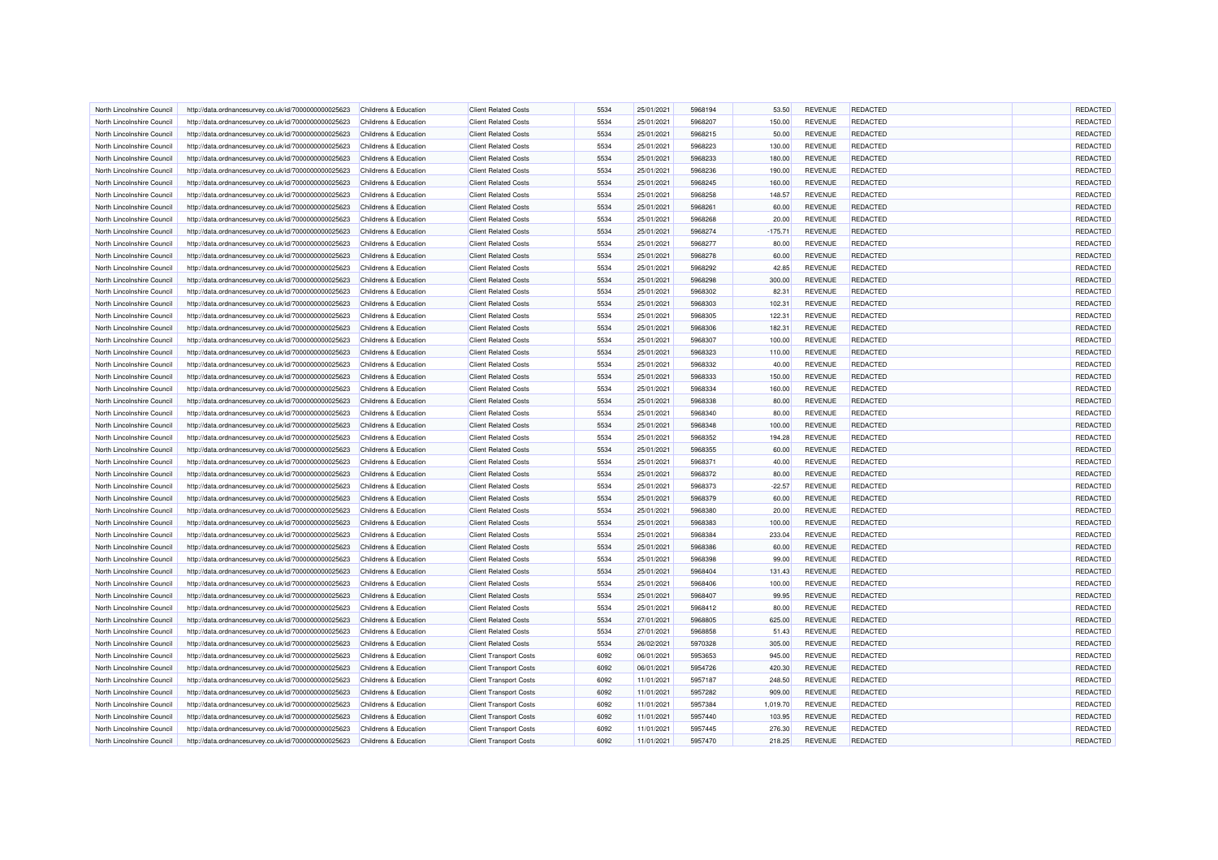| | | | | | | | | | | | |
|---|---|---|---|---|---|---|---|---|---|---|---|
| North Lincolnshire Council | http://data.ordnancesurvey.co.uk/id/7000000000025623 | Childrens & Education | Client Related Costs | 5534 | 25/01/2021 | 5968194 | 53.50 | REVENUE | REDACTED | | REDACTED |
| North Lincolnshire Council | http://data.ordnancesurvey.co.uk/id/7000000000025623 | Childrens & Education | Client Related Costs | 5534 | 25/01/2021 | 5968207 | 150.00 | REVENUE | REDACTED | | REDACTED |
| North Lincolnshire Council | http://data.ordnancesurvey.co.uk/id/7000000000025623 | Childrens & Education | Client Related Costs | 5534 | 25/01/2021 | 5968215 | 50.00 | REVENUE | REDACTED | | REDACTED |
| North Lincolnshire Council | http://data.ordnancesurvey.co.uk/id/7000000000025623 | Childrens & Education | Client Related Costs | 5534 | 25/01/2021 | 5968223 | 130.00 | REVENUE | REDACTED | | REDACTED |
| North Lincolnshire Council | http://data.ordnancesurvey.co.uk/id/7000000000025623 | Childrens & Education | Client Related Costs | 5534 | 25/01/2021 | 5968233 | 180.00 | REVENUE | REDACTED | | REDACTED |
| North Lincolnshire Council | http://data.ordnancesurvey.co.uk/id/7000000000025623 | Childrens & Education | Client Related Costs | 5534 | 25/01/2021 | 5968236 | 190.00 | REVENUE | REDACTED | | REDACTED |
| North Lincolnshire Council | http://data.ordnancesurvey.co.uk/id/7000000000025623 | Childrens & Education | Client Related Costs | 5534 | 25/01/2021 | 5968245 | 160.00 | REVENUE | REDACTED | | REDACTED |
| North Lincolnshire Council | http://data.ordnancesurvey.co.uk/id/7000000000025623 | Childrens & Education | Client Related Costs | 5534 | 25/01/2021 | 5968258 | 148.57 | REVENUE | REDACTED | | REDACTED |
| North Lincolnshire Council | http://data.ordnancesurvey.co.uk/id/7000000000025623 | Childrens & Education | Client Related Costs | 5534 | 25/01/2021 | 5968261 | 60.00 | REVENUE | REDACTED | | REDACTED |
| North Lincolnshire Council | http://data.ordnancesurvey.co.uk/id/7000000000025623 | Childrens & Education | Client Related Costs | 5534 | 25/01/2021 | 5968268 | 20.00 | REVENUE | REDACTED | | REDACTED |
| North Lincolnshire Council | http://data.ordnancesurvey.co.uk/id/7000000000025623 | Childrens & Education | Client Related Costs | 5534 | 25/01/2021 | 5968274 | -175.71 | REVENUE | REDACTED | | REDACTED |
| North Lincolnshire Council | http://data.ordnancesurvey.co.uk/id/7000000000025623 | Childrens & Education | Client Related Costs | 5534 | 25/01/2021 | 5968277 | 80.00 | REVENUE | REDACTED | | REDACTED |
| North Lincolnshire Council | http://data.ordnancesurvey.co.uk/id/7000000000025623 | Childrens & Education | Client Related Costs | 5534 | 25/01/2021 | 5968278 | 60.00 | REVENUE | REDACTED | | REDACTED |
| North Lincolnshire Council | http://data.ordnancesurvey.co.uk/id/7000000000025623 | Childrens & Education | Client Related Costs | 5534 | 25/01/2021 | 5968292 | 42.85 | REVENUE | REDACTED | | REDACTED |
| North Lincolnshire Council | http://data.ordnancesurvey.co.uk/id/7000000000025623 | Childrens & Education | Client Related Costs | 5534 | 25/01/2021 | 5968298 | 300.00 | REVENUE | REDACTED | | REDACTED |
| North Lincolnshire Council | http://data.ordnancesurvey.co.uk/id/7000000000025623 | Childrens & Education | Client Related Costs | 5534 | 25/01/2021 | 5968302 | 82.31 | REVENUE | REDACTED | | REDACTED |
| North Lincolnshire Council | http://data.ordnancesurvey.co.uk/id/7000000000025623 | Childrens & Education | Client Related Costs | 5534 | 25/01/2021 | 5968303 | 102.31 | REVENUE | REDACTED | | REDACTED |
| North Lincolnshire Council | http://data.ordnancesurvey.co.uk/id/7000000000025623 | Childrens & Education | Client Related Costs | 5534 | 25/01/2021 | 5968305 | 122.31 | REVENUE | REDACTED | | REDACTED |
| North Lincolnshire Council | http://data.ordnancesurvey.co.uk/id/7000000000025623 | Childrens & Education | Client Related Costs | 5534 | 25/01/2021 | 5968306 | 182.31 | REVENUE | REDACTED | | REDACTED |
| North Lincolnshire Council | http://data.ordnancesurvey.co.uk/id/7000000000025623 | Childrens & Education | Client Related Costs | 5534 | 25/01/2021 | 5968307 | 100.00 | REVENUE | REDACTED | | REDACTED |
| North Lincolnshire Council | http://data.ordnancesurvey.co.uk/id/7000000000025623 | Childrens & Education | Client Related Costs | 5534 | 25/01/2021 | 5968323 | 110.00 | REVENUE | REDACTED | | REDACTED |
| North Lincolnshire Council | http://data.ordnancesurvey.co.uk/id/7000000000025623 | Childrens & Education | Client Related Costs | 5534 | 25/01/2021 | 5968332 | 40.00 | REVENUE | REDACTED | | REDACTED |
| North Lincolnshire Council | http://data.ordnancesurvey.co.uk/id/7000000000025623 | Childrens & Education | Client Related Costs | 5534 | 25/01/2021 | 5968333 | 150.00 | REVENUE | REDACTED | | REDACTED |
| North Lincolnshire Council | http://data.ordnancesurvey.co.uk/id/7000000000025623 | Childrens & Education | Client Related Costs | 5534 | 25/01/2021 | 5968334 | 160.00 | REVENUE | REDACTED | | REDACTED |
| North Lincolnshire Council | http://data.ordnancesurvey.co.uk/id/7000000000025623 | Childrens & Education | Client Related Costs | 5534 | 25/01/2021 | 5968338 | 80.00 | REVENUE | REDACTED | | REDACTED |
| North Lincolnshire Council | http://data.ordnancesurvey.co.uk/id/7000000000025623 | Childrens & Education | Client Related Costs | 5534 | 25/01/2021 | 5968340 | 80.00 | REVENUE | REDACTED | | REDACTED |
| North Lincolnshire Council | http://data.ordnancesurvey.co.uk/id/7000000000025623 | Childrens & Education | Client Related Costs | 5534 | 25/01/2021 | 5968348 | 100.00 | REVENUE | REDACTED | | REDACTED |
| North Lincolnshire Council | http://data.ordnancesurvey.co.uk/id/7000000000025623 | Childrens & Education | Client Related Costs | 5534 | 25/01/2021 | 5968352 | 194.28 | REVENUE | REDACTED | | REDACTED |
| North Lincolnshire Council | http://data.ordnancesurvey.co.uk/id/7000000000025623 | Childrens & Education | Client Related Costs | 5534 | 25/01/2021 | 5968355 | 60.00 | REVENUE | REDACTED | | REDACTED |
| North Lincolnshire Council | http://data.ordnancesurvey.co.uk/id/7000000000025623 | Childrens & Education | Client Related Costs | 5534 | 25/01/2021 | 5968371 | 40.00 | REVENUE | REDACTED | | REDACTED |
| North Lincolnshire Council | http://data.ordnancesurvey.co.uk/id/7000000000025623 | Childrens & Education | Client Related Costs | 5534 | 25/01/2021 | 5968372 | 80.00 | REVENUE | REDACTED | | REDACTED |
| North Lincolnshire Council | http://data.ordnancesurvey.co.uk/id/7000000000025623 | Childrens & Education | Client Related Costs | 5534 | 25/01/2021 | 5968373 | -22.57 | REVENUE | REDACTED | | REDACTED |
| North Lincolnshire Council | http://data.ordnancesurvey.co.uk/id/7000000000025623 | Childrens & Education | Client Related Costs | 5534 | 25/01/2021 | 5968379 | 60.00 | REVENUE | REDACTED | | REDACTED |
| North Lincolnshire Council | http://data.ordnancesurvey.co.uk/id/7000000000025623 | Childrens & Education | Client Related Costs | 5534 | 25/01/2021 | 5968380 | 20.00 | REVENUE | REDACTED | | REDACTED |
| North Lincolnshire Council | http://data.ordnancesurvey.co.uk/id/7000000000025623 | Childrens & Education | Client Related Costs | 5534 | 25/01/2021 | 5968383 | 100.00 | REVENUE | REDACTED | | REDACTED |
| North Lincolnshire Council | http://data.ordnancesurvey.co.uk/id/7000000000025623 | Childrens & Education | Client Related Costs | 5534 | 25/01/2021 | 5968384 | 233.04 | REVENUE | REDACTED | | REDACTED |
| North Lincolnshire Council | http://data.ordnancesurvey.co.uk/id/7000000000025623 | Childrens & Education | Client Related Costs | 5534 | 25/01/2021 | 5968386 | 60.00 | REVENUE | REDACTED | | REDACTED |
| North Lincolnshire Council | http://data.ordnancesurvey.co.uk/id/7000000000025623 | Childrens & Education | Client Related Costs | 5534 | 25/01/2021 | 5968398 | 99.00 | REVENUE | REDACTED | | REDACTED |
| North Lincolnshire Council | http://data.ordnancesurvey.co.uk/id/7000000000025623 | Childrens & Education | Client Related Costs | 5534 | 25/01/2021 | 5968404 | 131.43 | REVENUE | REDACTED | | REDACTED |
| North Lincolnshire Council | http://data.ordnancesurvey.co.uk/id/7000000000025623 | Childrens & Education | Client Related Costs | 5534 | 25/01/2021 | 5968406 | 100.00 | REVENUE | REDACTED | | REDACTED |
| North Lincolnshire Council | http://data.ordnancesurvey.co.uk/id/7000000000025623 | Childrens & Education | Client Related Costs | 5534 | 25/01/2021 | 5968407 | 99.95 | REVENUE | REDACTED | | REDACTED |
| North Lincolnshire Council | http://data.ordnancesurvey.co.uk/id/7000000000025623 | Childrens & Education | Client Related Costs | 5534 | 25/01/2021 | 5968412 | 80.00 | REVENUE | REDACTED | | REDACTED |
| North Lincolnshire Council | http://data.ordnancesurvey.co.uk/id/7000000000025623 | Childrens & Education | Client Related Costs | 5534 | 27/01/2021 | 5968805 | 625.00 | REVENUE | REDACTED | | REDACTED |
| North Lincolnshire Council | http://data.ordnancesurvey.co.uk/id/7000000000025623 | Childrens & Education | Client Related Costs | 5534 | 27/01/2021 | 5968858 | 51.43 | REVENUE | REDACTED | | REDACTED |
| North Lincolnshire Council | http://data.ordnancesurvey.co.uk/id/7000000000025623 | Childrens & Education | Client Related Costs | 5534 | 26/02/2021 | 5970328 | 305.00 | REVENUE | REDACTED | | REDACTED |
| North Lincolnshire Council | http://data.ordnancesurvey.co.uk/id/7000000000025623 | Childrens & Education | Client Transport Costs | 6092 | 06/01/2021 | 5953653 | 945.00 | REVENUE | REDACTED | | REDACTED |
| North Lincolnshire Council | http://data.ordnancesurvey.co.uk/id/7000000000025623 | Childrens & Education | Client Transport Costs | 6092 | 06/01/2021 | 5954726 | 420.30 | REVENUE | REDACTED | | REDACTED |
| North Lincolnshire Council | http://data.ordnancesurvey.co.uk/id/7000000000025623 | Childrens & Education | Client Transport Costs | 6092 | 11/01/2021 | 5957187 | 248.50 | REVENUE | REDACTED | | REDACTED |
| North Lincolnshire Council | http://data.ordnancesurvey.co.uk/id/7000000000025623 | Childrens & Education | Client Transport Costs | 6092 | 11/01/2021 | 5957282 | 909.00 | REVENUE | REDACTED | | REDACTED |
| North Lincolnshire Council | http://data.ordnancesurvey.co.uk/id/7000000000025623 | Childrens & Education | Client Transport Costs | 6092 | 11/01/2021 | 5957384 | 1,019.70 | REVENUE | REDACTED | | REDACTED |
| North Lincolnshire Council | http://data.ordnancesurvey.co.uk/id/7000000000025623 | Childrens & Education | Client Transport Costs | 6092 | 11/01/2021 | 5957440 | 103.95 | REVENUE | REDACTED | | REDACTED |
| North Lincolnshire Council | http://data.ordnancesurvey.co.uk/id/7000000000025623 | Childrens & Education | Client Transport Costs | 6092 | 11/01/2021 | 5957445 | 276.30 | REVENUE | REDACTED | | REDACTED |
| North Lincolnshire Council | http://data.ordnancesurvey.co.uk/id/7000000000025623 | Childrens & Education | Client Transport Costs | 6092 | 11/01/2021 | 5957470 | 218.25 | REVENUE | REDACTED | | REDACTED |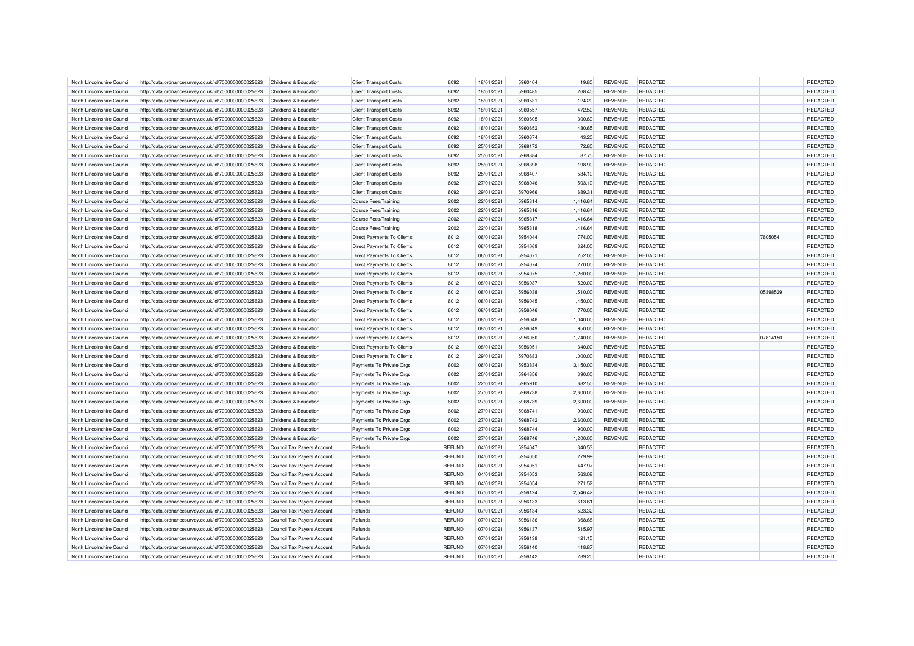| | | | | | | | | | | | |
|---|---|---|---|---|---|---|---|---|---|---|---|
| North Lincolnshire Council | http://data.ordnancesurvey.co.uk/id/7000000000025623 | Childrens & Education | Client Transport Costs | 6092 | 18/01/2021 | 5960404 | 19.80 | REVENUE | REDACTED | | REDACTED |
| North Lincolnshire Council | http://data.ordnancesurvey.co.uk/id/7000000000025623 | Childrens & Education | Client Transport Costs | 6092 | 18/01/2021 | 5960485 | 268.40 | REVENUE | REDACTED | | REDACTED |
| North Lincolnshire Council | http://data.ordnancesurvey.co.uk/id/7000000000025623 | Childrens & Education | Client Transport Costs | 6092 | 18/01/2021 | 5960531 | 124.20 | REVENUE | REDACTED | | REDACTED |
| North Lincolnshire Council | http://data.ordnancesurvey.co.uk/id/7000000000025623 | Childrens & Education | Client Transport Costs | 6092 | 18/01/2021 | 5960557 | 472.50 | REVENUE | REDACTED | | REDACTED |
| North Lincolnshire Council | http://data.ordnancesurvey.co.uk/id/7000000000025623 | Childrens & Education | Client Transport Costs | 6092 | 18/01/2021 | 5960605 | 300.69 | REVENUE | REDACTED | | REDACTED |
| North Lincolnshire Council | http://data.ordnancesurvey.co.uk/id/7000000000025623 | Childrens & Education | Client Transport Costs | 6092 | 18/01/2021 | 5960652 | 430.65 | REVENUE | REDACTED | | REDACTED |
| North Lincolnshire Council | http://data.ordnancesurvey.co.uk/id/7000000000025623 | Childrens & Education | Client Transport Costs | 6092 | 18/01/2021 | 5960674 | 43.20 | REVENUE | REDACTED | | REDACTED |
| North Lincolnshire Council | http://data.ordnancesurvey.co.uk/id/7000000000025623 | Childrens & Education | Client Transport Costs | 6092 | 25/01/2021 | 5968172 | 72.80 | REVENUE | REDACTED | | REDACTED |
| North Lincolnshire Council | http://data.ordnancesurvey.co.uk/id/7000000000025623 | Childrens & Education | Client Transport Costs | 6092 | 25/01/2021 | 5968384 | 87.75 | REVENUE | REDACTED | | REDACTED |
| North Lincolnshire Council | http://data.ordnancesurvey.co.uk/id/7000000000025623 | Childrens & Education | Client Transport Costs | 6092 | 25/01/2021 | 5968398 | 198.90 | REVENUE | REDACTED | | REDACTED |
| North Lincolnshire Council | http://data.ordnancesurvey.co.uk/id/7000000000025623 | Childrens & Education | Client Transport Costs | 6092 | 25/01/2021 | 5968407 | 584.10 | REVENUE | REDACTED | | REDACTED |
| North Lincolnshire Council | http://data.ordnancesurvey.co.uk/id/7000000000025623 | Childrens & Education | Client Transport Costs | 6092 | 27/01/2021 | 5968046 | 503.10 | REVENUE | REDACTED | | REDACTED |
| North Lincolnshire Council | http://data.ordnancesurvey.co.uk/id/7000000000025623 | Childrens & Education | Client Transport Costs | 6092 | 29/01/2021 | 5970966 | 689.31 | REVENUE | REDACTED | | REDACTED |
| North Lincolnshire Council | http://data.ordnancesurvey.co.uk/id/7000000000025623 | Childrens & Education | Course Fees/Training | 2002 | 22/01/2021 | 5965314 | 1,416.64 | REVENUE | REDACTED | | REDACTED |
| North Lincolnshire Council | http://data.ordnancesurvey.co.uk/id/7000000000025623 | Childrens & Education | Course Fees/Training | 2002 | 22/01/2021 | 5965316 | 1,416.64 | REVENUE | REDACTED | | REDACTED |
| North Lincolnshire Council | http://data.ordnancesurvey.co.uk/id/7000000000025623 | Childrens & Education | Course Fees/Training | 2002 | 22/01/2021 | 5965317 | 1,416.64 | REVENUE | REDACTED | | REDACTED |
| North Lincolnshire Council | http://data.ordnancesurvey.co.uk/id/7000000000025623 | Childrens & Education | Course Fees/Training | 2002 | 22/01/2021 | 5965318 | 1,416.64 | REVENUE | REDACTED | | REDACTED |
| North Lincolnshire Council | http://data.ordnancesurvey.co.uk/id/7000000000025623 | Childrens & Education | Direct Payments To Clients | 6012 | 06/01/2021 | 5954044 | 774.00 | REVENUE | REDACTED | 7605054 | REDACTED |
| North Lincolnshire Council | http://data.ordnancesurvey.co.uk/id/7000000000025623 | Childrens & Education | Direct Payments To Clients | 6012 | 06/01/2021 | 5954069 | 324.00 | REVENUE | REDACTED | | REDACTED |
| North Lincolnshire Council | http://data.ordnancesurvey.co.uk/id/7000000000025623 | Childrens & Education | Direct Payments To Clients | 6012 | 06/01/2021 | 5954071 | 252.00 | REVENUE | REDACTED | | REDACTED |
| North Lincolnshire Council | http://data.ordnancesurvey.co.uk/id/7000000000025623 | Childrens & Education | Direct Payments To Clients | 6012 | 06/01/2021 | 5954074 | 270.00 | REVENUE | REDACTED | | REDACTED |
| North Lincolnshire Council | http://data.ordnancesurvey.co.uk/id/7000000000025623 | Childrens & Education | Direct Payments To Clients | 6012 | 06/01/2021 | 5954075 | 1,260.00 | REVENUE | REDACTED | | REDACTED |
| North Lincolnshire Council | http://data.ordnancesurvey.co.uk/id/7000000000025623 | Childrens & Education | Direct Payments To Clients | 6012 | 08/01/2021 | 5956037 | 520.00 | REVENUE | REDACTED | | REDACTED |
| North Lincolnshire Council | http://data.ordnancesurvey.co.uk/id/7000000000025623 | Childrens & Education | Direct Payments To Clients | 6012 | 08/01/2021 | 5956038 | 1,510.00 | REVENUE | REDACTED | 05398529 | REDACTED |
| North Lincolnshire Council | http://data.ordnancesurvey.co.uk/id/7000000000025623 | Childrens & Education | Direct Payments To Clients | 6012 | 08/01/2021 | 5956045 | 1,450.00 | REVENUE | REDACTED | | REDACTED |
| North Lincolnshire Council | http://data.ordnancesurvey.co.uk/id/7000000000025623 | Childrens & Education | Direct Payments To Clients | 6012 | 08/01/2021 | 5956046 | 770.00 | REVENUE | REDACTED | | REDACTED |
| North Lincolnshire Council | http://data.ordnancesurvey.co.uk/id/7000000000025623 | Childrens & Education | Direct Payments To Clients | 6012 | 08/01/2021 | 5956048 | 1,040.00 | REVENUE | REDACTED | | REDACTED |
| North Lincolnshire Council | http://data.ordnancesurvey.co.uk/id/7000000000025623 | Childrens & Education | Direct Payments To Clients | 6012 | 08/01/2021 | 5956049 | 950.00 | REVENUE | REDACTED | | REDACTED |
| North Lincolnshire Council | http://data.ordnancesurvey.co.uk/id/7000000000025623 | Childrens & Education | Direct Payments To Clients | 6012 | 08/01/2021 | 5956050 | 1,740.00 | REVENUE | REDACTED | 07814150 | REDACTED |
| North Lincolnshire Council | http://data.ordnancesurvey.co.uk/id/7000000000025623 | Childrens & Education | Direct Payments To Clients | 6012 | 08/01/2021 | 5956051 | 340.00 | REVENUE | REDACTED | | REDACTED |
| North Lincolnshire Council | http://data.ordnancesurvey.co.uk/id/7000000000025623 | Childrens & Education | Direct Payments To Clients | 6012 | 29/01/2021 | 5970683 | 1,000.00 | REVENUE | REDACTED | | REDACTED |
| North Lincolnshire Council | http://data.ordnancesurvey.co.uk/id/7000000000025623 | Childrens & Education | Payments To Private Orgs | 6002 | 06/01/2021 | 5953834 | 3,150.00 | REVENUE | REDACTED | | REDACTED |
| North Lincolnshire Council | http://data.ordnancesurvey.co.uk/id/7000000000025623 | Childrens & Education | Payments To Private Orgs | 6002 | 20/01/2021 | 5964656 | 390.00 | REVENUE | REDACTED | | REDACTED |
| North Lincolnshire Council | http://data.ordnancesurvey.co.uk/id/7000000000025623 | Childrens & Education | Payments To Private Orgs | 6002 | 22/01/2021 | 5965910 | 682.50 | REVENUE | REDACTED | | REDACTED |
| North Lincolnshire Council | http://data.ordnancesurvey.co.uk/id/7000000000025623 | Childrens & Education | Payments To Private Orgs | 6002 | 27/01/2021 | 5968738 | 2,600.00 | REVENUE | REDACTED | | REDACTED |
| North Lincolnshire Council | http://data.ordnancesurvey.co.uk/id/7000000000025623 | Childrens & Education | Payments To Private Orgs | 6002 | 27/01/2021 | 5968739 | 2,600.00 | REVENUE | REDACTED | | REDACTED |
| North Lincolnshire Council | http://data.ordnancesurvey.co.uk/id/7000000000025623 | Childrens & Education | Payments To Private Orgs | 6002 | 27/01/2021 | 5968741 | 900.00 | REVENUE | REDACTED | | REDACTED |
| North Lincolnshire Council | http://data.ordnancesurvey.co.uk/id/7000000000025623 | Childrens & Education | Payments To Private Orgs | 6002 | 27/01/2021 | 5968742 | 2,600.00 | REVENUE | REDACTED | | REDACTED |
| North Lincolnshire Council | http://data.ordnancesurvey.co.uk/id/7000000000025623 | Childrens & Education | Payments To Private Orgs | 6002 | 27/01/2021 | 5968744 | 900.00 | REVENUE | REDACTED | | REDACTED |
| North Lincolnshire Council | http://data.ordnancesurvey.co.uk/id/7000000000025623 | Childrens & Education | Payments To Private Orgs | 6002 | 27/01/2021 | 5968746 | 1,200.00 | REVENUE | REDACTED | | REDACTED |
| North Lincolnshire Council | http://data.ordnancesurvey.co.uk/id/7000000000025623 | Council Tax Payers Account | Refunds | REFUND | 04/01/2021 | 5954047 | 340.53 | | REDACTED | | REDACTED |
| North Lincolnshire Council | http://data.ordnancesurvey.co.uk/id/7000000000025623 | Council Tax Payers Account | Refunds | REFUND | 04/01/2021 | 5954050 | 279.99 | | REDACTED | | REDACTED |
| North Lincolnshire Council | http://data.ordnancesurvey.co.uk/id/7000000000025623 | Council Tax Payers Account | Refunds | REFUND | 04/01/2021 | 5954051 | 447.97 | | REDACTED | | REDACTED |
| North Lincolnshire Council | http://data.ordnancesurvey.co.uk/id/7000000000025623 | Council Tax Payers Account | Refunds | REFUND | 04/01/2021 | 5954053 | 563.08 | | REDACTED | | REDACTED |
| North Lincolnshire Council | http://data.ordnancesurvey.co.uk/id/7000000000025623 | Council Tax Payers Account | Refunds | REFUND | 04/01/2021 | 5954054 | 271.52 | | REDACTED | | REDACTED |
| North Lincolnshire Council | http://data.ordnancesurvey.co.uk/id/7000000000025623 | Council Tax Payers Account | Refunds | REFUND | 07/01/2021 | 5956124 | 2,546.42 | | REDACTED | | REDACTED |
| North Lincolnshire Council | http://data.ordnancesurvey.co.uk/id/7000000000025623 | Council Tax Payers Account | Refunds | REFUND | 07/01/2021 | 5956133 | 613.61 | | REDACTED | | REDACTED |
| North Lincolnshire Council | http://data.ordnancesurvey.co.uk/id/7000000000025623 | Council Tax Payers Account | Refunds | REFUND | 07/01/2021 | 5956134 | 523.32 | | REDACTED | | REDACTED |
| North Lincolnshire Council | http://data.ordnancesurvey.co.uk/id/7000000000025623 | Council Tax Payers Account | Refunds | REFUND | 07/01/2021 | 5956136 | 368.68 | | REDACTED | | REDACTED |
| North Lincolnshire Council | http://data.ordnancesurvey.co.uk/id/7000000000025623 | Council Tax Payers Account | Refunds | REFUND | 07/01/2021 | 5956137 | 515.97 | | REDACTED | | REDACTED |
| North Lincolnshire Council | http://data.ordnancesurvey.co.uk/id/7000000000025623 | Council Tax Payers Account | Refunds | REFUND | 07/01/2021 | 5956138 | 421.15 | | REDACTED | | REDACTED |
| North Lincolnshire Council | http://data.ordnancesurvey.co.uk/id/7000000000025623 | Council Tax Payers Account | Refunds | REFUND | 07/01/2021 | 5956140 | 418.87 | | REDACTED | | REDACTED |
| North Lincolnshire Council | http://data.ordnancesurvey.co.uk/id/7000000000025623 | Council Tax Payers Account | Refunds | REFUND | 07/01/2021 | 5956142 | 289.20 | | REDACTED | | REDACTED |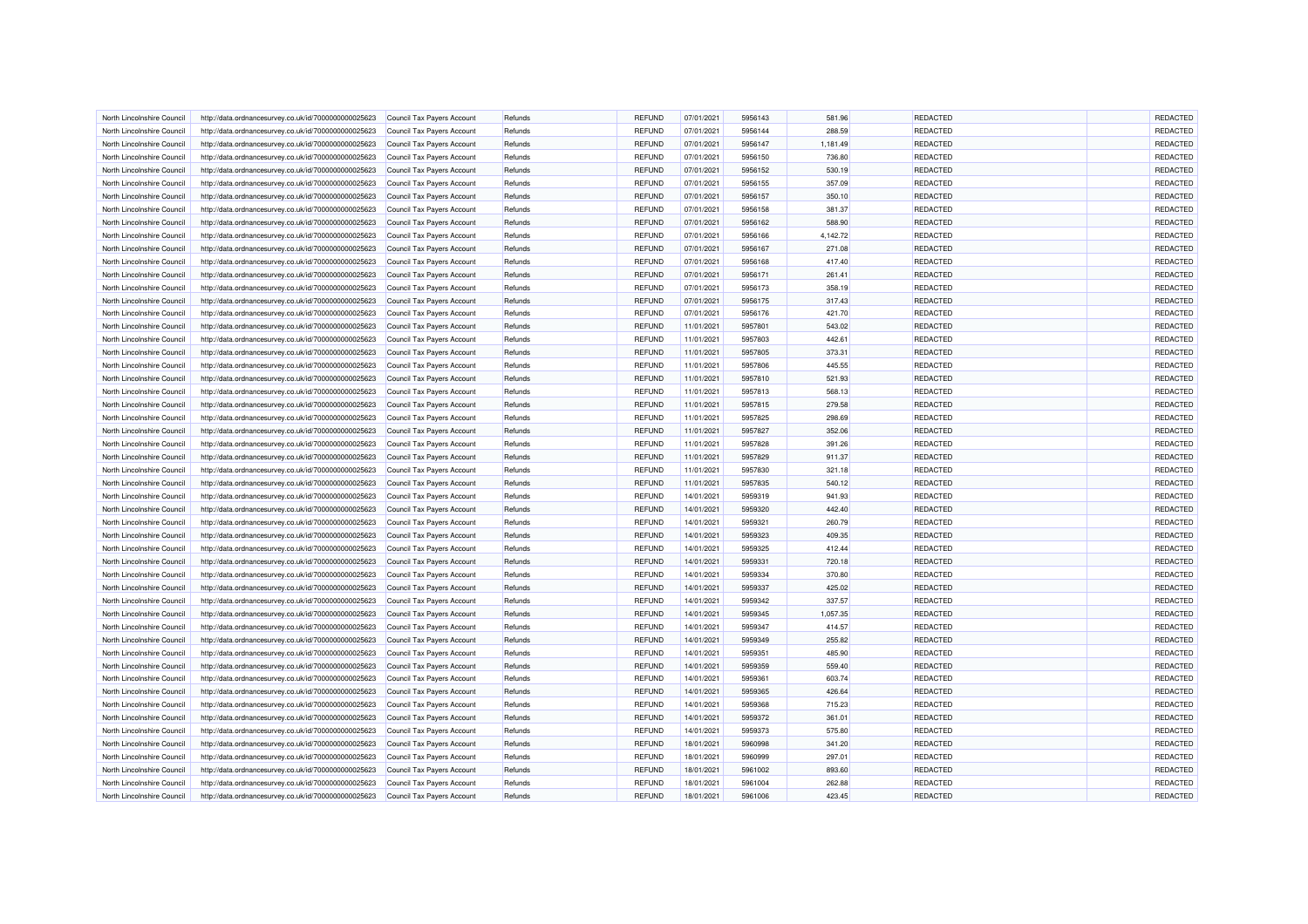| | | | | | | | | | | |
|---|---|---|---|---|---|---|---|---|---|---|
| North Lincolnshire Council | http://data.ordnancesurvey.co.uk/id/7000000000025623 | Council Tax Payers Account | Refunds | REFUND | 07/01/2021 | 5956143 | 581.96 | REDACTED | | REDACTED |
| North Lincolnshire Council | http://data.ordnancesurvey.co.uk/id/7000000000025623 | Council Tax Payers Account | Refunds | REFUND | 07/01/2021 | 5956144 | 288.59 | REDACTED | | REDACTED |
| North Lincolnshire Council | http://data.ordnancesurvey.co.uk/id/7000000000025623 | Council Tax Payers Account | Refunds | REFUND | 07/01/2021 | 5956147 | 1,181.49 | REDACTED | | REDACTED |
| North Lincolnshire Council | http://data.ordnancesurvey.co.uk/id/7000000000025623 | Council Tax Payers Account | Refunds | REFUND | 07/01/2021 | 5956150 | 736.80 | REDACTED | | REDACTED |
| North Lincolnshire Council | http://data.ordnancesurvey.co.uk/id/7000000000025623 | Council Tax Payers Account | Refunds | REFUND | 07/01/2021 | 5956152 | 530.19 | REDACTED | | REDACTED |
| North Lincolnshire Council | http://data.ordnancesurvey.co.uk/id/7000000000025623 | Council Tax Payers Account | Refunds | REFUND | 07/01/2021 | 5956155 | 357.09 | REDACTED | | REDACTED |
| North Lincolnshire Council | http://data.ordnancesurvey.co.uk/id/7000000000025623 | Council Tax Payers Account | Refunds | REFUND | 07/01/2021 | 5956157 | 350.10 | REDACTED | | REDACTED |
| North Lincolnshire Council | http://data.ordnancesurvey.co.uk/id/7000000000025623 | Council Tax Payers Account | Refunds | REFUND | 07/01/2021 | 5956158 | 381.37 | REDACTED | | REDACTED |
| North Lincolnshire Council | http://data.ordnancesurvey.co.uk/id/7000000000025623 | Council Tax Payers Account | Refunds | REFUND | 07/01/2021 | 5956162 | 588.90 | REDACTED | | REDACTED |
| North Lincolnshire Council | http://data.ordnancesurvey.co.uk/id/7000000000025623 | Council Tax Payers Account | Refunds | REFUND | 07/01/2021 | 5956166 | 4,142.72 | REDACTED | | REDACTED |
| North Lincolnshire Council | http://data.ordnancesurvey.co.uk/id/7000000000025623 | Council Tax Payers Account | Refunds | REFUND | 07/01/2021 | 5956167 | 271.08 | REDACTED | | REDACTED |
| North Lincolnshire Council | http://data.ordnancesurvey.co.uk/id/7000000000025623 | Council Tax Payers Account | Refunds | REFUND | 07/01/2021 | 5956168 | 417.40 | REDACTED | | REDACTED |
| North Lincolnshire Council | http://data.ordnancesurvey.co.uk/id/7000000000025623 | Council Tax Payers Account | Refunds | REFUND | 07/01/2021 | 5956171 | 261.41 | REDACTED | | REDACTED |
| North Lincolnshire Council | http://data.ordnancesurvey.co.uk/id/7000000000025623 | Council Tax Payers Account | Refunds | REFUND | 07/01/2021 | 5956173 | 358.19 | REDACTED | | REDACTED |
| North Lincolnshire Council | http://data.ordnancesurvey.co.uk/id/7000000000025623 | Council Tax Payers Account | Refunds | REFUND | 07/01/2021 | 5956175 | 317.43 | REDACTED | | REDACTED |
| North Lincolnshire Council | http://data.ordnancesurvey.co.uk/id/7000000000025623 | Council Tax Payers Account | Refunds | REFUND | 07/01/2021 | 5956176 | 421.70 | REDACTED | | REDACTED |
| North Lincolnshire Council | http://data.ordnancesurvey.co.uk/id/7000000000025623 | Council Tax Payers Account | Refunds | REFUND | 11/01/2021 | 5957801 | 543.02 | REDACTED | | REDACTED |
| North Lincolnshire Council | http://data.ordnancesurvey.co.uk/id/7000000000025623 | Council Tax Payers Account | Refunds | REFUND | 11/01/2021 | 5957803 | 442.61 | REDACTED | | REDACTED |
| North Lincolnshire Council | http://data.ordnancesurvey.co.uk/id/7000000000025623 | Council Tax Payers Account | Refunds | REFUND | 11/01/2021 | 5957805 | 373.31 | REDACTED | | REDACTED |
| North Lincolnshire Council | http://data.ordnancesurvey.co.uk/id/7000000000025623 | Council Tax Payers Account | Refunds | REFUND | 11/01/2021 | 5957806 | 445.55 | REDACTED | | REDACTED |
| North Lincolnshire Council | http://data.ordnancesurvey.co.uk/id/7000000000025623 | Council Tax Payers Account | Refunds | REFUND | 11/01/2021 | 5957810 | 521.93 | REDACTED | | REDACTED |
| North Lincolnshire Council | http://data.ordnancesurvey.co.uk/id/7000000000025623 | Council Tax Payers Account | Refunds | REFUND | 11/01/2021 | 5957813 | 568.13 | REDACTED | | REDACTED |
| North Lincolnshire Council | http://data.ordnancesurvey.co.uk/id/7000000000025623 | Council Tax Payers Account | Refunds | REFUND | 11/01/2021 | 5957815 | 279.58 | REDACTED | | REDACTED |
| North Lincolnshire Council | http://data.ordnancesurvey.co.uk/id/7000000000025623 | Council Tax Payers Account | Refunds | REFUND | 11/01/2021 | 5957825 | 298.69 | REDACTED | | REDACTED |
| North Lincolnshire Council | http://data.ordnancesurvey.co.uk/id/7000000000025623 | Council Tax Payers Account | Refunds | REFUND | 11/01/2021 | 5957827 | 352.06 | REDACTED | | REDACTED |
| North Lincolnshire Council | http://data.ordnancesurvey.co.uk/id/7000000000025623 | Council Tax Payers Account | Refunds | REFUND | 11/01/2021 | 5957828 | 391.26 | REDACTED | | REDACTED |
| North Lincolnshire Council | http://data.ordnancesurvey.co.uk/id/7000000000025623 | Council Tax Payers Account | Refunds | REFUND | 11/01/2021 | 5957829 | 911.37 | REDACTED | | REDACTED |
| North Lincolnshire Council | http://data.ordnancesurvey.co.uk/id/7000000000025623 | Council Tax Payers Account | Refunds | REFUND | 11/01/2021 | 5957830 | 321.18 | REDACTED | | REDACTED |
| North Lincolnshire Council | http://data.ordnancesurvey.co.uk/id/7000000000025623 | Council Tax Payers Account | Refunds | REFUND | 11/01/2021 | 5957835 | 540.12 | REDACTED | | REDACTED |
| North Lincolnshire Council | http://data.ordnancesurvey.co.uk/id/7000000000025623 | Council Tax Payers Account | Refunds | REFUND | 14/01/2021 | 5959319 | 941.93 | REDACTED | | REDACTED |
| North Lincolnshire Council | http://data.ordnancesurvey.co.uk/id/7000000000025623 | Council Tax Payers Account | Refunds | REFUND | 14/01/2021 | 5959320 | 442.40 | REDACTED | | REDACTED |
| North Lincolnshire Council | http://data.ordnancesurvey.co.uk/id/7000000000025623 | Council Tax Payers Account | Refunds | REFUND | 14/01/2021 | 5959321 | 260.79 | REDACTED | | REDACTED |
| North Lincolnshire Council | http://data.ordnancesurvey.co.uk/id/7000000000025623 | Council Tax Payers Account | Refunds | REFUND | 14/01/2021 | 5959323 | 409.35 | REDACTED | | REDACTED |
| North Lincolnshire Council | http://data.ordnancesurvey.co.uk/id/7000000000025623 | Council Tax Payers Account | Refunds | REFUND | 14/01/2021 | 5959325 | 412.44 | REDACTED | | REDACTED |
| North Lincolnshire Council | http://data.ordnancesurvey.co.uk/id/7000000000025623 | Council Tax Payers Account | Refunds | REFUND | 14/01/2021 | 5959331 | 720.18 | REDACTED | | REDACTED |
| North Lincolnshire Council | http://data.ordnancesurvey.co.uk/id/7000000000025623 | Council Tax Payers Account | Refunds | REFUND | 14/01/2021 | 5959334 | 370.80 | REDACTED | | REDACTED |
| North Lincolnshire Council | http://data.ordnancesurvey.co.uk/id/7000000000025623 | Council Tax Payers Account | Refunds | REFUND | 14/01/2021 | 5959337 | 425.02 | REDACTED | | REDACTED |
| North Lincolnshire Council | http://data.ordnancesurvey.co.uk/id/7000000000025623 | Council Tax Payers Account | Refunds | REFUND | 14/01/2021 | 5959342 | 337.57 | REDACTED | | REDACTED |
| North Lincolnshire Council | http://data.ordnancesurvey.co.uk/id/7000000000025623 | Council Tax Payers Account | Refunds | REFUND | 14/01/2021 | 5959345 | 1,057.35 | REDACTED | | REDACTED |
| North Lincolnshire Council | http://data.ordnancesurvey.co.uk/id/7000000000025623 | Council Tax Payers Account | Refunds | REFUND | 14/01/2021 | 5959347 | 414.57 | REDACTED | | REDACTED |
| North Lincolnshire Council | http://data.ordnancesurvey.co.uk/id/7000000000025623 | Council Tax Payers Account | Refunds | REFUND | 14/01/2021 | 5959349 | 255.82 | REDACTED | | REDACTED |
| North Lincolnshire Council | http://data.ordnancesurvey.co.uk/id/7000000000025623 | Council Tax Payers Account | Refunds | REFUND | 14/01/2021 | 5959351 | 485.90 | REDACTED | | REDACTED |
| North Lincolnshire Council | http://data.ordnancesurvey.co.uk/id/7000000000025623 | Council Tax Payers Account | Refunds | REFUND | 14/01/2021 | 5959359 | 559.40 | REDACTED | | REDACTED |
| North Lincolnshire Council | http://data.ordnancesurvey.co.uk/id/7000000000025623 | Council Tax Payers Account | Refunds | REFUND | 14/01/2021 | 5959361 | 603.74 | REDACTED | | REDACTED |
| North Lincolnshire Council | http://data.ordnancesurvey.co.uk/id/7000000000025623 | Council Tax Payers Account | Refunds | REFUND | 14/01/2021 | 5959365 | 426.64 | REDACTED | | REDACTED |
| North Lincolnshire Council | http://data.ordnancesurvey.co.uk/id/7000000000025623 | Council Tax Payers Account | Refunds | REFUND | 14/01/2021 | 5959368 | 715.23 | REDACTED | | REDACTED |
| North Lincolnshire Council | http://data.ordnancesurvey.co.uk/id/7000000000025623 | Council Tax Payers Account | Refunds | REFUND | 14/01/2021 | 5959372 | 361.01 | REDACTED | | REDACTED |
| North Lincolnshire Council | http://data.ordnancesurvey.co.uk/id/7000000000025623 | Council Tax Payers Account | Refunds | REFUND | 14/01/2021 | 5959373 | 575.80 | REDACTED | | REDACTED |
| North Lincolnshire Council | http://data.ordnancesurvey.co.uk/id/7000000000025623 | Council Tax Payers Account | Refunds | REFUND | 18/01/2021 | 5960998 | 341.20 | REDACTED | | REDACTED |
| North Lincolnshire Council | http://data.ordnancesurvey.co.uk/id/7000000000025623 | Council Tax Payers Account | Refunds | REFUND | 18/01/2021 | 5960999 | 297.01 | REDACTED | | REDACTED |
| North Lincolnshire Council | http://data.ordnancesurvey.co.uk/id/7000000000025623 | Council Tax Payers Account | Refunds | REFUND | 18/01/2021 | 5961002 | 893.60 | REDACTED | | REDACTED |
| North Lincolnshire Council | http://data.ordnancesurvey.co.uk/id/7000000000025623 | Council Tax Payers Account | Refunds | REFUND | 18/01/2021 | 5961004 | 262.88 | REDACTED | | REDACTED |
| North Lincolnshire Council | http://data.ordnancesurvey.co.uk/id/7000000000025623 | Council Tax Payers Account | Refunds | REFUND | 18/01/2021 | 5961006 | 423.45 | REDACTED | | REDACTED |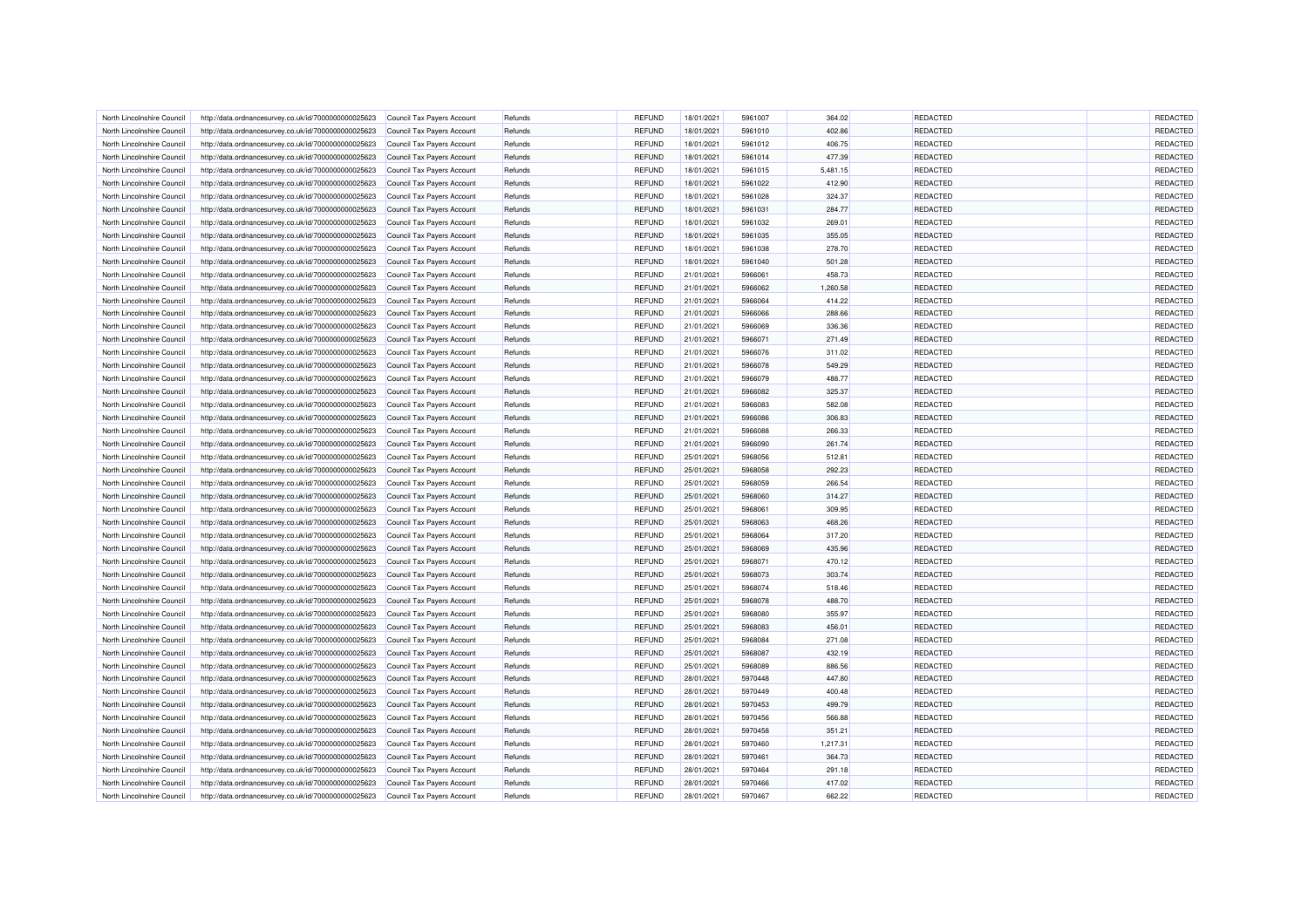| | | | | | | | | | | | |
|---|---|---|---|---|---|---|---|---|---|---|---|
| North Lincolnshire Council | http://data.ordnancesurvey.co.uk/id/7000000000025623 | Council Tax Payers Account | Refunds | REFUND | 18/01/2021 | 5961007 | 364.02 | | REDACTED | | REDACTED |
| North Lincolnshire Council | http://data.ordnancesurvey.co.uk/id/7000000000025623 | Council Tax Payers Account | Refunds | REFUND | 18/01/2021 | 5961010 | 402.86 | | REDACTED | | REDACTED |
| North Lincolnshire Council | http://data.ordnancesurvey.co.uk/id/7000000000025623 | Council Tax Payers Account | Refunds | REFUND | 18/01/2021 | 5961012 | 406.75 | | REDACTED | | REDACTED |
| North Lincolnshire Council | http://data.ordnancesurvey.co.uk/id/7000000000025623 | Council Tax Payers Account | Refunds | REFUND | 18/01/2021 | 5961014 | 477.39 | | REDACTED | | REDACTED |
| North Lincolnshire Council | http://data.ordnancesurvey.co.uk/id/7000000000025623 | Council Tax Payers Account | Refunds | REFUND | 18/01/2021 | 5961015 | 5,481.15 | | REDACTED | | REDACTED |
| North Lincolnshire Council | http://data.ordnancesurvey.co.uk/id/7000000000025623 | Council Tax Payers Account | Refunds | REFUND | 18/01/2021 | 5961022 | 412.90 | | REDACTED | | REDACTED |
| North Lincolnshire Council | http://data.ordnancesurvey.co.uk/id/7000000000025623 | Council Tax Payers Account | Refunds | REFUND | 18/01/2021 | 5961028 | 324.37 | | REDACTED | | REDACTED |
| North Lincolnshire Council | http://data.ordnancesurvey.co.uk/id/7000000000025623 | Council Tax Payers Account | Refunds | REFUND | 18/01/2021 | 5961031 | 284.77 | | REDACTED | | REDACTED |
| North Lincolnshire Council | http://data.ordnancesurvey.co.uk/id/7000000000025623 | Council Tax Payers Account | Refunds | REFUND | 18/01/2021 | 5961032 | 269.01 | | REDACTED | | REDACTED |
| North Lincolnshire Council | http://data.ordnancesurvey.co.uk/id/7000000000025623 | Council Tax Payers Account | Refunds | REFUND | 18/01/2021 | 5961035 | 355.05 | | REDACTED | | REDACTED |
| North Lincolnshire Council | http://data.ordnancesurvey.co.uk/id/7000000000025623 | Council Tax Payers Account | Refunds | REFUND | 18/01/2021 | 5961038 | 278.70 | | REDACTED | | REDACTED |
| North Lincolnshire Council | http://data.ordnancesurvey.co.uk/id/7000000000025623 | Council Tax Payers Account | Refunds | REFUND | 18/01/2021 | 5961040 | 501.28 | | REDACTED | | REDACTED |
| North Lincolnshire Council | http://data.ordnancesurvey.co.uk/id/7000000000025623 | Council Tax Payers Account | Refunds | REFUND | 21/01/2021 | 5966061 | 458.73 | | REDACTED | | REDACTED |
| North Lincolnshire Council | http://data.ordnancesurvey.co.uk/id/7000000000025623 | Council Tax Payers Account | Refunds | REFUND | 21/01/2021 | 5966062 | 1,260.58 | | REDACTED | | REDACTED |
| North Lincolnshire Council | http://data.ordnancesurvey.co.uk/id/7000000000025623 | Council Tax Payers Account | Refunds | REFUND | 21/01/2021 | 5966064 | 414.22 | | REDACTED | | REDACTED |
| North Lincolnshire Council | http://data.ordnancesurvey.co.uk/id/7000000000025623 | Council Tax Payers Account | Refunds | REFUND | 21/01/2021 | 5966066 | 288.66 | | REDACTED | | REDACTED |
| North Lincolnshire Council | http://data.ordnancesurvey.co.uk/id/7000000000025623 | Council Tax Payers Account | Refunds | REFUND | 21/01/2021 | 5966069 | 336.36 | | REDACTED | | REDACTED |
| North Lincolnshire Council | http://data.ordnancesurvey.co.uk/id/7000000000025623 | Council Tax Payers Account | Refunds | REFUND | 21/01/2021 | 5966071 | 271.49 | | REDACTED | | REDACTED |
| North Lincolnshire Council | http://data.ordnancesurvey.co.uk/id/7000000000025623 | Council Tax Payers Account | Refunds | REFUND | 21/01/2021 | 5966076 | 311.02 | | REDACTED | | REDACTED |
| North Lincolnshire Council | http://data.ordnancesurvey.co.uk/id/7000000000025623 | Council Tax Payers Account | Refunds | REFUND | 21/01/2021 | 5966078 | 549.29 | | REDACTED | | REDACTED |
| North Lincolnshire Council | http://data.ordnancesurvey.co.uk/id/7000000000025623 | Council Tax Payers Account | Refunds | REFUND | 21/01/2021 | 5966079 | 488.77 | | REDACTED | | REDACTED |
| North Lincolnshire Council | http://data.ordnancesurvey.co.uk/id/7000000000025623 | Council Tax Payers Account | Refunds | REFUND | 21/01/2021 | 5966082 | 325.37 | | REDACTED | | REDACTED |
| North Lincolnshire Council | http://data.ordnancesurvey.co.uk/id/7000000000025623 | Council Tax Payers Account | Refunds | REFUND | 21/01/2021 | 5966083 | 582.08 | | REDACTED | | REDACTED |
| North Lincolnshire Council | http://data.ordnancesurvey.co.uk/id/7000000000025623 | Council Tax Payers Account | Refunds | REFUND | 21/01/2021 | 5966086 | 306.83 | | REDACTED | | REDACTED |
| North Lincolnshire Council | http://data.ordnancesurvey.co.uk/id/7000000000025623 | Council Tax Payers Account | Refunds | REFUND | 21/01/2021 | 5966088 | 266.33 | | REDACTED | | REDACTED |
| North Lincolnshire Council | http://data.ordnancesurvey.co.uk/id/7000000000025623 | Council Tax Payers Account | Refunds | REFUND | 21/01/2021 | 5966090 | 261.74 | | REDACTED | | REDACTED |
| North Lincolnshire Council | http://data.ordnancesurvey.co.uk/id/7000000000025623 | Council Tax Payers Account | Refunds | REFUND | 25/01/2021 | 5968056 | 512.81 | | REDACTED | | REDACTED |
| North Lincolnshire Council | http://data.ordnancesurvey.co.uk/id/7000000000025623 | Council Tax Payers Account | Refunds | REFUND | 25/01/2021 | 5968058 | 292.23 | | REDACTED | | REDACTED |
| North Lincolnshire Council | http://data.ordnancesurvey.co.uk/id/7000000000025623 | Council Tax Payers Account | Refunds | REFUND | 25/01/2021 | 5968059 | 266.54 | | REDACTED | | REDACTED |
| North Lincolnshire Council | http://data.ordnancesurvey.co.uk/id/7000000000025623 | Council Tax Payers Account | Refunds | REFUND | 25/01/2021 | 5968060 | 314.27 | | REDACTED | | REDACTED |
| North Lincolnshire Council | http://data.ordnancesurvey.co.uk/id/7000000000025623 | Council Tax Payers Account | Refunds | REFUND | 25/01/2021 | 5968061 | 309.95 | | REDACTED | | REDACTED |
| North Lincolnshire Council | http://data.ordnancesurvey.co.uk/id/7000000000025623 | Council Tax Payers Account | Refunds | REFUND | 25/01/2021 | 5968063 | 468.26 | | REDACTED | | REDACTED |
| North Lincolnshire Council | http://data.ordnancesurvey.co.uk/id/7000000000025623 | Council Tax Payers Account | Refunds | REFUND | 25/01/2021 | 5968064 | 317.20 | | REDACTED | | REDACTED |
| North Lincolnshire Council | http://data.ordnancesurvey.co.uk/id/7000000000025623 | Council Tax Payers Account | Refunds | REFUND | 25/01/2021 | 5968069 | 435.96 | | REDACTED | | REDACTED |
| North Lincolnshire Council | http://data.ordnancesurvey.co.uk/id/7000000000025623 | Council Tax Payers Account | Refunds | REFUND | 25/01/2021 | 5968071 | 470.12 | | REDACTED | | REDACTED |
| North Lincolnshire Council | http://data.ordnancesurvey.co.uk/id/7000000000025623 | Council Tax Payers Account | Refunds | REFUND | 25/01/2021 | 5968073 | 303.74 | | REDACTED | | REDACTED |
| North Lincolnshire Council | http://data.ordnancesurvey.co.uk/id/7000000000025623 | Council Tax Payers Account | Refunds | REFUND | 25/01/2021 | 5968074 | 518.46 | | REDACTED | | REDACTED |
| North Lincolnshire Council | http://data.ordnancesurvey.co.uk/id/7000000000025623 | Council Tax Payers Account | Refunds | REFUND | 25/01/2021 | 5968078 | 488.70 | | REDACTED | | REDACTED |
| North Lincolnshire Council | http://data.ordnancesurvey.co.uk/id/7000000000025623 | Council Tax Payers Account | Refunds | REFUND | 25/01/2021 | 5968080 | 355.97 | | REDACTED | | REDACTED |
| North Lincolnshire Council | http://data.ordnancesurvey.co.uk/id/7000000000025623 | Council Tax Payers Account | Refunds | REFUND | 25/01/2021 | 5968083 | 456.01 | | REDACTED | | REDACTED |
| North Lincolnshire Council | http://data.ordnancesurvey.co.uk/id/7000000000025623 | Council Tax Payers Account | Refunds | REFUND | 25/01/2021 | 5968084 | 271.08 | | REDACTED | | REDACTED |
| North Lincolnshire Council | http://data.ordnancesurvey.co.uk/id/7000000000025623 | Council Tax Payers Account | Refunds | REFUND | 25/01/2021 | 5968087 | 432.19 | | REDACTED | | REDACTED |
| North Lincolnshire Council | http://data.ordnancesurvey.co.uk/id/7000000000025623 | Council Tax Payers Account | Refunds | REFUND | 25/01/2021 | 5968089 | 886.56 | | REDACTED | | REDACTED |
| North Lincolnshire Council | http://data.ordnancesurvey.co.uk/id/7000000000025623 | Council Tax Payers Account | Refunds | REFUND | 28/01/2021 | 5970448 | 447.80 | | REDACTED | | REDACTED |
| North Lincolnshire Council | http://data.ordnancesurvey.co.uk/id/7000000000025623 | Council Tax Payers Account | Refunds | REFUND | 28/01/2021 | 5970449 | 400.48 | | REDACTED | | REDACTED |
| North Lincolnshire Council | http://data.ordnancesurvey.co.uk/id/7000000000025623 | Council Tax Payers Account | Refunds | REFUND | 28/01/2021 | 5970453 | 499.79 | | REDACTED | | REDACTED |
| North Lincolnshire Council | http://data.ordnancesurvey.co.uk/id/7000000000025623 | Council Tax Payers Account | Refunds | REFUND | 28/01/2021 | 5970456 | 566.88 | | REDACTED | | REDACTED |
| North Lincolnshire Council | http://data.ordnancesurvey.co.uk/id/7000000000025623 | Council Tax Payers Account | Refunds | REFUND | 28/01/2021 | 5970458 | 351.21 | | REDACTED | | REDACTED |
| North Lincolnshire Council | http://data.ordnancesurvey.co.uk/id/7000000000025623 | Council Tax Payers Account | Refunds | REFUND | 28/01/2021 | 5970460 | 1,217.31 | | REDACTED | | REDACTED |
| North Lincolnshire Council | http://data.ordnancesurvey.co.uk/id/7000000000025623 | Council Tax Payers Account | Refunds | REFUND | 28/01/2021 | 5970461 | 364.73 | | REDACTED | | REDACTED |
| North Lincolnshire Council | http://data.ordnancesurvey.co.uk/id/7000000000025623 | Council Tax Payers Account | Refunds | REFUND | 28/01/2021 | 5970464 | 291.18 | | REDACTED | | REDACTED |
| North Lincolnshire Council | http://data.ordnancesurvey.co.uk/id/7000000000025623 | Council Tax Payers Account | Refunds | REFUND | 28/01/2021 | 5970466 | 417.02 | | REDACTED | | REDACTED |
| North Lincolnshire Council | http://data.ordnancesurvey.co.uk/id/7000000000025623 | Council Tax Payers Account | Refunds | REFUND | 28/01/2021 | 5970467 | 662.22 | | REDACTED | | REDACTED |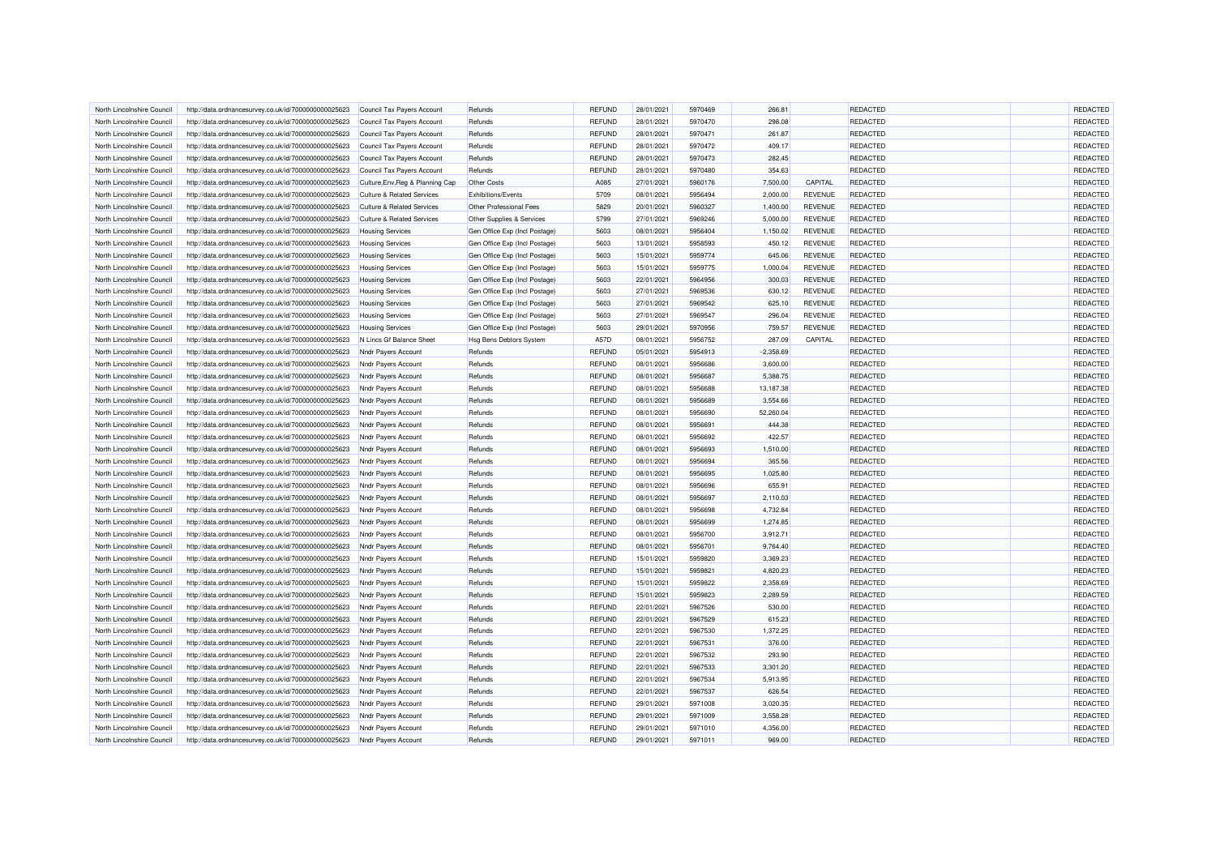| North Lincolnshire Council | http://data.ordnancesurvey.co.uk/id/7000000000025623 | Council Tax Payers Account | Refunds | REFUND | 28/01/2021 | 5970469 | 266.81 | | REDACTED | | REDACTED |
|---|---|---|---|---|---|---|---|---|---|---|---|
| North Lincolnshire Council | http://data.ordnancesurvey.co.uk/id/7000000000025623 | Council Tax Payers Account | Refunds | REFUND | 28/01/2021 | 5970470 | 298.08 | | REDACTED | | REDACTED |
| North Lincolnshire Council | http://data.ordnancesurvey.co.uk/id/7000000000025623 | Council Tax Payers Account | Refunds | REFUND | 28/01/2021 | 5970471 | 261.87 | | REDACTED | | REDACTED |
| North Lincolnshire Council | http://data.ordnancesurvey.co.uk/id/7000000000025623 | Council Tax Payers Account | Refunds | REFUND | 28/01/2021 | 5970472 | 409.17 | | REDACTED | | REDACTED |
| North Lincolnshire Council | http://data.ordnancesurvey.co.uk/id/7000000000025623 | Council Tax Payers Account | Refunds | REFUND | 28/01/2021 | 5970473 | 282.45 | | REDACTED | | REDACTED |
| North Lincolnshire Council | http://data.ordnancesurvey.co.uk/id/7000000000025623 | Council Tax Payers Account | Refunds | REFUND | 28/01/2021 | 5970480 | 354.63 | | REDACTED | | REDACTED |
| North Lincolnshire Council | http://data.ordnancesurvey.co.uk/id/7000000000025623 | Culture,Env,Reg & Planning Cap | Other Costs | A085 | 27/01/2021 | 5960176 | 7,500.00 | CAPITAL | REDACTED | | REDACTED |
| North Lincolnshire Council | http://data.ordnancesurvey.co.uk/id/7000000000025623 | Culture & Related Services | Exhibitions/Events | 5709 | 08/01/2021 | 5956494 | 2,000.00 | REVENUE | REDACTED | | REDACTED |
| North Lincolnshire Council | http://data.ordnancesurvey.co.uk/id/7000000000025623 | Culture & Related Services | Other Professional Fees | 5829 | 20/01/2021 | 5960327 | 1,400.00 | REVENUE | REDACTED | | REDACTED |
| North Lincolnshire Council | http://data.ordnancesurvey.co.uk/id/7000000000025623 | Culture & Related Services | Other Supplies & Services | 5799 | 27/01/2021 | 5969246 | 5,000.00 | REVENUE | REDACTED | | REDACTED |
| North Lincolnshire Council | http://data.ordnancesurvey.co.uk/id/7000000000025623 | Housing Services | Gen Office Exp (Incl Postage) | 5603 | 08/01/2021 | 5956404 | 1,150.02 | REVENUE | REDACTED | | REDACTED |
| North Lincolnshire Council | http://data.ordnancesurvey.co.uk/id/7000000000025623 | Housing Services | Gen Office Exp (Incl Postage) | 5603 | 13/01/2021 | 5958593 | 450.12 | REVENUE | REDACTED | | REDACTED |
| North Lincolnshire Council | http://data.ordnancesurvey.co.uk/id/7000000000025623 | Housing Services | Gen Office Exp (Incl Postage) | 5603 | 15/01/2021 | 5959774 | 645.06 | REVENUE | REDACTED | | REDACTED |
| North Lincolnshire Council | http://data.ordnancesurvey.co.uk/id/7000000000025623 | Housing Services | Gen Office Exp (Incl Postage) | 5603 | 15/01/2021 | 5959775 | 1,000.04 | REVENUE | REDACTED | | REDACTED |
| North Lincolnshire Council | http://data.ordnancesurvey.co.uk/id/7000000000025623 | Housing Services | Gen Office Exp (Incl Postage) | 5603 | 22/01/2021 | 5964956 | 300.03 | REVENUE | REDACTED | | REDACTED |
| North Lincolnshire Council | http://data.ordnancesurvey.co.uk/id/7000000000025623 | Housing Services | Gen Office Exp (Incl Postage) | 5603 | 27/01/2021 | 5969536 | 630.12 | REVENUE | REDACTED | | REDACTED |
| North Lincolnshire Council | http://data.ordnancesurvey.co.uk/id/7000000000025623 | Housing Services | Gen Office Exp (Incl Postage) | 5603 | 27/01/2021 | 5969542 | 625.10 | REVENUE | REDACTED | | REDACTED |
| North Lincolnshire Council | http://data.ordnancesurvey.co.uk/id/7000000000025623 | Housing Services | Gen Office Exp (Incl Postage) | 5603 | 27/01/2021 | 5969547 | 296.04 | REVENUE | REDACTED | | REDACTED |
| North Lincolnshire Council | http://data.ordnancesurvey.co.uk/id/7000000000025623 | Housing Services | Gen Office Exp (Incl Postage) | 5603 | 29/01/2021 | 5970956 | 759.57 | REVENUE | REDACTED | | REDACTED |
| North Lincolnshire Council | http://data.ordnancesurvey.co.uk/id/7000000000025623 | N Lincs Gf Balance Sheet | Hsg Bens Debtors System | A57D | 08/01/2021 | 5956752 | 287.09 | CAPITAL | REDACTED | | REDACTED |
| North Lincolnshire Council | http://data.ordnancesurvey.co.uk/id/7000000000025623 | Nndr Payers Account | Refunds | REFUND | 05/01/2021 | 5954913 | -2,358.69 | | REDACTED | | REDACTED |
| North Lincolnshire Council | http://data.ordnancesurvey.co.uk/id/7000000000025623 | Nndr Payers Account | Refunds | REFUND | 08/01/2021 | 5956686 | 3,600.00 | | REDACTED | | REDACTED |
| North Lincolnshire Council | http://data.ordnancesurvey.co.uk/id/7000000000025623 | Nndr Payers Account | Refunds | REFUND | 08/01/2021 | 5956687 | 5,388.75 | | REDACTED | | REDACTED |
| North Lincolnshire Council | http://data.ordnancesurvey.co.uk/id/7000000000025623 | Nndr Payers Account | Refunds | REFUND | 08/01/2021 | 5956688 | 13,187.38 | | REDACTED | | REDACTED |
| North Lincolnshire Council | http://data.ordnancesurvey.co.uk/id/7000000000025623 | Nndr Payers Account | Refunds | REFUND | 08/01/2021 | 5956689 | 3,554.66 | | REDACTED | | REDACTED |
| North Lincolnshire Council | http://data.ordnancesurvey.co.uk/id/7000000000025623 | Nndr Payers Account | Refunds | REFUND | 08/01/2021 | 5956690 | 52,260.04 | | REDACTED | | REDACTED |
| North Lincolnshire Council | http://data.ordnancesurvey.co.uk/id/7000000000025623 | Nndr Payers Account | Refunds | REFUND | 08/01/2021 | 5956691 | 444.38 | | REDACTED | | REDACTED |
| North Lincolnshire Council | http://data.ordnancesurvey.co.uk/id/7000000000025623 | Nndr Payers Account | Refunds | REFUND | 08/01/2021 | 5956692 | 422.57 | | REDACTED | | REDACTED |
| North Lincolnshire Council | http://data.ordnancesurvey.co.uk/id/7000000000025623 | Nndr Payers Account | Refunds | REFUND | 08/01/2021 | 5956693 | 1,510.00 | | REDACTED | | REDACTED |
| North Lincolnshire Council | http://data.ordnancesurvey.co.uk/id/7000000000025623 | Nndr Payers Account | Refunds | REFUND | 08/01/2021 | 5956694 | 365.56 | | REDACTED | | REDACTED |
| North Lincolnshire Council | http://data.ordnancesurvey.co.uk/id/7000000000025623 | Nndr Payers Account | Refunds | REFUND | 08/01/2021 | 5956695 | 1,025.80 | | REDACTED | | REDACTED |
| North Lincolnshire Council | http://data.ordnancesurvey.co.uk/id/7000000000025623 | Nndr Payers Account | Refunds | REFUND | 08/01/2021 | 5956696 | 655.91 | | REDACTED | | REDACTED |
| North Lincolnshire Council | http://data.ordnancesurvey.co.uk/id/7000000000025623 | Nndr Payers Account | Refunds | REFUND | 08/01/2021 | 5956697 | 2,110.03 | | REDACTED | | REDACTED |
| North Lincolnshire Council | http://data.ordnancesurvey.co.uk/id/7000000000025623 | Nndr Payers Account | Refunds | REFUND | 08/01/2021 | 5956698 | 4,732.84 | | REDACTED | | REDACTED |
| North Lincolnshire Council | http://data.ordnancesurvey.co.uk/id/7000000000025623 | Nndr Payers Account | Refunds | REFUND | 08/01/2021 | 5956699 | 1,274.85 | | REDACTED | | REDACTED |
| North Lincolnshire Council | http://data.ordnancesurvey.co.uk/id/7000000000025623 | Nndr Payers Account | Refunds | REFUND | 08/01/2021 | 5956700 | 3,912.71 | | REDACTED | | REDACTED |
| North Lincolnshire Council | http://data.ordnancesurvey.co.uk/id/7000000000025623 | Nndr Payers Account | Refunds | REFUND | 08/01/2021 | 5956701 | 9,764.40 | | REDACTED | | REDACTED |
| North Lincolnshire Council | http://data.ordnancesurvey.co.uk/id/7000000000025623 | Nndr Payers Account | Refunds | REFUND | 15/01/2021 | 5959820 | 3,369.23 | | REDACTED | | REDACTED |
| North Lincolnshire Council | http://data.ordnancesurvey.co.uk/id/7000000000025623 | Nndr Payers Account | Refunds | REFUND | 15/01/2021 | 5959821 | 4,820.23 | | REDACTED | | REDACTED |
| North Lincolnshire Council | http://data.ordnancesurvey.co.uk/id/7000000000025623 | Nndr Payers Account | Refunds | REFUND | 15/01/2021 | 5959822 | 2,358.69 | | REDACTED | | REDACTED |
| North Lincolnshire Council | http://data.ordnancesurvey.co.uk/id/7000000000025623 | Nndr Payers Account | Refunds | REFUND | 15/01/2021 | 5959823 | 2,289.59 | | REDACTED | | REDACTED |
| North Lincolnshire Council | http://data.ordnancesurvey.co.uk/id/7000000000025623 | Nndr Payers Account | Refunds | REFUND | 22/01/2021 | 5967526 | 530.00 | | REDACTED | | REDACTED |
| North Lincolnshire Council | http://data.ordnancesurvey.co.uk/id/7000000000025623 | Nndr Payers Account | Refunds | REFUND | 22/01/2021 | 5967529 | 615.23 | | REDACTED | | REDACTED |
| North Lincolnshire Council | http://data.ordnancesurvey.co.uk/id/7000000000025623 | Nndr Payers Account | Refunds | REFUND | 22/01/2021 | 5967530 | 1,372.25 | | REDACTED | | REDACTED |
| North Lincolnshire Council | http://data.ordnancesurvey.co.uk/id/7000000000025623 | Nndr Payers Account | Refunds | REFUND | 22/01/2021 | 5967531 | 376.00 | | REDACTED | | REDACTED |
| North Lincolnshire Council | http://data.ordnancesurvey.co.uk/id/7000000000025623 | Nndr Payers Account | Refunds | REFUND | 22/01/2021 | 5967532 | 293.90 | | REDACTED | | REDACTED |
| North Lincolnshire Council | http://data.ordnancesurvey.co.uk/id/7000000000025623 | Nndr Payers Account | Refunds | REFUND | 22/01/2021 | 5967533 | 3,301.20 | | REDACTED | | REDACTED |
| North Lincolnshire Council | http://data.ordnancesurvey.co.uk/id/7000000000025623 | Nndr Payers Account | Refunds | REFUND | 22/01/2021 | 5967534 | 5,913.95 | | REDACTED | | REDACTED |
| North Lincolnshire Council | http://data.ordnancesurvey.co.uk/id/7000000000025623 | Nndr Payers Account | Refunds | REFUND | 22/01/2021 | 5967537 | 626.54 | | REDACTED | | REDACTED |
| North Lincolnshire Council | http://data.ordnancesurvey.co.uk/id/7000000000025623 | Nndr Payers Account | Refunds | REFUND | 29/01/2021 | 5971008 | 3,020.35 | | REDACTED | | REDACTED |
| North Lincolnshire Council | http://data.ordnancesurvey.co.uk/id/7000000000025623 | Nndr Payers Account | Refunds | REFUND | 29/01/2021 | 5971009 | 3,558.28 | | REDACTED | | REDACTED |
| North Lincolnshire Council | http://data.ordnancesurvey.co.uk/id/7000000000025623 | Nndr Payers Account | Refunds | REFUND | 29/01/2021 | 5971010 | 4,356.00 | | REDACTED | | REDACTED |
| North Lincolnshire Council | http://data.ordnancesurvey.co.uk/id/7000000000025623 | Nndr Payers Account | Refunds | REFUND | 29/01/2021 | 5971011 | 969.00 | | REDACTED | | REDACTED |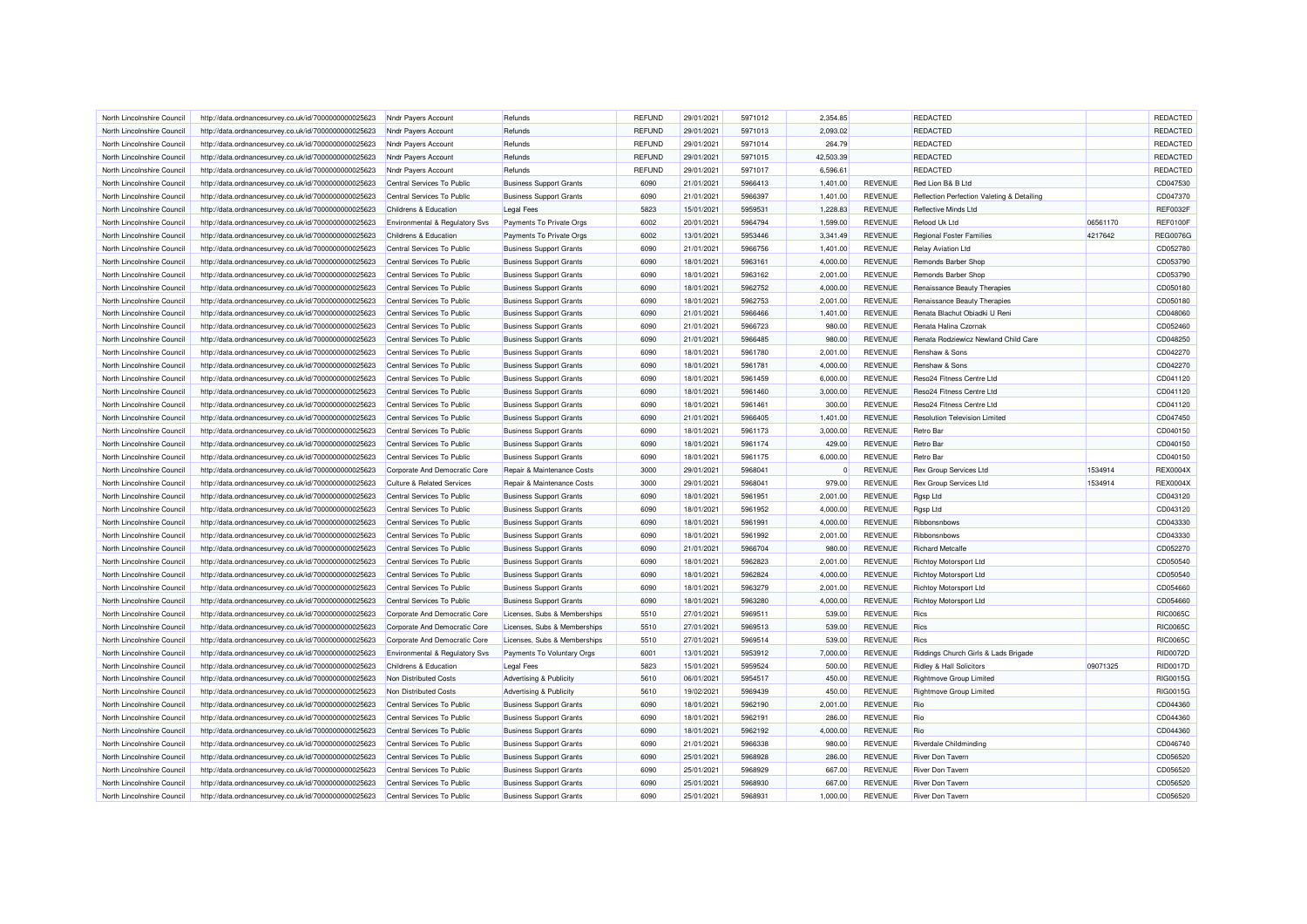| North Lincolnshire Council | http://data.ordnancesurvey.co.uk/id/7000000000025623 | Nndr Payers Account | Refunds | REFUND | 29/01/2021 | 5971012 | 2,354.85 | | REDACTED | | REDACTED |
|---|---|---|---|---|---|---|---|---|---|---|---|
| North Lincolnshire Council | http://data.ordnancesurvey.co.uk/id/7000000000025623 | Nndr Payers Account | Refunds | REFUND | 29/01/2021 | 5971013 | 2,093.02 | | REDACTED | | REDACTED |
| North Lincolnshire Council | http://data.ordnancesurvey.co.uk/id/7000000000025623 | Nndr Payers Account | Refunds | REFUND | 29/01/2021 | 5971014 | 264.79 | | REDACTED | | REDACTED |
| North Lincolnshire Council | http://data.ordnancesurvey.co.uk/id/7000000000025623 | Nndr Payers Account | Refunds | REFUND | 29/01/2021 | 5971015 | 42,503.39 | | REDACTED | | REDACTED |
| North Lincolnshire Council | http://data.ordnancesurvey.co.uk/id/7000000000025623 | Nndr Payers Account | Refunds | REFUND | 29/01/2021 | 5971017 | 6,596.61 | | REDACTED | | REDACTED |
| North Lincolnshire Council | http://data.ordnancesurvey.co.uk/id/7000000000025623 | Central Services To Public | Business Support Grants | 6090 | 21/01/2021 | 5966413 | 1,401.00 | REVENUE | Red Lion B& B Ltd | | CD047530 |
| North Lincolnshire Council | http://data.ordnancesurvey.co.uk/id/7000000000025623 | Central Services To Public | Business Support Grants | 6090 | 21/01/2021 | 5966397 | 1,401.00 | REVENUE | Reflection Perfection Valeting & Detailing | | CD047370 |
| North Lincolnshire Council | http://data.ordnancesurvey.co.uk/id/7000000000025623 | Childrens & Education | Legal Fees | 5823 | 15/01/2021 | 5959531 | 1,228.83 | REVENUE | Reflective Minds Ltd | | REF0032F |
| North Lincolnshire Council | http://data.ordnancesurvey.co.uk/id/7000000000025623 | Environmental & Regulatory Svs | Payments To Private Orgs | 6002 | 20/01/2021 | 5964794 | 1,599.00 | REVENUE | Refood Uk Ltd | 06561170 | REF0100F |
| North Lincolnshire Council | http://data.ordnancesurvey.co.uk/id/7000000000025623 | Childrens & Education | Payments To Private Orgs | 6002 | 13/01/2021 | 5953446 | 3,341.49 | REVENUE | Regional Foster Families | 4217642 | REG0076G |
| North Lincolnshire Council | http://data.ordnancesurvey.co.uk/id/7000000000025623 | Central Services To Public | Business Support Grants | 6090 | 21/01/2021 | 5966756 | 1,401.00 | REVENUE | Relay Aviation Ltd | | CD052780 |
| North Lincolnshire Council | http://data.ordnancesurvey.co.uk/id/7000000000025623 | Central Services To Public | Business Support Grants | 6090 | 18/01/2021 | 5963161 | 4,000.00 | REVENUE | Remonds Barber Shop | | CD053790 |
| North Lincolnshire Council | http://data.ordnancesurvey.co.uk/id/7000000000025623 | Central Services To Public | Business Support Grants | 6090 | 18/01/2021 | 5963162 | 2,001.00 | REVENUE | Remonds Barber Shop | | CD053790 |
| North Lincolnshire Council | http://data.ordnancesurvey.co.uk/id/7000000000025623 | Central Services To Public | Business Support Grants | 6090 | 18/01/2021 | 5962752 | 4,000.00 | REVENUE | Renaissance Beauty Therapies | | CD050180 |
| North Lincolnshire Council | http://data.ordnancesurvey.co.uk/id/7000000000025623 | Central Services To Public | Business Support Grants | 6090 | 18/01/2021 | 5962753 | 2,001.00 | REVENUE | Renaissance Beauty Therapies | | CD050180 |
| North Lincolnshire Council | http://data.ordnancesurvey.co.uk/id/7000000000025623 | Central Services To Public | Business Support Grants | 6090 | 21/01/2021 | 5966466 | 1,401.00 | REVENUE | Renata Blachut Obiadki U Reni | | CD048060 |
| North Lincolnshire Council | http://data.ordnancesurvey.co.uk/id/7000000000025623 | Central Services To Public | Business Support Grants | 6090 | 21/01/2021 | 5966723 | 980.00 | REVENUE | Renata Halina Czornak | | CD052460 |
| North Lincolnshire Council | http://data.ordnancesurvey.co.uk/id/7000000000025623 | Central Services To Public | Business Support Grants | 6090 | 21/01/2021 | 5966485 | 980.00 | REVENUE | Renata Rodziewicz Newland Child Care | | CD048250 |
| North Lincolnshire Council | http://data.ordnancesurvey.co.uk/id/7000000000025623 | Central Services To Public | Business Support Grants | 6090 | 18/01/2021 | 5961780 | 2,001.00 | REVENUE | Renshaw & Sons | | CD042270 |
| North Lincolnshire Council | http://data.ordnancesurvey.co.uk/id/7000000000025623 | Central Services To Public | Business Support Grants | 6090 | 18/01/2021 | 5961781 | 4,000.00 | REVENUE | Renshaw & Sons | | CD042270 |
| North Lincolnshire Council | http://data.ordnancesurvey.co.uk/id/7000000000025623 | Central Services To Public | Business Support Grants | 6090 | 18/01/2021 | 5961459 | 6,000.00 | REVENUE | Reso24 Fitness Centre Ltd | | CD041120 |
| North Lincolnshire Council | http://data.ordnancesurvey.co.uk/id/7000000000025623 | Central Services To Public | Business Support Grants | 6090 | 18/01/2021 | 5961460 | 3,000.00 | REVENUE | Reso24 Fitness Centre Ltd | | CD041120 |
| North Lincolnshire Council | http://data.ordnancesurvey.co.uk/id/7000000000025623 | Central Services To Public | Business Support Grants | 6090 | 18/01/2021 | 5961461 | 300.00 | REVENUE | Reso24 Fitness Centre Ltd | | CD041120 |
| North Lincolnshire Council | http://data.ordnancesurvey.co.uk/id/7000000000025623 | Central Services To Public | Business Support Grants | 6090 | 21/01/2021 | 5966405 | 1,401.00 | REVENUE | Resolution Television Limited | | CD047450 |
| North Lincolnshire Council | http://data.ordnancesurvey.co.uk/id/7000000000025623 | Central Services To Public | Business Support Grants | 6090 | 18/01/2021 | 5961173 | 3,000.00 | REVENUE | Retro Bar | | CD040150 |
| North Lincolnshire Council | http://data.ordnancesurvey.co.uk/id/7000000000025623 | Central Services To Public | Business Support Grants | 6090 | 18/01/2021 | 5961174 | 429.00 | REVENUE | Retro Bar | | CD040150 |
| North Lincolnshire Council | http://data.ordnancesurvey.co.uk/id/7000000000025623 | Central Services To Public | Business Support Grants | 6090 | 18/01/2021 | 5961175 | 6,000.00 | REVENUE | Retro Bar | | CD040150 |
| North Lincolnshire Council | http://data.ordnancesurvey.co.uk/id/7000000000025623 | Corporate And Democratic Core | Repair & Maintenance Costs | 3000 | 29/01/2021 | 5968041 | 0 | REVENUE | Rex Group Services Ltd | 1534914 | REX0004X |
| North Lincolnshire Council | http://data.ordnancesurvey.co.uk/id/7000000000025623 | Culture & Related Services | Repair & Maintenance Costs | 3000 | 29/01/2021 | 5968041 | 979.00 | REVENUE | Rex Group Services Ltd | 1534914 | REX0004X |
| North Lincolnshire Council | http://data.ordnancesurvey.co.uk/id/7000000000025623 | Central Services To Public | Business Support Grants | 6090 | 18/01/2021 | 5961951 | 2,001.00 | REVENUE | Rgsp Ltd | | CD043120 |
| North Lincolnshire Council | http://data.ordnancesurvey.co.uk/id/7000000000025623 | Central Services To Public | Business Support Grants | 6090 | 18/01/2021 | 5961952 | 4,000.00 | REVENUE | Rgsp Ltd | | CD043120 |
| North Lincolnshire Council | http://data.ordnancesurvey.co.uk/id/7000000000025623 | Central Services To Public | Business Support Grants | 6090 | 18/01/2021 | 5961991 | 4,000.00 | REVENUE | Ribbonsnbows | | CD043330 |
| North Lincolnshire Council | http://data.ordnancesurvey.co.uk/id/7000000000025623 | Central Services To Public | Business Support Grants | 6090 | 18/01/2021 | 5961992 | 2,001.00 | REVENUE | Ribbonsnbows | | CD043330 |
| North Lincolnshire Council | http://data.ordnancesurvey.co.uk/id/7000000000025623 | Central Services To Public | Business Support Grants | 6090 | 21/01/2021 | 5966704 | 980.00 | REVENUE | Richard Metcalfe | | CD052270 |
| North Lincolnshire Council | http://data.ordnancesurvey.co.uk/id/7000000000025623 | Central Services To Public | Business Support Grants | 6090 | 18/01/2021 | 5962823 | 2,001.00 | REVENUE | Richtoy Motorsport Ltd | | CD050540 |
| North Lincolnshire Council | http://data.ordnancesurvey.co.uk/id/7000000000025623 | Central Services To Public | Business Support Grants | 6090 | 18/01/2021 | 5962824 | 4,000.00 | REVENUE | Richtoy Motorsport Ltd | | CD050540 |
| North Lincolnshire Council | http://data.ordnancesurvey.co.uk/id/7000000000025623 | Central Services To Public | Business Support Grants | 6090 | 18/01/2021 | 5963279 | 2,001.00 | REVENUE | Richtoy Motorsport Ltd | | CD054660 |
| North Lincolnshire Council | http://data.ordnancesurvey.co.uk/id/7000000000025623 | Central Services To Public | Business Support Grants | 6090 | 18/01/2021 | 5963280 | 4,000.00 | REVENUE | Richtoy Motorsport Ltd | | CD054660 |
| North Lincolnshire Council | http://data.ordnancesurvey.co.uk/id/7000000000025623 | Corporate And Democratic Core | Licenses, Subs & Memberships | 5510 | 27/01/2021 | 5969511 | 539.00 | REVENUE | Rics | | RIC0065C |
| North Lincolnshire Council | http://data.ordnancesurvey.co.uk/id/7000000000025623 | Corporate And Democratic Core | Licenses, Subs & Memberships | 5510 | 27/01/2021 | 5969513 | 539.00 | REVENUE | Rics | | RIC0065C |
| North Lincolnshire Council | http://data.ordnancesurvey.co.uk/id/7000000000025623 | Corporate And Democratic Core | Licenses, Subs & Memberships | 5510 | 27/01/2021 | 5969514 | 539.00 | REVENUE | Rics | | RIC0065C |
| North Lincolnshire Council | http://data.ordnancesurvey.co.uk/id/7000000000025623 | Environmental & Regulatory Svs | Payments To Voluntary Orgs | 6001 | 13/01/2021 | 5953912 | 7,000.00 | REVENUE | Riddings Church Girls & Lads Brigade | | RID0072D |
| North Lincolnshire Council | http://data.ordnancesurvey.co.uk/id/7000000000025623 | Childrens & Education | Legal Fees | 5823 | 15/01/2021 | 5959524 | 500.00 | REVENUE | Ridley & Hall Solicitors | 09071325 | RID0017D |
| North Lincolnshire Council | http://data.ordnancesurvey.co.uk/id/7000000000025623 | Non Distributed Costs | Advertising & Publicity | 5610 | 06/01/2021 | 5954517 | 450.00 | REVENUE | Rightmove Group Limited | | RIG0015G |
| North Lincolnshire Council | http://data.ordnancesurvey.co.uk/id/7000000000025623 | Non Distributed Costs | Advertising & Publicity | 5610 | 19/02/2021 | 5969439 | 450.00 | REVENUE | Rightmove Group Limited | | RIG0015G |
| North Lincolnshire Council | http://data.ordnancesurvey.co.uk/id/7000000000025623 | Central Services To Public | Business Support Grants | 6090 | 18/01/2021 | 5962190 | 2,001.00 | REVENUE | Rio | | CD044360 |
| North Lincolnshire Council | http://data.ordnancesurvey.co.uk/id/7000000000025623 | Central Services To Public | Business Support Grants | 6090 | 18/01/2021 | 5962191 | 286.00 | REVENUE | Rio | | CD044360 |
| North Lincolnshire Council | http://data.ordnancesurvey.co.uk/id/7000000000025623 | Central Services To Public | Business Support Grants | 6090 | 18/01/2021 | 5962192 | 4,000.00 | REVENUE | Rio | | CD044360 |
| North Lincolnshire Council | http://data.ordnancesurvey.co.uk/id/7000000000025623 | Central Services To Public | Business Support Grants | 6090 | 21/01/2021 | 5966338 | 980.00 | REVENUE | Riverdale Childminding | | CD046740 |
| North Lincolnshire Council | http://data.ordnancesurvey.co.uk/id/7000000000025623 | Central Services To Public | Business Support Grants | 6090 | 25/01/2021 | 5968928 | 286.00 | REVENUE | River Don Tavern | | CD056520 |
| North Lincolnshire Council | http://data.ordnancesurvey.co.uk/id/7000000000025623 | Central Services To Public | Business Support Grants | 6090 | 25/01/2021 | 5968929 | 667.00 | REVENUE | River Don Tavern | | CD056520 |
| North Lincolnshire Council | http://data.ordnancesurvey.co.uk/id/7000000000025623 | Central Services To Public | Business Support Grants | 6090 | 25/01/2021 | 5968930 | 667.00 | REVENUE | River Don Tavern | | CD056520 |
| North Lincolnshire Council | http://data.ordnancesurvey.co.uk/id/7000000000025623 | Central Services To Public | Business Support Grants | 6090 | 25/01/2021 | 5968931 | 1,000.00 | REVENUE | River Don Tavern | | CD056520 |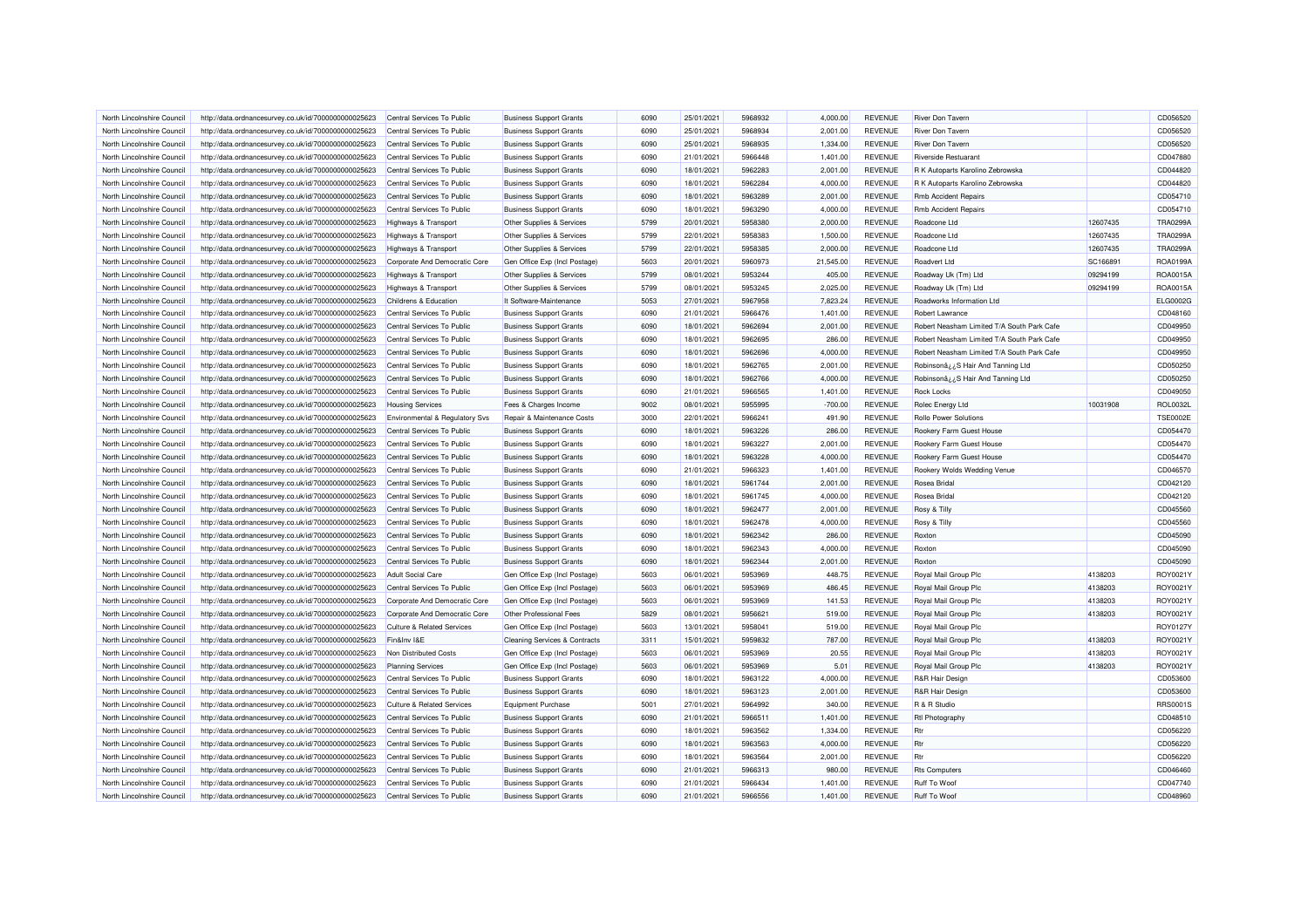| | | | | | | | | | | | |
|---|---|---|---|---|---|---|---|---|---|---|---|
| North Lincolnshire Council | http://data.ordnancesurvey.co.uk/id/7000000000025623 | Central Services To Public | Business Support Grants | 6090 | 25/01/2021 | 5968932 | 4,000.00 | REVENUE | River Don Tavern | | CD056520 |
| North Lincolnshire Council | http://data.ordnancesurvey.co.uk/id/7000000000025623 | Central Services To Public | Business Support Grants | 6090 | 25/01/2021 | 5968934 | 2,001.00 | REVENUE | River Don Tavern | | CD056520 |
| North Lincolnshire Council | http://data.ordnancesurvey.co.uk/id/7000000000025623 | Central Services To Public | Business Support Grants | 6090 | 25/01/2021 | 5968935 | 1,334.00 | REVENUE | River Don Tavern | | CD056520 |
| North Lincolnshire Council | http://data.ordnancesurvey.co.uk/id/7000000000025623 | Central Services To Public | Business Support Grants | 6090 | 21/01/2021 | 5966448 | 1,401.00 | REVENUE | Riverside Restuarant | | CD047880 |
| North Lincolnshire Council | http://data.ordnancesurvey.co.uk/id/7000000000025623 | Central Services To Public | Business Support Grants | 6090 | 18/01/2021 | 5962283 | 2,001.00 | REVENUE | R K Autoparts Karolino Zebrowska | | CD044820 |
| North Lincolnshire Council | http://data.ordnancesurvey.co.uk/id/7000000000025623 | Central Services To Public | Business Support Grants | 6090 | 18/01/2021 | 5962284 | 4,000.00 | REVENUE | R K Autoparts Karolino Zebrowska | | CD044820 |
| North Lincolnshire Council | http://data.ordnancesurvey.co.uk/id/7000000000025623 | Central Services To Public | Business Support Grants | 6090 | 18/01/2021 | 5963289 | 2,001.00 | REVENUE | Rmb Accident Repairs | | CD054710 |
| North Lincolnshire Council | http://data.ordnancesurvey.co.uk/id/7000000000025623 | Central Services To Public | Business Support Grants | 6090 | 18/01/2021 | 5963290 | 4,000.00 | REVENUE | Rmb Accident Repairs | | CD054710 |
| North Lincolnshire Council | http://data.ordnancesurvey.co.uk/id/7000000000025623 | Highways & Transport | Other Supplies & Services | 5799 | 20/01/2021 | 5958380 | 2,000.00 | REVENUE | Roadcone Ltd | 12607435 | TRA0299A |
| North Lincolnshire Council | http://data.ordnancesurvey.co.uk/id/7000000000025623 | Highways & Transport | Other Supplies & Services | 5799 | 22/01/2021 | 5958383 | 1,500.00 | REVENUE | Roadcone Ltd | 12607435 | TRA0299A |
| North Lincolnshire Council | http://data.ordnancesurvey.co.uk/id/7000000000025623 | Highways & Transport | Other Supplies & Services | 5799 | 22/01/2021 | 5958385 | 2,000.00 | REVENUE | Roadcone Ltd | 12607435 | TRA0299A |
| North Lincolnshire Council | http://data.ordnancesurvey.co.uk/id/7000000000025623 | Corporate And Democratic Core | Gen Office Exp (Incl Postage) | 5603 | 20/01/2021 | 5960973 | 21,545.00 | REVENUE | Roadvert Ltd | SC166891 | ROA0199A |
| North Lincolnshire Council | http://data.ordnancesurvey.co.uk/id/7000000000025623 | Highways & Transport | Other Supplies & Services | 5799 | 08/01/2021 | 5953244 | 405.00 | REVENUE | Roadway Uk (Tm) Ltd | 09294199 | ROA0015A |
| North Lincolnshire Council | http://data.ordnancesurvey.co.uk/id/7000000000025623 | Highways & Transport | Other Supplies & Services | 5799 | 08/01/2021 | 5953245 | 2,025.00 | REVENUE | Roadway Uk (Tm) Ltd | 09294199 | ROA0015A |
| North Lincolnshire Council | http://data.ordnancesurvey.co.uk/id/7000000000025623 | Childrens & Education | It Software-Maintenance | 5053 | 27/01/2021 | 5967958 | 7,823.24 | REVENUE | Roadworks Information Ltd | | ELG0002G |
| North Lincolnshire Council | http://data.ordnancesurvey.co.uk/id/7000000000025623 | Central Services To Public | Business Support Grants | 6090 | 21/01/2021 | 5966476 | 1,401.00 | REVENUE | Robert Lawrance | | CD048160 |
| North Lincolnshire Council | http://data.ordnancesurvey.co.uk/id/7000000000025623 | Central Services To Public | Business Support Grants | 6090 | 18/01/2021 | 5962694 | 2,001.00 | REVENUE | Robert Neasham Limited T/A South Park Cafe | | CD049950 |
| North Lincolnshire Council | http://data.ordnancesurvey.co.uk/id/7000000000025623 | Central Services To Public | Business Support Grants | 6090 | 18/01/2021 | 5962695 | 286.00 | REVENUE | Robert Neasham Limited T/A South Park Cafe | | CD049950 |
| North Lincolnshire Council | http://data.ordnancesurvey.co.uk/id/7000000000025623 | Central Services To Public | Business Support Grants | 6090 | 18/01/2021 | 5962696 | 4,000.00 | REVENUE | Robert Neasham Limited T/A South Park Cafe | | CD049950 |
| North Lincolnshire Council | http://data.ordnancesurvey.co.uk/id/7000000000025623 | Central Services To Public | Business Support Grants | 6090 | 18/01/2021 | 5962765 | 2,001.00 | REVENUE | Robinsonâ¿¿S Hair And Tanning Ltd | | CD050250 |
| North Lincolnshire Council | http://data.ordnancesurvey.co.uk/id/7000000000025623 | Central Services To Public | Business Support Grants | 6090 | 18/01/2021 | 5962766 | 4,000.00 | REVENUE | Robinsonâ¿¿S Hair And Tanning Ltd | | CD050250 |
| North Lincolnshire Council | http://data.ordnancesurvey.co.uk/id/7000000000025623 | Central Services To Public | Business Support Grants | 6090 | 21/01/2021 | 5966565 | 1,401.00 | REVENUE | Rock Locks | | CD049050 |
| North Lincolnshire Council | http://data.ordnancesurvey.co.uk/id/7000000000025623 | Housing Services | Fees & Charges Income | 9002 | 08/01/2021 | 5955995 | -700.00 | REVENUE | Rolec Energy Ltd | 10031908 | ROL0032L |
| North Lincolnshire Council | http://data.ordnancesurvey.co.uk/id/7000000000025623 | Environmental & Regulatory Svs | Repair & Maintenance Costs | 3000 | 22/01/2021 | 5966241 | 491.90 | REVENUE | Rollo Power Solutions | | TSE0002E |
| North Lincolnshire Council | http://data.ordnancesurvey.co.uk/id/7000000000025623 | Central Services To Public | Business Support Grants | 6090 | 18/01/2021 | 5963226 | 286.00 | REVENUE | Rookery Farm Guest House | | CD054470 |
| North Lincolnshire Council | http://data.ordnancesurvey.co.uk/id/7000000000025623 | Central Services To Public | Business Support Grants | 6090 | 18/01/2021 | 5963227 | 2,001.00 | REVENUE | Rookery Farm Guest House | | CD054470 |
| North Lincolnshire Council | http://data.ordnancesurvey.co.uk/id/7000000000025623 | Central Services To Public | Business Support Grants | 6090 | 18/01/2021 | 5963228 | 4,000.00 | REVENUE | Rookery Farm Guest House | | CD054470 |
| North Lincolnshire Council | http://data.ordnancesurvey.co.uk/id/7000000000025623 | Central Services To Public | Business Support Grants | 6090 | 21/01/2021 | 5966323 | 1,401.00 | REVENUE | Rookery Wolds Wedding Venue | | CD046570 |
| North Lincolnshire Council | http://data.ordnancesurvey.co.uk/id/7000000000025623 | Central Services To Public | Business Support Grants | 6090 | 18/01/2021 | 5961744 | 2,001.00 | REVENUE | Rosea Bridal | | CD042120 |
| North Lincolnshire Council | http://data.ordnancesurvey.co.uk/id/7000000000025623 | Central Services To Public | Business Support Grants | 6090 | 18/01/2021 | 5961745 | 4,000.00 | REVENUE | Rosea Bridal | | CD042120 |
| North Lincolnshire Council | http://data.ordnancesurvey.co.uk/id/7000000000025623 | Central Services To Public | Business Support Grants | 6090 | 18/01/2021 | 5962477 | 2,001.00 | REVENUE | Rosy & Tilly | | CD045560 |
| North Lincolnshire Council | http://data.ordnancesurvey.co.uk/id/7000000000025623 | Central Services To Public | Business Support Grants | 6090 | 18/01/2021 | 5962478 | 4,000.00 | REVENUE | Rosy & Tilly | | CD045560 |
| North Lincolnshire Council | http://data.ordnancesurvey.co.uk/id/7000000000025623 | Central Services To Public | Business Support Grants | 6090 | 18/01/2021 | 5962342 | 286.00 | REVENUE | Roxton | | CD045090 |
| North Lincolnshire Council | http://data.ordnancesurvey.co.uk/id/7000000000025623 | Central Services To Public | Business Support Grants | 6090 | 18/01/2021 | 5962343 | 4,000.00 | REVENUE | Roxton | | CD045090 |
| North Lincolnshire Council | http://data.ordnancesurvey.co.uk/id/7000000000025623 | Central Services To Public | Business Support Grants | 6090 | 18/01/2021 | 5962344 | 2,001.00 | REVENUE | Roxton | | CD045090 |
| North Lincolnshire Council | http://data.ordnancesurvey.co.uk/id/7000000000025623 | Adult Social Care | Gen Office Exp (Incl Postage) | 5603 | 06/01/2021 | 5953969 | 448.75 | REVENUE | Royal Mail Group Plc | 4138203 | ROY0021Y |
| North Lincolnshire Council | http://data.ordnancesurvey.co.uk/id/7000000000025623 | Central Services To Public | Gen Office Exp (Incl Postage) | 5603 | 06/01/2021 | 5953969 | 486.45 | REVENUE | Royal Mail Group Plc | 4138203 | ROY0021Y |
| North Lincolnshire Council | http://data.ordnancesurvey.co.uk/id/7000000000025623 | Corporate And Democratic Core | Gen Office Exp (Incl Postage) | 5603 | 06/01/2021 | 5953969 | 141.53 | REVENUE | Royal Mail Group Plc | 4138203 | ROY0021Y |
| North Lincolnshire Council | http://data.ordnancesurvey.co.uk/id/7000000000025623 | Corporate And Democratic Core | Other Professional Fees | 5829 | 08/01/2021 | 5956621 | 519.00 | REVENUE | Royal Mail Group Plc | 4138203 | ROY0021Y |
| North Lincolnshire Council | http://data.ordnancesurvey.co.uk/id/7000000000025623 | Culture & Related Services | Gen Office Exp (Incl Postage) | 5603 | 13/01/2021 | 5958041 | 519.00 | REVENUE | Royal Mail Group Plc | | ROY0127Y |
| North Lincolnshire Council | http://data.ordnancesurvey.co.uk/id/7000000000025623 | Fin&Inv I&E | Cleaning Services & Contracts | 3311 | 15/01/2021 | 5959832 | 787.00 | REVENUE | Royal Mail Group Plc | 4138203 | ROY0021Y |
| North Lincolnshire Council | http://data.ordnancesurvey.co.uk/id/7000000000025623 | Non Distributed Costs | Gen Office Exp (Incl Postage) | 5603 | 06/01/2021 | 5953969 | 20.55 | REVENUE | Royal Mail Group Plc | 4138203 | ROY0021Y |
| North Lincolnshire Council | http://data.ordnancesurvey.co.uk/id/7000000000025623 | Planning Services | Gen Office Exp (Incl Postage) | 5603 | 06/01/2021 | 5953969 | 5.01 | REVENUE | Royal Mail Group Plc | 4138203 | ROY0021Y |
| North Lincolnshire Council | http://data.ordnancesurvey.co.uk/id/7000000000025623 | Central Services To Public | Business Support Grants | 6090 | 18/01/2021 | 5963122 | 4,000.00 | REVENUE | R&R Hair Design | | CD053600 |
| North Lincolnshire Council | http://data.ordnancesurvey.co.uk/id/7000000000025623 | Central Services To Public | Business Support Grants | 6090 | 18/01/2021 | 5963123 | 2,001.00 | REVENUE | R&R Hair Design | | CD053600 |
| North Lincolnshire Council | http://data.ordnancesurvey.co.uk/id/7000000000025623 | Culture & Related Services | Equipment Purchase | 5001 | 27/01/2021 | 5964992 | 340.00 | REVENUE | R & R Studio | | RRS0001S |
| North Lincolnshire Council | http://data.ordnancesurvey.co.uk/id/7000000000025623 | Central Services To Public | Business Support Grants | 6090 | 21/01/2021 | 5966511 | 1,401.00 | REVENUE | Rtl Photography | | CD048510 |
| North Lincolnshire Council | http://data.ordnancesurvey.co.uk/id/7000000000025623 | Central Services To Public | Business Support Grants | 6090 | 18/01/2021 | 5963562 | 1,334.00 | REVENUE | Rtr | | CD056220 |
| North Lincolnshire Council | http://data.ordnancesurvey.co.uk/id/7000000000025623 | Central Services To Public | Business Support Grants | 6090 | 18/01/2021 | 5963563 | 4,000.00 | REVENUE | Rtr | | CD056220 |
| North Lincolnshire Council | http://data.ordnancesurvey.co.uk/id/7000000000025623 | Central Services To Public | Business Support Grants | 6090 | 18/01/2021 | 5963564 | 2,001.00 | REVENUE | Rtr | | CD056220 |
| North Lincolnshire Council | http://data.ordnancesurvey.co.uk/id/7000000000025623 | Central Services To Public | Business Support Grants | 6090 | 21/01/2021 | 5966313 | 980.00 | REVENUE | Rts Computers | | CD046460 |
| North Lincolnshire Council | http://data.ordnancesurvey.co.uk/id/7000000000025623 | Central Services To Public | Business Support Grants | 6090 | 21/01/2021 | 5966434 | 1,401.00 | REVENUE | Ruff To Woof | | CD047740 |
| North Lincolnshire Council | http://data.ordnancesurvey.co.uk/id/7000000000025623 | Central Services To Public | Business Support Grants | 6090 | 21/01/2021 | 5966556 | 1,401.00 | REVENUE | Ruff To Woof | | CD048960 |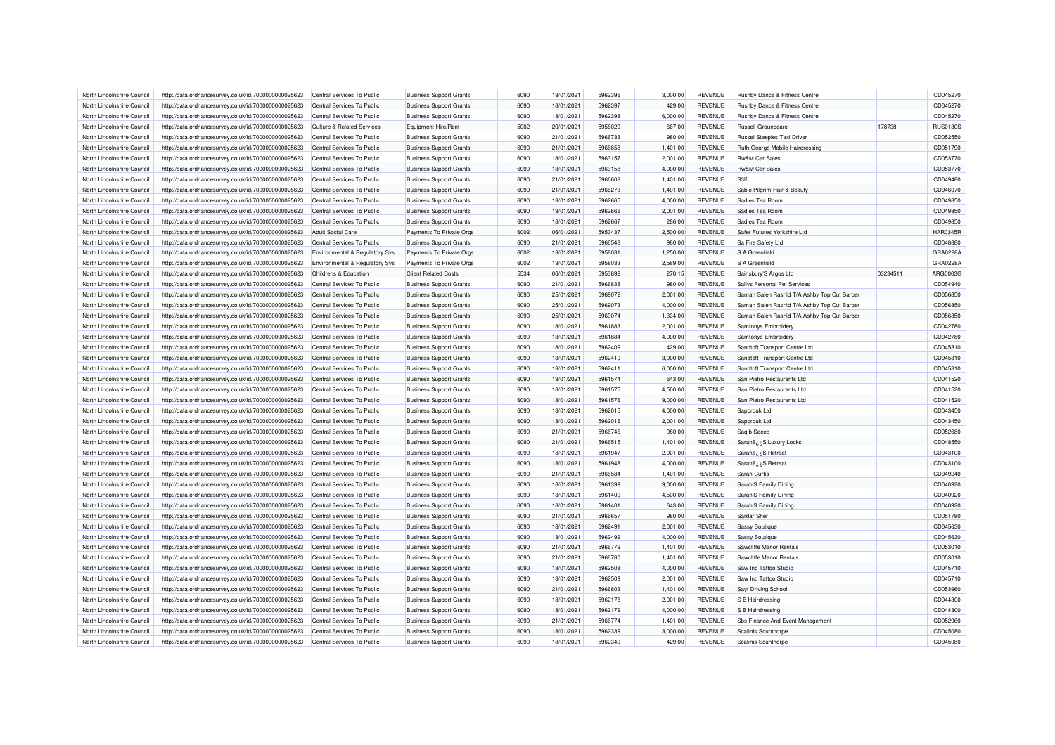| North Lincolnshire Council | http://data.ordnancesurvey.co.uk/id/7000000000025623 | Central Services To Public | Business Support Grants | 6090 | 18/01/2021 | 5962396 | 3,000.00 | REVENUE | Rushby Dance & Fitness Centre | | CD045270 |
|---|---|---|---|---|---|---|---|---|---|---|---|
| North Lincolnshire Council | http://data.ordnancesurvey.co.uk/id/7000000000025623 | Central Services To Public | Business Support Grants | 6090 | 18/01/2021 | 5962397 | 429.00 | REVENUE | Rushby Dance & Fitness Centre | | CD045270 |
| North Lincolnshire Council | http://data.ordnancesurvey.co.uk/id/7000000000025623 | Central Services To Public | Business Support Grants | 6090 | 18/01/2021 | 5962398 | 6,000.00 | REVENUE | Rushby Dance & Fitness Centre | | CD045270 |
| North Lincolnshire Council | http://data.ordnancesurvey.co.uk/id/7000000000025623 | Culture & Related Services | Equipment Hire/Rent | 5002 | 20/01/2021 | 5958029 | 667.00 | REVENUE | Russell Groundcare | 178738 | RUS0130S |
| North Lincolnshire Council | http://data.ordnancesurvey.co.uk/id/7000000000025623 | Central Services To Public | Business Support Grants | 6090 | 21/01/2021 | 5966733 | 980.00 | REVENUE | Russel Steeples Taxi Driver | | CD052550 |
| North Lincolnshire Council | http://data.ordnancesurvey.co.uk/id/7000000000025623 | Central Services To Public | Business Support Grants | 6090 | 21/01/2021 | 5966658 | 1,401.00 | REVENUE | Ruth George Mobile Hairdressing | | CD051790 |
| North Lincolnshire Council | http://data.ordnancesurvey.co.uk/id/7000000000025623 | Central Services To Public | Business Support Grants | 6090 | 18/01/2021 | 5963157 | 2,001.00 | REVENUE | Rw&M Car Sales | | CD053770 |
| North Lincolnshire Council | http://data.ordnancesurvey.co.uk/id/7000000000025623 | Central Services To Public | Business Support Grants | 6090 | 18/01/2021 | 5963158 | 4,000.00 | REVENUE | Rw&M Car Sales | | CD053770 |
| North Lincolnshire Council | http://data.ordnancesurvey.co.uk/id/7000000000025623 | Central Services To Public | Business Support Grants | 6090 | 21/01/2021 | 5966608 | 1,401.00 | REVENUE | S3lf | | CD049480 |
| North Lincolnshire Council | http://data.ordnancesurvey.co.uk/id/7000000000025623 | Central Services To Public | Business Support Grants | 6090 | 21/01/2021 | 5966273 | 1,401.00 | REVENUE | Sable Pilgrim Hair & Beauty | | CD046070 |
| North Lincolnshire Council | http://data.ordnancesurvey.co.uk/id/7000000000025623 | Central Services To Public | Business Support Grants | 6090 | 18/01/2021 | 5962665 | 4,000.00 | REVENUE | Sadies Tea Room | | CD049850 |
| North Lincolnshire Council | http://data.ordnancesurvey.co.uk/id/7000000000025623 | Central Services To Public | Business Support Grants | 6090 | 18/01/2021 | 5962666 | 2,001.00 | REVENUE | Sadies Tea Room | | CD049850 |
| North Lincolnshire Council | http://data.ordnancesurvey.co.uk/id/7000000000025623 | Central Services To Public | Business Support Grants | 6090 | 18/01/2021 | 5962667 | 286.00 | REVENUE | Sadies Tea Room | | CD049850 |
| North Lincolnshire Council | http://data.ordnancesurvey.co.uk/id/7000000000025623 | Adult Social Care | Payments To Private Orgs | 6002 | 06/01/2021 | 5953437 | 2,500.00 | REVENUE | Safer Futures Yorkshire Ltd | | HAR0345R |
| North Lincolnshire Council | http://data.ordnancesurvey.co.uk/id/7000000000025623 | Central Services To Public | Business Support Grants | 6090 | 21/01/2021 | 5966548 | 980.00 | REVENUE | Sa Fire Safety Ltd | | CD048880 |
| North Lincolnshire Council | http://data.ordnancesurvey.co.uk/id/7000000000025623 | Environmental & Regulatory Svs | Payments To Private Orgs | 6002 | 13/01/2021 | 5958031 | 1,250.00 | REVENUE | S A Greenfield | | GRA0228A |
| North Lincolnshire Council | http://data.ordnancesurvey.co.uk/id/7000000000025623 | Environmental & Regulatory Svs | Payments To Private Orgs | 6002 | 13/01/2021 | 5958033 | 2,589.00 | REVENUE | S A Greenfield | | GRA0228A |
| North Lincolnshire Council | http://data.ordnancesurvey.co.uk/id/7000000000025623 | Childrens & Education | Client Related Costs | 5534 | 06/01/2021 | 5953892 | 270.15 | REVENUE | Sainsbury'S Argos Ltd | 03234511 | ARG0003G |
| North Lincolnshire Council | http://data.ordnancesurvey.co.uk/id/7000000000025623 | Central Services To Public | Business Support Grants | 6090 | 21/01/2021 | 5966838 | 980.00 | REVENUE | Sallys Personal Pet Services | | CD054940 |
| North Lincolnshire Council | http://data.ordnancesurvey.co.uk/id/7000000000025623 | Central Services To Public | Business Support Grants | 6090 | 25/01/2021 | 5969072 | 2,001.00 | REVENUE | Saman Saleh Rashid T/A Ashby Top Cut Barber | | CD056850 |
| North Lincolnshire Council | http://data.ordnancesurvey.co.uk/id/7000000000025623 | Central Services To Public | Business Support Grants | 6090 | 25/01/2021 | 5969073 | 4,000.00 | REVENUE | Saman Saleh Rashid T/A Ashby Top Cut Barber | | CD056850 |
| North Lincolnshire Council | http://data.ordnancesurvey.co.uk/id/7000000000025623 | Central Services To Public | Business Support Grants | 6090 | 25/01/2021 | 5969074 | 1,334.00 | REVENUE | Saman Saleh Rashid T/A Ashby Top Cut Barber | | CD056850 |
| North Lincolnshire Council | http://data.ordnancesurvey.co.uk/id/7000000000025623 | Central Services To Public | Business Support Grants | 6090 | 18/01/2021 | 5961883 | 2,001.00 | REVENUE | Samtonys Embroidery | | CD042780 |
| North Lincolnshire Council | http://data.ordnancesurvey.co.uk/id/7000000000025623 | Central Services To Public | Business Support Grants | 6090 | 18/01/2021 | 5961884 | 4,000.00 | REVENUE | Samtonys Embroidery | | CD042780 |
| North Lincolnshire Council | http://data.ordnancesurvey.co.uk/id/7000000000025623 | Central Services To Public | Business Support Grants | 6090 | 18/01/2021 | 5962409 | 429.00 | REVENUE | Sandtoft Transport Centre Ltd | | CD045310 |
| North Lincolnshire Council | http://data.ordnancesurvey.co.uk/id/7000000000025623 | Central Services To Public | Business Support Grants | 6090 | 18/01/2021 | 5962410 | 3,000.00 | REVENUE | Sandtoft Transport Centre Ltd | | CD045310 |
| North Lincolnshire Council | http://data.ordnancesurvey.co.uk/id/7000000000025623 | Central Services To Public | Business Support Grants | 6090 | 18/01/2021 | 5962411 | 6,000.00 | REVENUE | Sandtoft Transport Centre Ltd | | CD045310 |
| North Lincolnshire Council | http://data.ordnancesurvey.co.uk/id/7000000000025623 | Central Services To Public | Business Support Grants | 6090 | 18/01/2021 | 5961574 | 643.00 | REVENUE | San Pietro Restaurants Ltd | | CD041520 |
| North Lincolnshire Council | http://data.ordnancesurvey.co.uk/id/7000000000025623 | Central Services To Public | Business Support Grants | 6090 | 18/01/2021 | 5961575 | 4,500.00 | REVENUE | San Pietro Restaurants Ltd | | CD041520 |
| North Lincolnshire Council | http://data.ordnancesurvey.co.uk/id/7000000000025623 | Central Services To Public | Business Support Grants | 6090 | 18/01/2021 | 5961576 | 9,000.00 | REVENUE | San Pietro Restaurants Ltd | | CD041520 |
| North Lincolnshire Council | http://data.ordnancesurvey.co.uk/id/7000000000025623 | Central Services To Public | Business Support Grants | 6090 | 18/01/2021 | 5962015 | 4,000.00 | REVENUE | Sapprouk Ltd | | CD043450 |
| North Lincolnshire Council | http://data.ordnancesurvey.co.uk/id/7000000000025623 | Central Services To Public | Business Support Grants | 6090 | 18/01/2021 | 5962016 | 2,001.00 | REVENUE | Sapprouk Ltd | | CD043450 |
| North Lincolnshire Council | http://data.ordnancesurvey.co.uk/id/7000000000025623 | Central Services To Public | Business Support Grants | 6090 | 21/01/2021 | 5966746 | 980.00 | REVENUE | Saqib Saeed | | CD052680 |
| North Lincolnshire Council | http://data.ordnancesurvey.co.uk/id/7000000000025623 | Central Services To Public | Business Support Grants | 6090 | 21/01/2021 | 5966515 | 1,401.00 | REVENUE | Sarahâ¿¿S Luxury Locks | | CD048550 |
| North Lincolnshire Council | http://data.ordnancesurvey.co.uk/id/7000000000025623 | Central Services To Public | Business Support Grants | 6090 | 18/01/2021 | 5961947 | 2,001.00 | REVENUE | Sarahâ¿¿S Retreat | | CD043100 |
| North Lincolnshire Council | http://data.ordnancesurvey.co.uk/id/7000000000025623 | Central Services To Public | Business Support Grants | 6090 | 18/01/2021 | 5961948 | 4,000.00 | REVENUE | Sarahâ¿¿S Retreat | | CD043100 |
| North Lincolnshire Council | http://data.ordnancesurvey.co.uk/id/7000000000025623 | Central Services To Public | Business Support Grants | 6090 | 21/01/2021 | 5966584 | 1,401.00 | REVENUE | Sarah Curtis | | CD049240 |
| North Lincolnshire Council | http://data.ordnancesurvey.co.uk/id/7000000000025623 | Central Services To Public | Business Support Grants | 6090 | 18/01/2021 | 5961399 | 9,000.00 | REVENUE | Sarah'S Family Dining | | CD040920 |
| North Lincolnshire Council | http://data.ordnancesurvey.co.uk/id/7000000000025623 | Central Services To Public | Business Support Grants | 6090 | 18/01/2021 | 5961400 | 4,500.00 | REVENUE | Sarah'S Family Dining | | CD040920 |
| North Lincolnshire Council | http://data.ordnancesurvey.co.uk/id/7000000000025623 | Central Services To Public | Business Support Grants | 6090 | 18/01/2021 | 5961401 | 643.00 | REVENUE | Sarah'S Family Dining | | CD040920 |
| North Lincolnshire Council | http://data.ordnancesurvey.co.uk/id/7000000000025623 | Central Services To Public | Business Support Grants | 6090 | 21/01/2021 | 5966657 | 980.00 | REVENUE | Sardar Sher | | CD051780 |
| North Lincolnshire Council | http://data.ordnancesurvey.co.uk/id/7000000000025623 | Central Services To Public | Business Support Grants | 6090 | 18/01/2021 | 5962491 | 2,001.00 | REVENUE | Sassy Boutique | | CD045630 |
| North Lincolnshire Council | http://data.ordnancesurvey.co.uk/id/7000000000025623 | Central Services To Public | Business Support Grants | 6090 | 18/01/2021 | 5962492 | 4,000.00 | REVENUE | Sassy Boutique | | CD045630 |
| North Lincolnshire Council | http://data.ordnancesurvey.co.uk/id/7000000000025623 | Central Services To Public | Business Support Grants | 6090 | 21/01/2021 | 5966779 | 1,401.00 | REVENUE | Sawcliffe Manor Rentals | | CD053010 |
| North Lincolnshire Council | http://data.ordnancesurvey.co.uk/id/7000000000025623 | Central Services To Public | Business Support Grants | 6090 | 21/01/2021 | 5966780 | 1,401.00 | REVENUE | Sawcliffe Manor Rentals | | CD053010 |
| North Lincolnshire Council | http://data.ordnancesurvey.co.uk/id/7000000000025623 | Central Services To Public | Business Support Grants | 6090 | 18/01/2021 | 5962508 | 4,000.00 | REVENUE | Saw Inc Tattoo Studio | | CD045710 |
| North Lincolnshire Council | http://data.ordnancesurvey.co.uk/id/7000000000025623 | Central Services To Public | Business Support Grants | 6090 | 18/01/2021 | 5962509 | 2,001.00 | REVENUE | Saw Inc Tattoo Studio | | CD045710 |
| North Lincolnshire Council | http://data.ordnancesurvey.co.uk/id/7000000000025623 | Central Services To Public | Business Support Grants | 6090 | 21/01/2021 | 5966803 | 1,401.00 | REVENUE | Sayf Driving School | | CD053960 |
| North Lincolnshire Council | http://data.ordnancesurvey.co.uk/id/7000000000025623 | Central Services To Public | Business Support Grants | 6090 | 18/01/2021 | 5962178 | 2,001.00 | REVENUE | S B Hairdressing | | CD044300 |
| North Lincolnshire Council | http://data.ordnancesurvey.co.uk/id/7000000000025623 | Central Services To Public | Business Support Grants | 6090 | 18/01/2021 | 5962179 | 4,000.00 | REVENUE | S B Hairdressing | | CD044300 |
| North Lincolnshire Council | http://data.ordnancesurvey.co.uk/id/7000000000025623 | Central Services To Public | Business Support Grants | 6090 | 21/01/2021 | 5966774 | 1,401.00 | REVENUE | Sbs Finance And Event Management | | CD052960 |
| North Lincolnshire Council | http://data.ordnancesurvey.co.uk/id/7000000000025623 | Central Services To Public | Business Support Grants | 6090 | 18/01/2021 | 5962339 | 3,000.00 | REVENUE | Scalinis Scunthorpe | | CD045080 |
| North Lincolnshire Council | http://data.ordnancesurvey.co.uk/id/7000000000025623 | Central Services To Public | Business Support Grants | 6090 | 18/01/2021 | 5962340 | 429.00 | REVENUE | Scalinis Scunthorpe | | CD045080 |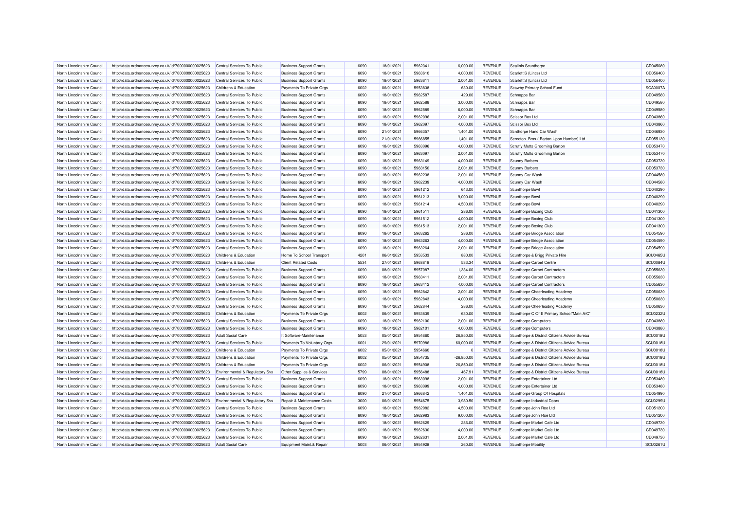| | | | | | | | | | | | |
|---|---|---|---|---|---|---|---|---|---|---|---|
| North Lincolnshire Council | http://data.ordnancesurvey.co.uk/id/7000000000025623 | Central Services To Public | Business Support Grants | 6090 | 18/01/2021 | 5962341 | 6,000.00 | REVENUE | Scalinis Scunthorpe | | CD045080 |
| North Lincolnshire Council | http://data.ordnancesurvey.co.uk/id/7000000000025623 | Central Services To Public | Business Support Grants | 6090 | 18/01/2021 | 5963610 | 4,000.00 | REVENUE | Scarlett'S (Lincs) Ltd | | CD056400 |
| North Lincolnshire Council | http://data.ordnancesurvey.co.uk/id/7000000000025623 | Central Services To Public | Business Support Grants | 6090 | 18/01/2021 | 5963611 | 2,001.00 | REVENUE | Scarlett'S (Lincs) Ltd | | CD056400 |
| North Lincolnshire Council | http://data.ordnancesurvey.co.uk/id/7000000000025623 | Childrens & Education | Payments To Private Orgs | 6002 | 06/01/2021 | 5953838 | 630.00 | REVENUE | Scawby Primary School Fund | | SCA0007A |
| North Lincolnshire Council | http://data.ordnancesurvey.co.uk/id/7000000000025623 | Central Services To Public | Business Support Grants | 6090 | 18/01/2021 | 5962587 | 429.00 | REVENUE | Schnapps Bar | | CD049580 |
| North Lincolnshire Council | http://data.ordnancesurvey.co.uk/id/7000000000025623 | Central Services To Public | Business Support Grants | 6090 | 18/01/2021 | 5962588 | 3,000.00 | REVENUE | Schnapps Bar | | CD049580 |
| North Lincolnshire Council | http://data.ordnancesurvey.co.uk/id/7000000000025623 | Central Services To Public | Business Support Grants | 6090 | 18/01/2021 | 5962589 | 6,000.00 | REVENUE | Schnapps Bar | | CD049580 |
| North Lincolnshire Council | http://data.ordnancesurvey.co.uk/id/7000000000025623 | Central Services To Public | Business Support Grants | 6090 | 18/01/2021 | 5962096 | 2,001.00 | REVENUE | Scissor Box Ltd | | CD043860 |
| North Lincolnshire Council | http://data.ordnancesurvey.co.uk/id/7000000000025623 | Central Services To Public | Business Support Grants | 6090 | 18/01/2021 | 5962097 | 4,000.00 | REVENUE | Scissor Box Ltd | | CD043860 |
| North Lincolnshire Council | http://data.ordnancesurvey.co.uk/id/7000000000025623 | Central Services To Public | Business Support Grants | 6090 | 21/01/2021 | 5966357 | 1,401.00 | REVENUE | Scnthorpe Hand Car Wash | | CD046930 |
| North Lincolnshire Council | http://data.ordnancesurvey.co.uk/id/7000000000025623 | Central Services To Public | Business Support Grants | 6090 | 21/01/2021 | 5966855 | 1,401.00 | REVENUE | Screeton Bros ( Barton Upon Humber) Ltd | | CD055130 |
| North Lincolnshire Council | http://data.ordnancesurvey.co.uk/id/7000000000025623 | Central Services To Public | Business Support Grants | 6090 | 18/01/2021 | 5963096 | 4,000.00 | REVENUE | Scruffy Mutts Grooming Barton | | CD053470 |
| North Lincolnshire Council | http://data.ordnancesurvey.co.uk/id/7000000000025623 | Central Services To Public | Business Support Grants | 6090 | 18/01/2021 | 5963097 | 2,001.00 | REVENUE | Scruffy Mutts Grooming Barton | | CD053470 |
| North Lincolnshire Council | http://data.ordnancesurvey.co.uk/id/7000000000025623 | Central Services To Public | Business Support Grants | 6090 | 18/01/2021 | 5963149 | 4,000.00 | REVENUE | Scunny Barbers | | CD053730 |
| North Lincolnshire Council | http://data.ordnancesurvey.co.uk/id/7000000000025623 | Central Services To Public | Business Support Grants | 6090 | 18/01/2021 | 5963150 | 2,001.00 | REVENUE | Scunny Barbers | | CD053730 |
| North Lincolnshire Council | http://data.ordnancesurvey.co.uk/id/7000000000025623 | Central Services To Public | Business Support Grants | 6090 | 18/01/2021 | 5962238 | 2,001.00 | REVENUE | Scunny Car Wash | | CD044580 |
| North Lincolnshire Council | http://data.ordnancesurvey.co.uk/id/7000000000025623 | Central Services To Public | Business Support Grants | 6090 | 18/01/2021 | 5962239 | 4,000.00 | REVENUE | Scunny Car Wash | | CD044580 |
| North Lincolnshire Council | http://data.ordnancesurvey.co.uk/id/7000000000025623 | Central Services To Public | Business Support Grants | 6090 | 18/01/2021 | 5961212 | 643.00 | REVENUE | Scunthorpe Bowl | | CD040290 |
| North Lincolnshire Council | http://data.ordnancesurvey.co.uk/id/7000000000025623 | Central Services To Public | Business Support Grants | 6090 | 18/01/2021 | 5961213 | 9,000.00 | REVENUE | Scunthorpe Bowl | | CD040290 |
| North Lincolnshire Council | http://data.ordnancesurvey.co.uk/id/7000000000025623 | Central Services To Public | Business Support Grants | 6090 | 18/01/2021 | 5961214 | 4,500.00 | REVENUE | Scunthorpe Bowl | | CD040290 |
| North Lincolnshire Council | http://data.ordnancesurvey.co.uk/id/7000000000025623 | Central Services To Public | Business Support Grants | 6090 | 18/01/2021 | 5961511 | 286.00 | REVENUE | Scunthorpe Boxing Club | | CD041300 |
| North Lincolnshire Council | http://data.ordnancesurvey.co.uk/id/7000000000025623 | Central Services To Public | Business Support Grants | 6090 | 18/01/2021 | 5961512 | 4,000.00 | REVENUE | Scunthorpe Boxing Club | | CD041300 |
| North Lincolnshire Council | http://data.ordnancesurvey.co.uk/id/7000000000025623 | Central Services To Public | Business Support Grants | 6090 | 18/01/2021 | 5961513 | 2,001.00 | REVENUE | Scunthorpe Boxing Club | | CD041300 |
| North Lincolnshire Council | http://data.ordnancesurvey.co.uk/id/7000000000025623 | Central Services To Public | Business Support Grants | 6090 | 18/01/2021 | 5963262 | 286.00 | REVENUE | Scunthorpe Bridge Association | | CD054590 |
| North Lincolnshire Council | http://data.ordnancesurvey.co.uk/id/7000000000025623 | Central Services To Public | Business Support Grants | 6090 | 18/01/2021 | 5963263 | 4,000.00 | REVENUE | Scunthorpe Bridge Association | | CD054590 |
| North Lincolnshire Council | http://data.ordnancesurvey.co.uk/id/7000000000025623 | Central Services To Public | Business Support Grants | 6090 | 18/01/2021 | 5963264 | 2,001.00 | REVENUE | Scunthorpe Bridge Association | | CD054590 |
| North Lincolnshire Council | http://data.ordnancesurvey.co.uk/id/7000000000025623 | Childrens & Education | Home To School Transport | 4201 | 06/01/2021 | 5953533 | 880.00 | REVENUE | Scunthorpe & Brigg Private Hire | | SCU0465U |
| North Lincolnshire Council | http://data.ordnancesurvey.co.uk/id/7000000000025623 | Childrens & Education | Client Related Costs | 5534 | 27/01/2021 | 5968818 | 533.34 | REVENUE | Scunthorpe Carpet Centre | | SCU0084U |
| North Lincolnshire Council | http://data.ordnancesurvey.co.uk/id/7000000000025623 | Central Services To Public | Business Support Grants | 6090 | 08/01/2021 | 5957087 | 1,334.00 | REVENUE | Scunthorpe Carpet Contractors | | CD055630 |
| North Lincolnshire Council | http://data.ordnancesurvey.co.uk/id/7000000000025623 | Central Services To Public | Business Support Grants | 6090 | 18/01/2021 | 5963411 | 2,001.00 | REVENUE | Scunthorpe Carpet Contractors | | CD055630 |
| North Lincolnshire Council | http://data.ordnancesurvey.co.uk/id/7000000000025623 | Central Services To Public | Business Support Grants | 6090 | 18/01/2021 | 5963412 | 4,000.00 | REVENUE | Scunthorpe Carpet Contractors | | CD055630 |
| North Lincolnshire Council | http://data.ordnancesurvey.co.uk/id/7000000000025623 | Central Services To Public | Business Support Grants | 6090 | 18/01/2021 | 5962842 | 2,001.00 | REVENUE | Scunthorpe Cheerleading Academy | | CD050630 |
| North Lincolnshire Council | http://data.ordnancesurvey.co.uk/id/7000000000025623 | Central Services To Public | Business Support Grants | 6090 | 18/01/2021 | 5962843 | 4,000.00 | REVENUE | Scunthorpe Cheerleading Academy | | CD050630 |
| North Lincolnshire Council | http://data.ordnancesurvey.co.uk/id/7000000000025623 | Central Services To Public | Business Support Grants | 6090 | 18/01/2021 | 5962844 | 286.00 | REVENUE | Scunthorpe Cheerleading Academy | | CD050630 |
| North Lincolnshire Council | http://data.ordnancesurvey.co.uk/id/7000000000025623 | Childrens & Education | Payments To Private Orgs | 6002 | 06/01/2021 | 5953839 | 630.00 | REVENUE | Scunthorpe C Of E Primary School"Main A/C" | | SCU0232U |
| North Lincolnshire Council | http://data.ordnancesurvey.co.uk/id/7000000000025623 | Central Services To Public | Business Support Grants | 6090 | 18/01/2021 | 5962100 | 2,001.00 | REVENUE | Scunthorpe Computers | | CD043880 |
| North Lincolnshire Council | http://data.ordnancesurvey.co.uk/id/7000000000025623 | Central Services To Public | Business Support Grants | 6090 | 18/01/2021 | 5962101 | 4,000.00 | REVENUE | Scunthorpe Computers | | CD043880 |
| North Lincolnshire Council | http://data.ordnancesurvey.co.uk/id/7000000000025623 | Adult Social Care | It Software-Maintenance | 5053 | 05/01/2021 | 5954660 | 26,850.00 | REVENUE | Scunthorpe & District Citizens Advice Bureau | | SCU0018U |
| North Lincolnshire Council | http://data.ordnancesurvey.co.uk/id/7000000000025623 | Central Services To Public | Payments To Voluntary Orgs | 6001 | 29/01/2021 | 5970986 | 60,000.00 | REVENUE | Scunthorpe & District Citizens Advice Bureau | | SCU0018U |
| North Lincolnshire Council | http://data.ordnancesurvey.co.uk/id/7000000000025623 | Childrens & Education | Payments To Private Orgs | 6002 | 05/01/2021 | 5954660 | 0 | REVENUE | Scunthorpe & District Citizens Advice Bureau | | SCU0018U |
| North Lincolnshire Council | http://data.ordnancesurvey.co.uk/id/7000000000025623 | Childrens & Education | Payments To Private Orgs | 6002 | 05/01/2021 | 5954735 | -26,850.00 | REVENUE | Scunthorpe & District Citizens Advice Bureau | | SCU0018U |
| North Lincolnshire Council | http://data.ordnancesurvey.co.uk/id/7000000000025623 | Childrens & Education | Payments To Private Orgs | 6002 | 06/01/2021 | 5954908 | 26,850.00 | REVENUE | Scunthorpe & District Citizens Advice Bureau | | SCU0018U |
| North Lincolnshire Council | http://data.ordnancesurvey.co.uk/id/7000000000025623 | Environmental & Regulatory Svs | Other Supplies & Services | 5799 | 08/01/2021 | 5956488 | 467.91 | REVENUE | Scunthorpe & District Citizens Advice Bureau | | SCU0018U |
| North Lincolnshire Council | http://data.ordnancesurvey.co.uk/id/7000000000025623 | Central Services To Public | Business Support Grants | 6090 | 18/01/2021 | 5963098 | 2,001.00 | REVENUE | Scunthorpe Entertainer Ltd | | CD053480 |
| North Lincolnshire Council | http://data.ordnancesurvey.co.uk/id/7000000000025623 | Central Services To Public | Business Support Grants | 6090 | 18/01/2021 | 5963099 | 4,000.00 | REVENUE | Scunthorpe Entertainer Ltd | | CD053480 |
| North Lincolnshire Council | http://data.ordnancesurvey.co.uk/id/7000000000025623 | Central Services To Public | Business Support Grants | 6090 | 21/01/2021 | 5966842 | 1,401.00 | REVENUE | Scunthorpe Group Of Hospitals | | CD054990 |
| North Lincolnshire Council | http://data.ordnancesurvey.co.uk/id/7000000000025623 | Environmental & Regulatory Svs | Repair & Maintenance Costs | 3000 | 06/01/2021 | 5954675 | 3,980.50 | REVENUE | Scunthorpe Industrial Doors | | SCU0299U |
| North Lincolnshire Council | http://data.ordnancesurvey.co.uk/id/7000000000025623 | Central Services To Public | Business Support Grants | 6090 | 18/01/2021 | 5962982 | 4,500.00 | REVENUE | Scunthorpe John Roe Ltd | | CD051200 |
| North Lincolnshire Council | http://data.ordnancesurvey.co.uk/id/7000000000025623 | Central Services To Public | Business Support Grants | 6090 | 18/01/2021 | 5962983 | 9,000.00 | REVENUE | Scunthorpe John Roe Ltd | | CD051200 |
| North Lincolnshire Council | http://data.ordnancesurvey.co.uk/id/7000000000025623 | Central Services To Public | Business Support Grants | 6090 | 18/01/2021 | 5962629 | 286.00 | REVENUE | Scunthorpe Market Cafe Ltd | | CD049730 |
| North Lincolnshire Council | http://data.ordnancesurvey.co.uk/id/7000000000025623 | Central Services To Public | Business Support Grants | 6090 | 18/01/2021 | 5962630 | 4,000.00 | REVENUE | Scunthorpe Market Cafe Ltd | | CD049730 |
| North Lincolnshire Council | http://data.ordnancesurvey.co.uk/id/7000000000025623 | Central Services To Public | Business Support Grants | 6090 | 18/01/2021 | 5962631 | 2,001.00 | REVENUE | Scunthorpe Market Cafe Ltd | | CD049730 |
| North Lincolnshire Council | http://data.ordnancesurvey.co.uk/id/7000000000025623 | Adult Social Care | Equipment Maint.& Repair | 5003 | 06/01/2021 | 5954928 | 260.00 | REVENUE | Scunthorpe Mobility | | SCU0261U |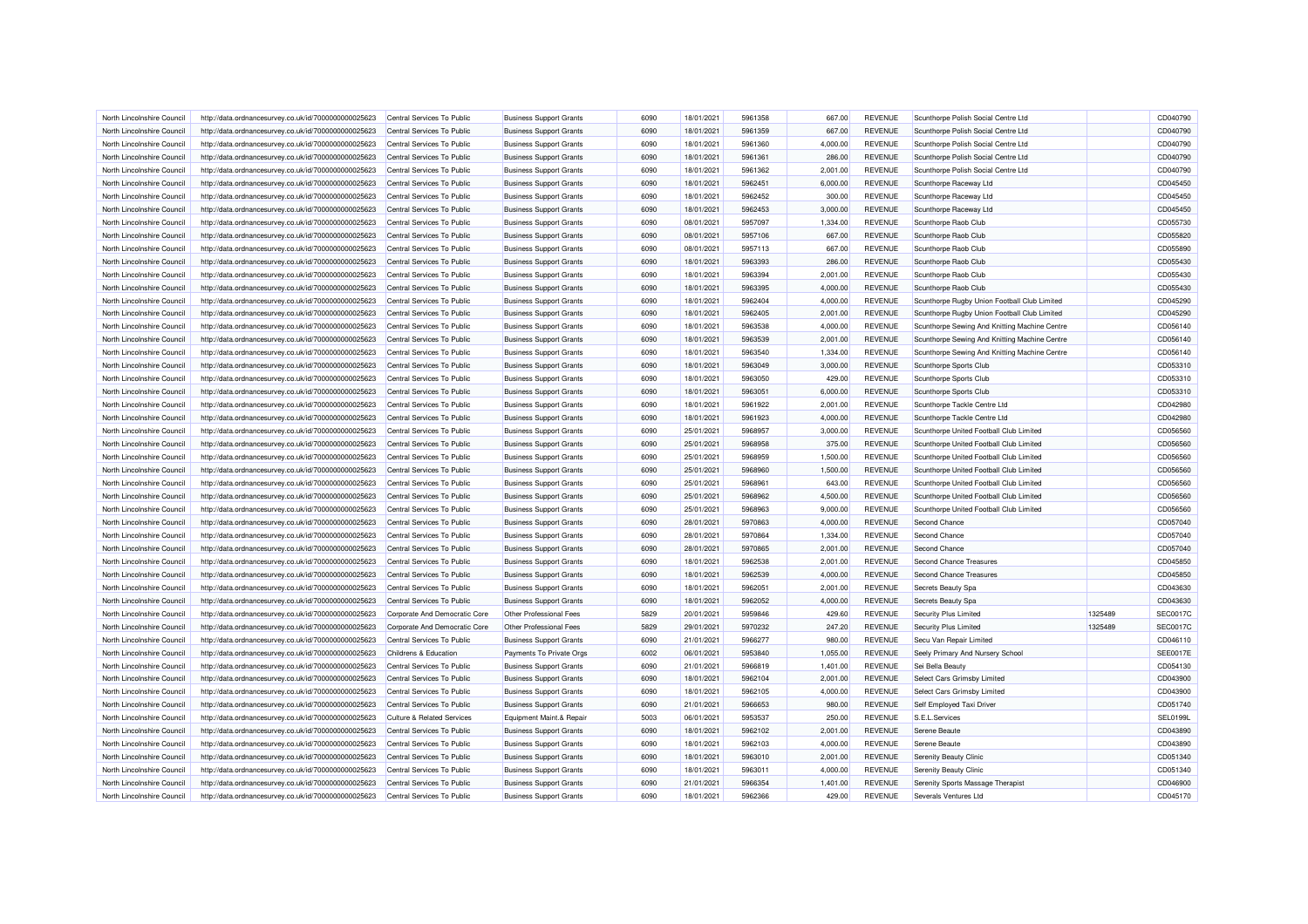| North Lincolnshire Council | http://data.ordnancesurvey.co.uk/id/7000000000025623 | Central Services To Public | Business Support Grants | 6090 | 18/01/2021 | 5961358 | 667.00 | REVENUE | Scunthorpe Polish Social Centre Ltd | | CD040790 |
|---|---|---|---|---|---|---|---|---|---|---|---|
| North Lincolnshire Council | http://data.ordnancesurvey.co.uk/id/7000000000025623 | Central Services To Public | Business Support Grants | 6090 | 18/01/2021 | 5961359 | 667.00 | REVENUE | Scunthorpe Polish Social Centre Ltd | | CD040790 |
| North Lincolnshire Council | http://data.ordnancesurvey.co.uk/id/7000000000025623 | Central Services To Public | Business Support Grants | 6090 | 18/01/2021 | 5961360 | 4,000.00 | REVENUE | Scunthorpe Polish Social Centre Ltd | | CD040790 |
| North Lincolnshire Council | http://data.ordnancesurvey.co.uk/id/7000000000025623 | Central Services To Public | Business Support Grants | 6090 | 18/01/2021 | 5961361 | 286.00 | REVENUE | Scunthorpe Polish Social Centre Ltd | | CD040790 |
| North Lincolnshire Council | http://data.ordnancesurvey.co.uk/id/7000000000025623 | Central Services To Public | Business Support Grants | 6090 | 18/01/2021 | 5961362 | 2,001.00 | REVENUE | Scunthorpe Polish Social Centre Ltd | | CD040790 |
| North Lincolnshire Council | http://data.ordnancesurvey.co.uk/id/7000000000025623 | Central Services To Public | Business Support Grants | 6090 | 18/01/2021 | 5962451 | 6,000.00 | REVENUE | Scunthorpe Raceway Ltd | | CD045450 |
| North Lincolnshire Council | http://data.ordnancesurvey.co.uk/id/7000000000025623 | Central Services To Public | Business Support Grants | 6090 | 18/01/2021 | 5962452 | 300.00 | REVENUE | Scunthorpe Raceway Ltd | | CD045450 |
| North Lincolnshire Council | http://data.ordnancesurvey.co.uk/id/7000000000025623 | Central Services To Public | Business Support Grants | 6090 | 18/01/2021 | 5962453 | 3,000.00 | REVENUE | Scunthorpe Raceway Ltd | | CD045450 |
| North Lincolnshire Council | http://data.ordnancesurvey.co.uk/id/7000000000025623 | Central Services To Public | Business Support Grants | 6090 | 08/01/2021 | 5957097 | 1,334.00 | REVENUE | Scunthorpe Raob Club | | CD055730 |
| North Lincolnshire Council | http://data.ordnancesurvey.co.uk/id/7000000000025623 | Central Services To Public | Business Support Grants | 6090 | 08/01/2021 | 5957106 | 667.00 | REVENUE | Scunthorpe Raob Club | | CD055820 |
| North Lincolnshire Council | http://data.ordnancesurvey.co.uk/id/7000000000025623 | Central Services To Public | Business Support Grants | 6090 | 08/01/2021 | 5957113 | 667.00 | REVENUE | Scunthorpe Raob Club | | CD055890 |
| North Lincolnshire Council | http://data.ordnancesurvey.co.uk/id/7000000000025623 | Central Services To Public | Business Support Grants | 6090 | 18/01/2021 | 5963393 | 286.00 | REVENUE | Scunthorpe Raob Club | | CD055430 |
| North Lincolnshire Council | http://data.ordnancesurvey.co.uk/id/7000000000025623 | Central Services To Public | Business Support Grants | 6090 | 18/01/2021 | 5963394 | 2,001.00 | REVENUE | Scunthorpe Raob Club | | CD055430 |
| North Lincolnshire Council | http://data.ordnancesurvey.co.uk/id/7000000000025623 | Central Services To Public | Business Support Grants | 6090 | 18/01/2021 | 5963395 | 4,000.00 | REVENUE | Scunthorpe Raob Club | | CD055430 |
| North Lincolnshire Council | http://data.ordnancesurvey.co.uk/id/7000000000025623 | Central Services To Public | Business Support Grants | 6090 | 18/01/2021 | 5962404 | 4,000.00 | REVENUE | Scunthorpe Rugby Union Football Club Limited | | CD045290 |
| North Lincolnshire Council | http://data.ordnancesurvey.co.uk/id/7000000000025623 | Central Services To Public | Business Support Grants | 6090 | 18/01/2021 | 5962405 | 2,001.00 | REVENUE | Scunthorpe Rugby Union Football Club Limited | | CD045290 |
| North Lincolnshire Council | http://data.ordnancesurvey.co.uk/id/7000000000025623 | Central Services To Public | Business Support Grants | 6090 | 18/01/2021 | 5963538 | 4,000.00 | REVENUE | Scunthorpe Sewing And Knitting Machine Centre | | CD056140 |
| North Lincolnshire Council | http://data.ordnancesurvey.co.uk/id/7000000000025623 | Central Services To Public | Business Support Grants | 6090 | 18/01/2021 | 5963539 | 2,001.00 | REVENUE | Scunthorpe Sewing And Knitting Machine Centre | | CD056140 |
| North Lincolnshire Council | http://data.ordnancesurvey.co.uk/id/7000000000025623 | Central Services To Public | Business Support Grants | 6090 | 18/01/2021 | 5963540 | 1,334.00 | REVENUE | Scunthorpe Sewing And Knitting Machine Centre | | CD056140 |
| North Lincolnshire Council | http://data.ordnancesurvey.co.uk/id/7000000000025623 | Central Services To Public | Business Support Grants | 6090 | 18/01/2021 | 5963049 | 3,000.00 | REVENUE | Scunthorpe Sports Club | | CD053310 |
| North Lincolnshire Council | http://data.ordnancesurvey.co.uk/id/7000000000025623 | Central Services To Public | Business Support Grants | 6090 | 18/01/2021 | 5963050 | 429.00 | REVENUE | Scunthorpe Sports Club | | CD053310 |
| North Lincolnshire Council | http://data.ordnancesurvey.co.uk/id/7000000000025623 | Central Services To Public | Business Support Grants | 6090 | 18/01/2021 | 5963051 | 6,000.00 | REVENUE | Scunthorpe Sports Club | | CD053310 |
| North Lincolnshire Council | http://data.ordnancesurvey.co.uk/id/7000000000025623 | Central Services To Public | Business Support Grants | 6090 | 18/01/2021 | 5961922 | 2,001.00 | REVENUE | Scunthorpe Tackle Centre Ltd | | CD042980 |
| North Lincolnshire Council | http://data.ordnancesurvey.co.uk/id/7000000000025623 | Central Services To Public | Business Support Grants | 6090 | 18/01/2021 | 5961923 | 4,000.00 | REVENUE | Scunthorpe Tackle Centre Ltd | | CD042980 |
| North Lincolnshire Council | http://data.ordnancesurvey.co.uk/id/7000000000025623 | Central Services To Public | Business Support Grants | 6090 | 25/01/2021 | 5968957 | 3,000.00 | REVENUE | Scunthorpe United Football Club Limited | | CD056560 |
| North Lincolnshire Council | http://data.ordnancesurvey.co.uk/id/7000000000025623 | Central Services To Public | Business Support Grants | 6090 | 25/01/2021 | 5968958 | 375.00 | REVENUE | Scunthorpe United Football Club Limited | | CD056560 |
| North Lincolnshire Council | http://data.ordnancesurvey.co.uk/id/7000000000025623 | Central Services To Public | Business Support Grants | 6090 | 25/01/2021 | 5968959 | 1,500.00 | REVENUE | Scunthorpe United Football Club Limited | | CD056560 |
| North Lincolnshire Council | http://data.ordnancesurvey.co.uk/id/7000000000025623 | Central Services To Public | Business Support Grants | 6090 | 25/01/2021 | 5968960 | 1,500.00 | REVENUE | Scunthorpe United Football Club Limited | | CD056560 |
| North Lincolnshire Council | http://data.ordnancesurvey.co.uk/id/7000000000025623 | Central Services To Public | Business Support Grants | 6090 | 25/01/2021 | 5968961 | 643.00 | REVENUE | Scunthorpe United Football Club Limited | | CD056560 |
| North Lincolnshire Council | http://data.ordnancesurvey.co.uk/id/7000000000025623 | Central Services To Public | Business Support Grants | 6090 | 25/01/2021 | 5968962 | 4,500.00 | REVENUE | Scunthorpe United Football Club Limited | | CD056560 |
| North Lincolnshire Council | http://data.ordnancesurvey.co.uk/id/7000000000025623 | Central Services To Public | Business Support Grants | 6090 | 25/01/2021 | 5968963 | 9,000.00 | REVENUE | Scunthorpe United Football Club Limited | | CD056560 |
| North Lincolnshire Council | http://data.ordnancesurvey.co.uk/id/7000000000025623 | Central Services To Public | Business Support Grants | 6090 | 28/01/2021 | 5970863 | 4,000.00 | REVENUE | Second Chance | | CD057040 |
| North Lincolnshire Council | http://data.ordnancesurvey.co.uk/id/7000000000025623 | Central Services To Public | Business Support Grants | 6090 | 28/01/2021 | 5970864 | 1,334.00 | REVENUE | Second Chance | | CD057040 |
| North Lincolnshire Council | http://data.ordnancesurvey.co.uk/id/7000000000025623 | Central Services To Public | Business Support Grants | 6090 | 28/01/2021 | 5970865 | 2,001.00 | REVENUE | Second Chance | | CD057040 |
| North Lincolnshire Council | http://data.ordnancesurvey.co.uk/id/7000000000025623 | Central Services To Public | Business Support Grants | 6090 | 18/01/2021 | 5962538 | 2,001.00 | REVENUE | Second Chance Treasures | | CD045850 |
| North Lincolnshire Council | http://data.ordnancesurvey.co.uk/id/7000000000025623 | Central Services To Public | Business Support Grants | 6090 | 18/01/2021 | 5962539 | 4,000.00 | REVENUE | Second Chance Treasures | | CD045850 |
| North Lincolnshire Council | http://data.ordnancesurvey.co.uk/id/7000000000025623 | Central Services To Public | Business Support Grants | 6090 | 18/01/2021 | 5962051 | 2,001.00 | REVENUE | Secrets Beauty Spa | | CD043630 |
| North Lincolnshire Council | http://data.ordnancesurvey.co.uk/id/7000000000025623 | Central Services To Public | Business Support Grants | 6090 | 18/01/2021 | 5962052 | 4,000.00 | REVENUE | Secrets Beauty Spa | | CD043630 |
| North Lincolnshire Council | http://data.ordnancesurvey.co.uk/id/7000000000025623 | Corporate And Democratic Core | Other Professional Fees | 5829 | 20/01/2021 | 5959846 | 429.60 | REVENUE | Security Plus Limited | 1325489 | SEC0017C |
| North Lincolnshire Council | http://data.ordnancesurvey.co.uk/id/7000000000025623 | Corporate And Democratic Core | Other Professional Fees | 5829 | 29/01/2021 | 5970232 | 247.20 | REVENUE | Security Plus Limited | 1325489 | SEC0017C |
| North Lincolnshire Council | http://data.ordnancesurvey.co.uk/id/7000000000025623 | Central Services To Public | Business Support Grants | 6090 | 21/01/2021 | 5966277 | 980.00 | REVENUE | Secu Van Repair Limited | | CD046110 |
| North Lincolnshire Council | http://data.ordnancesurvey.co.uk/id/7000000000025623 | Childrens & Education | Payments To Private Orgs | 6002 | 06/01/2021 | 5953840 | 1,055.00 | REVENUE | Seely Primary And Nursery School | | SEE0017E |
| North Lincolnshire Council | http://data.ordnancesurvey.co.uk/id/7000000000025623 | Central Services To Public | Business Support Grants | 6090 | 21/01/2021 | 5966819 | 1,401.00 | REVENUE | Sei Bella Beauty | | CD054130 |
| North Lincolnshire Council | http://data.ordnancesurvey.co.uk/id/7000000000025623 | Central Services To Public | Business Support Grants | 6090 | 18/01/2021 | 5962104 | 2,001.00 | REVENUE | Select Cars Grimsby Limited | | CD043900 |
| North Lincolnshire Council | http://data.ordnancesurvey.co.uk/id/7000000000025623 | Central Services To Public | Business Support Grants | 6090 | 18/01/2021 | 5962105 | 4,000.00 | REVENUE | Select Cars Grimsby Limited | | CD043900 |
| North Lincolnshire Council | http://data.ordnancesurvey.co.uk/id/7000000000025623 | Central Services To Public | Business Support Grants | 6090 | 21/01/2021 | 5966653 | 980.00 | REVENUE | Self Employed Taxi Driver | | CD051740 |
| North Lincolnshire Council | http://data.ordnancesurvey.co.uk/id/7000000000025623 | Culture & Related Services | Equipment Maint.& Repair | 5003 | 06/01/2021 | 5953537 | 250.00 | REVENUE | S.E.L.Services | | SEL0199L |
| North Lincolnshire Council | http://data.ordnancesurvey.co.uk/id/7000000000025623 | Central Services To Public | Business Support Grants | 6090 | 18/01/2021 | 5962102 | 2,001.00 | REVENUE | Serene Beaute | | CD043890 |
| North Lincolnshire Council | http://data.ordnancesurvey.co.uk/id/7000000000025623 | Central Services To Public | Business Support Grants | 6090 | 18/01/2021 | 5962103 | 4,000.00 | REVENUE | Serene Beaute | | CD043890 |
| North Lincolnshire Council | http://data.ordnancesurvey.co.uk/id/7000000000025623 | Central Services To Public | Business Support Grants | 6090 | 18/01/2021 | 5963010 | 2,001.00 | REVENUE | Serenity Beauty Clinic | | CD051340 |
| North Lincolnshire Council | http://data.ordnancesurvey.co.uk/id/7000000000025623 | Central Services To Public | Business Support Grants | 6090 | 18/01/2021 | 5963011 | 4,000.00 | REVENUE | Serenity Beauty Clinic | | CD051340 |
| North Lincolnshire Council | http://data.ordnancesurvey.co.uk/id/7000000000025623 | Central Services To Public | Business Support Grants | 6090 | 21/01/2021 | 5966354 | 1,401.00 | REVENUE | Serenity Sports Massage Therapist | | CD046900 |
| North Lincolnshire Council | http://data.ordnancesurvey.co.uk/id/7000000000025623 | Central Services To Public | Business Support Grants | 6090 | 18/01/2021 | 5962366 | 429.00 | REVENUE | Severals Ventures Ltd | | CD045170 |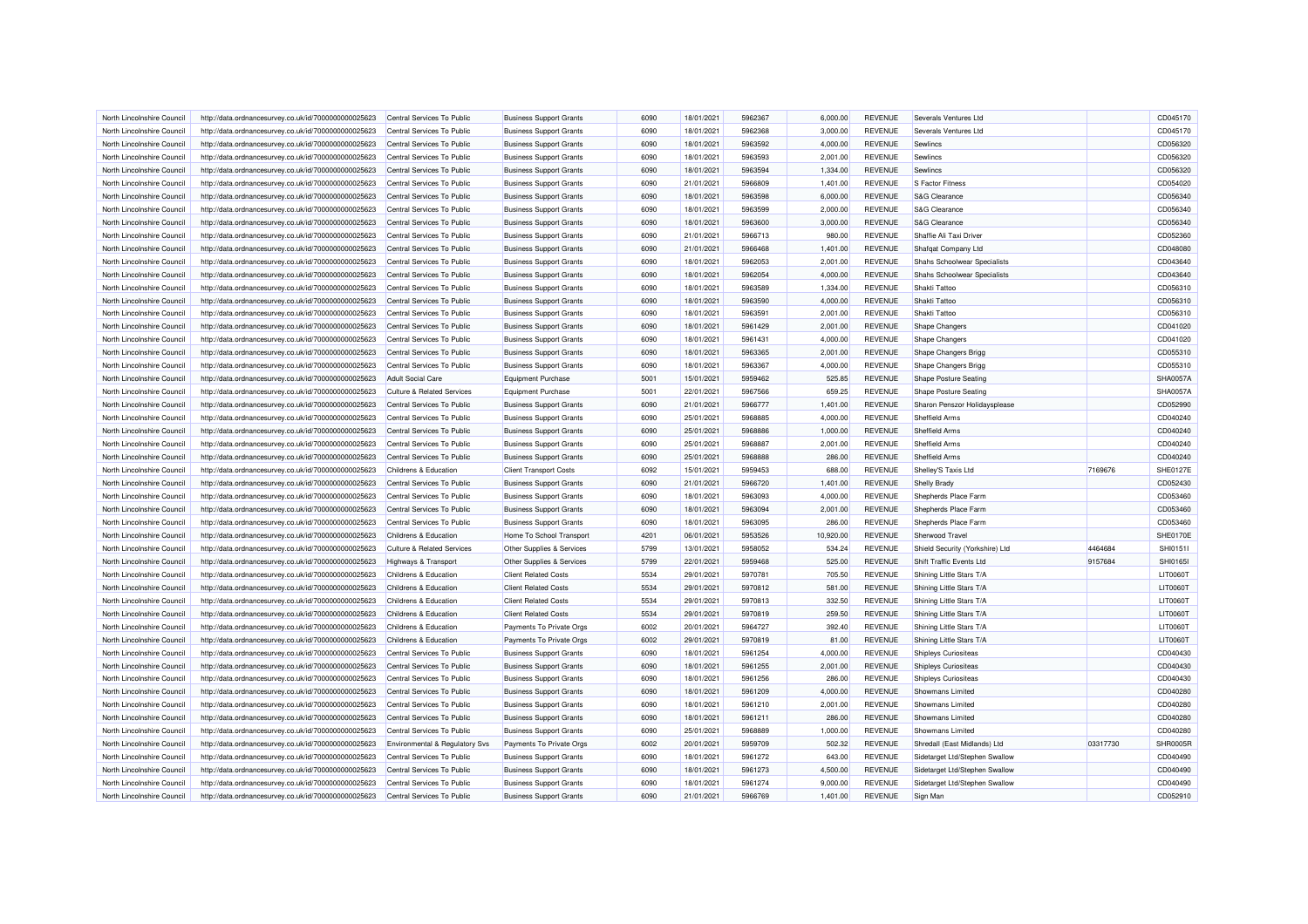| North Lincolnshire Council | http://data.ordnancesurvey.co.uk/id/7000000000025623 | Central Services To Public | Business Support Grants | 6090 | 18/01/2021 | 5962367 | 6,000.00 | REVENUE | Severals Ventures Ltd | | CD045170 |
|---|---|---|---|---|---|---|---|---|---|---|---|
| North Lincolnshire Council | http://data.ordnancesurvey.co.uk/id/7000000000025623 | Central Services To Public | Business Support Grants | 6090 | 18/01/2021 | 5962368 | 3,000.00 | REVENUE | Severals Ventures Ltd | | CD045170 |
| North Lincolnshire Council | http://data.ordnancesurvey.co.uk/id/7000000000025623 | Central Services To Public | Business Support Grants | 6090 | 18/01/2021 | 5963592 | 4,000.00 | REVENUE | Sewlincs | | CD056320 |
| North Lincolnshire Council | http://data.ordnancesurvey.co.uk/id/7000000000025623 | Central Services To Public | Business Support Grants | 6090 | 18/01/2021 | 5963593 | 2,001.00 | REVENUE | Sewlincs | | CD056320 |
| North Lincolnshire Council | http://data.ordnancesurvey.co.uk/id/7000000000025623 | Central Services To Public | Business Support Grants | 6090 | 18/01/2021 | 5963594 | 1,334.00 | REVENUE | Sewlincs | | CD056320 |
| North Lincolnshire Council | http://data.ordnancesurvey.co.uk/id/7000000000025623 | Central Services To Public | Business Support Grants | 6090 | 21/01/2021 | 5966809 | 1,401.00 | REVENUE | S Factor Fitness | | CD054020 |
| North Lincolnshire Council | http://data.ordnancesurvey.co.uk/id/7000000000025623 | Central Services To Public | Business Support Grants | 6090 | 18/01/2021 | 5963598 | 6,000.00 | REVENUE | S&G Clearance | | CD056340 |
| North Lincolnshire Council | http://data.ordnancesurvey.co.uk/id/7000000000025623 | Central Services To Public | Business Support Grants | 6090 | 18/01/2021 | 5963599 | 2,000.00 | REVENUE | S&G Clearance | | CD056340 |
| North Lincolnshire Council | http://data.ordnancesurvey.co.uk/id/7000000000025623 | Central Services To Public | Business Support Grants | 6090 | 18/01/2021 | 5963600 | 3,000.00 | REVENUE | S&G Clearance | | CD056340 |
| North Lincolnshire Council | http://data.ordnancesurvey.co.uk/id/7000000000025623 | Central Services To Public | Business Support Grants | 6090 | 21/01/2021 | 5966713 | 980.00 | REVENUE | Shaffie Ali Taxi Driver | | CD052360 |
| North Lincolnshire Council | http://data.ordnancesurvey.co.uk/id/7000000000025623 | Central Services To Public | Business Support Grants | 6090 | 21/01/2021 | 5966468 | 1,401.00 | REVENUE | Shafqat Company Ltd | | CD048080 |
| North Lincolnshire Council | http://data.ordnancesurvey.co.uk/id/7000000000025623 | Central Services To Public | Business Support Grants | 6090 | 18/01/2021 | 5962053 | 2,001.00 | REVENUE | Shahs Schoolwear Specialists | | CD043640 |
| North Lincolnshire Council | http://data.ordnancesurvey.co.uk/id/7000000000025623 | Central Services To Public | Business Support Grants | 6090 | 18/01/2021 | 5962054 | 4,000.00 | REVENUE | Shahs Schoolwear Specialists | | CD043640 |
| North Lincolnshire Council | http://data.ordnancesurvey.co.uk/id/7000000000025623 | Central Services To Public | Business Support Grants | 6090 | 18/01/2021 | 5963589 | 1,334.00 | REVENUE | Shakti Tattoo | | CD056310 |
| North Lincolnshire Council | http://data.ordnancesurvey.co.uk/id/7000000000025623 | Central Services To Public | Business Support Grants | 6090 | 18/01/2021 | 5963590 | 4,000.00 | REVENUE | Shakti Tattoo | | CD056310 |
| North Lincolnshire Council | http://data.ordnancesurvey.co.uk/id/7000000000025623 | Central Services To Public | Business Support Grants | 6090 | 18/01/2021 | 5963591 | 2,001.00 | REVENUE | Shakti Tattoo | | CD056310 |
| North Lincolnshire Council | http://data.ordnancesurvey.co.uk/id/7000000000025623 | Central Services To Public | Business Support Grants | 6090 | 18/01/2021 | 5961429 | 2,001.00 | REVENUE | Shape Changers | | CD041020 |
| North Lincolnshire Council | http://data.ordnancesurvey.co.uk/id/7000000000025623 | Central Services To Public | Business Support Grants | 6090 | 18/01/2021 | 5961431 | 4,000.00 | REVENUE | Shape Changers | | CD041020 |
| North Lincolnshire Council | http://data.ordnancesurvey.co.uk/id/7000000000025623 | Central Services To Public | Business Support Grants | 6090 | 18/01/2021 | 5963365 | 2,001.00 | REVENUE | Shape Changers Brigg | | CD055310 |
| North Lincolnshire Council | http://data.ordnancesurvey.co.uk/id/7000000000025623 | Central Services To Public | Business Support Grants | 6090 | 18/01/2021 | 5963367 | 4,000.00 | REVENUE | Shape Changers Brigg | | CD055310 |
| North Lincolnshire Council | http://data.ordnancesurvey.co.uk/id/7000000000025623 | Adult Social Care | Equipment Purchase | 5001 | 15/01/2021 | 5959462 | 525.85 | REVENUE | Shape Posture Seating | | SHA0057A |
| North Lincolnshire Council | http://data.ordnancesurvey.co.uk/id/7000000000025623 | Culture & Related Services | Equipment Purchase | 5001 | 22/01/2021 | 5967566 | 659.25 | REVENUE | Shape Posture Seating | | SHA0057A |
| North Lincolnshire Council | http://data.ordnancesurvey.co.uk/id/7000000000025623 | Central Services To Public | Business Support Grants | 6090 | 21/01/2021 | 5966777 | 1,401.00 | REVENUE | Sharon Penszor Holidaysplease | | CD052990 |
| North Lincolnshire Council | http://data.ordnancesurvey.co.uk/id/7000000000025623 | Central Services To Public | Business Support Grants | 6090 | 25/01/2021 | 5968885 | 4,000.00 | REVENUE | Sheffield Arms | | CD040240 |
| North Lincolnshire Council | http://data.ordnancesurvey.co.uk/id/7000000000025623 | Central Services To Public | Business Support Grants | 6090 | 25/01/2021 | 5968886 | 1,000.00 | REVENUE | Sheffield Arms | | CD040240 |
| North Lincolnshire Council | http://data.ordnancesurvey.co.uk/id/7000000000025623 | Central Services To Public | Business Support Grants | 6090 | 25/01/2021 | 5968887 | 2,001.00 | REVENUE | Sheffield Arms | | CD040240 |
| North Lincolnshire Council | http://data.ordnancesurvey.co.uk/id/7000000000025623 | Central Services To Public | Business Support Grants | 6090 | 25/01/2021 | 5968888 | 286.00 | REVENUE | Sheffield Arms | | CD040240 |
| North Lincolnshire Council | http://data.ordnancesurvey.co.uk/id/7000000000025623 | Childrens & Education | Client Transport Costs | 6092 | 15/01/2021 | 5959453 | 688.00 | REVENUE | Shelley'S Taxis Ltd | 7169676 | SHE0127E |
| North Lincolnshire Council | http://data.ordnancesurvey.co.uk/id/7000000000025623 | Central Services To Public | Business Support Grants | 6090 | 21/01/2021 | 5966720 | 1,401.00 | REVENUE | Shelly Brady | | CD052430 |
| North Lincolnshire Council | http://data.ordnancesurvey.co.uk/id/7000000000025623 | Central Services To Public | Business Support Grants | 6090 | 18/01/2021 | 5963093 | 4,000.00 | REVENUE | Shepherds Place Farm | | CD053460 |
| North Lincolnshire Council | http://data.ordnancesurvey.co.uk/id/7000000000025623 | Central Services To Public | Business Support Grants | 6090 | 18/01/2021 | 5963094 | 2,001.00 | REVENUE | Shepherds Place Farm | | CD053460 |
| North Lincolnshire Council | http://data.ordnancesurvey.co.uk/id/7000000000025623 | Central Services To Public | Business Support Grants | 6090 | 18/01/2021 | 5963095 | 286.00 | REVENUE | Shepherds Place Farm | | CD053460 |
| North Lincolnshire Council | http://data.ordnancesurvey.co.uk/id/7000000000025623 | Childrens & Education | Home To School Transport | 4201 | 06/01/2021 | 5953526 | 10,920.00 | REVENUE | Sherwood Travel | | SHE0170E |
| North Lincolnshire Council | http://data.ordnancesurvey.co.uk/id/7000000000025623 | Culture & Related Services | Other Supplies & Services | 5799 | 13/01/2021 | 5958052 | 534.24 | REVENUE | Shield Security (Yorkshire) Ltd | 4464684 | SHI0151I |
| North Lincolnshire Council | http://data.ordnancesurvey.co.uk/id/7000000000025623 | Highways & Transport | Other Supplies & Services | 5799 | 22/01/2021 | 5959468 | 525.00 | REVENUE | Shift Traffic Events Ltd | 9157684 | SHI0165I |
| North Lincolnshire Council | http://data.ordnancesurvey.co.uk/id/7000000000025623 | Childrens & Education | Client Related Costs | 5534 | 29/01/2021 | 5970781 | 705.50 | REVENUE | Shining Little Stars T/A | | LIT0060T |
| North Lincolnshire Council | http://data.ordnancesurvey.co.uk/id/7000000000025623 | Childrens & Education | Client Related Costs | 5534 | 29/01/2021 | 5970812 | 581.00 | REVENUE | Shining Little Stars T/A | | LIT0060T |
| North Lincolnshire Council | http://data.ordnancesurvey.co.uk/id/7000000000025623 | Childrens & Education | Client Related Costs | 5534 | 29/01/2021 | 5970813 | 332.50 | REVENUE | Shining Little Stars T/A | | LIT0060T |
| North Lincolnshire Council | http://data.ordnancesurvey.co.uk/id/7000000000025623 | Childrens & Education | Client Related Costs | 5534 | 29/01/2021 | 5970819 | 259.50 | REVENUE | Shining Little Stars T/A | | LIT0060T |
| North Lincolnshire Council | http://data.ordnancesurvey.co.uk/id/7000000000025623 | Childrens & Education | Payments To Private Orgs | 6002 | 20/01/2021 | 5964727 | 392.40 | REVENUE | Shining Little Stars T/A | | LIT0060T |
| North Lincolnshire Council | http://data.ordnancesurvey.co.uk/id/7000000000025623 | Childrens & Education | Payments To Private Orgs | 6002 | 29/01/2021 | 5970819 | 81.00 | REVENUE | Shining Little Stars T/A | | LIT0060T |
| North Lincolnshire Council | http://data.ordnancesurvey.co.uk/id/7000000000025623 | Central Services To Public | Business Support Grants | 6090 | 18/01/2021 | 5961254 | 4,000.00 | REVENUE | Shipleys Curiositeas | | CD040430 |
| North Lincolnshire Council | http://data.ordnancesurvey.co.uk/id/7000000000025623 | Central Services To Public | Business Support Grants | 6090 | 18/01/2021 | 5961255 | 2,001.00 | REVENUE | Shipleys Curiositeas | | CD040430 |
| North Lincolnshire Council | http://data.ordnancesurvey.co.uk/id/7000000000025623 | Central Services To Public | Business Support Grants | 6090 | 18/01/2021 | 5961256 | 286.00 | REVENUE | Shipleys Curiositeas | | CD040430 |
| North Lincolnshire Council | http://data.ordnancesurvey.co.uk/id/7000000000025623 | Central Services To Public | Business Support Grants | 6090 | 18/01/2021 | 5961209 | 4,000.00 | REVENUE | Showmans Limited | | CD040280 |
| North Lincolnshire Council | http://data.ordnancesurvey.co.uk/id/7000000000025623 | Central Services To Public | Business Support Grants | 6090 | 18/01/2021 | 5961210 | 2,001.00 | REVENUE | Showmans Limited | | CD040280 |
| North Lincolnshire Council | http://data.ordnancesurvey.co.uk/id/7000000000025623 | Central Services To Public | Business Support Grants | 6090 | 18/01/2021 | 5961211 | 286.00 | REVENUE | Showmans Limited | | CD040280 |
| North Lincolnshire Council | http://data.ordnancesurvey.co.uk/id/7000000000025623 | Central Services To Public | Business Support Grants | 6090 | 25/01/2021 | 5968889 | 1,000.00 | REVENUE | Showmans Limited | | CD040280 |
| North Lincolnshire Council | http://data.ordnancesurvey.co.uk/id/7000000000025623 | Environmental & Regulatory Svs | Payments To Private Orgs | 6002 | 20/01/2021 | 5959709 | 502.32 | REVENUE | Shredall (East Midlands) Ltd | 03317730 | SHR0005R |
| North Lincolnshire Council | http://data.ordnancesurvey.co.uk/id/7000000000025623 | Central Services To Public | Business Support Grants | 6090 | 18/01/2021 | 5961272 | 643.00 | REVENUE | Sidetarget Ltd/Stephen Swallow | | CD040490 |
| North Lincolnshire Council | http://data.ordnancesurvey.co.uk/id/7000000000025623 | Central Services To Public | Business Support Grants | 6090 | 18/01/2021 | 5961273 | 4,500.00 | REVENUE | Sidetarget Ltd/Stephen Swallow | | CD040490 |
| North Lincolnshire Council | http://data.ordnancesurvey.co.uk/id/7000000000025623 | Central Services To Public | Business Support Grants | 6090 | 18/01/2021 | 5961274 | 9,000.00 | REVENUE | Sidetarget Ltd/Stephen Swallow | | CD040490 |
| North Lincolnshire Council | http://data.ordnancesurvey.co.uk/id/7000000000025623 | Central Services To Public | Business Support Grants | 6090 | 21/01/2021 | 5966769 | 1,401.00 | REVENUE | Sign Man | | CD052910 |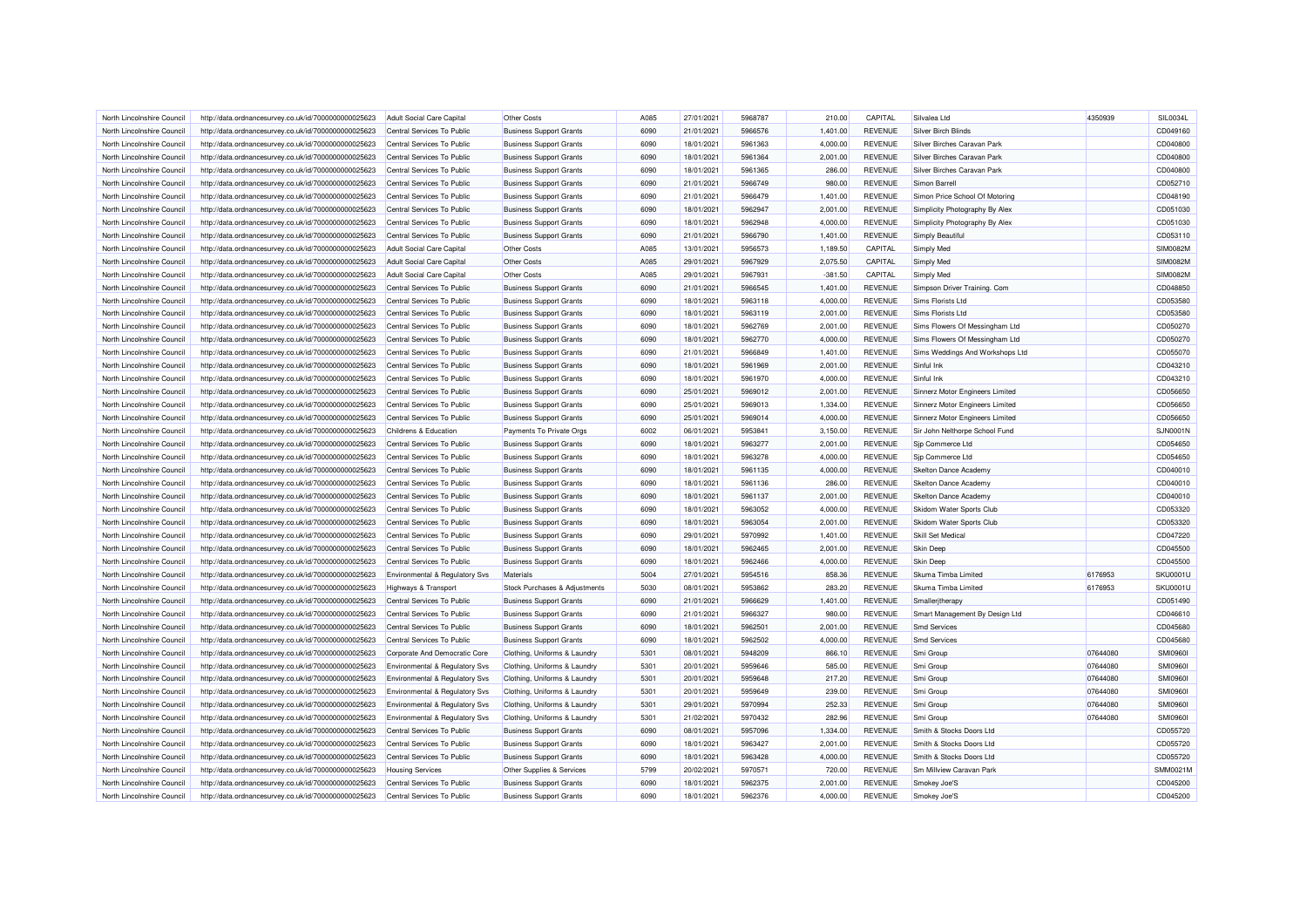| North Lincolnshire Council | http://data.ordnancesurvey.co.uk/id/7000000000025623 | Adult Social Care Capital | Other Costs | A085 | 27/01/2021 | 5968787 | 210.00 | CAPITAL | Silvalea Ltd | 4350939 | SIL0034L |
|---|---|---|---|---|---|---|---|---|---|---|---|
| North Lincolnshire Council | http://data.ordnancesurvey.co.uk/id/7000000000025623 | Central Services To Public | Business Support Grants | 6090 | 21/01/2021 | 5966576 | 1,401.00 | REVENUE | Silver Birch Blinds | | CD049160 |
| North Lincolnshire Council | http://data.ordnancesurvey.co.uk/id/7000000000025623 | Central Services To Public | Business Support Grants | 6090 | 18/01/2021 | 5961363 | 4,000.00 | REVENUE | Silver Birches Caravan Park | | CD040800 |
| North Lincolnshire Council | http://data.ordnancesurvey.co.uk/id/7000000000025623 | Central Services To Public | Business Support Grants | 6090 | 18/01/2021 | 5961364 | 2,001.00 | REVENUE | Silver Birches Caravan Park | | CD040800 |
| North Lincolnshire Council | http://data.ordnancesurvey.co.uk/id/7000000000025623 | Central Services To Public | Business Support Grants | 6090 | 18/01/2021 | 5961365 | 286.00 | REVENUE | Silver Birches Caravan Park | | CD040800 |
| North Lincolnshire Council | http://data.ordnancesurvey.co.uk/id/7000000000025623 | Central Services To Public | Business Support Grants | 6090 | 21/01/2021 | 5966749 | 980.00 | REVENUE | Simon Barrell | | CD052710 |
| North Lincolnshire Council | http://data.ordnancesurvey.co.uk/id/7000000000025623 | Central Services To Public | Business Support Grants | 6090 | 21/01/2021 | 5966479 | 1,401.00 | REVENUE | Simon Price School Of Motoring | | CD048190 |
| North Lincolnshire Council | http://data.ordnancesurvey.co.uk/id/7000000000025623 | Central Services To Public | Business Support Grants | 6090 | 18/01/2021 | 5962947 | 2,001.00 | REVENUE | Simplicity Photography By Alex | | CD051030 |
| North Lincolnshire Council | http://data.ordnancesurvey.co.uk/id/7000000000025623 | Central Services To Public | Business Support Grants | 6090 | 18/01/2021 | 5962948 | 4,000.00 | REVENUE | Simplicity Photography By Alex | | CD051030 |
| North Lincolnshire Council | http://data.ordnancesurvey.co.uk/id/7000000000025623 | Central Services To Public | Business Support Grants | 6090 | 21/01/2021 | 5966790 | 1,401.00 | REVENUE | Simply Beautiful | | CD053110 |
| North Lincolnshire Council | http://data.ordnancesurvey.co.uk/id/7000000000025623 | Adult Social Care Capital | Other Costs | A085 | 13/01/2021 | 5956573 | 1,189.50 | CAPITAL | Simply Med | | SIM0082M |
| North Lincolnshire Council | http://data.ordnancesurvey.co.uk/id/7000000000025623 | Adult Social Care Capital | Other Costs | A085 | 29/01/2021 | 5967929 | 2,075.50 | CAPITAL | Simply Med | | SIM0082M |
| North Lincolnshire Council | http://data.ordnancesurvey.co.uk/id/7000000000025623 | Adult Social Care Capital | Other Costs | A085 | 29/01/2021 | 5967931 | -381.50 | CAPITAL | Simply Med | | SIM0082M |
| North Lincolnshire Council | http://data.ordnancesurvey.co.uk/id/7000000000025623 | Central Services To Public | Business Support Grants | 6090 | 21/01/2021 | 5966545 | 1,401.00 | REVENUE | Simpson Driver Training. Com | | CD048850 |
| North Lincolnshire Council | http://data.ordnancesurvey.co.uk/id/7000000000025623 | Central Services To Public | Business Support Grants | 6090 | 18/01/2021 | 5963118 | 4,000.00 | REVENUE | Sims Florists Ltd | | CD053580 |
| North Lincolnshire Council | http://data.ordnancesurvey.co.uk/id/7000000000025623 | Central Services To Public | Business Support Grants | 6090 | 18/01/2021 | 5963119 | 2,001.00 | REVENUE | Sims Florists Ltd | | CD053580 |
| North Lincolnshire Council | http://data.ordnancesurvey.co.uk/id/7000000000025623 | Central Services To Public | Business Support Grants | 6090 | 18/01/2021 | 5962769 | 2,001.00 | REVENUE | Sims Flowers Of Messingham Ltd | | CD050270 |
| North Lincolnshire Council | http://data.ordnancesurvey.co.uk/id/7000000000025623 | Central Services To Public | Business Support Grants | 6090 | 18/01/2021 | 5962770 | 4,000.00 | REVENUE | Sims Flowers Of Messingham Ltd | | CD050270 |
| North Lincolnshire Council | http://data.ordnancesurvey.co.uk/id/7000000000025623 | Central Services To Public | Business Support Grants | 6090 | 21/01/2021 | 5966849 | 1,401.00 | REVENUE | Sims Weddings And Workshops Ltd | | CD055070 |
| North Lincolnshire Council | http://data.ordnancesurvey.co.uk/id/7000000000025623 | Central Services To Public | Business Support Grants | 6090 | 18/01/2021 | 5961969 | 2,001.00 | REVENUE | Sinful Ink | | CD043210 |
| North Lincolnshire Council | http://data.ordnancesurvey.co.uk/id/7000000000025623 | Central Services To Public | Business Support Grants | 6090 | 18/01/2021 | 5961970 | 4,000.00 | REVENUE | Sinful Ink | | CD043210 |
| North Lincolnshire Council | http://data.ordnancesurvey.co.uk/id/7000000000025623 | Central Services To Public | Business Support Grants | 6090 | 25/01/2021 | 5969012 | 2,001.00 | REVENUE | Sinnerz Motor Engineers Limited | | CD056650 |
| North Lincolnshire Council | http://data.ordnancesurvey.co.uk/id/7000000000025623 | Central Services To Public | Business Support Grants | 6090 | 25/01/2021 | 5969013 | 1,334.00 | REVENUE | Sinnerz Motor Engineers Limited | | CD056650 |
| North Lincolnshire Council | http://data.ordnancesurvey.co.uk/id/7000000000025623 | Central Services To Public | Business Support Grants | 6090 | 25/01/2021 | 5969014 | 4,000.00 | REVENUE | Sinnerz Motor Engineers Limited | | CD056650 |
| North Lincolnshire Council | http://data.ordnancesurvey.co.uk/id/7000000000025623 | Childrens & Education | Payments To Private Orgs | 6002 | 06/01/2021 | 5953841 | 3,150.00 | REVENUE | Sir John Nelthorpe School Fund | | SJN0001N |
| North Lincolnshire Council | http://data.ordnancesurvey.co.uk/id/7000000000025623 | Central Services To Public | Business Support Grants | 6090 | 18/01/2021 | 5963277 | 2,001.00 | REVENUE | Sjp Commerce Ltd | | CD054650 |
| North Lincolnshire Council | http://data.ordnancesurvey.co.uk/id/7000000000025623 | Central Services To Public | Business Support Grants | 6090 | 18/01/2021 | 5963278 | 4,000.00 | REVENUE | Sjp Commerce Ltd | | CD054650 |
| North Lincolnshire Council | http://data.ordnancesurvey.co.uk/id/7000000000025623 | Central Services To Public | Business Support Grants | 6090 | 18/01/2021 | 5961135 | 4,000.00 | REVENUE | Skelton Dance Academy | | CD040010 |
| North Lincolnshire Council | http://data.ordnancesurvey.co.uk/id/7000000000025623 | Central Services To Public | Business Support Grants | 6090 | 18/01/2021 | 5961136 | 286.00 | REVENUE | Skelton Dance Academy | | CD040010 |
| North Lincolnshire Council | http://data.ordnancesurvey.co.uk/id/7000000000025623 | Central Services To Public | Business Support Grants | 6090 | 18/01/2021 | 5961137 | 2,001.00 | REVENUE | Skelton Dance Academy | | CD040010 |
| North Lincolnshire Council | http://data.ordnancesurvey.co.uk/id/7000000000025623 | Central Services To Public | Business Support Grants | 6090 | 18/01/2021 | 5963052 | 4,000.00 | REVENUE | Skidom Water Sports Club | | CD053320 |
| North Lincolnshire Council | http://data.ordnancesurvey.co.uk/id/7000000000025623 | Central Services To Public | Business Support Grants | 6090 | 18/01/2021 | 5963054 | 2,001.00 | REVENUE | Skidom Water Sports Club | | CD053320 |
| North Lincolnshire Council | http://data.ordnancesurvey.co.uk/id/7000000000025623 | Central Services To Public | Business Support Grants | 6090 | 29/01/2021 | 5970992 | 1,401.00 | REVENUE | Skill Set Medical | | CD047220 |
| North Lincolnshire Council | http://data.ordnancesurvey.co.uk/id/7000000000025623 | Central Services To Public | Business Support Grants | 6090 | 18/01/2021 | 5962465 | 2,001.00 | REVENUE | Skin Deep | | CD045500 |
| North Lincolnshire Council | http://data.ordnancesurvey.co.uk/id/7000000000025623 | Central Services To Public | Business Support Grants | 6090 | 18/01/2021 | 5962466 | 4,000.00 | REVENUE | Skin Deep | | CD045500 |
| North Lincolnshire Council | http://data.ordnancesurvey.co.uk/id/7000000000025623 | Environmental & Regulatory Svs | Materials | 5004 | 27/01/2021 | 5954516 | 858.36 | REVENUE | Skuma Timba Limited | 6176953 | SKU0001U |
| North Lincolnshire Council | http://data.ordnancesurvey.co.uk/id/7000000000025623 | Highways & Transport | Stock Purchases & Adjustments | 5030 | 08/01/2021 | 5953862 | 283.20 | REVENUE | Skuma Timba Limited | 6176953 | SKU0001U |
| North Lincolnshire Council | http://data.ordnancesurvey.co.uk/id/7000000000025623 | Central Services To Public | Business Support Grants | 6090 | 21/01/2021 | 5966629 | 1,401.00 | REVENUE | Smallerjtherapy | | CD051490 |
| North Lincolnshire Council | http://data.ordnancesurvey.co.uk/id/7000000000025623 | Central Services To Public | Business Support Grants | 6090 | 21/01/2021 | 5966327 | 980.00 | REVENUE | Smart Management By Design Ltd | | CD046610 |
| North Lincolnshire Council | http://data.ordnancesurvey.co.uk/id/7000000000025623 | Central Services To Public | Business Support Grants | 6090 | 18/01/2021 | 5962501 | 2,001.00 | REVENUE | Smd Services | | CD045680 |
| North Lincolnshire Council | http://data.ordnancesurvey.co.uk/id/7000000000025623 | Central Services To Public | Business Support Grants | 6090 | 18/01/2021 | 5962502 | 4,000.00 | REVENUE | Smd Services | | CD045680 |
| North Lincolnshire Council | http://data.ordnancesurvey.co.uk/id/7000000000025623 | Corporate And Democratic Core | Clothing, Uniforms & Laundry | 5301 | 08/01/2021 | 5948209 | 866.10 | REVENUE | Smi Group | 07644080 | SMI0960I |
| North Lincolnshire Council | http://data.ordnancesurvey.co.uk/id/7000000000025623 | Environmental & Regulatory Svs | Clothing, Uniforms & Laundry | 5301 | 20/01/2021 | 5959646 | 585.00 | REVENUE | Smi Group | 07644080 | SMI0960I |
| North Lincolnshire Council | http://data.ordnancesurvey.co.uk/id/7000000000025623 | Environmental & Regulatory Svs | Clothing, Uniforms & Laundry | 5301 | 20/01/2021 | 5959648 | 217.20 | REVENUE | Smi Group | 07644080 | SMI0960I |
| North Lincolnshire Council | http://data.ordnancesurvey.co.uk/id/7000000000025623 | Environmental & Regulatory Svs | Clothing, Uniforms & Laundry | 5301 | 20/01/2021 | 5959649 | 239.00 | REVENUE | Smi Group | 07644080 | SMI0960I |
| North Lincolnshire Council | http://data.ordnancesurvey.co.uk/id/7000000000025623 | Environmental & Regulatory Svs | Clothing, Uniforms & Laundry | 5301 | 29/01/2021 | 5970994 | 252.33 | REVENUE | Smi Group | 07644080 | SMI0960I |
| North Lincolnshire Council | http://data.ordnancesurvey.co.uk/id/7000000000025623 | Environmental & Regulatory Svs | Clothing, Uniforms & Laundry | 5301 | 21/02/2021 | 5970432 | 282.96 | REVENUE | Smi Group | 07644080 | SMI0960I |
| North Lincolnshire Council | http://data.ordnancesurvey.co.uk/id/7000000000025623 | Central Services To Public | Business Support Grants | 6090 | 08/01/2021 | 5957096 | 1,334.00 | REVENUE | Smith & Stocks Doors Ltd | | CD055720 |
| North Lincolnshire Council | http://data.ordnancesurvey.co.uk/id/7000000000025623 | Central Services To Public | Business Support Grants | 6090 | 18/01/2021 | 5963427 | 2,001.00 | REVENUE | Smith & Stocks Doors Ltd | | CD055720 |
| North Lincolnshire Council | http://data.ordnancesurvey.co.uk/id/7000000000025623 | Central Services To Public | Business Support Grants | 6090 | 18/01/2021 | 5963428 | 4,000.00 | REVENUE | Smith & Stocks Doors Ltd | | CD055720 |
| North Lincolnshire Council | http://data.ordnancesurvey.co.uk/id/7000000000025623 | Housing Services | Other Supplies & Services | 5799 | 20/02/2021 | 5970571 | 720.00 | REVENUE | Sm Millview Caravan Park | | SMM0021M |
| North Lincolnshire Council | http://data.ordnancesurvey.co.uk/id/7000000000025623 | Central Services To Public | Business Support Grants | 6090 | 18/01/2021 | 5962375 | 2,001.00 | REVENUE | Smokey Joe'S | | CD045200 |
| North Lincolnshire Council | http://data.ordnancesurvey.co.uk/id/7000000000025623 | Central Services To Public | Business Support Grants | 6090 | 18/01/2021 | 5962376 | 4,000.00 | REVENUE | Smokey Joe'S | | CD045200 |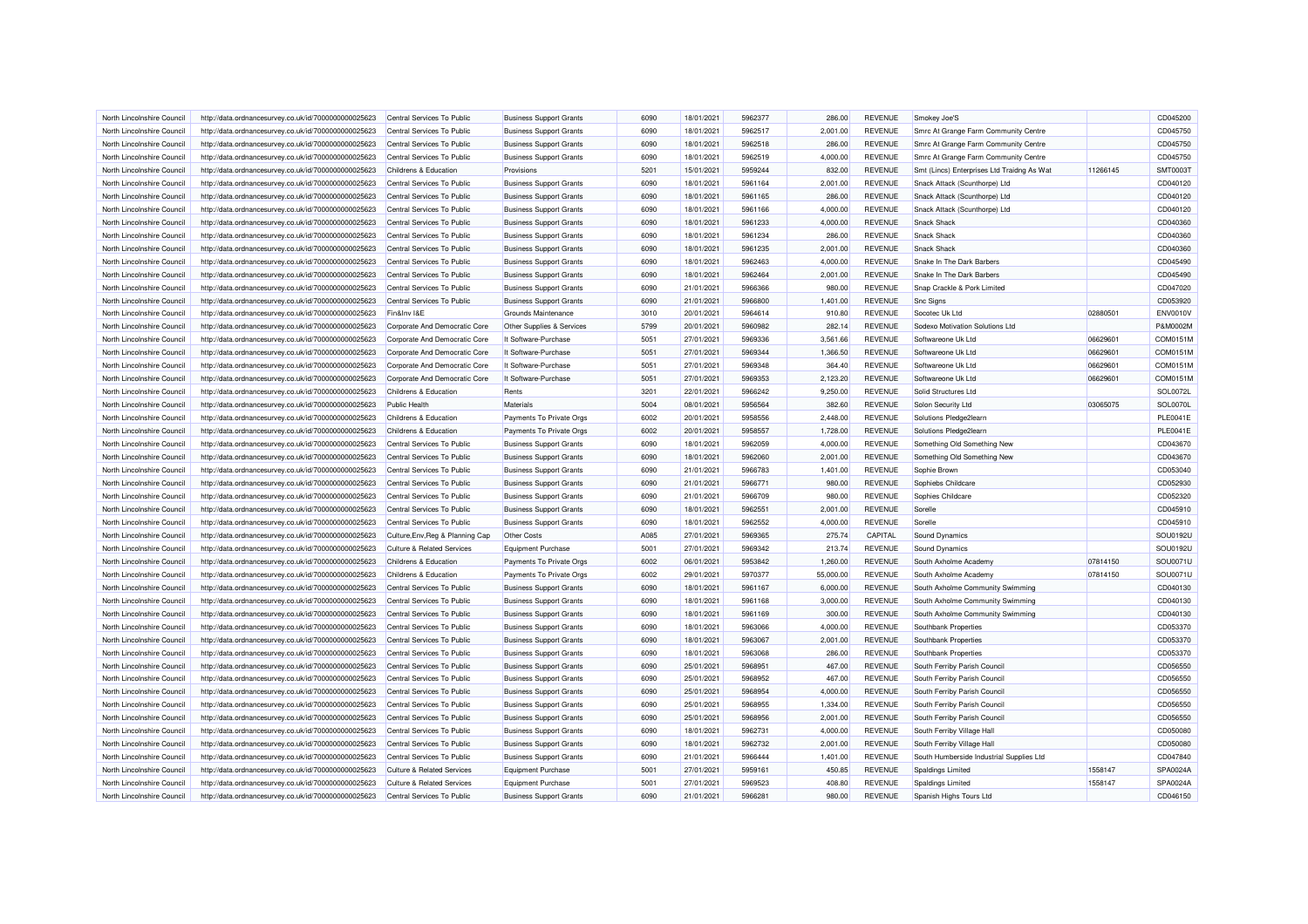| North Lincolnshire Council | http://data.ordnancesurvey.co.uk/id/7000000000025623 | Central Services To Public | Business Support Grants | 6090 | 18/01/2021 | 5962377 | 286.00 | REVENUE | Smokey Joe'S | | CD045200 |
|---|---|---|---|---|---|---|---|---|---|---|---|
| North Lincolnshire Council | http://data.ordnancesurvey.co.uk/id/7000000000025623 | Central Services To Public | Business Support Grants | 6090 | 18/01/2021 | 5962517 | 2,001.00 | REVENUE | Smrc At Grange Farm Community Centre | | CD045750 |
| North Lincolnshire Council | http://data.ordnancesurvey.co.uk/id/7000000000025623 | Central Services To Public | Business Support Grants | 6090 | 18/01/2021 | 5962518 | 286.00 | REVENUE | Smrc At Grange Farm Community Centre | | CD045750 |
| North Lincolnshire Council | http://data.ordnancesurvey.co.uk/id/7000000000025623 | Central Services To Public | Business Support Grants | 6090 | 18/01/2021 | 5962519 | 4,000.00 | REVENUE | Smrc At Grange Farm Community Centre | | CD045750 |
| North Lincolnshire Council | http://data.ordnancesurvey.co.uk/id/7000000000025623 | Childrens & Education | Provisions | 5201 | 15/01/2021 | 5959244 | 832.00 | REVENUE | Smt (Lincs) Enterprises Ltd Traidng As Wat | 11266145 | SMT0003T |
| North Lincolnshire Council | http://data.ordnancesurvey.co.uk/id/7000000000025623 | Central Services To Public | Business Support Grants | 6090 | 18/01/2021 | 5961164 | 2,001.00 | REVENUE | Snack Attack (Scunthorpe) Ltd | | CD040120 |
| North Lincolnshire Council | http://data.ordnancesurvey.co.uk/id/7000000000025623 | Central Services To Public | Business Support Grants | 6090 | 18/01/2021 | 5961165 | 286.00 | REVENUE | Snack Attack (Scunthorpe) Ltd | | CD040120 |
| North Lincolnshire Council | http://data.ordnancesurvey.co.uk/id/7000000000025623 | Central Services To Public | Business Support Grants | 6090 | 18/01/2021 | 5961166 | 4,000.00 | REVENUE | Snack Attack (Scunthorpe) Ltd | | CD040120 |
| North Lincolnshire Council | http://data.ordnancesurvey.co.uk/id/7000000000025623 | Central Services To Public | Business Support Grants | 6090 | 18/01/2021 | 5961233 | 4,000.00 | REVENUE | Snack Shack | | CD040360 |
| North Lincolnshire Council | http://data.ordnancesurvey.co.uk/id/7000000000025623 | Central Services To Public | Business Support Grants | 6090 | 18/01/2021 | 5961234 | 286.00 | REVENUE | Snack Shack | | CD040360 |
| North Lincolnshire Council | http://data.ordnancesurvey.co.uk/id/7000000000025623 | Central Services To Public | Business Support Grants | 6090 | 18/01/2021 | 5961235 | 2,001.00 | REVENUE | Snack Shack | | CD040360 |
| North Lincolnshire Council | http://data.ordnancesurvey.co.uk/id/7000000000025623 | Central Services To Public | Business Support Grants | 6090 | 18/01/2021 | 5962463 | 4,000.00 | REVENUE | Snake In The Dark Barbers | | CD045490 |
| North Lincolnshire Council | http://data.ordnancesurvey.co.uk/id/7000000000025623 | Central Services To Public | Business Support Grants | 6090 | 18/01/2021 | 5962464 | 2,001.00 | REVENUE | Snake In The Dark Barbers | | CD045490 |
| North Lincolnshire Council | http://data.ordnancesurvey.co.uk/id/7000000000025623 | Central Services To Public | Business Support Grants | 6090 | 21/01/2021 | 5966366 | 980.00 | REVENUE | Snap Crackle & Pork Limited | | CD047020 |
| North Lincolnshire Council | http://data.ordnancesurvey.co.uk/id/7000000000025623 | Central Services To Public | Business Support Grants | 6090 | 21/01/2021 | 5966800 | 1,401.00 | REVENUE | Snc Signs | | CD053920 |
| North Lincolnshire Council | http://data.ordnancesurvey.co.uk/id/7000000000025623 | Fin&Inv I&E | Grounds Maintenance | 3010 | 20/01/2021 | 5964614 | 910.80 | REVENUE | Socotec Uk Ltd | 02880501 | ENV0010V |
| North Lincolnshire Council | http://data.ordnancesurvey.co.uk/id/7000000000025623 | Corporate And Democratic Core | Other Supplies & Services | 5799 | 20/01/2021 | 5960982 | 282.14 | REVENUE | Sodexo Motivation Solutions Ltd | | P&M0002M |
| North Lincolnshire Council | http://data.ordnancesurvey.co.uk/id/7000000000025623 | Corporate And Democratic Core | It Software-Purchase | 5051 | 27/01/2021 | 5969336 | 3,561.66 | REVENUE | Softwareone Uk Ltd | 06629601 | COM0151M |
| North Lincolnshire Council | http://data.ordnancesurvey.co.uk/id/7000000000025623 | Corporate And Democratic Core | It Software-Purchase | 5051 | 27/01/2021 | 5969344 | 1,366.50 | REVENUE | Softwareone Uk Ltd | 06629601 | COM0151M |
| North Lincolnshire Council | http://data.ordnancesurvey.co.uk/id/7000000000025623 | Corporate And Democratic Core | It Software-Purchase | 5051 | 27/01/2021 | 5969348 | 364.40 | REVENUE | Softwareone Uk Ltd | 06629601 | COM0151M |
| North Lincolnshire Council | http://data.ordnancesurvey.co.uk/id/7000000000025623 | Corporate And Democratic Core | It Software-Purchase | 5051 | 27/01/2021 | 5969353 | 2,123.20 | REVENUE | Softwareone Uk Ltd | 06629601 | COM0151M |
| North Lincolnshire Council | http://data.ordnancesurvey.co.uk/id/7000000000025623 | Childrens & Education | Rents | 3201 | 22/01/2021 | 5966242 | 9,250.00 | REVENUE | Solid Structures Ltd | | SOL0072L |
| North Lincolnshire Council | http://data.ordnancesurvey.co.uk/id/7000000000025623 | Public Health | Materials | 5004 | 08/01/2021 | 5956564 | 382.60 | REVENUE | Solon Security Ltd | 03065075 | SOL0070L |
| North Lincolnshire Council | http://data.ordnancesurvey.co.uk/id/7000000000025623 | Childrens & Education | Payments To Private Orgs | 6002 | 20/01/2021 | 5958556 | 2,448.00 | REVENUE | Solutions Pledge2learn | | PLE0041E |
| North Lincolnshire Council | http://data.ordnancesurvey.co.uk/id/7000000000025623 | Childrens & Education | Payments To Private Orgs | 6002 | 20/01/2021 | 5958557 | 1,728.00 | REVENUE | Solutions Pledge2learn | | PLE0041E |
| North Lincolnshire Council | http://data.ordnancesurvey.co.uk/id/7000000000025623 | Central Services To Public | Business Support Grants | 6090 | 18/01/2021 | 5962059 | 4,000.00 | REVENUE | Something Old Something New | | CD043670 |
| North Lincolnshire Council | http://data.ordnancesurvey.co.uk/id/7000000000025623 | Central Services To Public | Business Support Grants | 6090 | 18/01/2021 | 5962060 | 2,001.00 | REVENUE | Something Old Something New | | CD043670 |
| North Lincolnshire Council | http://data.ordnancesurvey.co.uk/id/7000000000025623 | Central Services To Public | Business Support Grants | 6090 | 21/01/2021 | 5966783 | 1,401.00 | REVENUE | Sophie Brown | | CD053040 |
| North Lincolnshire Council | http://data.ordnancesurvey.co.uk/id/7000000000025623 | Central Services To Public | Business Support Grants | 6090 | 21/01/2021 | 5966771 | 980.00 | REVENUE | Sophiebs Childcare | | CD052930 |
| North Lincolnshire Council | http://data.ordnancesurvey.co.uk/id/7000000000025623 | Central Services To Public | Business Support Grants | 6090 | 21/01/2021 | 5966709 | 980.00 | REVENUE | Sophies Childcare | | CD052320 |
| North Lincolnshire Council | http://data.ordnancesurvey.co.uk/id/7000000000025623 | Central Services To Public | Business Support Grants | 6090 | 18/01/2021 | 5962551 | 2,001.00 | REVENUE | Sorelle | | CD045910 |
| North Lincolnshire Council | http://data.ordnancesurvey.co.uk/id/7000000000025623 | Central Services To Public | Business Support Grants | 6090 | 18/01/2021 | 5962552 | 4,000.00 | REVENUE | Sorelle | | CD045910 |
| North Lincolnshire Council | http://data.ordnancesurvey.co.uk/id/7000000000025623 | Culture,Env,Reg & Planning Cap | Other Costs | A085 | 27/01/2021 | 5969365 | 275.74 | CAPITAL | Sound Dynamics | | SOU0192U |
| North Lincolnshire Council | http://data.ordnancesurvey.co.uk/id/7000000000025623 | Culture & Related Services | Equipment Purchase | 5001 | 27/01/2021 | 5969342 | 213.74 | REVENUE | Sound Dynamics | | SOU0192U |
| North Lincolnshire Council | http://data.ordnancesurvey.co.uk/id/7000000000025623 | Childrens & Education | Payments To Private Orgs | 6002 | 06/01/2021 | 5953842 | 1,260.00 | REVENUE | South Axholme Academy | 07814150 | SOU0071U |
| North Lincolnshire Council | http://data.ordnancesurvey.co.uk/id/7000000000025623 | Childrens & Education | Payments To Private Orgs | 6002 | 29/01/2021 | 5970377 | 55,000.00 | REVENUE | South Axholme Academy | 07814150 | SOU0071U |
| North Lincolnshire Council | http://data.ordnancesurvey.co.uk/id/7000000000025623 | Central Services To Public | Business Support Grants | 6090 | 18/01/2021 | 5961167 | 6,000.00 | REVENUE | South Axholme Community Swimming | | CD040130 |
| North Lincolnshire Council | http://data.ordnancesurvey.co.uk/id/7000000000025623 | Central Services To Public | Business Support Grants | 6090 | 18/01/2021 | 5961168 | 3,000.00 | REVENUE | South Axholme Community Swimming | | CD040130 |
| North Lincolnshire Council | http://data.ordnancesurvey.co.uk/id/7000000000025623 | Central Services To Public | Business Support Grants | 6090 | 18/01/2021 | 5961169 | 300.00 | REVENUE | South Axholme Community Swimming | | CD040130 |
| North Lincolnshire Council | http://data.ordnancesurvey.co.uk/id/7000000000025623 | Central Services To Public | Business Support Grants | 6090 | 18/01/2021 | 5963066 | 4,000.00 | REVENUE | Southbank Properties | | CD053370 |
| North Lincolnshire Council | http://data.ordnancesurvey.co.uk/id/7000000000025623 | Central Services To Public | Business Support Grants | 6090 | 18/01/2021 | 5963067 | 2,001.00 | REVENUE | Southbank Properties | | CD053370 |
| North Lincolnshire Council | http://data.ordnancesurvey.co.uk/id/7000000000025623 | Central Services To Public | Business Support Grants | 6090 | 18/01/2021 | 5963068 | 286.00 | REVENUE | Southbank Properties | | CD053370 |
| North Lincolnshire Council | http://data.ordnancesurvey.co.uk/id/7000000000025623 | Central Services To Public | Business Support Grants | 6090 | 25/01/2021 | 5968951 | 467.00 | REVENUE | South Ferriby Parish Council | | CD056550 |
| North Lincolnshire Council | http://data.ordnancesurvey.co.uk/id/7000000000025623 | Central Services To Public | Business Support Grants | 6090 | 25/01/2021 | 5968952 | 467.00 | REVENUE | South Ferriby Parish Council | | CD056550 |
| North Lincolnshire Council | http://data.ordnancesurvey.co.uk/id/7000000000025623 | Central Services To Public | Business Support Grants | 6090 | 25/01/2021 | 5968954 | 4,000.00 | REVENUE | South Ferriby Parish Council | | CD056550 |
| North Lincolnshire Council | http://data.ordnancesurvey.co.uk/id/7000000000025623 | Central Services To Public | Business Support Grants | 6090 | 25/01/2021 | 5968955 | 1,334.00 | REVENUE | South Ferriby Parish Council | | CD056550 |
| North Lincolnshire Council | http://data.ordnancesurvey.co.uk/id/7000000000025623 | Central Services To Public | Business Support Grants | 6090 | 25/01/2021 | 5968956 | 2,001.00 | REVENUE | South Ferriby Parish Council | | CD056550 |
| North Lincolnshire Council | http://data.ordnancesurvey.co.uk/id/7000000000025623 | Central Services To Public | Business Support Grants | 6090 | 18/01/2021 | 5962731 | 4,000.00 | REVENUE | South Ferriby Village Hall | | CD050080 |
| North Lincolnshire Council | http://data.ordnancesurvey.co.uk/id/7000000000025623 | Central Services To Public | Business Support Grants | 6090 | 18/01/2021 | 5962732 | 2,001.00 | REVENUE | South Ferriby Village Hall | | CD050080 |
| North Lincolnshire Council | http://data.ordnancesurvey.co.uk/id/7000000000025623 | Central Services To Public | Business Support Grants | 6090 | 21/01/2021 | 5966444 | 1,401.00 | REVENUE | South Humberside Industrial Supplies Ltd | | CD047840 |
| North Lincolnshire Council | http://data.ordnancesurvey.co.uk/id/7000000000025623 | Culture & Related Services | Equipment Purchase | 5001 | 27/01/2021 | 5959161 | 450.85 | REVENUE | Spaldings Limited | 1558147 | SPA0024A |
| North Lincolnshire Council | http://data.ordnancesurvey.co.uk/id/7000000000025623 | Culture & Related Services | Equipment Purchase | 5001 | 27/01/2021 | 5969523 | 408.80 | REVENUE | Spaldings Limited | 1558147 | SPA0024A |
| North Lincolnshire Council | http://data.ordnancesurvey.co.uk/id/7000000000025623 | Central Services To Public | Business Support Grants | 6090 | 21/01/2021 | 5966281 | 980.00 | REVENUE | Spanish Highs Tours Ltd | | CD046150 |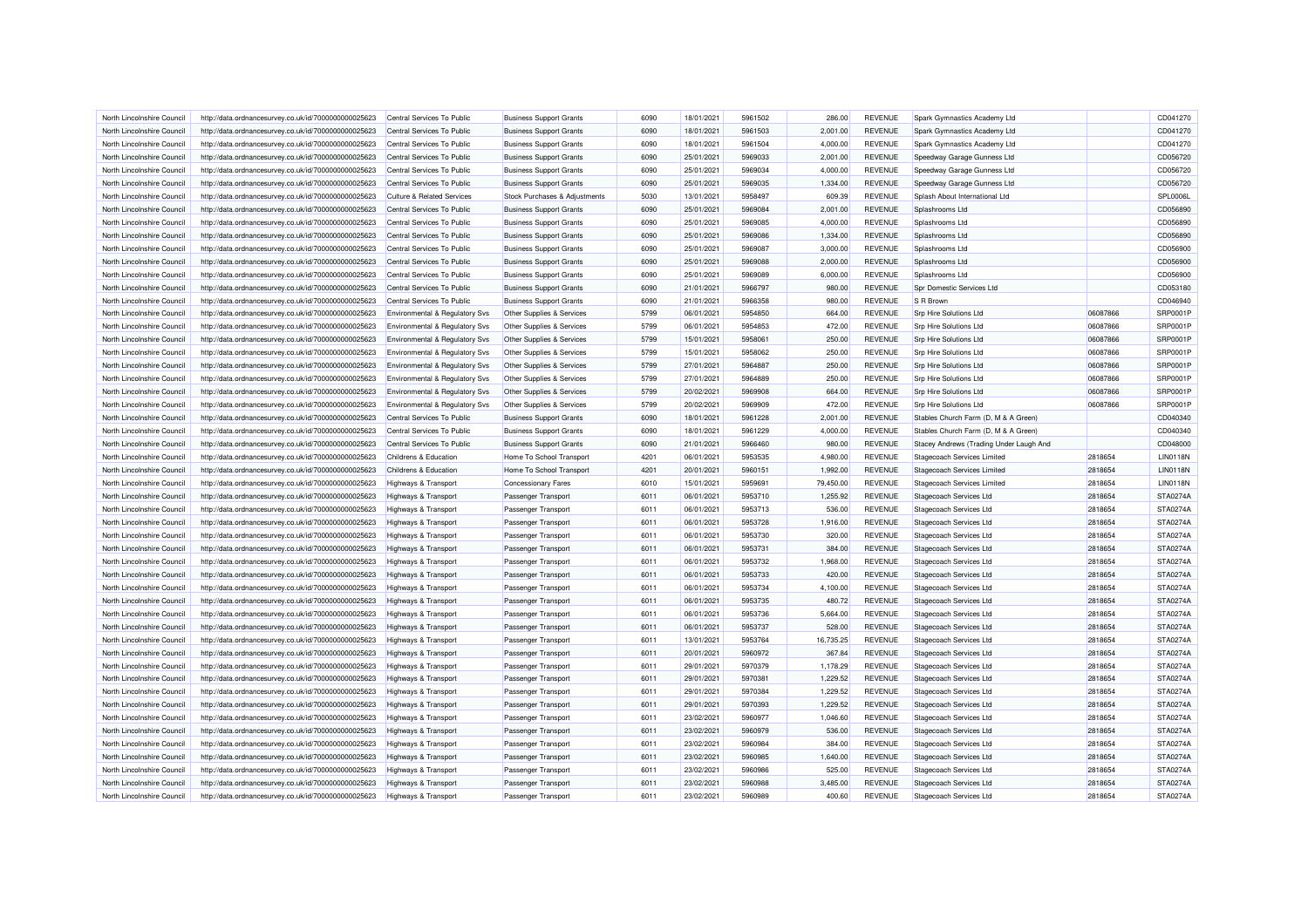| | | | | | | | | | | | |
|---|---|---|---|---|---|---|---|---|---|---|---|
| North Lincolnshire Council | http://data.ordnancesurvey.co.uk/id/7000000000025623 | Central Services To Public | Business Support Grants | 6090 | 18/01/2021 | 5961502 | 286.00 | REVENUE | Spark Gymnastics Academy Ltd | | CD041270 |
| North Lincolnshire Council | http://data.ordnancesurvey.co.uk/id/7000000000025623 | Central Services To Public | Business Support Grants | 6090 | 18/01/2021 | 5961503 | 2,001.00 | REVENUE | Spark Gymnastics Academy Ltd | | CD041270 |
| North Lincolnshire Council | http://data.ordnancesurvey.co.uk/id/7000000000025623 | Central Services To Public | Business Support Grants | 6090 | 18/01/2021 | 5961504 | 4,000.00 | REVENUE | Spark Gymnastics Academy Ltd | | CD041270 |
| North Lincolnshire Council | http://data.ordnancesurvey.co.uk/id/7000000000025623 | Central Services To Public | Business Support Grants | 6090 | 25/01/2021 | 5969033 | 2,001.00 | REVENUE | Speedway Garage Gunness Ltd | | CD056720 |
| North Lincolnshire Council | http://data.ordnancesurvey.co.uk/id/7000000000025623 | Central Services To Public | Business Support Grants | 6090 | 25/01/2021 | 5969034 | 4,000.00 | REVENUE | Speedway Garage Gunness Ltd | | CD056720 |
| North Lincolnshire Council | http://data.ordnancesurvey.co.uk/id/7000000000025623 | Central Services To Public | Business Support Grants | 6090 | 25/01/2021 | 5969035 | 1,334.00 | REVENUE | Speedway Garage Gunness Ltd | | CD056720 |
| North Lincolnshire Council | http://data.ordnancesurvey.co.uk/id/7000000000025623 | Culture & Related Services | Stock Purchases & Adjustments | 5030 | 13/01/2021 | 5958497 | 609.39 | REVENUE | Splash About International Ltd | | SPL0006L |
| North Lincolnshire Council | http://data.ordnancesurvey.co.uk/id/7000000000025623 | Central Services To Public | Business Support Grants | 6090 | 25/01/2021 | 5969084 | 2,001.00 | REVENUE | Splashrooms Ltd | | CD056890 |
| North Lincolnshire Council | http://data.ordnancesurvey.co.uk/id/7000000000025623 | Central Services To Public | Business Support Grants | 6090 | 25/01/2021 | 5969085 | 4,000.00 | REVENUE | Splashrooms Ltd | | CD056890 |
| North Lincolnshire Council | http://data.ordnancesurvey.co.uk/id/7000000000025623 | Central Services To Public | Business Support Grants | 6090 | 25/01/2021 | 5969086 | 1,334.00 | REVENUE | Splashrooms Ltd | | CD056890 |
| North Lincolnshire Council | http://data.ordnancesurvey.co.uk/id/7000000000025623 | Central Services To Public | Business Support Grants | 6090 | 25/01/2021 | 5969087 | 3,000.00 | REVENUE | Splashrooms Ltd | | CD056900 |
| North Lincolnshire Council | http://data.ordnancesurvey.co.uk/id/7000000000025623 | Central Services To Public | Business Support Grants | 6090 | 25/01/2021 | 5969088 | 2,000.00 | REVENUE | Splashrooms Ltd | | CD056900 |
| North Lincolnshire Council | http://data.ordnancesurvey.co.uk/id/7000000000025623 | Central Services To Public | Business Support Grants | 6090 | 25/01/2021 | 5969089 | 6,000.00 | REVENUE | Splashrooms Ltd | | CD056900 |
| North Lincolnshire Council | http://data.ordnancesurvey.co.uk/id/7000000000025623 | Central Services To Public | Business Support Grants | 6090 | 21/01/2021 | 5966797 | 980.00 | REVENUE | Spr Domestic Services Ltd | | CD053180 |
| North Lincolnshire Council | http://data.ordnancesurvey.co.uk/id/7000000000025623 | Central Services To Public | Business Support Grants | 6090 | 21/01/2021 | 5966358 | 980.00 | REVENUE | S R Brown | | CD046940 |
| North Lincolnshire Council | http://data.ordnancesurvey.co.uk/id/7000000000025623 | Environmental & Regulatory Svs | Other Supplies & Services | 5799 | 06/01/2021 | 5954850 | 664.00 | REVENUE | Srp Hire Solutions Ltd | 06087866 | SRP0001P |
| North Lincolnshire Council | http://data.ordnancesurvey.co.uk/id/7000000000025623 | Environmental & Regulatory Svs | Other Supplies & Services | 5799 | 06/01/2021 | 5954853 | 472.00 | REVENUE | Srp Hire Solutions Ltd | 06087866 | SRP0001P |
| North Lincolnshire Council | http://data.ordnancesurvey.co.uk/id/7000000000025623 | Environmental & Regulatory Svs | Other Supplies & Services | 5799 | 15/01/2021 | 5958061 | 250.00 | REVENUE | Srp Hire Solutions Ltd | 06087866 | SRP0001P |
| North Lincolnshire Council | http://data.ordnancesurvey.co.uk/id/7000000000025623 | Environmental & Regulatory Svs | Other Supplies & Services | 5799 | 15/01/2021 | 5958062 | 250.00 | REVENUE | Srp Hire Solutions Ltd | 06087866 | SRP0001P |
| North Lincolnshire Council | http://data.ordnancesurvey.co.uk/id/7000000000025623 | Environmental & Regulatory Svs | Other Supplies & Services | 5799 | 27/01/2021 | 5964887 | 250.00 | REVENUE | Srp Hire Solutions Ltd | 06087866 | SRP0001P |
| North Lincolnshire Council | http://data.ordnancesurvey.co.uk/id/7000000000025623 | Environmental & Regulatory Svs | Other Supplies & Services | 5799 | 27/01/2021 | 5964889 | 250.00 | REVENUE | Srp Hire Solutions Ltd | 06087866 | SRP0001P |
| North Lincolnshire Council | http://data.ordnancesurvey.co.uk/id/7000000000025623 | Environmental & Regulatory Svs | Other Supplies & Services | 5799 | 20/02/2021 | 5969908 | 664.00 | REVENUE | Srp Hire Solutions Ltd | 06087866 | SRP0001P |
| North Lincolnshire Council | http://data.ordnancesurvey.co.uk/id/7000000000025623 | Environmental & Regulatory Svs | Other Supplies & Services | 5799 | 20/02/2021 | 5969909 | 472.00 | REVENUE | Srp Hire Solutions Ltd | 06087866 | SRP0001P |
| North Lincolnshire Council | http://data.ordnancesurvey.co.uk/id/7000000000025623 | Central Services To Public | Business Support Grants | 6090 | 18/01/2021 | 5961228 | 2,001.00 | REVENUE | Stables Church Farm (D, M & A Green) | | CD040340 |
| North Lincolnshire Council | http://data.ordnancesurvey.co.uk/id/7000000000025623 | Central Services To Public | Business Support Grants | 6090 | 18/01/2021 | 5961229 | 4,000.00 | REVENUE | Stables Church Farm (D, M & A Green) | | CD040340 |
| North Lincolnshire Council | http://data.ordnancesurvey.co.uk/id/7000000000025623 | Central Services To Public | Business Support Grants | 6090 | 21/01/2021 | 5966460 | 980.00 | REVENUE | Stacey Andrews (Trading Under Laugh And | | CD048000 |
| North Lincolnshire Council | http://data.ordnancesurvey.co.uk/id/7000000000025623 | Childrens & Education | Home To School Transport | 4201 | 06/01/2021 | 5953535 | 4,980.00 | REVENUE | Stagecoach Services Limited | 2818654 | LIN0118N |
| North Lincolnshire Council | http://data.ordnancesurvey.co.uk/id/7000000000025623 | Childrens & Education | Home To School Transport | 4201 | 20/01/2021 | 5960151 | 1,992.00 | REVENUE | Stagecoach Services Limited | 2818654 | LIN0118N |
| North Lincolnshire Council | http://data.ordnancesurvey.co.uk/id/7000000000025623 | Highways & Transport | Concessionary Fares | 6010 | 15/01/2021 | 5959691 | 79,450.00 | REVENUE | Stagecoach Services Limited | 2818654 | LIN0118N |
| North Lincolnshire Council | http://data.ordnancesurvey.co.uk/id/7000000000025623 | Highways & Transport | Passenger Transport | 6011 | 06/01/2021 | 5953710 | 1,255.92 | REVENUE | Stagecoach Services Ltd | 2818654 | STA0274A |
| North Lincolnshire Council | http://data.ordnancesurvey.co.uk/id/7000000000025623 | Highways & Transport | Passenger Transport | 6011 | 06/01/2021 | 5953713 | 536.00 | REVENUE | Stagecoach Services Ltd | 2818654 | STA0274A |
| North Lincolnshire Council | http://data.ordnancesurvey.co.uk/id/7000000000025623 | Highways & Transport | Passenger Transport | 6011 | 06/01/2021 | 5953728 | 1,916.00 | REVENUE | Stagecoach Services Ltd | 2818654 | STA0274A |
| North Lincolnshire Council | http://data.ordnancesurvey.co.uk/id/7000000000025623 | Highways & Transport | Passenger Transport | 6011 | 06/01/2021 | 5953730 | 320.00 | REVENUE | Stagecoach Services Ltd | 2818654 | STA0274A |
| North Lincolnshire Council | http://data.ordnancesurvey.co.uk/id/7000000000025623 | Highways & Transport | Passenger Transport | 6011 | 06/01/2021 | 5953731 | 384.00 | REVENUE | Stagecoach Services Ltd | 2818654 | STA0274A |
| North Lincolnshire Council | http://data.ordnancesurvey.co.uk/id/7000000000025623 | Highways & Transport | Passenger Transport | 6011 | 06/01/2021 | 5953732 | 1,968.00 | REVENUE | Stagecoach Services Ltd | 2818654 | STA0274A |
| North Lincolnshire Council | http://data.ordnancesurvey.co.uk/id/7000000000025623 | Highways & Transport | Passenger Transport | 6011 | 06/01/2021 | 5953733 | 420.00 | REVENUE | Stagecoach Services Ltd | 2818654 | STA0274A |
| North Lincolnshire Council | http://data.ordnancesurvey.co.uk/id/7000000000025623 | Highways & Transport | Passenger Transport | 6011 | 06/01/2021 | 5953734 | 4,100.00 | REVENUE | Stagecoach Services Ltd | 2818654 | STA0274A |
| North Lincolnshire Council | http://data.ordnancesurvey.co.uk/id/7000000000025623 | Highways & Transport | Passenger Transport | 6011 | 06/01/2021 | 5953735 | 480.72 | REVENUE | Stagecoach Services Ltd | 2818654 | STA0274A |
| North Lincolnshire Council | http://data.ordnancesurvey.co.uk/id/7000000000025623 | Highways & Transport | Passenger Transport | 6011 | 06/01/2021 | 5953736 | 5,664.00 | REVENUE | Stagecoach Services Ltd | 2818654 | STA0274A |
| North Lincolnshire Council | http://data.ordnancesurvey.co.uk/id/7000000000025623 | Highways & Transport | Passenger Transport | 6011 | 06/01/2021 | 5953737 | 528.00 | REVENUE | Stagecoach Services Ltd | 2818654 | STA0274A |
| North Lincolnshire Council | http://data.ordnancesurvey.co.uk/id/7000000000025623 | Highways & Transport | Passenger Transport | 6011 | 13/01/2021 | 5953764 | 16,735.25 | REVENUE | Stagecoach Services Ltd | 2818654 | STA0274A |
| North Lincolnshire Council | http://data.ordnancesurvey.co.uk/id/7000000000025623 | Highways & Transport | Passenger Transport | 6011 | 20/01/2021 | 5960972 | 367.84 | REVENUE | Stagecoach Services Ltd | 2818654 | STA0274A |
| North Lincolnshire Council | http://data.ordnancesurvey.co.uk/id/7000000000025623 | Highways & Transport | Passenger Transport | 6011 | 29/01/2021 | 5970379 | 1,178.29 | REVENUE | Stagecoach Services Ltd | 2818654 | STA0274A |
| North Lincolnshire Council | http://data.ordnancesurvey.co.uk/id/7000000000025623 | Highways & Transport | Passenger Transport | 6011 | 29/01/2021 | 5970381 | 1,229.52 | REVENUE | Stagecoach Services Ltd | 2818654 | STA0274A |
| North Lincolnshire Council | http://data.ordnancesurvey.co.uk/id/7000000000025623 | Highways & Transport | Passenger Transport | 6011 | 29/01/2021 | 5970384 | 1,229.52 | REVENUE | Stagecoach Services Ltd | 2818654 | STA0274A |
| North Lincolnshire Council | http://data.ordnancesurvey.co.uk/id/7000000000025623 | Highways & Transport | Passenger Transport | 6011 | 29/01/2021 | 5970393 | 1,229.52 | REVENUE | Stagecoach Services Ltd | 2818654 | STA0274A |
| North Lincolnshire Council | http://data.ordnancesurvey.co.uk/id/7000000000025623 | Highways & Transport | Passenger Transport | 6011 | 23/02/2021 | 5960977 | 1,046.60 | REVENUE | Stagecoach Services Ltd | 2818654 | STA0274A |
| North Lincolnshire Council | http://data.ordnancesurvey.co.uk/id/7000000000025623 | Highways & Transport | Passenger Transport | 6011 | 23/02/2021 | 5960979 | 536.00 | REVENUE | Stagecoach Services Ltd | 2818654 | STA0274A |
| North Lincolnshire Council | http://data.ordnancesurvey.co.uk/id/7000000000025623 | Highways & Transport | Passenger Transport | 6011 | 23/02/2021 | 5960984 | 384.00 | REVENUE | Stagecoach Services Ltd | 2818654 | STA0274A |
| North Lincolnshire Council | http://data.ordnancesurvey.co.uk/id/7000000000025623 | Highways & Transport | Passenger Transport | 6011 | 23/02/2021 | 5960985 | 1,640.00 | REVENUE | Stagecoach Services Ltd | 2818654 | STA0274A |
| North Lincolnshire Council | http://data.ordnancesurvey.co.uk/id/7000000000025623 | Highways & Transport | Passenger Transport | 6011 | 23/02/2021 | 5960986 | 525.00 | REVENUE | Stagecoach Services Ltd | 2818654 | STA0274A |
| North Lincolnshire Council | http://data.ordnancesurvey.co.uk/id/7000000000025623 | Highways & Transport | Passenger Transport | 6011 | 23/02/2021 | 5960988 | 3,485.00 | REVENUE | Stagecoach Services Ltd | 2818654 | STA0274A |
| North Lincolnshire Council | http://data.ordnancesurvey.co.uk/id/7000000000025623 | Highways & Transport | Passenger Transport | 6011 | 23/02/2021 | 5960989 | 400.60 | REVENUE | Stagecoach Services Ltd | 2818654 | STA0274A |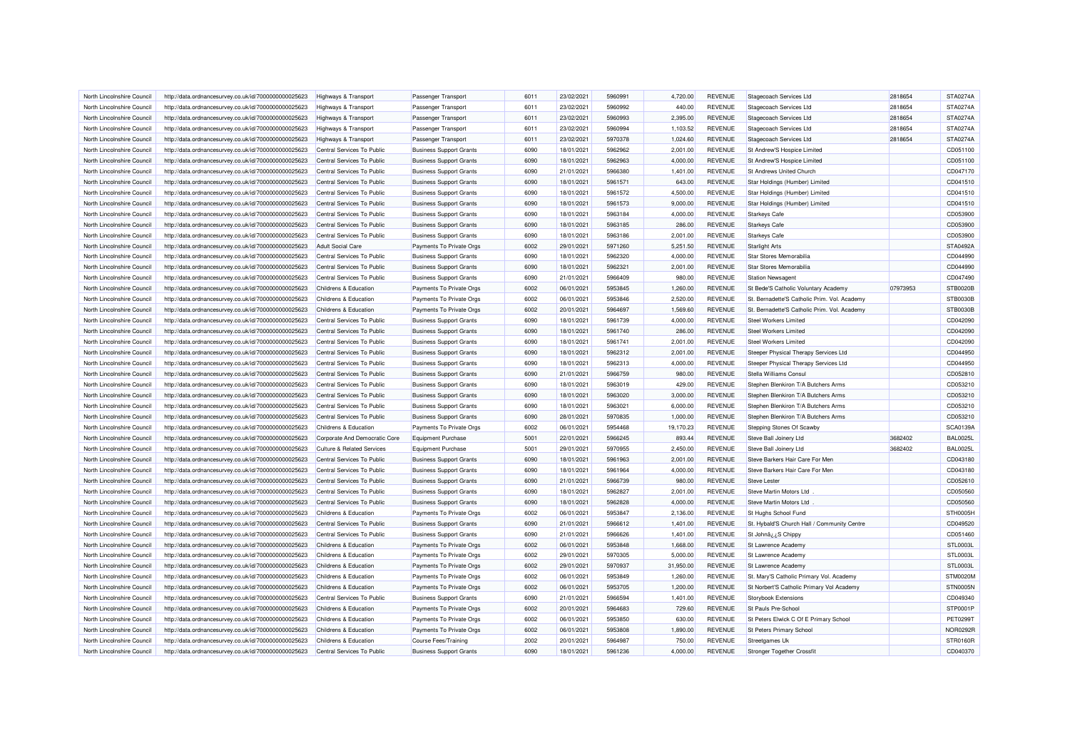| North Lincolnshire Council | http://data.ordnancesurvey.co.uk/id/7000000000025623 | Highways & Transport | Passenger Transport | 6011 | 23/02/2021 | 5960991 | 4,720.00 | REVENUE | Stagecoach Services Ltd | 2818654 | STA0274A |
|---|---|---|---|---|---|---|---|---|---|---|---|
| North Lincolnshire Council | http://data.ordnancesurvey.co.uk/id/7000000000025623 | Highways & Transport | Passenger Transport | 6011 | 23/02/2021 | 5960992 | 440.00 | REVENUE | Stagecoach Services Ltd | 2818654 | STA0274A |
| North Lincolnshire Council | http://data.ordnancesurvey.co.uk/id/7000000000025623 | Highways & Transport | Passenger Transport | 6011 | 23/02/2021 | 5960993 | 2,395.00 | REVENUE | Stagecoach Services Ltd | 2818654 | STA0274A |
| North Lincolnshire Council | http://data.ordnancesurvey.co.uk/id/7000000000025623 | Highways & Transport | Passenger Transport | 6011 | 23/02/2021 | 5960994 | 1,103.52 | REVENUE | Stagecoach Services Ltd | 2818654 | STA0274A |
| North Lincolnshire Council | http://data.ordnancesurvey.co.uk/id/7000000000025623 | Highways & Transport | Passenger Transport | 6011 | 23/02/2021 | 5970378 | 1,024.60 | REVENUE | Stagecoach Services Ltd | 2818654 | STA0274A |
| North Lincolnshire Council | http://data.ordnancesurvey.co.uk/id/7000000000025623 | Central Services To Public | Business Support Grants | 6090 | 18/01/2021 | 5962962 | 2,001.00 | REVENUE | St Andrew'S Hospice Limited | | CD051100 |
| North Lincolnshire Council | http://data.ordnancesurvey.co.uk/id/7000000000025623 | Central Services To Public | Business Support Grants | 6090 | 18/01/2021 | 5962963 | 4,000.00 | REVENUE | St Andrew'S Hospice Limited | | CD051100 |
| North Lincolnshire Council | http://data.ordnancesurvey.co.uk/id/7000000000025623 | Central Services To Public | Business Support Grants | 6090 | 21/01/2021 | 5966380 | 1,401.00 | REVENUE | St Andrews United Church | | CD047170 |
| North Lincolnshire Council | http://data.ordnancesurvey.co.uk/id/7000000000025623 | Central Services To Public | Business Support Grants | 6090 | 18/01/2021 | 5961571 | 643.00 | REVENUE | Star Holdings (Humber) Limited | | CD041510 |
| North Lincolnshire Council | http://data.ordnancesurvey.co.uk/id/7000000000025623 | Central Services To Public | Business Support Grants | 6090 | 18/01/2021 | 5961572 | 4,500.00 | REVENUE | Star Holdings (Humber) Limited | | CD041510 |
| North Lincolnshire Council | http://data.ordnancesurvey.co.uk/id/7000000000025623 | Central Services To Public | Business Support Grants | 6090 | 18/01/2021 | 5961573 | 9,000.00 | REVENUE | Star Holdings (Humber) Limited | | CD041510 |
| North Lincolnshire Council | http://data.ordnancesurvey.co.uk/id/7000000000025623 | Central Services To Public | Business Support Grants | 6090 | 18/01/2021 | 5963184 | 4,000.00 | REVENUE | Starkeys Cafe | | CD053900 |
| North Lincolnshire Council | http://data.ordnancesurvey.co.uk/id/7000000000025623 | Central Services To Public | Business Support Grants | 6090 | 18/01/2021 | 5963185 | 286.00 | REVENUE | Starkeys Cafe | | CD053900 |
| North Lincolnshire Council | http://data.ordnancesurvey.co.uk/id/7000000000025623 | Central Services To Public | Business Support Grants | 6090 | 18/01/2021 | 5963186 | 2,001.00 | REVENUE | Starkeys Cafe | | CD053900 |
| North Lincolnshire Council | http://data.ordnancesurvey.co.uk/id/7000000000025623 | Adult Social Care | Payments To Private Orgs | 6002 | 29/01/2021 | 5971260 | 5,251.50 | REVENUE | Starlight Arts | | STA0492A |
| North Lincolnshire Council | http://data.ordnancesurvey.co.uk/id/7000000000025623 | Central Services To Public | Business Support Grants | 6090 | 18/01/2021 | 5962320 | 4,000.00 | REVENUE | Star Stores Memorabilia | | CD044990 |
| North Lincolnshire Council | http://data.ordnancesurvey.co.uk/id/7000000000025623 | Central Services To Public | Business Support Grants | 6090 | 18/01/2021 | 5962321 | 2,001.00 | REVENUE | Star Stores Memorabilia | | CD044990 |
| North Lincolnshire Council | http://data.ordnancesurvey.co.uk/id/7000000000025623 | Central Services To Public | Business Support Grants | 6090 | 21/01/2021 | 5966409 | 980.00 | REVENUE | Station Newsagent | | CD047490 |
| North Lincolnshire Council | http://data.ordnancesurvey.co.uk/id/7000000000025623 | Childrens & Education | Payments To Private Orgs | 6002 | 06/01/2021 | 5953845 | 1,260.00 | REVENUE | St Bede'S Catholic Voluntary Academy | 07973953 | STB0020B |
| North Lincolnshire Council | http://data.ordnancesurvey.co.uk/id/7000000000025623 | Childrens & Education | Payments To Private Orgs | 6002 | 06/01/2021 | 5953846 | 2,520.00 | REVENUE | St. Bernadette'S Catholic Prim. Vol. Academy | | STB0030B |
| North Lincolnshire Council | http://data.ordnancesurvey.co.uk/id/7000000000025623 | Childrens & Education | Payments To Private Orgs | 6002 | 20/01/2021 | 5964697 | 1,569.60 | REVENUE | St. Bernadette'S Catholic Prim. Vol. Academy | | STB0030B |
| North Lincolnshire Council | http://data.ordnancesurvey.co.uk/id/7000000000025623 | Central Services To Public | Business Support Grants | 6090 | 18/01/2021 | 5961739 | 4,000.00 | REVENUE | Steel Workers Limited | | CD042090 |
| North Lincolnshire Council | http://data.ordnancesurvey.co.uk/id/7000000000025623 | Central Services To Public | Business Support Grants | 6090 | 18/01/2021 | 5961740 | 286.00 | REVENUE | Steel Workers Limited | | CD042090 |
| North Lincolnshire Council | http://data.ordnancesurvey.co.uk/id/7000000000025623 | Central Services To Public | Business Support Grants | 6090 | 18/01/2021 | 5961741 | 2,001.00 | REVENUE | Steel Workers Limited | | CD042090 |
| North Lincolnshire Council | http://data.ordnancesurvey.co.uk/id/7000000000025623 | Central Services To Public | Business Support Grants | 6090 | 18/01/2021 | 5962312 | 2,001.00 | REVENUE | Steeper Physical Therapy Services Ltd | | CD044950 |
| North Lincolnshire Council | http://data.ordnancesurvey.co.uk/id/7000000000025623 | Central Services To Public | Business Support Grants | 6090 | 18/01/2021 | 5962313 | 4,000.00 | REVENUE | Steeper Physical Therapy Services Ltd | | CD044950 |
| North Lincolnshire Council | http://data.ordnancesurvey.co.uk/id/7000000000025623 | Central Services To Public | Business Support Grants | 6090 | 21/01/2021 | 5966759 | 980.00 | REVENUE | Stella Williams Consul | | CD052810 |
| North Lincolnshire Council | http://data.ordnancesurvey.co.uk/id/7000000000025623 | Central Services To Public | Business Support Grants | 6090 | 18/01/2021 | 5963019 | 429.00 | REVENUE | Stephen Blenkiron T/A Butchers Arms | | CD053210 |
| North Lincolnshire Council | http://data.ordnancesurvey.co.uk/id/7000000000025623 | Central Services To Public | Business Support Grants | 6090 | 18/01/2021 | 5963020 | 3,000.00 | REVENUE | Stephen Blenkiron T/A Butchers Arms | | CD053210 |
| North Lincolnshire Council | http://data.ordnancesurvey.co.uk/id/7000000000025623 | Central Services To Public | Business Support Grants | 6090 | 18/01/2021 | 5963021 | 6,000.00 | REVENUE | Stephen Blenkiron T/A Butchers Arms | | CD053210 |
| North Lincolnshire Council | http://data.ordnancesurvey.co.uk/id/7000000000025623 | Central Services To Public | Business Support Grants | 6090 | 28/01/2021 | 5970835 | 1,000.00 | REVENUE | Stephen Blenkiron T/A Butchers Arms | | CD053210 |
| North Lincolnshire Council | http://data.ordnancesurvey.co.uk/id/7000000000025623 | Childrens & Education | Payments To Private Orgs | 6002 | 06/01/2021 | 5954468 | 19,170.23 | REVENUE | Stepping Stones Of Scawby | | SCA0139A |
| North Lincolnshire Council | http://data.ordnancesurvey.co.uk/id/7000000000025623 | Corporate And Democratic Core | Equipment Purchase | 5001 | 22/01/2021 | 5966245 | 893.44 | REVENUE | Steve Ball Joinery Ltd | 3682402 | BAL0025L |
| North Lincolnshire Council | http://data.ordnancesurvey.co.uk/id/7000000000025623 | Culture & Related Services | Equipment Purchase | 5001 | 29/01/2021 | 5970955 | 2,450.00 | REVENUE | Steve Ball Joinery Ltd | 3682402 | BAL0025L |
| North Lincolnshire Council | http://data.ordnancesurvey.co.uk/id/7000000000025623 | Central Services To Public | Business Support Grants | 6090 | 18/01/2021 | 5961963 | 2,001.00 | REVENUE | Steve Barkers Hair Care For Men | | CD043180 |
| North Lincolnshire Council | http://data.ordnancesurvey.co.uk/id/7000000000025623 | Central Services To Public | Business Support Grants | 6090 | 18/01/2021 | 5961964 | 4,000.00 | REVENUE | Steve Barkers Hair Care For Men | | CD043180 |
| North Lincolnshire Council | http://data.ordnancesurvey.co.uk/id/7000000000025623 | Central Services To Public | Business Support Grants | 6090 | 21/01/2021 | 5966739 | 980.00 | REVENUE | Steve Lester | | CD052610 |
| North Lincolnshire Council | http://data.ordnancesurvey.co.uk/id/7000000000025623 | Central Services To Public | Business Support Grants | 6090 | 18/01/2021 | 5962827 | 2,001.00 | REVENUE | Steve Martin Motors Ltd . | | CD050560 |
| North Lincolnshire Council | http://data.ordnancesurvey.co.uk/id/7000000000025623 | Central Services To Public | Business Support Grants | 6090 | 18/01/2021 | 5962828 | 4,000.00 | REVENUE | Steve Martin Motors Ltd . | | CD050560 |
| North Lincolnshire Council | http://data.ordnancesurvey.co.uk/id/7000000000025623 | Childrens & Education | Payments To Private Orgs | 6002 | 06/01/2021 | 5953847 | 2,136.00 | REVENUE | St Hughs School Fund | | STH0005H |
| North Lincolnshire Council | http://data.ordnancesurvey.co.uk/id/7000000000025623 | Central Services To Public | Business Support Grants | 6090 | 21/01/2021 | 5966612 | 1,401.00 | REVENUE | St. Hybald'S Church Hall / Community Centre | | CD049520 |
| North Lincolnshire Council | http://data.ordnancesurvey.co.uk/id/7000000000025623 | Central Services To Public | Business Support Grants | 6090 | 21/01/2021 | 5966626 | 1,401.00 | REVENUE | St Johnâ¿¿S Chippy | | CD051460 |
| North Lincolnshire Council | http://data.ordnancesurvey.co.uk/id/7000000000025623 | Childrens & Education | Payments To Private Orgs | 6002 | 06/01/2021 | 5953848 | 1,668.00 | REVENUE | St Lawrence Academy | | STL0003L |
| North Lincolnshire Council | http://data.ordnancesurvey.co.uk/id/7000000000025623 | Childrens & Education | Payments To Private Orgs | 6002 | 29/01/2021 | 5970305 | 5,000.00 | REVENUE | St Lawrence Academy | | STL0003L |
| North Lincolnshire Council | http://data.ordnancesurvey.co.uk/id/7000000000025623 | Childrens & Education | Payments To Private Orgs | 6002 | 29/01/2021 | 5970937 | 31,950.00 | REVENUE | St Lawrence Academy | | STL0003L |
| North Lincolnshire Council | http://data.ordnancesurvey.co.uk/id/7000000000025623 | Childrens & Education | Payments To Private Orgs | 6002 | 06/01/2021 | 5953849 | 1,260.00 | REVENUE | St. Mary'S Catholic Primary Vol. Academy | | STM0020M |
| North Lincolnshire Council | http://data.ordnancesurvey.co.uk/id/7000000000025623 | Childrens & Education | Payments To Private Orgs | 6002 | 06/01/2021 | 5953705 | 1,200.00 | REVENUE | St Norbert'S Catholic Primary Vol Academy | | STN0005N |
| North Lincolnshire Council | http://data.ordnancesurvey.co.uk/id/7000000000025623 | Central Services To Public | Business Support Grants | 6090 | 21/01/2021 | 5966594 | 1,401.00 | REVENUE | Storybook Extensions | | CD049340 |
| North Lincolnshire Council | http://data.ordnancesurvey.co.uk/id/7000000000025623 | Childrens & Education | Payments To Private Orgs | 6002 | 20/01/2021 | 5964683 | 729.60 | REVENUE | St Pauls Pre-School | | STP0001P |
| North Lincolnshire Council | http://data.ordnancesurvey.co.uk/id/7000000000025623 | Childrens & Education | Payments To Private Orgs | 6002 | 06/01/2021 | 5953850 | 630.00 | REVENUE | St Peters Elwick C Of E Primary School | | PET0299T |
| North Lincolnshire Council | http://data.ordnancesurvey.co.uk/id/7000000000025623 | Childrens & Education | Payments To Private Orgs | 6002 | 06/01/2021 | 5953808 | 1,890.00 | REVENUE | St Peters Primary School | | NOR0292R |
| North Lincolnshire Council | http://data.ordnancesurvey.co.uk/id/7000000000025623 | Childrens & Education | Course Fees/Training | 2002 | 20/01/2021 | 5964987 | 750.00 | REVENUE | Streetgames Uk | | STR0160R |
| North Lincolnshire Council | http://data.ordnancesurvey.co.uk/id/7000000000025623 | Central Services To Public | Business Support Grants | 6090 | 18/01/2021 | 5961236 | 4,000.00 | REVENUE | Stronger Together Crossfit | | CD040370 |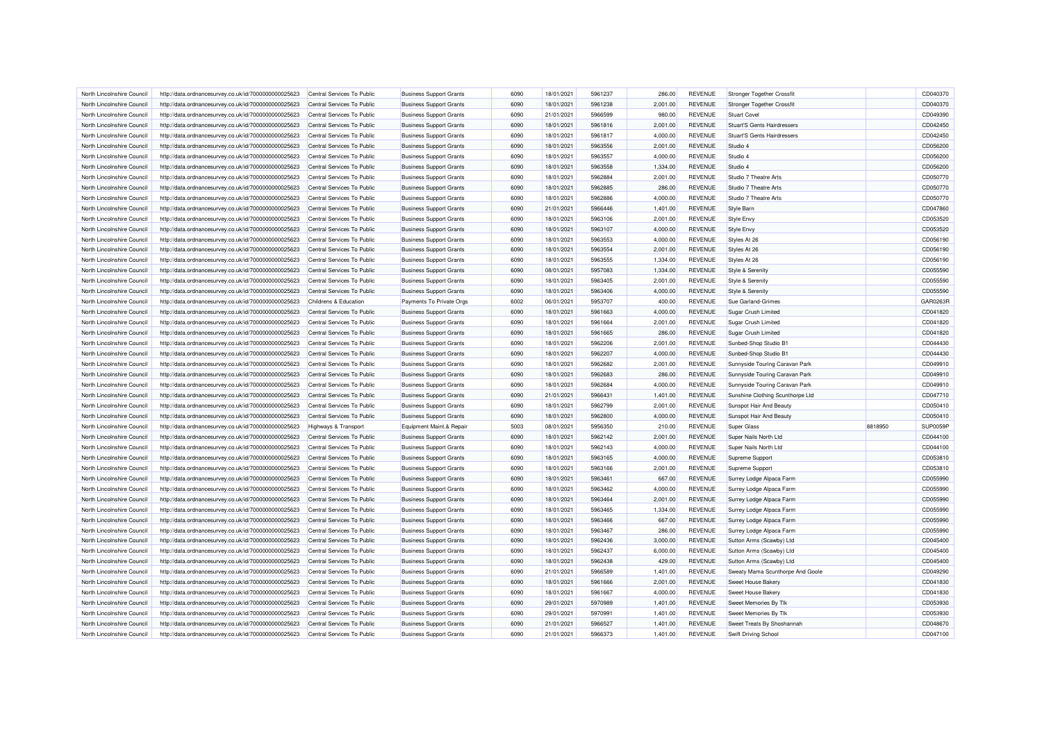| North Lincolnshire Council | http://data.ordnancesurvey.co.uk/id/7000000000025623 | Central Services To Public | Business Support Grants | 6090 | 18/01/2021 | 5961237 | 286.00 | REVENUE | Stronger Together Crossfit | | CD040370 |
|---|---|---|---|---|---|---|---|---|---|---|---|
| North Lincolnshire Council | http://data.ordnancesurvey.co.uk/id/7000000000025623 | Central Services To Public | Business Support Grants | 6090 | 18/01/2021 | 5961238 | 2,001.00 | REVENUE | Stronger Together Crossfit | | CD040370 |
| North Lincolnshire Council | http://data.ordnancesurvey.co.uk/id/7000000000025623 | Central Services To Public | Business Support Grants | 6090 | 21/01/2021 | 5966599 | 980.00 | REVENUE | Stuart Covel | | CD049390 |
| North Lincolnshire Council | http://data.ordnancesurvey.co.uk/id/7000000000025623 | Central Services To Public | Business Support Grants | 6090 | 18/01/2021 | 5961816 | 2,001.00 | REVENUE | Stuart'S Gents Hairdressers | | CD042450 |
| North Lincolnshire Council | http://data.ordnancesurvey.co.uk/id/7000000000025623 | Central Services To Public | Business Support Grants | 6090 | 18/01/2021 | 5961817 | 4,000.00 | REVENUE | Stuart'S Gents Hairdressers | | CD042450 |
| North Lincolnshire Council | http://data.ordnancesurvey.co.uk/id/7000000000025623 | Central Services To Public | Business Support Grants | 6090 | 18/01/2021 | 5963556 | 2,001.00 | REVENUE | Studio 4 | | CD056200 |
| North Lincolnshire Council | http://data.ordnancesurvey.co.uk/id/7000000000025623 | Central Services To Public | Business Support Grants | 6090 | 18/01/2021 | 5963557 | 4,000.00 | REVENUE | Studio 4 | | CD056200 |
| North Lincolnshire Council | http://data.ordnancesurvey.co.uk/id/7000000000025623 | Central Services To Public | Business Support Grants | 6090 | 18/01/2021 | 5963558 | 1,334.00 | REVENUE | Studio 4 | | CD056200 |
| North Lincolnshire Council | http://data.ordnancesurvey.co.uk/id/7000000000025623 | Central Services To Public | Business Support Grants | 6090 | 18/01/2021 | 5962884 | 2,001.00 | REVENUE | Studio 7 Theatre Arts | | CD050770 |
| North Lincolnshire Council | http://data.ordnancesurvey.co.uk/id/7000000000025623 | Central Services To Public | Business Support Grants | 6090 | 18/01/2021 | 5962885 | 286.00 | REVENUE | Studio 7 Theatre Arts | | CD050770 |
| North Lincolnshire Council | http://data.ordnancesurvey.co.uk/id/7000000000025623 | Central Services To Public | Business Support Grants | 6090 | 18/01/2021 | 5962886 | 4,000.00 | REVENUE | Studio 7 Theatre Arts | | CD050770 |
| North Lincolnshire Council | http://data.ordnancesurvey.co.uk/id/7000000000025623 | Central Services To Public | Business Support Grants | 6090 | 21/01/2021 | 5966446 | 1,401.00 | REVENUE | Style Barn | | CD047860 |
| North Lincolnshire Council | http://data.ordnancesurvey.co.uk/id/7000000000025623 | Central Services To Public | Business Support Grants | 6090 | 18/01/2021 | 5963106 | 2,001.00 | REVENUE | Style Envy | | CD053520 |
| North Lincolnshire Council | http://data.ordnancesurvey.co.uk/id/7000000000025623 | Central Services To Public | Business Support Grants | 6090 | 18/01/2021 | 5963107 | 4,000.00 | REVENUE | Style Envy | | CD053520 |
| North Lincolnshire Council | http://data.ordnancesurvey.co.uk/id/7000000000025623 | Central Services To Public | Business Support Grants | 6090 | 18/01/2021 | 5963553 | 4,000.00 | REVENUE | Styles At 26 | | CD056190 |
| North Lincolnshire Council | http://data.ordnancesurvey.co.uk/id/7000000000025623 | Central Services To Public | Business Support Grants | 6090 | 18/01/2021 | 5963554 | 2,001.00 | REVENUE | Styles At 26 | | CD056190 |
| North Lincolnshire Council | http://data.ordnancesurvey.co.uk/id/7000000000025623 | Central Services To Public | Business Support Grants | 6090 | 18/01/2021 | 5963555 | 1,334.00 | REVENUE | Styles At 26 | | CD056190 |
| North Lincolnshire Council | http://data.ordnancesurvey.co.uk/id/7000000000025623 | Central Services To Public | Business Support Grants | 6090 | 08/01/2021 | 5957083 | 1,334.00 | REVENUE | Style & Serenity | | CD055590 |
| North Lincolnshire Council | http://data.ordnancesurvey.co.uk/id/7000000000025623 | Central Services To Public | Business Support Grants | 6090 | 18/01/2021 | 5963405 | 2,001.00 | REVENUE | Style & Serenity | | CD055590 |
| North Lincolnshire Council | http://data.ordnancesurvey.co.uk/id/7000000000025623 | Central Services To Public | Business Support Grants | 6090 | 18/01/2021 | 5963406 | 4,000.00 | REVENUE | Style & Serenity | | CD055590 |
| North Lincolnshire Council | http://data.ordnancesurvey.co.uk/id/7000000000025623 | Childrens & Education | Payments To Private Orgs | 6002 | 06/01/2021 | 5953707 | 400.00 | REVENUE | Sue Garland-Grimes | | GAR0263R |
| North Lincolnshire Council | http://data.ordnancesurvey.co.uk/id/7000000000025623 | Central Services To Public | Business Support Grants | 6090 | 18/01/2021 | 5961663 | 4,000.00 | REVENUE | Sugar Crush Limited | | CD041820 |
| North Lincolnshire Council | http://data.ordnancesurvey.co.uk/id/7000000000025623 | Central Services To Public | Business Support Grants | 6090 | 18/01/2021 | 5961664 | 2,001.00 | REVENUE | Sugar Crush Limited | | CD041820 |
| North Lincolnshire Council | http://data.ordnancesurvey.co.uk/id/7000000000025623 | Central Services To Public | Business Support Grants | 6090 | 18/01/2021 | 5961665 | 286.00 | REVENUE | Sugar Crush Limited | | CD041820 |
| North Lincolnshire Council | http://data.ordnancesurvey.co.uk/id/7000000000025623 | Central Services To Public | Business Support Grants | 6090 | 18/01/2021 | 5962206 | 2,001.00 | REVENUE | Sunbed-Shop Studio B1 | | CD044430 |
| North Lincolnshire Council | http://data.ordnancesurvey.co.uk/id/7000000000025623 | Central Services To Public | Business Support Grants | 6090 | 18/01/2021 | 5962207 | 4,000.00 | REVENUE | Sunbed-Shop Studio B1 | | CD044430 |
| North Lincolnshire Council | http://data.ordnancesurvey.co.uk/id/7000000000025623 | Central Services To Public | Business Support Grants | 6090 | 18/01/2021 | 5962682 | 2,001.00 | REVENUE | Sunnyside Touring Caravan Park | | CD049910 |
| North Lincolnshire Council | http://data.ordnancesurvey.co.uk/id/7000000000025623 | Central Services To Public | Business Support Grants | 6090 | 18/01/2021 | 5962683 | 286.00 | REVENUE | Sunnyside Touring Caravan Park | | CD049910 |
| North Lincolnshire Council | http://data.ordnancesurvey.co.uk/id/7000000000025623 | Central Services To Public | Business Support Grants | 6090 | 18/01/2021 | 5962684 | 4,000.00 | REVENUE | Sunnyside Touring Caravan Park | | CD049910 |
| North Lincolnshire Council | http://data.ordnancesurvey.co.uk/id/7000000000025623 | Central Services To Public | Business Support Grants | 6090 | 21/01/2021 | 5966431 | 1,401.00 | REVENUE | Sunshine Clothing Scunthorpe Ltd | | CD047710 |
| North Lincolnshire Council | http://data.ordnancesurvey.co.uk/id/7000000000025623 | Central Services To Public | Business Support Grants | 6090 | 18/01/2021 | 5962799 | 2,001.00 | REVENUE | Sunspot Hair And Beauty | | CD050410 |
| North Lincolnshire Council | http://data.ordnancesurvey.co.uk/id/7000000000025623 | Central Services To Public | Business Support Grants | 6090 | 18/01/2021 | 5962800 | 4,000.00 | REVENUE | Sunspot Hair And Beauty | | CD050410 |
| North Lincolnshire Council | http://data.ordnancesurvey.co.uk/id/7000000000025623 | Highways & Transport | Equipment Maint.& Repair | 5003 | 08/01/2021 | 5956350 | 210.00 | REVENUE | Super Glass | 8818950 | SUP0059P |
| North Lincolnshire Council | http://data.ordnancesurvey.co.uk/id/7000000000025623 | Central Services To Public | Business Support Grants | 6090 | 18/01/2021 | 5962142 | 2,001.00 | REVENUE | Super Nails North Ltd | | CD044100 |
| North Lincolnshire Council | http://data.ordnancesurvey.co.uk/id/7000000000025623 | Central Services To Public | Business Support Grants | 6090 | 18/01/2021 | 5962143 | 4,000.00 | REVENUE | Super Nails North Ltd | | CD044100 |
| North Lincolnshire Council | http://data.ordnancesurvey.co.uk/id/7000000000025623 | Central Services To Public | Business Support Grants | 6090 | 18/01/2021 | 5963165 | 4,000.00 | REVENUE | Supreme Support | | CD053810 |
| North Lincolnshire Council | http://data.ordnancesurvey.co.uk/id/7000000000025623 | Central Services To Public | Business Support Grants | 6090 | 18/01/2021 | 5963166 | 2,001.00 | REVENUE | Supreme Support | | CD053810 |
| North Lincolnshire Council | http://data.ordnancesurvey.co.uk/id/7000000000025623 | Central Services To Public | Business Support Grants | 6090 | 18/01/2021 | 5963461 | 667.00 | REVENUE | Surrey Lodge Alpaca Farm | | CD055990 |
| North Lincolnshire Council | http://data.ordnancesurvey.co.uk/id/7000000000025623 | Central Services To Public | Business Support Grants | 6090 | 18/01/2021 | 5963462 | 4,000.00 | REVENUE | Surrey Lodge Alpaca Farm | | CD055990 |
| North Lincolnshire Council | http://data.ordnancesurvey.co.uk/id/7000000000025623 | Central Services To Public | Business Support Grants | 6090 | 18/01/2021 | 5963464 | 2,001.00 | REVENUE | Surrey Lodge Alpaca Farm | | CD055990 |
| North Lincolnshire Council | http://data.ordnancesurvey.co.uk/id/7000000000025623 | Central Services To Public | Business Support Grants | 6090 | 18/01/2021 | 5963465 | 1,334.00 | REVENUE | Surrey Lodge Alpaca Farm | | CD055990 |
| North Lincolnshire Council | http://data.ordnancesurvey.co.uk/id/7000000000025623 | Central Services To Public | Business Support Grants | 6090 | 18/01/2021 | 5963466 | 667.00 | REVENUE | Surrey Lodge Alpaca Farm | | CD055990 |
| North Lincolnshire Council | http://data.ordnancesurvey.co.uk/id/7000000000025623 | Central Services To Public | Business Support Grants | 6090 | 18/01/2021 | 5963467 | 286.00 | REVENUE | Surrey Lodge Alpaca Farm | | CD055990 |
| North Lincolnshire Council | http://data.ordnancesurvey.co.uk/id/7000000000025623 | Central Services To Public | Business Support Grants | 6090 | 18/01/2021 | 5962436 | 3,000.00 | REVENUE | Sutton Arms (Scawby) Ltd | | CD045400 |
| North Lincolnshire Council | http://data.ordnancesurvey.co.uk/id/7000000000025623 | Central Services To Public | Business Support Grants | 6090 | 18/01/2021 | 5962437 | 6,000.00 | REVENUE | Sutton Arms (Scawby) Ltd | | CD045400 |
| North Lincolnshire Council | http://data.ordnancesurvey.co.uk/id/7000000000025623 | Central Services To Public | Business Support Grants | 6090 | 18/01/2021 | 5962438 | 429.00 | REVENUE | Sutton Arms (Scawby) Ltd | | CD045400 |
| North Lincolnshire Council | http://data.ordnancesurvey.co.uk/id/7000000000025623 | Central Services To Public | Business Support Grants | 6090 | 21/01/2021 | 5966589 | 1,401.00 | REVENUE | Sweaty Mama Scunthorpe And Goole | | CD049290 |
| North Lincolnshire Council | http://data.ordnancesurvey.co.uk/id/7000000000025623 | Central Services To Public | Business Support Grants | 6090 | 18/01/2021 | 5961666 | 2,001.00 | REVENUE | Sweet House Bakery | | CD041830 |
| North Lincolnshire Council | http://data.ordnancesurvey.co.uk/id/7000000000025623 | Central Services To Public | Business Support Grants | 6090 | 18/01/2021 | 5961667 | 4,000.00 | REVENUE | Sweet House Bakery | | CD041830 |
| North Lincolnshire Council | http://data.ordnancesurvey.co.uk/id/7000000000025623 | Central Services To Public | Business Support Grants | 6090 | 29/01/2021 | 5970989 | 1,401.00 | REVENUE | Sweet Memories By Tlk | | CD053930 |
| North Lincolnshire Council | http://data.ordnancesurvey.co.uk/id/7000000000025623 | Central Services To Public | Business Support Grants | 6090 | 29/01/2021 | 5970991 | 1,401.00 | REVENUE | Sweet Memories By Tlk | | CD053930 |
| North Lincolnshire Council | http://data.ordnancesurvey.co.uk/id/7000000000025623 | Central Services To Public | Business Support Grants | 6090 | 21/01/2021 | 5966527 | 1,401.00 | REVENUE | Sweet Treats By Shoshannah | | CD048670 |
| North Lincolnshire Council | http://data.ordnancesurvey.co.uk/id/7000000000025623 | Central Services To Public | Business Support Grants | 6090 | 21/01/2021 | 5966373 | 1,401.00 | REVENUE | Swift Driving School | | CD047100 |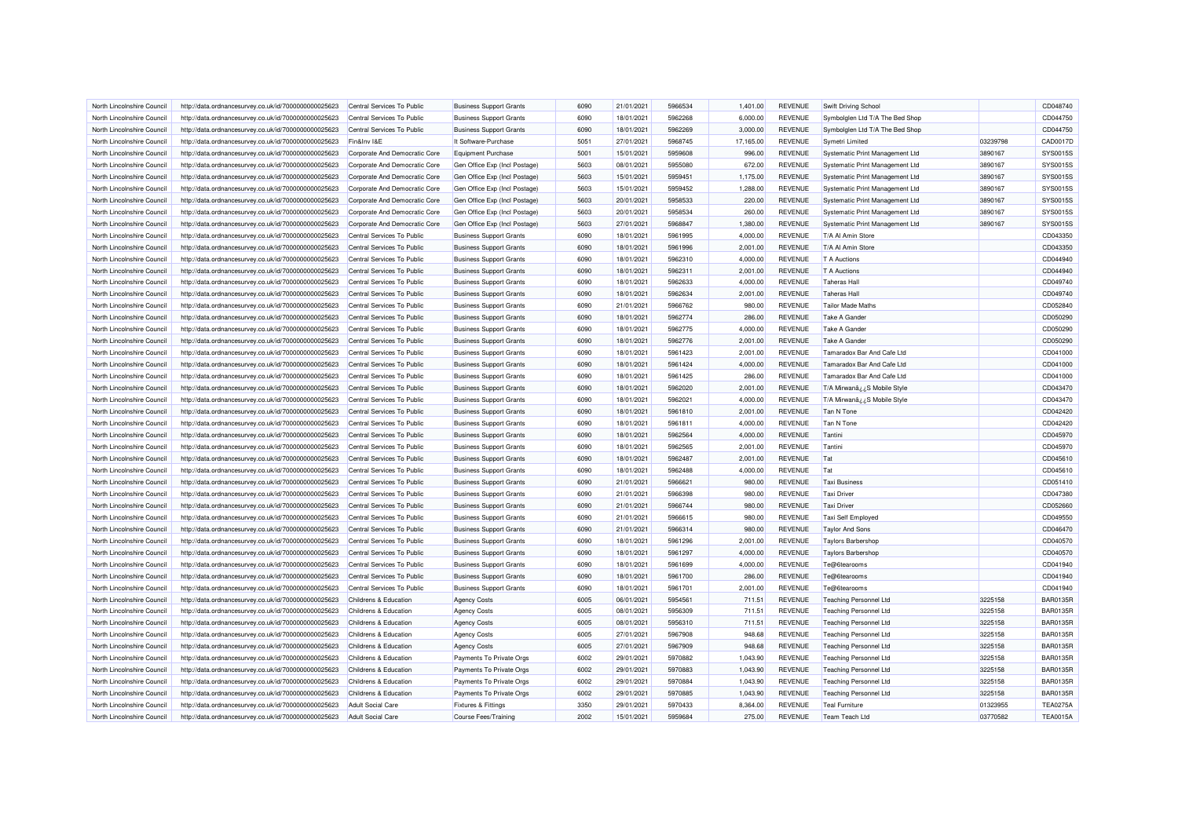| | | | | | | | | | | | | |
|---|---|---|---|---|---|---|---|---|---|---|---|---|
| North Lincolnshire Council | http://data.ordnancesurvey.co.uk/id/7000000000025623 | Central Services To Public | Business Support Grants | 6090 | 21/01/2021 | 5966534 | 1,401.00 | REVENUE | Swift Driving School | | CD048740 |
| North Lincolnshire Council | http://data.ordnancesurvey.co.uk/id/7000000000025623 | Central Services To Public | Business Support Grants | 6090 | 18/01/2021 | 5962268 | 6,000.00 | REVENUE | Symbolglen Ltd T/A The Bed Shop | | CD044750 |
| North Lincolnshire Council | http://data.ordnancesurvey.co.uk/id/7000000000025623 | Central Services To Public | Business Support Grants | 6090 | 18/01/2021 | 5962269 | 3,000.00 | REVENUE | Symbolglen Ltd T/A The Bed Shop | | CD044750 |
| North Lincolnshire Council | http://data.ordnancesurvey.co.uk/id/7000000000025623 | Fin&Inv I&E | It Software-Purchase | 5051 | 27/01/2021 | 5968745 | 17,165.00 | REVENUE | Symetri Limited | 03239798 | CAD0017D |
| North Lincolnshire Council | http://data.ordnancesurvey.co.uk/id/7000000000025623 | Corporate And Democratic Core | Equipment Purchase | 5001 | 15/01/2021 | 5959608 | 996.00 | REVENUE | Systematic Print Management Ltd | 3890167 | SYS0015S |
| North Lincolnshire Council | http://data.ordnancesurvey.co.uk/id/7000000000025623 | Corporate And Democratic Core | Gen Office Exp (Incl Postage) | 5603 | 08/01/2021 | 5955080 | 672.00 | REVENUE | Systematic Print Management Ltd | 3890167 | SYS0015S |
| North Lincolnshire Council | http://data.ordnancesurvey.co.uk/id/7000000000025623 | Corporate And Democratic Core | Gen Office Exp (Incl Postage) | 5603 | 15/01/2021 | 5959451 | 1,175.00 | REVENUE | Systematic Print Management Ltd | 3890167 | SYS0015S |
| North Lincolnshire Council | http://data.ordnancesurvey.co.uk/id/7000000000025623 | Corporate And Democratic Core | Gen Office Exp (Incl Postage) | 5603 | 15/01/2021 | 5959452 | 1,288.00 | REVENUE | Systematic Print Management Ltd | 3890167 | SYS0015S |
| North Lincolnshire Council | http://data.ordnancesurvey.co.uk/id/7000000000025623 | Corporate And Democratic Core | Gen Office Exp (Incl Postage) | 5603 | 20/01/2021 | 5958533 | 220.00 | REVENUE | Systematic Print Management Ltd | 3890167 | SYS0015S |
| North Lincolnshire Council | http://data.ordnancesurvey.co.uk/id/7000000000025623 | Corporate And Democratic Core | Gen Office Exp (Incl Postage) | 5603 | 20/01/2021 | 5958534 | 260.00 | REVENUE | Systematic Print Management Ltd | 3890167 | SYS0015S |
| North Lincolnshire Council | http://data.ordnancesurvey.co.uk/id/7000000000025623 | Corporate And Democratic Core | Gen Office Exp (Incl Postage) | 5603 | 27/01/2021 | 5968847 | 1,380.00 | REVENUE | Systematic Print Management Ltd | 3890167 | SYS0015S |
| North Lincolnshire Council | http://data.ordnancesurvey.co.uk/id/7000000000025623 | Central Services To Public | Business Support Grants | 6090 | 18/01/2021 | 5961995 | 4,000.00 | REVENUE | T/A Al Amin Store | | CD043350 |
| North Lincolnshire Council | http://data.ordnancesurvey.co.uk/id/7000000000025623 | Central Services To Public | Business Support Grants | 6090 | 18/01/2021 | 5961996 | 2,001.00 | REVENUE | T/A Al Amin Store | | CD043350 |
| North Lincolnshire Council | http://data.ordnancesurvey.co.uk/id/7000000000025623 | Central Services To Public | Business Support Grants | 6090 | 18/01/2021 | 5962310 | 4,000.00 | REVENUE | T A Auctions | | CD044940 |
| North Lincolnshire Council | http://data.ordnancesurvey.co.uk/id/7000000000025623 | Central Services To Public | Business Support Grants | 6090 | 18/01/2021 | 5962311 | 2,001.00 | REVENUE | T A Auctions | | CD044940 |
| North Lincolnshire Council | http://data.ordnancesurvey.co.uk/id/7000000000025623 | Central Services To Public | Business Support Grants | 6090 | 18/01/2021 | 5962633 | 4,000.00 | REVENUE | Taheras Hall | | CD049740 |
| North Lincolnshire Council | http://data.ordnancesurvey.co.uk/id/7000000000025623 | Central Services To Public | Business Support Grants | 6090 | 18/01/2021 | 5962634 | 2,001.00 | REVENUE | Taheras Hall | | CD049740 |
| North Lincolnshire Council | http://data.ordnancesurvey.co.uk/id/7000000000025623 | Central Services To Public | Business Support Grants | 6090 | 21/01/2021 | 5966762 | 980.00 | REVENUE | Tailor Made Maths | | CD052840 |
| North Lincolnshire Council | http://data.ordnancesurvey.co.uk/id/7000000000025623 | Central Services To Public | Business Support Grants | 6090 | 18/01/2021 | 5962774 | 286.00 | REVENUE | Take A Gander | | CD050290 |
| North Lincolnshire Council | http://data.ordnancesurvey.co.uk/id/7000000000025623 | Central Services To Public | Business Support Grants | 6090 | 18/01/2021 | 5962775 | 4,000.00 | REVENUE | Take A Gander | | CD050290 |
| North Lincolnshire Council | http://data.ordnancesurvey.co.uk/id/7000000000025623 | Central Services To Public | Business Support Grants | 6090 | 18/01/2021 | 5962776 | 2,001.00 | REVENUE | Take A Gander | | CD050290 |
| North Lincolnshire Council | http://data.ordnancesurvey.co.uk/id/7000000000025623 | Central Services To Public | Business Support Grants | 6090 | 18/01/2021 | 5961423 | 2,001.00 | REVENUE | Tamaradox Bar And Cafe Ltd | | CD041000 |
| North Lincolnshire Council | http://data.ordnancesurvey.co.uk/id/7000000000025623 | Central Services To Public | Business Support Grants | 6090 | 18/01/2021 | 5961424 | 4,000.00 | REVENUE | Tamaradox Bar And Cafe Ltd | | CD041000 |
| North Lincolnshire Council | http://data.ordnancesurvey.co.uk/id/7000000000025623 | Central Services To Public | Business Support Grants | 6090 | 18/01/2021 | 5961425 | 286.00 | REVENUE | Tamaradox Bar And Cafe Ltd | | CD041000 |
| North Lincolnshire Council | http://data.ordnancesurvey.co.uk/id/7000000000025623 | Central Services To Public | Business Support Grants | 6090 | 18/01/2021 | 5962020 | 2,001.00 | REVENUE | T/A Mirwanâ¿¿S Mobile Style | | CD043470 |
| North Lincolnshire Council | http://data.ordnancesurvey.co.uk/id/7000000000025623 | Central Services To Public | Business Support Grants | 6090 | 18/01/2021 | 5962021 | 4,000.00 | REVENUE | T/A Mirwanâ¿¿S Mobile Style | | CD043470 |
| North Lincolnshire Council | http://data.ordnancesurvey.co.uk/id/7000000000025623 | Central Services To Public | Business Support Grants | 6090 | 18/01/2021 | 5961810 | 2,001.00 | REVENUE | Tan N Tone | | CD042420 |
| North Lincolnshire Council | http://data.ordnancesurvey.co.uk/id/7000000000025623 | Central Services To Public | Business Support Grants | 6090 | 18/01/2021 | 5961811 | 4,000.00 | REVENUE | Tan N Tone | | CD042420 |
| North Lincolnshire Council | http://data.ordnancesurvey.co.uk/id/7000000000025623 | Central Services To Public | Business Support Grants | 6090 | 18/01/2021 | 5962564 | 4,000.00 | REVENUE | Tantini | | CD045970 |
| North Lincolnshire Council | http://data.ordnancesurvey.co.uk/id/7000000000025623 | Central Services To Public | Business Support Grants | 6090 | 18/01/2021 | 5962565 | 2,001.00 | REVENUE | Tantini | | CD045970 |
| North Lincolnshire Council | http://data.ordnancesurvey.co.uk/id/7000000000025623 | Central Services To Public | Business Support Grants | 6090 | 18/01/2021 | 5962487 | 2,001.00 | REVENUE | Tat | | CD045610 |
| North Lincolnshire Council | http://data.ordnancesurvey.co.uk/id/7000000000025623 | Central Services To Public | Business Support Grants | 6090 | 18/01/2021 | 5962488 | 4,000.00 | REVENUE | Tat | | CD045610 |
| North Lincolnshire Council | http://data.ordnancesurvey.co.uk/id/7000000000025623 | Central Services To Public | Business Support Grants | 6090 | 21/01/2021 | 5966621 | 980.00 | REVENUE | Taxi Business | | CD051410 |
| North Lincolnshire Council | http://data.ordnancesurvey.co.uk/id/7000000000025623 | Central Services To Public | Business Support Grants | 6090 | 21/01/2021 | 5966398 | 980.00 | REVENUE | Taxi Driver | | CD047380 |
| North Lincolnshire Council | http://data.ordnancesurvey.co.uk/id/7000000000025623 | Central Services To Public | Business Support Grants | 6090 | 21/01/2021 | 5966744 | 980.00 | REVENUE | Taxi Driver | | CD052660 |
| North Lincolnshire Council | http://data.ordnancesurvey.co.uk/id/7000000000025623 | Central Services To Public | Business Support Grants | 6090 | 21/01/2021 | 5966615 | 980.00 | REVENUE | Taxi Self Employed | | CD049550 |
| North Lincolnshire Council | http://data.ordnancesurvey.co.uk/id/7000000000025623 | Central Services To Public | Business Support Grants | 6090 | 21/01/2021 | 5966314 | 980.00 | REVENUE | Taylor And Sons | | CD046470 |
| North Lincolnshire Council | http://data.ordnancesurvey.co.uk/id/7000000000025623 | Central Services To Public | Business Support Grants | 6090 | 18/01/2021 | 5961296 | 2,001.00 | REVENUE | Taylors Barbershop | | CD040570 |
| North Lincolnshire Council | http://data.ordnancesurvey.co.uk/id/7000000000025623 | Central Services To Public | Business Support Grants | 6090 | 18/01/2021 | 5961297 | 4,000.00 | REVENUE | Taylors Barbershop | | CD040570 |
| North Lincolnshire Council | http://data.ordnancesurvey.co.uk/id/7000000000025623 | Central Services To Public | Business Support Grants | 6090 | 18/01/2021 | 5961699 | 4,000.00 | REVENUE | Te@6tearooms | | CD041940 |
| North Lincolnshire Council | http://data.ordnancesurvey.co.uk/id/7000000000025623 | Central Services To Public | Business Support Grants | 6090 | 18/01/2021 | 5961700 | 286.00 | REVENUE | Te@6tearooms | | CD041940 |
| North Lincolnshire Council | http://data.ordnancesurvey.co.uk/id/7000000000025623 | Central Services To Public | Business Support Grants | 6090 | 18/01/2021 | 5961701 | 2,001.00 | REVENUE | Te@6tearooms | | CD041940 |
| North Lincolnshire Council | http://data.ordnancesurvey.co.uk/id/7000000000025623 | Childrens & Education | Agency Costs | 6005 | 06/01/2021 | 5954561 | 711.51 | REVENUE | Teaching Personnel Ltd | 3225158 | BAR0135R |
| North Lincolnshire Council | http://data.ordnancesurvey.co.uk/id/7000000000025623 | Childrens & Education | Agency Costs | 6005 | 08/01/2021 | 5956309 | 711.51 | REVENUE | Teaching Personnel Ltd | 3225158 | BAR0135R |
| North Lincolnshire Council | http://data.ordnancesurvey.co.uk/id/7000000000025623 | Childrens & Education | Agency Costs | 6005 | 08/01/2021 | 5956310 | 711.51 | REVENUE | Teaching Personnel Ltd | 3225158 | BAR0135R |
| North Lincolnshire Council | http://data.ordnancesurvey.co.uk/id/7000000000025623 | Childrens & Education | Agency Costs | 6005 | 27/01/2021 | 5967908 | 948.68 | REVENUE | Teaching Personnel Ltd | 3225158 | BAR0135R |
| North Lincolnshire Council | http://data.ordnancesurvey.co.uk/id/7000000000025623 | Childrens & Education | Agency Costs | 6005 | 27/01/2021 | 5967909 | 948.68 | REVENUE | Teaching Personnel Ltd | 3225158 | BAR0135R |
| North Lincolnshire Council | http://data.ordnancesurvey.co.uk/id/7000000000025623 | Childrens & Education | Payments To Private Orgs | 6002 | 29/01/2021 | 5970882 | 1,043.90 | REVENUE | Teaching Personnel Ltd | 3225158 | BAR0135R |
| North Lincolnshire Council | http://data.ordnancesurvey.co.uk/id/7000000000025623 | Childrens & Education | Payments To Private Orgs | 6002 | 29/01/2021 | 5970883 | 1,043.90 | REVENUE | Teaching Personnel Ltd | 3225158 | BAR0135R |
| North Lincolnshire Council | http://data.ordnancesurvey.co.uk/id/7000000000025623 | Childrens & Education | Payments To Private Orgs | 6002 | 29/01/2021 | 5970884 | 1,043.90 | REVENUE | Teaching Personnel Ltd | 3225158 | BAR0135R |
| North Lincolnshire Council | http://data.ordnancesurvey.co.uk/id/7000000000025623 | Childrens & Education | Payments To Private Orgs | 6002 | 29/01/2021 | 5970885 | 1,043.90 | REVENUE | Teaching Personnel Ltd | 3225158 | BAR0135R |
| North Lincolnshire Council | http://data.ordnancesurvey.co.uk/id/7000000000025623 | Adult Social Care | Fixtures & Fittings | 3350 | 29/01/2021 | 5970433 | 8,364.00 | REVENUE | Teal Furniture | 01323955 | TEA0275A |
| North Lincolnshire Council | http://data.ordnancesurvey.co.uk/id/7000000000025623 | Adult Social Care | Course Fees/Training | 2002 | 15/01/2021 | 5959684 | 275.00 | REVENUE | Team Teach Ltd | 03770582 | TEA0015A |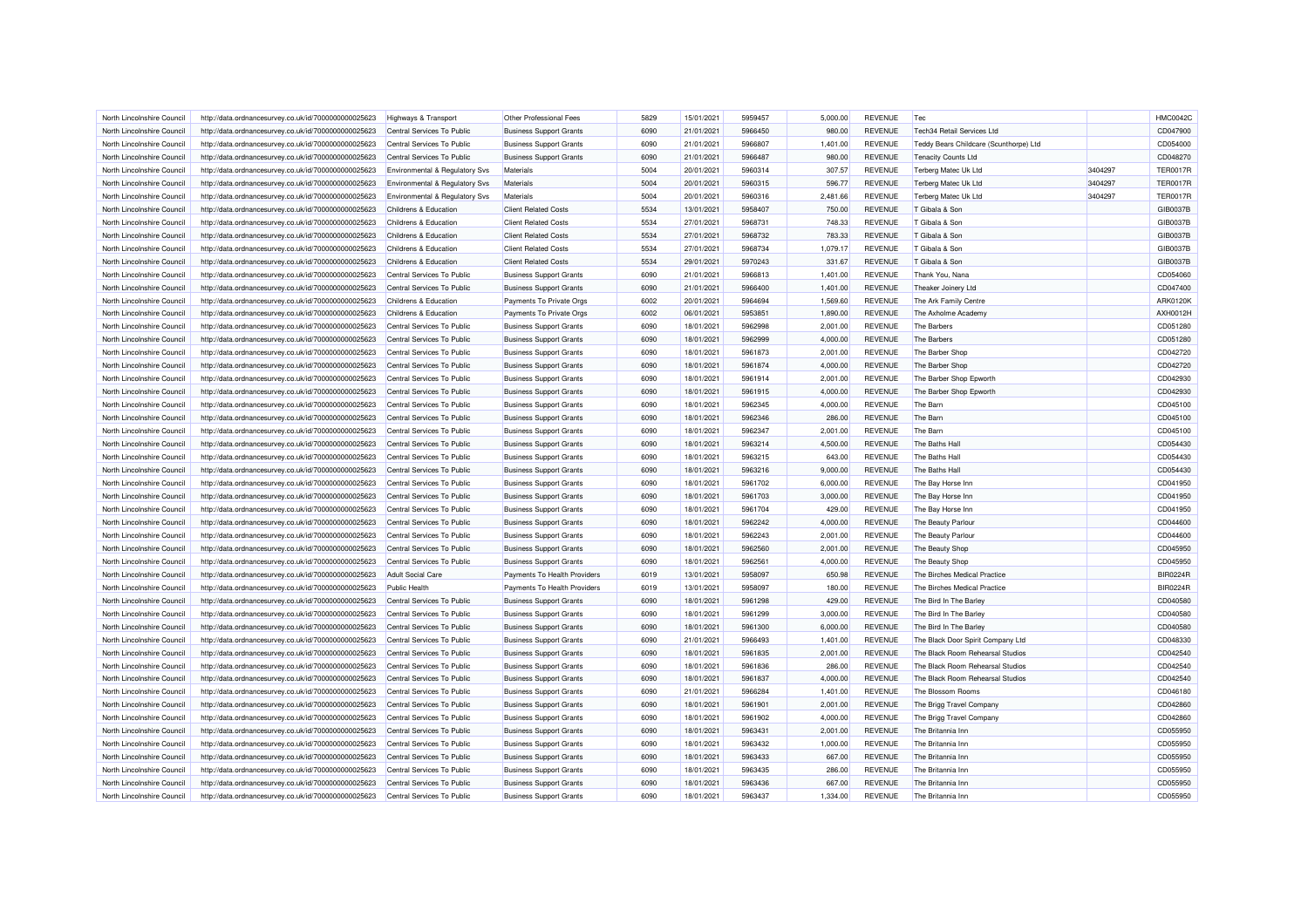| North Lincolnshire Council | http://data.ordnancesurvey.co.uk/id/7000000000025623 | Highways & Transport | Other Professional Fees | 5829 | 15/01/2021 | 5959457 | 5,000.00 | REVENUE | Tec | | HMC0042C |
|---|---|---|---|---|---|---|---|---|---|---|---|
| North Lincolnshire Council | http://data.ordnancesurvey.co.uk/id/7000000000025623 | Central Services To Public | Business Support Grants | 6090 | 21/01/2021 | 5966450 | 980.00 | REVENUE | Tech34 Retail Services Ltd | | CD047900 |
| North Lincolnshire Council | http://data.ordnancesurvey.co.uk/id/7000000000025623 | Central Services To Public | Business Support Grants | 6090 | 21/01/2021 | 5966807 | 1,401.00 | REVENUE | Teddy Bears Childcare (Scunthorpe) Ltd | | CD054000 |
| North Lincolnshire Council | http://data.ordnancesurvey.co.uk/id/7000000000025623 | Central Services To Public | Business Support Grants | 6090 | 21/01/2021 | 5966487 | 980.00 | REVENUE | Tenacity Counts Ltd | | CD048270 |
| North Lincolnshire Council | http://data.ordnancesurvey.co.uk/id/7000000000025623 | Environmental & Regulatory Svs | Materials | 5004 | 20/01/2021 | 5960314 | 307.57 | REVENUE | Terberg Matec Uk Ltd | 3404297 | TER0017R |
| North Lincolnshire Council | http://data.ordnancesurvey.co.uk/id/7000000000025623 | Environmental & Regulatory Svs | Materials | 5004 | 20/01/2021 | 5960315 | 596.77 | REVENUE | Terberg Matec Uk Ltd | 3404297 | TER0017R |
| North Lincolnshire Council | http://data.ordnancesurvey.co.uk/id/7000000000025623 | Environmental & Regulatory Svs | Materials | 5004 | 20/01/2021 | 5960316 | 2,481.66 | REVENUE | Terberg Matec Uk Ltd | 3404297 | TER0017R |
| North Lincolnshire Council | http://data.ordnancesurvey.co.uk/id/7000000000025623 | Childrens & Education | Client Related Costs | 5534 | 13/01/2021 | 5958407 | 750.00 | REVENUE | T Gibala & Son | | GIB0037B |
| North Lincolnshire Council | http://data.ordnancesurvey.co.uk/id/7000000000025623 | Childrens & Education | Client Related Costs | 5534 | 27/01/2021 | 5968731 | 748.33 | REVENUE | T Gibala & Son | | GIB0037B |
| North Lincolnshire Council | http://data.ordnancesurvey.co.uk/id/7000000000025623 | Childrens & Education | Client Related Costs | 5534 | 27/01/2021 | 5968732 | 783.33 | REVENUE | T Gibala & Son | | GIB0037B |
| North Lincolnshire Council | http://data.ordnancesurvey.co.uk/id/7000000000025623 | Childrens & Education | Client Related Costs | 5534 | 27/01/2021 | 5968734 | 1,079.17 | REVENUE | T Gibala & Son | | GIB0037B |
| North Lincolnshire Council | http://data.ordnancesurvey.co.uk/id/7000000000025623 | Childrens & Education | Client Related Costs | 5534 | 29/01/2021 | 5970243 | 331.67 | REVENUE | T Gibala & Son | | GIB0037B |
| North Lincolnshire Council | http://data.ordnancesurvey.co.uk/id/7000000000025623 | Central Services To Public | Business Support Grants | 6090 | 21/01/2021 | 5966813 | 1,401.00 | REVENUE | Thank You, Nana | | CD054060 |
| North Lincolnshire Council | http://data.ordnancesurvey.co.uk/id/7000000000025623 | Central Services To Public | Business Support Grants | 6090 | 21/01/2021 | 5966400 | 1,401.00 | REVENUE | Theaker Joinery Ltd | | CD047400 |
| North Lincolnshire Council | http://data.ordnancesurvey.co.uk/id/7000000000025623 | Childrens & Education | Payments To Private Orgs | 6002 | 20/01/2021 | 5964694 | 1,569.60 | REVENUE | The Ark Family Centre | | ARK0120K |
| North Lincolnshire Council | http://data.ordnancesurvey.co.uk/id/7000000000025623 | Childrens & Education | Payments To Private Orgs | 6002 | 06/01/2021 | 5953851 | 1,890.00 | REVENUE | The Axholme Academy | | AXH0012H |
| North Lincolnshire Council | http://data.ordnancesurvey.co.uk/id/7000000000025623 | Central Services To Public | Business Support Grants | 6090 | 18/01/2021 | 5962998 | 2,001.00 | REVENUE | The Barbers | | CD051280 |
| North Lincolnshire Council | http://data.ordnancesurvey.co.uk/id/7000000000025623 | Central Services To Public | Business Support Grants | 6090 | 18/01/2021 | 5962999 | 4,000.00 | REVENUE | The Barbers | | CD051280 |
| North Lincolnshire Council | http://data.ordnancesurvey.co.uk/id/7000000000025623 | Central Services To Public | Business Support Grants | 6090 | 18/01/2021 | 5961873 | 2,001.00 | REVENUE | The Barber Shop | | CD042720 |
| North Lincolnshire Council | http://data.ordnancesurvey.co.uk/id/7000000000025623 | Central Services To Public | Business Support Grants | 6090 | 18/01/2021 | 5961874 | 4,000.00 | REVENUE | The Barber Shop | | CD042720 |
| North Lincolnshire Council | http://data.ordnancesurvey.co.uk/id/7000000000025623 | Central Services To Public | Business Support Grants | 6090 | 18/01/2021 | 5961914 | 2,001.00 | REVENUE | The Barber Shop Epworth | | CD042930 |
| North Lincolnshire Council | http://data.ordnancesurvey.co.uk/id/7000000000025623 | Central Services To Public | Business Support Grants | 6090 | 18/01/2021 | 5961915 | 4,000.00 | REVENUE | The Barber Shop Epworth | | CD042930 |
| North Lincolnshire Council | http://data.ordnancesurvey.co.uk/id/7000000000025623 | Central Services To Public | Business Support Grants | 6090 | 18/01/2021 | 5962345 | 4,000.00 | REVENUE | The Barn | | CD045100 |
| North Lincolnshire Council | http://data.ordnancesurvey.co.uk/id/7000000000025623 | Central Services To Public | Business Support Grants | 6090 | 18/01/2021 | 5962346 | 286.00 | REVENUE | The Barn | | CD045100 |
| North Lincolnshire Council | http://data.ordnancesurvey.co.uk/id/7000000000025623 | Central Services To Public | Business Support Grants | 6090 | 18/01/2021 | 5962347 | 2,001.00 | REVENUE | The Barn | | CD045100 |
| North Lincolnshire Council | http://data.ordnancesurvey.co.uk/id/7000000000025623 | Central Services To Public | Business Support Grants | 6090 | 18/01/2021 | 5963214 | 4,500.00 | REVENUE | The Baths Hall | | CD054430 |
| North Lincolnshire Council | http://data.ordnancesurvey.co.uk/id/7000000000025623 | Central Services To Public | Business Support Grants | 6090 | 18/01/2021 | 5963215 | 643.00 | REVENUE | The Baths Hall | | CD054430 |
| North Lincolnshire Council | http://data.ordnancesurvey.co.uk/id/7000000000025623 | Central Services To Public | Business Support Grants | 6090 | 18/01/2021 | 5963216 | 9,000.00 | REVENUE | The Baths Hall | | CD054430 |
| North Lincolnshire Council | http://data.ordnancesurvey.co.uk/id/7000000000025623 | Central Services To Public | Business Support Grants | 6090 | 18/01/2021 | 5961702 | 6,000.00 | REVENUE | The Bay Horse Inn | | CD041950 |
| North Lincolnshire Council | http://data.ordnancesurvey.co.uk/id/7000000000025623 | Central Services To Public | Business Support Grants | 6090 | 18/01/2021 | 5961703 | 3,000.00 | REVENUE | The Bay Horse Inn | | CD041950 |
| North Lincolnshire Council | http://data.ordnancesurvey.co.uk/id/7000000000025623 | Central Services To Public | Business Support Grants | 6090 | 18/01/2021 | 5961704 | 429.00 | REVENUE | The Bay Horse Inn | | CD041950 |
| North Lincolnshire Council | http://data.ordnancesurvey.co.uk/id/7000000000025623 | Central Services To Public | Business Support Grants | 6090 | 18/01/2021 | 5962242 | 4,000.00 | REVENUE | The Beauty Parlour | | CD044600 |
| North Lincolnshire Council | http://data.ordnancesurvey.co.uk/id/7000000000025623 | Central Services To Public | Business Support Grants | 6090 | 18/01/2021 | 5962243 | 2,001.00 | REVENUE | The Beauty Parlour | | CD044600 |
| North Lincolnshire Council | http://data.ordnancesurvey.co.uk/id/7000000000025623 | Central Services To Public | Business Support Grants | 6090 | 18/01/2021 | 5962560 | 2,001.00 | REVENUE | The Beauty Shop | | CD045950 |
| North Lincolnshire Council | http://data.ordnancesurvey.co.uk/id/7000000000025623 | Central Services To Public | Business Support Grants | 6090 | 18/01/2021 | 5962561 | 4,000.00 | REVENUE | The Beauty Shop | | CD045950 |
| North Lincolnshire Council | http://data.ordnancesurvey.co.uk/id/7000000000025623 | Adult Social Care | Payments To Health Providers | 6019 | 13/01/2021 | 5958097 | 650.98 | REVENUE | The Birches Medical Practice | | BIR0224R |
| North Lincolnshire Council | http://data.ordnancesurvey.co.uk/id/7000000000025623 | Public Health | Payments To Health Providers | 6019 | 13/01/2021 | 5958097 | 180.00 | REVENUE | The Birches Medical Practice | | BIR0224R |
| North Lincolnshire Council | http://data.ordnancesurvey.co.uk/id/7000000000025623 | Central Services To Public | Business Support Grants | 6090 | 18/01/2021 | 5961298 | 429.00 | REVENUE | The Bird In The Barley | | CD040580 |
| North Lincolnshire Council | http://data.ordnancesurvey.co.uk/id/7000000000025623 | Central Services To Public | Business Support Grants | 6090 | 18/01/2021 | 5961299 | 3,000.00 | REVENUE | The Bird In The Barley | | CD040580 |
| North Lincolnshire Council | http://data.ordnancesurvey.co.uk/id/7000000000025623 | Central Services To Public | Business Support Grants | 6090 | 18/01/2021 | 5961300 | 6,000.00 | REVENUE | The Bird In The Barley | | CD040580 |
| North Lincolnshire Council | http://data.ordnancesurvey.co.uk/id/7000000000025623 | Central Services To Public | Business Support Grants | 6090 | 21/01/2021 | 5966493 | 1,401.00 | REVENUE | The Black Door Spirit Company Ltd | | CD048330 |
| North Lincolnshire Council | http://data.ordnancesurvey.co.uk/id/7000000000025623 | Central Services To Public | Business Support Grants | 6090 | 18/01/2021 | 5961835 | 2,001.00 | REVENUE | The Black Room Rehearsal Studios | | CD042540 |
| North Lincolnshire Council | http://data.ordnancesurvey.co.uk/id/7000000000025623 | Central Services To Public | Business Support Grants | 6090 | 18/01/2021 | 5961836 | 286.00 | REVENUE | The Black Room Rehearsal Studios | | CD042540 |
| North Lincolnshire Council | http://data.ordnancesurvey.co.uk/id/7000000000025623 | Central Services To Public | Business Support Grants | 6090 | 18/01/2021 | 5961837 | 4,000.00 | REVENUE | The Black Room Rehearsal Studios | | CD042540 |
| North Lincolnshire Council | http://data.ordnancesurvey.co.uk/id/7000000000025623 | Central Services To Public | Business Support Grants | 6090 | 21/01/2021 | 5966284 | 1,401.00 | REVENUE | The Blossom Rooms | | CD046180 |
| North Lincolnshire Council | http://data.ordnancesurvey.co.uk/id/7000000000025623 | Central Services To Public | Business Support Grants | 6090 | 18/01/2021 | 5961901 | 2,001.00 | REVENUE | The Brigg Travel Company | | CD042860 |
| North Lincolnshire Council | http://data.ordnancesurvey.co.uk/id/7000000000025623 | Central Services To Public | Business Support Grants | 6090 | 18/01/2021 | 5961902 | 4,000.00 | REVENUE | The Brigg Travel Company | | CD042860 |
| North Lincolnshire Council | http://data.ordnancesurvey.co.uk/id/7000000000025623 | Central Services To Public | Business Support Grants | 6090 | 18/01/2021 | 5963431 | 2,001.00 | REVENUE | The Britannia Inn | | CD055950 |
| North Lincolnshire Council | http://data.ordnancesurvey.co.uk/id/7000000000025623 | Central Services To Public | Business Support Grants | 6090 | 18/01/2021 | 5963432 | 1,000.00 | REVENUE | The Britannia Inn | | CD055950 |
| North Lincolnshire Council | http://data.ordnancesurvey.co.uk/id/7000000000025623 | Central Services To Public | Business Support Grants | 6090 | 18/01/2021 | 5963433 | 667.00 | REVENUE | The Britannia Inn | | CD055950 |
| North Lincolnshire Council | http://data.ordnancesurvey.co.uk/id/7000000000025623 | Central Services To Public | Business Support Grants | 6090 | 18/01/2021 | 5963435 | 286.00 | REVENUE | The Britannia Inn | | CD055950 |
| North Lincolnshire Council | http://data.ordnancesurvey.co.uk/id/7000000000025623 | Central Services To Public | Business Support Grants | 6090 | 18/01/2021 | 5963436 | 667.00 | REVENUE | The Britannia Inn | | CD055950 |
| North Lincolnshire Council | http://data.ordnancesurvey.co.uk/id/7000000000025623 | Central Services To Public | Business Support Grants | 6090 | 18/01/2021 | 5963437 | 1,334.00 | REVENUE | The Britannia Inn | | CD055950 |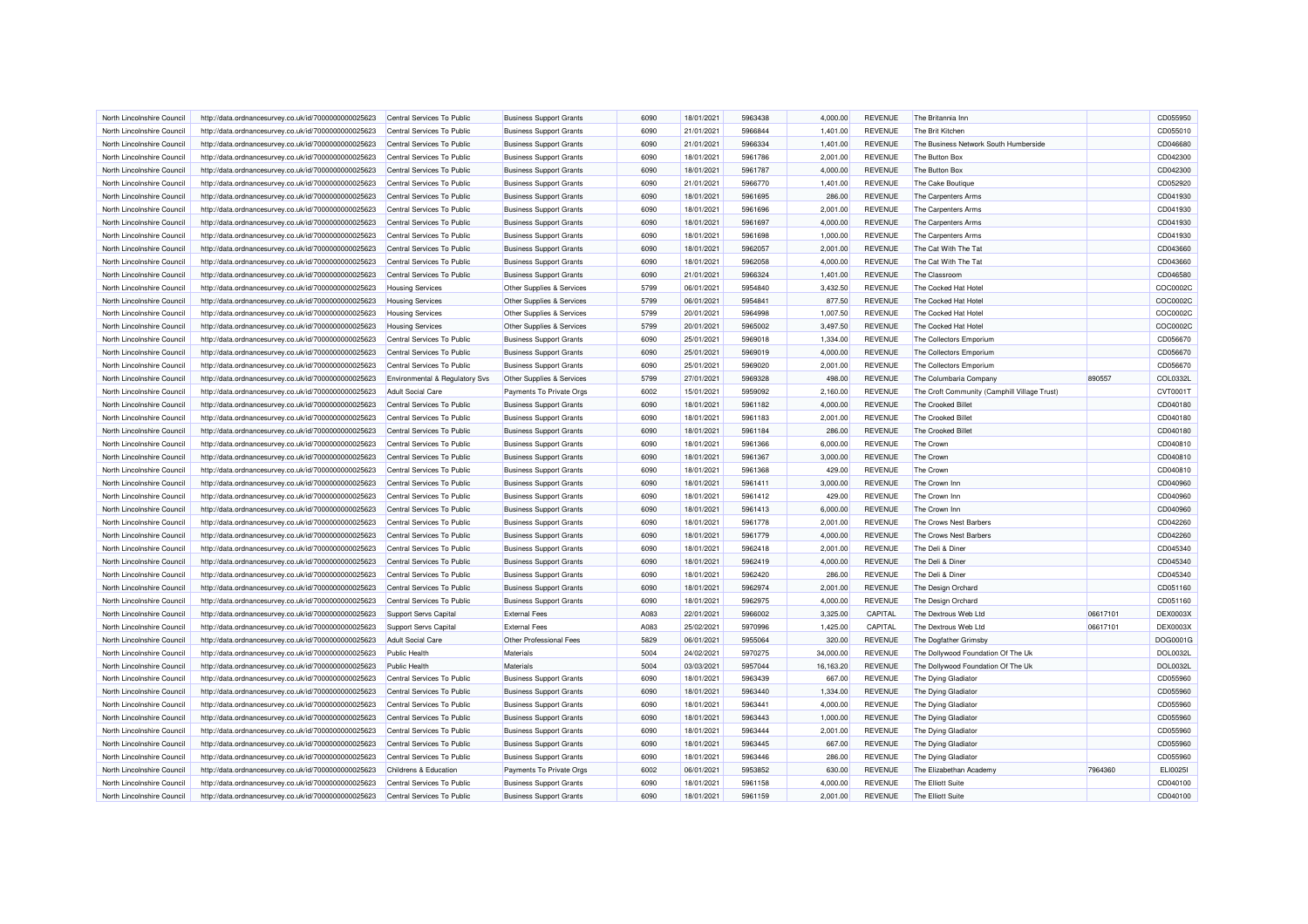| North Lincolnshire Council | http://data.ordnancesurvey.co.uk/id/7000000000025623 | Central Services To Public | Business Support Grants | 6090 | 18/01/2021 | 5963438 | 4,000.00 | REVENUE | The Britannia Inn | | CD055950 |
|---|---|---|---|---|---|---|---|---|---|---|---|
| North Lincolnshire Council | http://data.ordnancesurvey.co.uk/id/7000000000025623 | Central Services To Public | Business Support Grants | 6090 | 21/01/2021 | 5966844 | 1,401.00 | REVENUE | The Brit Kitchen | | CD055010 |
| North Lincolnshire Council | http://data.ordnancesurvey.co.uk/id/7000000000025623 | Central Services To Public | Business Support Grants | 6090 | 21/01/2021 | 5966334 | 1,401.00 | REVENUE | The Business Network South Humberside | | CD046680 |
| North Lincolnshire Council | http://data.ordnancesurvey.co.uk/id/7000000000025623 | Central Services To Public | Business Support Grants | 6090 | 18/01/2021 | 5961786 | 2,001.00 | REVENUE | The Button Box | | CD042300 |
| North Lincolnshire Council | http://data.ordnancesurvey.co.uk/id/7000000000025623 | Central Services To Public | Business Support Grants | 6090 | 18/01/2021 | 5961787 | 4,000.00 | REVENUE | The Button Box | | CD042300 |
| North Lincolnshire Council | http://data.ordnancesurvey.co.uk/id/7000000000025623 | Central Services To Public | Business Support Grants | 6090 | 21/01/2021 | 5966770 | 1,401.00 | REVENUE | The Cake Boutique | | CD052920 |
| North Lincolnshire Council | http://data.ordnancesurvey.co.uk/id/7000000000025623 | Central Services To Public | Business Support Grants | 6090 | 18/01/2021 | 5961695 | 286.00 | REVENUE | The Carpenters Arms | | CD041930 |
| North Lincolnshire Council | http://data.ordnancesurvey.co.uk/id/7000000000025623 | Central Services To Public | Business Support Grants | 6090 | 18/01/2021 | 5961696 | 2,001.00 | REVENUE | The Carpenters Arms | | CD041930 |
| North Lincolnshire Council | http://data.ordnancesurvey.co.uk/id/7000000000025623 | Central Services To Public | Business Support Grants | 6090 | 18/01/2021 | 5961697 | 4,000.00 | REVENUE | The Carpenters Arms | | CD041930 |
| North Lincolnshire Council | http://data.ordnancesurvey.co.uk/id/7000000000025623 | Central Services To Public | Business Support Grants | 6090 | 18/01/2021 | 5961698 | 1,000.00 | REVENUE | The Carpenters Arms | | CD041930 |
| North Lincolnshire Council | http://data.ordnancesurvey.co.uk/id/7000000000025623 | Central Services To Public | Business Support Grants | 6090 | 18/01/2021 | 5962057 | 2,001.00 | REVENUE | The Cat With The Tat | | CD043660 |
| North Lincolnshire Council | http://data.ordnancesurvey.co.uk/id/7000000000025623 | Central Services To Public | Business Support Grants | 6090 | 18/01/2021 | 5962058 | 4,000.00 | REVENUE | The Cat With The Tat | | CD043660 |
| North Lincolnshire Council | http://data.ordnancesurvey.co.uk/id/7000000000025623 | Central Services To Public | Business Support Grants | 6090 | 21/01/2021 | 5966324 | 1,401.00 | REVENUE | The Classroom | | CD046580 |
| North Lincolnshire Council | http://data.ordnancesurvey.co.uk/id/7000000000025623 | Housing Services | Other Supplies & Services | 5799 | 06/01/2021 | 5954840 | 3,432.50 | REVENUE | The Cocked Hat Hotel | | COC0002C |
| North Lincolnshire Council | http://data.ordnancesurvey.co.uk/id/7000000000025623 | Housing Services | Other Supplies & Services | 5799 | 06/01/2021 | 5954841 | 877.50 | REVENUE | The Cocked Hat Hotel | | COC0002C |
| North Lincolnshire Council | http://data.ordnancesurvey.co.uk/id/7000000000025623 | Housing Services | Other Supplies & Services | 5799 | 20/01/2021 | 5964998 | 1,007.50 | REVENUE | The Cocked Hat Hotel | | COC0002C |
| North Lincolnshire Council | http://data.ordnancesurvey.co.uk/id/7000000000025623 | Housing Services | Other Supplies & Services | 5799 | 20/01/2021 | 5965002 | 3,497.50 | REVENUE | The Cocked Hat Hotel | | COC0002C |
| North Lincolnshire Council | http://data.ordnancesurvey.co.uk/id/7000000000025623 | Central Services To Public | Business Support Grants | 6090 | 25/01/2021 | 5969018 | 1,334.00 | REVENUE | The Collectors Emporium | | CD056670 |
| North Lincolnshire Council | http://data.ordnancesurvey.co.uk/id/7000000000025623 | Central Services To Public | Business Support Grants | 6090 | 25/01/2021 | 5969019 | 4,000.00 | REVENUE | The Collectors Emporium | | CD056670 |
| North Lincolnshire Council | http://data.ordnancesurvey.co.uk/id/7000000000025623 | Central Services To Public | Business Support Grants | 6090 | 25/01/2021 | 5969020 | 2,001.00 | REVENUE | The Collectors Emporium | | CD056670 |
| North Lincolnshire Council | http://data.ordnancesurvey.co.uk/id/7000000000025623 | Environmental & Regulatory Svs | Other Supplies & Services | 5799 | 27/01/2021 | 5969328 | 498.00 | REVENUE | The Columbaria Company | 890557 | COL0332L |
| North Lincolnshire Council | http://data.ordnancesurvey.co.uk/id/7000000000025623 | Adult Social Care | Payments To Private Orgs | 6002 | 15/01/2021 | 5959092 | 2,160.00 | REVENUE | The Croft Community (Camphill Village Trust) | | CVT0001T |
| North Lincolnshire Council | http://data.ordnancesurvey.co.uk/id/7000000000025623 | Central Services To Public | Business Support Grants | 6090 | 18/01/2021 | 5961182 | 4,000.00 | REVENUE | The Crooked Billet | | CD040180 |
| North Lincolnshire Council | http://data.ordnancesurvey.co.uk/id/7000000000025623 | Central Services To Public | Business Support Grants | 6090 | 18/01/2021 | 5961183 | 2,001.00 | REVENUE | The Crooked Billet | | CD040180 |
| North Lincolnshire Council | http://data.ordnancesurvey.co.uk/id/7000000000025623 | Central Services To Public | Business Support Grants | 6090 | 18/01/2021 | 5961184 | 286.00 | REVENUE | The Crooked Billet | | CD040180 |
| North Lincolnshire Council | http://data.ordnancesurvey.co.uk/id/7000000000025623 | Central Services To Public | Business Support Grants | 6090 | 18/01/2021 | 5961366 | 6,000.00 | REVENUE | The Crown | | CD040810 |
| North Lincolnshire Council | http://data.ordnancesurvey.co.uk/id/7000000000025623 | Central Services To Public | Business Support Grants | 6090 | 18/01/2021 | 5961367 | 3,000.00 | REVENUE | The Crown | | CD040810 |
| North Lincolnshire Council | http://data.ordnancesurvey.co.uk/id/7000000000025623 | Central Services To Public | Business Support Grants | 6090 | 18/01/2021 | 5961368 | 429.00 | REVENUE | The Crown | | CD040810 |
| North Lincolnshire Council | http://data.ordnancesurvey.co.uk/id/7000000000025623 | Central Services To Public | Business Support Grants | 6090 | 18/01/2021 | 5961411 | 3,000.00 | REVENUE | The Crown Inn | | CD040960 |
| North Lincolnshire Council | http://data.ordnancesurvey.co.uk/id/7000000000025623 | Central Services To Public | Business Support Grants | 6090 | 18/01/2021 | 5961412 | 429.00 | REVENUE | The Crown Inn | | CD040960 |
| North Lincolnshire Council | http://data.ordnancesurvey.co.uk/id/7000000000025623 | Central Services To Public | Business Support Grants | 6090 | 18/01/2021 | 5961413 | 6,000.00 | REVENUE | The Crown Inn | | CD040960 |
| North Lincolnshire Council | http://data.ordnancesurvey.co.uk/id/7000000000025623 | Central Services To Public | Business Support Grants | 6090 | 18/01/2021 | 5961778 | 2,001.00 | REVENUE | The Crows Nest Barbers | | CD042260 |
| North Lincolnshire Council | http://data.ordnancesurvey.co.uk/id/7000000000025623 | Central Services To Public | Business Support Grants | 6090 | 18/01/2021 | 5961779 | 4,000.00 | REVENUE | The Crows Nest Barbers | | CD042260 |
| North Lincolnshire Council | http://data.ordnancesurvey.co.uk/id/7000000000025623 | Central Services To Public | Business Support Grants | 6090 | 18/01/2021 | 5962418 | 2,001.00 | REVENUE | The Deli & Diner | | CD045340 |
| North Lincolnshire Council | http://data.ordnancesurvey.co.uk/id/7000000000025623 | Central Services To Public | Business Support Grants | 6090 | 18/01/2021 | 5962419 | 4,000.00 | REVENUE | The Deli & Diner | | CD045340 |
| North Lincolnshire Council | http://data.ordnancesurvey.co.uk/id/7000000000025623 | Central Services To Public | Business Support Grants | 6090 | 18/01/2021 | 5962420 | 286.00 | REVENUE | The Deli & Diner | | CD045340 |
| North Lincolnshire Council | http://data.ordnancesurvey.co.uk/id/7000000000025623 | Central Services To Public | Business Support Grants | 6090 | 18/01/2021 | 5962974 | 2,001.00 | REVENUE | The Design Orchard | | CD051160 |
| North Lincolnshire Council | http://data.ordnancesurvey.co.uk/id/7000000000025623 | Central Services To Public | Business Support Grants | 6090 | 18/01/2021 | 5962975 | 4,000.00 | REVENUE | The Design Orchard | | CD051160 |
| North Lincolnshire Council | http://data.ordnancesurvey.co.uk/id/7000000000025623 | Support Servs Capital | External Fees | A083 | 22/01/2021 | 5966002 | 3,325.00 | CAPITAL | The Dextrous Web Ltd | 06617101 | DEX0003X |
| North Lincolnshire Council | http://data.ordnancesurvey.co.uk/id/7000000000025623 | Support Servs Capital | External Fees | A083 | 25/02/2021 | 5970996 | 1,425.00 | CAPITAL | The Dextrous Web Ltd | 06617101 | DEX0003X |
| North Lincolnshire Council | http://data.ordnancesurvey.co.uk/id/7000000000025623 | Adult Social Care | Other Professional Fees | 5829 | 06/01/2021 | 5955064 | 320.00 | REVENUE | The Dogfather Grimsby | | DOG0001G |
| North Lincolnshire Council | http://data.ordnancesurvey.co.uk/id/7000000000025623 | Public Health | Materials | 5004 | 24/02/2021 | 5970275 | 34,000.00 | REVENUE | The Dollywood Foundation Of The Uk | | DOL0032L |
| North Lincolnshire Council | http://data.ordnancesurvey.co.uk/id/7000000000025623 | Public Health | Materials | 5004 | 03/03/2021 | 5957044 | 16,163.20 | REVENUE | The Dollywood Foundation Of The Uk | | DOL0032L |
| North Lincolnshire Council | http://data.ordnancesurvey.co.uk/id/7000000000025623 | Central Services To Public | Business Support Grants | 6090 | 18/01/2021 | 5963439 | 667.00 | REVENUE | The Dying Gladiator | | CD055960 |
| North Lincolnshire Council | http://data.ordnancesurvey.co.uk/id/7000000000025623 | Central Services To Public | Business Support Grants | 6090 | 18/01/2021 | 5963440 | 1,334.00 | REVENUE | The Dying Gladiator | | CD055960 |
| North Lincolnshire Council | http://data.ordnancesurvey.co.uk/id/7000000000025623 | Central Services To Public | Business Support Grants | 6090 | 18/01/2021 | 5963441 | 4,000.00 | REVENUE | The Dying Gladiator | | CD055960 |
| North Lincolnshire Council | http://data.ordnancesurvey.co.uk/id/7000000000025623 | Central Services To Public | Business Support Grants | 6090 | 18/01/2021 | 5963443 | 1,000.00 | REVENUE | The Dying Gladiator | | CD055960 |
| North Lincolnshire Council | http://data.ordnancesurvey.co.uk/id/7000000000025623 | Central Services To Public | Business Support Grants | 6090 | 18/01/2021 | 5963444 | 2,001.00 | REVENUE | The Dying Gladiator | | CD055960 |
| North Lincolnshire Council | http://data.ordnancesurvey.co.uk/id/7000000000025623 | Central Services To Public | Business Support Grants | 6090 | 18/01/2021 | 5963445 | 667.00 | REVENUE | The Dying Gladiator | | CD055960 |
| North Lincolnshire Council | http://data.ordnancesurvey.co.uk/id/7000000000025623 | Central Services To Public | Business Support Grants | 6090 | 18/01/2021 | 5963446 | 286.00 | REVENUE | The Dying Gladiator | | CD055960 |
| North Lincolnshire Council | http://data.ordnancesurvey.co.uk/id/7000000000025623 | Childrens & Education | Payments To Private Orgs | 6002 | 06/01/2021 | 5953852 | 630.00 | REVENUE | The Elizabethan Academy | 7964360 | ELI0025I |
| North Lincolnshire Council | http://data.ordnancesurvey.co.uk/id/7000000000025623 | Central Services To Public | Business Support Grants | 6090 | 18/01/2021 | 5961158 | 4,000.00 | REVENUE | The Elliott Suite | | CD040100 |
| North Lincolnshire Council | http://data.ordnancesurvey.co.uk/id/7000000000025623 | Central Services To Public | Business Support Grants | 6090 | 18/01/2021 | 5961159 | 2,001.00 | REVENUE | The Elliott Suite | | CD040100 |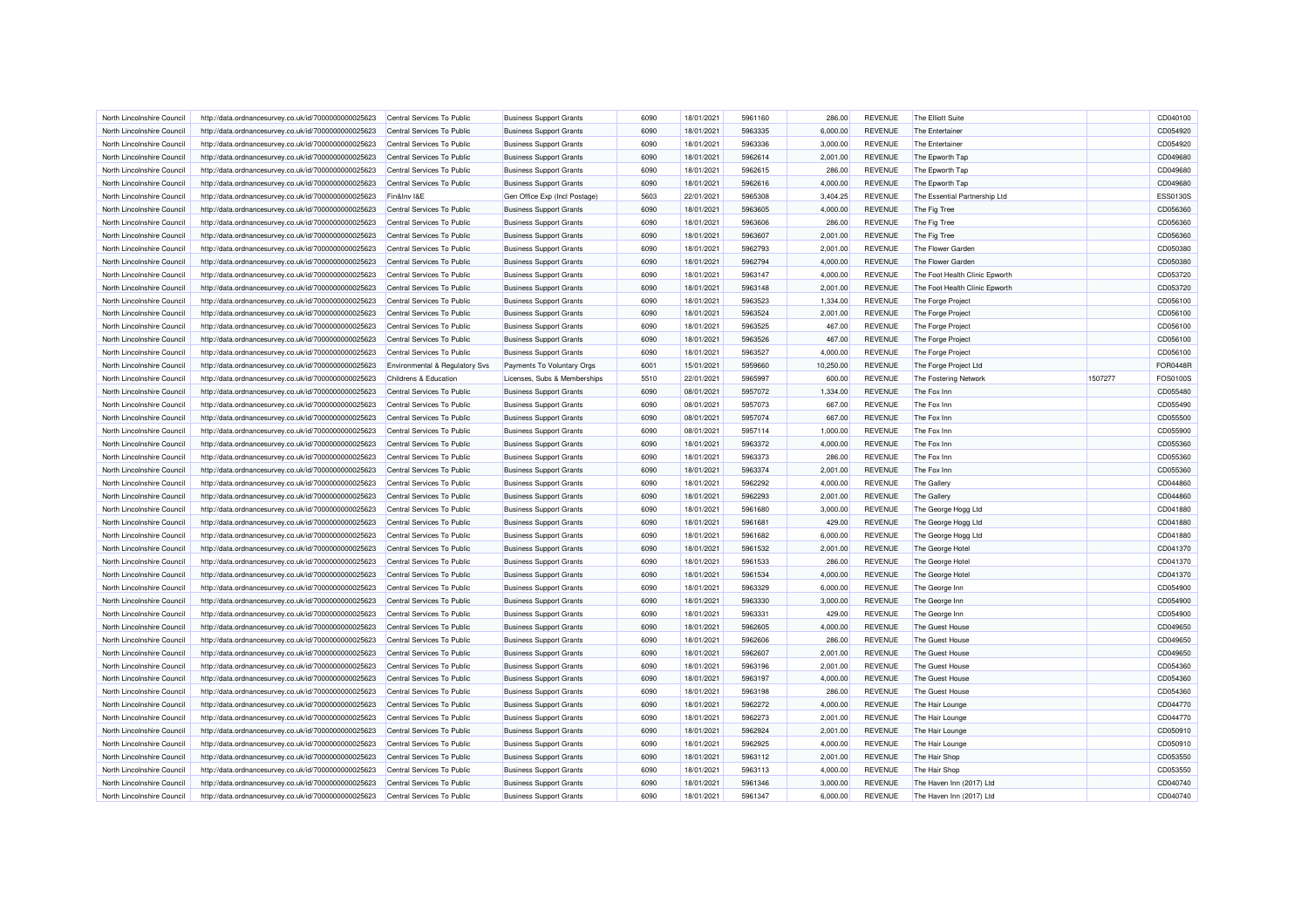| North Lincolnshire Council | http://data.ordnancesurvey.co.uk/id/7000000000025623 | Central Services To Public | Business Support Grants | 6090 | 18/01/2021 | 5961160 | 286.00 | REVENUE | The Elliott Suite | | CD040100 |
|---|---|---|---|---|---|---|---|---|---|---|---|
| North Lincolnshire Council | http://data.ordnancesurvey.co.uk/id/7000000000025623 | Central Services To Public | Business Support Grants | 6090 | 18/01/2021 | 5963335 | 6,000.00 | REVENUE | The Entertainer | | CD054920 |
| North Lincolnshire Council | http://data.ordnancesurvey.co.uk/id/7000000000025623 | Central Services To Public | Business Support Grants | 6090 | 18/01/2021 | 5963336 | 3,000.00 | REVENUE | The Entertainer | | CD054920 |
| North Lincolnshire Council | http://data.ordnancesurvey.co.uk/id/7000000000025623 | Central Services To Public | Business Support Grants | 6090 | 18/01/2021 | 5962614 | 2,001.00 | REVENUE | The Epworth Tap | | CD049680 |
| North Lincolnshire Council | http://data.ordnancesurvey.co.uk/id/7000000000025623 | Central Services To Public | Business Support Grants | 6090 | 18/01/2021 | 5962615 | 286.00 | REVENUE | The Epworth Tap | | CD049680 |
| North Lincolnshire Council | http://data.ordnancesurvey.co.uk/id/7000000000025623 | Central Services To Public | Business Support Grants | 6090 | 18/01/2021 | 5962616 | 4,000.00 | REVENUE | The Epworth Tap | | CD049680 |
| North Lincolnshire Council | http://data.ordnancesurvey.co.uk/id/7000000000025623 | Fin&Inv I&E | Gen Office Exp (Incl Postage) | 5603 | 22/01/2021 | 5965308 | 3,404.25 | REVENUE | The Essential Partnership Ltd | | ESS0130S |
| North Lincolnshire Council | http://data.ordnancesurvey.co.uk/id/7000000000025623 | Central Services To Public | Business Support Grants | 6090 | 18/01/2021 | 5963605 | 4,000.00 | REVENUE | The Fig Tree | | CD056360 |
| North Lincolnshire Council | http://data.ordnancesurvey.co.uk/id/7000000000025623 | Central Services To Public | Business Support Grants | 6090 | 18/01/2021 | 5963606 | 286.00 | REVENUE | The Fig Tree | | CD056360 |
| North Lincolnshire Council | http://data.ordnancesurvey.co.uk/id/7000000000025623 | Central Services To Public | Business Support Grants | 6090 | 18/01/2021 | 5963607 | 2,001.00 | REVENUE | The Fig Tree | | CD056360 |
| North Lincolnshire Council | http://data.ordnancesurvey.co.uk/id/7000000000025623 | Central Services To Public | Business Support Grants | 6090 | 18/01/2021 | 5962793 | 2,001.00 | REVENUE | The Flower Garden | | CD050380 |
| North Lincolnshire Council | http://data.ordnancesurvey.co.uk/id/7000000000025623 | Central Services To Public | Business Support Grants | 6090 | 18/01/2021 | 5962794 | 4,000.00 | REVENUE | The Flower Garden | | CD050380 |
| North Lincolnshire Council | http://data.ordnancesurvey.co.uk/id/7000000000025623 | Central Services To Public | Business Support Grants | 6090 | 18/01/2021 | 5963147 | 4,000.00 | REVENUE | The Foot Health Clinic Epworth | | CD053720 |
| North Lincolnshire Council | http://data.ordnancesurvey.co.uk/id/7000000000025623 | Central Services To Public | Business Support Grants | 6090 | 18/01/2021 | 5963148 | 2,001.00 | REVENUE | The Foot Health Clinic Epworth | | CD053720 |
| North Lincolnshire Council | http://data.ordnancesurvey.co.uk/id/7000000000025623 | Central Services To Public | Business Support Grants | 6090 | 18/01/2021 | 5963523 | 1,334.00 | REVENUE | The Forge Project | | CD056100 |
| North Lincolnshire Council | http://data.ordnancesurvey.co.uk/id/7000000000025623 | Central Services To Public | Business Support Grants | 6090 | 18/01/2021 | 5963524 | 2,001.00 | REVENUE | The Forge Project | | CD056100 |
| North Lincolnshire Council | http://data.ordnancesurvey.co.uk/id/7000000000025623 | Central Services To Public | Business Support Grants | 6090 | 18/01/2021 | 5963525 | 467.00 | REVENUE | The Forge Project | | CD056100 |
| North Lincolnshire Council | http://data.ordnancesurvey.co.uk/id/7000000000025623 | Central Services To Public | Business Support Grants | 6090 | 18/01/2021 | 5963526 | 467.00 | REVENUE | The Forge Project | | CD056100 |
| North Lincolnshire Council | http://data.ordnancesurvey.co.uk/id/7000000000025623 | Central Services To Public | Business Support Grants | 6090 | 18/01/2021 | 5963527 | 4,000.00 | REVENUE | The Forge Project | | CD056100 |
| North Lincolnshire Council | http://data.ordnancesurvey.co.uk/id/7000000000025623 | Environmental & Regulatory Svs | Payments To Voluntary Orgs | 6001 | 15/01/2021 | 5959660 | 10,250.00 | REVENUE | The Forge Project Ltd | | FOR0448R |
| North Lincolnshire Council | http://data.ordnancesurvey.co.uk/id/7000000000025623 | Childrens & Education | Licenses, Subs & Memberships | 5510 | 22/01/2021 | 5965997 | 600.00 | REVENUE | The Fostering Network | 1507277 | FOS0100S |
| North Lincolnshire Council | http://data.ordnancesurvey.co.uk/id/7000000000025623 | Central Services To Public | Business Support Grants | 6090 | 08/01/2021 | 5957072 | 1,334.00 | REVENUE | The Fox Inn | | CD055480 |
| North Lincolnshire Council | http://data.ordnancesurvey.co.uk/id/7000000000025623 | Central Services To Public | Business Support Grants | 6090 | 08/01/2021 | 5957073 | 667.00 | REVENUE | The Fox Inn | | CD055490 |
| North Lincolnshire Council | http://data.ordnancesurvey.co.uk/id/7000000000025623 | Central Services To Public | Business Support Grants | 6090 | 08/01/2021 | 5957074 | 667.00 | REVENUE | The Fox Inn | | CD055500 |
| North Lincolnshire Council | http://data.ordnancesurvey.co.uk/id/7000000000025623 | Central Services To Public | Business Support Grants | 6090 | 08/01/2021 | 5957114 | 1,000.00 | REVENUE | The Fox Inn | | CD055900 |
| North Lincolnshire Council | http://data.ordnancesurvey.co.uk/id/7000000000025623 | Central Services To Public | Business Support Grants | 6090 | 18/01/2021 | 5963372 | 4,000.00 | REVENUE | The Fox Inn | | CD055360 |
| North Lincolnshire Council | http://data.ordnancesurvey.co.uk/id/7000000000025623 | Central Services To Public | Business Support Grants | 6090 | 18/01/2021 | 5963373 | 286.00 | REVENUE | The Fox Inn | | CD055360 |
| North Lincolnshire Council | http://data.ordnancesurvey.co.uk/id/7000000000025623 | Central Services To Public | Business Support Grants | 6090 | 18/01/2021 | 5963374 | 2,001.00 | REVENUE | The Fox Inn | | CD055360 |
| North Lincolnshire Council | http://data.ordnancesurvey.co.uk/id/7000000000025623 | Central Services To Public | Business Support Grants | 6090 | 18/01/2021 | 5962292 | 4,000.00 | REVENUE | The Gallery | | CD044860 |
| North Lincolnshire Council | http://data.ordnancesurvey.co.uk/id/7000000000025623 | Central Services To Public | Business Support Grants | 6090 | 18/01/2021 | 5962293 | 2,001.00 | REVENUE | The Gallery | | CD044860 |
| North Lincolnshire Council | http://data.ordnancesurvey.co.uk/id/7000000000025623 | Central Services To Public | Business Support Grants | 6090 | 18/01/2021 | 5961680 | 3,000.00 | REVENUE | The George Hogg Ltd | | CD041880 |
| North Lincolnshire Council | http://data.ordnancesurvey.co.uk/id/7000000000025623 | Central Services To Public | Business Support Grants | 6090 | 18/01/2021 | 5961681 | 429.00 | REVENUE | The George Hogg Ltd | | CD041880 |
| North Lincolnshire Council | http://data.ordnancesurvey.co.uk/id/7000000000025623 | Central Services To Public | Business Support Grants | 6090 | 18/01/2021 | 5961682 | 6,000.00 | REVENUE | The George Hogg Ltd | | CD041880 |
| North Lincolnshire Council | http://data.ordnancesurvey.co.uk/id/7000000000025623 | Central Services To Public | Business Support Grants | 6090 | 18/01/2021 | 5961532 | 2,001.00 | REVENUE | The George Hotel | | CD041370 |
| North Lincolnshire Council | http://data.ordnancesurvey.co.uk/id/7000000000025623 | Central Services To Public | Business Support Grants | 6090 | 18/01/2021 | 5961533 | 286.00 | REVENUE | The George Hotel | | CD041370 |
| North Lincolnshire Council | http://data.ordnancesurvey.co.uk/id/7000000000025623 | Central Services To Public | Business Support Grants | 6090 | 18/01/2021 | 5961534 | 4,000.00 | REVENUE | The George Hotel | | CD041370 |
| North Lincolnshire Council | http://data.ordnancesurvey.co.uk/id/7000000000025623 | Central Services To Public | Business Support Grants | 6090 | 18/01/2021 | 5963329 | 6,000.00 | REVENUE | The George Inn | | CD054900 |
| North Lincolnshire Council | http://data.ordnancesurvey.co.uk/id/7000000000025623 | Central Services To Public | Business Support Grants | 6090 | 18/01/2021 | 5963330 | 3,000.00 | REVENUE | The George Inn | | CD054900 |
| North Lincolnshire Council | http://data.ordnancesurvey.co.uk/id/7000000000025623 | Central Services To Public | Business Support Grants | 6090 | 18/01/2021 | 5963331 | 429.00 | REVENUE | The George Inn | | CD054900 |
| North Lincolnshire Council | http://data.ordnancesurvey.co.uk/id/7000000000025623 | Central Services To Public | Business Support Grants | 6090 | 18/01/2021 | 5962605 | 4,000.00 | REVENUE | The Guest House | | CD049650 |
| North Lincolnshire Council | http://data.ordnancesurvey.co.uk/id/7000000000025623 | Central Services To Public | Business Support Grants | 6090 | 18/01/2021 | 5962606 | 286.00 | REVENUE | The Guest House | | CD049650 |
| North Lincolnshire Council | http://data.ordnancesurvey.co.uk/id/7000000000025623 | Central Services To Public | Business Support Grants | 6090 | 18/01/2021 | 5962607 | 2,001.00 | REVENUE | The Guest House | | CD049650 |
| North Lincolnshire Council | http://data.ordnancesurvey.co.uk/id/7000000000025623 | Central Services To Public | Business Support Grants | 6090 | 18/01/2021 | 5963196 | 2,001.00 | REVENUE | The Guest House | | CD054360 |
| North Lincolnshire Council | http://data.ordnancesurvey.co.uk/id/7000000000025623 | Central Services To Public | Business Support Grants | 6090 | 18/01/2021 | 5963197 | 4,000.00 | REVENUE | The Guest House | | CD054360 |
| North Lincolnshire Council | http://data.ordnancesurvey.co.uk/id/7000000000025623 | Central Services To Public | Business Support Grants | 6090 | 18/01/2021 | 5963198 | 286.00 | REVENUE | The Guest House | | CD054360 |
| North Lincolnshire Council | http://data.ordnancesurvey.co.uk/id/7000000000025623 | Central Services To Public | Business Support Grants | 6090 | 18/01/2021 | 5962272 | 4,000.00 | REVENUE | The Hair Lounge | | CD044770 |
| North Lincolnshire Council | http://data.ordnancesurvey.co.uk/id/7000000000025623 | Central Services To Public | Business Support Grants | 6090 | 18/01/2021 | 5962273 | 2,001.00 | REVENUE | The Hair Lounge | | CD044770 |
| North Lincolnshire Council | http://data.ordnancesurvey.co.uk/id/7000000000025623 | Central Services To Public | Business Support Grants | 6090 | 18/01/2021 | 5962924 | 2,001.00 | REVENUE | The Hair Lounge | | CD050910 |
| North Lincolnshire Council | http://data.ordnancesurvey.co.uk/id/7000000000025623 | Central Services To Public | Business Support Grants | 6090 | 18/01/2021 | 5962925 | 4,000.00 | REVENUE | The Hair Lounge | | CD050910 |
| North Lincolnshire Council | http://data.ordnancesurvey.co.uk/id/7000000000025623 | Central Services To Public | Business Support Grants | 6090 | 18/01/2021 | 5963112 | 2,001.00 | REVENUE | The Hair Shop | | CD053550 |
| North Lincolnshire Council | http://data.ordnancesurvey.co.uk/id/7000000000025623 | Central Services To Public | Business Support Grants | 6090 | 18/01/2021 | 5963113 | 4,000.00 | REVENUE | The Hair Shop | | CD053550 |
| North Lincolnshire Council | http://data.ordnancesurvey.co.uk/id/7000000000025623 | Central Services To Public | Business Support Grants | 6090 | 18/01/2021 | 5961346 | 3,000.00 | REVENUE | The Haven Inn (2017) Ltd | | CD040740 |
| North Lincolnshire Council | http://data.ordnancesurvey.co.uk/id/7000000000025623 | Central Services To Public | Business Support Grants | 6090 | 18/01/2021 | 5961347 | 6,000.00 | REVENUE | The Haven Inn (2017) Ltd | | CD040740 |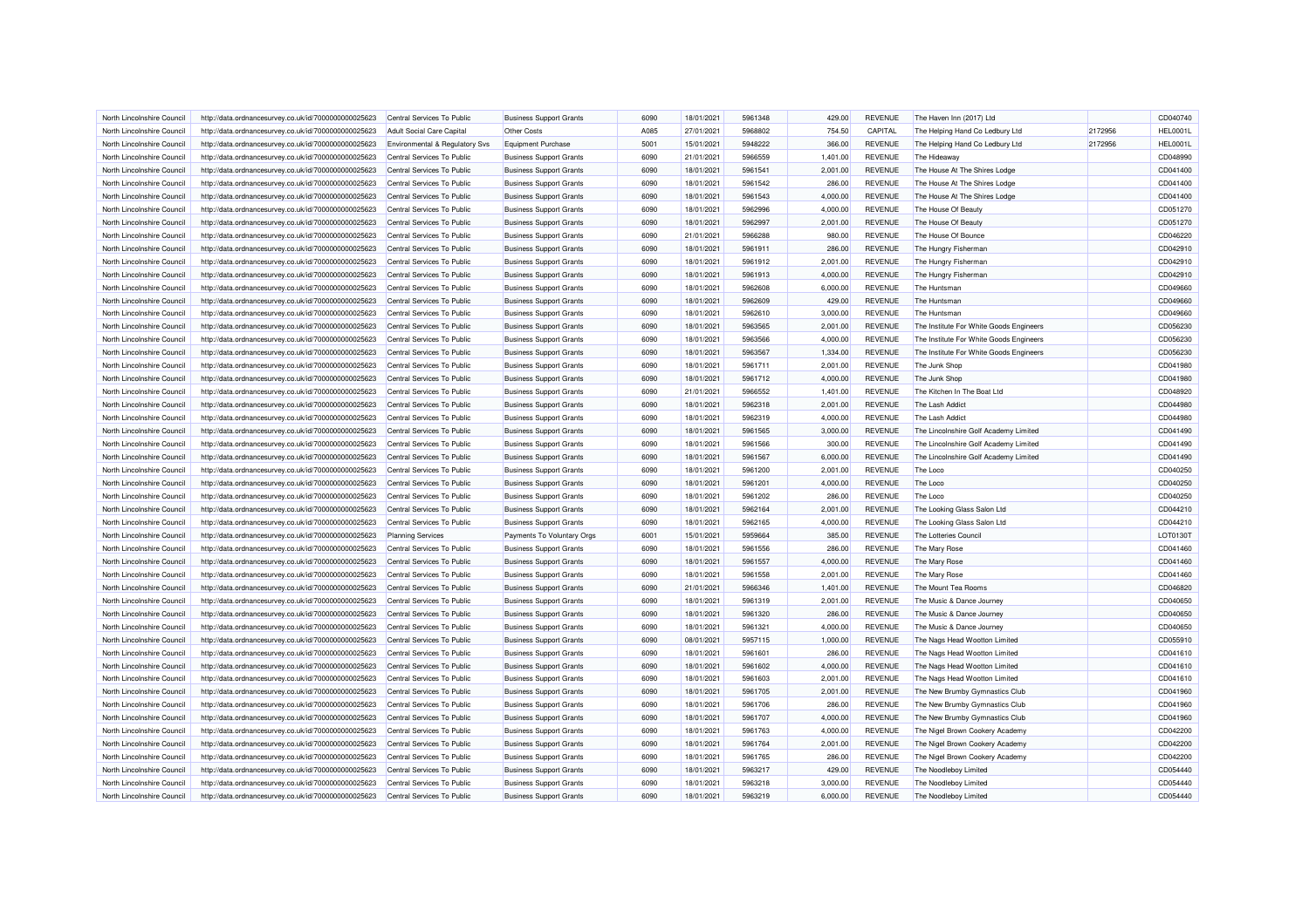| North Lincolnshire Council | http://data.ordnancesurvey.co.uk/id/7000000000025623 | Central Services To Public | Business Support Grants | 6090 | 18/01/2021 | 5961348 | 429.00 | REVENUE | The Haven Inn (2017) Ltd | | CD040740 |
|---|---|---|---|---|---|---|---|---|---|---|---|
| North Lincolnshire Council | http://data.ordnancesurvey.co.uk/id/7000000000025623 | Adult Social Care Capital | Other Costs | A085 | 27/01/2021 | 5968802 | 754.50 | CAPITAL | The Helping Hand Co Ledbury Ltd | 2172956 | HEL0001L |
| North Lincolnshire Council | http://data.ordnancesurvey.co.uk/id/7000000000025623 | Environmental & Regulatory Svs | Equipment Purchase | 5001 | 15/01/2021 | 5948222 | 366.00 | REVENUE | The Helping Hand Co Ledbury Ltd | 2172956 | HEL0001L |
| North Lincolnshire Council | http://data.ordnancesurvey.co.uk/id/7000000000025623 | Central Services To Public | Business Support Grants | 6090 | 21/01/2021 | 5966559 | 1,401.00 | REVENUE | The Hideaway | | CD048990 |
| North Lincolnshire Council | http://data.ordnancesurvey.co.uk/id/7000000000025623 | Central Services To Public | Business Support Grants | 6090 | 18/01/2021 | 5961541 | 2,001.00 | REVENUE | The House At The Shires Lodge | | CD041400 |
| North Lincolnshire Council | http://data.ordnancesurvey.co.uk/id/7000000000025623 | Central Services To Public | Business Support Grants | 6090 | 18/01/2021 | 5961542 | 286.00 | REVENUE | The House At The Shires Lodge | | CD041400 |
| North Lincolnshire Council | http://data.ordnancesurvey.co.uk/id/7000000000025623 | Central Services To Public | Business Support Grants | 6090 | 18/01/2021 | 5961543 | 4,000.00 | REVENUE | The House At The Shires Lodge | | CD041400 |
| North Lincolnshire Council | http://data.ordnancesurvey.co.uk/id/7000000000025623 | Central Services To Public | Business Support Grants | 6090 | 18/01/2021 | 5962996 | 4,000.00 | REVENUE | The House Of Beauty | | CD051270 |
| North Lincolnshire Council | http://data.ordnancesurvey.co.uk/id/7000000000025623 | Central Services To Public | Business Support Grants | 6090 | 18/01/2021 | 5962997 | 2,001.00 | REVENUE | The House Of Beauty | | CD051270 |
| North Lincolnshire Council | http://data.ordnancesurvey.co.uk/id/7000000000025623 | Central Services To Public | Business Support Grants | 6090 | 21/01/2021 | 5966288 | 980.00 | REVENUE | The House Of Bounce | | CD046220 |
| North Lincolnshire Council | http://data.ordnancesurvey.co.uk/id/7000000000025623 | Central Services To Public | Business Support Grants | 6090 | 18/01/2021 | 5961911 | 286.00 | REVENUE | The Hungry Fisherman | | CD042910 |
| North Lincolnshire Council | http://data.ordnancesurvey.co.uk/id/7000000000025623 | Central Services To Public | Business Support Grants | 6090 | 18/01/2021 | 5961912 | 2,001.00 | REVENUE | The Hungry Fisherman | | CD042910 |
| North Lincolnshire Council | http://data.ordnancesurvey.co.uk/id/7000000000025623 | Central Services To Public | Business Support Grants | 6090 | 18/01/2021 | 5961913 | 4,000.00 | REVENUE | The Hungry Fisherman | | CD042910 |
| North Lincolnshire Council | http://data.ordnancesurvey.co.uk/id/7000000000025623 | Central Services To Public | Business Support Grants | 6090 | 18/01/2021 | 5962608 | 6,000.00 | REVENUE | The Huntsman | | CD049660 |
| North Lincolnshire Council | http://data.ordnancesurvey.co.uk/id/7000000000025623 | Central Services To Public | Business Support Grants | 6090 | 18/01/2021 | 5962609 | 429.00 | REVENUE | The Huntsman | | CD049660 |
| North Lincolnshire Council | http://data.ordnancesurvey.co.uk/id/7000000000025623 | Central Services To Public | Business Support Grants | 6090 | 18/01/2021 | 5962610 | 3,000.00 | REVENUE | The Huntsman | | CD049660 |
| North Lincolnshire Council | http://data.ordnancesurvey.co.uk/id/7000000000025623 | Central Services To Public | Business Support Grants | 6090 | 18/01/2021 | 5963565 | 2,001.00 | REVENUE | The Institute For White Goods Engineers | | CD056230 |
| North Lincolnshire Council | http://data.ordnancesurvey.co.uk/id/7000000000025623 | Central Services To Public | Business Support Grants | 6090 | 18/01/2021 | 5963566 | 4,000.00 | REVENUE | The Institute For White Goods Engineers | | CD056230 |
| North Lincolnshire Council | http://data.ordnancesurvey.co.uk/id/7000000000025623 | Central Services To Public | Business Support Grants | 6090 | 18/01/2021 | 5963567 | 1,334.00 | REVENUE | The Institute For White Goods Engineers | | CD056230 |
| North Lincolnshire Council | http://data.ordnancesurvey.co.uk/id/7000000000025623 | Central Services To Public | Business Support Grants | 6090 | 18/01/2021 | 5961711 | 2,001.00 | REVENUE | The Junk Shop | | CD041980 |
| North Lincolnshire Council | http://data.ordnancesurvey.co.uk/id/7000000000025623 | Central Services To Public | Business Support Grants | 6090 | 18/01/2021 | 5961712 | 4,000.00 | REVENUE | The Junk Shop | | CD041980 |
| North Lincolnshire Council | http://data.ordnancesurvey.co.uk/id/7000000000025623 | Central Services To Public | Business Support Grants | 6090 | 21/01/2021 | 5966552 | 1,401.00 | REVENUE | The Kitchen In The Boat Ltd | | CD048920 |
| North Lincolnshire Council | http://data.ordnancesurvey.co.uk/id/7000000000025623 | Central Services To Public | Business Support Grants | 6090 | 18/01/2021 | 5962318 | 2,001.00 | REVENUE | The Lash Addict | | CD044980 |
| North Lincolnshire Council | http://data.ordnancesurvey.co.uk/id/7000000000025623 | Central Services To Public | Business Support Grants | 6090 | 18/01/2021 | 5962319 | 4,000.00 | REVENUE | The Lash Addict | | CD044980 |
| North Lincolnshire Council | http://data.ordnancesurvey.co.uk/id/7000000000025623 | Central Services To Public | Business Support Grants | 6090 | 18/01/2021 | 5961565 | 3,000.00 | REVENUE | The Lincolnshire Golf Academy Limited | | CD041490 |
| North Lincolnshire Council | http://data.ordnancesurvey.co.uk/id/7000000000025623 | Central Services To Public | Business Support Grants | 6090 | 18/01/2021 | 5961566 | 300.00 | REVENUE | The Lincolnshire Golf Academy Limited | | CD041490 |
| North Lincolnshire Council | http://data.ordnancesurvey.co.uk/id/7000000000025623 | Central Services To Public | Business Support Grants | 6090 | 18/01/2021 | 5961567 | 6,000.00 | REVENUE | The Lincolnshire Golf Academy Limited | | CD041490 |
| North Lincolnshire Council | http://data.ordnancesurvey.co.uk/id/7000000000025623 | Central Services To Public | Business Support Grants | 6090 | 18/01/2021 | 5961200 | 2,001.00 | REVENUE | The Loco | | CD040250 |
| North Lincolnshire Council | http://data.ordnancesurvey.co.uk/id/7000000000025623 | Central Services To Public | Business Support Grants | 6090 | 18/01/2021 | 5961201 | 4,000.00 | REVENUE | The Loco | | CD040250 |
| North Lincolnshire Council | http://data.ordnancesurvey.co.uk/id/7000000000025623 | Central Services To Public | Business Support Grants | 6090 | 18/01/2021 | 5961202 | 286.00 | REVENUE | The Loco | | CD040250 |
| North Lincolnshire Council | http://data.ordnancesurvey.co.uk/id/7000000000025623 | Central Services To Public | Business Support Grants | 6090 | 18/01/2021 | 5962164 | 2,001.00 | REVENUE | The Looking Glass Salon Ltd | | CD044210 |
| North Lincolnshire Council | http://data.ordnancesurvey.co.uk/id/7000000000025623 | Central Services To Public | Business Support Grants | 6090 | 18/01/2021 | 5962165 | 4,000.00 | REVENUE | The Looking Glass Salon Ltd | | CD044210 |
| North Lincolnshire Council | http://data.ordnancesurvey.co.uk/id/7000000000025623 | Planning Services | Payments To Voluntary Orgs | 6001 | 15/01/2021 | 5959664 | 385.00 | REVENUE | The Lotteries Council | | LOT0130T |
| North Lincolnshire Council | http://data.ordnancesurvey.co.uk/id/7000000000025623 | Central Services To Public | Business Support Grants | 6090 | 18/01/2021 | 5961556 | 286.00 | REVENUE | The Mary Rose | | CD041460 |
| North Lincolnshire Council | http://data.ordnancesurvey.co.uk/id/7000000000025623 | Central Services To Public | Business Support Grants | 6090 | 18/01/2021 | 5961557 | 4,000.00 | REVENUE | The Mary Rose | | CD041460 |
| North Lincolnshire Council | http://data.ordnancesurvey.co.uk/id/7000000000025623 | Central Services To Public | Business Support Grants | 6090 | 18/01/2021 | 5961558 | 2,001.00 | REVENUE | The Mary Rose | | CD041460 |
| North Lincolnshire Council | http://data.ordnancesurvey.co.uk/id/7000000000025623 | Central Services To Public | Business Support Grants | 6090 | 21/01/2021 | 5966346 | 1,401.00 | REVENUE | The Mount Tea Rooms | | CD046820 |
| North Lincolnshire Council | http://data.ordnancesurvey.co.uk/id/7000000000025623 | Central Services To Public | Business Support Grants | 6090 | 18/01/2021 | 5961319 | 2,001.00 | REVENUE | The Music & Dance Journey | | CD040650 |
| North Lincolnshire Council | http://data.ordnancesurvey.co.uk/id/7000000000025623 | Central Services To Public | Business Support Grants | 6090 | 18/01/2021 | 5961320 | 286.00 | REVENUE | The Music & Dance Journey | | CD040650 |
| North Lincolnshire Council | http://data.ordnancesurvey.co.uk/id/7000000000025623 | Central Services To Public | Business Support Grants | 6090 | 18/01/2021 | 5961321 | 4,000.00 | REVENUE | The Music & Dance Journey | | CD040650 |
| North Lincolnshire Council | http://data.ordnancesurvey.co.uk/id/7000000000025623 | Central Services To Public | Business Support Grants | 6090 | 08/01/2021 | 5957115 | 1,000.00 | REVENUE | The Nags Head Wootton Limited | | CD055910 |
| North Lincolnshire Council | http://data.ordnancesurvey.co.uk/id/7000000000025623 | Central Services To Public | Business Support Grants | 6090 | 18/01/2021 | 5961601 | 286.00 | REVENUE | The Nags Head Wootton Limited | | CD041610 |
| North Lincolnshire Council | http://data.ordnancesurvey.co.uk/id/7000000000025623 | Central Services To Public | Business Support Grants | 6090 | 18/01/2021 | 5961602 | 4,000.00 | REVENUE | The Nags Head Wootton Limited | | CD041610 |
| North Lincolnshire Council | http://data.ordnancesurvey.co.uk/id/7000000000025623 | Central Services To Public | Business Support Grants | 6090 | 18/01/2021 | 5961603 | 2,001.00 | REVENUE | The Nags Head Wootton Limited | | CD041610 |
| North Lincolnshire Council | http://data.ordnancesurvey.co.uk/id/7000000000025623 | Central Services To Public | Business Support Grants | 6090 | 18/01/2021 | 5961705 | 2,001.00 | REVENUE | The New Brumby Gymnastics Club | | CD041960 |
| North Lincolnshire Council | http://data.ordnancesurvey.co.uk/id/7000000000025623 | Central Services To Public | Business Support Grants | 6090 | 18/01/2021 | 5961706 | 286.00 | REVENUE | The New Brumby Gymnastics Club | | CD041960 |
| North Lincolnshire Council | http://data.ordnancesurvey.co.uk/id/7000000000025623 | Central Services To Public | Business Support Grants | 6090 | 18/01/2021 | 5961707 | 4,000.00 | REVENUE | The New Brumby Gymnastics Club | | CD041960 |
| North Lincolnshire Council | http://data.ordnancesurvey.co.uk/id/7000000000025623 | Central Services To Public | Business Support Grants | 6090 | 18/01/2021 | 5961763 | 4,000.00 | REVENUE | The Nigel Brown Cookery Academy | | CD042200 |
| North Lincolnshire Council | http://data.ordnancesurvey.co.uk/id/7000000000025623 | Central Services To Public | Business Support Grants | 6090 | 18/01/2021 | 5961764 | 2,001.00 | REVENUE | The Nigel Brown Cookery Academy | | CD042200 |
| North Lincolnshire Council | http://data.ordnancesurvey.co.uk/id/7000000000025623 | Central Services To Public | Business Support Grants | 6090 | 18/01/2021 | 5961765 | 286.00 | REVENUE | The Nigel Brown Cookery Academy | | CD042200 |
| North Lincolnshire Council | http://data.ordnancesurvey.co.uk/id/7000000000025623 | Central Services To Public | Business Support Grants | 6090 | 18/01/2021 | 5963217 | 429.00 | REVENUE | The Noodleboy Limited | | CD054440 |
| North Lincolnshire Council | http://data.ordnancesurvey.co.uk/id/7000000000025623 | Central Services To Public | Business Support Grants | 6090 | 18/01/2021 | 5963218 | 3,000.00 | REVENUE | The Noodleboy Limited | | CD054440 |
| North Lincolnshire Council | http://data.ordnancesurvey.co.uk/id/7000000000025623 | Central Services To Public | Business Support Grants | 6090 | 18/01/2021 | 5963219 | 6,000.00 | REVENUE | The Noodleboy Limited | | CD054440 |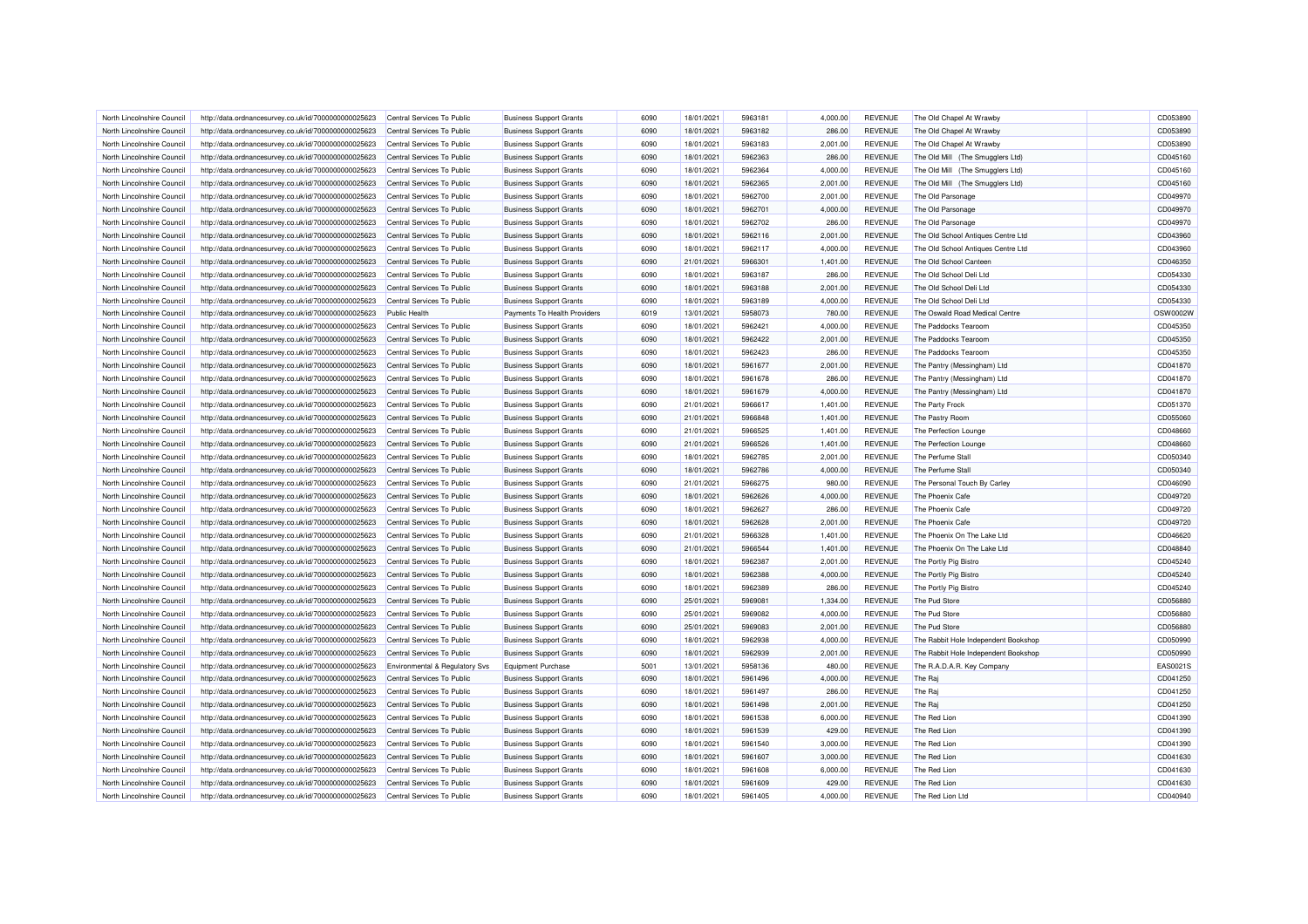| North Lincolnshire Council | http://data.ordnancesurvey.co.uk/id/7000000000025623 | Central Services To Public | Business Support Grants | 6090 | 18/01/2021 | 5963181 | 4,000.00 | REVENUE | The Old Chapel At Wrawby | | CD053890 |
|---|---|---|---|---|---|---|---|---|---|---|---|
| North Lincolnshire Council | http://data.ordnancesurvey.co.uk/id/7000000000025623 | Central Services To Public | Business Support Grants | 6090 | 18/01/2021 | 5963182 | 286.00 | REVENUE | The Old Chapel At Wrawby | | CD053890 |
| North Lincolnshire Council | http://data.ordnancesurvey.co.uk/id/7000000000025623 | Central Services To Public | Business Support Grants | 6090 | 18/01/2021 | 5963183 | 2,001.00 | REVENUE | The Old Chapel At Wrawby | | CD053890 |
| North Lincolnshire Council | http://data.ordnancesurvey.co.uk/id/7000000000025623 | Central Services To Public | Business Support Grants | 6090 | 18/01/2021 | 5962363 | 286.00 | REVENUE | The Old Mill (The Smugglers Ltd) | | CD045160 |
| North Lincolnshire Council | http://data.ordnancesurvey.co.uk/id/7000000000025623 | Central Services To Public | Business Support Grants | 6090 | 18/01/2021 | 5962364 | 4,000.00 | REVENUE | The Old Mill (The Smugglers Ltd) | | CD045160 |
| North Lincolnshire Council | http://data.ordnancesurvey.co.uk/id/7000000000025623 | Central Services To Public | Business Support Grants | 6090 | 18/01/2021 | 5962365 | 2,001.00 | REVENUE | The Old Mill (The Smugglers Ltd) | | CD045160 |
| North Lincolnshire Council | http://data.ordnancesurvey.co.uk/id/7000000000025623 | Central Services To Public | Business Support Grants | 6090 | 18/01/2021 | 5962700 | 2,001.00 | REVENUE | The Old Parsonage | | CD049970 |
| North Lincolnshire Council | http://data.ordnancesurvey.co.uk/id/7000000000025623 | Central Services To Public | Business Support Grants | 6090 | 18/01/2021 | 5962701 | 4,000.00 | REVENUE | The Old Parsonage | | CD049970 |
| North Lincolnshire Council | http://data.ordnancesurvey.co.uk/id/7000000000025623 | Central Services To Public | Business Support Grants | 6090 | 18/01/2021 | 5962702 | 286.00 | REVENUE | The Old Parsonage | | CD049970 |
| North Lincolnshire Council | http://data.ordnancesurvey.co.uk/id/7000000000025623 | Central Services To Public | Business Support Grants | 6090 | 18/01/2021 | 5962116 | 2,001.00 | REVENUE | The Old School Antiques Centre Ltd | | CD043960 |
| North Lincolnshire Council | http://data.ordnancesurvey.co.uk/id/7000000000025623 | Central Services To Public | Business Support Grants | 6090 | 18/01/2021 | 5962117 | 4,000.00 | REVENUE | The Old School Antiques Centre Ltd | | CD043960 |
| North Lincolnshire Council | http://data.ordnancesurvey.co.uk/id/7000000000025623 | Central Services To Public | Business Support Grants | 6090 | 21/01/2021 | 5966301 | 1,401.00 | REVENUE | The Old School Canteen | | CD046350 |
| North Lincolnshire Council | http://data.ordnancesurvey.co.uk/id/7000000000025623 | Central Services To Public | Business Support Grants | 6090 | 18/01/2021 | 5963187 | 286.00 | REVENUE | The Old School Deli Ltd | | CD054330 |
| North Lincolnshire Council | http://data.ordnancesurvey.co.uk/id/7000000000025623 | Central Services To Public | Business Support Grants | 6090 | 18/01/2021 | 5963188 | 2,001.00 | REVENUE | The Old School Deli Ltd | | CD054330 |
| North Lincolnshire Council | http://data.ordnancesurvey.co.uk/id/7000000000025623 | Central Services To Public | Business Support Grants | 6090 | 18/01/2021 | 5963189 | 4,000.00 | REVENUE | The Old School Deli Ltd | | CD054330 |
| North Lincolnshire Council | http://data.ordnancesurvey.co.uk/id/7000000000025623 | Public Health | Payments To Health Providers | 6019 | 13/01/2021 | 5958073 | 780.00 | REVENUE | The Oswald Road Medical Centre | | OSW0002W |
| North Lincolnshire Council | http://data.ordnancesurvey.co.uk/id/7000000000025623 | Central Services To Public | Business Support Grants | 6090 | 18/01/2021 | 5962421 | 4,000.00 | REVENUE | The Paddocks Tearoom | | CD045350 |
| North Lincolnshire Council | http://data.ordnancesurvey.co.uk/id/7000000000025623 | Central Services To Public | Business Support Grants | 6090 | 18/01/2021 | 5962422 | 2,001.00 | REVENUE | The Paddocks Tearoom | | CD045350 |
| North Lincolnshire Council | http://data.ordnancesurvey.co.uk/id/7000000000025623 | Central Services To Public | Business Support Grants | 6090 | 18/01/2021 | 5962423 | 286.00 | REVENUE | The Paddocks Tearoom | | CD045350 |
| North Lincolnshire Council | http://data.ordnancesurvey.co.uk/id/7000000000025623 | Central Services To Public | Business Support Grants | 6090 | 18/01/2021 | 5961677 | 2,001.00 | REVENUE | The Pantry (Messingham) Ltd | | CD041870 |
| North Lincolnshire Council | http://data.ordnancesurvey.co.uk/id/7000000000025623 | Central Services To Public | Business Support Grants | 6090 | 18/01/2021 | 5961678 | 286.00 | REVENUE | The Pantry (Messingham) Ltd | | CD041870 |
| North Lincolnshire Council | http://data.ordnancesurvey.co.uk/id/7000000000025623 | Central Services To Public | Business Support Grants | 6090 | 18/01/2021 | 5961679 | 4,000.00 | REVENUE | The Pantry (Messingham) Ltd | | CD041870 |
| North Lincolnshire Council | http://data.ordnancesurvey.co.uk/id/7000000000025623 | Central Services To Public | Business Support Grants | 6090 | 21/01/2021 | 5966617 | 1,401.00 | REVENUE | The Party Frock | | CD051370 |
| North Lincolnshire Council | http://data.ordnancesurvey.co.uk/id/7000000000025623 | Central Services To Public | Business Support Grants | 6090 | 21/01/2021 | 5966848 | 1,401.00 | REVENUE | The Pastry Room | | CD055060 |
| North Lincolnshire Council | http://data.ordnancesurvey.co.uk/id/7000000000025623 | Central Services To Public | Business Support Grants | 6090 | 21/01/2021 | 5966525 | 1,401.00 | REVENUE | The Perfection Lounge | | CD048660 |
| North Lincolnshire Council | http://data.ordnancesurvey.co.uk/id/7000000000025623 | Central Services To Public | Business Support Grants | 6090 | 21/01/2021 | 5966526 | 1,401.00 | REVENUE | The Perfection Lounge | | CD048660 |
| North Lincolnshire Council | http://data.ordnancesurvey.co.uk/id/7000000000025623 | Central Services To Public | Business Support Grants | 6090 | 18/01/2021 | 5962785 | 2,001.00 | REVENUE | The Perfume Stall | | CD050340 |
| North Lincolnshire Council | http://data.ordnancesurvey.co.uk/id/7000000000025623 | Central Services To Public | Business Support Grants | 6090 | 18/01/2021 | 5962786 | 4,000.00 | REVENUE | The Perfume Stall | | CD050340 |
| North Lincolnshire Council | http://data.ordnancesurvey.co.uk/id/7000000000025623 | Central Services To Public | Business Support Grants | 6090 | 21/01/2021 | 5966275 | 980.00 | REVENUE | The Personal Touch By Carley | | CD046090 |
| North Lincolnshire Council | http://data.ordnancesurvey.co.uk/id/7000000000025623 | Central Services To Public | Business Support Grants | 6090 | 18/01/2021 | 5962626 | 4,000.00 | REVENUE | The Phoenix Cafe | | CD049720 |
| North Lincolnshire Council | http://data.ordnancesurvey.co.uk/id/7000000000025623 | Central Services To Public | Business Support Grants | 6090 | 18/01/2021 | 5962627 | 286.00 | REVENUE | The Phoenix Cafe | | CD049720 |
| North Lincolnshire Council | http://data.ordnancesurvey.co.uk/id/7000000000025623 | Central Services To Public | Business Support Grants | 6090 | 18/01/2021 | 5962628 | 2,001.00 | REVENUE | The Phoenix Cafe | | CD049720 |
| North Lincolnshire Council | http://data.ordnancesurvey.co.uk/id/7000000000025623 | Central Services To Public | Business Support Grants | 6090 | 21/01/2021 | 5966328 | 1,401.00 | REVENUE | The Phoenix On The Lake Ltd | | CD046620 |
| North Lincolnshire Council | http://data.ordnancesurvey.co.uk/id/7000000000025623 | Central Services To Public | Business Support Grants | 6090 | 21/01/2021 | 5966544 | 1,401.00 | REVENUE | The Phoenix On The Lake Ltd | | CD048840 |
| North Lincolnshire Council | http://data.ordnancesurvey.co.uk/id/7000000000025623 | Central Services To Public | Business Support Grants | 6090 | 18/01/2021 | 5962387 | 2,001.00 | REVENUE | The Portly Pig Bistro | | CD045240 |
| North Lincolnshire Council | http://data.ordnancesurvey.co.uk/id/7000000000025623 | Central Services To Public | Business Support Grants | 6090 | 18/01/2021 | 5962388 | 4,000.00 | REVENUE | The Portly Pig Bistro | | CD045240 |
| North Lincolnshire Council | http://data.ordnancesurvey.co.uk/id/7000000000025623 | Central Services To Public | Business Support Grants | 6090 | 18/01/2021 | 5962389 | 286.00 | REVENUE | The Portly Pig Bistro | | CD045240 |
| North Lincolnshire Council | http://data.ordnancesurvey.co.uk/id/7000000000025623 | Central Services To Public | Business Support Grants | 6090 | 25/01/2021 | 5969081 | 1,334.00 | REVENUE | The Pud Store | | CD056880 |
| North Lincolnshire Council | http://data.ordnancesurvey.co.uk/id/7000000000025623 | Central Services To Public | Business Support Grants | 6090 | 25/01/2021 | 5969082 | 4,000.00 | REVENUE | The Pud Store | | CD056880 |
| North Lincolnshire Council | http://data.ordnancesurvey.co.uk/id/7000000000025623 | Central Services To Public | Business Support Grants | 6090 | 25/01/2021 | 5969083 | 2,001.00 | REVENUE | The Pud Store | | CD056880 |
| North Lincolnshire Council | http://data.ordnancesurvey.co.uk/id/7000000000025623 | Central Services To Public | Business Support Grants | 6090 | 18/01/2021 | 5962938 | 4,000.00 | REVENUE | The Rabbit Hole Independent Bookshop | | CD050990 |
| North Lincolnshire Council | http://data.ordnancesurvey.co.uk/id/7000000000025623 | Central Services To Public | Business Support Grants | 6090 | 18/01/2021 | 5962939 | 2,001.00 | REVENUE | The Rabbit Hole Independent Bookshop | | CD050990 |
| North Lincolnshire Council | http://data.ordnancesurvey.co.uk/id/7000000000025623 | Environmental & Regulatory Svs | Equipment Purchase | 5001 | 13/01/2021 | 5958136 | 480.00 | REVENUE | The R.A.D.A.R. Key Company | | EAS0021S |
| North Lincolnshire Council | http://data.ordnancesurvey.co.uk/id/7000000000025623 | Central Services To Public | Business Support Grants | 6090 | 18/01/2021 | 5961496 | 4,000.00 | REVENUE | The Raj | | CD041250 |
| North Lincolnshire Council | http://data.ordnancesurvey.co.uk/id/7000000000025623 | Central Services To Public | Business Support Grants | 6090 | 18/01/2021 | 5961497 | 286.00 | REVENUE | The Raj | | CD041250 |
| North Lincolnshire Council | http://data.ordnancesurvey.co.uk/id/7000000000025623 | Central Services To Public | Business Support Grants | 6090 | 18/01/2021 | 5961498 | 2,001.00 | REVENUE | The Raj | | CD041250 |
| North Lincolnshire Council | http://data.ordnancesurvey.co.uk/id/7000000000025623 | Central Services To Public | Business Support Grants | 6090 | 18/01/2021 | 5961538 | 6,000.00 | REVENUE | The Red Lion | | CD041390 |
| North Lincolnshire Council | http://data.ordnancesurvey.co.uk/id/7000000000025623 | Central Services To Public | Business Support Grants | 6090 | 18/01/2021 | 5961539 | 429.00 | REVENUE | The Red Lion | | CD041390 |
| North Lincolnshire Council | http://data.ordnancesurvey.co.uk/id/7000000000025623 | Central Services To Public | Business Support Grants | 6090 | 18/01/2021 | 5961540 | 3,000.00 | REVENUE | The Red Lion | | CD041390 |
| North Lincolnshire Council | http://data.ordnancesurvey.co.uk/id/7000000000025623 | Central Services To Public | Business Support Grants | 6090 | 18/01/2021 | 5961607 | 3,000.00 | REVENUE | The Red Lion | | CD041630 |
| North Lincolnshire Council | http://data.ordnancesurvey.co.uk/id/7000000000025623 | Central Services To Public | Business Support Grants | 6090 | 18/01/2021 | 5961608 | 6,000.00 | REVENUE | The Red Lion | | CD041630 |
| North Lincolnshire Council | http://data.ordnancesurvey.co.uk/id/7000000000025623 | Central Services To Public | Business Support Grants | 6090 | 18/01/2021 | 5961609 | 429.00 | REVENUE | The Red Lion | | CD041630 |
| North Lincolnshire Council | http://data.ordnancesurvey.co.uk/id/7000000000025623 | Central Services To Public | Business Support Grants | 6090 | 18/01/2021 | 5961405 | 4,000.00 | REVENUE | The Red Lion Ltd | | CD040940 |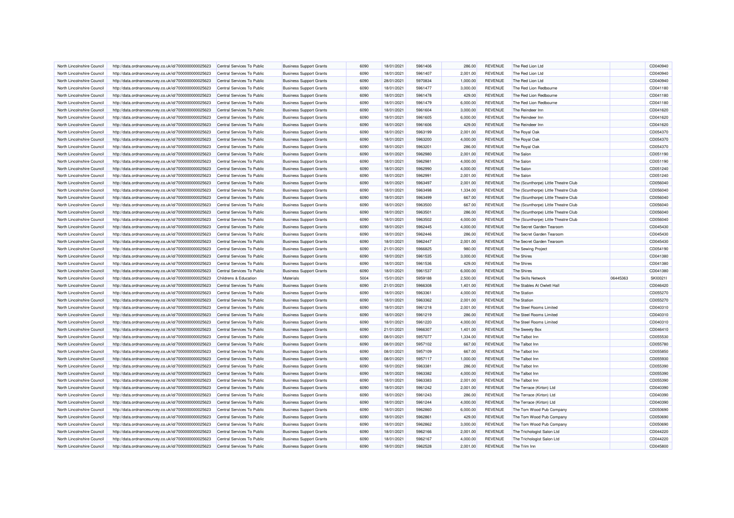| North Lincolnshire Council | http://data.ordnancesurvey.co.uk/id/7000000000025623 | Central Services To Public | Business Support Grants | 6090 | 18/01/2021 | 5961406 | 286.00 | REVENUE | The Red Lion Ltd | | CD040940 |
|---|---|---|---|---|---|---|---|---|---|---|---|
| North Lincolnshire Council | http://data.ordnancesurvey.co.uk/id/7000000000025623 | Central Services To Public | Business Support Grants | 6090 | 18/01/2021 | 5961407 | 2,001.00 | REVENUE | The Red Lion Ltd | | CD040940 |
| North Lincolnshire Council | http://data.ordnancesurvey.co.uk/id/7000000000025623 | Central Services To Public | Business Support Grants | 6090 | 28/01/2021 | 5970834 | 1,000.00 | REVENUE | The Red Lion Ltd | | CD040940 |
| North Lincolnshire Council | http://data.ordnancesurvey.co.uk/id/7000000000025623 | Central Services To Public | Business Support Grants | 6090 | 18/01/2021 | 5961477 | 3,000.00 | REVENUE | The Red Lion Redbourne | | CD041180 |
| North Lincolnshire Council | http://data.ordnancesurvey.co.uk/id/7000000000025623 | Central Services To Public | Business Support Grants | 6090 | 18/01/2021 | 5961478 | 429.00 | REVENUE | The Red Lion Redbourne | | CD041180 |
| North Lincolnshire Council | http://data.ordnancesurvey.co.uk/id/7000000000025623 | Central Services To Public | Business Support Grants | 6090 | 18/01/2021 | 5961479 | 6,000.00 | REVENUE | The Red Lion Redbourne | | CD041180 |
| North Lincolnshire Council | http://data.ordnancesurvey.co.uk/id/7000000000025623 | Central Services To Public | Business Support Grants | 6090 | 18/01/2021 | 5961604 | 3,000.00 | REVENUE | The Reindeer Inn | | CD041620 |
| North Lincolnshire Council | http://data.ordnancesurvey.co.uk/id/7000000000025623 | Central Services To Public | Business Support Grants | 6090 | 18/01/2021 | 5961605 | 6,000.00 | REVENUE | The Reindeer Inn | | CD041620 |
| North Lincolnshire Council | http://data.ordnancesurvey.co.uk/id/7000000000025623 | Central Services To Public | Business Support Grants | 6090 | 18/01/2021 | 5961606 | 429.00 | REVENUE | The Reindeer Inn | | CD041620 |
| North Lincolnshire Council | http://data.ordnancesurvey.co.uk/id/7000000000025623 | Central Services To Public | Business Support Grants | 6090 | 18/01/2021 | 5963199 | 2,001.00 | REVENUE | The Royal Oak | | CD054370 |
| North Lincolnshire Council | http://data.ordnancesurvey.co.uk/id/7000000000025623 | Central Services To Public | Business Support Grants | 6090 | 18/01/2021 | 5963200 | 4,000.00 | REVENUE | The Royal Oak | | CD054370 |
| North Lincolnshire Council | http://data.ordnancesurvey.co.uk/id/7000000000025623 | Central Services To Public | Business Support Grants | 6090 | 18/01/2021 | 5963201 | 286.00 | REVENUE | The Royal Oak | | CD054370 |
| North Lincolnshire Council | http://data.ordnancesurvey.co.uk/id/7000000000025623 | Central Services To Public | Business Support Grants | 6090 | 18/01/2021 | 5962980 | 2,001.00 | REVENUE | The Salon | | CD051190 |
| North Lincolnshire Council | http://data.ordnancesurvey.co.uk/id/7000000000025623 | Central Services To Public | Business Support Grants | 6090 | 18/01/2021 | 5962981 | 4,000.00 | REVENUE | The Salon | | CD051190 |
| North Lincolnshire Council | http://data.ordnancesurvey.co.uk/id/7000000000025623 | Central Services To Public | Business Support Grants | 6090 | 18/01/2021 | 5962990 | 4,000.00 | REVENUE | The Salon | | CD051240 |
| North Lincolnshire Council | http://data.ordnancesurvey.co.uk/id/7000000000025623 | Central Services To Public | Business Support Grants | 6090 | 18/01/2021 | 5962991 | 2,001.00 | REVENUE | The Salon | | CD051240 |
| North Lincolnshire Council | http://data.ordnancesurvey.co.uk/id/7000000000025623 | Central Services To Public | Business Support Grants | 6090 | 18/01/2021 | 5963497 | 2,001.00 | REVENUE | The (Scunthorpe) Little Theatre Club | | CD056040 |
| North Lincolnshire Council | http://data.ordnancesurvey.co.uk/id/7000000000025623 | Central Services To Public | Business Support Grants | 6090 | 18/01/2021 | 5963498 | 1,334.00 | REVENUE | The (Scunthorpe) Little Theatre Club | | CD056040 |
| North Lincolnshire Council | http://data.ordnancesurvey.co.uk/id/7000000000025623 | Central Services To Public | Business Support Grants | 6090 | 18/01/2021 | 5963499 | 667.00 | REVENUE | The (Scunthorpe) Little Theatre Club | | CD056040 |
| North Lincolnshire Council | http://data.ordnancesurvey.co.uk/id/7000000000025623 | Central Services To Public | Business Support Grants | 6090 | 18/01/2021 | 5963500 | 667.00 | REVENUE | The (Scunthorpe) Little Theatre Club | | CD056040 |
| North Lincolnshire Council | http://data.ordnancesurvey.co.uk/id/7000000000025623 | Central Services To Public | Business Support Grants | 6090 | 18/01/2021 | 5963501 | 286.00 | REVENUE | The (Scunthorpe) Little Theatre Club | | CD056040 |
| North Lincolnshire Council | http://data.ordnancesurvey.co.uk/id/7000000000025623 | Central Services To Public | Business Support Grants | 6090 | 18/01/2021 | 5963502 | 4,000.00 | REVENUE | The (Scunthorpe) Little Theatre Club | | CD056040 |
| North Lincolnshire Council | http://data.ordnancesurvey.co.uk/id/7000000000025623 | Central Services To Public | Business Support Grants | 6090 | 18/01/2021 | 5962445 | 4,000.00 | REVENUE | The Secret Garden Tearoom | | CD045430 |
| North Lincolnshire Council | http://data.ordnancesurvey.co.uk/id/7000000000025623 | Central Services To Public | Business Support Grants | 6090 | 18/01/2021 | 5962446 | 286.00 | REVENUE | The Secret Garden Tearoom | | CD045430 |
| North Lincolnshire Council | http://data.ordnancesurvey.co.uk/id/7000000000025623 | Central Services To Public | Business Support Grants | 6090 | 18/01/2021 | 5962447 | 2,001.00 | REVENUE | The Secret Garden Tearoom | | CD045430 |
| North Lincolnshire Council | http://data.ordnancesurvey.co.uk/id/7000000000025623 | Central Services To Public | Business Support Grants | 6090 | 21/01/2021 | 5966825 | 980.00 | REVENUE | The Sewing Project | | CD054190 |
| North Lincolnshire Council | http://data.ordnancesurvey.co.uk/id/7000000000025623 | Central Services To Public | Business Support Grants | 6090 | 18/01/2021 | 5961535 | 3,000.00 | REVENUE | The Shires | | CD041380 |
| North Lincolnshire Council | http://data.ordnancesurvey.co.uk/id/7000000000025623 | Central Services To Public | Business Support Grants | 6090 | 18/01/2021 | 5961536 | 429.00 | REVENUE | The Shires | | CD041380 |
| North Lincolnshire Council | http://data.ordnancesurvey.co.uk/id/7000000000025623 | Central Services To Public | Business Support Grants | 6090 | 18/01/2021 | 5961537 | 6,000.00 | REVENUE | The Shires | | CD041380 |
| North Lincolnshire Council | http://data.ordnancesurvey.co.uk/id/7000000000025623 | Childrens & Education | Materials | 5004 | 15/01/2021 | 5959188 | 2,500.00 | REVENUE | The Skills Network | 06445363 | SKI0021I |
| North Lincolnshire Council | http://data.ordnancesurvey.co.uk/id/7000000000025623 | Central Services To Public | Business Support Grants | 6090 | 21/01/2021 | 5966308 | 1,401.00 | REVENUE | The Stables At Owlett Hall | | CD046420 |
| North Lincolnshire Council | http://data.ordnancesurvey.co.uk/id/7000000000025623 | Central Services To Public | Business Support Grants | 6090 | 18/01/2021 | 5963361 | 4,000.00 | REVENUE | The Station | | CD055270 |
| North Lincolnshire Council | http://data.ordnancesurvey.co.uk/id/7000000000025623 | Central Services To Public | Business Support Grants | 6090 | 18/01/2021 | 5963362 | 2,001.00 | REVENUE | The Station | | CD055270 |
| North Lincolnshire Council | http://data.ordnancesurvey.co.uk/id/7000000000025623 | Central Services To Public | Business Support Grants | 6090 | 18/01/2021 | 5961218 | 2,001.00 | REVENUE | The Steel Rooms Limited | | CD040310 |
| North Lincolnshire Council | http://data.ordnancesurvey.co.uk/id/7000000000025623 | Central Services To Public | Business Support Grants | 6090 | 18/01/2021 | 5961219 | 286.00 | REVENUE | The Steel Rooms Limited | | CD040310 |
| North Lincolnshire Council | http://data.ordnancesurvey.co.uk/id/7000000000025623 | Central Services To Public | Business Support Grants | 6090 | 18/01/2021 | 5961220 | 4,000.00 | REVENUE | The Steel Rooms Limited | | CD040310 |
| North Lincolnshire Council | http://data.ordnancesurvey.co.uk/id/7000000000025623 | Central Services To Public | Business Support Grants | 6090 | 21/01/2021 | 5966307 | 1,401.00 | REVENUE | The Sweety Box | | CD046410 |
| North Lincolnshire Council | http://data.ordnancesurvey.co.uk/id/7000000000025623 | Central Services To Public | Business Support Grants | 6090 | 08/01/2021 | 5957077 | 1,334.00 | REVENUE | The Talbot Inn | | CD055530 |
| North Lincolnshire Council | http://data.ordnancesurvey.co.uk/id/7000000000025623 | Central Services To Public | Business Support Grants | 6090 | 08/01/2021 | 5957102 | 667.00 | REVENUE | The Talbot Inn | | CD055780 |
| North Lincolnshire Council | http://data.ordnancesurvey.co.uk/id/7000000000025623 | Central Services To Public | Business Support Grants | 6090 | 08/01/2021 | 5957109 | 667.00 | REVENUE | The Talbot Inn | | CD055850 |
| North Lincolnshire Council | http://data.ordnancesurvey.co.uk/id/7000000000025623 | Central Services To Public | Business Support Grants | 6090 | 08/01/2021 | 5957117 | 1,000.00 | REVENUE | The Talbot Inn | | CD055930 |
| North Lincolnshire Council | http://data.ordnancesurvey.co.uk/id/7000000000025623 | Central Services To Public | Business Support Grants | 6090 | 18/01/2021 | 5963381 | 286.00 | REVENUE | The Talbot Inn | | CD055390 |
| North Lincolnshire Council | http://data.ordnancesurvey.co.uk/id/7000000000025623 | Central Services To Public | Business Support Grants | 6090 | 18/01/2021 | 5963382 | 4,000.00 | REVENUE | The Talbot Inn | | CD055390 |
| North Lincolnshire Council | http://data.ordnancesurvey.co.uk/id/7000000000025623 | Central Services To Public | Business Support Grants | 6090 | 18/01/2021 | 5963383 | 2,001.00 | REVENUE | The Talbot Inn | | CD055390 |
| North Lincolnshire Council | http://data.ordnancesurvey.co.uk/id/7000000000025623 | Central Services To Public | Business Support Grants | 6090 | 18/01/2021 | 5961242 | 2,001.00 | REVENUE | The Terrace (Kirton) Ltd | | CD040390 |
| North Lincolnshire Council | http://data.ordnancesurvey.co.uk/id/7000000000025623 | Central Services To Public | Business Support Grants | 6090 | 18/01/2021 | 5961243 | 286.00 | REVENUE | The Terrace (Kirton) Ltd | | CD040390 |
| North Lincolnshire Council | http://data.ordnancesurvey.co.uk/id/7000000000025623 | Central Services To Public | Business Support Grants | 6090 | 18/01/2021 | 5961244 | 4,000.00 | REVENUE | The Terrace (Kirton) Ltd | | CD040390 |
| North Lincolnshire Council | http://data.ordnancesurvey.co.uk/id/7000000000025623 | Central Services To Public | Business Support Grants | 6090 | 18/01/2021 | 5962860 | 6,000.00 | REVENUE | The Tom Wood Pub Company | | CD050690 |
| North Lincolnshire Council | http://data.ordnancesurvey.co.uk/id/7000000000025623 | Central Services To Public | Business Support Grants | 6090 | 18/01/2021 | 5962861 | 429.00 | REVENUE | The Tom Wood Pub Company | | CD050690 |
| North Lincolnshire Council | http://data.ordnancesurvey.co.uk/id/7000000000025623 | Central Services To Public | Business Support Grants | 6090 | 18/01/2021 | 5962862 | 3,000.00 | REVENUE | The Tom Wood Pub Company | | CD050690 |
| North Lincolnshire Council | http://data.ordnancesurvey.co.uk/id/7000000000025623 | Central Services To Public | Business Support Grants | 6090 | 18/01/2021 | 5962166 | 2,001.00 | REVENUE | The Trichologist Salon Ltd | | CD044220 |
| North Lincolnshire Council | http://data.ordnancesurvey.co.uk/id/7000000000025623 | Central Services To Public | Business Support Grants | 6090 | 18/01/2021 | 5962167 | 4,000.00 | REVENUE | The Trichologist Salon Ltd | | CD044220 |
| North Lincolnshire Council | http://data.ordnancesurvey.co.uk/id/7000000000025623 | Central Services To Public | Business Support Grants | 6090 | 18/01/2021 | 5962528 | 2,001.00 | REVENUE | The Trim Inn | | CD045800 |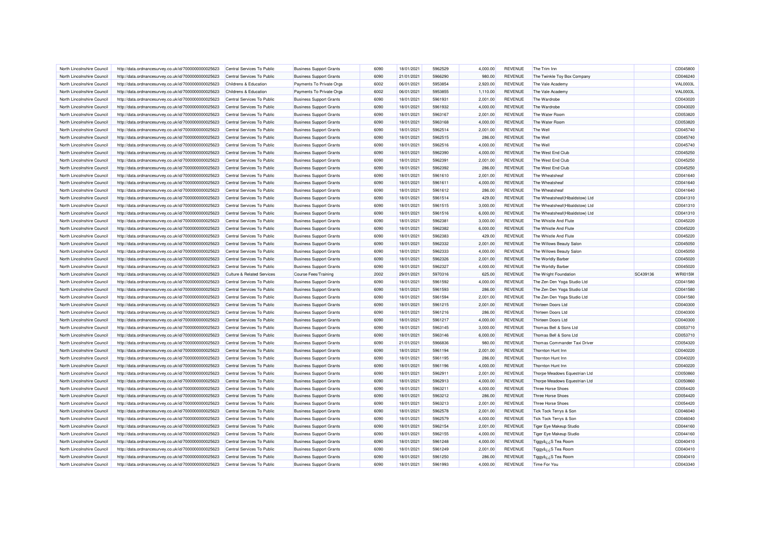| North Lincolnshire Council | http://data.ordnancesurvey.co.uk/id/7000000000025623 | Central Services To Public | Business Support Grants | 6090 | 18/01/2021 | 5962529 | 4,000.00 | REVENUE | The Trim Inn | | CD045800 |
|---|---|---|---|---|---|---|---|---|---|---|---|
| North Lincolnshire Council | http://data.ordnancesurvey.co.uk/id/7000000000025623 | Central Services To Public | Business Support Grants | 6090 | 21/01/2021 | 5966290 | 980.00 | REVENUE | The Twinkle Toy Box Company | | CD046240 |
| North Lincolnshire Council | http://data.ordnancesurvey.co.uk/id/7000000000025623 | Childrens & Education | Payments To Private Orgs | 6002 | 06/01/2021 | 5953854 | 2,920.00 | REVENUE | The Vale Academy | | VAL0003L |
| North Lincolnshire Council | http://data.ordnancesurvey.co.uk/id/7000000000025623 | Childrens & Education | Payments To Private Orgs | 6002 | 06/01/2021 | 5953855 | 1,110.00 | REVENUE | The Vale Academy | | VAL0003L |
| North Lincolnshire Council | http://data.ordnancesurvey.co.uk/id/7000000000025623 | Central Services To Public | Business Support Grants | 6090 | 18/01/2021 | 5961931 | 2,001.00 | REVENUE | The Wardrobe | | CD043020 |
| North Lincolnshire Council | http://data.ordnancesurvey.co.uk/id/7000000000025623 | Central Services To Public | Business Support Grants | 6090 | 18/01/2021 | 5961932 | 4,000.00 | REVENUE | The Wardrobe | | CD043020 |
| North Lincolnshire Council | http://data.ordnancesurvey.co.uk/id/7000000000025623 | Central Services To Public | Business Support Grants | 6090 | 18/01/2021 | 5963167 | 2,001.00 | REVENUE | The Water Room | | CD053820 |
| North Lincolnshire Council | http://data.ordnancesurvey.co.uk/id/7000000000025623 | Central Services To Public | Business Support Grants | 6090 | 18/01/2021 | 5963168 | 4,000.00 | REVENUE | The Water Room | | CD053820 |
| North Lincolnshire Council | http://data.ordnancesurvey.co.uk/id/7000000000025623 | Central Services To Public | Business Support Grants | 6090 | 18/01/2021 | 5962514 | 2,001.00 | REVENUE | The Well | | CD045740 |
| North Lincolnshire Council | http://data.ordnancesurvey.co.uk/id/7000000000025623 | Central Services To Public | Business Support Grants | 6090 | 18/01/2021 | 5962515 | 286.00 | REVENUE | The Well | | CD045740 |
| North Lincolnshire Council | http://data.ordnancesurvey.co.uk/id/7000000000025623 | Central Services To Public | Business Support Grants | 6090 | 18/01/2021 | 5962516 | 4,000.00 | REVENUE | The Well | | CD045740 |
| North Lincolnshire Council | http://data.ordnancesurvey.co.uk/id/7000000000025623 | Central Services To Public | Business Support Grants | 6090 | 18/01/2021 | 5962390 | 4,000.00 | REVENUE | The West End Club | | CD045250 |
| North Lincolnshire Council | http://data.ordnancesurvey.co.uk/id/7000000000025623 | Central Services To Public | Business Support Grants | 6090 | 18/01/2021 | 5962391 | 2,001.00 | REVENUE | The West End Club | | CD045250 |
| North Lincolnshire Council | http://data.ordnancesurvey.co.uk/id/7000000000025623 | Central Services To Public | Business Support Grants | 6090 | 18/01/2021 | 5962392 | 286.00 | REVENUE | The West End Club | | CD045250 |
| North Lincolnshire Council | http://data.ordnancesurvey.co.uk/id/7000000000025623 | Central Services To Public | Business Support Grants | 6090 | 18/01/2021 | 5961610 | 2,001.00 | REVENUE | The Wheatsheaf | | CD041640 |
| North Lincolnshire Council | http://data.ordnancesurvey.co.uk/id/7000000000025623 | Central Services To Public | Business Support Grants | 6090 | 18/01/2021 | 5961611 | 4,000.00 | REVENUE | The Wheatsheaf | | CD041640 |
| North Lincolnshire Council | http://data.ordnancesurvey.co.uk/id/7000000000025623 | Central Services To Public | Business Support Grants | 6090 | 18/01/2021 | 5961612 | 286.00 | REVENUE | The Wheatsheaf | | CD041640 |
| North Lincolnshire Council | http://data.ordnancesurvey.co.uk/id/7000000000025623 | Central Services To Public | Business Support Grants | 6090 | 18/01/2021 | 5961514 | 429.00 | REVENUE | The Wheatsheaf(Hibaldstow) Ltd | | CD041310 |
| North Lincolnshire Council | http://data.ordnancesurvey.co.uk/id/7000000000025623 | Central Services To Public | Business Support Grants | 6090 | 18/01/2021 | 5961515 | 3,000.00 | REVENUE | The Wheatsheaf(Hibaldstow) Ltd | | CD041310 |
| North Lincolnshire Council | http://data.ordnancesurvey.co.uk/id/7000000000025623 | Central Services To Public | Business Support Grants | 6090 | 18/01/2021 | 5961516 | 6,000.00 | REVENUE | The Wheatsheaf(Hibaldstow) Ltd | | CD041310 |
| North Lincolnshire Council | http://data.ordnancesurvey.co.uk/id/7000000000025623 | Central Services To Public | Business Support Grants | 6090 | 18/01/2021 | 5962381 | 3,000.00 | REVENUE | The Whistle And Flute | | CD045220 |
| North Lincolnshire Council | http://data.ordnancesurvey.co.uk/id/7000000000025623 | Central Services To Public | Business Support Grants | 6090 | 18/01/2021 | 5962382 | 6,000.00 | REVENUE | The Whistle And Flute | | CD045220 |
| North Lincolnshire Council | http://data.ordnancesurvey.co.uk/id/7000000000025623 | Central Services To Public | Business Support Grants | 6090 | 18/01/2021 | 5962383 | 429.00 | REVENUE | The Whistle And Flute | | CD045220 |
| North Lincolnshire Council | http://data.ordnancesurvey.co.uk/id/7000000000025623 | Central Services To Public | Business Support Grants | 6090 | 18/01/2021 | 5962332 | 2,001.00 | REVENUE | The Willows Beauty Salon | | CD045050 |
| North Lincolnshire Council | http://data.ordnancesurvey.co.uk/id/7000000000025623 | Central Services To Public | Business Support Grants | 6090 | 18/01/2021 | 5962333 | 4,000.00 | REVENUE | The Willows Beauty Salon | | CD045050 |
| North Lincolnshire Council | http://data.ordnancesurvey.co.uk/id/7000000000025623 | Central Services To Public | Business Support Grants | 6090 | 18/01/2021 | 5962326 | 2,001.00 | REVENUE | The Worldly Barber | | CD045020 |
| North Lincolnshire Council | http://data.ordnancesurvey.co.uk/id/7000000000025623 | Central Services To Public | Business Support Grants | 6090 | 18/01/2021 | 5962327 | 4,000.00 | REVENUE | The Worldly Barber | | CD045020 |
| North Lincolnshire Council | http://data.ordnancesurvey.co.uk/id/7000000000025623 | Culture & Related Services | Course Fees/Training | 2002 | 29/01/2021 | 5970316 | 625.00 | REVENUE | The Wright Foundation | SC439136 | WRI0159I |
| North Lincolnshire Council | http://data.ordnancesurvey.co.uk/id/7000000000025623 | Central Services To Public | Business Support Grants | 6090 | 18/01/2021 | 5961592 | 4,000.00 | REVENUE | The Zen Den Yoga Studio Ltd | | CD041580 |
| North Lincolnshire Council | http://data.ordnancesurvey.co.uk/id/7000000000025623 | Central Services To Public | Business Support Grants | 6090 | 18/01/2021 | 5961593 | 286.00 | REVENUE | The Zen Den Yoga Studio Ltd | | CD041580 |
| North Lincolnshire Council | http://data.ordnancesurvey.co.uk/id/7000000000025623 | Central Services To Public | Business Support Grants | 6090 | 18/01/2021 | 5961594 | 2,001.00 | REVENUE | The Zen Den Yoga Studio Ltd | | CD041580 |
| North Lincolnshire Council | http://data.ordnancesurvey.co.uk/id/7000000000025623 | Central Services To Public | Business Support Grants | 6090 | 18/01/2021 | 5961215 | 2,001.00 | REVENUE | Thirteen Doors Ltd | | CD040300 |
| North Lincolnshire Council | http://data.ordnancesurvey.co.uk/id/7000000000025623 | Central Services To Public | Business Support Grants | 6090 | 18/01/2021 | 5961216 | 286.00 | REVENUE | Thirteen Doors Ltd | | CD040300 |
| North Lincolnshire Council | http://data.ordnancesurvey.co.uk/id/7000000000025623 | Central Services To Public | Business Support Grants | 6090 | 18/01/2021 | 5961217 | 4,000.00 | REVENUE | Thirteen Doors Ltd | | CD040300 |
| North Lincolnshire Council | http://data.ordnancesurvey.co.uk/id/7000000000025623 | Central Services To Public | Business Support Grants | 6090 | 18/01/2021 | 5963145 | 3,000.00 | REVENUE | Thomas Bell & Sons Ltd | | CD053710 |
| North Lincolnshire Council | http://data.ordnancesurvey.co.uk/id/7000000000025623 | Central Services To Public | Business Support Grants | 6090 | 18/01/2021 | 5963146 | 6,000.00 | REVENUE | Thomas Bell & Sons Ltd | | CD053710 |
| North Lincolnshire Council | http://data.ordnancesurvey.co.uk/id/7000000000025623 | Central Services To Public | Business Support Grants | 6090 | 21/01/2021 | 5966836 | 980.00 | REVENUE | Thomas Commander Taxi Driver | | CD054320 |
| North Lincolnshire Council | http://data.ordnancesurvey.co.uk/id/7000000000025623 | Central Services To Public | Business Support Grants | 6090 | 18/01/2021 | 5961194 | 2,001.00 | REVENUE | Thornton Hunt Inn | | CD040220 |
| North Lincolnshire Council | http://data.ordnancesurvey.co.uk/id/7000000000025623 | Central Services To Public | Business Support Grants | 6090 | 18/01/2021 | 5961195 | 286.00 | REVENUE | Thornton Hunt Inn | | CD040220 |
| North Lincolnshire Council | http://data.ordnancesurvey.co.uk/id/7000000000025623 | Central Services To Public | Business Support Grants | 6090 | 18/01/2021 | 5961196 | 4,000.00 | REVENUE | Thornton Hunt Inn | | CD040220 |
| North Lincolnshire Council | http://data.ordnancesurvey.co.uk/id/7000000000025623 | Central Services To Public | Business Support Grants | 6090 | 18/01/2021 | 5962911 | 2,001.00 | REVENUE | Thorpe Meadows Equestrian Ltd | | CD050860 |
| North Lincolnshire Council | http://data.ordnancesurvey.co.uk/id/7000000000025623 | Central Services To Public | Business Support Grants | 6090 | 18/01/2021 | 5962913 | 4,000.00 | REVENUE | Thorpe Meadows Equestrian Ltd | | CD050860 |
| North Lincolnshire Council | http://data.ordnancesurvey.co.uk/id/7000000000025623 | Central Services To Public | Business Support Grants | 6090 | 18/01/2021 | 5963211 | 4,000.00 | REVENUE | Three Horse Shoes | | CD054420 |
| North Lincolnshire Council | http://data.ordnancesurvey.co.uk/id/7000000000025623 | Central Services To Public | Business Support Grants | 6090 | 18/01/2021 | 5963212 | 286.00 | REVENUE | Three Horse Shoes | | CD054420 |
| North Lincolnshire Council | http://data.ordnancesurvey.co.uk/id/7000000000025623 | Central Services To Public | Business Support Grants | 6090 | 18/01/2021 | 5963213 | 2,001.00 | REVENUE | Three Horse Shoes | | CD054420 |
| North Lincolnshire Council | http://data.ordnancesurvey.co.uk/id/7000000000025623 | Central Services To Public | Business Support Grants | 6090 | 18/01/2021 | 5962578 | 2,001.00 | REVENUE | Tick Tock Terrys & Son | | CD046040 |
| North Lincolnshire Council | http://data.ordnancesurvey.co.uk/id/7000000000025623 | Central Services To Public | Business Support Grants | 6090 | 18/01/2021 | 5962579 | 4,000.00 | REVENUE | Tick Tock Terrys & Son | | CD046040 |
| North Lincolnshire Council | http://data.ordnancesurvey.co.uk/id/7000000000025623 | Central Services To Public | Business Support Grants | 6090 | 18/01/2021 | 5962154 | 2,001.00 | REVENUE | Tiger Eye Makeup Studio | | CD044160 |
| North Lincolnshire Council | http://data.ordnancesurvey.co.uk/id/7000000000025623 | Central Services To Public | Business Support Grants | 6090 | 18/01/2021 | 5962155 | 4,000.00 | REVENUE | Tiger Eye Makeup Studio | | CD044160 |
| North Lincolnshire Council | http://data.ordnancesurvey.co.uk/id/7000000000025623 | Central Services To Public | Business Support Grants | 6090 | 18/01/2021 | 5961248 | 4,000.00 | REVENUE | Tiggyâ¿¿S Tea Room | | CD040410 |
| North Lincolnshire Council | http://data.ordnancesurvey.co.uk/id/7000000000025623 | Central Services To Public | Business Support Grants | 6090 | 18/01/2021 | 5961249 | 2,001.00 | REVENUE | Tiggyâ¿¿S Tea Room | | CD040410 |
| North Lincolnshire Council | http://data.ordnancesurvey.co.uk/id/7000000000025623 | Central Services To Public | Business Support Grants | 6090 | 18/01/2021 | 5961250 | 286.00 | REVENUE | Tiggyâ¿¿S Tea Room | | CD040410 |
| North Lincolnshire Council | http://data.ordnancesurvey.co.uk/id/7000000000025623 | Central Services To Public | Business Support Grants | 6090 | 18/01/2021 | 5961993 | 4,000.00 | REVENUE | Time For You | | CD043340 |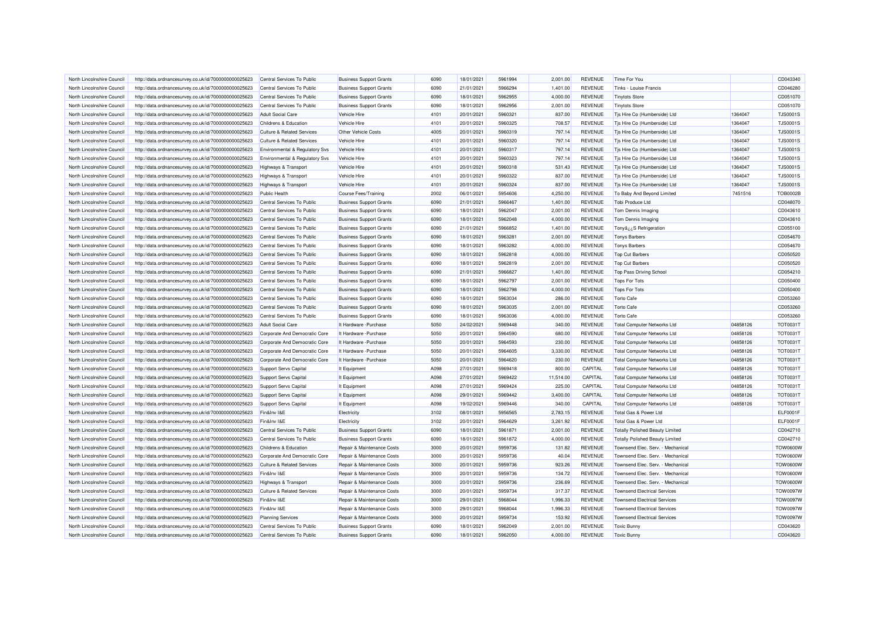| North Lincolnshire Council | http://data.ordnancesurvey.co.uk/id/7000000000025623 | Central Services To Public | Business Support Grants | 6090 | 18/01/2021 | 5961994 | 2,001.00 | REVENUE | Time For You | | CD043340 |
|---|---|---|---|---|---|---|---|---|---|---|---|
| North Lincolnshire Council | http://data.ordnancesurvey.co.uk/id/7000000000025623 | Central Services To Public | Business Support Grants | 6090 | 21/01/2021 | 5966294 | 1,401.00 | REVENUE | Tinks - Louise Francis | | CD046280 |
| North Lincolnshire Council | http://data.ordnancesurvey.co.uk/id/7000000000025623 | Central Services To Public | Business Support Grants | 6090 | 18/01/2021 | 5962955 | 4,000.00 | REVENUE | Tinytots Store | | CD051070 |
| North Lincolnshire Council | http://data.ordnancesurvey.co.uk/id/7000000000025623 | Central Services To Public | Business Support Grants | 6090 | 18/01/2021 | 5962956 | 2,001.00 | REVENUE | Tinytots Store | | CD051070 |
| North Lincolnshire Council | http://data.ordnancesurvey.co.uk/id/7000000000025623 | Adult Social Care | Vehicle Hire | 4101 | 20/01/2021 | 5960321 | 837.00 | REVENUE | Tjs Hire Co (Humberside) Ltd | 1364047 | TJS0001S |
| North Lincolnshire Council | http://data.ordnancesurvey.co.uk/id/7000000000025623 | Childrens & Education | Vehicle Hire | 4101 | 20/01/2021 | 5960325 | 708.57 | REVENUE | Tjs Hire Co (Humberside) Ltd | 1364047 | TJS0001S |
| North Lincolnshire Council | http://data.ordnancesurvey.co.uk/id/7000000000025623 | Culture & Related Services | Other Vehicle Costs | 4005 | 20/01/2021 | 5960319 | 797.14 | REVENUE | Tjs Hire Co (Humberside) Ltd | 1364047 | TJS0001S |
| North Lincolnshire Council | http://data.ordnancesurvey.co.uk/id/7000000000025623 | Culture & Related Services | Vehicle Hire | 4101 | 20/01/2021 | 5960320 | 797.14 | REVENUE | Tjs Hire Co (Humberside) Ltd | 1364047 | TJS0001S |
| North Lincolnshire Council | http://data.ordnancesurvey.co.uk/id/7000000000025623 | Environmental & Regulatory Svs | Vehicle Hire | 4101 | 20/01/2021 | 5960317 | 797.14 | REVENUE | Tjs Hire Co (Humberside) Ltd | 1364047 | TJS0001S |
| North Lincolnshire Council | http://data.ordnancesurvey.co.uk/id/7000000000025623 | Environmental & Regulatory Svs | Vehicle Hire | 4101 | 20/01/2021 | 5960323 | 797.14 | REVENUE | Tjs Hire Co (Humberside) Ltd | 1364047 | TJS0001S |
| North Lincolnshire Council | http://data.ordnancesurvey.co.uk/id/7000000000025623 | Highways & Transport | Vehicle Hire | 4101 | 20/01/2021 | 5960318 | 531.43 | REVENUE | Tjs Hire Co (Humberside) Ltd | 1364047 | TJS0001S |
| North Lincolnshire Council | http://data.ordnancesurvey.co.uk/id/7000000000025623 | Highways & Transport | Vehicle Hire | 4101 | 20/01/2021 | 5960322 | 837.00 | REVENUE | Tjs Hire Co (Humberside) Ltd | 1364047 | TJS0001S |
| North Lincolnshire Council | http://data.ordnancesurvey.co.uk/id/7000000000025623 | Highways & Transport | Vehicle Hire | 4101 | 20/01/2021 | 5960324 | 837.00 | REVENUE | Tjs Hire Co (Humberside) Ltd | 1364047 | TJS0001S |
| North Lincolnshire Council | http://data.ordnancesurvey.co.uk/id/7000000000025623 | Public Health | Course Fees/Training | 2002 | 06/01/2021 | 5954606 | 4,250.00 | REVENUE | To Baby And Beyond Limited | 7451516 | TOB0002B |
| North Lincolnshire Council | http://data.ordnancesurvey.co.uk/id/7000000000025623 | Central Services To Public | Business Support Grants | 6090 | 21/01/2021 | 5966467 | 1,401.00 | REVENUE | Tobi Produce Ltd | | CD048070 |
| North Lincolnshire Council | http://data.ordnancesurvey.co.uk/id/7000000000025623 | Central Services To Public | Business Support Grants | 6090 | 18/01/2021 | 5962047 | 2,001.00 | REVENUE | Tom Dennis Imaging | | CD043610 |
| North Lincolnshire Council | http://data.ordnancesurvey.co.uk/id/7000000000025623 | Central Services To Public | Business Support Grants | 6090 | 18/01/2021 | 5962048 | 4,000.00 | REVENUE | Tom Dennis Imaging | | CD043610 |
| North Lincolnshire Council | http://data.ordnancesurvey.co.uk/id/7000000000025623 | Central Services To Public | Business Support Grants | 6090 | 21/01/2021 | 5966852 | 1,401.00 | REVENUE | Tonyâ¿¿S Refrigeration | | CD055100 |
| North Lincolnshire Council | http://data.ordnancesurvey.co.uk/id/7000000000025623 | Central Services To Public | Business Support Grants | 6090 | 18/01/2021 | 5963281 | 2,001.00 | REVENUE | Tonys Barbers | | CD054670 |
| North Lincolnshire Council | http://data.ordnancesurvey.co.uk/id/7000000000025623 | Central Services To Public | Business Support Grants | 6090 | 18/01/2021 | 5963282 | 4,000.00 | REVENUE | Tonys Barbers | | CD054670 |
| North Lincolnshire Council | http://data.ordnancesurvey.co.uk/id/7000000000025623 | Central Services To Public | Business Support Grants | 6090 | 18/01/2021 | 5962818 | 4,000.00 | REVENUE | Top Cut Barbers | | CD050520 |
| North Lincolnshire Council | http://data.ordnancesurvey.co.uk/id/7000000000025623 | Central Services To Public | Business Support Grants | 6090 | 18/01/2021 | 5962819 | 2,001.00 | REVENUE | Top Cut Barbers | | CD050520 |
| North Lincolnshire Council | http://data.ordnancesurvey.co.uk/id/7000000000025623 | Central Services To Public | Business Support Grants | 6090 | 21/01/2021 | 5966827 | 1,401.00 | REVENUE | Top Pass Driving School | | CD054210 |
| North Lincolnshire Council | http://data.ordnancesurvey.co.uk/id/7000000000025623 | Central Services To Public | Business Support Grants | 6090 | 18/01/2021 | 5962797 | 2,001.00 | REVENUE | Tops For Tots | | CD050400 |
| North Lincolnshire Council | http://data.ordnancesurvey.co.uk/id/7000000000025623 | Central Services To Public | Business Support Grants | 6090 | 18/01/2021 | 5962798 | 4,000.00 | REVENUE | Tops For Tots | | CD050400 |
| North Lincolnshire Council | http://data.ordnancesurvey.co.uk/id/7000000000025623 | Central Services To Public | Business Support Grants | 6090 | 18/01/2021 | 5963034 | 286.00 | REVENUE | Torto Cafe | | CD053260 |
| North Lincolnshire Council | http://data.ordnancesurvey.co.uk/id/7000000000025623 | Central Services To Public | Business Support Grants | 6090 | 18/01/2021 | 5963035 | 2,001.00 | REVENUE | Torto Cafe | | CD053260 |
| North Lincolnshire Council | http://data.ordnancesurvey.co.uk/id/7000000000025623 | Central Services To Public | Business Support Grants | 6090 | 18/01/2021 | 5963036 | 4,000.00 | REVENUE | Torto Cafe | | CD053260 |
| North Lincolnshire Council | http://data.ordnancesurvey.co.uk/id/7000000000025623 | Adult Social Care | It Hardware -Purchase | 5050 | 24/02/2021 | 5969448 | 340.00 | REVENUE | Total Computer Networks Ltd | 04858126 | TOT0031T |
| North Lincolnshire Council | http://data.ordnancesurvey.co.uk/id/7000000000025623 | Corporate And Democratic Core | It Hardware -Purchase | 5050 | 20/01/2021 | 5964590 | 680.00 | REVENUE | Total Computer Networks Ltd | 04858126 | TOT0031T |
| North Lincolnshire Council | http://data.ordnancesurvey.co.uk/id/7000000000025623 | Corporate And Democratic Core | It Hardware -Purchase | 5050 | 20/01/2021 | 5964593 | 230.00 | REVENUE | Total Computer Networks Ltd | 04858126 | TOT0031T |
| North Lincolnshire Council | http://data.ordnancesurvey.co.uk/id/7000000000025623 | Corporate And Democratic Core | It Hardware -Purchase | 5050 | 20/01/2021 | 5964605 | 3,330.00 | REVENUE | Total Computer Networks Ltd | 04858126 | TOT0031T |
| North Lincolnshire Council | http://data.ordnancesurvey.co.uk/id/7000000000025623 | Corporate And Democratic Core | It Hardware -Purchase | 5050 | 20/01/2021 | 5964620 | 230.00 | REVENUE | Total Computer Networks Ltd | 04858126 | TOT0031T |
| North Lincolnshire Council | http://data.ordnancesurvey.co.uk/id/7000000000025623 | Support Servs Capital | It Equipment | A098 | 27/01/2021 | 5969418 | 800.00 | CAPITAL | Total Computer Networks Ltd | 04858126 | TOT0031T |
| North Lincolnshire Council | http://data.ordnancesurvey.co.uk/id/7000000000025623 | Support Servs Capital | It Equipment | A098 | 27/01/2021 | 5969422 | 11,514.00 | CAPITAL | Total Computer Networks Ltd | 04858126 | TOT0031T |
| North Lincolnshire Council | http://data.ordnancesurvey.co.uk/id/7000000000025623 | Support Servs Capital | It Equipment | A098 | 27/01/2021 | 5969424 | 225.00 | CAPITAL | Total Computer Networks Ltd | 04858126 | TOT0031T |
| North Lincolnshire Council | http://data.ordnancesurvey.co.uk/id/7000000000025623 | Support Servs Capital | It Equipment | A098 | 29/01/2021 | 5969442 | 3,400.00 | CAPITAL | Total Computer Networks Ltd | 04858126 | TOT0031T |
| North Lincolnshire Council | http://data.ordnancesurvey.co.uk/id/7000000000025623 | Support Servs Capital | It Equipment | A098 | 19/02/2021 | 5969446 | 340.00 | CAPITAL | Total Computer Networks Ltd | 04858126 | TOT0031T |
| North Lincolnshire Council | http://data.ordnancesurvey.co.uk/id/7000000000025623 | Fin&Inv I&E | Electricity | 3102 | 08/01/2021 | 5956565 | 2,783.15 | REVENUE | Total Gas & Power Ltd | | ELF0001F |
| North Lincolnshire Council | http://data.ordnancesurvey.co.uk/id/7000000000025623 | Fin&Inv I&E | Electricity | 3102 | 20/01/2021 | 5964629 | 3,261.92 | REVENUE | Total Gas & Power Ltd | | ELF0001F |
| North Lincolnshire Council | http://data.ordnancesurvey.co.uk/id/7000000000025623 | Central Services To Public | Business Support Grants | 6090 | 18/01/2021 | 5961871 | 2,001.00 | REVENUE | Totally Polished Beauty Limited | | CD042710 |
| North Lincolnshire Council | http://data.ordnancesurvey.co.uk/id/7000000000025623 | Central Services To Public | Business Support Grants | 6090 | 18/01/2021 | 5961872 | 4,000.00 | REVENUE | Totally Polished Beauty Limited | | CD042710 |
| North Lincolnshire Council | http://data.ordnancesurvey.co.uk/id/7000000000025623 | Childrens & Education | Repair & Maintenance Costs | 3000 | 20/01/2021 | 5959736 | 131.82 | REVENUE | Townsend Elec. Serv. - Mechanical | | TOW0600W |
| North Lincolnshire Council | http://data.ordnancesurvey.co.uk/id/7000000000025623 | Corporate And Democratic Core | Repair & Maintenance Costs | 3000 | 20/01/2021 | 5959736 | 40.04 | REVENUE | Townsend Elec. Serv. - Mechanical | | TOW0600W |
| North Lincolnshire Council | http://data.ordnancesurvey.co.uk/id/7000000000025623 | Culture & Related Services | Repair & Maintenance Costs | 3000 | 20/01/2021 | 5959736 | 923.26 | REVENUE | Townsend Elec. Serv. - Mechanical | | TOW0600W |
| North Lincolnshire Council | http://data.ordnancesurvey.co.uk/id/7000000000025623 | Fin&Inv I&E | Repair & Maintenance Costs | 3000 | 20/01/2021 | 5959736 | 134.72 | REVENUE | Townsend Elec. Serv. - Mechanical | | TOW0600W |
| North Lincolnshire Council | http://data.ordnancesurvey.co.uk/id/7000000000025623 | Highways & Transport | Repair & Maintenance Costs | 3000 | 20/01/2021 | 5959736 | 236.69 | REVENUE | Townsend Elec. Serv. - Mechanical | | TOW0600W |
| North Lincolnshire Council | http://data.ordnancesurvey.co.uk/id/7000000000025623 | Culture & Related Services | Repair & Maintenance Costs | 3000 | 20/01/2021 | 5959734 | 317.37 | REVENUE | Townsend Electrical Services | | TOW0097W |
| North Lincolnshire Council | http://data.ordnancesurvey.co.uk/id/7000000000025623 | Fin&Inv I&E | Repair & Maintenance Costs | 3000 | 29/01/2021 | 5968044 | 1,996.33 | REVENUE | Townsend Electrical Services | | TOW0097W |
| North Lincolnshire Council | http://data.ordnancesurvey.co.uk/id/7000000000025623 | Fin&Inv I&E | Repair & Maintenance Costs | 3000 | 29/01/2021 | 5968044 | 1,996.33 | REVENUE | Townsend Electrical Services | | TOW0097W |
| North Lincolnshire Council | http://data.ordnancesurvey.co.uk/id/7000000000025623 | Planning Services | Repair & Maintenance Costs | 3000 | 20/01/2021 | 5959734 | 153.92 | REVENUE | Townsend Electrical Services | | TOW0097W |
| North Lincolnshire Council | http://data.ordnancesurvey.co.uk/id/7000000000025623 | Central Services To Public | Business Support Grants | 6090 | 18/01/2021 | 5962049 | 2,001.00 | REVENUE | Toxic Bunny | | CD043620 |
| North Lincolnshire Council | http://data.ordnancesurvey.co.uk/id/7000000000025623 | Central Services To Public | Business Support Grants | 6090 | 18/01/2021 | 5962050 | 4,000.00 | REVENUE | Toxic Bunny | | CD043620 |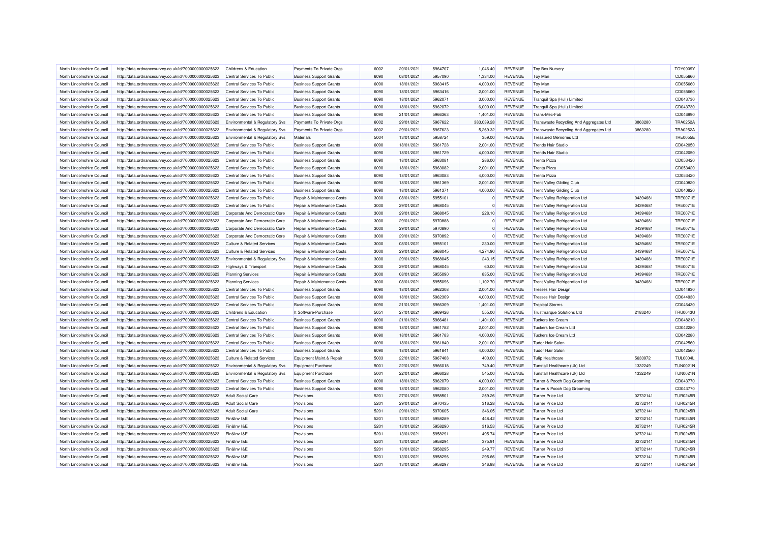| North Lincolnshire Council | http://data.ordnancesurvey.co.uk/id/7000000000025623 | Childrens & Education | Payments To Private Orgs | 6002 | 20/01/2021 | 5964707 | 1,046.40 | REVENUE | Toy Box Nursery | | TOY0009Y |
|---|---|---|---|---|---|---|---|---|---|---|---|
| North Lincolnshire Council | http://data.ordnancesurvey.co.uk/id/7000000000025623 | Central Services To Public | Business Support Grants | 6090 | 08/01/2021 | 5957090 | 1,334.00 | REVENUE | Toy Man | | CD055660 |
| North Lincolnshire Council | http://data.ordnancesurvey.co.uk/id/7000000000025623 | Central Services To Public | Business Support Grants | 6090 | 18/01/2021 | 5963415 | 4,000.00 | REVENUE | Toy Man | | CD055660 |
| North Lincolnshire Council | http://data.ordnancesurvey.co.uk/id/7000000000025623 | Central Services To Public | Business Support Grants | 6090 | 18/01/2021 | 5963416 | 2,001.00 | REVENUE | Toy Man | | CD055660 |
| North Lincolnshire Council | http://data.ordnancesurvey.co.uk/id/7000000000025623 | Central Services To Public | Business Support Grants | 6090 | 18/01/2021 | 5962071 | 3,000.00 | REVENUE | Tranquil Spa (Hull) Limited | | CD043730 |
| North Lincolnshire Council | http://data.ordnancesurvey.co.uk/id/7000000000025623 | Central Services To Public | Business Support Grants | 6090 | 18/01/2021 | 5962072 | 6,000.00 | REVENUE | Tranquil Spa (Hull) Limited | | CD043730 |
| North Lincolnshire Council | http://data.ordnancesurvey.co.uk/id/7000000000025623 | Central Services To Public | Business Support Grants | 6090 | 21/01/2021 | 5966363 | 1,401.00 | REVENUE | Trans-Mec-Fab | | CD046990 |
| North Lincolnshire Council | http://data.ordnancesurvey.co.uk/id/7000000000025623 | Environmental & Regulatory Svs | Payments To Private Orgs | 6002 | 29/01/2021 | 5967622 | 383,039.28 | REVENUE | Transwaste Recycling And Aggregates Ltd | 3863280 | TRA0252A |
| North Lincolnshire Council | http://data.ordnancesurvey.co.uk/id/7000000000025623 | Environmental & Regulatory Svs | Payments To Private Orgs | 6002 | 29/01/2021 | 5967623 | 5,269.32 | REVENUE | Transwaste Recycling And Aggregates Ltd | 3863280 | TRA0252A |
| North Lincolnshire Council | http://data.ordnancesurvey.co.uk/id/7000000000025623 | Environmental & Regulatory Svs | Materials | 5004 | 13/01/2021 | 5958724 | 359.00 | REVENUE | Treasured Memories Ltd | | TRE0055E |
| North Lincolnshire Council | http://data.ordnancesurvey.co.uk/id/7000000000025623 | Central Services To Public | Business Support Grants | 6090 | 18/01/2021 | 5961728 | 2,001.00 | REVENUE | Trends Hair Studio | | CD042050 |
| North Lincolnshire Council | http://data.ordnancesurvey.co.uk/id/7000000000025623 | Central Services To Public | Business Support Grants | 6090 | 18/01/2021 | 5961729 | 4,000.00 | REVENUE | Trends Hair Studio | | CD042050 |
| North Lincolnshire Council | http://data.ordnancesurvey.co.uk/id/7000000000025623 | Central Services To Public | Business Support Grants | 6090 | 18/01/2021 | 5963081 | 286.00 | REVENUE | Trenta Pizza | | CD053420 |
| North Lincolnshire Council | http://data.ordnancesurvey.co.uk/id/7000000000025623 | Central Services To Public | Business Support Grants | 6090 | 18/01/2021 | 5963082 | 2,001.00 | REVENUE | Trenta Pizza | | CD053420 |
| North Lincolnshire Council | http://data.ordnancesurvey.co.uk/id/7000000000025623 | Central Services To Public | Business Support Grants | 6090 | 18/01/2021 | 5963083 | 4,000.00 | REVENUE | Trenta Pizza | | CD053420 |
| North Lincolnshire Council | http://data.ordnancesurvey.co.uk/id/7000000000025623 | Central Services To Public | Business Support Grants | 6090 | 18/01/2021 | 5961369 | 2,001.00 | REVENUE | Trent Valley Gliding Club | | CD040820 |
| North Lincolnshire Council | http://data.ordnancesurvey.co.uk/id/7000000000025623 | Central Services To Public | Business Support Grants | 6090 | 18/01/2021 | 5961371 | 4,000.00 | REVENUE | Trent Valley Gliding Club | | CD040820 |
| North Lincolnshire Council | http://data.ordnancesurvey.co.uk/id/7000000000025623 | Central Services To Public | Repair & Maintenance Costs | 3000 | 08/01/2021 | 5955101 | 0 | REVENUE | Trent Valley Refrigeration Ltd | 04394681 | TRE0071E |
| North Lincolnshire Council | http://data.ordnancesurvey.co.uk/id/7000000000025623 | Central Services To Public | Repair & Maintenance Costs | 3000 | 29/01/2021 | 5968045 | 0 | REVENUE | Trent Valley Refrigeration Ltd | 04394681 | TRE0071E |
| North Lincolnshire Council | http://data.ordnancesurvey.co.uk/id/7000000000025623 | Corporate And Democratic Core | Repair & Maintenance Costs | 3000 | 29/01/2021 | 5968045 | 228.10 | REVENUE | Trent Valley Refrigeration Ltd | 04394681 | TRE0071E |
| North Lincolnshire Council | http://data.ordnancesurvey.co.uk/id/7000000000025623 | Corporate And Democratic Core | Repair & Maintenance Costs | 3000 | 29/01/2021 | 5970888 | 0 | REVENUE | Trent Valley Refrigeration Ltd | 04394681 | TRE0071E |
| North Lincolnshire Council | http://data.ordnancesurvey.co.uk/id/7000000000025623 | Corporate And Democratic Core | Repair & Maintenance Costs | 3000 | 29/01/2021 | 5970890 | 0 | REVENUE | Trent Valley Refrigeration Ltd | 04394681 | TRE0071E |
| North Lincolnshire Council | http://data.ordnancesurvey.co.uk/id/7000000000025623 | Corporate And Democratic Core | Repair & Maintenance Costs | 3000 | 29/01/2021 | 5970892 | 0 | REVENUE | Trent Valley Refrigeration Ltd | 04394681 | TRE0071E |
| North Lincolnshire Council | http://data.ordnancesurvey.co.uk/id/7000000000025623 | Culture & Related Services | Repair & Maintenance Costs | 3000 | 08/01/2021 | 5955101 | 230.00 | REVENUE | Trent Valley Refrigeration Ltd | 04394681 | TRE0071E |
| North Lincolnshire Council | http://data.ordnancesurvey.co.uk/id/7000000000025623 | Culture & Related Services | Repair & Maintenance Costs | 3000 | 29/01/2021 | 5968045 | 4,274.90 | REVENUE | Trent Valley Refrigeration Ltd | 04394681 | TRE0071E |
| North Lincolnshire Council | http://data.ordnancesurvey.co.uk/id/7000000000025623 | Environmental & Regulatory Svs | Repair & Maintenance Costs | 3000 | 29/01/2021 | 5968045 | 243.15 | REVENUE | Trent Valley Refrigeration Ltd | 04394681 | TRE0071E |
| North Lincolnshire Council | http://data.ordnancesurvey.co.uk/id/7000000000025623 | Highways & Transport | Repair & Maintenance Costs | 3000 | 29/01/2021 | 5968045 | 60.00 | REVENUE | Trent Valley Refrigeration Ltd | 04394681 | TRE0071E |
| North Lincolnshire Council | http://data.ordnancesurvey.co.uk/id/7000000000025623 | Planning Services | Repair & Maintenance Costs | 3000 | 08/01/2021 | 5955090 | 835.00 | REVENUE | Trent Valley Refrigeration Ltd | 04394681 | TRE0071E |
| North Lincolnshire Council | http://data.ordnancesurvey.co.uk/id/7000000000025623 | Planning Services | Repair & Maintenance Costs | 3000 | 08/01/2021 | 5955096 | 1,102.70 | REVENUE | Trent Valley Refrigeration Ltd | 04394681 | TRE0071E |
| North Lincolnshire Council | http://data.ordnancesurvey.co.uk/id/7000000000025623 | Central Services To Public | Business Support Grants | 6090 | 18/01/2021 | 5962308 | 2,001.00 | REVENUE | Tresses Hair Design | | CD044930 |
| North Lincolnshire Council | http://data.ordnancesurvey.co.uk/id/7000000000025623 | Central Services To Public | Business Support Grants | 6090 | 18/01/2021 | 5962309 | 4,000.00 | REVENUE | Tresses Hair Design | | CD044930 |
| North Lincolnshire Council | http://data.ordnancesurvey.co.uk/id/7000000000025623 | Central Services To Public | Business Support Grants | 6090 | 21/01/2021 | 5966309 | 1,401.00 | REVENUE | Tropical Storms | | CD046430 |
| North Lincolnshire Council | http://data.ordnancesurvey.co.uk/id/7000000000025623 | Childrens & Education | It Software-Purchase | 5051 | 27/01/2021 | 5969426 | 555.00 | REVENUE | Trustmarque Solutions Ltd | 2183240 | TRU0043U |
| North Lincolnshire Council | http://data.ordnancesurvey.co.uk/id/7000000000025623 | Central Services To Public | Business Support Grants | 6090 | 21/01/2021 | 5966481 | 1,401.00 | REVENUE | Tuckers Ice Cream | | CD048210 |
| North Lincolnshire Council | http://data.ordnancesurvey.co.uk/id/7000000000025623 | Central Services To Public | Business Support Grants | 6090 | 18/01/2021 | 5961782 | 2,001.00 | REVENUE | Tuckers Ice Cream Ltd | | CD042280 |
| North Lincolnshire Council | http://data.ordnancesurvey.co.uk/id/7000000000025623 | Central Services To Public | Business Support Grants | 6090 | 18/01/2021 | 5961783 | 4,000.00 | REVENUE | Tuckers Ice Cream Ltd | | CD042280 |
| North Lincolnshire Council | http://data.ordnancesurvey.co.uk/id/7000000000025623 | Central Services To Public | Business Support Grants | 6090 | 18/01/2021 | 5961840 | 2,001.00 | REVENUE | Tudor Hair Salon | | CD042560 |
| North Lincolnshire Council | http://data.ordnancesurvey.co.uk/id/7000000000025623 | Central Services To Public | Business Support Grants | 6090 | 18/01/2021 | 5961841 | 4,000.00 | REVENUE | Tudor Hair Salon | | CD042560 |
| North Lincolnshire Council | http://data.ordnancesurvey.co.uk/id/7000000000025623 | Culture & Related Services | Equipment Maint.& Repair | 5003 | 22/01/2021 | 5967468 | 400.00 | REVENUE | Tulip Healthcare | 5633972 | TUL0004L |
| North Lincolnshire Council | http://data.ordnancesurvey.co.uk/id/7000000000025623 | Environmental & Regulatory Svs | Equipment Purchase | 5001 | 22/01/2021 | 5966018 | 749.40 | REVENUE | Tunstall Healthcare (Uk) Ltd | 1332249 | TUN0021N |
| North Lincolnshire Council | http://data.ordnancesurvey.co.uk/id/7000000000025623 | Environmental & Regulatory Svs | Equipment Purchase | 5001 | 22/01/2021 | 5966028 | 545.00 | REVENUE | Tunstall Healthcare (Uk) Ltd | 1332249 | TUN0021N |
| North Lincolnshire Council | http://data.ordnancesurvey.co.uk/id/7000000000025623 | Central Services To Public | Business Support Grants | 6090 | 18/01/2021 | 5962079 | 4,000.00 | REVENUE | Turner & Pooch Dog Grooming | | CD043770 |
| North Lincolnshire Council | http://data.ordnancesurvey.co.uk/id/7000000000025623 | Central Services To Public | Business Support Grants | 6090 | 18/01/2021 | 5962080 | 2,001.00 | REVENUE | Turner & Pooch Dog Grooming | | CD043770 |
| North Lincolnshire Council | http://data.ordnancesurvey.co.uk/id/7000000000025623 | Adult Social Care | Provisions | 5201 | 27/01/2021 | 5958501 | 259.26 | REVENUE | Turner Price Ltd | 02732141 | TUR0245R |
| North Lincolnshire Council | http://data.ordnancesurvey.co.uk/id/7000000000025623 | Adult Social Care | Provisions | 5201 | 29/01/2021 | 5970435 | 316.28 | REVENUE | Turner Price Ltd | 02732141 | TUR0245R |
| North Lincolnshire Council | http://data.ordnancesurvey.co.uk/id/7000000000025623 | Adult Social Care | Provisions | 5201 | 29/01/2021 | 5970605 | 346.05 | REVENUE | Turner Price Ltd | 02732141 | TUR0245R |
| North Lincolnshire Council | http://data.ordnancesurvey.co.uk/id/7000000000025623 | Fin&Inv I&E | Provisions | 5201 | 13/01/2021 | 5958289 | 448.42 | REVENUE | Turner Price Ltd | 02732141 | TUR0245R |
| North Lincolnshire Council | http://data.ordnancesurvey.co.uk/id/7000000000025623 | Fin&Inv I&E | Provisions | 5201 | 13/01/2021 | 5958290 | 316.53 | REVENUE | Turner Price Ltd | 02732141 | TUR0245R |
| North Lincolnshire Council | http://data.ordnancesurvey.co.uk/id/7000000000025623 | Fin&Inv I&E | Provisions | 5201 | 13/01/2021 | 5958291 | 495.74 | REVENUE | Turner Price Ltd | 02732141 | TUR0245R |
| North Lincolnshire Council | http://data.ordnancesurvey.co.uk/id/7000000000025623 | Fin&Inv I&E | Provisions | 5201 | 13/01/2021 | 5958294 | 375.91 | REVENUE | Turner Price Ltd | 02732141 | TUR0245R |
| North Lincolnshire Council | http://data.ordnancesurvey.co.uk/id/7000000000025623 | Fin&Inv I&E | Provisions | 5201 | 13/01/2021 | 5958295 | 249.77 | REVENUE | Turner Price Ltd | 02732141 | TUR0245R |
| North Lincolnshire Council | http://data.ordnancesurvey.co.uk/id/7000000000025623 | Fin&Inv I&E | Provisions | 5201 | 13/01/2021 | 5958296 | 295.66 | REVENUE | Turner Price Ltd | 02732141 | TUR0245R |
| North Lincolnshire Council | http://data.ordnancesurvey.co.uk/id/7000000000025623 | Fin&Inv I&E | Provisions | 5201 | 13/01/2021 | 5958297 | 346.88 | REVENUE | Turner Price Ltd | 02732141 | TUR0245R |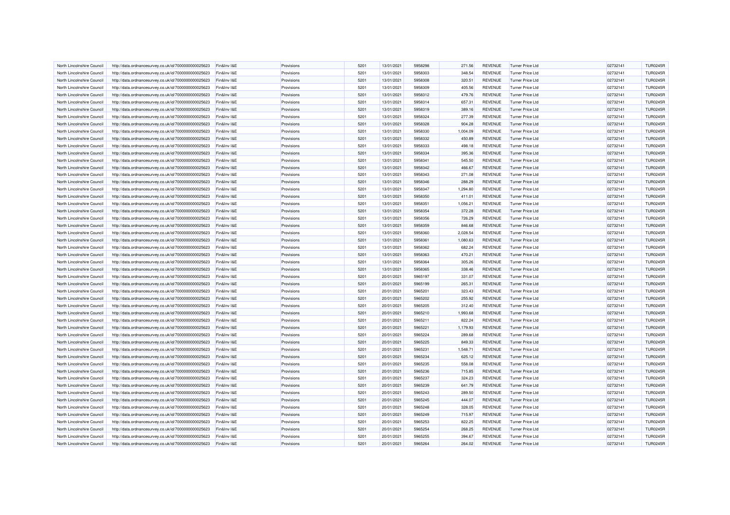| | | | | | | | | | | | |
|---|---|---|---|---|---|---|---|---|---|---|---|
| North Lincolnshire Council | http://data.ordnancesurvey.co.uk/id/7000000000025623 | Fin&Inv I&E | Provisions | 5201 | 13/01/2021 | 5958298 | 271.56 | REVENUE | Turner Price Ltd | 02732141 | TUR0245R |
| North Lincolnshire Council | http://data.ordnancesurvey.co.uk/id/7000000000025623 | Fin&Inv I&E | Provisions | 5201 | 13/01/2021 | 5958303 | 348.54 | REVENUE | Turner Price Ltd | 02732141 | TUR0245R |
| North Lincolnshire Council | http://data.ordnancesurvey.co.uk/id/7000000000025623 | Fin&Inv I&E | Provisions | 5201 | 13/01/2021 | 5958308 | 320.51 | REVENUE | Turner Price Ltd | 02732141 | TUR0245R |
| North Lincolnshire Council | http://data.ordnancesurvey.co.uk/id/7000000000025623 | Fin&Inv I&E | Provisions | 5201 | 13/01/2021 | 5958309 | 405.56 | REVENUE | Turner Price Ltd | 02732141 | TUR0245R |
| North Lincolnshire Council | http://data.ordnancesurvey.co.uk/id/7000000000025623 | Fin&Inv I&E | Provisions | 5201 | 13/01/2021 | 5958312 | 479.76 | REVENUE | Turner Price Ltd | 02732141 | TUR0245R |
| North Lincolnshire Council | http://data.ordnancesurvey.co.uk/id/7000000000025623 | Fin&Inv I&E | Provisions | 5201 | 13/01/2021 | 5958314 | 657.31 | REVENUE | Turner Price Ltd | 02732141 | TUR0245R |
| North Lincolnshire Council | http://data.ordnancesurvey.co.uk/id/7000000000025623 | Fin&Inv I&E | Provisions | 5201 | 13/01/2021 | 5958319 | 389.16 | REVENUE | Turner Price Ltd | 02732141 | TUR0245R |
| North Lincolnshire Council | http://data.ordnancesurvey.co.uk/id/7000000000025623 | Fin&Inv I&E | Provisions | 5201 | 13/01/2021 | 5958324 | 277.39 | REVENUE | Turner Price Ltd | 02732141 | TUR0245R |
| North Lincolnshire Council | http://data.ordnancesurvey.co.uk/id/7000000000025623 | Fin&Inv I&E | Provisions | 5201 | 13/01/2021 | 5958328 | 904.28 | REVENUE | Turner Price Ltd | 02732141 | TUR0245R |
| North Lincolnshire Council | http://data.ordnancesurvey.co.uk/id/7000000000025623 | Fin&Inv I&E | Provisions | 5201 | 13/01/2021 | 5958330 | 1,004.09 | REVENUE | Turner Price Ltd | 02732141 | TUR0245R |
| North Lincolnshire Council | http://data.ordnancesurvey.co.uk/id/7000000000025623 | Fin&Inv I&E | Provisions | 5201 | 13/01/2021 | 5958332 | 450.89 | REVENUE | Turner Price Ltd | 02732141 | TUR0245R |
| North Lincolnshire Council | http://data.ordnancesurvey.co.uk/id/7000000000025623 | Fin&Inv I&E | Provisions | 5201 | 13/01/2021 | 5958333 | 498.18 | REVENUE | Turner Price Ltd | 02732141 | TUR0245R |
| North Lincolnshire Council | http://data.ordnancesurvey.co.uk/id/7000000000025623 | Fin&Inv I&E | Provisions | 5201 | 13/01/2021 | 5958334 | 395.36 | REVENUE | Turner Price Ltd | 02732141 | TUR0245R |
| North Lincolnshire Council | http://data.ordnancesurvey.co.uk/id/7000000000025623 | Fin&Inv I&E | Provisions | 5201 | 13/01/2021 | 5958341 | 545.50 | REVENUE | Turner Price Ltd | 02732141 | TUR0245R |
| North Lincolnshire Council | http://data.ordnancesurvey.co.uk/id/7000000000025623 | Fin&Inv I&E | Provisions | 5201 | 13/01/2021 | 5958342 | 466.67 | REVENUE | Turner Price Ltd | 02732141 | TUR0245R |
| North Lincolnshire Council | http://data.ordnancesurvey.co.uk/id/7000000000025623 | Fin&Inv I&E | Provisions | 5201 | 13/01/2021 | 5958343 | 271.08 | REVENUE | Turner Price Ltd | 02732141 | TUR0245R |
| North Lincolnshire Council | http://data.ordnancesurvey.co.uk/id/7000000000025623 | Fin&Inv I&E | Provisions | 5201 | 13/01/2021 | 5958346 | 288.29 | REVENUE | Turner Price Ltd | 02732141 | TUR0245R |
| North Lincolnshire Council | http://data.ordnancesurvey.co.uk/id/7000000000025623 | Fin&Inv I&E | Provisions | 5201 | 13/01/2021 | 5958347 | 1,294.80 | REVENUE | Turner Price Ltd | 02732141 | TUR0245R |
| North Lincolnshire Council | http://data.ordnancesurvey.co.uk/id/7000000000025623 | Fin&Inv I&E | Provisions | 5201 | 13/01/2021 | 5958350 | 411.01 | REVENUE | Turner Price Ltd | 02732141 | TUR0245R |
| North Lincolnshire Council | http://data.ordnancesurvey.co.uk/id/7000000000025623 | Fin&Inv I&E | Provisions | 5201 | 13/01/2021 | 5958351 | 1,056.21 | REVENUE | Turner Price Ltd | 02732141 | TUR0245R |
| North Lincolnshire Council | http://data.ordnancesurvey.co.uk/id/7000000000025623 | Fin&Inv I&E | Provisions | 5201 | 13/01/2021 | 5958354 | 372.28 | REVENUE | Turner Price Ltd | 02732141 | TUR0245R |
| North Lincolnshire Council | http://data.ordnancesurvey.co.uk/id/7000000000025623 | Fin&Inv I&E | Provisions | 5201 | 13/01/2021 | 5958356 | 726.29 | REVENUE | Turner Price Ltd | 02732141 | TUR0245R |
| North Lincolnshire Council | http://data.ordnancesurvey.co.uk/id/7000000000025623 | Fin&Inv I&E | Provisions | 5201 | 13/01/2021 | 5958359 | 846.68 | REVENUE | Turner Price Ltd | 02732141 | TUR0245R |
| North Lincolnshire Council | http://data.ordnancesurvey.co.uk/id/7000000000025623 | Fin&Inv I&E | Provisions | 5201 | 13/01/2021 | 5958360 | 2,028.54 | REVENUE | Turner Price Ltd | 02732141 | TUR0245R |
| North Lincolnshire Council | http://data.ordnancesurvey.co.uk/id/7000000000025623 | Fin&Inv I&E | Provisions | 5201 | 13/01/2021 | 5958361 | 1,080.63 | REVENUE | Turner Price Ltd | 02732141 | TUR0245R |
| North Lincolnshire Council | http://data.ordnancesurvey.co.uk/id/7000000000025623 | Fin&Inv I&E | Provisions | 5201 | 13/01/2021 | 5958362 | 682.24 | REVENUE | Turner Price Ltd | 02732141 | TUR0245R |
| North Lincolnshire Council | http://data.ordnancesurvey.co.uk/id/7000000000025623 | Fin&Inv I&E | Provisions | 5201 | 13/01/2021 | 5958363 | 470.21 | REVENUE | Turner Price Ltd | 02732141 | TUR0245R |
| North Lincolnshire Council | http://data.ordnancesurvey.co.uk/id/7000000000025623 | Fin&Inv I&E | Provisions | 5201 | 13/01/2021 | 5958364 | 305.26 | REVENUE | Turner Price Ltd | 02732141 | TUR0245R |
| North Lincolnshire Council | http://data.ordnancesurvey.co.uk/id/7000000000025623 | Fin&Inv I&E | Provisions | 5201 | 13/01/2021 | 5958365 | 338.46 | REVENUE | Turner Price Ltd | 02732141 | TUR0245R |
| North Lincolnshire Council | http://data.ordnancesurvey.co.uk/id/7000000000025623 | Fin&Inv I&E | Provisions | 5201 | 20/01/2021 | 5965197 | 331.07 | REVENUE | Turner Price Ltd | 02732141 | TUR0245R |
| North Lincolnshire Council | http://data.ordnancesurvey.co.uk/id/7000000000025623 | Fin&Inv I&E | Provisions | 5201 | 20/01/2021 | 5965199 | 265.31 | REVENUE | Turner Price Ltd | 02732141 | TUR0245R |
| North Lincolnshire Council | http://data.ordnancesurvey.co.uk/id/7000000000025623 | Fin&Inv I&E | Provisions | 5201 | 20/01/2021 | 5965201 | 323.43 | REVENUE | Turner Price Ltd | 02732141 | TUR0245R |
| North Lincolnshire Council | http://data.ordnancesurvey.co.uk/id/7000000000025623 | Fin&Inv I&E | Provisions | 5201 | 20/01/2021 | 5965202 | 255.92 | REVENUE | Turner Price Ltd | 02732141 | TUR0245R |
| North Lincolnshire Council | http://data.ordnancesurvey.co.uk/id/7000000000025623 | Fin&Inv I&E | Provisions | 5201 | 20/01/2021 | 5965205 | 312.40 | REVENUE | Turner Price Ltd | 02732141 | TUR0245R |
| North Lincolnshire Council | http://data.ordnancesurvey.co.uk/id/7000000000025623 | Fin&Inv I&E | Provisions | 5201 | 20/01/2021 | 5965210 | 1,993.68 | REVENUE | Turner Price Ltd | 02732141 | TUR0245R |
| North Lincolnshire Council | http://data.ordnancesurvey.co.uk/id/7000000000025623 | Fin&Inv I&E | Provisions | 5201 | 20/01/2021 | 5965211 | 822.24 | REVENUE | Turner Price Ltd | 02732141 | TUR0245R |
| North Lincolnshire Council | http://data.ordnancesurvey.co.uk/id/7000000000025623 | Fin&Inv I&E | Provisions | 5201 | 20/01/2021 | 5965221 | 1,179.93 | REVENUE | Turner Price Ltd | 02732141 | TUR0245R |
| North Lincolnshire Council | http://data.ordnancesurvey.co.uk/id/7000000000025623 | Fin&Inv I&E | Provisions | 5201 | 20/01/2021 | 5965224 | 289.68 | REVENUE | Turner Price Ltd | 02732141 | TUR0245R |
| North Lincolnshire Council | http://data.ordnancesurvey.co.uk/id/7000000000025623 | Fin&Inv I&E | Provisions | 5201 | 20/01/2021 | 5965225 | 849.33 | REVENUE | Turner Price Ltd | 02732141 | TUR0245R |
| North Lincolnshire Council | http://data.ordnancesurvey.co.uk/id/7000000000025623 | Fin&Inv I&E | Provisions | 5201 | 20/01/2021 | 5965231 | 1,548.71 | REVENUE | Turner Price Ltd | 02732141 | TUR0245R |
| North Lincolnshire Council | http://data.ordnancesurvey.co.uk/id/7000000000025623 | Fin&Inv I&E | Provisions | 5201 | 20/01/2021 | 5965234 | 625.12 | REVENUE | Turner Price Ltd | 02732141 | TUR0245R |
| North Lincolnshire Council | http://data.ordnancesurvey.co.uk/id/7000000000025623 | Fin&Inv I&E | Provisions | 5201 | 20/01/2021 | 5965235 | 558.08 | REVENUE | Turner Price Ltd | 02732141 | TUR0245R |
| North Lincolnshire Council | http://data.ordnancesurvey.co.uk/id/7000000000025623 | Fin&Inv I&E | Provisions | 5201 | 20/01/2021 | 5965236 | 715.85 | REVENUE | Turner Price Ltd | 02732141 | TUR0245R |
| North Lincolnshire Council | http://data.ordnancesurvey.co.uk/id/7000000000025623 | Fin&Inv I&E | Provisions | 5201 | 20/01/2021 | 5965237 | 324.23 | REVENUE | Turner Price Ltd | 02732141 | TUR0245R |
| North Lincolnshire Council | http://data.ordnancesurvey.co.uk/id/7000000000025623 | Fin&Inv I&E | Provisions | 5201 | 20/01/2021 | 5965239 | 641.79 | REVENUE | Turner Price Ltd | 02732141 | TUR0245R |
| North Lincolnshire Council | http://data.ordnancesurvey.co.uk/id/7000000000025623 | Fin&Inv I&E | Provisions | 5201 | 20/01/2021 | 5965243 | 289.50 | REVENUE | Turner Price Ltd | 02732141 | TUR0245R |
| North Lincolnshire Council | http://data.ordnancesurvey.co.uk/id/7000000000025623 | Fin&Inv I&E | Provisions | 5201 | 20/01/2021 | 5965245 | 444.07 | REVENUE | Turner Price Ltd | 02732141 | TUR0245R |
| North Lincolnshire Council | http://data.ordnancesurvey.co.uk/id/7000000000025623 | Fin&Inv I&E | Provisions | 5201 | 20/01/2021 | 5965248 | 328.05 | REVENUE | Turner Price Ltd | 02732141 | TUR0245R |
| North Lincolnshire Council | http://data.ordnancesurvey.co.uk/id/7000000000025623 | Fin&Inv I&E | Provisions | 5201 | 20/01/2021 | 5965249 | 715.97 | REVENUE | Turner Price Ltd | 02732141 | TUR0245R |
| North Lincolnshire Council | http://data.ordnancesurvey.co.uk/id/7000000000025623 | Fin&Inv I&E | Provisions | 5201 | 20/01/2021 | 5965253 | 822.25 | REVENUE | Turner Price Ltd | 02732141 | TUR0245R |
| North Lincolnshire Council | http://data.ordnancesurvey.co.uk/id/7000000000025623 | Fin&Inv I&E | Provisions | 5201 | 20/01/2021 | 5965254 | 268.25 | REVENUE | Turner Price Ltd | 02732141 | TUR0245R |
| North Lincolnshire Council | http://data.ordnancesurvey.co.uk/id/7000000000025623 | Fin&Inv I&E | Provisions | 5201 | 20/01/2021 | 5965255 | 394.67 | REVENUE | Turner Price Ltd | 02732141 | TUR0245R |
| North Lincolnshire Council | http://data.ordnancesurvey.co.uk/id/7000000000025623 | Fin&Inv I&E | Provisions | 5201 | 20/01/2021 | 5965264 | 264.02 | REVENUE | Turner Price Ltd | 02732141 | TUR0245R |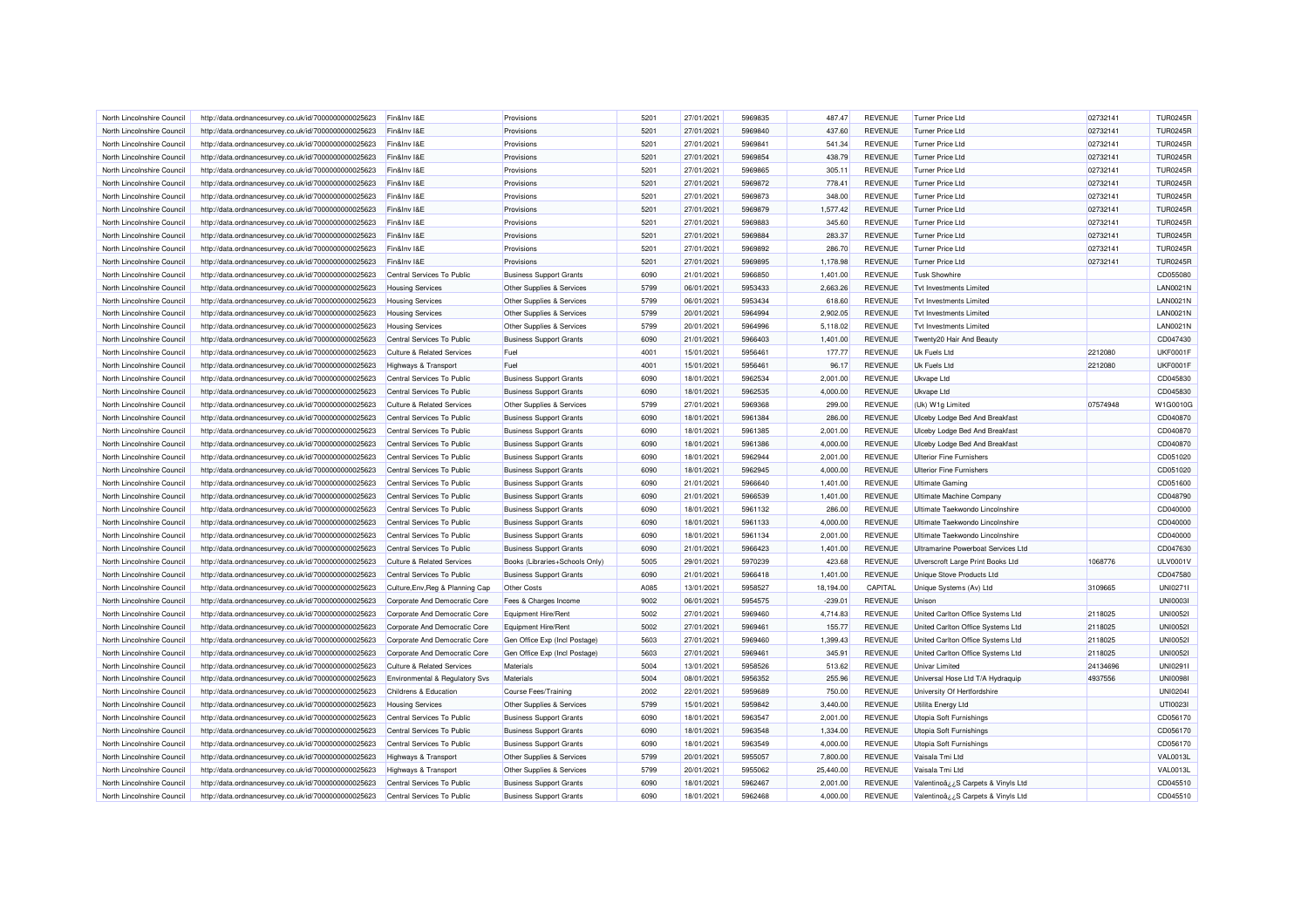| North Lincolnshire Council | http://data.ordnancesurvey.co.uk/id/7000000000025623 | Fin&Inv I&E | Provisions | 5201 | 27/01/2021 | 5969835 | 487.47 | REVENUE | Turner Price Ltd | 02732141 | TUR0245R |
|---|---|---|---|---|---|---|---|---|---|---|---|
| North Lincolnshire Council | http://data.ordnancesurvey.co.uk/id/7000000000025623 | Fin&Inv I&E | Provisions | 5201 | 27/01/2021 | 5969840 | 437.60 | REVENUE | Turner Price Ltd | 02732141 | TUR0245R |
| North Lincolnshire Council | http://data.ordnancesurvey.co.uk/id/7000000000025623 | Fin&Inv I&E | Provisions | 5201 | 27/01/2021 | 5969841 | 541.34 | REVENUE | Turner Price Ltd | 02732141 | TUR0245R |
| North Lincolnshire Council | http://data.ordnancesurvey.co.uk/id/7000000000025623 | Fin&Inv I&E | Provisions | 5201 | 27/01/2021 | 5969854 | 438.79 | REVENUE | Turner Price Ltd | 02732141 | TUR0245R |
| North Lincolnshire Council | http://data.ordnancesurvey.co.uk/id/7000000000025623 | Fin&Inv I&E | Provisions | 5201 | 27/01/2021 | 5969865 | 305.11 | REVENUE | Turner Price Ltd | 02732141 | TUR0245R |
| North Lincolnshire Council | http://data.ordnancesurvey.co.uk/id/7000000000025623 | Fin&Inv I&E | Provisions | 5201 | 27/01/2021 | 5969872 | 778.41 | REVENUE | Turner Price Ltd | 02732141 | TUR0245R |
| North Lincolnshire Council | http://data.ordnancesurvey.co.uk/id/7000000000025623 | Fin&Inv I&E | Provisions | 5201 | 27/01/2021 | 5969873 | 348.00 | REVENUE | Turner Price Ltd | 02732141 | TUR0245R |
| North Lincolnshire Council | http://data.ordnancesurvey.co.uk/id/7000000000025623 | Fin&Inv I&E | Provisions | 5201 | 27/01/2021 | 5969879 | 1,577.42 | REVENUE | Turner Price Ltd | 02732141 | TUR0245R |
| North Lincolnshire Council | http://data.ordnancesurvey.co.uk/id/7000000000025623 | Fin&Inv I&E | Provisions | 5201 | 27/01/2021 | 5969883 | 345.60 | REVENUE | Turner Price Ltd | 02732141 | TUR0245R |
| North Lincolnshire Council | http://data.ordnancesurvey.co.uk/id/7000000000025623 | Fin&Inv I&E | Provisions | 5201 | 27/01/2021 | 5969884 | 283.37 | REVENUE | Turner Price Ltd | 02732141 | TUR0245R |
| North Lincolnshire Council | http://data.ordnancesurvey.co.uk/id/7000000000025623 | Fin&Inv I&E | Provisions | 5201 | 27/01/2021 | 5969892 | 286.70 | REVENUE | Turner Price Ltd | 02732141 | TUR0245R |
| North Lincolnshire Council | http://data.ordnancesurvey.co.uk/id/7000000000025623 | Fin&Inv I&E | Provisions | 5201 | 27/01/2021 | 5969895 | 1,178.98 | REVENUE | Turner Price Ltd | 02732141 | TUR0245R |
| North Lincolnshire Council | http://data.ordnancesurvey.co.uk/id/7000000000025623 | Central Services To Public | Business Support Grants | 6090 | 21/01/2021 | 5966850 | 1,401.00 | REVENUE | Tusk Showhire | | CD055080 |
| North Lincolnshire Council | http://data.ordnancesurvey.co.uk/id/7000000000025623 | Housing Services | Other Supplies & Services | 5799 | 06/01/2021 | 5953433 | 2,663.26 | REVENUE | Tvt Investments Limited | | LAN0021N |
| North Lincolnshire Council | http://data.ordnancesurvey.co.uk/id/7000000000025623 | Housing Services | Other Supplies & Services | 5799 | 06/01/2021 | 5953434 | 618.60 | REVENUE | Tvt Investments Limited | | LAN0021N |
| North Lincolnshire Council | http://data.ordnancesurvey.co.uk/id/7000000000025623 | Housing Services | Other Supplies & Services | 5799 | 20/01/2021 | 5964994 | 2,902.05 | REVENUE | Tvt Investments Limited | | LAN0021N |
| North Lincolnshire Council | http://data.ordnancesurvey.co.uk/id/7000000000025623 | Housing Services | Other Supplies & Services | 5799 | 20/01/2021 | 5964996 | 5,118.02 | REVENUE | Tvt Investments Limited | | LAN0021N |
| North Lincolnshire Council | http://data.ordnancesurvey.co.uk/id/7000000000025623 | Central Services To Public | Business Support Grants | 6090 | 21/01/2021 | 5966403 | 1,401.00 | REVENUE | Twenty20 Hair And Beauty | | CD047430 |
| North Lincolnshire Council | http://data.ordnancesurvey.co.uk/id/7000000000025623 | Culture & Related Services | Fuel | 4001 | 15/01/2021 | 5956461 | 177.77 | REVENUE | Uk Fuels Ltd | 2212080 | UKF0001F |
| North Lincolnshire Council | http://data.ordnancesurvey.co.uk/id/7000000000025623 | Highways & Transport | Fuel | 4001 | 15/01/2021 | 5956461 | 96.17 | REVENUE | Uk Fuels Ltd | 2212080 | UKF0001F |
| North Lincolnshire Council | http://data.ordnancesurvey.co.uk/id/7000000000025623 | Central Services To Public | Business Support Grants | 6090 | 18/01/2021 | 5962534 | 2,001.00 | REVENUE | Ukvape Ltd | | CD045830 |
| North Lincolnshire Council | http://data.ordnancesurvey.co.uk/id/7000000000025623 | Central Services To Public | Business Support Grants | 6090 | 18/01/2021 | 5962535 | 4,000.00 | REVENUE | Ukvape Ltd | | CD045830 |
| North Lincolnshire Council | http://data.ordnancesurvey.co.uk/id/7000000000025623 | Culture & Related Services | Other Supplies & Services | 5799 | 27/01/2021 | 5969368 | 299.00 | REVENUE | (Uk) W1g Limited | 07574948 | W1G0010G |
| North Lincolnshire Council | http://data.ordnancesurvey.co.uk/id/7000000000025623 | Central Services To Public | Business Support Grants | 6090 | 18/01/2021 | 5961384 | 286.00 | REVENUE | Ulceby Lodge Bed And Breakfast | | CD040870 |
| North Lincolnshire Council | http://data.ordnancesurvey.co.uk/id/7000000000025623 | Central Services To Public | Business Support Grants | 6090 | 18/01/2021 | 5961385 | 2,001.00 | REVENUE | Ulceby Lodge Bed And Breakfast | | CD040870 |
| North Lincolnshire Council | http://data.ordnancesurvey.co.uk/id/7000000000025623 | Central Services To Public | Business Support Grants | 6090 | 18/01/2021 | 5961386 | 4,000.00 | REVENUE | Ulceby Lodge Bed And Breakfast | | CD040870 |
| North Lincolnshire Council | http://data.ordnancesurvey.co.uk/id/7000000000025623 | Central Services To Public | Business Support Grants | 6090 | 18/01/2021 | 5962944 | 2,001.00 | REVENUE | Ulterior Fine Furnishers | | CD051020 |
| North Lincolnshire Council | http://data.ordnancesurvey.co.uk/id/7000000000025623 | Central Services To Public | Business Support Grants | 6090 | 18/01/2021 | 5962945 | 4,000.00 | REVENUE | Ulterior Fine Furnishers | | CD051020 |
| North Lincolnshire Council | http://data.ordnancesurvey.co.uk/id/7000000000025623 | Central Services To Public | Business Support Grants | 6090 | 21/01/2021 | 5966640 | 1,401.00 | REVENUE | Ultimate Gaming | | CD051600 |
| North Lincolnshire Council | http://data.ordnancesurvey.co.uk/id/7000000000025623 | Central Services To Public | Business Support Grants | 6090 | 21/01/2021 | 5966539 | 1,401.00 | REVENUE | Ultimate Machine Company | | CD048790 |
| North Lincolnshire Council | http://data.ordnancesurvey.co.uk/id/7000000000025623 | Central Services To Public | Business Support Grants | 6090 | 18/01/2021 | 5961132 | 286.00 | REVENUE | Ultimate Taekwondo Lincolnshire | | CD040000 |
| North Lincolnshire Council | http://data.ordnancesurvey.co.uk/id/7000000000025623 | Central Services To Public | Business Support Grants | 6090 | 18/01/2021 | 5961133 | 4,000.00 | REVENUE | Ultimate Taekwondo Lincolnshire | | CD040000 |
| North Lincolnshire Council | http://data.ordnancesurvey.co.uk/id/7000000000025623 | Central Services To Public | Business Support Grants | 6090 | 18/01/2021 | 5961134 | 2,001.00 | REVENUE | Ultimate Taekwondo Lincolnshire | | CD040000 |
| North Lincolnshire Council | http://data.ordnancesurvey.co.uk/id/7000000000025623 | Central Services To Public | Business Support Grants | 6090 | 21/01/2021 | 5966423 | 1,401.00 | REVENUE | Ultramarine Powerboat Services Ltd | | CD047630 |
| North Lincolnshire Council | http://data.ordnancesurvey.co.uk/id/7000000000025623 | Culture & Related Services | Books (Libraries+Schools Only) | 5005 | 29/01/2021 | 5970239 | 423.68 | REVENUE | Ulverscroft Large Print Books Ltd | 1068776 | ULV0001V |
| North Lincolnshire Council | http://data.ordnancesurvey.co.uk/id/7000000000025623 | Central Services To Public | Business Support Grants | 6090 | 21/01/2021 | 5966418 | 1,401.00 | REVENUE | Unique Stove Products Ltd | | CD047580 |
| North Lincolnshire Council | http://data.ordnancesurvey.co.uk/id/7000000000025623 | Culture,Env,Reg & Planning Cap | Other Costs | A085 | 13/01/2021 | 5958527 | 18,194.00 | CAPITAL | Unique Systems (Av) Ltd | 3109665 | UNI0271I |
| North Lincolnshire Council | http://data.ordnancesurvey.co.uk/id/7000000000025623 | Corporate And Democratic Core | Fees & Charges Income | 9002 | 06/01/2021 | 5954575 | -239.01 | REVENUE | Unison | | UNI0003I |
| North Lincolnshire Council | http://data.ordnancesurvey.co.uk/id/7000000000025623 | Corporate And Democratic Core | Equipment Hire/Rent | 5002 | 27/01/2021 | 5969460 | 4,714.83 | REVENUE | United Carlton Office Systems Ltd | 2118025 | UNI0052I |
| North Lincolnshire Council | http://data.ordnancesurvey.co.uk/id/7000000000025623 | Corporate And Democratic Core | Equipment Hire/Rent | 5002 | 27/01/2021 | 5969461 | 155.77 | REVENUE | United Carlton Office Systems Ltd | 2118025 | UNI0052I |
| North Lincolnshire Council | http://data.ordnancesurvey.co.uk/id/7000000000025623 | Corporate And Democratic Core | Gen Office Exp (Incl Postage) | 5603 | 27/01/2021 | 5969460 | 1,399.43 | REVENUE | United Carlton Office Systems Ltd | 2118025 | UNI0052I |
| North Lincolnshire Council | http://data.ordnancesurvey.co.uk/id/7000000000025623 | Corporate And Democratic Core | Gen Office Exp (Incl Postage) | 5603 | 27/01/2021 | 5969461 | 345.91 | REVENUE | United Carlton Office Systems Ltd | 2118025 | UNI0052I |
| North Lincolnshire Council | http://data.ordnancesurvey.co.uk/id/7000000000025623 | Culture & Related Services | Materials | 5004 | 13/01/2021 | 5958526 | 513.62 | REVENUE | Univar Limited | 24134696 | UNI0291I |
| North Lincolnshire Council | http://data.ordnancesurvey.co.uk/id/7000000000025623 | Environmental & Regulatory Svs | Materials | 5004 | 08/01/2021 | 5956352 | 255.96 | REVENUE | Universal Hose Ltd T/A Hydraquip | 4937556 | UNI0098I |
| North Lincolnshire Council | http://data.ordnancesurvey.co.uk/id/7000000000025623 | Childrens & Education | Course Fees/Training | 2002 | 22/01/2021 | 5959689 | 750.00 | REVENUE | University Of Hertfordshire | | UNI0204I |
| North Lincolnshire Council | http://data.ordnancesurvey.co.uk/id/7000000000025623 | Housing Services | Other Supplies & Services | 5799 | 15/01/2021 | 5959842 | 3,440.00 | REVENUE | Utilita Energy Ltd | | UTI0023I |
| North Lincolnshire Council | http://data.ordnancesurvey.co.uk/id/7000000000025623 | Central Services To Public | Business Support Grants | 6090 | 18/01/2021 | 5963547 | 2,001.00 | REVENUE | Utopia Soft Furnishings | | CD056170 |
| North Lincolnshire Council | http://data.ordnancesurvey.co.uk/id/7000000000025623 | Central Services To Public | Business Support Grants | 6090 | 18/01/2021 | 5963548 | 1,334.00 | REVENUE | Utopia Soft Furnishings | | CD056170 |
| North Lincolnshire Council | http://data.ordnancesurvey.co.uk/id/7000000000025623 | Central Services To Public | Business Support Grants | 6090 | 18/01/2021 | 5963549 | 4,000.00 | REVENUE | Utopia Soft Furnishings | | CD056170 |
| North Lincolnshire Council | http://data.ordnancesurvey.co.uk/id/7000000000025623 | Highways & Transport | Other Supplies & Services | 5799 | 20/01/2021 | 5955057 | 7,800.00 | REVENUE | Vaisala Tmi Ltd | | VAL0013L |
| North Lincolnshire Council | http://data.ordnancesurvey.co.uk/id/7000000000025623 | Highways & Transport | Other Supplies & Services | 5799 | 20/01/2021 | 5955062 | 25,440.00 | REVENUE | Vaisala Tmi Ltd | | VAL0013L |
| North Lincolnshire Council | http://data.ordnancesurvey.co.uk/id/7000000000025623 | Central Services To Public | Business Support Grants | 6090 | 18/01/2021 | 5962467 | 2,001.00 | REVENUE | Valentinoâ¿¿S Carpets & Vinyls Ltd | | CD045510 |
| North Lincolnshire Council | http://data.ordnancesurvey.co.uk/id/7000000000025623 | Central Services To Public | Business Support Grants | 6090 | 18/01/2021 | 5962468 | 4,000.00 | REVENUE | Valentinoâ¿¿S Carpets & Vinyls Ltd | | CD045510 |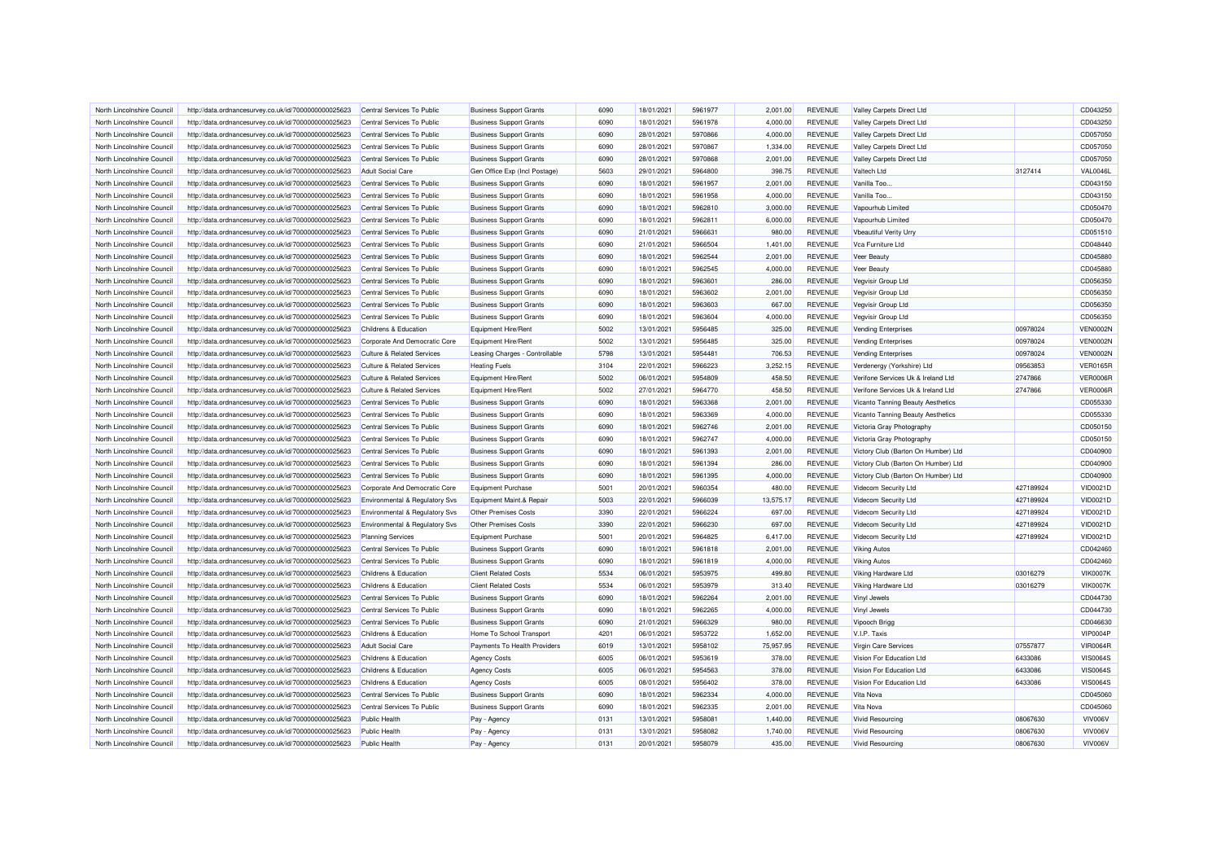| North Lincolnshire Council | http://data.ordnancesurvey.co.uk/id/7000000000025623 | Central Services To Public | Business Support Grants | 6090 | 18/01/2021 | 5961977 | 2,001.00 | REVENUE | Valley Carpets Direct Ltd | | CD043250 |
|---|---|---|---|---|---|---|---|---|---|---|---|
| North Lincolnshire Council | http://data.ordnancesurvey.co.uk/id/7000000000025623 | Central Services To Public | Business Support Grants | 6090 | 18/01/2021 | 5961978 | 4,000.00 | REVENUE | Valley Carpets Direct Ltd | | CD043250 |
| North Lincolnshire Council | http://data.ordnancesurvey.co.uk/id/7000000000025623 | Central Services To Public | Business Support Grants | 6090 | 28/01/2021 | 5970866 | 4,000.00 | REVENUE | Valley Carpets Direct Ltd | | CD057050 |
| North Lincolnshire Council | http://data.ordnancesurvey.co.uk/id/7000000000025623 | Central Services To Public | Business Support Grants | 6090 | 28/01/2021 | 5970867 | 1,334.00 | REVENUE | Valley Carpets Direct Ltd | | CD057050 |
| North Lincolnshire Council | http://data.ordnancesurvey.co.uk/id/7000000000025623 | Central Services To Public | Business Support Grants | 6090 | 28/01/2021 | 5970868 | 2,001.00 | REVENUE | Valley Carpets Direct Ltd | | CD057050 |
| North Lincolnshire Council | http://data.ordnancesurvey.co.uk/id/7000000000025623 | Adult Social Care | Gen Office Exp (Incl Postage) | 5603 | 29/01/2021 | 5964800 | 398.75 | REVENUE | Valtech Ltd | 3127414 | VAL0046L |
| North Lincolnshire Council | http://data.ordnancesurvey.co.uk/id/7000000000025623 | Central Services To Public | Business Support Grants | 6090 | 18/01/2021 | 5961957 | 2,001.00 | REVENUE | Vanilla Too... | | CD043150 |
| North Lincolnshire Council | http://data.ordnancesurvey.co.uk/id/7000000000025623 | Central Services To Public | Business Support Grants | 6090 | 18/01/2021 | 5961958 | 4,000.00 | REVENUE | Vanilla Too... | | CD043150 |
| North Lincolnshire Council | http://data.ordnancesurvey.co.uk/id/7000000000025623 | Central Services To Public | Business Support Grants | 6090 | 18/01/2021 | 5962810 | 3,000.00 | REVENUE | Vapourhub Limited | | CD050470 |
| North Lincolnshire Council | http://data.ordnancesurvey.co.uk/id/7000000000025623 | Central Services To Public | Business Support Grants | 6090 | 18/01/2021 | 5962811 | 6,000.00 | REVENUE | Vapourhub Limited | | CD050470 |
| North Lincolnshire Council | http://data.ordnancesurvey.co.uk/id/7000000000025623 | Central Services To Public | Business Support Grants | 6090 | 21/01/2021 | 5966631 | 980.00 | REVENUE | Vbeautiful Verity Urry | | CD051510 |
| North Lincolnshire Council | http://data.ordnancesurvey.co.uk/id/7000000000025623 | Central Services To Public | Business Support Grants | 6090 | 21/01/2021 | 5966504 | 1,401.00 | REVENUE | Vca Furniture Ltd | | CD048440 |
| North Lincolnshire Council | http://data.ordnancesurvey.co.uk/id/7000000000025623 | Central Services To Public | Business Support Grants | 6090 | 18/01/2021 | 5962544 | 2,001.00 | REVENUE | Veer Beauty | | CD045880 |
| North Lincolnshire Council | http://data.ordnancesurvey.co.uk/id/7000000000025623 | Central Services To Public | Business Support Grants | 6090 | 18/01/2021 | 5962545 | 4,000.00 | REVENUE | Veer Beauty | | CD045880 |
| North Lincolnshire Council | http://data.ordnancesurvey.co.uk/id/7000000000025623 | Central Services To Public | Business Support Grants | 6090 | 18/01/2021 | 5963601 | 286.00 | REVENUE | Vegvisir Group Ltd | | CD056350 |
| North Lincolnshire Council | http://data.ordnancesurvey.co.uk/id/7000000000025623 | Central Services To Public | Business Support Grants | 6090 | 18/01/2021 | 5963602 | 2,001.00 | REVENUE | Vegvisir Group Ltd | | CD056350 |
| North Lincolnshire Council | http://data.ordnancesurvey.co.uk/id/7000000000025623 | Central Services To Public | Business Support Grants | 6090 | 18/01/2021 | 5963603 | 667.00 | REVENUE | Vegvisir Group Ltd | | CD056350 |
| North Lincolnshire Council | http://data.ordnancesurvey.co.uk/id/7000000000025623 | Central Services To Public | Business Support Grants | 6090 | 18/01/2021 | 5963604 | 4,000.00 | REVENUE | Vegvisir Group Ltd | | CD056350 |
| North Lincolnshire Council | http://data.ordnancesurvey.co.uk/id/7000000000025623 | Childrens & Education | Equipment Hire/Rent | 5002 | 13/01/2021 | 5956485 | 325.00 | REVENUE | Vending Enterprises | 00978024 | VEN0002N |
| North Lincolnshire Council | http://data.ordnancesurvey.co.uk/id/7000000000025623 | Corporate And Democratic Core | Equipment Hire/Rent | 5002 | 13/01/2021 | 5956485 | 325.00 | REVENUE | Vending Enterprises | 00978024 | VEN0002N |
| North Lincolnshire Council | http://data.ordnancesurvey.co.uk/id/7000000000025623 | Culture & Related Services | Leasing Charges - Controllable | 5798 | 13/01/2021 | 5954481 | 706.53 | REVENUE | Vending Enterprises | 00978024 | VEN0002N |
| North Lincolnshire Council | http://data.ordnancesurvey.co.uk/id/7000000000025623 | Culture & Related Services | Heating Fuels | 3104 | 22/01/2021 | 5966223 | 3,252.15 | REVENUE | Verdenergy (Yorkshire) Ltd | 09563853 | VER0165R |
| North Lincolnshire Council | http://data.ordnancesurvey.co.uk/id/7000000000025623 | Culture & Related Services | Equipment Hire/Rent | 5002 | 06/01/2021 | 5954809 | 458.50 | REVENUE | Verifone Services Uk & Ireland Ltd | 2747866 | VER0006R |
| North Lincolnshire Council | http://data.ordnancesurvey.co.uk/id/7000000000025623 | Culture & Related Services | Equipment Hire/Rent | 5002 | 27/01/2021 | 5964770 | 458.50 | REVENUE | Verifone Services Uk & Ireland Ltd | 2747866 | VER0006R |
| North Lincolnshire Council | http://data.ordnancesurvey.co.uk/id/7000000000025623 | Central Services To Public | Business Support Grants | 6090 | 18/01/2021 | 5963368 | 2,001.00 | REVENUE | Vicanto Tanning Beauty Aesthetics | | CD055330 |
| North Lincolnshire Council | http://data.ordnancesurvey.co.uk/id/7000000000025623 | Central Services To Public | Business Support Grants | 6090 | 18/01/2021 | 5963369 | 4,000.00 | REVENUE | Vicanto Tanning Beauty Aesthetics | | CD055330 |
| North Lincolnshire Council | http://data.ordnancesurvey.co.uk/id/7000000000025623 | Central Services To Public | Business Support Grants | 6090 | 18/01/2021 | 5962746 | 2,001.00 | REVENUE | Victoria Gray Photography | | CD050150 |
| North Lincolnshire Council | http://data.ordnancesurvey.co.uk/id/7000000000025623 | Central Services To Public | Business Support Grants | 6090 | 18/01/2021 | 5962747 | 4,000.00 | REVENUE | Victoria Gray Photography | | CD050150 |
| North Lincolnshire Council | http://data.ordnancesurvey.co.uk/id/7000000000025623 | Central Services To Public | Business Support Grants | 6090 | 18/01/2021 | 5961393 | 2,001.00 | REVENUE | Victory Club (Barton On Humber) Ltd | | CD040900 |
| North Lincolnshire Council | http://data.ordnancesurvey.co.uk/id/7000000000025623 | Central Services To Public | Business Support Grants | 6090 | 18/01/2021 | 5961394 | 286.00 | REVENUE | Victory Club (Barton On Humber) Ltd | | CD040900 |
| North Lincolnshire Council | http://data.ordnancesurvey.co.uk/id/7000000000025623 | Central Services To Public | Business Support Grants | 6090 | 18/01/2021 | 5961395 | 4,000.00 | REVENUE | Victory Club (Barton On Humber) Ltd | | CD040900 |
| North Lincolnshire Council | http://data.ordnancesurvey.co.uk/id/7000000000025623 | Corporate And Democratic Core | Equipment Purchase | 5001 | 20/01/2021 | 5960354 | 480.00 | REVENUE | Videcom Security Ltd | 427189924 | VID0021D |
| North Lincolnshire Council | http://data.ordnancesurvey.co.uk/id/7000000000025623 | Environmental & Regulatory Svs | Equipment Maint.& Repair | 5003 | 22/01/2021 | 5966039 | 13,575.17 | REVENUE | Videcom Security Ltd | 427189924 | VID0021D |
| North Lincolnshire Council | http://data.ordnancesurvey.co.uk/id/7000000000025623 | Environmental & Regulatory Svs | Other Premises Costs | 3390 | 22/01/2021 | 5966224 | 697.00 | REVENUE | Videcom Security Ltd | 427189924 | VID0021D |
| North Lincolnshire Council | http://data.ordnancesurvey.co.uk/id/7000000000025623 | Environmental & Regulatory Svs | Other Premises Costs | 3390 | 22/01/2021 | 5966230 | 697.00 | REVENUE | Videcom Security Ltd | 427189924 | VID0021D |
| North Lincolnshire Council | http://data.ordnancesurvey.co.uk/id/7000000000025623 | Planning Services | Equipment Purchase | 5001 | 20/01/2021 | 5964825 | 6,417.00 | REVENUE | Videcom Security Ltd | 427189924 | VID0021D |
| North Lincolnshire Council | http://data.ordnancesurvey.co.uk/id/7000000000025623 | Central Services To Public | Business Support Grants | 6090 | 18/01/2021 | 5961818 | 2,001.00 | REVENUE | Viking Autos | | CD042460 |
| North Lincolnshire Council | http://data.ordnancesurvey.co.uk/id/7000000000025623 | Central Services To Public | Business Support Grants | 6090 | 18/01/2021 | 5961819 | 4,000.00 | REVENUE | Viking Autos | | CD042460 |
| North Lincolnshire Council | http://data.ordnancesurvey.co.uk/id/7000000000025623 | Childrens & Education | Client Related Costs | 5534 | 06/01/2021 | 5953975 | 499.80 | REVENUE | Viking Hardware Ltd | 03016279 | VIK0007K |
| North Lincolnshire Council | http://data.ordnancesurvey.co.uk/id/7000000000025623 | Childrens & Education | Client Related Costs | 5534 | 06/01/2021 | 5953979 | 313.40 | REVENUE | Viking Hardware Ltd | 03016279 | VIK0007K |
| North Lincolnshire Council | http://data.ordnancesurvey.co.uk/id/7000000000025623 | Central Services To Public | Business Support Grants | 6090 | 18/01/2021 | 5962264 | 2,001.00 | REVENUE | Vinyl Jewels | | CD044730 |
| North Lincolnshire Council | http://data.ordnancesurvey.co.uk/id/7000000000025623 | Central Services To Public | Business Support Grants | 6090 | 18/01/2021 | 5962265 | 4,000.00 | REVENUE | Vinyl Jewels | | CD044730 |
| North Lincolnshire Council | http://data.ordnancesurvey.co.uk/id/7000000000025623 | Central Services To Public | Business Support Grants | 6090 | 21/01/2021 | 5966329 | 980.00 | REVENUE | Vipooch Brigg | | CD046630 |
| North Lincolnshire Council | http://data.ordnancesurvey.co.uk/id/7000000000025623 | Childrens & Education | Home To School Transport | 4201 | 06/01/2021 | 5953722 | 1,652.00 | REVENUE | V.I.P. Taxis | | VIP0004P |
| North Lincolnshire Council | http://data.ordnancesurvey.co.uk/id/7000000000025623 | Adult Social Care | Payments To Health Providers | 6019 | 13/01/2021 | 5958102 | 75,957.95 | REVENUE | Virgin Care Services | 07557877 | VIR0064R |
| North Lincolnshire Council | http://data.ordnancesurvey.co.uk/id/7000000000025623 | Childrens & Education | Agency Costs | 6005 | 06/01/2021 | 5953619 | 378.00 | REVENUE | Vision For Education Ltd | 6433086 | VIS0064S |
| North Lincolnshire Council | http://data.ordnancesurvey.co.uk/id/7000000000025623 | Childrens & Education | Agency Costs | 6005 | 06/01/2021 | 5954563 | 378.00 | REVENUE | Vision For Education Ltd | 6433086 | VIS0064S |
| North Lincolnshire Council | http://data.ordnancesurvey.co.uk/id/7000000000025623 | Childrens & Education | Agency Costs | 6005 | 08/01/2021 | 5956402 | 378.00 | REVENUE | Vision For Education Ltd | 6433086 | VIS0064S |
| North Lincolnshire Council | http://data.ordnancesurvey.co.uk/id/7000000000025623 | Central Services To Public | Business Support Grants | 6090 | 18/01/2021 | 5962334 | 4,000.00 | REVENUE | Vita Nova | | CD045060 |
| North Lincolnshire Council | http://data.ordnancesurvey.co.uk/id/7000000000025623 | Central Services To Public | Business Support Grants | 6090 | 18/01/2021 | 5962335 | 2,001.00 | REVENUE | Vita Nova | | CD045060 |
| North Lincolnshire Council | http://data.ordnancesurvey.co.uk/id/7000000000025623 | Public Health | Pay - Agency | 0131 | 13/01/2021 | 5958081 | 1,440.00 | REVENUE | Vivid Resourcing | 08067630 | VIV006V |
| North Lincolnshire Council | http://data.ordnancesurvey.co.uk/id/7000000000025623 | Public Health | Pay - Agency | 0131 | 13/01/2021 | 5958082 | 1,740.00 | REVENUE | Vivid Resourcing | 08067630 | VIV006V |
| North Lincolnshire Council | http://data.ordnancesurvey.co.uk/id/7000000000025623 | Public Health | Pay - Agency | 0131 | 20/01/2021 | 5958079 | 435.00 | REVENUE | Vivid Resourcing | 08067630 | VIV006V |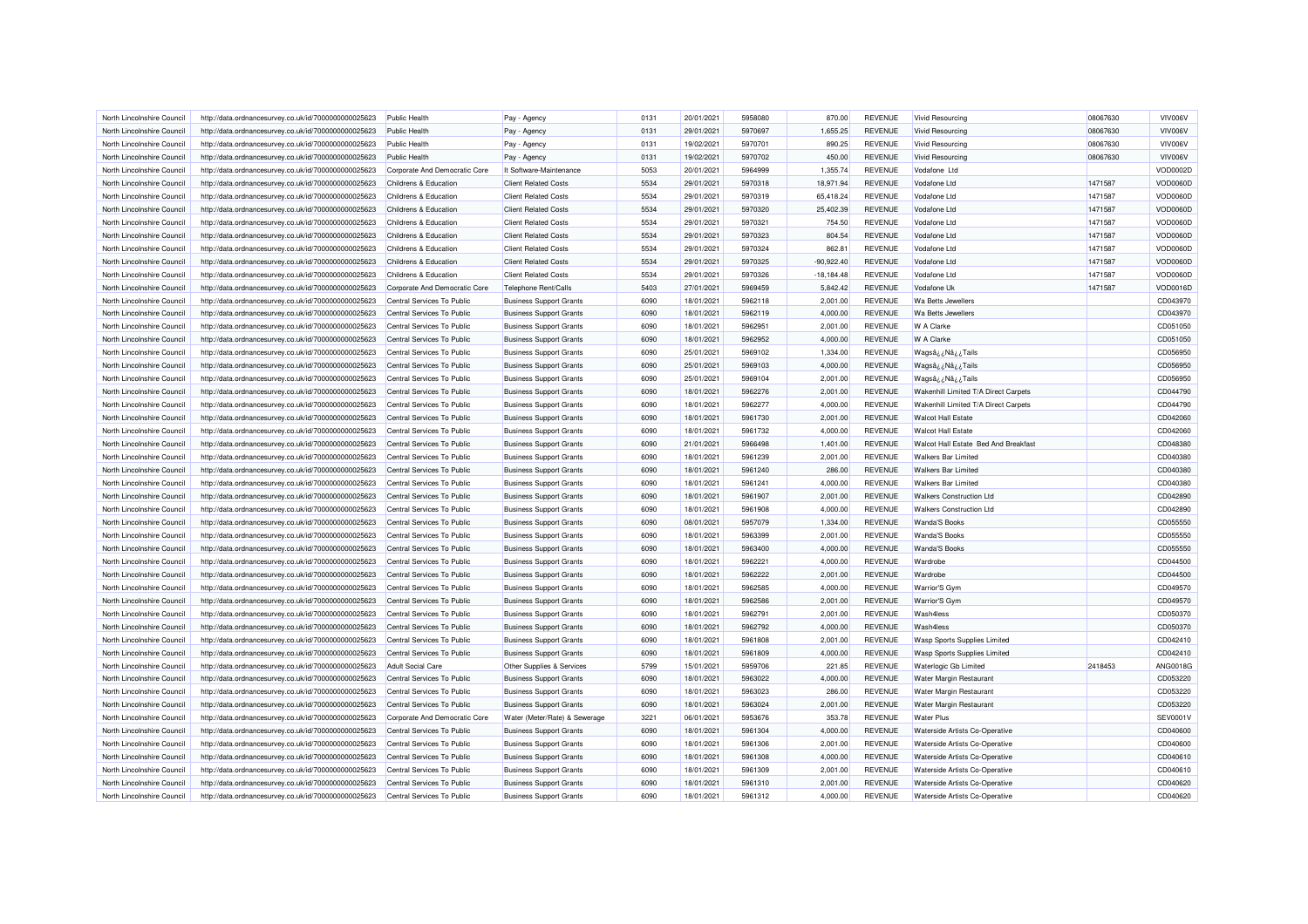| North Lincolnshire Council | http://data.ordnancesurvey.co.uk/id/7000000000025623 | Public Health | Pay - Agency | 0131 | 20/01/2021 | 5958080 | 870.00 | REVENUE | Vivid Resourcing | 08067630 | VIV006V |
|---|---|---|---|---|---|---|---|---|---|---|---|
| North Lincolnshire Council | http://data.ordnancesurvey.co.uk/id/7000000000025623 | Public Health | Pay - Agency | 0131 | 29/01/2021 | 5970697 | 1,655.25 | REVENUE | Vivid Resourcing | 08067630 | VIV006V |
| North Lincolnshire Council | http://data.ordnancesurvey.co.uk/id/7000000000025623 | Public Health | Pay - Agency | 0131 | 19/02/2021 | 5970701 | 890.25 | REVENUE | Vivid Resourcing | 08067630 | VIV006V |
| North Lincolnshire Council | http://data.ordnancesurvey.co.uk/id/7000000000025623 | Public Health | Pay - Agency | 0131 | 19/02/2021 | 5970702 | 450.00 | REVENUE | Vivid Resourcing | 08067630 | VIV006V |
| North Lincolnshire Council | http://data.ordnancesurvey.co.uk/id/7000000000025623 | Corporate And Democratic Core | It Software-Maintenance | 5053 | 20/01/2021 | 5964999 | 1,355.74 | REVENUE | Vodafone Ltd | | VOD0002D |
| North Lincolnshire Council | http://data.ordnancesurvey.co.uk/id/7000000000025623 | Childrens & Education | Client Related Costs | 5534 | 29/01/2021 | 5970318 | 18,971.94 | REVENUE | Vodafone Ltd | 1471587 | VOD0060D |
| North Lincolnshire Council | http://data.ordnancesurvey.co.uk/id/7000000000025623 | Childrens & Education | Client Related Costs | 5534 | 29/01/2021 | 5970319 | 65,418.24 | REVENUE | Vodafone Ltd | 1471587 | VOD0060D |
| North Lincolnshire Council | http://data.ordnancesurvey.co.uk/id/7000000000025623 | Childrens & Education | Client Related Costs | 5534 | 29/01/2021 | 5970320 | 25,402.39 | REVENUE | Vodafone Ltd | 1471587 | VOD0060D |
| North Lincolnshire Council | http://data.ordnancesurvey.co.uk/id/7000000000025623 | Childrens & Education | Client Related Costs | 5534 | 29/01/2021 | 5970321 | 754.50 | REVENUE | Vodafone Ltd | 1471587 | VOD0060D |
| North Lincolnshire Council | http://data.ordnancesurvey.co.uk/id/7000000000025623 | Childrens & Education | Client Related Costs | 5534 | 29/01/2021 | 5970323 | 804.54 | REVENUE | Vodafone Ltd | 1471587 | VOD0060D |
| North Lincolnshire Council | http://data.ordnancesurvey.co.uk/id/7000000000025623 | Childrens & Education | Client Related Costs | 5534 | 29/01/2021 | 5970324 | 862.81 | REVENUE | Vodafone Ltd | 1471587 | VOD0060D |
| North Lincolnshire Council | http://data.ordnancesurvey.co.uk/id/7000000000025623 | Childrens & Education | Client Related Costs | 5534 | 29/01/2021 | 5970325 | -90,922.40 | REVENUE | Vodafone Ltd | 1471587 | VOD0060D |
| North Lincolnshire Council | http://data.ordnancesurvey.co.uk/id/7000000000025623 | Childrens & Education | Client Related Costs | 5534 | 29/01/2021 | 5970326 | -18,184.48 | REVENUE | Vodafone Ltd | 1471587 | VOD0060D |
| North Lincolnshire Council | http://data.ordnancesurvey.co.uk/id/7000000000025623 | Corporate And Democratic Core | Telephone Rent/Calls | 5403 | 27/01/2021 | 5969459 | 5,842.42 | REVENUE | Vodafone Uk | 1471587 | VOD0016D |
| North Lincolnshire Council | http://data.ordnancesurvey.co.uk/id/7000000000025623 | Central Services To Public | Business Support Grants | 6090 | 18/01/2021 | 5962118 | 2,001.00 | REVENUE | Wa Betts Jewellers | | CD043970 |
| North Lincolnshire Council | http://data.ordnancesurvey.co.uk/id/7000000000025623 | Central Services To Public | Business Support Grants | 6090 | 18/01/2021 | 5962119 | 4,000.00 | REVENUE | Wa Betts Jewellers | | CD043970 |
| North Lincolnshire Council | http://data.ordnancesurvey.co.uk/id/7000000000025623 | Central Services To Public | Business Support Grants | 6090 | 18/01/2021 | 5962951 | 2,001.00 | REVENUE | W A Clarke | | CD051050 |
| North Lincolnshire Council | http://data.ordnancesurvey.co.uk/id/7000000000025623 | Central Services To Public | Business Support Grants | 6090 | 18/01/2021 | 5962952 | 4,000.00 | REVENUE | W A Clarke | | CD051050 |
| North Lincolnshire Council | http://data.ordnancesurvey.co.uk/id/7000000000025623 | Central Services To Public | Business Support Grants | 6090 | 25/01/2021 | 5969102 | 1,334.00 | REVENUE | Wagsâ¿¿Nâ¿¿Tails | | CD056950 |
| North Lincolnshire Council | http://data.ordnancesurvey.co.uk/id/7000000000025623 | Central Services To Public | Business Support Grants | 6090 | 25/01/2021 | 5969103 | 4,000.00 | REVENUE | Wagsâ¿¿Nâ¿¿Tails | | CD056950 |
| North Lincolnshire Council | http://data.ordnancesurvey.co.uk/id/7000000000025623 | Central Services To Public | Business Support Grants | 6090 | 25/01/2021 | 5969104 | 2,001.00 | REVENUE | Wagsâ¿¿Nâ¿¿Tails | | CD056950 |
| North Lincolnshire Council | http://data.ordnancesurvey.co.uk/id/7000000000025623 | Central Services To Public | Business Support Grants | 6090 | 18/01/2021 | 5962276 | 2,001.00 | REVENUE | Wakenhill Limited T/A Direct Carpets | | CD044790 |
| North Lincolnshire Council | http://data.ordnancesurvey.co.uk/id/7000000000025623 | Central Services To Public | Business Support Grants | 6090 | 18/01/2021 | 5962277 | 4,000.00 | REVENUE | Wakenhill Limited T/A Direct Carpets | | CD044790 |
| North Lincolnshire Council | http://data.ordnancesurvey.co.uk/id/7000000000025623 | Central Services To Public | Business Support Grants | 6090 | 18/01/2021 | 5961730 | 2,001.00 | REVENUE | Walcot Hall Estate | | CD042060 |
| North Lincolnshire Council | http://data.ordnancesurvey.co.uk/id/7000000000025623 | Central Services To Public | Business Support Grants | 6090 | 18/01/2021 | 5961732 | 4,000.00 | REVENUE | Walcot Hall Estate | | CD042060 |
| North Lincolnshire Council | http://data.ordnancesurvey.co.uk/id/7000000000025623 | Central Services To Public | Business Support Grants | 6090 | 21/01/2021 | 5966498 | 1,401.00 | REVENUE | Walcot Hall Estate Bed And Breakfast | | CD048380 |
| North Lincolnshire Council | http://data.ordnancesurvey.co.uk/id/7000000000025623 | Central Services To Public | Business Support Grants | 6090 | 18/01/2021 | 5961239 | 2,001.00 | REVENUE | Walkers Bar Limited | | CD040380 |
| North Lincolnshire Council | http://data.ordnancesurvey.co.uk/id/7000000000025623 | Central Services To Public | Business Support Grants | 6090 | 18/01/2021 | 5961240 | 286.00 | REVENUE | Walkers Bar Limited | | CD040380 |
| North Lincolnshire Council | http://data.ordnancesurvey.co.uk/id/7000000000025623 | Central Services To Public | Business Support Grants | 6090 | 18/01/2021 | 5961241 | 4,000.00 | REVENUE | Walkers Bar Limited | | CD040380 |
| North Lincolnshire Council | http://data.ordnancesurvey.co.uk/id/7000000000025623 | Central Services To Public | Business Support Grants | 6090 | 18/01/2021 | 5961907 | 2,001.00 | REVENUE | Walkers Construction Ltd | | CD042890 |
| North Lincolnshire Council | http://data.ordnancesurvey.co.uk/id/7000000000025623 | Central Services To Public | Business Support Grants | 6090 | 18/01/2021 | 5961908 | 4,000.00 | REVENUE | Walkers Construction Ltd | | CD042890 |
| North Lincolnshire Council | http://data.ordnancesurvey.co.uk/id/7000000000025623 | Central Services To Public | Business Support Grants | 6090 | 08/01/2021 | 5957079 | 1,334.00 | REVENUE | Wanda'S Books | | CD055550 |
| North Lincolnshire Council | http://data.ordnancesurvey.co.uk/id/7000000000025623 | Central Services To Public | Business Support Grants | 6090 | 18/01/2021 | 5963399 | 2,001.00 | REVENUE | Wanda'S Books | | CD055550 |
| North Lincolnshire Council | http://data.ordnancesurvey.co.uk/id/7000000000025623 | Central Services To Public | Business Support Grants | 6090 | 18/01/2021 | 5963400 | 4,000.00 | REVENUE | Wanda'S Books | | CD055550 |
| North Lincolnshire Council | http://data.ordnancesurvey.co.uk/id/7000000000025623 | Central Services To Public | Business Support Grants | 6090 | 18/01/2021 | 5962221 | 4,000.00 | REVENUE | Wardrobe | | CD044500 |
| North Lincolnshire Council | http://data.ordnancesurvey.co.uk/id/7000000000025623 | Central Services To Public | Business Support Grants | 6090 | 18/01/2021 | 5962222 | 2,001.00 | REVENUE | Wardrobe | | CD044500 |
| North Lincolnshire Council | http://data.ordnancesurvey.co.uk/id/7000000000025623 | Central Services To Public | Business Support Grants | 6090 | 18/01/2021 | 5962585 | 4,000.00 | REVENUE | Warrior'S Gym | | CD049570 |
| North Lincolnshire Council | http://data.ordnancesurvey.co.uk/id/7000000000025623 | Central Services To Public | Business Support Grants | 6090 | 18/01/2021 | 5962586 | 2,001.00 | REVENUE | Warrior'S Gym | | CD049570 |
| North Lincolnshire Council | http://data.ordnancesurvey.co.uk/id/7000000000025623 | Central Services To Public | Business Support Grants | 6090 | 18/01/2021 | 5962791 | 2,001.00 | REVENUE | Wash4less | | CD050370 |
| North Lincolnshire Council | http://data.ordnancesurvey.co.uk/id/7000000000025623 | Central Services To Public | Business Support Grants | 6090 | 18/01/2021 | 5962792 | 4,000.00 | REVENUE | Wash4less | | CD050370 |
| North Lincolnshire Council | http://data.ordnancesurvey.co.uk/id/7000000000025623 | Central Services To Public | Business Support Grants | 6090 | 18/01/2021 | 5961808 | 2,001.00 | REVENUE | Wasp Sports Supplies Limited | | CD042410 |
| North Lincolnshire Council | http://data.ordnancesurvey.co.uk/id/7000000000025623 | Central Services To Public | Business Support Grants | 6090 | 18/01/2021 | 5961809 | 4,000.00 | REVENUE | Wasp Sports Supplies Limited | | CD042410 |
| North Lincolnshire Council | http://data.ordnancesurvey.co.uk/id/7000000000025623 | Adult Social Care | Other Supplies & Services | 5799 | 15/01/2021 | 5959706 | 221.85 | REVENUE | Waterlogic Gb Limited | 2418453 | ANG0018G |
| North Lincolnshire Council | http://data.ordnancesurvey.co.uk/id/7000000000025623 | Central Services To Public | Business Support Grants | 6090 | 18/01/2021 | 5963022 | 4,000.00 | REVENUE | Water Margin Restaurant | | CD053220 |
| North Lincolnshire Council | http://data.ordnancesurvey.co.uk/id/7000000000025623 | Central Services To Public | Business Support Grants | 6090 | 18/01/2021 | 5963023 | 286.00 | REVENUE | Water Margin Restaurant | | CD053220 |
| North Lincolnshire Council | http://data.ordnancesurvey.co.uk/id/7000000000025623 | Central Services To Public | Business Support Grants | 6090 | 18/01/2021 | 5963024 | 2,001.00 | REVENUE | Water Margin Restaurant | | CD053220 |
| North Lincolnshire Council | http://data.ordnancesurvey.co.uk/id/7000000000025623 | Corporate And Democratic Core | Water (Meter/Rate) & Sewerage | 3221 | 06/01/2021 | 5953676 | 353.78 | REVENUE | Water Plus | | SEV0001V |
| North Lincolnshire Council | http://data.ordnancesurvey.co.uk/id/7000000000025623 | Central Services To Public | Business Support Grants | 6090 | 18/01/2021 | 5961304 | 4,000.00 | REVENUE | Waterside Artists Co-Operative | | CD040600 |
| North Lincolnshire Council | http://data.ordnancesurvey.co.uk/id/7000000000025623 | Central Services To Public | Business Support Grants | 6090 | 18/01/2021 | 5961306 | 2,001.00 | REVENUE | Waterside Artists Co-Operative | | CD040600 |
| North Lincolnshire Council | http://data.ordnancesurvey.co.uk/id/7000000000025623 | Central Services To Public | Business Support Grants | 6090 | 18/01/2021 | 5961308 | 4,000.00 | REVENUE | Waterside Artists Co-Operative | | CD040610 |
| North Lincolnshire Council | http://data.ordnancesurvey.co.uk/id/7000000000025623 | Central Services To Public | Business Support Grants | 6090 | 18/01/2021 | 5961309 | 2,001.00 | REVENUE | Waterside Artists Co-Operative | | CD040610 |
| North Lincolnshire Council | http://data.ordnancesurvey.co.uk/id/7000000000025623 | Central Services To Public | Business Support Grants | 6090 | 18/01/2021 | 5961310 | 2,001.00 | REVENUE | Waterside Artists Co-Operative | | CD040620 |
| North Lincolnshire Council | http://data.ordnancesurvey.co.uk/id/7000000000025623 | Central Services To Public | Business Support Grants | 6090 | 18/01/2021 | 5961312 | 4,000.00 | REVENUE | Waterside Artists Co-Operative | | CD040620 |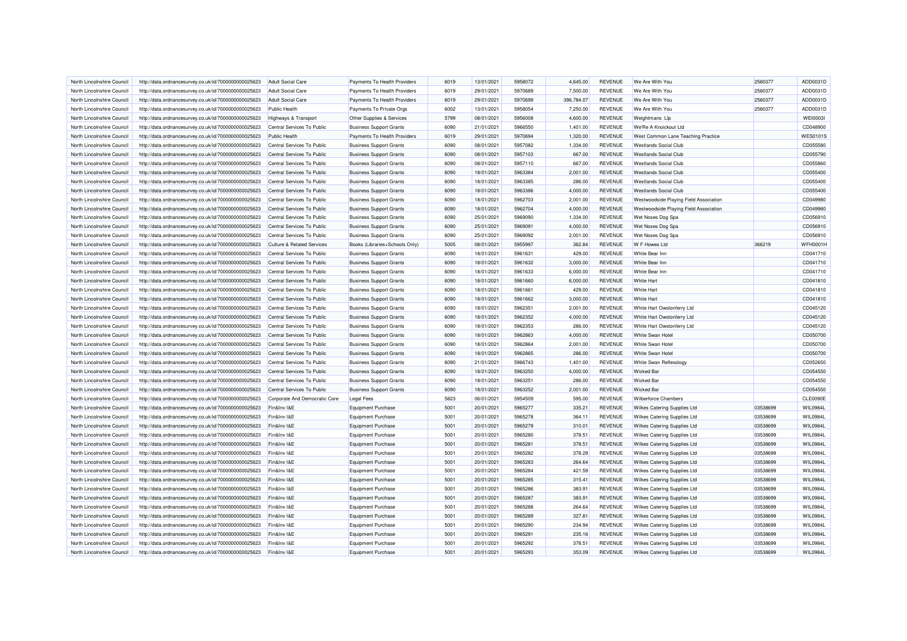| | | | | | | | | | | | |
|---|---|---|---|---|---|---|---|---|---|---|---|
| North Lincolnshire Council | http://data.ordnancesurvey.co.uk/id/7000000000025623 | Adult Social Care | Payments To Health Providers | 6019 | 13/01/2021 | 5958072 | 4,645.00 | REVENUE | We Are With You | 2580377 | ADD0031D |
| North Lincolnshire Council | http://data.ordnancesurvey.co.uk/id/7000000000025623 | Adult Social Care | Payments To Health Providers | 6019 | 29/01/2021 | 5970689 | 7,500.00 | REVENUE | We Are With You | 2580377 | ADD0031D |
| North Lincolnshire Council | http://data.ordnancesurvey.co.uk/id/7000000000025623 | Adult Social Care | Payments To Health Providers | 6019 | 29/01/2021 | 5970699 | 396,784.07 | REVENUE | We Are With You | 2580377 | ADD0031D |
| North Lincolnshire Council | http://data.ordnancesurvey.co.uk/id/7000000000025623 | Public Health | Payments To Private Orgs | 6002 | 13/01/2021 | 5958054 | 7,250.00 | REVENUE | We Are With You | 2580377 | ADD0031D |
| North Lincolnshire Council | http://data.ordnancesurvey.co.uk/id/7000000000025623 | Highways & Transport | Other Supplies & Services | 5799 | 08/01/2021 | 5956008 | 4,600.00 | REVENUE | Weightmans Llp | | WEI0003I |
| North Lincolnshire Council | http://data.ordnancesurvey.co.uk/id/7000000000025623 | Central Services To Public | Business Support Grants | 6090 | 21/01/2021 | 5966550 | 1,401.00 | REVENUE | We'Re A Knoickout Ltd | | CD048900 |
| North Lincolnshire Council | http://data.ordnancesurvey.co.uk/id/7000000000025623 | Public Health | Payments To Health Providers | 6019 | 29/01/2021 | 5970694 | 1,320.00 | REVENUE | West Common Lane Teaching Practice | | WES0101S |
| North Lincolnshire Council | http://data.ordnancesurvey.co.uk/id/7000000000025623 | Central Services To Public | Business Support Grants | 6090 | 08/01/2021 | 5957082 | 1,334.00 | REVENUE | Westlands Social Club | | CD055580 |
| North Lincolnshire Council | http://data.ordnancesurvey.co.uk/id/7000000000025623 | Central Services To Public | Business Support Grants | 6090 | 08/01/2021 | 5957103 | 667.00 | REVENUE | Westlands Social Club | | CD055790 |
| North Lincolnshire Council | http://data.ordnancesurvey.co.uk/id/7000000000025623 | Central Services To Public | Business Support Grants | 6090 | 08/01/2021 | 5957110 | 667.00 | REVENUE | Westlands Social Club | | CD055860 |
| North Lincolnshire Council | http://data.ordnancesurvey.co.uk/id/7000000000025623 | Central Services To Public | Business Support Grants | 6090 | 18/01/2021 | 5963384 | 2,001.00 | REVENUE | Westlands Social Club | | CD055400 |
| North Lincolnshire Council | http://data.ordnancesurvey.co.uk/id/7000000000025623 | Central Services To Public | Business Support Grants | 6090 | 18/01/2021 | 5963385 | 286.00 | REVENUE | Westlands Social Club | | CD055400 |
| North Lincolnshire Council | http://data.ordnancesurvey.co.uk/id/7000000000025623 | Central Services To Public | Business Support Grants | 6090 | 18/01/2021 | 5963386 | 4,000.00 | REVENUE | Westlands Social Club | | CD055400 |
| North Lincolnshire Council | http://data.ordnancesurvey.co.uk/id/7000000000025623 | Central Services To Public | Business Support Grants | 6090 | 18/01/2021 | 5962703 | 2,001.00 | REVENUE | Westwoodside Playing Field Association | | CD049980 |
| North Lincolnshire Council | http://data.ordnancesurvey.co.uk/id/7000000000025623 | Central Services To Public | Business Support Grants | 6090 | 18/01/2021 | 5962704 | 4,000.00 | REVENUE | Westwoodside Playing Field Association | | CD049980 |
| North Lincolnshire Council | http://data.ordnancesurvey.co.uk/id/7000000000025623 | Central Services To Public | Business Support Grants | 6090 | 25/01/2021 | 5969090 | 1,334.00 | REVENUE | Wet Noses Dog Spa | | CD056910 |
| North Lincolnshire Council | http://data.ordnancesurvey.co.uk/id/7000000000025623 | Central Services To Public | Business Support Grants | 6090 | 25/01/2021 | 5969091 | 4,000.00 | REVENUE | Wet Noses Dog Spa | | CD056910 |
| North Lincolnshire Council | http://data.ordnancesurvey.co.uk/id/7000000000025623 | Central Services To Public | Business Support Grants | 6090 | 25/01/2021 | 5969092 | 2,001.00 | REVENUE | Wet Noses Dog Spa | | CD056910 |
| North Lincolnshire Council | http://data.ordnancesurvey.co.uk/id/7000000000025623 | Culture & Related Services | Books (Libraries+Schools Only) | 5005 | 08/01/2021 | 5955997 | 362.84 | REVENUE | W F Howes Ltd | 366219 | WFH0001H |
| North Lincolnshire Council | http://data.ordnancesurvey.co.uk/id/7000000000025623 | Central Services To Public | Business Support Grants | 6090 | 18/01/2021 | 5961631 | 429.00 | REVENUE | White Bear Inn | | CD041710 |
| North Lincolnshire Council | http://data.ordnancesurvey.co.uk/id/7000000000025623 | Central Services To Public | Business Support Grants | 6090 | 18/01/2021 | 5961632 | 3,000.00 | REVENUE | White Bear Inn | | CD041710 |
| North Lincolnshire Council | http://data.ordnancesurvey.co.uk/id/7000000000025623 | Central Services To Public | Business Support Grants | 6090 | 18/01/2021 | 5961633 | 6,000.00 | REVENUE | White Bear Inn | | CD041710 |
| North Lincolnshire Council | http://data.ordnancesurvey.co.uk/id/7000000000025623 | Central Services To Public | Business Support Grants | 6090 | 18/01/2021 | 5961660 | 6,000.00 | REVENUE | White Hart | | CD041810 |
| North Lincolnshire Council | http://data.ordnancesurvey.co.uk/id/7000000000025623 | Central Services To Public | Business Support Grants | 6090 | 18/01/2021 | 5961661 | 429.00 | REVENUE | White Hart | | CD041810 |
| North Lincolnshire Council | http://data.ordnancesurvey.co.uk/id/7000000000025623 | Central Services To Public | Business Support Grants | 6090 | 18/01/2021 | 5961662 | 3,000.00 | REVENUE | White Hart | | CD041810 |
| North Lincolnshire Council | http://data.ordnancesurvey.co.uk/id/7000000000025623 | Central Services To Public | Business Support Grants | 6090 | 18/01/2021 | 5962351 | 2,001.00 | REVENUE | White Hart Owstonferry Ltd | | CD045120 |
| North Lincolnshire Council | http://data.ordnancesurvey.co.uk/id/7000000000025623 | Central Services To Public | Business Support Grants | 6090 | 18/01/2021 | 5962352 | 4,000.00 | REVENUE | White Hart Owstonferry Ltd | | CD045120 |
| North Lincolnshire Council | http://data.ordnancesurvey.co.uk/id/7000000000025623 | Central Services To Public | Business Support Grants | 6090 | 18/01/2021 | 5962353 | 286.00 | REVENUE | White Hart Owstonferry Ltd | | CD045120 |
| North Lincolnshire Council | http://data.ordnancesurvey.co.uk/id/7000000000025623 | Central Services To Public | Business Support Grants | 6090 | 18/01/2021 | 5962863 | 4,000.00 | REVENUE | White Swan Hotel | | CD050700 |
| North Lincolnshire Council | http://data.ordnancesurvey.co.uk/id/7000000000025623 | Central Services To Public | Business Support Grants | 6090 | 18/01/2021 | 5962864 | 2,001.00 | REVENUE | White Swan Hotel | | CD050700 |
| North Lincolnshire Council | http://data.ordnancesurvey.co.uk/id/7000000000025623 | Central Services To Public | Business Support Grants | 6090 | 18/01/2021 | 5962865 | 286.00 | REVENUE | White Swan Hotel | | CD050700 |
| North Lincolnshire Council | http://data.ordnancesurvey.co.uk/id/7000000000025623 | Central Services To Public | Business Support Grants | 6090 | 21/01/2021 | 5966743 | 1,401.00 | REVENUE | White Swan Reflexology | | CD052650 |
| North Lincolnshire Council | http://data.ordnancesurvey.co.uk/id/7000000000025623 | Central Services To Public | Business Support Grants | 6090 | 18/01/2021 | 5963250 | 4,000.00 | REVENUE | Wicked Bar | | CD054550 |
| North Lincolnshire Council | http://data.ordnancesurvey.co.uk/id/7000000000025623 | Central Services To Public | Business Support Grants | 6090 | 18/01/2021 | 5963251 | 286.00 | REVENUE | Wicked Bar | | CD054550 |
| North Lincolnshire Council | http://data.ordnancesurvey.co.uk/id/7000000000025623 | Central Services To Public | Business Support Grants | 6090 | 18/01/2021 | 5963252 | 2,001.00 | REVENUE | Wicked Bar | | CD054550 |
| North Lincolnshire Council | http://data.ordnancesurvey.co.uk/id/7000000000025623 | Corporate And Democratic Core | Legal Fees | 5823 | 06/01/2021 | 5954509 | 595.00 | REVENUE | Wilberforce Chambers | | CLE0090E |
| North Lincolnshire Council | http://data.ordnancesurvey.co.uk/id/7000000000025623 | Fin&Inv I&E | Equipment Purchase | 5001 | 20/01/2021 | 5965277 | 335.21 | REVENUE | Wilkes Catering Supplies Ltd | 03538699 | WIL0984L |
| North Lincolnshire Council | http://data.ordnancesurvey.co.uk/id/7000000000025623 | Fin&Inv I&E | Equipment Purchase | 5001 | 20/01/2021 | 5965278 | 364.11 | REVENUE | Wilkes Catering Supplies Ltd | 03538699 | WIL0984L |
| North Lincolnshire Council | http://data.ordnancesurvey.co.uk/id/7000000000025623 | Fin&Inv I&E | Equipment Purchase | 5001 | 20/01/2021 | 5965279 | 310.01 | REVENUE | Wilkes Catering Supplies Ltd | 03538699 | WIL0984L |
| North Lincolnshire Council | http://data.ordnancesurvey.co.uk/id/7000000000025623 | Fin&Inv I&E | Equipment Purchase | 5001 | 20/01/2021 | 5965280 | 378.51 | REVENUE | Wilkes Catering Supplies Ltd | 03538699 | WIL0984L |
| North Lincolnshire Council | http://data.ordnancesurvey.co.uk/id/7000000000025623 | Fin&Inv I&E | Equipment Purchase | 5001 | 20/01/2021 | 5965281 | 378.51 | REVENUE | Wilkes Catering Supplies Ltd | 03538699 | WIL0984L |
| North Lincolnshire Council | http://data.ordnancesurvey.co.uk/id/7000000000025623 | Fin&Inv I&E | Equipment Purchase | 5001 | 20/01/2021 | 5965282 | 378.29 | REVENUE | Wilkes Catering Supplies Ltd | 03538699 | WIL0984L |
| North Lincolnshire Council | http://data.ordnancesurvey.co.uk/id/7000000000025623 | Fin&Inv I&E | Equipment Purchase | 5001 | 20/01/2021 | 5965283 | 264.64 | REVENUE | Wilkes Catering Supplies Ltd | 03538699 | WIL0984L |
| North Lincolnshire Council | http://data.ordnancesurvey.co.uk/id/7000000000025623 | Fin&Inv I&E | Equipment Purchase | 5001 | 20/01/2021 | 5965284 | 421.59 | REVENUE | Wilkes Catering Supplies Ltd | 03538699 | WIL0984L |
| North Lincolnshire Council | http://data.ordnancesurvey.co.uk/id/7000000000025623 | Fin&Inv I&E | Equipment Purchase | 5001 | 20/01/2021 | 5965285 | 315.41 | REVENUE | Wilkes Catering Supplies Ltd | 03538699 | WIL0984L |
| North Lincolnshire Council | http://data.ordnancesurvey.co.uk/id/7000000000025623 | Fin&Inv I&E | Equipment Purchase | 5001 | 20/01/2021 | 5965286 | 383.91 | REVENUE | Wilkes Catering Supplies Ltd | 03538699 | WIL0984L |
| North Lincolnshire Council | http://data.ordnancesurvey.co.uk/id/7000000000025623 | Fin&Inv I&E | Equipment Purchase | 5001 | 20/01/2021 | 5965287 | 383.91 | REVENUE | Wilkes Catering Supplies Ltd | 03538699 | WIL0984L |
| North Lincolnshire Council | http://data.ordnancesurvey.co.uk/id/7000000000025623 | Fin&Inv I&E | Equipment Purchase | 5001 | 20/01/2021 | 5965288 | 264.64 | REVENUE | Wilkes Catering Supplies Ltd | 03538699 | WIL0984L |
| North Lincolnshire Council | http://data.ordnancesurvey.co.uk/id/7000000000025623 | Fin&Inv I&E | Equipment Purchase | 5001 | 20/01/2021 | 5965289 | 327.81 | REVENUE | Wilkes Catering Supplies Ltd | 03538699 | WIL0984L |
| North Lincolnshire Council | http://data.ordnancesurvey.co.uk/id/7000000000025623 | Fin&Inv I&E | Equipment Purchase | 5001 | 20/01/2021 | 5965290 | 234.94 | REVENUE | Wilkes Catering Supplies Ltd | 03538699 | WIL0984L |
| North Lincolnshire Council | http://data.ordnancesurvey.co.uk/id/7000000000025623 | Fin&Inv I&E | Equipment Purchase | 5001 | 20/01/2021 | 5965291 | 235.16 | REVENUE | Wilkes Catering Supplies Ltd | 03538699 | WIL0984L |
| North Lincolnshire Council | http://data.ordnancesurvey.co.uk/id/7000000000025623 | Fin&Inv I&E | Equipment Purchase | 5001 | 20/01/2021 | 5965292 | 378.51 | REVENUE | Wilkes Catering Supplies Ltd | 03538699 | WIL0984L |
| North Lincolnshire Council | http://data.ordnancesurvey.co.uk/id/7000000000025623 | Fin&Inv I&E | Equipment Purchase | 5001 | 20/01/2021 | 5965293 | 353.09 | REVENUE | Wilkes Catering Supplies Ltd | 03538699 | WIL0984L |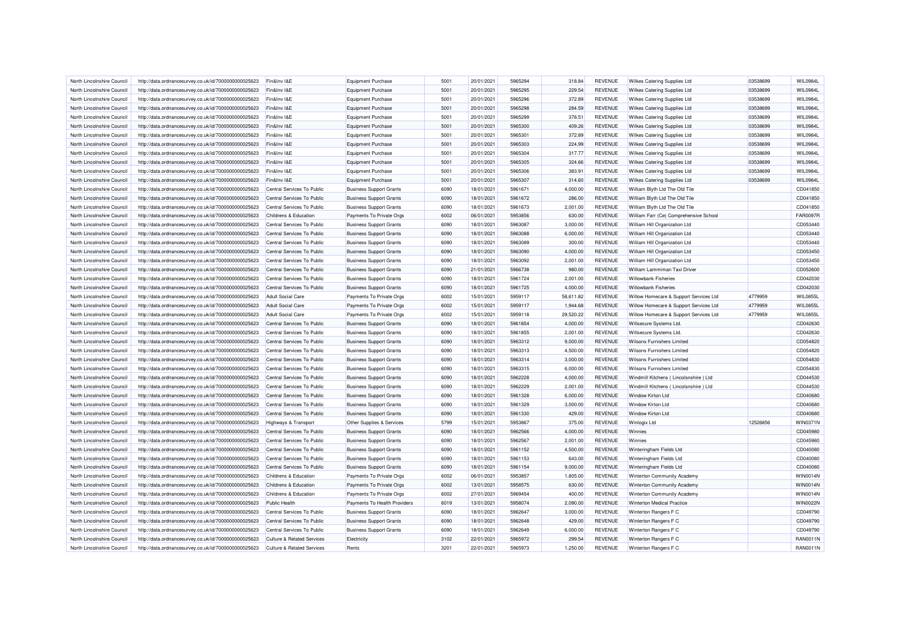| | | | | | | | | | | | | |
|---|---|---|---|---|---|---|---|---|---|---|---|---|
| North Lincolnshire Council | http://data.ordnancesurvey.co.uk/id/7000000000025623 | Fin&Inv I&E | Equipment Purchase | 5001 | 20/01/2021 | 5965294 | 318.84 | REVENUE | Wilkes Catering Supplies Ltd | 03538699 | WIL0984L |
| North Lincolnshire Council | http://data.ordnancesurvey.co.uk/id/7000000000025623 | Fin&Inv I&E | Equipment Purchase | 5001 | 20/01/2021 | 5965295 | 229.54 | REVENUE | Wilkes Catering Supplies Ltd | 03538699 | WIL0984L |
| North Lincolnshire Council | http://data.ordnancesurvey.co.uk/id/7000000000025623 | Fin&Inv I&E | Equipment Purchase | 5001 | 20/01/2021 | 5965296 | 372.89 | REVENUE | Wilkes Catering Supplies Ltd | 03538699 | WIL0984L |
| North Lincolnshire Council | http://data.ordnancesurvey.co.uk/id/7000000000025623 | Fin&Inv I&E | Equipment Purchase | 5001 | 20/01/2021 | 5965298 | 284.59 | REVENUE | Wilkes Catering Supplies Ltd | 03538699 | WIL0984L |
| North Lincolnshire Council | http://data.ordnancesurvey.co.uk/id/7000000000025623 | Fin&Inv I&E | Equipment Purchase | 5001 | 20/01/2021 | 5965299 | 378.51 | REVENUE | Wilkes Catering Supplies Ltd | 03538699 | WIL0984L |
| North Lincolnshire Council | http://data.ordnancesurvey.co.uk/id/7000000000025623 | Fin&Inv I&E | Equipment Purchase | 5001 | 20/01/2021 | 5965300 | 409.26 | REVENUE | Wilkes Catering Supplies Ltd | 03538699 | WIL0984L |
| North Lincolnshire Council | http://data.ordnancesurvey.co.uk/id/7000000000025623 | Fin&Inv I&E | Equipment Purchase | 5001 | 20/01/2021 | 5965301 | 372.89 | REVENUE | Wilkes Catering Supplies Ltd | 03538699 | WIL0984L |
| North Lincolnshire Council | http://data.ordnancesurvey.co.uk/id/7000000000025623 | Fin&Inv I&E | Equipment Purchase | 5001 | 20/01/2021 | 5965303 | 224.99 | REVENUE | Wilkes Catering Supplies Ltd | 03538699 | WIL0984L |
| North Lincolnshire Council | http://data.ordnancesurvey.co.uk/id/7000000000025623 | Fin&Inv I&E | Equipment Purchase | 5001 | 20/01/2021 | 5965304 | 317.77 | REVENUE | Wilkes Catering Supplies Ltd | 03538699 | WIL0984L |
| North Lincolnshire Council | http://data.ordnancesurvey.co.uk/id/7000000000025623 | Fin&Inv I&E | Equipment Purchase | 5001 | 20/01/2021 | 5965305 | 324.66 | REVENUE | Wilkes Catering Supplies Ltd | 03538699 | WIL0984L |
| North Lincolnshire Council | http://data.ordnancesurvey.co.uk/id/7000000000025623 | Fin&Inv I&E | Equipment Purchase | 5001 | 20/01/2021 | 5965306 | 383.91 | REVENUE | Wilkes Catering Supplies Ltd | 03538699 | WIL0984L |
| North Lincolnshire Council | http://data.ordnancesurvey.co.uk/id/7000000000025623 | Fin&Inv I&E | Equipment Purchase | 5001 | 20/01/2021 | 5965307 | 314.60 | REVENUE | Wilkes Catering Supplies Ltd | 03538699 | WIL0984L |
| North Lincolnshire Council | http://data.ordnancesurvey.co.uk/id/7000000000025623 | Central Services To Public | Business Support Grants | 6090 | 18/01/2021 | 5961671 | 4,000.00 | REVENUE | William Blyth Ltd The Old Tile | | CD041850 |
| North Lincolnshire Council | http://data.ordnancesurvey.co.uk/id/7000000000025623 | Central Services To Public | Business Support Grants | 6090 | 18/01/2021 | 5961672 | 286.00 | REVENUE | William Blyth Ltd The Old Tile | | CD041850 |
| North Lincolnshire Council | http://data.ordnancesurvey.co.uk/id/7000000000025623 | Central Services To Public | Business Support Grants | 6090 | 18/01/2021 | 5961673 | 2,001.00 | REVENUE | William Blyth Ltd The Old Tile | | CD041850 |
| North Lincolnshire Council | http://data.ordnancesurvey.co.uk/id/7000000000025623 | Childrens & Education | Payments To Private Orgs | 6002 | 06/01/2021 | 5953856 | 630.00 | REVENUE | William Farr (Ce) Comprehensive School | | FAR0097R |
| North Lincolnshire Council | http://data.ordnancesurvey.co.uk/id/7000000000025623 | Central Services To Public | Business Support Grants | 6090 | 18/01/2021 | 5963087 | 3,000.00 | REVENUE | William Hill Organization Ltd | | CD053440 |
| North Lincolnshire Council | http://data.ordnancesurvey.co.uk/id/7000000000025623 | Central Services To Public | Business Support Grants | 6090 | 18/01/2021 | 5963088 | 6,000.00 | REVENUE | William Hill Organization Ltd | | CD053440 |
| North Lincolnshire Council | http://data.ordnancesurvey.co.uk/id/7000000000025623 | Central Services To Public | Business Support Grants | 6090 | 18/01/2021 | 5963089 | 300.00 | REVENUE | William Hill Organization Ltd | | CD053440 |
| North Lincolnshire Council | http://data.ordnancesurvey.co.uk/id/7000000000025623 | Central Services To Public | Business Support Grants | 6090 | 18/01/2021 | 5963090 | 4,000.00 | REVENUE | William Hill Organization Ltd | | CD053450 |
| North Lincolnshire Council | http://data.ordnancesurvey.co.uk/id/7000000000025623 | Central Services To Public | Business Support Grants | 6090 | 18/01/2021 | 5963092 | 2,001.00 | REVENUE | William Hill Organization Ltd | | CD053450 |
| North Lincolnshire Council | http://data.ordnancesurvey.co.uk/id/7000000000025623 | Central Services To Public | Business Support Grants | 6090 | 21/01/2021 | 5966738 | 980.00 | REVENUE | William Lammiman Taxi Driver | | CD052600 |
| North Lincolnshire Council | http://data.ordnancesurvey.co.uk/id/7000000000025623 | Central Services To Public | Business Support Grants | 6090 | 18/01/2021 | 5961724 | 2,001.00 | REVENUE | Willowbank Fisheries | | CD042030 |
| North Lincolnshire Council | http://data.ordnancesurvey.co.uk/id/7000000000025623 | Central Services To Public | Business Support Grants | 6090 | 18/01/2021 | 5961725 | 4,000.00 | REVENUE | Willowbank Fisheries | | CD042030 |
| North Lincolnshire Council | http://data.ordnancesurvey.co.uk/id/7000000000025623 | Adult Social Care | Payments To Private Orgs | 6002 | 15/01/2021 | 5959117 | 58,611.82 | REVENUE | Willow Homecare & Support Services Ltd | 4779959 | WIL0855L |
| North Lincolnshire Council | http://data.ordnancesurvey.co.uk/id/7000000000025623 | Adult Social Care | Payments To Private Orgs | 6002 | 15/01/2021 | 5959117 | 1,944.68 | REVENUE | Willow Homecare & Support Services Ltd | 4779959 | WIL0855L |
| North Lincolnshire Council | http://data.ordnancesurvey.co.uk/id/7000000000025623 | Adult Social Care | Payments To Private Orgs | 6002 | 15/01/2021 | 5959118 | 29,520.22 | REVENUE | Willow Homecare & Support Services Ltd | 4779959 | WIL0855L |
| North Lincolnshire Council | http://data.ordnancesurvey.co.uk/id/7000000000025623 | Central Services To Public | Business Support Grants | 6090 | 18/01/2021 | 5961854 | 4,000.00 | REVENUE | Willsecure Systems Ltd. | | CD042630 |
| North Lincolnshire Council | http://data.ordnancesurvey.co.uk/id/7000000000025623 | Central Services To Public | Business Support Grants | 6090 | 18/01/2021 | 5961855 | 2,001.00 | REVENUE | Willsecure Systems Ltd. | | CD042630 |
| North Lincolnshire Council | http://data.ordnancesurvey.co.uk/id/7000000000025623 | Central Services To Public | Business Support Grants | 6090 | 18/01/2021 | 5963312 | 9,000.00 | REVENUE | Wilsons Furnishers Limited | | CD054820 |
| North Lincolnshire Council | http://data.ordnancesurvey.co.uk/id/7000000000025623 | Central Services To Public | Business Support Grants | 6090 | 18/01/2021 | 5963313 | 4,500.00 | REVENUE | Wilsons Furnishers Limited | | CD054820 |
| North Lincolnshire Council | http://data.ordnancesurvey.co.uk/id/7000000000025623 | Central Services To Public | Business Support Grants | 6090 | 18/01/2021 | 5963314 | 3,000.00 | REVENUE | Wilsons Furnishers Limited | | CD054830 |
| North Lincolnshire Council | http://data.ordnancesurvey.co.uk/id/7000000000025623 | Central Services To Public | Business Support Grants | 6090 | 18/01/2021 | 5963315 | 6,000.00 | REVENUE | Wilsons Furnishers Limited | | CD054830 |
| North Lincolnshire Council | http://data.ordnancesurvey.co.uk/id/7000000000025623 | Central Services To Public | Business Support Grants | 6090 | 18/01/2021 | 5962228 | 4,000.00 | REVENUE | Windmill Kitchens ( Lincolsnshire ) Ltd | | CD044530 |
| North Lincolnshire Council | http://data.ordnancesurvey.co.uk/id/7000000000025623 | Central Services To Public | Business Support Grants | 6090 | 18/01/2021 | 5962229 | 2,001.00 | REVENUE | Windmill Kitchens ( Lincolsnshire ) Ltd | | CD044530 |
| North Lincolnshire Council | http://data.ordnancesurvey.co.uk/id/7000000000025623 | Central Services To Public | Business Support Grants | 6090 | 18/01/2021 | 5961328 | 6,000.00 | REVENUE | Window Kirton Ltd | | CD040680 |
| North Lincolnshire Council | http://data.ordnancesurvey.co.uk/id/7000000000025623 | Central Services To Public | Business Support Grants | 6090 | 18/01/2021 | 5961329 | 3,000.00 | REVENUE | Window Kirton Ltd | | CD040680 |
| North Lincolnshire Council | http://data.ordnancesurvey.co.uk/id/7000000000025623 | Central Services To Public | Business Support Grants | 6090 | 18/01/2021 | 5961330 | 429.00 | REVENUE | Window Kirton Ltd | | CD040680 |
| North Lincolnshire Council | http://data.ordnancesurvey.co.uk/id/7000000000025623 | Highways & Transport | Other Supplies & Services | 5799 | 15/01/2021 | 5953867 | 375.00 | REVENUE | Winlogix Ltd | 12526856 | WIN0371N |
| North Lincolnshire Council | http://data.ordnancesurvey.co.uk/id/7000000000025623 | Central Services To Public | Business Support Grants | 6090 | 18/01/2021 | 5962566 | 4,000.00 | REVENUE | Winnies | | CD045980 |
| North Lincolnshire Council | http://data.ordnancesurvey.co.uk/id/7000000000025623 | Central Services To Public | Business Support Grants | 6090 | 18/01/2021 | 5962567 | 2,001.00 | REVENUE | Winnies | | CD045980 |
| North Lincolnshire Council | http://data.ordnancesurvey.co.uk/id/7000000000025623 | Central Services To Public | Business Support Grants | 6090 | 18/01/2021 | 5961152 | 4,500.00 | REVENUE | Winteringham Fields Ltd | | CD040080 |
| North Lincolnshire Council | http://data.ordnancesurvey.co.uk/id/7000000000025623 | Central Services To Public | Business Support Grants | 6090 | 18/01/2021 | 5961153 | 643.00 | REVENUE | Winteringham Fields Ltd | | CD040080 |
| North Lincolnshire Council | http://data.ordnancesurvey.co.uk/id/7000000000025623 | Central Services To Public | Business Support Grants | 6090 | 18/01/2021 | 5961154 | 9,000.00 | REVENUE | Winteringham Fields Ltd | | CD040080 |
| North Lincolnshire Council | http://data.ordnancesurvey.co.uk/id/7000000000025623 | Childrens & Education | Payments To Private Orgs | 6002 | 06/01/2021 | 5953857 | 1,805.00 | REVENUE | Winterton Community Academy | | WIN0014N |
| North Lincolnshire Council | http://data.ordnancesurvey.co.uk/id/7000000000025623 | Childrens & Education | Payments To Private Orgs | 6002 | 13/01/2021 | 5958575 | 630.00 | REVENUE | Winterton Community Academy | | WIN0014N |
| North Lincolnshire Council | http://data.ordnancesurvey.co.uk/id/7000000000025623 | Childrens & Education | Payments To Private Orgs | 6002 | 27/01/2021 | 5969454 | 400.00 | REVENUE | Winterton Community Academy | | WIN0014N |
| North Lincolnshire Council | http://data.ordnancesurvey.co.uk/id/7000000000025623 | Public Health | Payments To Health Providers | 6019 | 13/01/2021 | 5958074 | 2,090.00 | REVENUE | Winterton Medical Practice | | WIN0022N |
| North Lincolnshire Council | http://data.ordnancesurvey.co.uk/id/7000000000025623 | Central Services To Public | Business Support Grants | 6090 | 18/01/2021 | 5962647 | 3,000.00 | REVENUE | Winterton Rangers F C | | CD049790 |
| North Lincolnshire Council | http://data.ordnancesurvey.co.uk/id/7000000000025623 | Central Services To Public | Business Support Grants | 6090 | 18/01/2021 | 5962648 | 429.00 | REVENUE | Winterton Rangers F C | | CD049790 |
| North Lincolnshire Council | http://data.ordnancesurvey.co.uk/id/7000000000025623 | Central Services To Public | Business Support Grants | 6090 | 18/01/2021 | 5962649 | 6,000.00 | REVENUE | Winterton Rangers F C | | CD049790 |
| North Lincolnshire Council | http://data.ordnancesurvey.co.uk/id/7000000000025623 | Culture & Related Services | Electricity | 3102 | 22/01/2021 | 5965972 | 299.54 | REVENUE | Winterton Rangers F C | | RAN0011N |
| North Lincolnshire Council | http://data.ordnancesurvey.co.uk/id/7000000000025623 | Culture & Related Services | Rents | 3201 | 22/01/2021 | 5965973 | 1,250.00 | REVENUE | Winterton Rangers F C | | RAN0011N |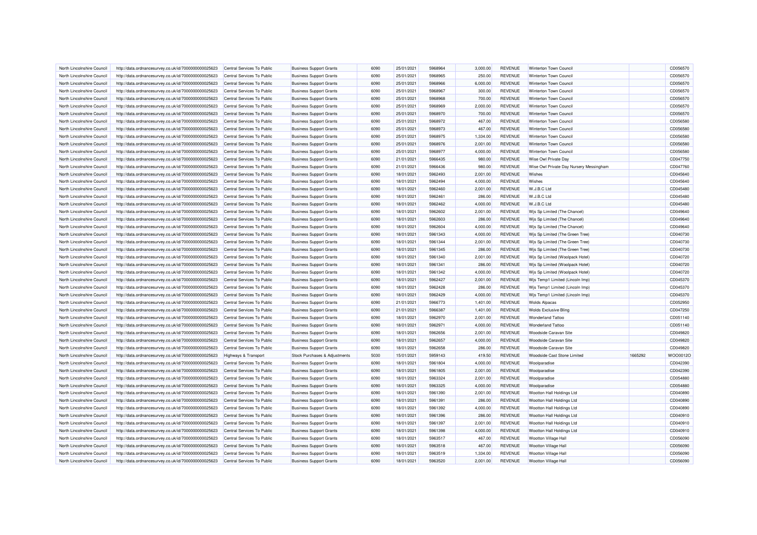| North Lincolnshire Council | http://data.ordnancesurvey.co.uk/id/7000000000025623 | Central Services To Public | Business Support Grants | 6090 | 25/01/2021 | 5968964 | 3,000.00 | REVENUE | Winterton Town Council | | CD056570 |
|---|---|---|---|---|---|---|---|---|---|---|---|
| North Lincolnshire Council | http://data.ordnancesurvey.co.uk/id/7000000000025623 | Central Services To Public | Business Support Grants | 6090 | 25/01/2021 | 5968965 | 250.00 | REVENUE | Winterton Town Council | | CD056570 |
| North Lincolnshire Council | http://data.ordnancesurvey.co.uk/id/7000000000025623 | Central Services To Public | Business Support Grants | 6090 | 25/01/2021 | 5968966 | 6,000.00 | REVENUE | Winterton Town Council | | CD056570 |
| North Lincolnshire Council | http://data.ordnancesurvey.co.uk/id/7000000000025623 | Central Services To Public | Business Support Grants | 6090 | 25/01/2021 | 5968967 | 300.00 | REVENUE | Winterton Town Council | | CD056570 |
| North Lincolnshire Council | http://data.ordnancesurvey.co.uk/id/7000000000025623 | Central Services To Public | Business Support Grants | 6090 | 25/01/2021 | 5968968 | 700.00 | REVENUE | Winterton Town Council | | CD056570 |
| North Lincolnshire Council | http://data.ordnancesurvey.co.uk/id/7000000000025623 | Central Services To Public | Business Support Grants | 6090 | 25/01/2021 | 5968969 | 2,000.00 | REVENUE | Winterton Town Council | | CD056570 |
| North Lincolnshire Council | http://data.ordnancesurvey.co.uk/id/7000000000025623 | Central Services To Public | Business Support Grants | 6090 | 25/01/2021 | 5968970 | 700.00 | REVENUE | Winterton Town Council | | CD056570 |
| North Lincolnshire Council | http://data.ordnancesurvey.co.uk/id/7000000000025623 | Central Services To Public | Business Support Grants | 6090 | 25/01/2021 | 5968972 | 467.00 | REVENUE | Winterton Town Council | | CD056580 |
| North Lincolnshire Council | http://data.ordnancesurvey.co.uk/id/7000000000025623 | Central Services To Public | Business Support Grants | 6090 | 25/01/2021 | 5968973 | 467.00 | REVENUE | Winterton Town Council | | CD056580 |
| North Lincolnshire Council | http://data.ordnancesurvey.co.uk/id/7000000000025623 | Central Services To Public | Business Support Grants | 6090 | 25/01/2021 | 5968975 | 1,334.00 | REVENUE | Winterton Town Council | | CD056580 |
| North Lincolnshire Council | http://data.ordnancesurvey.co.uk/id/7000000000025623 | Central Services To Public | Business Support Grants | 6090 | 25/01/2021 | 5968976 | 2,001.00 | REVENUE | Winterton Town Council | | CD056580 |
| North Lincolnshire Council | http://data.ordnancesurvey.co.uk/id/7000000000025623 | Central Services To Public | Business Support Grants | 6090 | 25/01/2021 | 5968977 | 4,000.00 | REVENUE | Winterton Town Council | | CD056580 |
| North Lincolnshire Council | http://data.ordnancesurvey.co.uk/id/7000000000025623 | Central Services To Public | Business Support Grants | 6090 | 21/01/2021 | 5966435 | 980.00 | REVENUE | Wise Owl Private Day | | CD047750 |
| North Lincolnshire Council | http://data.ordnancesurvey.co.uk/id/7000000000025623 | Central Services To Public | Business Support Grants | 6090 | 21/01/2021 | 5966436 | 980.00 | REVENUE | Wise Owl Private Day Nursery Messingham | | CD047760 |
| North Lincolnshire Council | http://data.ordnancesurvey.co.uk/id/7000000000025623 | Central Services To Public | Business Support Grants | 6090 | 18/01/2021 | 5962493 | 2,001.00 | REVENUE | Wishes | | CD045640 |
| North Lincolnshire Council | http://data.ordnancesurvey.co.uk/id/7000000000025623 | Central Services To Public | Business Support Grants | 6090 | 18/01/2021 | 5962494 | 4,000.00 | REVENUE | Wishes | | CD045640 |
| North Lincolnshire Council | http://data.ordnancesurvey.co.uk/id/7000000000025623 | Central Services To Public | Business Support Grants | 6090 | 18/01/2021 | 5962460 | 2,001.00 | REVENUE | W.J.B.C Ltd | | CD045480 |
| North Lincolnshire Council | http://data.ordnancesurvey.co.uk/id/7000000000025623 | Central Services To Public | Business Support Grants | 6090 | 18/01/2021 | 5962461 | 286.00 | REVENUE | W.J.B.C Ltd | | CD045480 |
| North Lincolnshire Council | http://data.ordnancesurvey.co.uk/id/7000000000025623 | Central Services To Public | Business Support Grants | 6090 | 18/01/2021 | 5962462 | 4,000.00 | REVENUE | W.J.B.C Ltd | | CD045480 |
| North Lincolnshire Council | http://data.ordnancesurvey.co.uk/id/7000000000025623 | Central Services To Public | Business Support Grants | 6090 | 18/01/2021 | 5962602 | 2,001.00 | REVENUE | Wjs Sp Limited (The Chancel) | | CD049640 |
| North Lincolnshire Council | http://data.ordnancesurvey.co.uk/id/7000000000025623 | Central Services To Public | Business Support Grants | 6090 | 18/01/2021 | 5962603 | 286.00 | REVENUE | Wjs Sp Limited (The Chancel) | | CD049640 |
| North Lincolnshire Council | http://data.ordnancesurvey.co.uk/id/7000000000025623 | Central Services To Public | Business Support Grants | 6090 | 18/01/2021 | 5962604 | 4,000.00 | REVENUE | Wjs Sp Limited (The Chancel) | | CD049640 |
| North Lincolnshire Council | http://data.ordnancesurvey.co.uk/id/7000000000025623 | Central Services To Public | Business Support Grants | 6090 | 18/01/2021 | 5961343 | 4,000.00 | REVENUE | Wjs Sp Limited (The Green Tree) | | CD040730 |
| North Lincolnshire Council | http://data.ordnancesurvey.co.uk/id/7000000000025623 | Central Services To Public | Business Support Grants | 6090 | 18/01/2021 | 5961344 | 2,001.00 | REVENUE | Wjs Sp Limited (The Green Tree) | | CD040730 |
| North Lincolnshire Council | http://data.ordnancesurvey.co.uk/id/7000000000025623 | Central Services To Public | Business Support Grants | 6090 | 18/01/2021 | 5961345 | 286.00 | REVENUE | Wjs Sp Limited (The Green Tree) | | CD040730 |
| North Lincolnshire Council | http://data.ordnancesurvey.co.uk/id/7000000000025623 | Central Services To Public | Business Support Grants | 6090 | 18/01/2021 | 5961340 | 2,001.00 | REVENUE | Wjs Sp Limited (Woolpack Hotel) | | CD040720 |
| North Lincolnshire Council | http://data.ordnancesurvey.co.uk/id/7000000000025623 | Central Services To Public | Business Support Grants | 6090 | 18/01/2021 | 5961341 | 286.00 | REVENUE | Wjs Sp Limited (Woolpack Hotel) | | CD040720 |
| North Lincolnshire Council | http://data.ordnancesurvey.co.uk/id/7000000000025623 | Central Services To Public | Business Support Grants | 6090 | 18/01/2021 | 5961342 | 4,000.00 | REVENUE | Wjs Sp Limited (Woolpack Hotel) | | CD040720 |
| North Lincolnshire Council | http://data.ordnancesurvey.co.uk/id/7000000000025623 | Central Services To Public | Business Support Grants | 6090 | 18/01/2021 | 5962427 | 2,001.00 | REVENUE | Wjs Temp1 Limited (Lincoln Imp) | | CD045370 |
| North Lincolnshire Council | http://data.ordnancesurvey.co.uk/id/7000000000025623 | Central Services To Public | Business Support Grants | 6090 | 18/01/2021 | 5962428 | 286.00 | REVENUE | Wjs Temp1 Limited (Lincoln Imp) | | CD045370 |
| North Lincolnshire Council | http://data.ordnancesurvey.co.uk/id/7000000000025623 | Central Services To Public | Business Support Grants | 6090 | 18/01/2021 | 5962429 | 4,000.00 | REVENUE | Wjs Temp1 Limited (Lincoln Imp) | | CD045370 |
| North Lincolnshire Council | http://data.ordnancesurvey.co.uk/id/7000000000025623 | Central Services To Public | Business Support Grants | 6090 | 21/01/2021 | 5966773 | 1,401.00 | REVENUE | Wolds Alpacas | | CD052950 |
| North Lincolnshire Council | http://data.ordnancesurvey.co.uk/id/7000000000025623 | Central Services To Public | Business Support Grants | 6090 | 21/01/2021 | 5966387 | 1,401.00 | REVENUE | Wolds Exclusive Bling | | CD047250 |
| North Lincolnshire Council | http://data.ordnancesurvey.co.uk/id/7000000000025623 | Central Services To Public | Business Support Grants | 6090 | 18/01/2021 | 5962970 | 2,001.00 | REVENUE | Wonderland Tattoo | | CD051140 |
| North Lincolnshire Council | http://data.ordnancesurvey.co.uk/id/7000000000025623 | Central Services To Public | Business Support Grants | 6090 | 18/01/2021 | 5962971 | 4,000.00 | REVENUE | Wonderland Tattoo | | CD051140 |
| North Lincolnshire Council | http://data.ordnancesurvey.co.uk/id/7000000000025623 | Central Services To Public | Business Support Grants | 6090 | 18/01/2021 | 5962656 | 2,001.00 | REVENUE | Woodside Caravan Site | | CD049820 |
| North Lincolnshire Council | http://data.ordnancesurvey.co.uk/id/7000000000025623 | Central Services To Public | Business Support Grants | 6090 | 18/01/2021 | 5962657 | 4,000.00 | REVENUE | Woodside Caravan Site | | CD049820 |
| North Lincolnshire Council | http://data.ordnancesurvey.co.uk/id/7000000000025623 | Central Services To Public | Business Support Grants | 6090 | 18/01/2021 | 5962658 | 286.00 | REVENUE | Woodside Caravan Site | | CD049820 |
| North Lincolnshire Council | http://data.ordnancesurvey.co.uk/id/7000000000025623 | Highways & Transport | Stock Purchases & Adjustments | 5030 | 15/01/2021 | 5959143 | 419.50 | REVENUE | Woodside Cast Stone Limited | 1665292 | WOO0012O |
| North Lincolnshire Council | http://data.ordnancesurvey.co.uk/id/7000000000025623 | Central Services To Public | Business Support Grants | 6090 | 18/01/2021 | 5961804 | 4,000.00 | REVENUE | Woolparadise | | CD042390 |
| North Lincolnshire Council | http://data.ordnancesurvey.co.uk/id/7000000000025623 | Central Services To Public | Business Support Grants | 6090 | 18/01/2021 | 5961805 | 2,001.00 | REVENUE | Woolparadise | | CD042390 |
| North Lincolnshire Council | http://data.ordnancesurvey.co.uk/id/7000000000025623 | Central Services To Public | Business Support Grants | 6090 | 18/01/2021 | 5963324 | 2,001.00 | REVENUE | Woolparadise | | CD054880 |
| North Lincolnshire Council | http://data.ordnancesurvey.co.uk/id/7000000000025623 | Central Services To Public | Business Support Grants | 6090 | 18/01/2021 | 5963325 | 4,000.00 | REVENUE | Woolparadise | | CD054880 |
| North Lincolnshire Council | http://data.ordnancesurvey.co.uk/id/7000000000025623 | Central Services To Public | Business Support Grants | 6090 | 18/01/2021 | 5961390 | 2,001.00 | REVENUE | Wootton Hall Holdings Ltd | | CD040890 |
| North Lincolnshire Council | http://data.ordnancesurvey.co.uk/id/7000000000025623 | Central Services To Public | Business Support Grants | 6090 | 18/01/2021 | 5961391 | 286.00 | REVENUE | Wootton Hall Holdings Ltd | | CD040890 |
| North Lincolnshire Council | http://data.ordnancesurvey.co.uk/id/7000000000025623 | Central Services To Public | Business Support Grants | 6090 | 18/01/2021 | 5961392 | 4,000.00 | REVENUE | Wootton Hall Holdings Ltd | | CD040890 |
| North Lincolnshire Council | http://data.ordnancesurvey.co.uk/id/7000000000025623 | Central Services To Public | Business Support Grants | 6090 | 18/01/2021 | 5961396 | 286.00 | REVENUE | Wootton Hall Holdings Ltd | | CD040910 |
| North Lincolnshire Council | http://data.ordnancesurvey.co.uk/id/7000000000025623 | Central Services To Public | Business Support Grants | 6090 | 18/01/2021 | 5961397 | 2,001.00 | REVENUE | Wootton Hall Holdings Ltd | | CD040910 |
| North Lincolnshire Council | http://data.ordnancesurvey.co.uk/id/7000000000025623 | Central Services To Public | Business Support Grants | 6090 | 18/01/2021 | 5961398 | 4,000.00 | REVENUE | Wootton Hall Holdings Ltd | | CD040910 |
| North Lincolnshire Council | http://data.ordnancesurvey.co.uk/id/7000000000025623 | Central Services To Public | Business Support Grants | 6090 | 18/01/2021 | 5963517 | 467.00 | REVENUE | Wootton Village Hall | | CD056090 |
| North Lincolnshire Council | http://data.ordnancesurvey.co.uk/id/7000000000025623 | Central Services To Public | Business Support Grants | 6090 | 18/01/2021 | 5963518 | 467.00 | REVENUE | Wootton Village Hall | | CD056090 |
| North Lincolnshire Council | http://data.ordnancesurvey.co.uk/id/7000000000025623 | Central Services To Public | Business Support Grants | 6090 | 18/01/2021 | 5963519 | 1,334.00 | REVENUE | Wootton Village Hall | | CD056090 |
| North Lincolnshire Council | http://data.ordnancesurvey.co.uk/id/7000000000025623 | Central Services To Public | Business Support Grants | 6090 | 18/01/2021 | 5963520 | 2,001.00 | REVENUE | Wootton Village Hall | | CD056090 |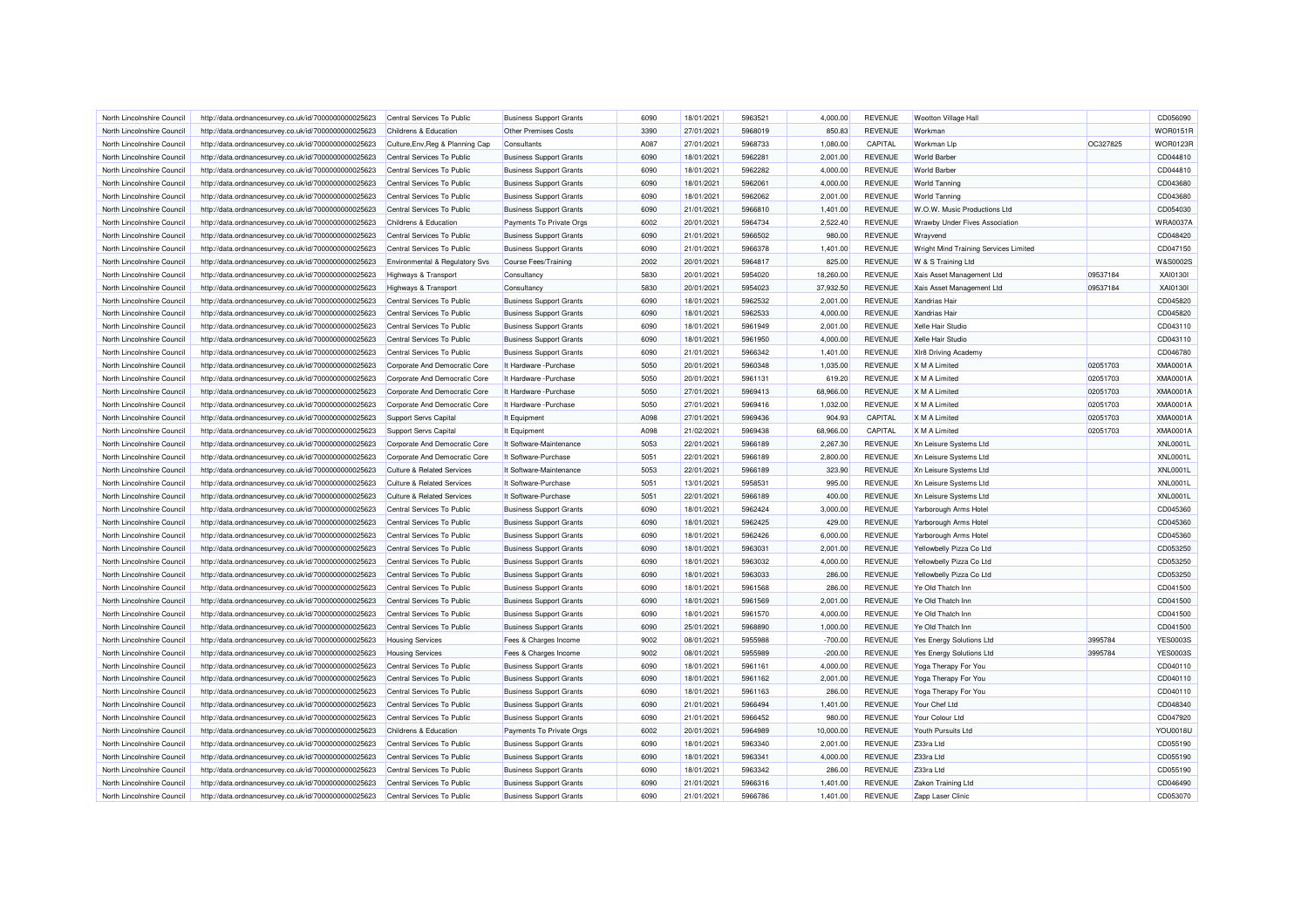| North Lincolnshire Council | http://data.ordnancesurvey.co.uk/id/7000000000025623 | Central Services To Public | Business Support Grants | 6090 | 18/01/2021 | 5963521 | 4,000.00 | REVENUE | Wootton Village Hall | | CD056090 |
|---|---|---|---|---|---|---|---|---|---|---|---|
| North Lincolnshire Council | http://data.ordnancesurvey.co.uk/id/7000000000025623 | Childrens & Education | Other Premises Costs | 3390 | 27/01/2021 | 5968019 | 850.83 | REVENUE | Workman | | WOR0151R |
| North Lincolnshire Council | http://data.ordnancesurvey.co.uk/id/7000000000025623 | Culture,Env,Reg & Planning Cap | Consultants | A087 | 27/01/2021 | 5968733 | 1,080.00 | CAPITAL | Workman Llp | OC327825 | WOR0123R |
| North Lincolnshire Council | http://data.ordnancesurvey.co.uk/id/7000000000025623 | Central Services To Public | Business Support Grants | 6090 | 18/01/2021 | 5962281 | 2,001.00 | REVENUE | World Barber | | CD044810 |
| North Lincolnshire Council | http://data.ordnancesurvey.co.uk/id/7000000000025623 | Central Services To Public | Business Support Grants | 6090 | 18/01/2021 | 5962282 | 4,000.00 | REVENUE | World Barber | | CD044810 |
| North Lincolnshire Council | http://data.ordnancesurvey.co.uk/id/7000000000025623 | Central Services To Public | Business Support Grants | 6090 | 18/01/2021 | 5962061 | 4,000.00 | REVENUE | World Tanning | | CD043680 |
| North Lincolnshire Council | http://data.ordnancesurvey.co.uk/id/7000000000025623 | Central Services To Public | Business Support Grants | 6090 | 18/01/2021 | 5962062 | 2,001.00 | REVENUE | World Tanning | | CD043680 |
| North Lincolnshire Council | http://data.ordnancesurvey.co.uk/id/7000000000025623 | Central Services To Public | Business Support Grants | 6090 | 21/01/2021 | 5966810 | 1,401.00 | REVENUE | W.O.W. Music Productions Ltd | | CD054030 |
| North Lincolnshire Council | http://data.ordnancesurvey.co.uk/id/7000000000025623 | Childrens & Education | Payments To Private Orgs | 6002 | 20/01/2021 | 5964734 | 2,522.40 | REVENUE | Wrawby Under Fives Association | | WRA0037A |
| North Lincolnshire Council | http://data.ordnancesurvey.co.uk/id/7000000000025623 | Central Services To Public | Business Support Grants | 6090 | 21/01/2021 | 5966502 | 980.00 | REVENUE | Wrayvend | | CD048420 |
| North Lincolnshire Council | http://data.ordnancesurvey.co.uk/id/7000000000025623 | Central Services To Public | Business Support Grants | 6090 | 21/01/2021 | 5966378 | 1,401.00 | REVENUE | Wright Mind Training Services Limited | | CD047150 |
| North Lincolnshire Council | http://data.ordnancesurvey.co.uk/id/7000000000025623 | Environmental & Regulatory Svs | Course Fees/Training | 2002 | 20/01/2021 | 5964817 | 825.00 | REVENUE | W & S Training Ltd | | W&S0002S |
| North Lincolnshire Council | http://data.ordnancesurvey.co.uk/id/7000000000025623 | Highways & Transport | Consultancy | 5830 | 20/01/2021 | 5954020 | 18,260.00 | REVENUE | Xais Asset Management Ltd | 09537184 | XAI0130I |
| North Lincolnshire Council | http://data.ordnancesurvey.co.uk/id/7000000000025623 | Highways & Transport | Consultancy | 5830 | 20/01/2021 | 5954023 | 37,932.50 | REVENUE | Xais Asset Management Ltd | 09537184 | XAI0130I |
| North Lincolnshire Council | http://data.ordnancesurvey.co.uk/id/7000000000025623 | Central Services To Public | Business Support Grants | 6090 | 18/01/2021 | 5962532 | 2,001.00 | REVENUE | Xandrias Hair | | CD045820 |
| North Lincolnshire Council | http://data.ordnancesurvey.co.uk/id/7000000000025623 | Central Services To Public | Business Support Grants | 6090 | 18/01/2021 | 5962533 | 4,000.00 | REVENUE | Xandrias Hair | | CD045820 |
| North Lincolnshire Council | http://data.ordnancesurvey.co.uk/id/7000000000025623 | Central Services To Public | Business Support Grants | 6090 | 18/01/2021 | 5961949 | 2,001.00 | REVENUE | Xelle Hair Studio | | CD043110 |
| North Lincolnshire Council | http://data.ordnancesurvey.co.uk/id/7000000000025623 | Central Services To Public | Business Support Grants | 6090 | 18/01/2021 | 5961950 | 4,000.00 | REVENUE | Xelle Hair Studio | | CD043110 |
| North Lincolnshire Council | http://data.ordnancesurvey.co.uk/id/7000000000025623 | Central Services To Public | Business Support Grants | 6090 | 21/01/2021 | 5966342 | 1,401.00 | REVENUE | Xlr8 Driving Academy | | CD046780 |
| North Lincolnshire Council | http://data.ordnancesurvey.co.uk/id/7000000000025623 | Corporate And Democratic Core | It Hardware -Purchase | 5050 | 20/01/2021 | 5960348 | 1,035.00 | REVENUE | X M A Limited | 02051703 | XMA0001A |
| North Lincolnshire Council | http://data.ordnancesurvey.co.uk/id/7000000000025623 | Corporate And Democratic Core | It Hardware -Purchase | 5050 | 20/01/2021 | 5961131 | 619.20 | REVENUE | X M A Limited | 02051703 | XMA0001A |
| North Lincolnshire Council | http://data.ordnancesurvey.co.uk/id/7000000000025623 | Corporate And Democratic Core | It Hardware -Purchase | 5050 | 27/01/2021 | 5969413 | 68,966.00 | REVENUE | X M A Limited | 02051703 | XMA0001A |
| North Lincolnshire Council | http://data.ordnancesurvey.co.uk/id/7000000000025623 | Corporate And Democratic Core | It Hardware -Purchase | 5050 | 27/01/2021 | 5969416 | 1,032.00 | REVENUE | X M A Limited | 02051703 | XMA0001A |
| North Lincolnshire Council | http://data.ordnancesurvey.co.uk/id/7000000000025623 | Support Servs Capital | It Equipment | A098 | 27/01/2021 | 5969436 | 904.93 | CAPITAL | X M A Limited | 02051703 | XMA0001A |
| North Lincolnshire Council | http://data.ordnancesurvey.co.uk/id/7000000000025623 | Support Servs Capital | It Equipment | A098 | 21/02/2021 | 5969438 | 68,966.00 | CAPITAL | X M A Limited | 02051703 | XMA0001A |
| North Lincolnshire Council | http://data.ordnancesurvey.co.uk/id/7000000000025623 | Corporate And Democratic Core | It Software-Maintenance | 5053 | 22/01/2021 | 5966189 | 2,267.30 | REVENUE | Xn Leisure Systems Ltd | | XNL0001L |
| North Lincolnshire Council | http://data.ordnancesurvey.co.uk/id/7000000000025623 | Corporate And Democratic Core | It Software-Purchase | 5051 | 22/01/2021 | 5966189 | 2,800.00 | REVENUE | Xn Leisure Systems Ltd | | XNL0001L |
| North Lincolnshire Council | http://data.ordnancesurvey.co.uk/id/7000000000025623 | Culture & Related Services | It Software-Maintenance | 5053 | 22/01/2021 | 5966189 | 323.90 | REVENUE | Xn Leisure Systems Ltd | | XNL0001L |
| North Lincolnshire Council | http://data.ordnancesurvey.co.uk/id/7000000000025623 | Culture & Related Services | It Software-Purchase | 5051 | 13/01/2021 | 5958531 | 995.00 | REVENUE | Xn Leisure Systems Ltd | | XNL0001L |
| North Lincolnshire Council | http://data.ordnancesurvey.co.uk/id/7000000000025623 | Culture & Related Services | It Software-Purchase | 5051 | 22/01/2021 | 5966189 | 400.00 | REVENUE | Xn Leisure Systems Ltd | | XNL0001L |
| North Lincolnshire Council | http://data.ordnancesurvey.co.uk/id/7000000000025623 | Central Services To Public | Business Support Grants | 6090 | 18/01/2021 | 5962424 | 3,000.00 | REVENUE | Yarborough Arms Hotel | | CD045360 |
| North Lincolnshire Council | http://data.ordnancesurvey.co.uk/id/7000000000025623 | Central Services To Public | Business Support Grants | 6090 | 18/01/2021 | 5962425 | 429.00 | REVENUE | Yarborough Arms Hotel | | CD045360 |
| North Lincolnshire Council | http://data.ordnancesurvey.co.uk/id/7000000000025623 | Central Services To Public | Business Support Grants | 6090 | 18/01/2021 | 5962426 | 6,000.00 | REVENUE | Yarborough Arms Hotel | | CD045360 |
| North Lincolnshire Council | http://data.ordnancesurvey.co.uk/id/7000000000025623 | Central Services To Public | Business Support Grants | 6090 | 18/01/2021 | 5963031 | 2,001.00 | REVENUE | Yellowbelly Pizza Co Ltd | | CD053250 |
| North Lincolnshire Council | http://data.ordnancesurvey.co.uk/id/7000000000025623 | Central Services To Public | Business Support Grants | 6090 | 18/01/2021 | 5963032 | 4,000.00 | REVENUE | Yellowbelly Pizza Co Ltd | | CD053250 |
| North Lincolnshire Council | http://data.ordnancesurvey.co.uk/id/7000000000025623 | Central Services To Public | Business Support Grants | 6090 | 18/01/2021 | 5963033 | 286.00 | REVENUE | Yellowbelly Pizza Co Ltd | | CD053250 |
| North Lincolnshire Council | http://data.ordnancesurvey.co.uk/id/7000000000025623 | Central Services To Public | Business Support Grants | 6090 | 18/01/2021 | 5961568 | 286.00 | REVENUE | Ye Old Thatch Inn | | CD041500 |
| North Lincolnshire Council | http://data.ordnancesurvey.co.uk/id/7000000000025623 | Central Services To Public | Business Support Grants | 6090 | 18/01/2021 | 5961569 | 2,001.00 | REVENUE | Ye Old Thatch Inn | | CD041500 |
| North Lincolnshire Council | http://data.ordnancesurvey.co.uk/id/7000000000025623 | Central Services To Public | Business Support Grants | 6090 | 18/01/2021 | 5961570 | 4,000.00 | REVENUE | Ye Old Thatch Inn | | CD041500 |
| North Lincolnshire Council | http://data.ordnancesurvey.co.uk/id/7000000000025623 | Central Services To Public | Business Support Grants | 6090 | 25/01/2021 | 5968890 | 1,000.00 | REVENUE | Ye Old Thatch Inn | | CD041500 |
| North Lincolnshire Council | http://data.ordnancesurvey.co.uk/id/7000000000025623 | Housing Services | Fees & Charges Income | 9002 | 08/01/2021 | 5955988 | -700.00 | REVENUE | Yes Energy Solutions Ltd | 3995784 | YES0003S |
| North Lincolnshire Council | http://data.ordnancesurvey.co.uk/id/7000000000025623 | Housing Services | Fees & Charges Income | 9002 | 08/01/2021 | 5955989 | -200.00 | REVENUE | Yes Energy Solutions Ltd | 3995784 | YES0003S |
| North Lincolnshire Council | http://data.ordnancesurvey.co.uk/id/7000000000025623 | Central Services To Public | Business Support Grants | 6090 | 18/01/2021 | 5961161 | 4,000.00 | REVENUE | Yoga Therapy For You | | CD040110 |
| North Lincolnshire Council | http://data.ordnancesurvey.co.uk/id/7000000000025623 | Central Services To Public | Business Support Grants | 6090 | 18/01/2021 | 5961162 | 2,001.00 | REVENUE | Yoga Therapy For You | | CD040110 |
| North Lincolnshire Council | http://data.ordnancesurvey.co.uk/id/7000000000025623 | Central Services To Public | Business Support Grants | 6090 | 18/01/2021 | 5961163 | 286.00 | REVENUE | Yoga Therapy For You | | CD040110 |
| North Lincolnshire Council | http://data.ordnancesurvey.co.uk/id/7000000000025623 | Central Services To Public | Business Support Grants | 6090 | 21/01/2021 | 5966494 | 1,401.00 | REVENUE | Your Chef Ltd | | CD048340 |
| North Lincolnshire Council | http://data.ordnancesurvey.co.uk/id/7000000000025623 | Central Services To Public | Business Support Grants | 6090 | 21/01/2021 | 5966452 | 980.00 | REVENUE | Your Colour Ltd | | CD047920 |
| North Lincolnshire Council | http://data.ordnancesurvey.co.uk/id/7000000000025623 | Childrens & Education | Payments To Private Orgs | 6002 | 20/01/2021 | 5964989 | 10,000.00 | REVENUE | Youth Pursuits Ltd | | YOU0018U |
| North Lincolnshire Council | http://data.ordnancesurvey.co.uk/id/7000000000025623 | Central Services To Public | Business Support Grants | 6090 | 18/01/2021 | 5963340 | 2,001.00 | REVENUE | Z33ra Ltd | | CD055190 |
| North Lincolnshire Council | http://data.ordnancesurvey.co.uk/id/7000000000025623 | Central Services To Public | Business Support Grants | 6090 | 18/01/2021 | 5963341 | 4,000.00 | REVENUE | Z33ra Ltd | | CD055190 |
| North Lincolnshire Council | http://data.ordnancesurvey.co.uk/id/7000000000025623 | Central Services To Public | Business Support Grants | 6090 | 18/01/2021 | 5963342 | 286.00 | REVENUE | Z33ra Ltd | | CD055190 |
| North Lincolnshire Council | http://data.ordnancesurvey.co.uk/id/7000000000025623 | Central Services To Public | Business Support Grants | 6090 | 21/01/2021 | 5966316 | 1,401.00 | REVENUE | Zakon Training Ltd | | CD046490 |
| North Lincolnshire Council | http://data.ordnancesurvey.co.uk/id/7000000000025623 | Central Services To Public | Business Support Grants | 6090 | 21/01/2021 | 5966786 | 1,401.00 | REVENUE | Zapp Laser Clinic | | CD053070 |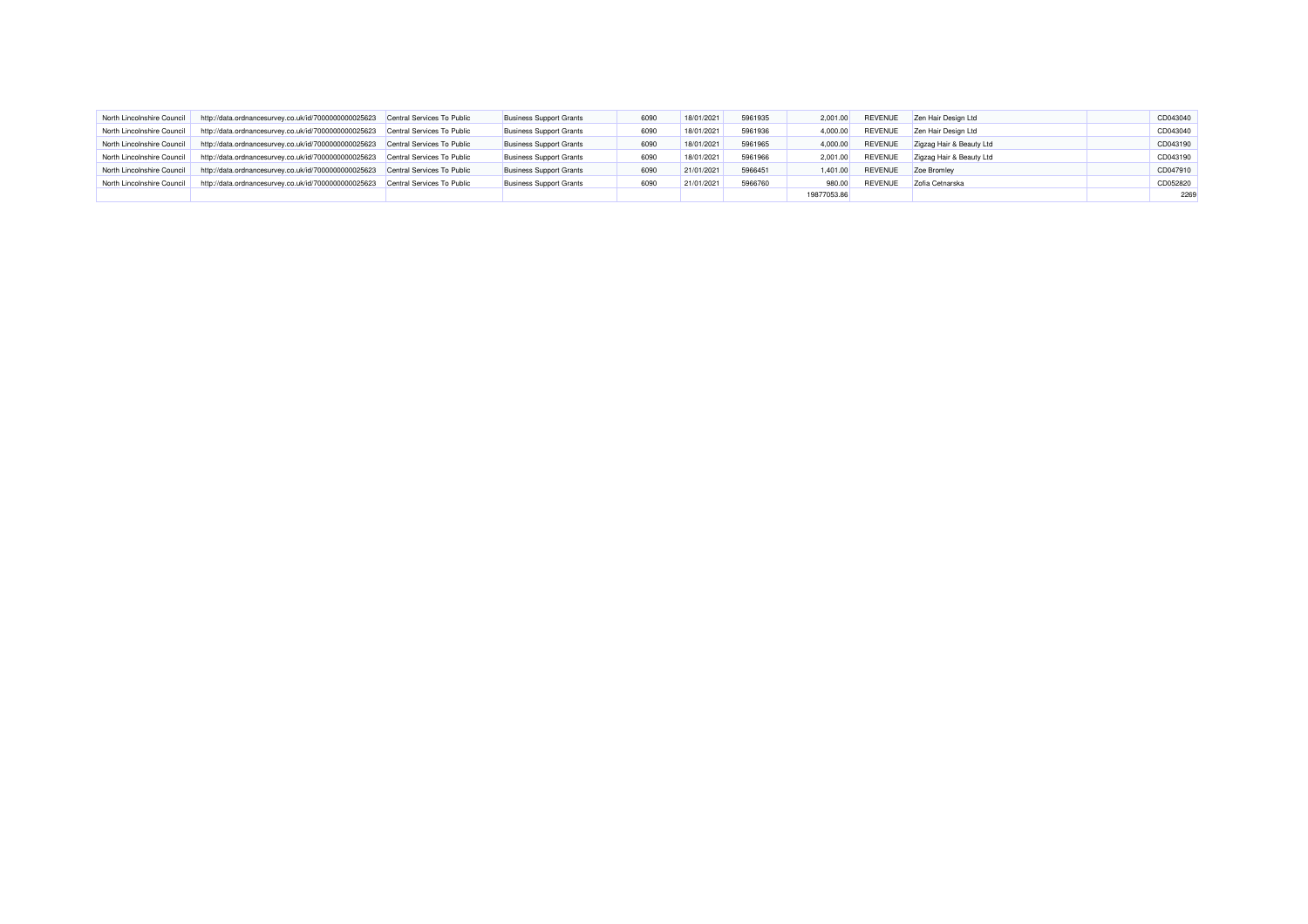| | | | | | | | | | | | |
|---|---|---|---|---|---|---|---|---|---|---|---|
| North Lincolnshire Council | http://data.ordnancesurvey.co.uk/id/7000000000025623 | Central Services To Public | Business Support Grants | 6090 | 18/01/2021 | 5961935 | 2,001.00 | REVENUE | Zen Hair Design Ltd | | CD043040 |
| North Lincolnshire Council | http://data.ordnancesurvey.co.uk/id/7000000000025623 | Central Services To Public | Business Support Grants | 6090 | 18/01/2021 | 5961936 | 4,000.00 | REVENUE | Zen Hair Design Ltd | | CD043040 |
| North Lincolnshire Council | http://data.ordnancesurvey.co.uk/id/7000000000025623 | Central Services To Public | Business Support Grants | 6090 | 18/01/2021 | 5961965 | 4,000.00 | REVENUE | Zigzag Hair & Beauty Ltd | | CD043190 |
| North Lincolnshire Council | http://data.ordnancesurvey.co.uk/id/7000000000025623 | Central Services To Public | Business Support Grants | 6090 | 18/01/2021 | 5961966 | 2,001.00 | REVENUE | Zigzag Hair & Beauty Ltd | | CD043190 |
| North Lincolnshire Council | http://data.ordnancesurvey.co.uk/id/7000000000025623 | Central Services To Public | Business Support Grants | 6090 | 21/01/2021 | 5966451 | 1,401.00 | REVENUE | Zoe Bromley | | CD047910 |
| North Lincolnshire Council | http://data.ordnancesurvey.co.uk/id/7000000000025623 | Central Services To Public | Business Support Grants | 6090 | 21/01/2021 | 5966760 | 980.00 | REVENUE | Zofia Cetnarska | | CD052820 |
| | | | | | | | 19877053.86 | | | | 2269 |